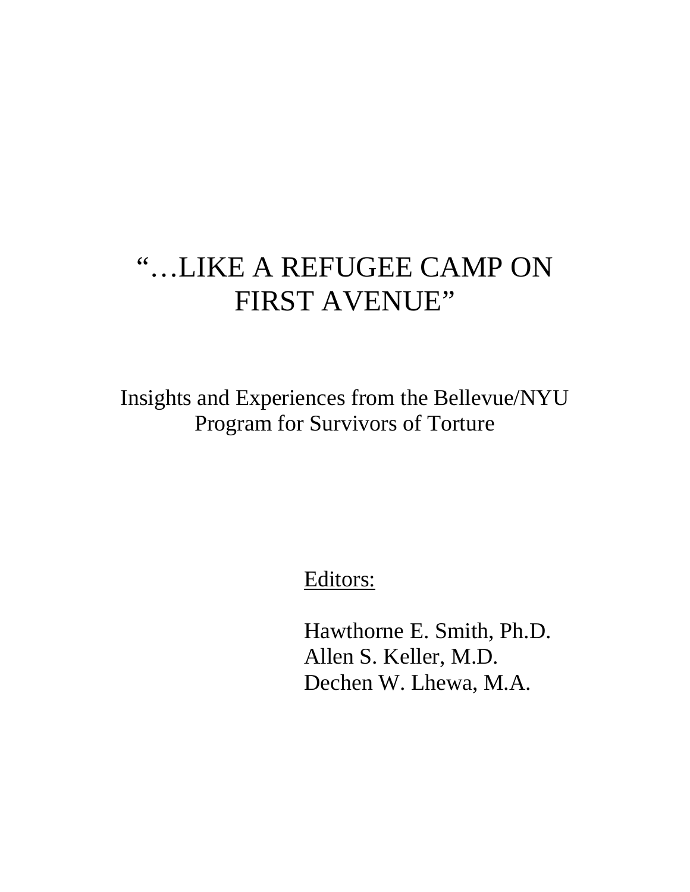# "…LIKE A REFUGEE CAMP ON FIRST AVENUE"

## Insights and Experiences from the Bellevue/NYU Program for Survivors of Torture

Editors:

Hawthorne E. Smith, Ph.D.
Allen S. Keller, M.D.
Dechen W. Lhewa, M.A.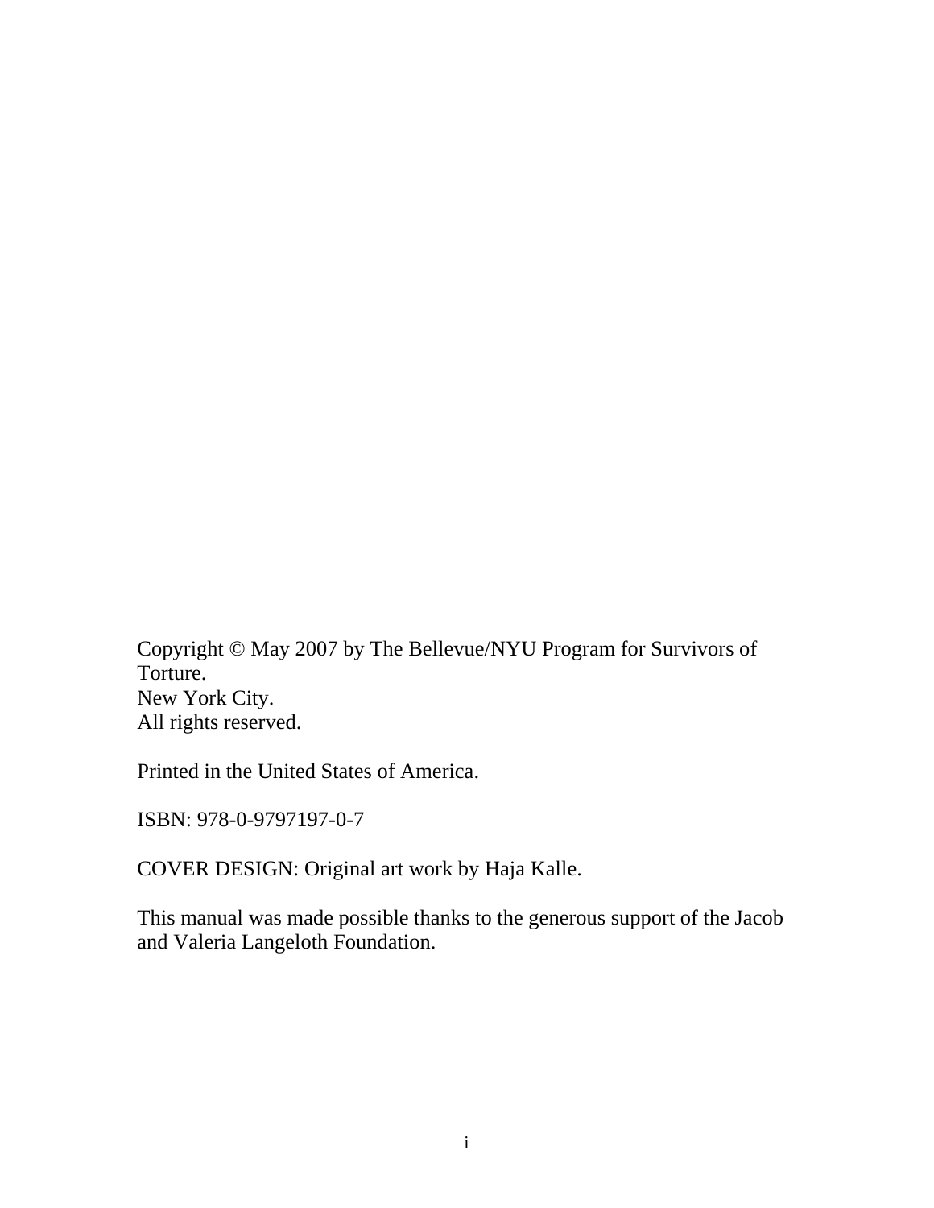Copyright © May 2007 by The Bellevue/NYU Program for Survivors of Torture.
New York City.
All rights reserved.

Printed in the United States of America.

ISBN: 978-0-9797197-0-7

COVER DESIGN: Original art work by Haja Kalle.

This manual was made possible thanks to the generous support of the Jacob and Valeria Langeloth Foundation.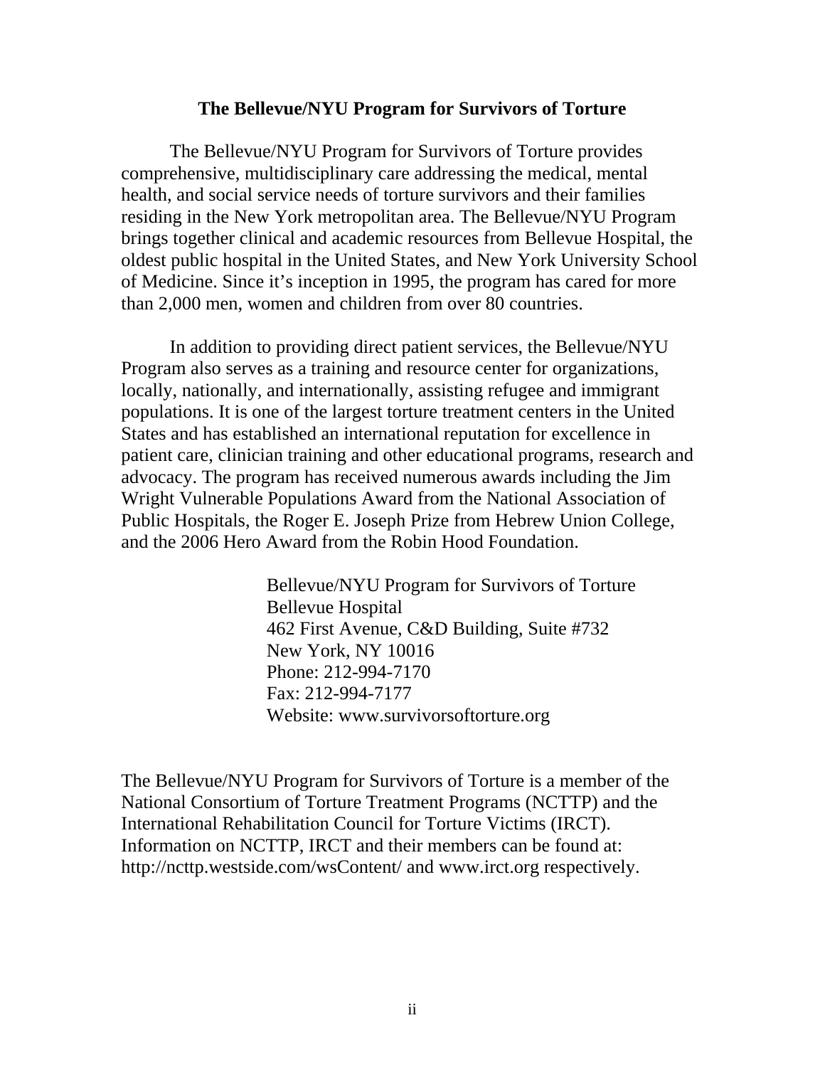## The Bellevue/NYU Program for Survivors of Torture

The Bellevue/NYU Program for Survivors of Torture provides comprehensive, multidisciplinary care addressing the medical, mental health, and social service needs of torture survivors and their families residing in the New York metropolitan area. The Bellevue/NYU Program brings together clinical and academic resources from Bellevue Hospital, the oldest public hospital in the United States, and New York University School of Medicine. Since it's inception in 1995, the program has cared for more than 2,000 men, women and children from over 80 countries.

In addition to providing direct patient services, the Bellevue/NYU Program also serves as a training and resource center for organizations, locally, nationally, and internationally, assisting refugee and immigrant populations. It is one of the largest torture treatment centers in the United States and has established an international reputation for excellence in patient care, clinician training and other educational programs, research and advocacy. The program has received numerous awards including the Jim Wright Vulnerable Populations Award from the National Association of Public Hospitals, the Roger E. Joseph Prize from Hebrew Union College, and the 2006 Hero Award from the Robin Hood Foundation.

Bellevue/NYU Program for Survivors of Torture
Bellevue Hospital
462 First Avenue, C&D Building, Suite #732
New York, NY 10016
Phone: 212-994-7170
Fax: 212-994-7177
Website: www.survivorsoftorture.org

The Bellevue/NYU Program for Survivors of Torture is a member of the National Consortium of Torture Treatment Programs (NCTTP) and the International Rehabilitation Council for Torture Victims (IRCT). Information on NCTTP, IRCT and their members can be found at: http://ncttp.westside.com/wsContent/ and www.irct.org respectively.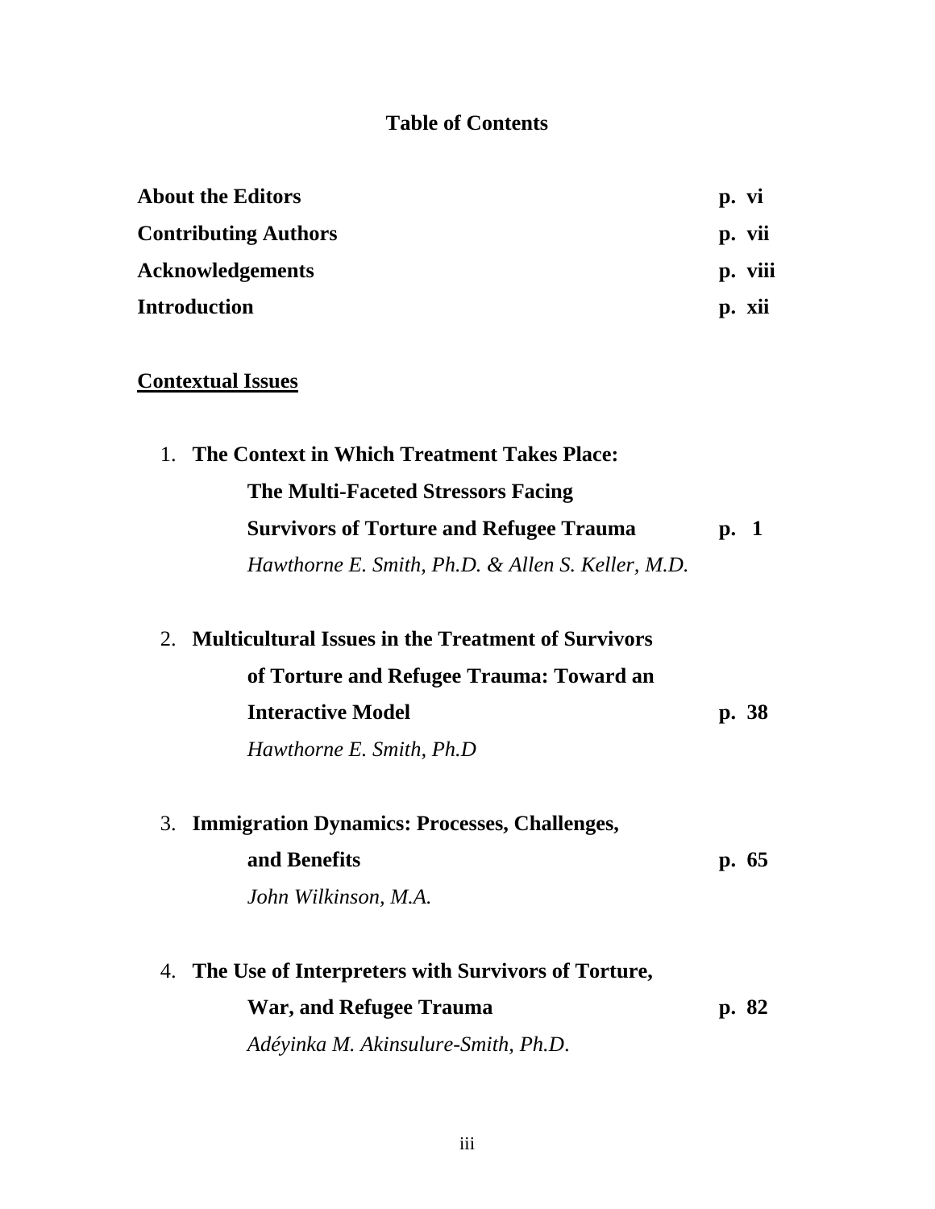# Table of Contents

| | |
|---|---|
| **About the Editors** | **p. vi** |
| **Contributing Authors** | **p. vii** |
| **Acknowledgements** | **p. viii** |
| **Introduction** | **p. xii** |

## Contextual Issues

1. **The Context in Which Treatment Takes Place: The Multi-Faceted Stressors Facing Survivors of Torture and Refugee Trauma** — **p. 1**
   *Hawthorne E. Smith, Ph.D. & Allen S. Keller, M.D.*

2. **Multicultural Issues in the Treatment of Survivors of Torture and Refugee Trauma: Toward an Interactive Model** — **p. 38**
   *Hawthorne E. Smith, Ph.D*

3. **Immigration Dynamics: Processes, Challenges, and Benefits** — **p. 65**
   *John Wilkinson, M.A.*

4. **The Use of Interpreters with Survivors of Torture, War, and Refugee Trauma** — **p. 82**
   *Adéyinka M. Akinsulure-Smith, Ph.D.*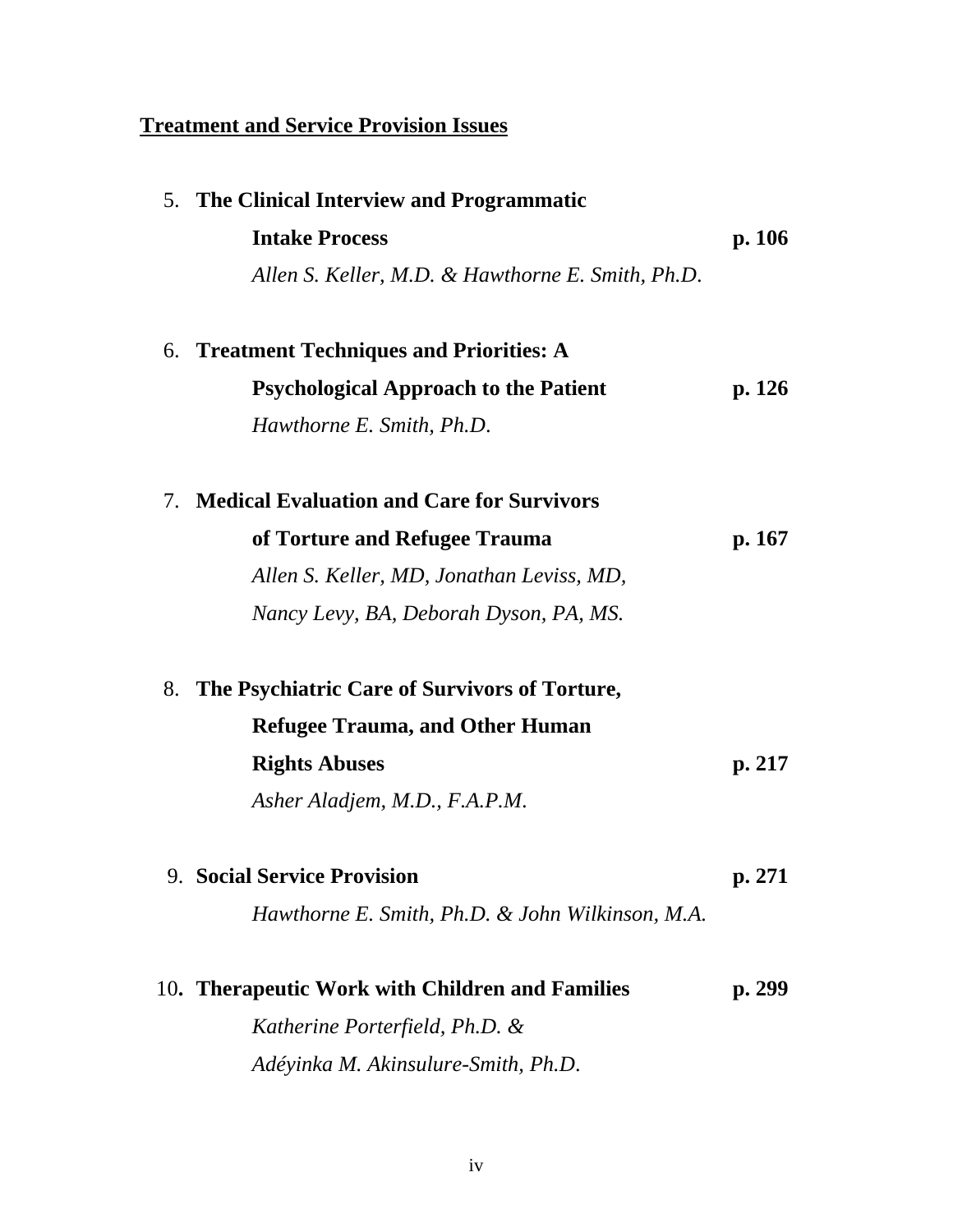## Treatment and Service Provision Issues

5. **The Clinical Interview and Programmatic Intake Process** **p. 106**
   *Allen S. Keller, M.D. & Hawthorne E. Smith, Ph.D.*

6. **Treatment Techniques and Priorities: A Psychological Approach to the Patient** **p. 126**
   *Hawthorne E. Smith, Ph.D.*

7. **Medical Evaluation and Care for Survivors of Torture and Refugee Trauma** **p. 167**
   *Allen S. Keller, MD, Jonathan Leviss, MD, Nancy Levy, BA, Deborah Dyson, PA, MS.*

8. **The Psychiatric Care of Survivors of Torture, Refugee Trauma, and Other Human Rights Abuses** **p. 217**
   *Asher Aladjem, M.D., F.A.P.M.*

9. **Social Service Provision** **p. 271**
   *Hawthorne E. Smith, Ph.D. & John Wilkinson, M.A.*

10. **Therapeutic Work with Children and Families** **p. 299**
    *Katherine Porterfield, Ph.D. & Adéyinka M. Akinsulure-Smith, Ph.D.*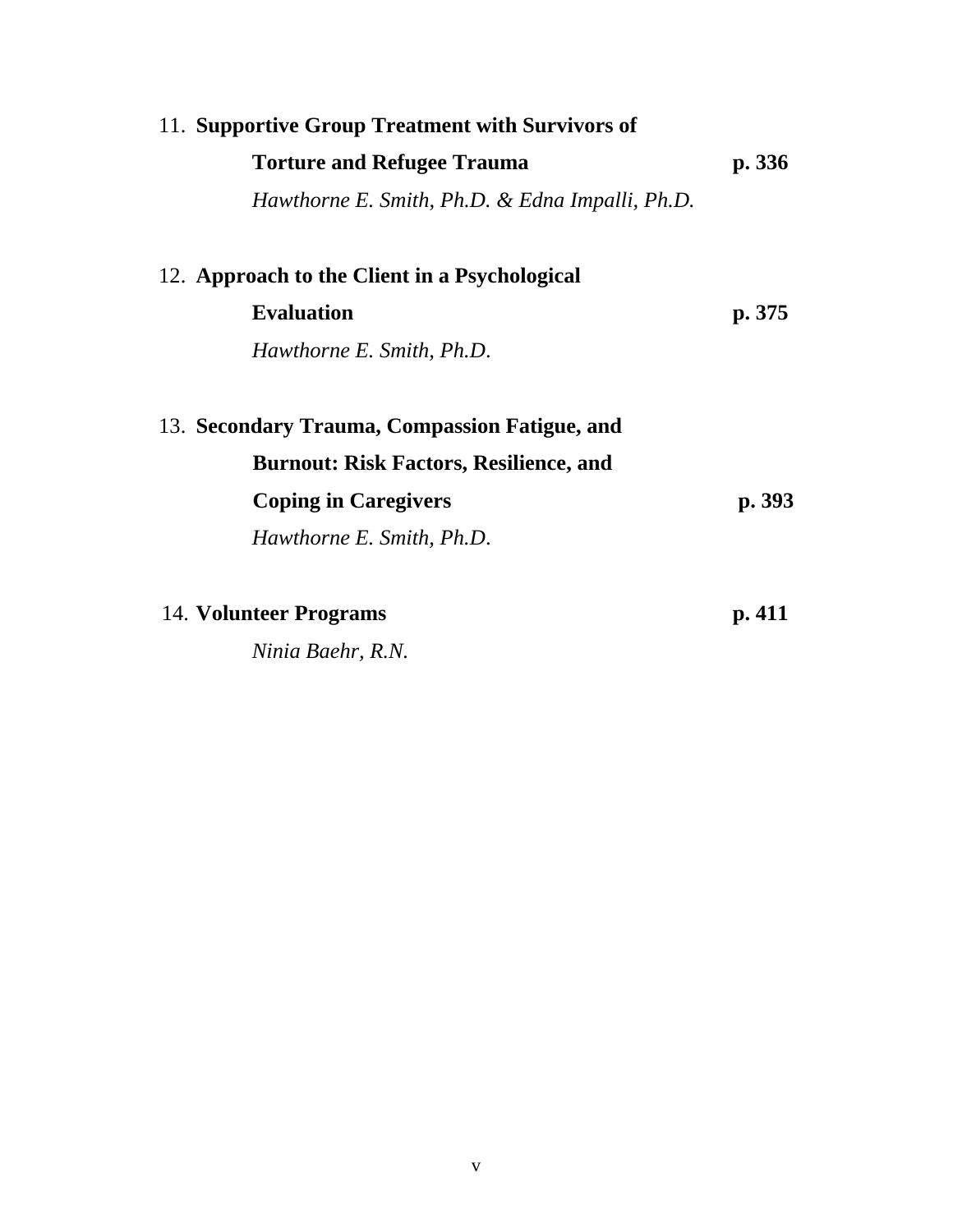11. **Supportive Group Treatment with Survivors of Torture and Refugee Trauma** **p. 336**
    *Hawthorne E. Smith, Ph.D. & Edna Impalli, Ph.D.*

12. **Approach to the Client in a Psychological Evaluation** **p. 375**
    *Hawthorne E. Smith, Ph.D.*

13. **Secondary Trauma, Compassion Fatigue, and Burnout: Risk Factors, Resilience, and Coping in Caregivers** **p. 393**
    *Hawthorne E. Smith, Ph.D.*

14. **Volunteer Programs** **p. 411**
    *Ninia Baehr, R.N.*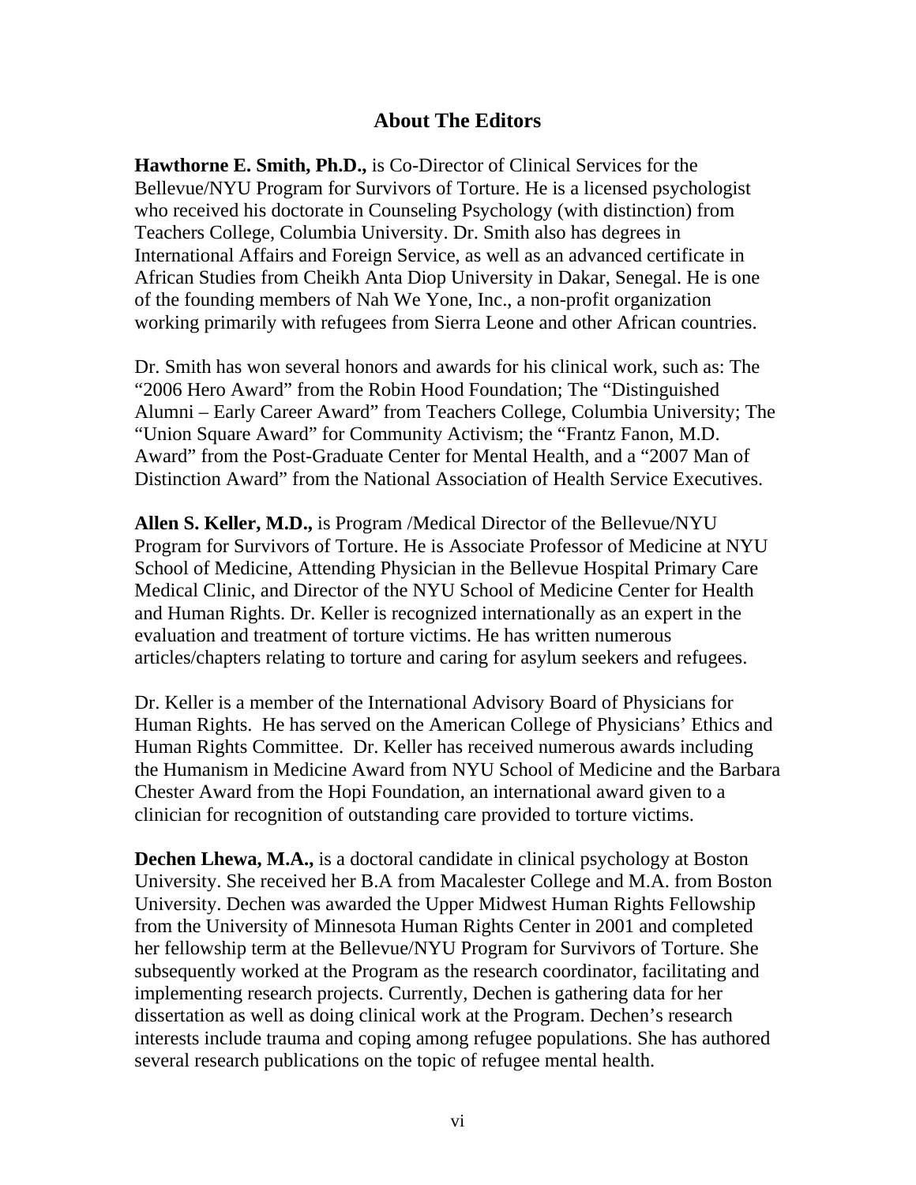## About The Editors

**Hawthorne E. Smith, Ph.D.,** is Co-Director of Clinical Services for the Bellevue/NYU Program for Survivors of Torture. He is a licensed psychologist who received his doctorate in Counseling Psychology (with distinction) from Teachers College, Columbia University. Dr. Smith also has degrees in International Affairs and Foreign Service, as well as an advanced certificate in African Studies from Cheikh Anta Diop University in Dakar, Senegal. He is one of the founding members of Nah We Yone, Inc., a non-profit organization working primarily with refugees from Sierra Leone and other African countries.

Dr. Smith has won several honors and awards for his clinical work, such as: The "2006 Hero Award" from the Robin Hood Foundation; The "Distinguished Alumni – Early Career Award" from Teachers College, Columbia University; The "Union Square Award" for Community Activism; the "Frantz Fanon, M.D. Award" from the Post-Graduate Center for Mental Health, and a "2007 Man of Distinction Award" from the National Association of Health Service Executives.

**Allen S. Keller, M.D.,** is Program /Medical Director of the Bellevue/NYU Program for Survivors of Torture. He is Associate Professor of Medicine at NYU School of Medicine, Attending Physician in the Bellevue Hospital Primary Care Medical Clinic, and Director of the NYU School of Medicine Center for Health and Human Rights. Dr. Keller is recognized internationally as an expert in the evaluation and treatment of torture victims. He has written numerous articles/chapters relating to torture and caring for asylum seekers and refugees.

Dr. Keller is a member of the International Advisory Board of Physicians for Human Rights. He has served on the American College of Physicians' Ethics and Human Rights Committee. Dr. Keller has received numerous awards including the Humanism in Medicine Award from NYU School of Medicine and the Barbara Chester Award from the Hopi Foundation, an international award given to a clinician for recognition of outstanding care provided to torture victims.

**Dechen Lhewa, M.A.,** is a doctoral candidate in clinical psychology at Boston University. She received her B.A from Macalester College and M.A. from Boston University. Dechen was awarded the Upper Midwest Human Rights Fellowship from the University of Minnesota Human Rights Center in 2001 and completed her fellowship term at the Bellevue/NYU Program for Survivors of Torture. She subsequently worked at the Program as the research coordinator, facilitating and implementing research projects. Currently, Dechen is gathering data for her dissertation as well as doing clinical work at the Program. Dechen's research interests include trauma and coping among refugee populations. She has authored several research publications on the topic of refugee mental health.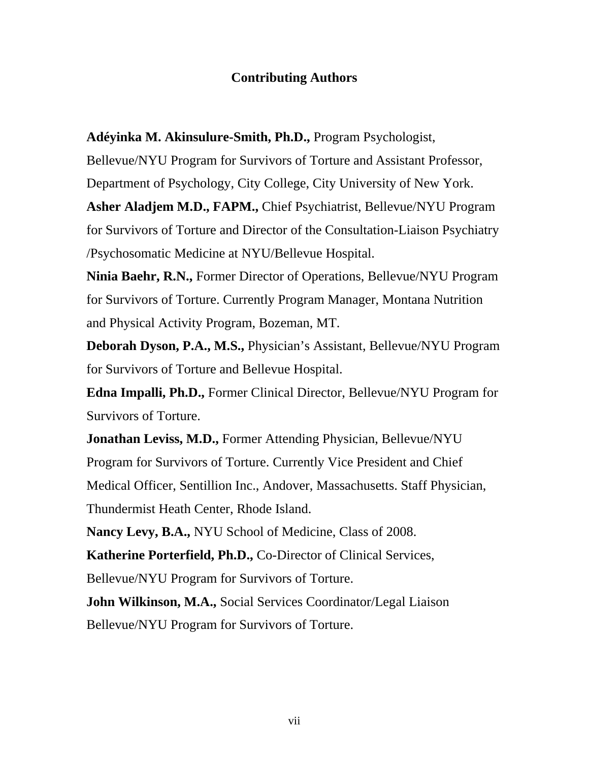## Contributing Authors

**Adéyinka M. Akinsulure-Smith, Ph.D.,** Program Psychologist, Bellevue/NYU Program for Survivors of Torture and Assistant Professor, Department of Psychology, City College, City University of New York.

**Asher Aladjem M.D., FAPM.,** Chief Psychiatrist, Bellevue/NYU Program for Survivors of Torture and Director of the Consultation-Liaison Psychiatry /Psychosomatic Medicine at NYU/Bellevue Hospital.

**Ninia Baehr, R.N.,** Former Director of Operations, Bellevue/NYU Program for Survivors of Torture. Currently Program Manager, Montana Nutrition and Physical Activity Program, Bozeman, MT.

**Deborah Dyson, P.A., M.S.,** Physician's Assistant, Bellevue/NYU Program for Survivors of Torture and Bellevue Hospital.

**Edna Impalli, Ph.D.,** Former Clinical Director, Bellevue/NYU Program for Survivors of Torture.

**Jonathan Leviss, M.D.,** Former Attending Physician, Bellevue/NYU Program for Survivors of Torture. Currently Vice President and Chief Medical Officer, Sentillion Inc., Andover, Massachusetts. Staff Physician, Thundermist Heath Center, Rhode Island.

**Nancy Levy, B.A.,** NYU School of Medicine, Class of 2008.

**Katherine Porterfield, Ph.D.,** Co-Director of Clinical Services, Bellevue/NYU Program for Survivors of Torture.

**John Wilkinson, M.A.,** Social Services Coordinator/Legal Liaison Bellevue/NYU Program for Survivors of Torture.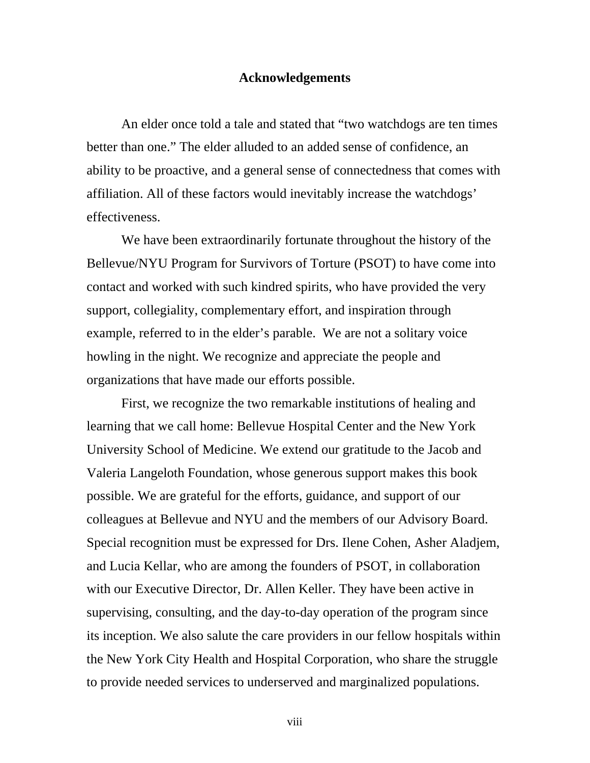# Acknowledgements

An elder once told a tale and stated that "two watchdogs are ten times better than one." The elder alluded to an added sense of confidence, an ability to be proactive, and a general sense of connectedness that comes with affiliation. All of these factors would inevitably increase the watchdogs' effectiveness.

We have been extraordinarily fortunate throughout the history of the Bellevue/NYU Program for Survivors of Torture (PSOT) to have come into contact and worked with such kindred spirits, who have provided the very support, collegiality, complementary effort, and inspiration through example, referred to in the elder's parable. We are not a solitary voice howling in the night. We recognize and appreciate the people and organizations that have made our efforts possible.

First, we recognize the two remarkable institutions of healing and learning that we call home: Bellevue Hospital Center and the New York University School of Medicine. We extend our gratitude to the Jacob and Valeria Langeloth Foundation, whose generous support makes this book possible. We are grateful for the efforts, guidance, and support of our colleagues at Bellevue and NYU and the members of our Advisory Board. Special recognition must be expressed for Drs. Ilene Cohen, Asher Aladjem, and Lucia Kellar, who are among the founders of PSOT, in collaboration with our Executive Director, Dr. Allen Keller. They have been active in supervising, consulting, and the day-to-day operation of the program since its inception. We also salute the care providers in our fellow hospitals within the New York City Health and Hospital Corporation, who share the struggle to provide needed services to underserved and marginalized populations.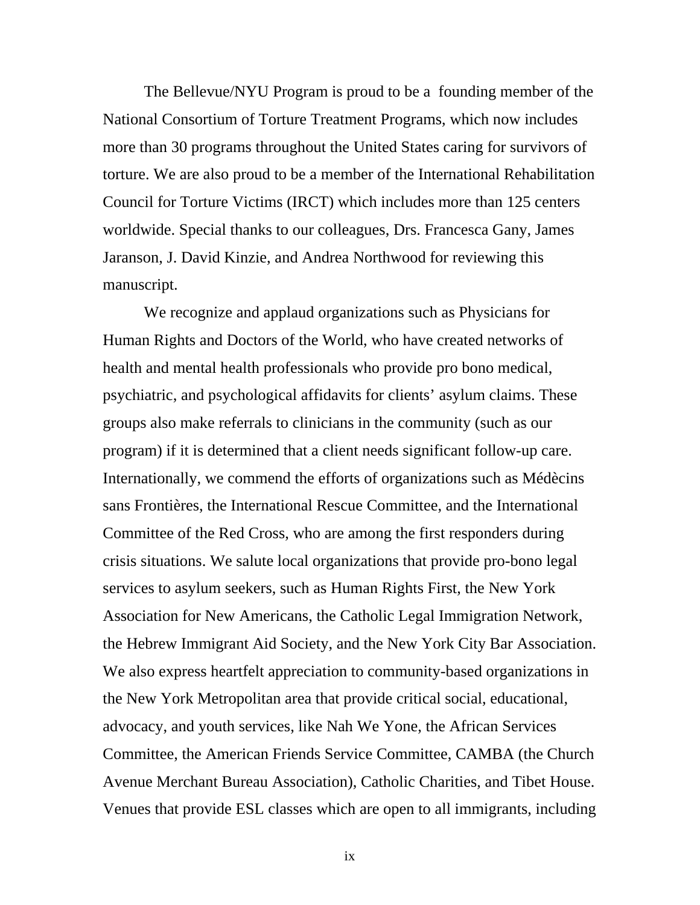The Bellevue/NYU Program is proud to be a founding member of the National Consortium of Torture Treatment Programs, which now includes more than 30 programs throughout the United States caring for survivors of torture. We are also proud to be a member of the International Rehabilitation Council for Torture Victims (IRCT) which includes more than 125 centers worldwide. Special thanks to our colleagues, Drs. Francesca Gany, James Jaranson, J. David Kinzie, and Andrea Northwood for reviewing this manuscript.

We recognize and applaud organizations such as Physicians for Human Rights and Doctors of the World, who have created networks of health and mental health professionals who provide pro bono medical, psychiatric, and psychological affidavits for clients' asylum claims. These groups also make referrals to clinicians in the community (such as our program) if it is determined that a client needs significant follow-up care. Internationally, we commend the efforts of organizations such as Médècins sans Frontières, the International Rescue Committee, and the International Committee of the Red Cross, who are among the first responders during crisis situations. We salute local organizations that provide pro-bono legal services to asylum seekers, such as Human Rights First, the New York Association for New Americans, the Catholic Legal Immigration Network, the Hebrew Immigrant Aid Society, and the New York City Bar Association. We also express heartfelt appreciation to community-based organizations in the New York Metropolitan area that provide critical social, educational, advocacy, and youth services, like Nah We Yone, the African Services Committee, the American Friends Service Committee, CAMBA (the Church Avenue Merchant Bureau Association), Catholic Charities, and Tibet House. Venues that provide ESL classes which are open to all immigrants, including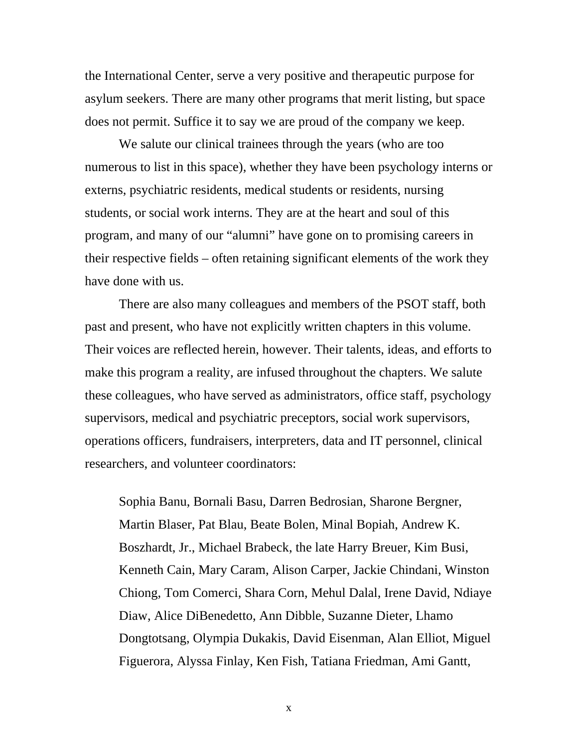the International Center, serve a very positive and therapeutic purpose for asylum seekers. There are many other programs that merit listing, but space does not permit. Suffice it to say we are proud of the company we keep.

We salute our clinical trainees through the years (who are too numerous to list in this space), whether they have been psychology interns or externs, psychiatric residents, medical students or residents, nursing students, or social work interns. They are at the heart and soul of this program, and many of our "alumni" have gone on to promising careers in their respective fields – often retaining significant elements of the work they have done with us.

There are also many colleagues and members of the PSOT staff, both past and present, who have not explicitly written chapters in this volume. Their voices are reflected herein, however. Their talents, ideas, and efforts to make this program a reality, are infused throughout the chapters. We salute these colleagues, who have served as administrators, office staff, psychology supervisors, medical and psychiatric preceptors, social work supervisors, operations officers, fundraisers, interpreters, data and IT personnel, clinical researchers, and volunteer coordinators:

> Sophia Banu, Bornali Basu, Darren Bedrosian, Sharone Bergner, Martin Blaser, Pat Blau, Beate Bolen, Minal Bopiah, Andrew K. Boszhardt, Jr., Michael Brabeck, the late Harry Breuer, Kim Busi, Kenneth Cain, Mary Caram, Alison Carper, Jackie Chindani, Winston Chiong, Tom Comerci, Shara Corn, Mehul Dalal, Irene David, Ndiaye Diaw, Alice DiBenedetto, Ann Dibble, Suzanne Dieter, Lhamo Dongtotsang, Olympia Dukakis, David Eisenman, Alan Elliot, Miguel Figuerora, Alyssa Finlay, Ken Fish, Tatiana Friedman, Ami Gantt,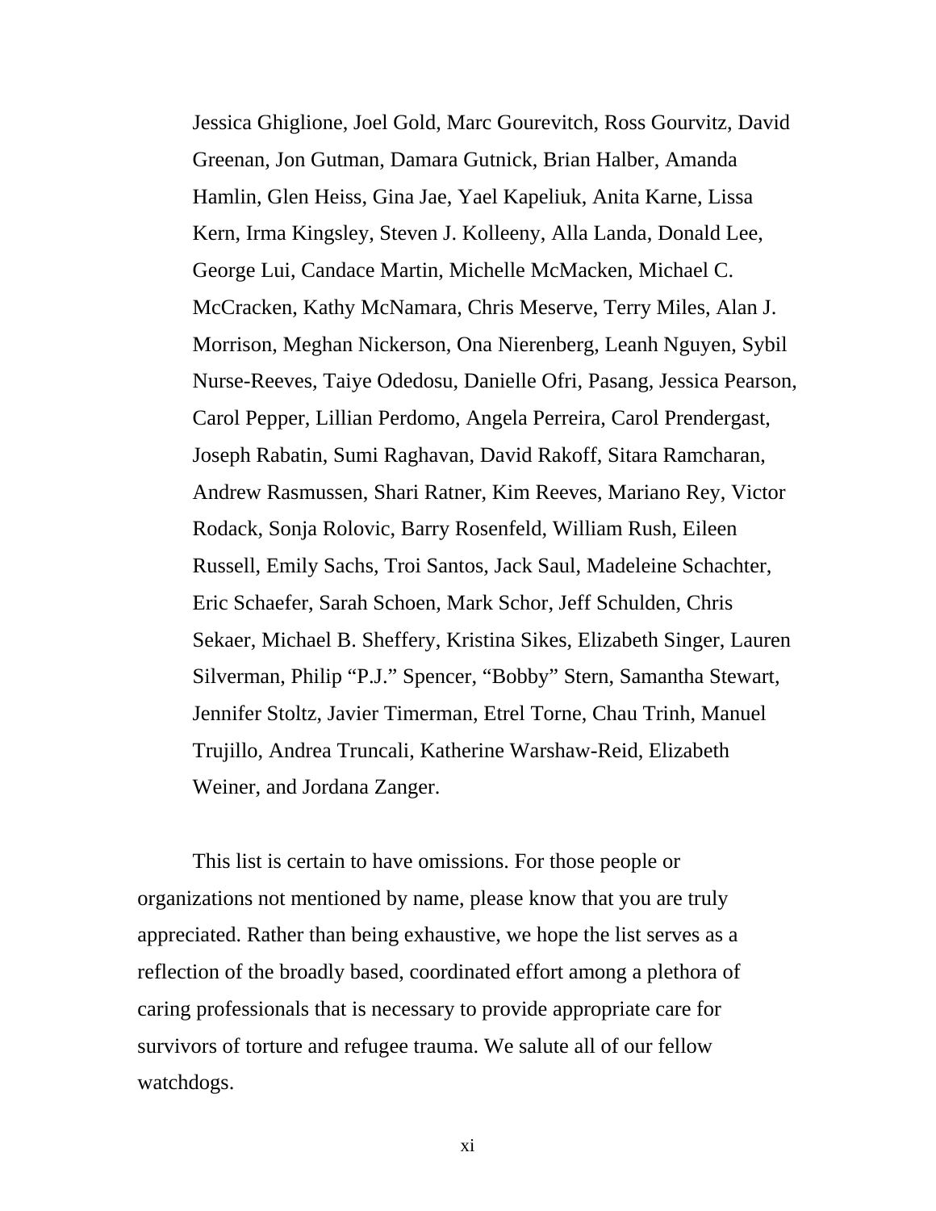Jessica Ghiglione, Joel Gold, Marc Gourevitch, Ross Gourvitz, David Greenan, Jon Gutman, Damara Gutnick, Brian Halber, Amanda Hamlin, Glen Heiss, Gina Jae, Yael Kapeliuk, Anita Karne, Lissa Kern, Irma Kingsley, Steven J. Kolleeny, Alla Landa, Donald Lee, George Lui, Candace Martin, Michelle McMacken, Michael C. McCracken, Kathy McNamara, Chris Meserve, Terry Miles, Alan J. Morrison, Meghan Nickerson, Ona Nierenberg, Leanh Nguyen, Sybil Nurse-Reeves, Taiye Odedosu, Danielle Ofri, Pasang, Jessica Pearson, Carol Pepper, Lillian Perdomo, Angela Perreira, Carol Prendergast, Joseph Rabatin, Sumi Raghavan, David Rakoff, Sitara Ramcharan, Andrew Rasmussen, Shari Ratner, Kim Reeves, Mariano Rey, Victor Rodack, Sonja Rolovic, Barry Rosenfeld, William Rush, Eileen Russell, Emily Sachs, Troi Santos, Jack Saul, Madeleine Schachter, Eric Schaefer, Sarah Schoen, Mark Schor, Jeff Schulden, Chris Sekaer, Michael B. Sheffery, Kristina Sikes, Elizabeth Singer, Lauren Silverman, Philip "P.J." Spencer, "Bobby" Stern, Samantha Stewart, Jennifer Stoltz, Javier Timerman, Etrel Torne, Chau Trinh, Manuel Trujillo, Andrea Truncali, Katherine Warshaw-Reid, Elizabeth Weiner, and Jordana Zanger.

This list is certain to have omissions. For those people or organizations not mentioned by name, please know that you are truly appreciated. Rather than being exhaustive, we hope the list serves as a reflection of the broadly based, coordinated effort among a plethora of caring professionals that is necessary to provide appropriate care for survivors of torture and refugee trauma. We salute all of our fellow watchdogs.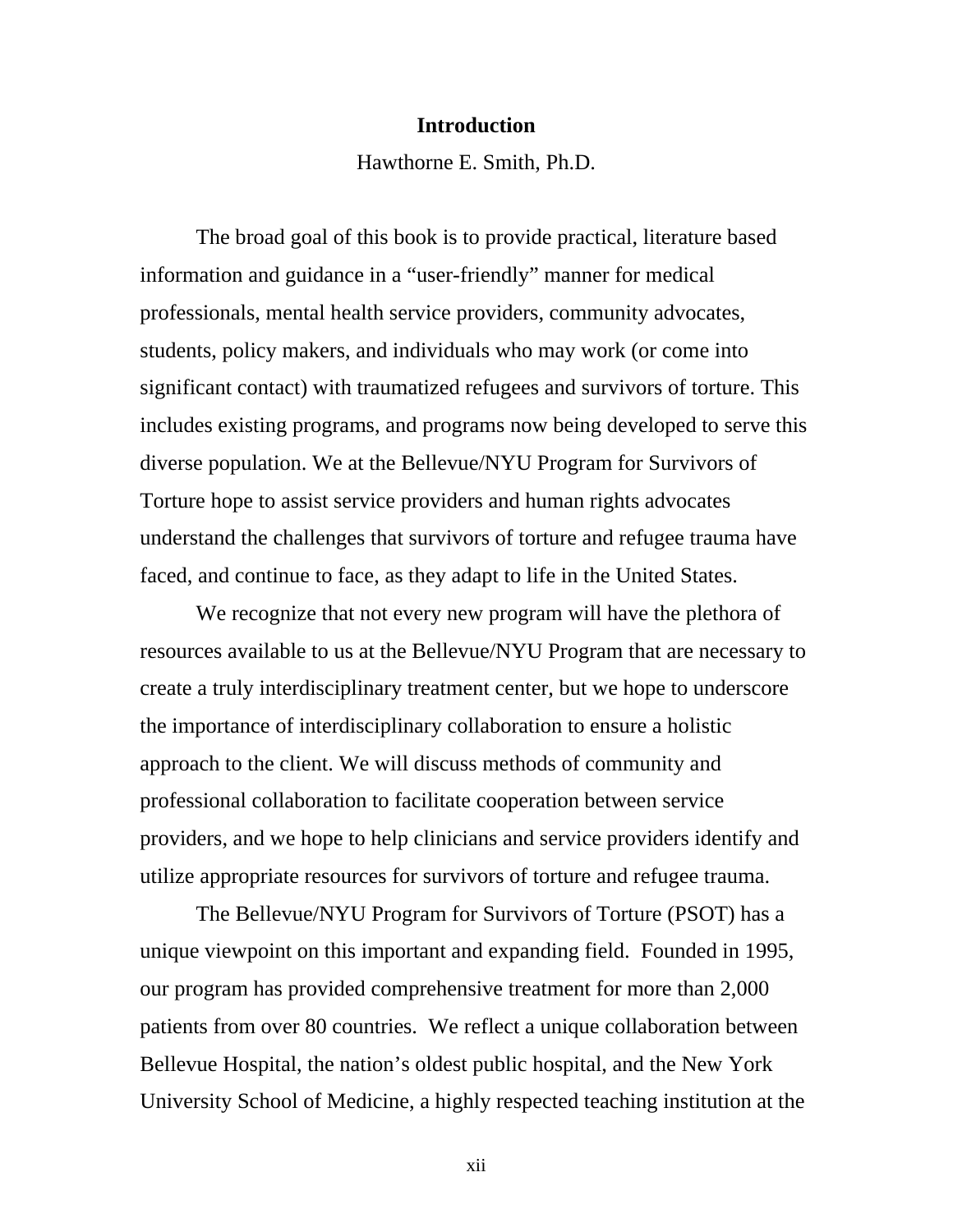# Introduction

Hawthorne E. Smith, Ph.D.

The broad goal of this book is to provide practical, literature based information and guidance in a "user-friendly" manner for medical professionals, mental health service providers, community advocates, students, policy makers, and individuals who may work (or come into significant contact) with traumatized refugees and survivors of torture. This includes existing programs, and programs now being developed to serve this diverse population. We at the Bellevue/NYU Program for Survivors of Torture hope to assist service providers and human rights advocates understand the challenges that survivors of torture and refugee trauma have faced, and continue to face, as they adapt to life in the United States.

We recognize that not every new program will have the plethora of resources available to us at the Bellevue/NYU Program that are necessary to create a truly interdisciplinary treatment center, but we hope to underscore the importance of interdisciplinary collaboration to ensure a holistic approach to the client. We will discuss methods of community and professional collaboration to facilitate cooperation between service providers, and we hope to help clinicians and service providers identify and utilize appropriate resources for survivors of torture and refugee trauma.

The Bellevue/NYU Program for Survivors of Torture (PSOT) has a unique viewpoint on this important and expanding field. Founded in 1995, our program has provided comprehensive treatment for more than 2,000 patients from over 80 countries. We reflect a unique collaboration between Bellevue Hospital, the nation's oldest public hospital, and the New York University School of Medicine, a highly respected teaching institution at the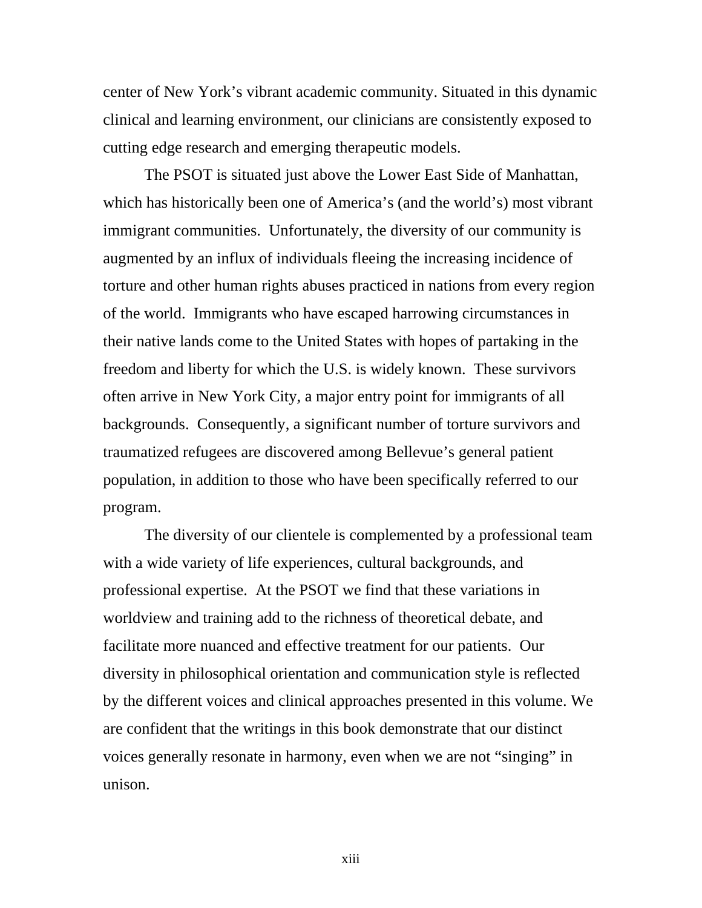center of New York's vibrant academic community. Situated in this dynamic clinical and learning environment, our clinicians are consistently exposed to cutting edge research and emerging therapeutic models.

The PSOT is situated just above the Lower East Side of Manhattan, which has historically been one of America's (and the world's) most vibrant immigrant communities. Unfortunately, the diversity of our community is augmented by an influx of individuals fleeing the increasing incidence of torture and other human rights abuses practiced in nations from every region of the world. Immigrants who have escaped harrowing circumstances in their native lands come to the United States with hopes of partaking in the freedom and liberty for which the U.S. is widely known. These survivors often arrive in New York City, a major entry point for immigrants of all backgrounds. Consequently, a significant number of torture survivors and traumatized refugees are discovered among Bellevue's general patient population, in addition to those who have been specifically referred to our program.

The diversity of our clientele is complemented by a professional team with a wide variety of life experiences, cultural backgrounds, and professional expertise. At the PSOT we find that these variations in worldview and training add to the richness of theoretical debate, and facilitate more nuanced and effective treatment for our patients. Our diversity in philosophical orientation and communication style is reflected by the different voices and clinical approaches presented in this volume. We are confident that the writings in this book demonstrate that our distinct voices generally resonate in harmony, even when we are not "singing" in unison.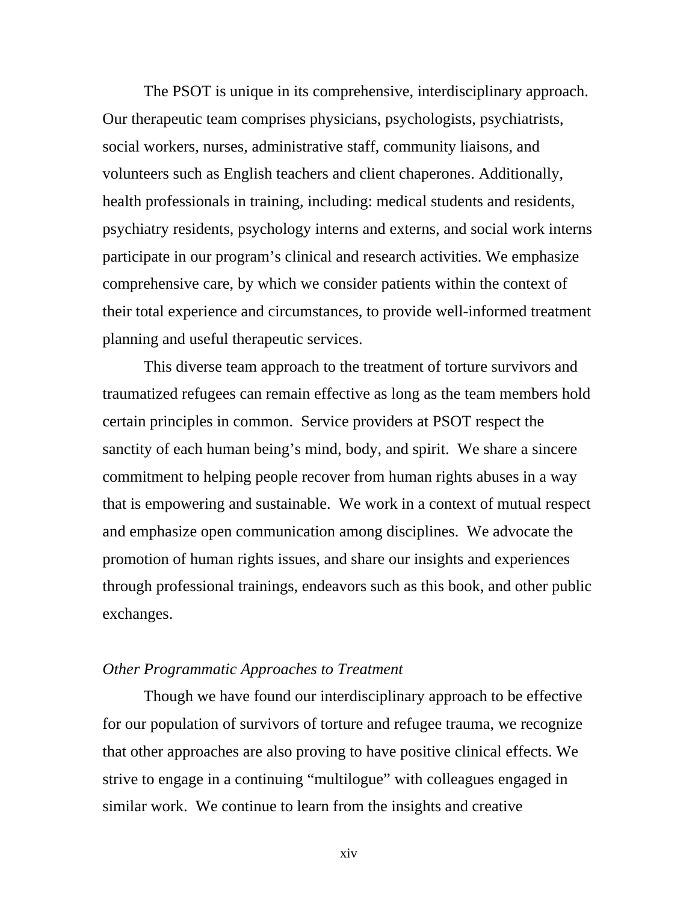The PSOT is unique in its comprehensive, interdisciplinary approach. Our therapeutic team comprises physicians, psychologists, psychiatrists, social workers, nurses, administrative staff, community liaisons, and volunteers such as English teachers and client chaperones. Additionally, health professionals in training, including: medical students and residents, psychiatry residents, psychology interns and externs, and social work interns participate in our program's clinical and research activities. We emphasize comprehensive care, by which we consider patients within the context of their total experience and circumstances, to provide well-informed treatment planning and useful therapeutic services.

This diverse team approach to the treatment of torture survivors and traumatized refugees can remain effective as long as the team members hold certain principles in common. Service providers at PSOT respect the sanctity of each human being's mind, body, and spirit. We share a sincere commitment to helping people recover from human rights abuses in a way that is empowering and sustainable. We work in a context of mutual respect and emphasize open communication among disciplines. We advocate the promotion of human rights issues, and share our insights and experiences through professional trainings, endeavors such as this book, and other public exchanges.

*Other Programmatic Approaches to Treatment*

Though we have found our interdisciplinary approach to be effective for our population of survivors of torture and refugee trauma, we recognize that other approaches are also proving to have positive clinical effects. We strive to engage in a continuing "multilogue" with colleagues engaged in similar work. We continue to learn from the insights and creative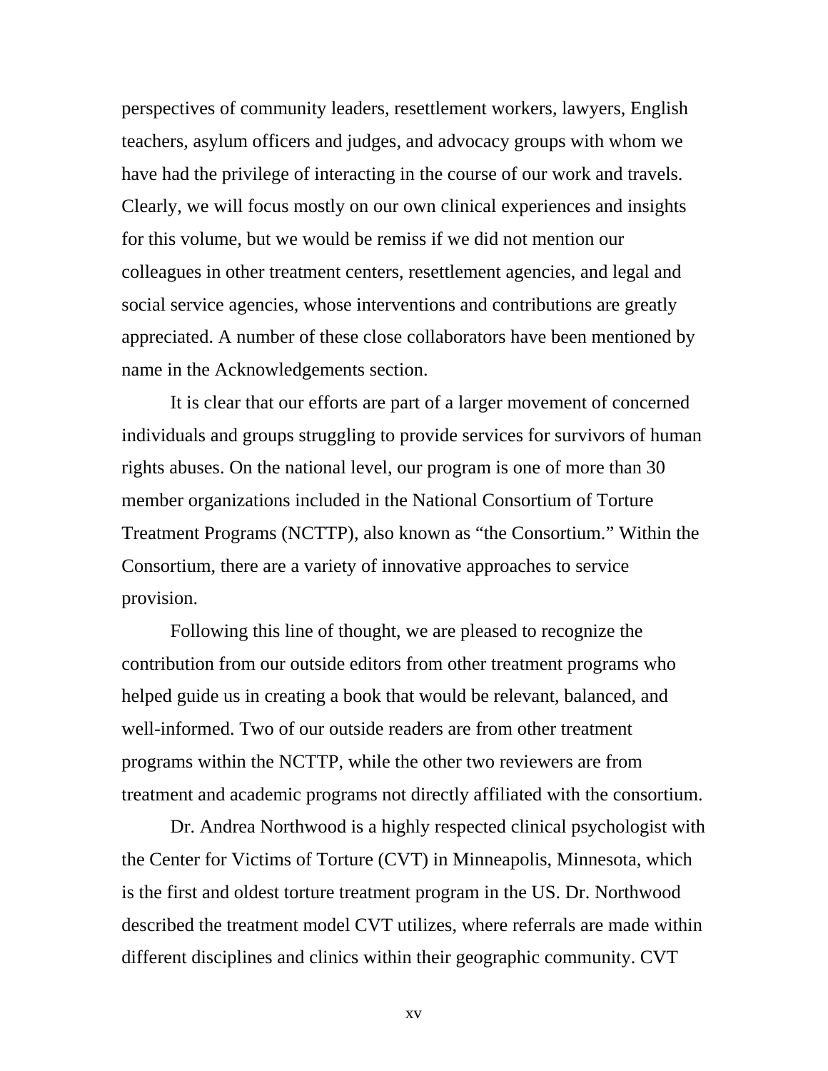perspectives of community leaders, resettlement workers, lawyers, English teachers, asylum officers and judges, and advocacy groups with whom we have had the privilege of interacting in the course of our work and travels. Clearly, we will focus mostly on our own clinical experiences and insights for this volume, but we would be remiss if we did not mention our colleagues in other treatment centers, resettlement agencies, and legal and social service agencies, whose interventions and contributions are greatly appreciated. A number of these close collaborators have been mentioned by name in the Acknowledgements section.

It is clear that our efforts are part of a larger movement of concerned individuals and groups struggling to provide services for survivors of human rights abuses. On the national level, our program is one of more than 30 member organizations included in the National Consortium of Torture Treatment Programs (NCTTP), also known as "the Consortium." Within the Consortium, there are a variety of innovative approaches to service provision.

Following this line of thought, we are pleased to recognize the contribution from our outside editors from other treatment programs who helped guide us in creating a book that would be relevant, balanced, and well-informed. Two of our outside readers are from other treatment programs within the NCTTP, while the other two reviewers are from treatment and academic programs not directly affiliated with the consortium.

Dr. Andrea Northwood is a highly respected clinical psychologist with the Center for Victims of Torture (CVT) in Minneapolis, Minnesota, which is the first and oldest torture treatment program in the US. Dr. Northwood described the treatment model CVT utilizes, where referrals are made within different disciplines and clinics within their geographic community. CVT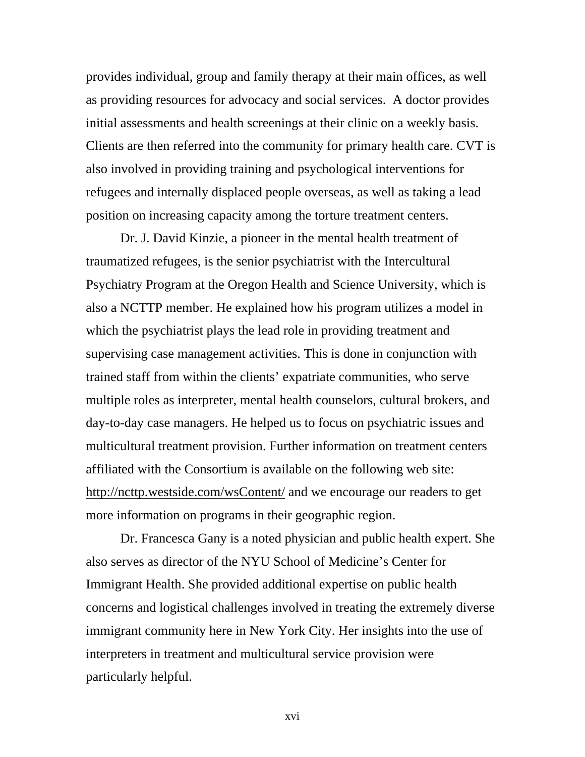provides individual, group and family therapy at their main offices, as well as providing resources for advocacy and social services.  A doctor provides initial assessments and health screenings at their clinic on a weekly basis. Clients are then referred into the community for primary health care. CVT is also involved in providing training and psychological interventions for refugees and internally displaced people overseas, as well as taking a lead position on increasing capacity among the torture treatment centers.

Dr. J. David Kinzie, a pioneer in the mental health treatment of traumatized refugees, is the senior psychiatrist with the Intercultural Psychiatry Program at the Oregon Health and Science University, which is also a NCTTP member. He explained how his program utilizes a model in which the psychiatrist plays the lead role in providing treatment and supervising case management activities. This is done in conjunction with trained staff from within the clients' expatriate communities, who serve multiple roles as interpreter, mental health counselors, cultural brokers, and day-to-day case managers. He helped us to focus on psychiatric issues and multicultural treatment provision. Further information on treatment centers affiliated with the Consortium is available on the following web site: http://ncttp.westside.com/wsContent/ and we encourage our readers to get more information on programs in their geographic region.

Dr. Francesca Gany is a noted physician and public health expert. She also serves as director of the NYU School of Medicine's Center for Immigrant Health. She provided additional expertise on public health concerns and logistical challenges involved in treating the extremely diverse immigrant community here in New York City. Her insights into the use of interpreters in treatment and multicultural service provision were particularly helpful.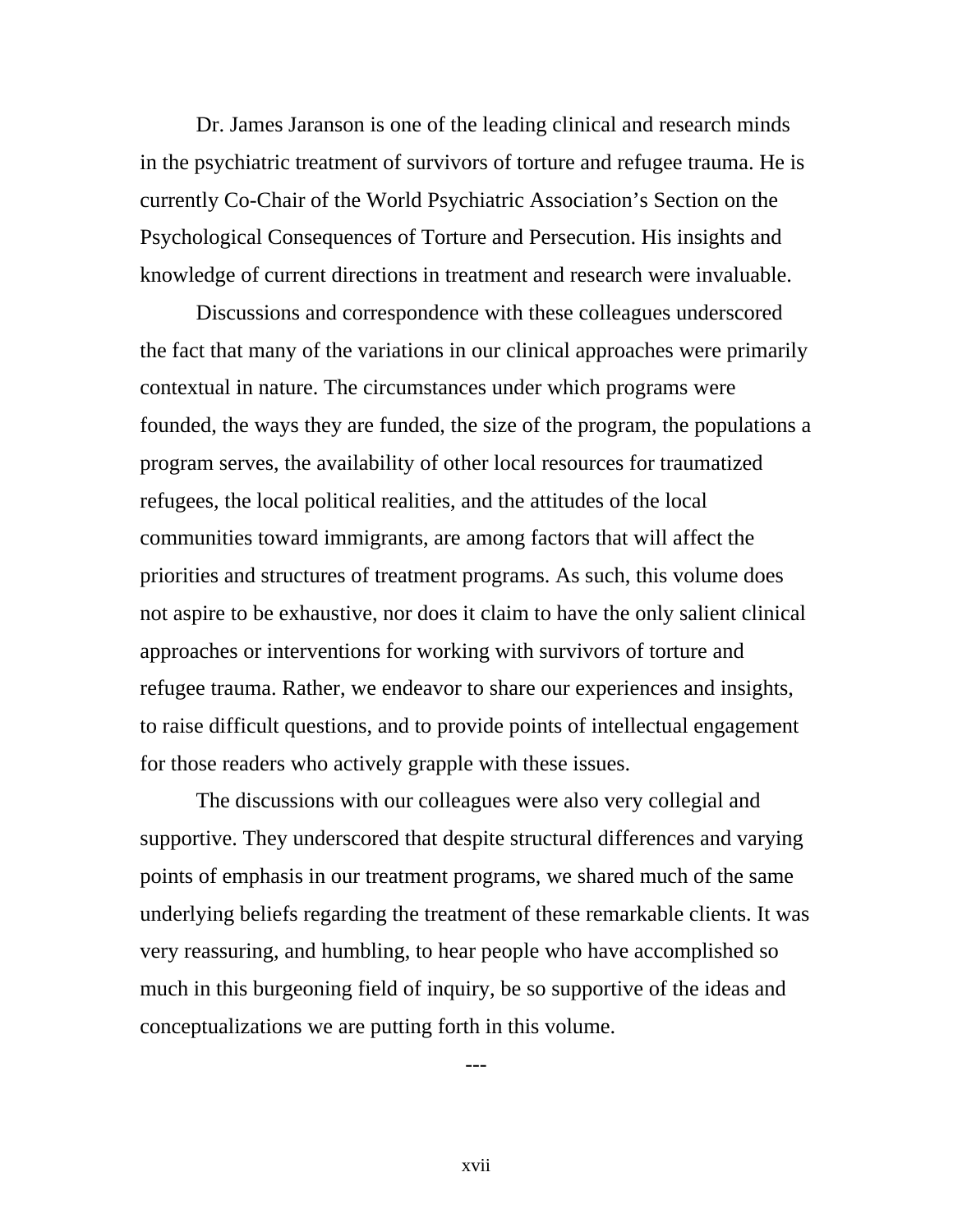Dr. James Jaranson is one of the leading clinical and research minds in the psychiatric treatment of survivors of torture and refugee trauma. He is currently Co-Chair of the World Psychiatric Association's Section on the Psychological Consequences of Torture and Persecution. His insights and knowledge of current directions in treatment and research were invaluable.

Discussions and correspondence with these colleagues underscored the fact that many of the variations in our clinical approaches were primarily contextual in nature. The circumstances under which programs were founded, the ways they are funded, the size of the program, the populations a program serves, the availability of other local resources for traumatized refugees, the local political realities, and the attitudes of the local communities toward immigrants, are among factors that will affect the priorities and structures of treatment programs. As such, this volume does not aspire to be exhaustive, nor does it claim to have the only salient clinical approaches or interventions for working with survivors of torture and refugee trauma. Rather, we endeavor to share our experiences and insights, to raise difficult questions, and to provide points of intellectual engagement for those readers who actively grapple with these issues.

The discussions with our colleagues were also very collegial and supportive. They underscored that despite structural differences and varying points of emphasis in our treatment programs, we shared much of the same underlying beliefs regarding the treatment of these remarkable clients. It was very reassuring, and humbling, to hear people who have accomplished so much in this burgeoning field of inquiry, be so supportive of the ideas and conceptualizations we are putting forth in this volume.

---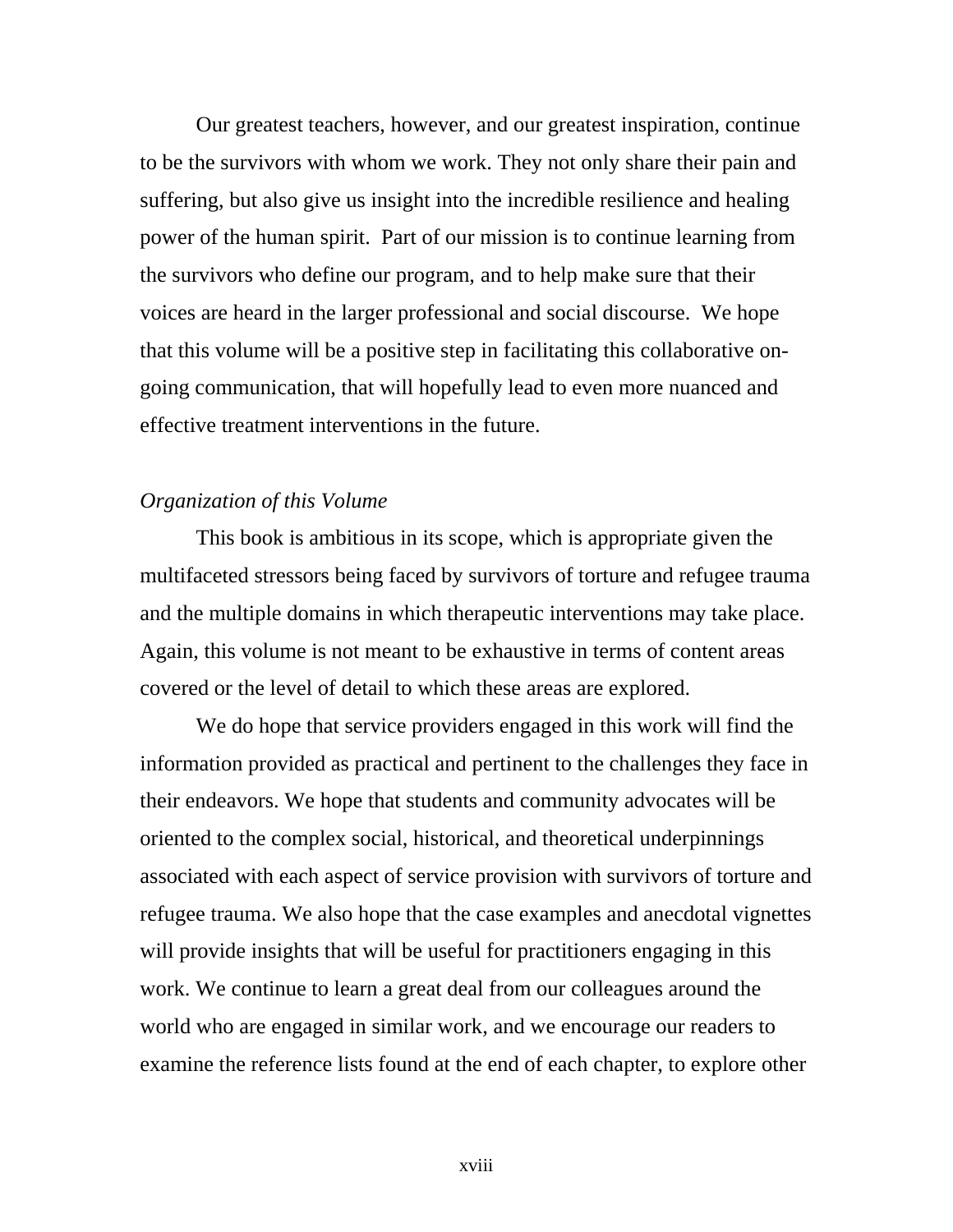Our greatest teachers, however, and our greatest inspiration, continue to be the survivors with whom we work. They not only share their pain and suffering, but also give us insight into the incredible resilience and healing power of the human spirit. Part of our mission is to continue learning from the survivors who define our program, and to help make sure that their voices are heard in the larger professional and social discourse. We hope that this volume will be a positive step in facilitating this collaborative on-going communication, that will hopefully lead to even more nuanced and effective treatment interventions in the future.

*Organization of this Volume*

This book is ambitious in its scope, which is appropriate given the multifaceted stressors being faced by survivors of torture and refugee trauma and the multiple domains in which therapeutic interventions may take place. Again, this volume is not meant to be exhaustive in terms of content areas covered or the level of detail to which these areas are explored.

We do hope that service providers engaged in this work will find the information provided as practical and pertinent to the challenges they face in their endeavors. We hope that students and community advocates will be oriented to the complex social, historical, and theoretical underpinnings associated with each aspect of service provision with survivors of torture and refugee trauma. We also hope that the case examples and anecdotal vignettes will provide insights that will be useful for practitioners engaging in this work. We continue to learn a great deal from our colleagues around the world who are engaged in similar work, and we encourage our readers to examine the reference lists found at the end of each chapter, to explore other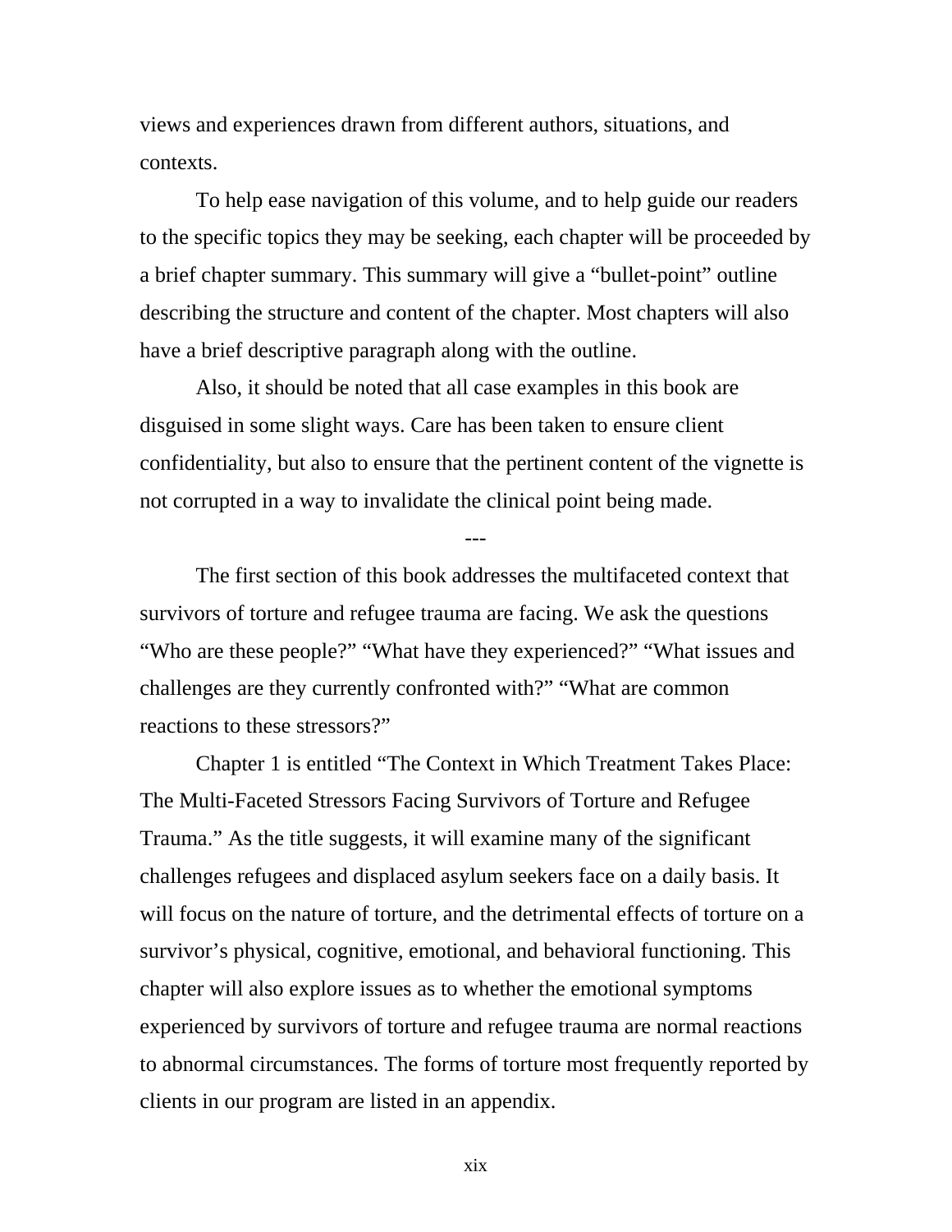views and experiences drawn from different authors, situations, and contexts.

To help ease navigation of this volume, and to help guide our readers to the specific topics they may be seeking, each chapter will be proceeded by a brief chapter summary. This summary will give a "bullet-point" outline describing the structure and content of the chapter. Most chapters will also have a brief descriptive paragraph along with the outline.

Also, it should be noted that all case examples in this book are disguised in some slight ways. Care has been taken to ensure client confidentiality, but also to ensure that the pertinent content of the vignette is not corrupted in a way to invalidate the clinical point being made.

---

The first section of this book addresses the multifaceted context that survivors of torture and refugee trauma are facing. We ask the questions "Who are these people?" "What have they experienced?" "What issues and challenges are they currently confronted with?" "What are common reactions to these stressors?"

Chapter 1 is entitled "The Context in Which Treatment Takes Place: The Multi-Faceted Stressors Facing Survivors of Torture and Refugee Trauma." As the title suggests, it will examine many of the significant challenges refugees and displaced asylum seekers face on a daily basis. It will focus on the nature of torture, and the detrimental effects of torture on a survivor's physical, cognitive, emotional, and behavioral functioning. This chapter will also explore issues as to whether the emotional symptoms experienced by survivors of torture and refugee trauma are normal reactions to abnormal circumstances. The forms of torture most frequently reported by clients in our program are listed in an appendix.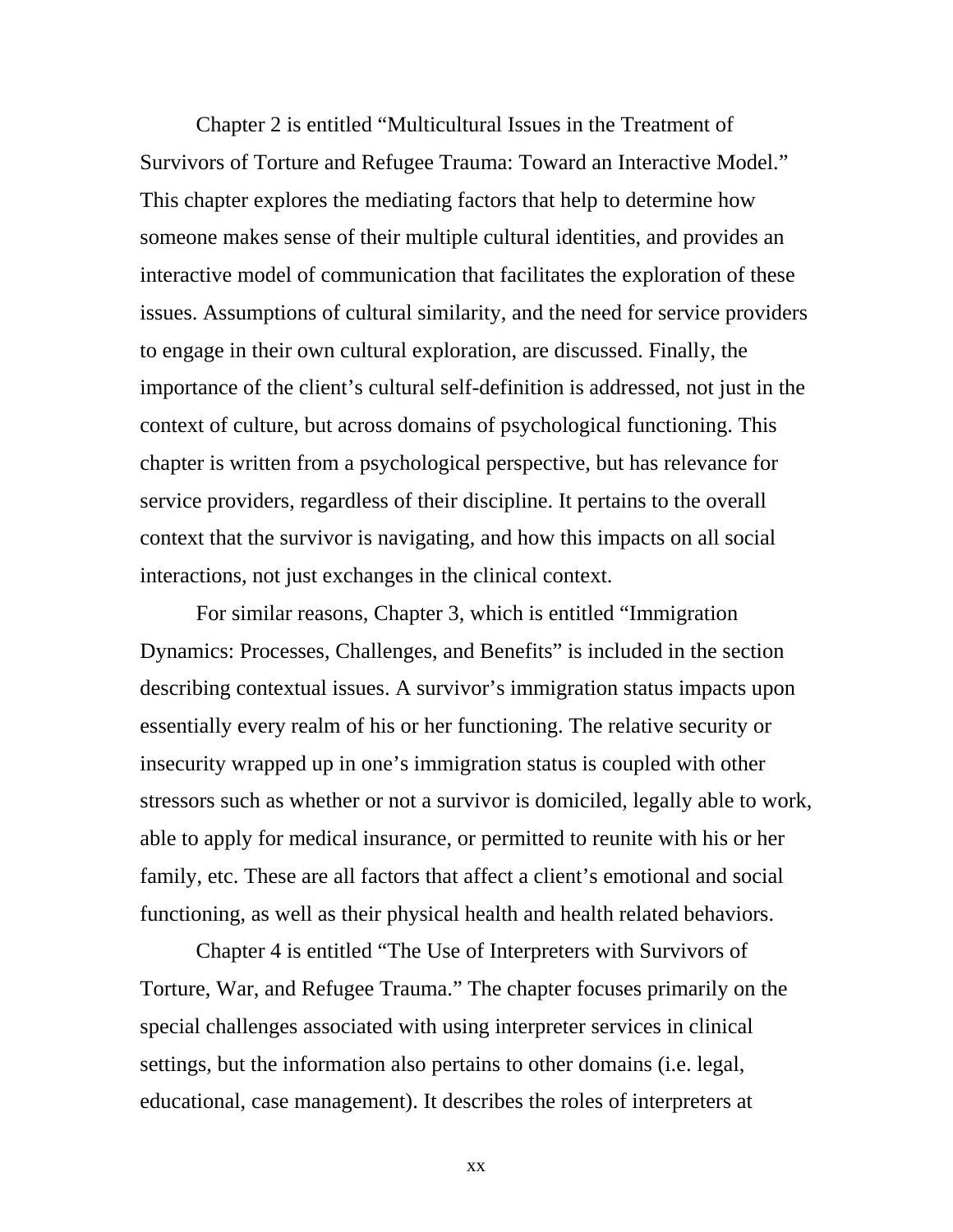Chapter 2 is entitled “Multicultural Issues in the Treatment of Survivors of Torture and Refugee Trauma: Toward an Interactive Model.” This chapter explores the mediating factors that help to determine how someone makes sense of their multiple cultural identities, and provides an interactive model of communication that facilitates the exploration of these issues. Assumptions of cultural similarity, and the need for service providers to engage in their own cultural exploration, are discussed. Finally, the importance of the client’s cultural self-definition is addressed, not just in the context of culture, but across domains of psychological functioning. This chapter is written from a psychological perspective, but has relevance for service providers, regardless of their discipline. It pertains to the overall context that the survivor is navigating, and how this impacts on all social interactions, not just exchanges in the clinical context.

For similar reasons, Chapter 3, which is entitled “Immigration Dynamics: Processes, Challenges, and Benefits” is included in the section describing contextual issues. A survivor’s immigration status impacts upon essentially every realm of his or her functioning. The relative security or insecurity wrapped up in one’s immigration status is coupled with other stressors such as whether or not a survivor is domiciled, legally able to work, able to apply for medical insurance, or permitted to reunite with his or her family, etc. These are all factors that affect a client’s emotional and social functioning, as well as their physical health and health related behaviors.

Chapter 4 is entitled “The Use of Interpreters with Survivors of Torture, War, and Refugee Trauma.” The chapter focuses primarily on the special challenges associated with using interpreter services in clinical settings, but the information also pertains to other domains (i.e. legal, educational, case management). It describes the roles of interpreters at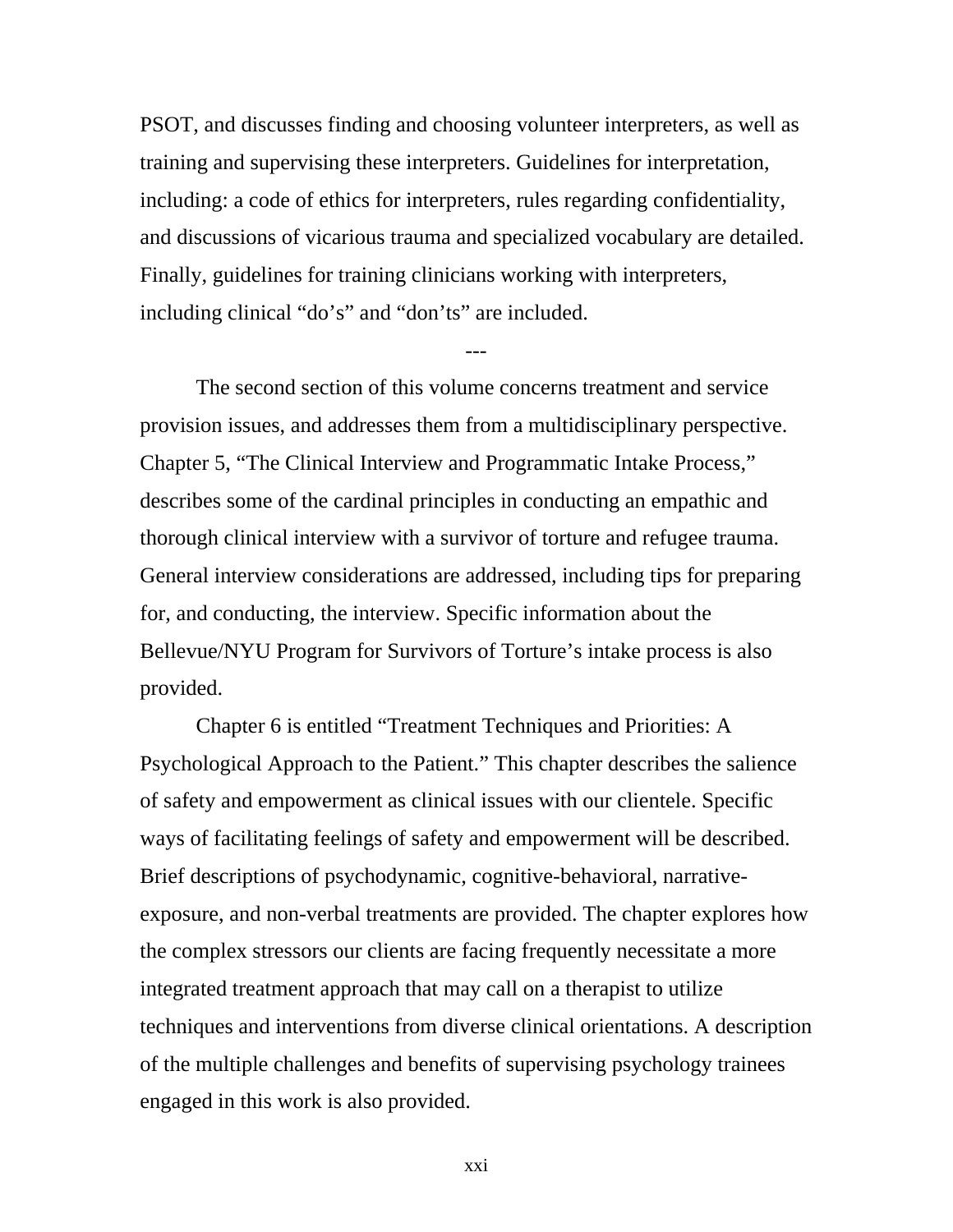PSOT, and discusses finding and choosing volunteer interpreters, as well as training and supervising these interpreters. Guidelines for interpretation, including: a code of ethics for interpreters, rules regarding confidentiality, and discussions of vicarious trauma and specialized vocabulary are detailed. Finally, guidelines for training clinicians working with interpreters, including clinical "do's" and "don'ts" are included.

---

The second section of this volume concerns treatment and service provision issues, and addresses them from a multidisciplinary perspective. Chapter 5, "The Clinical Interview and Programmatic Intake Process," describes some of the cardinal principles in conducting an empathic and thorough clinical interview with a survivor of torture and refugee trauma. General interview considerations are addressed, including tips for preparing for, and conducting, the interview. Specific information about the Bellevue/NYU Program for Survivors of Torture's intake process is also provided.

Chapter 6 is entitled "Treatment Techniques and Priorities: A Psychological Approach to the Patient." This chapter describes the salience of safety and empowerment as clinical issues with our clientele. Specific ways of facilitating feelings of safety and empowerment will be described. Brief descriptions of psychodynamic, cognitive-behavioral, narrative-exposure, and non-verbal treatments are provided. The chapter explores how the complex stressors our clients are facing frequently necessitate a more integrated treatment approach that may call on a therapist to utilize techniques and interventions from diverse clinical orientations. A description of the multiple challenges and benefits of supervising psychology trainees engaged in this work is also provided.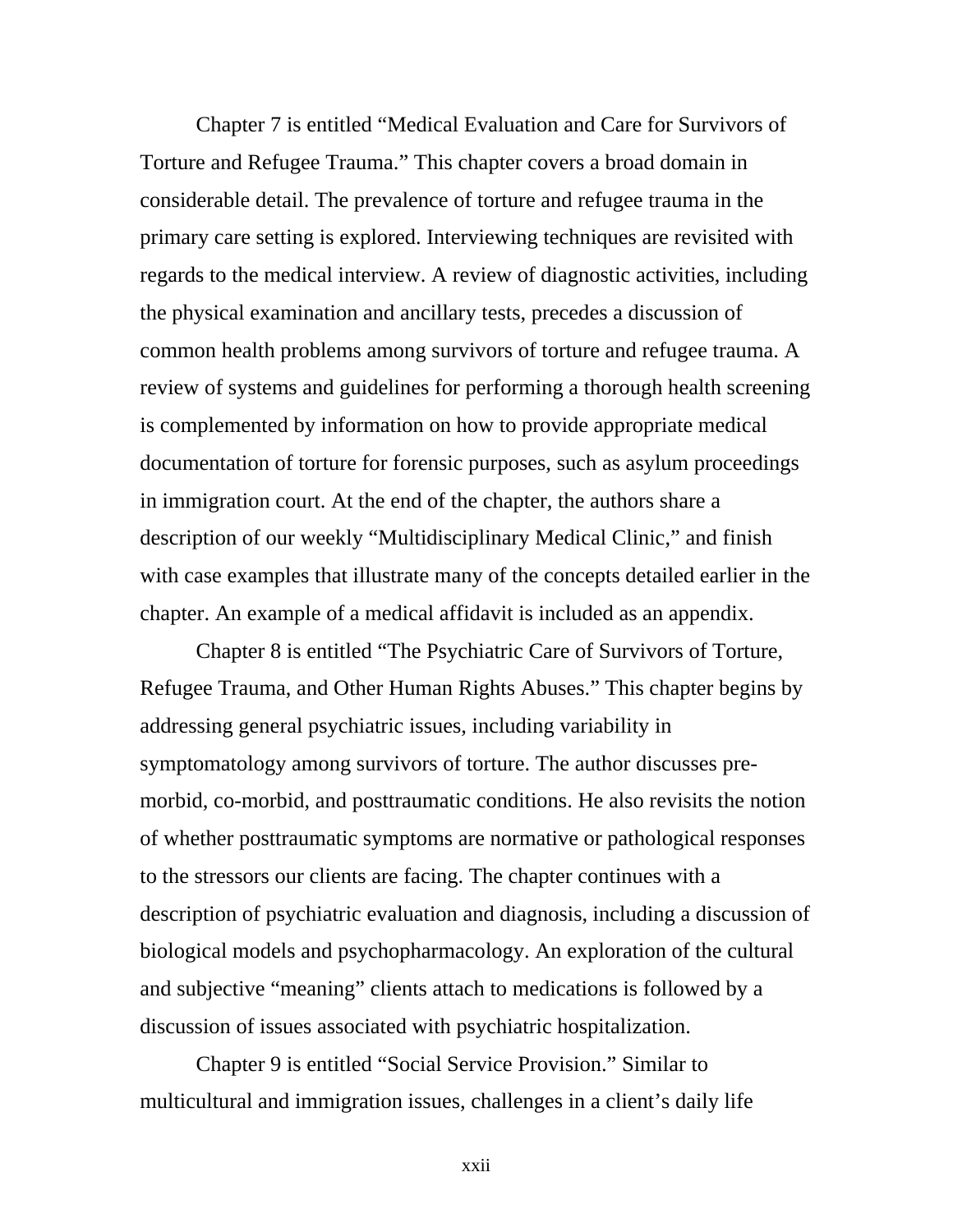Chapter 7 is entitled “Medical Evaluation and Care for Survivors of Torture and Refugee Trauma.” This chapter covers a broad domain in considerable detail. The prevalence of torture and refugee trauma in the primary care setting is explored. Interviewing techniques are revisited with regards to the medical interview. A review of diagnostic activities, including the physical examination and ancillary tests, precedes a discussion of common health problems among survivors of torture and refugee trauma. A review of systems and guidelines for performing a thorough health screening is complemented by information on how to provide appropriate medical documentation of torture for forensic purposes, such as asylum proceedings in immigration court. At the end of the chapter, the authors share a description of our weekly “Multidisciplinary Medical Clinic,” and finish with case examples that illustrate many of the concepts detailed earlier in the chapter. An example of a medical affidavit is included as an appendix.

Chapter 8 is entitled “The Psychiatric Care of Survivors of Torture, Refugee Trauma, and Other Human Rights Abuses.” This chapter begins by addressing general psychiatric issues, including variability in symptomatology among survivors of torture. The author discusses pre-morbid, co-morbid, and posttraumatic conditions. He also revisits the notion of whether posttraumatic symptoms are normative or pathological responses to the stressors our clients are facing. The chapter continues with a description of psychiatric evaluation and diagnosis, including a discussion of biological models and psychopharmacology. An exploration of the cultural and subjective “meaning” clients attach to medications is followed by a discussion of issues associated with psychiatric hospitalization.

Chapter 9 is entitled “Social Service Provision.” Similar to multicultural and immigration issues, challenges in a client’s daily life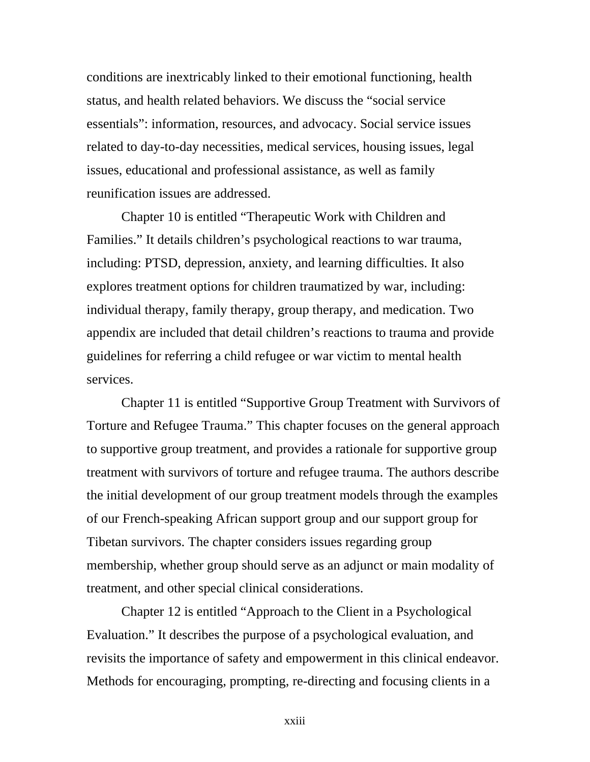conditions are inextricably linked to their emotional functioning, health status, and health related behaviors. We discuss the "social service essentials": information, resources, and advocacy. Social service issues related to day-to-day necessities, medical services, housing issues, legal issues, educational and professional assistance, as well as family reunification issues are addressed.

Chapter 10 is entitled "Therapeutic Work with Children and Families." It details children's psychological reactions to war trauma, including: PTSD, depression, anxiety, and learning difficulties. It also explores treatment options for children traumatized by war, including: individual therapy, family therapy, group therapy, and medication. Two appendix are included that detail children's reactions to trauma and provide guidelines for referring a child refugee or war victim to mental health services.

Chapter 11 is entitled "Supportive Group Treatment with Survivors of Torture and Refugee Trauma." This chapter focuses on the general approach to supportive group treatment, and provides a rationale for supportive group treatment with survivors of torture and refugee trauma. The authors describe the initial development of our group treatment models through the examples of our French-speaking African support group and our support group for Tibetan survivors. The chapter considers issues regarding group membership, whether group should serve as an adjunct or main modality of treatment, and other special clinical considerations.

Chapter 12 is entitled "Approach to the Client in a Psychological Evaluation." It describes the purpose of a psychological evaluation, and revisits the importance of safety and empowerment in this clinical endeavor. Methods for encouraging, prompting, re-directing and focusing clients in a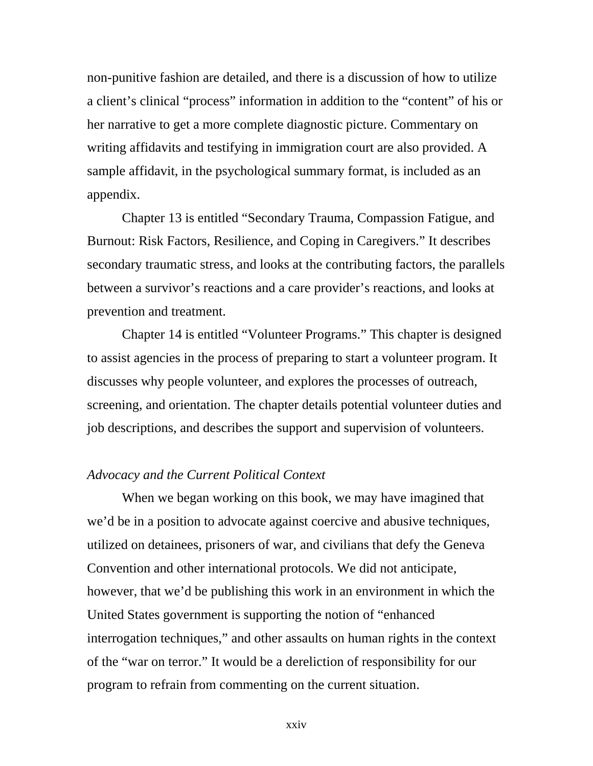non-punitive fashion are detailed, and there is a discussion of how to utilize a client's clinical "process" information in addition to the "content" of his or her narrative to get a more complete diagnostic picture. Commentary on writing affidavits and testifying in immigration court are also provided. A sample affidavit, in the psychological summary format, is included as an appendix.

Chapter 13 is entitled "Secondary Trauma, Compassion Fatigue, and Burnout: Risk Factors, Resilience, and Coping in Caregivers." It describes secondary traumatic stress, and looks at the contributing factors, the parallels between a survivor's reactions and a care provider's reactions, and looks at prevention and treatment.

Chapter 14 is entitled "Volunteer Programs." This chapter is designed to assist agencies in the process of preparing to start a volunteer program. It discusses why people volunteer, and explores the processes of outreach, screening, and orientation. The chapter details potential volunteer duties and job descriptions, and describes the support and supervision of volunteers.

*Advocacy and the Current Political Context*

When we began working on this book, we may have imagined that we'd be in a position to advocate against coercive and abusive techniques, utilized on detainees, prisoners of war, and civilians that defy the Geneva Convention and other international protocols. We did not anticipate, however, that we'd be publishing this work in an environment in which the United States government is supporting the notion of "enhanced interrogation techniques," and other assaults on human rights in the context of the "war on terror." It would be a dereliction of responsibility for our program to refrain from commenting on the current situation.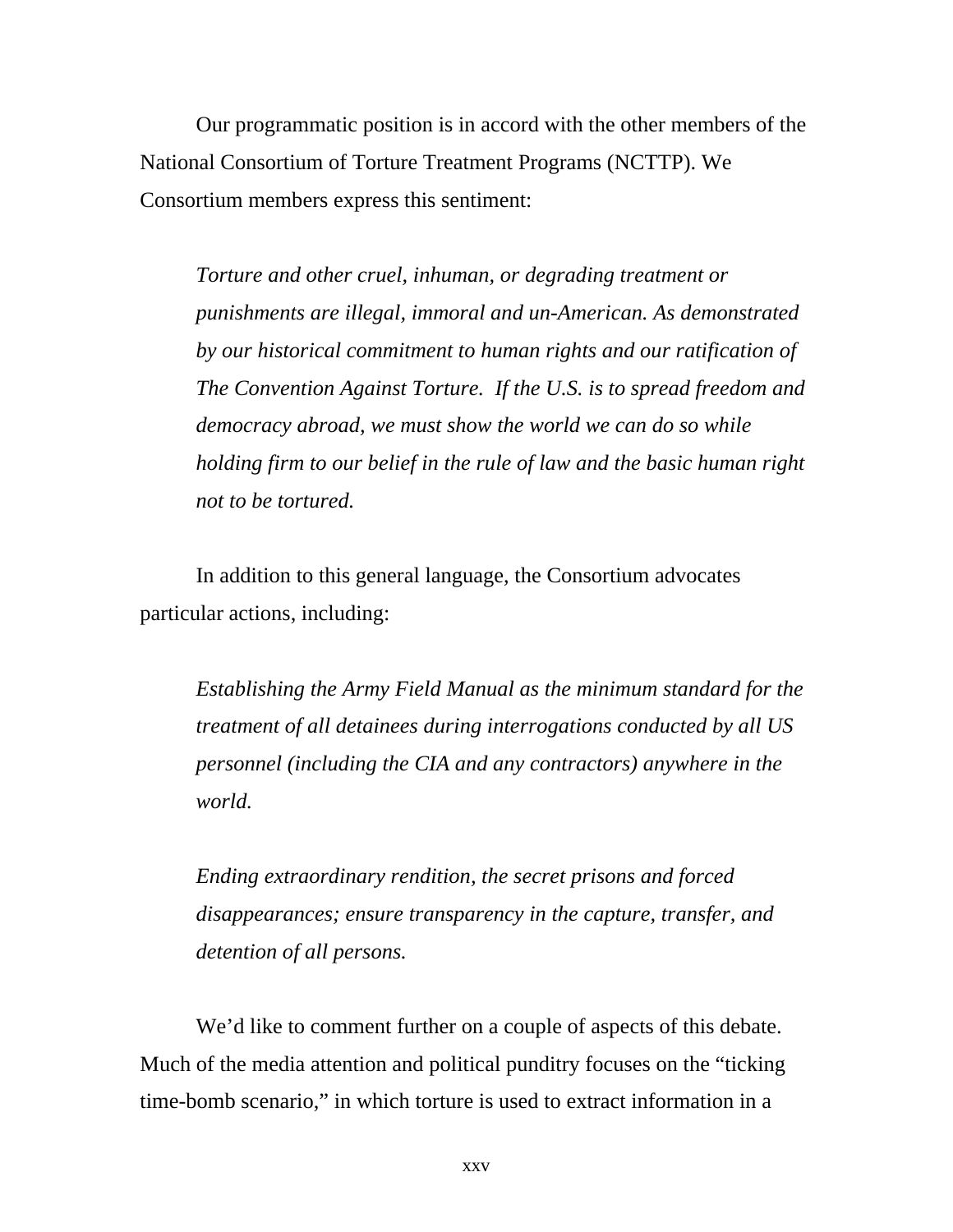Our programmatic position is in accord with the other members of the National Consortium of Torture Treatment Programs (NCTTP). We Consortium members express this sentiment:

> *Torture and other cruel, inhuman, or degrading treatment or punishments are illegal, immoral and un-American. As demonstrated by our historical commitment to human rights and our ratification of The Convention Against Torture. If the U.S. is to spread freedom and democracy abroad, we must show the world we can do so while holding firm to our belief in the rule of law and the basic human right not to be tortured.*

In addition to this general language, the Consortium advocates particular actions, including:

> *Establishing the Army Field Manual as the minimum standard for the treatment of all detainees during interrogations conducted by all US personnel (including the CIA and any contractors) anywhere in the world.*

> *Ending extraordinary rendition, the secret prisons and forced disappearances; ensure transparency in the capture, transfer, and detention of all persons.*

We'd like to comment further on a couple of aspects of this debate. Much of the media attention and political punditry focuses on the "ticking time-bomb scenario," in which torture is used to extract information in a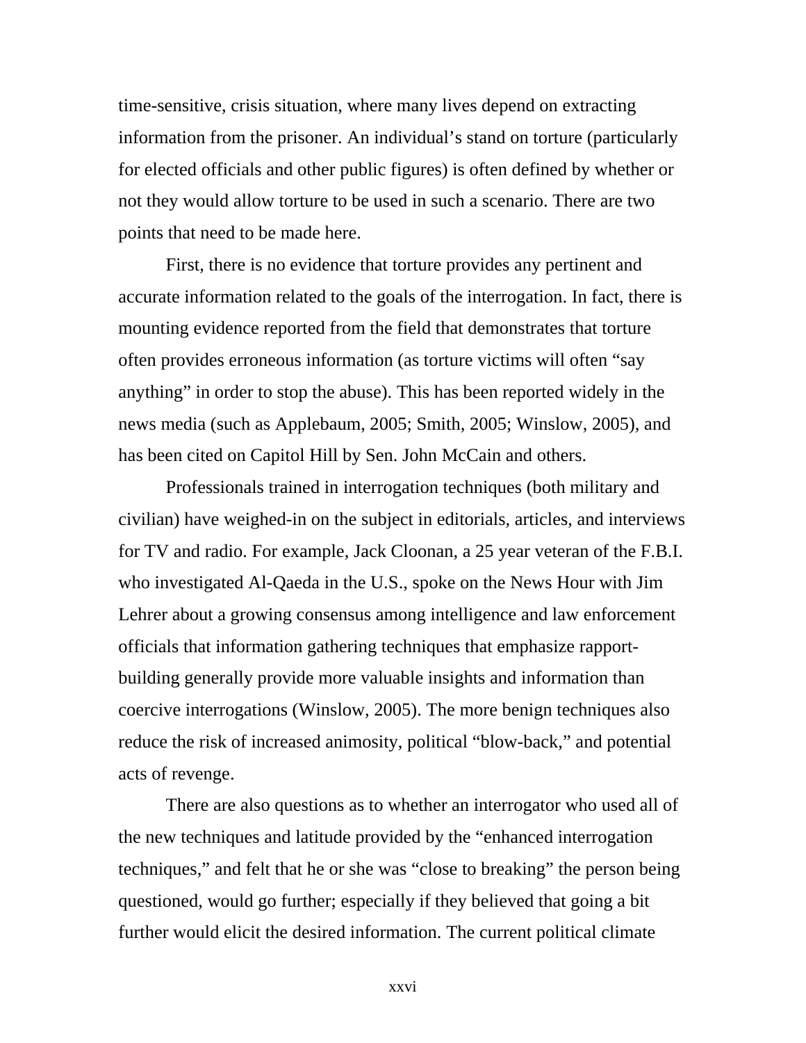time-sensitive, crisis situation, where many lives depend on extracting information from the prisoner. An individual's stand on torture (particularly for elected officials and other public figures) is often defined by whether or not they would allow torture to be used in such a scenario. There are two points that need to be made here.

First, there is no evidence that torture provides any pertinent and accurate information related to the goals of the interrogation. In fact, there is mounting evidence reported from the field that demonstrates that torture often provides erroneous information (as torture victims will often "say anything" in order to stop the abuse). This has been reported widely in the news media (such as Applebaum, 2005; Smith, 2005; Winslow, 2005), and has been cited on Capitol Hill by Sen. John McCain and others.

Professionals trained in interrogation techniques (both military and civilian) have weighed-in on the subject in editorials, articles, and interviews for TV and radio. For example, Jack Cloonan, a 25 year veteran of the F.B.I. who investigated Al-Qaeda in the U.S., spoke on the News Hour with Jim Lehrer about a growing consensus among intelligence and law enforcement officials that information gathering techniques that emphasize rapport-building generally provide more valuable insights and information than coercive interrogations (Winslow, 2005). The more benign techniques also reduce the risk of increased animosity, political "blow-back," and potential acts of revenge.

There are also questions as to whether an interrogator who used all of the new techniques and latitude provided by the "enhanced interrogation techniques," and felt that he or she was "close to breaking" the person being questioned, would go further; especially if they believed that going a bit further would elicit the desired information. The current political climate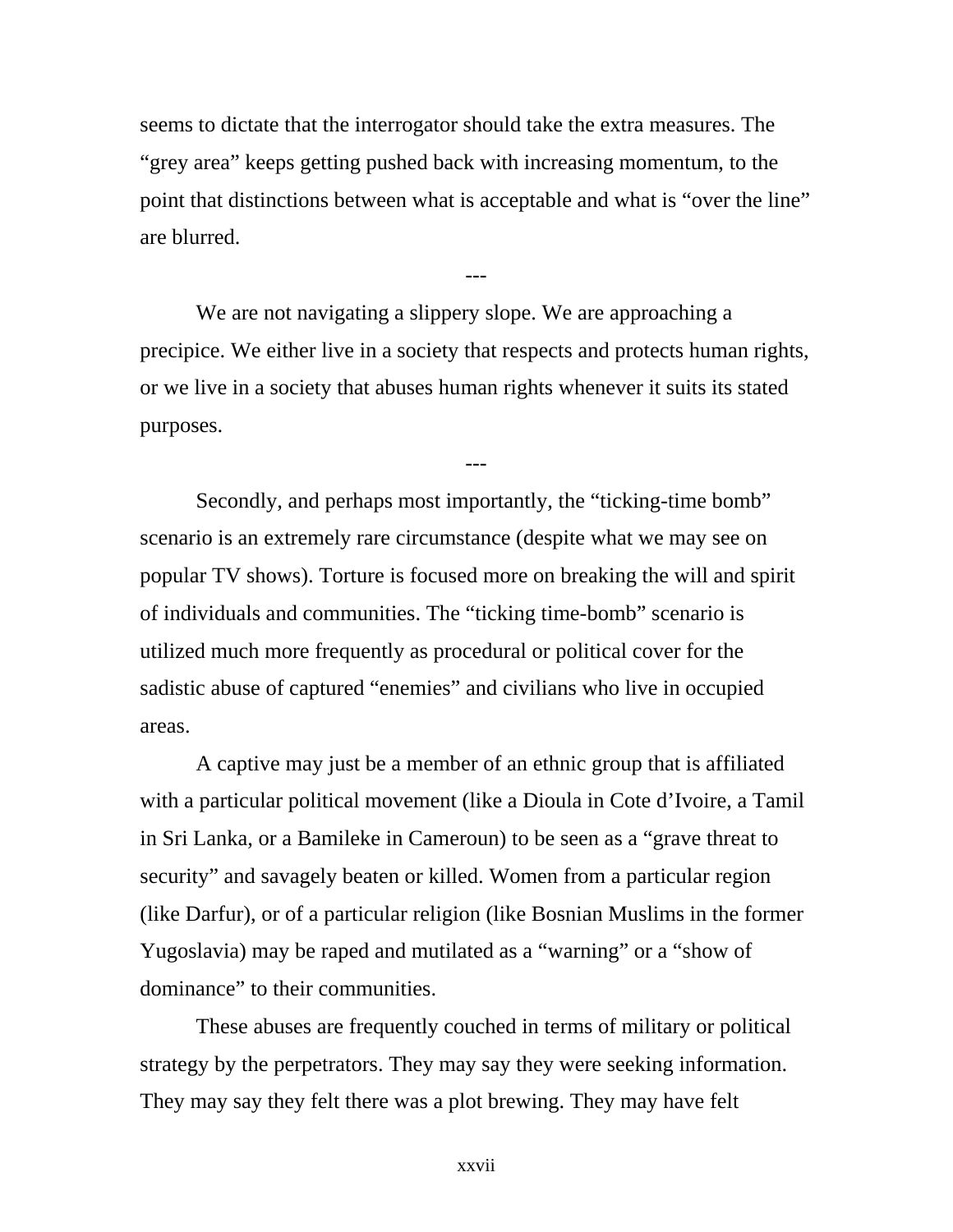seems to dictate that the interrogator should take the extra measures. The “grey area” keeps getting pushed back with increasing momentum, to the point that distinctions between what is acceptable and what is “over the line” are blurred.

---

We are not navigating a slippery slope. We are approaching a precipice. We either live in a society that respects and protects human rights, or we live in a society that abuses human rights whenever it suits its stated purposes.

---

Secondly, and perhaps most importantly, the “ticking-time bomb” scenario is an extremely rare circumstance (despite what we may see on popular TV shows). Torture is focused more on breaking the will and spirit of individuals and communities. The “ticking time-bomb” scenario is utilized much more frequently as procedural or political cover for the sadistic abuse of captured “enemies” and civilians who live in occupied areas.

A captive may just be a member of an ethnic group that is affiliated with a particular political movement (like a Dioula in Cote d’Ivoire, a Tamil in Sri Lanka, or a Bamileke in Cameroun) to be seen as a “grave threat to security” and savagely beaten or killed. Women from a particular region (like Darfur), or of a particular religion (like Bosnian Muslims in the former Yugoslavia) may be raped and mutilated as a “warning” or a “show of dominance” to their communities.

These abuses are frequently couched in terms of military or political strategy by the perpetrators. They may say they were seeking information. They may say they felt there was a plot brewing. They may have felt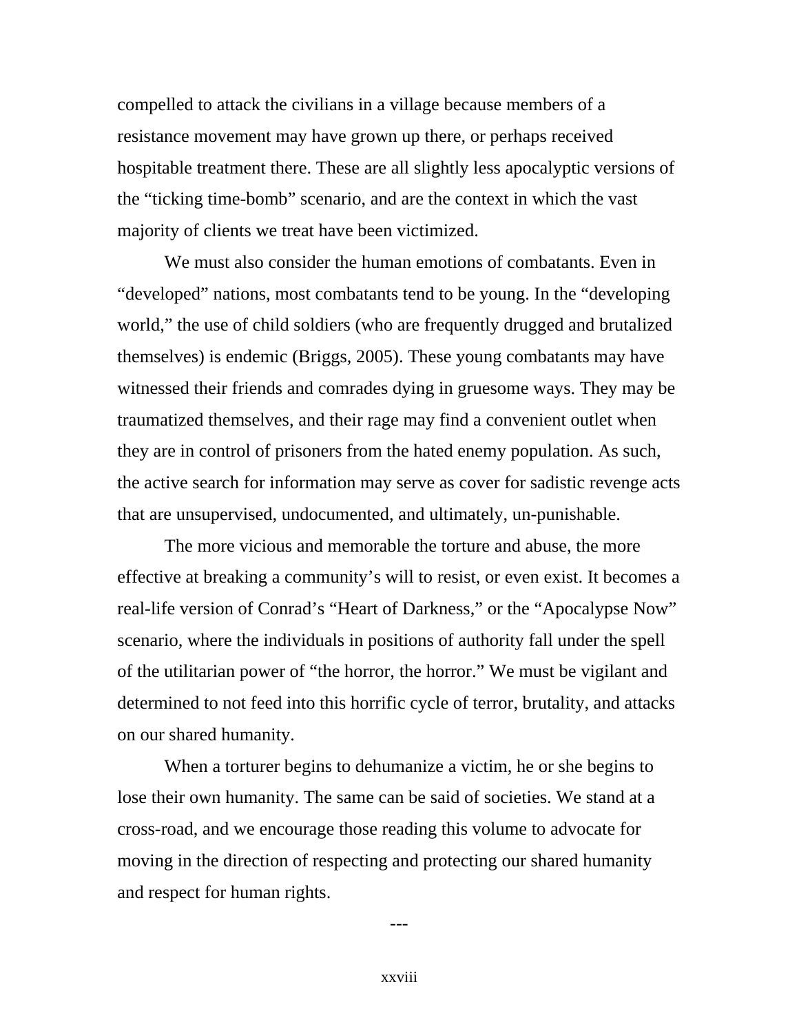compelled to attack the civilians in a village because members of a resistance movement may have grown up there, or perhaps received hospitable treatment there. These are all slightly less apocalyptic versions of the "ticking time-bomb" scenario, and are the context in which the vast majority of clients we treat have been victimized.

We must also consider the human emotions of combatants. Even in "developed" nations, most combatants tend to be young. In the "developing world," the use of child soldiers (who are frequently drugged and brutalized themselves) is endemic (Briggs, 2005). These young combatants may have witnessed their friends and comrades dying in gruesome ways. They may be traumatized themselves, and their rage may find a convenient outlet when they are in control of prisoners from the hated enemy population. As such, the active search for information may serve as cover for sadistic revenge acts that are unsupervised, undocumented, and ultimately, un-punishable.

The more vicious and memorable the torture and abuse, the more effective at breaking a community's will to resist, or even exist. It becomes a real-life version of Conrad's "Heart of Darkness," or the "Apocalypse Now" scenario, where the individuals in positions of authority fall under the spell of the utilitarian power of "the horror, the horror." We must be vigilant and determined to not feed into this horrific cycle of terror, brutality, and attacks on our shared humanity.

When a torturer begins to dehumanize a victim, he or she begins to lose their own humanity. The same can be said of societies. We stand at a cross-road, and we encourage those reading this volume to advocate for moving in the direction of respecting and protecting our shared humanity and respect for human rights.

---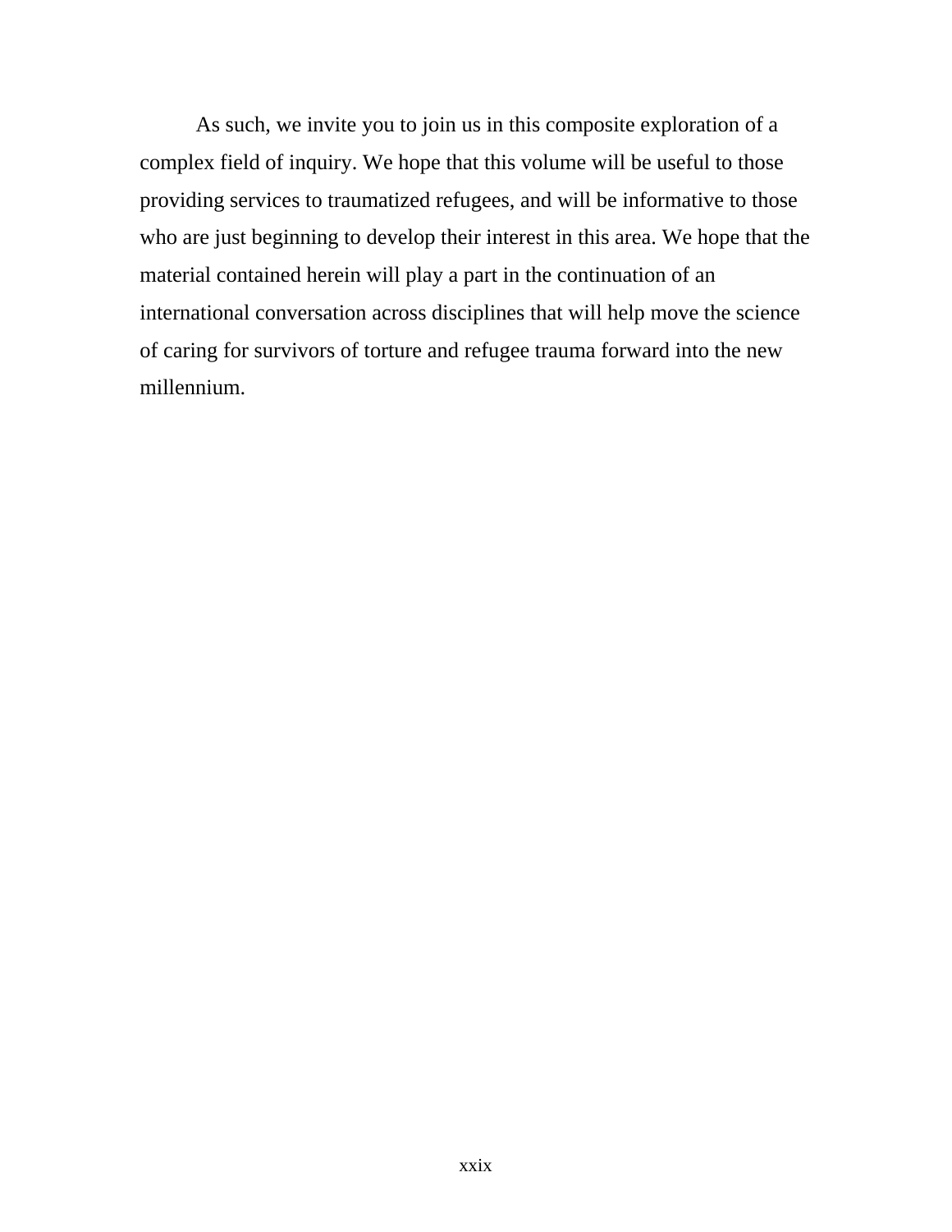As such, we invite you to join us in this composite exploration of a complex field of inquiry. We hope that this volume will be useful to those providing services to traumatized refugees, and will be informative to those who are just beginning to develop their interest in this area. We hope that the material contained herein will play a part in the continuation of an international conversation across disciplines that will help move the science of caring for survivors of torture and refugee trauma forward into the new millennium.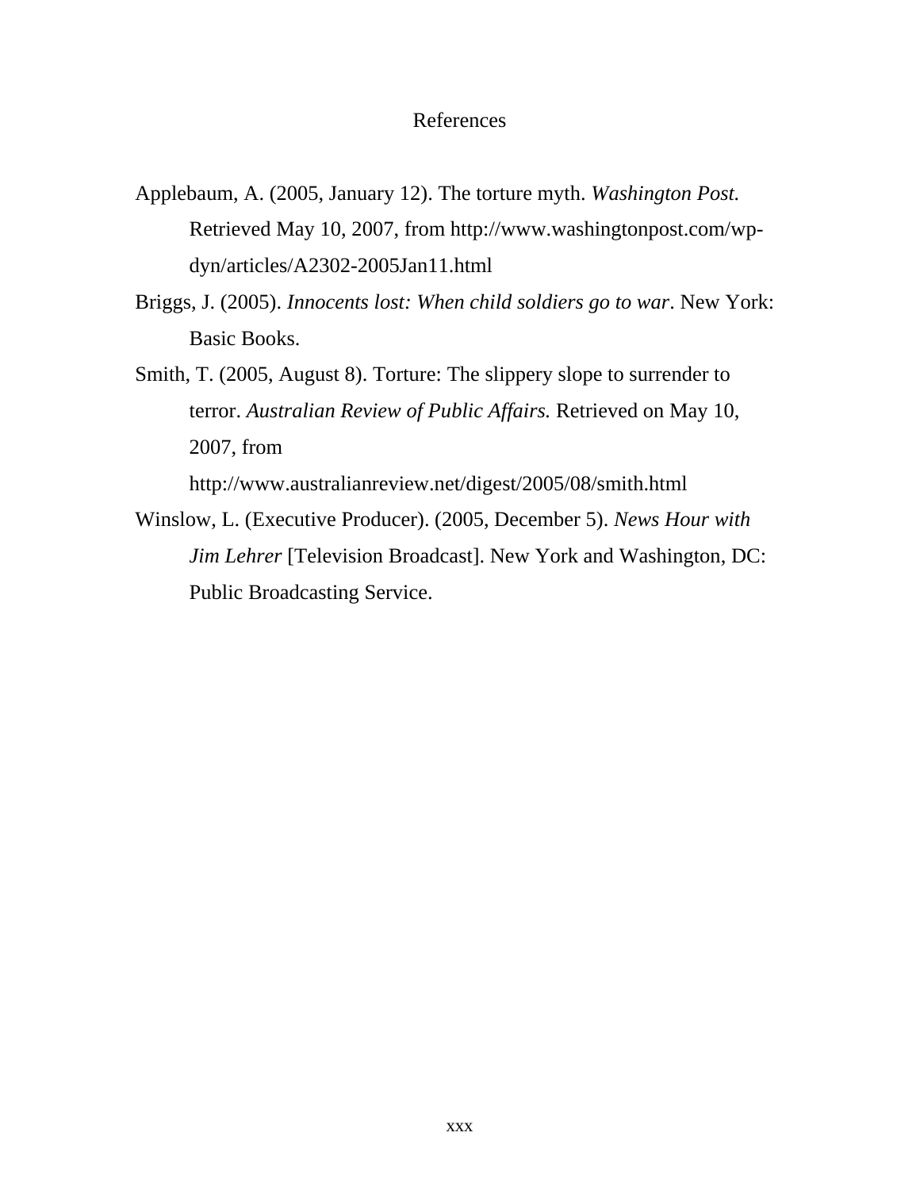# References

Applebaum, A. (2005, January 12). The torture myth. *Washington Post.* Retrieved May 10, 2007, from http://www.washingtonpost.com/wp-dyn/articles/A2302-2005Jan11.html

Briggs, J. (2005). *Innocents lost: When child soldiers go to war*. New York: Basic Books.

Smith, T. (2005, August 8). Torture: The slippery slope to surrender to terror. *Australian Review of Public Affairs.* Retrieved on May 10, 2007, from http://www.australianreview.net/digest/2005/08/smith.html

Winslow, L. (Executive Producer). (2005, December 5). *News Hour with Jim Lehrer* [Television Broadcast]. New York and Washington, DC: Public Broadcasting Service.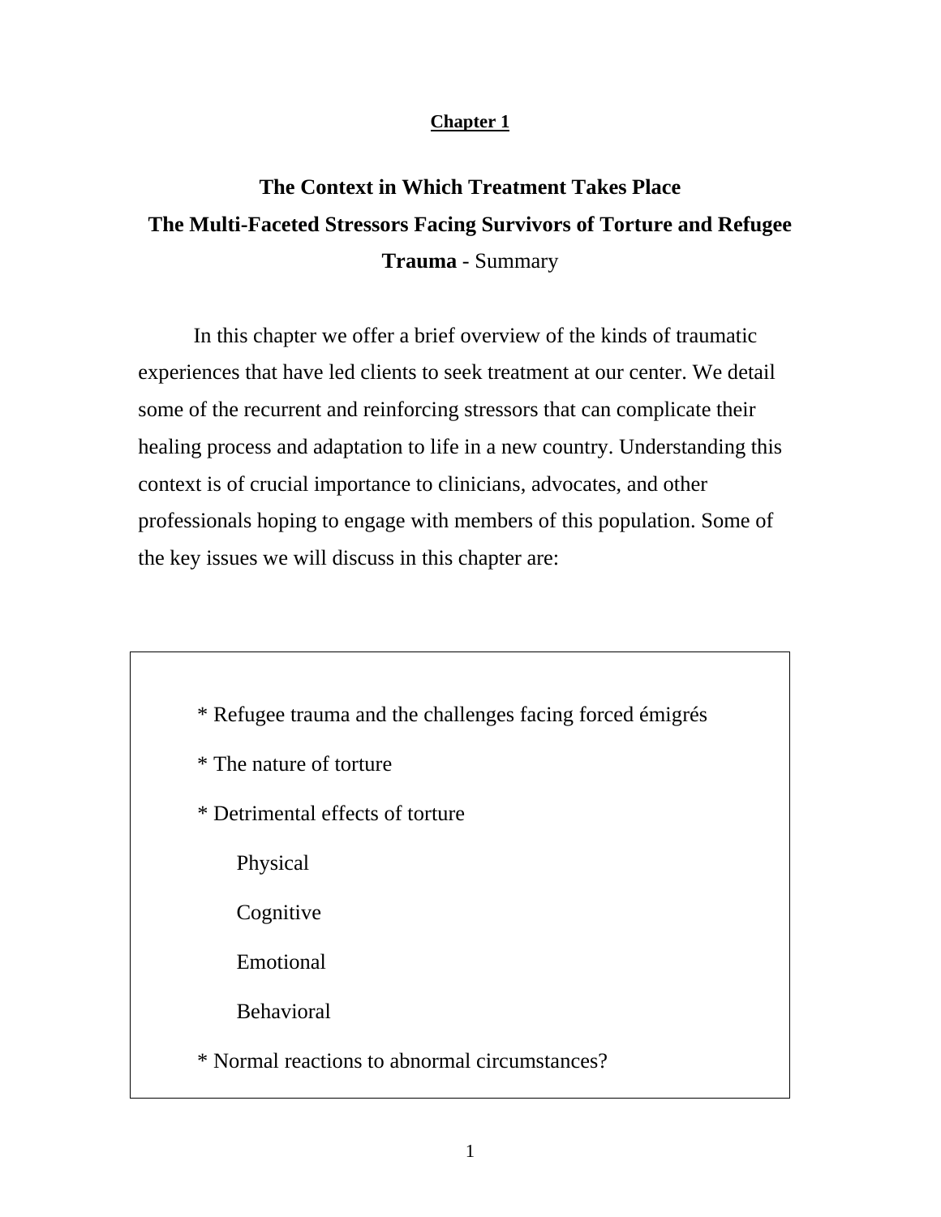**Chapter 1**

# The Context in Which Treatment Takes Place
# The Multi-Faceted Stressors Facing Survivors of Torture and Refugee Trauma - Summary

In this chapter we offer a brief overview of the kinds of traumatic experiences that have led clients to seek treatment at our center. We detail some of the recurrent and reinforcing stressors that can complicate their healing process and adaptation to life in a new country. Understanding this context is of crucial importance to clinicians, advocates, and other professionals hoping to engage with members of this population. Some of the key issues we will discuss in this chapter are:

* Refugee trauma and the challenges facing forced émigrés
* The nature of torture
* Detrimental effects of torture
    - Physical
    - Cognitive
    - Emotional
    - Behavioral
* Normal reactions to abnormal circumstances?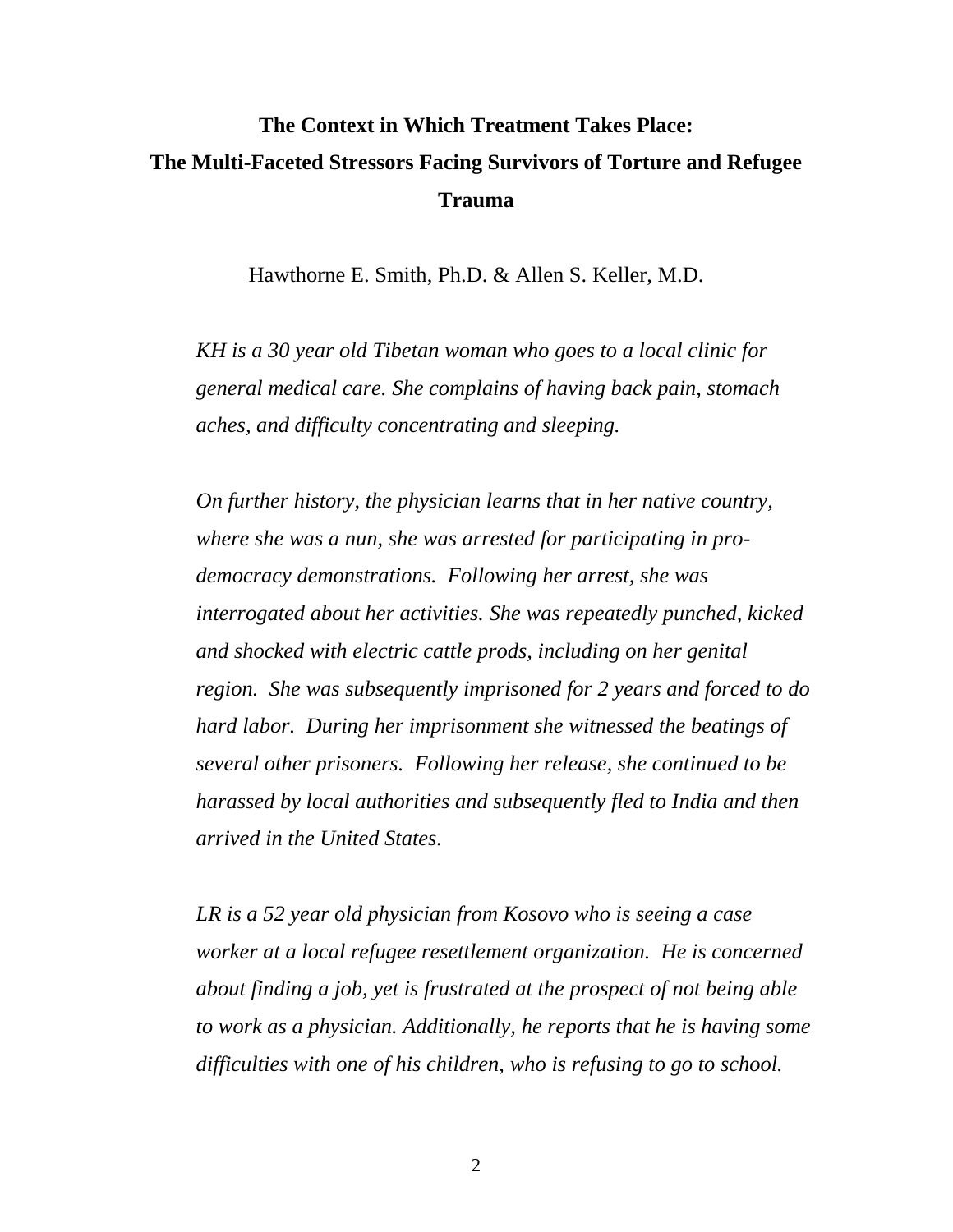# The Context in Which Treatment Takes Place: The Multi-Faceted Stressors Facing Survivors of Torture and Refugee Trauma

Hawthorne E. Smith, Ph.D. & Allen S. Keller, M.D.

*KH is a 30 year old Tibetan woman who goes to a local clinic for general medical care. She complains of having back pain, stomach aches, and difficulty concentrating and sleeping.*

*On further history, the physician learns that in her native country, where she was a nun, she was arrested for participating in pro-democracy demonstrations. Following her arrest, she was interrogated about her activities. She was repeatedly punched, kicked and shocked with electric cattle prods, including on her genital region. She was subsequently imprisoned for 2 years and forced to do hard labor. During her imprisonment she witnessed the beatings of several other prisoners. Following her release, she continued to be harassed by local authorities and subsequently fled to India and then arrived in the United States.*

*LR is a 52 year old physician from Kosovo who is seeing a case worker at a local refugee resettlement organization. He is concerned about finding a job, yet is frustrated at the prospect of not being able to work as a physician. Additionally, he reports that he is having some difficulties with one of his children, who is refusing to go to school.*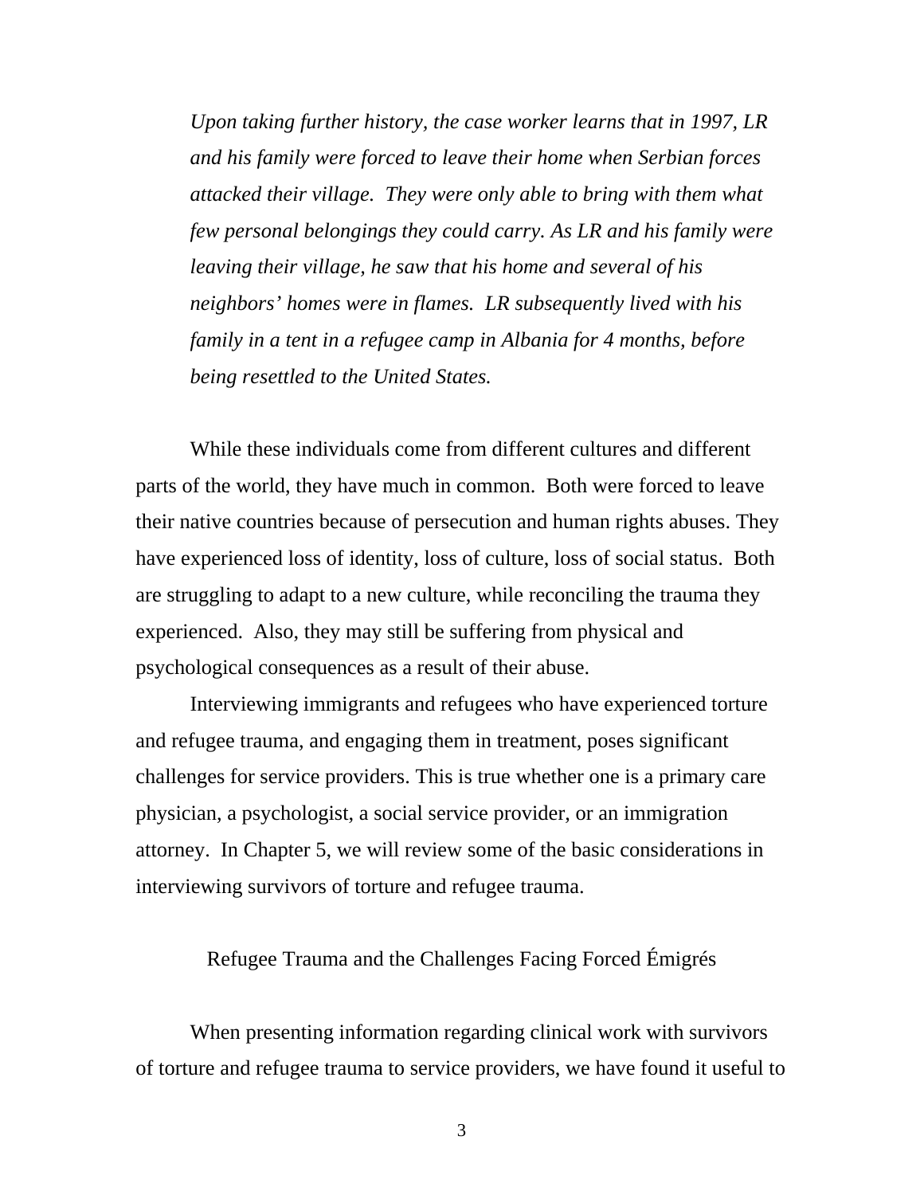*Upon taking further history, the case worker learns that in 1997, LR and his family were forced to leave their home when Serbian forces attacked their village. They were only able to bring with them what few personal belongings they could carry. As LR and his family were leaving their village, he saw that his home and several of his neighbors' homes were in flames. LR subsequently lived with his family in a tent in a refugee camp in Albania for 4 months, before being resettled to the United States.*

While these individuals come from different cultures and different parts of the world, they have much in common. Both were forced to leave their native countries because of persecution and human rights abuses. They have experienced loss of identity, loss of culture, loss of social status. Both are struggling to adapt to a new culture, while reconciling the trauma they experienced. Also, they may still be suffering from physical and psychological consequences as a result of their abuse.

Interviewing immigrants and refugees who have experienced torture and refugee trauma, and engaging them in treatment, poses significant challenges for service providers. This is true whether one is a primary care physician, a psychologist, a social service provider, or an immigration attorney. In Chapter 5, we will review some of the basic considerations in interviewing survivors of torture and refugee trauma.

## Refugee Trauma and the Challenges Facing Forced Émigrés

When presenting information regarding clinical work with survivors of torture and refugee trauma to service providers, we have found it useful to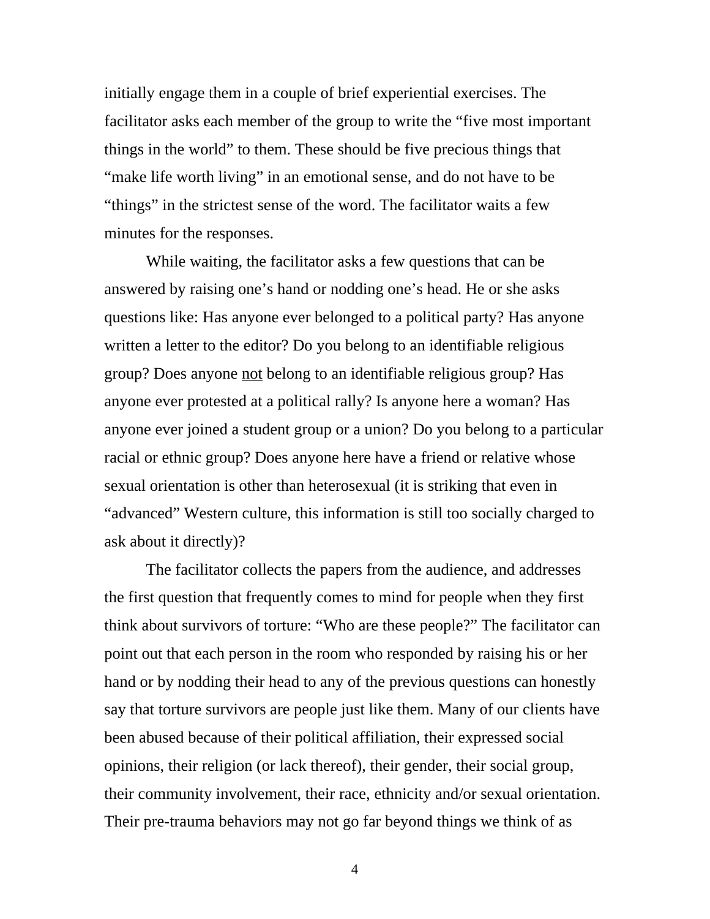initially engage them in a couple of brief experiential exercises. The facilitator asks each member of the group to write the “five most important things in the world” to them. These should be five precious things that “make life worth living” in an emotional sense, and do not have to be “things” in the strictest sense of the word. The facilitator waits a few minutes for the responses.

While waiting, the facilitator asks a few questions that can be answered by raising one’s hand or nodding one’s head. He or she asks questions like: Has anyone ever belonged to a political party? Has anyone written a letter to the editor? Do you belong to an identifiable religious group? Does anyone <u>not</u> belong to an identifiable religious group? Has anyone ever protested at a political rally? Is anyone here a woman? Has anyone ever joined a student group or a union? Do you belong to a particular racial or ethnic group? Does anyone here have a friend or relative whose sexual orientation is other than heterosexual (it is striking that even in “advanced” Western culture, this information is still too socially charged to ask about it directly)?

The facilitator collects the papers from the audience, and addresses the first question that frequently comes to mind for people when they first think about survivors of torture: “Who are these people?” The facilitator can point out that each person in the room who responded by raising his or her hand or by nodding their head to any of the previous questions can honestly say that torture survivors are people just like them. Many of our clients have been abused because of their political affiliation, their expressed social opinions, their religion (or lack thereof), their gender, their social group, their community involvement, their race, ethnicity and/or sexual orientation. Their pre-trauma behaviors may not go far beyond things we think of as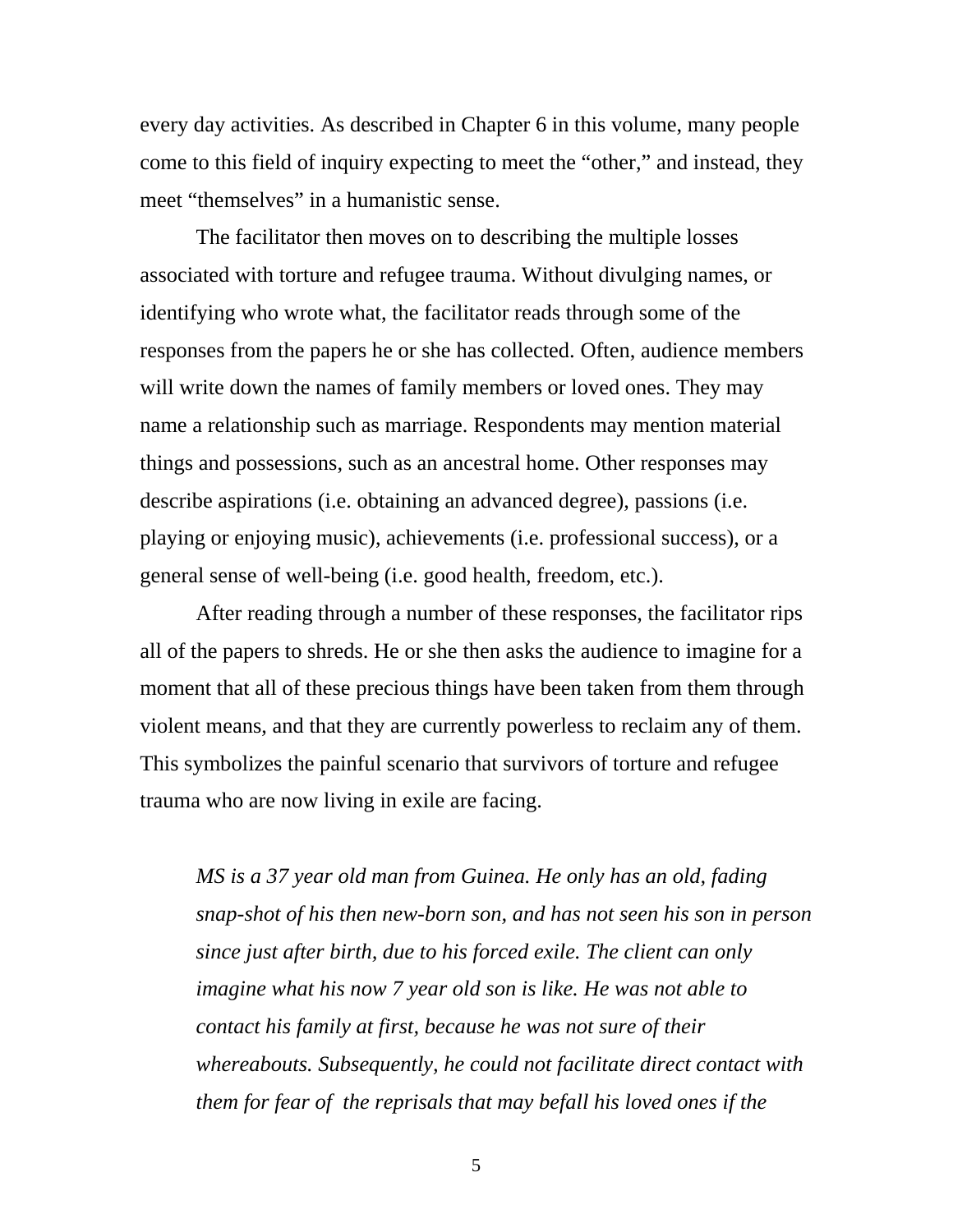every day activities. As described in Chapter 6 in this volume, many people come to this field of inquiry expecting to meet the "other," and instead, they meet "themselves" in a humanistic sense.

The facilitator then moves on to describing the multiple losses associated with torture and refugee trauma. Without divulging names, or identifying who wrote what, the facilitator reads through some of the responses from the papers he or she has collected. Often, audience members will write down the names of family members or loved ones. They may name a relationship such as marriage. Respondents may mention material things and possessions, such as an ancestral home. Other responses may describe aspirations (i.e. obtaining an advanced degree), passions (i.e. playing or enjoying music), achievements (i.e. professional success), or a general sense of well-being (i.e. good health, freedom, etc.).

After reading through a number of these responses, the facilitator rips all of the papers to shreds. He or she then asks the audience to imagine for a moment that all of these precious things have been taken from them through violent means, and that they are currently powerless to reclaim any of them. This symbolizes the painful scenario that survivors of torture and refugee trauma who are now living in exile are facing.

> *MS is a 37 year old man from Guinea. He only has an old, fading snap-shot of his then new-born son, and has not seen his son in person since just after birth, due to his forced exile. The client can only imagine what his now 7 year old son is like. He was not able to contact his family at first, because he was not sure of their whereabouts. Subsequently, he could not facilitate direct contact with them for fear of the reprisals that may befall his loved ones if the*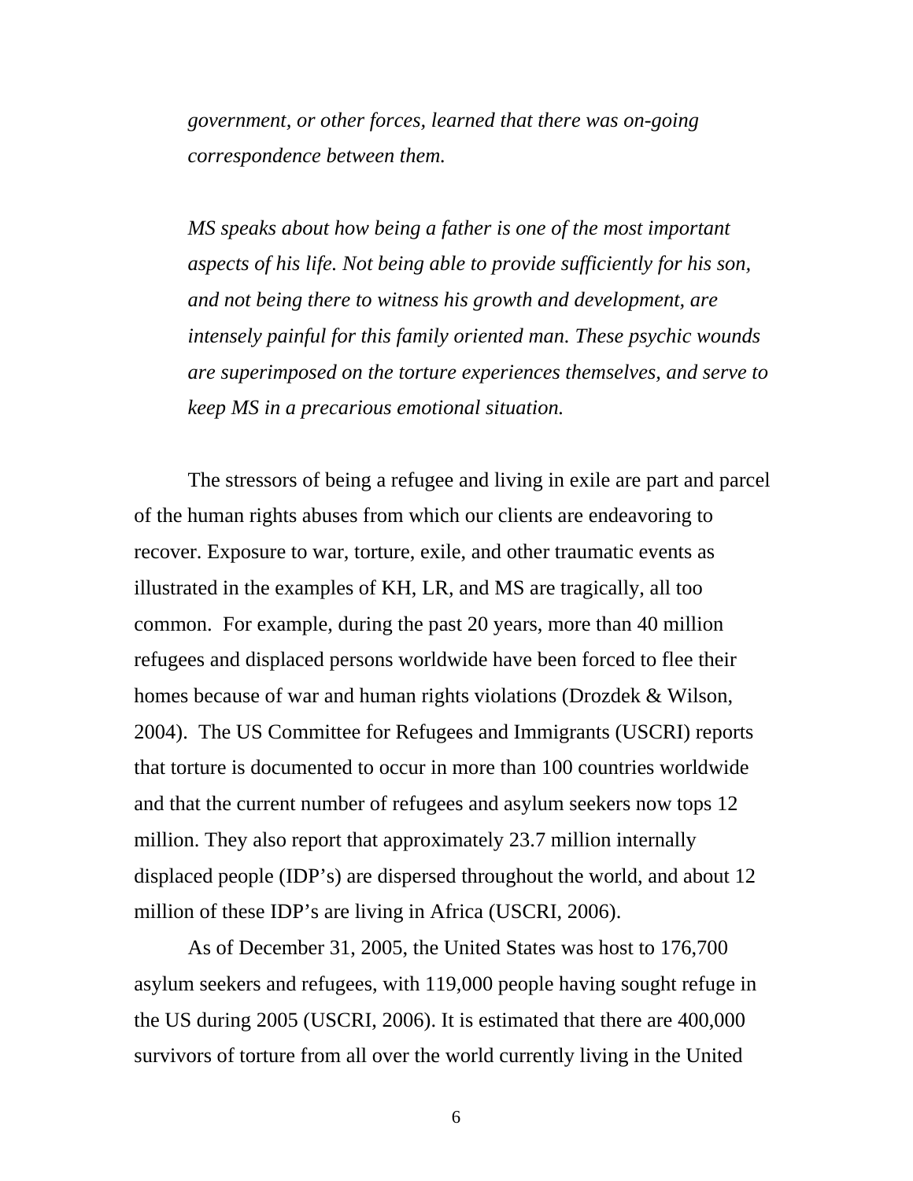*government, or other forces, learned that there was on-going correspondence between them.*

*MS speaks about how being a father is one of the most important aspects of his life. Not being able to provide sufficiently for his son, and not being there to witness his growth and development, are intensely painful for this family oriented man. These psychic wounds are superimposed on the torture experiences themselves, and serve to keep MS in a precarious emotional situation.*

The stressors of being a refugee and living in exile are part and parcel of the human rights abuses from which our clients are endeavoring to recover. Exposure to war, torture, exile, and other traumatic events as illustrated in the examples of KH, LR, and MS are tragically, all too common. For example, during the past 20 years, more than 40 million refugees and displaced persons worldwide have been forced to flee their homes because of war and human rights violations (Drozdek & Wilson, 2004). The US Committee for Refugees and Immigrants (USCRI) reports that torture is documented to occur in more than 100 countries worldwide and that the current number of refugees and asylum seekers now tops 12 million. They also report that approximately 23.7 million internally displaced people (IDP's) are dispersed throughout the world, and about 12 million of these IDP's are living in Africa (USCRI, 2006).

As of December 31, 2005, the United States was host to 176,700 asylum seekers and refugees, with 119,000 people having sought refuge in the US during 2005 (USCRI, 2006). It is estimated that there are 400,000 survivors of torture from all over the world currently living in the United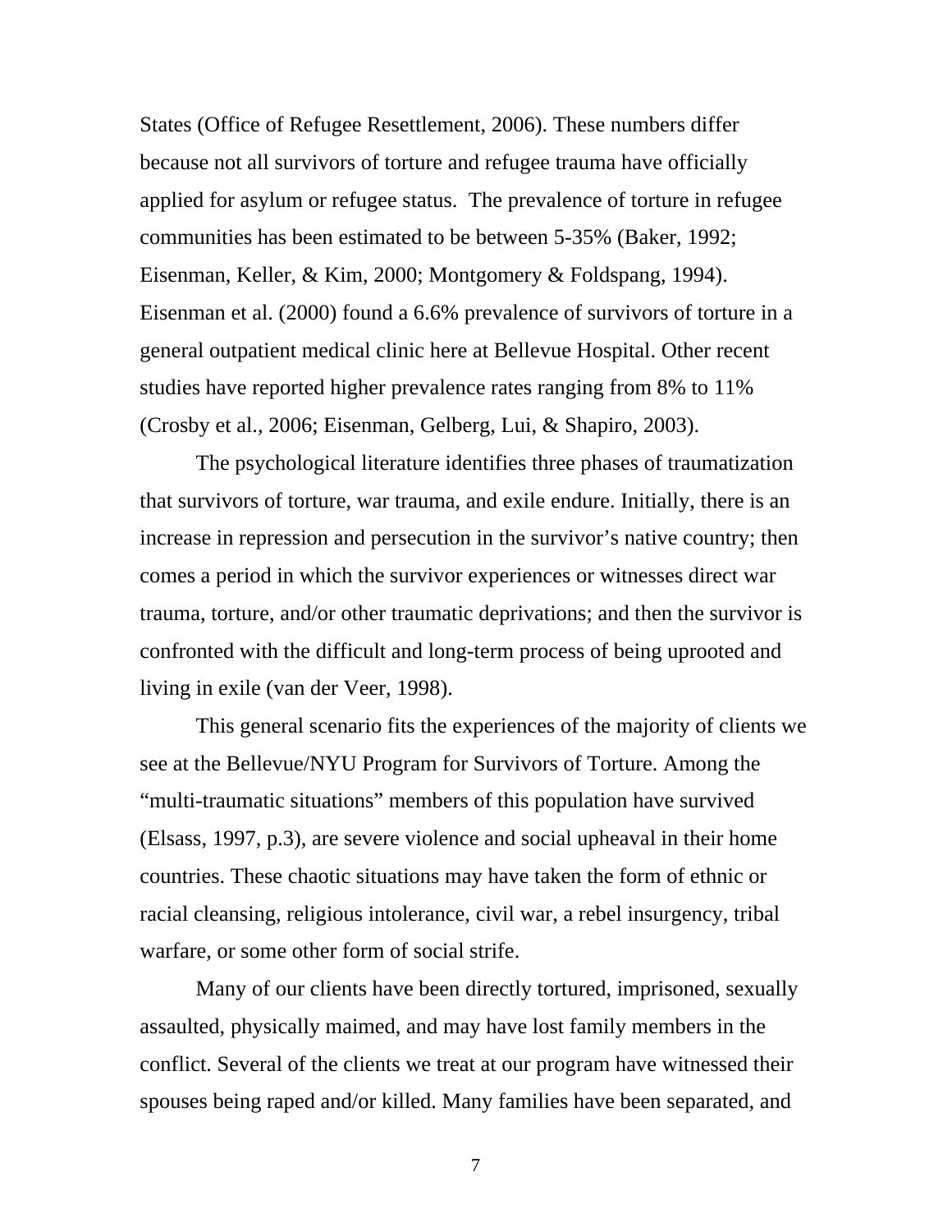States (Office of Refugee Resettlement, 2006). These numbers differ because not all survivors of torture and refugee trauma have officially applied for asylum or refugee status.  The prevalence of torture in refugee communities has been estimated to be between 5-35% (Baker, 1992; Eisenman, Keller, & Kim, 2000; Montgomery & Foldspang, 1994). Eisenman et al. (2000) found a 6.6% prevalence of survivors of torture in a general outpatient medical clinic here at Bellevue Hospital. Other recent studies have reported higher prevalence rates ranging from 8% to 11% (Crosby et al., 2006; Eisenman, Gelberg, Lui, & Shapiro, 2003).

The psychological literature identifies three phases of traumatization that survivors of torture, war trauma, and exile endure. Initially, there is an increase in repression and persecution in the survivor's native country; then comes a period in which the survivor experiences or witnesses direct war trauma, torture, and/or other traumatic deprivations; and then the survivor is confronted with the difficult and long-term process of being uprooted and living in exile (van der Veer, 1998).

This general scenario fits the experiences of the majority of clients we see at the Bellevue/NYU Program for Survivors of Torture. Among the "multi-traumatic situations" members of this population have survived (Elsass, 1997, p.3), are severe violence and social upheaval in their home countries. These chaotic situations may have taken the form of ethnic or racial cleansing, religious intolerance, civil war, a rebel insurgency, tribal warfare, or some other form of social strife.

Many of our clients have been directly tortured, imprisoned, sexually assaulted, physically maimed, and may have lost family members in the conflict. Several of the clients we treat at our program have witnessed their spouses being raped and/or killed. Many families have been separated, and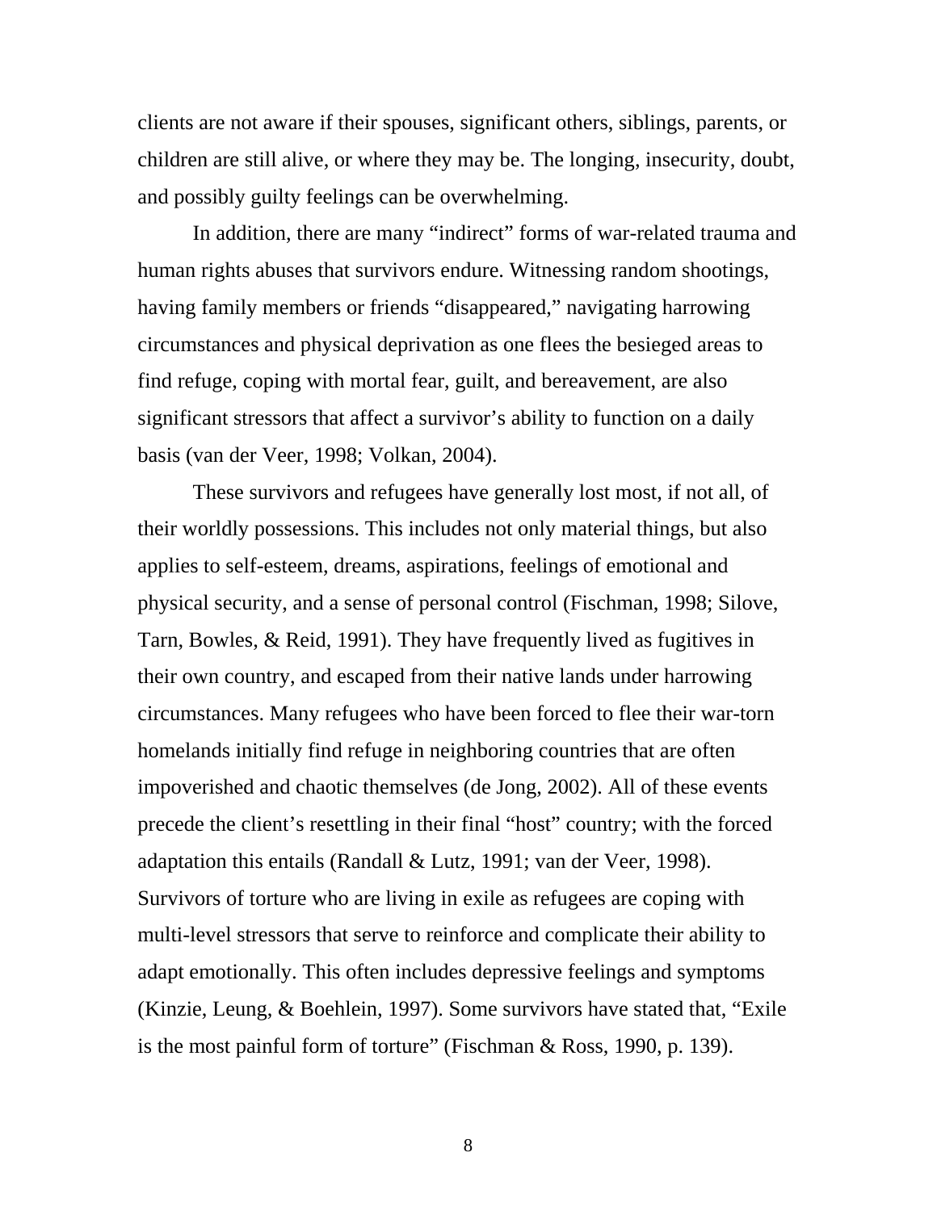clients are not aware if their spouses, significant others, siblings, parents, or children are still alive, or where they may be. The longing, insecurity, doubt, and possibly guilty feelings can be overwhelming.

In addition, there are many "indirect" forms of war-related trauma and human rights abuses that survivors endure. Witnessing random shootings, having family members or friends "disappeared," navigating harrowing circumstances and physical deprivation as one flees the besieged areas to find refuge, coping with mortal fear, guilt, and bereavement, are also significant stressors that affect a survivor's ability to function on a daily basis (van der Veer, 1998; Volkan, 2004).

These survivors and refugees have generally lost most, if not all, of their worldly possessions. This includes not only material things, but also applies to self-esteem, dreams, aspirations, feelings of emotional and physical security, and a sense of personal control (Fischman, 1998; Silove, Tarn, Bowles, & Reid, 1991). They have frequently lived as fugitives in their own country, and escaped from their native lands under harrowing circumstances. Many refugees who have been forced to flee their war-torn homelands initially find refuge in neighboring countries that are often impoverished and chaotic themselves (de Jong, 2002). All of these events precede the client's resettling in their final "host" country; with the forced adaptation this entails (Randall & Lutz, 1991; van der Veer, 1998). Survivors of torture who are living in exile as refugees are coping with multi-level stressors that serve to reinforce and complicate their ability to adapt emotionally. This often includes depressive feelings and symptoms (Kinzie, Leung, & Boehlein, 1997). Some survivors have stated that, "Exile is the most painful form of torture" (Fischman & Ross, 1990, p. 139).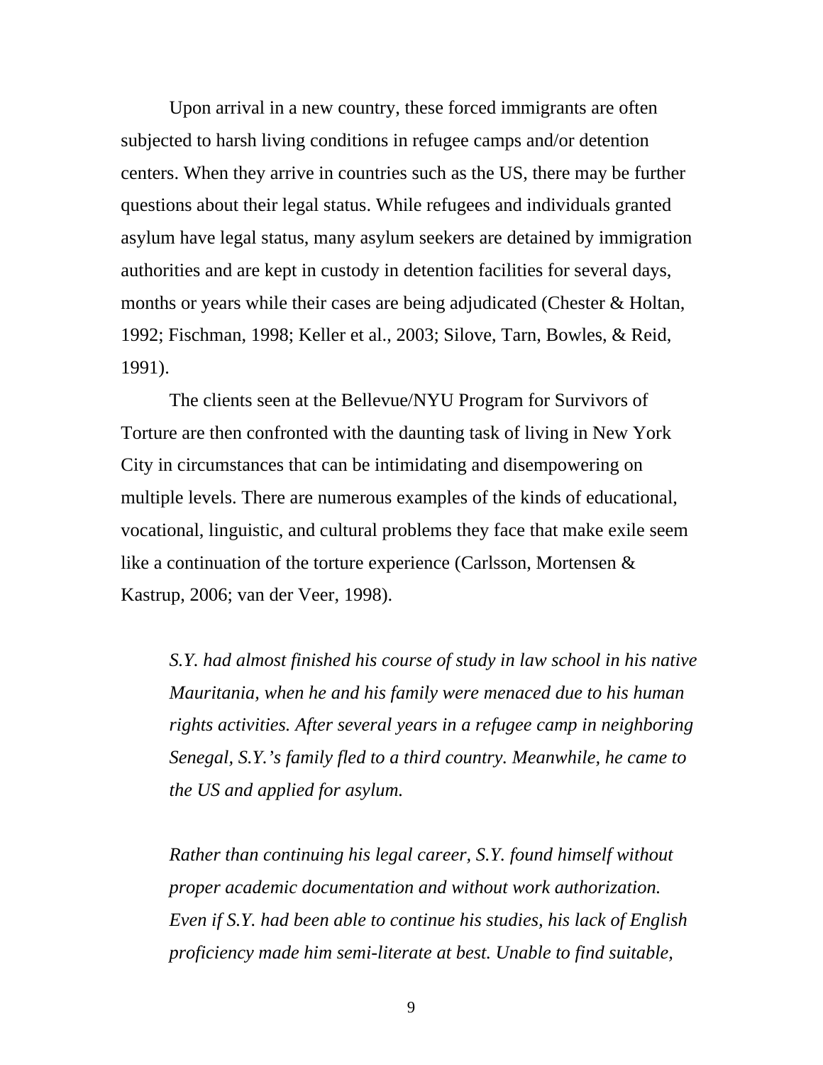Upon arrival in a new country, these forced immigrants are often subjected to harsh living conditions in refugee camps and/or detention centers. When they arrive in countries such as the US, there may be further questions about their legal status. While refugees and individuals granted asylum have legal status, many asylum seekers are detained by immigration authorities and are kept in custody in detention facilities for several days, months or years while their cases are being adjudicated (Chester & Holtan, 1992; Fischman, 1998; Keller et al., 2003; Silove, Tarn, Bowles, & Reid, 1991).

The clients seen at the Bellevue/NYU Program for Survivors of Torture are then confronted with the daunting task of living in New York City in circumstances that can be intimidating and disempowering on multiple levels. There are numerous examples of the kinds of educational, vocational, linguistic, and cultural problems they face that make exile seem like a continuation of the torture experience (Carlsson, Mortensen & Kastrup, 2006; van der Veer, 1998).

> *S.Y. had almost finished his course of study in law school in his native Mauritania, when he and his family were menaced due to his human rights activities. After several years in a refugee camp in neighboring Senegal, S.Y.'s family fled to a third country. Meanwhile, he came to the US and applied for asylum.*
>
> *Rather than continuing his legal career, S.Y. found himself without proper academic documentation and without work authorization. Even if S.Y. had been able to continue his studies, his lack of English proficiency made him semi-literate at best. Unable to find suitable,*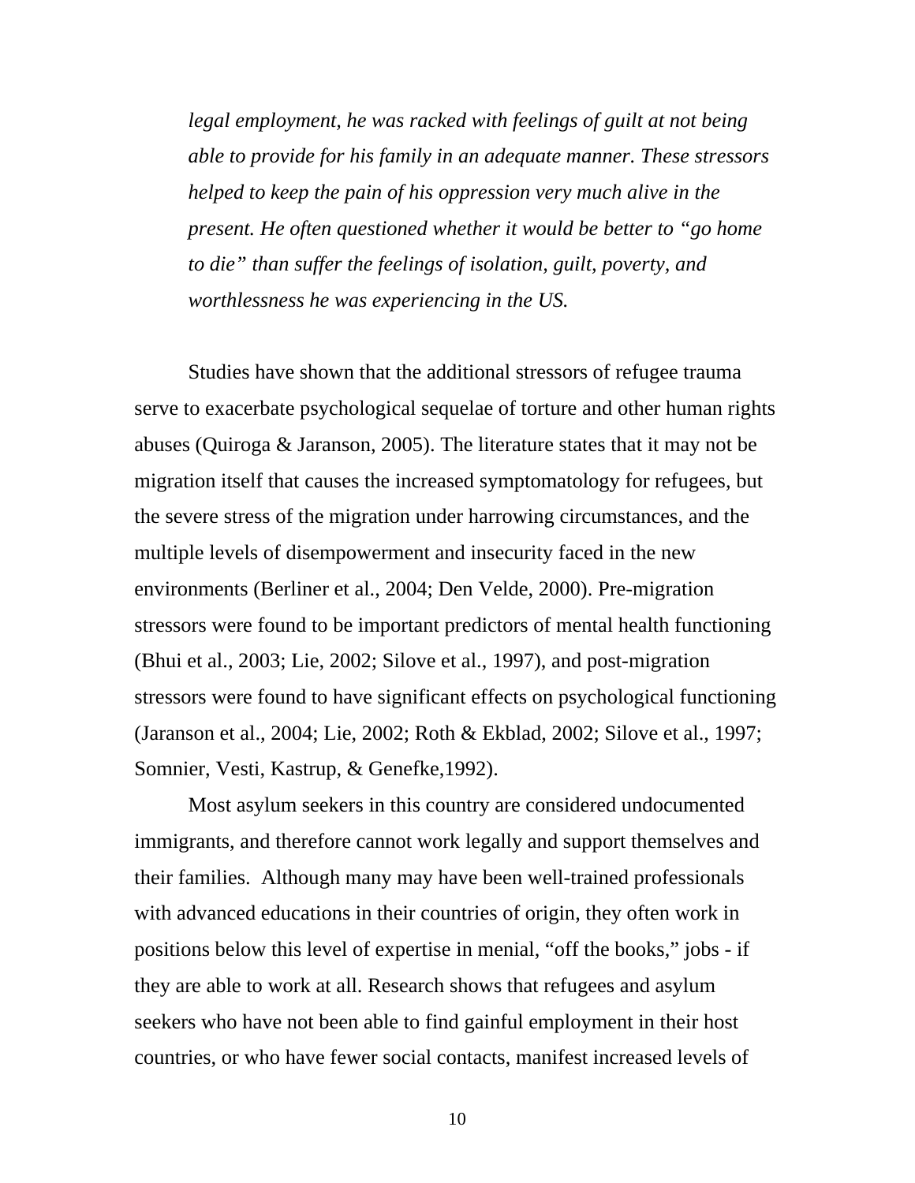*legal employment, he was racked with feelings of guilt at not being able to provide for his family in an adequate manner. These stressors helped to keep the pain of his oppression very much alive in the present. He often questioned whether it would be better to "go home to die" than suffer the feelings of isolation, guilt, poverty, and worthlessness he was experiencing in the US.*

Studies have shown that the additional stressors of refugee trauma serve to exacerbate psychological sequelae of torture and other human rights abuses (Quiroga & Jaranson, 2005). The literature states that it may not be migration itself that causes the increased symptomatology for refugees, but the severe stress of the migration under harrowing circumstances, and the multiple levels of disempowerment and insecurity faced in the new environments (Berliner et al., 2004; Den Velde, 2000). Pre-migration stressors were found to be important predictors of mental health functioning (Bhui et al., 2003; Lie, 2002; Silove et al., 1997), and post-migration stressors were found to have significant effects on psychological functioning (Jaranson et al., 2004; Lie, 2002; Roth & Ekblad, 2002; Silove et al., 1997; Somnier, Vesti, Kastrup, & Genefke,1992).

Most asylum seekers in this country are considered undocumented immigrants, and therefore cannot work legally and support themselves and their families. Although many may have been well-trained professionals with advanced educations in their countries of origin, they often work in positions below this level of expertise in menial, "off the books," jobs - if they are able to work at all. Research shows that refugees and asylum seekers who have not been able to find gainful employment in their host countries, or who have fewer social contacts, manifest increased levels of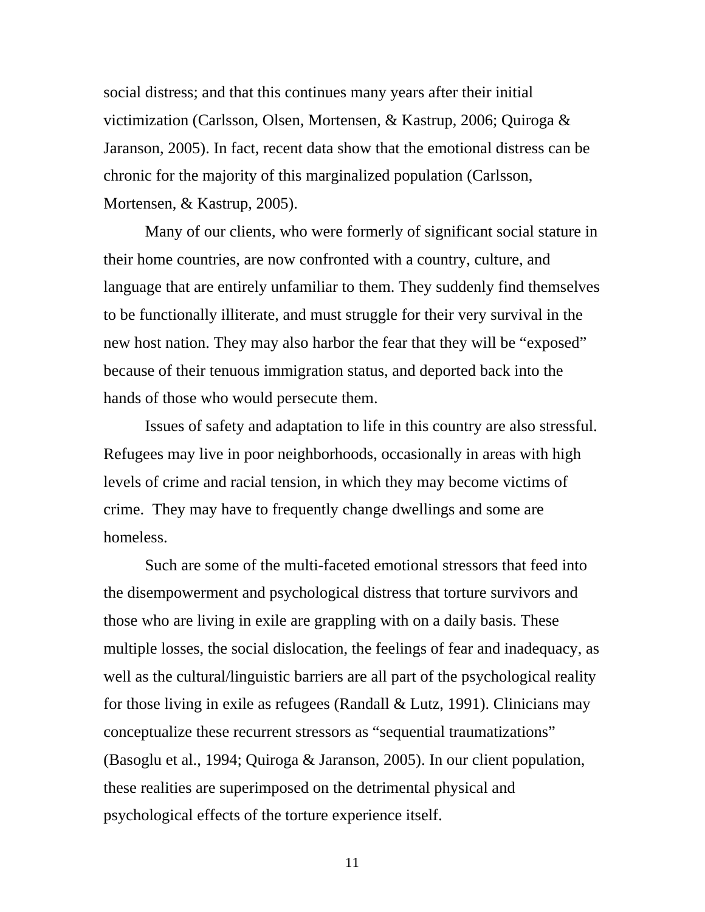social distress; and that this continues many years after their initial victimization (Carlsson, Olsen, Mortensen, & Kastrup, 2006; Quiroga & Jaranson, 2005). In fact, recent data show that the emotional distress can be chronic for the majority of this marginalized population (Carlsson, Mortensen, & Kastrup, 2005).

Many of our clients, who were formerly of significant social stature in their home countries, are now confronted with a country, culture, and language that are entirely unfamiliar to them. They suddenly find themselves to be functionally illiterate, and must struggle for their very survival in the new host nation. They may also harbor the fear that they will be "exposed" because of their tenuous immigration status, and deported back into the hands of those who would persecute them.

Issues of safety and adaptation to life in this country are also stressful. Refugees may live in poor neighborhoods, occasionally in areas with high levels of crime and racial tension, in which they may become victims of crime. They may have to frequently change dwellings and some are homeless.

Such are some of the multi-faceted emotional stressors that feed into the disempowerment and psychological distress that torture survivors and those who are living in exile are grappling with on a daily basis. These multiple losses, the social dislocation, the feelings of fear and inadequacy, as well as the cultural/linguistic barriers are all part of the psychological reality for those living in exile as refugees (Randall & Lutz, 1991). Clinicians may conceptualize these recurrent stressors as "sequential traumatizations" (Basoglu et al., 1994; Quiroga & Jaranson, 2005). In our client population, these realities are superimposed on the detrimental physical and psychological effects of the torture experience itself.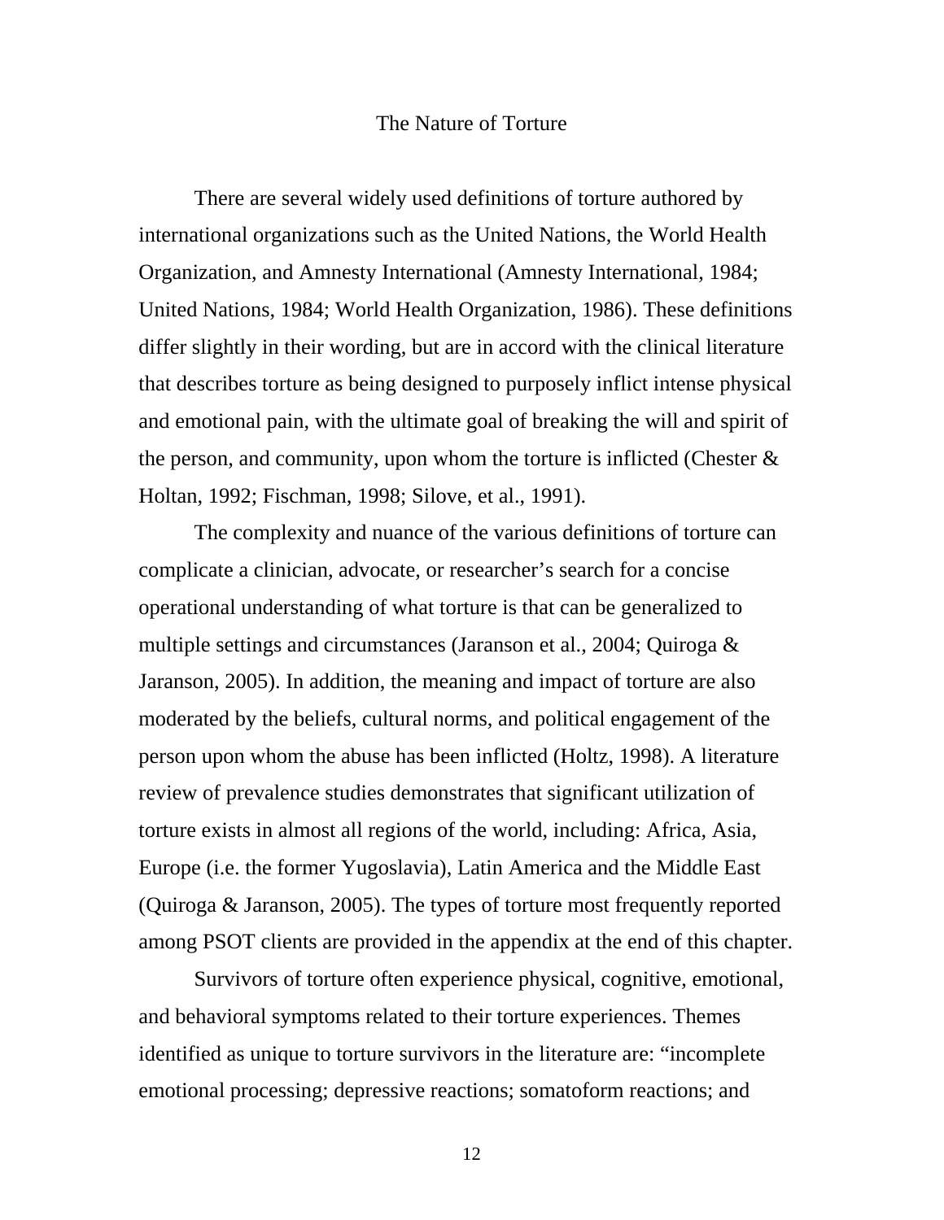## The Nature of Torture

There are several widely used definitions of torture authored by international organizations such as the United Nations, the World Health Organization, and Amnesty International (Amnesty International, 1984; United Nations, 1984; World Health Organization, 1986). These definitions differ slightly in their wording, but are in accord with the clinical literature that describes torture as being designed to purposely inflict intense physical and emotional pain, with the ultimate goal of breaking the will and spirit of the person, and community, upon whom the torture is inflicted (Chester & Holtan, 1992; Fischman, 1998; Silove, et al., 1991).

The complexity and nuance of the various definitions of torture can complicate a clinician, advocate, or researcher's search for a concise operational understanding of what torture is that can be generalized to multiple settings and circumstances (Jaranson et al., 2004; Quiroga & Jaranson, 2005). In addition, the meaning and impact of torture are also moderated by the beliefs, cultural norms, and political engagement of the person upon whom the abuse has been inflicted (Holtz, 1998). A literature review of prevalence studies demonstrates that significant utilization of torture exists in almost all regions of the world, including: Africa, Asia, Europe (i.e. the former Yugoslavia), Latin America and the Middle East (Quiroga & Jaranson, 2005). The types of torture most frequently reported among PSOT clients are provided in the appendix at the end of this chapter.

Survivors of torture often experience physical, cognitive, emotional, and behavioral symptoms related to their torture experiences. Themes identified as unique to torture survivors in the literature are: "incomplete emotional processing; depressive reactions; somatoform reactions; and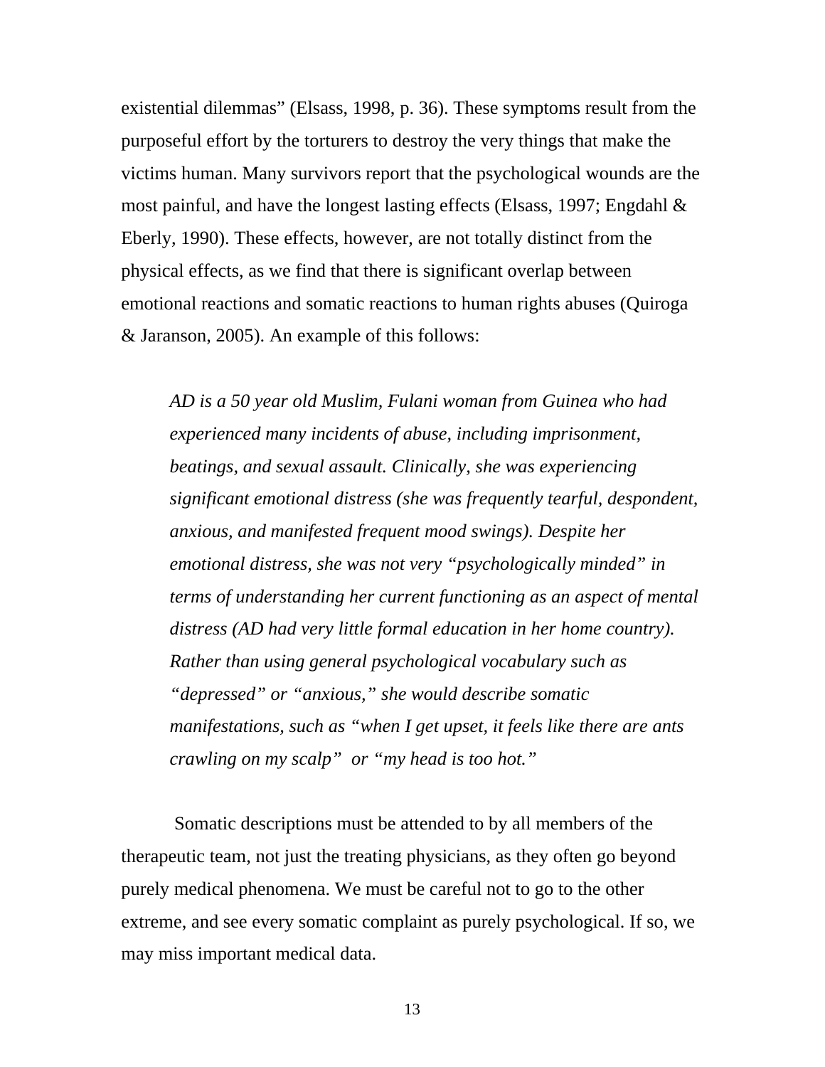existential dilemmas" (Elsass, 1998, p. 36). These symptoms result from the purposeful effort by the torturers to destroy the very things that make the victims human. Many survivors report that the psychological wounds are the most painful, and have the longest lasting effects (Elsass, 1997; Engdahl & Eberly, 1990). These effects, however, are not totally distinct from the physical effects, as we find that there is significant overlap between emotional reactions and somatic reactions to human rights abuses (Quiroga & Jaranson, 2005). An example of this follows:

> *AD is a 50 year old Muslim, Fulani woman from Guinea who had experienced many incidents of abuse, including imprisonment, beatings, and sexual assault. Clinically, she was experiencing significant emotional distress (she was frequently tearful, despondent, anxious, and manifested frequent mood swings). Despite her emotional distress, she was not very "psychologically minded" in terms of understanding her current functioning as an aspect of mental distress (AD had very little formal education in her home country). Rather than using general psychological vocabulary such as "depressed" or "anxious," she would describe somatic manifestations, such as "when I get upset, it feels like there are ants crawling on my scalp" or "my head is too hot."*

Somatic descriptions must be attended to by all members of the therapeutic team, not just the treating physicians, as they often go beyond purely medical phenomena. We must be careful not to go to the other extreme, and see every somatic complaint as purely psychological. If so, we may miss important medical data.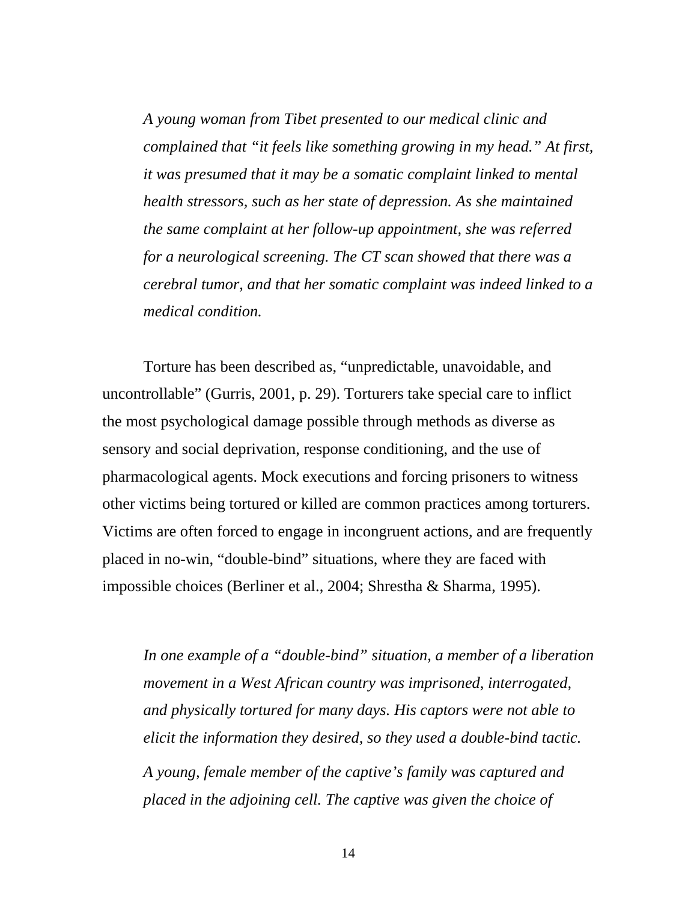*A young woman from Tibet presented to our medical clinic and complained that "it feels like something growing in my head." At first, it was presumed that it may be a somatic complaint linked to mental health stressors, such as her state of depression. As she maintained the same complaint at her follow-up appointment, she was referred for a neurological screening. The CT scan showed that there was a cerebral tumor, and that her somatic complaint was indeed linked to a medical condition.*

Torture has been described as, "unpredictable, unavoidable, and uncontrollable" (Gurris, 2001, p. 29). Torturers take special care to inflict the most psychological damage possible through methods as diverse as sensory and social deprivation, response conditioning, and the use of pharmacological agents. Mock executions and forcing prisoners to witness other victims being tortured or killed are common practices among torturers. Victims are often forced to engage in incongruent actions, and are frequently placed in no-win, "double-bind" situations, where they are faced with impossible choices (Berliner et al., 2004; Shrestha & Sharma, 1995).

*In one example of a "double-bind" situation, a member of a liberation movement in a West African country was imprisoned, interrogated, and physically tortured for many days. His captors were not able to elicit the information they desired, so they used a double-bind tactic.*

*A young, female member of the captive's family was captured and placed in the adjoining cell. The captive was given the choice of*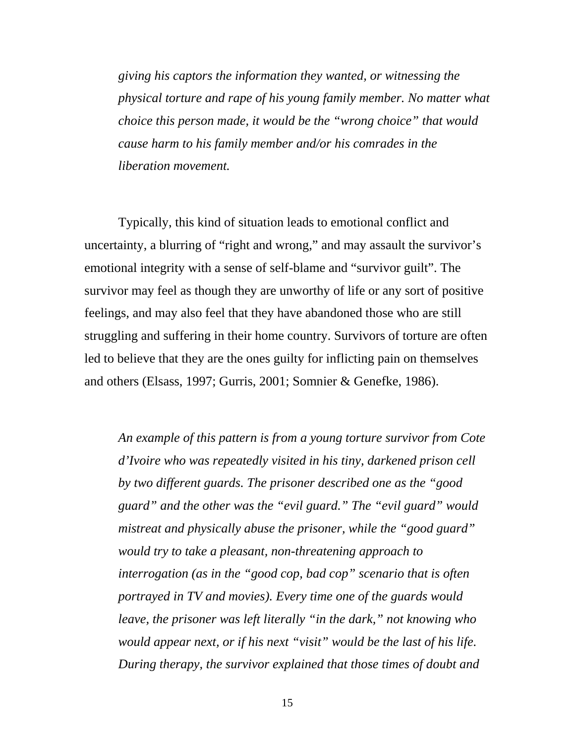*giving his captors the information they wanted, or witnessing the physical torture and rape of his young family member. No matter what choice this person made, it would be the "wrong choice" that would cause harm to his family member and/or his comrades in the liberation movement.*

Typically, this kind of situation leads to emotional conflict and uncertainty, a blurring of "right and wrong," and may assault the survivor's emotional integrity with a sense of self-blame and "survivor guilt". The survivor may feel as though they are unworthy of life or any sort of positive feelings, and may also feel that they have abandoned those who are still struggling and suffering in their home country. Survivors of torture are often led to believe that they are the ones guilty for inflicting pain on themselves and others (Elsass, 1997; Gurris, 2001; Somnier & Genefke, 1986).

*An example of this pattern is from a young torture survivor from Cote d'Ivoire who was repeatedly visited in his tiny, darkened prison cell by two different guards. The prisoner described one as the "good guard" and the other was the "evil guard." The "evil guard" would mistreat and physically abuse the prisoner, while the "good guard" would try to take a pleasant, non-threatening approach to interrogation (as in the "good cop, bad cop" scenario that is often portrayed in TV and movies). Every time one of the guards would leave, the prisoner was left literally "in the dark," not knowing who would appear next, or if his next "visit" would be the last of his life. During therapy, the survivor explained that those times of doubt and*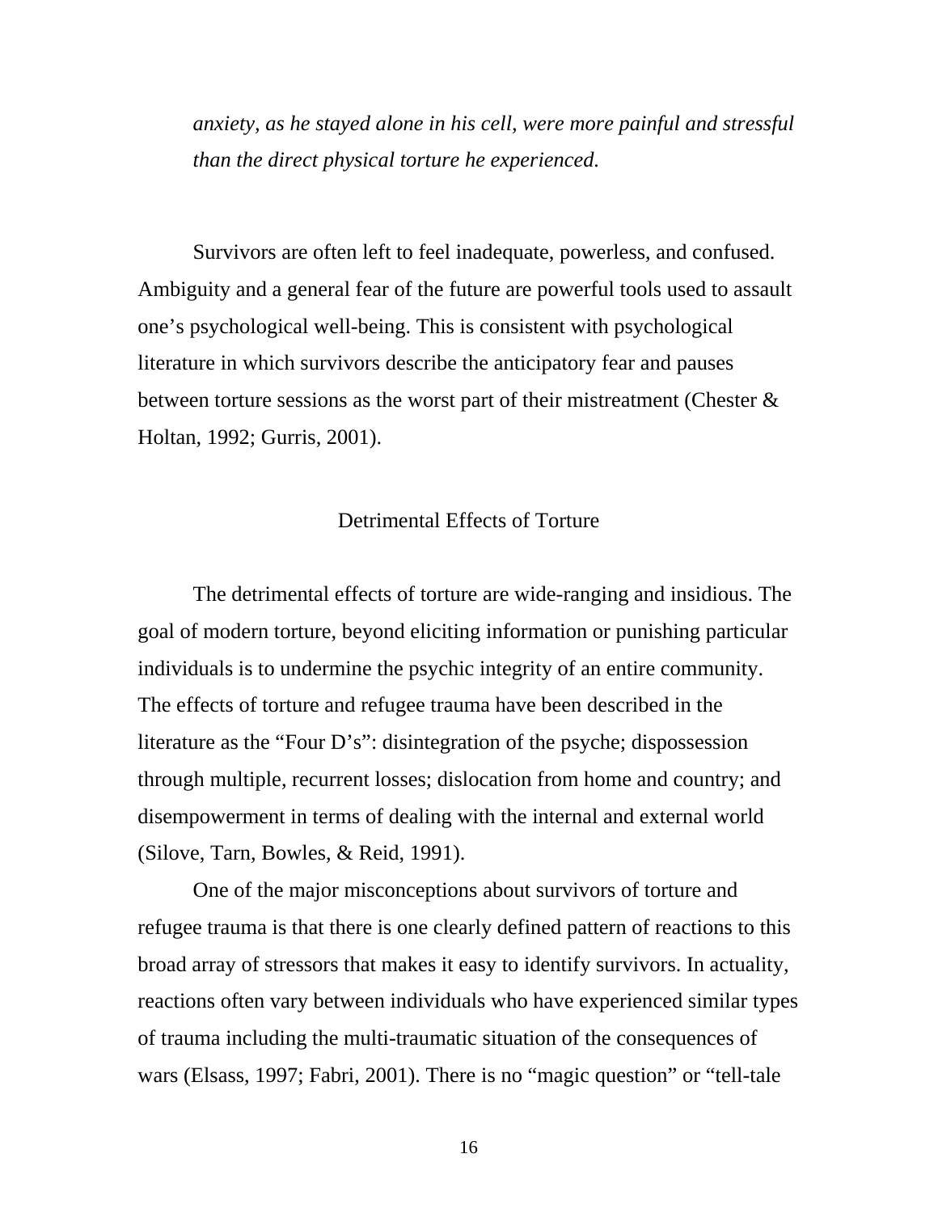*anxiety, as he stayed alone in his cell, were more painful and stressful than the direct physical torture he experienced.*

Survivors are often left to feel inadequate, powerless, and confused. Ambiguity and a general fear of the future are powerful tools used to assault one's psychological well-being. This is consistent with psychological literature in which survivors describe the anticipatory fear and pauses between torture sessions as the worst part of their mistreatment (Chester & Holtan, 1992; Gurris, 2001).

## Detrimental Effects of Torture

The detrimental effects of torture are wide-ranging and insidious. The goal of modern torture, beyond eliciting information or punishing particular individuals is to undermine the psychic integrity of an entire community. The effects of torture and refugee trauma have been described in the literature as the "Four D's": disintegration of the psyche; dispossession through multiple, recurrent losses; dislocation from home and country; and disempowerment in terms of dealing with the internal and external world (Silove, Tarn, Bowles, & Reid, 1991).

One of the major misconceptions about survivors of torture and refugee trauma is that there is one clearly defined pattern of reactions to this broad array of stressors that makes it easy to identify survivors. In actuality, reactions often vary between individuals who have experienced similar types of trauma including the multi-traumatic situation of the consequences of wars (Elsass, 1997; Fabri, 2001). There is no "magic question" or "tell-tale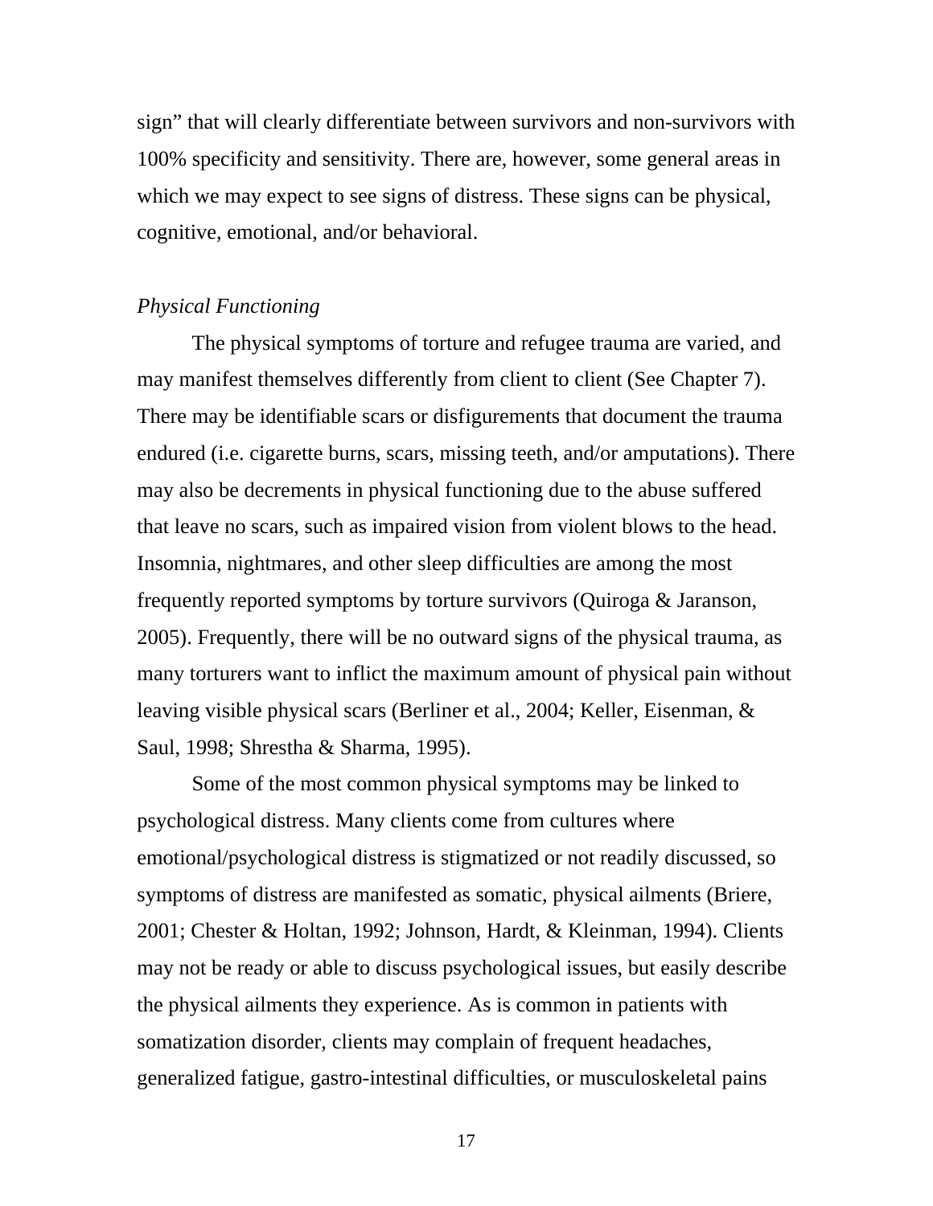sign" that will clearly differentiate between survivors and non-survivors with 100% specificity and sensitivity. There are, however, some general areas in which we may expect to see signs of distress. These signs can be physical, cognitive, emotional, and/or behavioral.

*Physical Functioning*

The physical symptoms of torture and refugee trauma are varied, and may manifest themselves differently from client to client (See Chapter 7). There may be identifiable scars or disfigurements that document the trauma endured (i.e. cigarette burns, scars, missing teeth, and/or amputations). There may also be decrements in physical functioning due to the abuse suffered that leave no scars, such as impaired vision from violent blows to the head. Insomnia, nightmares, and other sleep difficulties are among the most frequently reported symptoms by torture survivors (Quiroga & Jaranson, 2005). Frequently, there will be no outward signs of the physical trauma, as many torturers want to inflict the maximum amount of physical pain without leaving visible physical scars (Berliner et al., 2004; Keller, Eisenman, & Saul, 1998; Shrestha & Sharma, 1995).

Some of the most common physical symptoms may be linked to psychological distress. Many clients come from cultures where emotional/psychological distress is stigmatized or not readily discussed, so symptoms of distress are manifested as somatic, physical ailments (Briere, 2001; Chester & Holtan, 1992; Johnson, Hardt, & Kleinman, 1994). Clients may not be ready or able to discuss psychological issues, but easily describe the physical ailments they experience. As is common in patients with somatization disorder, clients may complain of frequent headaches, generalized fatigue, gastro-intestinal difficulties, or musculoskeletal pains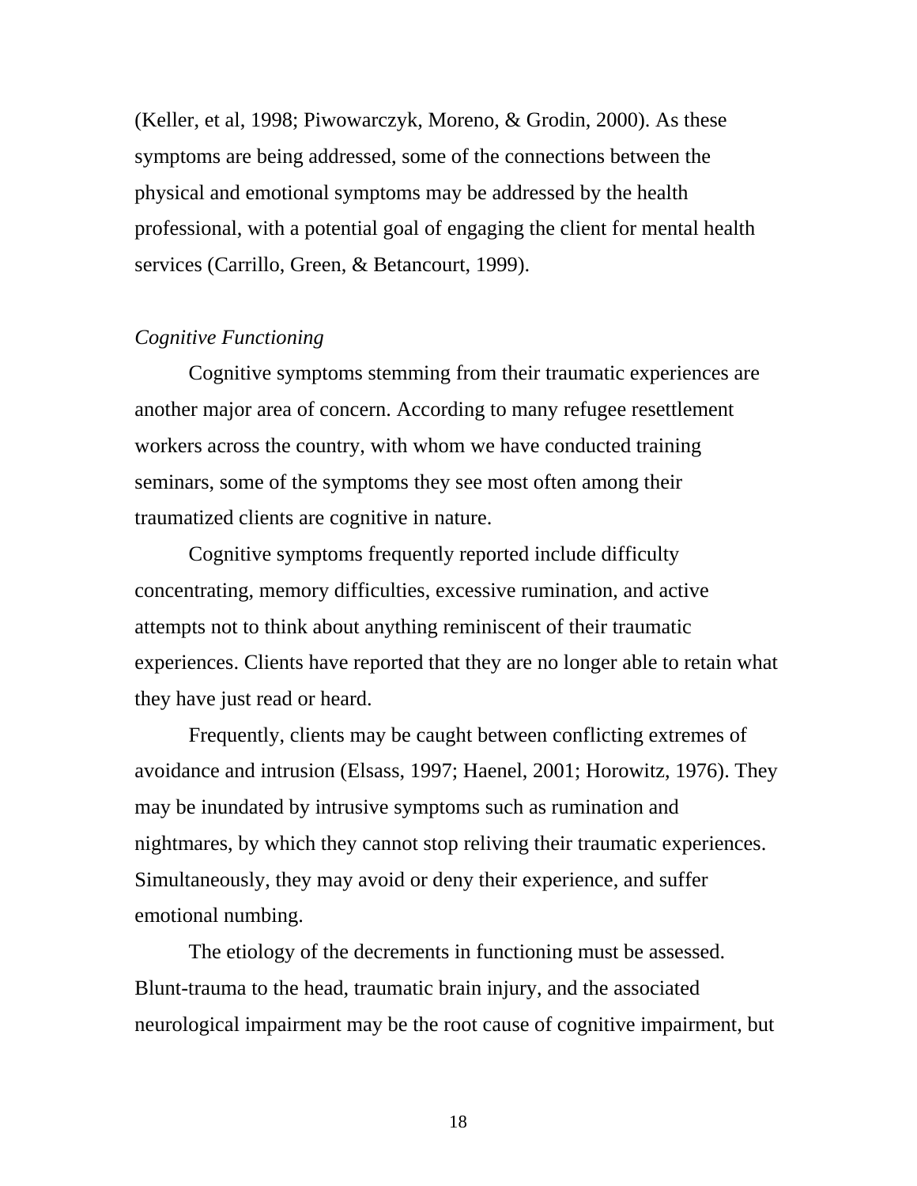(Keller, et al, 1998; Piwowarczyk, Moreno, & Grodin, 2000). As these symptoms are being addressed, some of the connections between the physical and emotional symptoms may be addressed by the health professional, with a potential goal of engaging the client for mental health services (Carrillo, Green, & Betancourt, 1999).

*Cognitive Functioning*

Cognitive symptoms stemming from their traumatic experiences are another major area of concern. According to many refugee resettlement workers across the country, with whom we have conducted training seminars, some of the symptoms they see most often among their traumatized clients are cognitive in nature.

Cognitive symptoms frequently reported include difficulty concentrating, memory difficulties, excessive rumination, and active attempts not to think about anything reminiscent of their traumatic experiences. Clients have reported that they are no longer able to retain what they have just read or heard.

Frequently, clients may be caught between conflicting extremes of avoidance and intrusion (Elsass, 1997; Haenel, 2001; Horowitz, 1976). They may be inundated by intrusive symptoms such as rumination and nightmares, by which they cannot stop reliving their traumatic experiences. Simultaneously, they may avoid or deny their experience, and suffer emotional numbing.

The etiology of the decrements in functioning must be assessed. Blunt-trauma to the head, traumatic brain injury, and the associated neurological impairment may be the root cause of cognitive impairment, but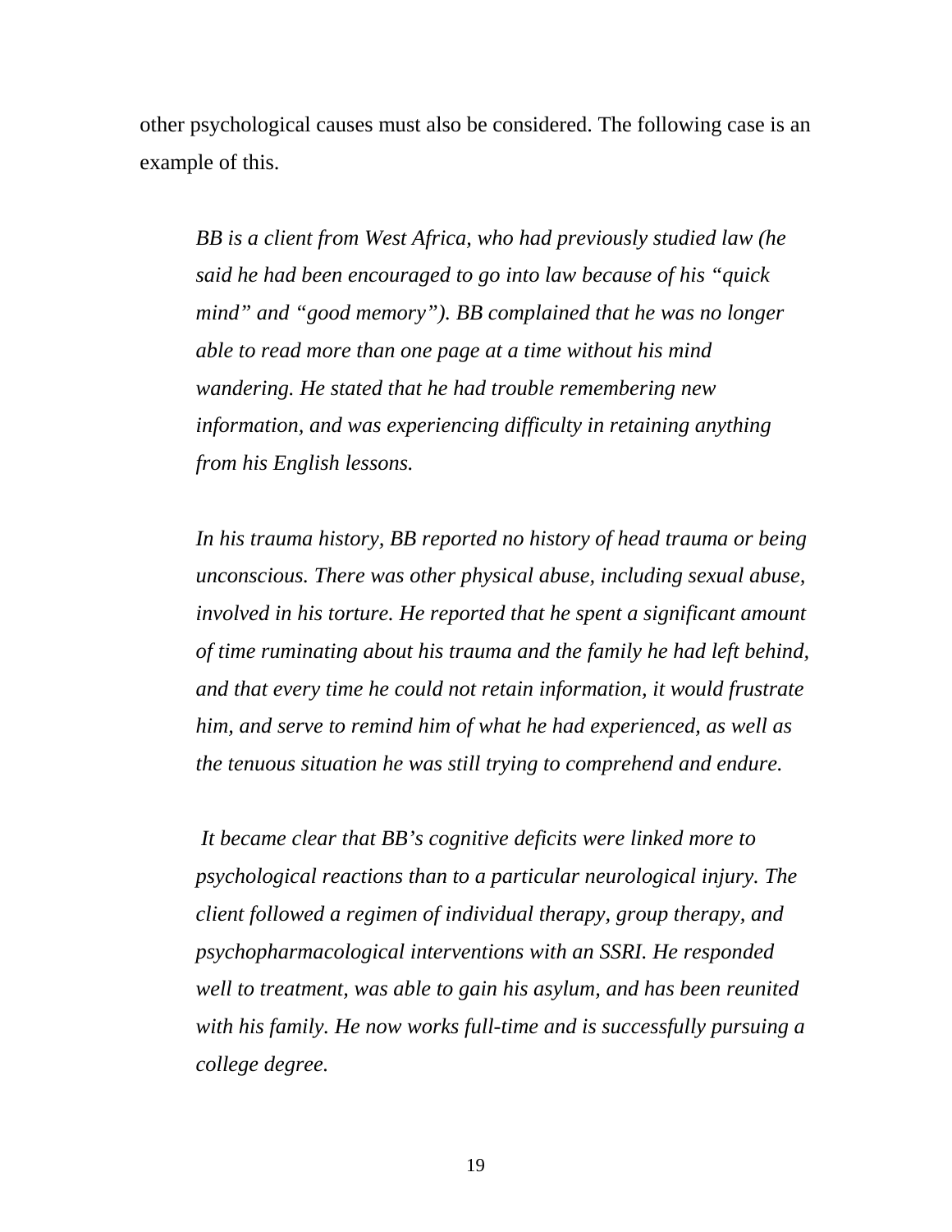other psychological causes must also be considered. The following case is an example of this.

> *BB is a client from West Africa, who had previously studied law (he said he had been encouraged to go into law because of his "quick mind" and "good memory"). BB complained that he was no longer able to read more than one page at a time without his mind wandering. He stated that he had trouble remembering new information, and was experiencing difficulty in retaining anything from his English lessons.*
>
> *In his trauma history, BB reported no history of head trauma or being unconscious. There was other physical abuse, including sexual abuse, involved in his torture. He reported that he spent a significant amount of time ruminating about his trauma and the family he had left behind, and that every time he could not retain information, it would frustrate him, and serve to remind him of what he had experienced, as well as the tenuous situation he was still trying to comprehend and endure.*
>
> *It became clear that BB's cognitive deficits were linked more to psychological reactions than to a particular neurological injury. The client followed a regimen of individual therapy, group therapy, and psychopharmacological interventions with an SSRI. He responded well to treatment, was able to gain his asylum, and has been reunited with his family. He now works full-time and is successfully pursuing a college degree.*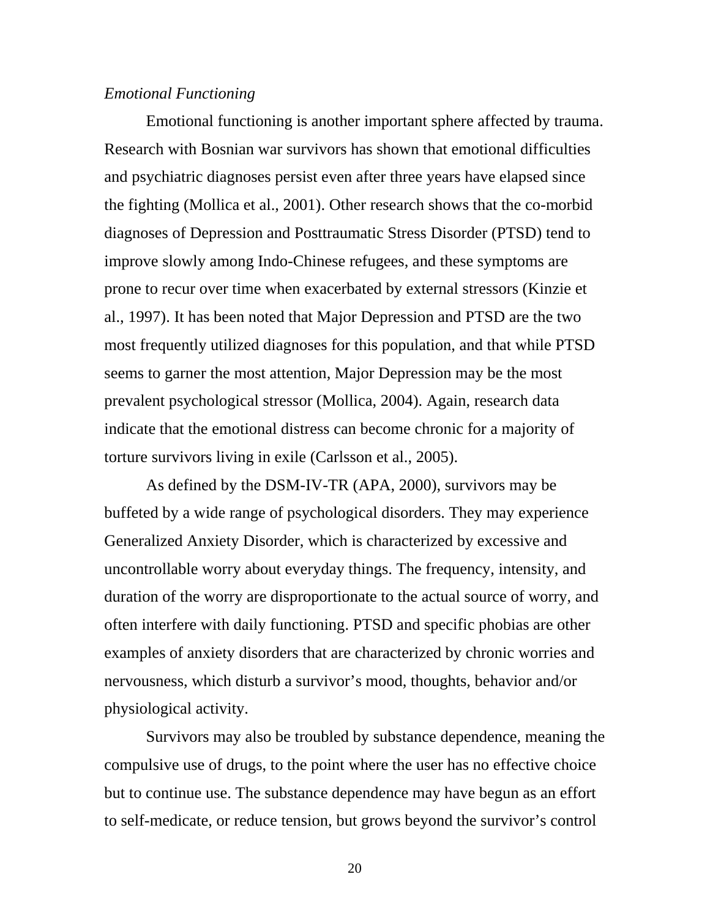*Emotional Functioning*

Emotional functioning is another important sphere affected by trauma. Research with Bosnian war survivors has shown that emotional difficulties and psychiatric diagnoses persist even after three years have elapsed since the fighting (Mollica et al., 2001). Other research shows that the co-morbid diagnoses of Depression and Posttraumatic Stress Disorder (PTSD) tend to improve slowly among Indo-Chinese refugees, and these symptoms are prone to recur over time when exacerbated by external stressors (Kinzie et al., 1997). It has been noted that Major Depression and PTSD are the two most frequently utilized diagnoses for this population, and that while PTSD seems to garner the most attention, Major Depression may be the most prevalent psychological stressor (Mollica, 2004). Again, research data indicate that the emotional distress can become chronic for a majority of torture survivors living in exile (Carlsson et al., 2005).

As defined by the DSM-IV-TR (APA, 2000), survivors may be buffeted by a wide range of psychological disorders. They may experience Generalized Anxiety Disorder, which is characterized by excessive and uncontrollable worry about everyday things. The frequency, intensity, and duration of the worry are disproportionate to the actual source of worry, and often interfere with daily functioning. PTSD and specific phobias are other examples of anxiety disorders that are characterized by chronic worries and nervousness, which disturb a survivor's mood, thoughts, behavior and/or physiological activity.

Survivors may also be troubled by substance dependence, meaning the compulsive use of drugs, to the point where the user has no effective choice but to continue use. The substance dependence may have begun as an effort to self-medicate, or reduce tension, but grows beyond the survivor's control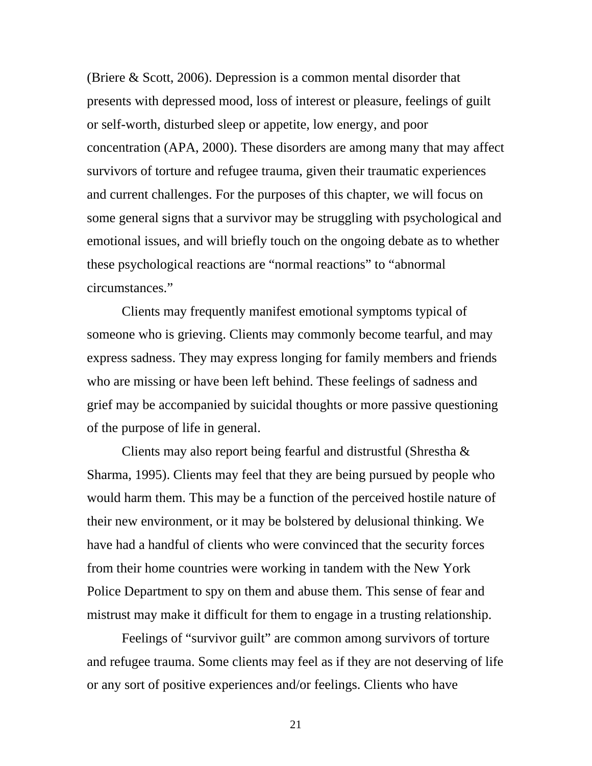(Briere & Scott, 2006). Depression is a common mental disorder that presents with depressed mood, loss of interest or pleasure, feelings of guilt or self-worth, disturbed sleep or appetite, low energy, and poor concentration (APA, 2000). These disorders are among many that may affect survivors of torture and refugee trauma, given their traumatic experiences and current challenges. For the purposes of this chapter, we will focus on some general signs that a survivor may be struggling with psychological and emotional issues, and will briefly touch on the ongoing debate as to whether these psychological reactions are "normal reactions" to "abnormal circumstances."

Clients may frequently manifest emotional symptoms typical of someone who is grieving. Clients may commonly become tearful, and may express sadness. They may express longing for family members and friends who are missing or have been left behind. These feelings of sadness and grief may be accompanied by suicidal thoughts or more passive questioning of the purpose of life in general.

Clients may also report being fearful and distrustful (Shrestha & Sharma, 1995). Clients may feel that they are being pursued by people who would harm them. This may be a function of the perceived hostile nature of their new environment, or it may be bolstered by delusional thinking. We have had a handful of clients who were convinced that the security forces from their home countries were working in tandem with the New York Police Department to spy on them and abuse them. This sense of fear and mistrust may make it difficult for them to engage in a trusting relationship.

Feelings of "survivor guilt" are common among survivors of torture and refugee trauma. Some clients may feel as if they are not deserving of life or any sort of positive experiences and/or feelings. Clients who have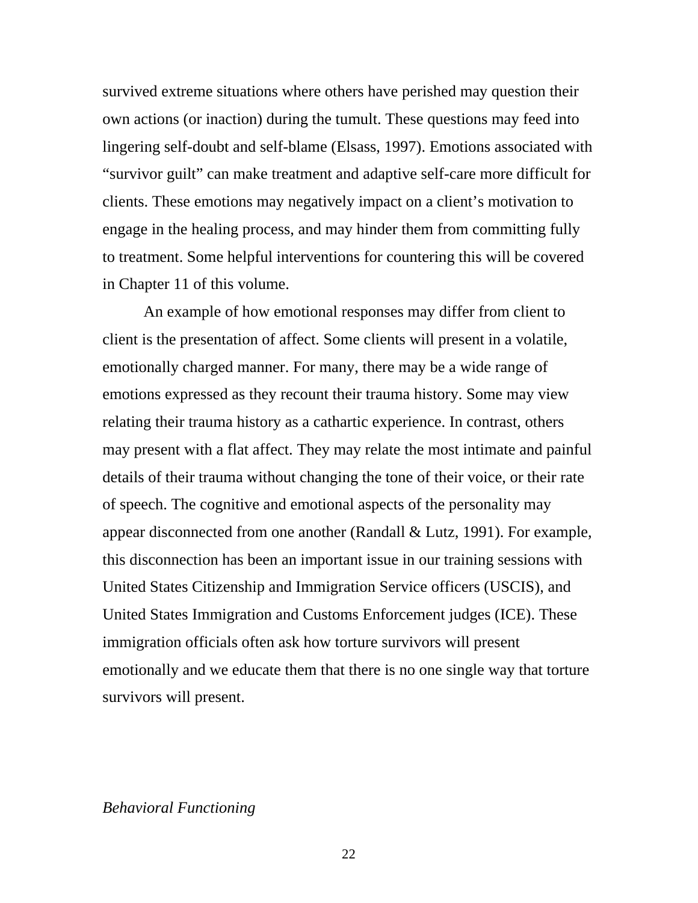survived extreme situations where others have perished may question their own actions (or inaction) during the tumult. These questions may feed into lingering self-doubt and self-blame (Elsass, 1997). Emotions associated with “survivor guilt” can make treatment and adaptive self-care more difficult for clients. These emotions may negatively impact on a client’s motivation to engage in the healing process, and may hinder them from committing fully to treatment. Some helpful interventions for countering this will be covered in Chapter 11 of this volume.

An example of how emotional responses may differ from client to client is the presentation of affect. Some clients will present in a volatile, emotionally charged manner. For many, there may be a wide range of emotions expressed as they recount their trauma history. Some may view relating their trauma history as a cathartic experience. In contrast, others may present with a flat affect. They may relate the most intimate and painful details of their trauma without changing the tone of their voice, or their rate of speech. The cognitive and emotional aspects of the personality may appear disconnected from one another (Randall & Lutz, 1991). For example, this disconnection has been an important issue in our training sessions with United States Citizenship and Immigration Service officers (USCIS), and United States Immigration and Customs Enforcement judges (ICE). These immigration officials often ask how torture survivors will present emotionally and we educate them that there is no one single way that torture survivors will present.

*Behavioral Functioning*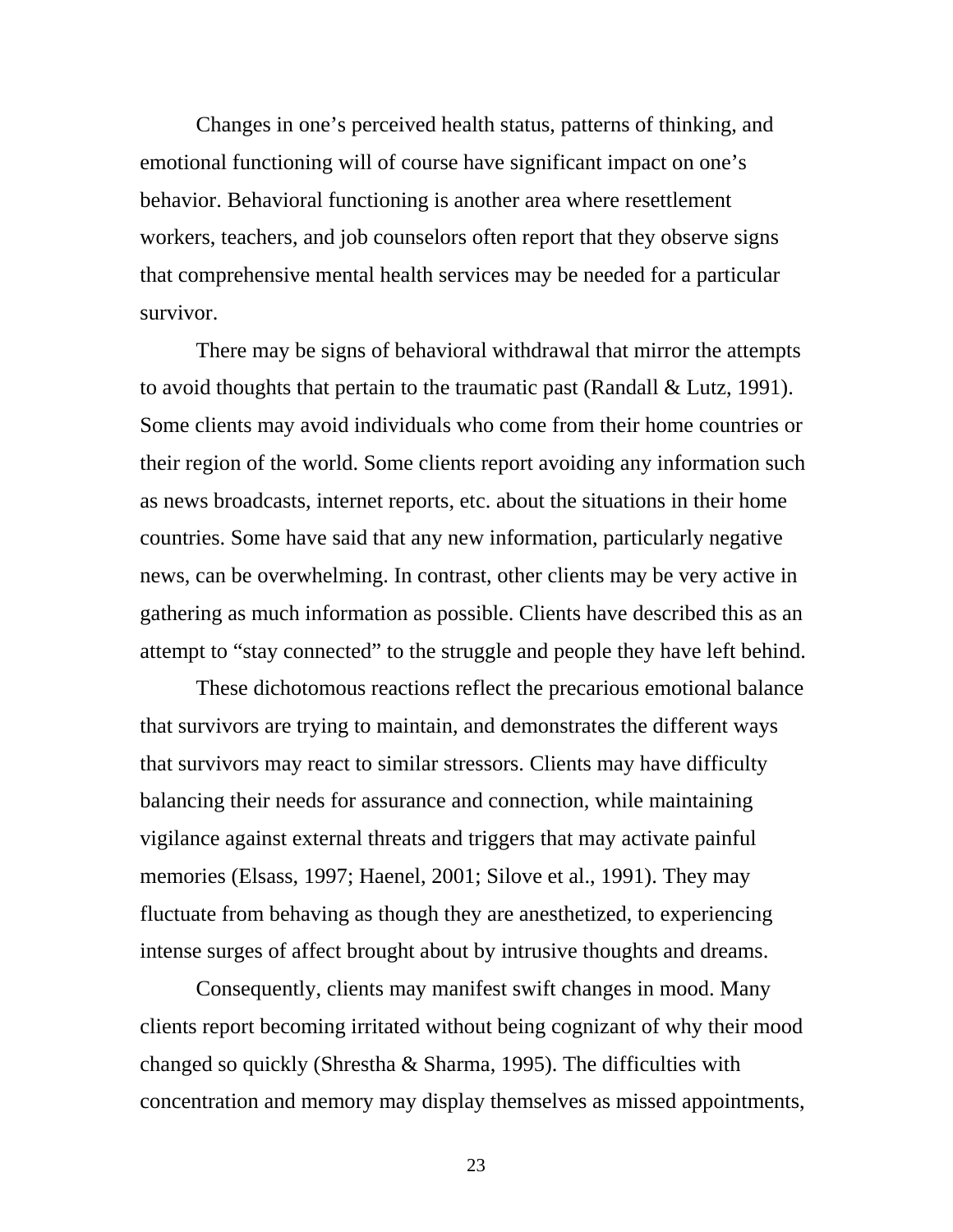Changes in one's perceived health status, patterns of thinking, and emotional functioning will of course have significant impact on one's behavior. Behavioral functioning is another area where resettlement workers, teachers, and job counselors often report that they observe signs that comprehensive mental health services may be needed for a particular survivor.

There may be signs of behavioral withdrawal that mirror the attempts to avoid thoughts that pertain to the traumatic past (Randall & Lutz, 1991). Some clients may avoid individuals who come from their home countries or their region of the world. Some clients report avoiding any information such as news broadcasts, internet reports, etc. about the situations in their home countries. Some have said that any new information, particularly negative news, can be overwhelming. In contrast, other clients may be very active in gathering as much information as possible. Clients have described this as an attempt to "stay connected" to the struggle and people they have left behind.

These dichotomous reactions reflect the precarious emotional balance that survivors are trying to maintain, and demonstrates the different ways that survivors may react to similar stressors. Clients may have difficulty balancing their needs for assurance and connection, while maintaining vigilance against external threats and triggers that may activate painful memories (Elsass, 1997; Haenel, 2001; Silove et al., 1991). They may fluctuate from behaving as though they are anesthetized, to experiencing intense surges of affect brought about by intrusive thoughts and dreams.

Consequently, clients may manifest swift changes in mood. Many clients report becoming irritated without being cognizant of why their mood changed so quickly (Shrestha & Sharma, 1995). The difficulties with concentration and memory may display themselves as missed appointments,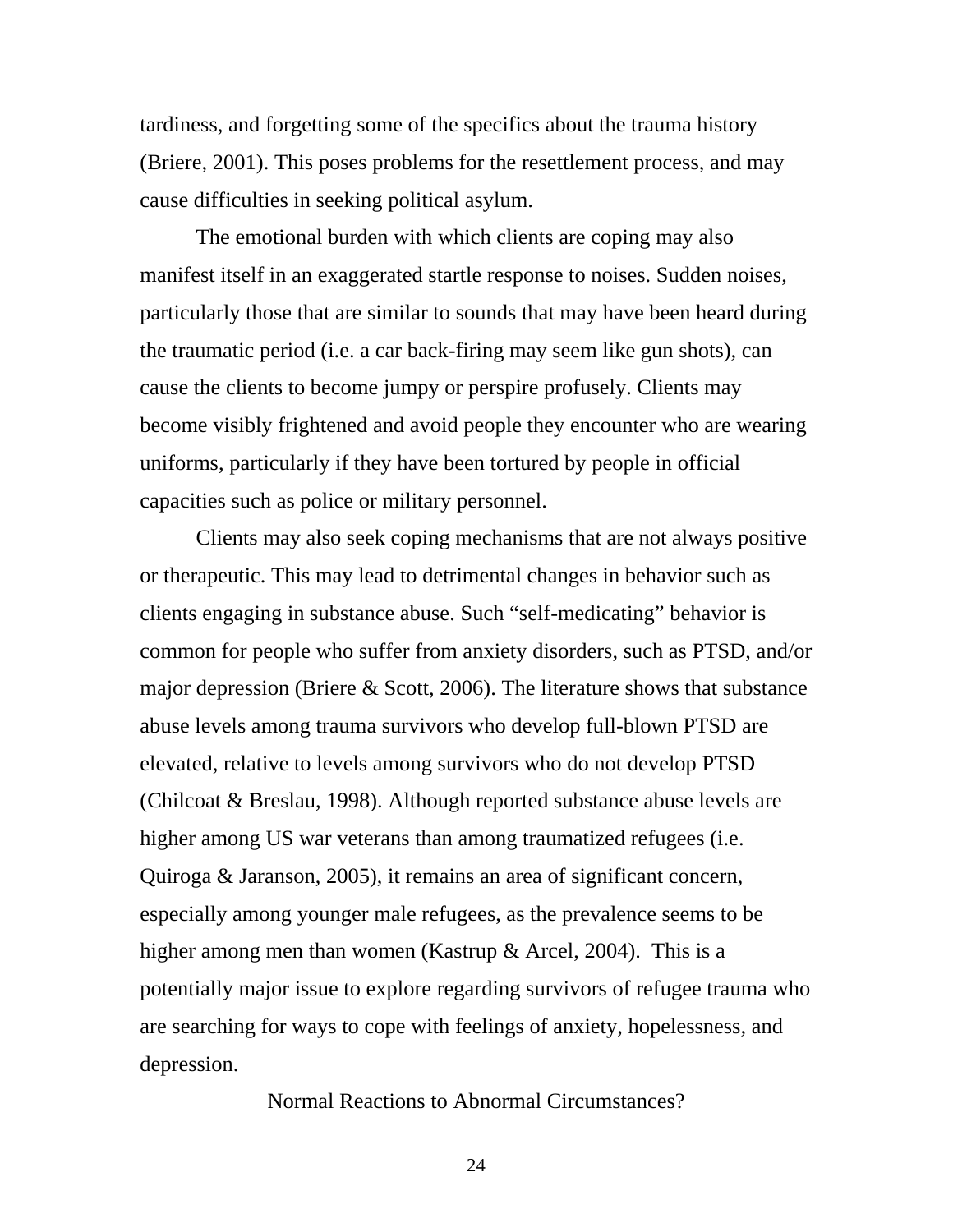tardiness, and forgetting some of the specifics about the trauma history (Briere, 2001). This poses problems for the resettlement process, and may cause difficulties in seeking political asylum.

The emotional burden with which clients are coping may also manifest itself in an exaggerated startle response to noises. Sudden noises, particularly those that are similar to sounds that may have been heard during the traumatic period (i.e. a car back-firing may seem like gun shots), can cause the clients to become jumpy or perspire profusely. Clients may become visibly frightened and avoid people they encounter who are wearing uniforms, particularly if they have been tortured by people in official capacities such as police or military personnel.

Clients may also seek coping mechanisms that are not always positive or therapeutic. This may lead to detrimental changes in behavior such as clients engaging in substance abuse. Such "self-medicating" behavior is common for people who suffer from anxiety disorders, such as PTSD, and/or major depression (Briere & Scott, 2006). The literature shows that substance abuse levels among trauma survivors who develop full-blown PTSD are elevated, relative to levels among survivors who do not develop PTSD (Chilcoat & Breslau, 1998). Although reported substance abuse levels are higher among US war veterans than among traumatized refugees (i.e. Quiroga & Jaranson, 2005), it remains an area of significant concern, especially among younger male refugees, as the prevalence seems to be higher among men than women (Kastrup & Arcel, 2004). This is a potentially major issue to explore regarding survivors of refugee trauma who are searching for ways to cope with feelings of anxiety, hopelessness, and depression.

## Normal Reactions to Abnormal Circumstances?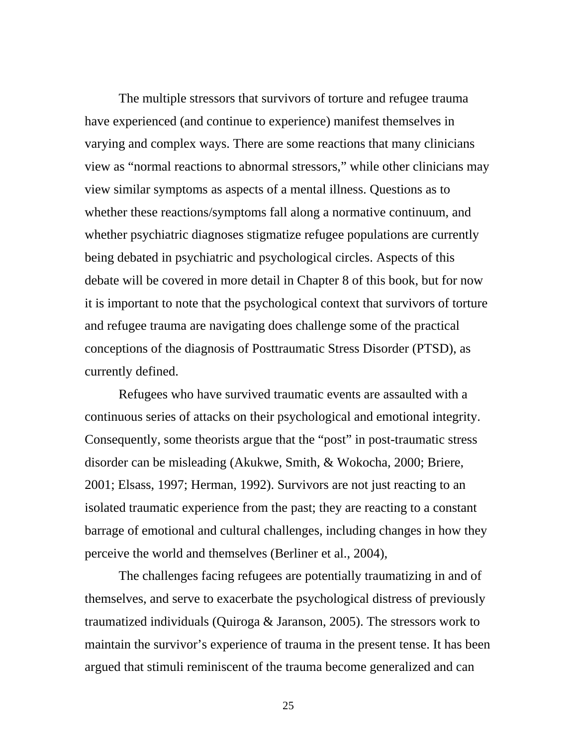The multiple stressors that survivors of torture and refugee trauma have experienced (and continue to experience) manifest themselves in varying and complex ways. There are some reactions that many clinicians view as "normal reactions to abnormal stressors," while other clinicians may view similar symptoms as aspects of a mental illness. Questions as to whether these reactions/symptoms fall along a normative continuum, and whether psychiatric diagnoses stigmatize refugee populations are currently being debated in psychiatric and psychological circles. Aspects of this debate will be covered in more detail in Chapter 8 of this book, but for now it is important to note that the psychological context that survivors of torture and refugee trauma are navigating does challenge some of the practical conceptions of the diagnosis of Posttraumatic Stress Disorder (PTSD), as currently defined.

Refugees who have survived traumatic events are assaulted with a continuous series of attacks on their psychological and emotional integrity. Consequently, some theorists argue that the "post" in post-traumatic stress disorder can be misleading (Akukwe, Smith, & Wokocha, 2000; Briere, 2001; Elsass, 1997; Herman, 1992). Survivors are not just reacting to an isolated traumatic experience from the past; they are reacting to a constant barrage of emotional and cultural challenges, including changes in how they perceive the world and themselves (Berliner et al., 2004),

The challenges facing refugees are potentially traumatizing in and of themselves, and serve to exacerbate the psychological distress of previously traumatized individuals (Quiroga & Jaranson, 2005). The stressors work to maintain the survivor's experience of trauma in the present tense. It has been argued that stimuli reminiscent of the trauma become generalized and can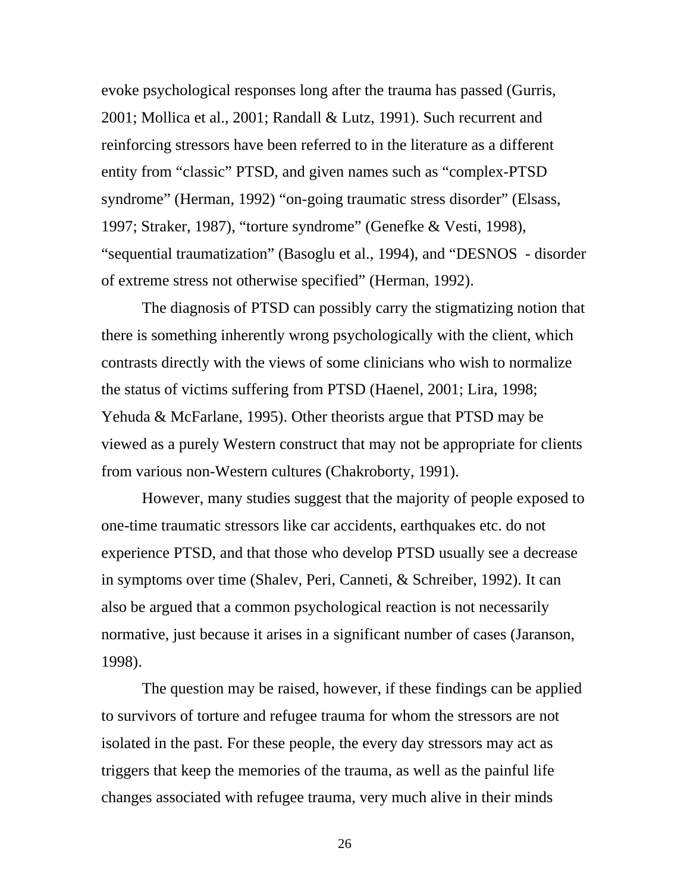evoke psychological responses long after the trauma has passed (Gurris, 2001; Mollica et al., 2001; Randall & Lutz, 1991). Such recurrent and reinforcing stressors have been referred to in the literature as a different entity from "classic" PTSD, and given names such as "complex-PTSD syndrome" (Herman, 1992) "on-going traumatic stress disorder" (Elsass, 1997; Straker, 1987), "torture syndrome" (Genefke & Vesti, 1998), "sequential traumatization" (Basoglu et al., 1994), and "DESNOS - disorder of extreme stress not otherwise specified" (Herman, 1992).

The diagnosis of PTSD can possibly carry the stigmatizing notion that there is something inherently wrong psychologically with the client, which contrasts directly with the views of some clinicians who wish to normalize the status of victims suffering from PTSD (Haenel, 2001; Lira, 1998; Yehuda & McFarlane, 1995). Other theorists argue that PTSD may be viewed as a purely Western construct that may not be appropriate for clients from various non-Western cultures (Chakroborty, 1991).

However, many studies suggest that the majority of people exposed to one-time traumatic stressors like car accidents, earthquakes etc. do not experience PTSD, and that those who develop PTSD usually see a decrease in symptoms over time (Shalev, Peri, Canneti, & Schreiber, 1992). It can also be argued that a common psychological reaction is not necessarily normative, just because it arises in a significant number of cases (Jaranson, 1998).

The question may be raised, however, if these findings can be applied to survivors of torture and refugee trauma for whom the stressors are not isolated in the past. For these people, the every day stressors may act as triggers that keep the memories of the trauma, as well as the painful life changes associated with refugee trauma, very much alive in their minds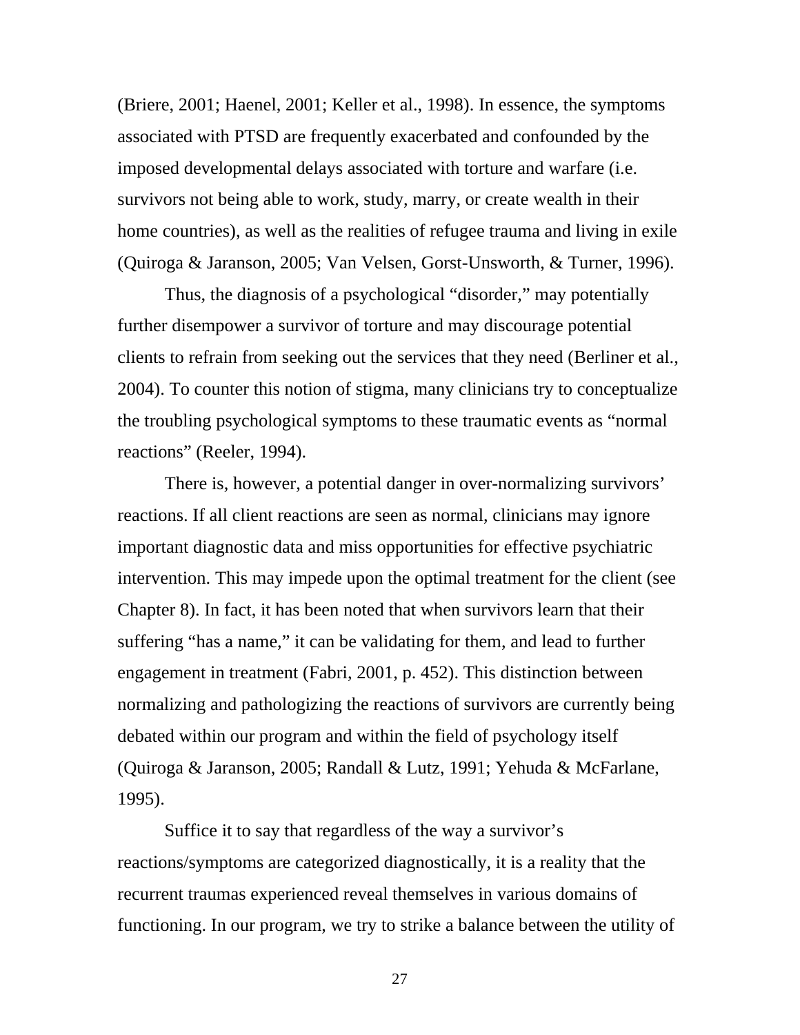(Briere, 2001; Haenel, 2001; Keller et al., 1998). In essence, the symptoms associated with PTSD are frequently exacerbated and confounded by the imposed developmental delays associated with torture and warfare (i.e. survivors not being able to work, study, marry, or create wealth in their home countries), as well as the realities of refugee trauma and living in exile (Quiroga & Jaranson, 2005; Van Velsen, Gorst-Unsworth, & Turner, 1996).

Thus, the diagnosis of a psychological "disorder," may potentially further disempower a survivor of torture and may discourage potential clients to refrain from seeking out the services that they need (Berliner et al., 2004). To counter this notion of stigma, many clinicians try to conceptualize the troubling psychological symptoms to these traumatic events as "normal reactions" (Reeler, 1994).

There is, however, a potential danger in over-normalizing survivors' reactions. If all client reactions are seen as normal, clinicians may ignore important diagnostic data and miss opportunities for effective psychiatric intervention. This may impede upon the optimal treatment for the client (see Chapter 8). In fact, it has been noted that when survivors learn that their suffering "has a name," it can be validating for them, and lead to further engagement in treatment (Fabri, 2001, p. 452). This distinction between normalizing and pathologizing the reactions of survivors are currently being debated within our program and within the field of psychology itself (Quiroga & Jaranson, 2005; Randall & Lutz, 1991; Yehuda & McFarlane, 1995).

Suffice it to say that regardless of the way a survivor's reactions/symptoms are categorized diagnostically, it is a reality that the recurrent traumas experienced reveal themselves in various domains of functioning. In our program, we try to strike a balance between the utility of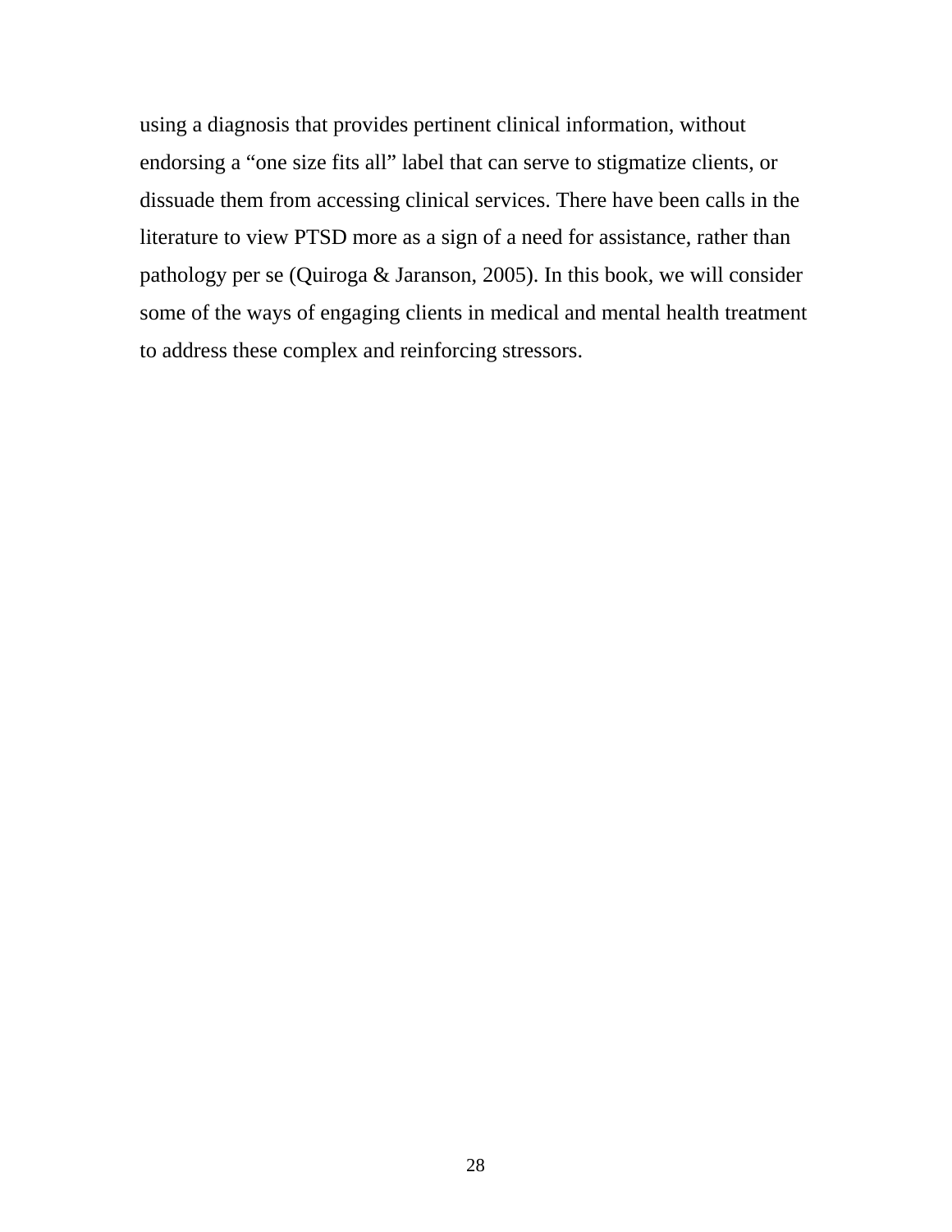using a diagnosis that provides pertinent clinical information, without endorsing a "one size fits all" label that can serve to stigmatize clients, or dissuade them from accessing clinical services. There have been calls in the literature to view PTSD more as a sign of a need for assistance, rather than pathology per se (Quiroga & Jaranson, 2005). In this book, we will consider some of the ways of engaging clients in medical and mental health treatment to address these complex and reinforcing stressors.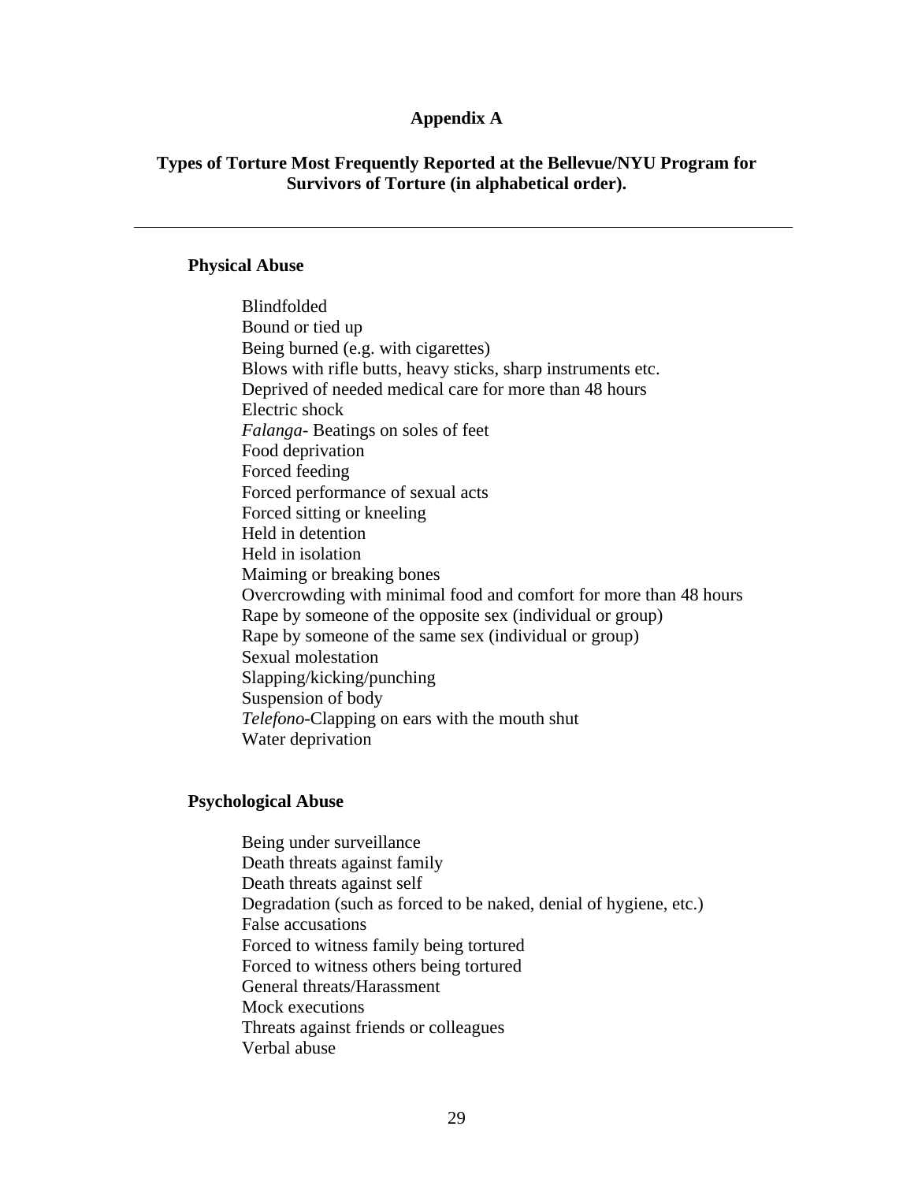# Appendix A

## Types of Torture Most Frequently Reported at the Bellevue/NYU Program for Survivors of Torture (in alphabetical order).

---

### Physical Abuse

- Blindfolded
- Bound or tied up
- Being burned (e.g. with cigarettes)
- Blows with rifle butts, heavy sticks, sharp instruments etc.
- Deprived of needed medical care for more than 48 hours
- Electric shock
- *Falanga*- Beatings on soles of feet
- Food deprivation
- Forced feeding
- Forced performance of sexual acts
- Forced sitting or kneeling
- Held in detention
- Held in isolation
- Maiming or breaking bones
- Overcrowding with minimal food and comfort for more than 48 hours
- Rape by someone of the opposite sex (individual or group)
- Rape by someone of the same sex (individual or group)
- Sexual molestation
- Slapping/kicking/punching
- Suspension of body
- *Telefono*-Clapping on ears with the mouth shut
- Water deprivation

### Psychological Abuse

- Being under surveillance
- Death threats against family
- Death threats against self
- Degradation (such as forced to be naked, denial of hygiene, etc.)
- False accusations
- Forced to witness family being tortured
- Forced to witness others being tortured
- General threats/Harassment
- Mock executions
- Threats against friends or colleagues
- Verbal abuse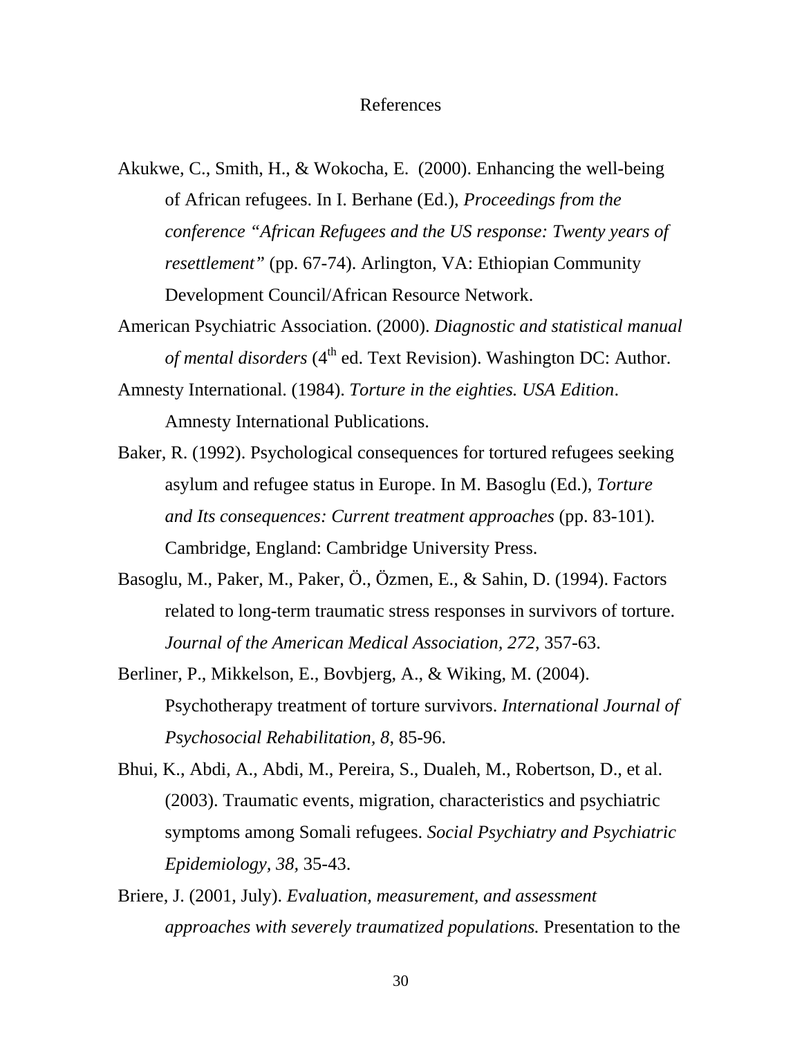# References

Akukwe, C., Smith, H., & Wokocha, E. (2000). Enhancing the well-being of African refugees. In I. Berhane (Ed.), *Proceedings from the conference "African Refugees and the US response: Twenty years of resettlement"* (pp. 67-74). Arlington, VA: Ethiopian Community Development Council/African Resource Network.

American Psychiatric Association. (2000). *Diagnostic and statistical manual of mental disorders* (4th ed. Text Revision). Washington DC: Author.

Amnesty International. (1984). *Torture in the eighties. USA Edition*. Amnesty International Publications.

Baker, R. (1992). Psychological consequences for tortured refugees seeking asylum and refugee status in Europe. In M. Basoglu (Ed.), *Torture and Its consequences: Current treatment approaches* (pp. 83-101). Cambridge, England: Cambridge University Press.

Basoglu, M., Paker, M., Paker, Ö., Özmen, E., & Sahin, D. (1994). Factors related to long-term traumatic stress responses in survivors of torture. *Journal of the American Medical Association, 272*, 357-63.

Berliner, P., Mikkelson, E., Bovbjerg, A., & Wiking, M. (2004). Psychotherapy treatment of torture survivors. *International Journal of Psychosocial Rehabilitation, 8*, 85-96.

Bhui, K., Abdi, A., Abdi, M., Pereira, S., Dualeh, M., Robertson, D., et al. (2003). Traumatic events, migration, characteristics and psychiatric symptoms among Somali refugees. *Social Psychiatry and Psychiatric Epidemiology, 38*, 35-43.

Briere, J. (2001, July). *Evaluation, measurement, and assessment approaches with severely traumatized populations.* Presentation to the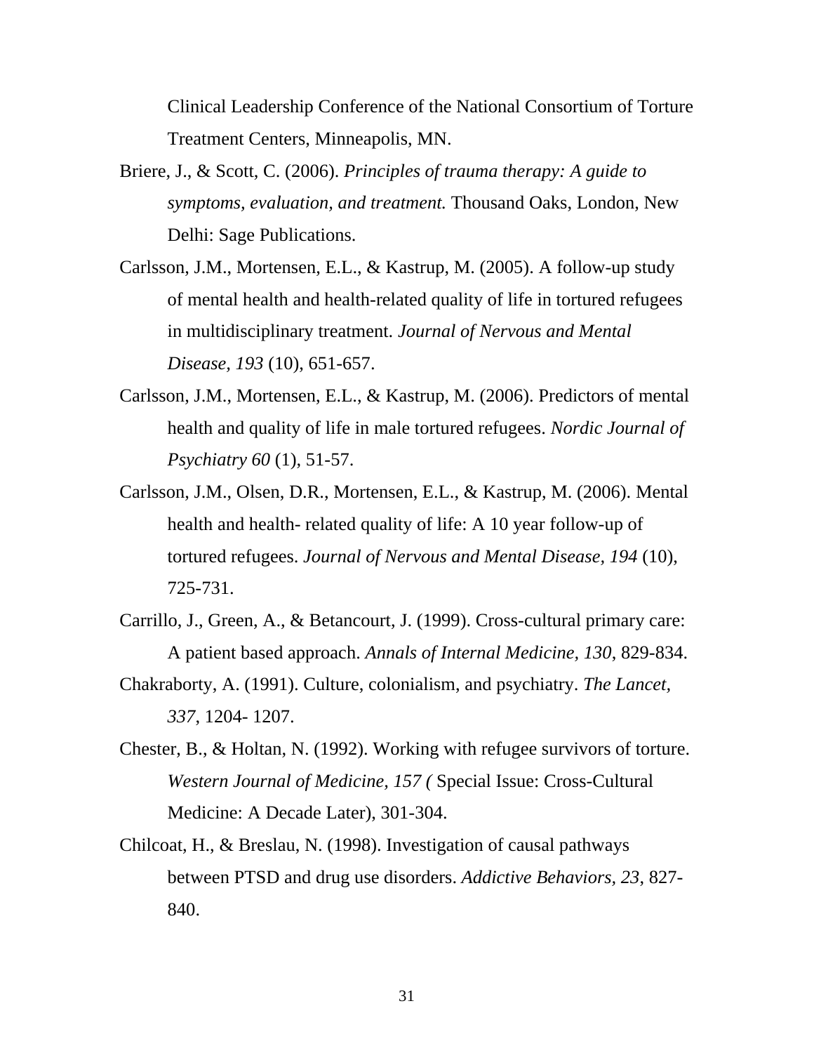Clinical Leadership Conference of the National Consortium of Torture Treatment Centers, Minneapolis, MN.

Briere, J., & Scott, C. (2006). *Principles of trauma therapy: A guide to symptoms, evaluation, and treatment.* Thousand Oaks, London, New Delhi: Sage Publications.

Carlsson, J.M., Mortensen, E.L., & Kastrup, M. (2005). A follow-up study of mental health and health-related quality of life in tortured refugees in multidisciplinary treatment. *Journal of Nervous and Mental Disease, 193* (10), 651-657.

Carlsson, J.M., Mortensen, E.L., & Kastrup, M. (2006). Predictors of mental health and quality of life in male tortured refugees. *Nordic Journal of Psychiatry 60* (1), 51-57.

Carlsson, J.M., Olsen, D.R., Mortensen, E.L., & Kastrup, M. (2006). Mental health and health- related quality of life: A 10 year follow-up of tortured refugees. *Journal of Nervous and Mental Disease, 194* (10), 725-731.

Carrillo, J., Green, A., & Betancourt, J. (1999). Cross-cultural primary care: A patient based approach. *Annals of Internal Medicine, 130,* 829-834.

Chakraborty, A. (1991). Culture, colonialism, and psychiatry. *The Lancet, 337*, 1204- 1207.

Chester, B., & Holtan, N. (1992). Working with refugee survivors of torture. *Western Journal of Medicine, 157 (* Special Issue: Cross-Cultural Medicine: A Decade Later), 301-304.

Chilcoat, H., & Breslau, N. (1998). Investigation of causal pathways between PTSD and drug use disorders. *Addictive Behaviors, 23*, 827-840.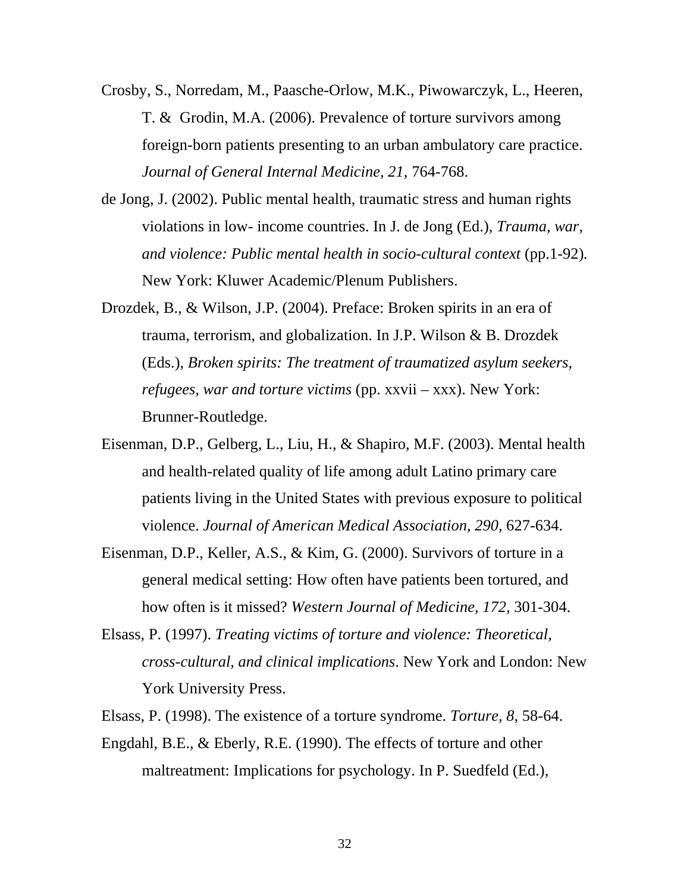Crosby, S., Norredam, M., Paasche-Orlow, M.K., Piwowarczyk, L., Heeren, T. & Grodin, M.A. (2006). Prevalence of torture survivors among foreign-born patients presenting to an urban ambulatory care practice. *Journal of General Internal Medicine, 21,* 764-768.

de Jong, J. (2002). Public mental health, traumatic stress and human rights violations in low- income countries. In J. de Jong (Ed.), *Trauma, war, and violence: Public mental health in socio-cultural context* (pp.1-92). New York: Kluwer Academic/Plenum Publishers.

Drozdek, B., & Wilson, J.P. (2004). Preface: Broken spirits in an era of trauma, terrorism, and globalization. In J.P. Wilson & B. Drozdek (Eds.), *Broken spirits: The treatment of traumatized asylum seekers, refugees, war and torture victims* (pp. xxvii – xxx). New York: Brunner-Routledge.

Eisenman, D.P., Gelberg, L., Liu, H., & Shapiro, M.F. (2003). Mental health and health-related quality of life among adult Latino primary care patients living in the United States with previous exposure to political violence. *Journal of American Medical Association, 290,* 627-634.

Eisenman, D.P., Keller, A.S., & Kim, G. (2000). Survivors of torture in a general medical setting: How often have patients been tortured, and how often is it missed? *Western Journal of Medicine, 172,* 301-304.

Elsass, P. (1997). *Treating victims of torture and violence: Theoretical, cross-cultural, and clinical implications*. New York and London: New York University Press.

Elsass, P. (1998). The existence of a torture syndrome. *Torture, 8,* 58-64.

Engdahl, B.E., & Eberly, R.E. (1990). The effects of torture and other maltreatment: Implications for psychology. In P. Suedfeld (Ed.),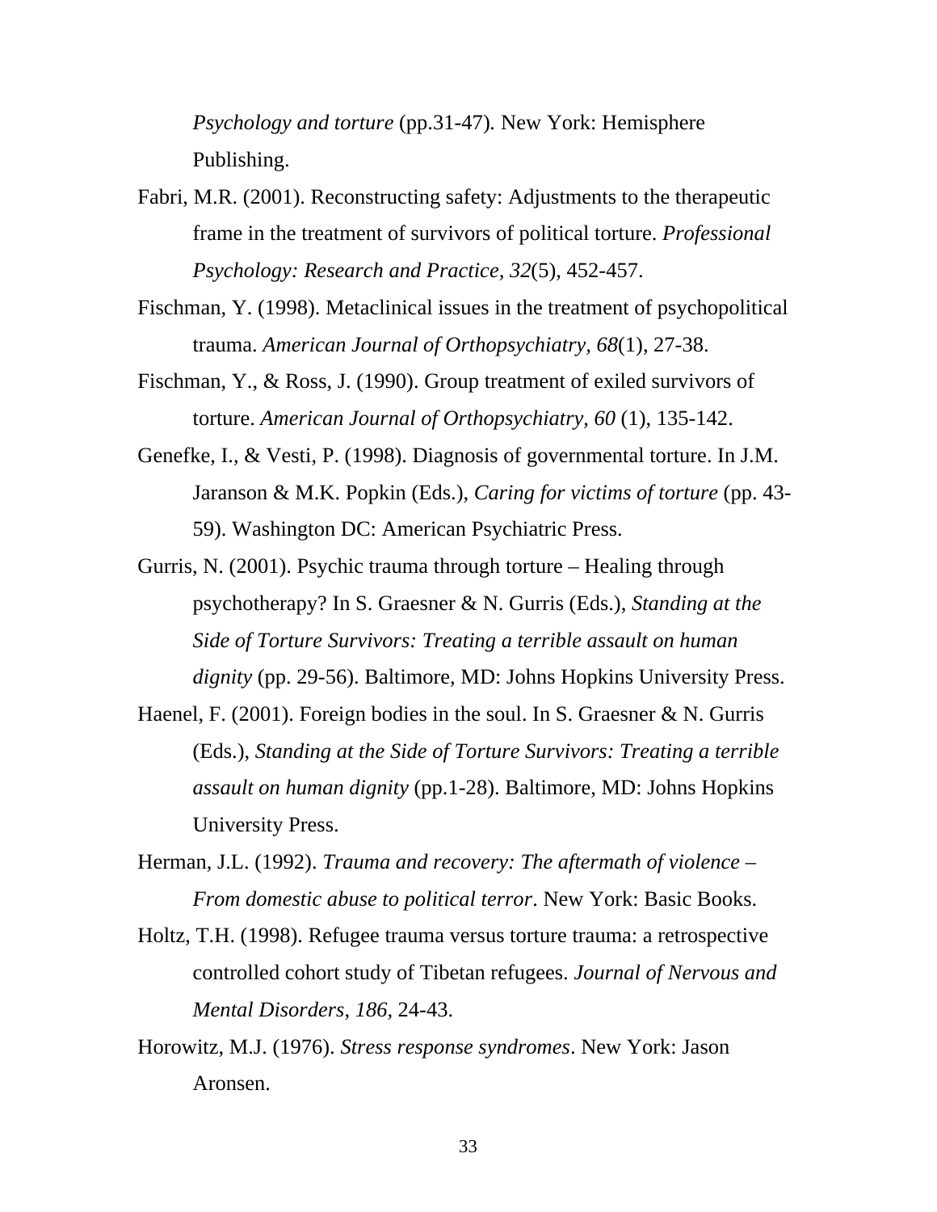*Psychology and torture* (pp.31-47). New York: Hemisphere Publishing.

Fabri, M.R. (2001). Reconstructing safety: Adjustments to the therapeutic frame in the treatment of survivors of political torture. *Professional Psychology: Research and Practice, 32*(5), 452-457.

Fischman, Y. (1998). Metaclinical issues in the treatment of psychopolitical trauma. *American Journal of Orthopsychiatry, 68*(1), 27-38.

Fischman, Y., & Ross, J. (1990). Group treatment of exiled survivors of torture. *American Journal of Orthopsychiatry, 60* (1), 135-142.

Genefke, I., & Vesti, P. (1998). Diagnosis of governmental torture. In J.M. Jaranson & M.K. Popkin (Eds.), *Caring for victims of torture* (pp. 43-59). Washington DC: American Psychiatric Press.

Gurris, N. (2001). Psychic trauma through torture – Healing through psychotherapy? In S. Graesner & N. Gurris (Eds.), *Standing at the Side of Torture Survivors: Treating a terrible assault on human dignity* (pp. 29-56). Baltimore, MD: Johns Hopkins University Press.

Haenel, F. (2001). Foreign bodies in the soul. In S. Graesner & N. Gurris (Eds.), *Standing at the Side of Torture Survivors: Treating a terrible assault on human dignity* (pp.1-28). Baltimore, MD: Johns Hopkins University Press.

Herman, J.L. (1992). *Trauma and recovery: The aftermath of violence – From domestic abuse to political terror*. New York: Basic Books.

Holtz, T.H. (1998). Refugee trauma versus torture trauma: a retrospective controlled cohort study of Tibetan refugees. *Journal of Nervous and Mental Disorders, 186,* 24-43.

Horowitz, M.J. (1976). *Stress response syndromes*. New York: Jason Aronsen.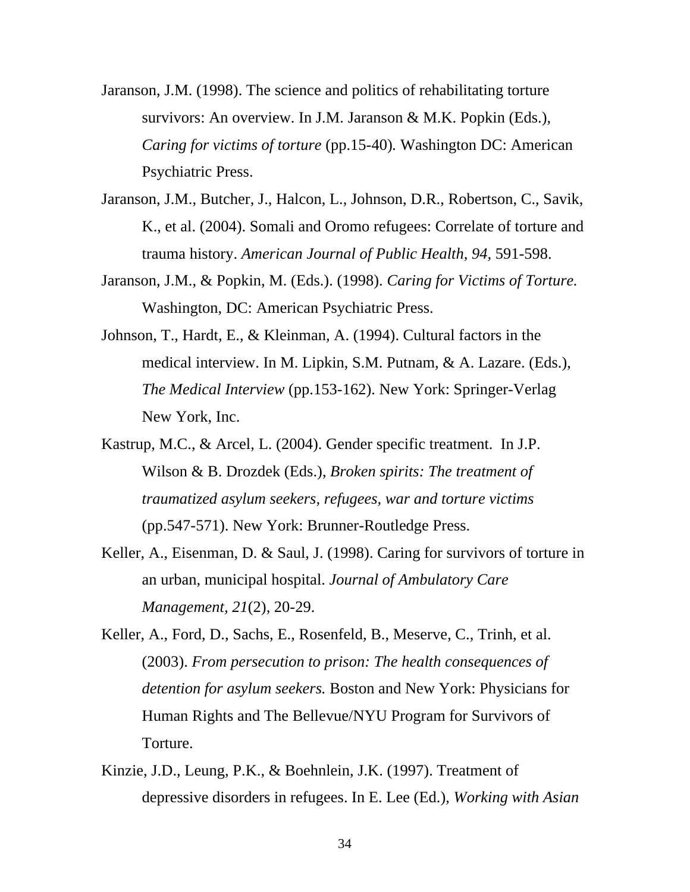Jaranson, J.M. (1998). The science and politics of rehabilitating torture survivors: An overview. In J.M. Jaranson & M.K. Popkin (Eds.), *Caring for victims of torture* (pp.15-40)*.* Washington DC: American Psychiatric Press.

Jaranson, J.M., Butcher, J., Halcon, L., Johnson, D.R., Robertson, C., Savik, K., et al. (2004). Somali and Oromo refugees: Correlate of torture and trauma history. *American Journal of Public Health, 94,* 591-598.

Jaranson, J.M., & Popkin, M. (Eds.). (1998). *Caring for Victims of Torture.* Washington, DC: American Psychiatric Press.

Johnson, T., Hardt, E., & Kleinman, A. (1994). Cultural factors in the medical interview. In M. Lipkin, S.M. Putnam, & A. Lazare. (Eds.), *The Medical Interview* (pp.153-162). New York: Springer-Verlag New York, Inc.

Kastrup, M.C., & Arcel, L. (2004). Gender specific treatment. In J.P. Wilson & B. Drozdek (Eds.), *Broken spirits: The treatment of traumatized asylum seekers, refugees, war and torture victims* (pp.547-571). New York: Brunner-Routledge Press.

Keller, A., Eisenman, D. & Saul, J. (1998). Caring for survivors of torture in an urban, municipal hospital. *Journal of Ambulatory Care Management, 21*(2), 20-29.

Keller, A., Ford, D., Sachs, E., Rosenfeld, B., Meserve, C., Trinh, et al. (2003). *From persecution to prison: The health consequences of detention for asylum seekers.* Boston and New York: Physicians for Human Rights and The Bellevue/NYU Program for Survivors of Torture.

Kinzie, J.D., Leung, P.K., & Boehnlein, J.K. (1997). Treatment of depressive disorders in refugees. In E. Lee (Ed.), *Working with Asian*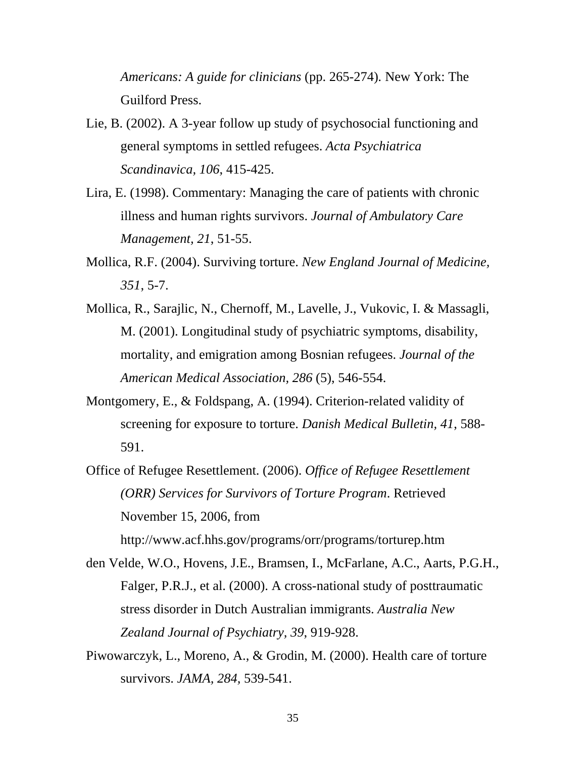*Americans: A guide for clinicians* (pp. 265-274). New York: The Guilford Press.

Lie, B. (2002). A 3-year follow up study of psychosocial functioning and general symptoms in settled refugees. *Acta Psychiatrica Scandinavica, 106*, 415-425.

Lira, E. (1998). Commentary: Managing the care of patients with chronic illness and human rights survivors. *Journal of Ambulatory Care Management, 21*, 51-55.

Mollica, R.F. (2004). Surviving torture. *New England Journal of Medicine, 351*, 5-7.

Mollica, R., Sarajlic, N., Chernoff, M., Lavelle, J., Vukovic, I. & Massagli, M. (2001). Longitudinal study of psychiatric symptoms, disability, mortality, and emigration among Bosnian refugees. *Journal of the American Medical Association, 286* (5), 546-554.

Montgomery, E., & Foldspang, A. (1994). Criterion-related validity of screening for exposure to torture. *Danish Medical Bulletin, 41*, 588-591.

Office of Refugee Resettlement. (2006). *Office of Refugee Resettlement (ORR) Services for Survivors of Torture Program*. Retrieved November 15, 2006, from http://www.acf.hhs.gov/programs/orr/programs/torturep.htm

den Velde, W.O., Hovens, J.E., Bramsen, I., McFarlane, A.C., Aarts, P.G.H., Falger, P.R.J., et al. (2000). A cross-national study of posttraumatic stress disorder in Dutch Australian immigrants. *Australia New Zealand Journal of Psychiatry, 39*, 919-928.

Piwowarczyk, L., Moreno, A., & Grodin, M. (2000). Health care of torture survivors. *JAMA, 284,* 539-541.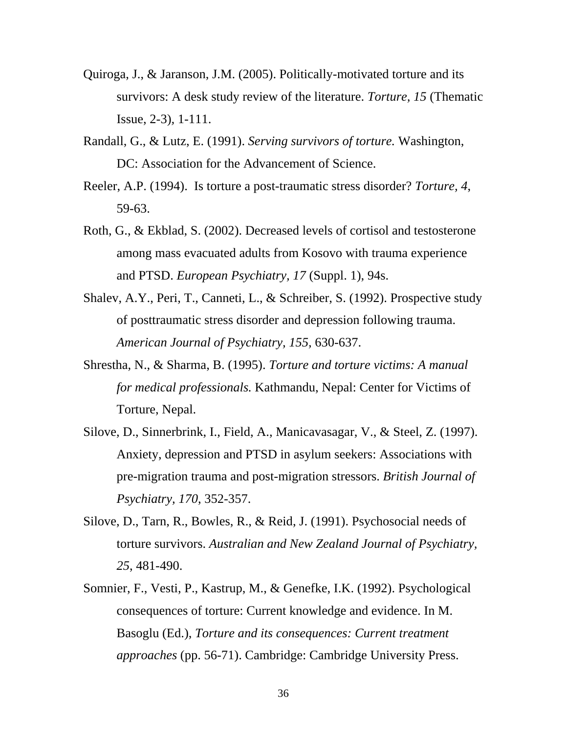Quiroga, J., & Jaranson, J.M. (2005). Politically-motivated torture and its survivors: A desk study review of the literature. *Torture, 15* (Thematic Issue, 2-3), 1-111.

Randall, G., & Lutz, E. (1991). *Serving survivors of torture.* Washington, DC: Association for the Advancement of Science.

Reeler, A.P. (1994). Is torture a post-traumatic stress disorder? *Torture, 4*, 59-63.

Roth, G., & Ekblad, S. (2002). Decreased levels of cortisol and testosterone among mass evacuated adults from Kosovo with trauma experience and PTSD. *European Psychiatry, 17* (Suppl. 1), 94s.

Shalev, A.Y., Peri, T., Canneti, L., & Schreiber, S. (1992). Prospective study of posttraumatic stress disorder and depression following trauma. *American Journal of Psychiatry, 155*, 630-637.

Shrestha, N., & Sharma, B. (1995). *Torture and torture victims: A manual for medical professionals.* Kathmandu, Nepal: Center for Victims of Torture, Nepal.

Silove, D., Sinnerbrink, I., Field, A., Manicavasagar, V., & Steel, Z. (1997). Anxiety, depression and PTSD in asylum seekers: Associations with pre-migration trauma and post-migration stressors. *British Journal of Psychiatry, 170*, 352-357.

Silove, D., Tarn, R., Bowles, R., & Reid, J. (1991). Psychosocial needs of torture survivors. *Australian and New Zealand Journal of Psychiatry, 25*, 481-490.

Somnier, F., Vesti, P., Kastrup, M., & Genefke, I.K. (1992). Psychological consequences of torture: Current knowledge and evidence. In M. Basoglu (Ed.), *Torture and its consequences: Current treatment approaches* (pp. 56-71). Cambridge: Cambridge University Press.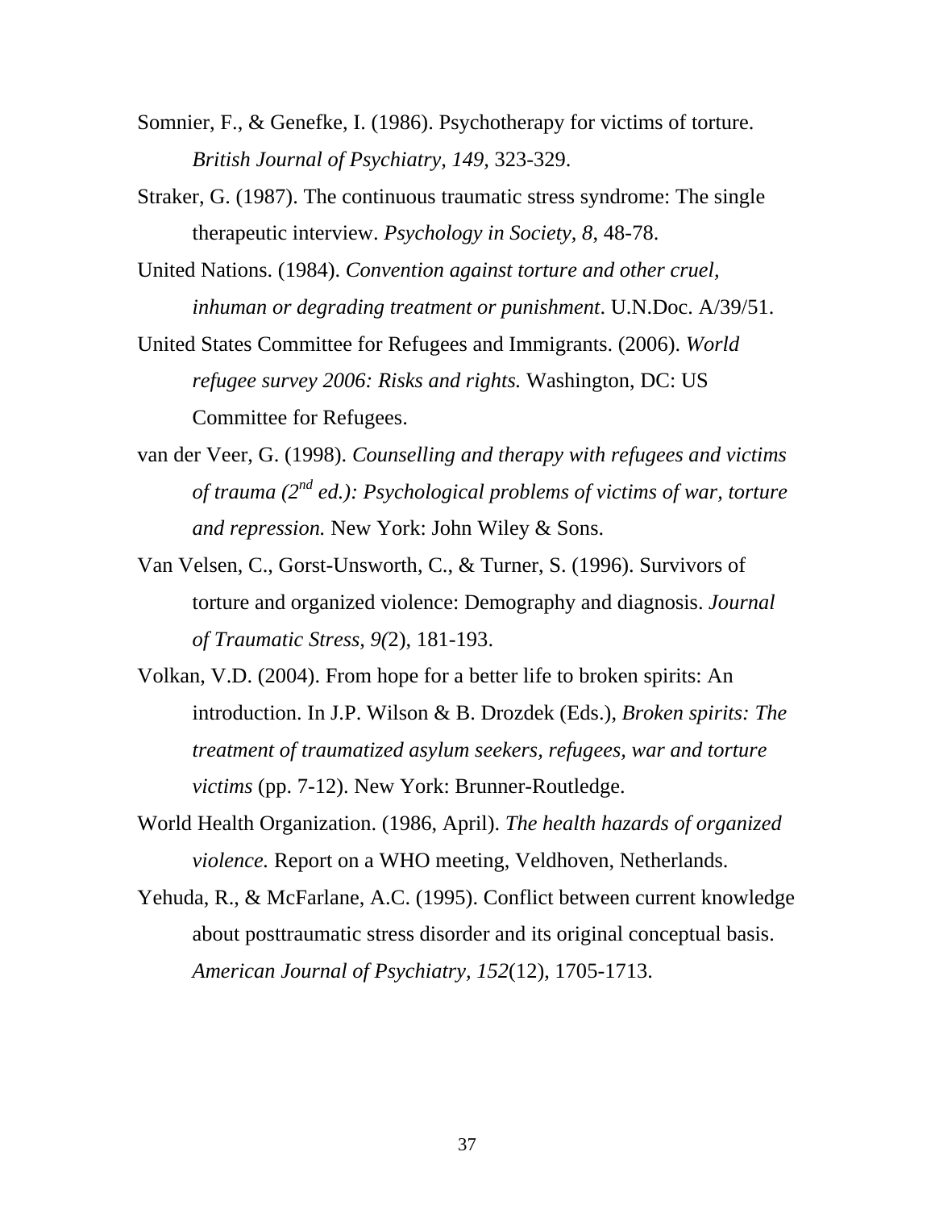Somnier, F., & Genefke, I. (1986). Psychotherapy for victims of torture. *British Journal of Psychiatry, 149*, 323-329.

Straker, G. (1987). The continuous traumatic stress syndrome: The single therapeutic interview. *Psychology in Society, 8*, 48-78.

United Nations. (1984). *Convention against torture and other cruel, inhuman or degrading treatment or punishment*. U.N.Doc. A/39/51.

United States Committee for Refugees and Immigrants. (2006). *World refugee survey 2006: Risks and rights.* Washington, DC: US Committee for Refugees.

van der Veer, G. (1998). *Counselling and therapy with refugees and victims of trauma (2nd ed.): Psychological problems of victims of war, torture and repression.* New York: John Wiley & Sons.

Van Velsen, C., Gorst-Unsworth, C., & Turner, S. (1996). Survivors of torture and organized violence: Demography and diagnosis. *Journal of Traumatic Stress, 9(*2), 181-193.

Volkan, V.D. (2004). From hope for a better life to broken spirits: An introduction. In J.P. Wilson & B. Drozdek (Eds.), *Broken spirits: The treatment of traumatized asylum seekers, refugees, war and torture victims* (pp. 7-12). New York: Brunner-Routledge.

World Health Organization. (1986, April). *The health hazards of organized violence.* Report on a WHO meeting, Veldhoven, Netherlands.

Yehuda, R., & McFarlane, A.C. (1995). Conflict between current knowledge about posttraumatic stress disorder and its original conceptual basis. *American Journal of Psychiatry, 152*(12), 1705-1713.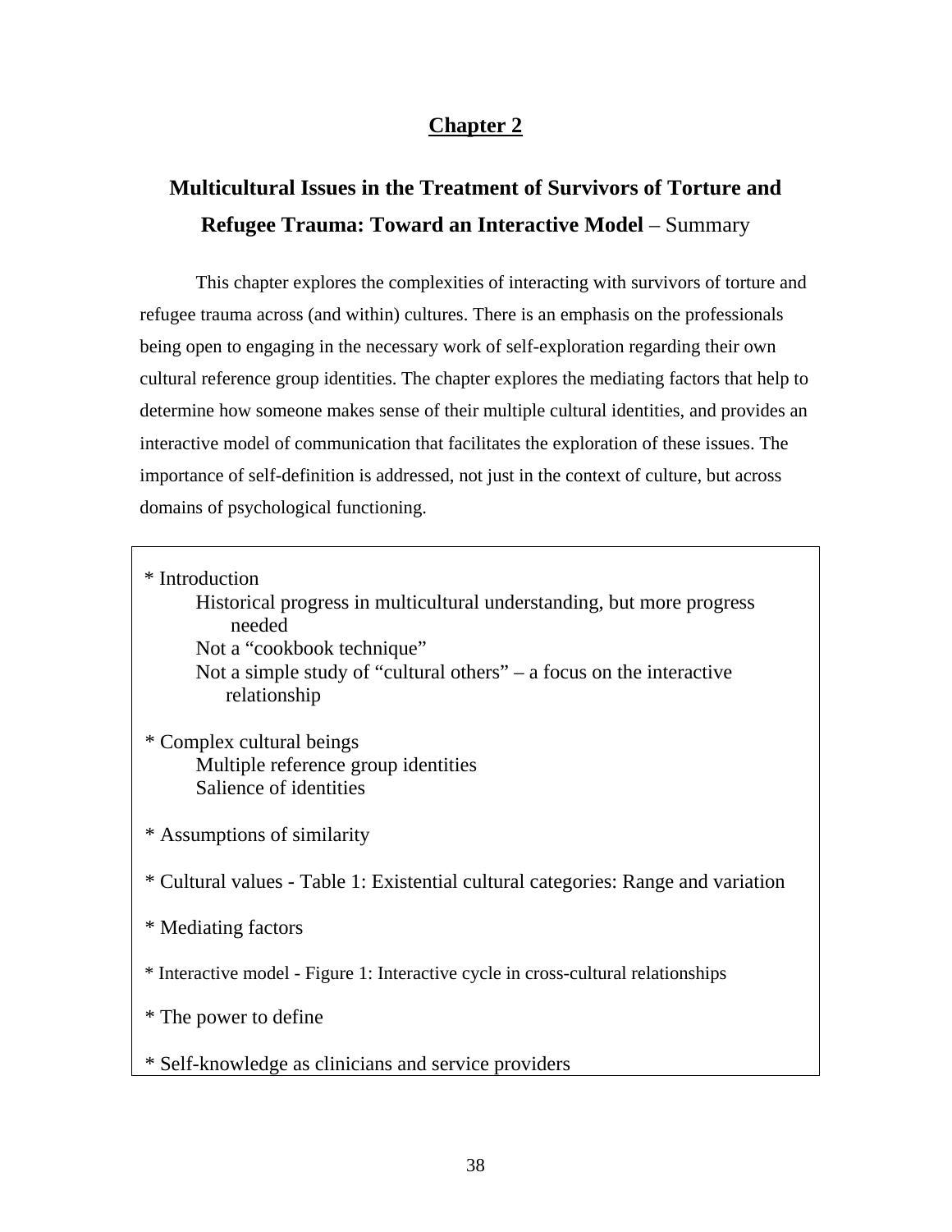## Chapter 2

### **Multicultural Issues in the Treatment of Survivors of Torture and Refugee Trauma: Toward an Interactive Model** – Summary

This chapter explores the complexities of interacting with survivors of torture and refugee trauma across (and within) cultures. There is an emphasis on the professionals being open to engaging in the necessary work of self-exploration regarding their own cultural reference group identities. The chapter explores the mediating factors that help to determine how someone makes sense of their multiple cultural identities, and provides an interactive model of communication that facilitates the exploration of these issues. The importance of self-definition is addressed, not just in the context of culture, but across domains of psychological functioning.

* Introduction
    - Historical progress in multicultural understanding, but more progress needed
    - Not a “cookbook technique”
    - Not a simple study of “cultural others” – a focus on the interactive relationship

* Complex cultural beings
    - Multiple reference group identities
    - Salience of identities

* Assumptions of similarity

* Cultural values - Table 1: Existential cultural categories: Range and variation

* Mediating factors

* Interactive model - Figure 1: Interactive cycle in cross-cultural relationships

* The power to define

* Self-knowledge as clinicians and service providers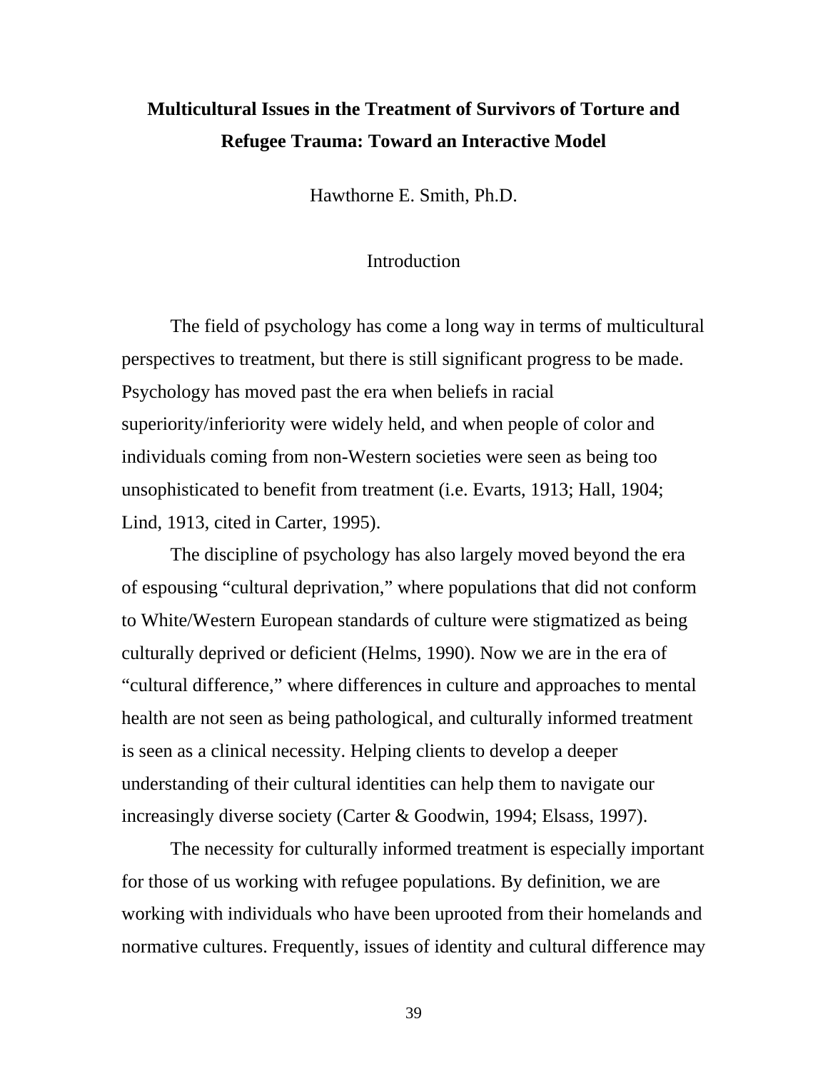# Multicultural Issues in the Treatment of Survivors of Torture and Refugee Trauma: Toward an Interactive Model

Hawthorne E. Smith, Ph.D.

## Introduction

The field of psychology has come a long way in terms of multicultural perspectives to treatment, but there is still significant progress to be made. Psychology has moved past the era when beliefs in racial superiority/inferiority were widely held, and when people of color and individuals coming from non-Western societies were seen as being too unsophisticated to benefit from treatment (i.e. Evarts, 1913; Hall, 1904; Lind, 1913, cited in Carter, 1995).

The discipline of psychology has also largely moved beyond the era of espousing "cultural deprivation," where populations that did not conform to White/Western European standards of culture were stigmatized as being culturally deprived or deficient (Helms, 1990). Now we are in the era of "cultural difference," where differences in culture and approaches to mental health are not seen as being pathological, and culturally informed treatment is seen as a clinical necessity. Helping clients to develop a deeper understanding of their cultural identities can help them to navigate our increasingly diverse society (Carter & Goodwin, 1994; Elsass, 1997).

The necessity for culturally informed treatment is especially important for those of us working with refugee populations. By definition, we are working with individuals who have been uprooted from their homelands and normative cultures. Frequently, issues of identity and cultural difference may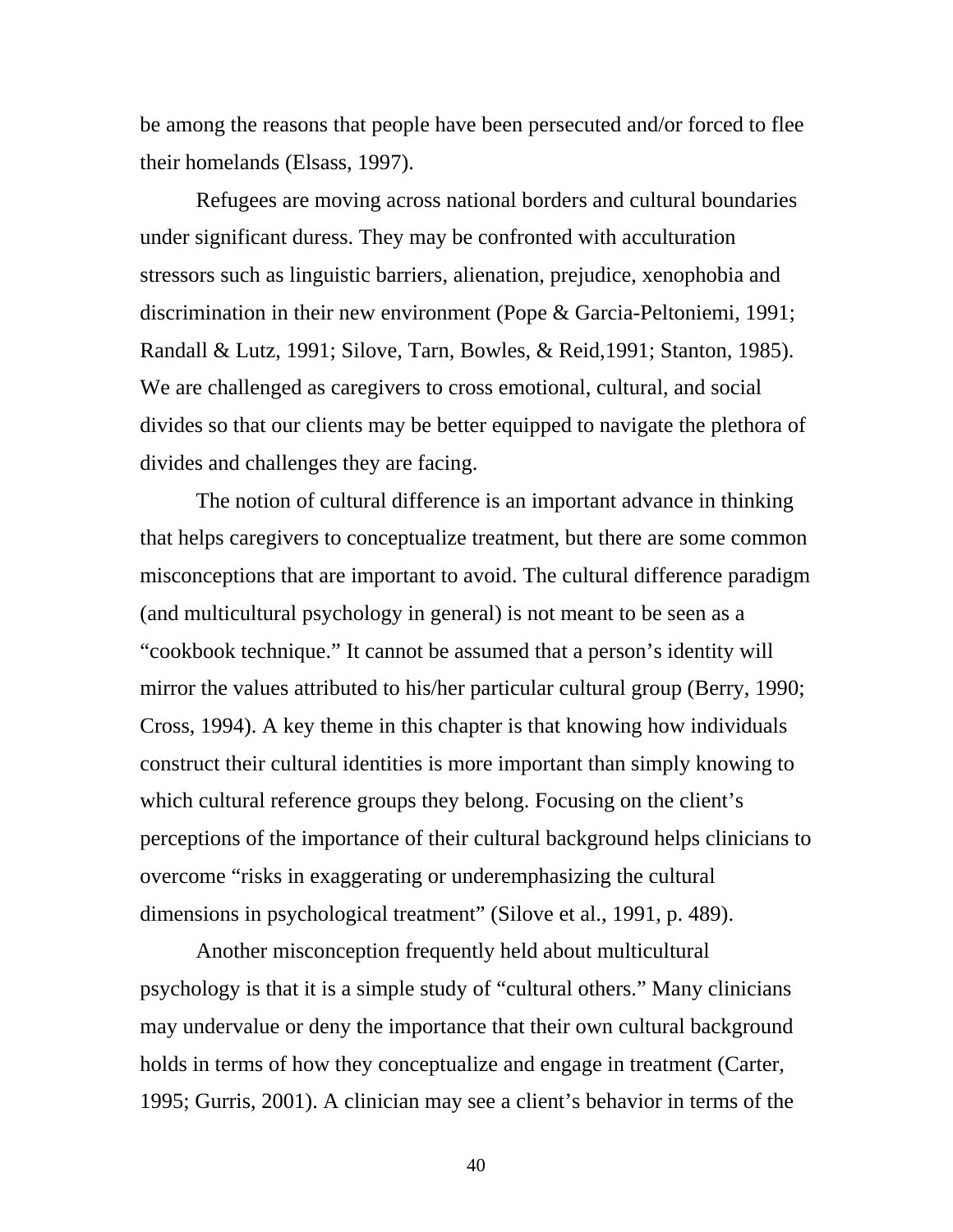be among the reasons that people have been persecuted and/or forced to flee their homelands (Elsass, 1997).

Refugees are moving across national borders and cultural boundaries under significant duress. They may be confronted with acculturation stressors such as linguistic barriers, alienation, prejudice, xenophobia and discrimination in their new environment (Pope & Garcia-Peltoniemi, 1991; Randall & Lutz, 1991; Silove, Tarn, Bowles, & Reid,1991; Stanton, 1985). We are challenged as caregivers to cross emotional, cultural, and social divides so that our clients may be better equipped to navigate the plethora of divides and challenges they are facing.

The notion of cultural difference is an important advance in thinking that helps caregivers to conceptualize treatment, but there are some common misconceptions that are important to avoid. The cultural difference paradigm (and multicultural psychology in general) is not meant to be seen as a "cookbook technique." It cannot be assumed that a person's identity will mirror the values attributed to his/her particular cultural group (Berry, 1990; Cross, 1994). A key theme in this chapter is that knowing how individuals construct their cultural identities is more important than simply knowing to which cultural reference groups they belong. Focusing on the client's perceptions of the importance of their cultural background helps clinicians to overcome "risks in exaggerating or underemphasizing the cultural dimensions in psychological treatment" (Silove et al., 1991, p. 489).

Another misconception frequently held about multicultural psychology is that it is a simple study of "cultural others." Many clinicians may undervalue or deny the importance that their own cultural background holds in terms of how they conceptualize and engage in treatment (Carter, 1995; Gurris, 2001). A clinician may see a client's behavior in terms of the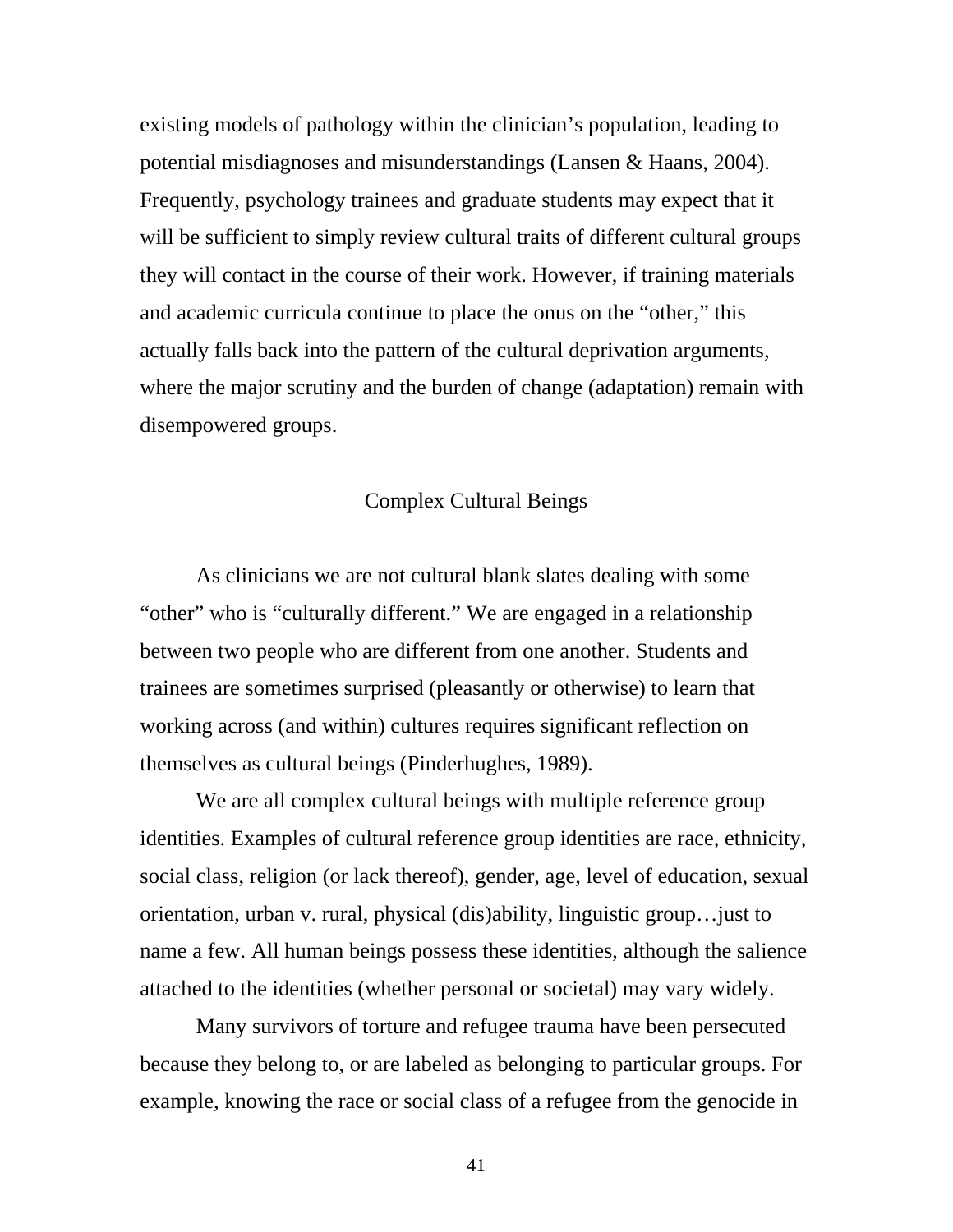existing models of pathology within the clinician's population, leading to potential misdiagnoses and misunderstandings (Lansen & Haans, 2004). Frequently, psychology trainees and graduate students may expect that it will be sufficient to simply review cultural traits of different cultural groups they will contact in the course of their work. However, if training materials and academic curricula continue to place the onus on the "other," this actually falls back into the pattern of the cultural deprivation arguments, where the major scrutiny and the burden of change (adaptation) remain with disempowered groups.

## Complex Cultural Beings

As clinicians we are not cultural blank slates dealing with some "other" who is "culturally different." We are engaged in a relationship between two people who are different from one another. Students and trainees are sometimes surprised (pleasantly or otherwise) to learn that working across (and within) cultures requires significant reflection on themselves as cultural beings (Pinderhughes, 1989).

We are all complex cultural beings with multiple reference group identities. Examples of cultural reference group identities are race, ethnicity, social class, religion (or lack thereof), gender, age, level of education, sexual orientation, urban v. rural, physical (dis)ability, linguistic group…just to name a few. All human beings possess these identities, although the salience attached to the identities (whether personal or societal) may vary widely.

Many survivors of torture and refugee trauma have been persecuted because they belong to, or are labeled as belonging to particular groups. For example, knowing the race or social class of a refugee from the genocide in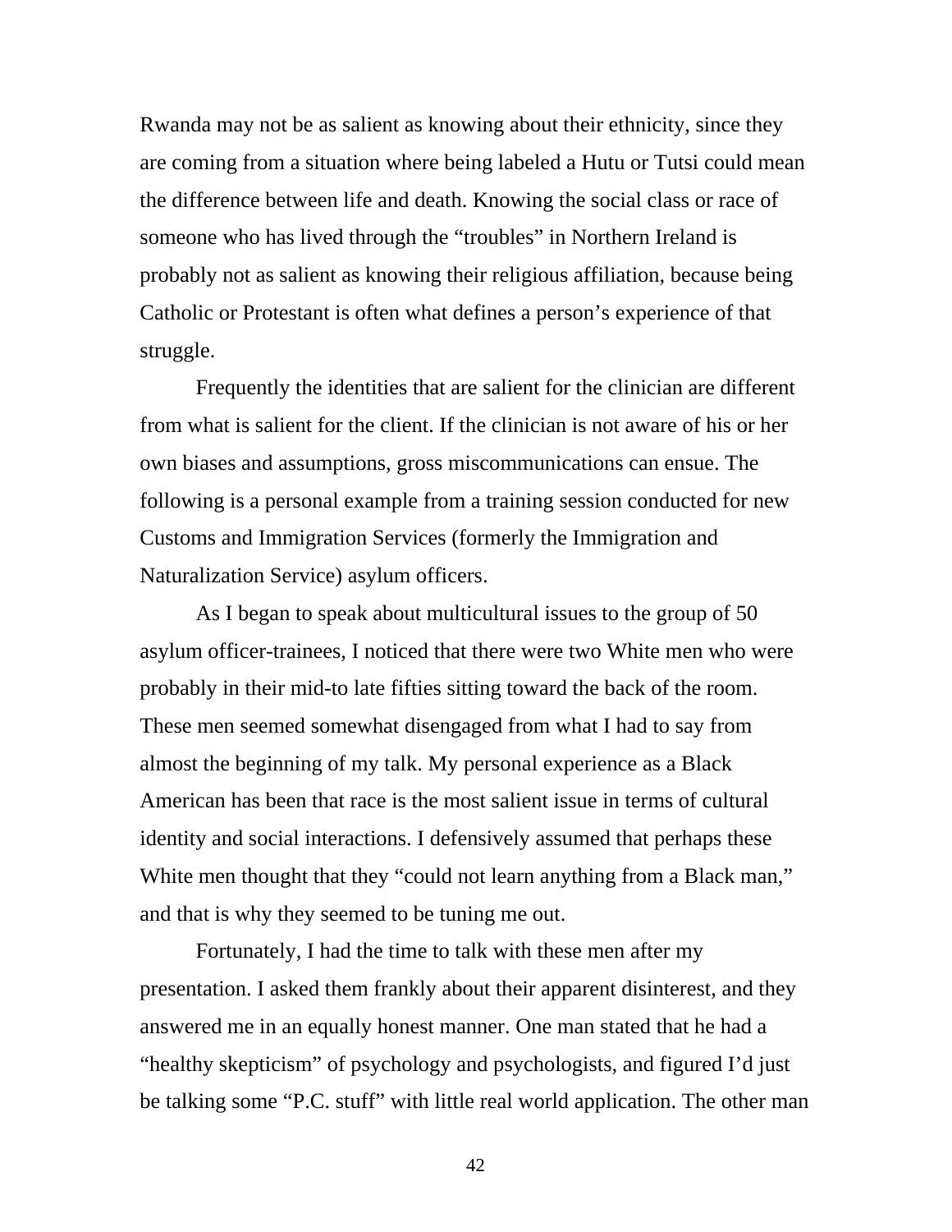Rwanda may not be as salient as knowing about their ethnicity, since they are coming from a situation where being labeled a Hutu or Tutsi could mean the difference between life and death. Knowing the social class or race of someone who has lived through the "troubles" in Northern Ireland is probably not as salient as knowing their religious affiliation, because being Catholic or Protestant is often what defines a person's experience of that struggle.

Frequently the identities that are salient for the clinician are different from what is salient for the client. If the clinician is not aware of his or her own biases and assumptions, gross miscommunications can ensue. The following is a personal example from a training session conducted for new Customs and Immigration Services (formerly the Immigration and Naturalization Service) asylum officers.

As I began to speak about multicultural issues to the group of 50 asylum officer-trainees, I noticed that there were two White men who were probably in their mid-to late fifties sitting toward the back of the room. These men seemed somewhat disengaged from what I had to say from almost the beginning of my talk. My personal experience as a Black American has been that race is the most salient issue in terms of cultural identity and social interactions. I defensively assumed that perhaps these White men thought that they "could not learn anything from a Black man," and that is why they seemed to be tuning me out.

Fortunately, I had the time to talk with these men after my presentation. I asked them frankly about their apparent disinterest, and they answered me in an equally honest manner. One man stated that he had a "healthy skepticism" of psychology and psychologists, and figured I'd just be talking some "P.C. stuff" with little real world application. The other man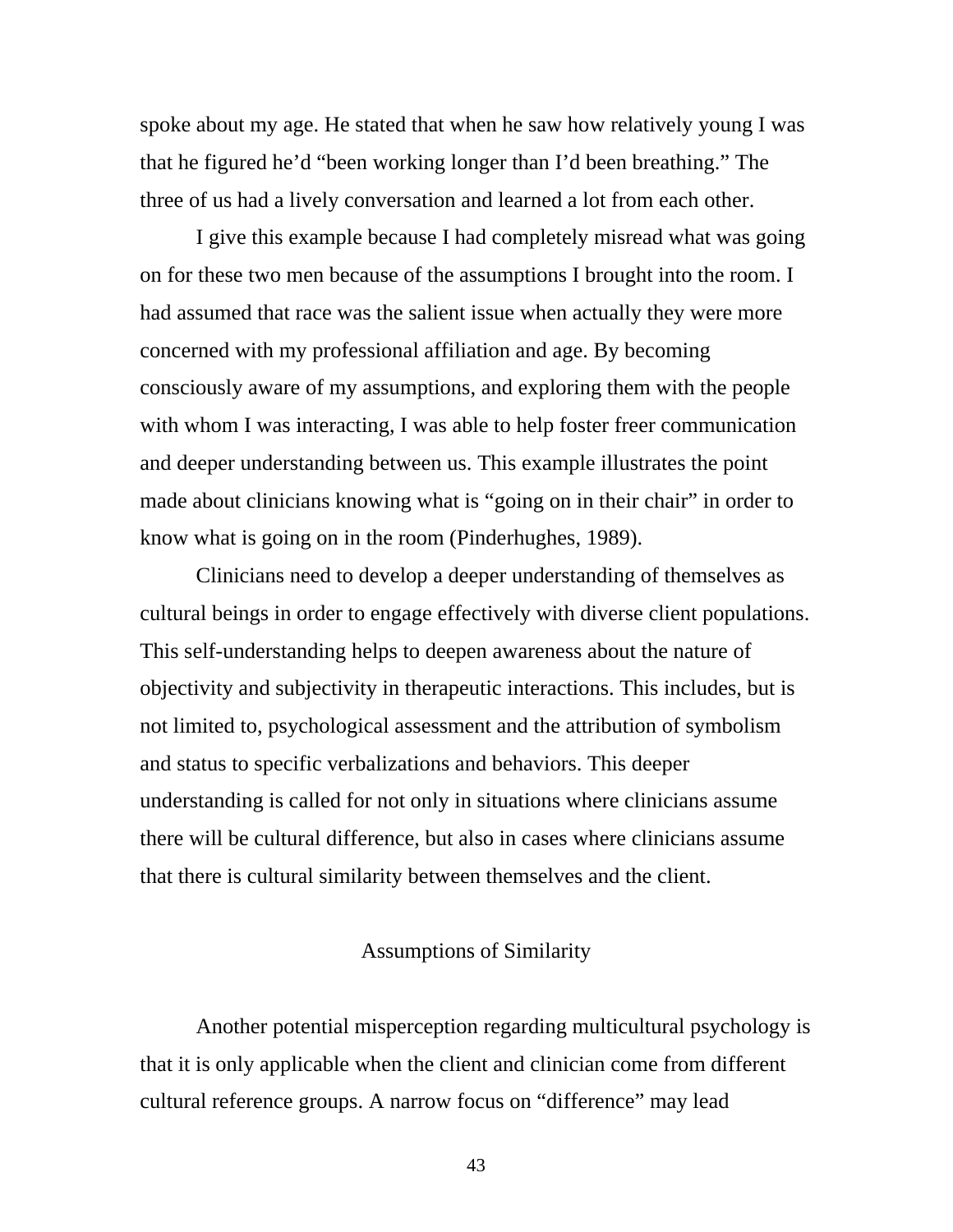spoke about my age. He stated that when he saw how relatively young I was that he figured he'd "been working longer than I'd been breathing." The three of us had a lively conversation and learned a lot from each other.

I give this example because I had completely misread what was going on for these two men because of the assumptions I brought into the room. I had assumed that race was the salient issue when actually they were more concerned with my professional affiliation and age. By becoming consciously aware of my assumptions, and exploring them with the people with whom I was interacting, I was able to help foster freer communication and deeper understanding between us. This example illustrates the point made about clinicians knowing what is "going on in their chair" in order to know what is going on in the room (Pinderhughes, 1989).

Clinicians need to develop a deeper understanding of themselves as cultural beings in order to engage effectively with diverse client populations. This self-understanding helps to deepen awareness about the nature of objectivity and subjectivity in therapeutic interactions. This includes, but is not limited to, psychological assessment and the attribution of symbolism and status to specific verbalizations and behaviors. This deeper understanding is called for not only in situations where clinicians assume there will be cultural difference, but also in cases where clinicians assume that there is cultural similarity between themselves and the client.

## Assumptions of Similarity

Another potential misperception regarding multicultural psychology is that it is only applicable when the client and clinician come from different cultural reference groups. A narrow focus on "difference" may lead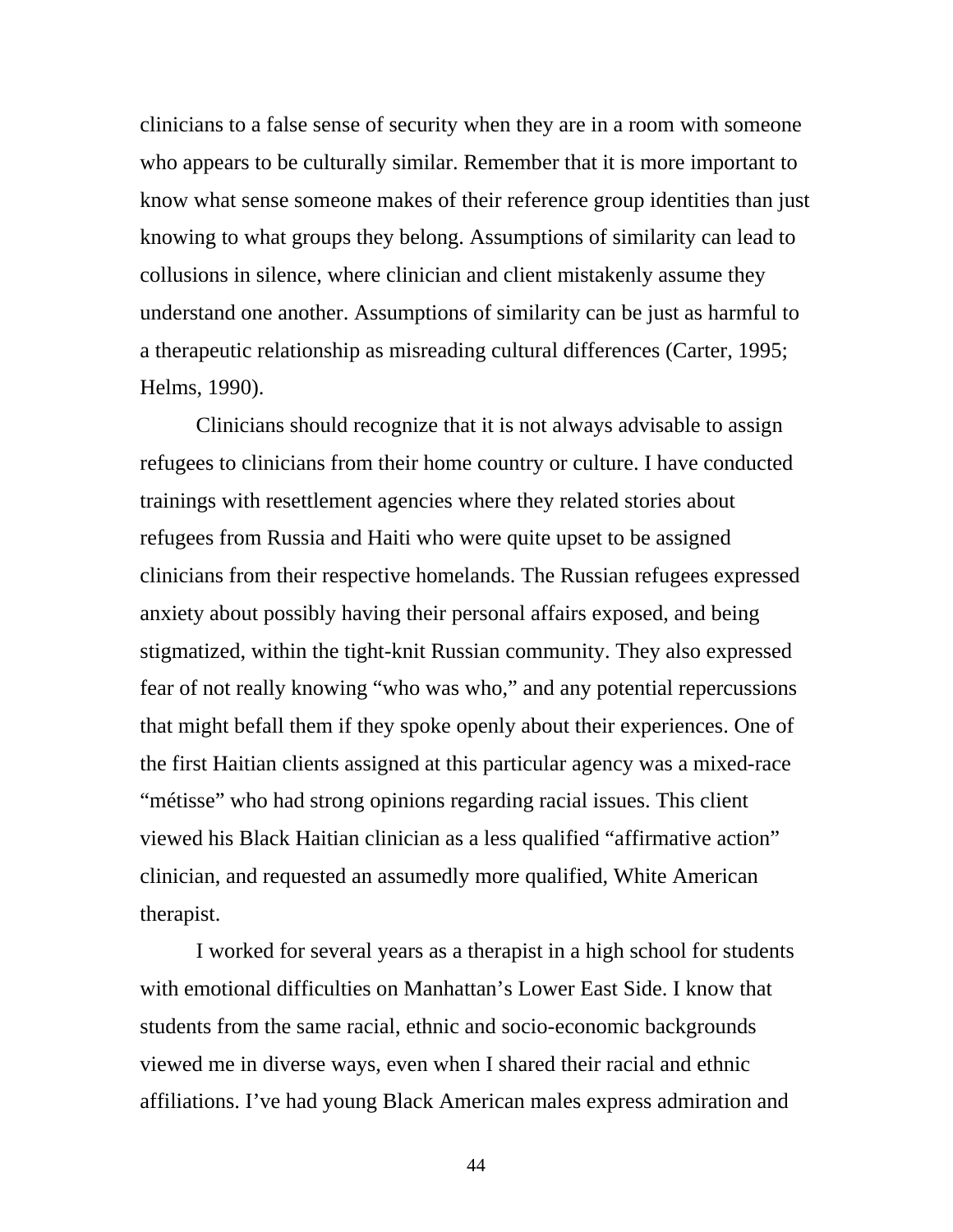clinicians to a false sense of security when they are in a room with someone who appears to be culturally similar. Remember that it is more important to know what sense someone makes of their reference group identities than just knowing to what groups they belong. Assumptions of similarity can lead to collusions in silence, where clinician and client mistakenly assume they understand one another. Assumptions of similarity can be just as harmful to a therapeutic relationship as misreading cultural differences (Carter, 1995; Helms, 1990).

Clinicians should recognize that it is not always advisable to assign refugees to clinicians from their home country or culture. I have conducted trainings with resettlement agencies where they related stories about refugees from Russia and Haiti who were quite upset to be assigned clinicians from their respective homelands. The Russian refugees expressed anxiety about possibly having their personal affairs exposed, and being stigmatized, within the tight-knit Russian community. They also expressed fear of not really knowing “who was who,” and any potential repercussions that might befall them if they spoke openly about their experiences. One of the first Haitian clients assigned at this particular agency was a mixed-race “métisse” who had strong opinions regarding racial issues. This client viewed his Black Haitian clinician as a less qualified “affirmative action” clinician, and requested an assumedly more qualified, White American therapist.

I worked for several years as a therapist in a high school for students with emotional difficulties on Manhattan’s Lower East Side. I know that students from the same racial, ethnic and socio-economic backgrounds viewed me in diverse ways, even when I shared their racial and ethnic affiliations. I’ve had young Black American males express admiration and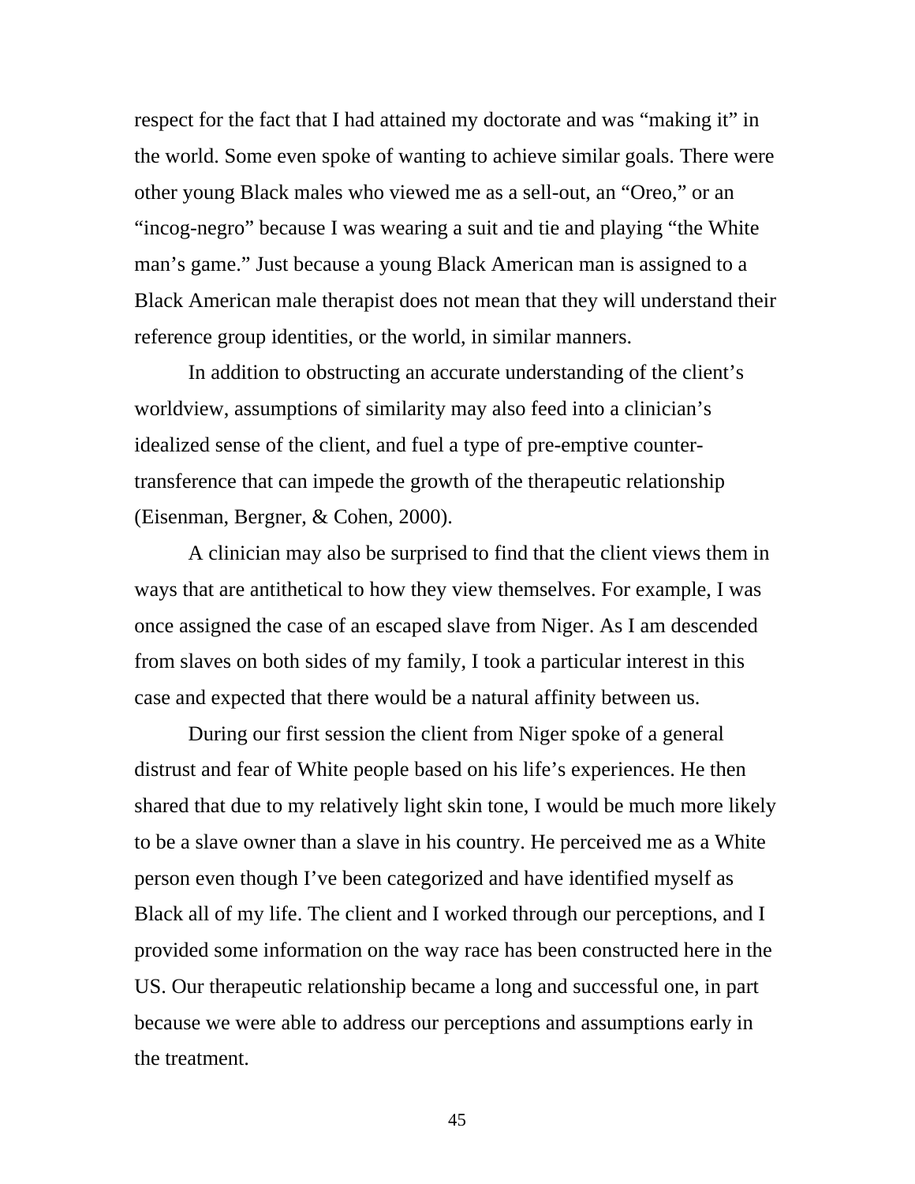respect for the fact that I had attained my doctorate and was "making it" in the world. Some even spoke of wanting to achieve similar goals. There were other young Black males who viewed me as a sell-out, an "Oreo," or an "incog-negro" because I was wearing a suit and tie and playing "the White man's game." Just because a young Black American man is assigned to a Black American male therapist does not mean that they will understand their reference group identities, or the world, in similar manners.

In addition to obstructing an accurate understanding of the client's worldview, assumptions of similarity may also feed into a clinician's idealized sense of the client, and fuel a type of pre-emptive counter-transference that can impede the growth of the therapeutic relationship (Eisenman, Bergner, & Cohen, 2000).

A clinician may also be surprised to find that the client views them in ways that are antithetical to how they view themselves. For example, I was once assigned the case of an escaped slave from Niger. As I am descended from slaves on both sides of my family, I took a particular interest in this case and expected that there would be a natural affinity between us.

During our first session the client from Niger spoke of a general distrust and fear of White people based on his life's experiences. He then shared that due to my relatively light skin tone, I would be much more likely to be a slave owner than a slave in his country. He perceived me as a White person even though I've been categorized and have identified myself as Black all of my life. The client and I worked through our perceptions, and I provided some information on the way race has been constructed here in the US. Our therapeutic relationship became a long and successful one, in part because we were able to address our perceptions and assumptions early in the treatment.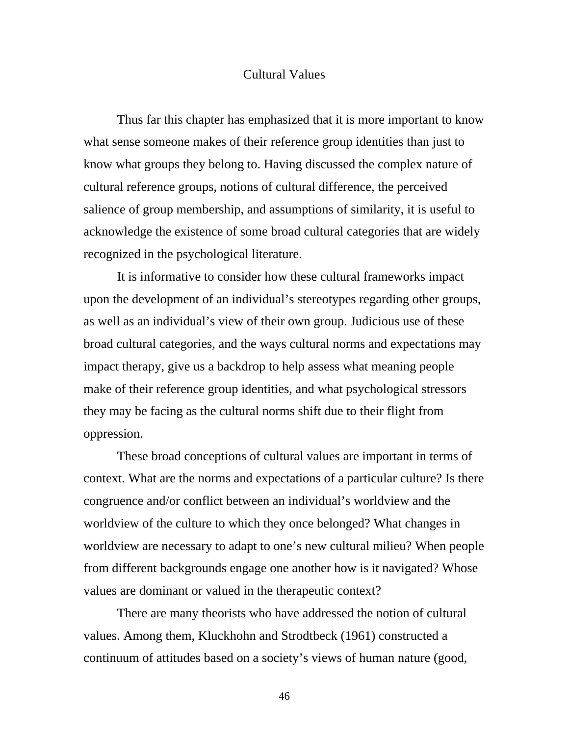## Cultural Values

Thus far this chapter has emphasized that it is more important to know what sense someone makes of their reference group identities than just to know what groups they belong to. Having discussed the complex nature of cultural reference groups, notions of cultural difference, the perceived salience of group membership, and assumptions of similarity, it is useful to acknowledge the existence of some broad cultural categories that are widely recognized in the psychological literature.

It is informative to consider how these cultural frameworks impact upon the development of an individual's stereotypes regarding other groups, as well as an individual's view of their own group. Judicious use of these broad cultural categories, and the ways cultural norms and expectations may impact therapy, give us a backdrop to help assess what meaning people make of their reference group identities, and what psychological stressors they may be facing as the cultural norms shift due to their flight from oppression.

These broad conceptions of cultural values are important in terms of context. What are the norms and expectations of a particular culture? Is there congruence and/or conflict between an individual's worldview and the worldview of the culture to which they once belonged? What changes in worldview are necessary to adapt to one's new cultural milieu? When people from different backgrounds engage one another how is it navigated? Whose values are dominant or valued in the therapeutic context?

There are many theorists who have addressed the notion of cultural values. Among them, Kluckhohn and Strodtbeck (1961) constructed a continuum of attitudes based on a society's views of human nature (good,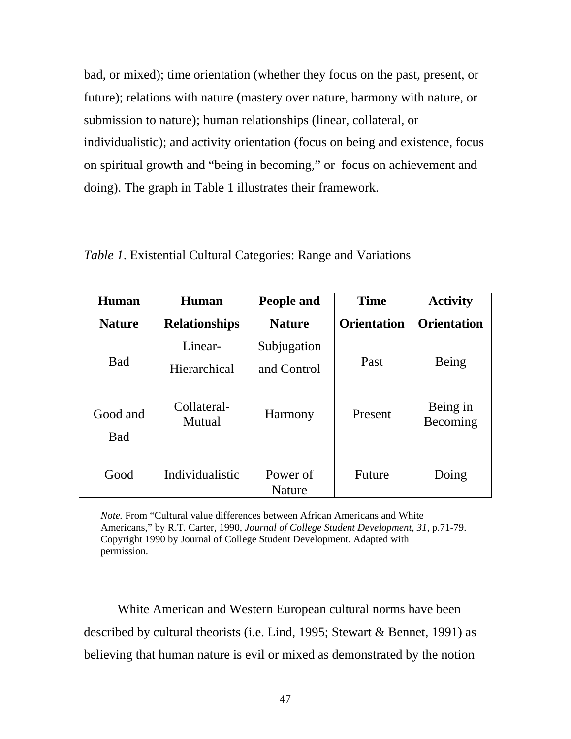bad, or mixed); time orientation (whether they focus on the past, present, or future); relations with nature (mastery over nature, harmony with nature, or submission to nature); human relationships (linear, collateral, or individualistic); and activity orientation (focus on being and existence, focus on spiritual growth and "being in becoming," or focus on achievement and doing). The graph in Table 1 illustrates their framework.

*Table 1*. Existential Cultural Categories: Range and Variations

| **Human Nature** | **Human Relationships** | **People and Nature** | **Time Orientation** | **Activity Orientation** |
|---|---|---|---|---|
| Bad | Linear-Hierarchical | Subjugation and Control | Past | Being |
| Good and Bad | Collateral-Mutual | Harmony | Present | Being in Becoming |
| Good | Individualistic | Power of Nature | Future | Doing |

*Note.* From "Cultural value differences between African Americans and White Americans," by R.T. Carter, 1990, *Journal of College Student Development, 31*, p.71-79. Copyright 1990 by Journal of College Student Development. Adapted with permission.

White American and Western European cultural norms have been described by cultural theorists (i.e. Lind, 1995; Stewart & Bennet, 1991) as believing that human nature is evil or mixed as demonstrated by the notion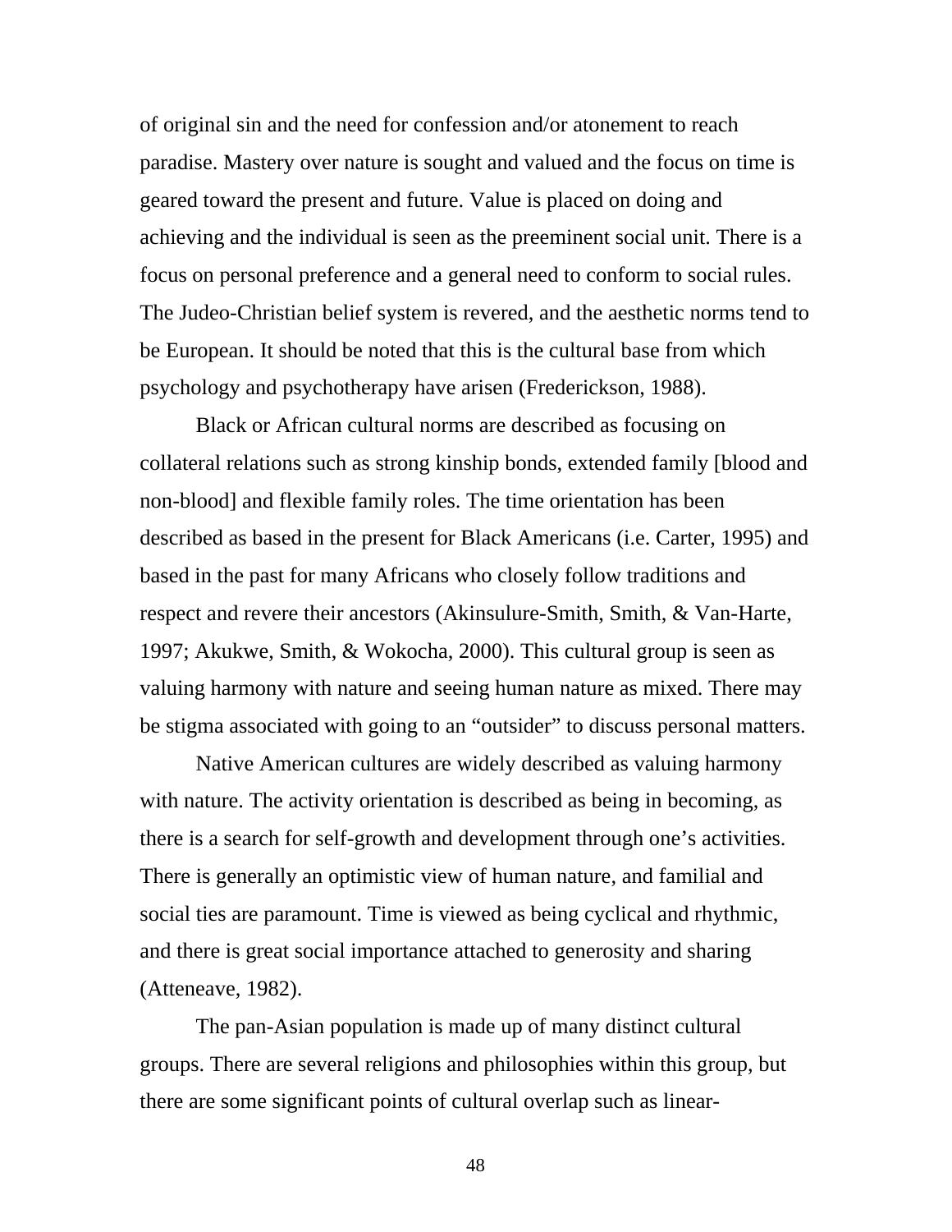of original sin and the need for confession and/or atonement to reach paradise. Mastery over nature is sought and valued and the focus on time is geared toward the present and future. Value is placed on doing and achieving and the individual is seen as the preeminent social unit. There is a focus on personal preference and a general need to conform to social rules. The Judeo-Christian belief system is revered, and the aesthetic norms tend to be European. It should be noted that this is the cultural base from which psychology and psychotherapy have arisen (Frederickson, 1988).

Black or African cultural norms are described as focusing on collateral relations such as strong kinship bonds, extended family [blood and non-blood] and flexible family roles. The time orientation has been described as based in the present for Black Americans (i.e. Carter, 1995) and based in the past for many Africans who closely follow traditions and respect and revere their ancestors (Akinsulure-Smith, Smith, & Van-Harte, 1997; Akukwe, Smith, & Wokocha, 2000). This cultural group is seen as valuing harmony with nature and seeing human nature as mixed. There may be stigma associated with going to an "outsider" to discuss personal matters.

Native American cultures are widely described as valuing harmony with nature. The activity orientation is described as being in becoming, as there is a search for self-growth and development through one's activities. There is generally an optimistic view of human nature, and familial and social ties are paramount. Time is viewed as being cyclical and rhythmic, and there is great social importance attached to generosity and sharing (Atteneave, 1982).

The pan-Asian population is made up of many distinct cultural groups. There are several religions and philosophies within this group, but there are some significant points of cultural overlap such as linear-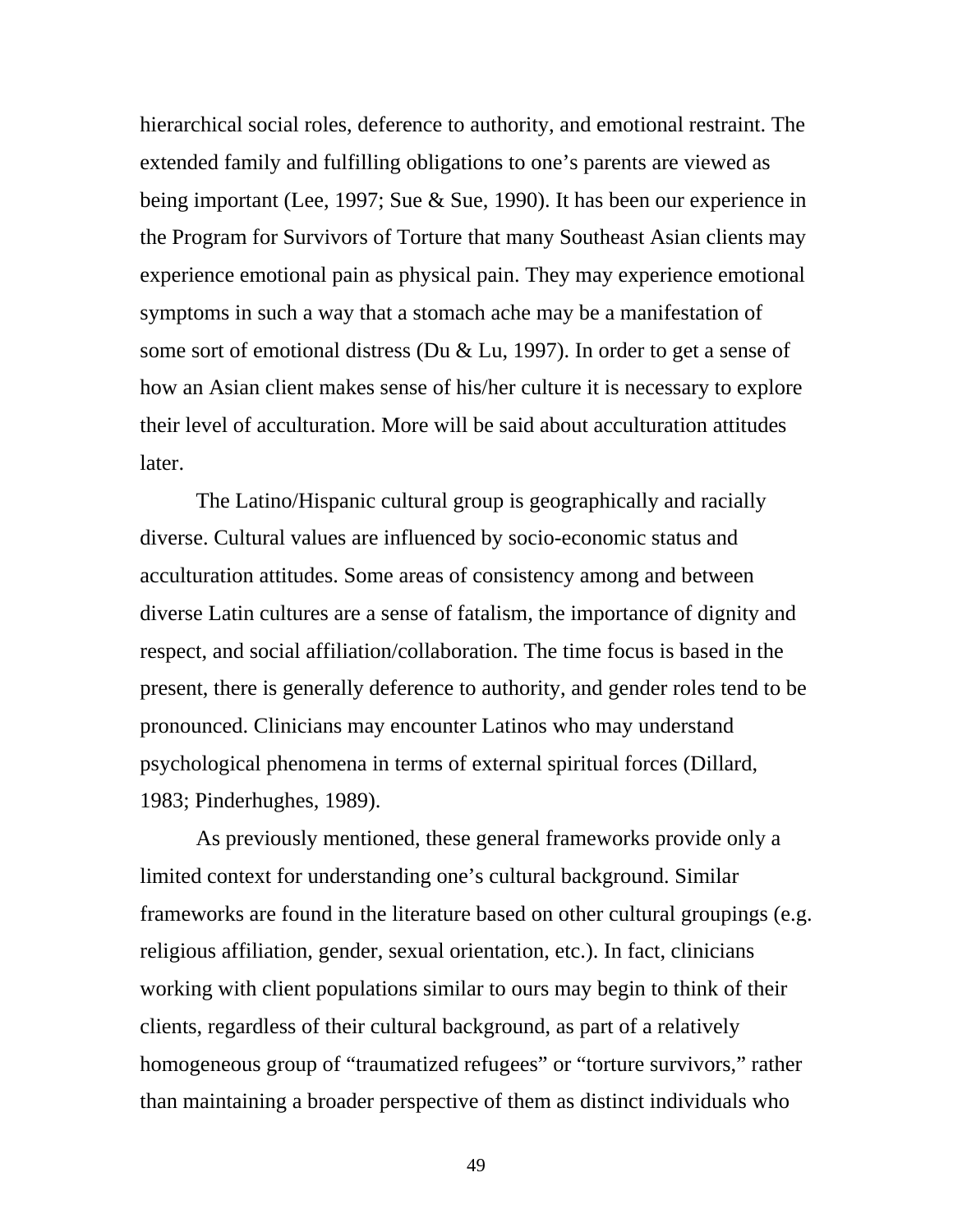hierarchical social roles, deference to authority, and emotional restraint. The extended family and fulfilling obligations to one's parents are viewed as being important (Lee, 1997; Sue & Sue, 1990). It has been our experience in the Program for Survivors of Torture that many Southeast Asian clients may experience emotional pain as physical pain. They may experience emotional symptoms in such a way that a stomach ache may be a manifestation of some sort of emotional distress (Du & Lu, 1997). In order to get a sense of how an Asian client makes sense of his/her culture it is necessary to explore their level of acculturation. More will be said about acculturation attitudes later.

The Latino/Hispanic cultural group is geographically and racially diverse. Cultural values are influenced by socio-economic status and acculturation attitudes. Some areas of consistency among and between diverse Latin cultures are a sense of fatalism, the importance of dignity and respect, and social affiliation/collaboration. The time focus is based in the present, there is generally deference to authority, and gender roles tend to be pronounced. Clinicians may encounter Latinos who may understand psychological phenomena in terms of external spiritual forces (Dillard, 1983; Pinderhughes, 1989).

As previously mentioned, these general frameworks provide only a limited context for understanding one's cultural background. Similar frameworks are found in the literature based on other cultural groupings (e.g. religious affiliation, gender, sexual orientation, etc.). In fact, clinicians working with client populations similar to ours may begin to think of their clients, regardless of their cultural background, as part of a relatively homogeneous group of "traumatized refugees" or "torture survivors," rather than maintaining a broader perspective of them as distinct individuals who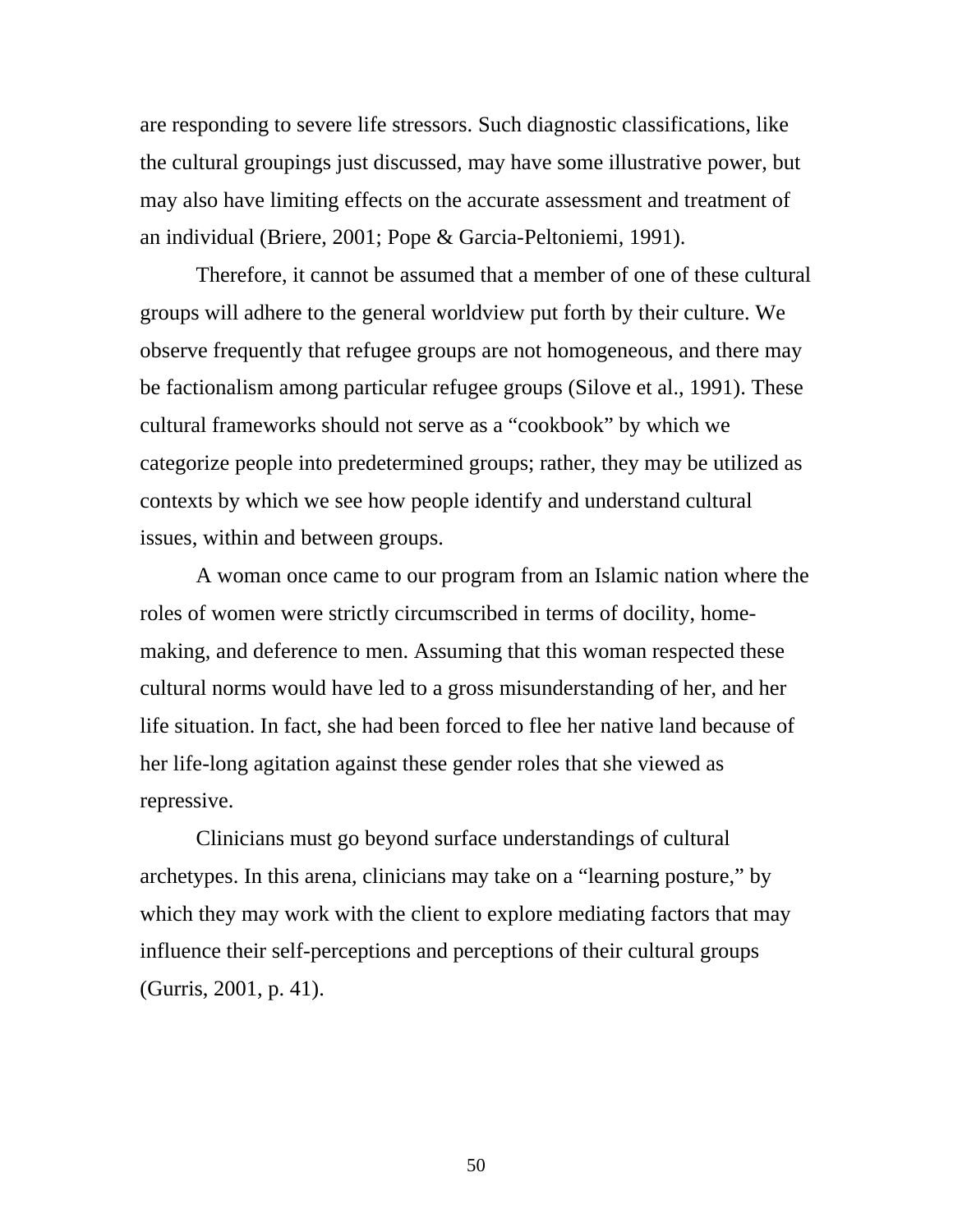are responding to severe life stressors. Such diagnostic classifications, like the cultural groupings just discussed, may have some illustrative power, but may also have limiting effects on the accurate assessment and treatment of an individual (Briere, 2001; Pope & Garcia-Peltoniemi, 1991).

Therefore, it cannot be assumed that a member of one of these cultural groups will adhere to the general worldview put forth by their culture. We observe frequently that refugee groups are not homogeneous, and there may be factionalism among particular refugee groups (Silove et al., 1991). These cultural frameworks should not serve as a "cookbook" by which we categorize people into predetermined groups; rather, they may be utilized as contexts by which we see how people identify and understand cultural issues, within and between groups.

A woman once came to our program from an Islamic nation where the roles of women were strictly circumscribed in terms of docility, home-making, and deference to men. Assuming that this woman respected these cultural norms would have led to a gross misunderstanding of her, and her life situation. In fact, she had been forced to flee her native land because of her life-long agitation against these gender roles that she viewed as repressive.

Clinicians must go beyond surface understandings of cultural archetypes. In this arena, clinicians may take on a "learning posture," by which they may work with the client to explore mediating factors that may influence their self-perceptions and perceptions of their cultural groups (Gurris, 2001, p. 41).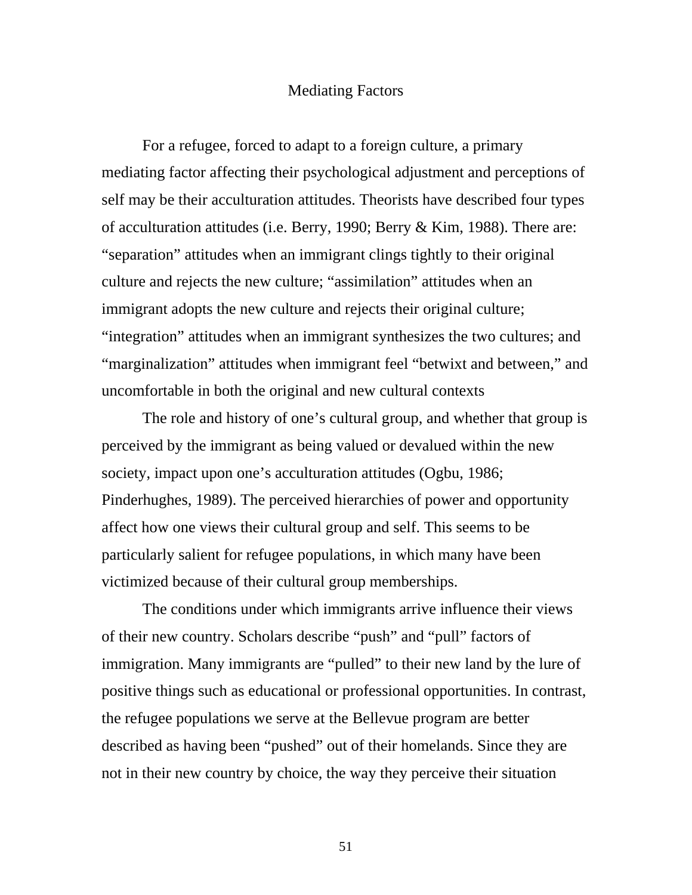## Mediating Factors

For a refugee, forced to adapt to a foreign culture, a primary mediating factor affecting their psychological adjustment and perceptions of self may be their acculturation attitudes. Theorists have described four types of acculturation attitudes (i.e. Berry, 1990; Berry & Kim, 1988). There are: "separation" attitudes when an immigrant clings tightly to their original culture and rejects the new culture; "assimilation" attitudes when an immigrant adopts the new culture and rejects their original culture; "integration" attitudes when an immigrant synthesizes the two cultures; and "marginalization" attitudes when immigrant feel "betwixt and between," and uncomfortable in both the original and new cultural contexts

The role and history of one's cultural group, and whether that group is perceived by the immigrant as being valued or devalued within the new society, impact upon one's acculturation attitudes (Ogbu, 1986; Pinderhughes, 1989). The perceived hierarchies of power and opportunity affect how one views their cultural group and self. This seems to be particularly salient for refugee populations, in which many have been victimized because of their cultural group memberships.

The conditions under which immigrants arrive influence their views of their new country. Scholars describe "push" and "pull" factors of immigration. Many immigrants are "pulled" to their new land by the lure of positive things such as educational or professional opportunities. In contrast, the refugee populations we serve at the Bellevue program are better described as having been "pushed" out of their homelands. Since they are not in their new country by choice, the way they perceive their situation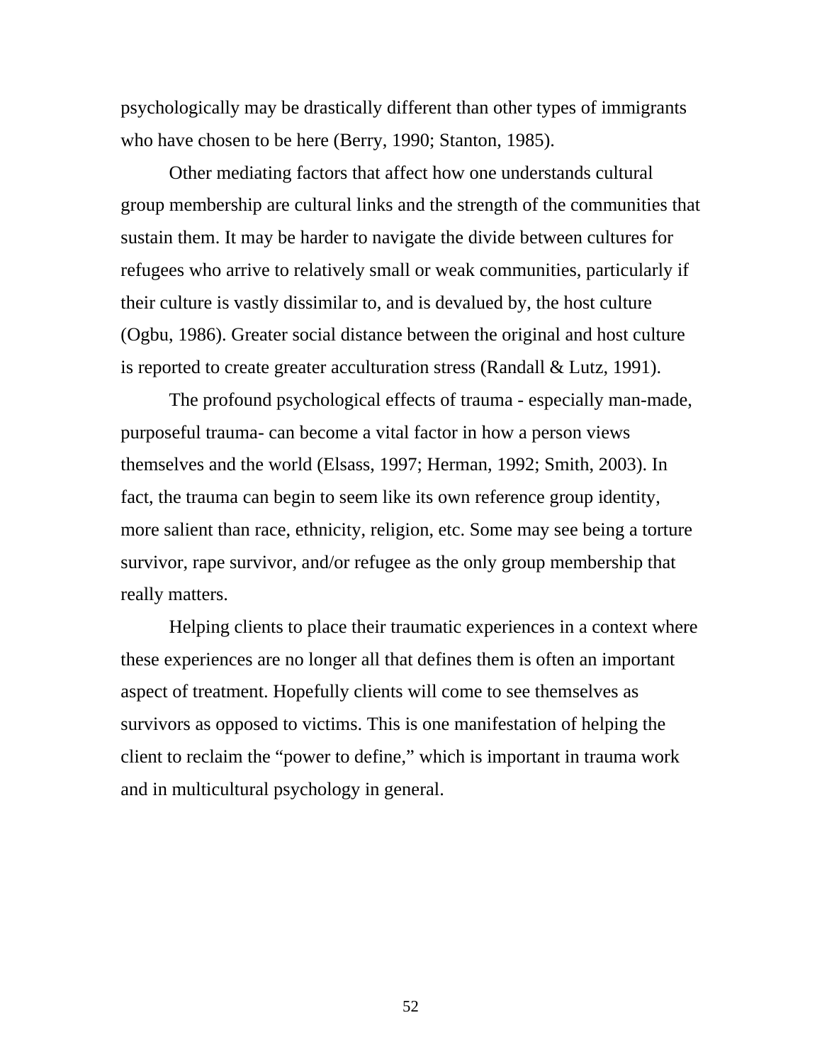psychologically may be drastically different than other types of immigrants who have chosen to be here (Berry, 1990; Stanton, 1985).

Other mediating factors that affect how one understands cultural group membership are cultural links and the strength of the communities that sustain them. It may be harder to navigate the divide between cultures for refugees who arrive to relatively small or weak communities, particularly if their culture is vastly dissimilar to, and is devalued by, the host culture (Ogbu, 1986). Greater social distance between the original and host culture is reported to create greater acculturation stress (Randall & Lutz, 1991).

The profound psychological effects of trauma - especially man-made, purposeful trauma- can become a vital factor in how a person views themselves and the world (Elsass, 1997; Herman, 1992; Smith, 2003). In fact, the trauma can begin to seem like its own reference group identity, more salient than race, ethnicity, religion, etc. Some may see being a torture survivor, rape survivor, and/or refugee as the only group membership that really matters.

Helping clients to place their traumatic experiences in a context where these experiences are no longer all that defines them is often an important aspect of treatment. Hopefully clients will come to see themselves as survivors as opposed to victims. This is one manifestation of helping the client to reclaim the "power to define," which is important in trauma work and in multicultural psychology in general.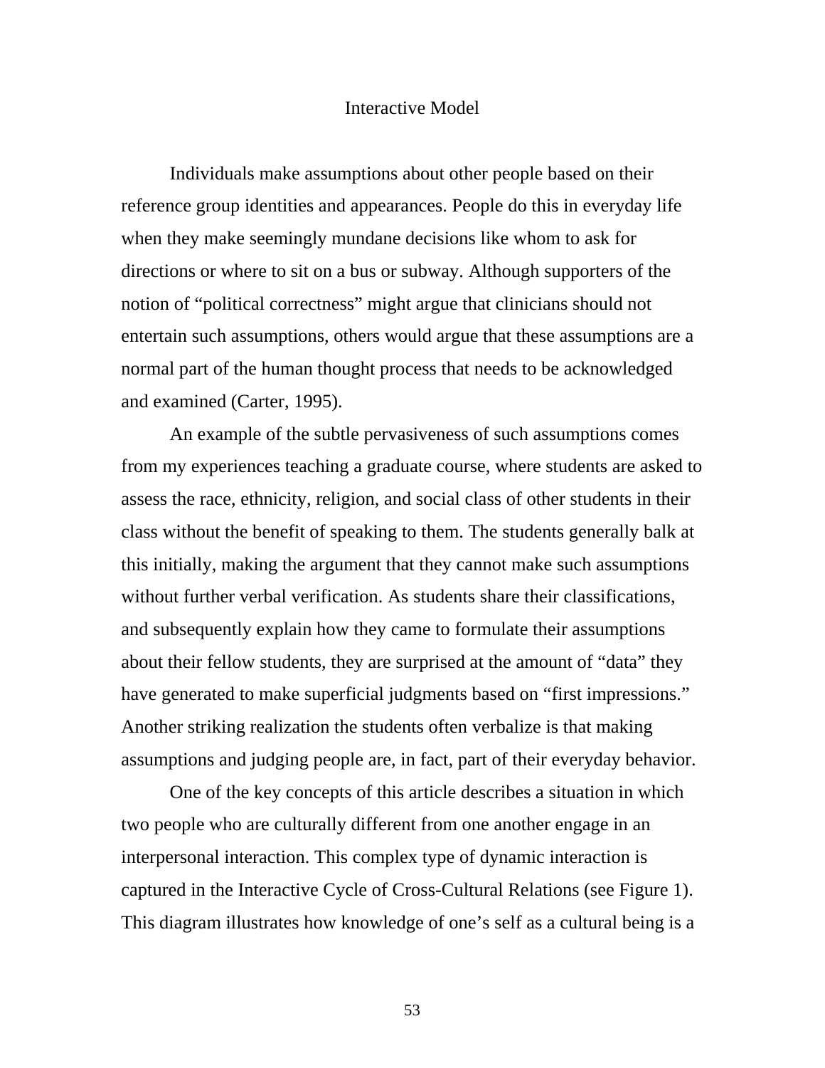## Interactive Model

Individuals make assumptions about other people based on their reference group identities and appearances. People do this in everyday life when they make seemingly mundane decisions like whom to ask for directions or where to sit on a bus or subway. Although supporters of the notion of "political correctness" might argue that clinicians should not entertain such assumptions, others would argue that these assumptions are a normal part of the human thought process that needs to be acknowledged and examined (Carter, 1995).

An example of the subtle pervasiveness of such assumptions comes from my experiences teaching a graduate course, where students are asked to assess the race, ethnicity, religion, and social class of other students in their class without the benefit of speaking to them. The students generally balk at this initially, making the argument that they cannot make such assumptions without further verbal verification. As students share their classifications, and subsequently explain how they came to formulate their assumptions about their fellow students, they are surprised at the amount of "data" they have generated to make superficial judgments based on "first impressions." Another striking realization the students often verbalize is that making assumptions and judging people are, in fact, part of their everyday behavior.

One of the key concepts of this article describes a situation in which two people who are culturally different from one another engage in an interpersonal interaction. This complex type of dynamic interaction is captured in the Interactive Cycle of Cross-Cultural Relations (see Figure 1). This diagram illustrates how knowledge of one's self as a cultural being is a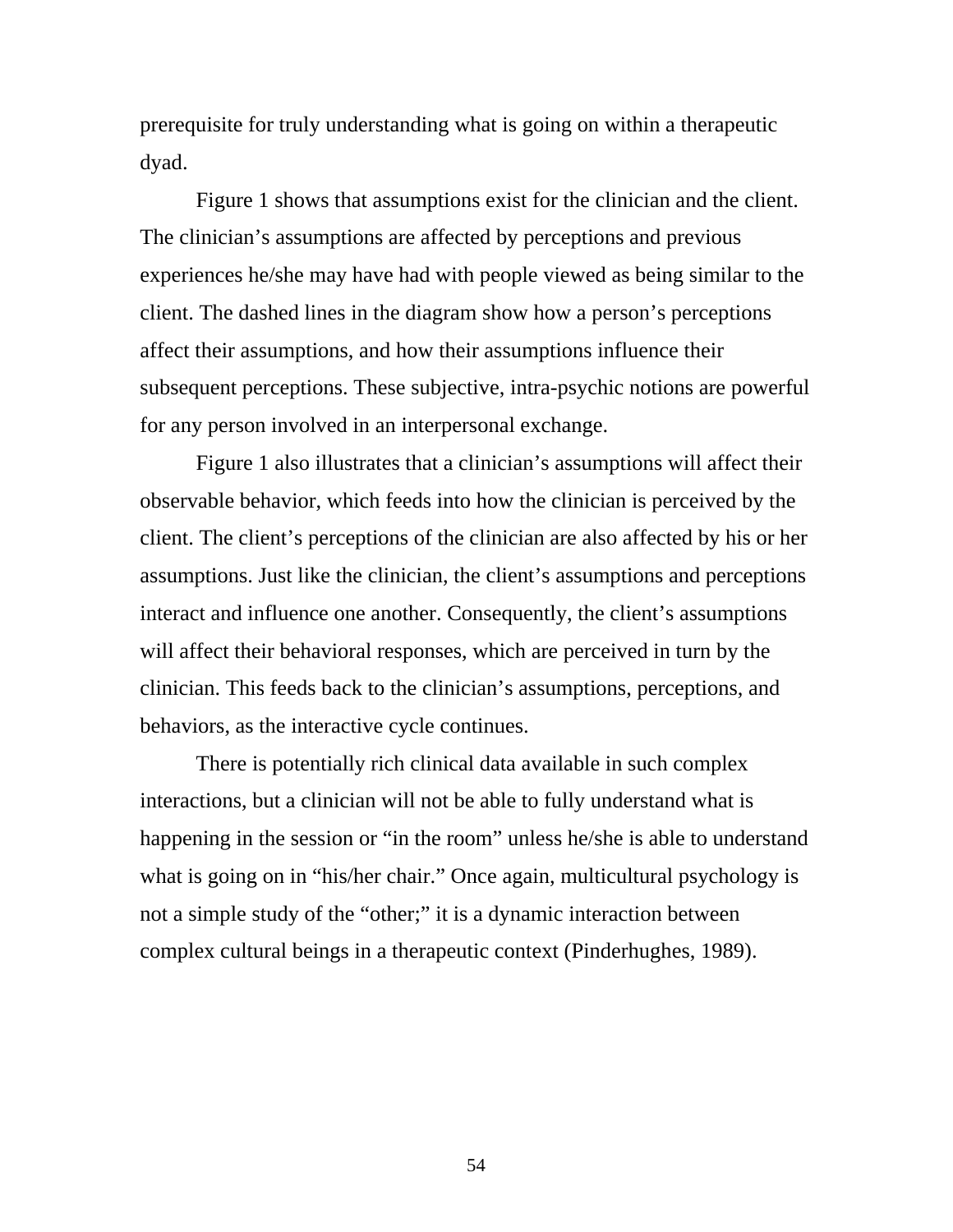prerequisite for truly understanding what is going on within a therapeutic dyad.

Figure 1 shows that assumptions exist for the clinician and the client. The clinician's assumptions are affected by perceptions and previous experiences he/she may have had with people viewed as being similar to the client. The dashed lines in the diagram show how a person's perceptions affect their assumptions, and how their assumptions influence their subsequent perceptions. These subjective, intra-psychic notions are powerful for any person involved in an interpersonal exchange.

Figure 1 also illustrates that a clinician's assumptions will affect their observable behavior, which feeds into how the clinician is perceived by the client. The client's perceptions of the clinician are also affected by his or her assumptions. Just like the clinician, the client's assumptions and perceptions interact and influence one another. Consequently, the client's assumptions will affect their behavioral responses, which are perceived in turn by the clinician. This feeds back to the clinician's assumptions, perceptions, and behaviors, as the interactive cycle continues.

There is potentially rich clinical data available in such complex interactions, but a clinician will not be able to fully understand what is happening in the session or "in the room" unless he/she is able to understand what is going on in "his/her chair." Once again, multicultural psychology is not a simple study of the "other;" it is a dynamic interaction between complex cultural beings in a therapeutic context (Pinderhughes, 1989).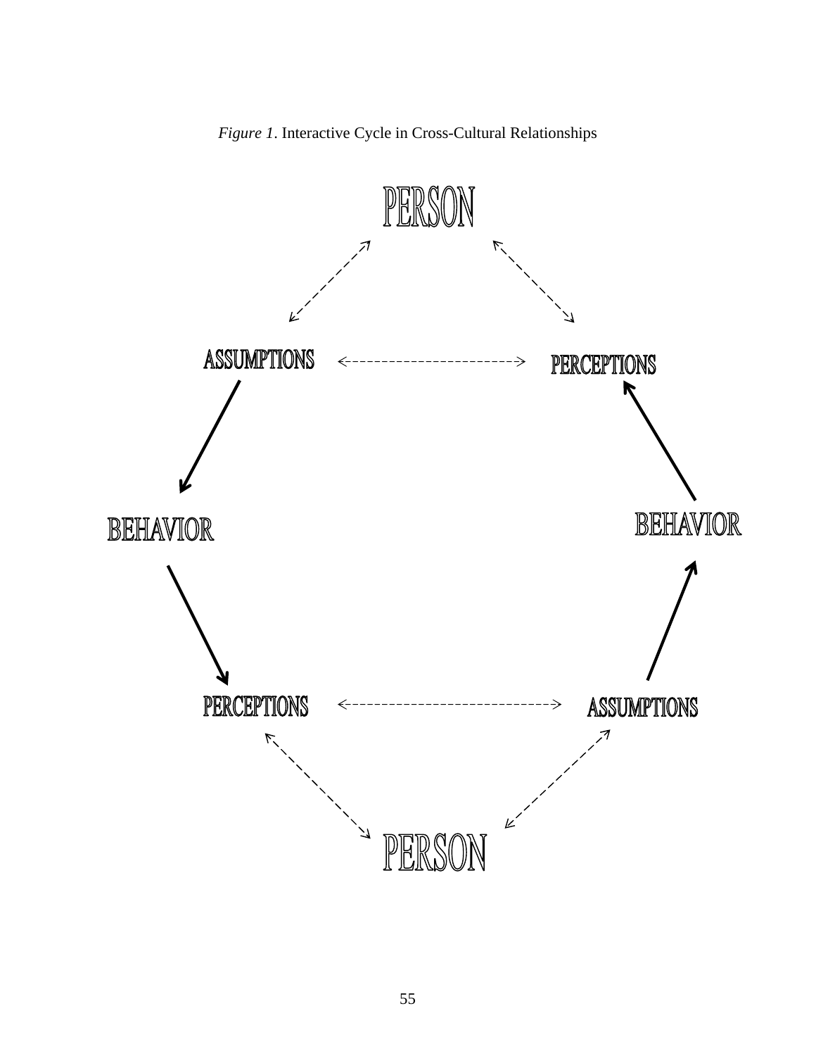*Figure 1*. Interactive Cycle in Cross-Cultural Relationships

PERSON

ASSUMPTIONS

PERCEPTIONS

BEHAVIOR

BEHAVIOR

PERCEPTIONS

ASSUMPTIONS

PERSON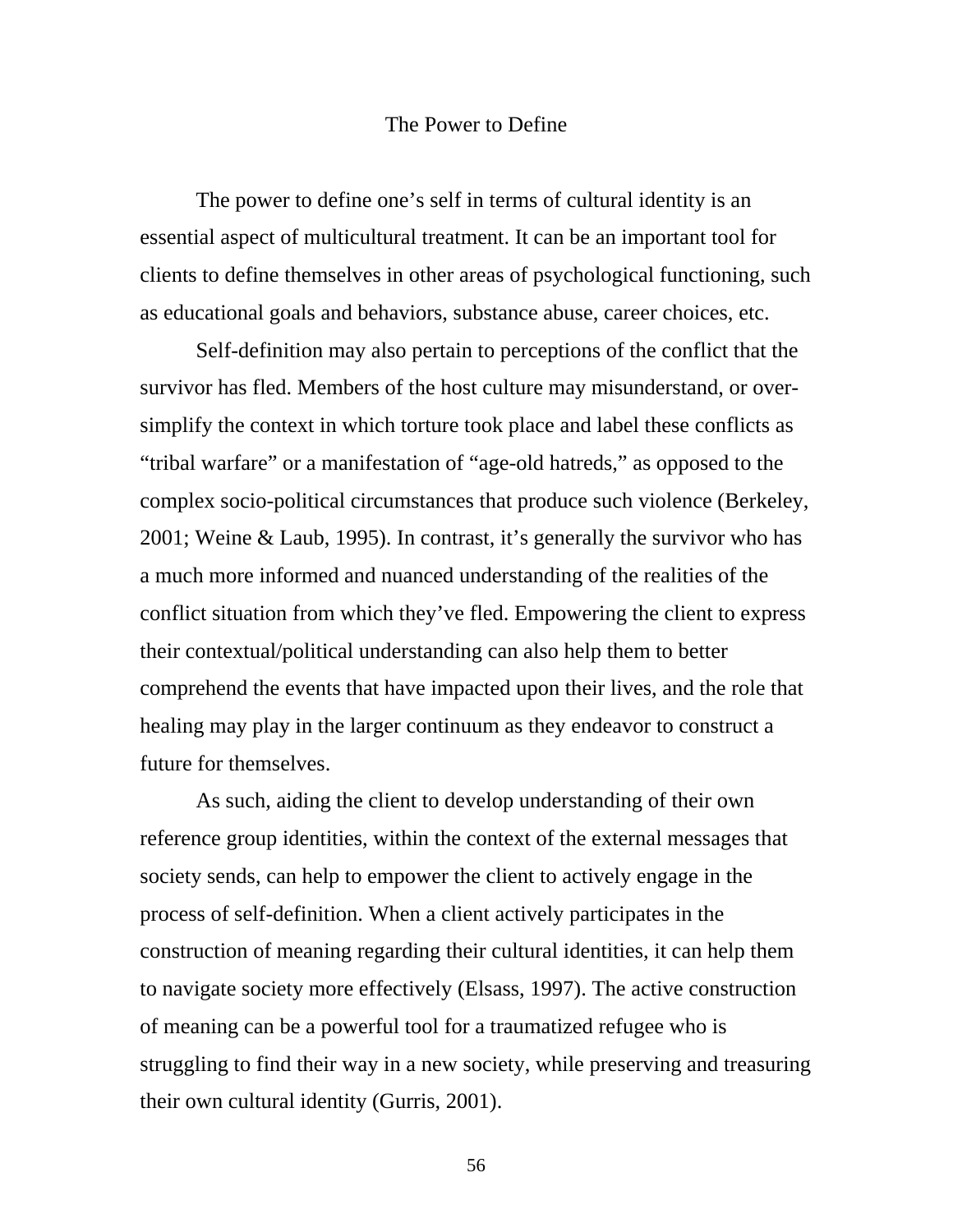## The Power to Define

The power to define one's self in terms of cultural identity is an essential aspect of multicultural treatment. It can be an important tool for clients to define themselves in other areas of psychological functioning, such as educational goals and behaviors, substance abuse, career choices, etc.

Self-definition may also pertain to perceptions of the conflict that the survivor has fled. Members of the host culture may misunderstand, or over-simplify the context in which torture took place and label these conflicts as "tribal warfare" or a manifestation of "age-old hatreds," as opposed to the complex socio-political circumstances that produce such violence (Berkeley, 2001; Weine & Laub, 1995). In contrast, it's generally the survivor who has a much more informed and nuanced understanding of the realities of the conflict situation from which they've fled. Empowering the client to express their contextual/political understanding can also help them to better comprehend the events that have impacted upon their lives, and the role that healing may play in the larger continuum as they endeavor to construct a future for themselves.

As such, aiding the client to develop understanding of their own reference group identities, within the context of the external messages that society sends, can help to empower the client to actively engage in the process of self-definition. When a client actively participates in the construction of meaning regarding their cultural identities, it can help them to navigate society more effectively (Elsass, 1997). The active construction of meaning can be a powerful tool for a traumatized refugee who is struggling to find their way in a new society, while preserving and treasuring their own cultural identity (Gurris, 2001).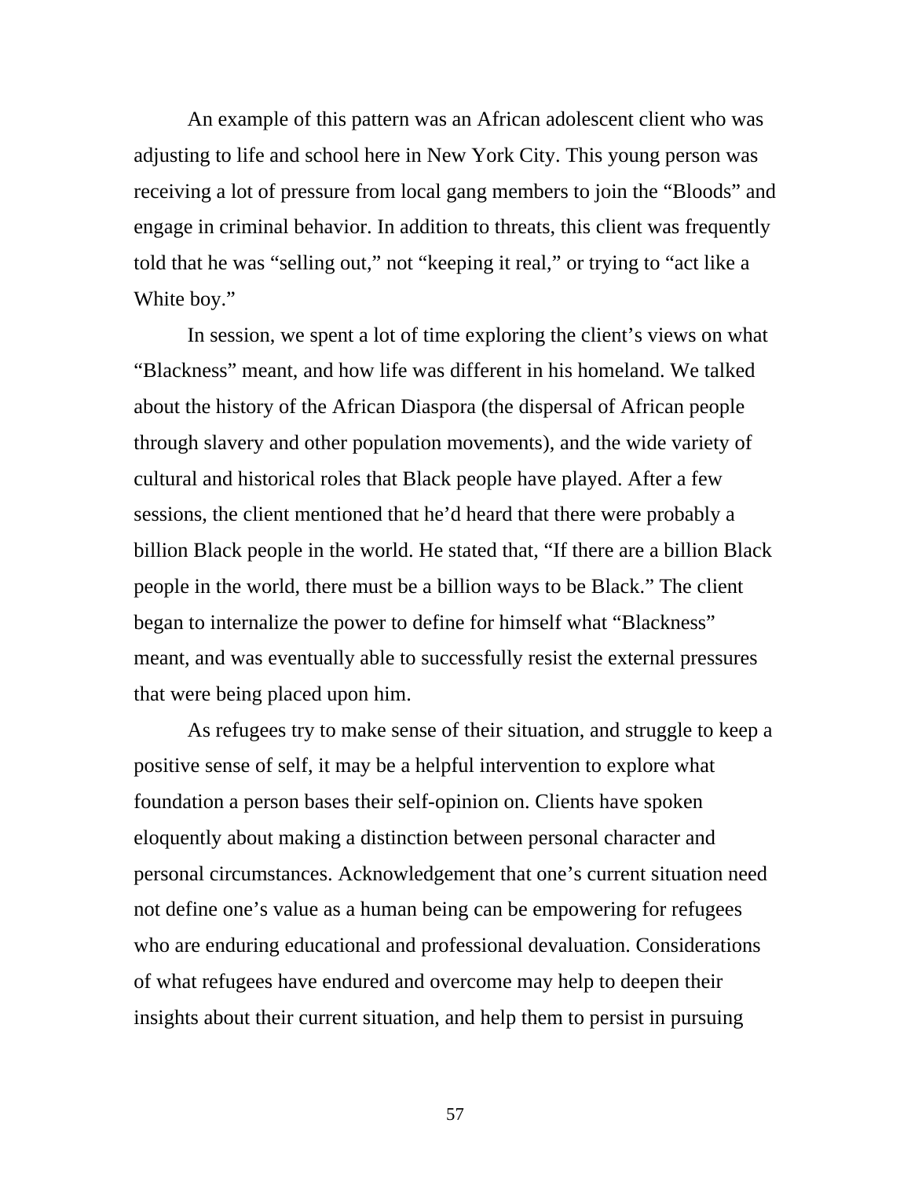An example of this pattern was an African adolescent client who was adjusting to life and school here in New York City. This young person was receiving a lot of pressure from local gang members to join the "Bloods" and engage in criminal behavior. In addition to threats, this client was frequently told that he was "selling out," not "keeping it real," or trying to "act like a White boy."

In session, we spent a lot of time exploring the client's views on what "Blackness" meant, and how life was different in his homeland. We talked about the history of the African Diaspora (the dispersal of African people through slavery and other population movements), and the wide variety of cultural and historical roles that Black people have played. After a few sessions, the client mentioned that he'd heard that there were probably a billion Black people in the world. He stated that, "If there are a billion Black people in the world, there must be a billion ways to be Black." The client began to internalize the power to define for himself what "Blackness" meant, and was eventually able to successfully resist the external pressures that were being placed upon him.

As refugees try to make sense of their situation, and struggle to keep a positive sense of self, it may be a helpful intervention to explore what foundation a person bases their self-opinion on. Clients have spoken eloquently about making a distinction between personal character and personal circumstances. Acknowledgement that one's current situation need not define one's value as a human being can be empowering for refugees who are enduring educational and professional devaluation. Considerations of what refugees have endured and overcome may help to deepen their insights about their current situation, and help them to persist in pursuing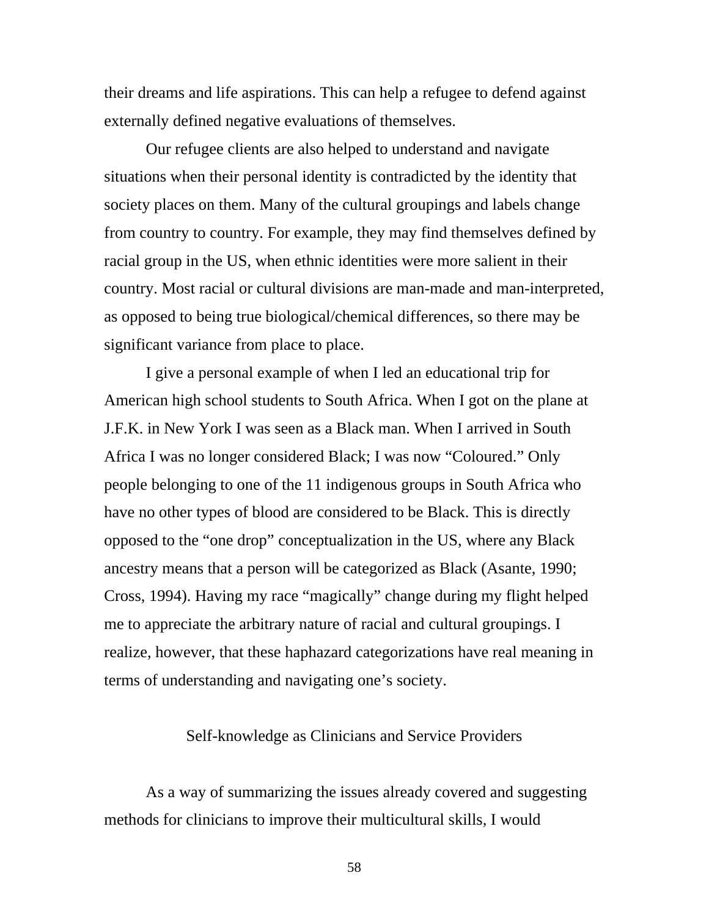their dreams and life aspirations. This can help a refugee to defend against externally defined negative evaluations of themselves.

Our refugee clients are also helped to understand and navigate situations when their personal identity is contradicted by the identity that society places on them. Many of the cultural groupings and labels change from country to country. For example, they may find themselves defined by racial group in the US, when ethnic identities were more salient in their country. Most racial or cultural divisions are man-made and man-interpreted, as opposed to being true biological/chemical differences, so there may be significant variance from place to place.

I give a personal example of when I led an educational trip for American high school students to South Africa. When I got on the plane at J.F.K. in New York I was seen as a Black man. When I arrived in South Africa I was no longer considered Black; I was now “Coloured.” Only people belonging to one of the 11 indigenous groups in South Africa who have no other types of blood are considered to be Black. This is directly opposed to the “one drop” conceptualization in the US, where any Black ancestry means that a person will be categorized as Black (Asante, 1990; Cross, 1994). Having my race “magically” change during my flight helped me to appreciate the arbitrary nature of racial and cultural groupings. I realize, however, that these haphazard categorizations have real meaning in terms of understanding and navigating one’s society.

## Self-knowledge as Clinicians and Service Providers

As a way of summarizing the issues already covered and suggesting methods for clinicians to improve their multicultural skills, I would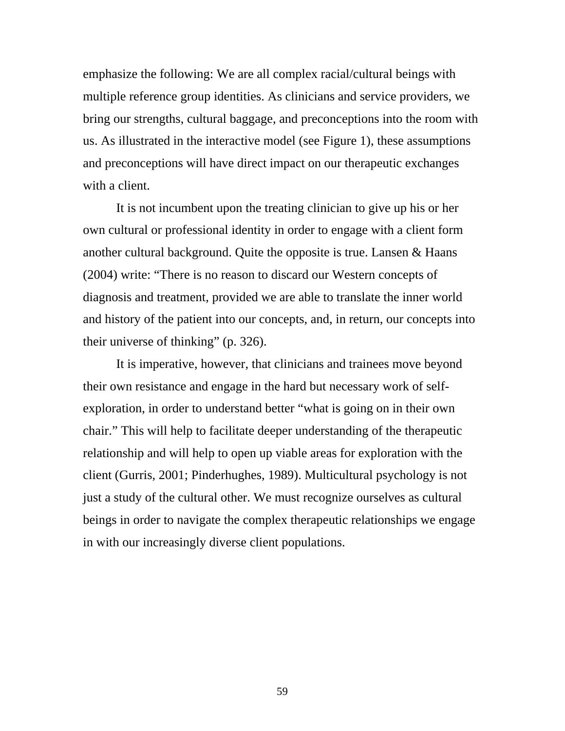emphasize the following: We are all complex racial/cultural beings with multiple reference group identities. As clinicians and service providers, we bring our strengths, cultural baggage, and preconceptions into the room with us. As illustrated in the interactive model (see Figure 1), these assumptions and preconceptions will have direct impact on our therapeutic exchanges with a client.

It is not incumbent upon the treating clinician to give up his or her own cultural or professional identity in order to engage with a client form another cultural background. Quite the opposite is true. Lansen & Haans (2004) write: “There is no reason to discard our Western concepts of diagnosis and treatment, provided we are able to translate the inner world and history of the patient into our concepts, and, in return, our concepts into their universe of thinking” (p. 326).

It is imperative, however, that clinicians and trainees move beyond their own resistance and engage in the hard but necessary work of self-exploration, in order to understand better “what is going on in their own chair.” This will help to facilitate deeper understanding of the therapeutic relationship and will help to open up viable areas for exploration with the client (Gurris, 2001; Pinderhughes, 1989). Multicultural psychology is not just a study of the cultural other. We must recognize ourselves as cultural beings in order to navigate the complex therapeutic relationships we engage in with our increasingly diverse client populations.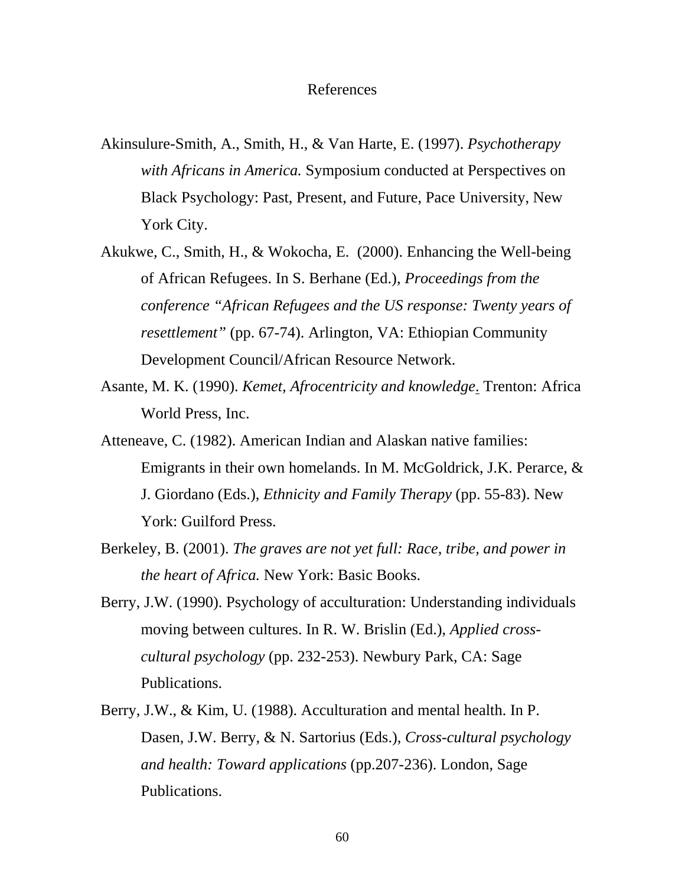# References

Akinsulure-Smith, A., Smith, H., & Van Harte, E. (1997). *Psychotherapy with Africans in America.* Symposium conducted at Perspectives on Black Psychology: Past, Present, and Future, Pace University, New York City.

Akukwe, C., Smith, H., & Wokocha, E. (2000). Enhancing the Well-being of African Refugees. In S. Berhane (Ed.), *Proceedings from the conference "African Refugees and the US response: Twenty years of resettlement"* (pp. 67-74). Arlington, VA: Ethiopian Community Development Council/African Resource Network.

Asante, M. K. (1990). *Kemet, Afrocentricity and knowledge.* Trenton: Africa World Press, Inc.

Atteneave, C. (1982). American Indian and Alaskan native families: Emigrants in their own homelands. In M. McGoldrick, J.K. Perarce, & J. Giordano (Eds.), *Ethnicity and Family Therapy* (pp. 55-83). New York: Guilford Press.

Berkeley, B. (2001). *The graves are not yet full: Race, tribe, and power in the heart of Africa.* New York: Basic Books.

Berry, J.W. (1990). Psychology of acculturation: Understanding individuals moving between cultures. In R. W. Brislin (Ed.), *Applied cross-cultural psychology* (pp. 232-253). Newbury Park, CA: Sage Publications.

Berry, J.W., & Kim, U. (1988). Acculturation and mental health. In P. Dasen, J.W. Berry, & N. Sartorius (Eds.), *Cross-cultural psychology and health: Toward applications* (pp.207-236). London, Sage Publications.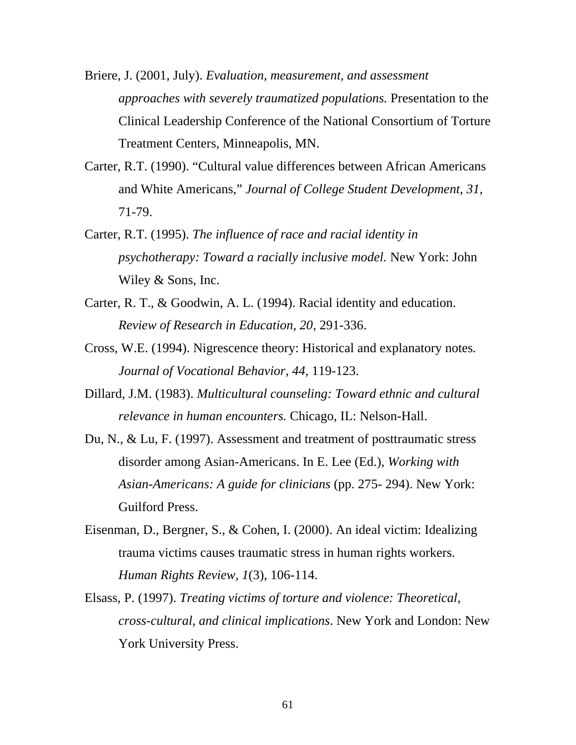Briere, J. (2001, July). *Evaluation, measurement, and assessment approaches with severely traumatized populations.* Presentation to the Clinical Leadership Conference of the National Consortium of Torture Treatment Centers, Minneapolis, MN.

Carter, R.T. (1990). "Cultural value differences between African Americans and White Americans," *Journal of College Student Development, 31*, 71-79.

Carter, R.T. (1995). *The influence of race and racial identity in psychotherapy: Toward a racially inclusive model.* New York: John Wiley & Sons, Inc.

Carter, R. T., & Goodwin, A. L. (1994). Racial identity and education. *Review of Research in Education, 20*, 291-336.

Cross, W.E. (1994). Nigrescence theory: Historical and explanatory notes. *Journal of Vocational Behavior, 44*, 119-123.

Dillard, J.M. (1983). *Multicultural counseling: Toward ethnic and cultural relevance in human encounters.* Chicago, IL: Nelson-Hall.

Du, N., & Lu, F. (1997). Assessment and treatment of posttraumatic stress disorder among Asian-Americans. In E. Lee (Ed.), *Working with Asian-Americans: A guide for clinicians* (pp. 275- 294). New York: Guilford Press.

Eisenman, D., Bergner, S., & Cohen, I. (2000). An ideal victim: Idealizing trauma victims causes traumatic stress in human rights workers. *Human Rights Review, 1*(3), 106-114.

Elsass, P. (1997). *Treating victims of torture and violence: Theoretical, cross-cultural, and clinical implications*. New York and London: New York University Press.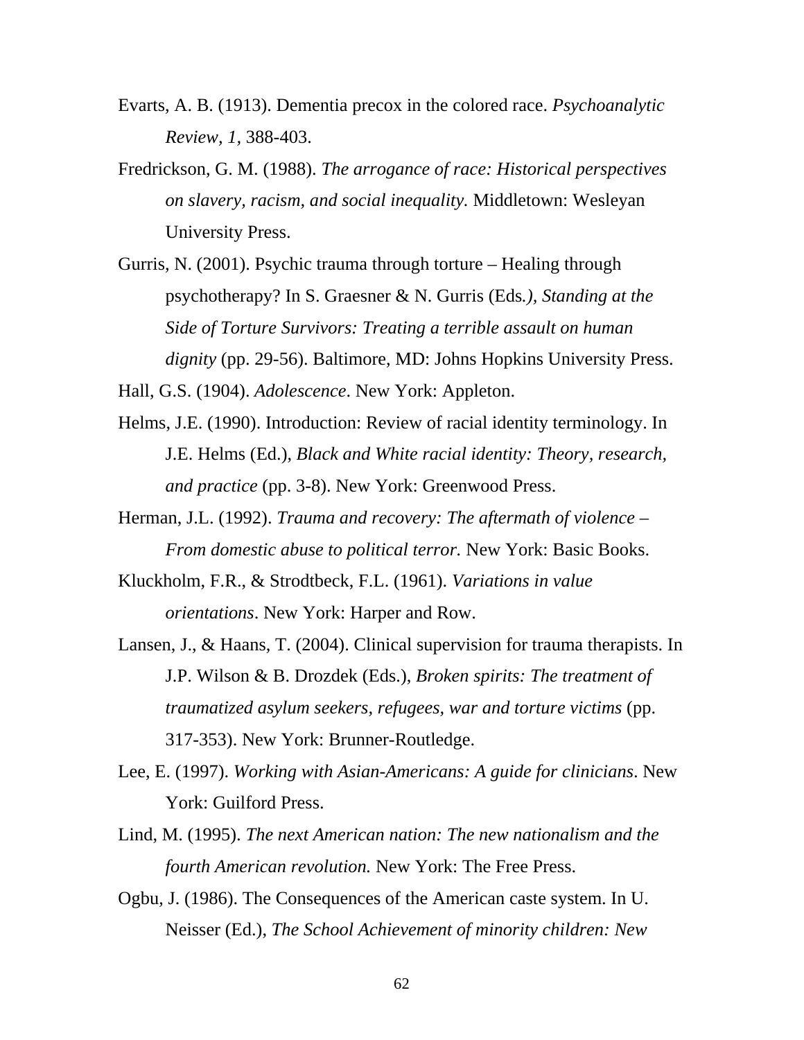Evarts, A. B. (1913). Dementia precox in the colored race. *Psychoanalytic Review, 1,* 388-403.

Fredrickson, G. M. (1988). *The arrogance of race: Historical perspectives on slavery, racism, and social inequality.* Middletown: Wesleyan University Press.

Gurris, N. (2001). Psychic trauma through torture – Healing through psychotherapy? In S. Graesner & N. Gurris (Eds*.), Standing at the Side of Torture Survivors: Treating a terrible assault on human dignity* (pp. 29-56). Baltimore, MD: Johns Hopkins University Press.

Hall, G.S. (1904). *Adolescence*. New York: Appleton.

Helms, J.E. (1990). Introduction: Review of racial identity terminology. In J.E. Helms (Ed.), *Black and White racial identity: Theory, research, and practice* (pp. 3-8). New York: Greenwood Press.

Herman, J.L. (1992). *Trauma and recovery: The aftermath of violence – From domestic abuse to political terror.* New York: Basic Books.

Kluckholm, F.R., & Strodtbeck, F.L. (1961). *Variations in value orientations*. New York: Harper and Row.

Lansen, J., & Haans, T. (2004). Clinical supervision for trauma therapists. In J.P. Wilson & B. Drozdek (Eds.), *Broken spirits: The treatment of traumatized asylum seekers, refugees, war and torture victims* (pp. 317-353). New York: Brunner-Routledge.

Lee, E. (1997). *Working with Asian-Americans: A guide for clinicians*. New York: Guilford Press.

Lind, M. (1995). *The next American nation: The new nationalism and the fourth American revolution.* New York: The Free Press.

Ogbu, J. (1986). The Consequences of the American caste system. In U. Neisser (Ed.), *The School Achievement of minority children: New*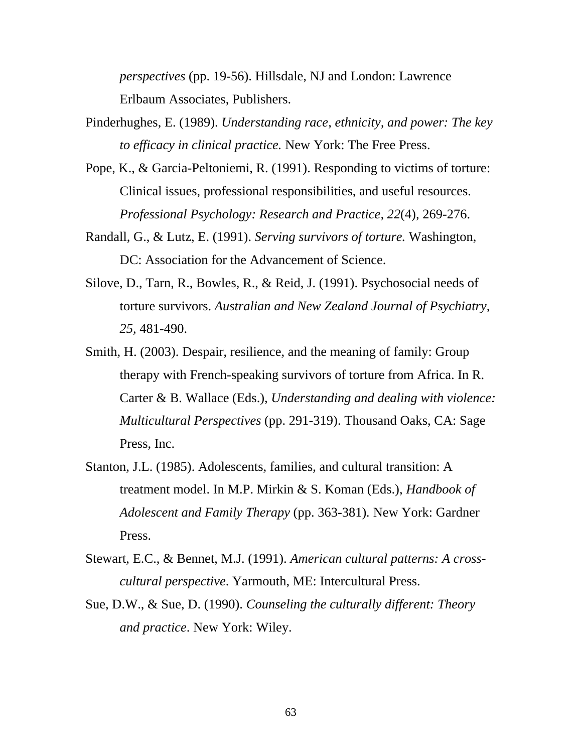*perspectives* (pp. 19-56). Hillsdale, NJ and London: Lawrence Erlbaum Associates, Publishers.

Pinderhughes, E. (1989). *Understanding race, ethnicity, and power: The key to efficacy in clinical practice.* New York: The Free Press.

Pope, K., & Garcia-Peltoniemi, R. (1991). Responding to victims of torture: Clinical issues, professional responsibilities, and useful resources. *Professional Psychology: Research and Practice, 22*(4), 269-276.

Randall, G., & Lutz, E. (1991). *Serving survivors of torture.* Washington, DC: Association for the Advancement of Science.

Silove, D., Tarn, R., Bowles, R., & Reid, J. (1991). Psychosocial needs of torture survivors. *Australian and New Zealand Journal of Psychiatry, 25*, 481-490.

Smith, H. (2003). Despair, resilience, and the meaning of family: Group therapy with French-speaking survivors of torture from Africa. In R. Carter & B. Wallace (Eds.), *Understanding and dealing with violence: Multicultural Perspectives* (pp. 291-319). Thousand Oaks, CA: Sage Press, Inc.

Stanton, J.L. (1985). Adolescents, families, and cultural transition: A treatment model. In M.P. Mirkin & S. Koman (Eds.), *Handbook of Adolescent and Family Therapy* (pp. 363-381). New York: Gardner Press.

Stewart, E.C., & Bennet, M.J. (1991). *American cultural patterns: A cross-cultural perspective*. Yarmouth, ME: Intercultural Press.

Sue, D.W., & Sue, D. (1990). *Counseling the culturally different: Theory and practice*. New York: Wiley.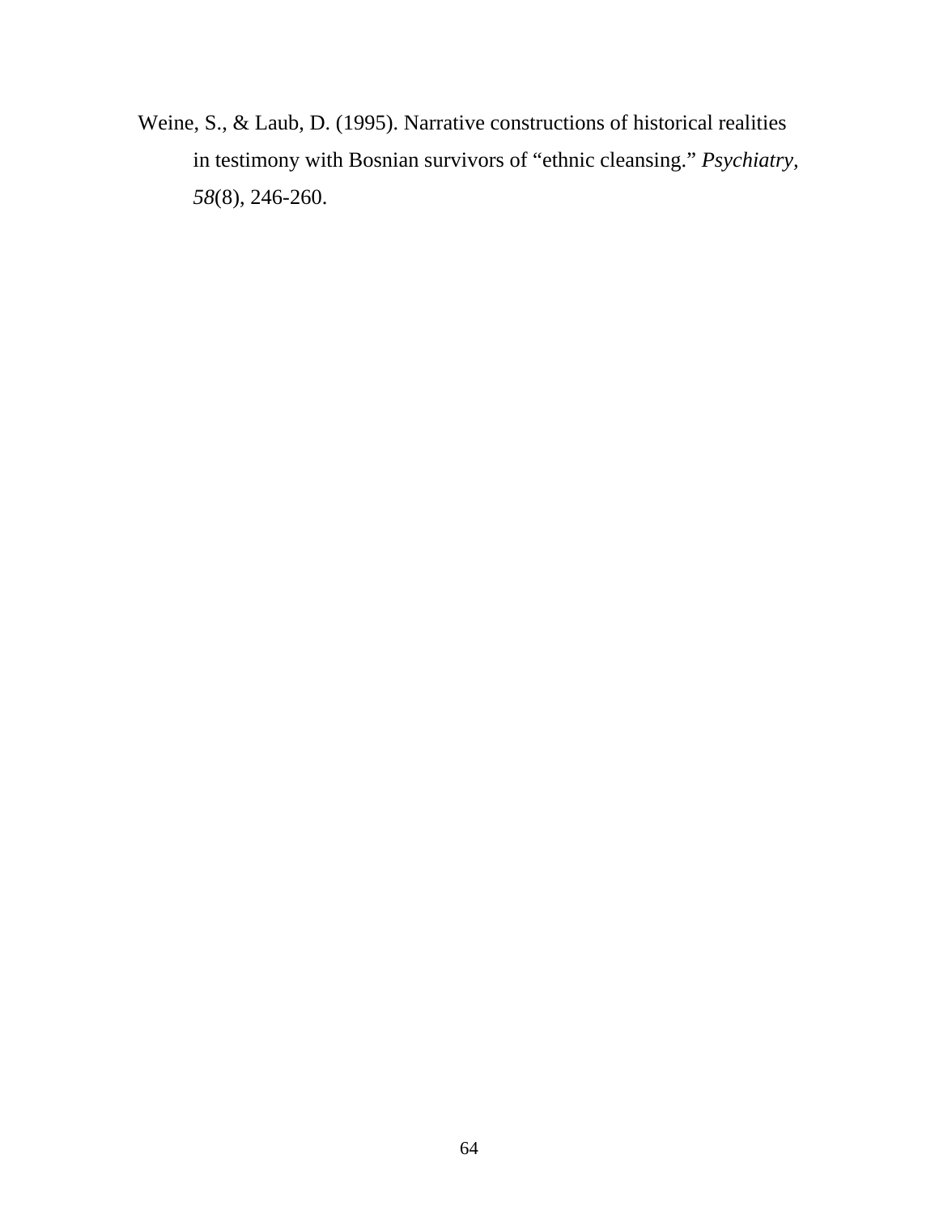Weine, S., & Laub, D. (1995). Narrative constructions of historical realities in testimony with Bosnian survivors of "ethnic cleansing." *Psychiatry, 58*(8), 246-260.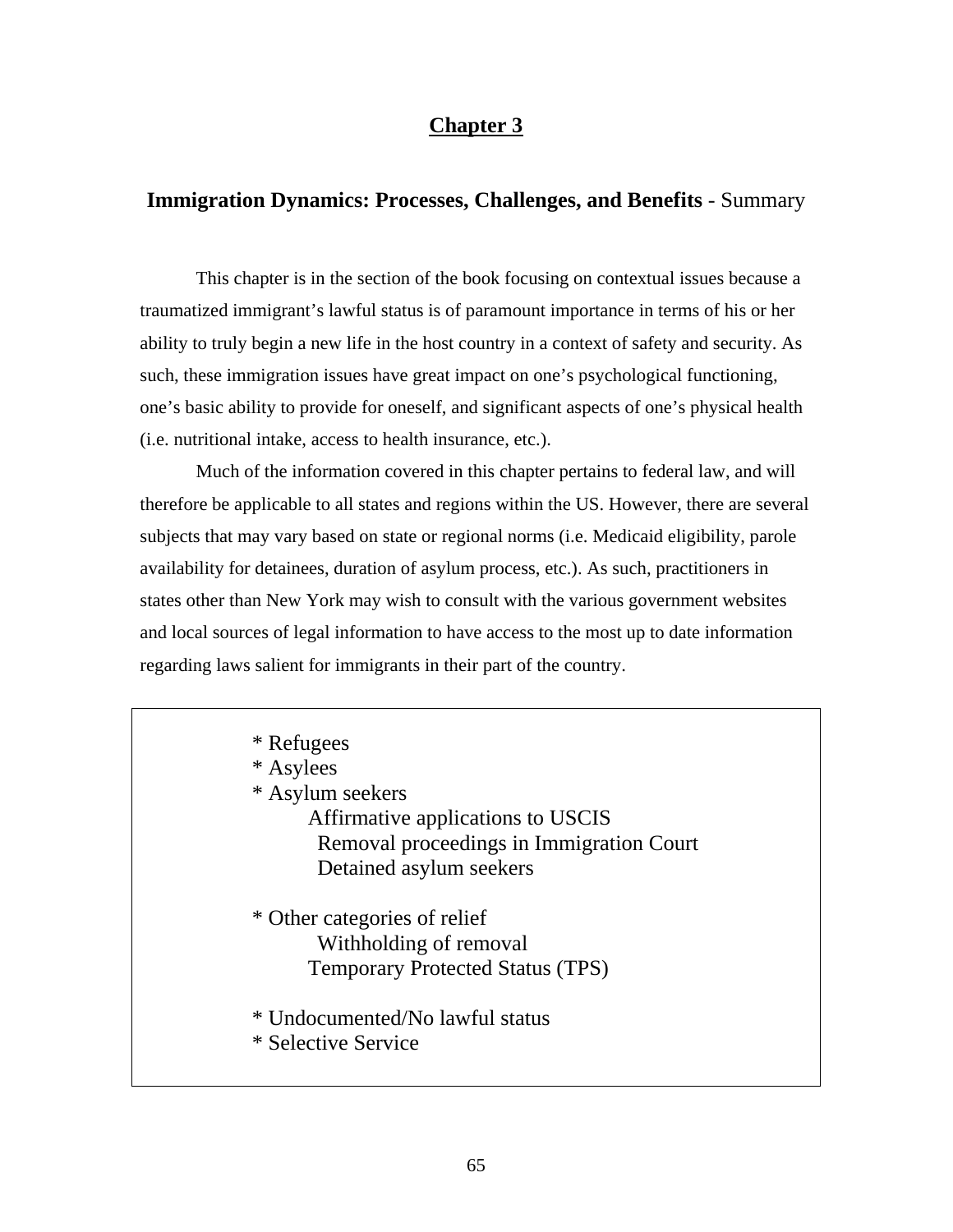# Chapter 3

## Immigration Dynamics: Processes, Challenges, and Benefits - Summary

This chapter is in the section of the book focusing on contextual issues because a traumatized immigrant's lawful status is of paramount importance in terms of his or her ability to truly begin a new life in the host country in a context of safety and security. As such, these immigration issues have great impact on one's psychological functioning, one's basic ability to provide for oneself, and significant aspects of one's physical health (i.e. nutritional intake, access to health insurance, etc.).

Much of the information covered in this chapter pertains to federal law, and will therefore be applicable to all states and regions within the US. However, there are several subjects that may vary based on state or regional norms (i.e. Medicaid eligibility, parole availability for detainees, duration of asylum process, etc.). As such, practitioners in states other than New York may wish to consult with the various government websites and local sources of legal information to have access to the most up to date information regarding laws salient for immigrants in their part of the country.

* Refugees
* Asylees
* Asylum seekers
    - Affirmative applications to USCIS
    - Removal proceedings in Immigration Court
    - Detained asylum seekers

* Other categories of relief
    - Withholding of removal
    - Temporary Protected Status (TPS)

* Undocumented/No lawful status
* Selective Service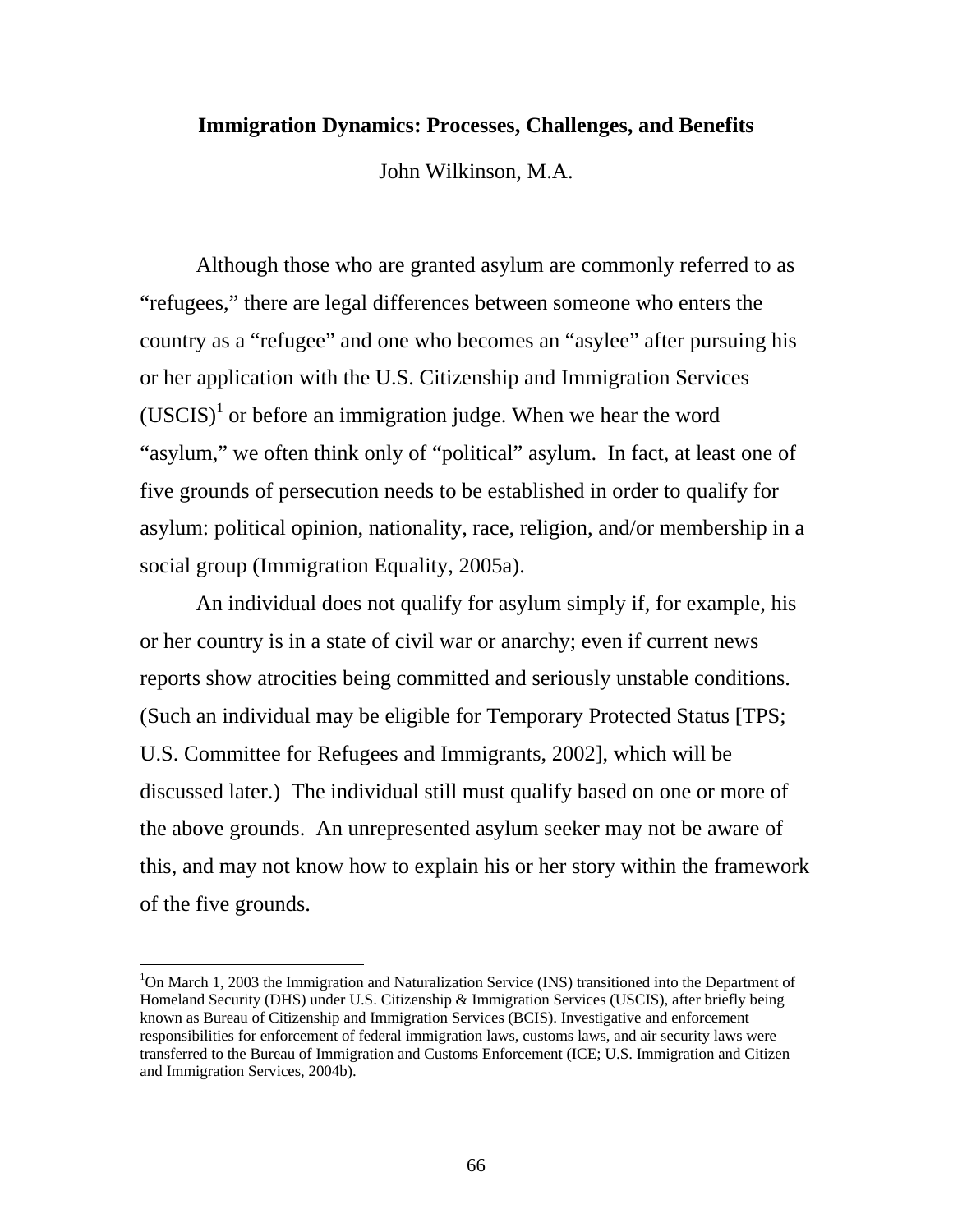## Immigration Dynamics: Processes, Challenges, and Benefits

John Wilkinson, M.A.

Although those who are granted asylum are commonly referred to as "refugees," there are legal differences between someone who enters the country as a "refugee" and one who becomes an "asylee" after pursuing his or her application with the U.S. Citizenship and Immigration Services (USCIS)[1] or before an immigration judge. When we hear the word "asylum," we often think only of "political" asylum. In fact, at least one of five grounds of persecution needs to be established in order to qualify for asylum: political opinion, nationality, race, religion, and/or membership in a social group (Immigration Equality, 2005a).

An individual does not qualify for asylum simply if, for example, his or her country is in a state of civil war or anarchy; even if current news reports show atrocities being committed and seriously unstable conditions. (Such an individual may be eligible for Temporary Protected Status [TPS; U.S. Committee for Refugees and Immigrants, 2002], which will be discussed later.) The individual still must qualify based on one or more of the above grounds. An unrepresented asylum seeker may not be aware of this, and may not know how to explain his or her story within the framework of the five grounds.

---

[1]On March 1, 2003 the Immigration and Naturalization Service (INS) transitioned into the Department of Homeland Security (DHS) under U.S. Citizenship & Immigration Services (USCIS), after briefly being known as Bureau of Citizenship and Immigration Services (BCIS). Investigative and enforcement responsibilities for enforcement of federal immigration laws, customs laws, and air security laws were transferred to the Bureau of Immigration and Customs Enforcement (ICE; U.S. Immigration and Citizen and Immigration Services, 2004b).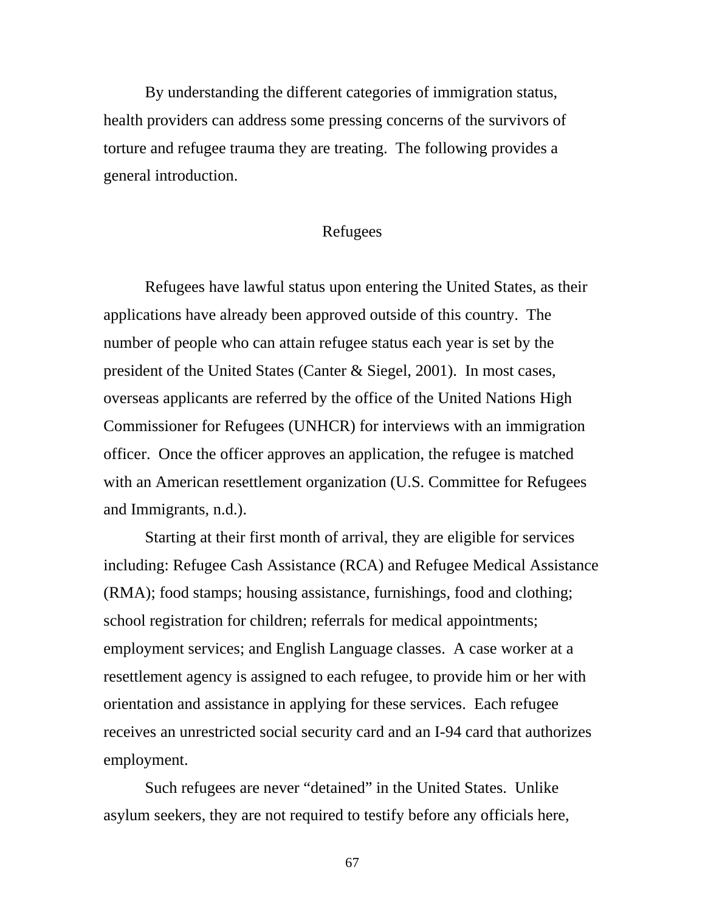By understanding the different categories of immigration status, health providers can address some pressing concerns of the survivors of torture and refugee trauma they are treating. The following provides a general introduction.

## Refugees

Refugees have lawful status upon entering the United States, as their applications have already been approved outside of this country. The number of people who can attain refugee status each year is set by the president of the United States (Canter & Siegel, 2001). In most cases, overseas applicants are referred by the office of the United Nations High Commissioner for Refugees (UNHCR) for interviews with an immigration officer. Once the officer approves an application, the refugee is matched with an American resettlement organization (U.S. Committee for Refugees and Immigrants, n.d.).

Starting at their first month of arrival, they are eligible for services including: Refugee Cash Assistance (RCA) and Refugee Medical Assistance (RMA); food stamps; housing assistance, furnishings, food and clothing; school registration for children; referrals for medical appointments; employment services; and English Language classes. A case worker at a resettlement agency is assigned to each refugee, to provide him or her with orientation and assistance in applying for these services. Each refugee receives an unrestricted social security card and an I-94 card that authorizes employment.

Such refugees are never “detained” in the United States. Unlike asylum seekers, they are not required to testify before any officials here,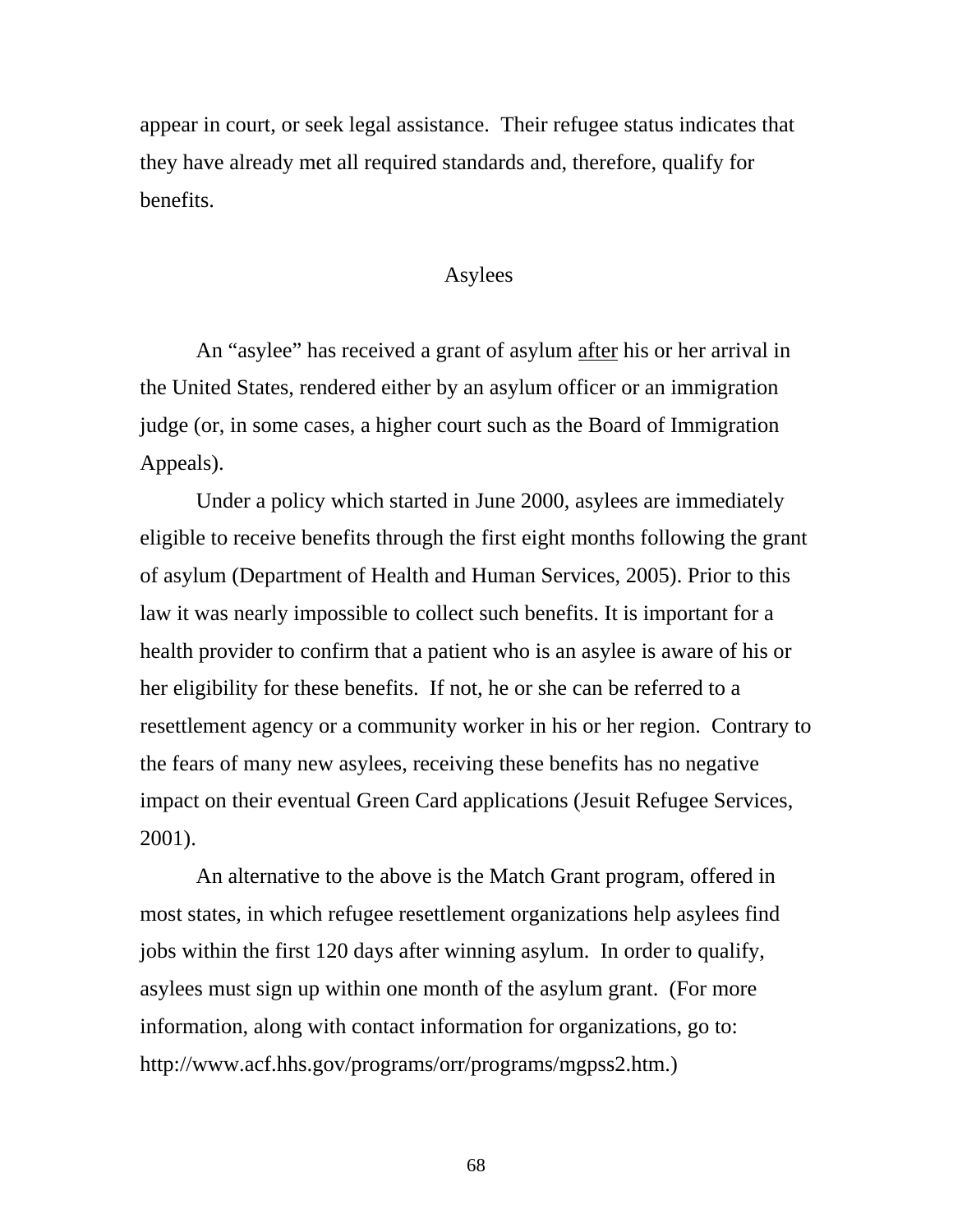appear in court, or seek legal assistance. Their refugee status indicates that they have already met all required standards and, therefore, qualify for benefits.

## Asylees

An "asylee" has received a grant of asylum <u>after</u> his or her arrival in the United States, rendered either by an asylum officer or an immigration judge (or, in some cases, a higher court such as the Board of Immigration Appeals).

Under a policy which started in June 2000, asylees are immediately eligible to receive benefits through the first eight months following the grant of asylum (Department of Health and Human Services, 2005). Prior to this law it was nearly impossible to collect such benefits. It is important for a health provider to confirm that a patient who is an asylee is aware of his or her eligibility for these benefits. If not, he or she can be referred to a resettlement agency or a community worker in his or her region. Contrary to the fears of many new asylees, receiving these benefits has no negative impact on their eventual Green Card applications (Jesuit Refugee Services, 2001).

An alternative to the above is the Match Grant program, offered in most states, in which refugee resettlement organizations help asylees find jobs within the first 120 days after winning asylum. In order to qualify, asylees must sign up within one month of the asylum grant. (For more information, along with contact information for organizations, go to: http://www.acf.hhs.gov/programs/orr/programs/mgpss2.htm.)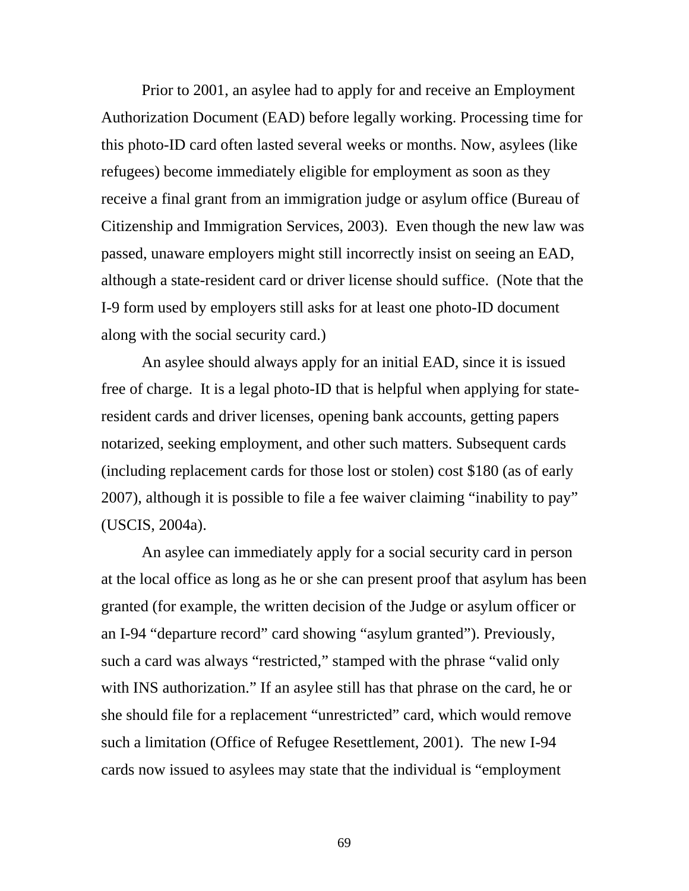Prior to 2001, an asylee had to apply for and receive an Employment Authorization Document (EAD) before legally working. Processing time for this photo-ID card often lasted several weeks or months. Now, asylees (like refugees) become immediately eligible for employment as soon as they receive a final grant from an immigration judge or asylum office (Bureau of Citizenship and Immigration Services, 2003). Even though the new law was passed, unaware employers might still incorrectly insist on seeing an EAD, although a state-resident card or driver license should suffice. (Note that the I-9 form used by employers still asks for at least one photo-ID document along with the social security card.)

An asylee should always apply for an initial EAD, since it is issued free of charge. It is a legal photo-ID that is helpful when applying for state-resident cards and driver licenses, opening bank accounts, getting papers notarized, seeking employment, and other such matters. Subsequent cards (including replacement cards for those lost or stolen) cost $180 (as of early 2007), although it is possible to file a fee waiver claiming "inability to pay" (USCIS, 2004a).

An asylee can immediately apply for a social security card in person at the local office as long as he or she can present proof that asylum has been granted (for example, the written decision of the Judge or asylum officer or an I-94 "departure record" card showing "asylum granted"). Previously, such a card was always "restricted," stamped with the phrase "valid only with INS authorization." If an asylee still has that phrase on the card, he or she should file for a replacement "unrestricted" card, which would remove such a limitation (Office of Refugee Resettlement, 2001). The new I-94 cards now issued to asylees may state that the individual is "employment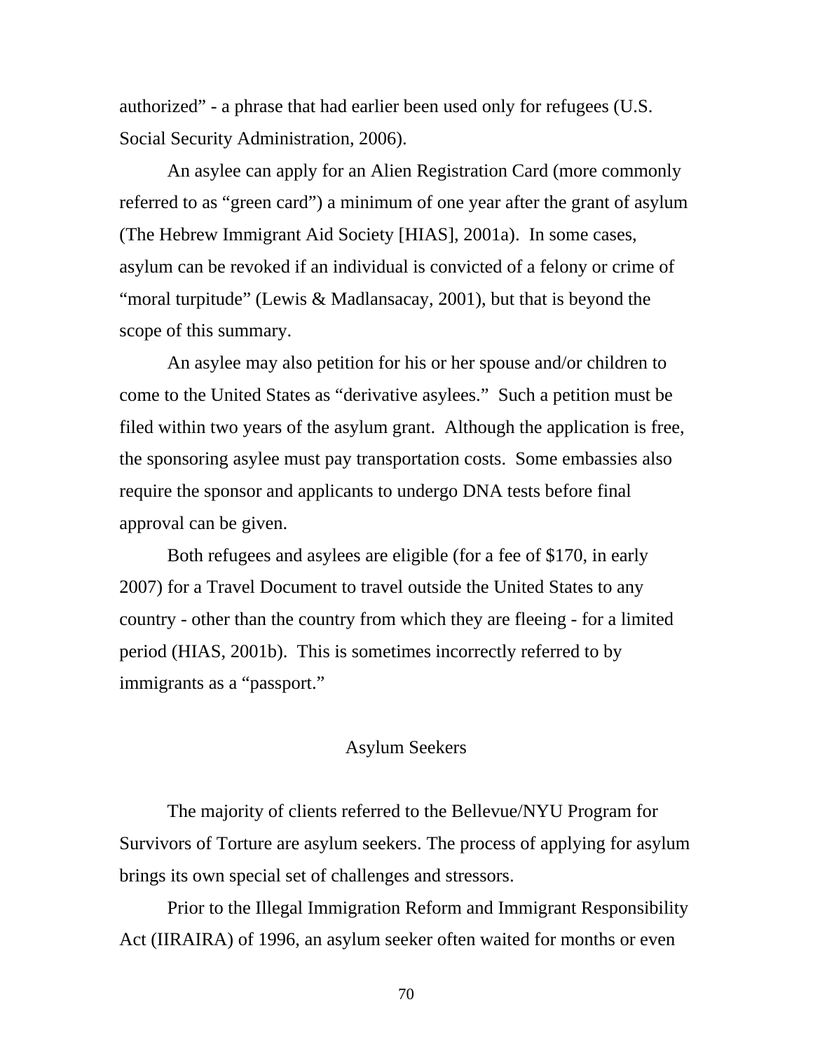authorized" - a phrase that had earlier been used only for refugees (U.S. Social Security Administration, 2006).

An asylee can apply for an Alien Registration Card (more commonly referred to as "green card") a minimum of one year after the grant of asylum (The Hebrew Immigrant Aid Society [HIAS], 2001a). In some cases, asylum can be revoked if an individual is convicted of a felony or crime of "moral turpitude" (Lewis & Madlansacay, 2001), but that is beyond the scope of this summary.

An asylee may also petition for his or her spouse and/or children to come to the United States as "derivative asylees." Such a petition must be filed within two years of the asylum grant. Although the application is free, the sponsoring asylee must pay transportation costs. Some embassies also require the sponsor and applicants to undergo DNA tests before final approval can be given.

Both refugees and asylees are eligible (for a fee of $170, in early 2007) for a Travel Document to travel outside the United States to any country - other than the country from which they are fleeing - for a limited period (HIAS, 2001b). This is sometimes incorrectly referred to by immigrants as a "passport."

## Asylum Seekers

The majority of clients referred to the Bellevue/NYU Program for Survivors of Torture are asylum seekers. The process of applying for asylum brings its own special set of challenges and stressors.

Prior to the Illegal Immigration Reform and Immigrant Responsibility Act (IIRAIRA) of 1996, an asylum seeker often waited for months or even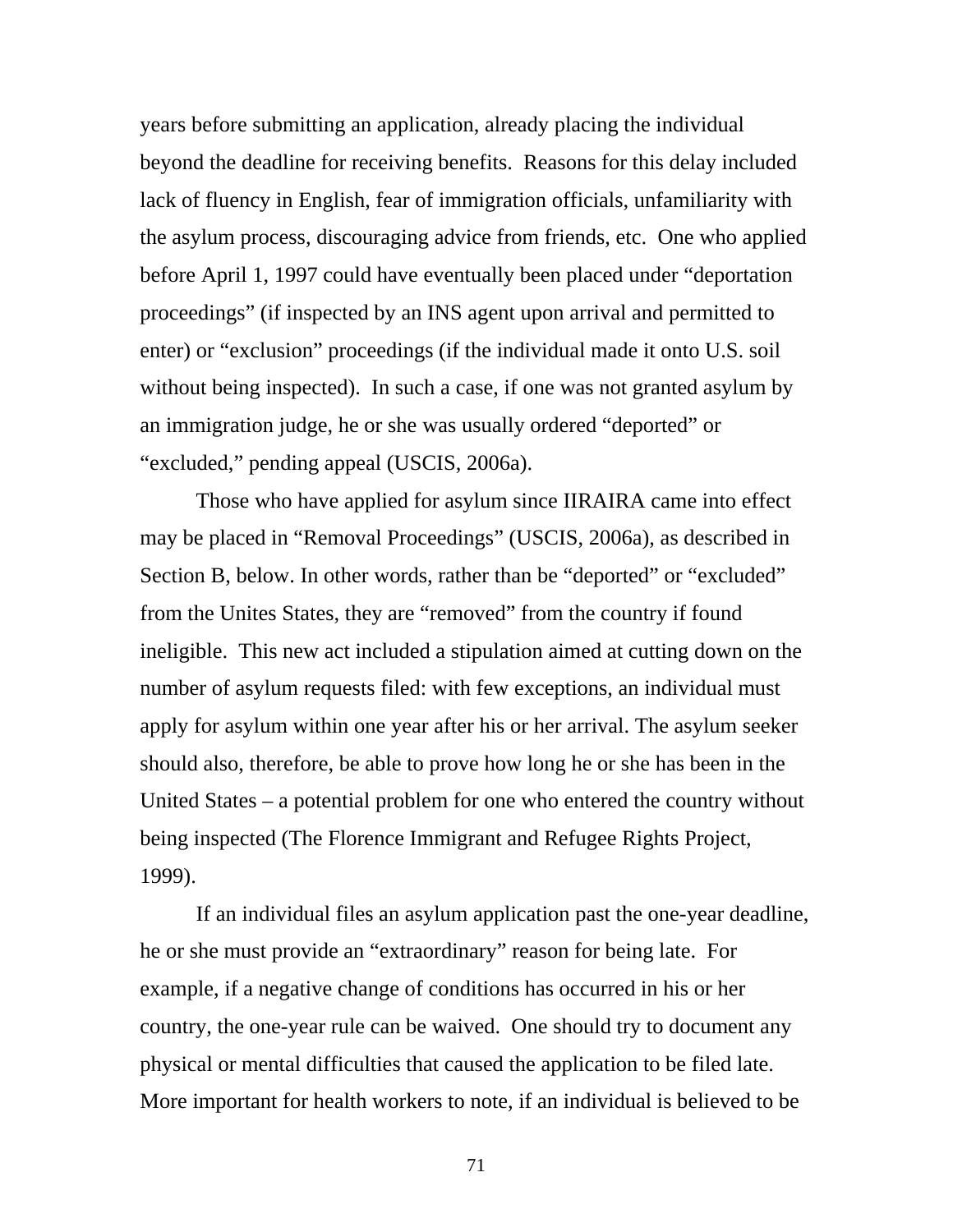years before submitting an application, already placing the individual beyond the deadline for receiving benefits.  Reasons for this delay included lack of fluency in English, fear of immigration officials, unfamiliarity with the asylum process, discouraging advice from friends, etc.  One who applied before April 1, 1997 could have eventually been placed under "deportation proceedings" (if inspected by an INS agent upon arrival and permitted to enter) or "exclusion" proceedings (if the individual made it onto U.S. soil without being inspected).  In such a case, if one was not granted asylum by an immigration judge, he or she was usually ordered "deported" or "excluded," pending appeal (USCIS, 2006a).

Those who have applied for asylum since IIRAIRA came into effect may be placed in "Removal Proceedings" (USCIS, 2006a), as described in Section B, below. In other words, rather than be "deported" or "excluded" from the Unites States, they are "removed" from the country if found ineligible.  This new act included a stipulation aimed at cutting down on the number of asylum requests filed: with few exceptions, an individual must apply for asylum within one year after his or her arrival. The asylum seeker should also, therefore, be able to prove how long he or she has been in the United States – a potential problem for one who entered the country without being inspected (The Florence Immigrant and Refugee Rights Project, 1999).

If an individual files an asylum application past the one-year deadline, he or she must provide an "extraordinary" reason for being late.  For example, if a negative change of conditions has occurred in his or her country, the one-year rule can be waived.  One should try to document any physical or mental difficulties that caused the application to be filed late. More important for health workers to note, if an individual is believed to be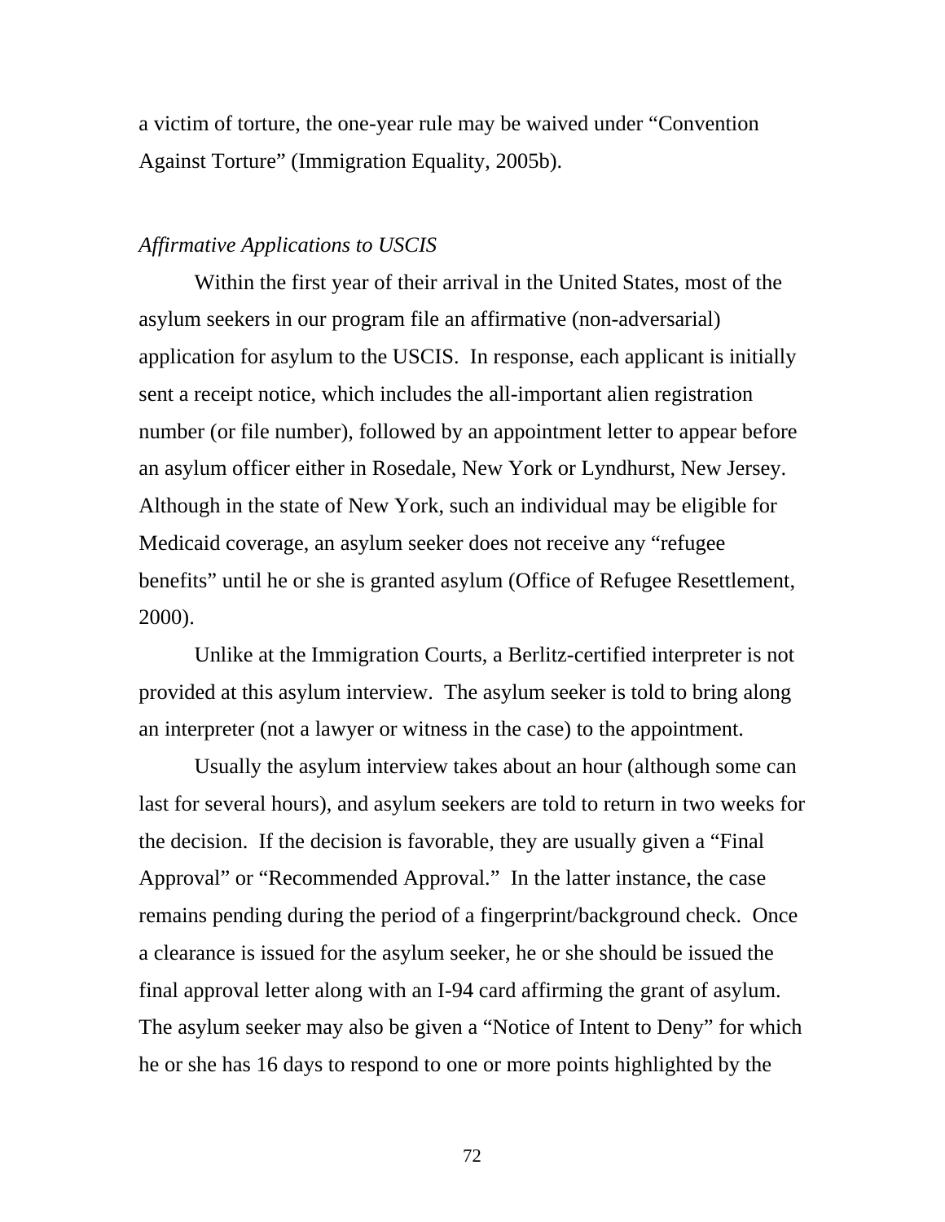a victim of torture, the one-year rule may be waived under "Convention Against Torture" (Immigration Equality, 2005b).

*Affirmative Applications to USCIS*

Within the first year of their arrival in the United States, most of the asylum seekers in our program file an affirmative (non-adversarial) application for asylum to the USCIS. In response, each applicant is initially sent a receipt notice, which includes the all-important alien registration number (or file number), followed by an appointment letter to appear before an asylum officer either in Rosedale, New York or Lyndhurst, New Jersey. Although in the state of New York, such an individual may be eligible for Medicaid coverage, an asylum seeker does not receive any "refugee benefits" until he or she is granted asylum (Office of Refugee Resettlement, 2000).

Unlike at the Immigration Courts, a Berlitz-certified interpreter is not provided at this asylum interview. The asylum seeker is told to bring along an interpreter (not a lawyer or witness in the case) to the appointment.

Usually the asylum interview takes about an hour (although some can last for several hours), and asylum seekers are told to return in two weeks for the decision. If the decision is favorable, they are usually given a "Final Approval" or "Recommended Approval." In the latter instance, the case remains pending during the period of a fingerprint/background check. Once a clearance is issued for the asylum seeker, he or she should be issued the final approval letter along with an I-94 card affirming the grant of asylum. The asylum seeker may also be given a "Notice of Intent to Deny" for which he or she has 16 days to respond to one or more points highlighted by the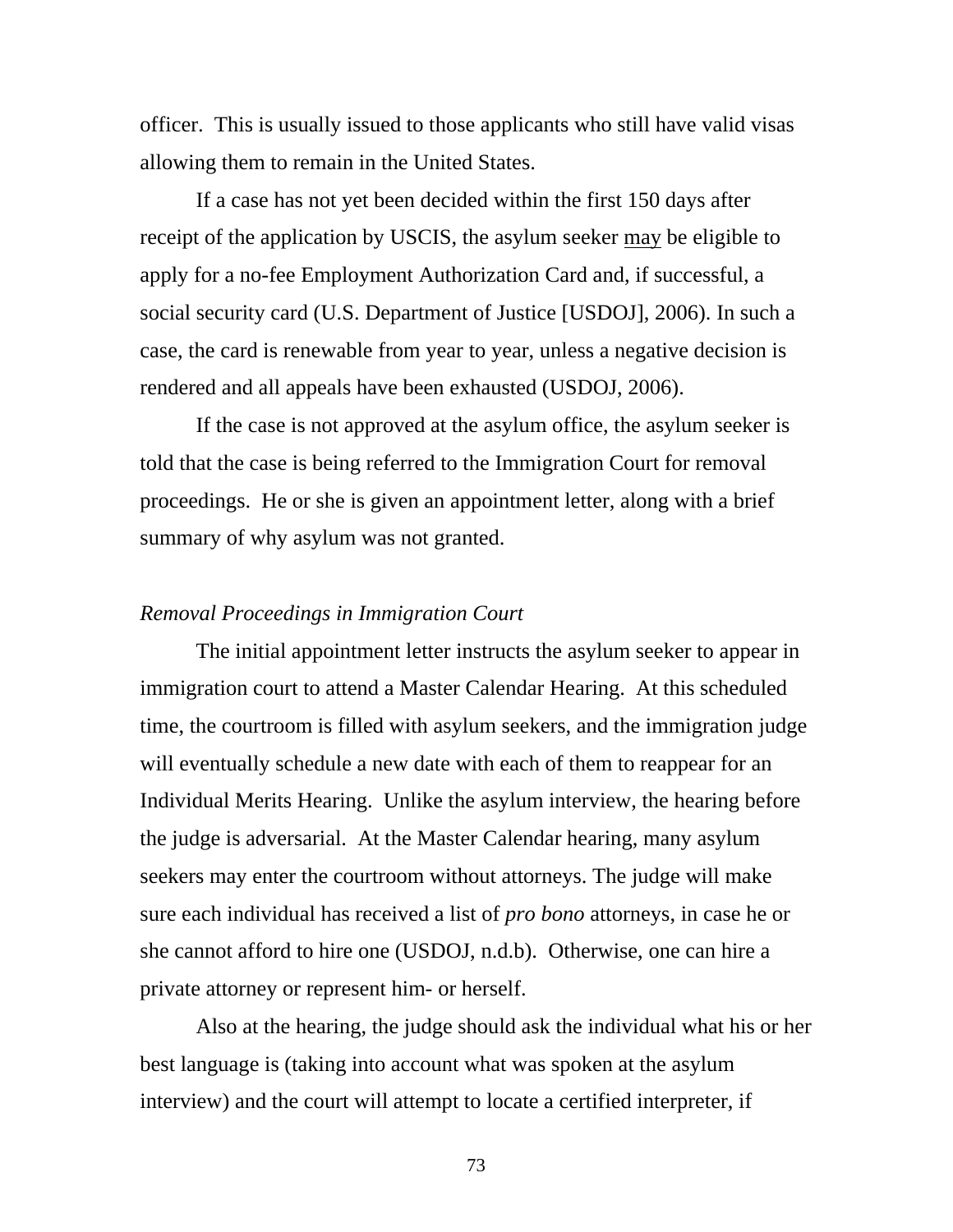officer. This is usually issued to those applicants who still have valid visas allowing them to remain in the United States.

If a case has not yet been decided within the first 150 days after receipt of the application by USCIS, the asylum seeker <u>may</u> be eligible to apply for a no-fee Employment Authorization Card and, if successful, a social security card (U.S. Department of Justice [USDOJ], 2006). In such a case, the card is renewable from year to year, unless a negative decision is rendered and all appeals have been exhausted (USDOJ, 2006).

If the case is not approved at the asylum office, the asylum seeker is told that the case is being referred to the Immigration Court for removal proceedings. He or she is given an appointment letter, along with a brief summary of why asylum was not granted.

*Removal Proceedings in Immigration Court*

The initial appointment letter instructs the asylum seeker to appear in immigration court to attend a Master Calendar Hearing. At this scheduled time, the courtroom is filled with asylum seekers, and the immigration judge will eventually schedule a new date with each of them to reappear for an Individual Merits Hearing. Unlike the asylum interview, the hearing before the judge is adversarial. At the Master Calendar hearing, many asylum seekers may enter the courtroom without attorneys. The judge will make sure each individual has received a list of *pro bono* attorneys, in case he or she cannot afford to hire one (USDOJ, n.d.b). Otherwise, one can hire a private attorney or represent him- or herself.

Also at the hearing, the judge should ask the individual what his or her best language is (taking into account what was spoken at the asylum interview) and the court will attempt to locate a certified interpreter, if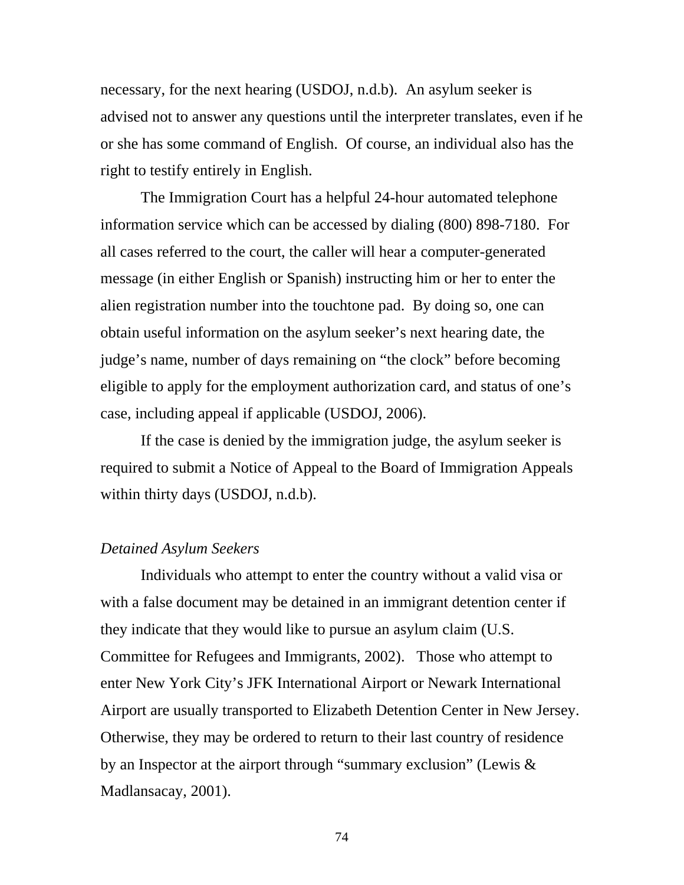necessary, for the next hearing (USDOJ, n.d.b). An asylum seeker is advised not to answer any questions until the interpreter translates, even if he or she has some command of English. Of course, an individual also has the right to testify entirely in English.

The Immigration Court has a helpful 24-hour automated telephone information service which can be accessed by dialing (800) 898-7180. For all cases referred to the court, the caller will hear a computer-generated message (in either English or Spanish) instructing him or her to enter the alien registration number into the touchtone pad. By doing so, one can obtain useful information on the asylum seeker's next hearing date, the judge's name, number of days remaining on "the clock" before becoming eligible to apply for the employment authorization card, and status of one's case, including appeal if applicable (USDOJ, 2006).

If the case is denied by the immigration judge, the asylum seeker is required to submit a Notice of Appeal to the Board of Immigration Appeals within thirty days (USDOJ, n.d.b).

*Detained Asylum Seekers*

Individuals who attempt to enter the country without a valid visa or with a false document may be detained in an immigrant detention center if they indicate that they would like to pursue an asylum claim (U.S. Committee for Refugees and Immigrants, 2002). Those who attempt to enter New York City's JFK International Airport or Newark International Airport are usually transported to Elizabeth Detention Center in New Jersey. Otherwise, they may be ordered to return to their last country of residence by an Inspector at the airport through "summary exclusion" (Lewis & Madlansacay, 2001).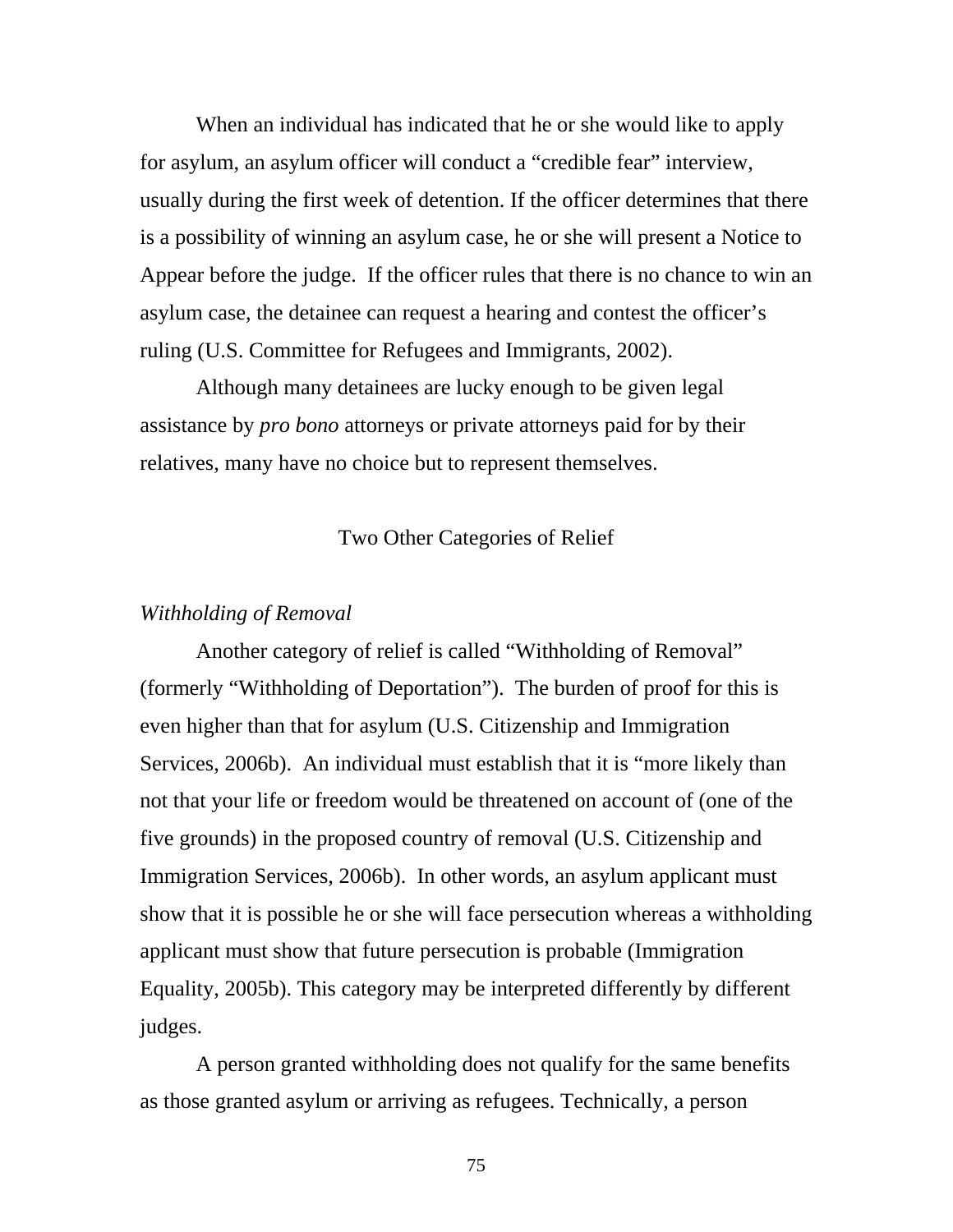When an individual has indicated that he or she would like to apply for asylum, an asylum officer will conduct a "credible fear" interview, usually during the first week of detention. If the officer determines that there is a possibility of winning an asylum case, he or she will present a Notice to Appear before the judge. If the officer rules that there is no chance to win an asylum case, the detainee can request a hearing and contest the officer's ruling (U.S. Committee for Refugees and Immigrants, 2002).

Although many detainees are lucky enough to be given legal assistance by *pro bono* attorneys or private attorneys paid for by their relatives, many have no choice but to represent themselves.

## Two Other Categories of Relief

### *Withholding of Removal*

Another category of relief is called "Withholding of Removal" (formerly "Withholding of Deportation"). The burden of proof for this is even higher than that for asylum (U.S. Citizenship and Immigration Services, 2006b). An individual must establish that it is "more likely than not that your life or freedom would be threatened on account of (one of the five grounds) in the proposed country of removal (U.S. Citizenship and Immigration Services, 2006b). In other words, an asylum applicant must show that it is possible he or she will face persecution whereas a withholding applicant must show that future persecution is probable (Immigration Equality, 2005b). This category may be interpreted differently by different judges.

A person granted withholding does not qualify for the same benefits as those granted asylum or arriving as refugees. Technically, a person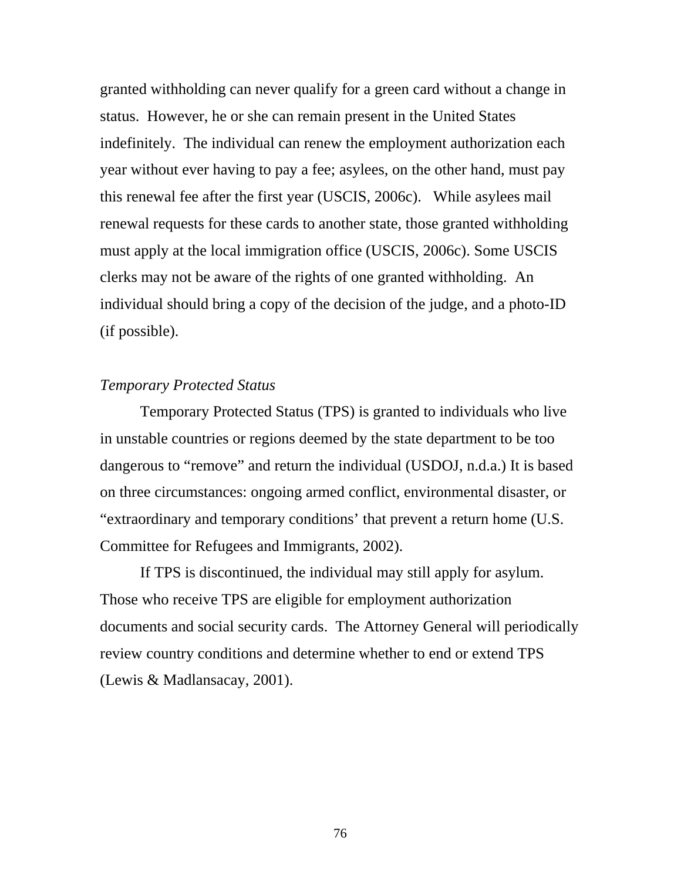granted withholding can never qualify for a green card without a change in status. However, he or she can remain present in the United States indefinitely. The individual can renew the employment authorization each year without ever having to pay a fee; asylees, on the other hand, must pay this renewal fee after the first year (USCIS, 2006c). While asylees mail renewal requests for these cards to another state, those granted withholding must apply at the local immigration office (USCIS, 2006c). Some USCIS clerks may not be aware of the rights of one granted withholding. An individual should bring a copy of the decision of the judge, and a photo-ID (if possible).

*Temporary Protected Status*

Temporary Protected Status (TPS) is granted to individuals who live in unstable countries or regions deemed by the state department to be too dangerous to "remove" and return the individual (USDOJ, n.d.a.) It is based on three circumstances: ongoing armed conflict, environmental disaster, or "extraordinary and temporary conditions' that prevent a return home (U.S. Committee for Refugees and Immigrants, 2002).

If TPS is discontinued, the individual may still apply for asylum. Those who receive TPS are eligible for employment authorization documents and social security cards. The Attorney General will periodically review country conditions and determine whether to end or extend TPS (Lewis & Madlansacay, 2001).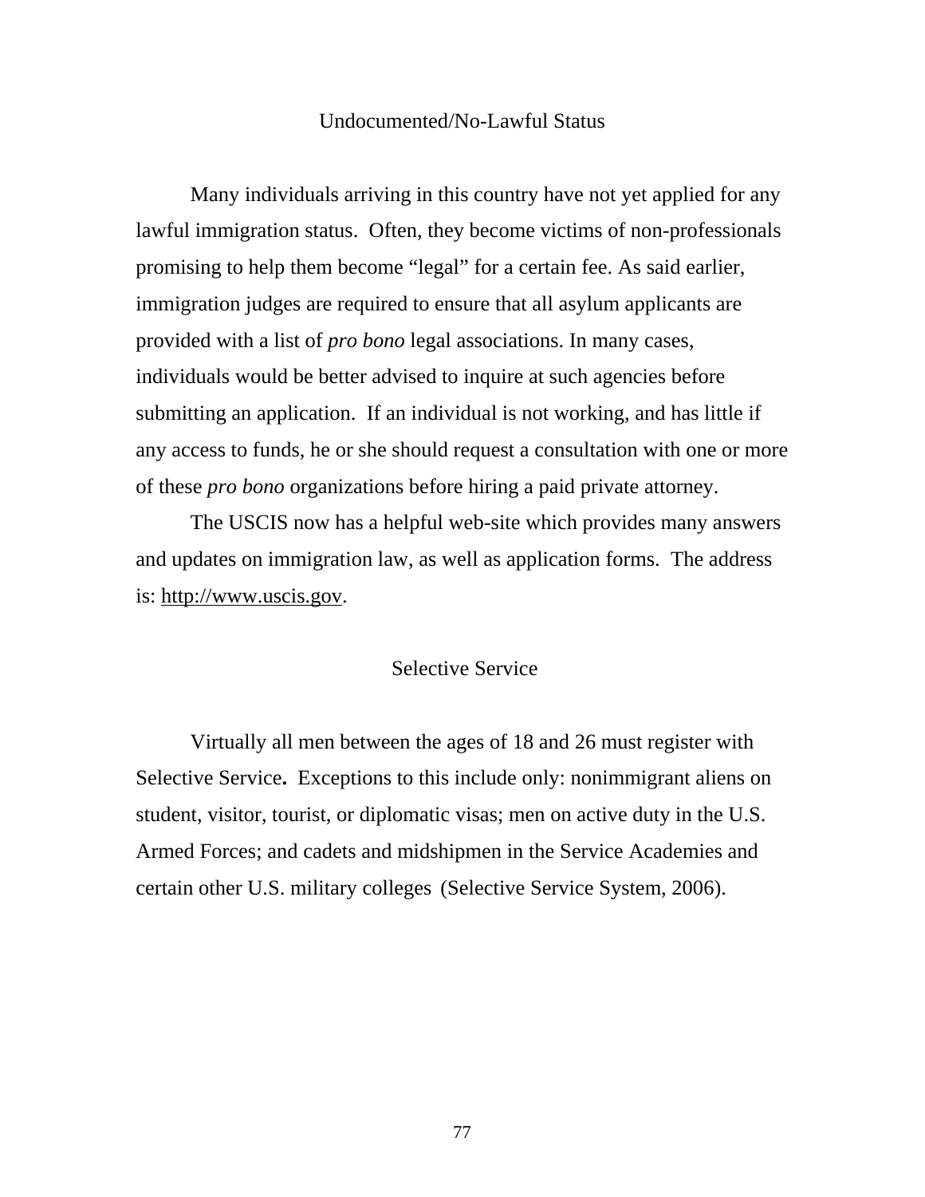## Undocumented/No-Lawful Status

Many individuals arriving in this country have not yet applied for any lawful immigration status. Often, they become victims of non-professionals promising to help them become "legal" for a certain fee. As said earlier, immigration judges are required to ensure that all asylum applicants are provided with a list of *pro bono* legal associations. In many cases, individuals would be better advised to inquire at such agencies before submitting an application. If an individual is not working, and has little if any access to funds, he or she should request a consultation with one or more of these *pro bono* organizations before hiring a paid private attorney.

The USCIS now has a helpful web-site which provides many answers and updates on immigration law, as well as application forms. The address is: http://www.uscis.gov.

## Selective Service

Virtually all men between the ages of 18 and 26 must register with Selective Service**.** Exceptions to this include only: nonimmigrant aliens on student, visitor, tourist, or diplomatic visas; men on active duty in the U.S. Armed Forces; and cadets and midshipmen in the Service Academies and certain other U.S. military colleges (Selective Service System, 2006).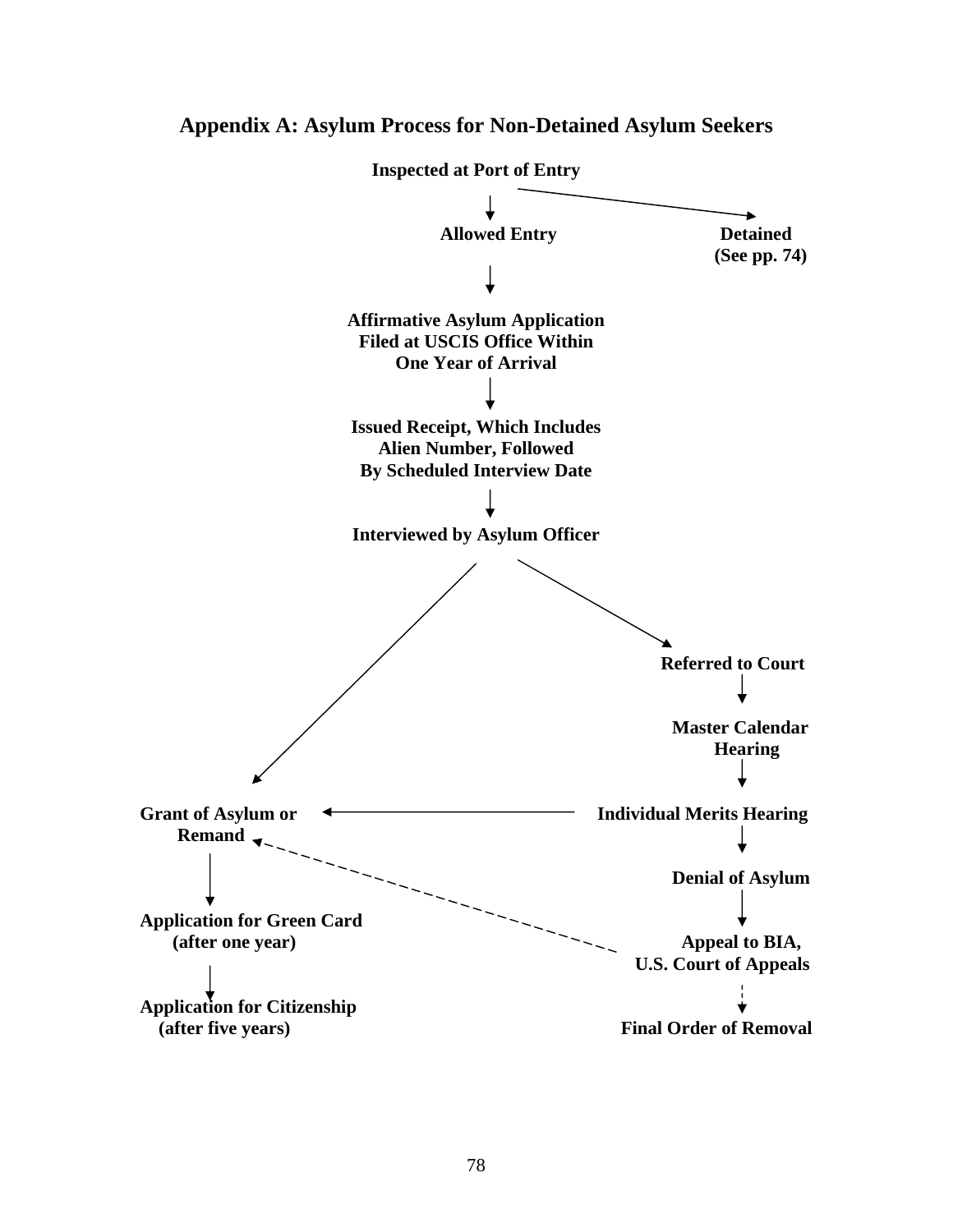## Appendix A: Asylum Process for Non-Detained Asylum Seekers

**Inspected at Port of Entry**

↓ **Allowed Entry** / → **Detained (See pp. 74)**

↓

**Affirmative Asylum Application Filed at USCIS Office Within One Year of Arrival**

↓

**Issued Receipt, Which Includes Alien Number, Followed By Scheduled Interview Date**

↓

**Interviewed by Asylum Officer**

↙ **Grant of Asylum or Remand** / ↘ **Referred to Court**

**Referred to Court**

↓

**Master Calendar Hearing**

↓

**Individual Merits Hearing** → **Grant of Asylum or Remand**

↓

**Denial of Asylum**

↓

**Appeal to BIA, U.S. Court of Appeals** ⇢ **Grant of Asylum or Remand**

⇣

**Final Order of Removal**

**Grant of Asylum or Remand**

↓

**Application for Green Card (after one year)**

↓

**Application for Citizenship (after five years)**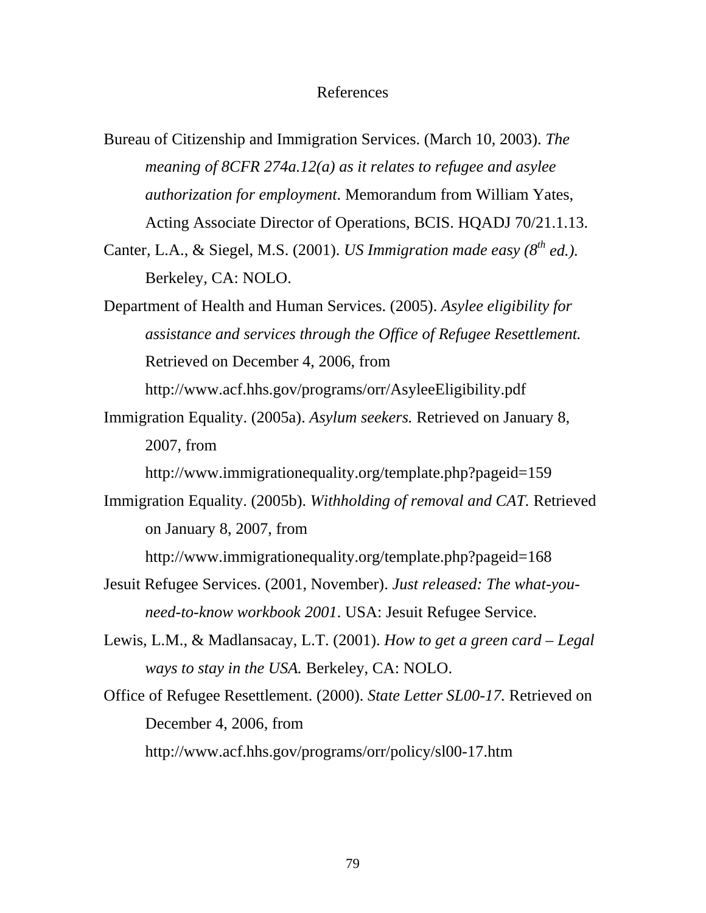# References

Bureau of Citizenship and Immigration Services. (March 10, 2003). *The meaning of 8CFR 274a.12(a) as it relates to refugee and asylee authorization for employment*. Memorandum from William Yates, Acting Associate Director of Operations, BCIS. HQADJ 70/21.1.13.

Canter, L.A., & Siegel, M.S. (2001). *US Immigration made easy (8th ed.).* Berkeley, CA: NOLO.

Department of Health and Human Services. (2005). *Asylee eligibility for assistance and services through the Office of Refugee Resettlement.* Retrieved on December 4, 2006, from http://www.acf.hhs.gov/programs/orr/AsyleeEligibility.pdf

Immigration Equality. (2005a). *Asylum seekers.* Retrieved on January 8, 2007, from http://www.immigrationequality.org/template.php?pageid=159

Immigration Equality. (2005b). *Withholding of removal and CAT.* Retrieved on January 8, 2007, from http://www.immigrationequality.org/template.php?pageid=168

Jesuit Refugee Services. (2001, November). *Just released: The what-you-need-to-know workbook 2001*. USA: Jesuit Refugee Service.

Lewis, L.M., & Madlansacay, L.T. (2001). *How to get a green card – Legal ways to stay in the USA.* Berkeley, CA: NOLO.

Office of Refugee Resettlement. (2000). *State Letter SL00-17.* Retrieved on December 4, 2006, from http://www.acf.hhs.gov/programs/orr/policy/sl00-17.htm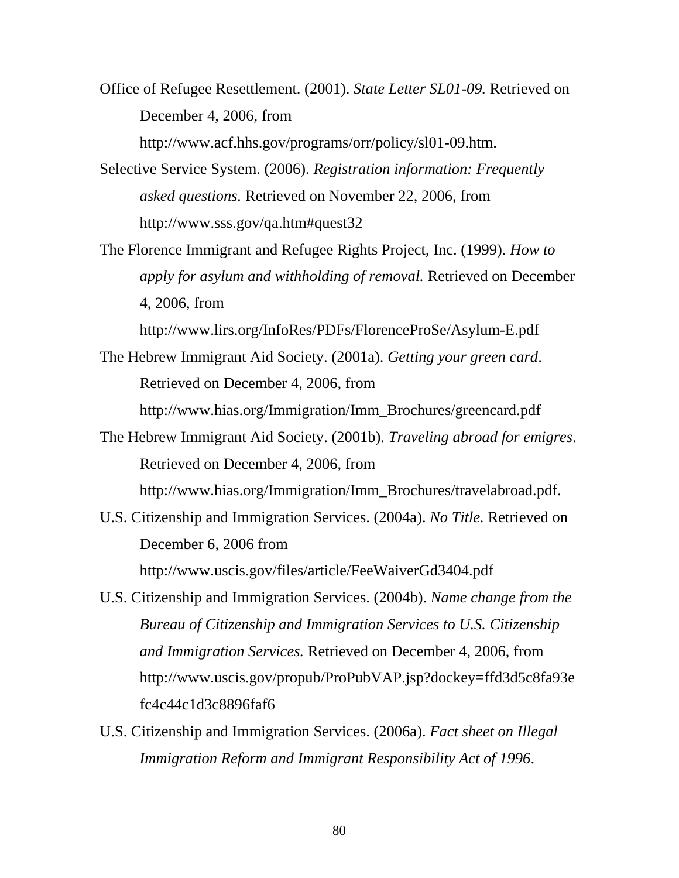Office of Refugee Resettlement. (2001). *State Letter SL01-09.* Retrieved on December 4, 2006, from http://www.acf.hhs.gov/programs/orr/policy/sl01-09.htm.

Selective Service System. (2006). *Registration information: Frequently asked questions.* Retrieved on November 22, 2006, from http://www.sss.gov/qa.htm#quest32

The Florence Immigrant and Refugee Rights Project, Inc. (1999). *How to apply for asylum and withholding of removal.* Retrieved on December 4, 2006, from http://www.lirs.org/InfoRes/PDFs/FlorenceProSe/Asylum-E.pdf

The Hebrew Immigrant Aid Society. (2001a). *Getting your green card*. Retrieved on December 4, 2006, from http://www.hias.org/Immigration/Imm_Brochures/greencard.pdf

The Hebrew Immigrant Aid Society. (2001b). *Traveling abroad for emigres*. Retrieved on December 4, 2006, from http://www.hias.org/Immigration/Imm_Brochures/travelabroad.pdf.

U.S. Citizenship and Immigration Services. (2004a). *No Title.* Retrieved on December 6, 2006 from http://www.uscis.gov/files/article/FeeWaiverGd3404.pdf

U.S. Citizenship and Immigration Services. (2004b). *Name change from the Bureau of Citizenship and Immigration Services to U.S. Citizenship and Immigration Services.* Retrieved on December 4, 2006, from http://www.uscis.gov/propub/ProPubVAP.jsp?dockey=ffd3d5c8fa93efc4c44c1d3c8896faf6

U.S. Citizenship and Immigration Services. (2006a). *Fact sheet on Illegal Immigration Reform and Immigrant Responsibility Act of 1996*.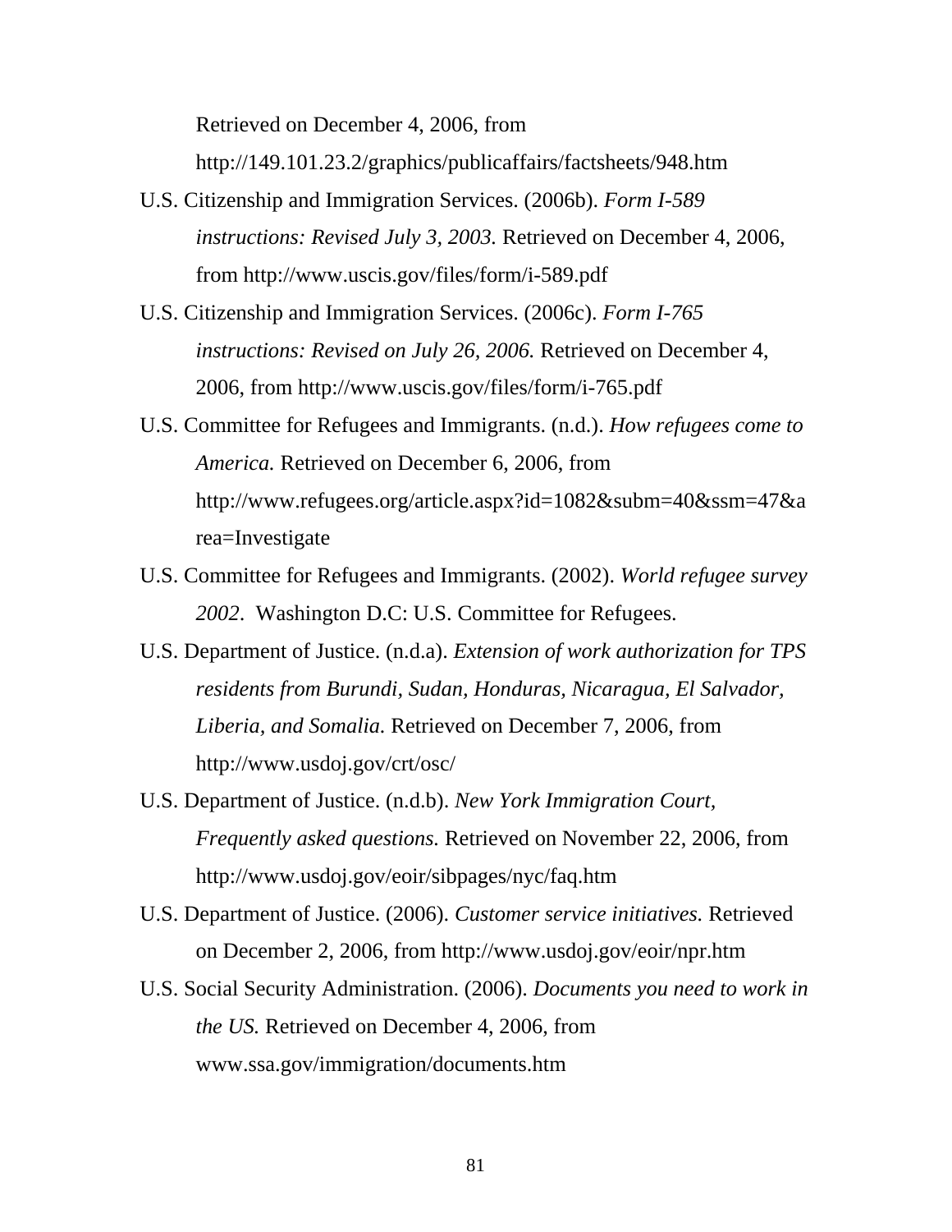Retrieved on December 4, 2006, from http://149.101.23.2/graphics/publicaffairs/factsheets/948.htm

U.S. Citizenship and Immigration Services. (2006b). *Form I-589 instructions: Revised July 3, 2003.* Retrieved on December 4, 2006, from http://www.uscis.gov/files/form/i-589.pdf

U.S. Citizenship and Immigration Services. (2006c). *Form I-765 instructions: Revised on July 26, 2006.* Retrieved on December 4, 2006, from http://www.uscis.gov/files/form/i-765.pdf

U.S. Committee for Refugees and Immigrants. (n.d.). *How refugees come to America.* Retrieved on December 6, 2006, from http://www.refugees.org/article.aspx?id=1082&subm=40&ssm=47&area=Investigate

U.S. Committee for Refugees and Immigrants. (2002). *World refugee survey 2002*. Washington D.C: U.S. Committee for Refugees.

U.S. Department of Justice. (n.d.a). *Extension of work authorization for TPS residents from Burundi, Sudan, Honduras, Nicaragua, El Salvador, Liberia, and Somalia.* Retrieved on December 7, 2006, from http://www.usdoj.gov/crt/osc/

U.S. Department of Justice. (n.d.b). *New York Immigration Court, Frequently asked questions.* Retrieved on November 22, 2006, from http://www.usdoj.gov/eoir/sibpages/nyc/faq.htm

U.S. Department of Justice. (2006). *Customer service initiatives.* Retrieved on December 2, 2006, from http://www.usdoj.gov/eoir/npr.htm

U.S. Social Security Administration. (2006). *Documents you need to work in the US.* Retrieved on December 4, 2006, from www.ssa.gov/immigration/documents.htm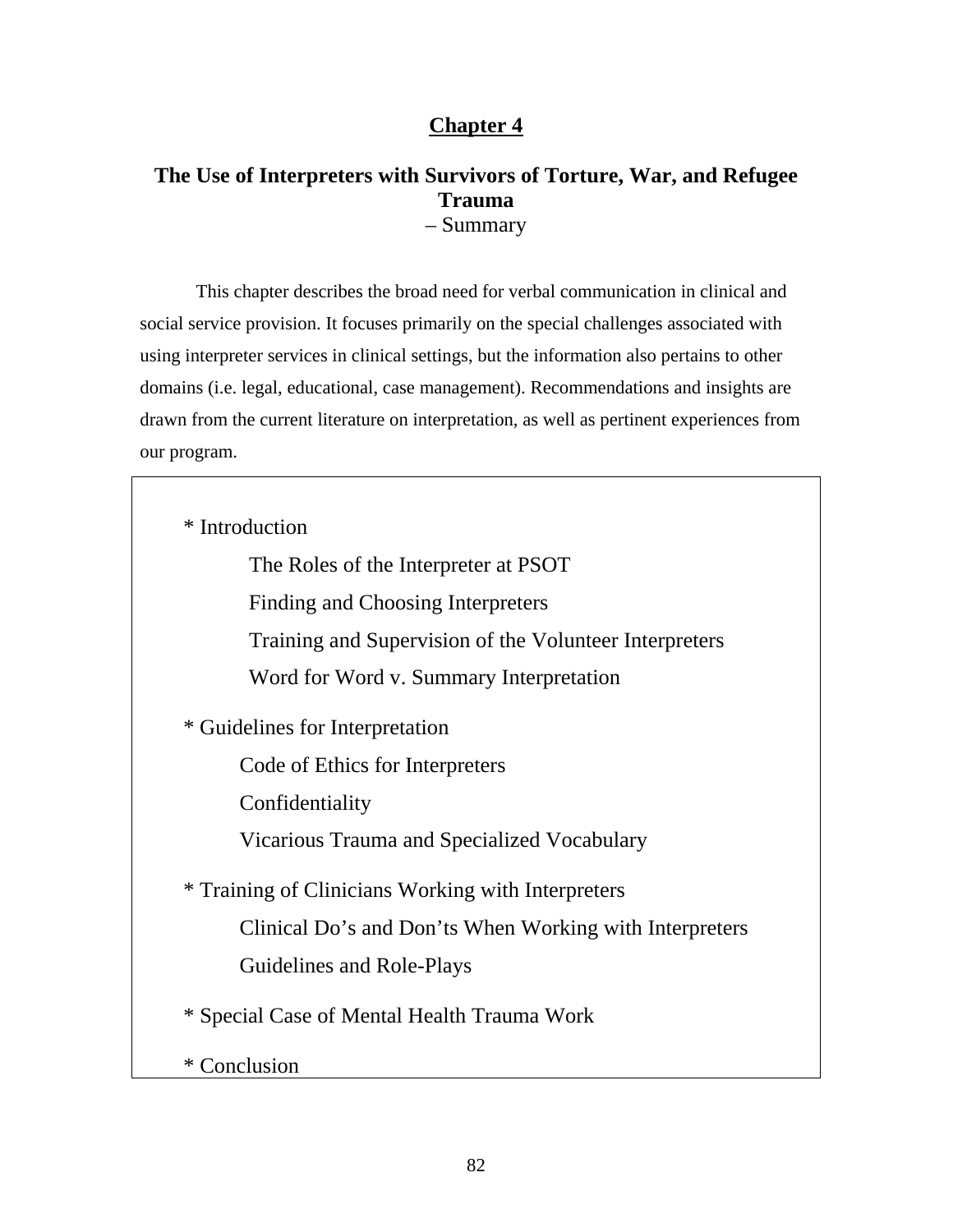# Chapter 4

## The Use of Interpreters with Survivors of Torture, War, and Refugee Trauma
– Summary

This chapter describes the broad need for verbal communication in clinical and social service provision. It focuses primarily on the special challenges associated with using interpreter services in clinical settings, but the information also pertains to other domains (i.e. legal, educational, case management). Recommendations and insights are drawn from the current literature on interpretation, as well as pertinent experiences from our program.

* Introduction
  - The Roles of the Interpreter at PSOT
  - Finding and Choosing Interpreters
  - Training and Supervision of the Volunteer Interpreters
  - Word for Word v. Summary Interpretation
* Guidelines for Interpretation
  - Code of Ethics for Interpreters
  - Confidentiality
  - Vicarious Trauma and Specialized Vocabulary
* Training of Clinicians Working with Interpreters
  - Clinical Do's and Don'ts When Working with Interpreters
  - Guidelines and Role-Plays
* Special Case of Mental Health Trauma Work
* Conclusion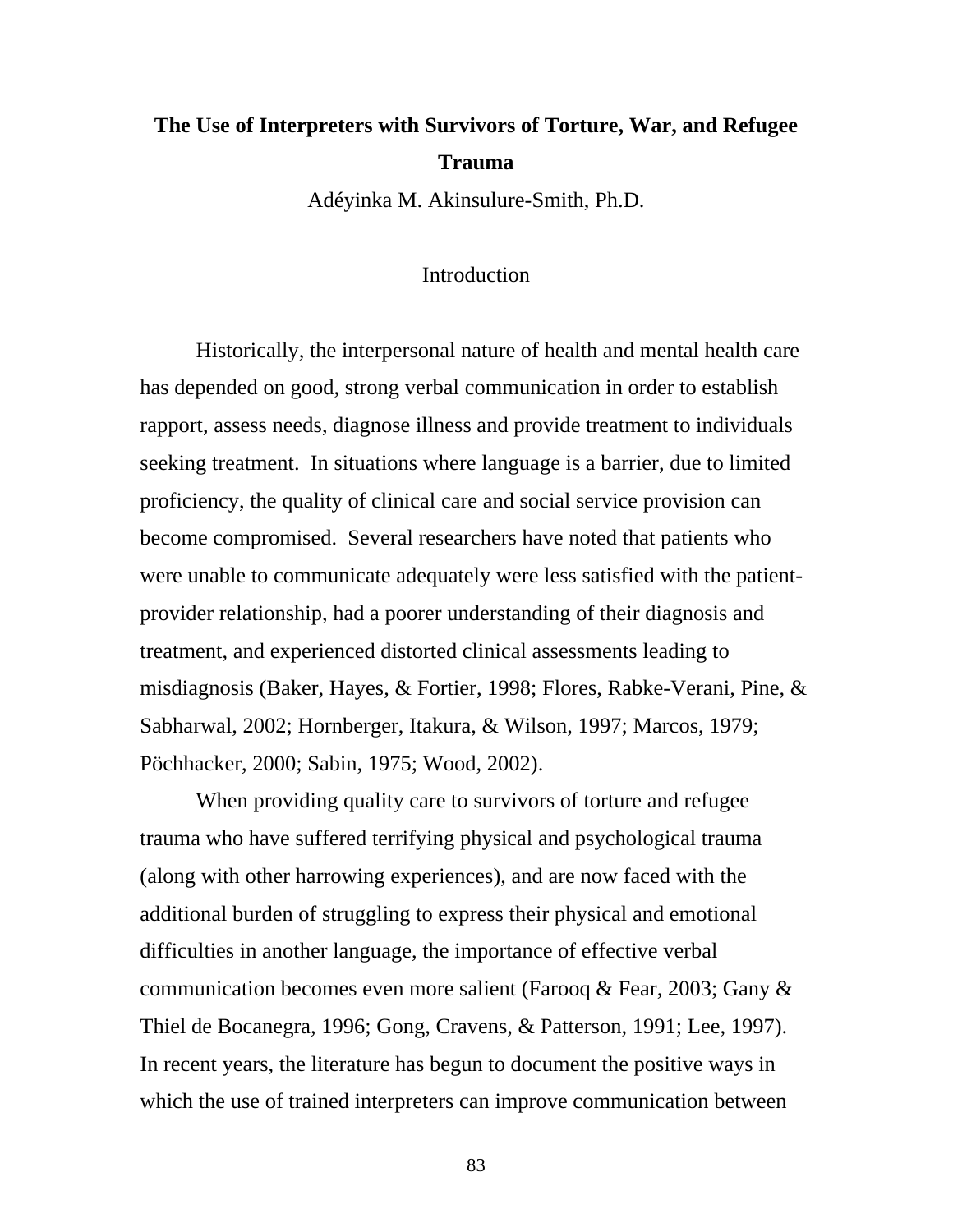# The Use of Interpreters with Survivors of Torture, War, and Refugee Trauma

Adéyinka M. Akinsulure-Smith, Ph.D.

## Introduction

Historically, the interpersonal nature of health and mental health care has depended on good, strong verbal communication in order to establish rapport, assess needs, diagnose illness and provide treatment to individuals seeking treatment. In situations where language is a barrier, due to limited proficiency, the quality of clinical care and social service provision can become compromised. Several researchers have noted that patients who were unable to communicate adequately were less satisfied with the patient-provider relationship, had a poorer understanding of their diagnosis and treatment, and experienced distorted clinical assessments leading to misdiagnosis (Baker, Hayes, & Fortier, 1998; Flores, Rabke-Verani, Pine, & Sabharwal, 2002; Hornberger, Itakura, & Wilson, 1997; Marcos, 1979; Pöchhacker, 2000; Sabin, 1975; Wood, 2002).

When providing quality care to survivors of torture and refugee trauma who have suffered terrifying physical and psychological trauma (along with other harrowing experiences), and are now faced with the additional burden of struggling to express their physical and emotional difficulties in another language, the importance of effective verbal communication becomes even more salient (Farooq & Fear, 2003; Gany & Thiel de Bocanegra, 1996; Gong, Cravens, & Patterson, 1991; Lee, 1997). In recent years, the literature has begun to document the positive ways in which the use of trained interpreters can improve communication between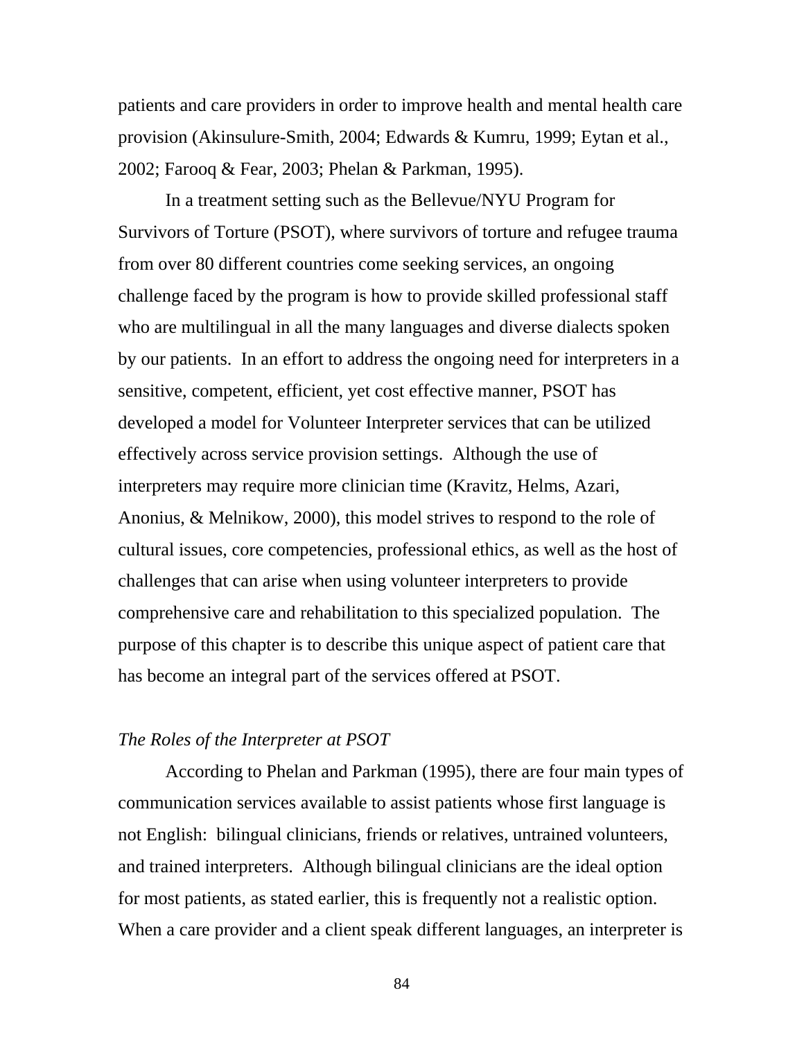patients and care providers in order to improve health and mental health care provision (Akinsulure-Smith, 2004; Edwards & Kumru, 1999; Eytan et al., 2002; Farooq & Fear, 2003; Phelan & Parkman, 1995).

In a treatment setting such as the Bellevue/NYU Program for Survivors of Torture (PSOT), where survivors of torture and refugee trauma from over 80 different countries come seeking services, an ongoing challenge faced by the program is how to provide skilled professional staff who are multilingual in all the many languages and diverse dialects spoken by our patients. In an effort to address the ongoing need for interpreters in a sensitive, competent, efficient, yet cost effective manner, PSOT has developed a model for Volunteer Interpreter services that can be utilized effectively across service provision settings. Although the use of interpreters may require more clinician time (Kravitz, Helms, Azari, Anonius, & Melnikow, 2000), this model strives to respond to the role of cultural issues, core competencies, professional ethics, as well as the host of challenges that can arise when using volunteer interpreters to provide comprehensive care and rehabilitation to this specialized population. The purpose of this chapter is to describe this unique aspect of patient care that has become an integral part of the services offered at PSOT.

*The Roles of the Interpreter at PSOT*

According to Phelan and Parkman (1995), there are four main types of communication services available to assist patients whose first language is not English: bilingual clinicians, friends or relatives, untrained volunteers, and trained interpreters. Although bilingual clinicians are the ideal option for most patients, as stated earlier, this is frequently not a realistic option. When a care provider and a client speak different languages, an interpreter is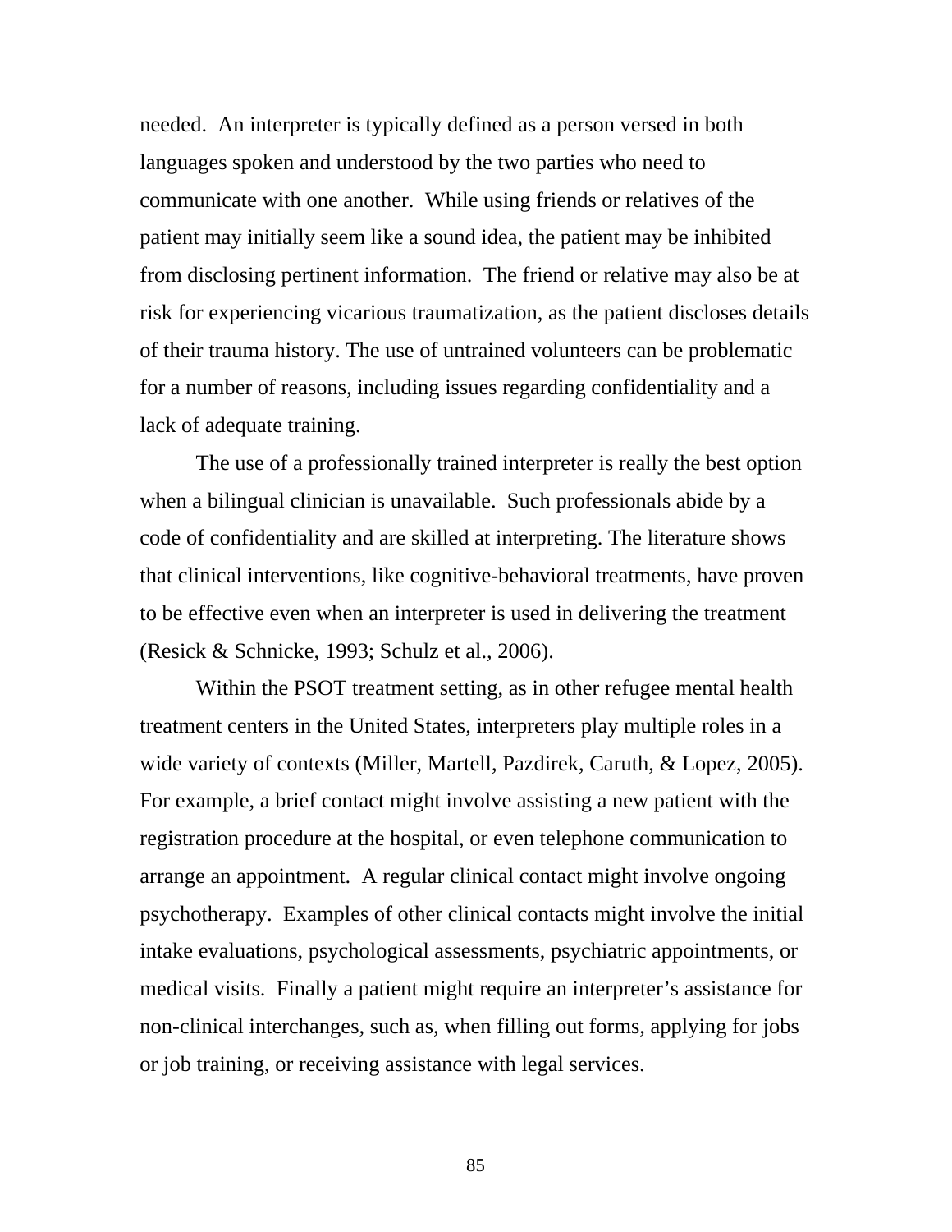needed. An interpreter is typically defined as a person versed in both languages spoken and understood by the two parties who need to communicate with one another. While using friends or relatives of the patient may initially seem like a sound idea, the patient may be inhibited from disclosing pertinent information. The friend or relative may also be at risk for experiencing vicarious traumatization, as the patient discloses details of their trauma history. The use of untrained volunteers can be problematic for a number of reasons, including issues regarding confidentiality and a lack of adequate training.

The use of a professionally trained interpreter is really the best option when a bilingual clinician is unavailable. Such professionals abide by a code of confidentiality and are skilled at interpreting. The literature shows that clinical interventions, like cognitive-behavioral treatments, have proven to be effective even when an interpreter is used in delivering the treatment (Resick & Schnicke, 1993; Schulz et al., 2006).

Within the PSOT treatment setting, as in other refugee mental health treatment centers in the United States, interpreters play multiple roles in a wide variety of contexts (Miller, Martell, Pazdirek, Caruth, & Lopez, 2005). For example, a brief contact might involve assisting a new patient with the registration procedure at the hospital, or even telephone communication to arrange an appointment. A regular clinical contact might involve ongoing psychotherapy. Examples of other clinical contacts might involve the initial intake evaluations, psychological assessments, psychiatric appointments, or medical visits. Finally a patient might require an interpreter's assistance for non-clinical interchanges, such as, when filling out forms, applying for jobs or job training, or receiving assistance with legal services.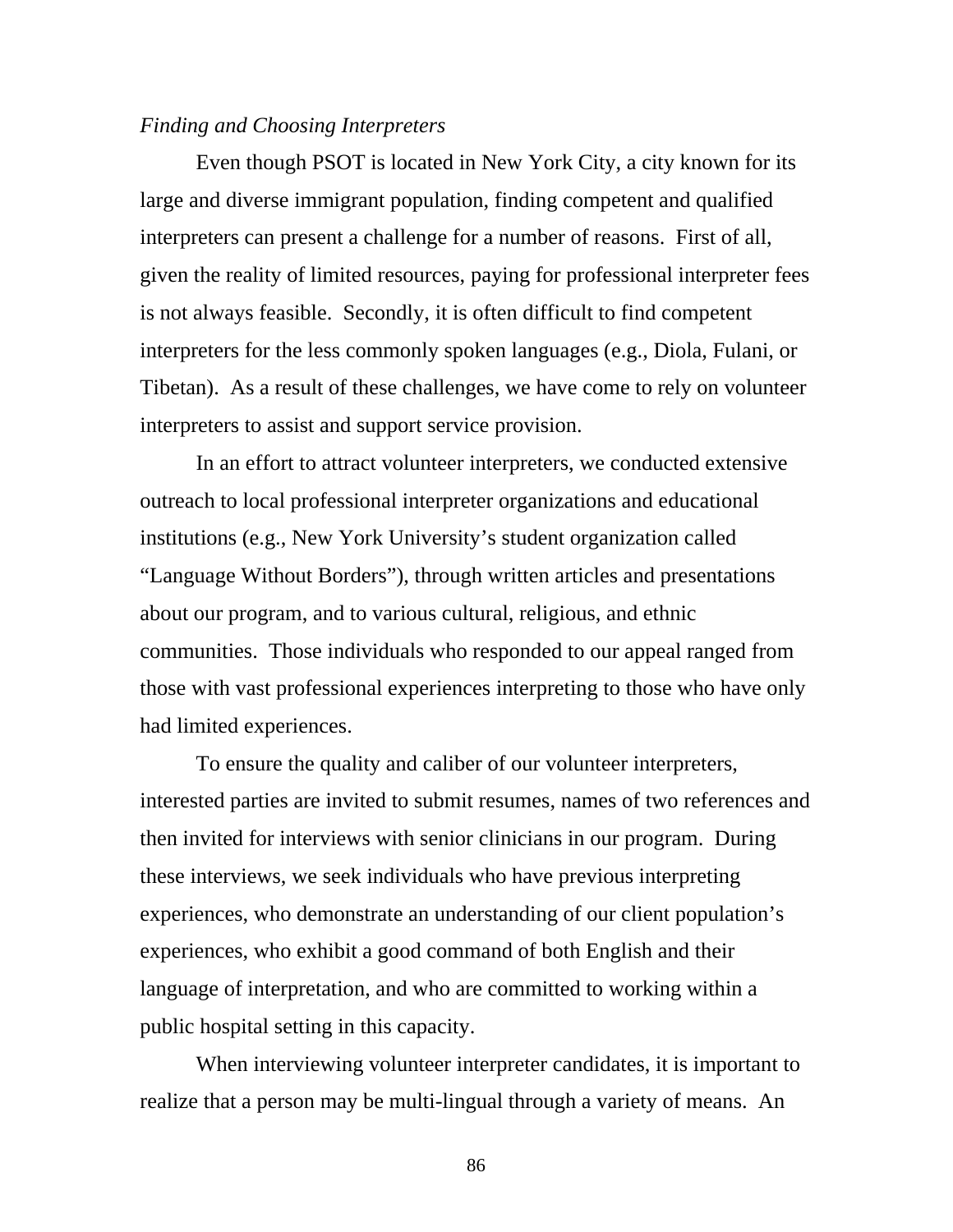*Finding and Choosing Interpreters*

Even though PSOT is located in New York City, a city known for its large and diverse immigrant population, finding competent and qualified interpreters can present a challenge for a number of reasons. First of all, given the reality of limited resources, paying for professional interpreter fees is not always feasible. Secondly, it is often difficult to find competent interpreters for the less commonly spoken languages (e.g., Diola, Fulani, or Tibetan). As a result of these challenges, we have come to rely on volunteer interpreters to assist and support service provision.

In an effort to attract volunteer interpreters, we conducted extensive outreach to local professional interpreter organizations and educational institutions (e.g., New York University's student organization called "Language Without Borders"), through written articles and presentations about our program, and to various cultural, religious, and ethnic communities. Those individuals who responded to our appeal ranged from those with vast professional experiences interpreting to those who have only had limited experiences.

To ensure the quality and caliber of our volunteer interpreters, interested parties are invited to submit resumes, names of two references and then invited for interviews with senior clinicians in our program. During these interviews, we seek individuals who have previous interpreting experiences, who demonstrate an understanding of our client population's experiences, who exhibit a good command of both English and their language of interpretation, and who are committed to working within a public hospital setting in this capacity.

When interviewing volunteer interpreter candidates, it is important to realize that a person may be multi-lingual through a variety of means. An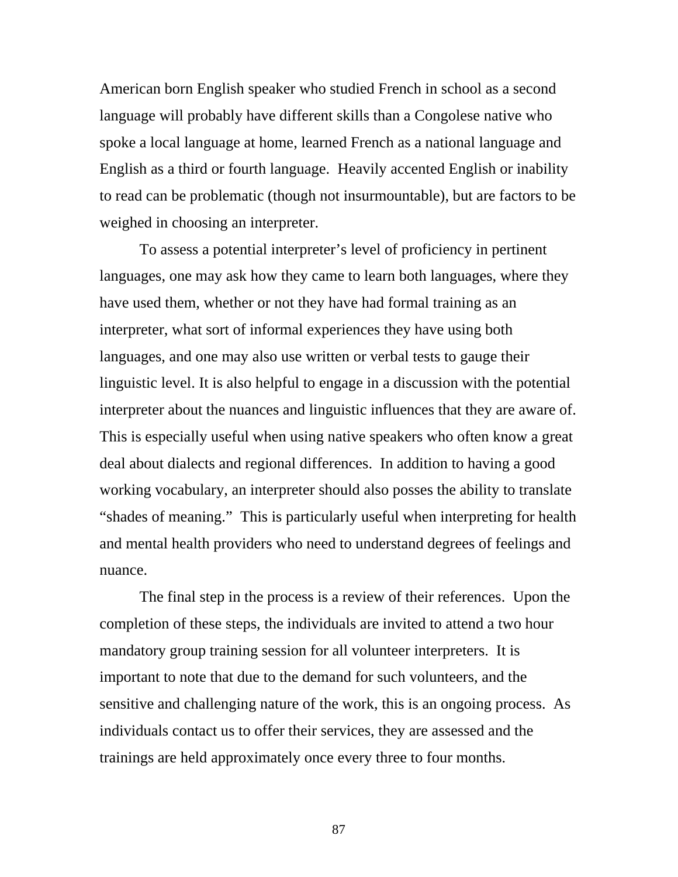American born English speaker who studied French in school as a second language will probably have different skills than a Congolese native who spoke a local language at home, learned French as a national language and English as a third or fourth language. Heavily accented English or inability to read can be problematic (though not insurmountable), but are factors to be weighed in choosing an interpreter.

To assess a potential interpreter's level of proficiency in pertinent languages, one may ask how they came to learn both languages, where they have used them, whether or not they have had formal training as an interpreter, what sort of informal experiences they have using both languages, and one may also use written or verbal tests to gauge their linguistic level. It is also helpful to engage in a discussion with the potential interpreter about the nuances and linguistic influences that they are aware of. This is especially useful when using native speakers who often know a great deal about dialects and regional differences. In addition to having a good working vocabulary, an interpreter should also posses the ability to translate "shades of meaning." This is particularly useful when interpreting for health and mental health providers who need to understand degrees of feelings and nuance.

The final step in the process is a review of their references. Upon the completion of these steps, the individuals are invited to attend a two hour mandatory group training session for all volunteer interpreters. It is important to note that due to the demand for such volunteers, and the sensitive and challenging nature of the work, this is an ongoing process. As individuals contact us to offer their services, they are assessed and the trainings are held approximately once every three to four months.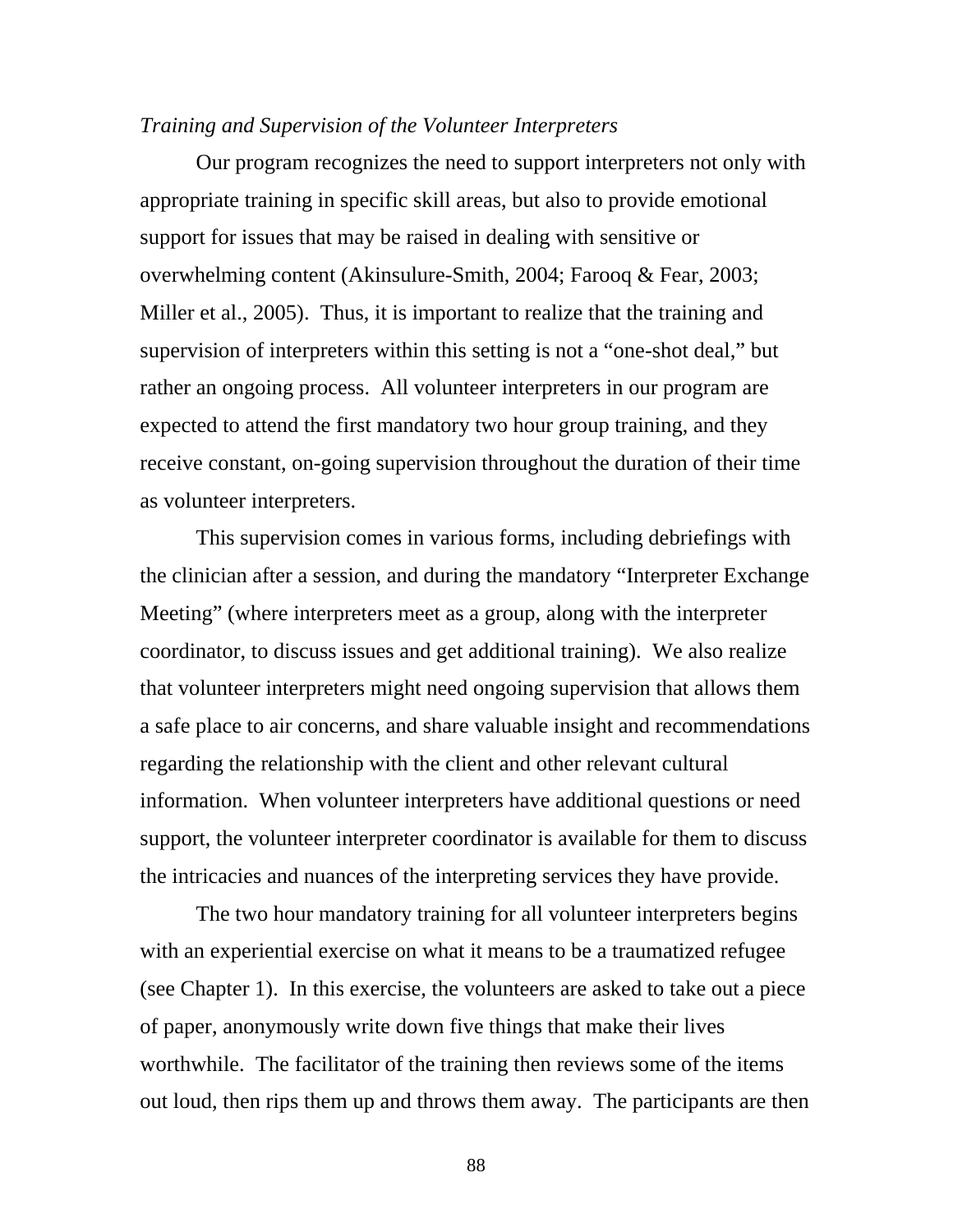*Training and Supervision of the Volunteer Interpreters*

Our program recognizes the need to support interpreters not only with appropriate training in specific skill areas, but also to provide emotional support for issues that may be raised in dealing with sensitive or overwhelming content (Akinsulure-Smith, 2004; Farooq & Fear, 2003; Miller et al., 2005). Thus, it is important to realize that the training and supervision of interpreters within this setting is not a "one-shot deal," but rather an ongoing process. All volunteer interpreters in our program are expected to attend the first mandatory two hour group training, and they receive constant, on-going supervision throughout the duration of their time as volunteer interpreters.

This supervision comes in various forms, including debriefings with the clinician after a session, and during the mandatory "Interpreter Exchange Meeting" (where interpreters meet as a group, along with the interpreter coordinator, to discuss issues and get additional training). We also realize that volunteer interpreters might need ongoing supervision that allows them a safe place to air concerns, and share valuable insight and recommendations regarding the relationship with the client and other relevant cultural information. When volunteer interpreters have additional questions or need support, the volunteer interpreter coordinator is available for them to discuss the intricacies and nuances of the interpreting services they have provide.

The two hour mandatory training for all volunteer interpreters begins with an experiential exercise on what it means to be a traumatized refugee (see Chapter 1). In this exercise, the volunteers are asked to take out a piece of paper, anonymously write down five things that make their lives worthwhile. The facilitator of the training then reviews some of the items out loud, then rips them up and throws them away. The participants are then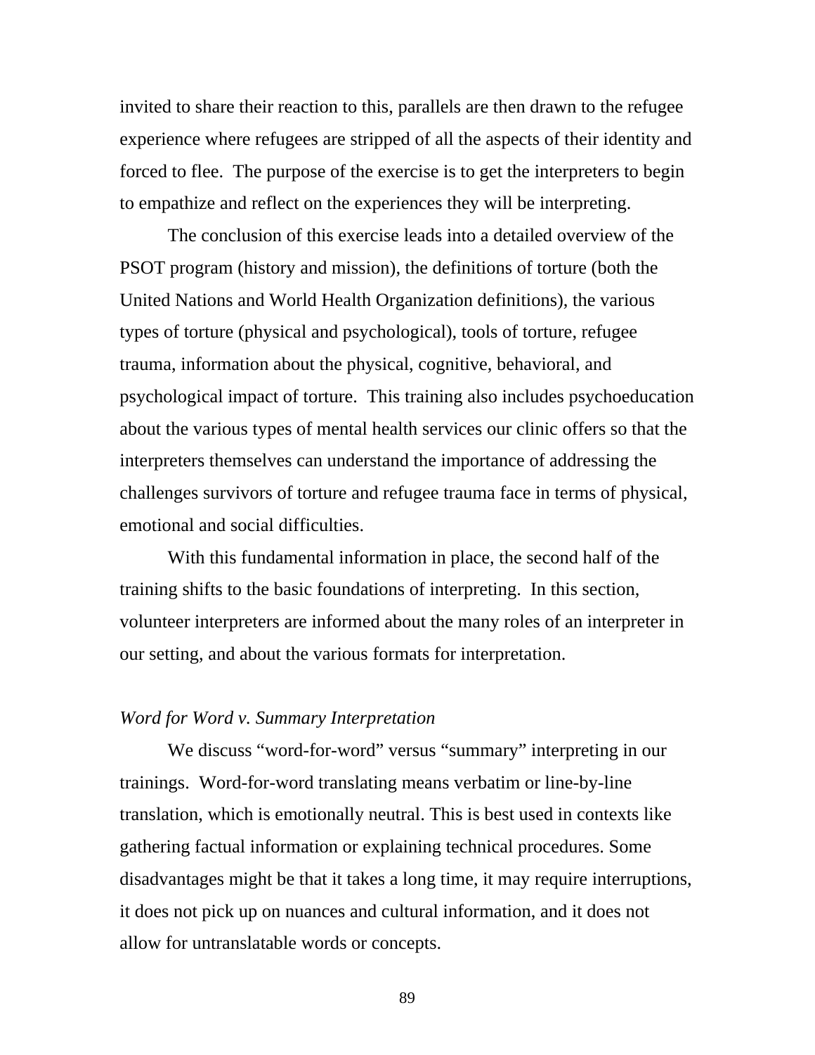invited to share their reaction to this, parallels are then drawn to the refugee experience where refugees are stripped of all the aspects of their identity and forced to flee. The purpose of the exercise is to get the interpreters to begin to empathize and reflect on the experiences they will be interpreting.

The conclusion of this exercise leads into a detailed overview of the PSOT program (history and mission), the definitions of torture (both the United Nations and World Health Organization definitions), the various types of torture (physical and psychological), tools of torture, refugee trauma, information about the physical, cognitive, behavioral, and psychological impact of torture. This training also includes psychoeducation about the various types of mental health services our clinic offers so that the interpreters themselves can understand the importance of addressing the challenges survivors of torture and refugee trauma face in terms of physical, emotional and social difficulties.

With this fundamental information in place, the second half of the training shifts to the basic foundations of interpreting. In this section, volunteer interpreters are informed about the many roles of an interpreter in our setting, and about the various formats for interpretation.

*Word for Word v. Summary Interpretation*

We discuss "word-for-word" versus "summary" interpreting in our trainings. Word-for-word translating means verbatim or line-by-line translation, which is emotionally neutral. This is best used in contexts like gathering factual information or explaining technical procedures. Some disadvantages might be that it takes a long time, it may require interruptions, it does not pick up on nuances and cultural information, and it does not allow for untranslatable words or concepts.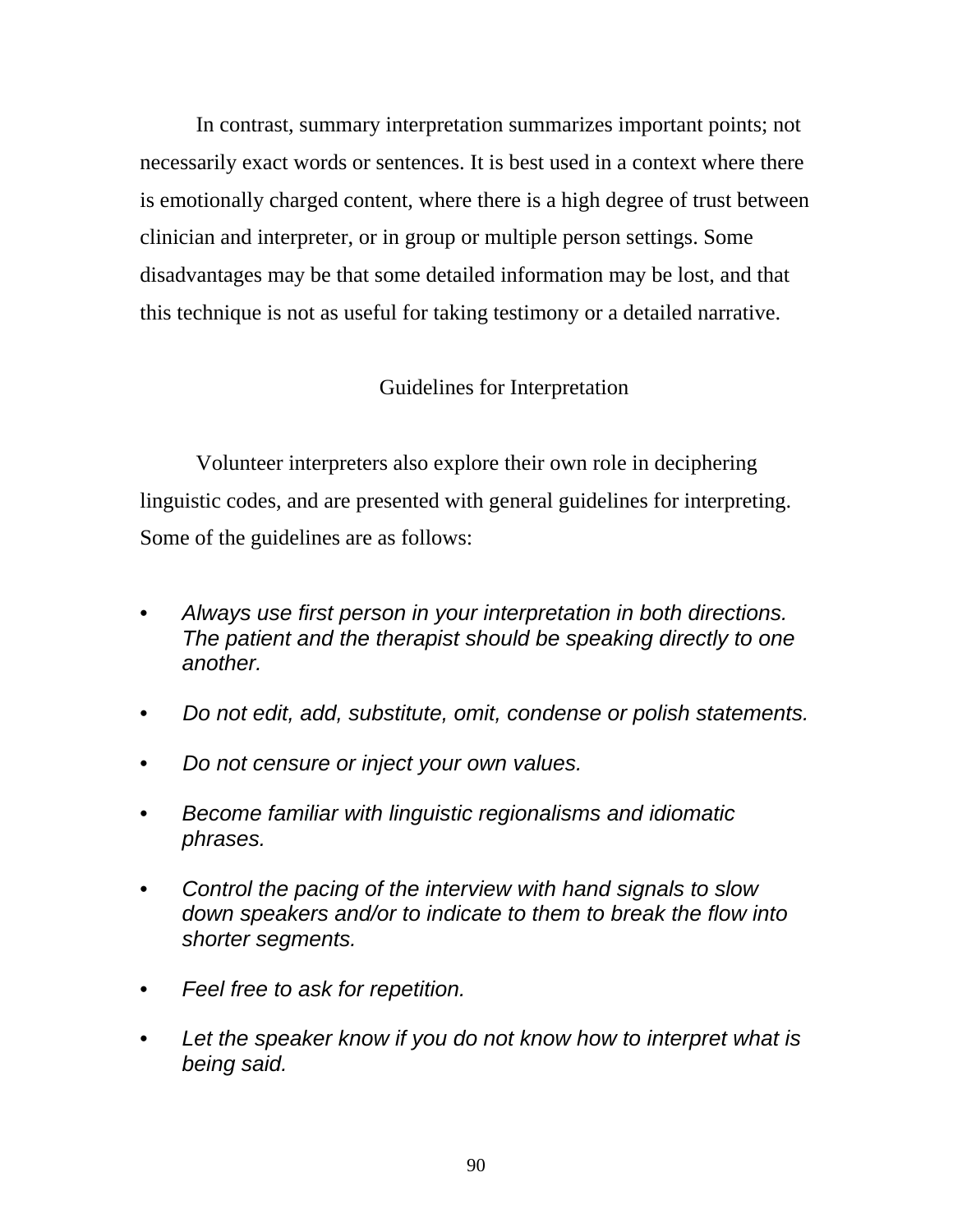In contrast, summary interpretation summarizes important points; not necessarily exact words or sentences. It is best used in a context where there is emotionally charged content, where there is a high degree of trust between clinician and interpreter, or in group or multiple person settings. Some disadvantages may be that some detailed information may be lost, and that this technique is not as useful for taking testimony or a detailed narrative.

## Guidelines for Interpretation

Volunteer interpreters also explore their own role in deciphering linguistic codes, and are presented with general guidelines for interpreting. Some of the guidelines are as follows:

- *Always use first person in your interpretation in both directions. The patient and the therapist should be speaking directly to one another.*
- *Do not edit, add, substitute, omit, condense or polish statements.*
- *Do not censure or inject your own values.*
- *Become familiar with linguistic regionalisms and idiomatic phrases.*
- *Control the pacing of the interview with hand signals to slow down speakers and/or to indicate to them to break the flow into shorter segments.*
- *Feel free to ask for repetition.*
- *Let the speaker know if you do not know how to interpret what is being said.*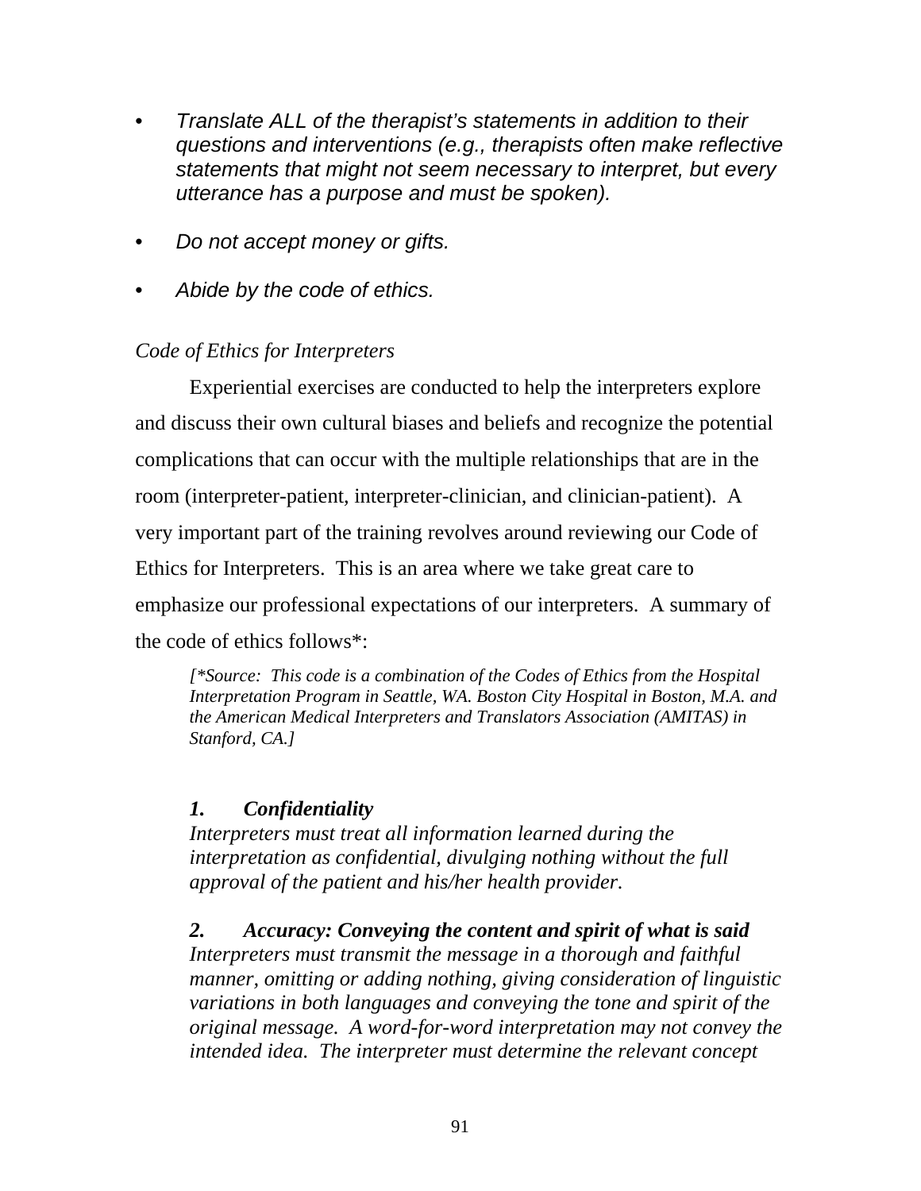- *Translate ALL of the therapist's statements in addition to their questions and interventions (e.g., therapists often make reflective statements that might not seem necessary to interpret, but every utterance has a purpose and must be spoken).*
- *Do not accept money or gifts.*
- *Abide by the code of ethics.*

*Code of Ethics for Interpreters*

Experiential exercises are conducted to help the interpreters explore and discuss their own cultural biases and beliefs and recognize the potential complications that can occur with the multiple relationships that are in the room (interpreter-patient, interpreter-clinician, and clinician-patient). A very important part of the training revolves around reviewing our Code of Ethics for Interpreters. This is an area where we take great care to emphasize our professional expectations of our interpreters. A summary of the code of ethics follows*:

> *[*Source: This code is a combination of the Codes of Ethics from the Hospital Interpretation Program in Seattle, WA. Boston City Hospital in Boston, M.A. and the American Medical Interpreters and Translators Association (AMITAS) in Stanford, CA.]*

> ***1. Confidentiality***
> *Interpreters must treat all information learned during the interpretation as confidential, divulging nothing without the full approval of the patient and his/her health provider.*
>
> ***2. Accuracy: Conveying the content and spirit of what is said***
> *Interpreters must transmit the message in a thorough and faithful manner, omitting or adding nothing, giving consideration of linguistic variations in both languages and conveying the tone and spirit of the original message. A word-for-word interpretation may not convey the intended idea. The interpreter must determine the relevant concept*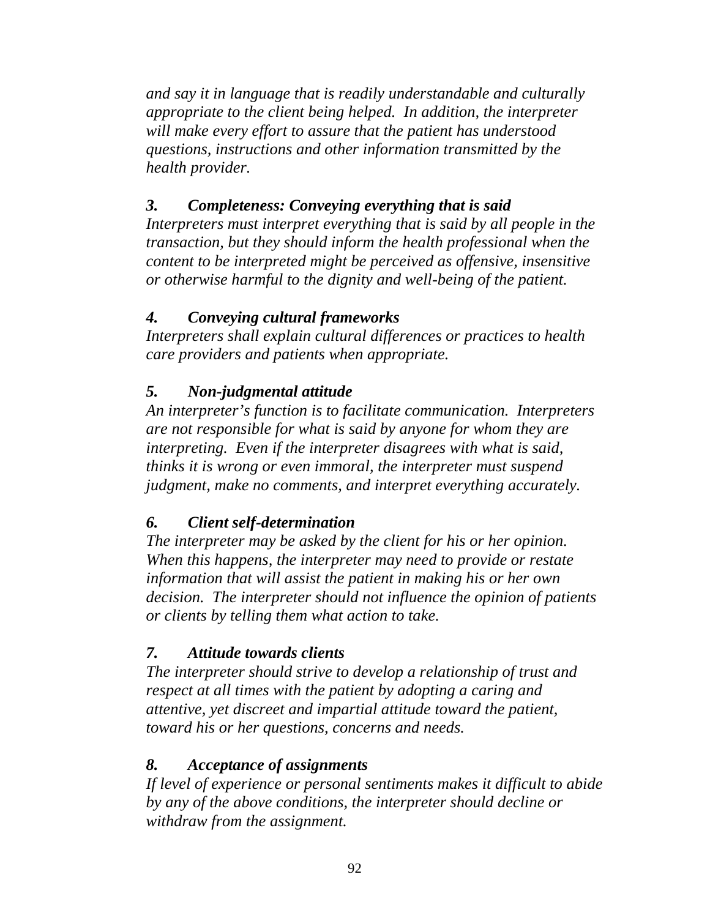*and say it in language that is readily understandable and culturally appropriate to the client being helped. In addition, the interpreter will make every effort to assure that the patient has understood questions, instructions and other information transmitted by the health provider.*

### *3. Completeness: Conveying everything that is said*

*Interpreters must interpret everything that is said by all people in the transaction, but they should inform the health professional when the content to be interpreted might be perceived as offensive, insensitive or otherwise harmful to the dignity and well-being of the patient.*

### *4. Conveying cultural frameworks*

*Interpreters shall explain cultural differences or practices to health care providers and patients when appropriate.*

### *5. Non-judgmental attitude*

*An interpreter's function is to facilitate communication. Interpreters are not responsible for what is said by anyone for whom they are interpreting. Even if the interpreter disagrees with what is said, thinks it is wrong or even immoral, the interpreter must suspend judgment, make no comments, and interpret everything accurately.*

### *6. Client self-determination*

*The interpreter may be asked by the client for his or her opinion. When this happens, the interpreter may need to provide or restate information that will assist the patient in making his or her own decision. The interpreter should not influence the opinion of patients or clients by telling them what action to take.*

### *7. Attitude towards clients*

*The interpreter should strive to develop a relationship of trust and respect at all times with the patient by adopting a caring and attentive, yet discreet and impartial attitude toward the patient, toward his or her questions, concerns and needs.*

### *8. Acceptance of assignments*

*If level of experience or personal sentiments makes it difficult to abide by any of the above conditions, the interpreter should decline or withdraw from the assignment.*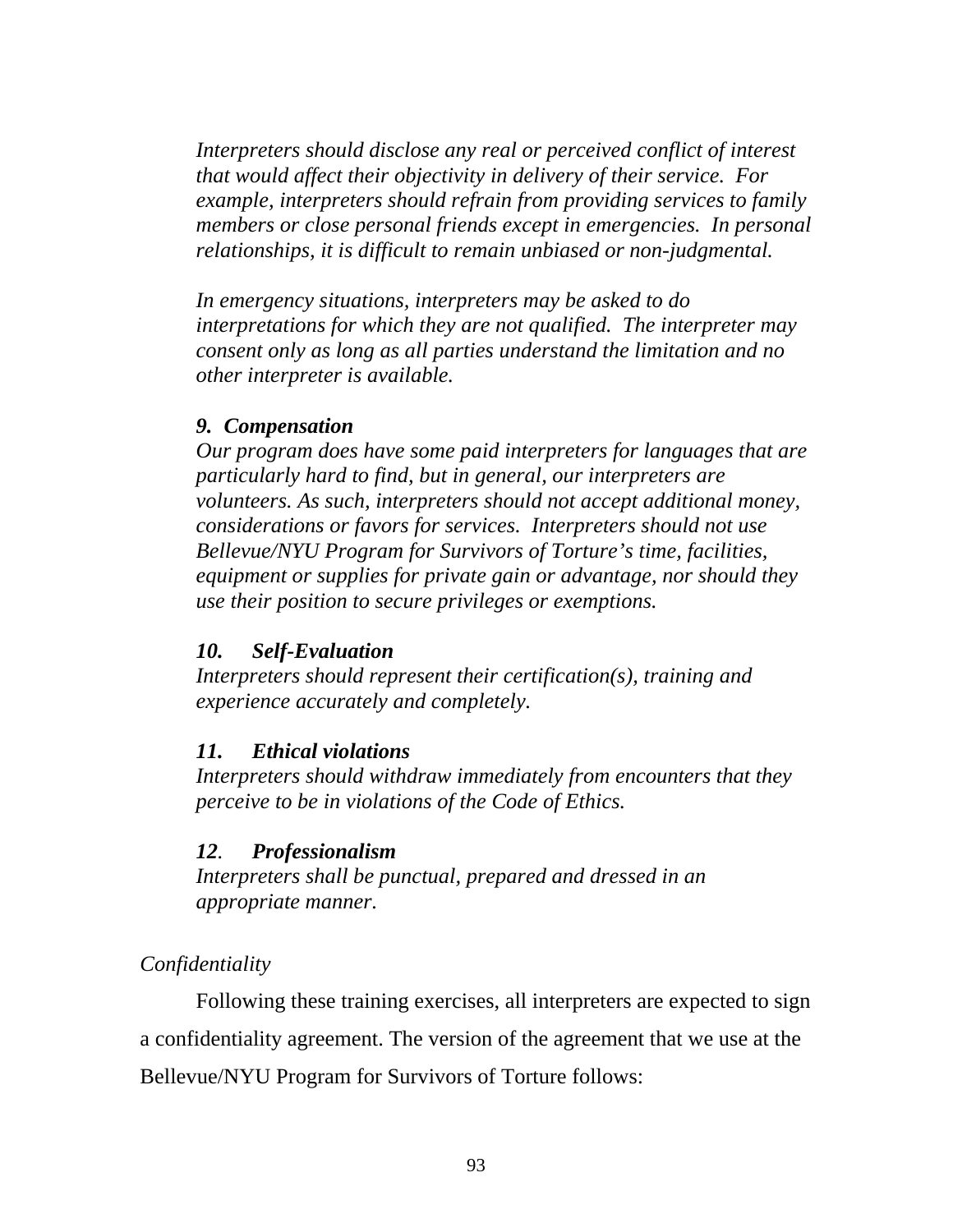*Interpreters should disclose any real or perceived conflict of interest that would affect their objectivity in delivery of their service. For example, interpreters should refrain from providing services to family members or close personal friends except in emergencies. In personal relationships, it is difficult to remain unbiased or non-judgmental.*

*In emergency situations, interpreters may be asked to do interpretations for which they are not qualified. The interpreter may consent only as long as all parties understand the limitation and no other interpreter is available.*

***9. Compensation***

*Our program does have some paid interpreters for languages that are particularly hard to find, but in general, our interpreters are volunteers. As such, interpreters should not accept additional money, considerations or favors for services. Interpreters should not use Bellevue/NYU Program for Survivors of Torture's time, facilities, equipment or supplies for private gain or advantage, nor should they use their position to secure privileges or exemptions.*

***10. Self-Evaluation***

*Interpreters should represent their certification(s), training and experience accurately and completely.*

***11. Ethical violations***

*Interpreters should withdraw immediately from encounters that they perceive to be in violations of the Code of Ethics.*

***12. Professionalism***

*Interpreters shall be punctual, prepared and dressed in an appropriate manner.*

*Confidentiality*

Following these training exercises, all interpreters are expected to sign a confidentiality agreement. The version of the agreement that we use at the Bellevue/NYU Program for Survivors of Torture follows: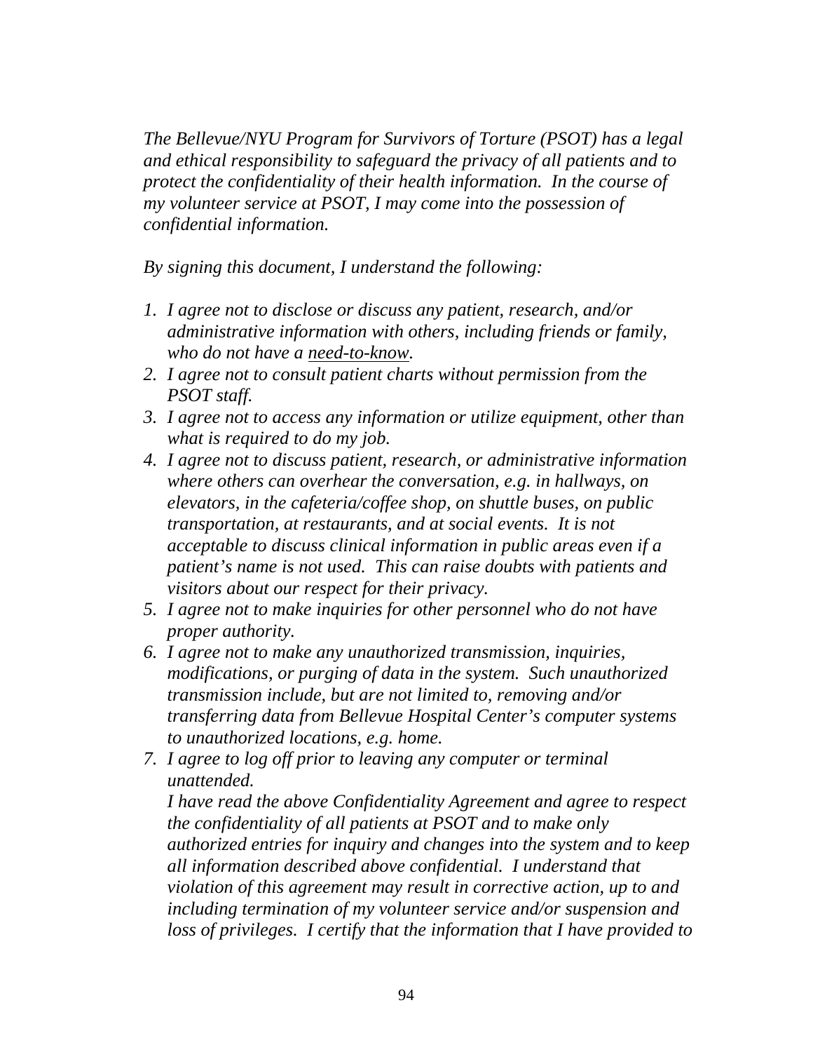*The Bellevue/NYU Program for Survivors of Torture (PSOT) has a legal and ethical responsibility to safeguard the privacy of all patients and to protect the confidentiality of their health information. In the course of my volunteer service at PSOT, I may come into the possession of confidential information.*

*By signing this document, I understand the following:*

1. *I agree not to disclose or discuss any patient, research, and/or administrative information with others, including friends or family, who do not have a <u>need-to-know</u>.*
2. *I agree not to consult patient charts without permission from the PSOT staff.*
3. *I agree not to access any information or utilize equipment, other than what is required to do my job.*
4. *I agree not to discuss patient, research, or administrative information where others can overhear the conversation, e.g. in hallways, on elevators, in the cafeteria/coffee shop, on shuttle buses, on public transportation, at restaurants, and at social events. It is not acceptable to discuss clinical information in public areas even if a patient's name is not used. This can raise doubts with patients and visitors about our respect for their privacy.*
5. *I agree not to make inquiries for other personnel who do not have proper authority.*
6. *I agree not to make any unauthorized transmission, inquiries, modifications, or purging of data in the system. Such unauthorized transmission include, but are not limited to, removing and/or transferring data from Bellevue Hospital Center's computer systems to unauthorized locations, e.g. home.*
7. *I agree to log off prior to leaving any computer or terminal unattended.*

   *I have read the above Confidentiality Agreement and agree to respect the confidentiality of all patients at PSOT and to make only authorized entries for inquiry and changes into the system and to keep all information described above confidential. I understand that violation of this agreement may result in corrective action, up to and including termination of my volunteer service and/or suspension and loss of privileges. I certify that the information that I have provided to*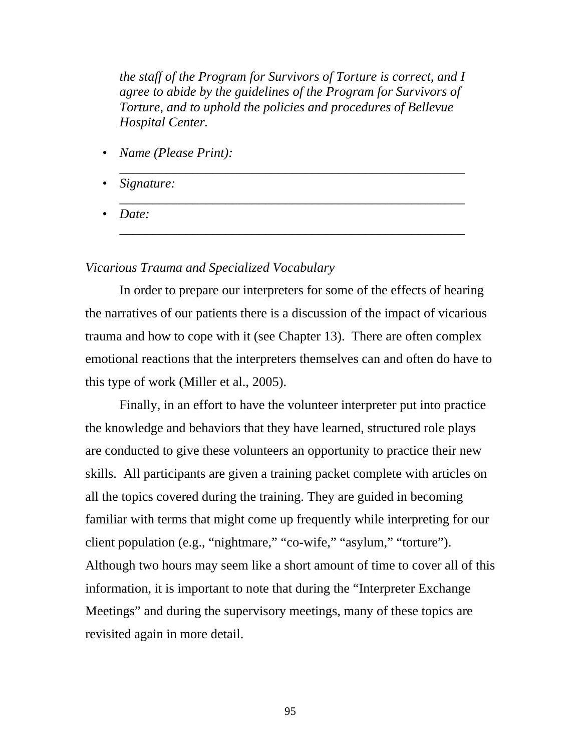*the staff of the Program for Survivors of Torture is correct, and I agree to abide by the guidelines of the Program for Survivors of Torture, and to uphold the policies and procedures of Bellevue Hospital Center.*

- *Name (Please Print):* _______________________________________________
- *Signature:* _______________________________________________
- *Date:* _______________________________________________

*Vicarious Trauma and Specialized Vocabulary*

In order to prepare our interpreters for some of the effects of hearing the narratives of our patients there is a discussion of the impact of vicarious trauma and how to cope with it (see Chapter 13). There are often complex emotional reactions that the interpreters themselves can and often do have to this type of work (Miller et al., 2005).

Finally, in an effort to have the volunteer interpreter put into practice the knowledge and behaviors that they have learned, structured role plays are conducted to give these volunteers an opportunity to practice their new skills. All participants are given a training packet complete with articles on all the topics covered during the training. They are guided in becoming familiar with terms that might come up frequently while interpreting for our client population (e.g., "nightmare," "co-wife," "asylum," "torture"). Although two hours may seem like a short amount of time to cover all of this information, it is important to note that during the "Interpreter Exchange Meetings" and during the supervisory meetings, many of these topics are revisited again in more detail.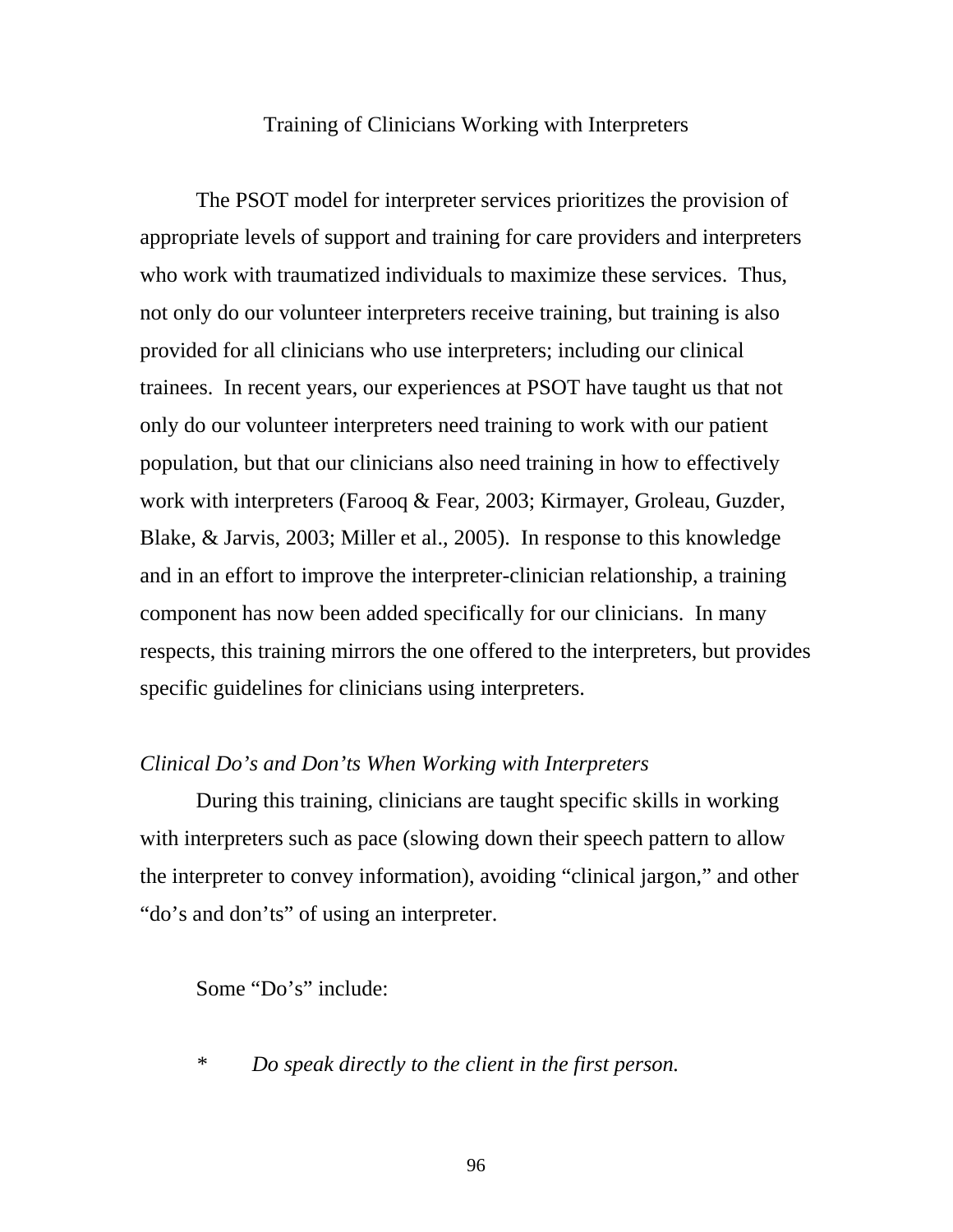## Training of Clinicians Working with Interpreters

The PSOT model for interpreter services prioritizes the provision of appropriate levels of support and training for care providers and interpreters who work with traumatized individuals to maximize these services. Thus, not only do our volunteer interpreters receive training, but training is also provided for all clinicians who use interpreters; including our clinical trainees. In recent years, our experiences at PSOT have taught us that not only do our volunteer interpreters need training to work with our patient population, but that our clinicians also need training in how to effectively work with interpreters (Farooq & Fear, 2003; Kirmayer, Groleau, Guzder, Blake, & Jarvis, 2003; Miller et al., 2005). In response to this knowledge and in an effort to improve the interpreter-clinician relationship, a training component has now been added specifically for our clinicians. In many respects, this training mirrors the one offered to the interpreters, but provides specific guidelines for clinicians using interpreters.

### *Clinical Do's and Don'ts When Working with Interpreters*

During this training, clinicians are taught specific skills in working with interpreters such as pace (slowing down their speech pattern to allow the interpreter to convey information), avoiding "clinical jargon," and other "do's and don'ts" of using an interpreter.

Some "Do's" include:

* *Do speak directly to the client in the first person.*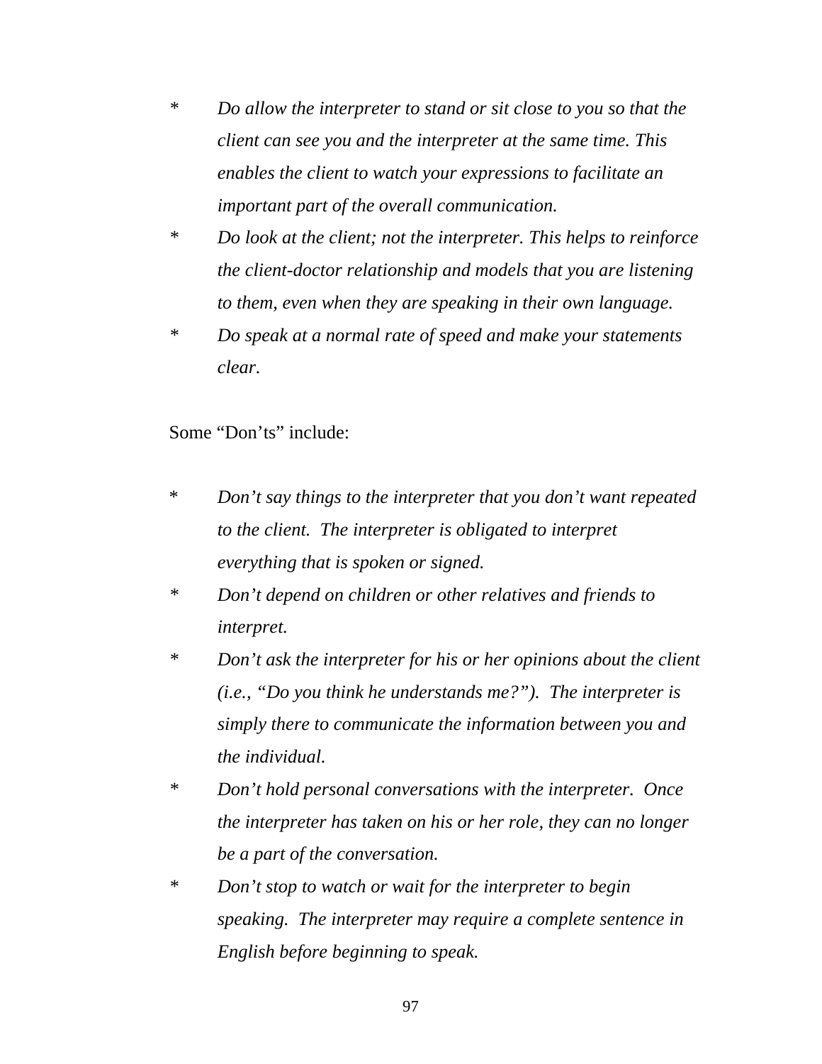* *Do allow the interpreter to stand or sit close to you so that the client can see you and the interpreter at the same time. This enables the client to watch your expressions to facilitate an important part of the overall communication.*
* *Do look at the client; not the interpreter. This helps to reinforce the client-doctor relationship and models that you are listening to them, even when they are speaking in their own language.*
* *Do speak at a normal rate of speed and make your statements clear.*

Some "Don'ts" include:

* *Don't say things to the interpreter that you don't want repeated to the client. The interpreter is obligated to interpret everything that is spoken or signed.*
* *Don't depend on children or other relatives and friends to interpret.*
* *Don't ask the interpreter for his or her opinions about the client (i.e., "Do you think he understands me?"). The interpreter is simply there to communicate the information between you and the individual.*
* *Don't hold personal conversations with the interpreter. Once the interpreter has taken on his or her role, they can no longer be a part of the conversation.*
* *Don't stop to watch or wait for the interpreter to begin speaking. The interpreter may require a complete sentence in English before beginning to speak.*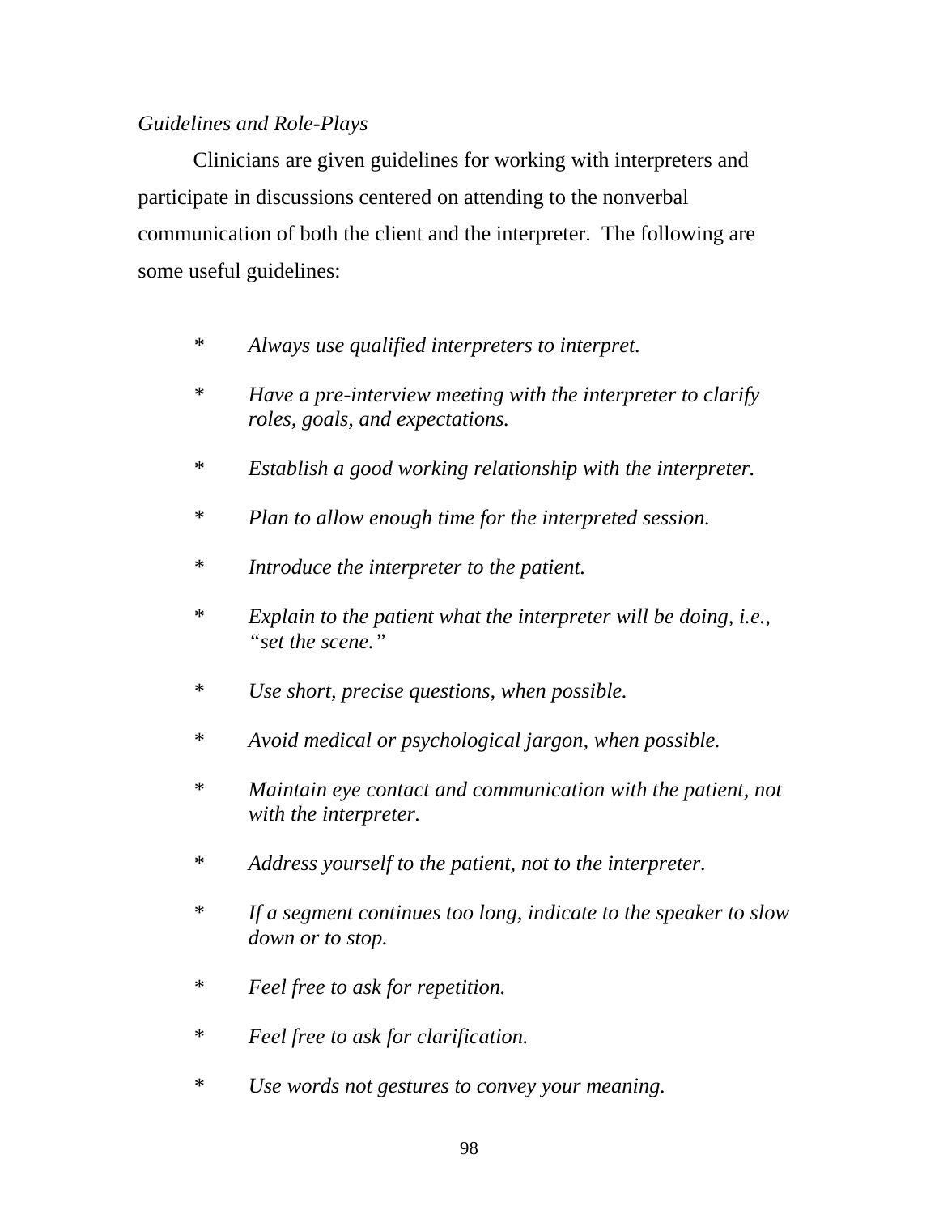*Guidelines and Role-Plays*

Clinicians are given guidelines for working with interpreters and participate in discussions centered on attending to the nonverbal communication of both the client and the interpreter. The following are some useful guidelines:

- *Always use qualified interpreters to interpret.*
- *Have a pre-interview meeting with the interpreter to clarify roles, goals, and expectations.*
- *Establish a good working relationship with the interpreter.*
- *Plan to allow enough time for the interpreted session.*
- *Introduce the interpreter to the patient.*
- *Explain to the patient what the interpreter will be doing, i.e., "set the scene."*
- *Use short, precise questions, when possible.*
- *Avoid medical or psychological jargon, when possible.*
- *Maintain eye contact and communication with the patient, not with the interpreter.*
- *Address yourself to the patient, not to the interpreter.*
- *If a segment continues too long, indicate to the speaker to slow down or to stop.*
- *Feel free to ask for repetition.*
- *Feel free to ask for clarification.*
- *Use words not gestures to convey your meaning.*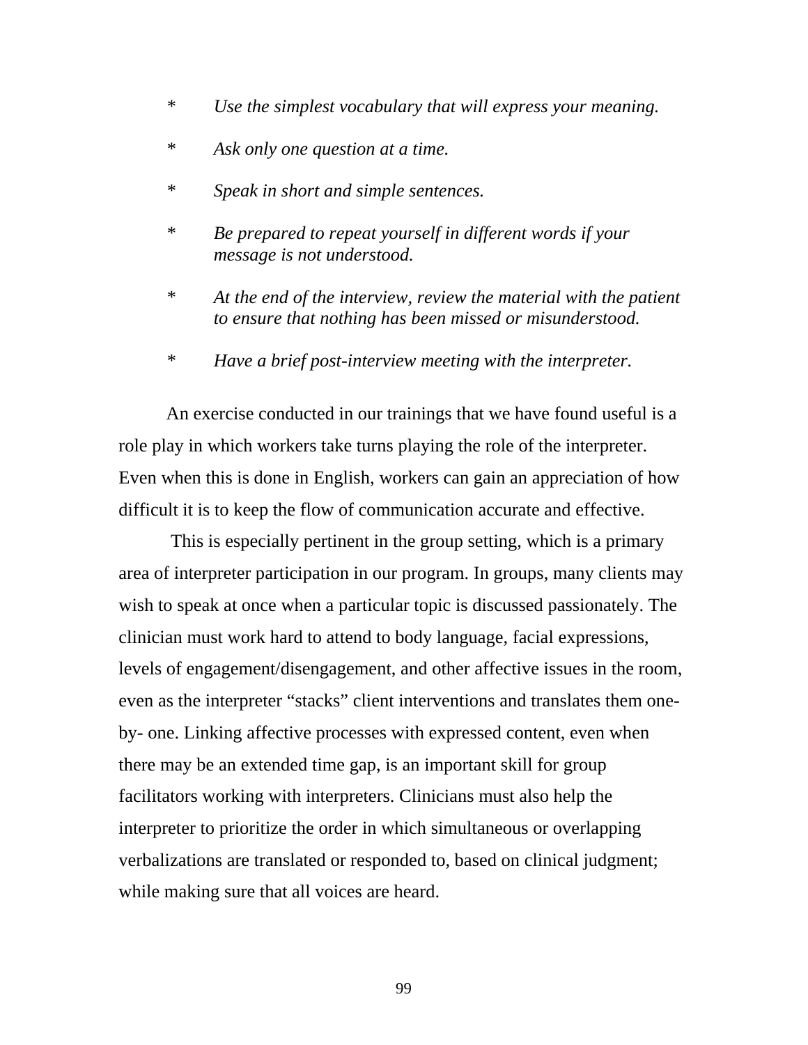* *Use the simplest vocabulary that will express your meaning.*

* *Ask only one question at a time.*

* *Speak in short and simple sentences.*

* *Be prepared to repeat yourself in different words if your message is not understood.*

* *At the end of the interview, review the material with the patient to ensure that nothing has been missed or misunderstood.*

* *Have a brief post-interview meeting with the interpreter.*

An exercise conducted in our trainings that we have found useful is a role play in which workers take turns playing the role of the interpreter. Even when this is done in English, workers can gain an appreciation of how difficult it is to keep the flow of communication accurate and effective.

This is especially pertinent in the group setting, which is a primary area of interpreter participation in our program. In groups, many clients may wish to speak at once when a particular topic is discussed passionately. The clinician must work hard to attend to body language, facial expressions, levels of engagement/disengagement, and other affective issues in the room, even as the interpreter "stacks" client interventions and translates them one-by- one. Linking affective processes with expressed content, even when there may be an extended time gap, is an important skill for group facilitators working with interpreters. Clinicians must also help the interpreter to prioritize the order in which simultaneous or overlapping verbalizations are translated or responded to, based on clinical judgment; while making sure that all voices are heard.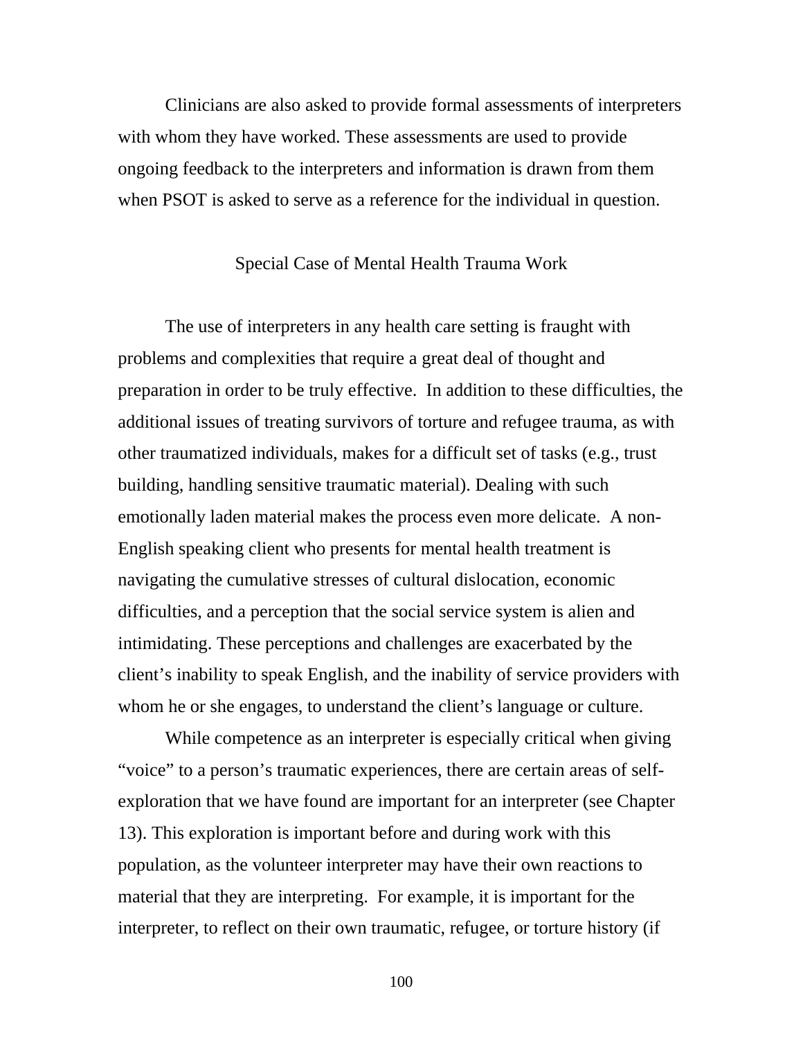Clinicians are also asked to provide formal assessments of interpreters with whom they have worked. These assessments are used to provide ongoing feedback to the interpreters and information is drawn from them when PSOT is asked to serve as a reference for the individual in question.

## Special Case of Mental Health Trauma Work

The use of interpreters in any health care setting is fraught with problems and complexities that require a great deal of thought and preparation in order to be truly effective. In addition to these difficulties, the additional issues of treating survivors of torture and refugee trauma, as with other traumatized individuals, makes for a difficult set of tasks (e.g., trust building, handling sensitive traumatic material). Dealing with such emotionally laden material makes the process even more delicate. A non-English speaking client who presents for mental health treatment is navigating the cumulative stresses of cultural dislocation, economic difficulties, and a perception that the social service system is alien and intimidating. These perceptions and challenges are exacerbated by the client's inability to speak English, and the inability of service providers with whom he or she engages, to understand the client's language or culture.

While competence as an interpreter is especially critical when giving "voice" to a person's traumatic experiences, there are certain areas of self-exploration that we have found are important for an interpreter (see Chapter 13). This exploration is important before and during work with this population, as the volunteer interpreter may have their own reactions to material that they are interpreting. For example, it is important for the interpreter, to reflect on their own traumatic, refugee, or torture history (if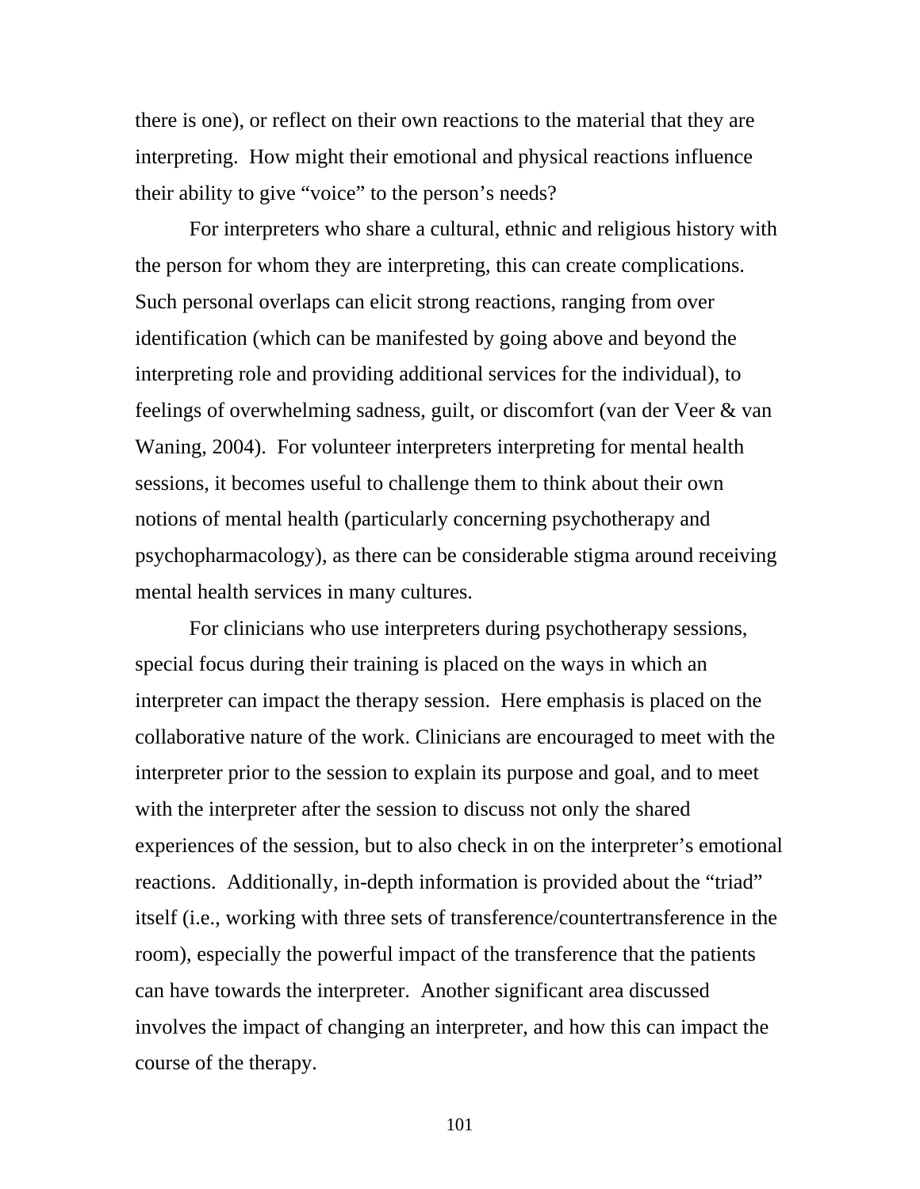there is one), or reflect on their own reactions to the material that they are interpreting. How might their emotional and physical reactions influence their ability to give "voice" to the person's needs?

For interpreters who share a cultural, ethnic and religious history with the person for whom they are interpreting, this can create complications. Such personal overlaps can elicit strong reactions, ranging from over identification (which can be manifested by going above and beyond the interpreting role and providing additional services for the individual), to feelings of overwhelming sadness, guilt, or discomfort (van der Veer & van Waning, 2004). For volunteer interpreters interpreting for mental health sessions, it becomes useful to challenge them to think about their own notions of mental health (particularly concerning psychotherapy and psychopharmacology), as there can be considerable stigma around receiving mental health services in many cultures.

For clinicians who use interpreters during psychotherapy sessions, special focus during their training is placed on the ways in which an interpreter can impact the therapy session. Here emphasis is placed on the collaborative nature of the work. Clinicians are encouraged to meet with the interpreter prior to the session to explain its purpose and goal, and to meet with the interpreter after the session to discuss not only the shared experiences of the session, but to also check in on the interpreter's emotional reactions. Additionally, in-depth information is provided about the "triad" itself (i.e., working with three sets of transference/countertransference in the room), especially the powerful impact of the transference that the patients can have towards the interpreter. Another significant area discussed involves the impact of changing an interpreter, and how this can impact the course of the therapy.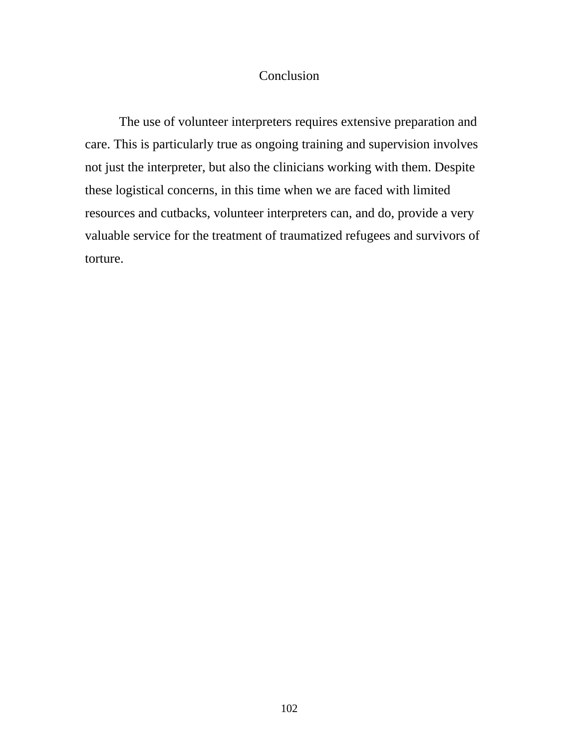# Conclusion

The use of volunteer interpreters requires extensive preparation and care. This is particularly true as ongoing training and supervision involves not just the interpreter, but also the clinicians working with them. Despite these logistical concerns, in this time when we are faced with limited resources and cutbacks, volunteer interpreters can, and do, provide a very valuable service for the treatment of traumatized refugees and survivors of torture.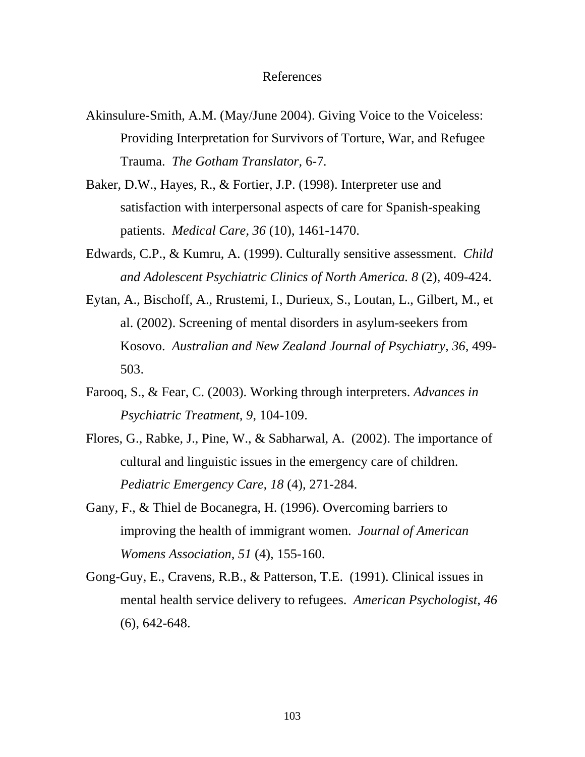# References

Akinsulure-Smith, A.M. (May/June 2004). Giving Voice to the Voiceless: Providing Interpretation for Survivors of Torture, War, and Refugee Trauma. *The Gotham Translator,* 6-7.

Baker, D.W., Hayes, R., & Fortier, J.P. (1998). Interpreter use and satisfaction with interpersonal aspects of care for Spanish-speaking patients. *Medical Care, 36* (10), 1461-1470.

Edwards, C.P., & Kumru, A. (1999). Culturally sensitive assessment. *Child and Adolescent Psychiatric Clinics of North America. 8* (2), 409-424.

Eytan, A., Bischoff, A., Rrustemi, I., Durieux, S., Loutan, L., Gilbert, M., et al. (2002). Screening of mental disorders in asylum-seekers from Kosovo. *Australian and New Zealand Journal of Psychiatry, 36,* 499-503.

Farooq, S., & Fear, C. (2003). Working through interpreters. *Advances in Psychiatric Treatment, 9,* 104-109.

Flores, G., Rabke, J., Pine, W., & Sabharwal, A. (2002). The importance of cultural and linguistic issues in the emergency care of children. *Pediatric Emergency Care, 18* (4), 271-284.

Gany, F., & Thiel de Bocanegra, H. (1996). Overcoming barriers to improving the health of immigrant women. *Journal of American Womens Association, 51* (4), 155-160.

Gong-Guy, E., Cravens, R.B., & Patterson, T.E. (1991). Clinical issues in mental health service delivery to refugees. *American Psychologist, 46* (6), 642-648.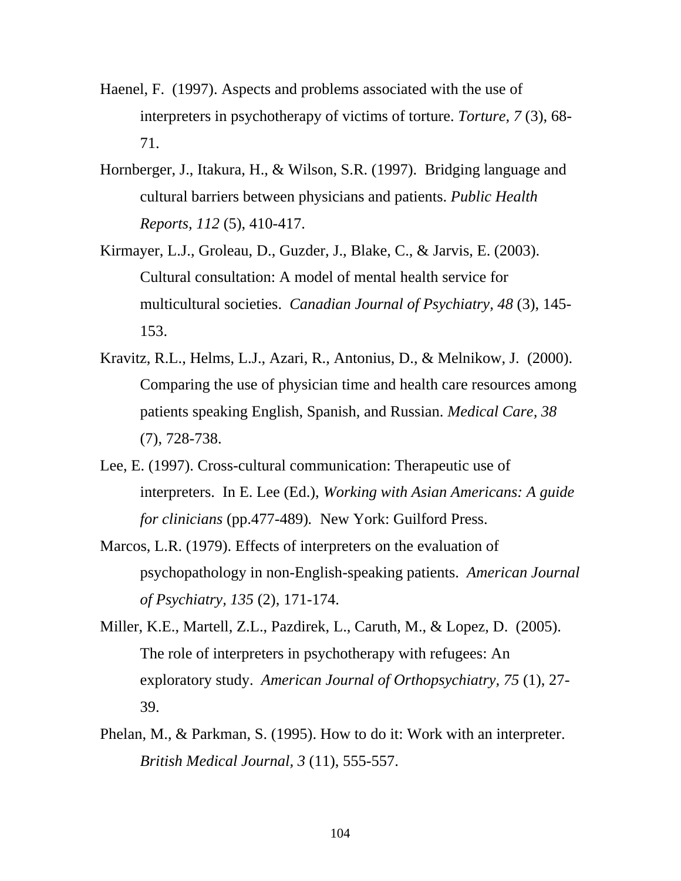Haenel, F. (1997). Aspects and problems associated with the use of interpreters in psychotherapy of victims of torture. *Torture, 7* (3), 68-71.

Hornberger, J., Itakura, H., & Wilson, S.R. (1997). Bridging language and cultural barriers between physicians and patients. *Public Health Reports, 112* (5), 410-417.

Kirmayer, L.J., Groleau, D., Guzder, J., Blake, C., & Jarvis, E. (2003). Cultural consultation: A model of mental health service for multicultural societies. *Canadian Journal of Psychiatry, 48* (3), 145-153.

Kravitz, R.L., Helms, L.J., Azari, R., Antonius, D., & Melnikow, J. (2000). Comparing the use of physician time and health care resources among patients speaking English, Spanish, and Russian. *Medical Care, 38* (7), 728-738.

Lee, E. (1997). Cross-cultural communication: Therapeutic use of interpreters. In E. Lee (Ed.), *Working with Asian Americans: A guide for clinicians* (pp.477-489). New York: Guilford Press.

Marcos, L.R. (1979). Effects of interpreters on the evaluation of psychopathology in non-English-speaking patients. *American Journal of Psychiatry, 135* (2), 171-174.

Miller, K.E., Martell, Z.L., Pazdirek, L., Caruth, M., & Lopez, D. (2005). The role of interpreters in psychotherapy with refugees: An exploratory study. *American Journal of Orthopsychiatry, 75* (1), 27-39.

Phelan, M., & Parkman, S. (1995). How to do it: Work with an interpreter. *British Medical Journal, 3* (11), 555-557.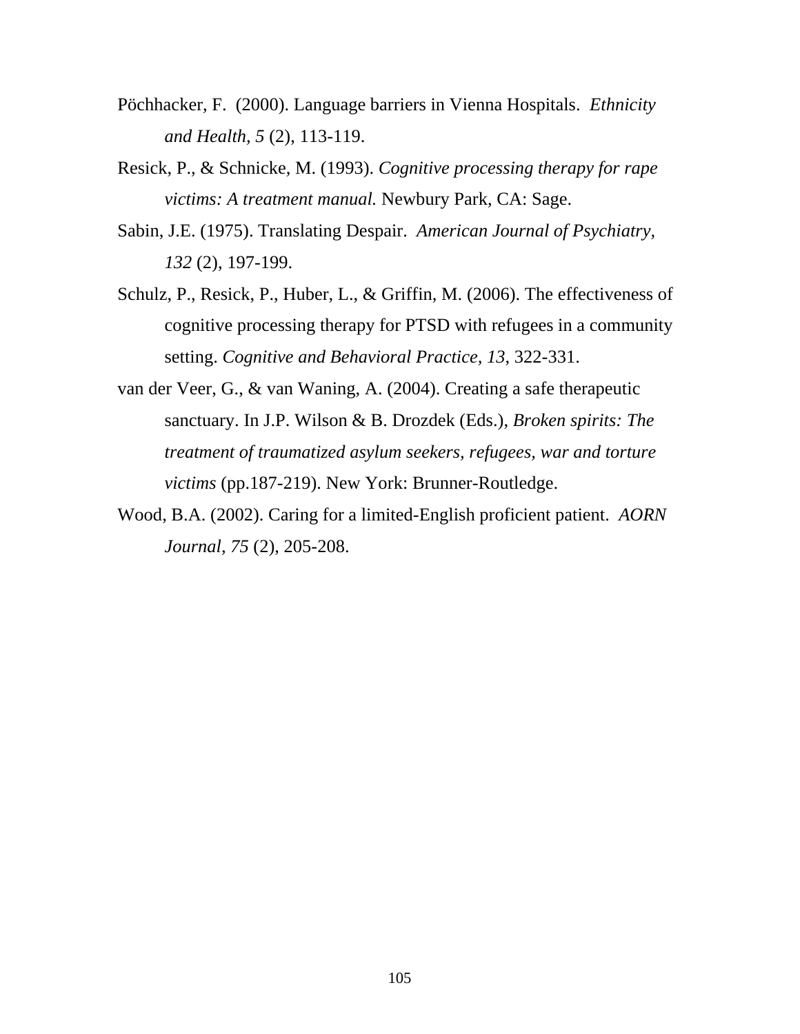Pöchhacker, F. (2000). Language barriers in Vienna Hospitals. *Ethnicity and Health, 5* (2), 113-119.

Resick, P., & Schnicke, M. (1993). *Cognitive processing therapy for rape victims: A treatment manual.* Newbury Park, CA: Sage.

Sabin, J.E. (1975). Translating Despair. *American Journal of Psychiatry, 132* (2), 197-199.

Schulz, P., Resick, P., Huber, L., & Griffin, M. (2006). The effectiveness of cognitive processing therapy for PTSD with refugees in a community setting. *Cognitive and Behavioral Practice, 13*, 322-331.

van der Veer, G., & van Waning, A. (2004). Creating a safe therapeutic sanctuary. In J.P. Wilson & B. Drozdek (Eds.), *Broken spirits: The treatment of traumatized asylum seekers, refugees, war and torture victims* (pp.187-219). New York: Brunner-Routledge.

Wood, B.A. (2002). Caring for a limited-English proficient patient. *AORN Journal, 75* (2), 205-208.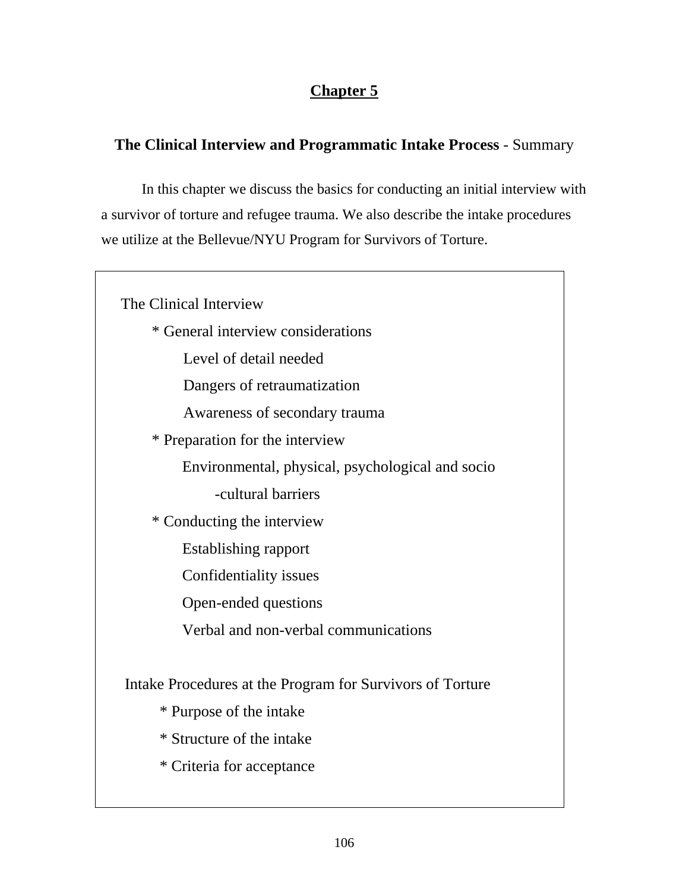# Chapter 5

## **The Clinical Interview and Programmatic Intake Process** - Summary

In this chapter we discuss the basics for conducting an initial interview with a survivor of torture and refugee trauma. We also describe the intake procedures we utilize at the Bellevue/NYU Program for Survivors of Torture.

The Clinical Interview

- * General interview considerations
  - Level of detail needed
  - Dangers of retraumatization
  - Awareness of secondary trauma
- * Preparation for the interview
  - Environmental, physical, psychological and socio-cultural barriers
- * Conducting the interview
  - Establishing rapport
  - Confidentiality issues
  - Open-ended questions
  - Verbal and non-verbal communications

Intake Procedures at the Program for Survivors of Torture

- * Purpose of the intake
- * Structure of the intake
- * Criteria for acceptance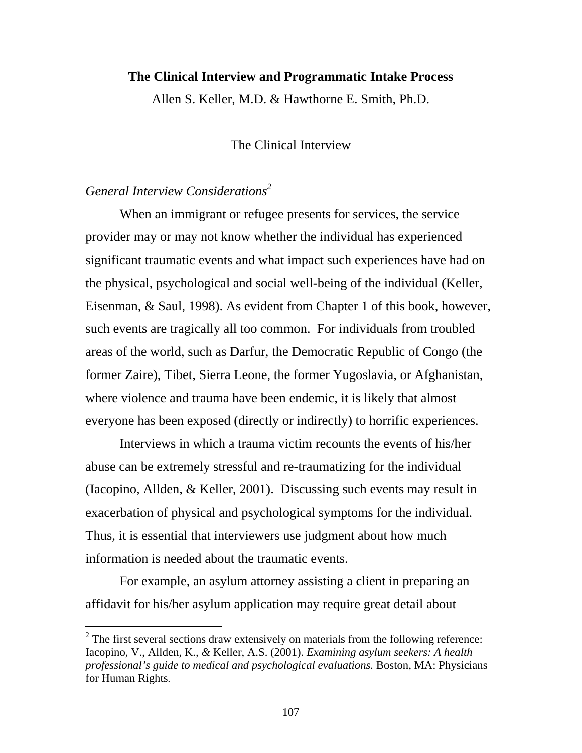**The Clinical Interview and Programmatic Intake Process**

Allen S. Keller, M.D. & Hawthorne E. Smith, Ph.D.

## The Clinical Interview

### *General Interview Considerations*[2]

When an immigrant or refugee presents for services, the service provider may or may not know whether the individual has experienced significant traumatic events and what impact such experiences have had on the physical, psychological and social well-being of the individual (Keller, Eisenman, & Saul, 1998). As evident from Chapter 1 of this book, however, such events are tragically all too common. For individuals from troubled areas of the world, such as Darfur, the Democratic Republic of Congo (the former Zaire), Tibet, Sierra Leone, the former Yugoslavia, or Afghanistan, where violence and trauma have been endemic, it is likely that almost everyone has been exposed (directly or indirectly) to horrific experiences.

Interviews in which a trauma victim recounts the events of his/her abuse can be extremely stressful and re-traumatizing for the individual (Iacopino, Allden, & Keller, 2001). Discussing such events may result in exacerbation of physical and psychological symptoms for the individual. Thus, it is essential that interviewers use judgment about how much information is needed about the traumatic events.

For example, an asylum attorney assisting a client in preparing an affidavit for his/her asylum application may require great detail about

---

[2] The first several sections draw extensively on materials from the following reference: Iacopino, V., Allden, K., & Keller, A.S. (2001). *Examining asylum seekers: A health professional's guide to medical and psychological evaluations.* Boston, MA: Physicians for Human Rights.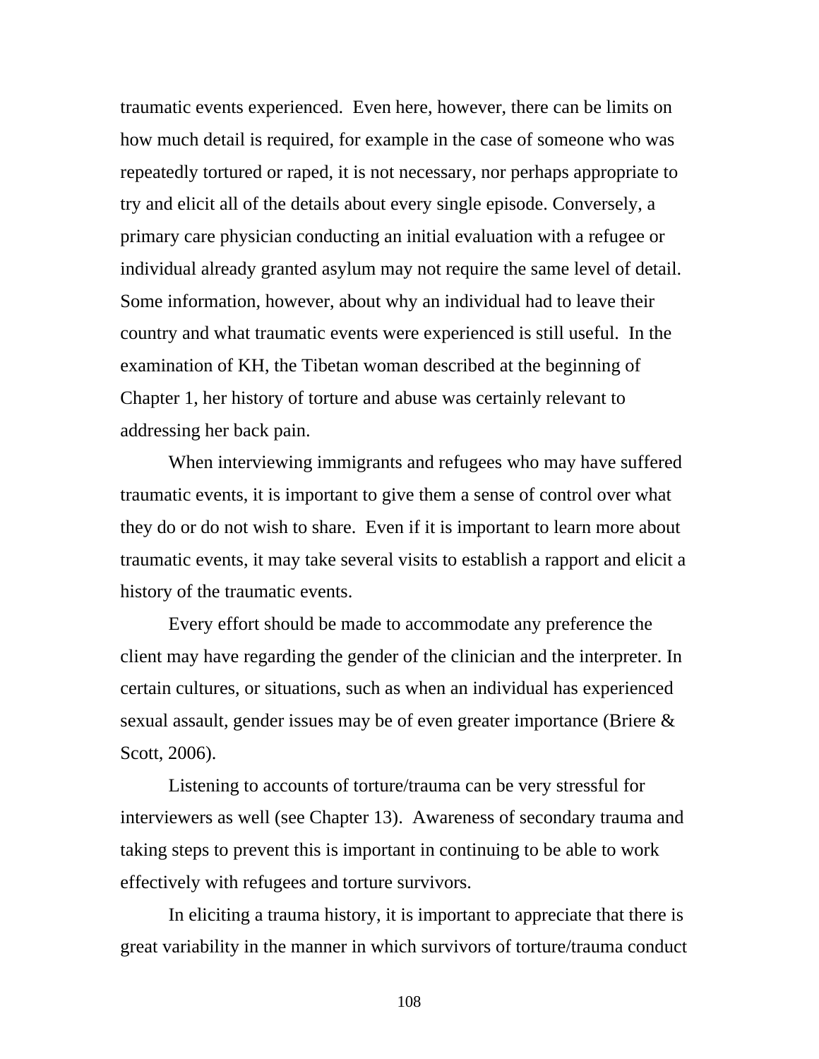traumatic events experienced. Even here, however, there can be limits on how much detail is required, for example in the case of someone who was repeatedly tortured or raped, it is not necessary, nor perhaps appropriate to try and elicit all of the details about every single episode. Conversely, a primary care physician conducting an initial evaluation with a refugee or individual already granted asylum may not require the same level of detail. Some information, however, about why an individual had to leave their country and what traumatic events were experienced is still useful. In the examination of KH, the Tibetan woman described at the beginning of Chapter 1, her history of torture and abuse was certainly relevant to addressing her back pain.

When interviewing immigrants and refugees who may have suffered traumatic events, it is important to give them a sense of control over what they do or do not wish to share. Even if it is important to learn more about traumatic events, it may take several visits to establish a rapport and elicit a history of the traumatic events.

Every effort should be made to accommodate any preference the client may have regarding the gender of the clinician and the interpreter. In certain cultures, or situations, such as when an individual has experienced sexual assault, gender issues may be of even greater importance (Briere & Scott, 2006).

Listening to accounts of torture/trauma can be very stressful for interviewers as well (see Chapter 13). Awareness of secondary trauma and taking steps to prevent this is important in continuing to be able to work effectively with refugees and torture survivors.

In eliciting a trauma history, it is important to appreciate that there is great variability in the manner in which survivors of torture/trauma conduct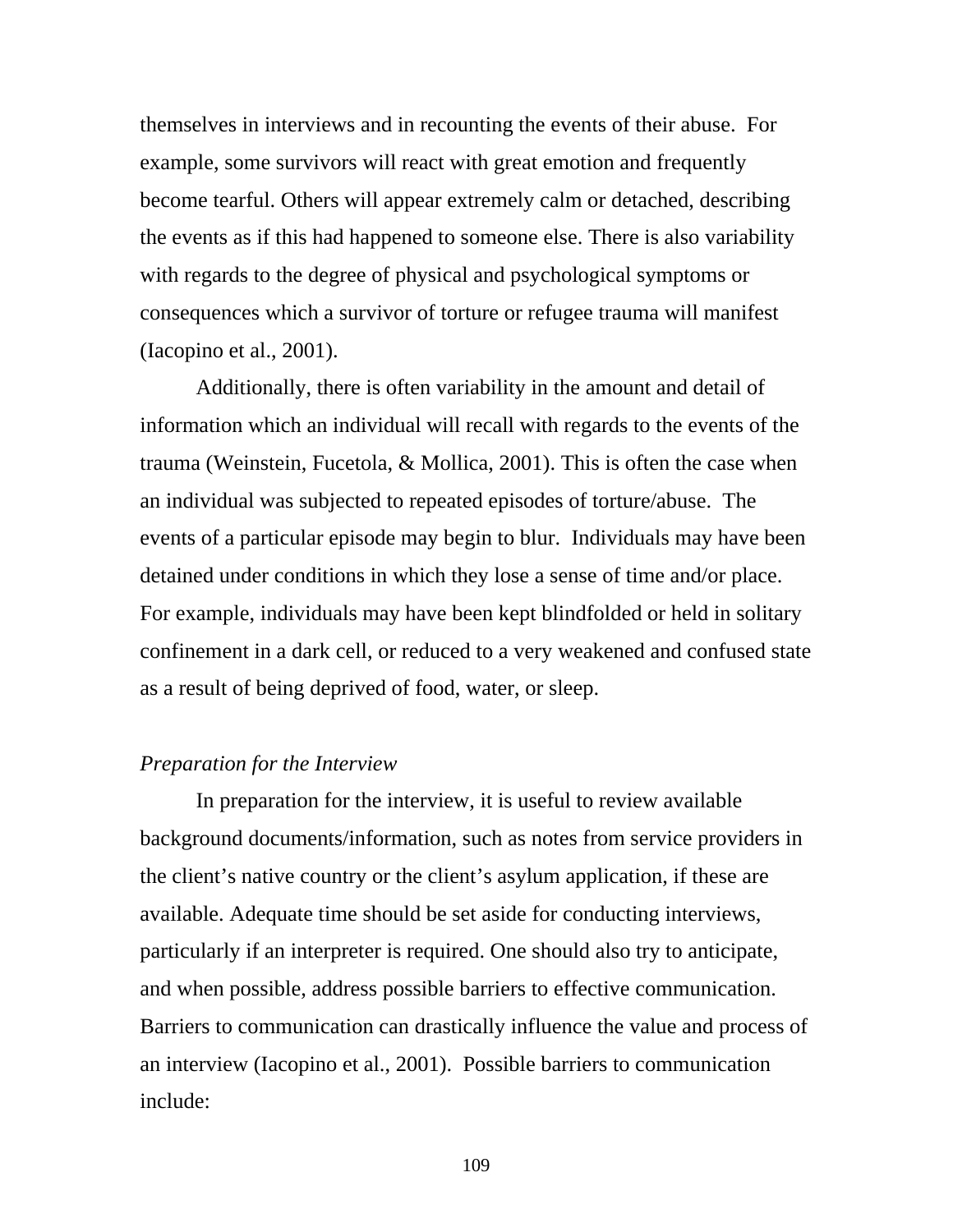themselves in interviews and in recounting the events of their abuse. For example, some survivors will react with great emotion and frequently become tearful. Others will appear extremely calm or detached, describing the events as if this had happened to someone else. There is also variability with regards to the degree of physical and psychological symptoms or consequences which a survivor of torture or refugee trauma will manifest (Iacopino et al., 2001).

Additionally, there is often variability in the amount and detail of information which an individual will recall with regards to the events of the trauma (Weinstein, Fucetola, & Mollica, 2001). This is often the case when an individual was subjected to repeated episodes of torture/abuse. The events of a particular episode may begin to blur. Individuals may have been detained under conditions in which they lose a sense of time and/or place. For example, individuals may have been kept blindfolded or held in solitary confinement in a dark cell, or reduced to a very weakened and confused state as a result of being deprived of food, water, or sleep.

*Preparation for the Interview*

In preparation for the interview, it is useful to review available background documents/information, such as notes from service providers in the client's native country or the client's asylum application, if these are available. Adequate time should be set aside for conducting interviews, particularly if an interpreter is required. One should also try to anticipate, and when possible, address possible barriers to effective communication. Barriers to communication can drastically influence the value and process of an interview (Iacopino et al., 2001). Possible barriers to communication include: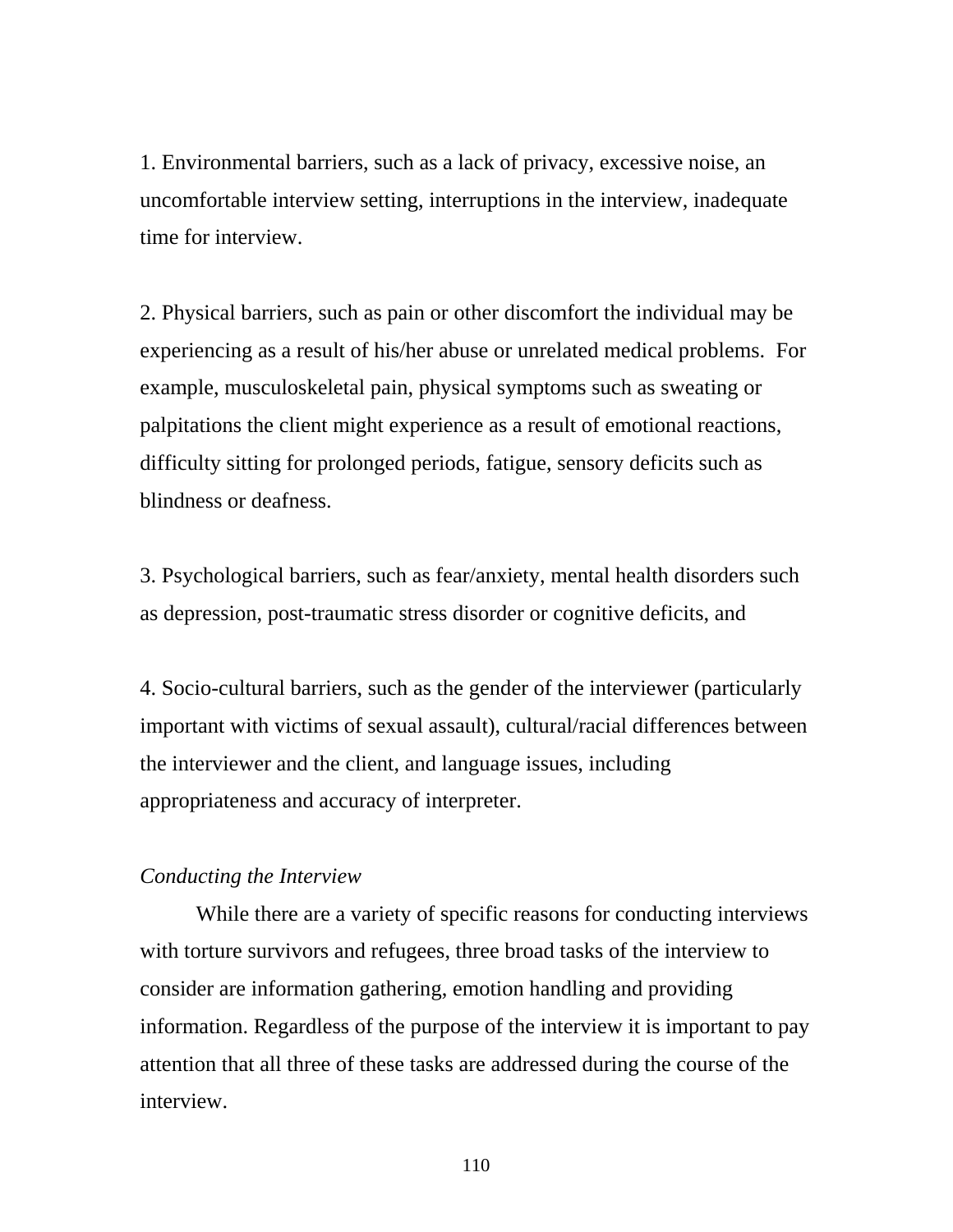1. Environmental barriers, such as a lack of privacy, excessive noise, an uncomfortable interview setting, interruptions in the interview, inadequate time for interview.

2. Physical barriers, such as pain or other discomfort the individual may be experiencing as a result of his/her abuse or unrelated medical problems. For example, musculoskeletal pain, physical symptoms such as sweating or palpitations the client might experience as a result of emotional reactions, difficulty sitting for prolonged periods, fatigue, sensory deficits such as blindness or deafness.

3. Psychological barriers, such as fear/anxiety, mental health disorders such as depression, post-traumatic stress disorder or cognitive deficits, and

4. Socio-cultural barriers, such as the gender of the interviewer (particularly important with victims of sexual assault), cultural/racial differences between the interviewer and the client, and language issues, including appropriateness and accuracy of interpreter.

*Conducting the Interview*

While there are a variety of specific reasons for conducting interviews with torture survivors and refugees, three broad tasks of the interview to consider are information gathering, emotion handling and providing information. Regardless of the purpose of the interview it is important to pay attention that all three of these tasks are addressed during the course of the interview.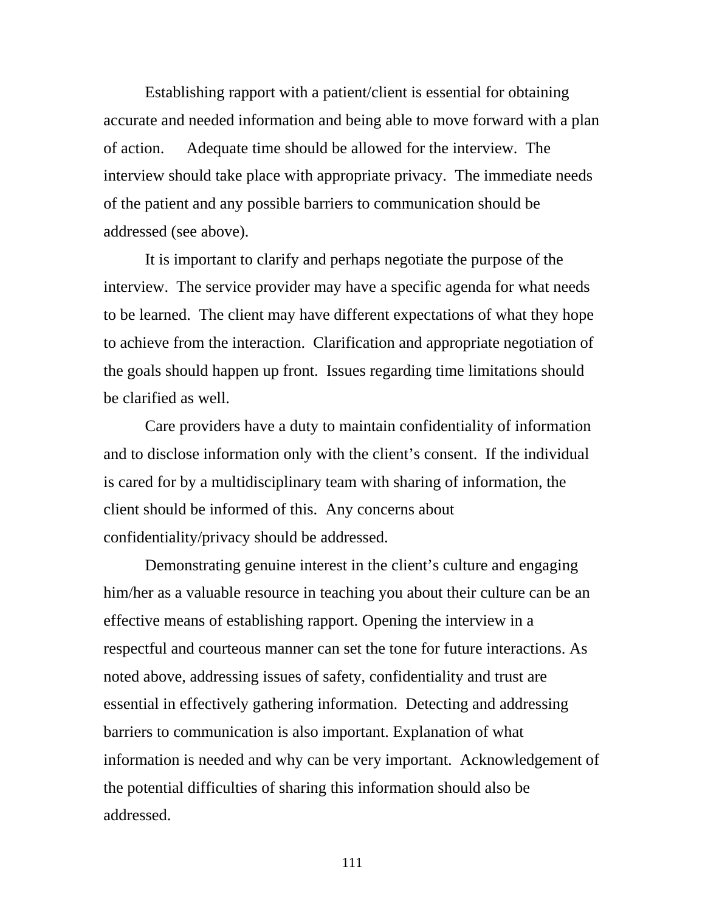Establishing rapport with a patient/client is essential for obtaining accurate and needed information and being able to move forward with a plan of action. Adequate time should be allowed for the interview. The interview should take place with appropriate privacy. The immediate needs of the patient and any possible barriers to communication should be addressed (see above).

It is important to clarify and perhaps negotiate the purpose of the interview. The service provider may have a specific agenda for what needs to be learned. The client may have different expectations of what they hope to achieve from the interaction. Clarification and appropriate negotiation of the goals should happen up front. Issues regarding time limitations should be clarified as well.

Care providers have a duty to maintain confidentiality of information and to disclose information only with the client's consent. If the individual is cared for by a multidisciplinary team with sharing of information, the client should be informed of this. Any concerns about confidentiality/privacy should be addressed.

Demonstrating genuine interest in the client's culture and engaging him/her as a valuable resource in teaching you about their culture can be an effective means of establishing rapport. Opening the interview in a respectful and courteous manner can set the tone for future interactions. As noted above, addressing issues of safety, confidentiality and trust are essential in effectively gathering information. Detecting and addressing barriers to communication is also important. Explanation of what information is needed and why can be very important. Acknowledgement of the potential difficulties of sharing this information should also be addressed.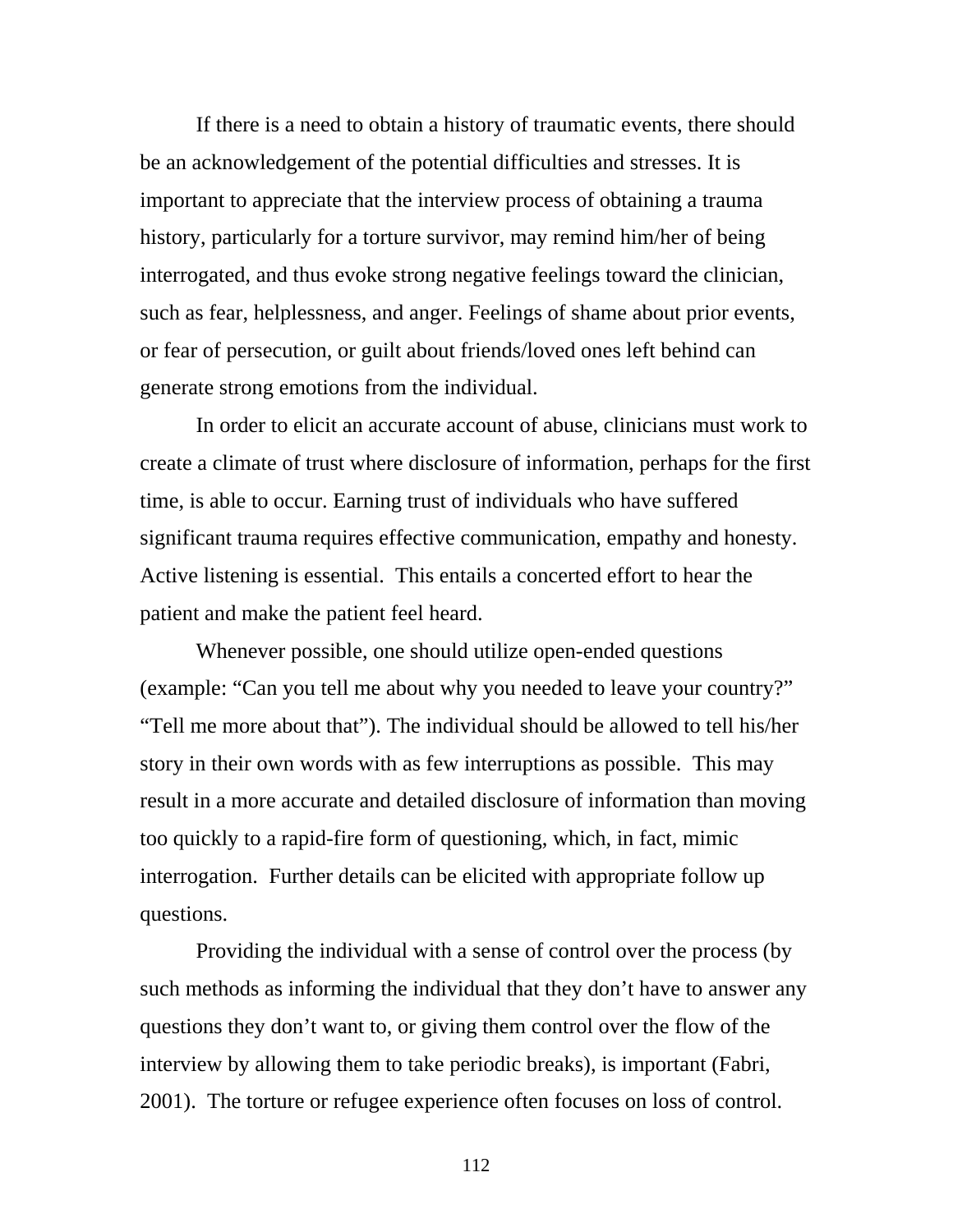If there is a need to obtain a history of traumatic events, there should be an acknowledgement of the potential difficulties and stresses. It is important to appreciate that the interview process of obtaining a trauma history, particularly for a torture survivor, may remind him/her of being interrogated, and thus evoke strong negative feelings toward the clinician, such as fear, helplessness, and anger. Feelings of shame about prior events, or fear of persecution, or guilt about friends/loved ones left behind can generate strong emotions from the individual.

In order to elicit an accurate account of abuse, clinicians must work to create a climate of trust where disclosure of information, perhaps for the first time, is able to occur. Earning trust of individuals who have suffered significant trauma requires effective communication, empathy and honesty. Active listening is essential. This entails a concerted effort to hear the patient and make the patient feel heard.

Whenever possible, one should utilize open-ended questions (example: "Can you tell me about why you needed to leave your country?" "Tell me more about that"). The individual should be allowed to tell his/her story in their own words with as few interruptions as possible. This may result in a more accurate and detailed disclosure of information than moving too quickly to a rapid-fire form of questioning, which, in fact, mimic interrogation. Further details can be elicited with appropriate follow up questions.

Providing the individual with a sense of control over the process (by such methods as informing the individual that they don't have to answer any questions they don't want to, or giving them control over the flow of the interview by allowing them to take periodic breaks), is important (Fabri, 2001). The torture or refugee experience often focuses on loss of control.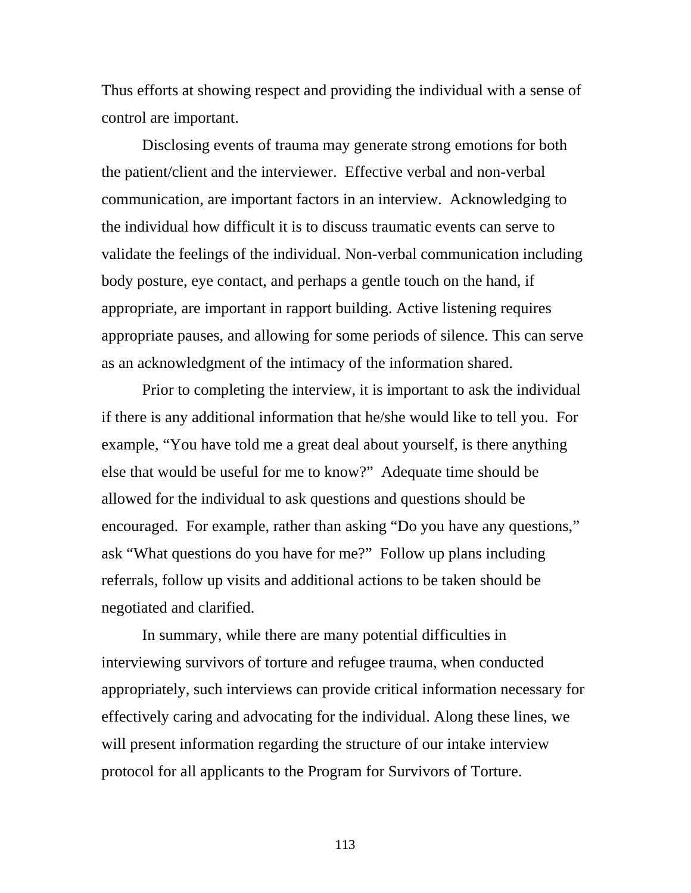Thus efforts at showing respect and providing the individual with a sense of control are important.

Disclosing events of trauma may generate strong emotions for both the patient/client and the interviewer. Effective verbal and non-verbal communication, are important factors in an interview. Acknowledging to the individual how difficult it is to discuss traumatic events can serve to validate the feelings of the individual. Non-verbal communication including body posture, eye contact, and perhaps a gentle touch on the hand, if appropriate, are important in rapport building. Active listening requires appropriate pauses, and allowing for some periods of silence. This can serve as an acknowledgment of the intimacy of the information shared.

Prior to completing the interview, it is important to ask the individual if there is any additional information that he/she would like to tell you. For example, "You have told me a great deal about yourself, is there anything else that would be useful for me to know?" Adequate time should be allowed for the individual to ask questions and questions should be encouraged. For example, rather than asking "Do you have any questions," ask "What questions do you have for me?" Follow up plans including referrals, follow up visits and additional actions to be taken should be negotiated and clarified.

In summary, while there are many potential difficulties in interviewing survivors of torture and refugee trauma, when conducted appropriately, such interviews can provide critical information necessary for effectively caring and advocating for the individual. Along these lines, we will present information regarding the structure of our intake interview protocol for all applicants to the Program for Survivors of Torture.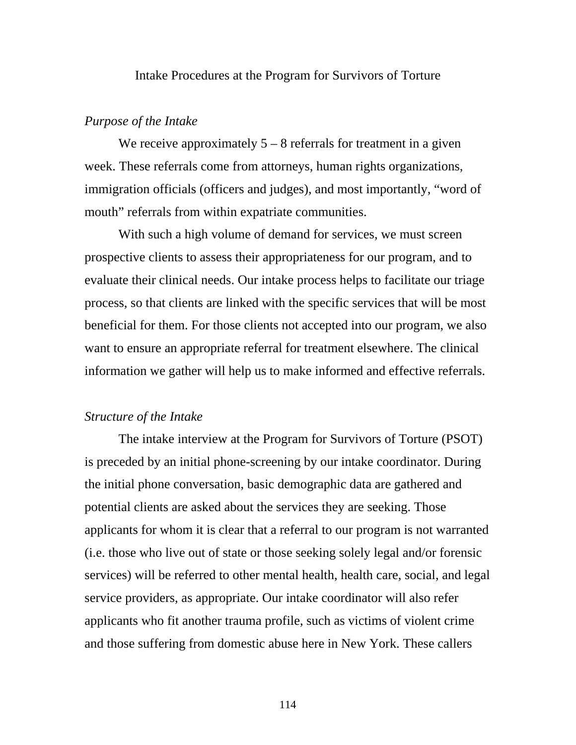# Intake Procedures at the Program for Survivors of Torture

*Purpose of the Intake*

We receive approximately 5 – 8 referrals for treatment in a given week. These referrals come from attorneys, human rights organizations, immigration officials (officers and judges), and most importantly, "word of mouth" referrals from within expatriate communities.

With such a high volume of demand for services, we must screen prospective clients to assess their appropriateness for our program, and to evaluate their clinical needs. Our intake process helps to facilitate our triage process, so that clients are linked with the specific services that will be most beneficial for them. For those clients not accepted into our program, we also want to ensure an appropriate referral for treatment elsewhere. The clinical information we gather will help us to make informed and effective referrals.

*Structure of the Intake*

The intake interview at the Program for Survivors of Torture (PSOT) is preceded by an initial phone-screening by our intake coordinator. During the initial phone conversation, basic demographic data are gathered and potential clients are asked about the services they are seeking. Those applicants for whom it is clear that a referral to our program is not warranted (i.e. those who live out of state or those seeking solely legal and/or forensic services) will be referred to other mental health, health care, social, and legal service providers, as appropriate. Our intake coordinator will also refer applicants who fit another trauma profile, such as victims of violent crime and those suffering from domestic abuse here in New York. These callers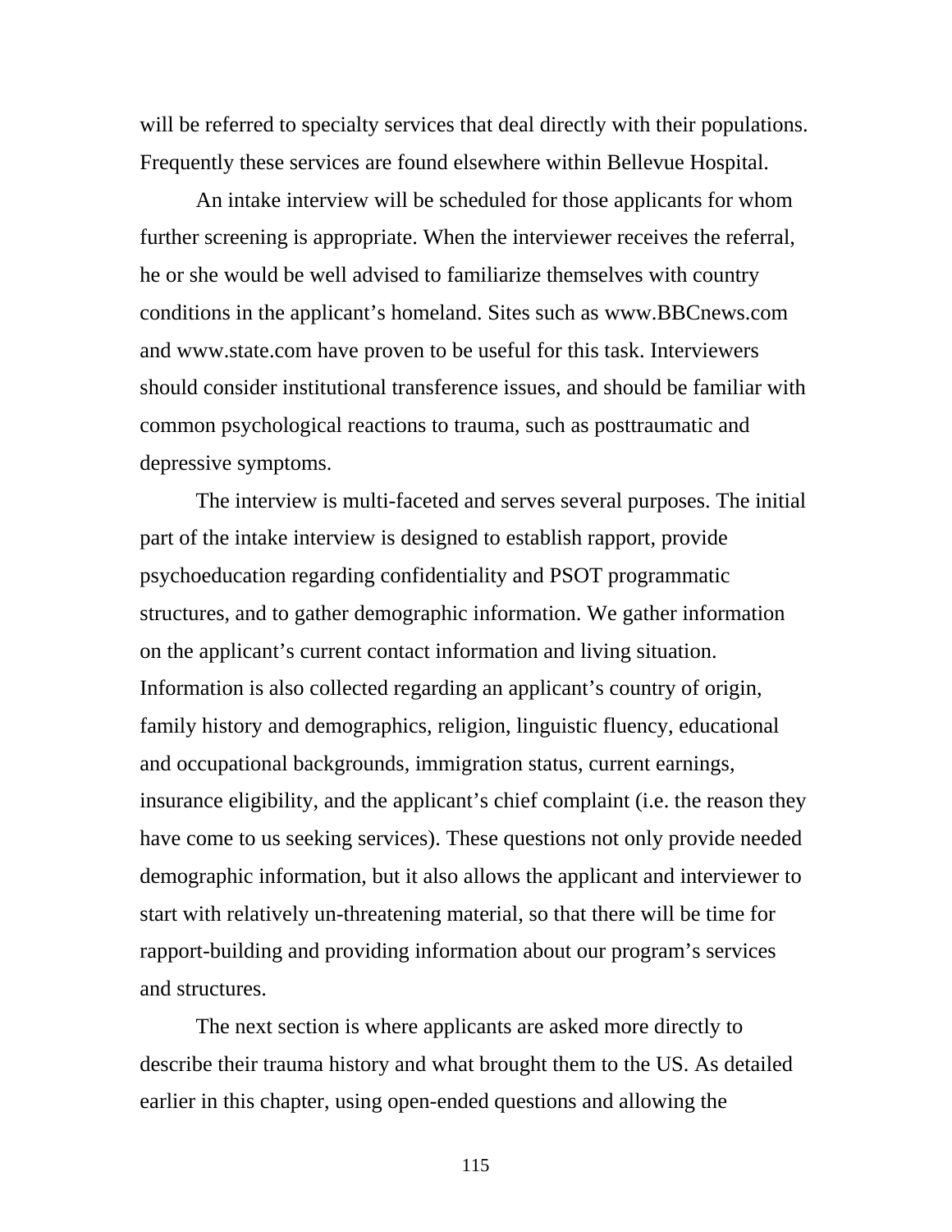will be referred to specialty services that deal directly with their populations. Frequently these services are found elsewhere within Bellevue Hospital.

An intake interview will be scheduled for those applicants for whom further screening is appropriate. When the interviewer receives the referral, he or she would be well advised to familiarize themselves with country conditions in the applicant's homeland. Sites such as www.BBCnews.com and www.state.com have proven to be useful for this task. Interviewers should consider institutional transference issues, and should be familiar with common psychological reactions to trauma, such as posttraumatic and depressive symptoms.

The interview is multi-faceted and serves several purposes. The initial part of the intake interview is designed to establish rapport, provide psychoeducation regarding confidentiality and PSOT programmatic structures, and to gather demographic information. We gather information on the applicant's current contact information and living situation. Information is also collected regarding an applicant's country of origin, family history and demographics, religion, linguistic fluency, educational and occupational backgrounds, immigration status, current earnings, insurance eligibility, and the applicant's chief complaint (i.e. the reason they have come to us seeking services). These questions not only provide needed demographic information, but it also allows the applicant and interviewer to start with relatively un-threatening material, so that there will be time for rapport-building and providing information about our program's services and structures.

The next section is where applicants are asked more directly to describe their trauma history and what brought them to the US. As detailed earlier in this chapter, using open-ended questions and allowing the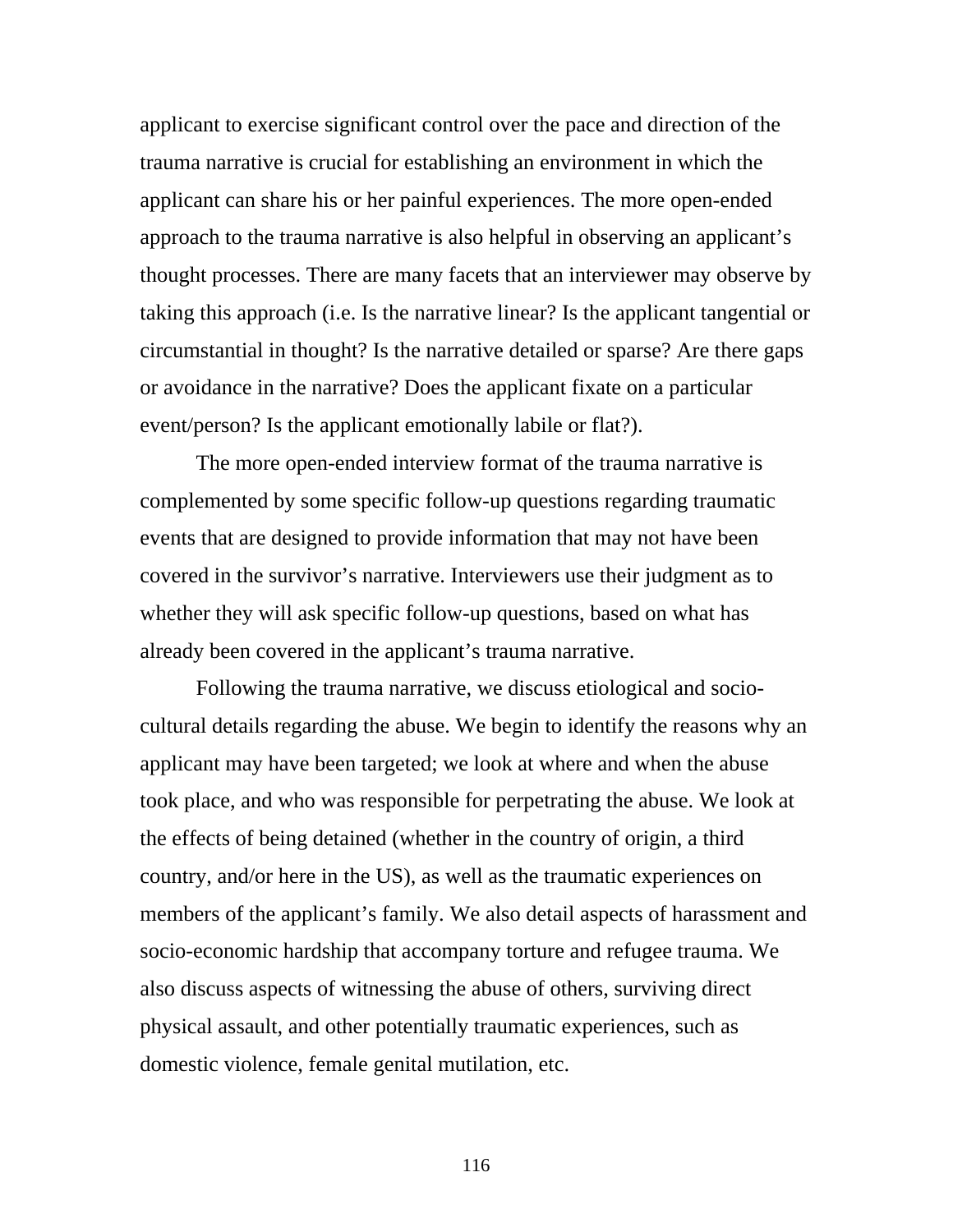applicant to exercise significant control over the pace and direction of the trauma narrative is crucial for establishing an environment in which the applicant can share his or her painful experiences. The more open-ended approach to the trauma narrative is also helpful in observing an applicant's thought processes. There are many facets that an interviewer may observe by taking this approach (i.e. Is the narrative linear? Is the applicant tangential or circumstantial in thought? Is the narrative detailed or sparse? Are there gaps or avoidance in the narrative? Does the applicant fixate on a particular event/person? Is the applicant emotionally labile or flat?).

The more open-ended interview format of the trauma narrative is complemented by some specific follow-up questions regarding traumatic events that are designed to provide information that may not have been covered in the survivor's narrative. Interviewers use their judgment as to whether they will ask specific follow-up questions, based on what has already been covered in the applicant's trauma narrative.

Following the trauma narrative, we discuss etiological and socio-cultural details regarding the abuse. We begin to identify the reasons why an applicant may have been targeted; we look at where and when the abuse took place, and who was responsible for perpetrating the abuse. We look at the effects of being detained (whether in the country of origin, a third country, and/or here in the US), as well as the traumatic experiences on members of the applicant's family. We also detail aspects of harassment and socio-economic hardship that accompany torture and refugee trauma. We also discuss aspects of witnessing the abuse of others, surviving direct physical assault, and other potentially traumatic experiences, such as domestic violence, female genital mutilation, etc.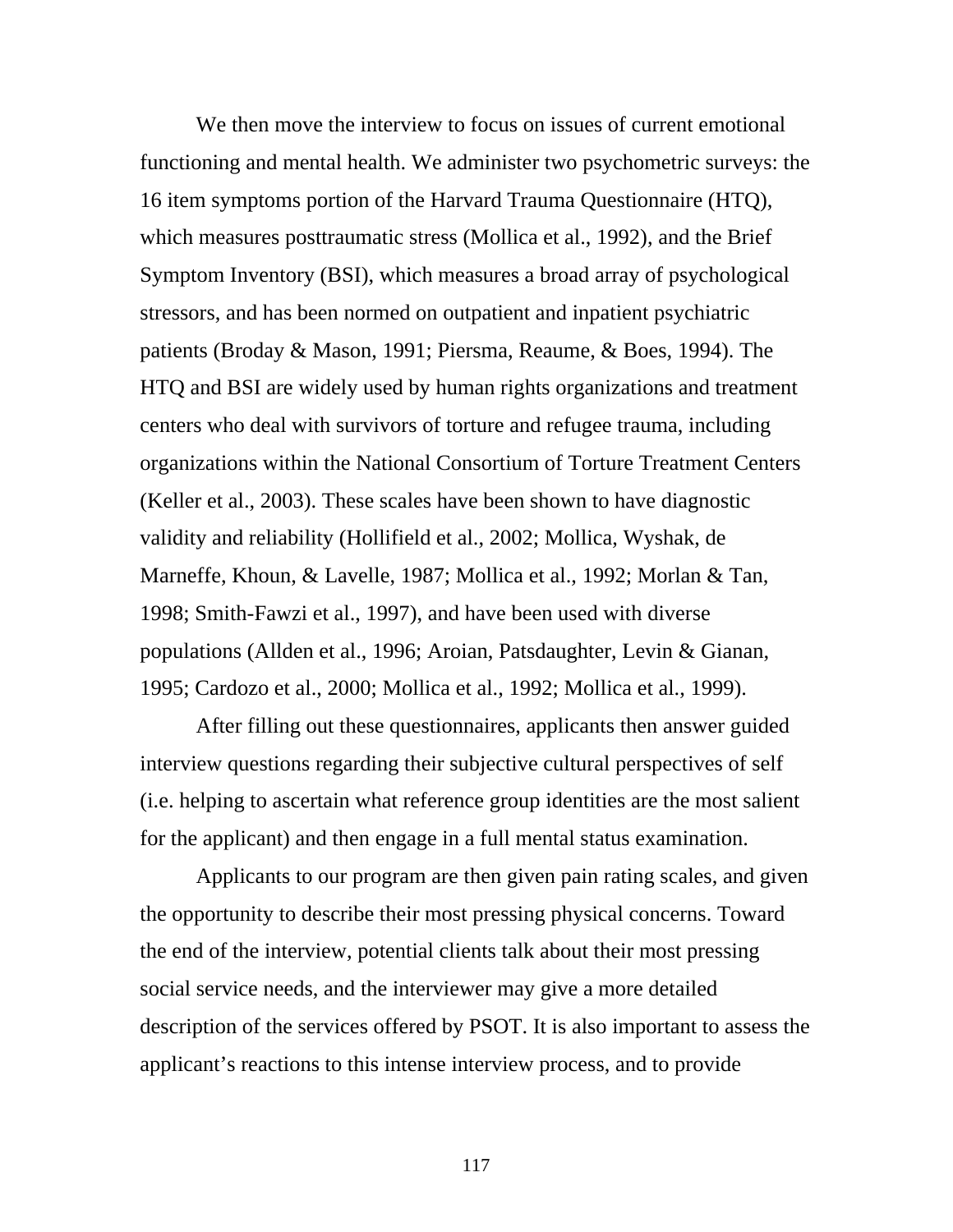We then move the interview to focus on issues of current emotional functioning and mental health. We administer two psychometric surveys: the 16 item symptoms portion of the Harvard Trauma Questionnaire (HTQ), which measures posttraumatic stress (Mollica et al., 1992), and the Brief Symptom Inventory (BSI), which measures a broad array of psychological stressors, and has been normed on outpatient and inpatient psychiatric patients (Broday & Mason, 1991; Piersma, Reaume, & Boes, 1994). The HTQ and BSI are widely used by human rights organizations and treatment centers who deal with survivors of torture and refugee trauma, including organizations within the National Consortium of Torture Treatment Centers (Keller et al., 2003). These scales have been shown to have diagnostic validity and reliability (Hollifield et al., 2002; Mollica, Wyshak, de Marneffe, Khoun, & Lavelle, 1987; Mollica et al., 1992; Morlan & Tan, 1998; Smith-Fawzi et al., 1997), and have been used with diverse populations (Allden et al., 1996; Aroian, Patsdaughter, Levin & Gianan, 1995; Cardozo et al., 2000; Mollica et al., 1992; Mollica et al., 1999).

After filling out these questionnaires, applicants then answer guided interview questions regarding their subjective cultural perspectives of self (i.e. helping to ascertain what reference group identities are the most salient for the applicant) and then engage in a full mental status examination.

Applicants to our program are then given pain rating scales, and given the opportunity to describe their most pressing physical concerns. Toward the end of the interview, potential clients talk about their most pressing social service needs, and the interviewer may give a more detailed description of the services offered by PSOT. It is also important to assess the applicant's reactions to this intense interview process, and to provide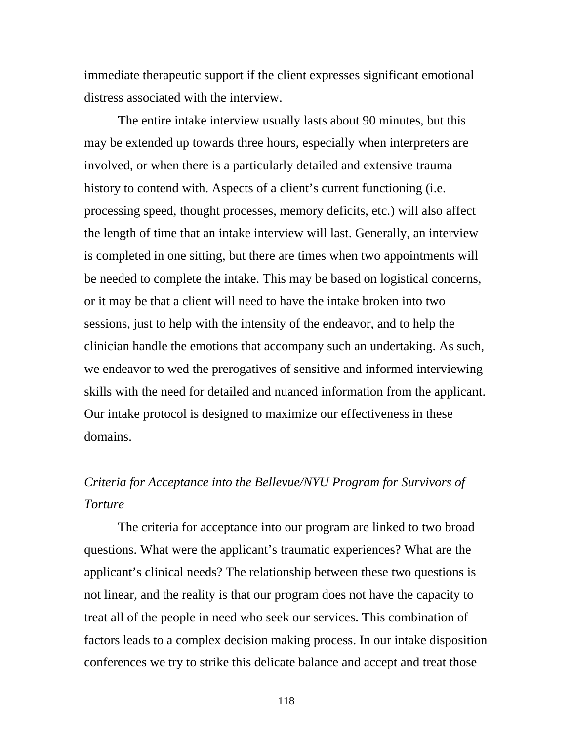immediate therapeutic support if the client expresses significant emotional distress associated with the interview.

The entire intake interview usually lasts about 90 minutes, but this may be extended up towards three hours, especially when interpreters are involved, or when there is a particularly detailed and extensive trauma history to contend with. Aspects of a client's current functioning (i.e. processing speed, thought processes, memory deficits, etc.) will also affect the length of time that an intake interview will last. Generally, an interview is completed in one sitting, but there are times when two appointments will be needed to complete the intake. This may be based on logistical concerns, or it may be that a client will need to have the intake broken into two sessions, just to help with the intensity of the endeavor, and to help the clinician handle the emotions that accompany such an undertaking. As such, we endeavor to wed the prerogatives of sensitive and informed interviewing skills with the need for detailed and nuanced information from the applicant. Our intake protocol is designed to maximize our effectiveness in these domains.

*Criteria for Acceptance into the Bellevue/NYU Program for Survivors of Torture*

The criteria for acceptance into our program are linked to two broad questions. What were the applicant's traumatic experiences? What are the applicant's clinical needs? The relationship between these two questions is not linear, and the reality is that our program does not have the capacity to treat all of the people in need who seek our services. This combination of factors leads to a complex decision making process. In our intake disposition conferences we try to strike this delicate balance and accept and treat those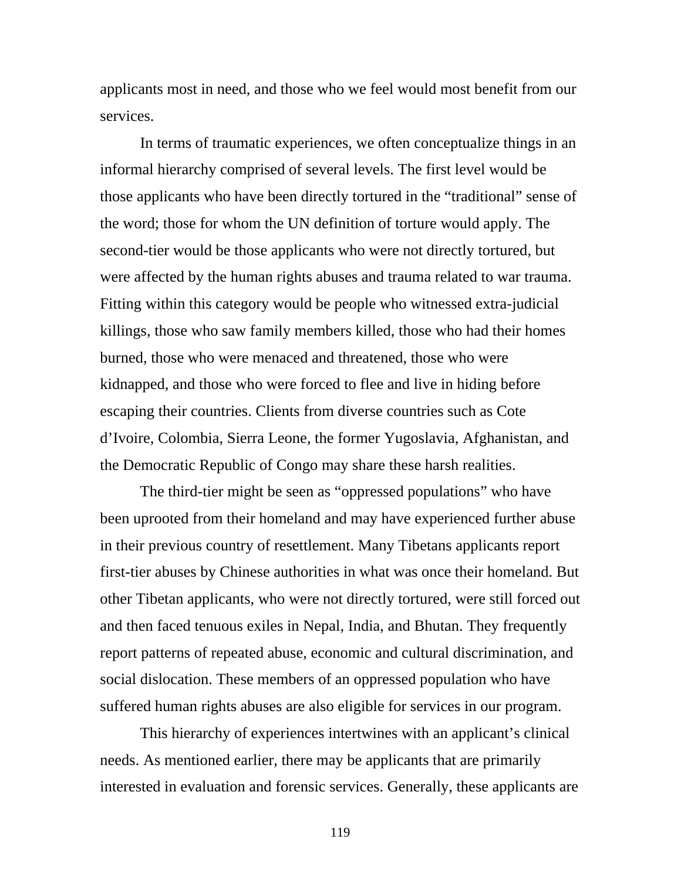applicants most in need, and those who we feel would most benefit from our services.

In terms of traumatic experiences, we often conceptualize things in an informal hierarchy comprised of several levels. The first level would be those applicants who have been directly tortured in the "traditional" sense of the word; those for whom the UN definition of torture would apply. The second-tier would be those applicants who were not directly tortured, but were affected by the human rights abuses and trauma related to war trauma. Fitting within this category would be people who witnessed extra-judicial killings, those who saw family members killed, those who had their homes burned, those who were menaced and threatened, those who were kidnapped, and those who were forced to flee and live in hiding before escaping their countries. Clients from diverse countries such as Cote d'Ivoire, Colombia, Sierra Leone, the former Yugoslavia, Afghanistan, and the Democratic Republic of Congo may share these harsh realities.

The third-tier might be seen as "oppressed populations" who have been uprooted from their homeland and may have experienced further abuse in their previous country of resettlement. Many Tibetans applicants report first-tier abuses by Chinese authorities in what was once their homeland. But other Tibetan applicants, who were not directly tortured, were still forced out and then faced tenuous exiles in Nepal, India, and Bhutan. They frequently report patterns of repeated abuse, economic and cultural discrimination, and social dislocation. These members of an oppressed population who have suffered human rights abuses are also eligible for services in our program.

This hierarchy of experiences intertwines with an applicant's clinical needs. As mentioned earlier, there may be applicants that are primarily interested in evaluation and forensic services. Generally, these applicants are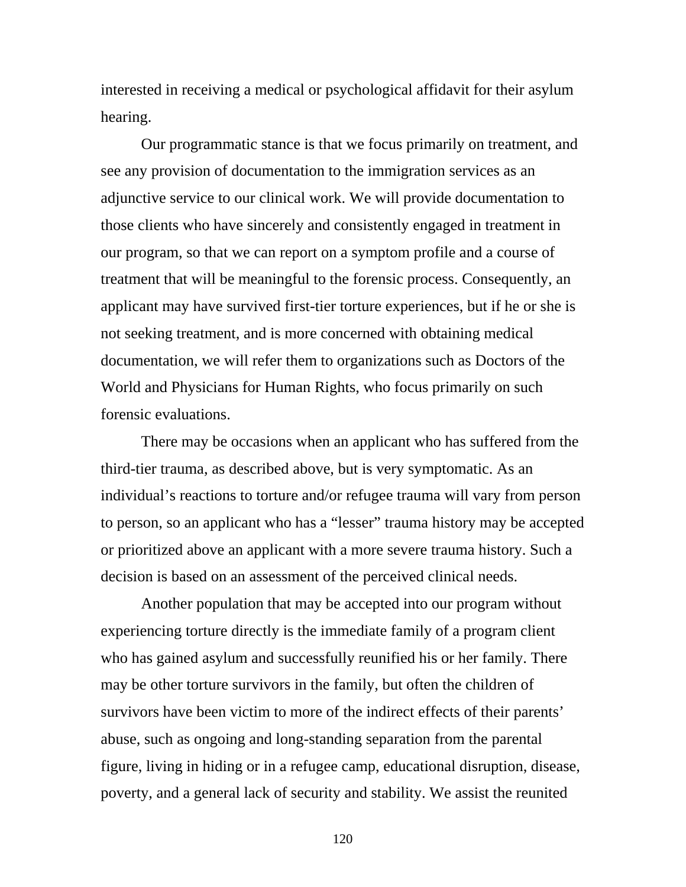interested in receiving a medical or psychological affidavit for their asylum hearing.

Our programmatic stance is that we focus primarily on treatment, and see any provision of documentation to the immigration services as an adjunctive service to our clinical work. We will provide documentation to those clients who have sincerely and consistently engaged in treatment in our program, so that we can report on a symptom profile and a course of treatment that will be meaningful to the forensic process. Consequently, an applicant may have survived first-tier torture experiences, but if he or she is not seeking treatment, and is more concerned with obtaining medical documentation, we will refer them to organizations such as Doctors of the World and Physicians for Human Rights, who focus primarily on such forensic evaluations.

There may be occasions when an applicant who has suffered from the third-tier trauma, as described above, but is very symptomatic. As an individual's reactions to torture and/or refugee trauma will vary from person to person, so an applicant who has a "lesser" trauma history may be accepted or prioritized above an applicant with a more severe trauma history. Such a decision is based on an assessment of the perceived clinical needs.

Another population that may be accepted into our program without experiencing torture directly is the immediate family of a program client who has gained asylum and successfully reunified his or her family. There may be other torture survivors in the family, but often the children of survivors have been victim to more of the indirect effects of their parents' abuse, such as ongoing and long-standing separation from the parental figure, living in hiding or in a refugee camp, educational disruption, disease, poverty, and a general lack of security and stability. We assist the reunited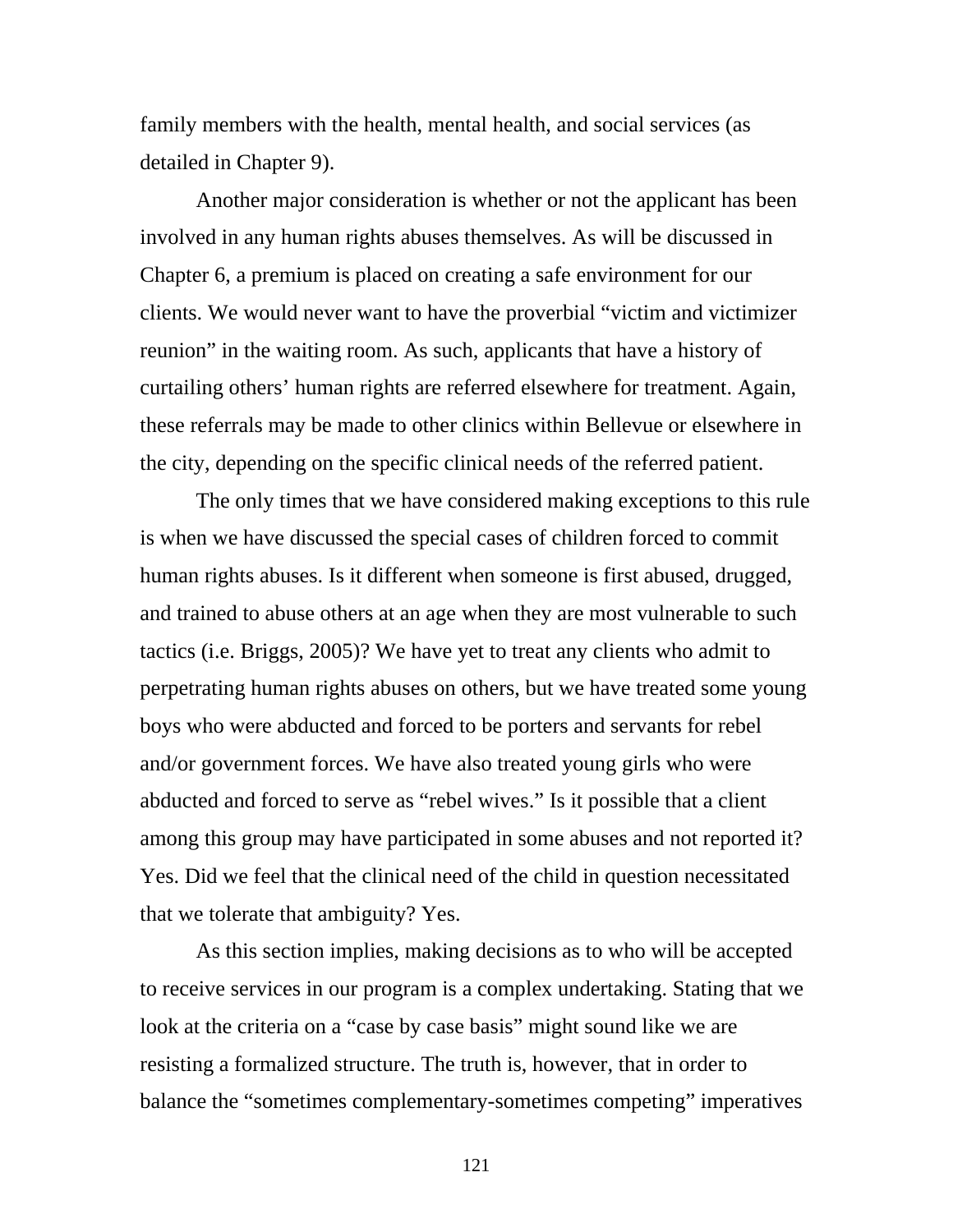family members with the health, mental health, and social services (as detailed in Chapter 9).

Another major consideration is whether or not the applicant has been involved in any human rights abuses themselves. As will be discussed in Chapter 6, a premium is placed on creating a safe environment for our clients. We would never want to have the proverbial “victim and victimizer reunion” in the waiting room. As such, applicants that have a history of curtailing others’ human rights are referred elsewhere for treatment. Again, these referrals may be made to other clinics within Bellevue or elsewhere in the city, depending on the specific clinical needs of the referred patient.

The only times that we have considered making exceptions to this rule is when we have discussed the special cases of children forced to commit human rights abuses. Is it different when someone is first abused, drugged, and trained to abuse others at an age when they are most vulnerable to such tactics (i.e. Briggs, 2005)? We have yet to treat any clients who admit to perpetrating human rights abuses on others, but we have treated some young boys who were abducted and forced to be porters and servants for rebel and/or government forces. We have also treated young girls who were abducted and forced to serve as “rebel wives.” Is it possible that a client among this group may have participated in some abuses and not reported it? Yes. Did we feel that the clinical need of the child in question necessitated that we tolerate that ambiguity? Yes.

As this section implies, making decisions as to who will be accepted to receive services in our program is a complex undertaking. Stating that we look at the criteria on a “case by case basis” might sound like we are resisting a formalized structure. The truth is, however, that in order to balance the “sometimes complementary-sometimes competing” imperatives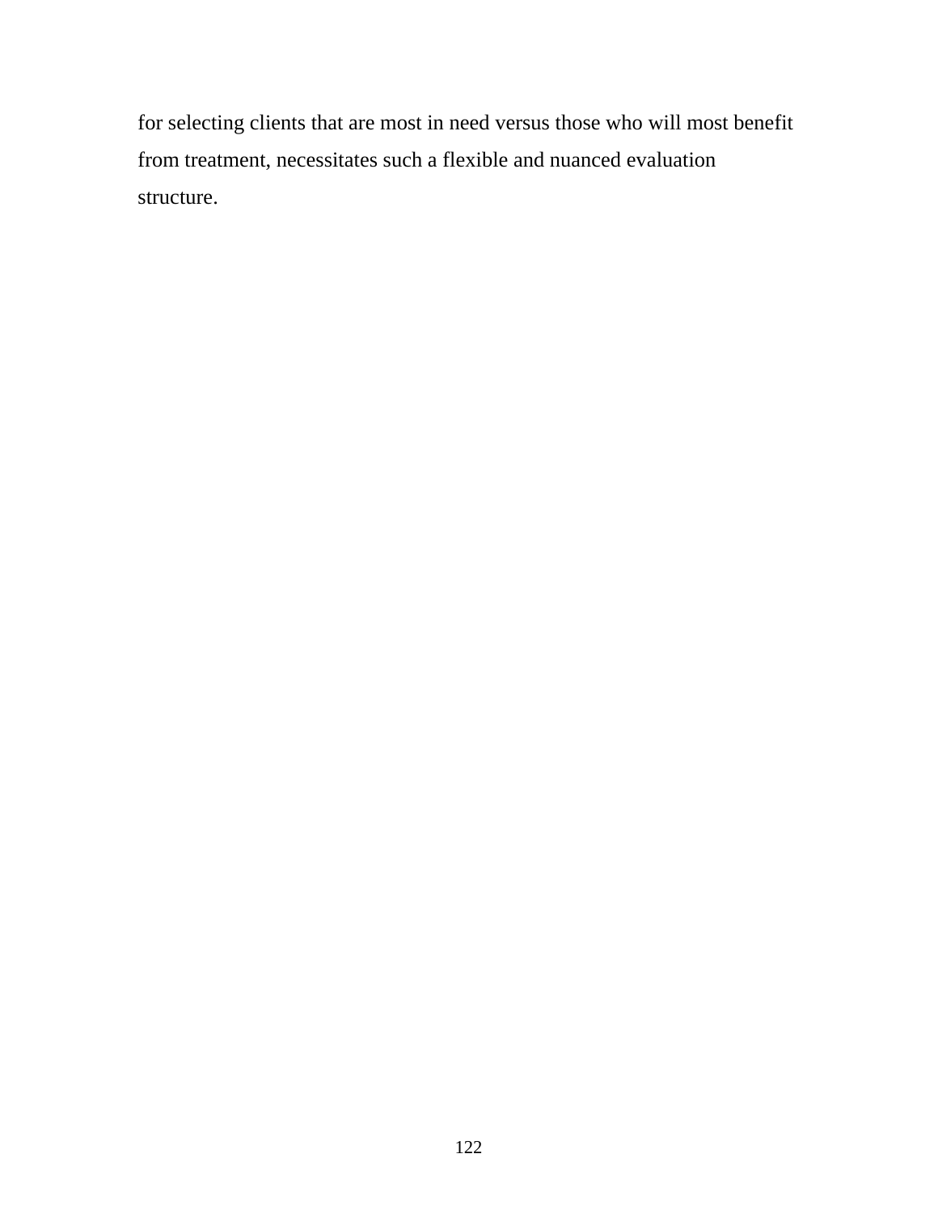for selecting clients that are most in need versus those who will most benefit from treatment, necessitates such a flexible and nuanced evaluation structure.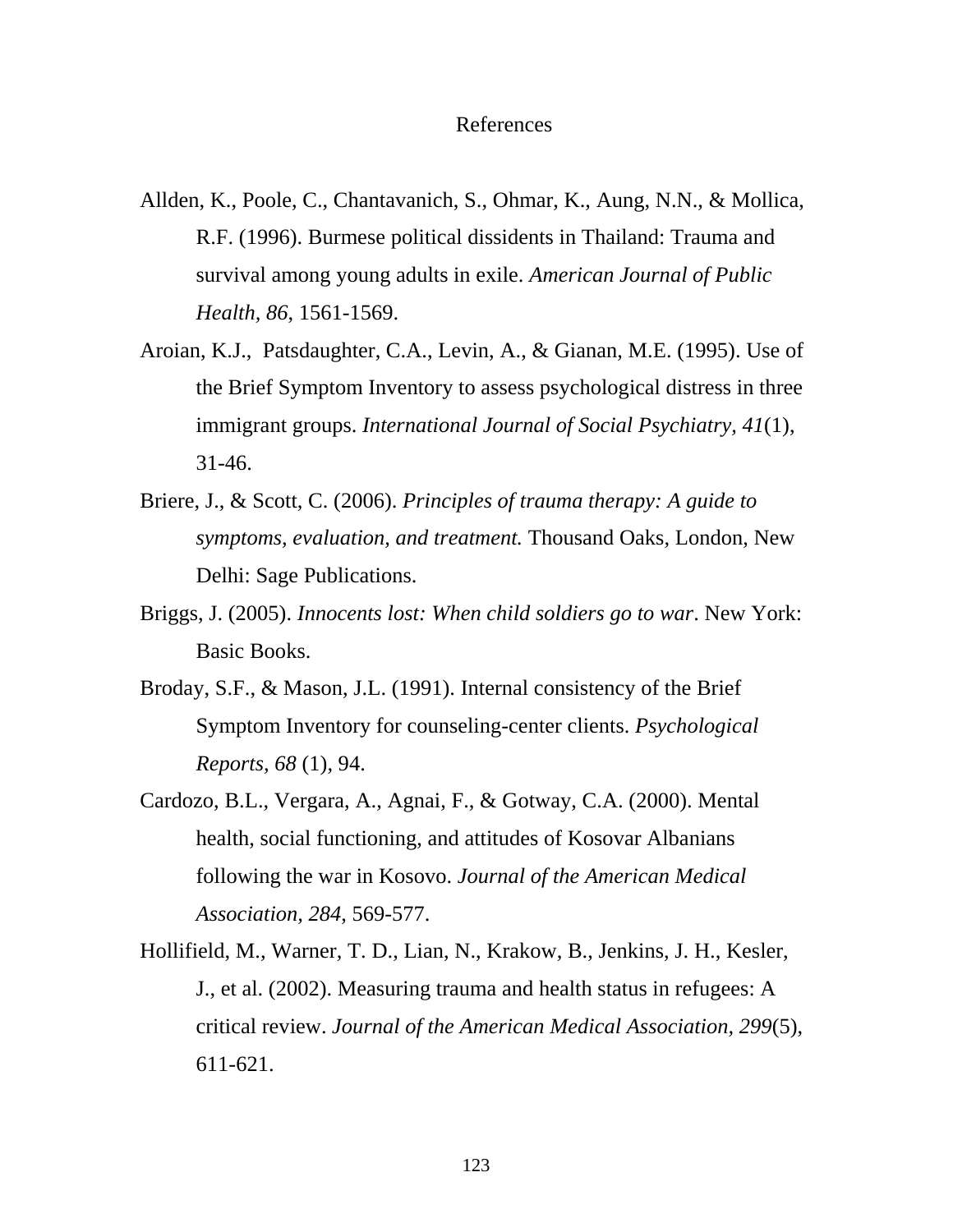# References

Allden, K., Poole, C., Chantavanich, S., Ohmar, K., Aung, N.N., & Mollica, R.F. (1996). Burmese political dissidents in Thailand: Trauma and survival among young adults in exile. *American Journal of Public Health, 86*, 1561-1569.

Aroian, K.J., Patsdaughter, C.A., Levin, A., & Gianan, M.E. (1995). Use of the Brief Symptom Inventory to assess psychological distress in three immigrant groups. *International Journal of Social Psychiatry, 41*(1), 31-46.

Briere, J., & Scott, C. (2006). *Principles of trauma therapy: A guide to symptoms, evaluation, and treatment.* Thousand Oaks, London, New Delhi: Sage Publications.

Briggs, J. (2005). *Innocents lost: When child soldiers go to war*. New York: Basic Books.

Broday, S.F., & Mason, J.L. (1991). Internal consistency of the Brief Symptom Inventory for counseling-center clients. *Psychological Reports, 68* (1), 94.

Cardozo, B.L., Vergara, A., Agnai, F., & Gotway, C.A. (2000). Mental health, social functioning, and attitudes of Kosovar Albanians following the war in Kosovo. *Journal of the American Medical Association, 284,* 569-577.

Hollifield, M., Warner, T. D., Lian, N., Krakow, B., Jenkins, J. H., Kesler, J., et al. (2002). Measuring trauma and health status in refugees: A critical review. *Journal of the American Medical Association, 299*(5), 611-621.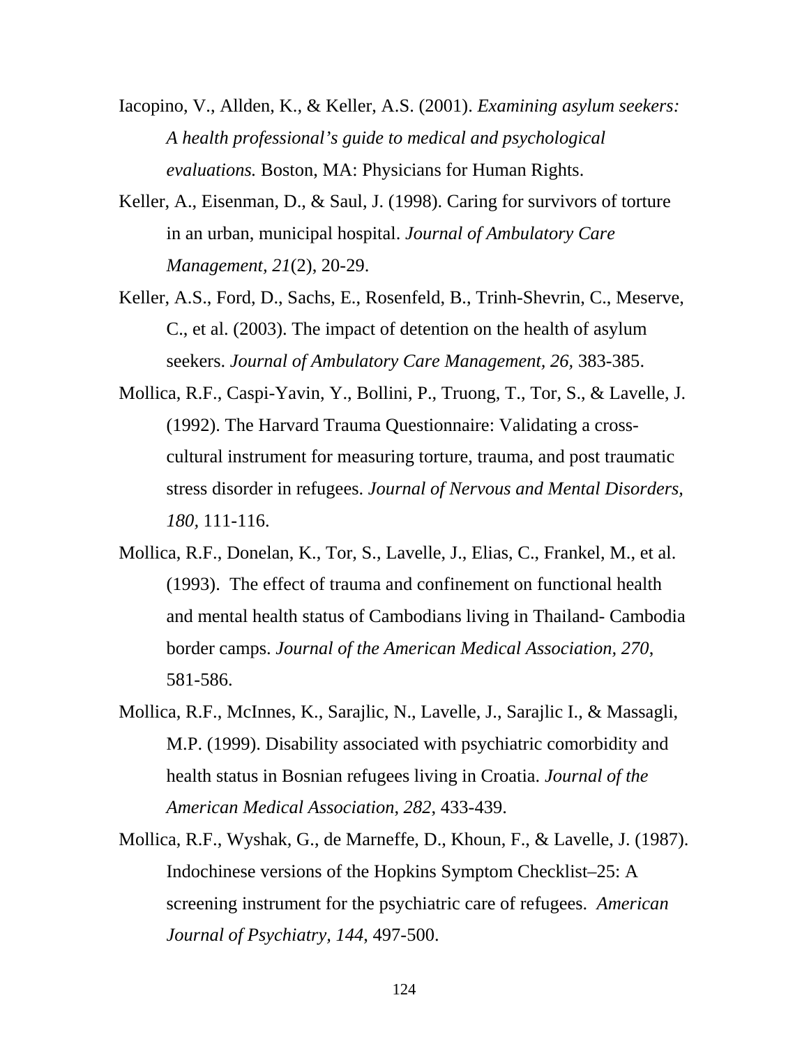Iacopino, V., Allden, K., & Keller, A.S. (2001). *Examining asylum seekers: A health professional's guide to medical and psychological evaluations.* Boston, MA: Physicians for Human Rights.

Keller, A., Eisenman, D., & Saul, J. (1998). Caring for survivors of torture in an urban, municipal hospital. *Journal of Ambulatory Care Management, 21*(2), 20-29.

Keller, A.S., Ford, D., Sachs, E., Rosenfeld, B., Trinh-Shevrin, C., Meserve, C., et al. (2003). The impact of detention on the health of asylum seekers. *Journal of Ambulatory Care Management, 26,* 383-385.

Mollica, R.F., Caspi-Yavin, Y., Bollini, P., Truong, T., Tor, S., & Lavelle, J. (1992). The Harvard Trauma Questionnaire: Validating a cross-cultural instrument for measuring torture, trauma, and post traumatic stress disorder in refugees. *Journal of Nervous and Mental Disorders, 180,* 111-116.

Mollica, R.F., Donelan, K., Tor, S., Lavelle, J., Elias, C., Frankel, M., et al. (1993). The effect of trauma and confinement on functional health and mental health status of Cambodians living in Thailand- Cambodia border camps. *Journal of the American Medical Association, 270,* 581-586.

Mollica, R.F., McInnes, K., Sarajlic, N., Lavelle, J., Sarajlic I., & Massagli, M.P. (1999). Disability associated with psychiatric comorbidity and health status in Bosnian refugees living in Croatia. *Journal of the American Medical Association, 282,* 433-439.

Mollica, R.F., Wyshak, G., de Marneffe, D., Khoun, F., & Lavelle, J. (1987). Indochinese versions of the Hopkins Symptom Checklist–25: A screening instrument for the psychiatric care of refugees. *American Journal of Psychiatry, 144,* 497-500.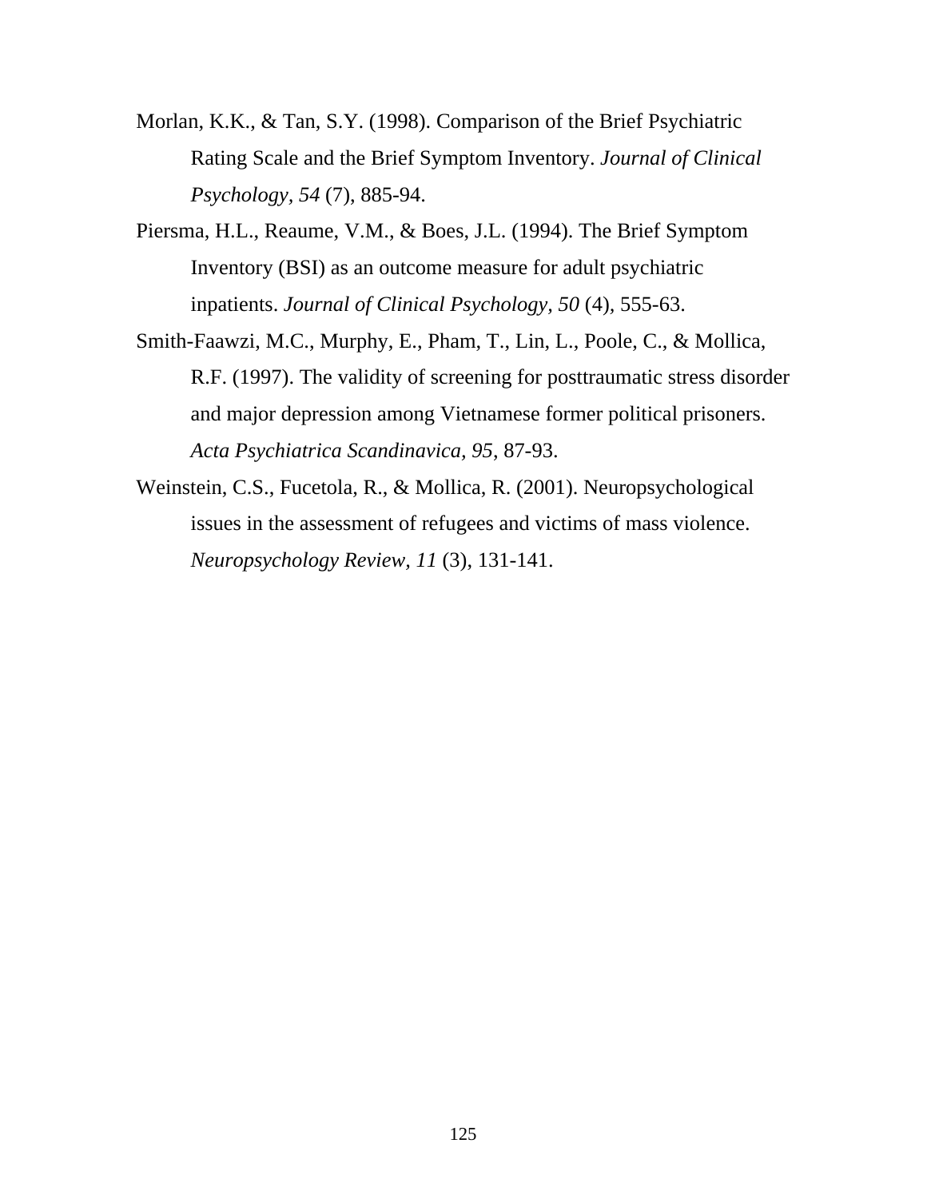Morlan, K.K., & Tan, S.Y. (1998). Comparison of the Brief Psychiatric Rating Scale and the Brief Symptom Inventory. *Journal of Clinical Psychology, 54* (7), 885-94.

Piersma, H.L., Reaume, V.M., & Boes, J.L. (1994). The Brief Symptom Inventory (BSI) as an outcome measure for adult psychiatric inpatients. *Journal of Clinical Psychology, 50* (4), 555-63.

Smith-Faawzi, M.C., Murphy, E., Pham, T., Lin, L., Poole, C., & Mollica, R.F. (1997). The validity of screening for posttraumatic stress disorder and major depression among Vietnamese former political prisoners. *Acta Psychiatrica Scandinavica, 95*, 87-93.

Weinstein, C.S., Fucetola, R., & Mollica, R. (2001). Neuropsychological issues in the assessment of refugees and victims of mass violence. *Neuropsychology Review, 11* (3), 131-141.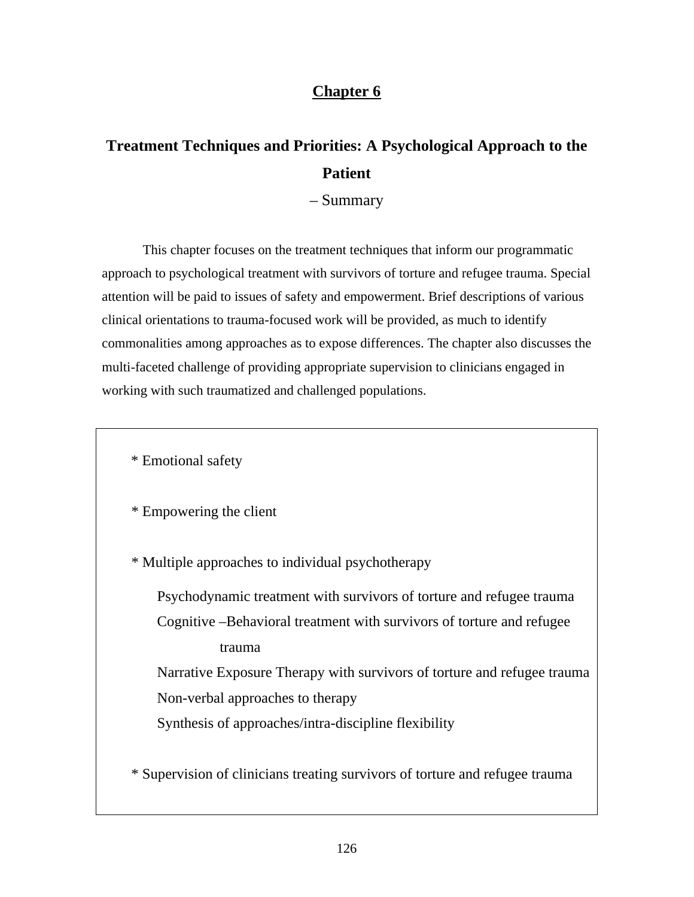## Chapter 6

# Treatment Techniques and Priorities: A Psychological Approach to the Patient

– Summary

This chapter focuses on the treatment techniques that inform our programmatic approach to psychological treatment with survivors of torture and refugee trauma. Special attention will be paid to issues of safety and empowerment. Brief descriptions of various clinical orientations to trauma-focused work will be provided, as much to identify commonalities among approaches as to expose differences. The chapter also discusses the multi-faceted challenge of providing appropriate supervision to clinicians engaged in working with such traumatized and challenged populations.

* Emotional safety

* Empowering the client

* Multiple approaches to individual psychotherapy

    Psychodynamic treatment with survivors of torture and refugee trauma
    Cognitive –Behavioral treatment with survivors of torture and refugee trauma
    Narrative Exposure Therapy with survivors of torture and refugee trauma
    Non-verbal approaches to therapy
    Synthesis of approaches/intra-discipline flexibility

* Supervision of clinicians treating survivors of torture and refugee trauma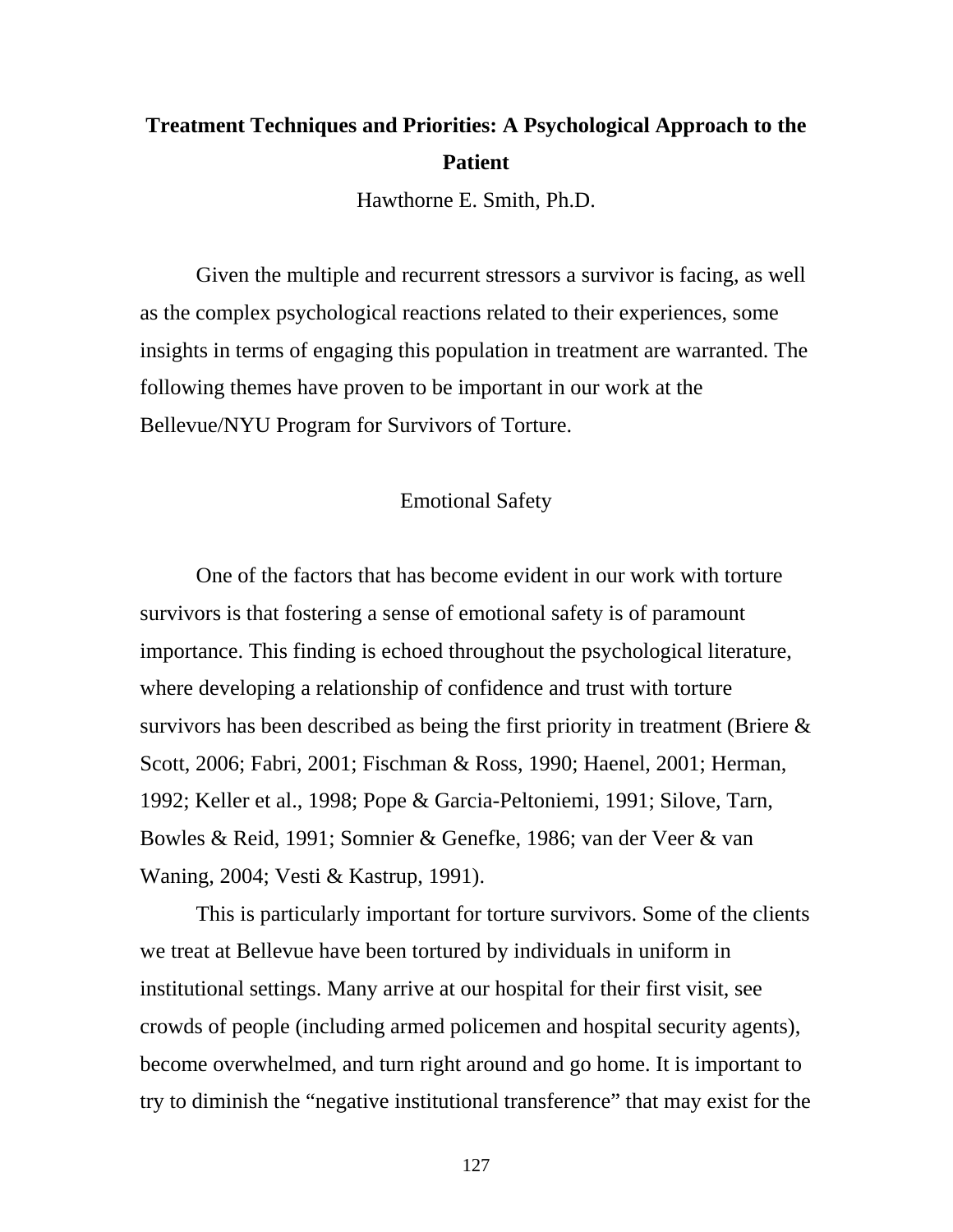# Treatment Techniques and Priorities: A Psychological Approach to the Patient

Hawthorne E. Smith, Ph.D.

Given the multiple and recurrent stressors a survivor is facing, as well as the complex psychological reactions related to their experiences, some insights in terms of engaging this population in treatment are warranted. The following themes have proven to be important in our work at the Bellevue/NYU Program for Survivors of Torture.

## Emotional Safety

One of the factors that has become evident in our work with torture survivors is that fostering a sense of emotional safety is of paramount importance. This finding is echoed throughout the psychological literature, where developing a relationship of confidence and trust with torture survivors has been described as being the first priority in treatment (Briere & Scott, 2006; Fabri, 2001; Fischman & Ross, 1990; Haenel, 2001; Herman, 1992; Keller et al., 1998; Pope & Garcia-Peltoniemi, 1991; Silove, Tarn, Bowles & Reid, 1991; Somnier & Genefke, 1986; van der Veer & van Waning, 2004; Vesti & Kastrup, 1991).

This is particularly important for torture survivors. Some of the clients we treat at Bellevue have been tortured by individuals in uniform in institutional settings. Many arrive at our hospital for their first visit, see crowds of people (including armed policemen and hospital security agents), become overwhelmed, and turn right around and go home. It is important to try to diminish the "negative institutional transference" that may exist for the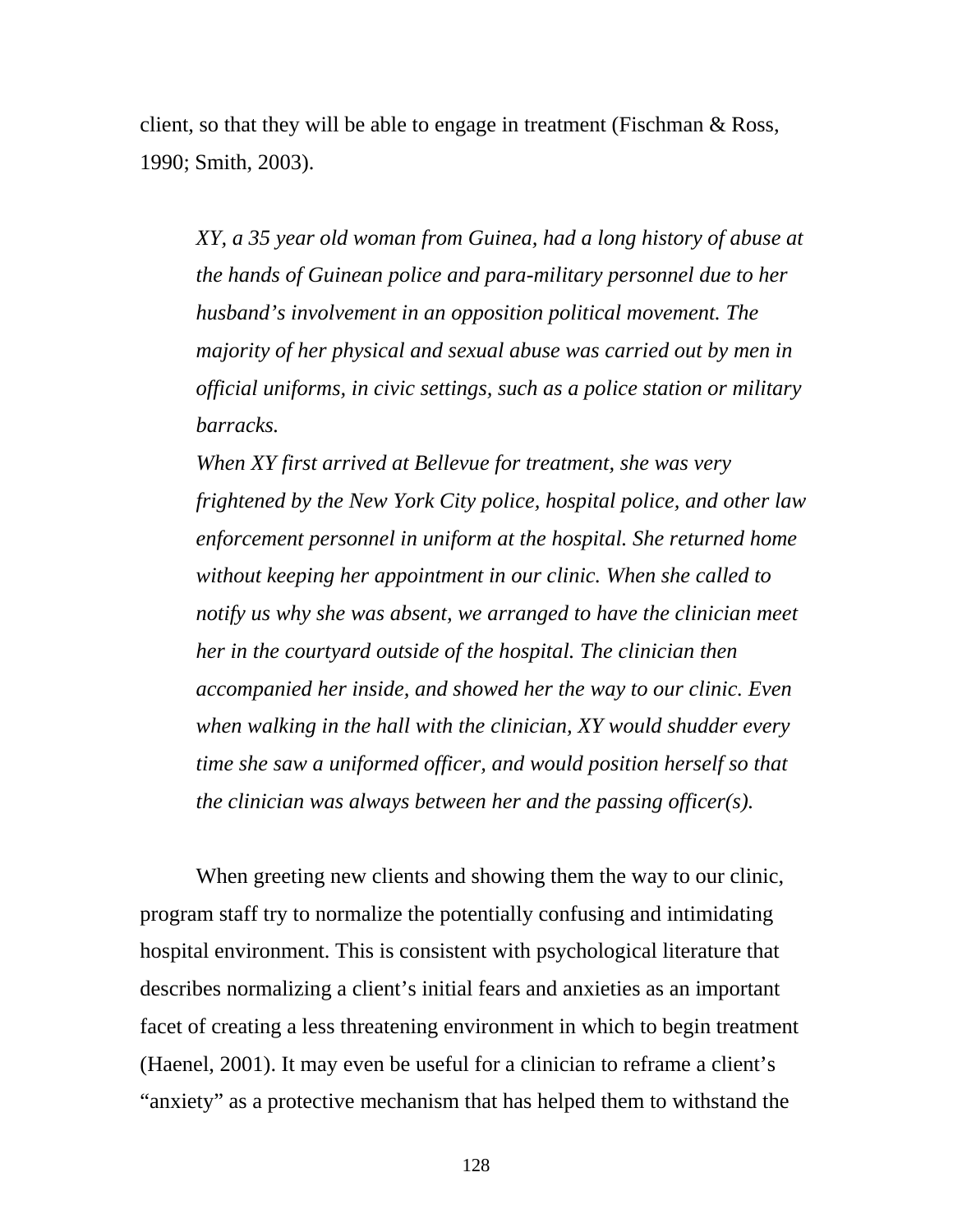client, so that they will be able to engage in treatment (Fischman & Ross, 1990; Smith, 2003).

> *XY, a 35 year old woman from Guinea, had a long history of abuse at the hands of Guinean police and para-military personnel due to her husband's involvement in an opposition political movement. The majority of her physical and sexual abuse was carried out by men in official uniforms, in civic settings, such as a police station or military barracks.*
>
> *When XY first arrived at Bellevue for treatment, she was very frightened by the New York City police, hospital police, and other law enforcement personnel in uniform at the hospital. She returned home without keeping her appointment in our clinic. When she called to notify us why she was absent, we arranged to have the clinician meet her in the courtyard outside of the hospital. The clinician then accompanied her inside, and showed her the way to our clinic. Even when walking in the hall with the clinician, XY would shudder every time she saw a uniformed officer, and would position herself so that the clinician was always between her and the passing officer(s).*

When greeting new clients and showing them the way to our clinic, program staff try to normalize the potentially confusing and intimidating hospital environment. This is consistent with psychological literature that describes normalizing a client's initial fears and anxieties as an important facet of creating a less threatening environment in which to begin treatment (Haenel, 2001). It may even be useful for a clinician to reframe a client's "anxiety" as a protective mechanism that has helped them to withstand the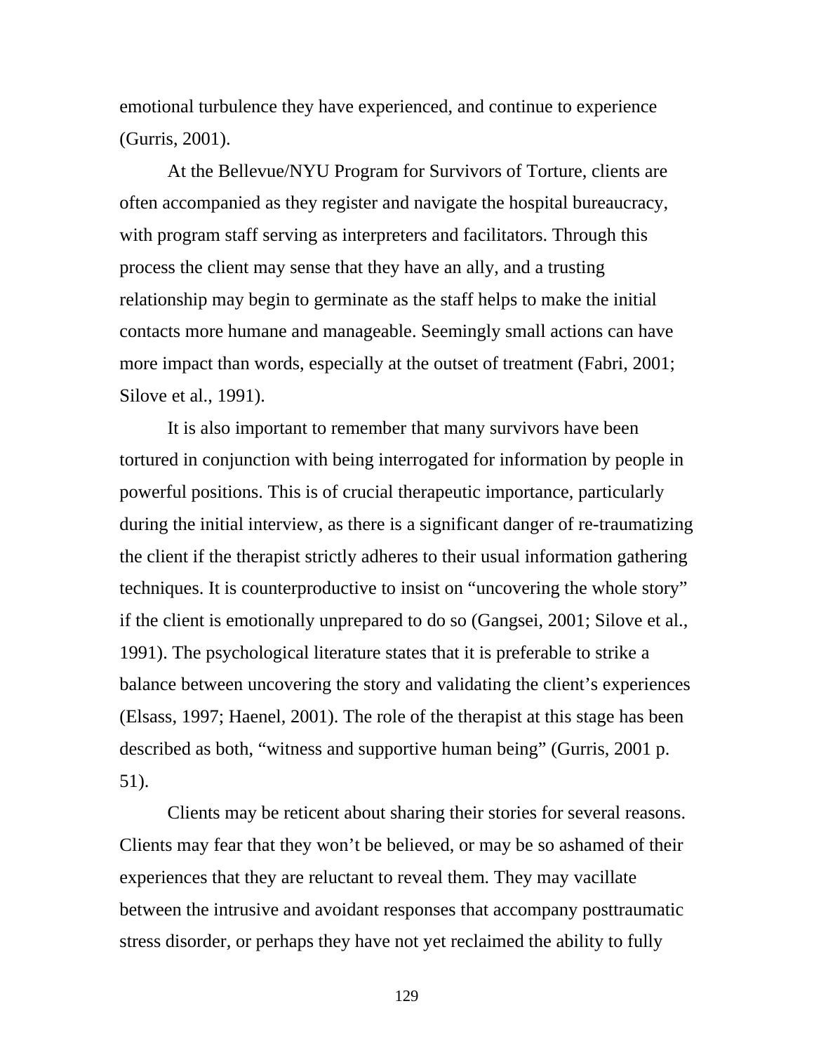emotional turbulence they have experienced, and continue to experience (Gurris, 2001).

At the Bellevue/NYU Program for Survivors of Torture, clients are often accompanied as they register and navigate the hospital bureaucracy, with program staff serving as interpreters and facilitators. Through this process the client may sense that they have an ally, and a trusting relationship may begin to germinate as the staff helps to make the initial contacts more humane and manageable. Seemingly small actions can have more impact than words, especially at the outset of treatment (Fabri, 2001; Silove et al., 1991).

It is also important to remember that many survivors have been tortured in conjunction with being interrogated for information by people in powerful positions. This is of crucial therapeutic importance, particularly during the initial interview, as there is a significant danger of re-traumatizing the client if the therapist strictly adheres to their usual information gathering techniques. It is counterproductive to insist on "uncovering the whole story" if the client is emotionally unprepared to do so (Gangsei, 2001; Silove et al., 1991). The psychological literature states that it is preferable to strike a balance between uncovering the story and validating the client's experiences (Elsass, 1997; Haenel, 2001). The role of the therapist at this stage has been described as both, "witness and supportive human being" (Gurris, 2001 p. 51).

Clients may be reticent about sharing their stories for several reasons. Clients may fear that they won't be believed, or may be so ashamed of their experiences that they are reluctant to reveal them. They may vacillate between the intrusive and avoidant responses that accompany posttraumatic stress disorder, or perhaps they have not yet reclaimed the ability to fully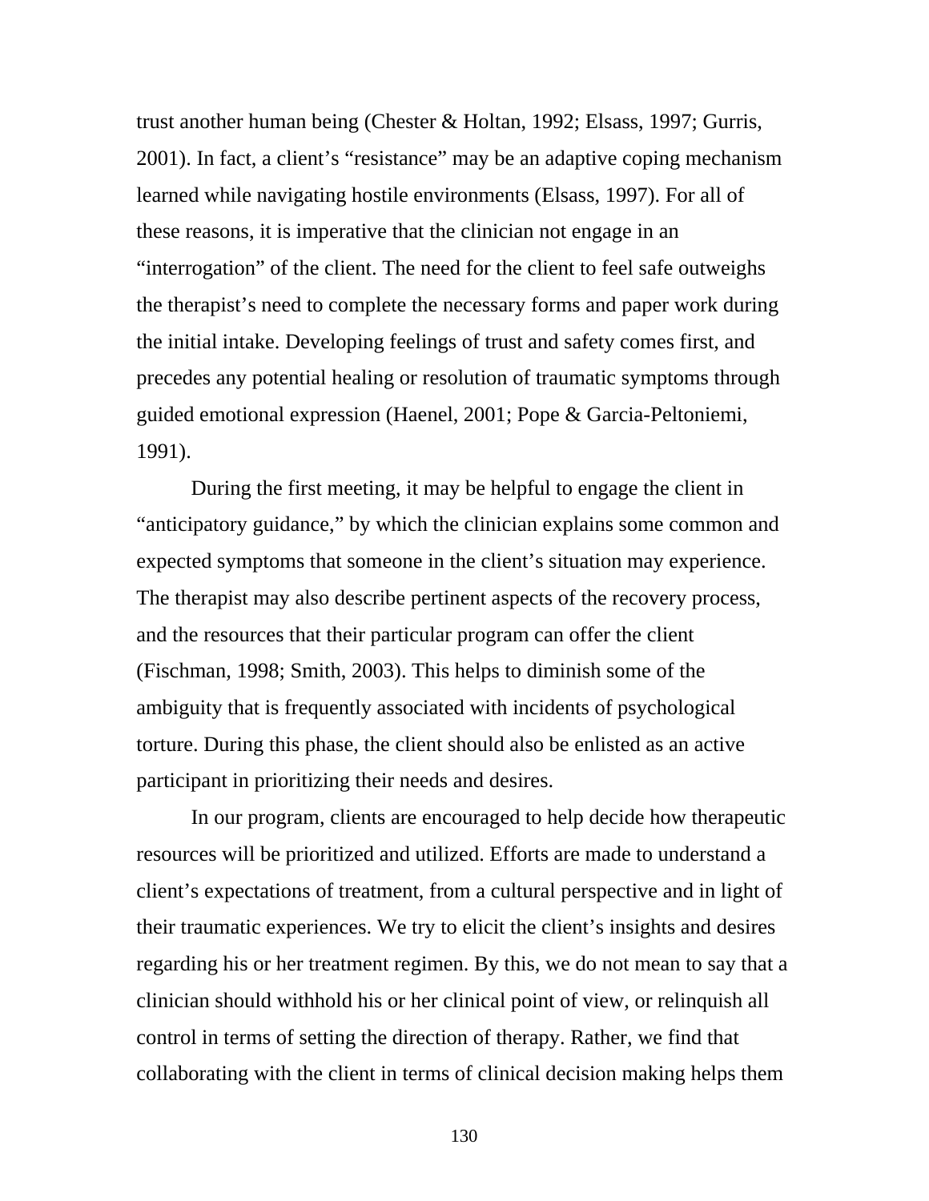trust another human being (Chester & Holtan, 1992; Elsass, 1997; Gurris, 2001). In fact, a client's "resistance" may be an adaptive coping mechanism learned while navigating hostile environments (Elsass, 1997). For all of these reasons, it is imperative that the clinician not engage in an "interrogation" of the client. The need for the client to feel safe outweighs the therapist's need to complete the necessary forms and paper work during the initial intake. Developing feelings of trust and safety comes first, and precedes any potential healing or resolution of traumatic symptoms through guided emotional expression (Haenel, 2001; Pope & Garcia-Peltoniemi, 1991).

During the first meeting, it may be helpful to engage the client in "anticipatory guidance," by which the clinician explains some common and expected symptoms that someone in the client's situation may experience. The therapist may also describe pertinent aspects of the recovery process, and the resources that their particular program can offer the client (Fischman, 1998; Smith, 2003). This helps to diminish some of the ambiguity that is frequently associated with incidents of psychological torture. During this phase, the client should also be enlisted as an active participant in prioritizing their needs and desires.

In our program, clients are encouraged to help decide how therapeutic resources will be prioritized and utilized. Efforts are made to understand a client's expectations of treatment, from a cultural perspective and in light of their traumatic experiences. We try to elicit the client's insights and desires regarding his or her treatment regimen. By this, we do not mean to say that a clinician should withhold his or her clinical point of view, or relinquish all control in terms of setting the direction of therapy. Rather, we find that collaborating with the client in terms of clinical decision making helps them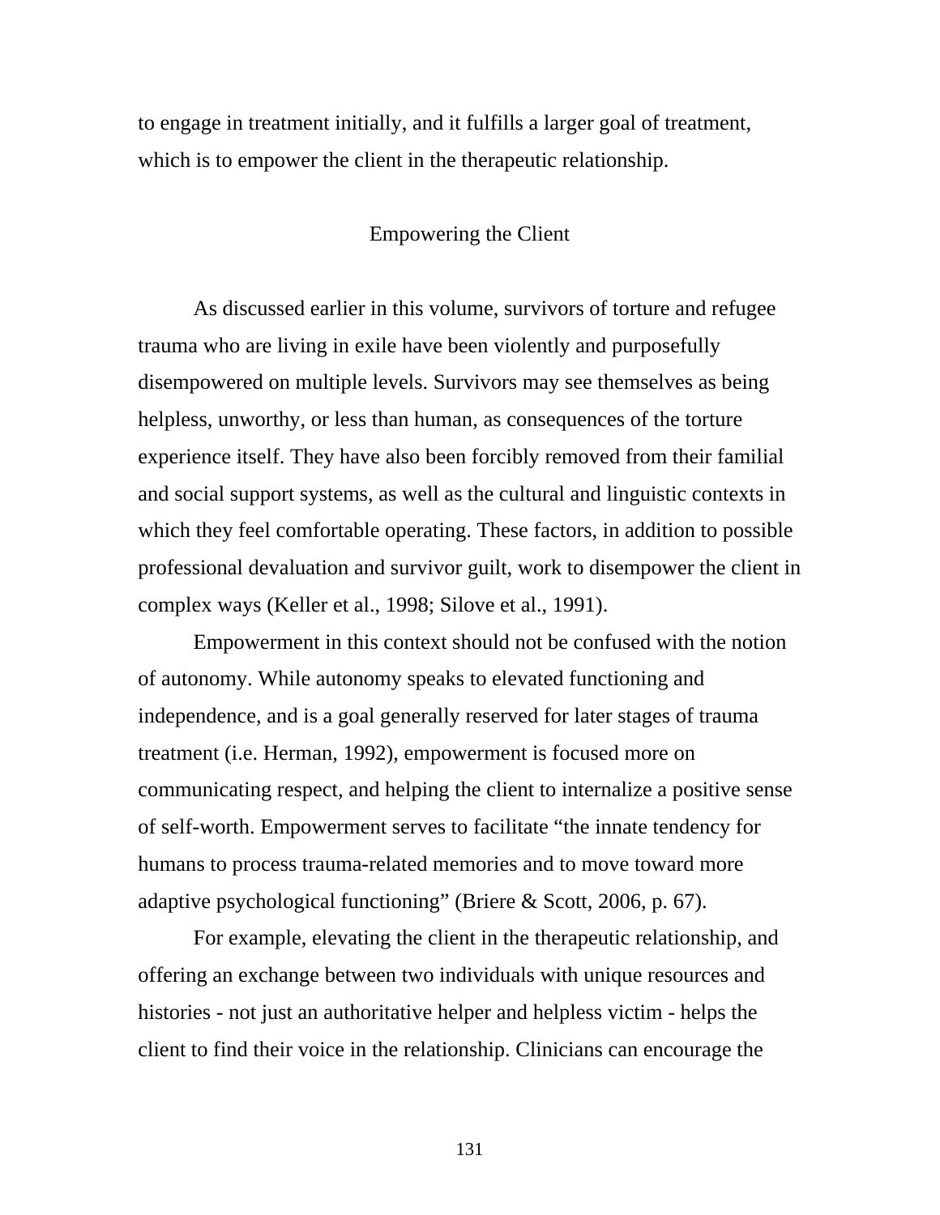to engage in treatment initially, and it fulfills a larger goal of treatment, which is to empower the client in the therapeutic relationship.

## Empowering the Client

As discussed earlier in this volume, survivors of torture and refugee trauma who are living in exile have been violently and purposefully disempowered on multiple levels. Survivors may see themselves as being helpless, unworthy, or less than human, as consequences of the torture experience itself. They have also been forcibly removed from their familial and social support systems, as well as the cultural and linguistic contexts in which they feel comfortable operating. These factors, in addition to possible professional devaluation and survivor guilt, work to disempower the client in complex ways (Keller et al., 1998; Silove et al., 1991).

Empowerment in this context should not be confused with the notion of autonomy. While autonomy speaks to elevated functioning and independence, and is a goal generally reserved for later stages of trauma treatment (i.e. Herman, 1992), empowerment is focused more on communicating respect, and helping the client to internalize a positive sense of self-worth. Empowerment serves to facilitate "the innate tendency for humans to process trauma-related memories and to move toward more adaptive psychological functioning" (Briere & Scott, 2006, p. 67).

For example, elevating the client in the therapeutic relationship, and offering an exchange between two individuals with unique resources and histories - not just an authoritative helper and helpless victim - helps the client to find their voice in the relationship. Clinicians can encourage the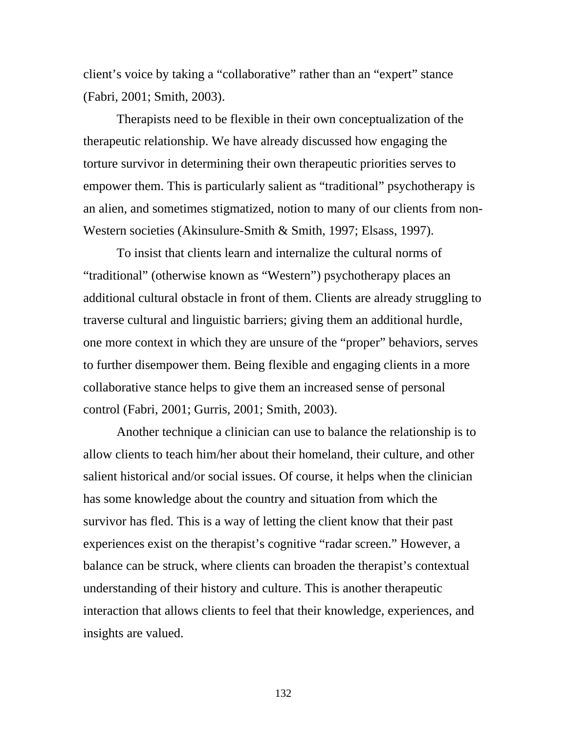client's voice by taking a "collaborative" rather than an "expert" stance (Fabri, 2001; Smith, 2003).

Therapists need to be flexible in their own conceptualization of the therapeutic relationship. We have already discussed how engaging the torture survivor in determining their own therapeutic priorities serves to empower them. This is particularly salient as "traditional" psychotherapy is an alien, and sometimes stigmatized, notion to many of our clients from non-Western societies (Akinsulure-Smith & Smith, 1997; Elsass, 1997).

To insist that clients learn and internalize the cultural norms of "traditional" (otherwise known as "Western") psychotherapy places an additional cultural obstacle in front of them. Clients are already struggling to traverse cultural and linguistic barriers; giving them an additional hurdle, one more context in which they are unsure of the "proper" behaviors, serves to further disempower them. Being flexible and engaging clients in a more collaborative stance helps to give them an increased sense of personal control (Fabri, 2001; Gurris, 2001; Smith, 2003).

Another technique a clinician can use to balance the relationship is to allow clients to teach him/her about their homeland, their culture, and other salient historical and/or social issues. Of course, it helps when the clinician has some knowledge about the country and situation from which the survivor has fled. This is a way of letting the client know that their past experiences exist on the therapist's cognitive "radar screen." However, a balance can be struck, where clients can broaden the therapist's contextual understanding of their history and culture. This is another therapeutic interaction that allows clients to feel that their knowledge, experiences, and insights are valued.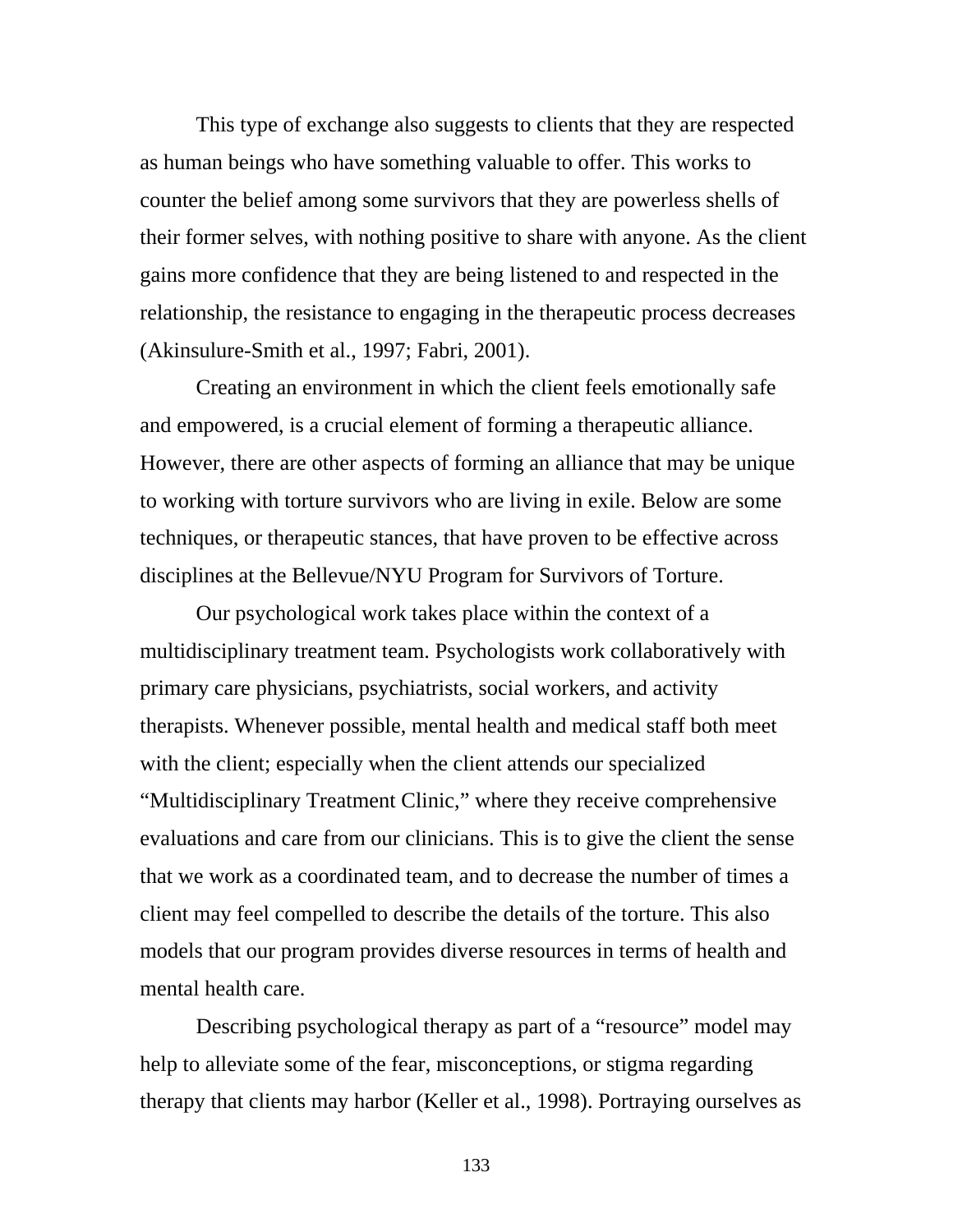This type of exchange also suggests to clients that they are respected as human beings who have something valuable to offer. This works to counter the belief among some survivors that they are powerless shells of their former selves, with nothing positive to share with anyone. As the client gains more confidence that they are being listened to and respected in the relationship, the resistance to engaging in the therapeutic process decreases (Akinsulure-Smith et al., 1997; Fabri, 2001).

Creating an environment in which the client feels emotionally safe and empowered, is a crucial element of forming a therapeutic alliance. However, there are other aspects of forming an alliance that may be unique to working with torture survivors who are living in exile. Below are some techniques, or therapeutic stances, that have proven to be effective across disciplines at the Bellevue/NYU Program for Survivors of Torture.

Our psychological work takes place within the context of a multidisciplinary treatment team. Psychologists work collaboratively with primary care physicians, psychiatrists, social workers, and activity therapists. Whenever possible, mental health and medical staff both meet with the client; especially when the client attends our specialized "Multidisciplinary Treatment Clinic," where they receive comprehensive evaluations and care from our clinicians. This is to give the client the sense that we work as a coordinated team, and to decrease the number of times a client may feel compelled to describe the details of the torture. This also models that our program provides diverse resources in terms of health and mental health care.

Describing psychological therapy as part of a "resource" model may help to alleviate some of the fear, misconceptions, or stigma regarding therapy that clients may harbor (Keller et al., 1998). Portraying ourselves as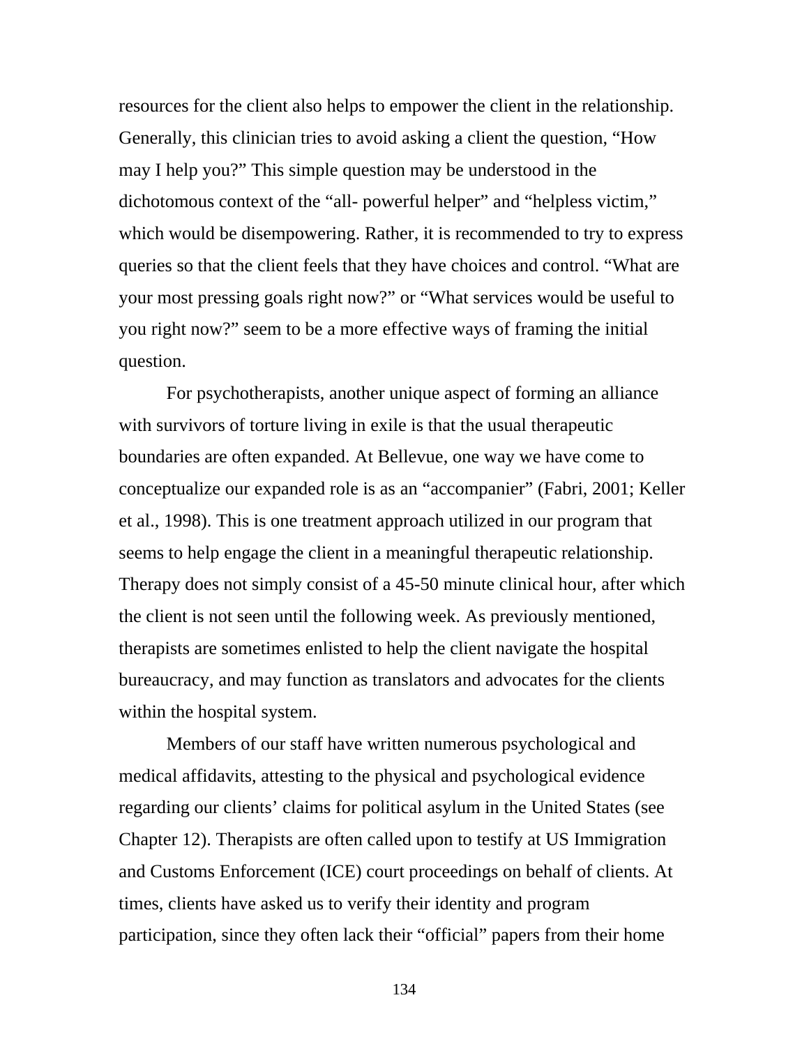resources for the client also helps to empower the client in the relationship. Generally, this clinician tries to avoid asking a client the question, "How may I help you?" This simple question may be understood in the dichotomous context of the "all- powerful helper" and "helpless victim," which would be disempowering. Rather, it is recommended to try to express queries so that the client feels that they have choices and control. "What are your most pressing goals right now?" or "What services would be useful to you right now?" seem to be a more effective ways of framing the initial question.

For psychotherapists, another unique aspect of forming an alliance with survivors of torture living in exile is that the usual therapeutic boundaries are often expanded. At Bellevue, one way we have come to conceptualize our expanded role is as an "accompanier" (Fabri, 2001; Keller et al., 1998). This is one treatment approach utilized in our program that seems to help engage the client in a meaningful therapeutic relationship. Therapy does not simply consist of a 45-50 minute clinical hour, after which the client is not seen until the following week. As previously mentioned, therapists are sometimes enlisted to help the client navigate the hospital bureaucracy, and may function as translators and advocates for the clients within the hospital system.

Members of our staff have written numerous psychological and medical affidavits, attesting to the physical and psychological evidence regarding our clients' claims for political asylum in the United States (see Chapter 12). Therapists are often called upon to testify at US Immigration and Customs Enforcement (ICE) court proceedings on behalf of clients. At times, clients have asked us to verify their identity and program participation, since they often lack their "official" papers from their home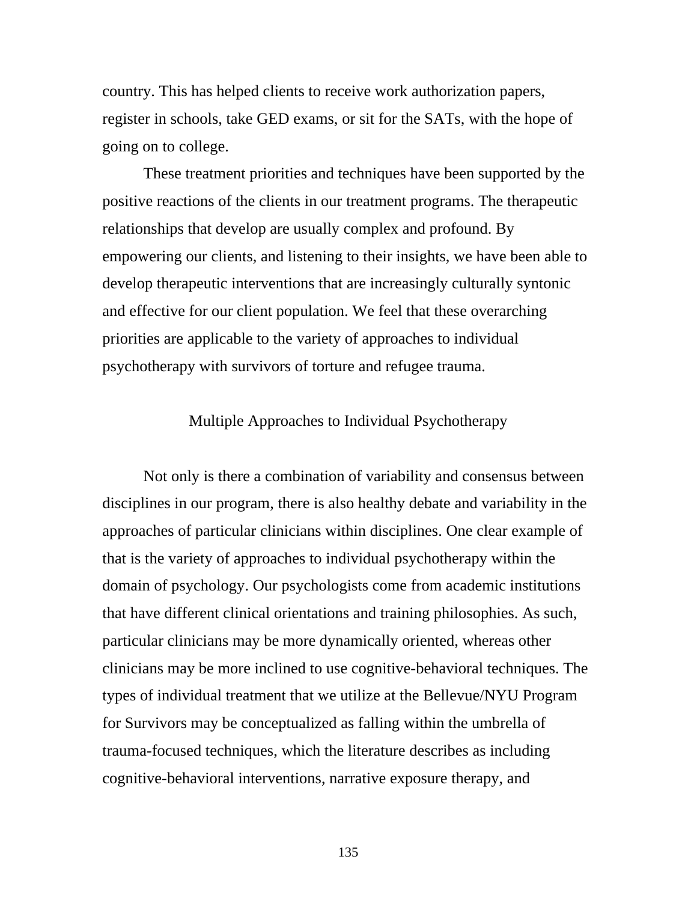country. This has helped clients to receive work authorization papers, register in schools, take GED exams, or sit for the SATs, with the hope of going on to college.

These treatment priorities and techniques have been supported by the positive reactions of the clients in our treatment programs. The therapeutic relationships that develop are usually complex and profound. By empowering our clients, and listening to their insights, we have been able to develop therapeutic interventions that are increasingly culturally syntonic and effective for our client population. We feel that these overarching priorities are applicable to the variety of approaches to individual psychotherapy with survivors of torture and refugee trauma.

## Multiple Approaches to Individual Psychotherapy

Not only is there a combination of variability and consensus between disciplines in our program, there is also healthy debate and variability in the approaches of particular clinicians within disciplines. One clear example of that is the variety of approaches to individual psychotherapy within the domain of psychology. Our psychologists come from academic institutions that have different clinical orientations and training philosophies. As such, particular clinicians may be more dynamically oriented, whereas other clinicians may be more inclined to use cognitive-behavioral techniques. The types of individual treatment that we utilize at the Bellevue/NYU Program for Survivors may be conceptualized as falling within the umbrella of trauma-focused techniques, which the literature describes as including cognitive-behavioral interventions, narrative exposure therapy, and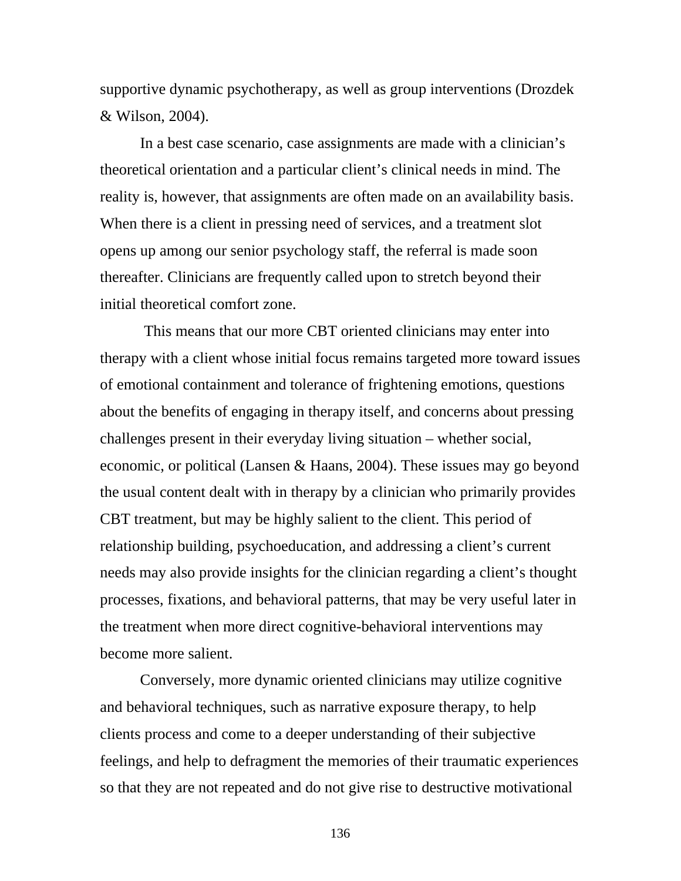supportive dynamic psychotherapy, as well as group interventions (Drozdek & Wilson, 2004).

In a best case scenario, case assignments are made with a clinician's theoretical orientation and a particular client's clinical needs in mind. The reality is, however, that assignments are often made on an availability basis. When there is a client in pressing need of services, and a treatment slot opens up among our senior psychology staff, the referral is made soon thereafter. Clinicians are frequently called upon to stretch beyond their initial theoretical comfort zone.

This means that our more CBT oriented clinicians may enter into therapy with a client whose initial focus remains targeted more toward issues of emotional containment and tolerance of frightening emotions, questions about the benefits of engaging in therapy itself, and concerns about pressing challenges present in their everyday living situation – whether social, economic, or political (Lansen & Haans, 2004). These issues may go beyond the usual content dealt with in therapy by a clinician who primarily provides CBT treatment, but may be highly salient to the client. This period of relationship building, psychoeducation, and addressing a client's current needs may also provide insights for the clinician regarding a client's thought processes, fixations, and behavioral patterns, that may be very useful later in the treatment when more direct cognitive-behavioral interventions may become more salient.

Conversely, more dynamic oriented clinicians may utilize cognitive and behavioral techniques, such as narrative exposure therapy, to help clients process and come to a deeper understanding of their subjective feelings, and help to defragment the memories of their traumatic experiences so that they are not repeated and do not give rise to destructive motivational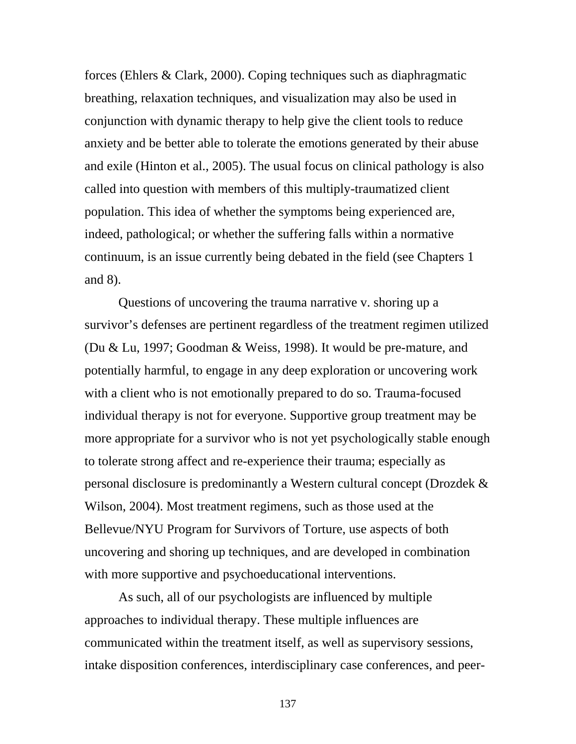forces (Ehlers & Clark, 2000). Coping techniques such as diaphragmatic breathing, relaxation techniques, and visualization may also be used in conjunction with dynamic therapy to help give the client tools to reduce anxiety and be better able to tolerate the emotions generated by their abuse and exile (Hinton et al., 2005). The usual focus on clinical pathology is also called into question with members of this multiply-traumatized client population. This idea of whether the symptoms being experienced are, indeed, pathological; or whether the suffering falls within a normative continuum, is an issue currently being debated in the field (see Chapters 1 and 8).

Questions of uncovering the trauma narrative v. shoring up a survivor's defenses are pertinent regardless of the treatment regimen utilized (Du & Lu, 1997; Goodman & Weiss, 1998). It would be pre-mature, and potentially harmful, to engage in any deep exploration or uncovering work with a client who is not emotionally prepared to do so. Trauma-focused individual therapy is not for everyone. Supportive group treatment may be more appropriate for a survivor who is not yet psychologically stable enough to tolerate strong affect and re-experience their trauma; especially as personal disclosure is predominantly a Western cultural concept (Drozdek & Wilson, 2004). Most treatment regimens, such as those used at the Bellevue/NYU Program for Survivors of Torture, use aspects of both uncovering and shoring up techniques, and are developed in combination with more supportive and psychoeducational interventions.

As such, all of our psychologists are influenced by multiple approaches to individual therapy. These multiple influences are communicated within the treatment itself, as well as supervisory sessions, intake disposition conferences, interdisciplinary case conferences, and peer-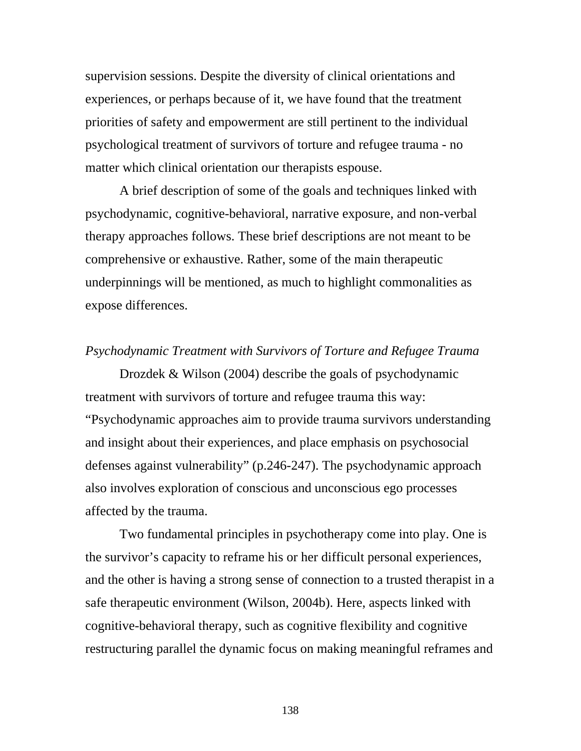supervision sessions. Despite the diversity of clinical orientations and experiences, or perhaps because of it, we have found that the treatment priorities of safety and empowerment are still pertinent to the individual psychological treatment of survivors of torture and refugee trauma - no matter which clinical orientation our therapists espouse.

A brief description of some of the goals and techniques linked with psychodynamic, cognitive-behavioral, narrative exposure, and non-verbal therapy approaches follows. These brief descriptions are not meant to be comprehensive or exhaustive. Rather, some of the main therapeutic underpinnings will be mentioned, as much to highlight commonalities as expose differences.

*Psychodynamic Treatment with Survivors of Torture and Refugee Trauma*

Drozdek & Wilson (2004) describe the goals of psychodynamic treatment with survivors of torture and refugee trauma this way: "Psychodynamic approaches aim to provide trauma survivors understanding and insight about their experiences, and place emphasis on psychosocial defenses against vulnerability" (p.246-247). The psychodynamic approach also involves exploration of conscious and unconscious ego processes affected by the trauma.

Two fundamental principles in psychotherapy come into play. One is the survivor's capacity to reframe his or her difficult personal experiences, and the other is having a strong sense of connection to a trusted therapist in a safe therapeutic environment (Wilson, 2004b). Here, aspects linked with cognitive-behavioral therapy, such as cognitive flexibility and cognitive restructuring parallel the dynamic focus on making meaningful reframes and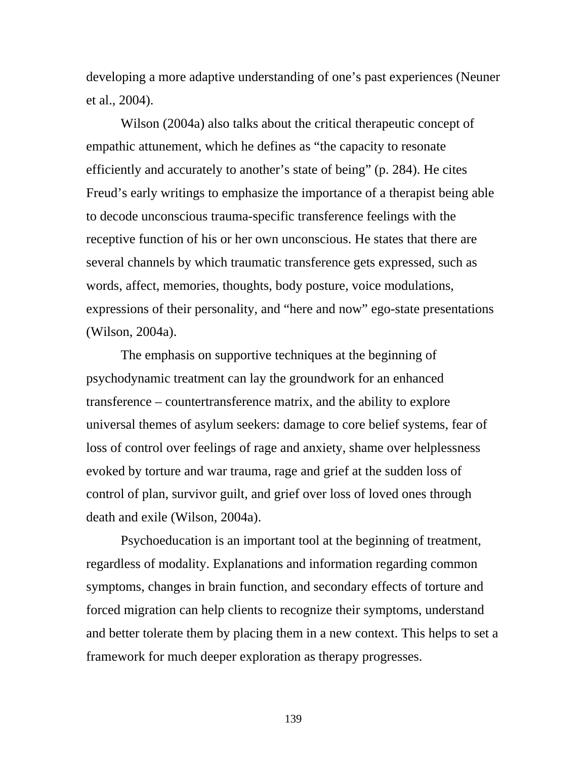developing a more adaptive understanding of one's past experiences (Neuner et al., 2004).

Wilson (2004a) also talks about the critical therapeutic concept of empathic attunement, which he defines as "the capacity to resonate efficiently and accurately to another's state of being" (p. 284). He cites Freud's early writings to emphasize the importance of a therapist being able to decode unconscious trauma-specific transference feelings with the receptive function of his or her own unconscious. He states that there are several channels by which traumatic transference gets expressed, such as words, affect, memories, thoughts, body posture, voice modulations, expressions of their personality, and "here and now" ego-state presentations (Wilson, 2004a).

The emphasis on supportive techniques at the beginning of psychodynamic treatment can lay the groundwork for an enhanced transference – countertransference matrix, and the ability to explore universal themes of asylum seekers: damage to core belief systems, fear of loss of control over feelings of rage and anxiety, shame over helplessness evoked by torture and war trauma, rage and grief at the sudden loss of control of plan, survivor guilt, and grief over loss of loved ones through death and exile (Wilson, 2004a).

Psychoeducation is an important tool at the beginning of treatment, regardless of modality. Explanations and information regarding common symptoms, changes in brain function, and secondary effects of torture and forced migration can help clients to recognize their symptoms, understand and better tolerate them by placing them in a new context. This helps to set a framework for much deeper exploration as therapy progresses.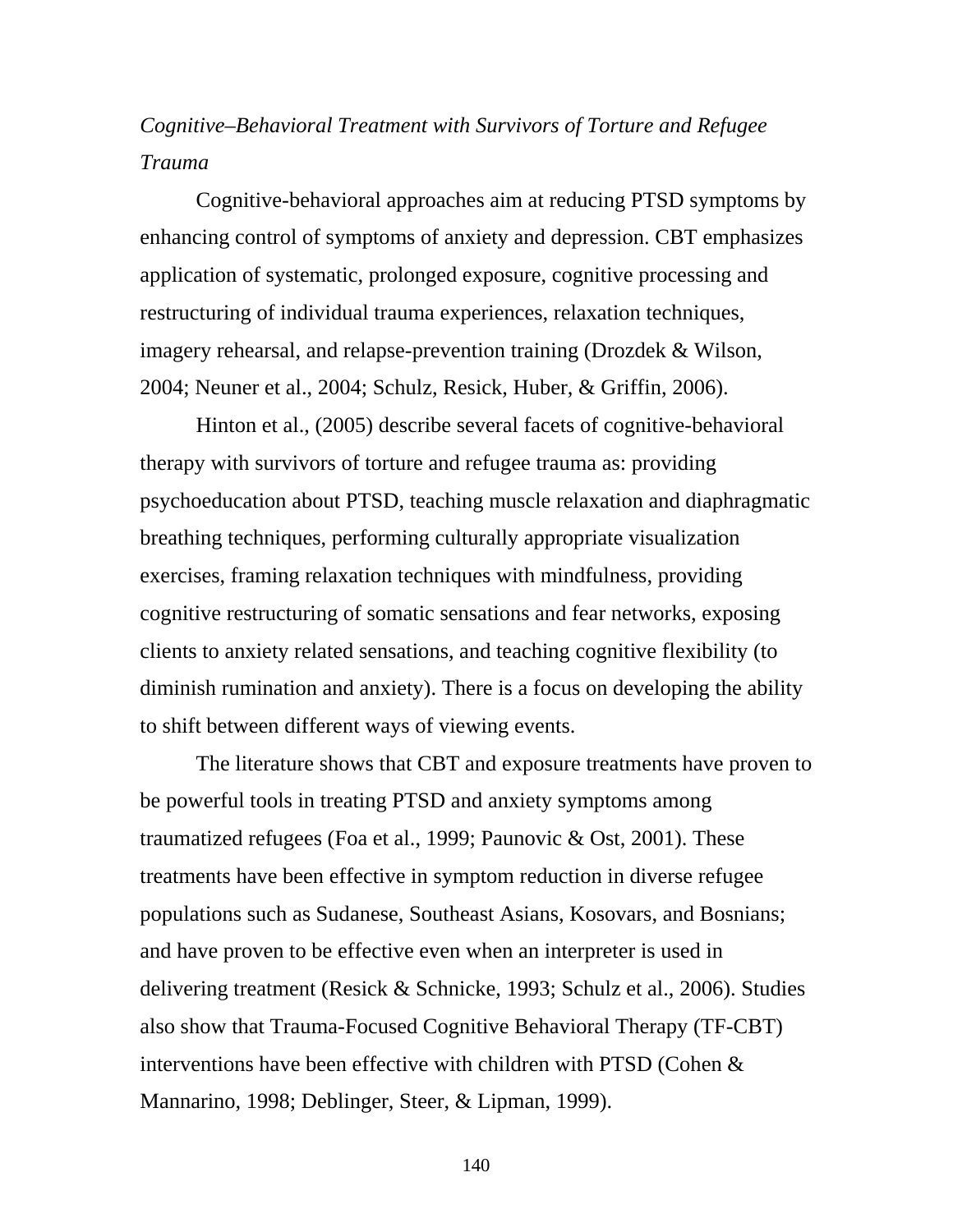*Cognitive–Behavioral Treatment with Survivors of Torture and Refugee Trauma*

Cognitive-behavioral approaches aim at reducing PTSD symptoms by enhancing control of symptoms of anxiety and depression. CBT emphasizes application of systematic, prolonged exposure, cognitive processing and restructuring of individual trauma experiences, relaxation techniques, imagery rehearsal, and relapse-prevention training (Drozdek & Wilson, 2004; Neuner et al., 2004; Schulz, Resick, Huber, & Griffin, 2006).

Hinton et al., (2005) describe several facets of cognitive-behavioral therapy with survivors of torture and refugee trauma as: providing psychoeducation about PTSD, teaching muscle relaxation and diaphragmatic breathing techniques, performing culturally appropriate visualization exercises, framing relaxation techniques with mindfulness, providing cognitive restructuring of somatic sensations and fear networks, exposing clients to anxiety related sensations, and teaching cognitive flexibility (to diminish rumination and anxiety). There is a focus on developing the ability to shift between different ways of viewing events.

The literature shows that CBT and exposure treatments have proven to be powerful tools in treating PTSD and anxiety symptoms among traumatized refugees (Foa et al., 1999; Paunovic & Ost, 2001). These treatments have been effective in symptom reduction in diverse refugee populations such as Sudanese, Southeast Asians, Kosovars, and Bosnians; and have proven to be effective even when an interpreter is used in delivering treatment (Resick & Schnicke, 1993; Schulz et al., 2006). Studies also show that Trauma-Focused Cognitive Behavioral Therapy (TF-CBT) interventions have been effective with children with PTSD (Cohen & Mannarino, 1998; Deblinger, Steer, & Lipman, 1999).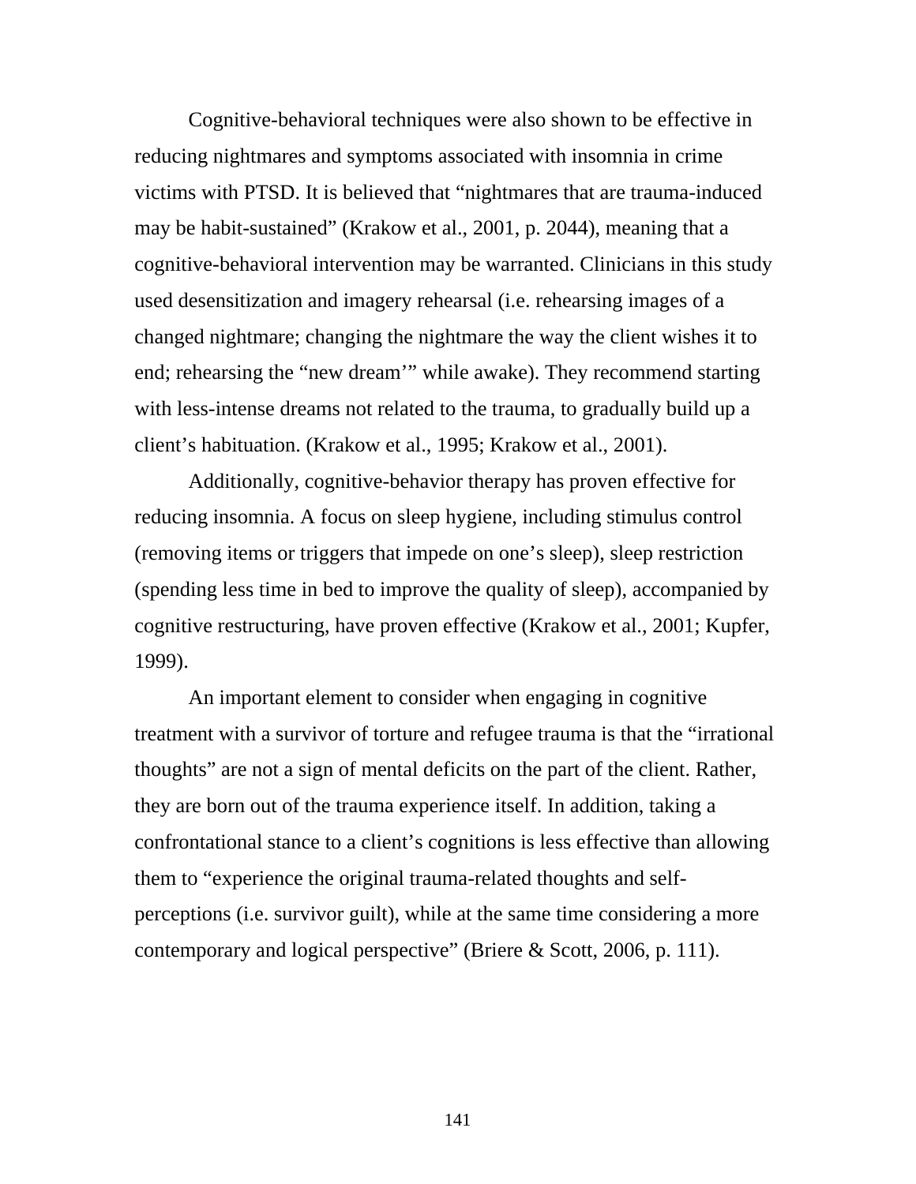Cognitive-behavioral techniques were also shown to be effective in reducing nightmares and symptoms associated with insomnia in crime victims with PTSD. It is believed that "nightmares that are trauma-induced may be habit-sustained" (Krakow et al., 2001, p. 2044), meaning that a cognitive-behavioral intervention may be warranted. Clinicians in this study used desensitization and imagery rehearsal (i.e. rehearsing images of a changed nightmare; changing the nightmare the way the client wishes it to end; rehearsing the "new dream'" while awake). They recommend starting with less-intense dreams not related to the trauma, to gradually build up a client's habituation. (Krakow et al., 1995; Krakow et al., 2001).

Additionally, cognitive-behavior therapy has proven effective for reducing insomnia. A focus on sleep hygiene, including stimulus control (removing items or triggers that impede on one's sleep), sleep restriction (spending less time in bed to improve the quality of sleep), accompanied by cognitive restructuring, have proven effective (Krakow et al., 2001; Kupfer, 1999).

An important element to consider when engaging in cognitive treatment with a survivor of torture and refugee trauma is that the "irrational thoughts" are not a sign of mental deficits on the part of the client. Rather, they are born out of the trauma experience itself. In addition, taking a confrontational stance to a client's cognitions is less effective than allowing them to "experience the original trauma-related thoughts and self-perceptions (i.e. survivor guilt), while at the same time considering a more contemporary and logical perspective" (Briere & Scott, 2006, p. 111).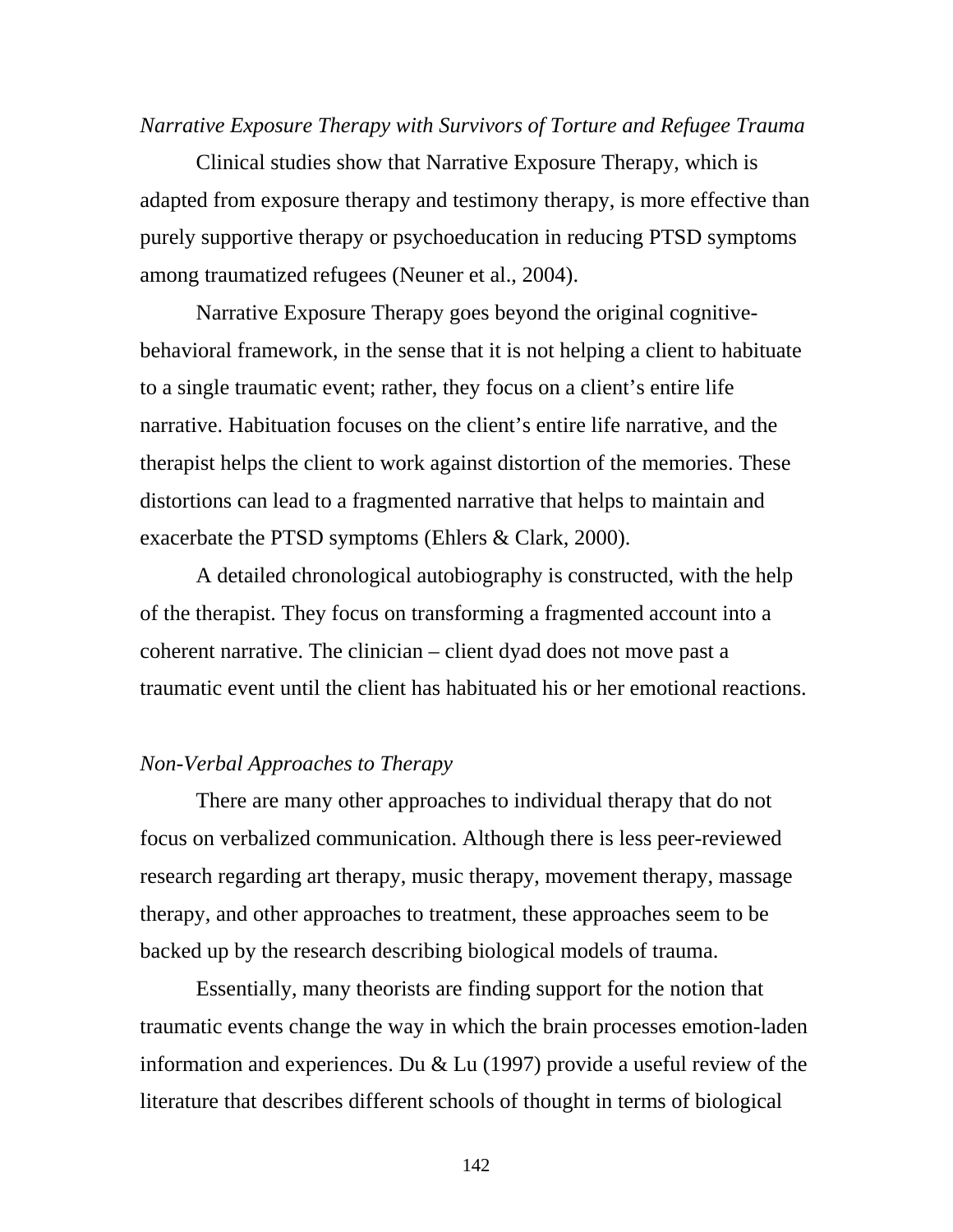*Narrative Exposure Therapy with Survivors of Torture and Refugee Trauma*

Clinical studies show that Narrative Exposure Therapy, which is adapted from exposure therapy and testimony therapy, is more effective than purely supportive therapy or psychoeducation in reducing PTSD symptoms among traumatized refugees (Neuner et al., 2004).

Narrative Exposure Therapy goes beyond the original cognitive-behavioral framework, in the sense that it is not helping a client to habituate to a single traumatic event; rather, they focus on a client's entire life narrative. Habituation focuses on the client's entire life narrative, and the therapist helps the client to work against distortion of the memories. These distortions can lead to a fragmented narrative that helps to maintain and exacerbate the PTSD symptoms (Ehlers & Clark, 2000).

A detailed chronological autobiography is constructed, with the help of the therapist. They focus on transforming a fragmented account into a coherent narrative. The clinician – client dyad does not move past a traumatic event until the client has habituated his or her emotional reactions.

*Non-Verbal Approaches to Therapy*

There are many other approaches to individual therapy that do not focus on verbalized communication. Although there is less peer-reviewed research regarding art therapy, music therapy, movement therapy, massage therapy, and other approaches to treatment, these approaches seem to be backed up by the research describing biological models of trauma.

Essentially, many theorists are finding support for the notion that traumatic events change the way in which the brain processes emotion-laden information and experiences. Du & Lu (1997) provide a useful review of the literature that describes different schools of thought in terms of biological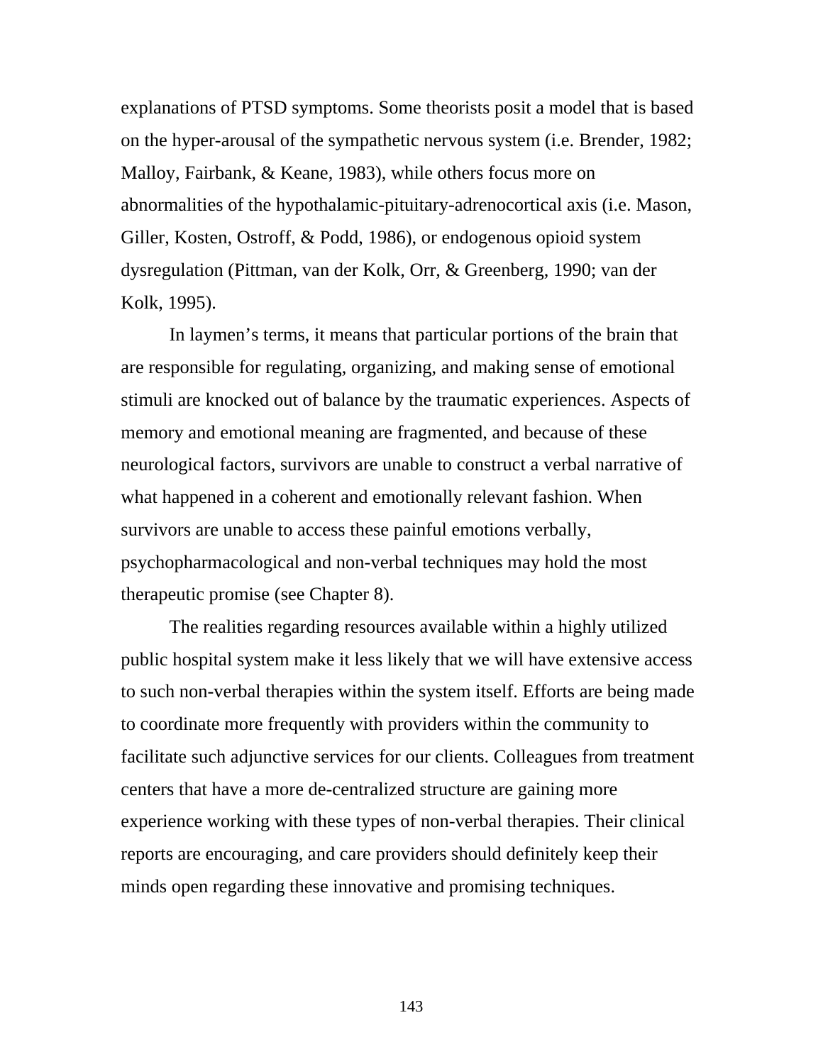explanations of PTSD symptoms. Some theorists posit a model that is based on the hyper-arousal of the sympathetic nervous system (i.e. Brender, 1982; Malloy, Fairbank, & Keane, 1983), while others focus more on abnormalities of the hypothalamic-pituitary-adrenocortical axis (i.e. Mason, Giller, Kosten, Ostroff, & Podd, 1986), or endogenous opioid system dysregulation (Pittman, van der Kolk, Orr, & Greenberg, 1990; van der Kolk, 1995).

In laymen's terms, it means that particular portions of the brain that are responsible for regulating, organizing, and making sense of emotional stimuli are knocked out of balance by the traumatic experiences. Aspects of memory and emotional meaning are fragmented, and because of these neurological factors, survivors are unable to construct a verbal narrative of what happened in a coherent and emotionally relevant fashion. When survivors are unable to access these painful emotions verbally, psychopharmacological and non-verbal techniques may hold the most therapeutic promise (see Chapter 8).

The realities regarding resources available within a highly utilized public hospital system make it less likely that we will have extensive access to such non-verbal therapies within the system itself. Efforts are being made to coordinate more frequently with providers within the community to facilitate such adjunctive services for our clients. Colleagues from treatment centers that have a more de-centralized structure are gaining more experience working with these types of non-verbal therapies. Their clinical reports are encouraging, and care providers should definitely keep their minds open regarding these innovative and promising techniques.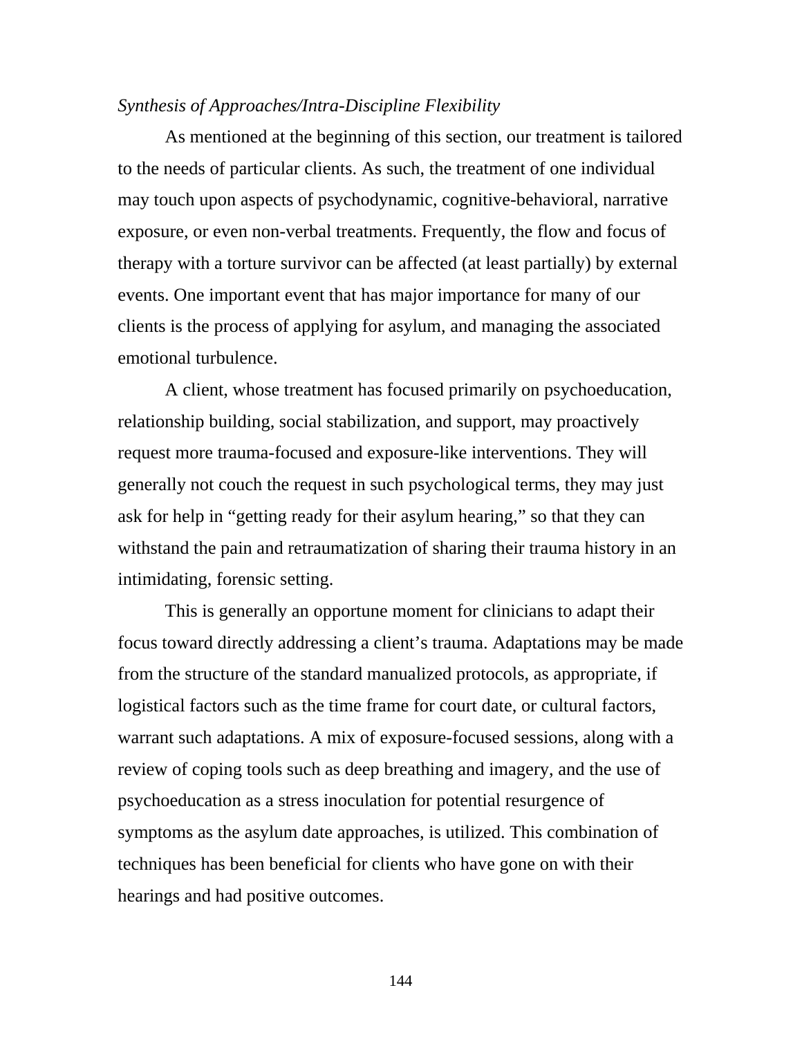*Synthesis of Approaches/Intra-Discipline Flexibility*

As mentioned at the beginning of this section, our treatment is tailored to the needs of particular clients. As such, the treatment of one individual may touch upon aspects of psychodynamic, cognitive-behavioral, narrative exposure, or even non-verbal treatments. Frequently, the flow and focus of therapy with a torture survivor can be affected (at least partially) by external events. One important event that has major importance for many of our clients is the process of applying for asylum, and managing the associated emotional turbulence.

A client, whose treatment has focused primarily on psychoeducation, relationship building, social stabilization, and support, may proactively request more trauma-focused and exposure-like interventions. They will generally not couch the request in such psychological terms, they may just ask for help in "getting ready for their asylum hearing," so that they can withstand the pain and retraumatization of sharing their trauma history in an intimidating, forensic setting.

This is generally an opportune moment for clinicians to adapt their focus toward directly addressing a client's trauma. Adaptations may be made from the structure of the standard manualized protocols, as appropriate, if logistical factors such as the time frame for court date, or cultural factors, warrant such adaptations. A mix of exposure-focused sessions, along with a review of coping tools such as deep breathing and imagery, and the use of psychoeducation as a stress inoculation for potential resurgence of symptoms as the asylum date approaches, is utilized. This combination of techniques has been beneficial for clients who have gone on with their hearings and had positive outcomes.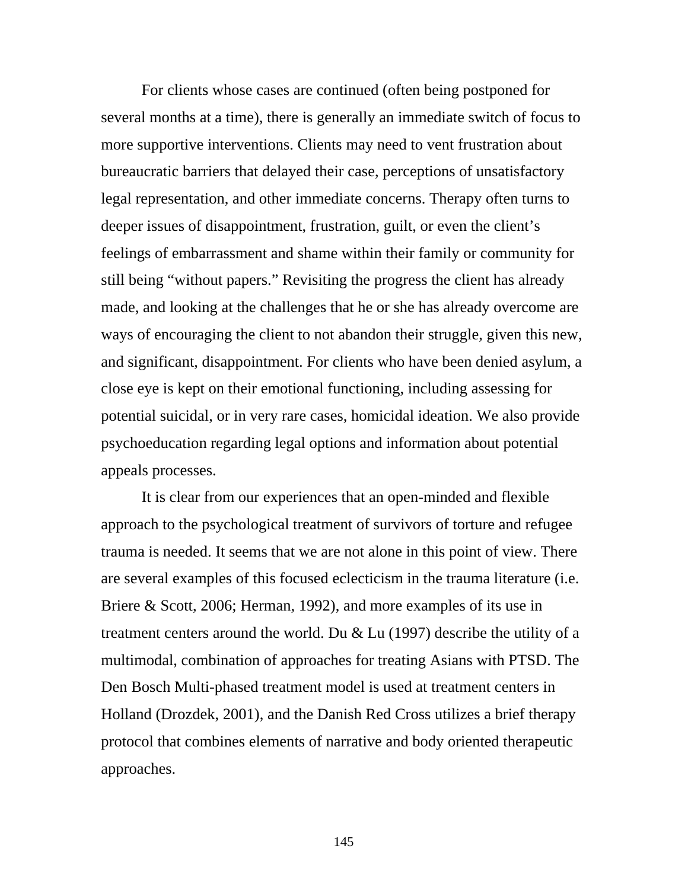For clients whose cases are continued (often being postponed for several months at a time), there is generally an immediate switch of focus to more supportive interventions. Clients may need to vent frustration about bureaucratic barriers that delayed their case, perceptions of unsatisfactory legal representation, and other immediate concerns. Therapy often turns to deeper issues of disappointment, frustration, guilt, or even the client's feelings of embarrassment and shame within their family or community for still being "without papers." Revisiting the progress the client has already made, and looking at the challenges that he or she has already overcome are ways of encouraging the client to not abandon their struggle, given this new, and significant, disappointment. For clients who have been denied asylum, a close eye is kept on their emotional functioning, including assessing for potential suicidal, or in very rare cases, homicidal ideation. We also provide psychoeducation regarding legal options and information about potential appeals processes.

It is clear from our experiences that an open-minded and flexible approach to the psychological treatment of survivors of torture and refugee trauma is needed. It seems that we are not alone in this point of view. There are several examples of this focused eclecticism in the trauma literature (i.e. Briere & Scott, 2006; Herman, 1992), and more examples of its use in treatment centers around the world. Du & Lu (1997) describe the utility of a multimodal, combination of approaches for treating Asians with PTSD. The Den Bosch Multi-phased treatment model is used at treatment centers in Holland (Drozdek, 2001), and the Danish Red Cross utilizes a brief therapy protocol that combines elements of narrative and body oriented therapeutic approaches.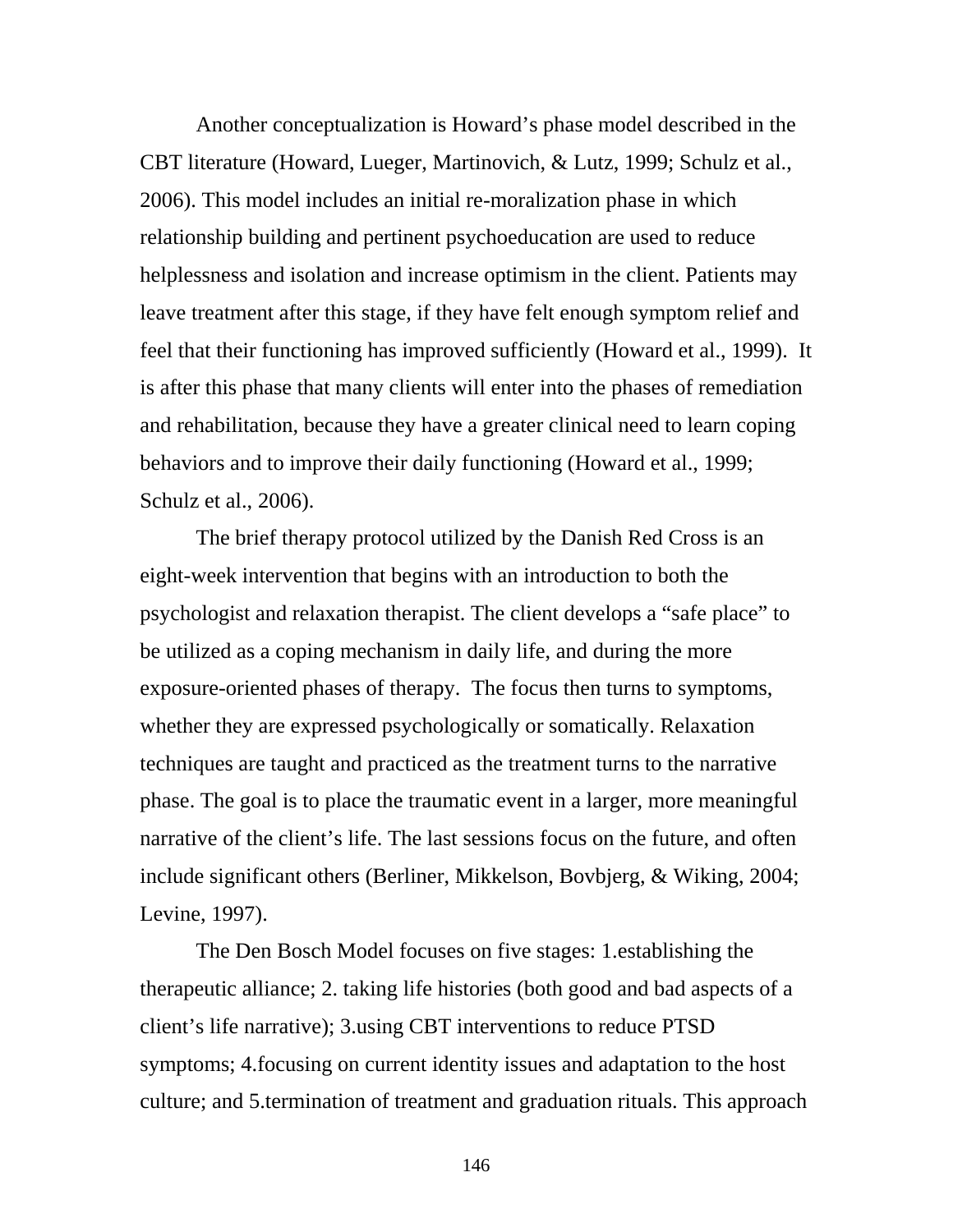Another conceptualization is Howard's phase model described in the CBT literature (Howard, Lueger, Martinovich, & Lutz, 1999; Schulz et al., 2006). This model includes an initial re-moralization phase in which relationship building and pertinent psychoeducation are used to reduce helplessness and isolation and increase optimism in the client. Patients may leave treatment after this stage, if they have felt enough symptom relief and feel that their functioning has improved sufficiently (Howard et al., 1999). It is after this phase that many clients will enter into the phases of remediation and rehabilitation, because they have a greater clinical need to learn coping behaviors and to improve their daily functioning (Howard et al., 1999; Schulz et al., 2006).

The brief therapy protocol utilized by the Danish Red Cross is an eight-week intervention that begins with an introduction to both the psychologist and relaxation therapist. The client develops a "safe place" to be utilized as a coping mechanism in daily life, and during the more exposure-oriented phases of therapy. The focus then turns to symptoms, whether they are expressed psychologically or somatically. Relaxation techniques are taught and practiced as the treatment turns to the narrative phase. The goal is to place the traumatic event in a larger, more meaningful narrative of the client's life. The last sessions focus on the future, and often include significant others (Berliner, Mikkelson, Bovbjerg, & Wiking, 2004; Levine, 1997).

The Den Bosch Model focuses on five stages: 1.establishing the therapeutic alliance; 2. taking life histories (both good and bad aspects of a client's life narrative); 3.using CBT interventions to reduce PTSD symptoms; 4.focusing on current identity issues and adaptation to the host culture; and 5.termination of treatment and graduation rituals. This approach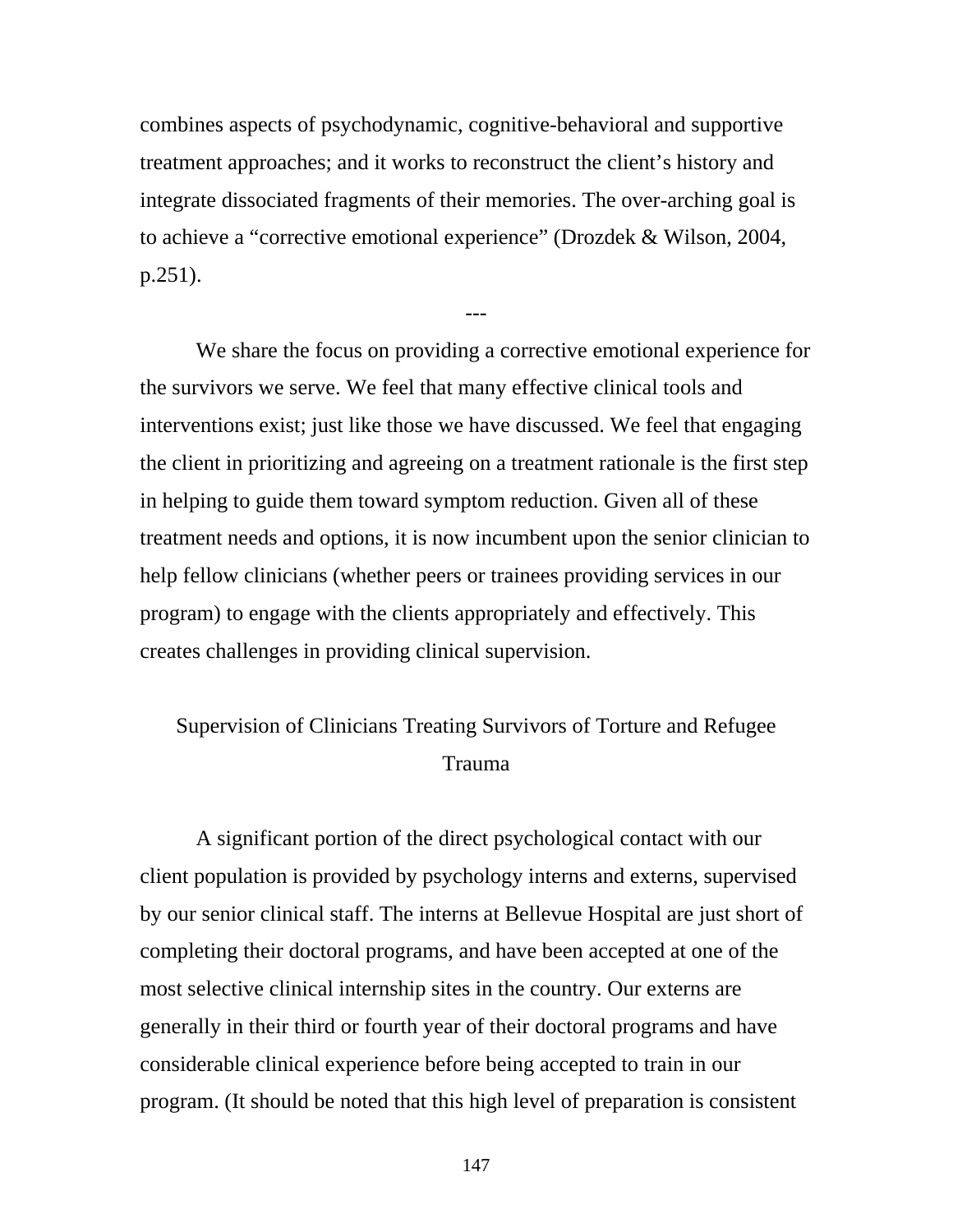combines aspects of psychodynamic, cognitive-behavioral and supportive treatment approaches; and it works to reconstruct the client's history and integrate dissociated fragments of their memories. The over-arching goal is to achieve a "corrective emotional experience" (Drozdek & Wilson, 2004, p.251).

---

We share the focus on providing a corrective emotional experience for the survivors we serve. We feel that many effective clinical tools and interventions exist; just like those we have discussed. We feel that engaging the client in prioritizing and agreeing on a treatment rationale is the first step in helping to guide them toward symptom reduction. Given all of these treatment needs and options, it is now incumbent upon the senior clinician to help fellow clinicians (whether peers or trainees providing services in our program) to engage with the clients appropriately and effectively. This creates challenges in providing clinical supervision.

## Supervision of Clinicians Treating Survivors of Torture and Refugee Trauma

A significant portion of the direct psychological contact with our client population is provided by psychology interns and externs, supervised by our senior clinical staff. The interns at Bellevue Hospital are just short of completing their doctoral programs, and have been accepted at one of the most selective clinical internship sites in the country. Our externs are generally in their third or fourth year of their doctoral programs and have considerable clinical experience before being accepted to train in our program. (It should be noted that this high level of preparation is consistent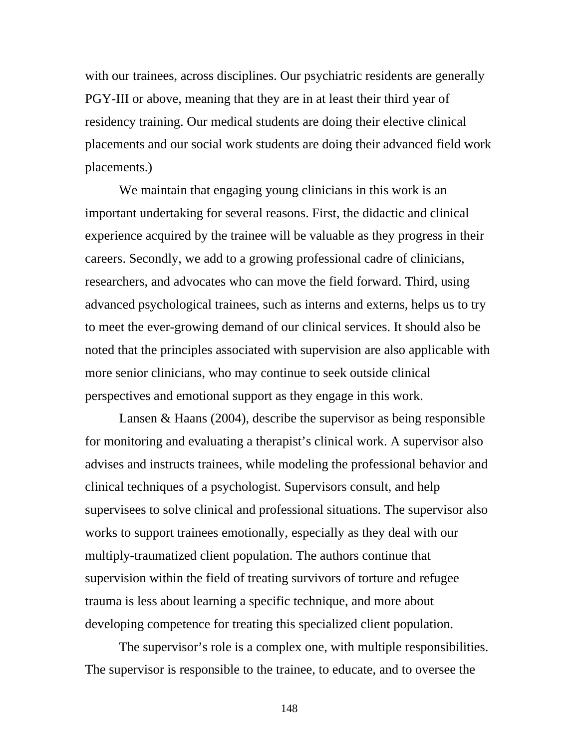with our trainees, across disciplines. Our psychiatric residents are generally PGY-III or above, meaning that they are in at least their third year of residency training. Our medical students are doing their elective clinical placements and our social work students are doing their advanced field work placements.)

We maintain that engaging young clinicians in this work is an important undertaking for several reasons. First, the didactic and clinical experience acquired by the trainee will be valuable as they progress in their careers. Secondly, we add to a growing professional cadre of clinicians, researchers, and advocates who can move the field forward. Third, using advanced psychological trainees, such as interns and externs, helps us to try to meet the ever-growing demand of our clinical services. It should also be noted that the principles associated with supervision are also applicable with more senior clinicians, who may continue to seek outside clinical perspectives and emotional support as they engage in this work.

Lansen & Haans (2004), describe the supervisor as being responsible for monitoring and evaluating a therapist's clinical work. A supervisor also advises and instructs trainees, while modeling the professional behavior and clinical techniques of a psychologist. Supervisors consult, and help supervisees to solve clinical and professional situations. The supervisor also works to support trainees emotionally, especially as they deal with our multiply-traumatized client population. The authors continue that supervision within the field of treating survivors of torture and refugee trauma is less about learning a specific technique, and more about developing competence for treating this specialized client population.

The supervisor's role is a complex one, with multiple responsibilities. The supervisor is responsible to the trainee, to educate, and to oversee the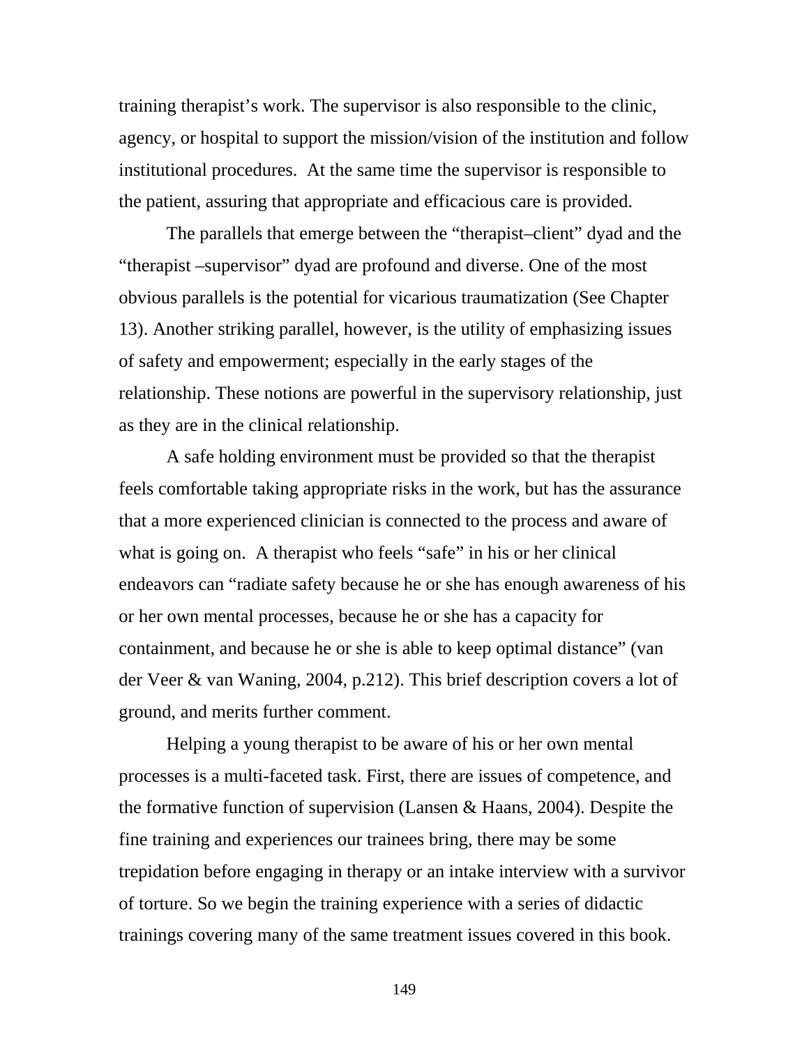training therapist's work. The supervisor is also responsible to the clinic, agency, or hospital to support the mission/vision of the institution and follow institutional procedures. At the same time the supervisor is responsible to the patient, assuring that appropriate and efficacious care is provided.

The parallels that emerge between the "therapist–client" dyad and the "therapist –supervisor" dyad are profound and diverse. One of the most obvious parallels is the potential for vicarious traumatization (See Chapter 13). Another striking parallel, however, is the utility of emphasizing issues of safety and empowerment; especially in the early stages of the relationship. These notions are powerful in the supervisory relationship, just as they are in the clinical relationship.

A safe holding environment must be provided so that the therapist feels comfortable taking appropriate risks in the work, but has the assurance that a more experienced clinician is connected to the process and aware of what is going on. A therapist who feels "safe" in his or her clinical endeavors can "radiate safety because he or she has enough awareness of his or her own mental processes, because he or she has a capacity for containment, and because he or she is able to keep optimal distance" (van der Veer & van Waning, 2004, p.212). This brief description covers a lot of ground, and merits further comment.

Helping a young therapist to be aware of his or her own mental processes is a multi-faceted task. First, there are issues of competence, and the formative function of supervision (Lansen & Haans, 2004). Despite the fine training and experiences our trainees bring, there may be some trepidation before engaging in therapy or an intake interview with a survivor of torture. So we begin the training experience with a series of didactic trainings covering many of the same treatment issues covered in this book.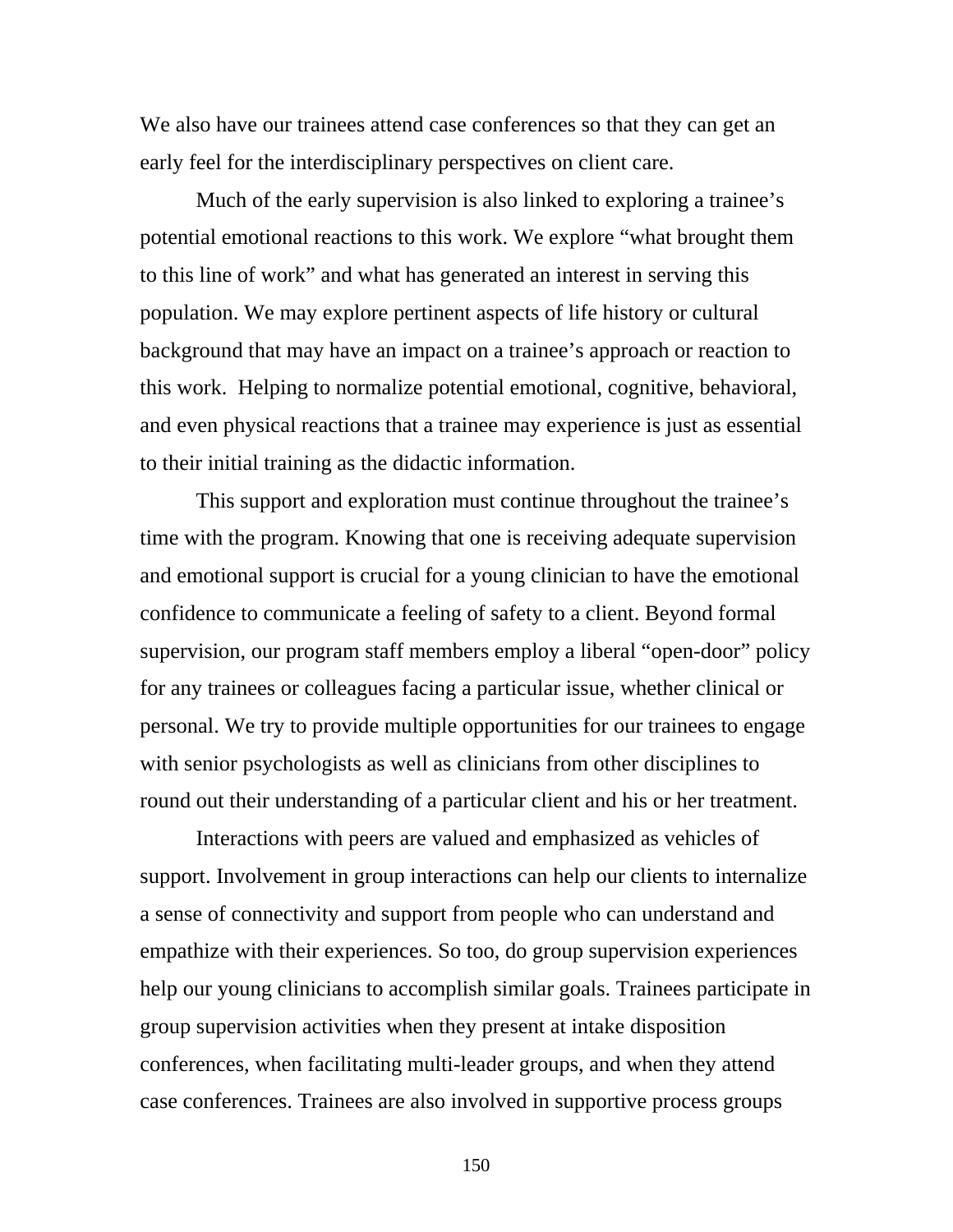We also have our trainees attend case conferences so that they can get an early feel for the interdisciplinary perspectives on client care.

Much of the early supervision is also linked to exploring a trainee's potential emotional reactions to this work. We explore "what brought them to this line of work" and what has generated an interest in serving this population. We may explore pertinent aspects of life history or cultural background that may have an impact on a trainee's approach or reaction to this work. Helping to normalize potential emotional, cognitive, behavioral, and even physical reactions that a trainee may experience is just as essential to their initial training as the didactic information.

This support and exploration must continue throughout the trainee's time with the program. Knowing that one is receiving adequate supervision and emotional support is crucial for a young clinician to have the emotional confidence to communicate a feeling of safety to a client. Beyond formal supervision, our program staff members employ a liberal "open-door" policy for any trainees or colleagues facing a particular issue, whether clinical or personal. We try to provide multiple opportunities for our trainees to engage with senior psychologists as well as clinicians from other disciplines to round out their understanding of a particular client and his or her treatment.

Interactions with peers are valued and emphasized as vehicles of support. Involvement in group interactions can help our clients to internalize a sense of connectivity and support from people who can understand and empathize with their experiences. So too, do group supervision experiences help our young clinicians to accomplish similar goals. Trainees participate in group supervision activities when they present at intake disposition conferences, when facilitating multi-leader groups, and when they attend case conferences. Trainees are also involved in supportive process groups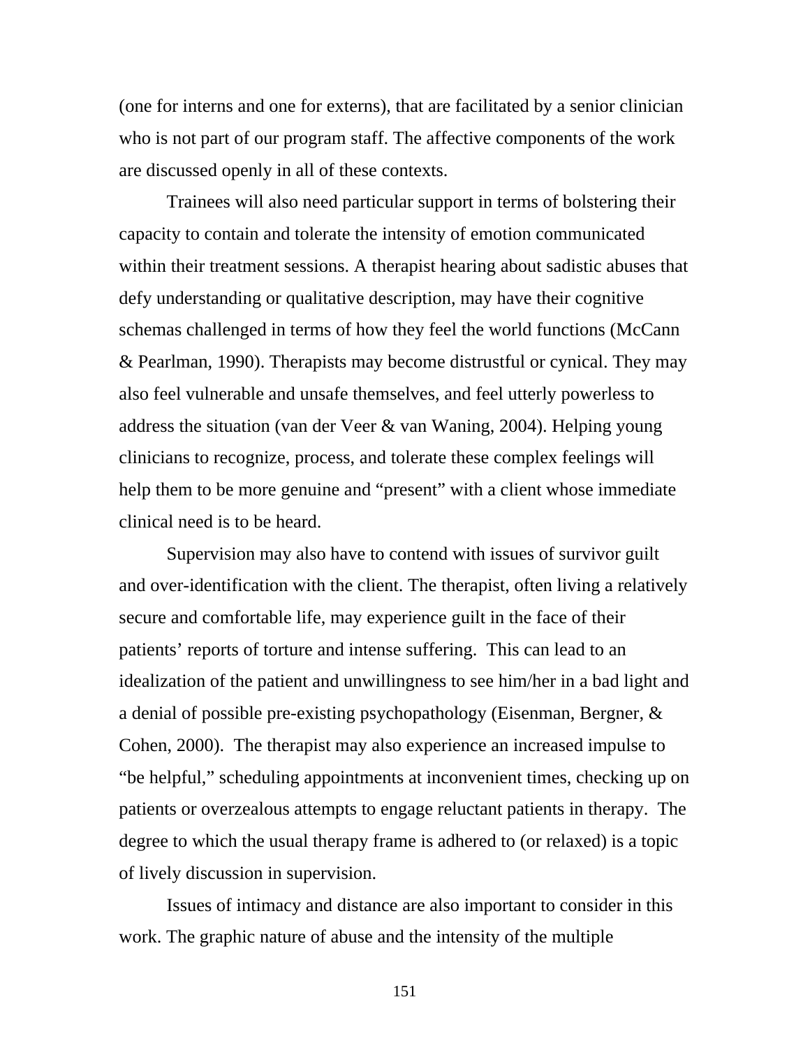(one for interns and one for externs), that are facilitated by a senior clinician who is not part of our program staff. The affective components of the work are discussed openly in all of these contexts.

Trainees will also need particular support in terms of bolstering their capacity to contain and tolerate the intensity of emotion communicated within their treatment sessions. A therapist hearing about sadistic abuses that defy understanding or qualitative description, may have their cognitive schemas challenged in terms of how they feel the world functions (McCann & Pearlman, 1990). Therapists may become distrustful or cynical. They may also feel vulnerable and unsafe themselves, and feel utterly powerless to address the situation (van der Veer & van Waning, 2004). Helping young clinicians to recognize, process, and tolerate these complex feelings will help them to be more genuine and "present" with a client whose immediate clinical need is to be heard.

Supervision may also have to contend with issues of survivor guilt and over-identification with the client. The therapist, often living a relatively secure and comfortable life, may experience guilt in the face of their patients' reports of torture and intense suffering. This can lead to an idealization of the patient and unwillingness to see him/her in a bad light and a denial of possible pre-existing psychopathology (Eisenman, Bergner, & Cohen, 2000). The therapist may also experience an increased impulse to "be helpful," scheduling appointments at inconvenient times, checking up on patients or overzealous attempts to engage reluctant patients in therapy. The degree to which the usual therapy frame is adhered to (or relaxed) is a topic of lively discussion in supervision.

Issues of intimacy and distance are also important to consider in this work. The graphic nature of abuse and the intensity of the multiple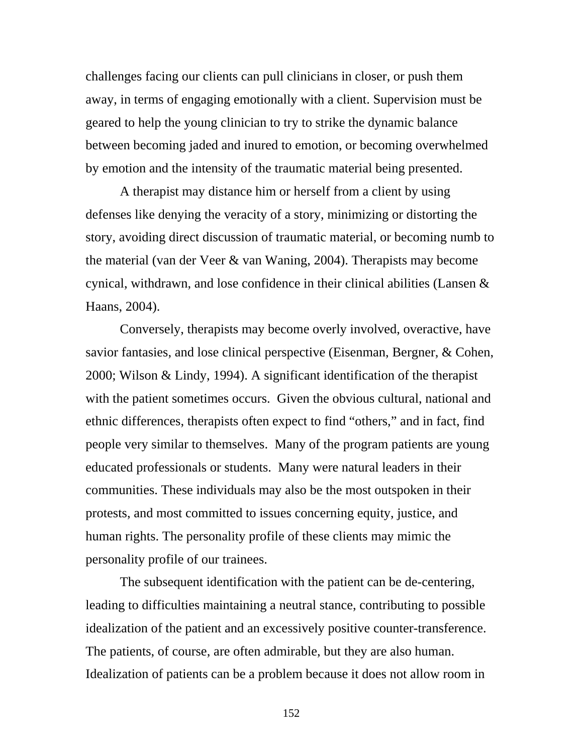challenges facing our clients can pull clinicians in closer, or push them away, in terms of engaging emotionally with a client. Supervision must be geared to help the young clinician to try to strike the dynamic balance between becoming jaded and inured to emotion, or becoming overwhelmed by emotion and the intensity of the traumatic material being presented.

A therapist may distance him or herself from a client by using defenses like denying the veracity of a story, minimizing or distorting the story, avoiding direct discussion of traumatic material, or becoming numb to the material (van der Veer & van Waning, 2004). Therapists may become cynical, withdrawn, and lose confidence in their clinical abilities (Lansen & Haans, 2004).

Conversely, therapists may become overly involved, overactive, have savior fantasies, and lose clinical perspective (Eisenman, Bergner, & Cohen, 2000; Wilson & Lindy, 1994). A significant identification of the therapist with the patient sometimes occurs. Given the obvious cultural, national and ethnic differences, therapists often expect to find "others," and in fact, find people very similar to themselves. Many of the program patients are young educated professionals or students. Many were natural leaders in their communities. These individuals may also be the most outspoken in their protests, and most committed to issues concerning equity, justice, and human rights. The personality profile of these clients may mimic the personality profile of our trainees.

The subsequent identification with the patient can be de-centering, leading to difficulties maintaining a neutral stance, contributing to possible idealization of the patient and an excessively positive counter-transference. The patients, of course, are often admirable, but they are also human. Idealization of patients can be a problem because it does not allow room in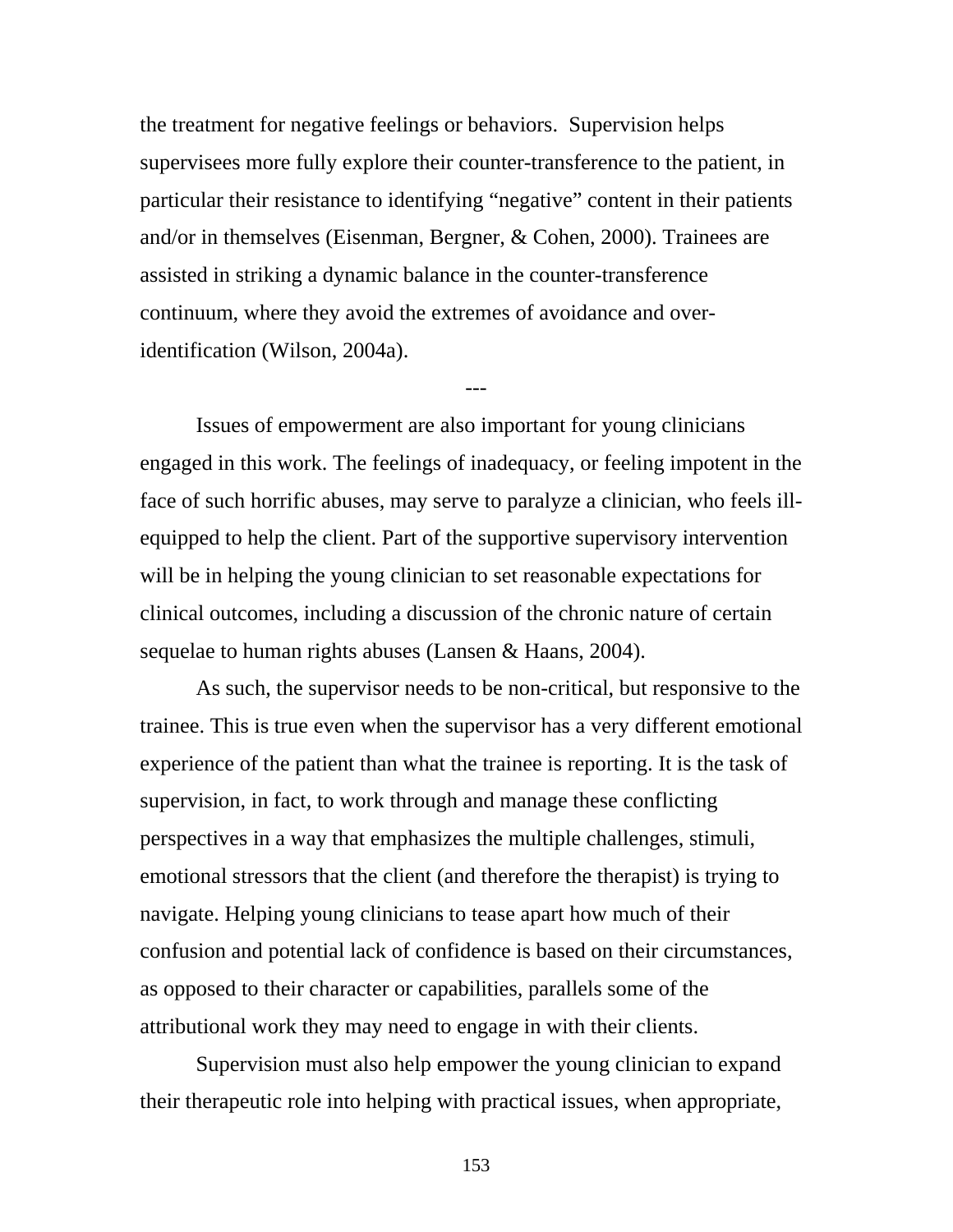the treatment for negative feelings or behaviors. Supervision helps supervisees more fully explore their counter-transference to the patient, in particular their resistance to identifying “negative” content in their patients and/or in themselves (Eisenman, Bergner, & Cohen, 2000). Trainees are assisted in striking a dynamic balance in the counter-transference continuum, where they avoid the extremes of avoidance and over-identification (Wilson, 2004a).

---

Issues of empowerment are also important for young clinicians engaged in this work. The feelings of inadequacy, or feeling impotent in the face of such horrific abuses, may serve to paralyze a clinician, who feels ill-equipped to help the client. Part of the supportive supervisory intervention will be in helping the young clinician to set reasonable expectations for clinical outcomes, including a discussion of the chronic nature of certain sequelae to human rights abuses (Lansen & Haans, 2004).

As such, the supervisor needs to be non-critical, but responsive to the trainee. This is true even when the supervisor has a very different emotional experience of the patient than what the trainee is reporting. It is the task of supervision, in fact, to work through and manage these conflicting perspectives in a way that emphasizes the multiple challenges, stimuli, emotional stressors that the client (and therefore the therapist) is trying to navigate. Helping young clinicians to tease apart how much of their confusion and potential lack of confidence is based on their circumstances, as opposed to their character or capabilities, parallels some of the attributional work they may need to engage in with their clients.

Supervision must also help empower the young clinician to expand their therapeutic role into helping with practical issues, when appropriate,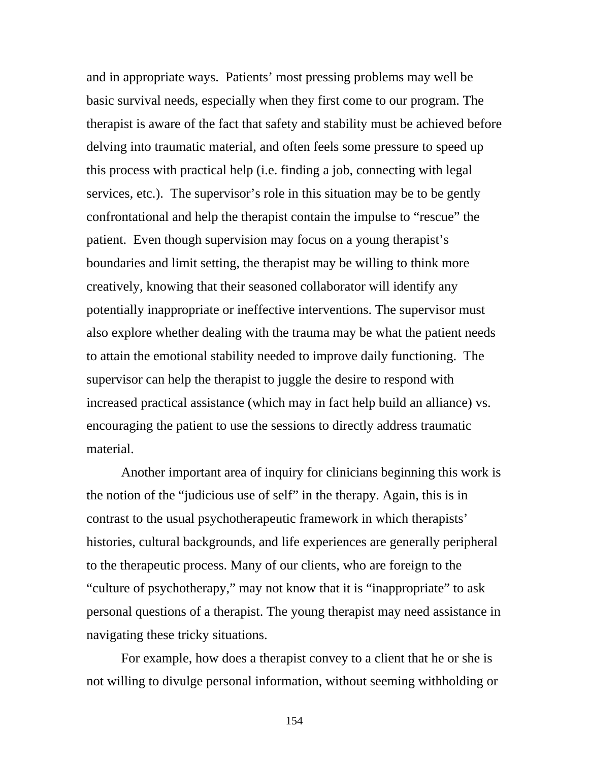and in appropriate ways. Patients' most pressing problems may well be basic survival needs, especially when they first come to our program. The therapist is aware of the fact that safety and stability must be achieved before delving into traumatic material, and often feels some pressure to speed up this process with practical help (i.e. finding a job, connecting with legal services, etc.). The supervisor's role in this situation may be to be gently confrontational and help the therapist contain the impulse to "rescue" the patient. Even though supervision may focus on a young therapist's boundaries and limit setting, the therapist may be willing to think more creatively, knowing that their seasoned collaborator will identify any potentially inappropriate or ineffective interventions. The supervisor must also explore whether dealing with the trauma may be what the patient needs to attain the emotional stability needed to improve daily functioning. The supervisor can help the therapist to juggle the desire to respond with increased practical assistance (which may in fact help build an alliance) vs. encouraging the patient to use the sessions to directly address traumatic material.

Another important area of inquiry for clinicians beginning this work is the notion of the "judicious use of self" in the therapy. Again, this is in contrast to the usual psychotherapeutic framework in which therapists' histories, cultural backgrounds, and life experiences are generally peripheral to the therapeutic process. Many of our clients, who are foreign to the "culture of psychotherapy," may not know that it is "inappropriate" to ask personal questions of a therapist. The young therapist may need assistance in navigating these tricky situations.

For example, how does a therapist convey to a client that he or she is not willing to divulge personal information, without seeming withholding or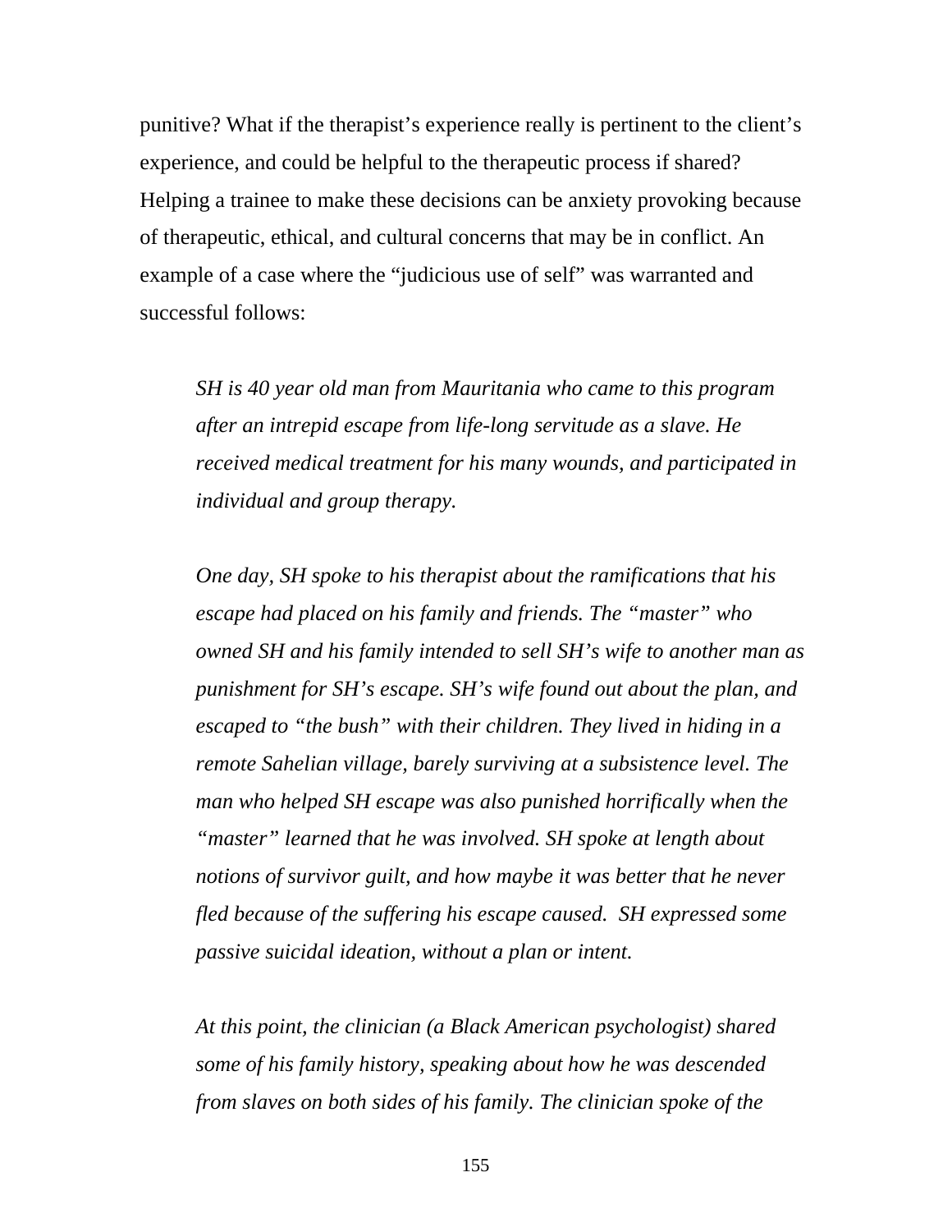punitive? What if the therapist's experience really is pertinent to the client's experience, and could be helpful to the therapeutic process if shared? Helping a trainee to make these decisions can be anxiety provoking because of therapeutic, ethical, and cultural concerns that may be in conflict. An example of a case where the "judicious use of self" was warranted and successful follows:

> *SH is 40 year old man from Mauritania who came to this program after an intrepid escape from life-long servitude as a slave. He received medical treatment for his many wounds, and participated in individual and group therapy.*
>
> *One day, SH spoke to his therapist about the ramifications that his escape had placed on his family and friends. The "master" who owned SH and his family intended to sell SH's wife to another man as punishment for SH's escape. SH's wife found out about the plan, and escaped to "the bush" with their children. They lived in hiding in a remote Sahelian village, barely surviving at a subsistence level. The man who helped SH escape was also punished horrifically when the "master" learned that he was involved. SH spoke at length about notions of survivor guilt, and how maybe it was better that he never fled because of the suffering his escape caused. SH expressed some passive suicidal ideation, without a plan or intent.*
>
> *At this point, the clinician (a Black American psychologist) shared some of his family history, speaking about how he was descended from slaves on both sides of his family. The clinician spoke of the*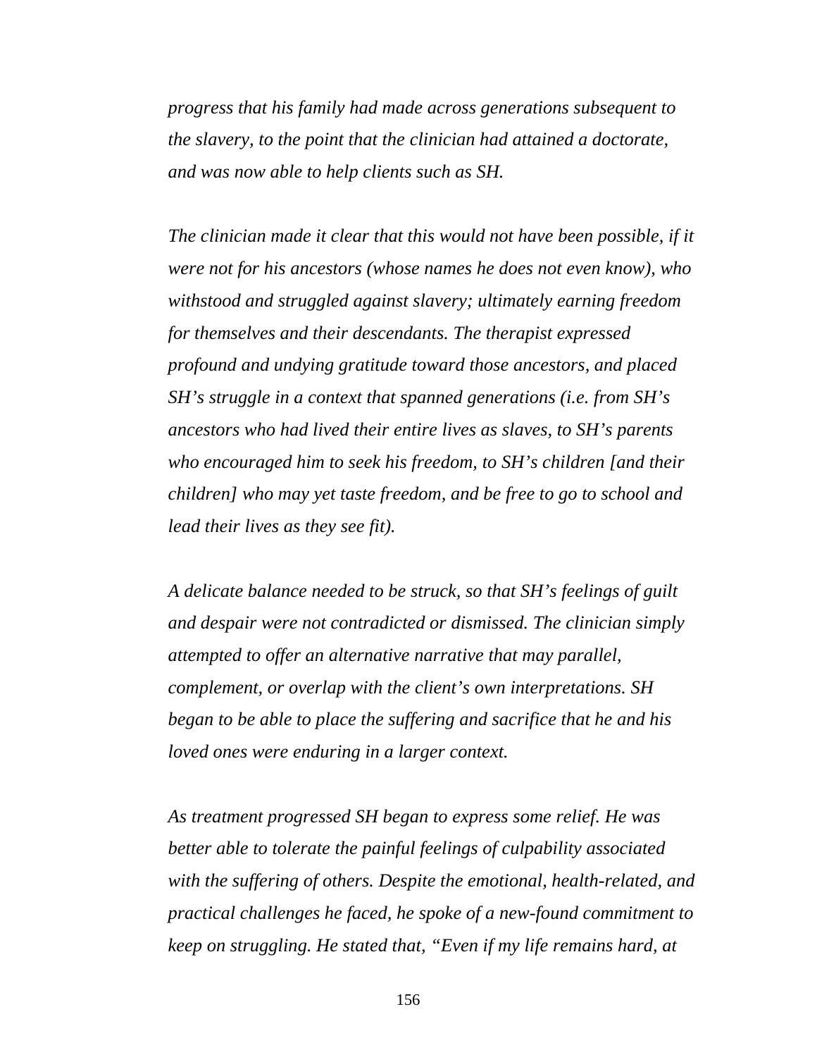*progress that his family had made across generations subsequent to the slavery, to the point that the clinician had attained a doctorate, and was now able to help clients such as SH.*

*The clinician made it clear that this would not have been possible, if it were not for his ancestors (whose names he does not even know), who withstood and struggled against slavery; ultimately earning freedom for themselves and their descendants. The therapist expressed profound and undying gratitude toward those ancestors, and placed SH's struggle in a context that spanned generations (i.e. from SH's ancestors who had lived their entire lives as slaves, to SH's parents who encouraged him to seek his freedom, to SH's children [and their children] who may yet taste freedom, and be free to go to school and lead their lives as they see fit).*

*A delicate balance needed to be struck, so that SH's feelings of guilt and despair were not contradicted or dismissed. The clinician simply attempted to offer an alternative narrative that may parallel, complement, or overlap with the client's own interpretations. SH began to be able to place the suffering and sacrifice that he and his loved ones were enduring in a larger context.*

*As treatment progressed SH began to express some relief. He was better able to tolerate the painful feelings of culpability associated with the suffering of others. Despite the emotional, health-related, and practical challenges he faced, he spoke of a new-found commitment to keep on struggling. He stated that, "Even if my life remains hard, at*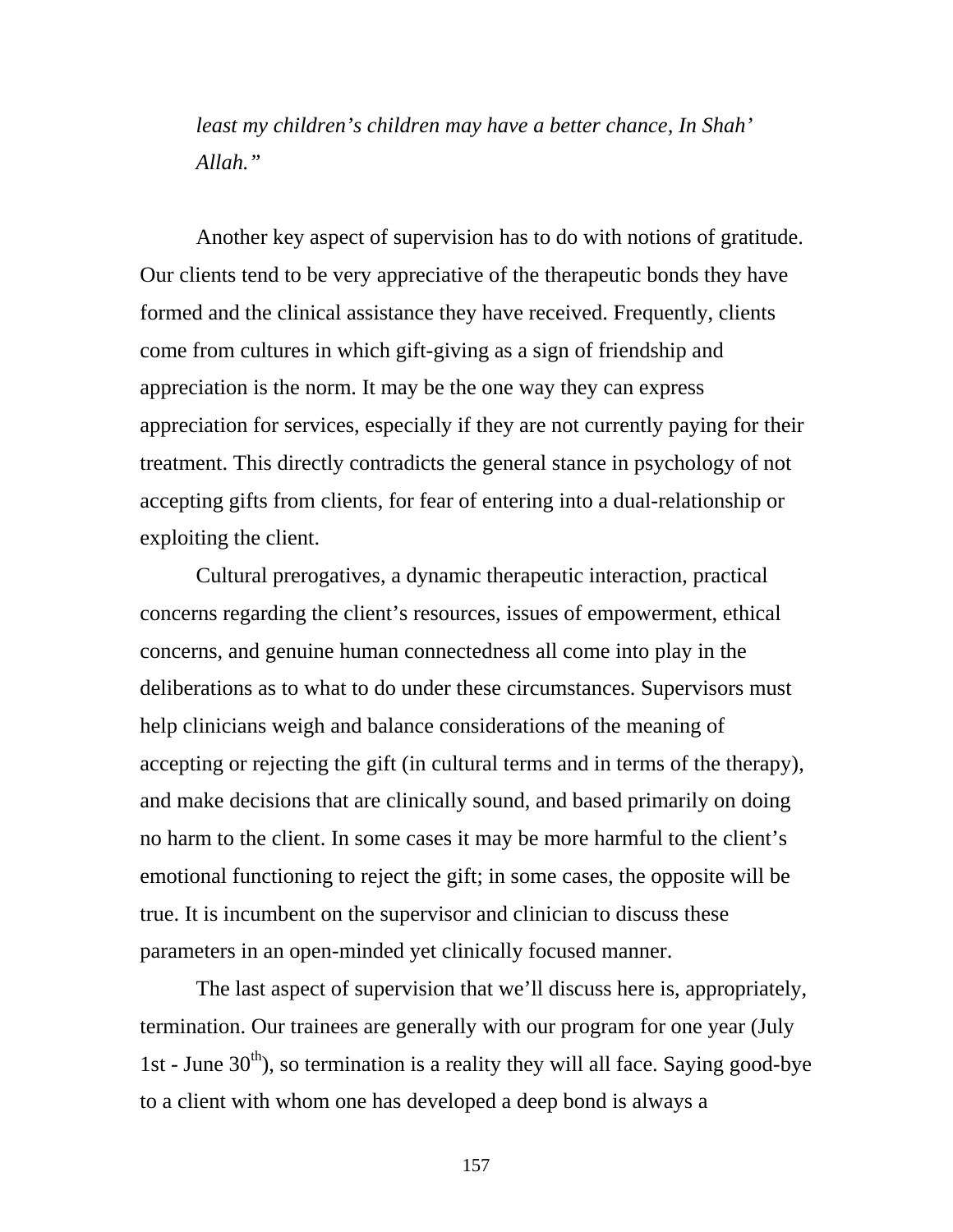*least my children's children may have a better chance, In Shah' Allah."*

Another key aspect of supervision has to do with notions of gratitude. Our clients tend to be very appreciative of the therapeutic bonds they have formed and the clinical assistance they have received. Frequently, clients come from cultures in which gift-giving as a sign of friendship and appreciation is the norm. It may be the one way they can express appreciation for services, especially if they are not currently paying for their treatment. This directly contradicts the general stance in psychology of not accepting gifts from clients, for fear of entering into a dual-relationship or exploiting the client.

Cultural prerogatives, a dynamic therapeutic interaction, practical concerns regarding the client's resources, issues of empowerment, ethical concerns, and genuine human connectedness all come into play in the deliberations as to what to do under these circumstances. Supervisors must help clinicians weigh and balance considerations of the meaning of accepting or rejecting the gift (in cultural terms and in terms of the therapy), and make decisions that are clinically sound, and based primarily on doing no harm to the client. In some cases it may be more harmful to the client's emotional functioning to reject the gift; in some cases, the opposite will be true. It is incumbent on the supervisor and clinician to discuss these parameters in an open-minded yet clinically focused manner.

The last aspect of supervision that we'll discuss here is, appropriately, termination. Our trainees are generally with our program for one year (July 1st - June 30th), so termination is a reality they will all face. Saying good-bye to a client with whom one has developed a deep bond is always a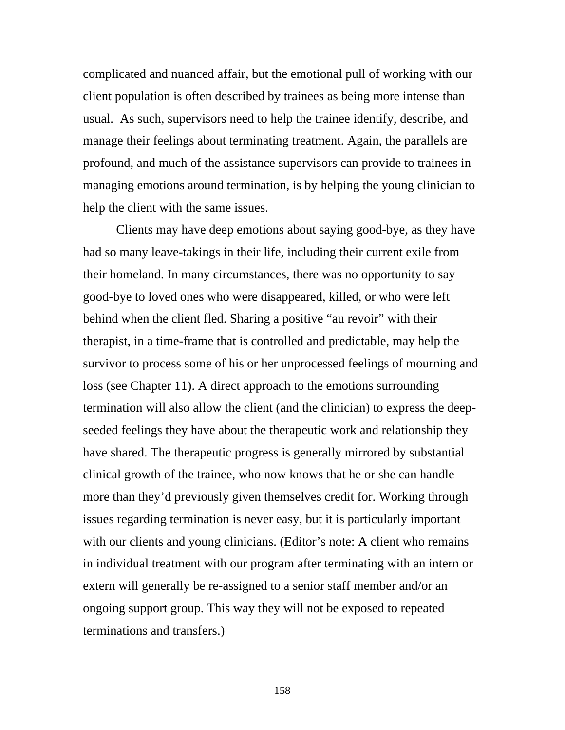complicated and nuanced affair, but the emotional pull of working with our client population is often described by trainees as being more intense than usual. As such, supervisors need to help the trainee identify, describe, and manage their feelings about terminating treatment. Again, the parallels are profound, and much of the assistance supervisors can provide to trainees in managing emotions around termination, is by helping the young clinician to help the client with the same issues.

Clients may have deep emotions about saying good-bye, as they have had so many leave-takings in their life, including their current exile from their homeland. In many circumstances, there was no opportunity to say good-bye to loved ones who were disappeared, killed, or who were left behind when the client fled. Sharing a positive "au revoir" with their therapist, in a time-frame that is controlled and predictable, may help the survivor to process some of his or her unprocessed feelings of mourning and loss (see Chapter 11). A direct approach to the emotions surrounding termination will also allow the client (and the clinician) to express the deep-seeded feelings they have about the therapeutic work and relationship they have shared. The therapeutic progress is generally mirrored by substantial clinical growth of the trainee, who now knows that he or she can handle more than they'd previously given themselves credit for. Working through issues regarding termination is never easy, but it is particularly important with our clients and young clinicians. (Editor's note: A client who remains in individual treatment with our program after terminating with an intern or extern will generally be re-assigned to a senior staff member and/or an ongoing support group. This way they will not be exposed to repeated terminations and transfers.)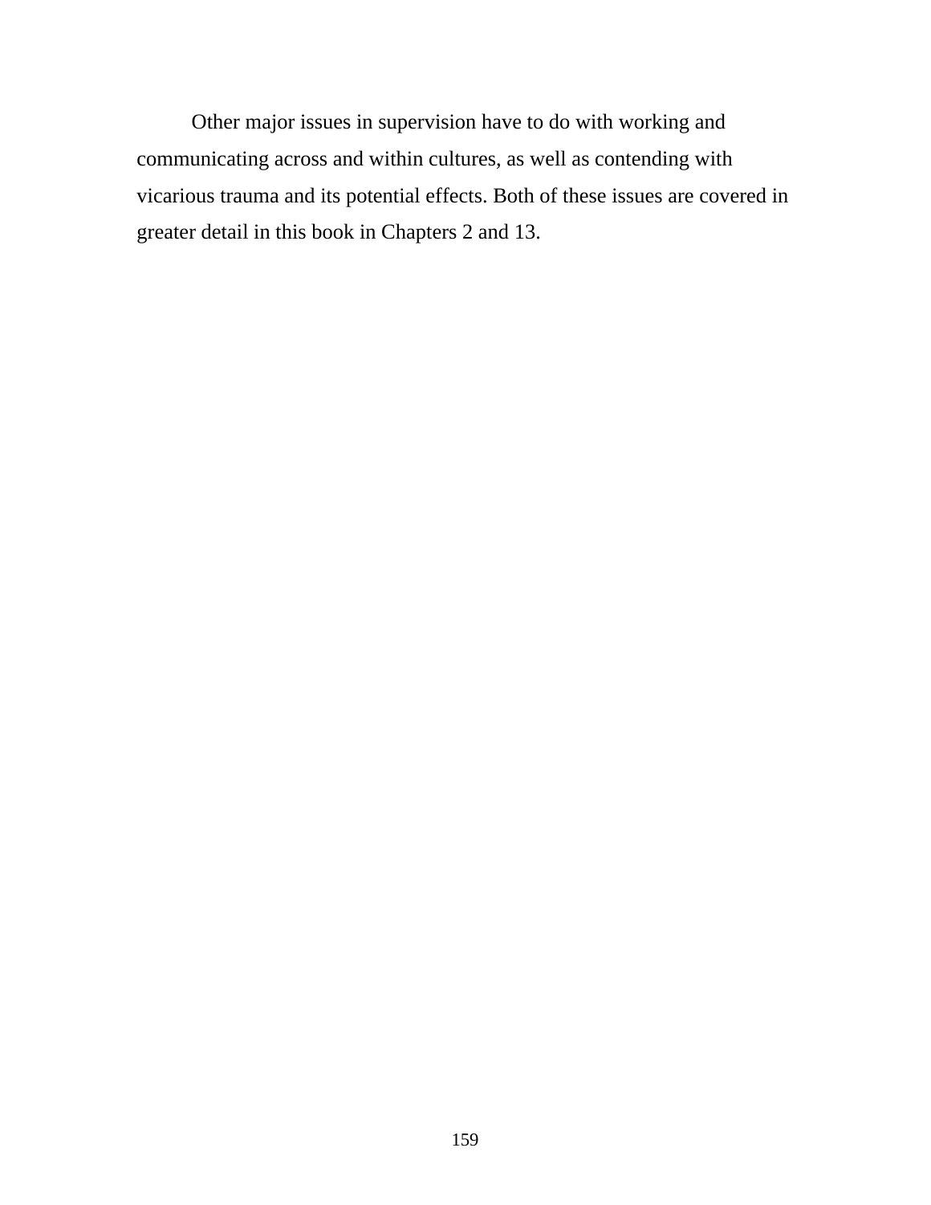Other major issues in supervision have to do with working and communicating across and within cultures, as well as contending with vicarious trauma and its potential effects. Both of these issues are covered in greater detail in this book in Chapters 2 and 13.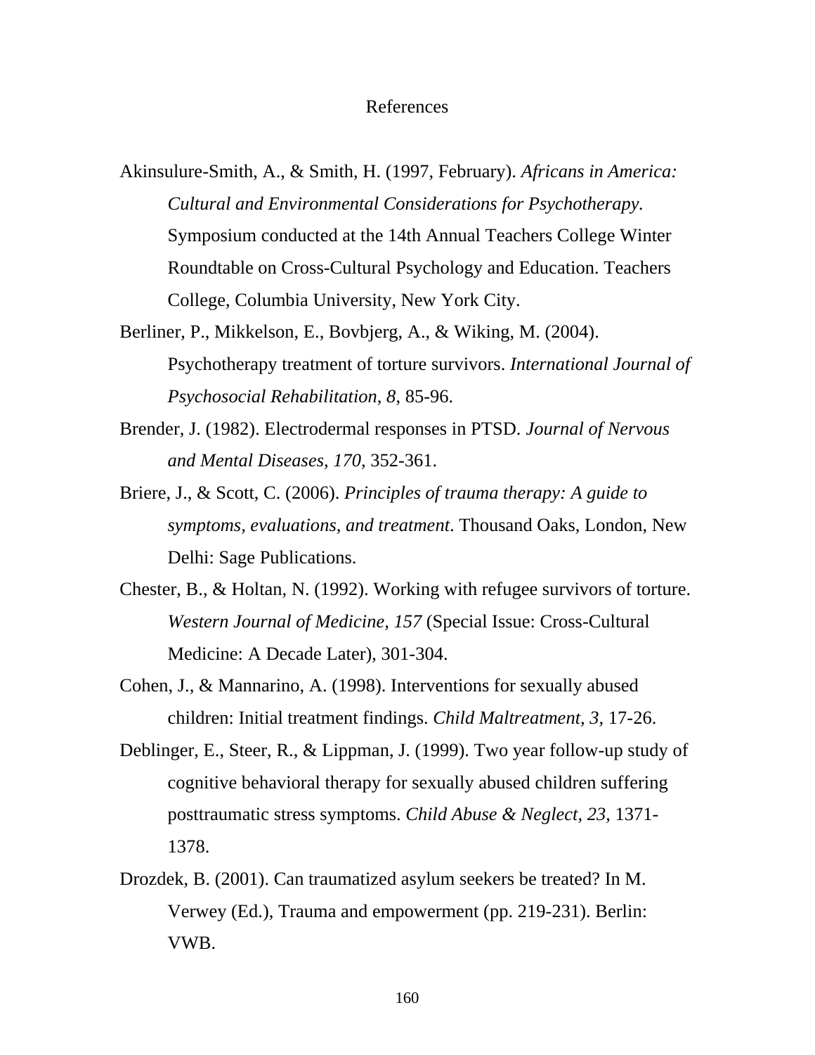# References

Akinsulure-Smith, A., & Smith, H. (1997, February). *Africans in America: Cultural and Environmental Considerations for Psychotherapy.* Symposium conducted at the 14th Annual Teachers College Winter Roundtable on Cross-Cultural Psychology and Education. Teachers College, Columbia University, New York City.

Berliner, P., Mikkelson, E., Bovbjerg, A., & Wiking, M. (2004). Psychotherapy treatment of torture survivors. *International Journal of Psychosocial Rehabilitation, 8*, 85-96.

Brender, J. (1982). Electrodermal responses in PTSD. *Journal of Nervous and Mental Diseases, 170,* 352-361.

Briere, J., & Scott, C. (2006). *Principles of trauma therapy: A guide to symptoms, evaluations, and treatment*. Thousand Oaks, London, New Delhi: Sage Publications.

Chester, B., & Holtan, N. (1992). Working with refugee survivors of torture. *Western Journal of Medicine, 157* (Special Issue: Cross-Cultural Medicine: A Decade Later), 301-304.

Cohen, J., & Mannarino, A. (1998). Interventions for sexually abused children: Initial treatment findings. *Child Maltreatment, 3,* 17-26.

Deblinger, E., Steer, R., & Lippman, J. (1999). Two year follow-up study of cognitive behavioral therapy for sexually abused children suffering posttraumatic stress symptoms. *Child Abuse & Neglect, 23,* 1371-1378.

Drozdek, B. (2001). Can traumatized asylum seekers be treated? In M. Verwey (Ed.), Trauma and empowerment (pp. 219-231). Berlin: VWB.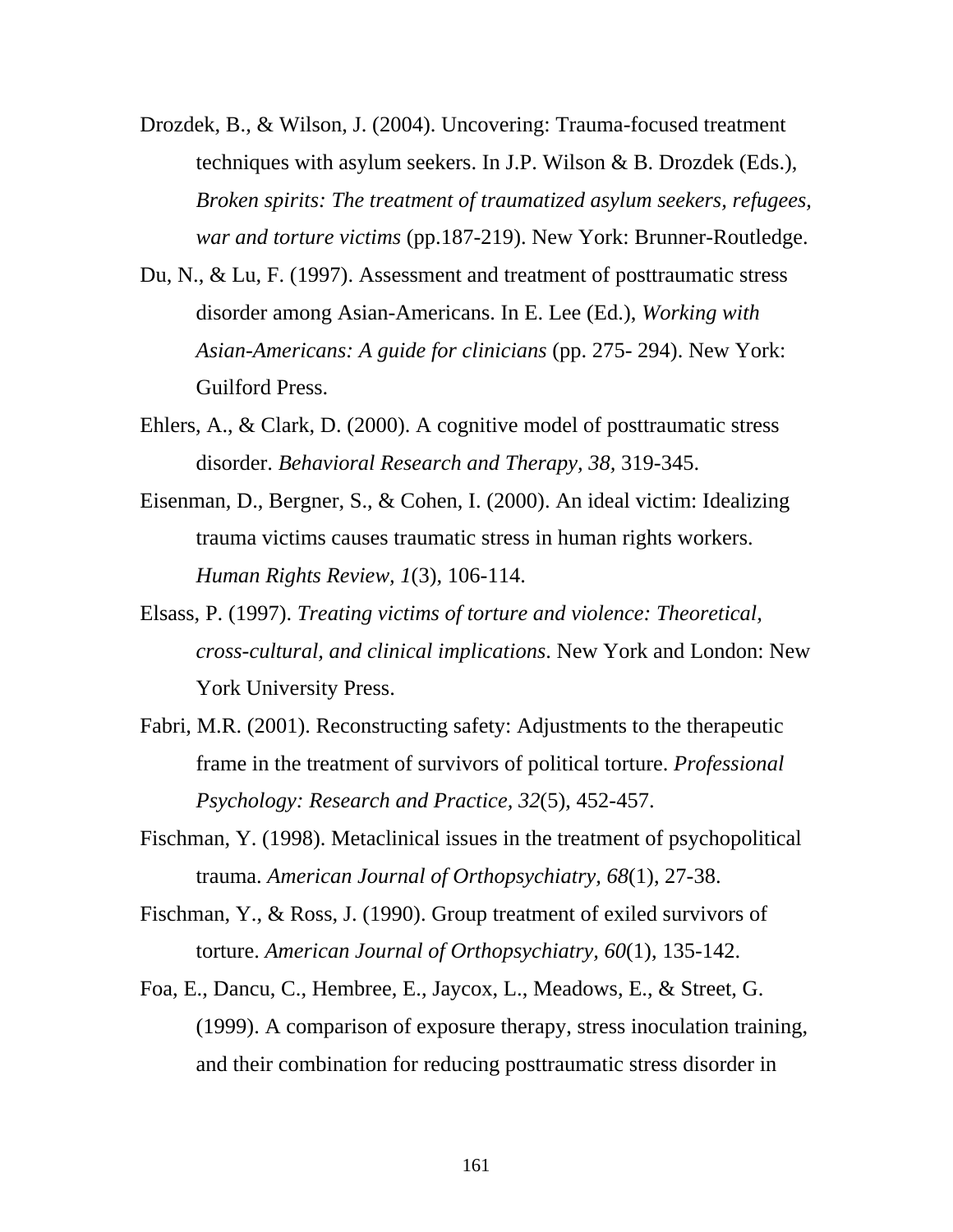Drozdek, B., & Wilson, J. (2004). Uncovering: Trauma-focused treatment techniques with asylum seekers. In J.P. Wilson & B. Drozdek (Eds.), *Broken spirits: The treatment of traumatized asylum seekers, refugees, war and torture victims* (pp.187-219). New York: Brunner-Routledge.

Du, N., & Lu, F. (1997). Assessment and treatment of posttraumatic stress disorder among Asian-Americans. In E. Lee (Ed.), *Working with Asian-Americans: A guide for clinicians* (pp. 275- 294). New York: Guilford Press.

Ehlers, A., & Clark, D. (2000). A cognitive model of posttraumatic stress disorder. *Behavioral Research and Therapy, 38*, 319-345.

Eisenman, D., Bergner, S., & Cohen, I. (2000). An ideal victim: Idealizing trauma victims causes traumatic stress in human rights workers. *Human Rights Review, 1*(3), 106-114.

Elsass, P. (1997). *Treating victims of torture and violence: Theoretical, cross-cultural, and clinical implications*. New York and London: New York University Press.

Fabri, M.R. (2001). Reconstructing safety: Adjustments to the therapeutic frame in the treatment of survivors of political torture. *Professional Psychology: Research and Practice, 32*(5), 452-457.

Fischman, Y. (1998). Metaclinical issues in the treatment of psychopolitical trauma. *American Journal of Orthopsychiatry, 68*(1), 27-38.

Fischman, Y., & Ross, J. (1990). Group treatment of exiled survivors of torture. *American Journal of Orthopsychiatry, 60*(1), 135-142.

Foa, E., Dancu, C., Hembree, E., Jaycox, L., Meadows, E., & Street, G. (1999). A comparison of exposure therapy, stress inoculation training, and their combination for reducing posttraumatic stress disorder in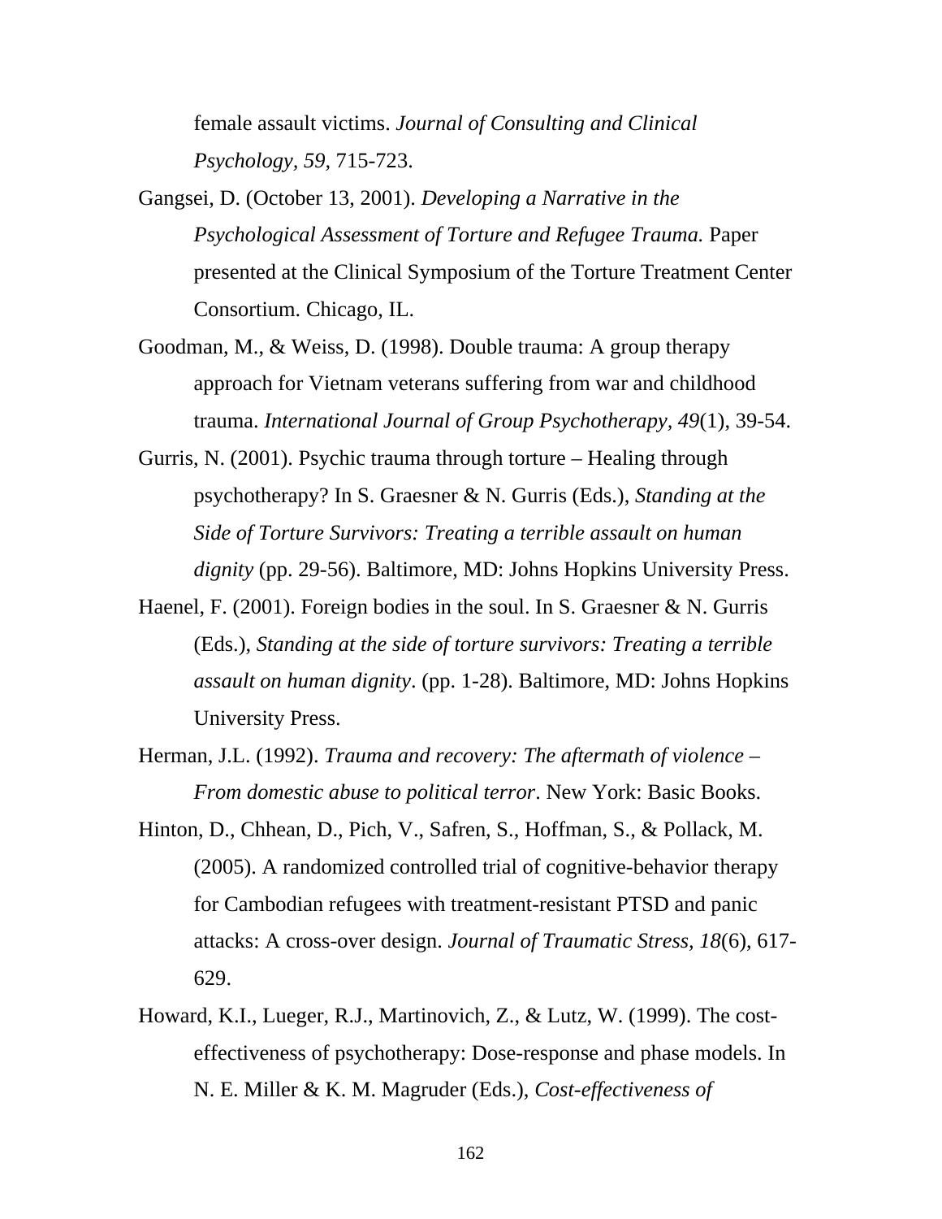female assault victims. *Journal of Consulting and Clinical Psychology, 59,* 715-723.

Gangsei, D. (October 13, 2001). *Developing a Narrative in the Psychological Assessment of Torture and Refugee Trauma.* Paper presented at the Clinical Symposium of the Torture Treatment Center Consortium. Chicago, IL.

Goodman, M., & Weiss, D. (1998). Double trauma: A group therapy approach for Vietnam veterans suffering from war and childhood trauma. *International Journal of Group Psychotherapy, 49*(1), 39-54.

Gurris, N. (2001). Psychic trauma through torture – Healing through psychotherapy? In S. Graesner & N. Gurris (Eds.), *Standing at the Side of Torture Survivors: Treating a terrible assault on human dignity* (pp. 29-56). Baltimore, MD: Johns Hopkins University Press.

Haenel, F. (2001). Foreign bodies in the soul. In S. Graesner & N. Gurris (Eds.), *Standing at the side of torture survivors: Treating a terrible assault on human dignity*. (pp. 1-28). Baltimore, MD: Johns Hopkins University Press.

Herman, J.L. (1992). *Trauma and recovery: The aftermath of violence – From domestic abuse to political terror*. New York: Basic Books.

Hinton, D., Chhean, D., Pich, V., Safren, S., Hoffman, S., & Pollack, M. (2005). A randomized controlled trial of cognitive-behavior therapy for Cambodian refugees with treatment-resistant PTSD and panic attacks: A cross-over design. *Journal of Traumatic Stress, 18*(6), 617-629.

Howard, K.I., Lueger, R.J., Martinovich, Z., & Lutz, W. (1999). The cost-effectiveness of psychotherapy: Dose-response and phase models. In N. E. Miller & K. M. Magruder (Eds.), *Cost-effectiveness of*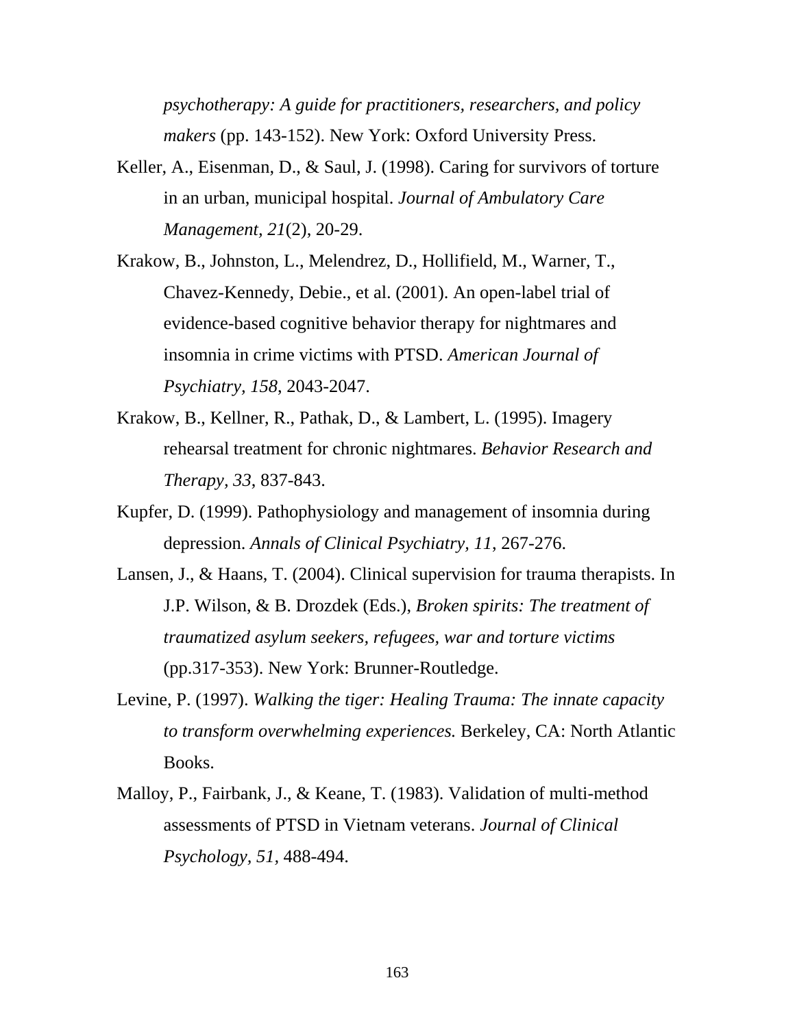*psychotherapy: A guide for practitioners, researchers, and policy makers* (pp. 143-152). New York: Oxford University Press.

Keller, A., Eisenman, D., & Saul, J. (1998). Caring for survivors of torture in an urban, municipal hospital. *Journal of Ambulatory Care Management*, *21*(2), 20-29.

Krakow, B., Johnston, L., Melendrez, D., Hollifield, M., Warner, T., Chavez-Kennedy, Debie., et al. (2001). An open-label trial of evidence-based cognitive behavior therapy for nightmares and insomnia in crime victims with PTSD. *American Journal of Psychiatry, 158*, 2043-2047.

Krakow, B., Kellner, R., Pathak, D., & Lambert, L. (1995). Imagery rehearsal treatment for chronic nightmares. *Behavior Research and Therapy*, *33*, 837-843.

Kupfer, D. (1999). Pathophysiology and management of insomnia during depression. *Annals of Clinical Psychiatry, 11*, 267-276.

Lansen, J., & Haans, T. (2004). Clinical supervision for trauma therapists. In J.P. Wilson, & B. Drozdek (Eds.), *Broken spirits: The treatment of traumatized asylum seekers, refugees, war and torture victims* (pp.317-353). New York: Brunner-Routledge.

Levine, P. (1997). *Walking the tiger: Healing Trauma: The innate capacity to transform overwhelming experiences.* Berkeley, CA: North Atlantic Books.

Malloy, P., Fairbank, J., & Keane, T. (1983). Validation of multi-method assessments of PTSD in Vietnam veterans. *Journal of Clinical Psychology, 51*, 488-494.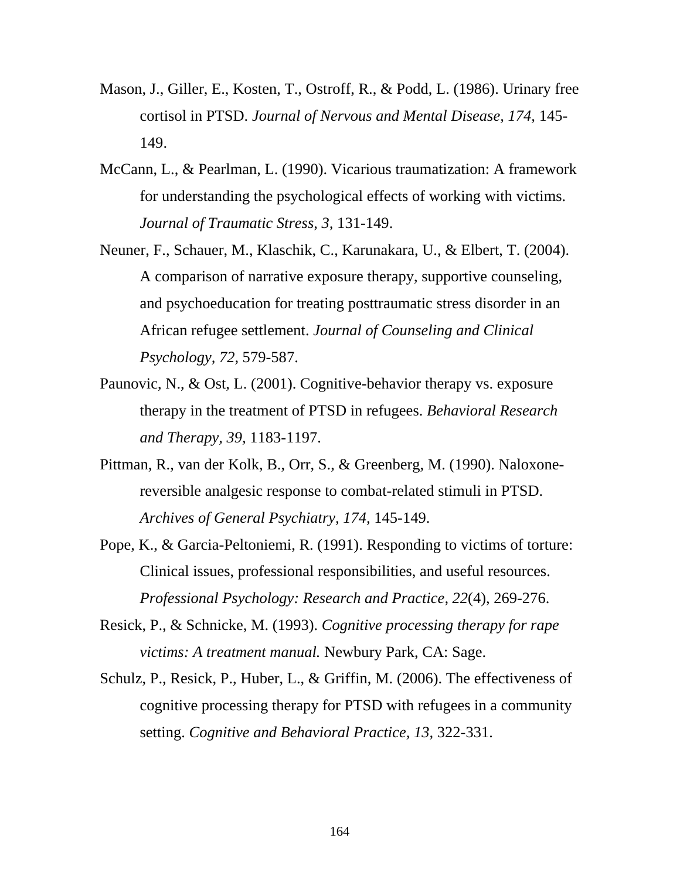Mason, J., Giller, E., Kosten, T., Ostroff, R., & Podd, L. (1986). Urinary free cortisol in PTSD. *Journal of Nervous and Mental Disease, 174,* 145-149.

McCann, L., & Pearlman, L. (1990). Vicarious traumatization: A framework for understanding the psychological effects of working with victims. *Journal of Traumatic Stress, 3,* 131-149.

Neuner, F., Schauer, M., Klaschik, C., Karunakara, U., & Elbert, T. (2004). A comparison of narrative exposure therapy, supportive counseling, and psychoeducation for treating posttraumatic stress disorder in an African refugee settlement. *Journal of Counseling and Clinical Psychology, 72,* 579-587.

Paunovic, N., & Ost, L. (2001). Cognitive-behavior therapy vs. exposure therapy in the treatment of PTSD in refugees. *Behavioral Research and Therapy, 39,* 1183-1197.

Pittman, R., van der Kolk, B., Orr, S., & Greenberg, M. (1990). Naloxone-reversible analgesic response to combat-related stimuli in PTSD. *Archives of General Psychiatry, 174,* 145-149.

Pope, K., & Garcia-Peltoniemi, R. (1991). Responding to victims of torture: Clinical issues, professional responsibilities, and useful resources. *Professional Psychology: Research and Practice, 22*(4), 269-276.

Resick, P., & Schnicke, M. (1993). *Cognitive processing therapy for rape victims: A treatment manual.* Newbury Park, CA: Sage.

Schulz, P., Resick, P., Huber, L., & Griffin, M. (2006). The effectiveness of cognitive processing therapy for PTSD with refugees in a community setting. *Cognitive and Behavioral Practice, 13,* 322-331.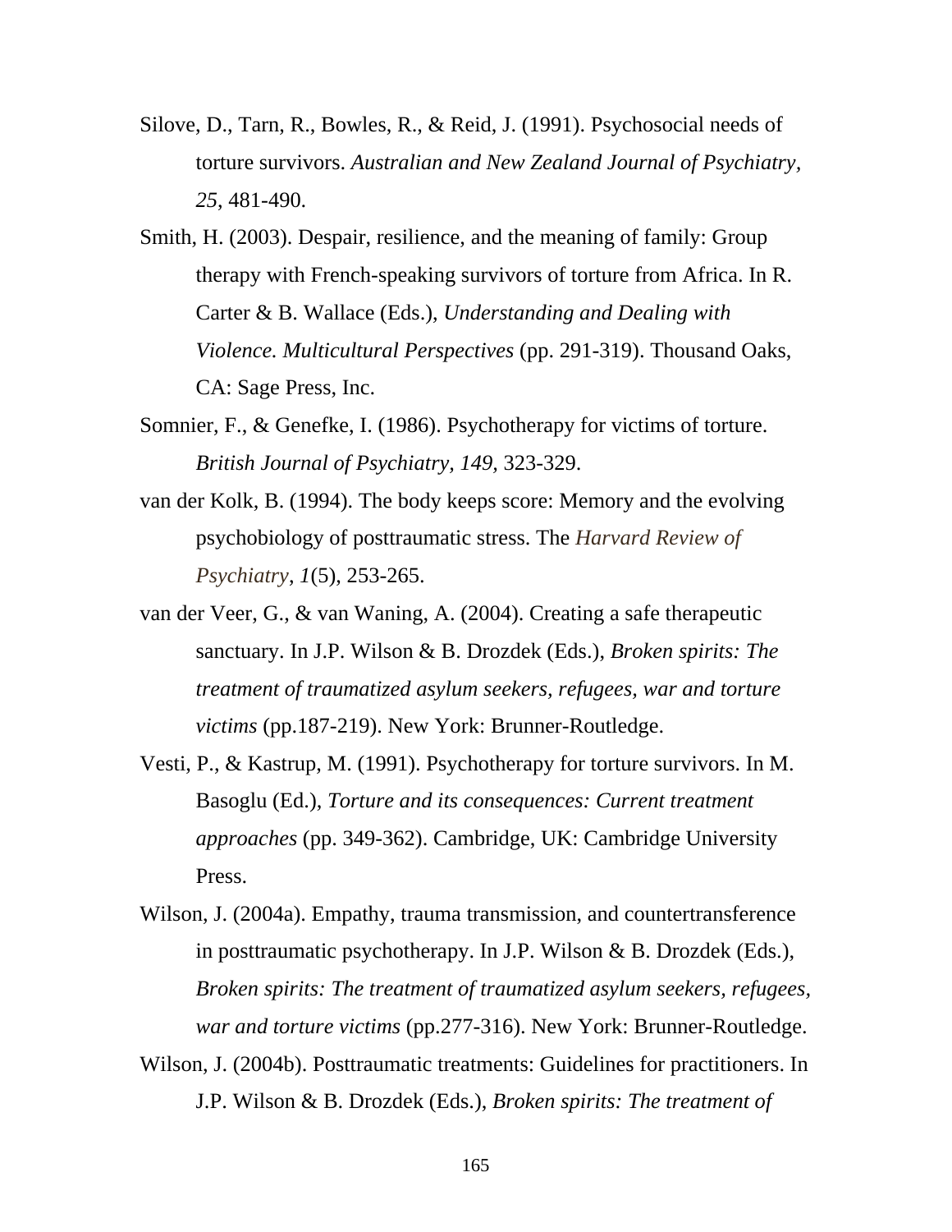Silove, D., Tarn, R., Bowles, R., & Reid, J. (1991). Psychosocial needs of torture survivors. *Australian and New Zealand Journal of Psychiatry, 25*, 481-490.

Smith, H. (2003). Despair, resilience, and the meaning of family: Group therapy with French-speaking survivors of torture from Africa. In R. Carter & B. Wallace (Eds.), *Understanding and Dealing with Violence. Multicultural Perspectives* (pp. 291-319). Thousand Oaks, CA: Sage Press, Inc.

Somnier, F., & Genefke, I. (1986). Psychotherapy for victims of torture. *British Journal of Psychiatry, 149*, 323-329.

van der Kolk, B. (1994). The body keeps score: Memory and the evolving psychobiology of posttraumatic stress. The *Harvard Review of Psychiatry*, *1*(5), 253-265.

van der Veer, G., & van Waning, A. (2004). Creating a safe therapeutic sanctuary. In J.P. Wilson & B. Drozdek (Eds.), *Broken spirits: The treatment of traumatized asylum seekers, refugees, war and torture victims* (pp.187-219). New York: Brunner-Routledge.

Vesti, P., & Kastrup, M. (1991). Psychotherapy for torture survivors. In M. Basoglu (Ed.), *Torture and its consequences: Current treatment approaches* (pp. 349-362). Cambridge, UK: Cambridge University Press.

Wilson, J. (2004a). Empathy, trauma transmission, and countertransference in posttraumatic psychotherapy. In J.P. Wilson & B. Drozdek (Eds.), *Broken spirits: The treatment of traumatized asylum seekers, refugees, war and torture victims* (pp.277-316). New York: Brunner-Routledge.

Wilson, J. (2004b). Posttraumatic treatments: Guidelines for practitioners. In J.P. Wilson & B. Drozdek (Eds.), *Broken spirits: The treatment of*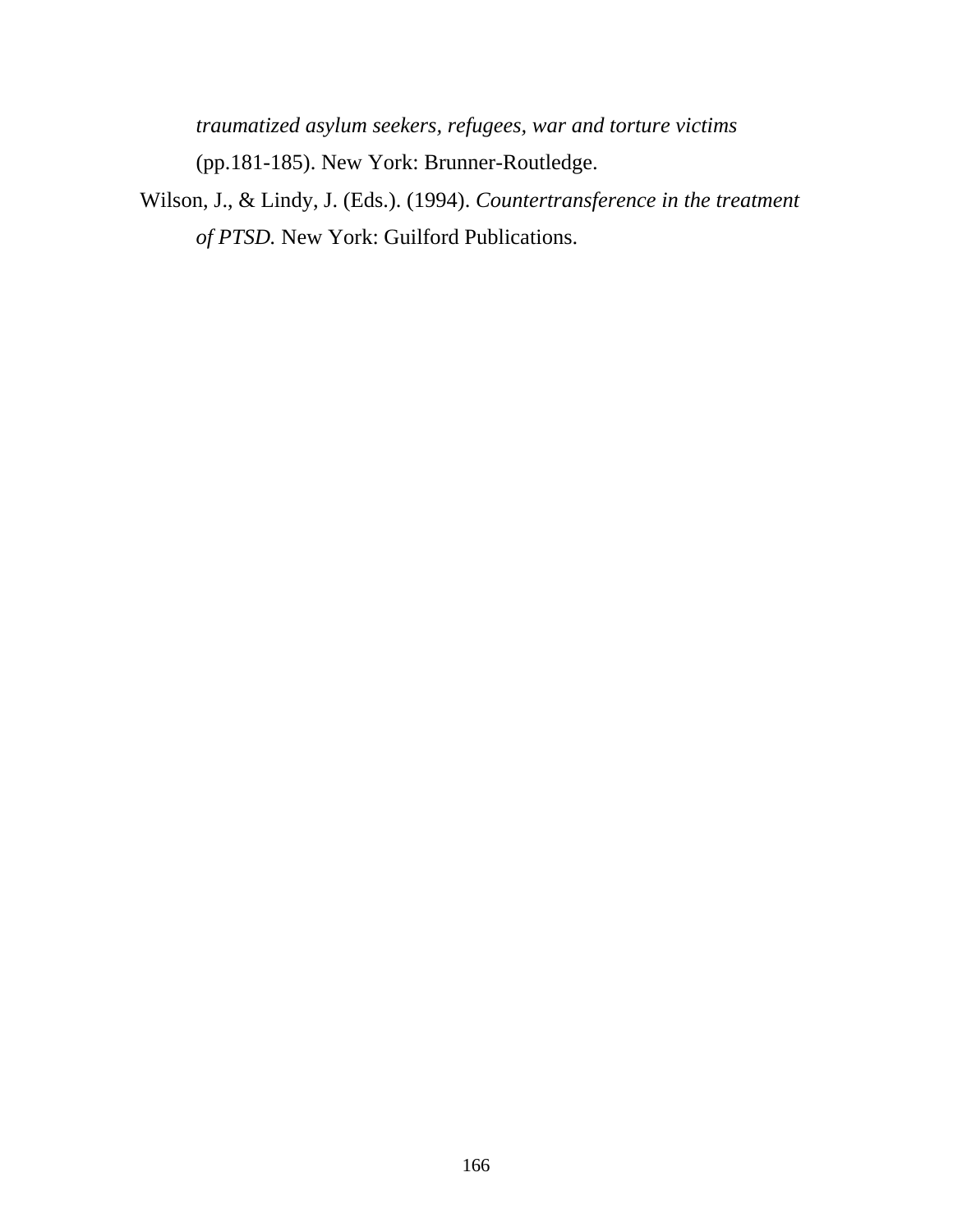*traumatized asylum seekers, refugees, war and torture victims* (pp.181-185). New York: Brunner-Routledge.

Wilson, J., & Lindy, J. (Eds.). (1994). *Countertransference in the treatment of PTSD.* New York: Guilford Publications.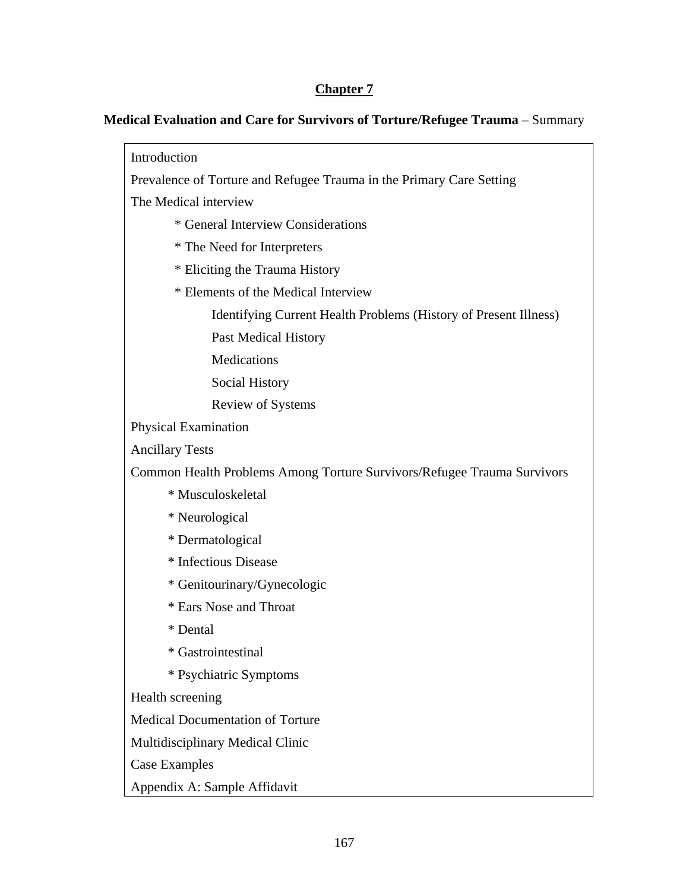## Chapter 7

**Medical Evaluation and Care for Survivors of Torture/Refugee Trauma** – Summary

Introduction

Prevalence of Torture and Refugee Trauma in the Primary Care Setting

The Medical interview

- * General Interview Considerations
- * The Need for Interpreters
- * Eliciting the Trauma History
- * Elements of the Medical Interview
  - Identifying Current Health Problems (History of Present Illness)
  - Past Medical History
  - Medications
  - Social History
  - Review of Systems

Physical Examination

Ancillary Tests

Common Health Problems Among Torture Survivors/Refugee Trauma Survivors

- * Musculoskeletal
- * Neurological
- * Dermatological
- * Infectious Disease
- * Genitourinary/Gynecologic
- * Ears Nose and Throat
- * Dental
- * Gastrointestinal
- * Psychiatric Symptoms

Health screening

Medical Documentation of Torture

Multidisciplinary Medical Clinic

Case Examples

Appendix A: Sample Affidavit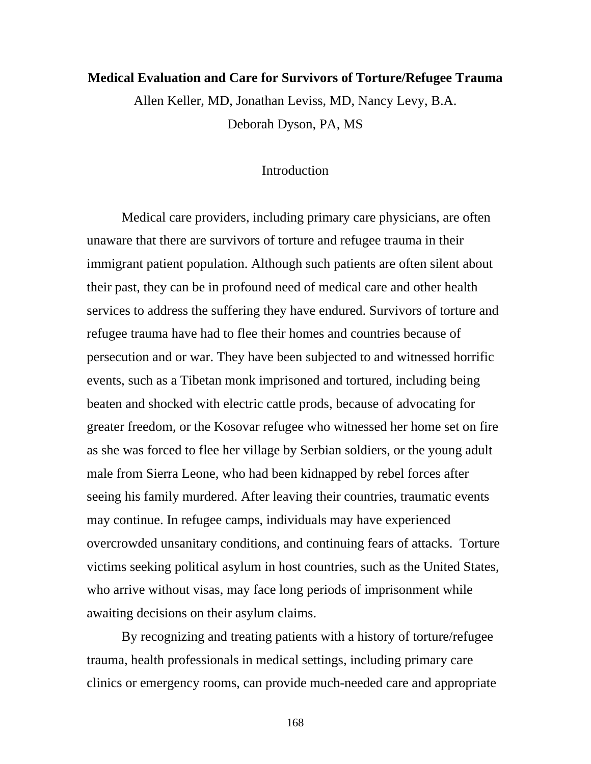# Medical Evaluation and Care for Survivors of Torture/Refugee Trauma

Allen Keller, MD, Jonathan Leviss, MD, Nancy Levy, B.A.

Deborah Dyson, PA, MS

## Introduction

Medical care providers, including primary care physicians, are often unaware that there are survivors of torture and refugee trauma in their immigrant patient population. Although such patients are often silent about their past, they can be in profound need of medical care and other health services to address the suffering they have endured. Survivors of torture and refugee trauma have had to flee their homes and countries because of persecution and or war. They have been subjected to and witnessed horrific events, such as a Tibetan monk imprisoned and tortured, including being beaten and shocked with electric cattle prods, because of advocating for greater freedom, or the Kosovar refugee who witnessed her home set on fire as she was forced to flee her village by Serbian soldiers, or the young adult male from Sierra Leone, who had been kidnapped by rebel forces after seeing his family murdered. After leaving their countries, traumatic events may continue. In refugee camps, individuals may have experienced overcrowded unsanitary conditions, and continuing fears of attacks. Torture victims seeking political asylum in host countries, such as the United States, who arrive without visas, may face long periods of imprisonment while awaiting decisions on their asylum claims.

By recognizing and treating patients with a history of torture/refugee trauma, health professionals in medical settings, including primary care clinics or emergency rooms, can provide much-needed care and appropriate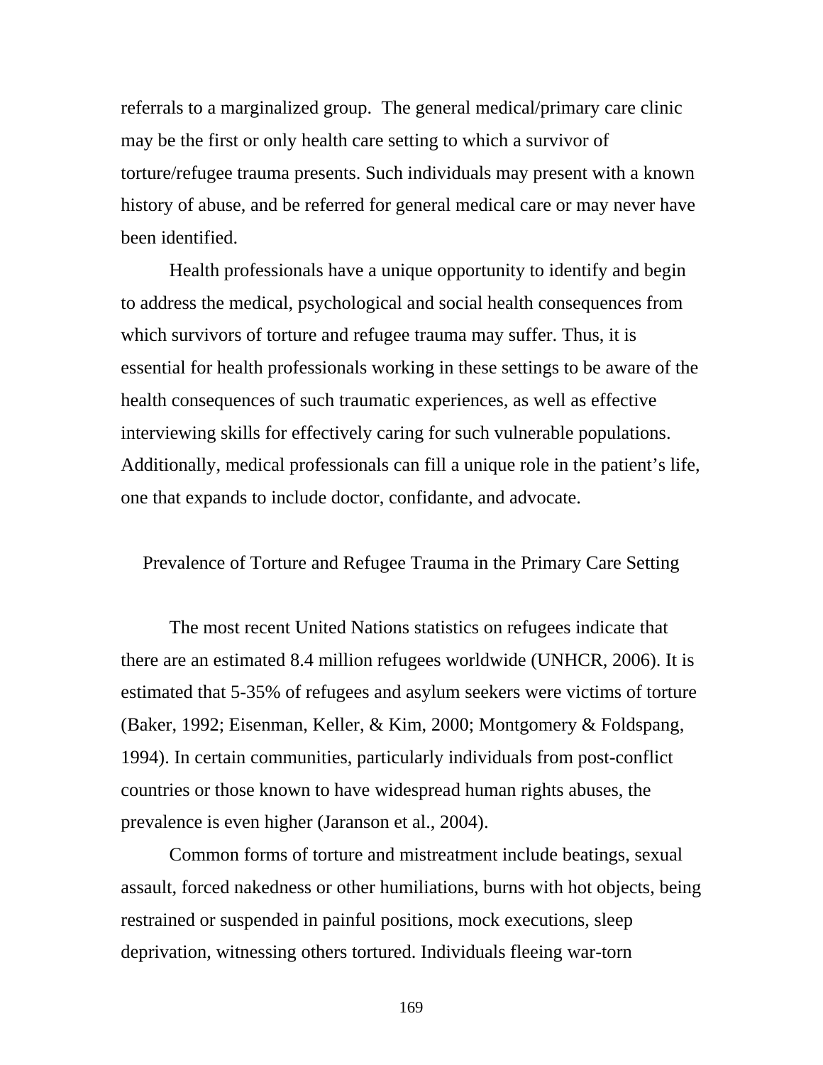referrals to a marginalized group. The general medical/primary care clinic may be the first or only health care setting to which a survivor of torture/refugee trauma presents. Such individuals may present with a known history of abuse, and be referred for general medical care or may never have been identified.

Health professionals have a unique opportunity to identify and begin to address the medical, psychological and social health consequences from which survivors of torture and refugee trauma may suffer. Thus, it is essential for health professionals working in these settings to be aware of the health consequences of such traumatic experiences, as well as effective interviewing skills for effectively caring for such vulnerable populations. Additionally, medical professionals can fill a unique role in the patient's life, one that expands to include doctor, confidante, and advocate.

## Prevalence of Torture and Refugee Trauma in the Primary Care Setting

The most recent United Nations statistics on refugees indicate that there are an estimated 8.4 million refugees worldwide (UNHCR, 2006). It is estimated that 5-35% of refugees and asylum seekers were victims of torture (Baker, 1992; Eisenman, Keller, & Kim, 2000; Montgomery & Foldspang, 1994). In certain communities, particularly individuals from post-conflict countries or those known to have widespread human rights abuses, the prevalence is even higher (Jaranson et al., 2004).

Common forms of torture and mistreatment include beatings, sexual assault, forced nakedness or other humiliations, burns with hot objects, being restrained or suspended in painful positions, mock executions, sleep deprivation, witnessing others tortured. Individuals fleeing war-torn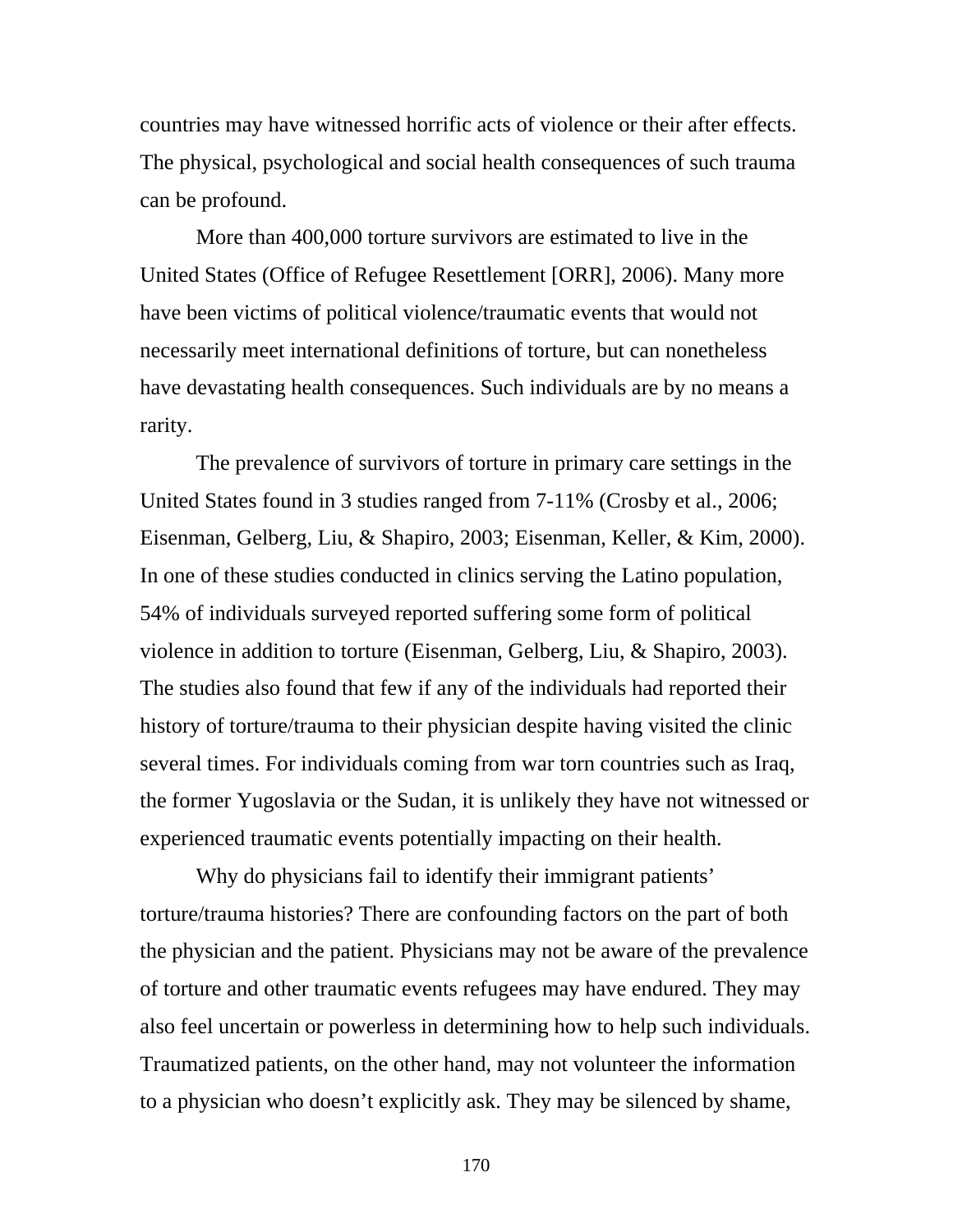countries may have witnessed horrific acts of violence or their after effects. The physical, psychological and social health consequences of such trauma can be profound.

More than 400,000 torture survivors are estimated to live in the United States (Office of Refugee Resettlement [ORR], 2006). Many more have been victims of political violence/traumatic events that would not necessarily meet international definitions of torture, but can nonetheless have devastating health consequences. Such individuals are by no means a rarity.

The prevalence of survivors of torture in primary care settings in the United States found in 3 studies ranged from 7-11% (Crosby et al., 2006; Eisenman, Gelberg, Liu, & Shapiro, 2003; Eisenman, Keller, & Kim, 2000). In one of these studies conducted in clinics serving the Latino population, 54% of individuals surveyed reported suffering some form of political violence in addition to torture (Eisenman, Gelberg, Liu, & Shapiro, 2003). The studies also found that few if any of the individuals had reported their history of torture/trauma to their physician despite having visited the clinic several times. For individuals coming from war torn countries such as Iraq, the former Yugoslavia or the Sudan, it is unlikely they have not witnessed or experienced traumatic events potentially impacting on their health.

Why do physicians fail to identify their immigrant patients' torture/trauma histories? There are confounding factors on the part of both the physician and the patient. Physicians may not be aware of the prevalence of torture and other traumatic events refugees may have endured. They may also feel uncertain or powerless in determining how to help such individuals. Traumatized patients, on the other hand, may not volunteer the information to a physician who doesn't explicitly ask. They may be silenced by shame,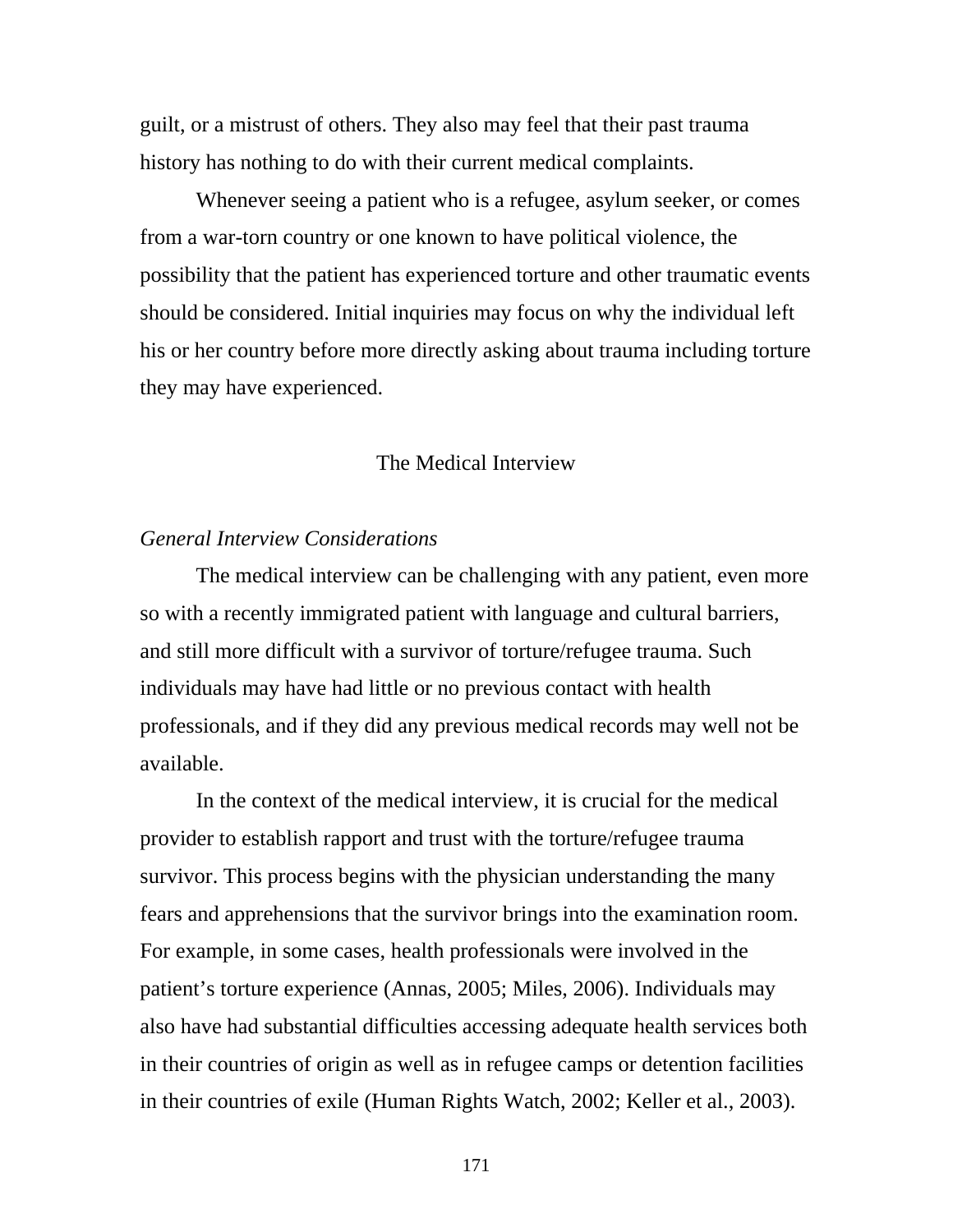guilt, or a mistrust of others. They also may feel that their past trauma history has nothing to do with their current medical complaints.

Whenever seeing a patient who is a refugee, asylum seeker, or comes from a war-torn country or one known to have political violence, the possibility that the patient has experienced torture and other traumatic events should be considered. Initial inquiries may focus on why the individual left his or her country before more directly asking about trauma including torture they may have experienced.

## The Medical Interview

### *General Interview Considerations*

The medical interview can be challenging with any patient, even more so with a recently immigrated patient with language and cultural barriers, and still more difficult with a survivor of torture/refugee trauma. Such individuals may have had little or no previous contact with health professionals, and if they did any previous medical records may well not be available.

In the context of the medical interview, it is crucial for the medical provider to establish rapport and trust with the torture/refugee trauma survivor. This process begins with the physician understanding the many fears and apprehensions that the survivor brings into the examination room. For example, in some cases, health professionals were involved in the patient's torture experience (Annas, 2005; Miles, 2006). Individuals may also have had substantial difficulties accessing adequate health services both in their countries of origin as well as in refugee camps or detention facilities in their countries of exile (Human Rights Watch, 2002; Keller et al., 2003).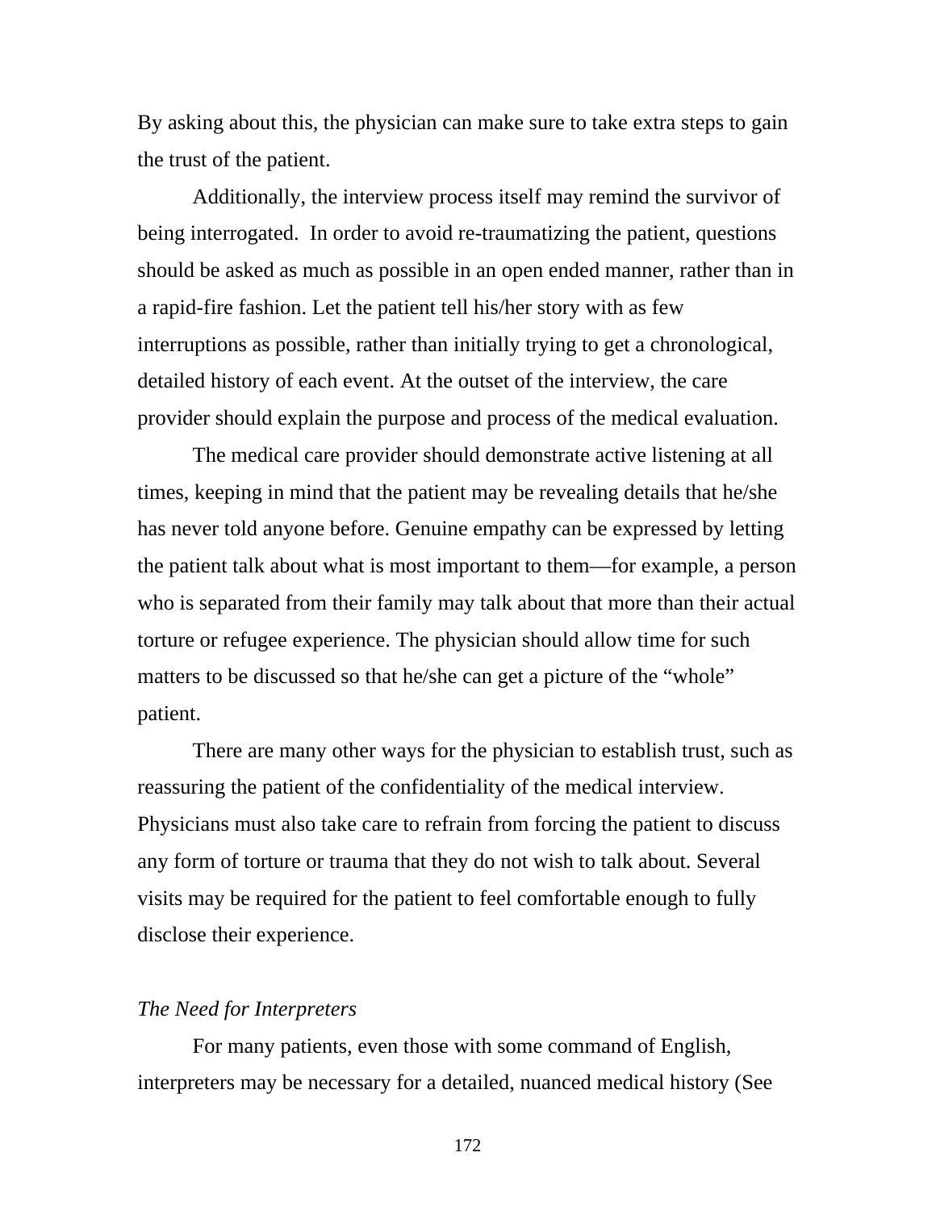By asking about this, the physician can make sure to take extra steps to gain the trust of the patient.

Additionally, the interview process itself may remind the survivor of being interrogated. In order to avoid re-traumatizing the patient, questions should be asked as much as possible in an open ended manner, rather than in a rapid-fire fashion. Let the patient tell his/her story with as few interruptions as possible, rather than initially trying to get a chronological, detailed history of each event. At the outset of the interview, the care provider should explain the purpose and process of the medical evaluation.

The medical care provider should demonstrate active listening at all times, keeping in mind that the patient may be revealing details that he/she has never told anyone before. Genuine empathy can be expressed by letting the patient talk about what is most important to them—for example, a person who is separated from their family may talk about that more than their actual torture or refugee experience. The physician should allow time for such matters to be discussed so that he/she can get a picture of the "whole" patient.

There are many other ways for the physician to establish trust, such as reassuring the patient of the confidentiality of the medical interview. Physicians must also take care to refrain from forcing the patient to discuss any form of torture or trauma that they do not wish to talk about. Several visits may be required for the patient to feel comfortable enough to fully disclose their experience.

*The Need for Interpreters*

For many patients, even those with some command of English, interpreters may be necessary for a detailed, nuanced medical history (See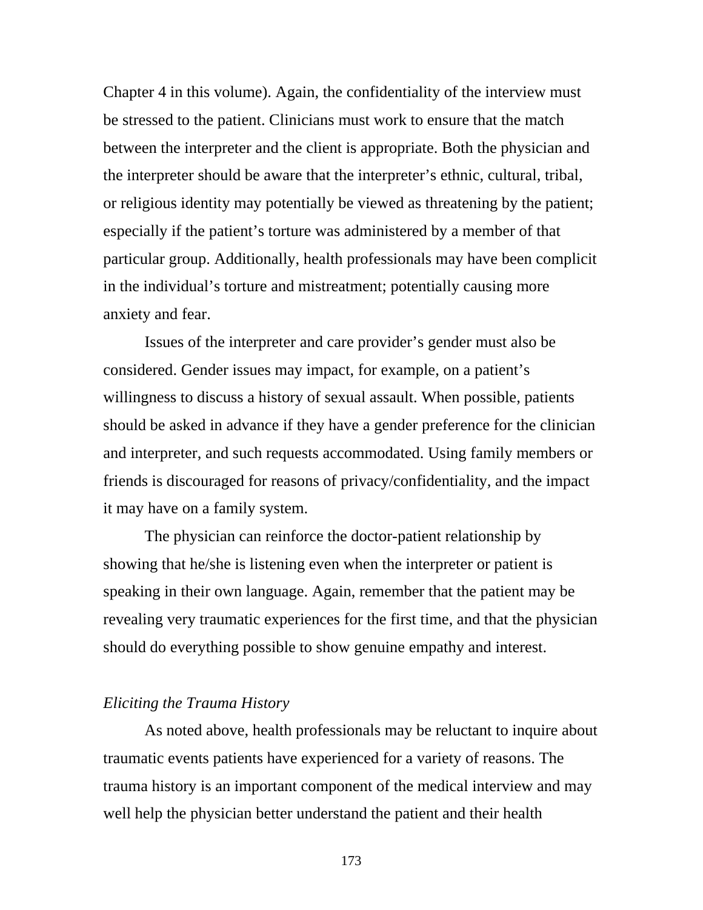Chapter 4 in this volume). Again, the confidentiality of the interview must be stressed to the patient. Clinicians must work to ensure that the match between the interpreter and the client is appropriate. Both the physician and the interpreter should be aware that the interpreter's ethnic, cultural, tribal, or religious identity may potentially be viewed as threatening by the patient; especially if the patient's torture was administered by a member of that particular group. Additionally, health professionals may have been complicit in the individual's torture and mistreatment; potentially causing more anxiety and fear.

Issues of the interpreter and care provider's gender must also be considered. Gender issues may impact, for example, on a patient's willingness to discuss a history of sexual assault. When possible, patients should be asked in advance if they have a gender preference for the clinician and interpreter, and such requests accommodated. Using family members or friends is discouraged for reasons of privacy/confidentiality, and the impact it may have on a family system.

The physician can reinforce the doctor-patient relationship by showing that he/she is listening even when the interpreter or patient is speaking in their own language. Again, remember that the patient may be revealing very traumatic experiences for the first time, and that the physician should do everything possible to show genuine empathy and interest.

*Eliciting the Trauma History*

As noted above, health professionals may be reluctant to inquire about traumatic events patients have experienced for a variety of reasons. The trauma history is an important component of the medical interview and may well help the physician better understand the patient and their health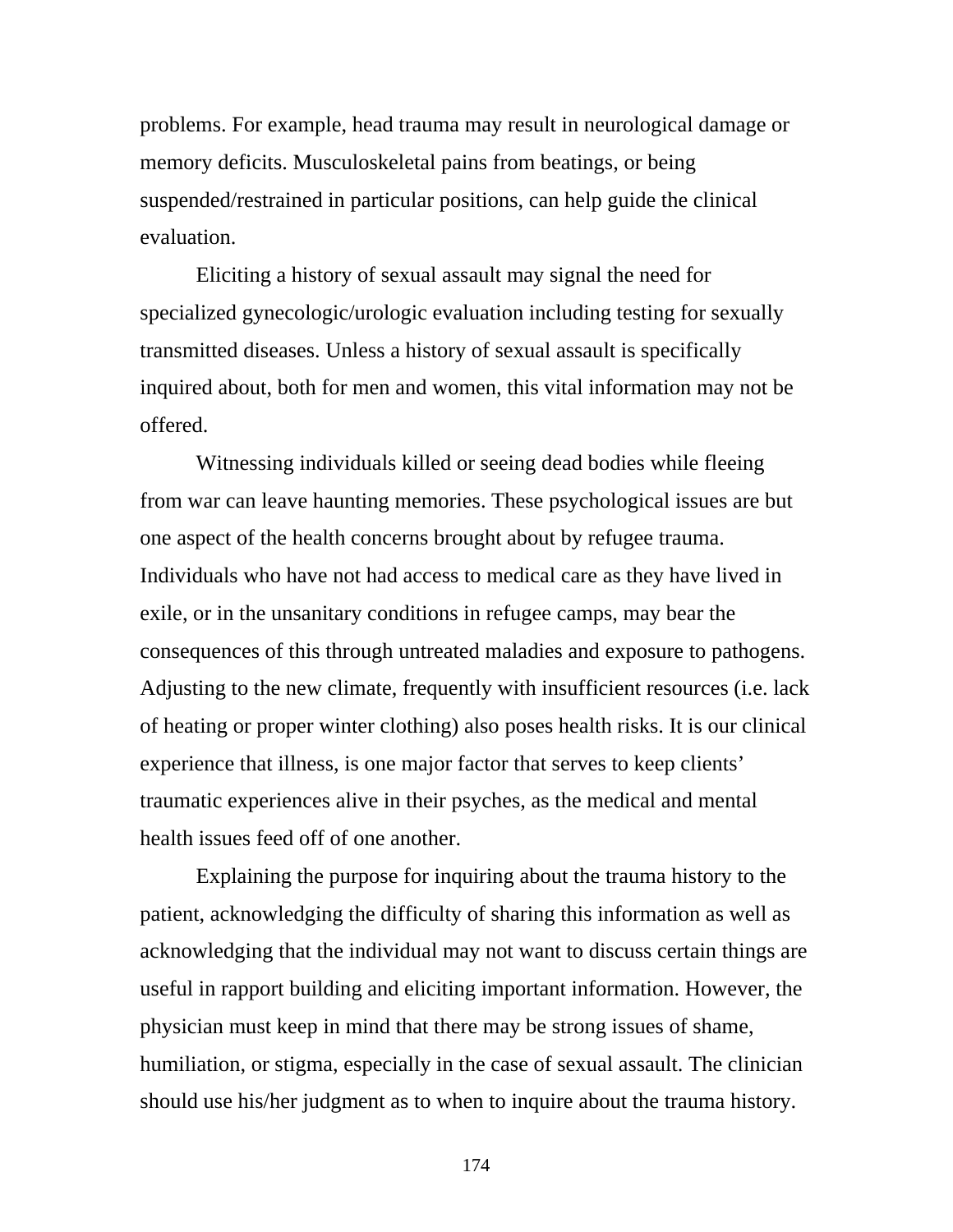problems. For example, head trauma may result in neurological damage or memory deficits. Musculoskeletal pains from beatings, or being suspended/restrained in particular positions, can help guide the clinical evaluation.

Eliciting a history of sexual assault may signal the need for specialized gynecologic/urologic evaluation including testing for sexually transmitted diseases. Unless a history of sexual assault is specifically inquired about, both for men and women, this vital information may not be offered.

Witnessing individuals killed or seeing dead bodies while fleeing from war can leave haunting memories. These psychological issues are but one aspect of the health concerns brought about by refugee trauma. Individuals who have not had access to medical care as they have lived in exile, or in the unsanitary conditions in refugee camps, may bear the consequences of this through untreated maladies and exposure to pathogens. Adjusting to the new climate, frequently with insufficient resources (i.e. lack of heating or proper winter clothing) also poses health risks. It is our clinical experience that illness, is one major factor that serves to keep clients' traumatic experiences alive in their psyches, as the medical and mental health issues feed off of one another.

Explaining the purpose for inquiring about the trauma history to the patient, acknowledging the difficulty of sharing this information as well as acknowledging that the individual may not want to discuss certain things are useful in rapport building and eliciting important information. However, the physician must keep in mind that there may be strong issues of shame, humiliation, or stigma, especially in the case of sexual assault. The clinician should use his/her judgment as to when to inquire about the trauma history.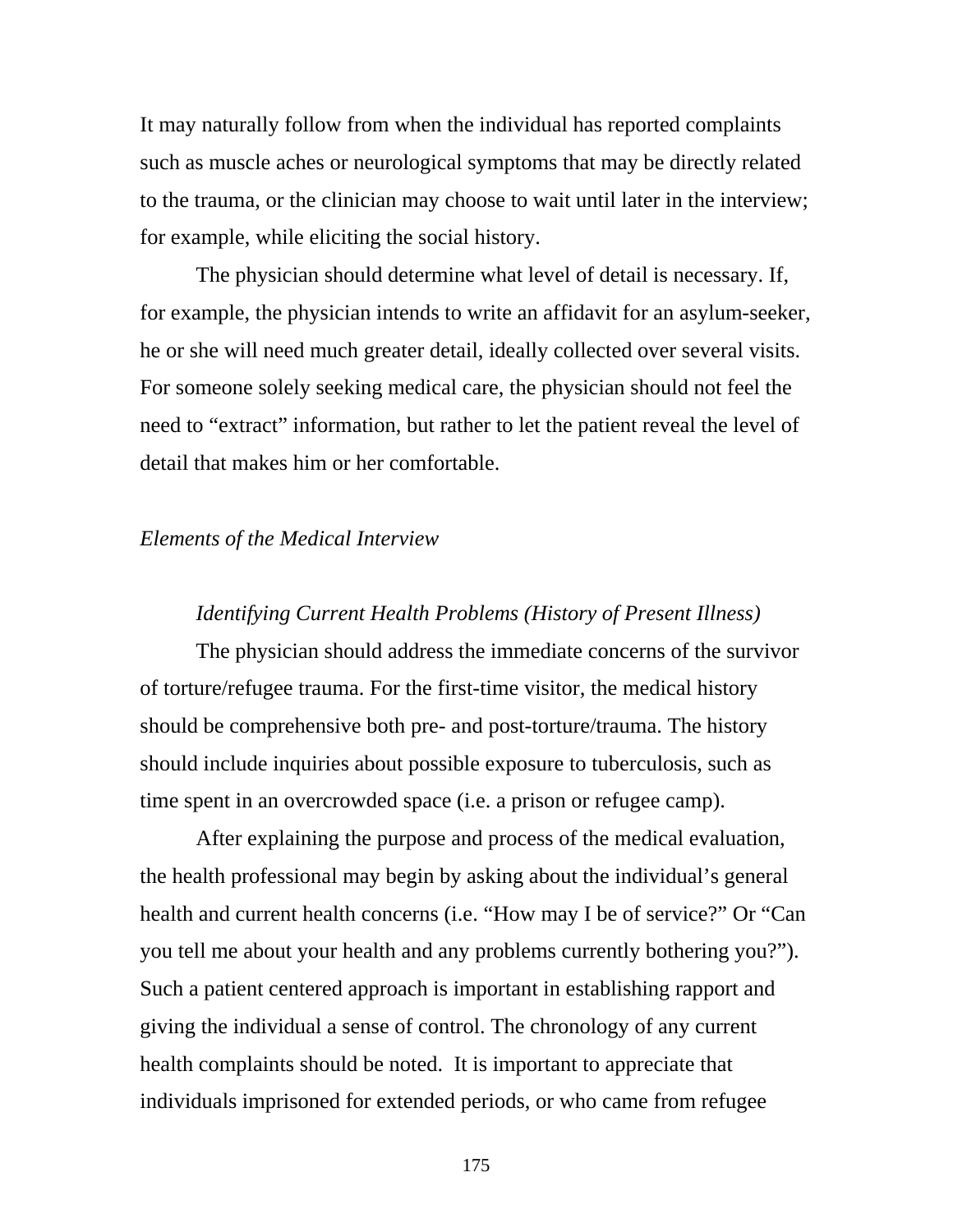It may naturally follow from when the individual has reported complaints such as muscle aches or neurological symptoms that may be directly related to the trauma, or the clinician may choose to wait until later in the interview; for example, while eliciting the social history.

The physician should determine what level of detail is necessary. If, for example, the physician intends to write an affidavit for an asylum-seeker, he or she will need much greater detail, ideally collected over several visits. For someone solely seeking medical care, the physician should not feel the need to “extract” information, but rather to let the patient reveal the level of detail that makes him or her comfortable.

### *Elements of the Medical Interview*

#### *Identifying Current Health Problems (History of Present Illness)*

The physician should address the immediate concerns of the survivor of torture/refugee trauma. For the first-time visitor, the medical history should be comprehensive both pre- and post-torture/trauma. The history should include inquiries about possible exposure to tuberculosis, such as time spent in an overcrowded space (i.e. a prison or refugee camp).

After explaining the purpose and process of the medical evaluation, the health professional may begin by asking about the individual’s general health and current health concerns (i.e. “How may I be of service?” Or “Can you tell me about your health and any problems currently bothering you?”). Such a patient centered approach is important in establishing rapport and giving the individual a sense of control. The chronology of any current health complaints should be noted.  It is important to appreciate that individuals imprisoned for extended periods, or who came from refugee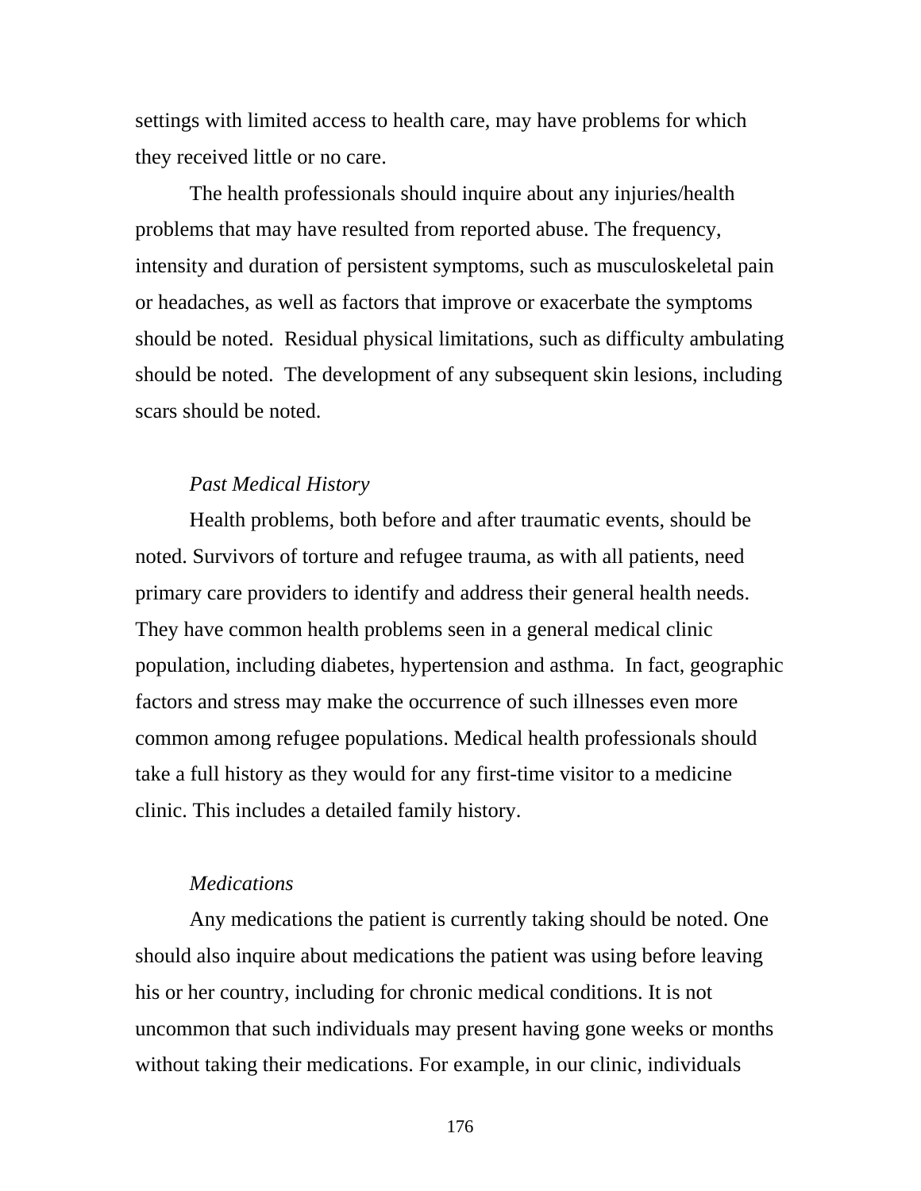settings with limited access to health care, may have problems for which they received little or no care.

The health professionals should inquire about any injuries/health problems that may have resulted from reported abuse. The frequency, intensity and duration of persistent symptoms, such as musculoskeletal pain or headaches, as well as factors that improve or exacerbate the symptoms should be noted. Residual physical limitations, such as difficulty ambulating should be noted. The development of any subsequent skin lesions, including scars should be noted.

*Past Medical History*

Health problems, both before and after traumatic events, should be noted. Survivors of torture and refugee trauma, as with all patients, need primary care providers to identify and address their general health needs. They have common health problems seen in a general medical clinic population, including diabetes, hypertension and asthma. In fact, geographic factors and stress may make the occurrence of such illnesses even more common among refugee populations. Medical health professionals should take a full history as they would for any first-time visitor to a medicine clinic. This includes a detailed family history.

*Medications*

Any medications the patient is currently taking should be noted. One should also inquire about medications the patient was using before leaving his or her country, including for chronic medical conditions. It is not uncommon that such individuals may present having gone weeks or months without taking their medications. For example, in our clinic, individuals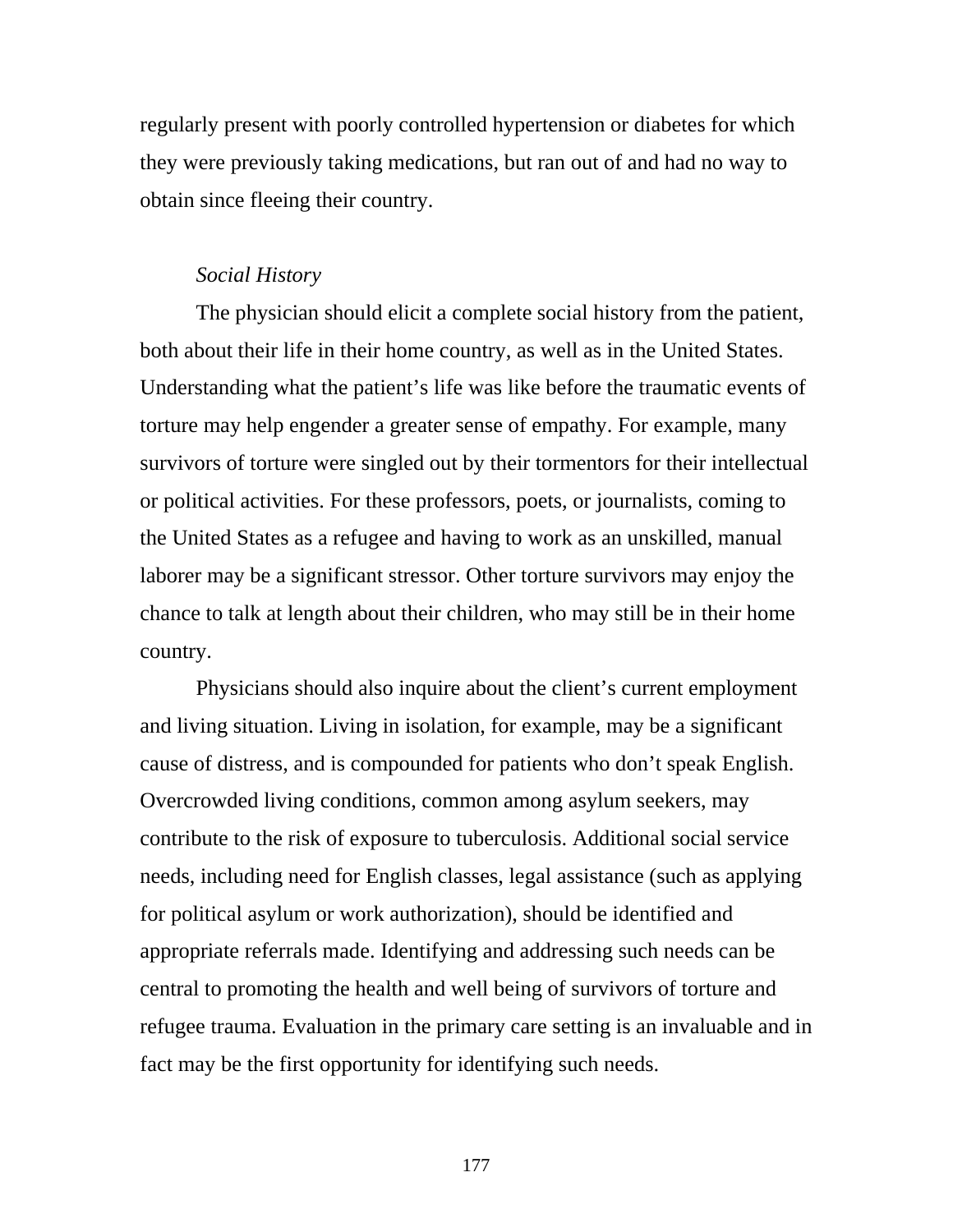regularly present with poorly controlled hypertension or diabetes for which they were previously taking medications, but ran out of and had no way to obtain since fleeing their country.

*Social History*

The physician should elicit a complete social history from the patient, both about their life in their home country, as well as in the United States. Understanding what the patient's life was like before the traumatic events of torture may help engender a greater sense of empathy. For example, many survivors of torture were singled out by their tormentors for their intellectual or political activities. For these professors, poets, or journalists, coming to the United States as a refugee and having to work as an unskilled, manual laborer may be a significant stressor. Other torture survivors may enjoy the chance to talk at length about their children, who may still be in their home country.

Physicians should also inquire about the client's current employment and living situation. Living in isolation, for example, may be a significant cause of distress, and is compounded for patients who don't speak English. Overcrowded living conditions, common among asylum seekers, may contribute to the risk of exposure to tuberculosis. Additional social service needs, including need for English classes, legal assistance (such as applying for political asylum or work authorization), should be identified and appropriate referrals made. Identifying and addressing such needs can be central to promoting the health and well being of survivors of torture and refugee trauma. Evaluation in the primary care setting is an invaluable and in fact may be the first opportunity for identifying such needs.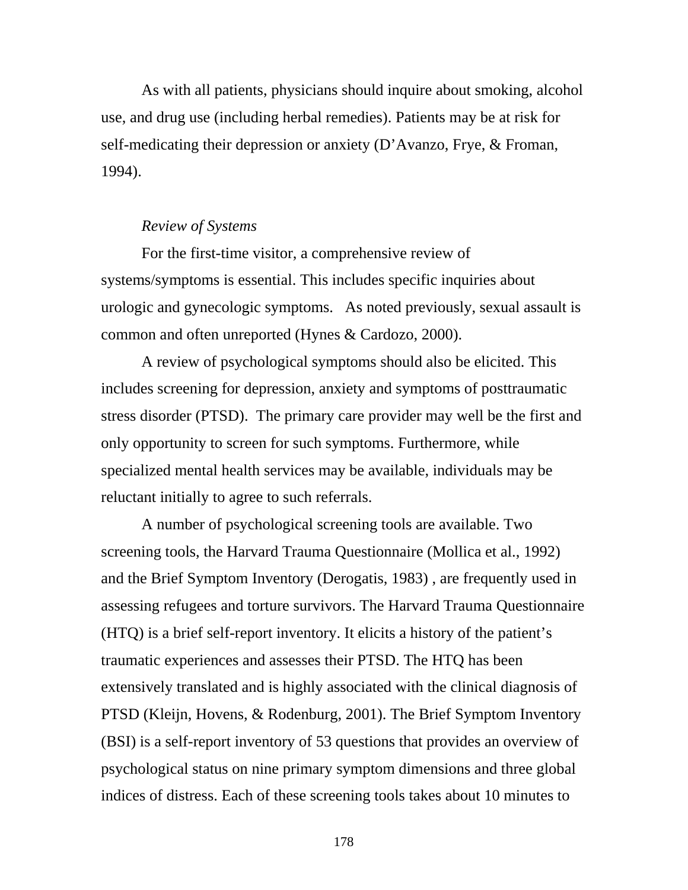As with all patients, physicians should inquire about smoking, alcohol use, and drug use (including herbal remedies). Patients may be at risk for self-medicating their depression or anxiety (D'Avanzo, Frye, & Froman, 1994).

*Review of Systems*

For the first-time visitor, a comprehensive review of systems/symptoms is essential. This includes specific inquiries about urologic and gynecologic symptoms. As noted previously, sexual assault is common and often unreported (Hynes & Cardozo, 2000).

A review of psychological symptoms should also be elicited. This includes screening for depression, anxiety and symptoms of posttraumatic stress disorder (PTSD). The primary care provider may well be the first and only opportunity to screen for such symptoms. Furthermore, while specialized mental health services may be available, individuals may be reluctant initially to agree to such referrals.

A number of psychological screening tools are available. Two screening tools, the Harvard Trauma Questionnaire (Mollica et al., 1992) and the Brief Symptom Inventory (Derogatis, 1983) , are frequently used in assessing refugees and torture survivors. The Harvard Trauma Questionnaire (HTQ) is a brief self-report inventory. It elicits a history of the patient's traumatic experiences and assesses their PTSD. The HTQ has been extensively translated and is highly associated with the clinical diagnosis of PTSD (Kleijn, Hovens, & Rodenburg, 2001). The Brief Symptom Inventory (BSI) is a self-report inventory of 53 questions that provides an overview of psychological status on nine primary symptom dimensions and three global indices of distress. Each of these screening tools takes about 10 minutes to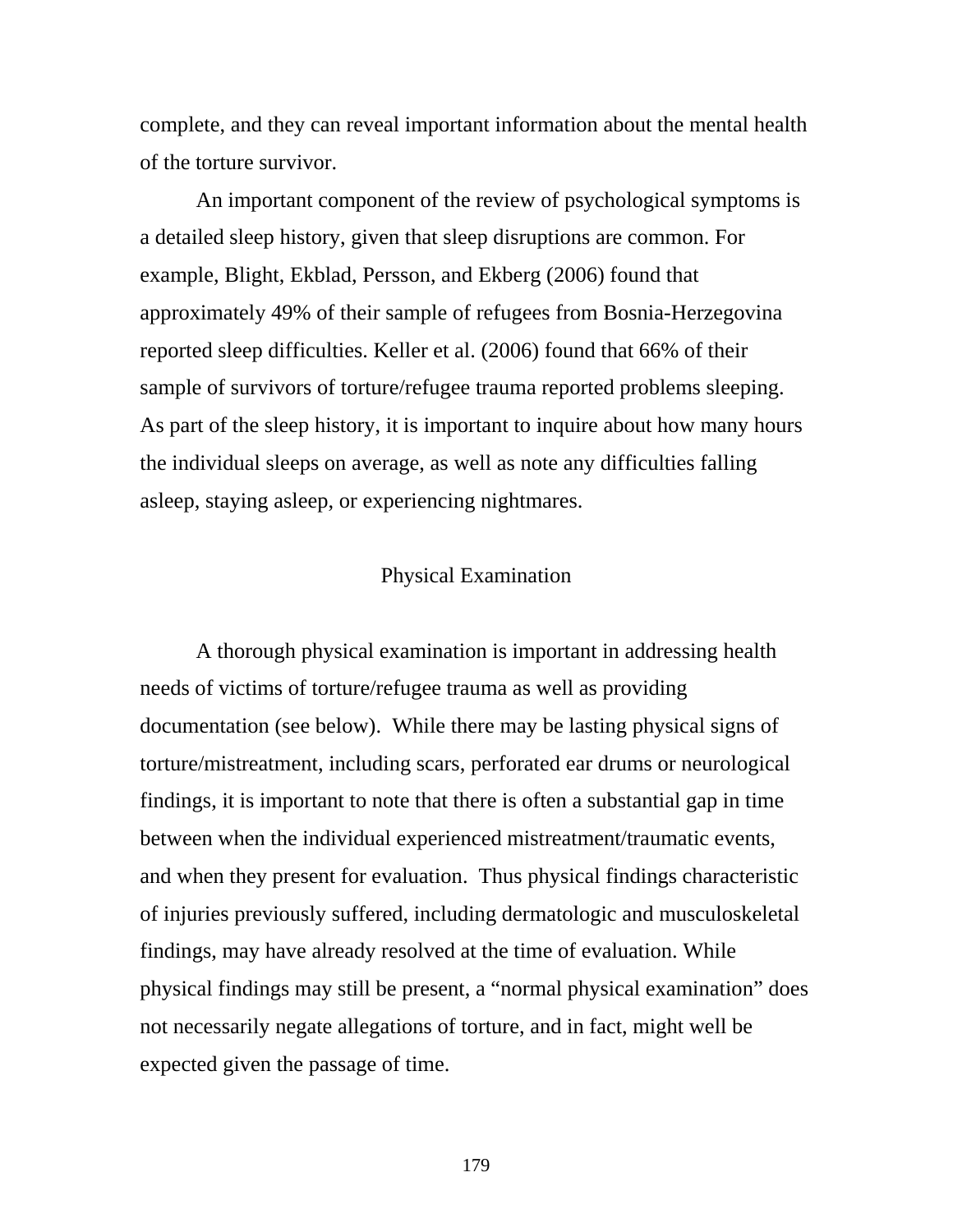complete, and they can reveal important information about the mental health of the torture survivor.

An important component of the review of psychological symptoms is a detailed sleep history, given that sleep disruptions are common. For example, Blight, Ekblad, Persson, and Ekberg (2006) found that approximately 49% of their sample of refugees from Bosnia-Herzegovina reported sleep difficulties. Keller et al. (2006) found that 66% of their sample of survivors of torture/refugee trauma reported problems sleeping. As part of the sleep history, it is important to inquire about how many hours the individual sleeps on average, as well as note any difficulties falling asleep, staying asleep, or experiencing nightmares.

## Physical Examination

A thorough physical examination is important in addressing health needs of victims of torture/refugee trauma as well as providing documentation (see below). While there may be lasting physical signs of torture/mistreatment, including scars, perforated ear drums or neurological findings, it is important to note that there is often a substantial gap in time between when the individual experienced mistreatment/traumatic events, and when they present for evaluation. Thus physical findings characteristic of injuries previously suffered, including dermatologic and musculoskeletal findings, may have already resolved at the time of evaluation. While physical findings may still be present, a "normal physical examination" does not necessarily negate allegations of torture, and in fact, might well be expected given the passage of time.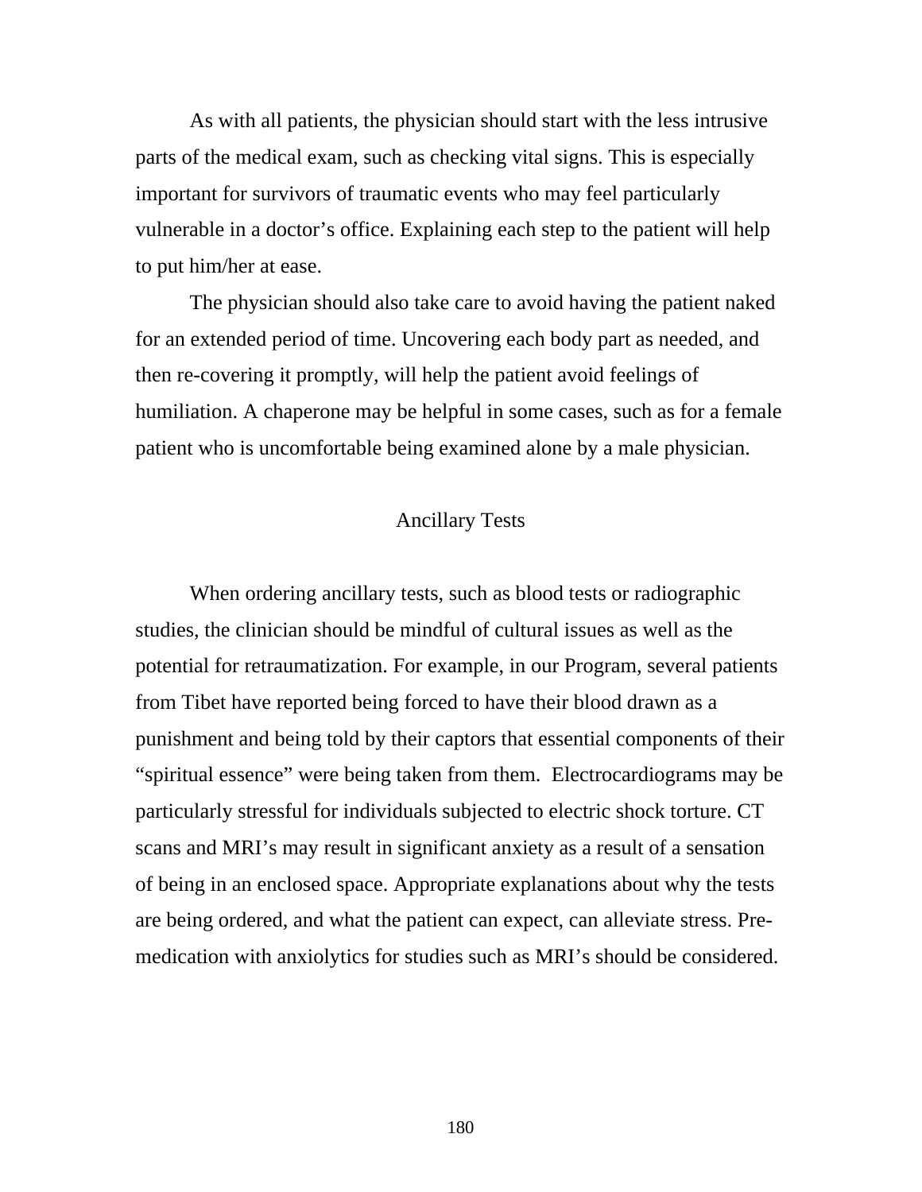As with all patients, the physician should start with the less intrusive parts of the medical exam, such as checking vital signs. This is especially important for survivors of traumatic events who may feel particularly vulnerable in a doctor's office. Explaining each step to the patient will help to put him/her at ease.

The physician should also take care to avoid having the patient naked for an extended period of time. Uncovering each body part as needed, and then re-covering it promptly, will help the patient avoid feelings of humiliation. A chaperone may be helpful in some cases, such as for a female patient who is uncomfortable being examined alone by a male physician.

## Ancillary Tests

When ordering ancillary tests, such as blood tests or radiographic studies, the clinician should be mindful of cultural issues as well as the potential for retraumatization. For example, in our Program, several patients from Tibet have reported being forced to have their blood drawn as a punishment and being told by their captors that essential components of their "spiritual essence" were being taken from them. Electrocardiograms may be particularly stressful for individuals subjected to electric shock torture. CT scans and MRI's may result in significant anxiety as a result of a sensation of being in an enclosed space. Appropriate explanations about why the tests are being ordered, and what the patient can expect, can alleviate stress. Pre-medication with anxiolytics for studies such as MRI's should be considered.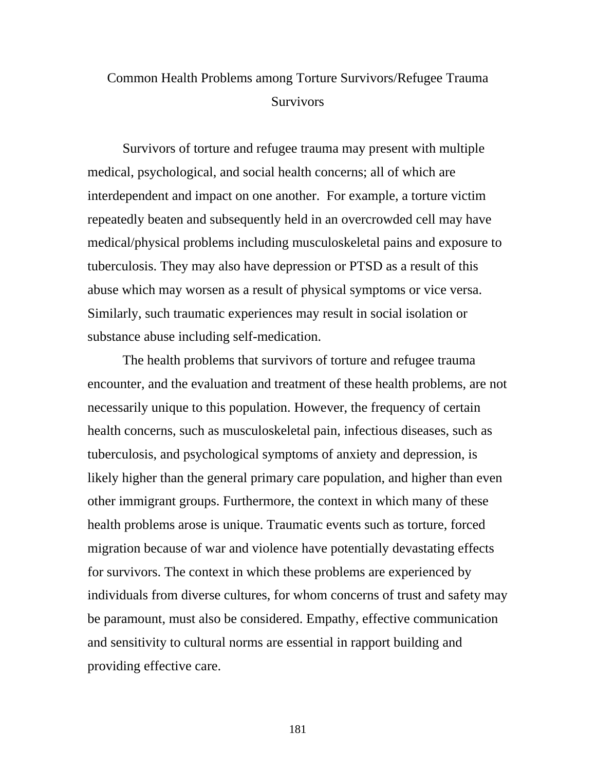# Common Health Problems among Torture Survivors/Refugee Trauma Survivors

Survivors of torture and refugee trauma may present with multiple medical, psychological, and social health concerns; all of which are interdependent and impact on one another. For example, a torture victim repeatedly beaten and subsequently held in an overcrowded cell may have medical/physical problems including musculoskeletal pains and exposure to tuberculosis. They may also have depression or PTSD as a result of this abuse which may worsen as a result of physical symptoms or vice versa. Similarly, such traumatic experiences may result in social isolation or substance abuse including self-medication.

The health problems that survivors of torture and refugee trauma encounter, and the evaluation and treatment of these health problems, are not necessarily unique to this population. However, the frequency of certain health concerns, such as musculoskeletal pain, infectious diseases, such as tuberculosis, and psychological symptoms of anxiety and depression, is likely higher than the general primary care population, and higher than even other immigrant groups. Furthermore, the context in which many of these health problems arose is unique. Traumatic events such as torture, forced migration because of war and violence have potentially devastating effects for survivors. The context in which these problems are experienced by individuals from diverse cultures, for whom concerns of trust and safety may be paramount, must also be considered. Empathy, effective communication and sensitivity to cultural norms are essential in rapport building and providing effective care.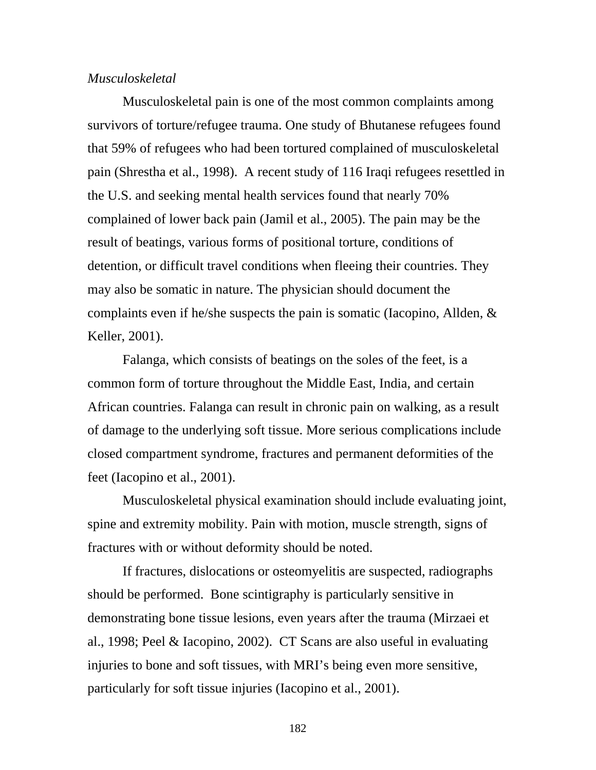*Musculoskeletal*

Musculoskeletal pain is one of the most common complaints among survivors of torture/refugee trauma. One study of Bhutanese refugees found that 59% of refugees who had been tortured complained of musculoskeletal pain (Shrestha et al., 1998). A recent study of 116 Iraqi refugees resettled in the U.S. and seeking mental health services found that nearly 70% complained of lower back pain (Jamil et al., 2005). The pain may be the result of beatings, various forms of positional torture, conditions of detention, or difficult travel conditions when fleeing their countries. They may also be somatic in nature. The physician should document the complaints even if he/she suspects the pain is somatic (Iacopino, Allden, & Keller, 2001).

Falanga, which consists of beatings on the soles of the feet, is a common form of torture throughout the Middle East, India, and certain African countries. Falanga can result in chronic pain on walking, as a result of damage to the underlying soft tissue. More serious complications include closed compartment syndrome, fractures and permanent deformities of the feet (Iacopino et al., 2001).

Musculoskeletal physical examination should include evaluating joint, spine and extremity mobility. Pain with motion, muscle strength, signs of fractures with or without deformity should be noted.

If fractures, dislocations or osteomyelitis are suspected, radiographs should be performed. Bone scintigraphy is particularly sensitive in demonstrating bone tissue lesions, even years after the trauma (Mirzaei et al., 1998; Peel & Iacopino, 2002). CT Scans are also useful in evaluating injuries to bone and soft tissues, with MRI's being even more sensitive, particularly for soft tissue injuries (Iacopino et al., 2001).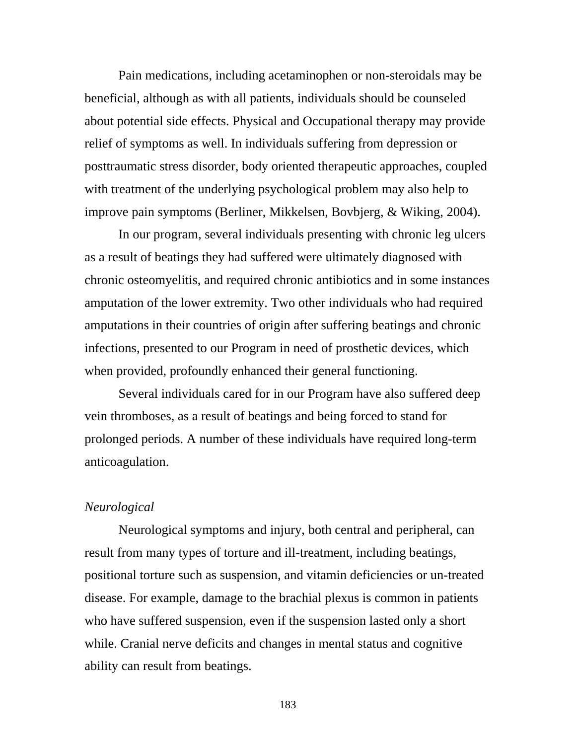Pain medications, including acetaminophen or non-steroidals may be beneficial, although as with all patients, individuals should be counseled about potential side effects. Physical and Occupational therapy may provide relief of symptoms as well. In individuals suffering from depression or posttraumatic stress disorder, body oriented therapeutic approaches, coupled with treatment of the underlying psychological problem may also help to improve pain symptoms (Berliner, Mikkelsen, Bovbjerg, & Wiking, 2004).

In our program, several individuals presenting with chronic leg ulcers as a result of beatings they had suffered were ultimately diagnosed with chronic osteomyelitis, and required chronic antibiotics and in some instances amputation of the lower extremity. Two other individuals who had required amputations in their countries of origin after suffering beatings and chronic infections, presented to our Program in need of prosthetic devices, which when provided, profoundly enhanced their general functioning.

Several individuals cared for in our Program have also suffered deep vein thromboses, as a result of beatings and being forced to stand for prolonged periods. A number of these individuals have required long-term anticoagulation.

*Neurological*

Neurological symptoms and injury, both central and peripheral, can result from many types of torture and ill-treatment, including beatings, positional torture such as suspension, and vitamin deficiencies or un-treated disease. For example, damage to the brachial plexus is common in patients who have suffered suspension, even if the suspension lasted only a short while. Cranial nerve deficits and changes in mental status and cognitive ability can result from beatings.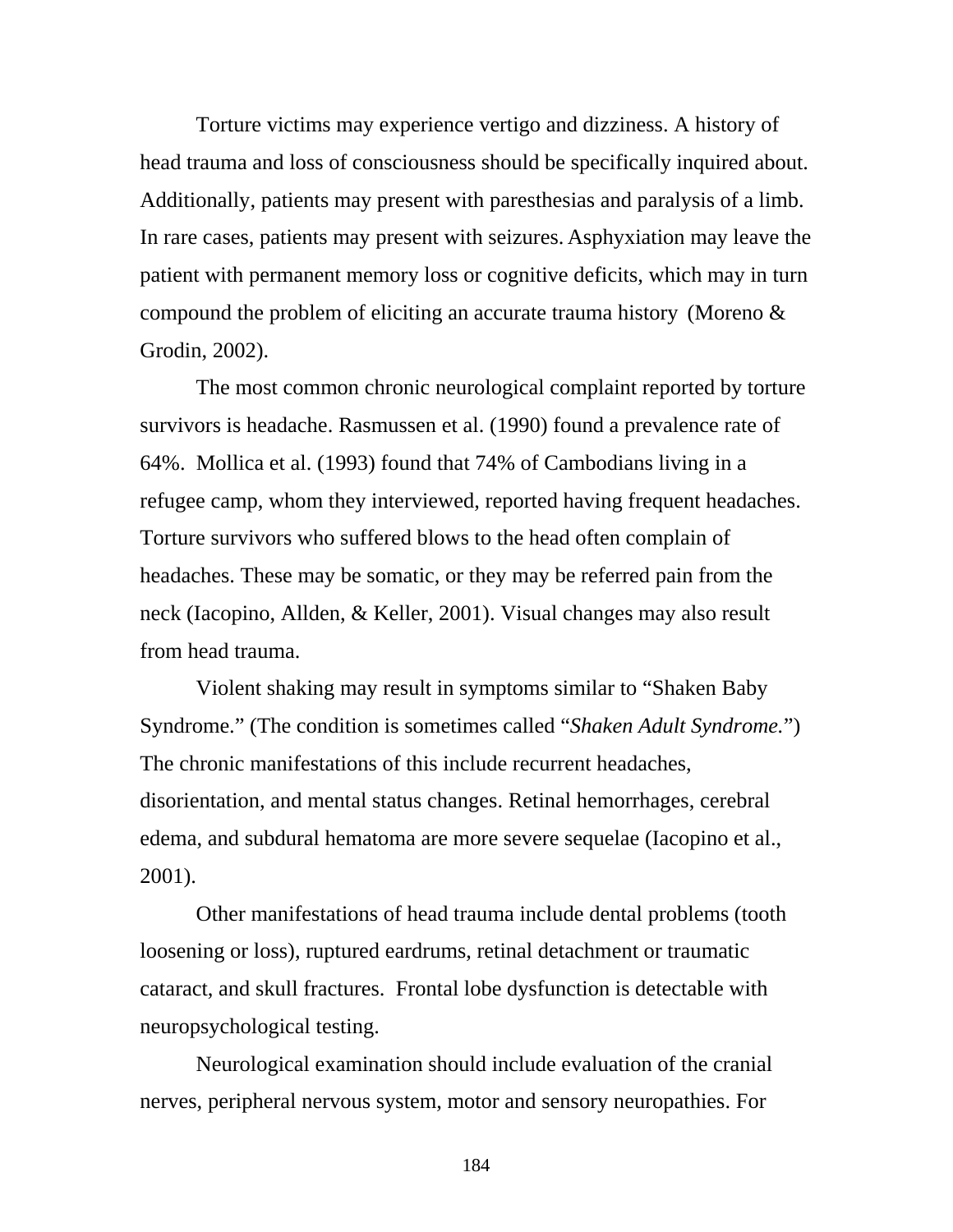Torture victims may experience vertigo and dizziness. A history of head trauma and loss of consciousness should be specifically inquired about. Additionally, patients may present with paresthesias and paralysis of a limb. In rare cases, patients may present with seizures. Asphyxiation may leave the patient with permanent memory loss or cognitive deficits, which may in turn compound the problem of eliciting an accurate trauma history (Moreno & Grodin, 2002).

The most common chronic neurological complaint reported by torture survivors is headache. Rasmussen et al. (1990) found a prevalence rate of 64%. Mollica et al. (1993) found that 74% of Cambodians living in a refugee camp, whom they interviewed, reported having frequent headaches. Torture survivors who suffered blows to the head often complain of headaches. These may be somatic, or they may be referred pain from the neck (Iacopino, Allden, & Keller, 2001). Visual changes may also result from head trauma.

Violent shaking may result in symptoms similar to "Shaken Baby Syndrome." (The condition is sometimes called "*Shaken Adult Syndrome.*") The chronic manifestations of this include recurrent headaches, disorientation, and mental status changes. Retinal hemorrhages, cerebral edema, and subdural hematoma are more severe sequelae (Iacopino et al., 2001).

Other manifestations of head trauma include dental problems (tooth loosening or loss), ruptured eardrums, retinal detachment or traumatic cataract, and skull fractures. Frontal lobe dysfunction is detectable with neuropsychological testing.

Neurological examination should include evaluation of the cranial nerves, peripheral nervous system, motor and sensory neuropathies. For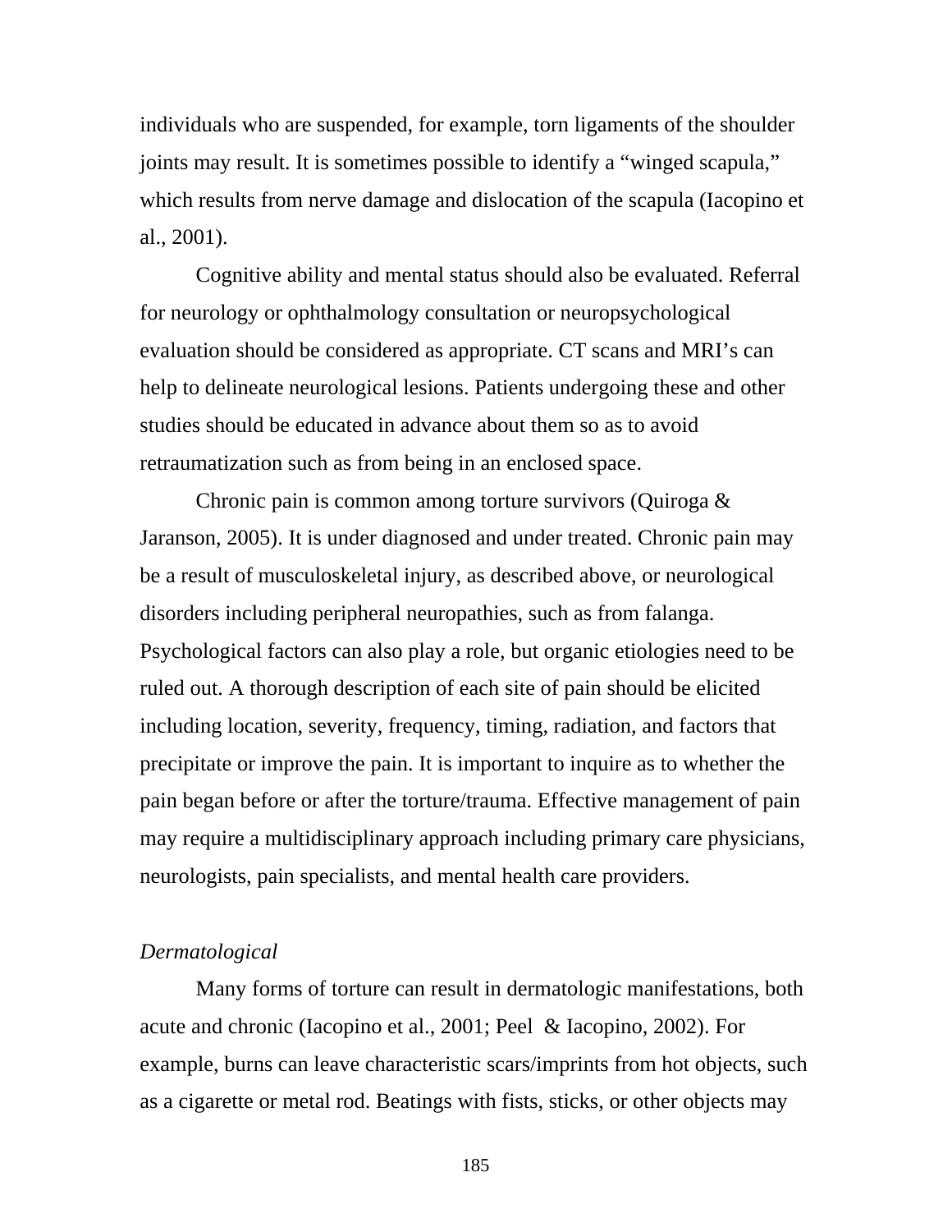individuals who are suspended, for example, torn ligaments of the shoulder joints may result. It is sometimes possible to identify a "winged scapula," which results from nerve damage and dislocation of the scapula (Iacopino et al., 2001).

Cognitive ability and mental status should also be evaluated. Referral for neurology or ophthalmology consultation or neuropsychological evaluation should be considered as appropriate. CT scans and MRI's can help to delineate neurological lesions. Patients undergoing these and other studies should be educated in advance about them so as to avoid retraumatization such as from being in an enclosed space.

Chronic pain is common among torture survivors (Quiroga & Jaranson, 2005). It is under diagnosed and under treated. Chronic pain may be a result of musculoskeletal injury, as described above, or neurological disorders including peripheral neuropathies, such as from falanga. Psychological factors can also play a role, but organic etiologies need to be ruled out. A thorough description of each site of pain should be elicited including location, severity, frequency, timing, radiation, and factors that precipitate or improve the pain. It is important to inquire as to whether the pain began before or after the torture/trauma. Effective management of pain may require a multidisciplinary approach including primary care physicians, neurologists, pain specialists, and mental health care providers.

*Dermatological*

Many forms of torture can result in dermatologic manifestations, both acute and chronic (Iacopino et al., 2001; Peel & Iacopino, 2002). For example, burns can leave characteristic scars/imprints from hot objects, such as a cigarette or metal rod. Beatings with fists, sticks, or other objects may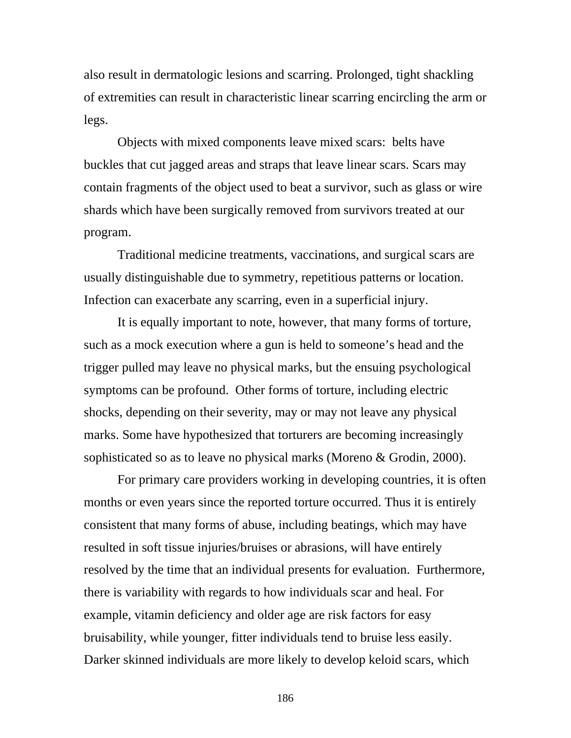also result in dermatologic lesions and scarring. Prolonged, tight shackling of extremities can result in characteristic linear scarring encircling the arm or legs.

Objects with mixed components leave mixed scars: belts have buckles that cut jagged areas and straps that leave linear scars. Scars may contain fragments of the object used to beat a survivor, such as glass or wire shards which have been surgically removed from survivors treated at our program.

Traditional medicine treatments, vaccinations, and surgical scars are usually distinguishable due to symmetry, repetitious patterns or location. Infection can exacerbate any scarring, even in a superficial injury.

It is equally important to note, however, that many forms of torture, such as a mock execution where a gun is held to someone's head and the trigger pulled may leave no physical marks, but the ensuing psychological symptoms can be profound. Other forms of torture, including electric shocks, depending on their severity, may or may not leave any physical marks. Some have hypothesized that torturers are becoming increasingly sophisticated so as to leave no physical marks (Moreno & Grodin, 2000).

For primary care providers working in developing countries, it is often months or even years since the reported torture occurred. Thus it is entirely consistent that many forms of abuse, including beatings, which may have resulted in soft tissue injuries/bruises or abrasions, will have entirely resolved by the time that an individual presents for evaluation. Furthermore, there is variability with regards to how individuals scar and heal. For example, vitamin deficiency and older age are risk factors for easy bruisability, while younger, fitter individuals tend to bruise less easily. Darker skinned individuals are more likely to develop keloid scars, which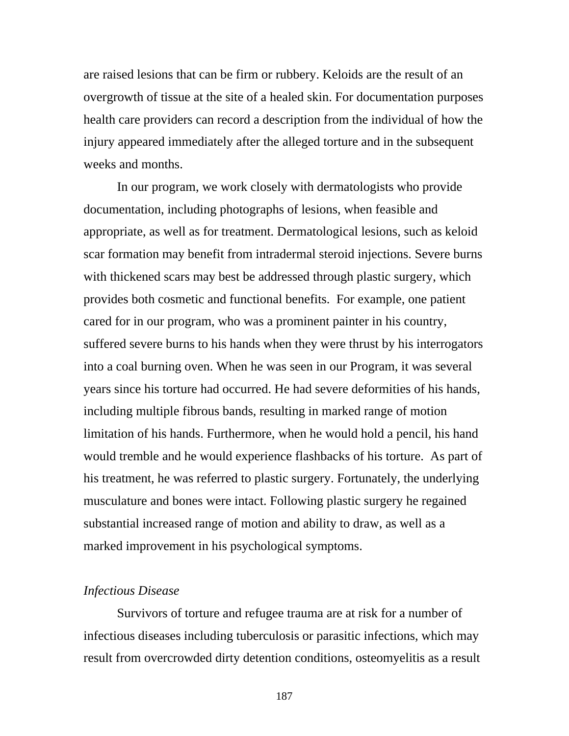are raised lesions that can be firm or rubbery. Keloids are the result of an overgrowth of tissue at the site of a healed skin. For documentation purposes health care providers can record a description from the individual of how the injury appeared immediately after the alleged torture and in the subsequent weeks and months.

In our program, we work closely with dermatologists who provide documentation, including photographs of lesions, when feasible and appropriate, as well as for treatment. Dermatological lesions, such as keloid scar formation may benefit from intradermal steroid injections. Severe burns with thickened scars may best be addressed through plastic surgery, which provides both cosmetic and functional benefits.  For example, one patient cared for in our program, who was a prominent painter in his country, suffered severe burns to his hands when they were thrust by his interrogators into a coal burning oven. When he was seen in our Program, it was several years since his torture had occurred. He had severe deformities of his hands, including multiple fibrous bands, resulting in marked range of motion limitation of his hands. Furthermore, when he would hold a pencil, his hand would tremble and he would experience flashbacks of his torture.  As part of his treatment, he was referred to plastic surgery. Fortunately, the underlying musculature and bones were intact. Following plastic surgery he regained substantial increased range of motion and ability to draw, as well as a marked improvement in his psychological symptoms.

*Infectious Disease*

Survivors of torture and refugee trauma are at risk for a number of infectious diseases including tuberculosis or parasitic infections, which may result from overcrowded dirty detention conditions, osteomyelitis as a result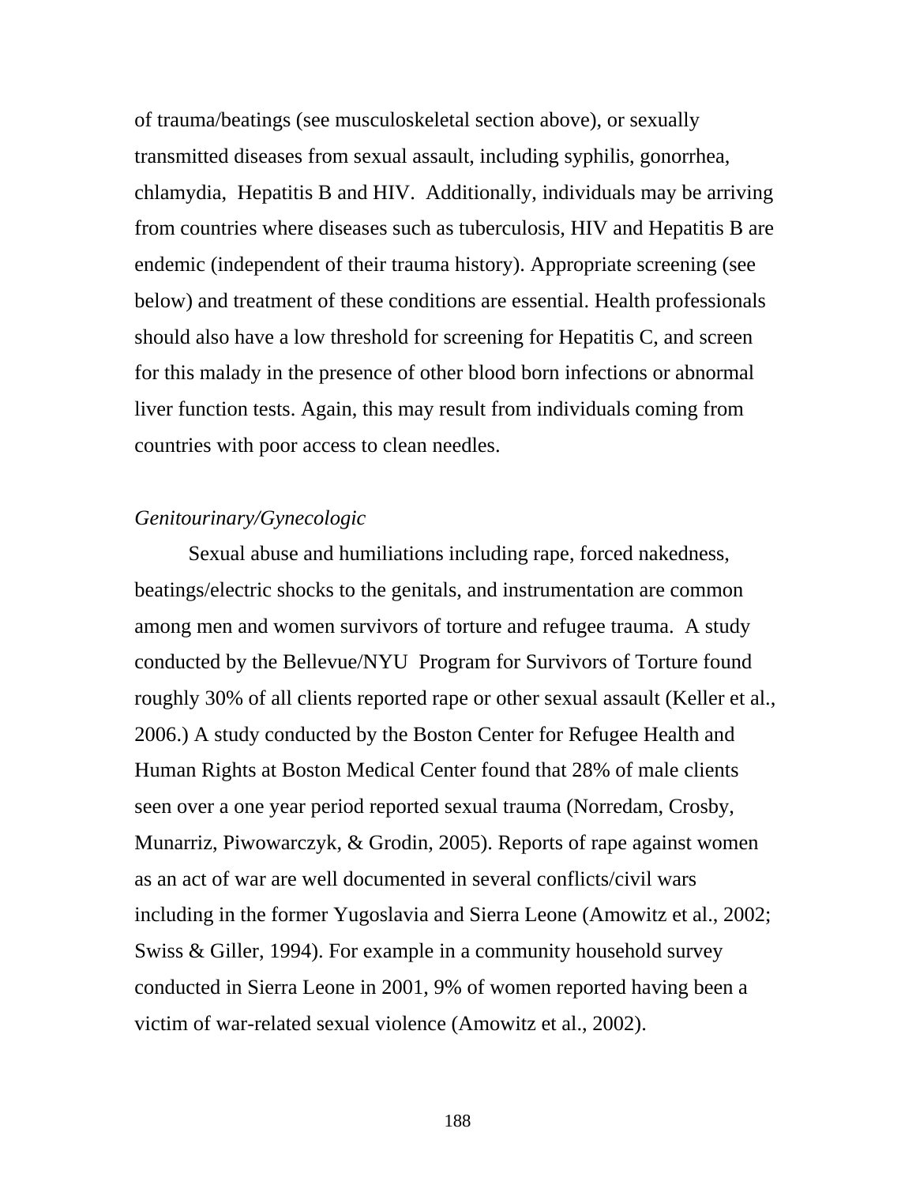of trauma/beatings (see musculoskeletal section above), or sexually transmitted diseases from sexual assault, including syphilis, gonorrhea, chlamydia, Hepatitis B and HIV. Additionally, individuals may be arriving from countries where diseases such as tuberculosis, HIV and Hepatitis B are endemic (independent of their trauma history). Appropriate screening (see below) and treatment of these conditions are essential. Health professionals should also have a low threshold for screening for Hepatitis C, and screen for this malady in the presence of other blood born infections or abnormal liver function tests. Again, this may result from individuals coming from countries with poor access to clean needles.

*Genitourinary/Gynecologic*

Sexual abuse and humiliations including rape, forced nakedness, beatings/electric shocks to the genitals, and instrumentation are common among men and women survivors of torture and refugee trauma. A study conducted by the Bellevue/NYU Program for Survivors of Torture found roughly 30% of all clients reported rape or other sexual assault (Keller et al., 2006.) A study conducted by the Boston Center for Refugee Health and Human Rights at Boston Medical Center found that 28% of male clients seen over a one year period reported sexual trauma (Norredam, Crosby, Munarriz, Piwowarczyk, & Grodin, 2005). Reports of rape against women as an act of war are well documented in several conflicts/civil wars including in the former Yugoslavia and Sierra Leone (Amowitz et al., 2002; Swiss & Giller, 1994). For example in a community household survey conducted in Sierra Leone in 2001, 9% of women reported having been a victim of war-related sexual violence (Amowitz et al., 2002).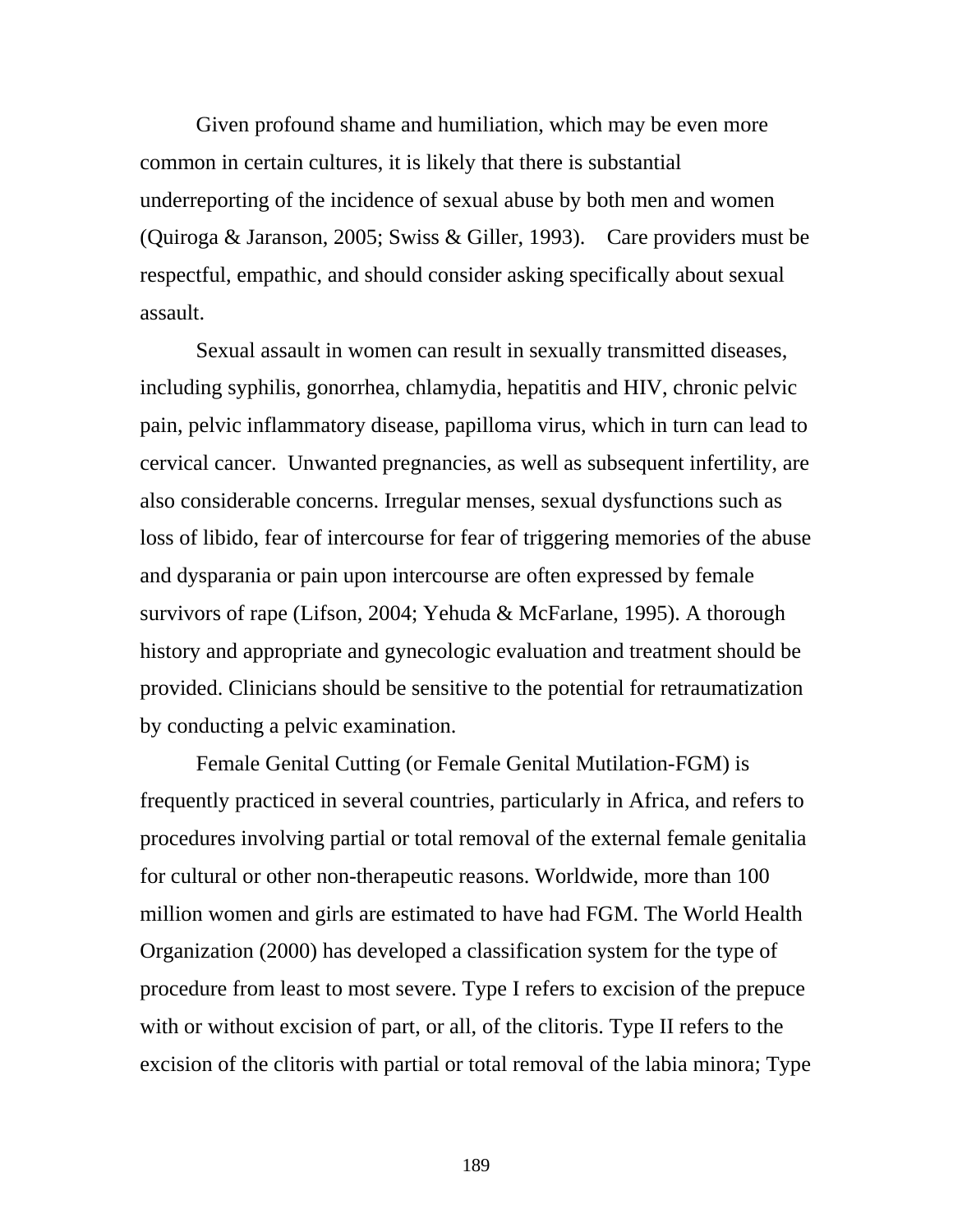Given profound shame and humiliation, which may be even more common in certain cultures, it is likely that there is substantial underreporting of the incidence of sexual abuse by both men and women (Quiroga & Jaranson, 2005; Swiss & Giller, 1993). Care providers must be respectful, empathic, and should consider asking specifically about sexual assault.

Sexual assault in women can result in sexually transmitted diseases, including syphilis, gonorrhea, chlamydia, hepatitis and HIV, chronic pelvic pain, pelvic inflammatory disease, papilloma virus, which in turn can lead to cervical cancer. Unwanted pregnancies, as well as subsequent infertility, are also considerable concerns. Irregular menses, sexual dysfunctions such as loss of libido, fear of intercourse for fear of triggering memories of the abuse and dysparania or pain upon intercourse are often expressed by female survivors of rape (Lifson, 2004; Yehuda & McFarlane, 1995). A thorough history and appropriate and gynecologic evaluation and treatment should be provided. Clinicians should be sensitive to the potential for retraumatization by conducting a pelvic examination.

Female Genital Cutting (or Female Genital Mutilation-FGM) is frequently practiced in several countries, particularly in Africa, and refers to procedures involving partial or total removal of the external female genitalia for cultural or other non-therapeutic reasons. Worldwide, more than 100 million women and girls are estimated to have had FGM. The World Health Organization (2000) has developed a classification system for the type of procedure from least to most severe. Type I refers to excision of the prepuce with or without excision of part, or all, of the clitoris. Type II refers to the excision of the clitoris with partial or total removal of the labia minora; Type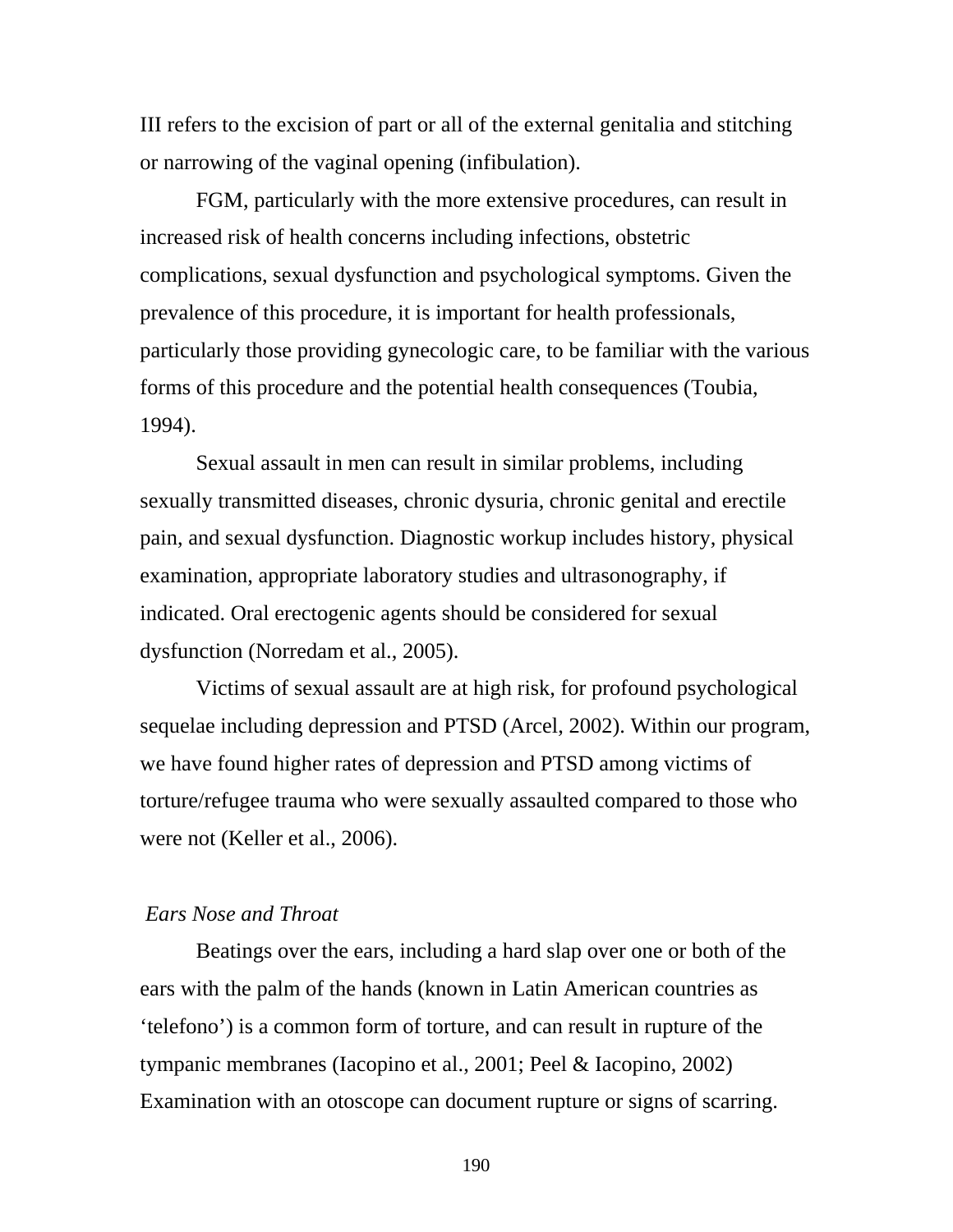III refers to the excision of part or all of the external genitalia and stitching or narrowing of the vaginal opening (infibulation).

FGM, particularly with the more extensive procedures, can result in increased risk of health concerns including infections, obstetric complications, sexual dysfunction and psychological symptoms. Given the prevalence of this procedure, it is important for health professionals, particularly those providing gynecologic care, to be familiar with the various forms of this procedure and the potential health consequences (Toubia, 1994).

Sexual assault in men can result in similar problems, including sexually transmitted diseases, chronic dysuria, chronic genital and erectile pain, and sexual dysfunction. Diagnostic workup includes history, physical examination, appropriate laboratory studies and ultrasonography, if indicated. Oral erectogenic agents should be considered for sexual dysfunction (Norredam et al., 2005).

Victims of sexual assault are at high risk, for profound psychological sequelae including depression and PTSD (Arcel, 2002). Within our program, we have found higher rates of depression and PTSD among victims of torture/refugee trauma who were sexually assaulted compared to those who were not (Keller et al., 2006).

*Ears Nose and Throat*

Beatings over the ears, including a hard slap over one or both of the ears with the palm of the hands (known in Latin American countries as 'telefono') is a common form of torture, and can result in rupture of the tympanic membranes (Iacopino et al., 2001; Peel & Iacopino, 2002) Examination with an otoscope can document rupture or signs of scarring.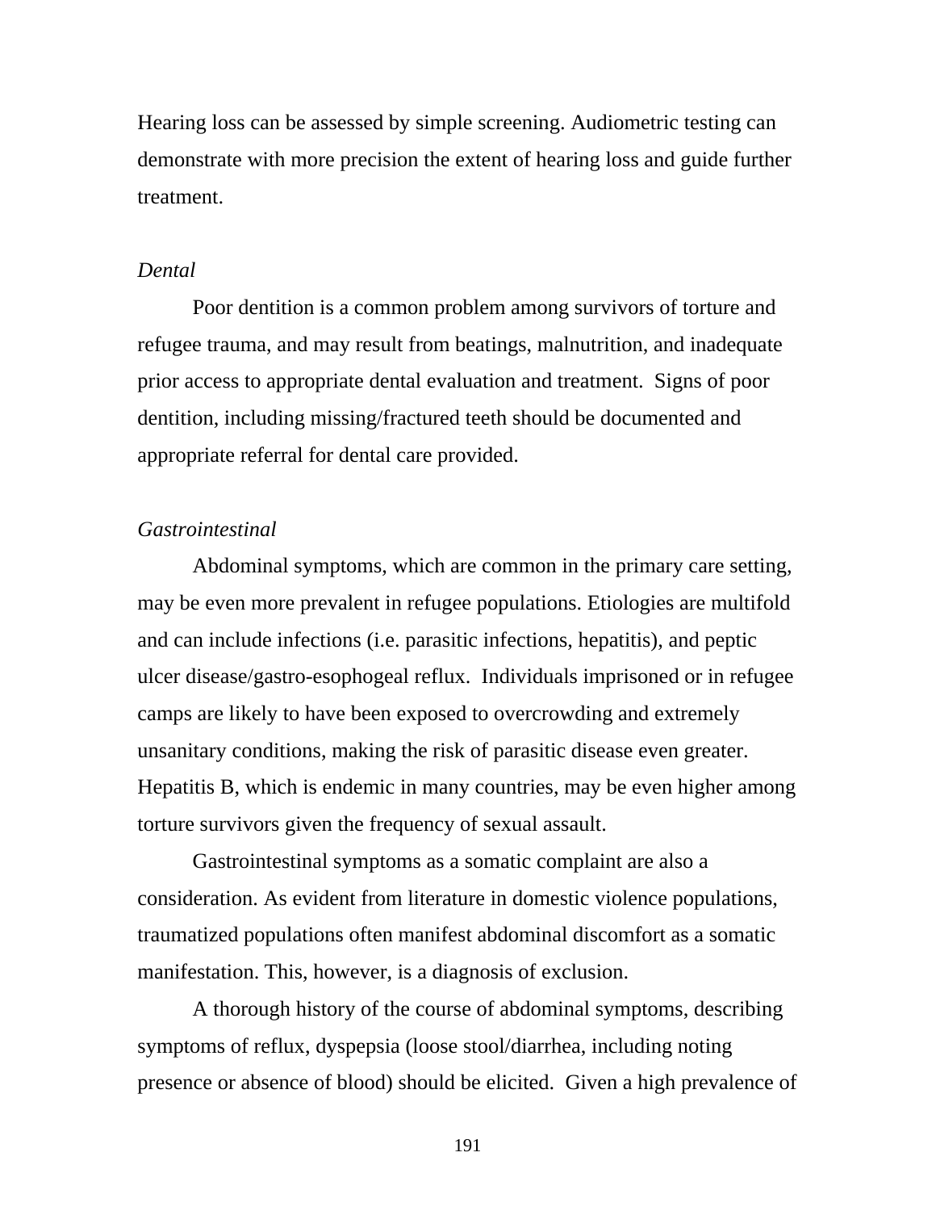Hearing loss can be assessed by simple screening. Audiometric testing can demonstrate with more precision the extent of hearing loss and guide further treatment.

*Dental*

Poor dentition is a common problem among survivors of torture and refugee trauma, and may result from beatings, malnutrition, and inadequate prior access to appropriate dental evaluation and treatment.  Signs of poor dentition, including missing/fractured teeth should be documented and appropriate referral for dental care provided.

*Gastrointestinal*

Abdominal symptoms, which are common in the primary care setting, may be even more prevalent in refugee populations. Etiologies are multifold and can include infections (i.e. parasitic infections, hepatitis), and peptic ulcer disease/gastro-esophogeal reflux.  Individuals imprisoned or in refugee camps are likely to have been exposed to overcrowding and extremely unsanitary conditions, making the risk of parasitic disease even greater. Hepatitis B, which is endemic in many countries, may be even higher among torture survivors given the frequency of sexual assault.

Gastrointestinal symptoms as a somatic complaint are also a consideration. As evident from literature in domestic violence populations, traumatized populations often manifest abdominal discomfort as a somatic manifestation. This, however, is a diagnosis of exclusion.

A thorough history of the course of abdominal symptoms, describing symptoms of reflux, dyspepsia (loose stool/diarrhea, including noting presence or absence of blood) should be elicited.  Given a high prevalence of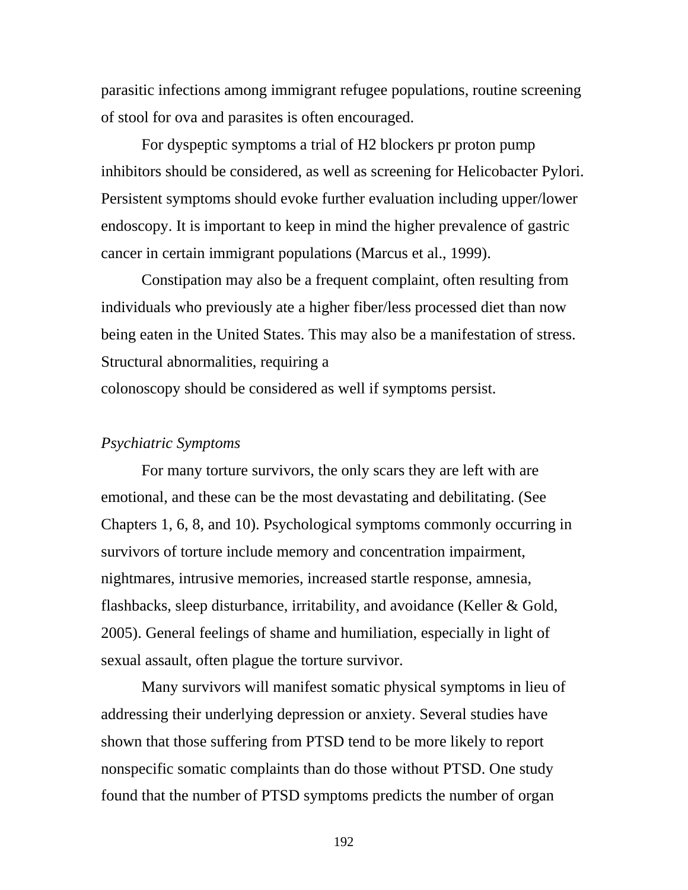parasitic infections among immigrant refugee populations, routine screening of stool for ova and parasites is often encouraged.

For dyspeptic symptoms a trial of H2 blockers pr proton pump inhibitors should be considered, as well as screening for Helicobacter Pylori. Persistent symptoms should evoke further evaluation including upper/lower endoscopy. It is important to keep in mind the higher prevalence of gastric cancer in certain immigrant populations (Marcus et al., 1999).

Constipation may also be a frequent complaint, often resulting from individuals who previously ate a higher fiber/less processed diet than now being eaten in the United States. This may also be a manifestation of stress. Structural abnormalities, requiring a colonoscopy should be considered as well if symptoms persist.

*Psychiatric Symptoms*

For many torture survivors, the only scars they are left with are emotional, and these can be the most devastating and debilitating. (See Chapters 1, 6, 8, and 10). Psychological symptoms commonly occurring in survivors of torture include memory and concentration impairment, nightmares, intrusive memories, increased startle response, amnesia, flashbacks, sleep disturbance, irritability, and avoidance (Keller & Gold, 2005). General feelings of shame and humiliation, especially in light of sexual assault, often plague the torture survivor.

Many survivors will manifest somatic physical symptoms in lieu of addressing their underlying depression or anxiety. Several studies have shown that those suffering from PTSD tend to be more likely to report nonspecific somatic complaints than do those without PTSD. One study found that the number of PTSD symptoms predicts the number of organ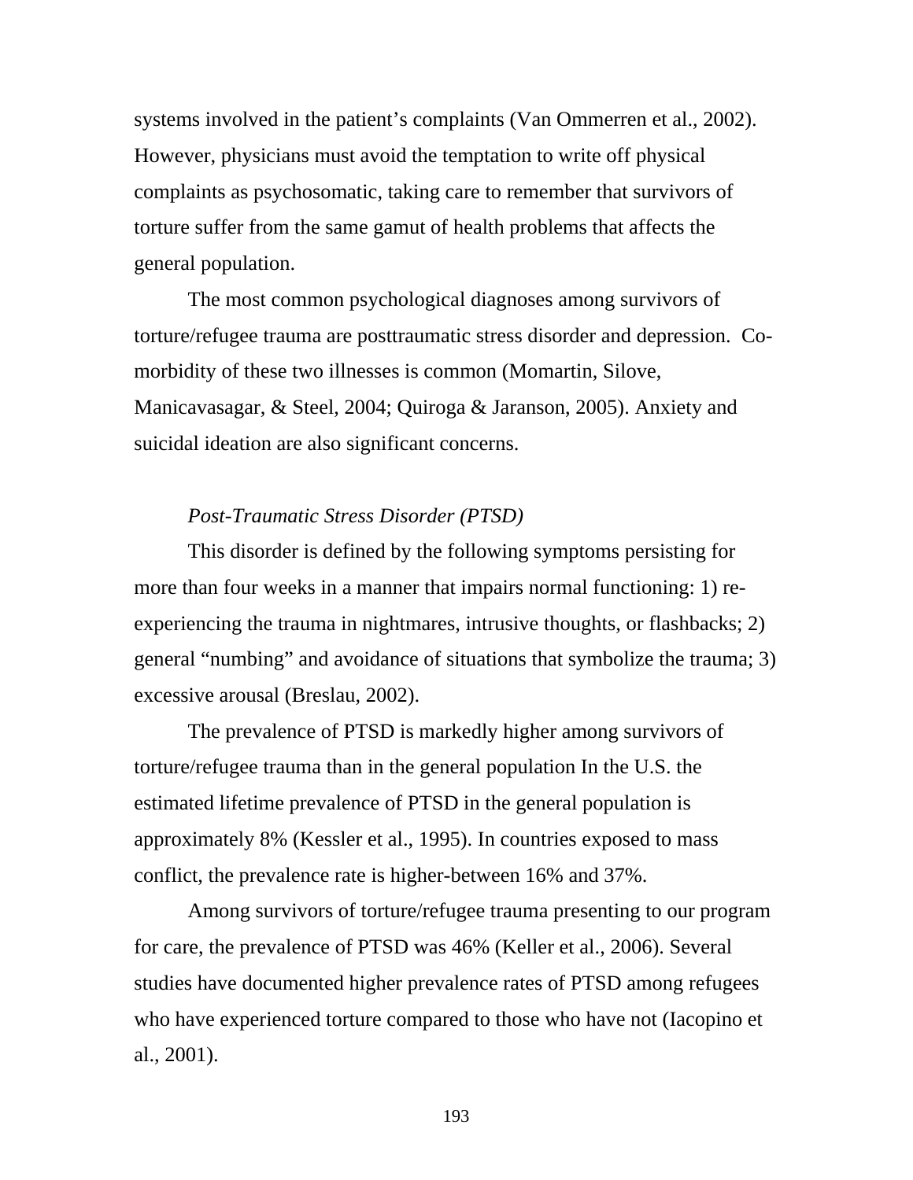systems involved in the patient's complaints (Van Ommerren et al., 2002). However, physicians must avoid the temptation to write off physical complaints as psychosomatic, taking care to remember that survivors of torture suffer from the same gamut of health problems that affects the general population.

The most common psychological diagnoses among survivors of torture/refugee trauma are posttraumatic stress disorder and depression. Co-morbidity of these two illnesses is common (Momartin, Silove, Manicavasagar, & Steel, 2004; Quiroga & Jaranson, 2005). Anxiety and suicidal ideation are also significant concerns.

*Post-Traumatic Stress Disorder (PTSD)*

This disorder is defined by the following symptoms persisting for more than four weeks in a manner that impairs normal functioning: 1) re-experiencing the trauma in nightmares, intrusive thoughts, or flashbacks; 2) general "numbing" and avoidance of situations that symbolize the trauma; 3) excessive arousal (Breslau, 2002).

The prevalence of PTSD is markedly higher among survivors of torture/refugee trauma than in the general population In the U.S. the estimated lifetime prevalence of PTSD in the general population is approximately 8% (Kessler et al., 1995). In countries exposed to mass conflict, the prevalence rate is higher-between 16% and 37%.

Among survivors of torture/refugee trauma presenting to our program for care, the prevalence of PTSD was 46% (Keller et al., 2006). Several studies have documented higher prevalence rates of PTSD among refugees who have experienced torture compared to those who have not (Iacopino et al., 2001).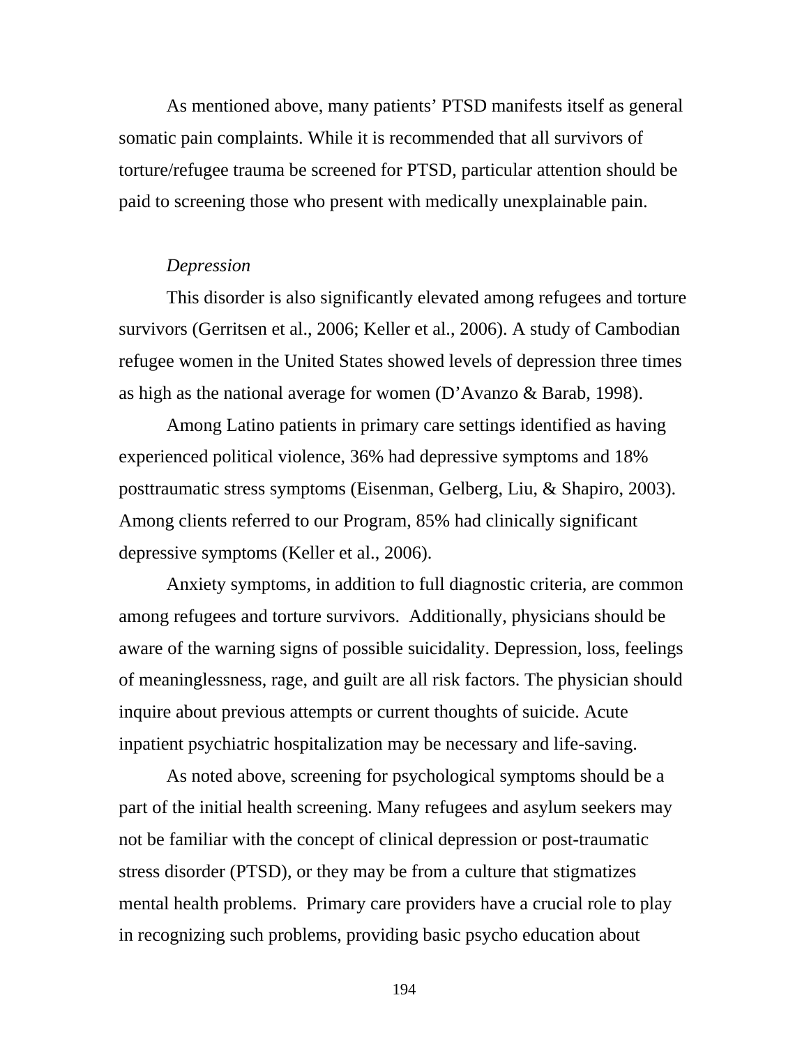As mentioned above, many patients' PTSD manifests itself as general somatic pain complaints. While it is recommended that all survivors of torture/refugee trauma be screened for PTSD, particular attention should be paid to screening those who present with medically unexplainable pain.

*Depression*

This disorder is also significantly elevated among refugees and torture survivors (Gerritsen et al., 2006; Keller et al., 2006). A study of Cambodian refugee women in the United States showed levels of depression three times as high as the national average for women (D'Avanzo & Barab, 1998).

Among Latino patients in primary care settings identified as having experienced political violence, 36% had depressive symptoms and 18% posttraumatic stress symptoms (Eisenman, Gelberg, Liu, & Shapiro, 2003). Among clients referred to our Program, 85% had clinically significant depressive symptoms (Keller et al., 2006).

Anxiety symptoms, in addition to full diagnostic criteria, are common among refugees and torture survivors. Additionally, physicians should be aware of the warning signs of possible suicidality. Depression, loss, feelings of meaninglessness, rage, and guilt are all risk factors. The physician should inquire about previous attempts or current thoughts of suicide. Acute inpatient psychiatric hospitalization may be necessary and life-saving.

As noted above, screening for psychological symptoms should be a part of the initial health screening. Many refugees and asylum seekers may not be familiar with the concept of clinical depression or post-traumatic stress disorder (PTSD), or they may be from a culture that stigmatizes mental health problems. Primary care providers have a crucial role to play in recognizing such problems, providing basic psycho education about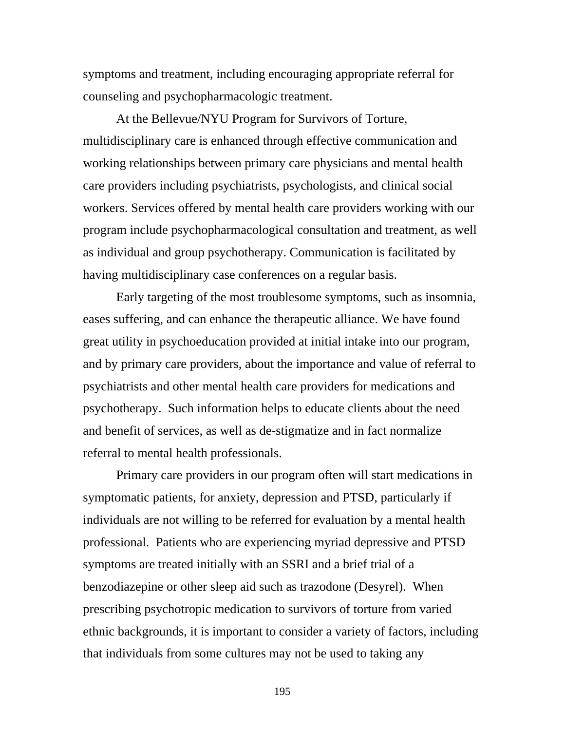symptoms and treatment, including encouraging appropriate referral for counseling and psychopharmacologic treatment.

At the Bellevue/NYU Program for Survivors of Torture, multidisciplinary care is enhanced through effective communication and working relationships between primary care physicians and mental health care providers including psychiatrists, psychologists, and clinical social workers. Services offered by mental health care providers working with our program include psychopharmacological consultation and treatment, as well as individual and group psychotherapy. Communication is facilitated by having multidisciplinary case conferences on a regular basis.

Early targeting of the most troublesome symptoms, such as insomnia, eases suffering, and can enhance the therapeutic alliance. We have found great utility in psychoeducation provided at initial intake into our program, and by primary care providers, about the importance and value of referral to psychiatrists and other mental health care providers for medications and psychotherapy. Such information helps to educate clients about the need and benefit of services, as well as de-stigmatize and in fact normalize referral to mental health professionals.

Primary care providers in our program often will start medications in symptomatic patients, for anxiety, depression and PTSD, particularly if individuals are not willing to be referred for evaluation by a mental health professional. Patients who are experiencing myriad depressive and PTSD symptoms are treated initially with an SSRI and a brief trial of a benzodiazepine or other sleep aid such as trazodone (Desyrel). When prescribing psychotropic medication to survivors of torture from varied ethnic backgrounds, it is important to consider a variety of factors, including that individuals from some cultures may not be used to taking any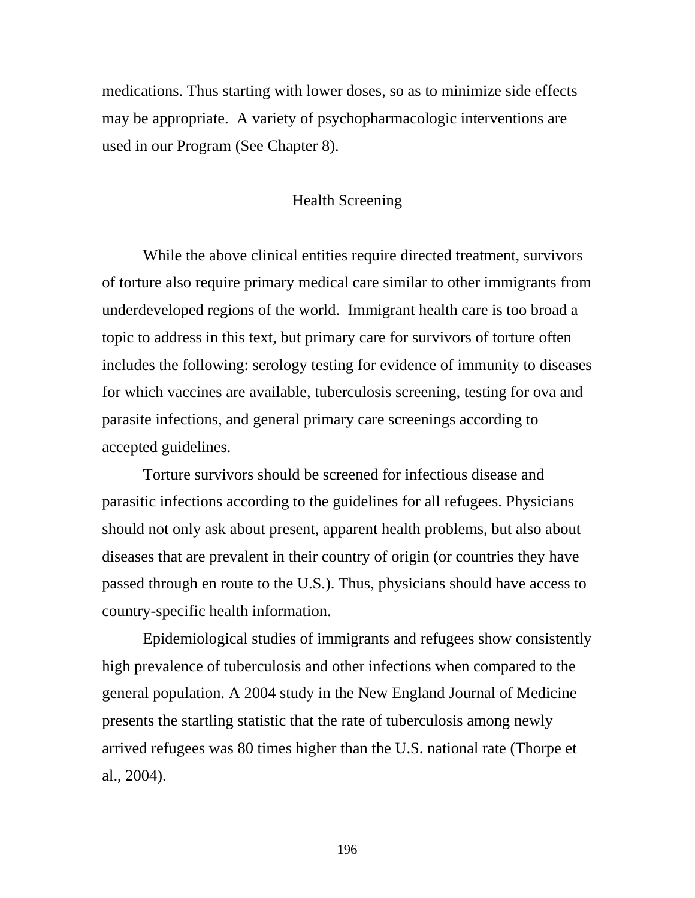medications. Thus starting with lower doses, so as to minimize side effects may be appropriate. A variety of psychopharmacologic interventions are used in our Program (See Chapter 8).

## Health Screening

While the above clinical entities require directed treatment, survivors of torture also require primary medical care similar to other immigrants from underdeveloped regions of the world. Immigrant health care is too broad a topic to address in this text, but primary care for survivors of torture often includes the following: serology testing for evidence of immunity to diseases for which vaccines are available, tuberculosis screening, testing for ova and parasite infections, and general primary care screenings according to accepted guidelines.

Torture survivors should be screened for infectious disease and parasitic infections according to the guidelines for all refugees. Physicians should not only ask about present, apparent health problems, but also about diseases that are prevalent in their country of origin (or countries they have passed through en route to the U.S.). Thus, physicians should have access to country-specific health information.

Epidemiological studies of immigrants and refugees show consistently high prevalence of tuberculosis and other infections when compared to the general population. A 2004 study in the New England Journal of Medicine presents the startling statistic that the rate of tuberculosis among newly arrived refugees was 80 times higher than the U.S. national rate (Thorpe et al., 2004).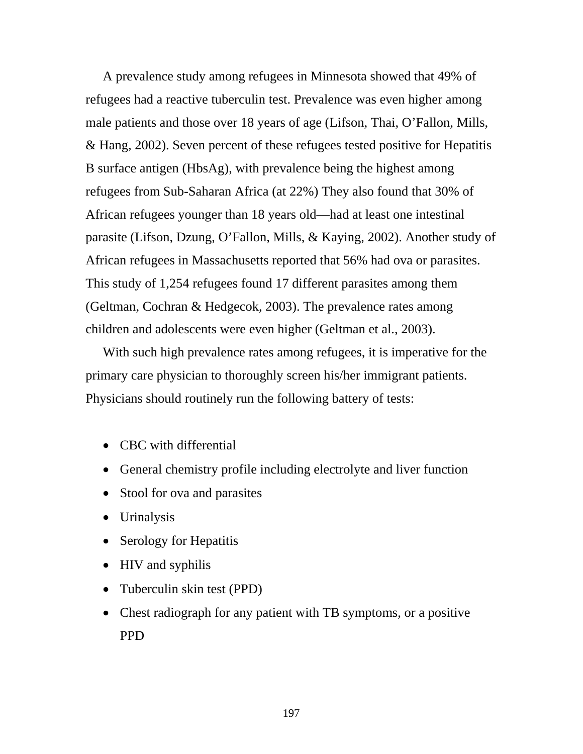A prevalence study among refugees in Minnesota showed that 49% of refugees had a reactive tuberculin test. Prevalence was even higher among male patients and those over 18 years of age (Lifson, Thai, O'Fallon, Mills, & Hang, 2002). Seven percent of these refugees tested positive for Hepatitis B surface antigen (HbsAg), with prevalence being the highest among refugees from Sub-Saharan Africa (at 22%) They also found that 30% of African refugees younger than 18 years old—had at least one intestinal parasite (Lifson, Dzung, O'Fallon, Mills, & Kaying, 2002). Another study of African refugees in Massachusetts reported that 56% had ova or parasites. This study of 1,254 refugees found 17 different parasites among them (Geltman, Cochran & Hedgecok, 2003). The prevalence rates among children and adolescents were even higher (Geltman et al., 2003).

With such high prevalence rates among refugees, it is imperative for the primary care physician to thoroughly screen his/her immigrant patients. Physicians should routinely run the following battery of tests:

- CBC with differential
- General chemistry profile including electrolyte and liver function
- Stool for ova and parasites
- Urinalysis
- Serology for Hepatitis
- HIV and syphilis
- Tuberculin skin test (PPD)
- Chest radiograph for any patient with TB symptoms, or a positive PPD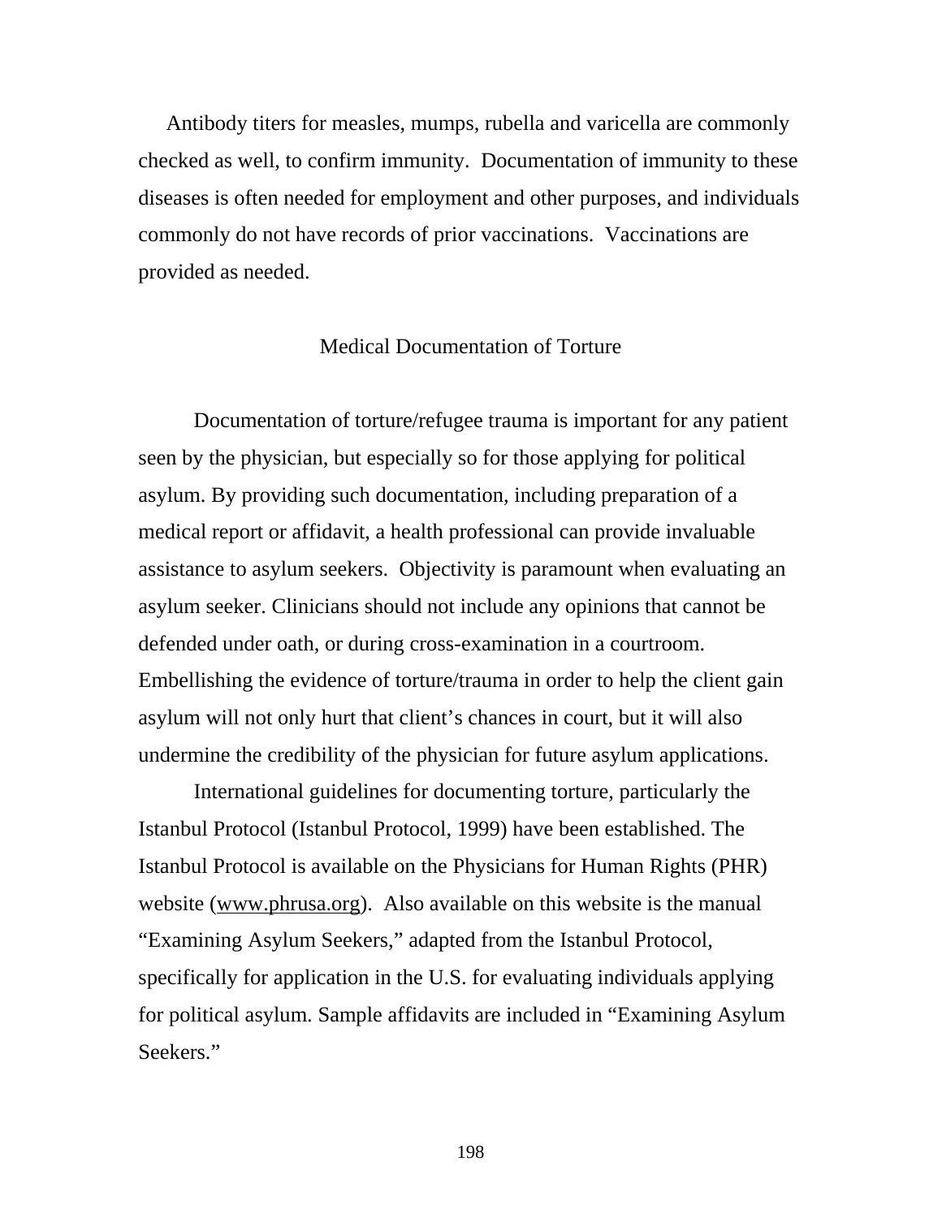Antibody titers for measles, mumps, rubella and varicella are commonly checked as well, to confirm immunity. Documentation of immunity to these diseases is often needed for employment and other purposes, and individuals commonly do not have records of prior vaccinations. Vaccinations are provided as needed.

## Medical Documentation of Torture

Documentation of torture/refugee trauma is important for any patient seen by the physician, but especially so for those applying for political asylum. By providing such documentation, including preparation of a medical report or affidavit, a health professional can provide invaluable assistance to asylum seekers. Objectivity is paramount when evaluating an asylum seeker. Clinicians should not include any opinions that cannot be defended under oath, or during cross-examination in a courtroom. Embellishing the evidence of torture/trauma in order to help the client gain asylum will not only hurt that client's chances in court, but it will also undermine the credibility of the physician for future asylum applications.

International guidelines for documenting torture, particularly the Istanbul Protocol (Istanbul Protocol, 1999) have been established. The Istanbul Protocol is available on the Physicians for Human Rights (PHR) website (www.phrusa.org). Also available on this website is the manual "Examining Asylum Seekers," adapted from the Istanbul Protocol, specifically for application in the U.S. for evaluating individuals applying for political asylum. Sample affidavits are included in "Examining Asylum Seekers."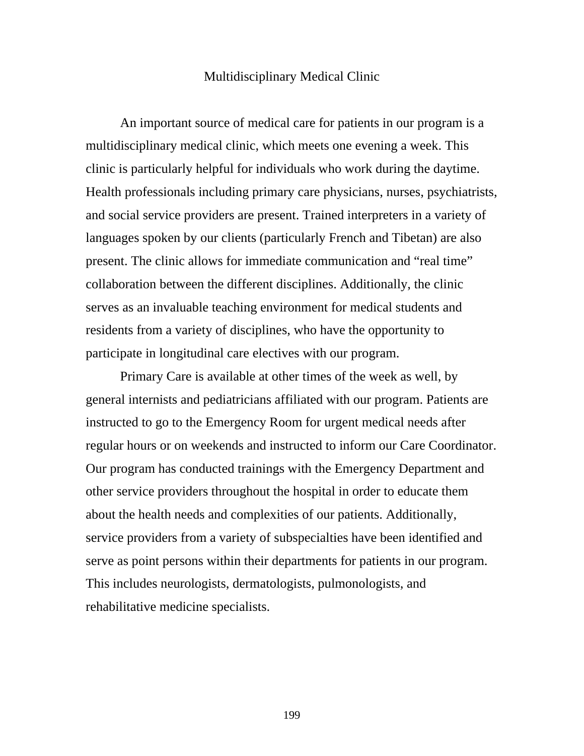# Multidisciplinary Medical Clinic

An important source of medical care for patients in our program is a multidisciplinary medical clinic, which meets one evening a week. This clinic is particularly helpful for individuals who work during the daytime. Health professionals including primary care physicians, nurses, psychiatrists, and social service providers are present. Trained interpreters in a variety of languages spoken by our clients (particularly French and Tibetan) are also present. The clinic allows for immediate communication and "real time" collaboration between the different disciplines. Additionally, the clinic serves as an invaluable teaching environment for medical students and residents from a variety of disciplines, who have the opportunity to participate in longitudinal care electives with our program.

Primary Care is available at other times of the week as well, by general internists and pediatricians affiliated with our program. Patients are instructed to go to the Emergency Room for urgent medical needs after regular hours or on weekends and instructed to inform our Care Coordinator. Our program has conducted trainings with the Emergency Department and other service providers throughout the hospital in order to educate them about the health needs and complexities of our patients. Additionally, service providers from a variety of subspecialties have been identified and serve as point persons within their departments for patients in our program. This includes neurologists, dermatologists, pulmonologists, and rehabilitative medicine specialists.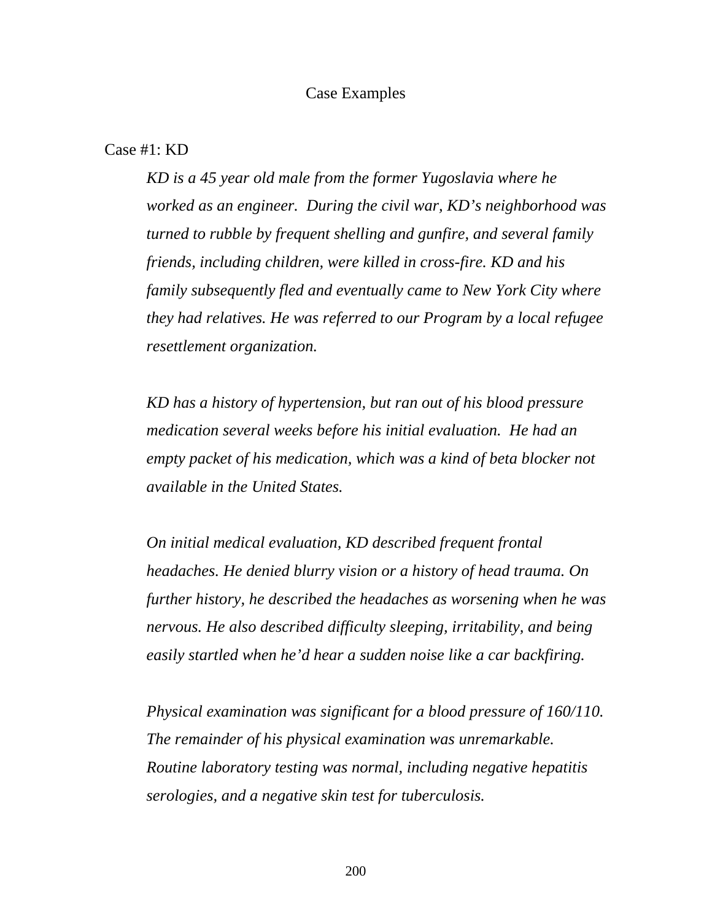## Case Examples

### Case #1: KD

*KD is a 45 year old male from the former Yugoslavia where he worked as an engineer. During the civil war, KD's neighborhood was turned to rubble by frequent shelling and gunfire, and several family friends, including children, were killed in cross-fire. KD and his family subsequently fled and eventually came to New York City where they had relatives. He was referred to our Program by a local refugee resettlement organization.*

*KD has a history of hypertension, but ran out of his blood pressure medication several weeks before his initial evaluation. He had an empty packet of his medication, which was a kind of beta blocker not available in the United States.*

*On initial medical evaluation, KD described frequent frontal headaches. He denied blurry vision or a history of head trauma. On further history, he described the headaches as worsening when he was nervous. He also described difficulty sleeping, irritability, and being easily startled when he'd hear a sudden noise like a car backfiring.*

*Physical examination was significant for a blood pressure of 160/110. The remainder of his physical examination was unremarkable. Routine laboratory testing was normal, including negative hepatitis serologies, and a negative skin test for tuberculosis.*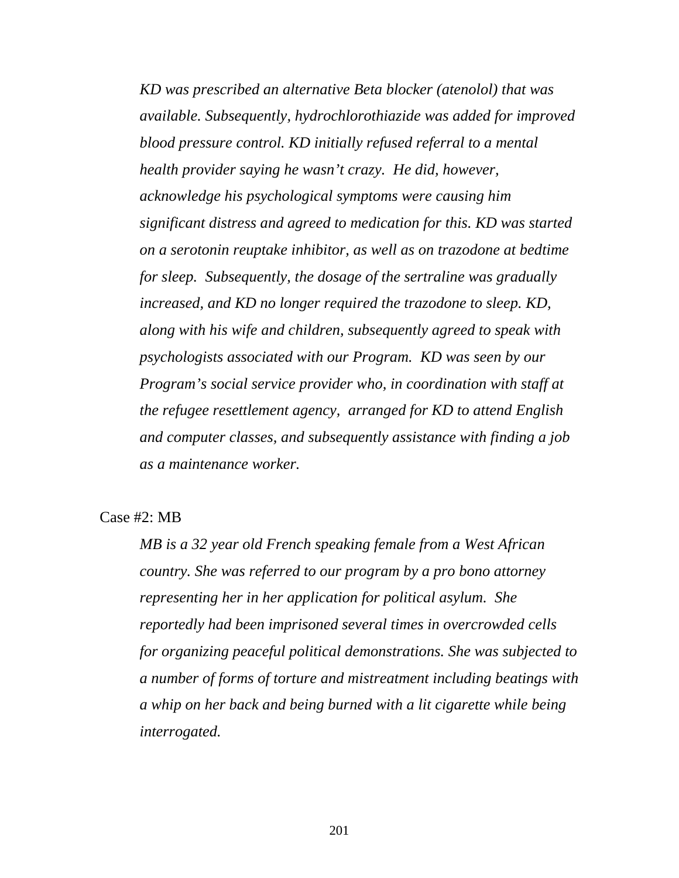*KD was prescribed an alternative Beta blocker (atenolol) that was available. Subsequently, hydrochlorothiazide was added for improved blood pressure control. KD initially refused referral to a mental health provider saying he wasn't crazy. He did, however, acknowledge his psychological symptoms were causing him significant distress and agreed to medication for this. KD was started on a serotonin reuptake inhibitor, as well as on trazodone at bedtime for sleep. Subsequently, the dosage of the sertraline was gradually increased, and KD no longer required the trazodone to sleep. KD, along with his wife and children, subsequently agreed to speak with psychologists associated with our Program. KD was seen by our Program's social service provider who, in coordination with staff at the refugee resettlement agency, arranged for KD to attend English and computer classes, and subsequently assistance with finding a job as a maintenance worker.*

Case #2: MB

*MB is a 32 year old French speaking female from a West African country. She was referred to our program by a pro bono attorney representing her in her application for political asylum. She reportedly had been imprisoned several times in overcrowded cells for organizing peaceful political demonstrations. She was subjected to a number of forms of torture and mistreatment including beatings with a whip on her back and being burned with a lit cigarette while being interrogated.*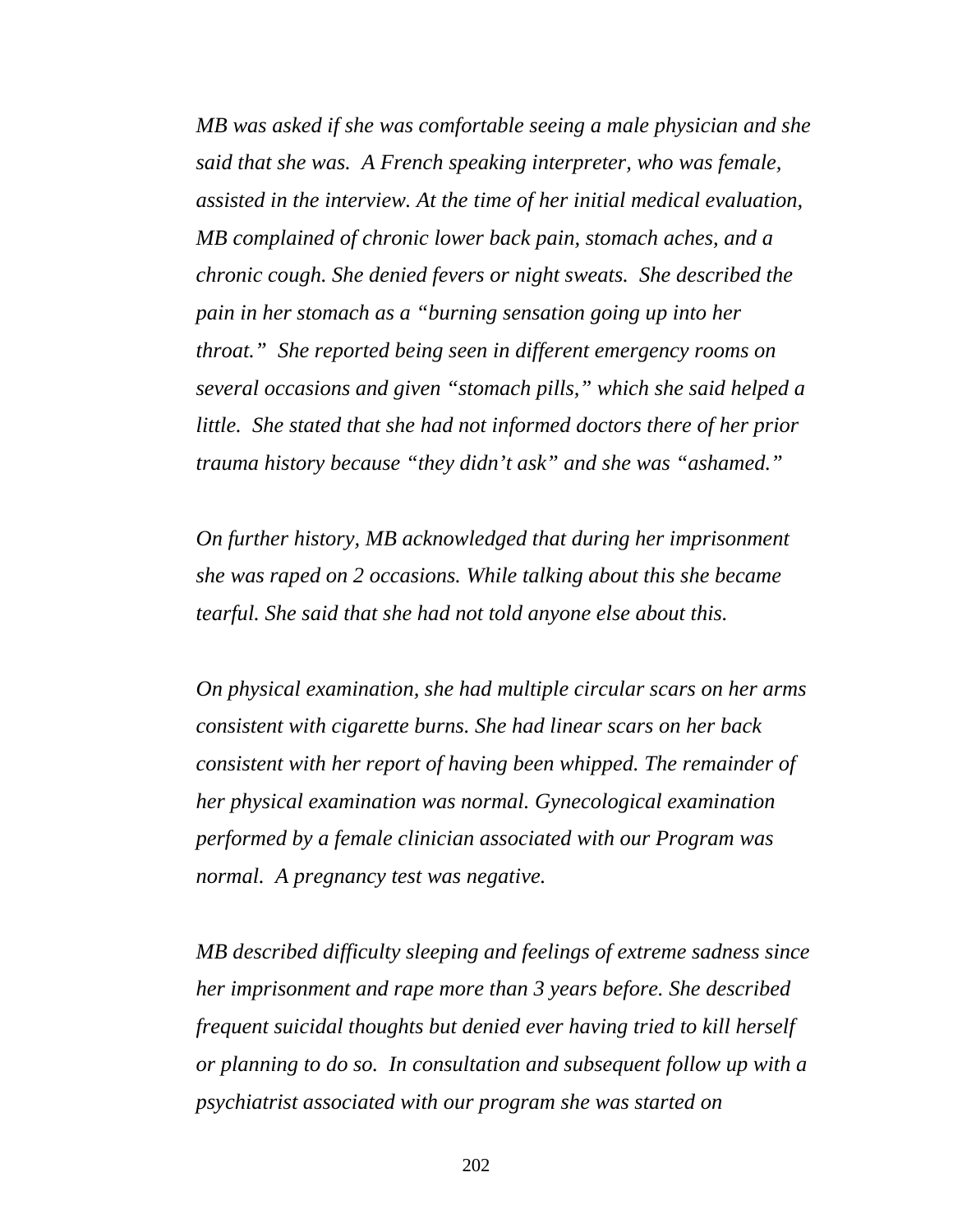*MB was asked if she was comfortable seeing a male physician and she said that she was. A French speaking interpreter, who was female, assisted in the interview. At the time of her initial medical evaluation, MB complained of chronic lower back pain, stomach aches, and a chronic cough. She denied fevers or night sweats. She described the pain in her stomach as a "burning sensation going up into her throat." She reported being seen in different emergency rooms on several occasions and given "stomach pills," which she said helped a little. She stated that she had not informed doctors there of her prior trauma history because "they didn't ask" and she was "ashamed."*

*On further history, MB acknowledged that during her imprisonment she was raped on 2 occasions. While talking about this she became tearful. She said that she had not told anyone else about this.*

*On physical examination, she had multiple circular scars on her arms consistent with cigarette burns. She had linear scars on her back consistent with her report of having been whipped. The remainder of her physical examination was normal. Gynecological examination performed by a female clinician associated with our Program was normal. A pregnancy test was negative.*

*MB described difficulty sleeping and feelings of extreme sadness since her imprisonment and rape more than 3 years before. She described frequent suicidal thoughts but denied ever having tried to kill herself or planning to do so. In consultation and subsequent follow up with a psychiatrist associated with our program she was started on*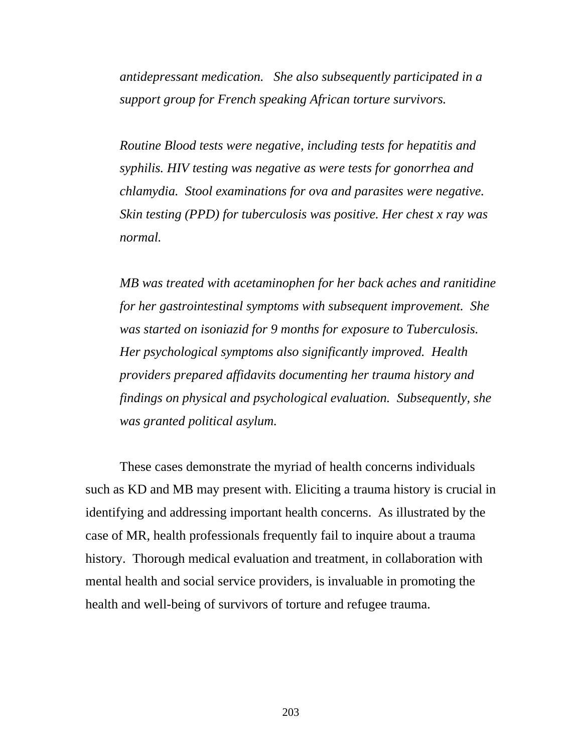*antidepressant medication. She also subsequently participated in a support group for French speaking African torture survivors.*

*Routine Blood tests were negative, including tests for hepatitis and syphilis. HIV testing was negative as were tests for gonorrhea and chlamydia. Stool examinations for ova and parasites were negative. Skin testing (PPD) for tuberculosis was positive. Her chest x ray was normal.*

*MB was treated with acetaminophen for her back aches and ranitidine for her gastrointestinal symptoms with subsequent improvement. She was started on isoniazid for 9 months for exposure to Tuberculosis. Her psychological symptoms also significantly improved. Health providers prepared affidavits documenting her trauma history and findings on physical and psychological evaluation. Subsequently, she was granted political asylum.*

These cases demonstrate the myriad of health concerns individuals such as KD and MB may present with. Eliciting a trauma history is crucial in identifying and addressing important health concerns. As illustrated by the case of MR, health professionals frequently fail to inquire about a trauma history. Thorough medical evaluation and treatment, in collaboration with mental health and social service providers, is invaluable in promoting the health and well-being of survivors of torture and refugee trauma.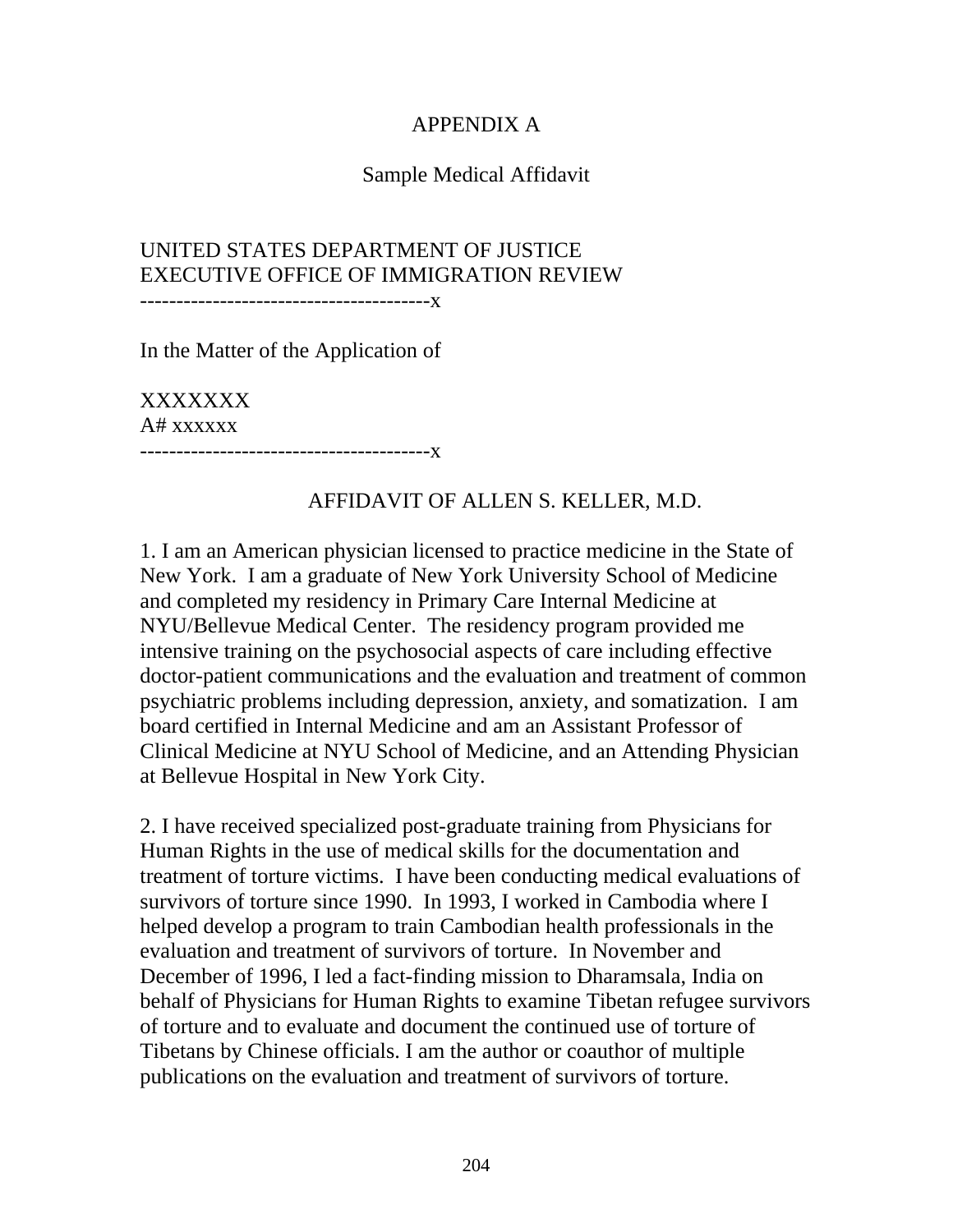# APPENDIX A

## Sample Medical Affidavit

UNITED STATES DEPARTMENT OF JUSTICE
EXECUTIVE OFFICE OF IMMIGRATION REVIEW
----------------------------------------x

In the Matter of the Application of

XXXXXXX
A# xxxxxx
----------------------------------------x

### AFFIDAVIT OF ALLEN S. KELLER, M.D.

1. I am an American physician licensed to practice medicine in the State of New York. I am a graduate of New York University School of Medicine and completed my residency in Primary Care Internal Medicine at NYU/Bellevue Medical Center. The residency program provided me intensive training on the psychosocial aspects of care including effective doctor-patient communications and the evaluation and treatment of common psychiatric problems including depression, anxiety, and somatization. I am board certified in Internal Medicine and am an Assistant Professor of Clinical Medicine at NYU School of Medicine, and an Attending Physician at Bellevue Hospital in New York City.

2. I have received specialized post-graduate training from Physicians for Human Rights in the use of medical skills for the documentation and treatment of torture victims. I have been conducting medical evaluations of survivors of torture since 1990. In 1993, I worked in Cambodia where I helped develop a program to train Cambodian health professionals in the evaluation and treatment of survivors of torture. In November and December of 1996, I led a fact-finding mission to Dharamsala, India on behalf of Physicians for Human Rights to examine Tibetan refugee survivors of torture and to evaluate and document the continued use of torture of Tibetans by Chinese officials. I am the author or coauthor of multiple publications on the evaluation and treatment of survivors of torture.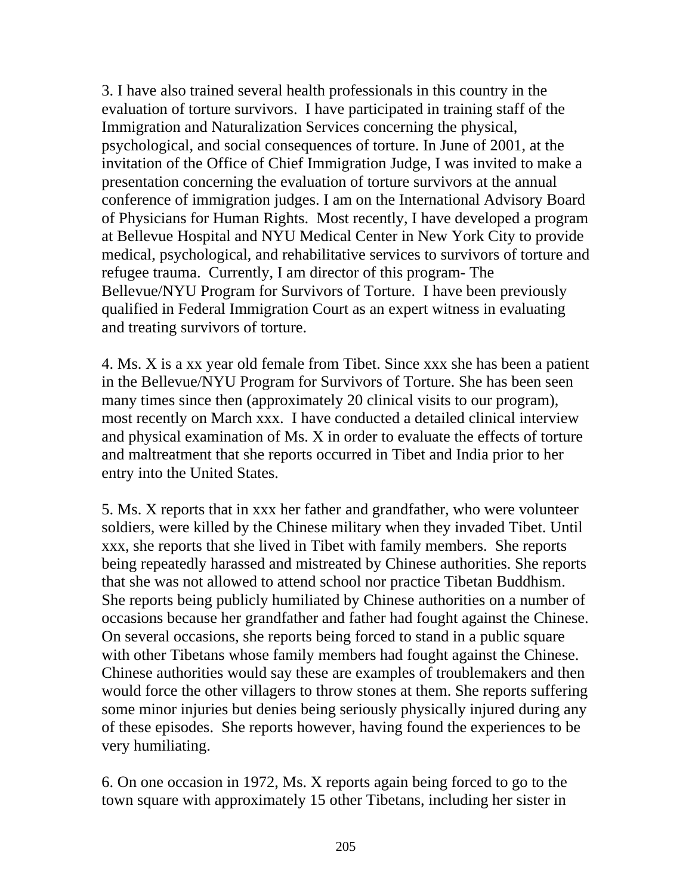3. I have also trained several health professionals in this country in the evaluation of torture survivors. I have participated in training staff of the Immigration and Naturalization Services concerning the physical, psychological, and social consequences of torture. In June of 2001, at the invitation of the Office of Chief Immigration Judge, I was invited to make a presentation concerning the evaluation of torture survivors at the annual conference of immigration judges. I am on the International Advisory Board of Physicians for Human Rights. Most recently, I have developed a program at Bellevue Hospital and NYU Medical Center in New York City to provide medical, psychological, and rehabilitative services to survivors of torture and refugee trauma. Currently, I am director of this program- The Bellevue/NYU Program for Survivors of Torture. I have been previously qualified in Federal Immigration Court as an expert witness in evaluating and treating survivors of torture.

4. Ms. X is a xx year old female from Tibet. Since xxx she has been a patient in the Bellevue/NYU Program for Survivors of Torture. She has been seen many times since then (approximately 20 clinical visits to our program), most recently on March xxx. I have conducted a detailed clinical interview and physical examination of Ms. X in order to evaluate the effects of torture and maltreatment that she reports occurred in Tibet and India prior to her entry into the United States.

5. Ms. X reports that in xxx her father and grandfather, who were volunteer soldiers, were killed by the Chinese military when they invaded Tibet. Until xxx, she reports that she lived in Tibet with family members. She reports being repeatedly harassed and mistreated by Chinese authorities. She reports that she was not allowed to attend school nor practice Tibetan Buddhism. She reports being publicly humiliated by Chinese authorities on a number of occasions because her grandfather and father had fought against the Chinese. On several occasions, she reports being forced to stand in a public square with other Tibetans whose family members had fought against the Chinese. Chinese authorities would say these are examples of troublemakers and then would force the other villagers to throw stones at them. She reports suffering some minor injuries but denies being seriously physically injured during any of these episodes. She reports however, having found the experiences to be very humiliating.

6. On one occasion in 1972, Ms. X reports again being forced to go to the town square with approximately 15 other Tibetans, including her sister in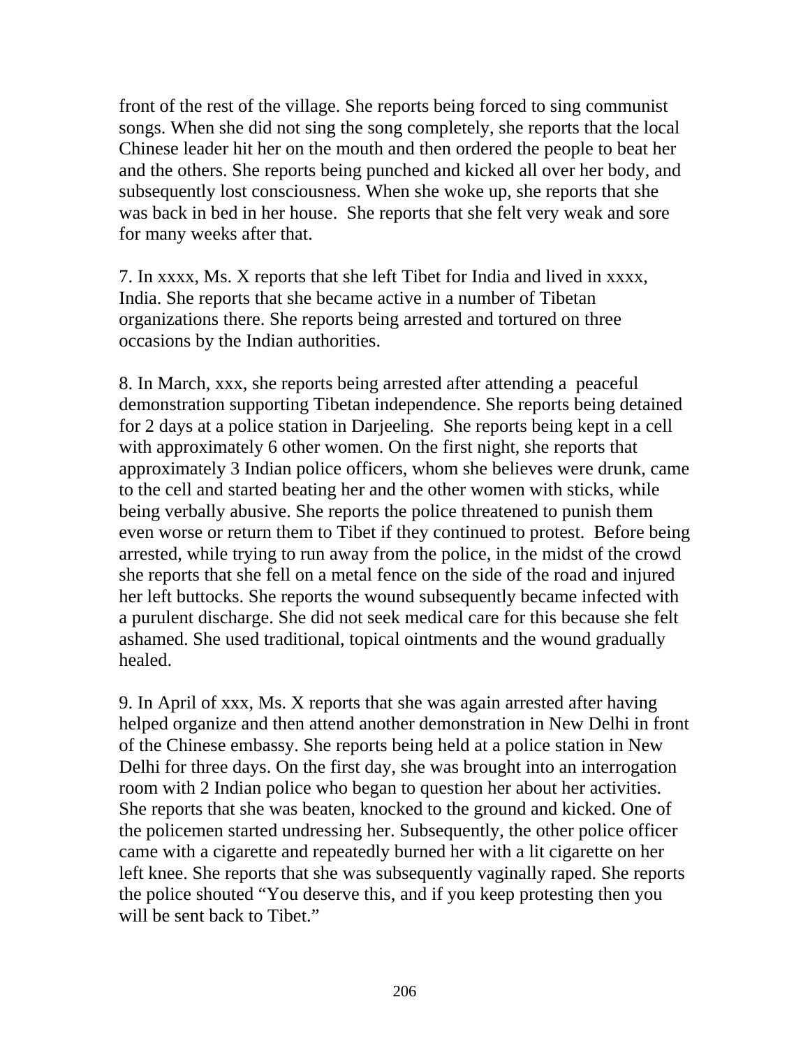front of the rest of the village. She reports being forced to sing communist songs. When she did not sing the song completely, she reports that the local Chinese leader hit her on the mouth and then ordered the people to beat her and the others. She reports being punched and kicked all over her body, and subsequently lost consciousness. When she woke up, she reports that she was back in bed in her house. She reports that she felt very weak and sore for many weeks after that.

7. In xxxx, Ms. X reports that she left Tibet for India and lived in xxxx, India. She reports that she became active in a number of Tibetan organizations there. She reports being arrested and tortured on three occasions by the Indian authorities.

8. In March, xxx, she reports being arrested after attending a peaceful demonstration supporting Tibetan independence. She reports being detained for 2 days at a police station in Darjeeling. She reports being kept in a cell with approximately 6 other women. On the first night, she reports that approximately 3 Indian police officers, whom she believes were drunk, came to the cell and started beating her and the other women with sticks, while being verbally abusive. She reports the police threatened to punish them even worse or return them to Tibet if they continued to protest. Before being arrested, while trying to run away from the police, in the midst of the crowd she reports that she fell on a metal fence on the side of the road and injured her left buttocks. She reports the wound subsequently became infected with a purulent discharge. She did not seek medical care for this because she felt ashamed. She used traditional, topical ointments and the wound gradually healed.

9. In April of xxx, Ms. X reports that she was again arrested after having helped organize and then attend another demonstration in New Delhi in front of the Chinese embassy. She reports being held at a police station in New Delhi for three days. On the first day, she was brought into an interrogation room with 2 Indian police who began to question her about her activities. She reports that she was beaten, knocked to the ground and kicked. One of the policemen started undressing her. Subsequently, the other police officer came with a cigarette and repeatedly burned her with a lit cigarette on her left knee. She reports that she was subsequently vaginally raped. She reports the police shouted “You deserve this, and if you keep protesting then you will be sent back to Tibet.”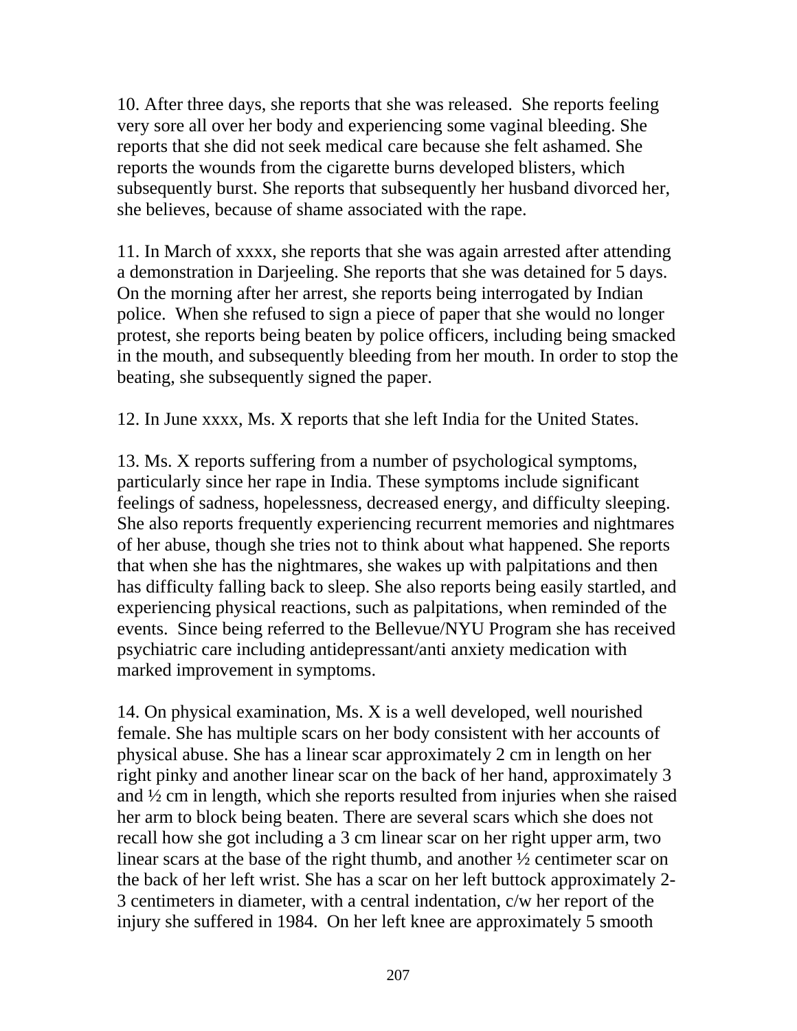10. After three days, she reports that she was released. She reports feeling very sore all over her body and experiencing some vaginal bleeding. She reports that she did not seek medical care because she felt ashamed. She reports the wounds from the cigarette burns developed blisters, which subsequently burst. She reports that subsequently her husband divorced her, she believes, because of shame associated with the rape.

11. In March of xxxx, she reports that she was again arrested after attending a demonstration in Darjeeling. She reports that she was detained for 5 days. On the morning after her arrest, she reports being interrogated by Indian police. When she refused to sign a piece of paper that she would no longer protest, she reports being beaten by police officers, including being smacked in the mouth, and subsequently bleeding from her mouth. In order to stop the beating, she subsequently signed the paper.

12. In June xxxx, Ms. X reports that she left India for the United States.

13. Ms. X reports suffering from a number of psychological symptoms, particularly since her rape in India. These symptoms include significant feelings of sadness, hopelessness, decreased energy, and difficulty sleeping. She also reports frequently experiencing recurrent memories and nightmares of her abuse, though she tries not to think about what happened. She reports that when she has the nightmares, she wakes up with palpitations and then has difficulty falling back to sleep. She also reports being easily startled, and experiencing physical reactions, such as palpitations, when reminded of the events. Since being referred to the Bellevue/NYU Program she has received psychiatric care including antidepressant/anti anxiety medication with marked improvement in symptoms.

14. On physical examination, Ms. X is a well developed, well nourished female. She has multiple scars on her body consistent with her accounts of physical abuse. She has a linear scar approximately 2 cm in length on her right pinky and another linear scar on the back of her hand, approximately 3 and ½ cm in length, which she reports resulted from injuries when she raised her arm to block being beaten. There are several scars which she does not recall how she got including a 3 cm linear scar on her right upper arm, two linear scars at the base of the right thumb, and another ½ centimeter scar on the back of her left wrist. She has a scar on her left buttock approximately 2-3 centimeters in diameter, with a central indentation, c/w her report of the injury she suffered in 1984. On her left knee are approximately 5 smooth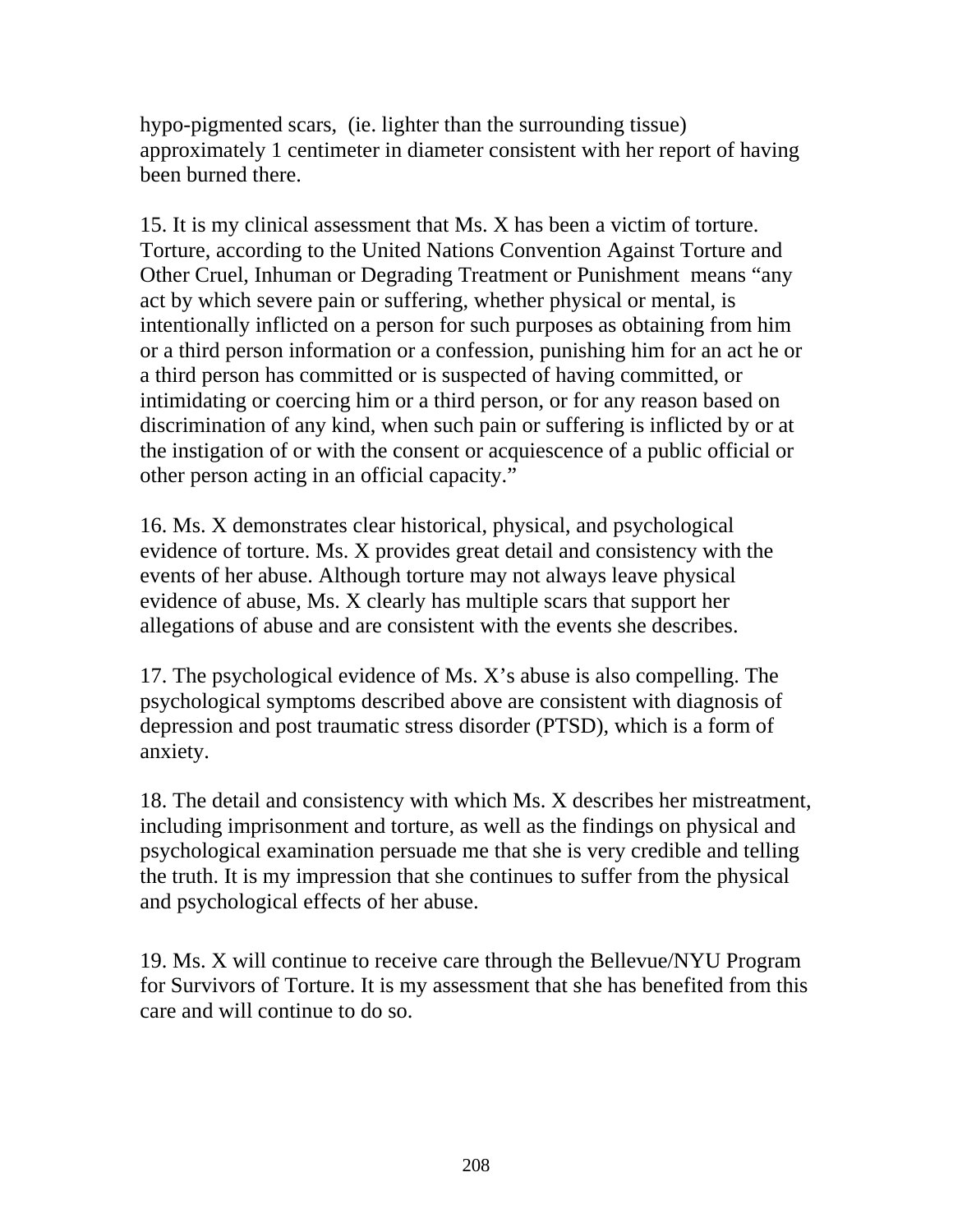hypo-pigmented scars, (ie. lighter than the surrounding tissue) approximately 1 centimeter in diameter consistent with her report of having been burned there.

15. It is my clinical assessment that Ms. X has been a victim of torture. Torture, according to the United Nations Convention Against Torture and Other Cruel, Inhuman or Degrading Treatment or Punishment means "any act by which severe pain or suffering, whether physical or mental, is intentionally inflicted on a person for such purposes as obtaining from him or a third person information or a confession, punishing him for an act he or a third person has committed or is suspected of having committed, or intimidating or coercing him or a third person, or for any reason based on discrimination of any kind, when such pain or suffering is inflicted by or at the instigation of or with the consent or acquiescence of a public official or other person acting in an official capacity."

16. Ms. X demonstrates clear historical, physical, and psychological evidence of torture. Ms. X provides great detail and consistency with the events of her abuse. Although torture may not always leave physical evidence of abuse, Ms. X clearly has multiple scars that support her allegations of abuse and are consistent with the events she describes.

17. The psychological evidence of Ms. X's abuse is also compelling. The psychological symptoms described above are consistent with diagnosis of depression and post traumatic stress disorder (PTSD), which is a form of anxiety.

18. The detail and consistency with which Ms. X describes her mistreatment, including imprisonment and torture, as well as the findings on physical and psychological examination persuade me that she is very credible and telling the truth. It is my impression that she continues to suffer from the physical and psychological effects of her abuse.

19. Ms. X will continue to receive care through the Bellevue/NYU Program for Survivors of Torture. It is my assessment that she has benefited from this care and will continue to do so.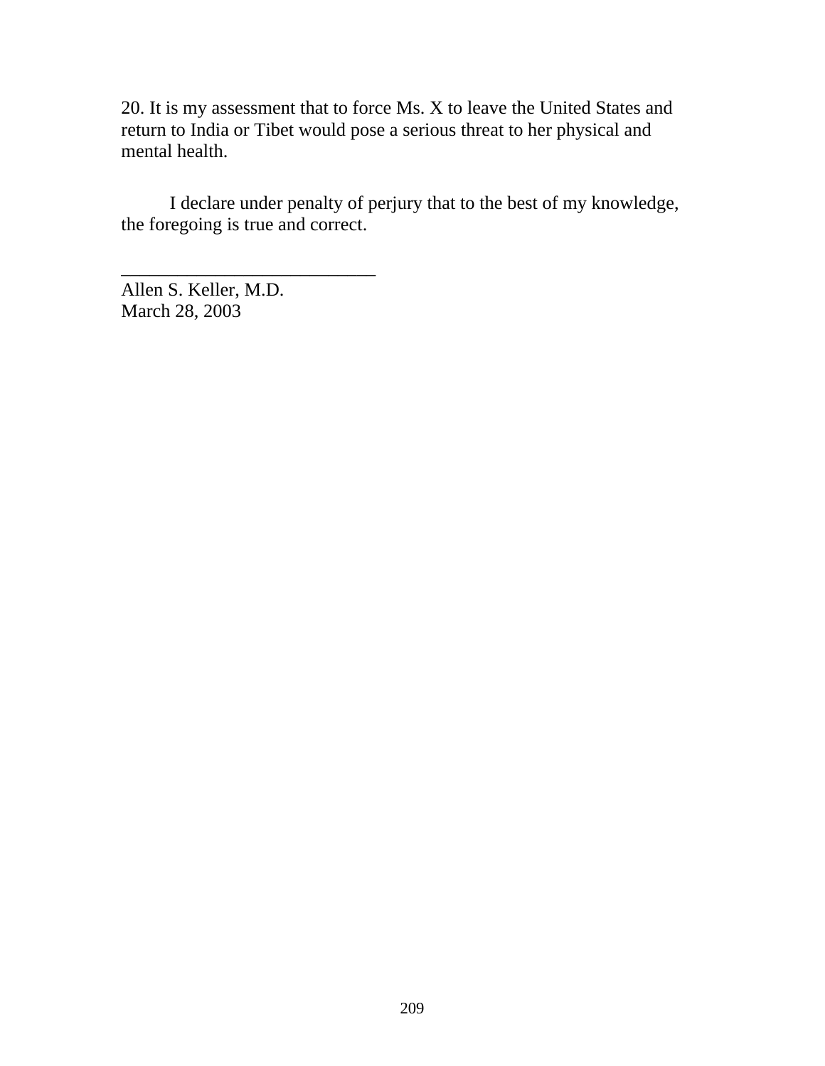20. It is my assessment that to force Ms. X to leave the United States and return to India or Tibet would pose a serious threat to her physical and mental health.

I declare under penalty of perjury that to the best of my knowledge, the foregoing is true and correct.

___________________________

Allen S. Keller, M.D.
March 28, 2003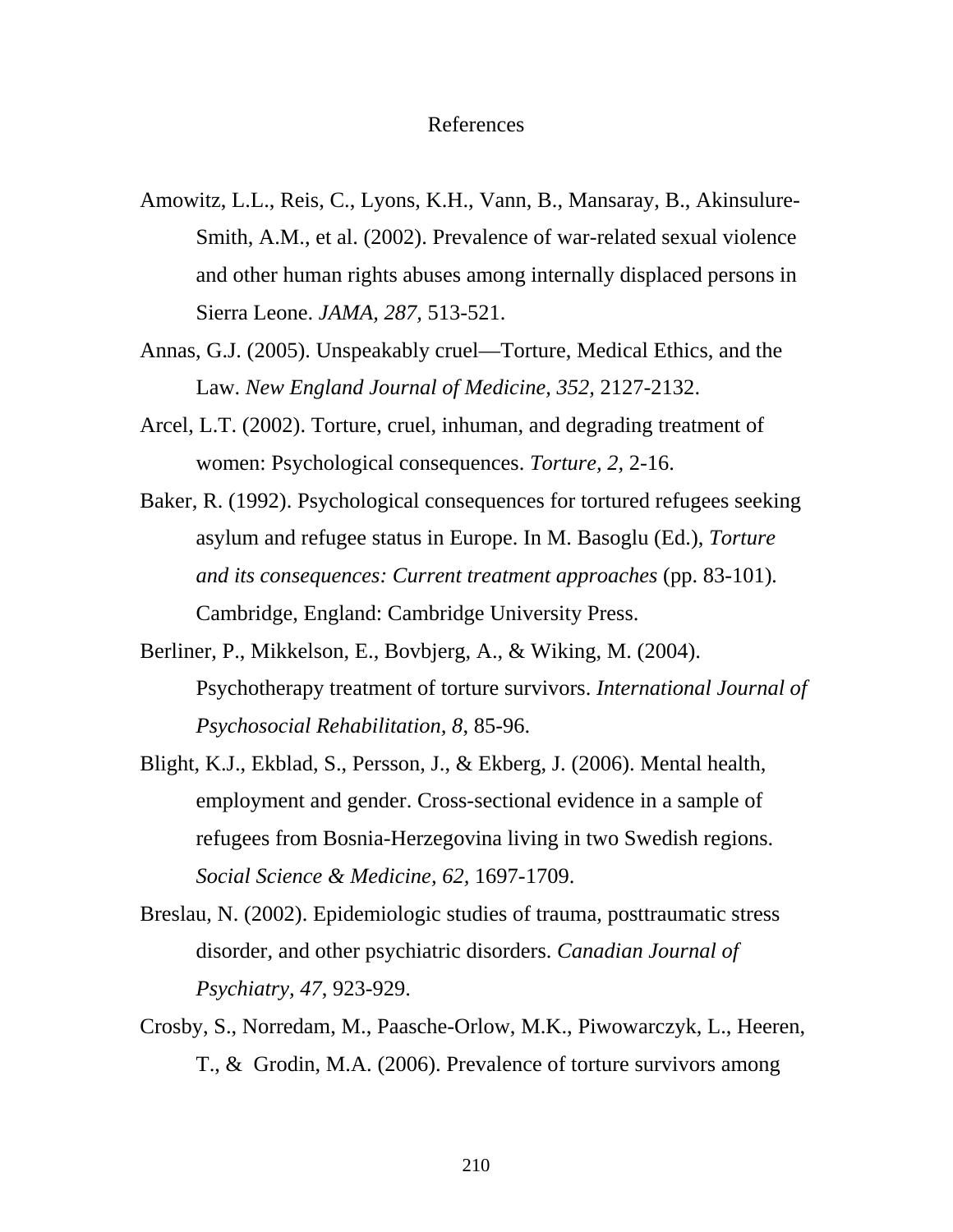# References

Amowitz, L.L., Reis, C., Lyons, K.H., Vann, B., Mansaray, B., Akinsulure-Smith, A.M., et al. (2002). Prevalence of war-related sexual violence and other human rights abuses among internally displaced persons in Sierra Leone. *JAMA, 287,* 513-521.

Annas, G.J. (2005). Unspeakably cruel—Torture, Medical Ethics, and the Law. *New England Journal of Medicine, 352,* 2127-2132.

Arcel, L.T. (2002). Torture, cruel, inhuman, and degrading treatment of women: Psychological consequences. *Torture, 2,* 2-16.

Baker, R. (1992). Psychological consequences for tortured refugees seeking asylum and refugee status in Europe. In M. Basoglu (Ed.), *Torture and its consequences: Current treatment approaches* (pp. 83-101). Cambridge, England: Cambridge University Press.

Berliner, P., Mikkelson, E., Bovbjerg, A., & Wiking, M. (2004). Psychotherapy treatment of torture survivors. *International Journal of Psychosocial Rehabilitation, 8*, 85-96.

Blight, K.J., Ekblad, S., Persson, J., & Ekberg, J. (2006). Mental health, employment and gender. Cross-sectional evidence in a sample of refugees from Bosnia-Herzegovina living in two Swedish regions. *Social Science & Medicine, 62,* 1697-1709.

Breslau, N. (2002). Epidemiologic studies of trauma, posttraumatic stress disorder, and other psychiatric disorders. *Canadian Journal of Psychiatry, 47*, 923-929.

Crosby, S., Norredam, M., Paasche-Orlow, M.K., Piwowarczyk, L., Heeren, T., & Grodin, M.A. (2006). Prevalence of torture survivors among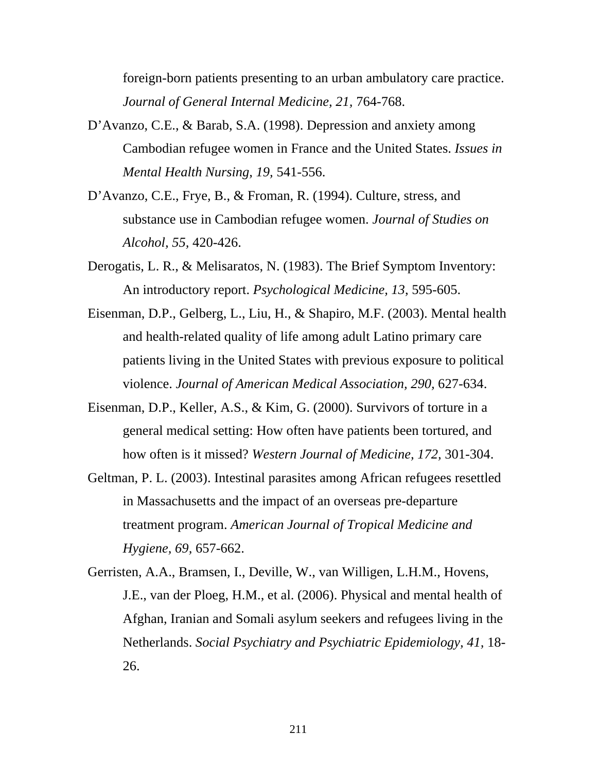foreign-born patients presenting to an urban ambulatory care practice. *Journal of General Internal Medicine, 21,* 764-768.

D'Avanzo, C.E., & Barab, S.A. (1998). Depression and anxiety among Cambodian refugee women in France and the United States. *Issues in Mental Health Nursing, 19,* 541-556.

D'Avanzo, C.E., Frye, B., & Froman, R. (1994). Culture, stress, and substance use in Cambodian refugee women. *Journal of Studies on Alcohol, 55,* 420-426.

Derogatis, L. R., & Melisaratos, N. (1983). The Brief Symptom Inventory: An introductory report. *Psychological Medicine, 13*, 595-605.

Eisenman, D.P., Gelberg, L., Liu, H., & Shapiro, M.F. (2003). Mental health and health-related quality of life among adult Latino primary care patients living in the United States with previous exposure to political violence. *Journal of American Medical Association, 290,* 627-634.

Eisenman, D.P., Keller, A.S., & Kim, G. (2000). Survivors of torture in a general medical setting: How often have patients been tortured, and how often is it missed? *Western Journal of Medicine, 172,* 301-304.

Geltman, P. L. (2003). Intestinal parasites among African refugees resettled in Massachusetts and the impact of an overseas pre-departure treatment program. *American Journal of Tropical Medicine and Hygiene, 69,* 657-662.

Gerristen, A.A., Bramsen, I., Deville, W., van Willigen, L.H.M., Hovens, J.E., van der Ploeg, H.M., et al. (2006). Physical and mental health of Afghan, Iranian and Somali asylum seekers and refugees living in the Netherlands. *Social Psychiatry and Psychiatric Epidemiology, 41,* 18-26.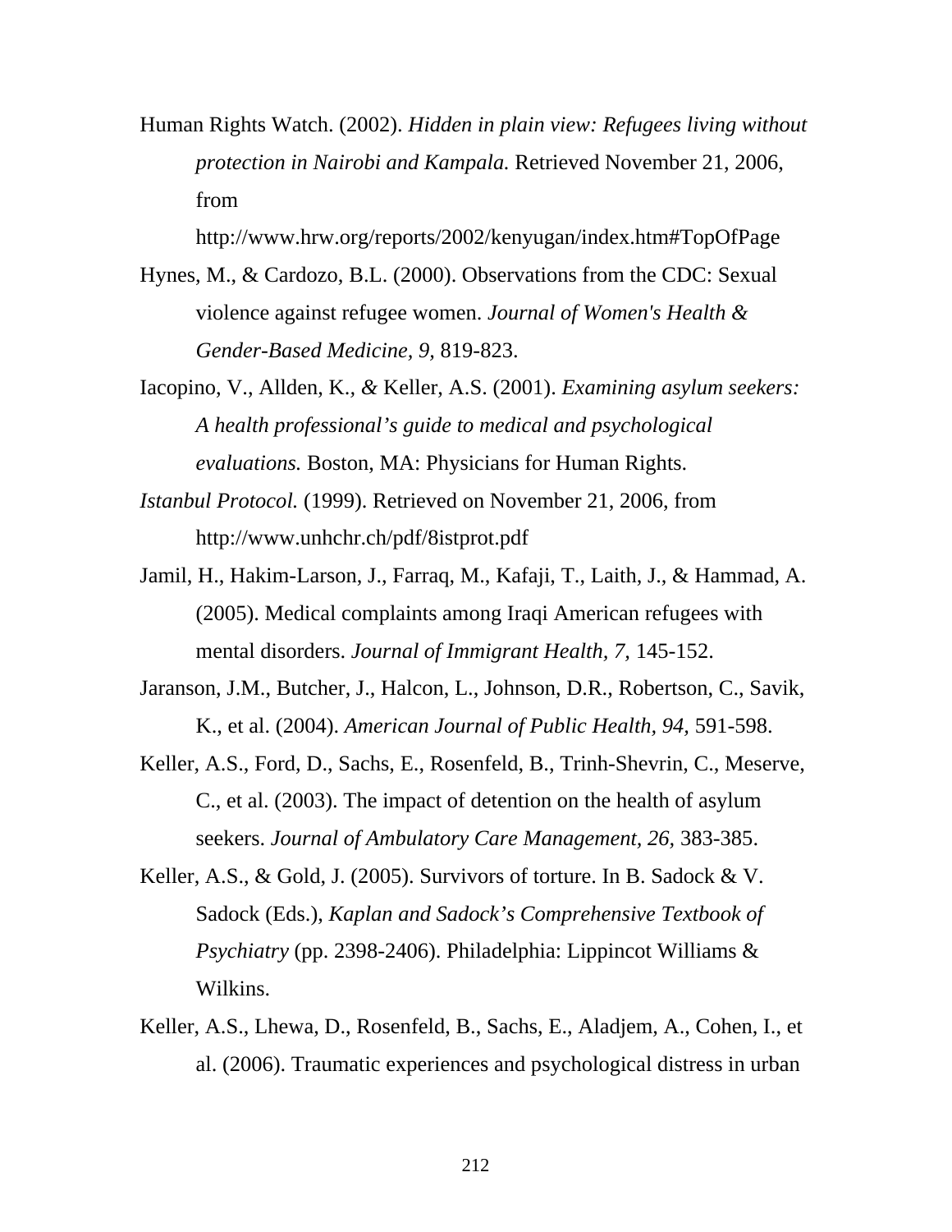Human Rights Watch. (2002). *Hidden in plain view: Refugees living without protection in Nairobi and Kampala.* Retrieved November 21, 2006, from http://www.hrw.org/reports/2002/kenyugan/index.htm#TopOfPage

Hynes, M., & Cardozo, B.L. (2000). Observations from the CDC: Sexual violence against refugee women. *Journal of Women's Health & Gender-Based Medicine, 9,* 819-823.

Iacopino, V., Allden, K., & Keller, A.S. (2001). *Examining asylum seekers: A health professional's guide to medical and psychological evaluations.* Boston, MA: Physicians for Human Rights.

*Istanbul Protocol.* (1999). Retrieved on November 21, 2006, from http://www.unhchr.ch/pdf/8istprot.pdf

Jamil, H., Hakim-Larson, J., Farraq, M., Kafaji, T., Laith, J., & Hammad, A. (2005). Medical complaints among Iraqi American refugees with mental disorders. *Journal of Immigrant Health, 7,* 145-152.

Jaranson, J.M., Butcher, J., Halcon, L., Johnson, D.R., Robertson, C., Savik, K., et al. (2004). *American Journal of Public Health, 94,* 591-598.

Keller, A.S., Ford, D., Sachs, E., Rosenfeld, B., Trinh-Shevrin, C., Meserve, C., et al. (2003). The impact of detention on the health of asylum seekers. *Journal of Ambulatory Care Management, 26,* 383-385.

Keller, A.S., & Gold, J. (2005). Survivors of torture. In B. Sadock & V. Sadock (Eds.), *Kaplan and Sadock's Comprehensive Textbook of Psychiatry* (pp. 2398-2406). Philadelphia: Lippincot Williams & Wilkins.

Keller, A.S., Lhewa, D., Rosenfeld, B., Sachs, E., Aladjem, A., Cohen, I., et al. (2006). Traumatic experiences and psychological distress in urban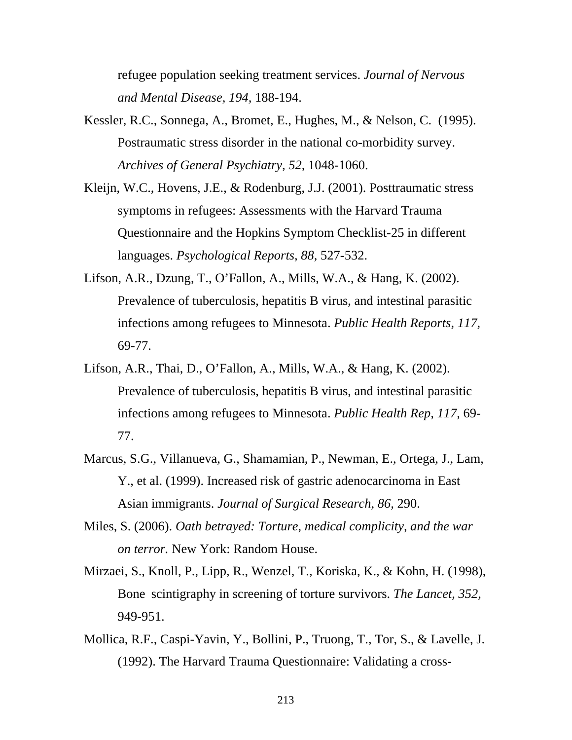refugee population seeking treatment services. *Journal of Nervous and Mental Disease, 194,* 188-194.

Kessler, R.C., Sonnega, A., Bromet, E., Hughes, M., & Nelson, C. (1995). Postraumatic stress disorder in the national co-morbidity survey. *Archives of General Psychiatry, 52,* 1048-1060.

Kleijn, W.C., Hovens, J.E., & Rodenburg, J.J. (2001). Posttraumatic stress symptoms in refugees: Assessments with the Harvard Trauma Questionnaire and the Hopkins Symptom Checklist-25 in different languages. *Psychological Reports, 88,* 527-532.

Lifson, A.R., Dzung, T., O'Fallon, A., Mills, W.A., & Hang, K. (2002). Prevalence of tuberculosis, hepatitis B virus, and intestinal parasitic infections among refugees to Minnesota. *Public Health Reports, 117,* 69-77.

Lifson, A.R., Thai, D., O'Fallon, A., Mills, W.A., & Hang, K. (2002). Prevalence of tuberculosis, hepatitis B virus, and intestinal parasitic infections among refugees to Minnesota. *Public Health Rep, 117,* 69-77.

Marcus, S.G., Villanueva, G., Shamamian, P., Newman, E., Ortega, J., Lam, Y., et al. (1999). Increased risk of gastric adenocarcinoma in East Asian immigrants. *Journal of Surgical Research, 86,* 290.

Miles, S. (2006). *Oath betrayed: Torture, medical complicity, and the war on terror.* New York: Random House.

Mirzaei, S., Knoll, P., Lipp, R., Wenzel, T., Koriska, K., & Kohn, H. (1998), Bone scintigraphy in screening of torture survivors. *The Lancet, 352,* 949-951.

Mollica, R.F., Caspi-Yavin, Y., Bollini, P., Truong, T., Tor, S., & Lavelle, J. (1992). The Harvard Trauma Questionnaire: Validating a cross-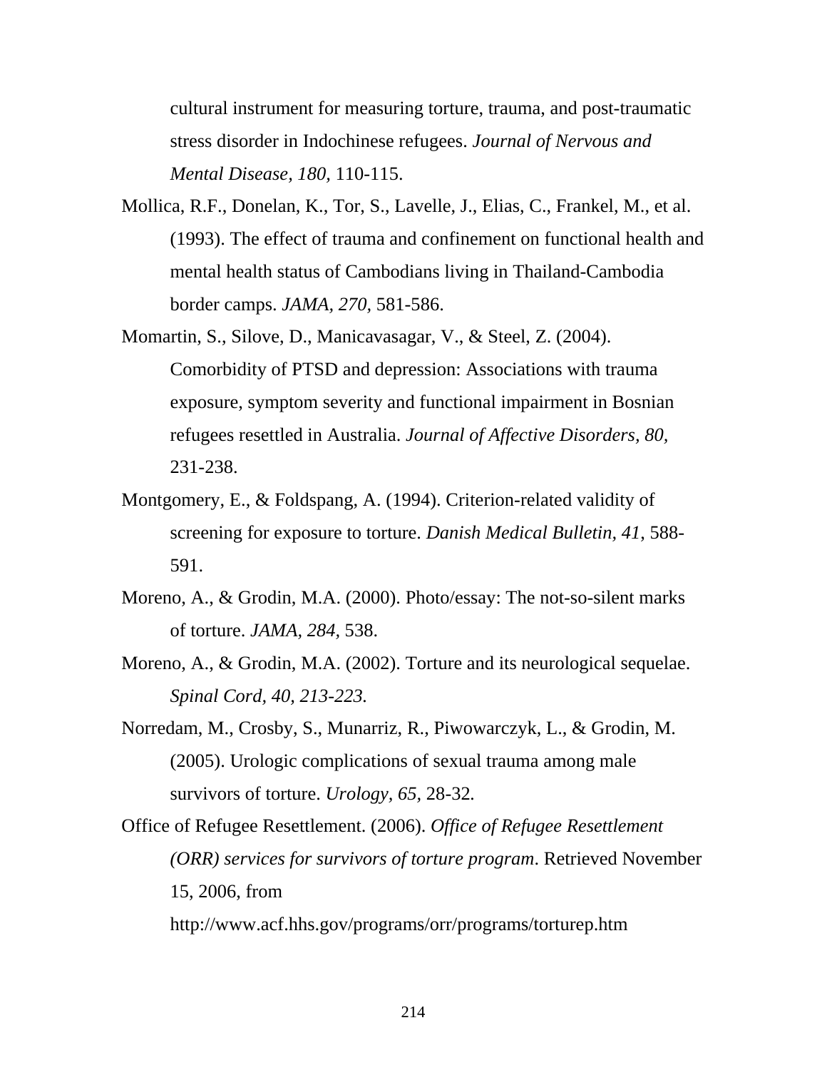cultural instrument for measuring torture, trauma, and post-traumatic stress disorder in Indochinese refugees. *Journal of Nervous and Mental Disease, 180,* 110-115.

Mollica, R.F., Donelan, K., Tor, S., Lavelle, J., Elias, C., Frankel, M., et al. (1993). The effect of trauma and confinement on functional health and mental health status of Cambodians living in Thailand-Cambodia border camps. *JAMA, 270,* 581-586.

Momartin, S., Silove, D., Manicavasagar, V., & Steel, Z. (2004). Comorbidity of PTSD and depression: Associations with trauma exposure, symptom severity and functional impairment in Bosnian refugees resettled in Australia. *Journal of Affective Disorders, 80,* 231-238.

Montgomery, E., & Foldspang, A. (1994). Criterion-related validity of screening for exposure to torture. *Danish Medical Bulletin, 41*, 588-591.

Moreno, A., & Grodin, M.A. (2000). Photo/essay: The not-so-silent marks of torture. *JAMA, 284,* 538.

Moreno, A., & Grodin, M.A. (2002). Torture and its neurological sequelae. *Spinal Cord, 40, 213-223.*

Norredam, M., Crosby, S., Munarriz, R., Piwowarczyk, L., & Grodin, M. (2005). Urologic complications of sexual trauma among male survivors of torture. *Urology, 65,* 28-32*.*

Office of Refugee Resettlement. (2006). *Office of Refugee Resettlement (ORR) services for survivors of torture program*. Retrieved November 15, 2006, from http://www.acf.hhs.gov/programs/orr/programs/torturep.htm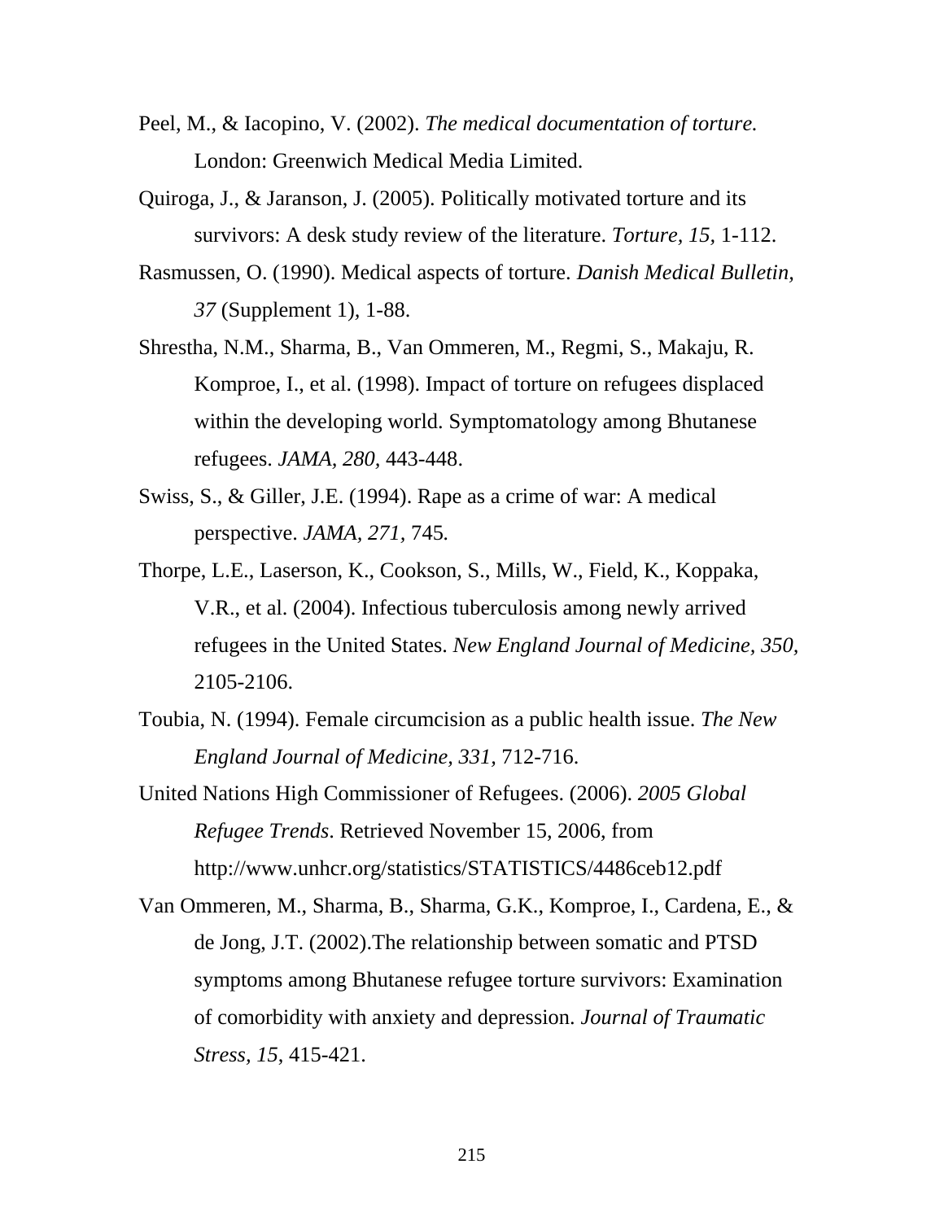Peel, M., & Iacopino, V. (2002). *The medical documentation of torture.* London: Greenwich Medical Media Limited.

Quiroga, J., & Jaranson, J. (2005). Politically motivated torture and its survivors: A desk study review of the literature. *Torture, 15,* 1-112.

Rasmussen, O. (1990). Medical aspects of torture. *Danish Medical Bulletin, 37* (Supplement 1), 1-88.

Shrestha, N.M., Sharma, B., Van Ommeren, M., Regmi, S., Makaju, R. Komproe, I., et al. (1998). Impact of torture on refugees displaced within the developing world. Symptomatology among Bhutanese refugees. *JAMA*, *280*, 443-448.

Swiss, S., & Giller, J.E. (1994). Rape as a crime of war: A medical perspective. *JAMA, 271,* 745*.*

Thorpe, L.E., Laserson, K., Cookson, S., Mills, W., Field, K., Koppaka, V.R., et al. (2004). Infectious tuberculosis among newly arrived refugees in the United States. *New England Journal of Medicine, 350,* 2105-2106.

Toubia, N. (1994). Female circumcision as a public health issue. *The New England Journal of Medicine, 331,* 712-716.

United Nations High Commissioner of Refugees. (2006). *2005 Global Refugee Trends*. Retrieved November 15, 2006, from http://www.unhcr.org/statistics/STATISTICS/4486ceb12.pdf

Van Ommeren, M., Sharma, B., Sharma, G.K., Komproe, I., Cardena, E., & de Jong, J.T. (2002).The relationship between somatic and PTSD symptoms among Bhutanese refugee torture survivors: Examination of comorbidity with anxiety and depression. *Journal of Traumatic Stress, 15*, 415-421.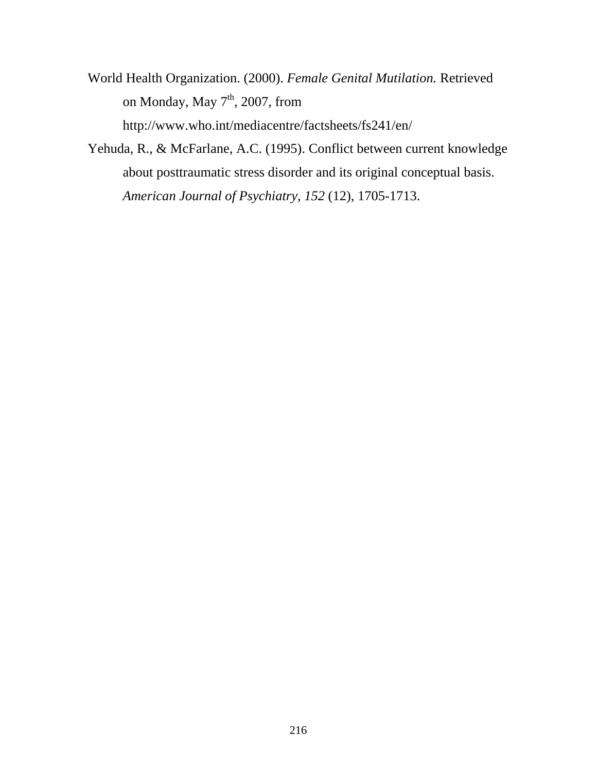World Health Organization. (2000). *Female Genital Mutilation.* Retrieved on Monday, May 7th, 2007, from http://www.who.int/mediacentre/factsheets/fs241/en/

Yehuda, R., & McFarlane, A.C. (1995). Conflict between current knowledge about posttraumatic stress disorder and its original conceptual basis. *American Journal of Psychiatry, 152* (12), 1705-1713.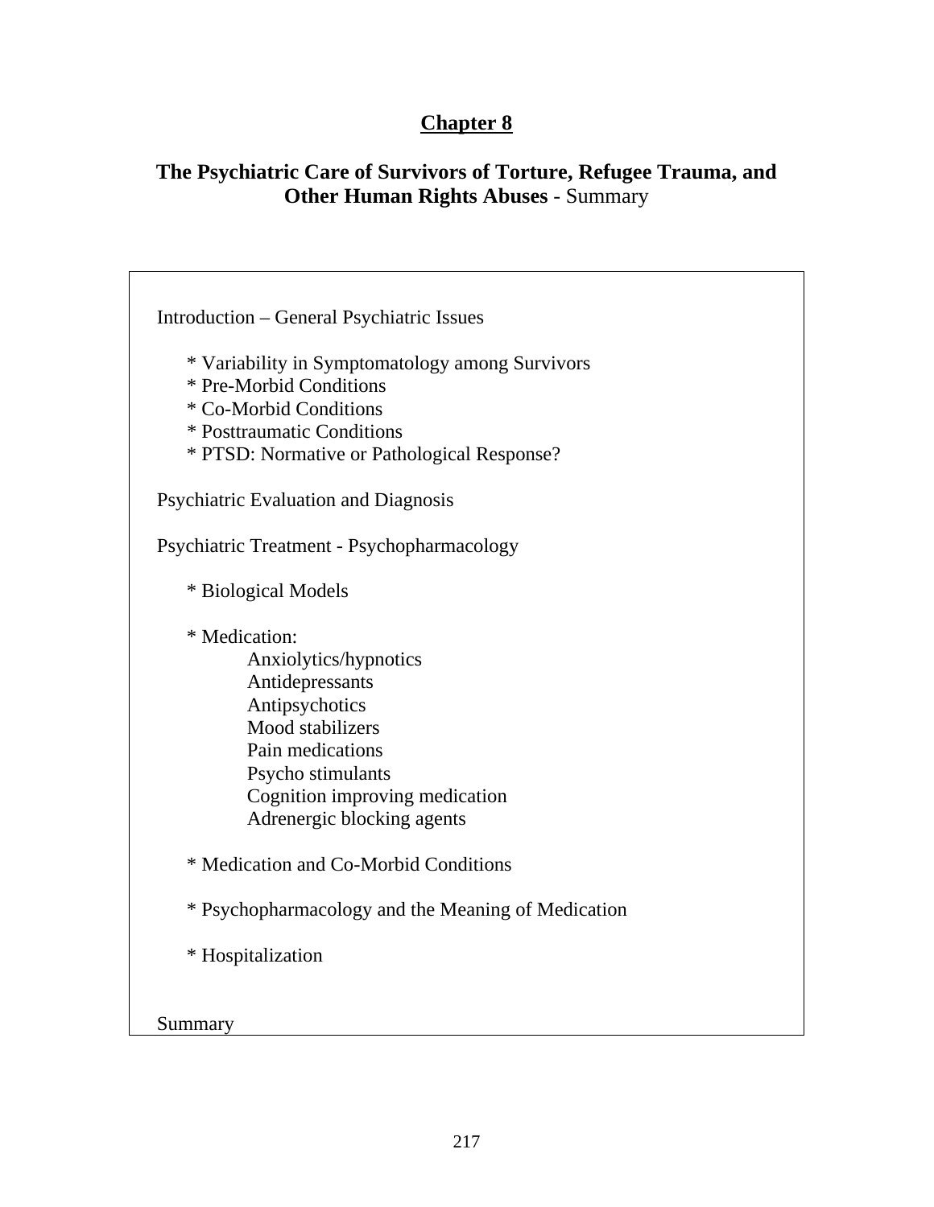# Chapter 8

## The Psychiatric Care of Survivors of Torture, Refugee Trauma, and Other Human Rights Abuses - Summary

Introduction – General Psychiatric Issues

- * Variability in Symptomatology among Survivors
- * Pre-Morbid Conditions
- * Co-Morbid Conditions
- * Posttraumatic Conditions
- * PTSD: Normative or Pathological Response?

Psychiatric Evaluation and Diagnosis

Psychiatric Treatment - Psychopharmacology

- * Biological Models
- * Medication:
  - Anxiolytics/hypnotics
  - Antidepressants
  - Antipsychotics
  - Mood stabilizers
  - Pain medications
  - Psycho stimulants
  - Cognition improving medication
  - Adrenergic blocking agents
- * Medication and Co-Morbid Conditions
- * Psychopharmacology and the Meaning of Medication
- * Hospitalization

Summary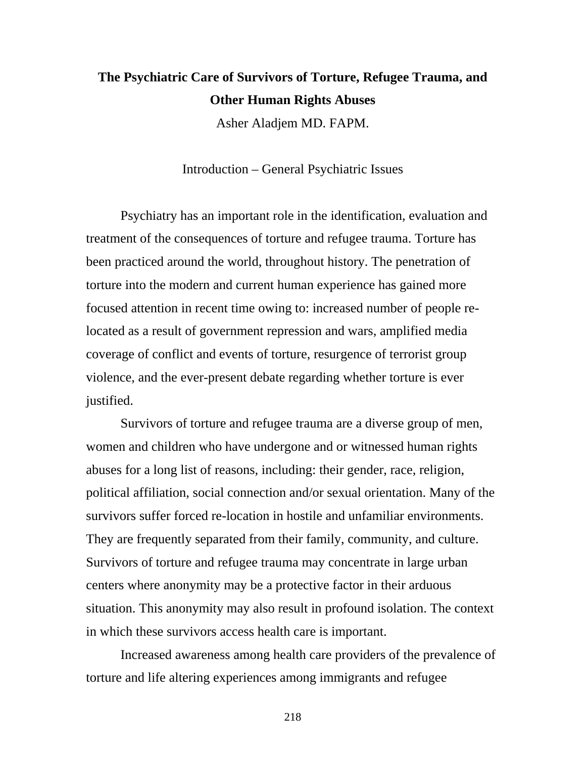# The Psychiatric Care of Survivors of Torture, Refugee Trauma, and Other Human Rights Abuses

Asher Aladjem MD. FAPM.

## Introduction – General Psychiatric Issues

Psychiatry has an important role in the identification, evaluation and treatment of the consequences of torture and refugee trauma. Torture has been practiced around the world, throughout history. The penetration of torture into the modern and current human experience has gained more focused attention in recent time owing to: increased number of people re-located as a result of government repression and wars, amplified media coverage of conflict and events of torture, resurgence of terrorist group violence, and the ever-present debate regarding whether torture is ever justified.

Survivors of torture and refugee trauma are a diverse group of men, women and children who have undergone and or witnessed human rights abuses for a long list of reasons, including: their gender, race, religion, political affiliation, social connection and/or sexual orientation. Many of the survivors suffer forced re-location in hostile and unfamiliar environments. They are frequently separated from their family, community, and culture. Survivors of torture and refugee trauma may concentrate in large urban centers where anonymity may be a protective factor in their arduous situation. This anonymity may also result in profound isolation. The context in which these survivors access health care is important.

Increased awareness among health care providers of the prevalence of torture and life altering experiences among immigrants and refugee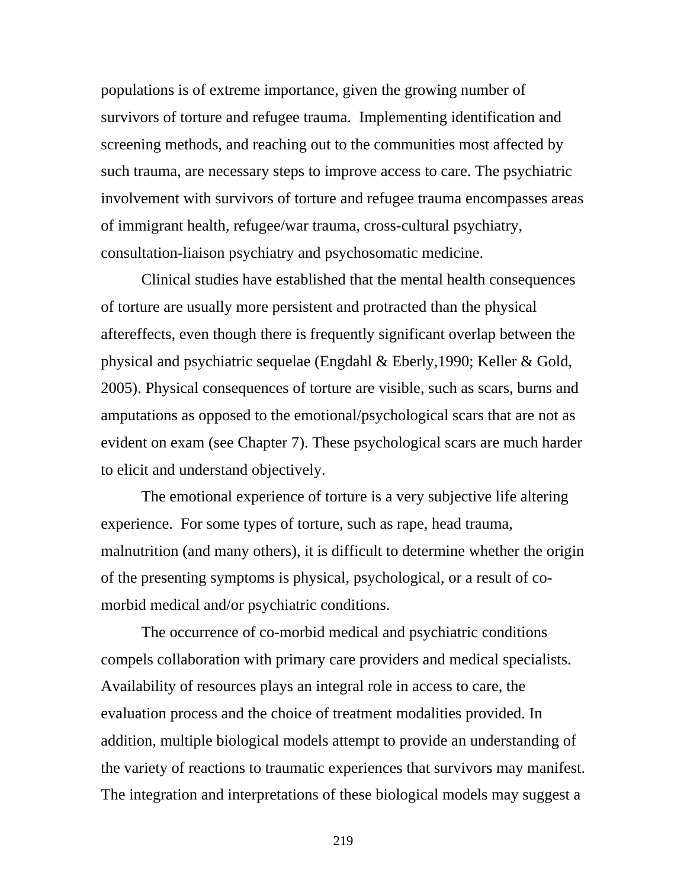populations is of extreme importance, given the growing number of survivors of torture and refugee trauma.  Implementing identification and screening methods, and reaching out to the communities most affected by such trauma, are necessary steps to improve access to care. The psychiatric involvement with survivors of torture and refugee trauma encompasses areas of immigrant health, refugee/war trauma, cross-cultural psychiatry, consultation-liaison psychiatry and psychosomatic medicine.

Clinical studies have established that the mental health consequences of torture are usually more persistent and protracted than the physical aftereffects, even though there is frequently significant overlap between the physical and psychiatric sequelae (Engdahl & Eberly,1990; Keller & Gold, 2005). Physical consequences of torture are visible, such as scars, burns and amputations as opposed to the emotional/psychological scars that are not as evident on exam (see Chapter 7). These psychological scars are much harder to elicit and understand objectively.

The emotional experience of torture is a very subjective life altering experience.  For some types of torture, such as rape, head trauma, malnutrition (and many others), it is difficult to determine whether the origin of the presenting symptoms is physical, psychological, or a result of co-morbid medical and/or psychiatric conditions.

The occurrence of co-morbid medical and psychiatric conditions compels collaboration with primary care providers and medical specialists. Availability of resources plays an integral role in access to care, the evaluation process and the choice of treatment modalities provided. In addition, multiple biological models attempt to provide an understanding of the variety of reactions to traumatic experiences that survivors may manifest. The integration and interpretations of these biological models may suggest a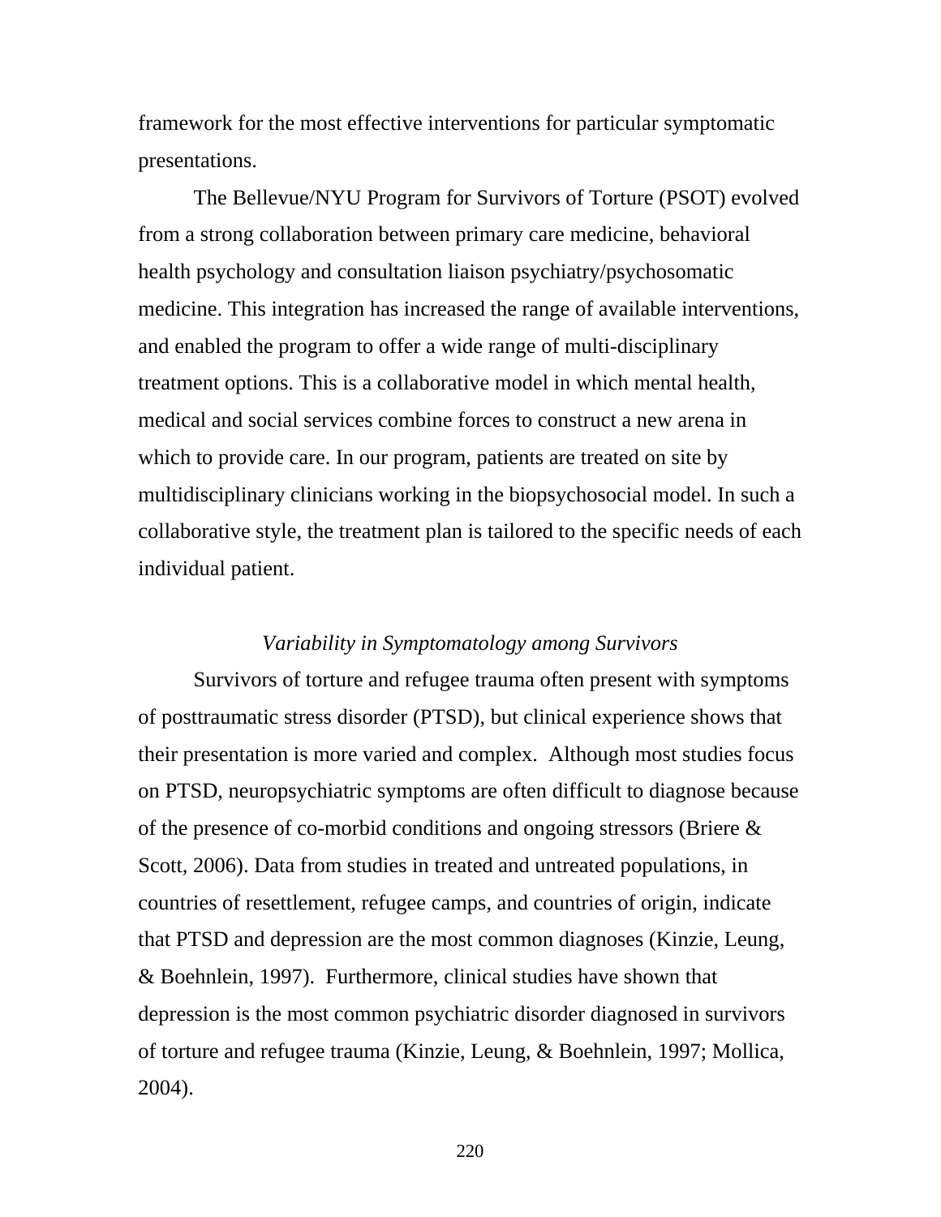framework for the most effective interventions for particular symptomatic presentations.

The Bellevue/NYU Program for Survivors of Torture (PSOT) evolved from a strong collaboration between primary care medicine, behavioral health psychology and consultation liaison psychiatry/psychosomatic medicine. This integration has increased the range of available interventions, and enabled the program to offer a wide range of multi-disciplinary treatment options. This is a collaborative model in which mental health, medical and social services combine forces to construct a new arena in which to provide care. In our program, patients are treated on site by multidisciplinary clinicians working in the biopsychosocial model. In such a collaborative style, the treatment plan is tailored to the specific needs of each individual patient.

### *Variability in Symptomatology among Survivors*

Survivors of torture and refugee trauma often present with symptoms of posttraumatic stress disorder (PTSD), but clinical experience shows that their presentation is more varied and complex. Although most studies focus on PTSD, neuropsychiatric symptoms are often difficult to diagnose because of the presence of co-morbid conditions and ongoing stressors (Briere & Scott, 2006). Data from studies in treated and untreated populations, in countries of resettlement, refugee camps, and countries of origin, indicate that PTSD and depression are the most common diagnoses (Kinzie, Leung, & Boehnlein, 1997). Furthermore, clinical studies have shown that depression is the most common psychiatric disorder diagnosed in survivors of torture and refugee trauma (Kinzie, Leung, & Boehnlein, 1997; Mollica, 2004).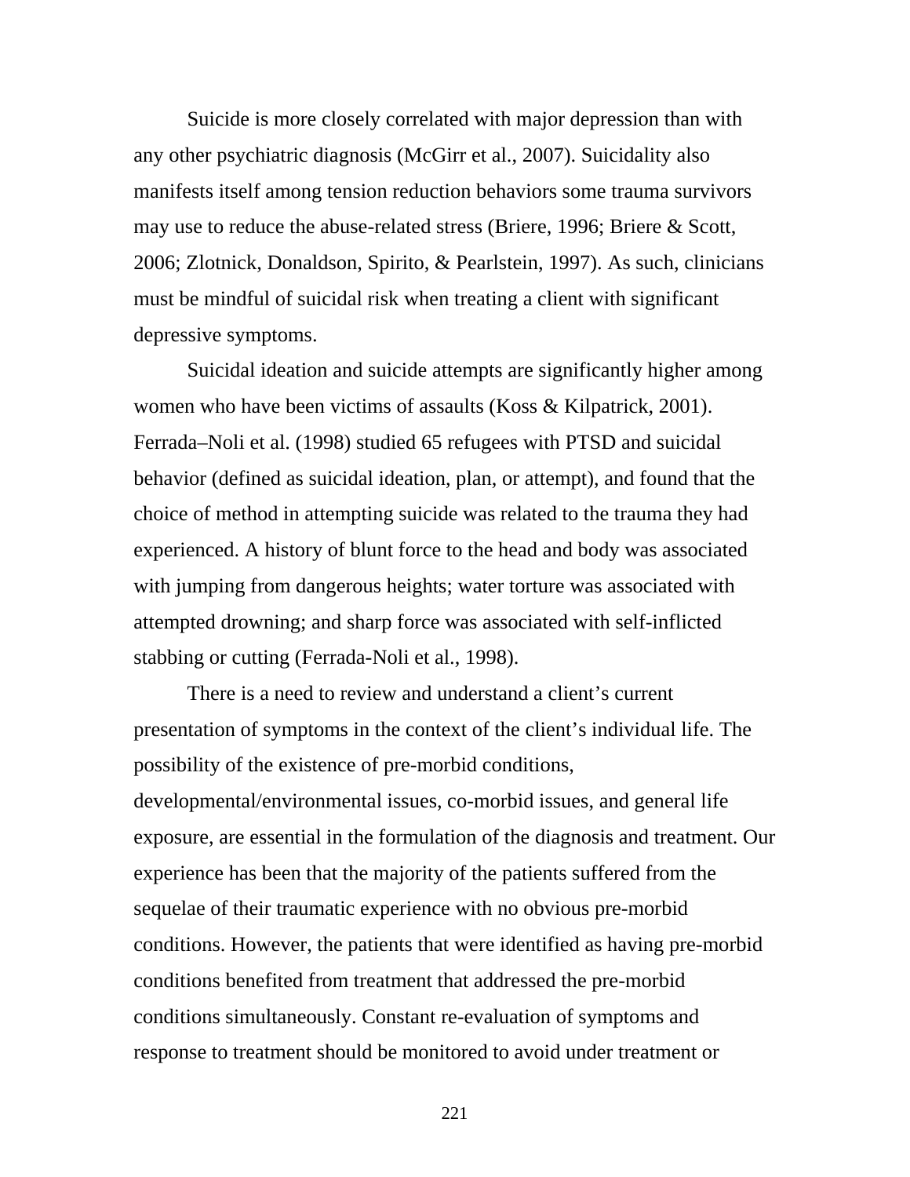Suicide is more closely correlated with major depression than with any other psychiatric diagnosis (McGirr et al., 2007). Suicidality also manifests itself among tension reduction behaviors some trauma survivors may use to reduce the abuse-related stress (Briere, 1996; Briere & Scott, 2006; Zlotnick, Donaldson, Spirito, & Pearlstein, 1997). As such, clinicians must be mindful of suicidal risk when treating a client with significant depressive symptoms.

Suicidal ideation and suicide attempts are significantly higher among women who have been victims of assaults (Koss & Kilpatrick, 2001). Ferrada–Noli et al. (1998) studied 65 refugees with PTSD and suicidal behavior (defined as suicidal ideation, plan, or attempt), and found that the choice of method in attempting suicide was related to the trauma they had experienced. A history of blunt force to the head and body was associated with jumping from dangerous heights; water torture was associated with attempted drowning; and sharp force was associated with self-inflicted stabbing or cutting (Ferrada-Noli et al., 1998).

There is a need to review and understand a client's current presentation of symptoms in the context of the client's individual life. The possibility of the existence of pre-morbid conditions, developmental/environmental issues, co-morbid issues, and general life exposure, are essential in the formulation of the diagnosis and treatment. Our experience has been that the majority of the patients suffered from the sequelae of their traumatic experience with no obvious pre-morbid conditions. However, the patients that were identified as having pre-morbid conditions benefited from treatment that addressed the pre-morbid conditions simultaneously. Constant re-evaluation of symptoms and response to treatment should be monitored to avoid under treatment or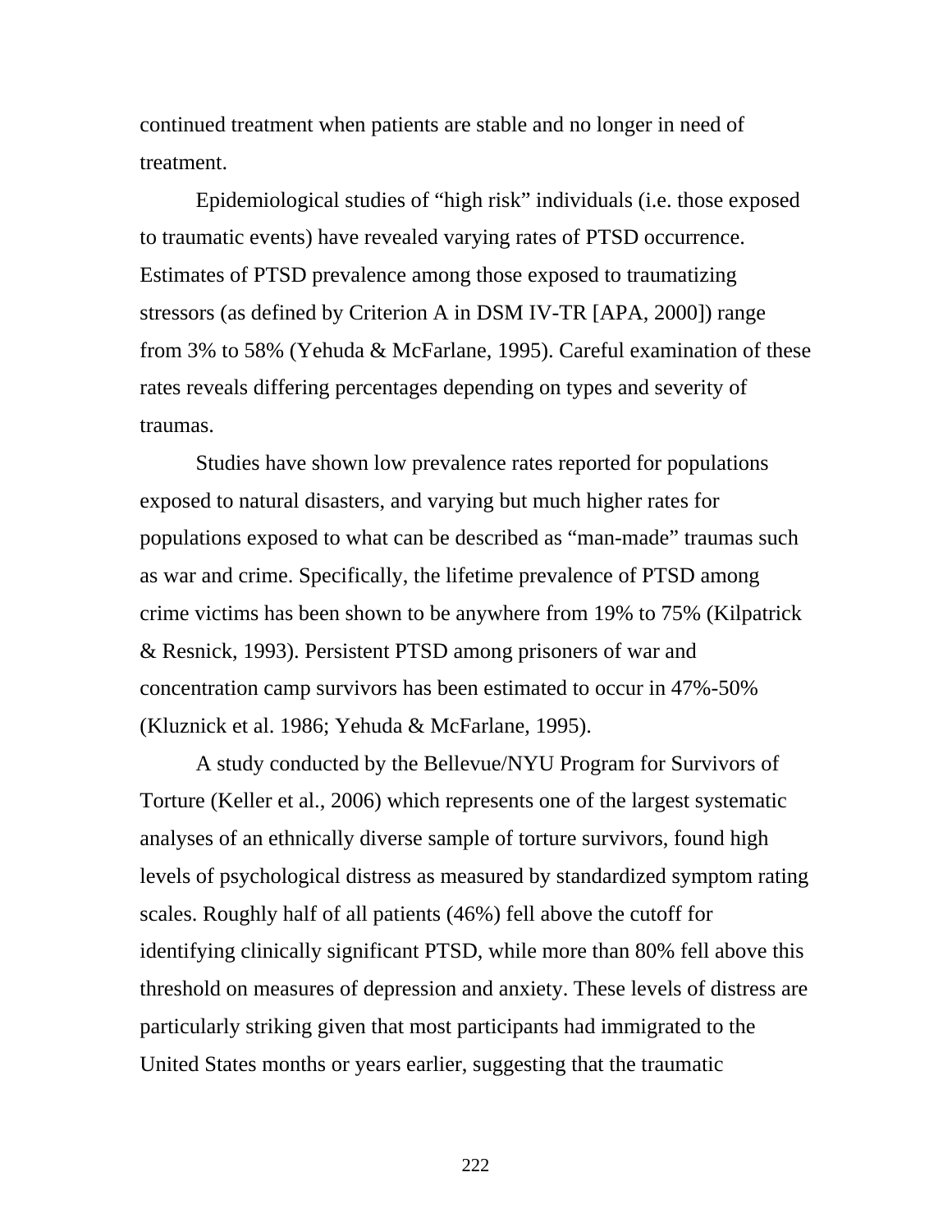continued treatment when patients are stable and no longer in need of treatment.

Epidemiological studies of “high risk” individuals (i.e. those exposed to traumatic events) have revealed varying rates of PTSD occurrence. Estimates of PTSD prevalence among those exposed to traumatizing stressors (as defined by Criterion A in DSM IV-TR [APA, 2000]) range from 3% to 58% (Yehuda & McFarlane, 1995). Careful examination of these rates reveals differing percentages depending on types and severity of traumas.

Studies have shown low prevalence rates reported for populations exposed to natural disasters, and varying but much higher rates for populations exposed to what can be described as “man-made” traumas such as war and crime. Specifically, the lifetime prevalence of PTSD among crime victims has been shown to be anywhere from 19% to 75% (Kilpatrick & Resnick, 1993). Persistent PTSD among prisoners of war and concentration camp survivors has been estimated to occur in 47%-50% (Kluznick et al. 1986; Yehuda & McFarlane, 1995).

A study conducted by the Bellevue/NYU Program for Survivors of Torture (Keller et al., 2006) which represents one of the largest systematic analyses of an ethnically diverse sample of torture survivors, found high levels of psychological distress as measured by standardized symptom rating scales. Roughly half of all patients (46%) fell above the cutoff for identifying clinically significant PTSD, while more than 80% fell above this threshold on measures of depression and anxiety. These levels of distress are particularly striking given that most participants had immigrated to the United States months or years earlier, suggesting that the traumatic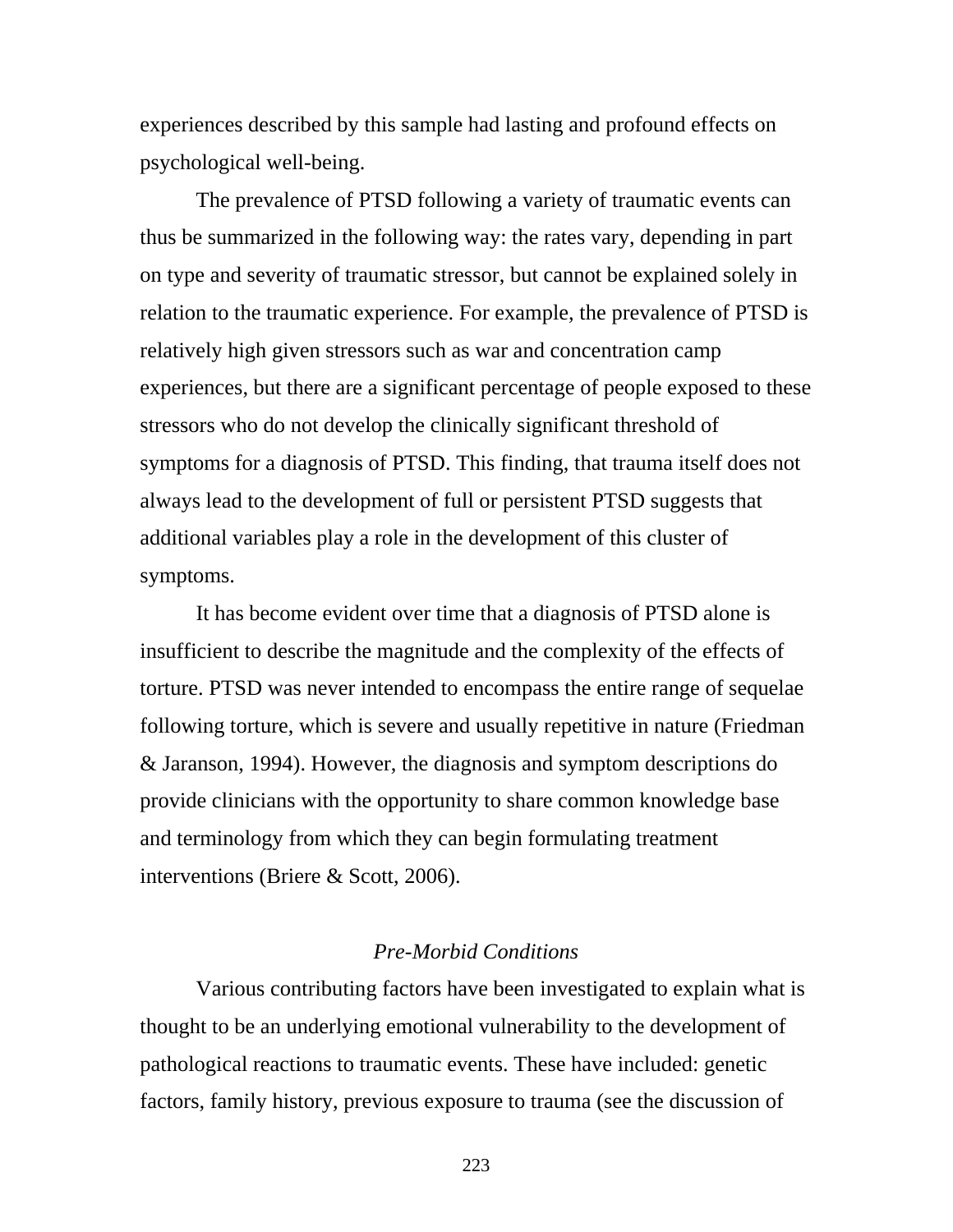experiences described by this sample had lasting and profound effects on psychological well-being.

The prevalence of PTSD following a variety of traumatic events can thus be summarized in the following way: the rates vary, depending in part on type and severity of traumatic stressor, but cannot be explained solely in relation to the traumatic experience. For example, the prevalence of PTSD is relatively high given stressors such as war and concentration camp experiences, but there are a significant percentage of people exposed to these stressors who do not develop the clinically significant threshold of symptoms for a diagnosis of PTSD. This finding, that trauma itself does not always lead to the development of full or persistent PTSD suggests that additional variables play a role in the development of this cluster of symptoms.

It has become evident over time that a diagnosis of PTSD alone is insufficient to describe the magnitude and the complexity of the effects of torture. PTSD was never intended to encompass the entire range of sequelae following torture, which is severe and usually repetitive in nature (Friedman & Jaranson, 1994). However, the diagnosis and symptom descriptions do provide clinicians with the opportunity to share common knowledge base and terminology from which they can begin formulating treatment interventions (Briere & Scott, 2006).

### *Pre-Morbid Conditions*

Various contributing factors have been investigated to explain what is thought to be an underlying emotional vulnerability to the development of pathological reactions to traumatic events. These have included: genetic factors, family history, previous exposure to trauma (see the discussion of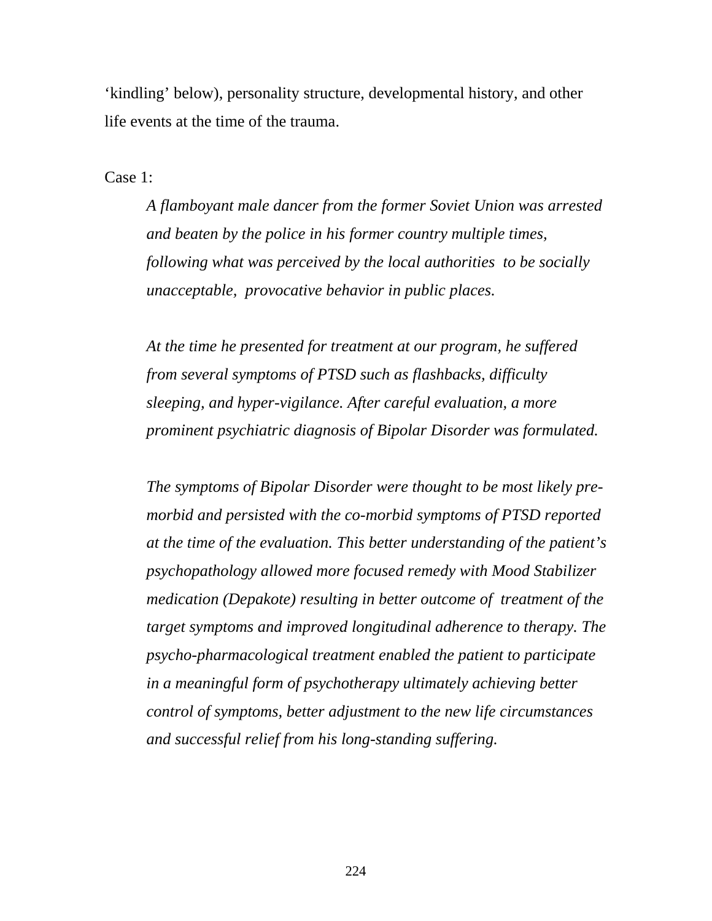‘kindling’ below), personality structure, developmental history, and other life events at the time of the trauma.

Case 1:

> *A flamboyant male dancer from the former Soviet Union was arrested and beaten by the police in his former country multiple times, following what was perceived by the local authorities to be socially unacceptable, provocative behavior in public places.*
>
> *At the time he presented for treatment at our program, he suffered from several symptoms of PTSD such as flashbacks, difficulty sleeping, and hyper-vigilance. After careful evaluation, a more prominent psychiatric diagnosis of Bipolar Disorder was formulated.*
>
> *The symptoms of Bipolar Disorder were thought to be most likely pre-morbid and persisted with the co-morbid symptoms of PTSD reported at the time of the evaluation. This better understanding of the patient’s psychopathology allowed more focused remedy with Mood Stabilizer medication (Depakote) resulting in better outcome of treatment of the target symptoms and improved longitudinal adherence to therapy. The psycho-pharmacological treatment enabled the patient to participate in a meaningful form of psychotherapy ultimately achieving better control of symptoms, better adjustment to the new life circumstances and successful relief from his long-standing suffering.*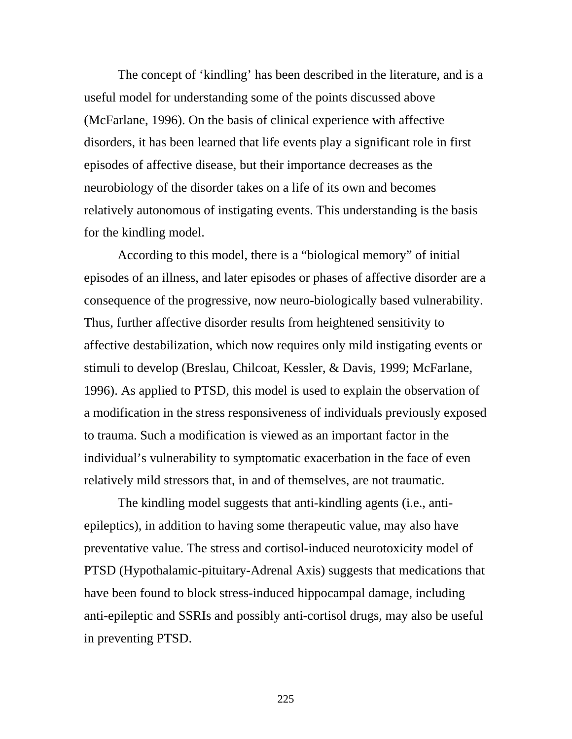The concept of ‘kindling’ has been described in the literature, and is a useful model for understanding some of the points discussed above (McFarlane, 1996). On the basis of clinical experience with affective disorders, it has been learned that life events play a significant role in first episodes of affective disease, but their importance decreases as the neurobiology of the disorder takes on a life of its own and becomes relatively autonomous of instigating events. This understanding is the basis for the kindling model.

According to this model, there is a “biological memory” of initial episodes of an illness, and later episodes or phases of affective disorder are a consequence of the progressive, now neuro-biologically based vulnerability. Thus, further affective disorder results from heightened sensitivity to affective destabilization, which now requires only mild instigating events or stimuli to develop (Breslau, Chilcoat, Kessler, & Davis, 1999; McFarlane, 1996). As applied to PTSD, this model is used to explain the observation of a modification in the stress responsiveness of individuals previously exposed to trauma. Such a modification is viewed as an important factor in the individual’s vulnerability to symptomatic exacerbation in the face of even relatively mild stressors that, in and of themselves, are not traumatic.

The kindling model suggests that anti-kindling agents (i.e., anti-epileptics), in addition to having some therapeutic value, may also have preventative value. The stress and cortisol-induced neurotoxicity model of PTSD (Hypothalamic-pituitary-Adrenal Axis) suggests that medications that have been found to block stress-induced hippocampal damage, including anti-epileptic and SSRIs and possibly anti-cortisol drugs, may also be useful in preventing PTSD.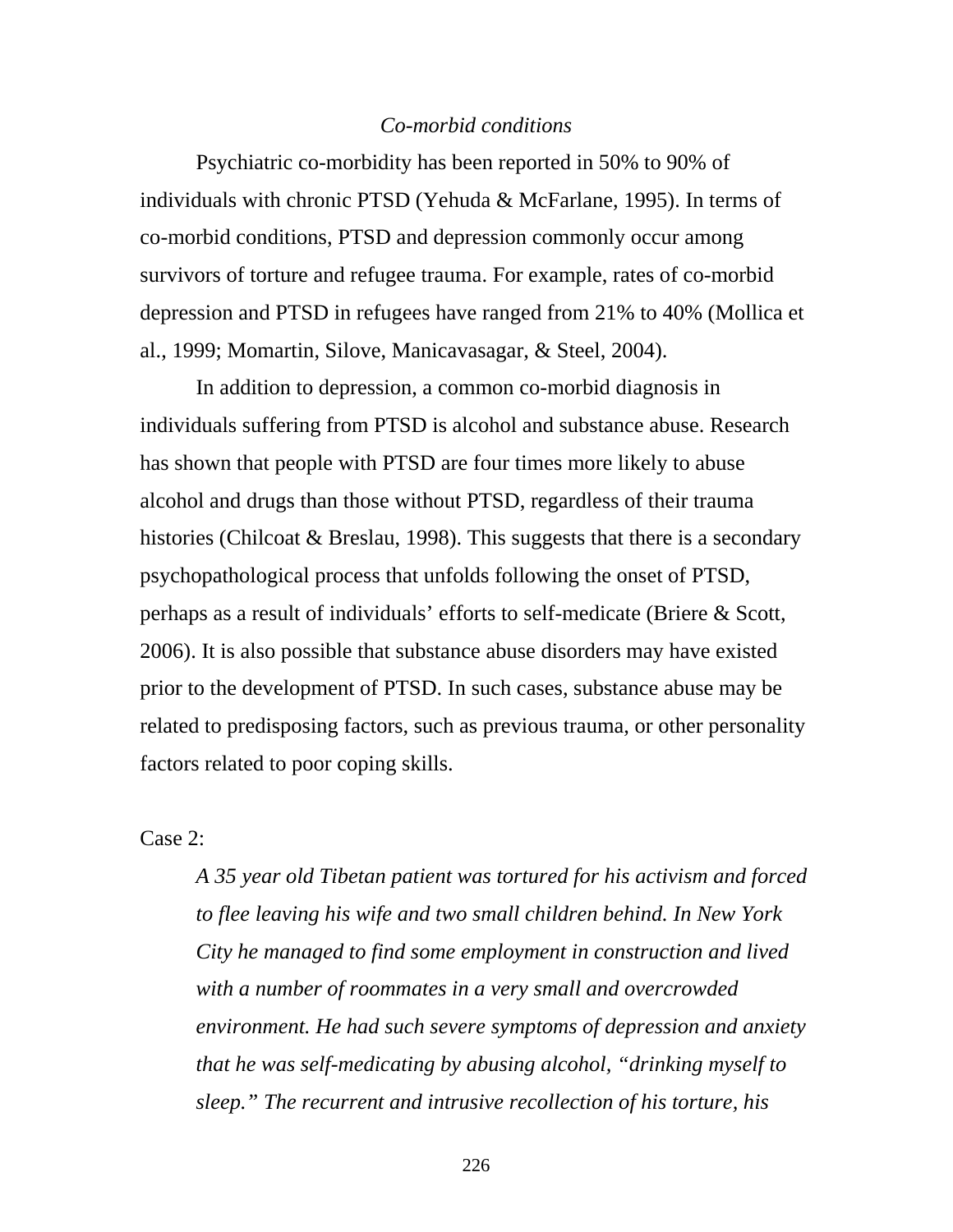*Co-morbid conditions*

Psychiatric co-morbidity has been reported in 50% to 90% of individuals with chronic PTSD (Yehuda & McFarlane, 1995). In terms of co-morbid conditions, PTSD and depression commonly occur among survivors of torture and refugee trauma. For example, rates of co-morbid depression and PTSD in refugees have ranged from 21% to 40% (Mollica et al., 1999; Momartin, Silove, Manicavasagar, & Steel, 2004).

In addition to depression, a common co-morbid diagnosis in individuals suffering from PTSD is alcohol and substance abuse. Research has shown that people with PTSD are four times more likely to abuse alcohol and drugs than those without PTSD, regardless of their trauma histories (Chilcoat & Breslau, 1998). This suggests that there is a secondary psychopathological process that unfolds following the onset of PTSD, perhaps as a result of individuals' efforts to self-medicate (Briere & Scott, 2006). It is also possible that substance abuse disorders may have existed prior to the development of PTSD. In such cases, substance abuse may be related to predisposing factors, such as previous trauma, or other personality factors related to poor coping skills.

Case 2:

> *A 35 year old Tibetan patient was tortured for his activism and forced to flee leaving his wife and two small children behind. In New York City he managed to find some employment in construction and lived with a number of roommates in a very small and overcrowded environment. He had such severe symptoms of depression and anxiety that he was self-medicating by abusing alcohol, "drinking myself to sleep." The recurrent and intrusive recollection of his torture, his*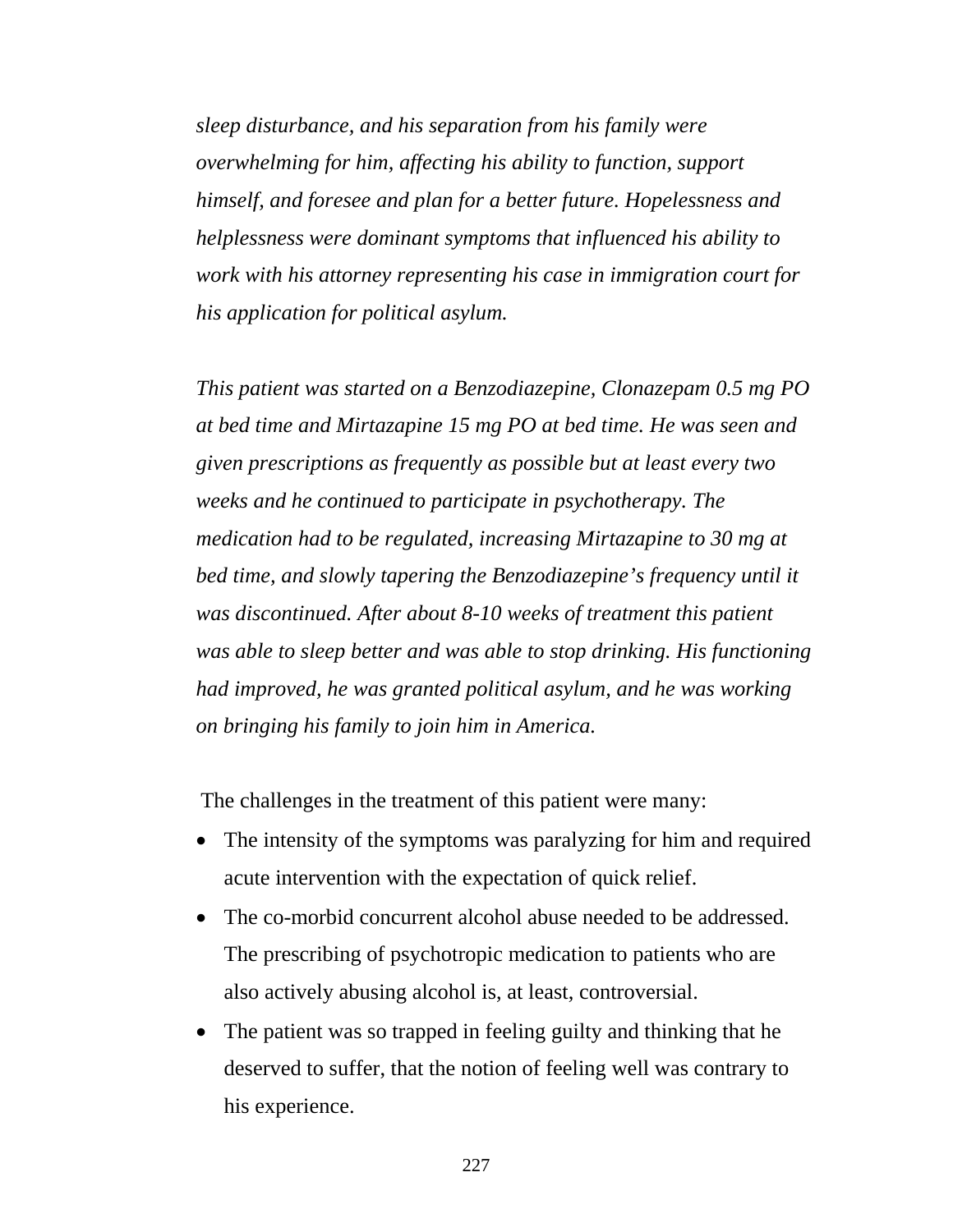*sleep disturbance, and his separation from his family were overwhelming for him, affecting his ability to function, support himself, and foresee and plan for a better future. Hopelessness and helplessness were dominant symptoms that influenced his ability to work with his attorney representing his case in immigration court for his application for political asylum.*

*This patient was started on a Benzodiazepine, Clonazepam 0.5 mg PO at bed time and Mirtazapine 15 mg PO at bed time. He was seen and given prescriptions as frequently as possible but at least every two weeks and he continued to participate in psychotherapy. The medication had to be regulated, increasing Mirtazapine to 30 mg at bed time, and slowly tapering the Benzodiazepine's frequency until it was discontinued. After about 8-10 weeks of treatment this patient was able to sleep better and was able to stop drinking. His functioning had improved, he was granted political asylum, and he was working on bringing his family to join him in America.*

The challenges in the treatment of this patient were many:

- The intensity of the symptoms was paralyzing for him and required acute intervention with the expectation of quick relief.
- The co-morbid concurrent alcohol abuse needed to be addressed. The prescribing of psychotropic medication to patients who are also actively abusing alcohol is, at least, controversial.
- The patient was so trapped in feeling guilty and thinking that he deserved to suffer, that the notion of feeling well was contrary to his experience.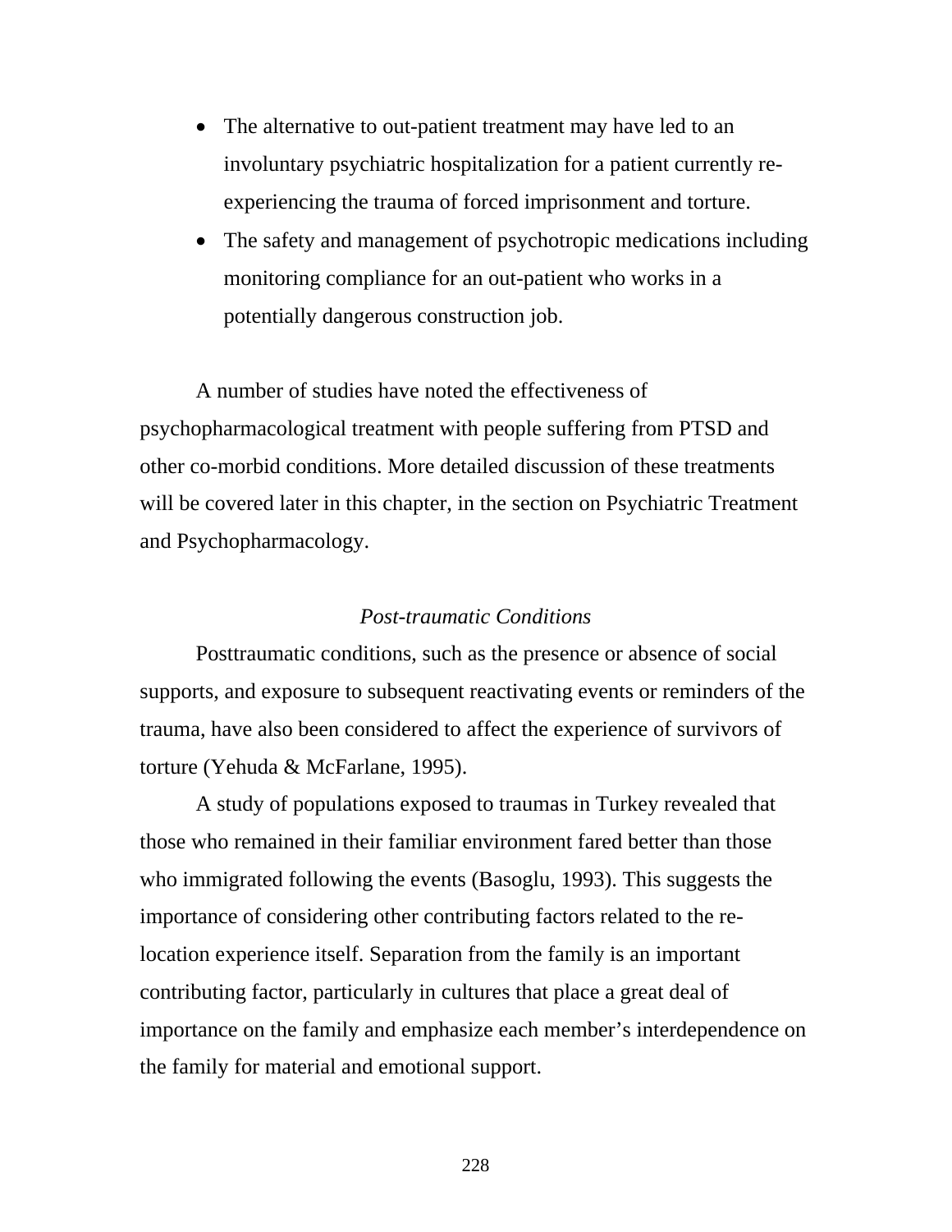- The alternative to out-patient treatment may have led to an involuntary psychiatric hospitalization for a patient currently re-experiencing the trauma of forced imprisonment and torture.
- The safety and management of psychotropic medications including monitoring compliance for an out-patient who works in a potentially dangerous construction job.

A number of studies have noted the effectiveness of psychopharmacological treatment with people suffering from PTSD and other co-morbid conditions. More detailed discussion of these treatments will be covered later in this chapter, in the section on Psychiatric Treatment and Psychopharmacology.

### *Post-traumatic Conditions*

Posttraumatic conditions, such as the presence or absence of social supports, and exposure to subsequent reactivating events or reminders of the trauma, have also been considered to affect the experience of survivors of torture (Yehuda & McFarlane, 1995).

A study of populations exposed to traumas in Turkey revealed that those who remained in their familiar environment fared better than those who immigrated following the events (Basoglu, 1993). This suggests the importance of considering other contributing factors related to the re-location experience itself. Separation from the family is an important contributing factor, particularly in cultures that place a great deal of importance on the family and emphasize each member's interdependence on the family for material and emotional support.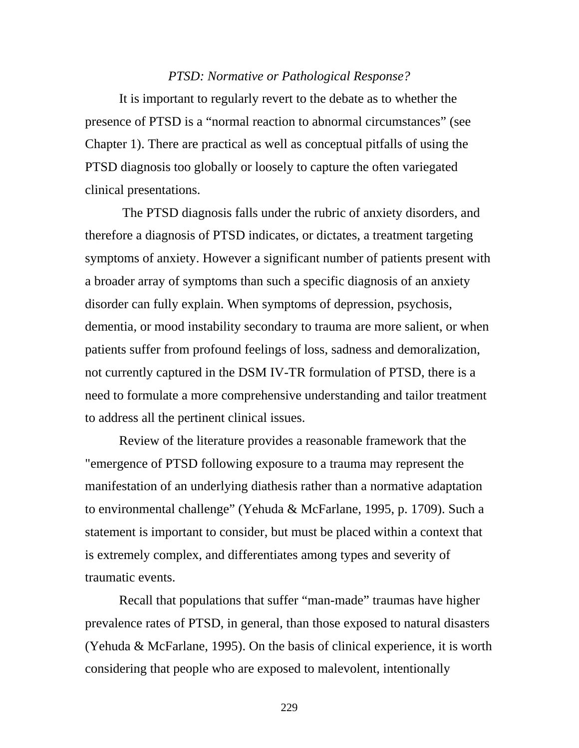*PTSD: Normative or Pathological Response?*

It is important to regularly revert to the debate as to whether the presence of PTSD is a “normal reaction to abnormal circumstances” (see Chapter 1). There are practical as well as conceptual pitfalls of using the PTSD diagnosis too globally or loosely to capture the often variegated clinical presentations.

The PTSD diagnosis falls under the rubric of anxiety disorders, and therefore a diagnosis of PTSD indicates, or dictates, a treatment targeting symptoms of anxiety. However a significant number of patients present with a broader array of symptoms than such a specific diagnosis of an anxiety disorder can fully explain. When symptoms of depression, psychosis, dementia, or mood instability secondary to trauma are more salient, or when patients suffer from profound feelings of loss, sadness and demoralization, not currently captured in the DSM IV-TR formulation of PTSD, there is a need to formulate a more comprehensive understanding and tailor treatment to address all the pertinent clinical issues.

Review of the literature provides a reasonable framework that the "emergence of PTSD following exposure to a trauma may represent the manifestation of an underlying diathesis rather than a normative adaptation to environmental challenge” (Yehuda & McFarlane, 1995, p. 1709). Such a statement is important to consider, but must be placed within a context that is extremely complex, and differentiates among types and severity of traumatic events.

Recall that populations that suffer “man-made” traumas have higher prevalence rates of PTSD, in general, than those exposed to natural disasters (Yehuda & McFarlane, 1995). On the basis of clinical experience, it is worth considering that people who are exposed to malevolent, intentionally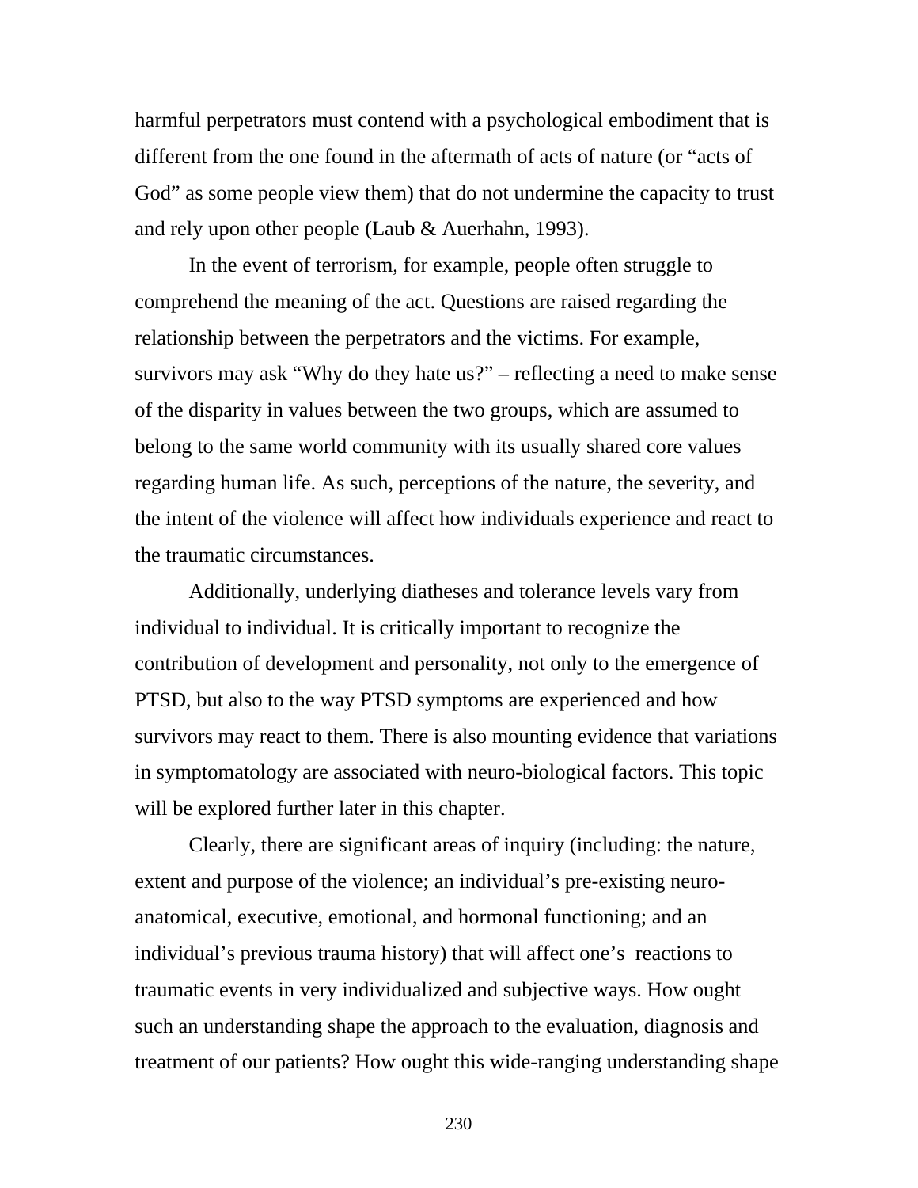harmful perpetrators must contend with a psychological embodiment that is different from the one found in the aftermath of acts of nature (or "acts of God" as some people view them) that do not undermine the capacity to trust and rely upon other people (Laub & Auerhahn, 1993).

In the event of terrorism, for example, people often struggle to comprehend the meaning of the act. Questions are raised regarding the relationship between the perpetrators and the victims. For example, survivors may ask "Why do they hate us?" – reflecting a need to make sense of the disparity in values between the two groups, which are assumed to belong to the same world community with its usually shared core values regarding human life. As such, perceptions of the nature, the severity, and the intent of the violence will affect how individuals experience and react to the traumatic circumstances.

Additionally, underlying diatheses and tolerance levels vary from individual to individual. It is critically important to recognize the contribution of development and personality, not only to the emergence of PTSD, but also to the way PTSD symptoms are experienced and how survivors may react to them. There is also mounting evidence that variations in symptomatology are associated with neuro-biological factors. This topic will be explored further later in this chapter.

Clearly, there are significant areas of inquiry (including: the nature, extent and purpose of the violence; an individual's pre-existing neuro-anatomical, executive, emotional, and hormonal functioning; and an individual's previous trauma history) that will affect one's reactions to traumatic events in very individualized and subjective ways. How ought such an understanding shape the approach to the evaluation, diagnosis and treatment of our patients? How ought this wide-ranging understanding shape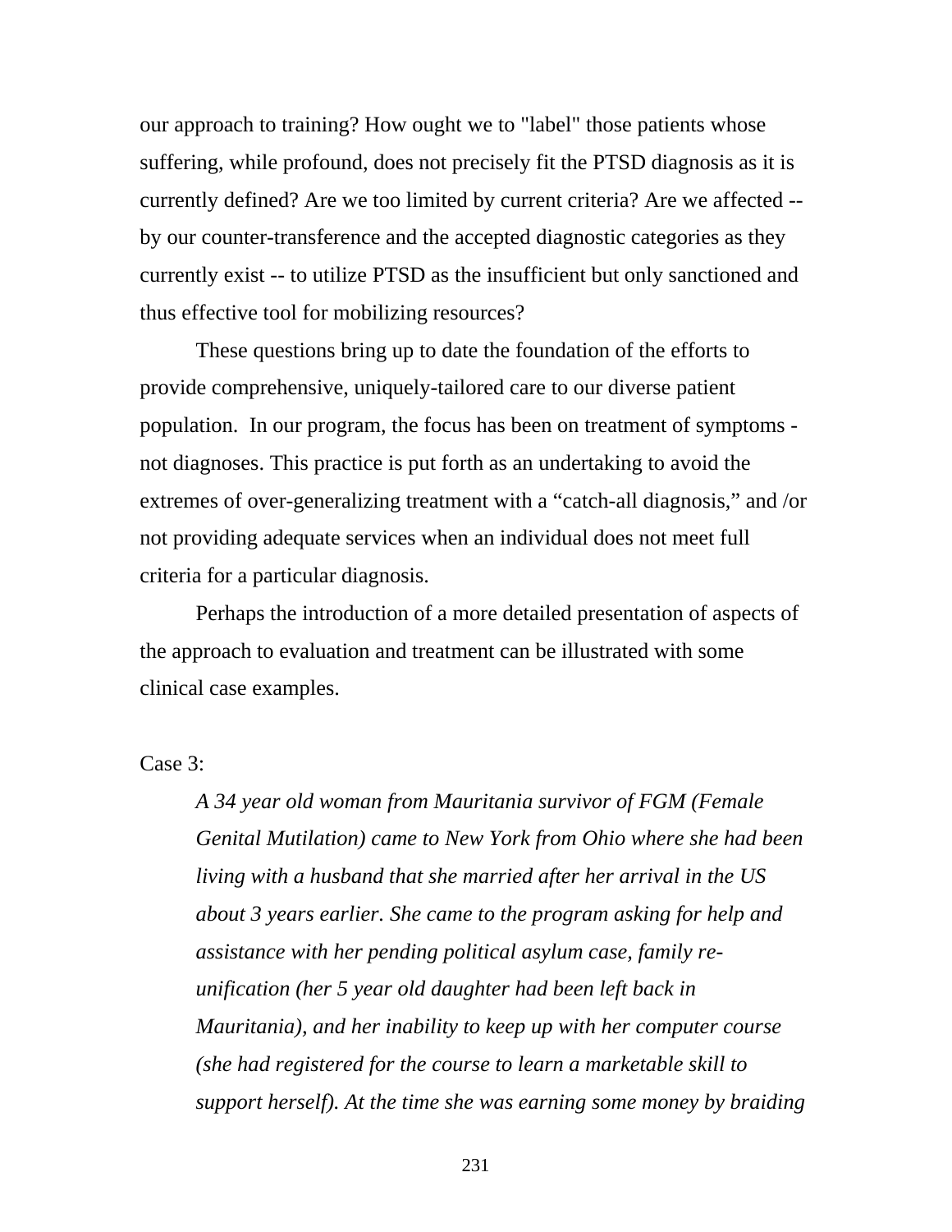our approach to training? How ought we to "label" those patients whose suffering, while profound, does not precisely fit the PTSD diagnosis as it is currently defined? Are we too limited by current criteria? Are we affected -- by our counter-transference and the accepted diagnostic categories as they currently exist -- to utilize PTSD as the insufficient but only sanctioned and thus effective tool for mobilizing resources?

These questions bring up to date the foundation of the efforts to provide comprehensive, uniquely-tailored care to our diverse patient population. In our program, the focus has been on treatment of symptoms - not diagnoses. This practice is put forth as an undertaking to avoid the extremes of over-generalizing treatment with a “catch-all diagnosis,” and /or not providing adequate services when an individual does not meet full criteria for a particular diagnosis.

Perhaps the introduction of a more detailed presentation of aspects of the approach to evaluation and treatment can be illustrated with some clinical case examples.

Case 3:

> *A 34 year old woman from Mauritania survivor of FGM (Female Genital Mutilation) came to New York from Ohio where she had been living with a husband that she married after her arrival in the US about 3 years earlier. She came to the program asking for help and assistance with her pending political asylum case, family re-unification (her 5 year old daughter had been left back in Mauritania), and her inability to keep up with her computer course (she had registered for the course to learn a marketable skill to support herself). At the time she was earning some money by braiding*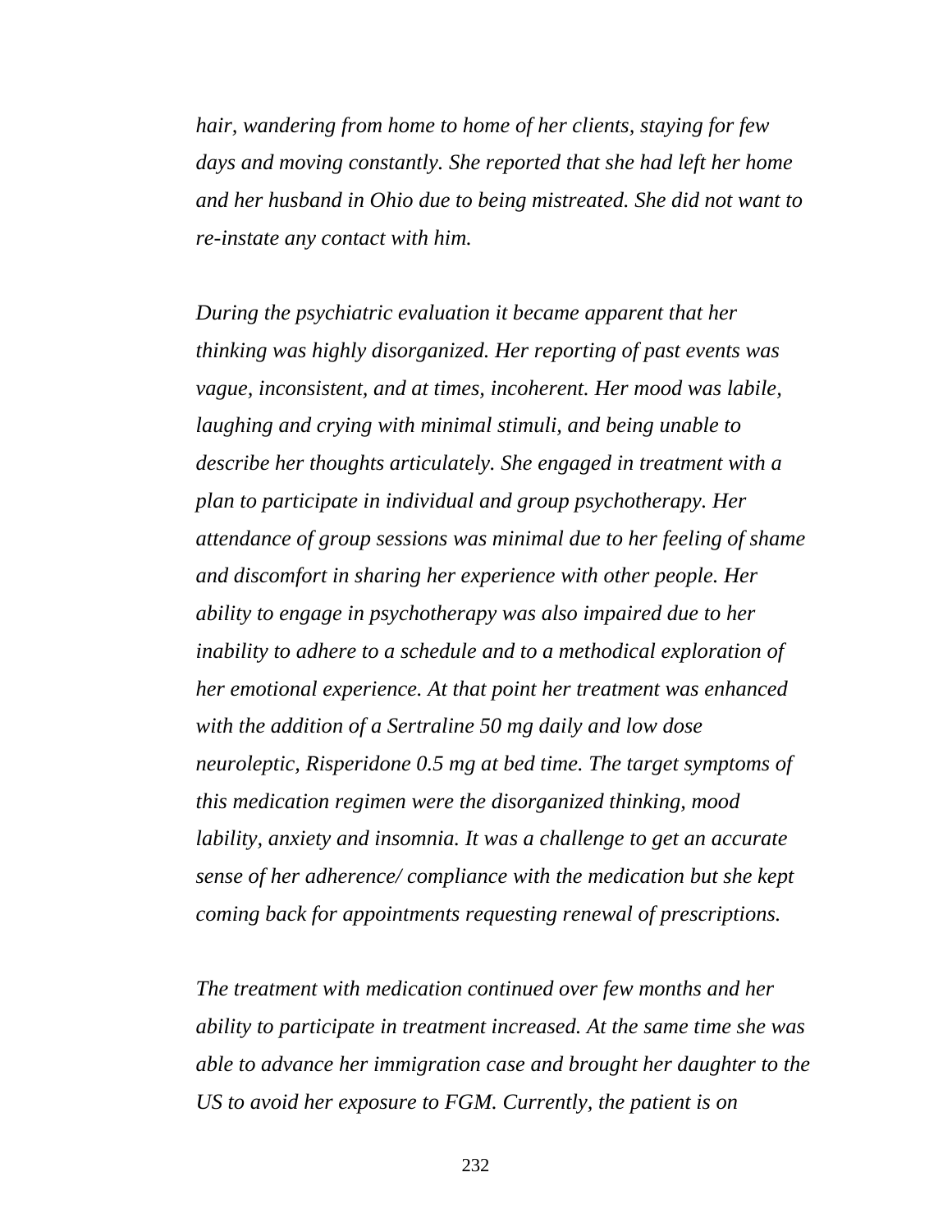*hair, wandering from home to home of her clients, staying for few days and moving constantly. She reported that she had left her home and her husband in Ohio due to being mistreated. She did not want to re-instate any contact with him.*

*During the psychiatric evaluation it became apparent that her thinking was highly disorganized. Her reporting of past events was vague, inconsistent, and at times, incoherent. Her mood was labile, laughing and crying with minimal stimuli, and being unable to describe her thoughts articulately. She engaged in treatment with a plan to participate in individual and group psychotherapy. Her attendance of group sessions was minimal due to her feeling of shame and discomfort in sharing her experience with other people. Her ability to engage in psychotherapy was also impaired due to her inability to adhere to a schedule and to a methodical exploration of her emotional experience. At that point her treatment was enhanced with the addition of a Sertraline 50 mg daily and low dose neuroleptic, Risperidone 0.5 mg at bed time. The target symptoms of this medication regimen were the disorganized thinking, mood lability, anxiety and insomnia. It was a challenge to get an accurate sense of her adherence/ compliance with the medication but she kept coming back for appointments requesting renewal of prescriptions.*

*The treatment with medication continued over few months and her ability to participate in treatment increased. At the same time she was able to advance her immigration case and brought her daughter to the US to avoid her exposure to FGM. Currently, the patient is on*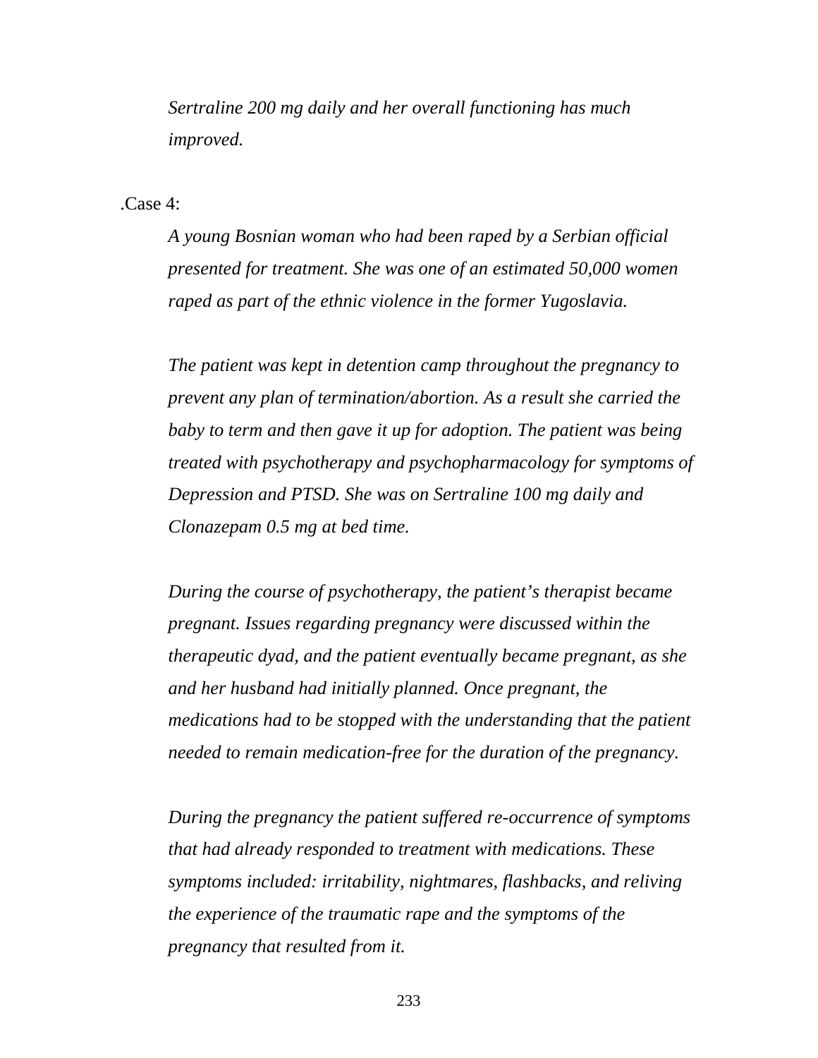*Sertraline 200 mg daily and her overall functioning has much improved.*

.Case 4:

*A young Bosnian woman who had been raped by a Serbian official presented for treatment. She was one of an estimated 50,000 women raped as part of the ethnic violence in the former Yugoslavia.*

*The patient was kept in detention camp throughout the pregnancy to prevent any plan of termination/abortion. As a result she carried the baby to term and then gave it up for adoption. The patient was being treated with psychotherapy and psychopharmacology for symptoms of Depression and PTSD. She was on Sertraline 100 mg daily and Clonazepam 0.5 mg at bed time.*

*During the course of psychotherapy, the patient's therapist became pregnant. Issues regarding pregnancy were discussed within the therapeutic dyad, and the patient eventually became pregnant, as she and her husband had initially planned. Once pregnant, the medications had to be stopped with the understanding that the patient needed to remain medication-free for the duration of the pregnancy.*

*During the pregnancy the patient suffered re-occurrence of symptoms that had already responded to treatment with medications. These symptoms included: irritability, nightmares, flashbacks, and reliving the experience of the traumatic rape and the symptoms of the pregnancy that resulted from it.*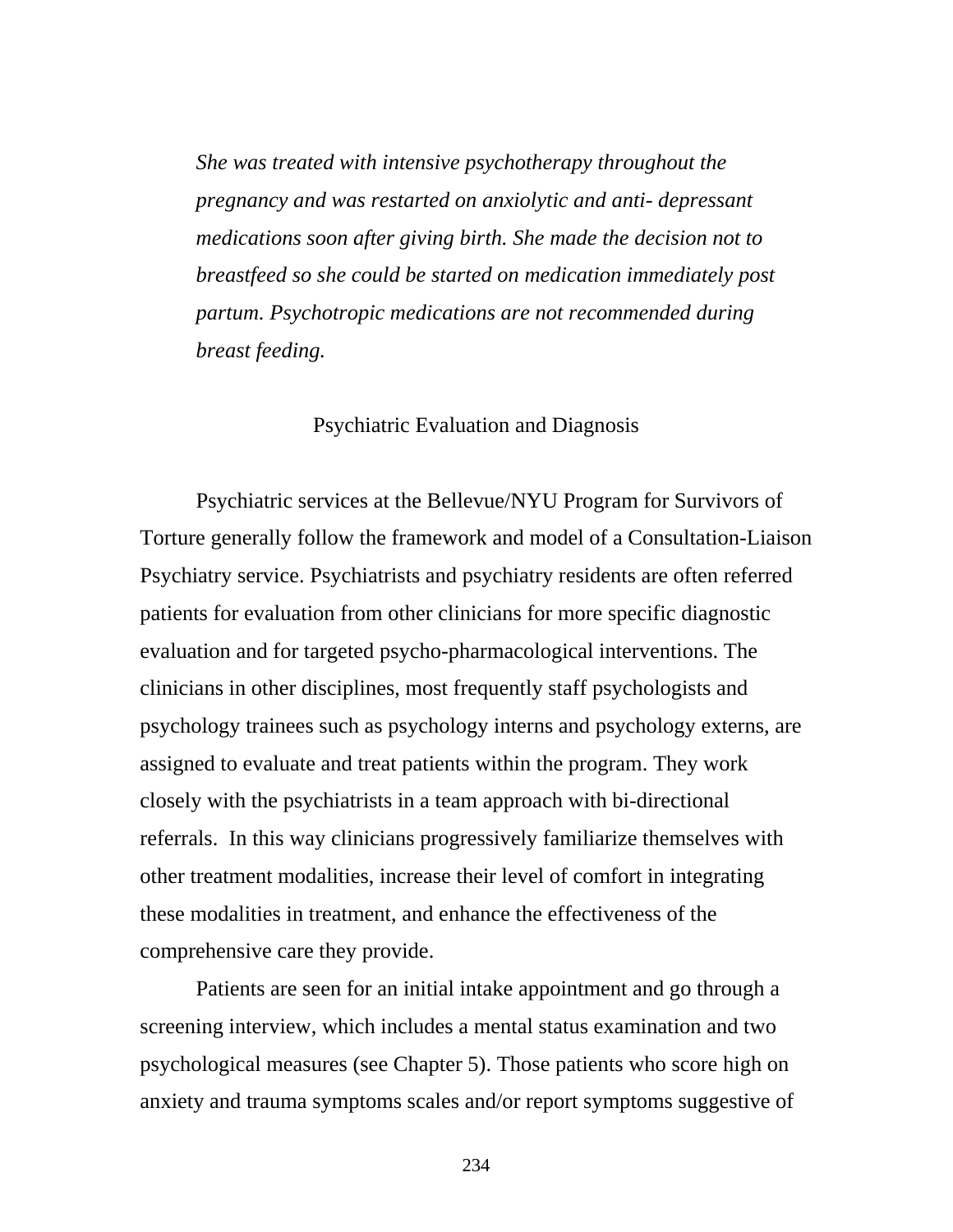*She was treated with intensive psychotherapy throughout the pregnancy and was restarted on anxiolytic and anti- depressant medications soon after giving birth. She made the decision not to breastfeed so she could be started on medication immediately post partum. Psychotropic medications are not recommended during breast feeding.*

## Psychiatric Evaluation and Diagnosis

Psychiatric services at the Bellevue/NYU Program for Survivors of Torture generally follow the framework and model of a Consultation-Liaison Psychiatry service. Psychiatrists and psychiatry residents are often referred patients for evaluation from other clinicians for more specific diagnostic evaluation and for targeted psycho-pharmacological interventions. The clinicians in other disciplines, most frequently staff psychologists and psychology trainees such as psychology interns and psychology externs, are assigned to evaluate and treat patients within the program. They work closely with the psychiatrists in a team approach with bi-directional referrals. In this way clinicians progressively familiarize themselves with other treatment modalities, increase their level of comfort in integrating these modalities in treatment, and enhance the effectiveness of the comprehensive care they provide.

Patients are seen for an initial intake appointment and go through a screening interview, which includes a mental status examination and two psychological measures (see Chapter 5). Those patients who score high on anxiety and trauma symptoms scales and/or report symptoms suggestive of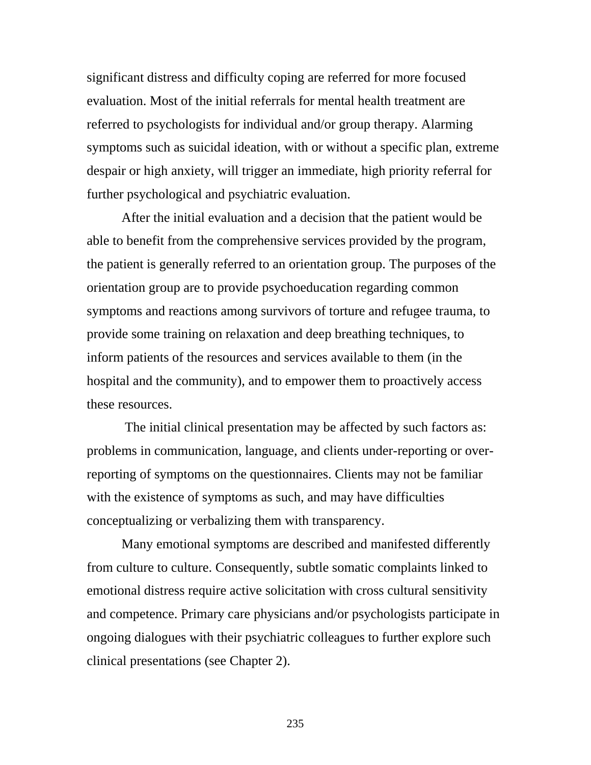significant distress and difficulty coping are referred for more focused evaluation. Most of the initial referrals for mental health treatment are referred to psychologists for individual and/or group therapy. Alarming symptoms such as suicidal ideation, with or without a specific plan, extreme despair or high anxiety, will trigger an immediate, high priority referral for further psychological and psychiatric evaluation.

After the initial evaluation and a decision that the patient would be able to benefit from the comprehensive services provided by the program, the patient is generally referred to an orientation group. The purposes of the orientation group are to provide psychoeducation regarding common symptoms and reactions among survivors of torture and refugee trauma, to provide some training on relaxation and deep breathing techniques, to inform patients of the resources and services available to them (in the hospital and the community), and to empower them to proactively access these resources.

The initial clinical presentation may be affected by such factors as: problems in communication, language, and clients under-reporting or over-reporting of symptoms on the questionnaires. Clients may not be familiar with the existence of symptoms as such, and may have difficulties conceptualizing or verbalizing them with transparency.

Many emotional symptoms are described and manifested differently from culture to culture. Consequently, subtle somatic complaints linked to emotional distress require active solicitation with cross cultural sensitivity and competence. Primary care physicians and/or psychologists participate in ongoing dialogues with their psychiatric colleagues to further explore such clinical presentations (see Chapter 2).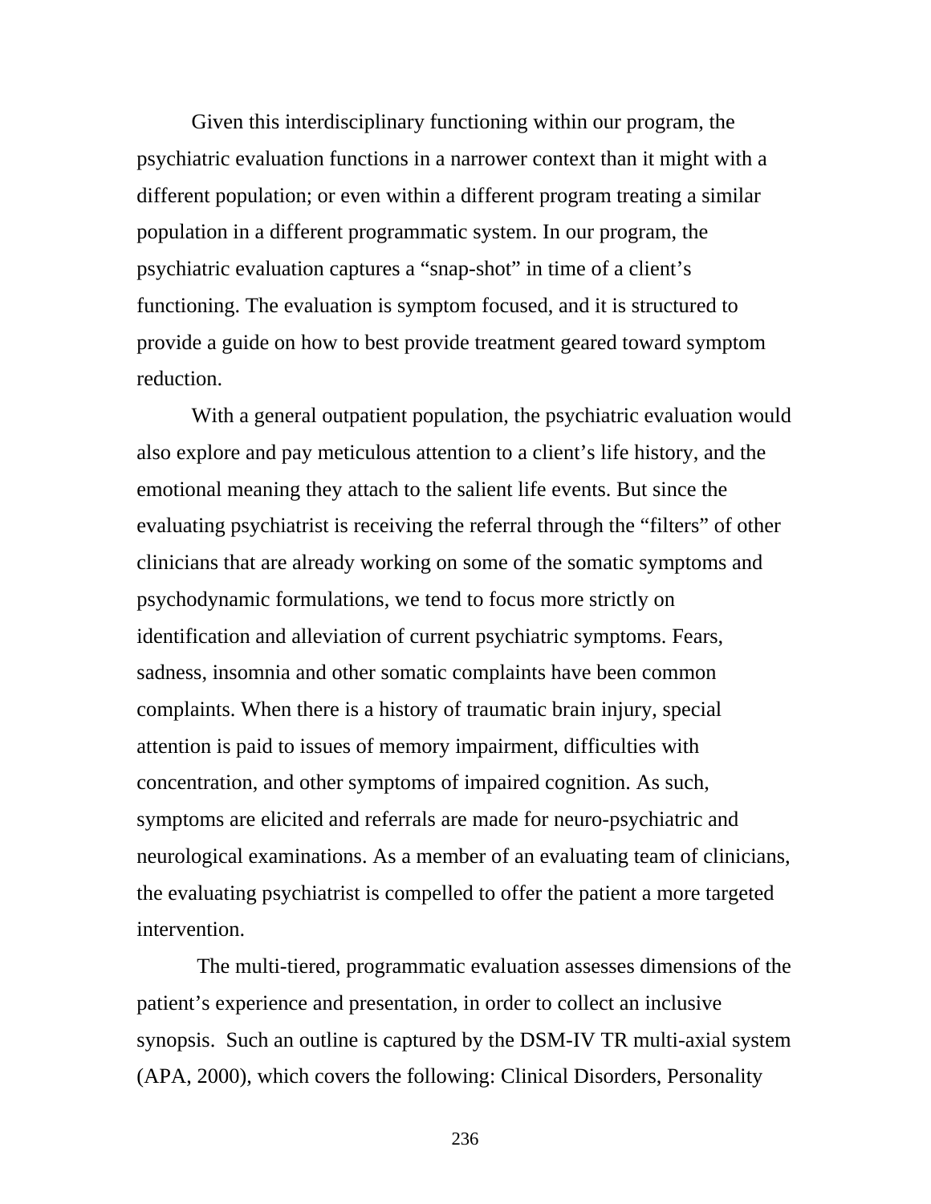Given this interdisciplinary functioning within our program, the psychiatric evaluation functions in a narrower context than it might with a different population; or even within a different program treating a similar population in a different programmatic system. In our program, the psychiatric evaluation captures a “snap-shot” in time of a client’s functioning. The evaluation is symptom focused, and it is structured to provide a guide on how to best provide treatment geared toward symptom reduction.

With a general outpatient population, the psychiatric evaluation would also explore and pay meticulous attention to a client’s life history, and the emotional meaning they attach to the salient life events. But since the evaluating psychiatrist is receiving the referral through the “filters” of other clinicians that are already working on some of the somatic symptoms and psychodynamic formulations, we tend to focus more strictly on identification and alleviation of current psychiatric symptoms. Fears, sadness, insomnia and other somatic complaints have been common complaints. When there is a history of traumatic brain injury, special attention is paid to issues of memory impairment, difficulties with concentration, and other symptoms of impaired cognition. As such, symptoms are elicited and referrals are made for neuro-psychiatric and neurological examinations. As a member of an evaluating team of clinicians, the evaluating psychiatrist is compelled to offer the patient a more targeted intervention.

The multi-tiered, programmatic evaluation assesses dimensions of the patient’s experience and presentation, in order to collect an inclusive synopsis. Such an outline is captured by the DSM-IV TR multi-axial system (APA, 2000), which covers the following: Clinical Disorders, Personality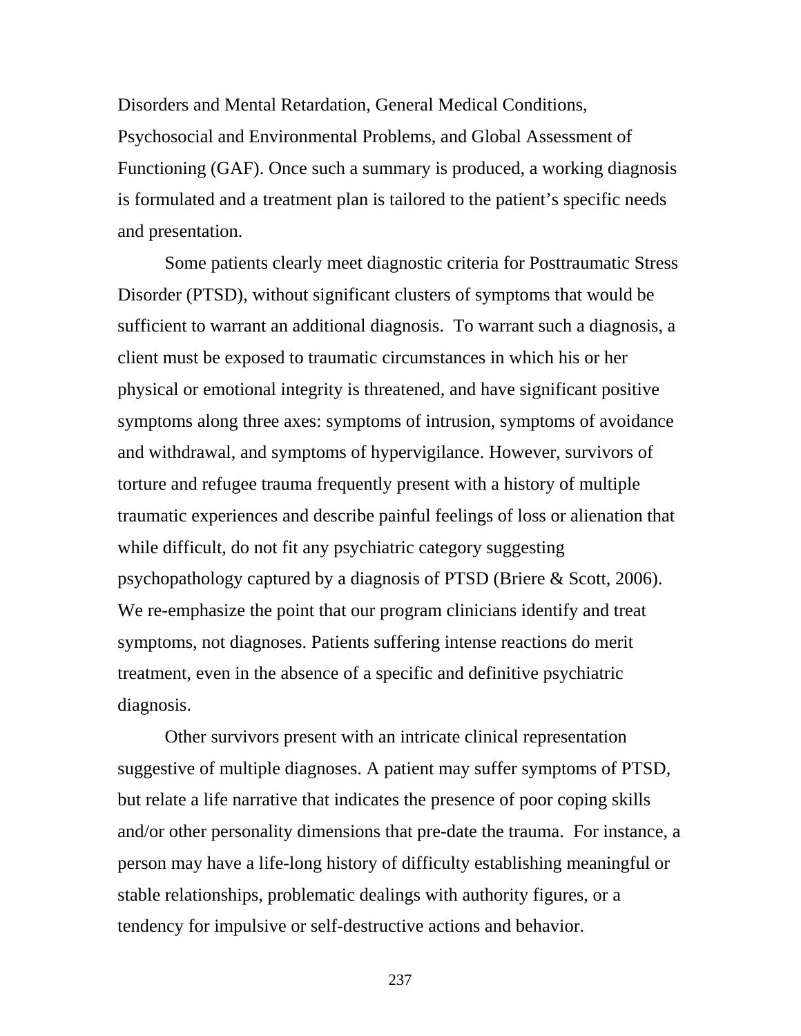Disorders and Mental Retardation, General Medical Conditions, Psychosocial and Environmental Problems, and Global Assessment of Functioning (GAF). Once such a summary is produced, a working diagnosis is formulated and a treatment plan is tailored to the patient's specific needs and presentation.

Some patients clearly meet diagnostic criteria for Posttraumatic Stress Disorder (PTSD), without significant clusters of symptoms that would be sufficient to warrant an additional diagnosis. To warrant such a diagnosis, a client must be exposed to traumatic circumstances in which his or her physical or emotional integrity is threatened, and have significant positive symptoms along three axes: symptoms of intrusion, symptoms of avoidance and withdrawal, and symptoms of hypervigilance. However, survivors of torture and refugee trauma frequently present with a history of multiple traumatic experiences and describe painful feelings of loss or alienation that while difficult, do not fit any psychiatric category suggesting psychopathology captured by a diagnosis of PTSD (Briere & Scott, 2006). We re-emphasize the point that our program clinicians identify and treat symptoms, not diagnoses. Patients suffering intense reactions do merit treatment, even in the absence of a specific and definitive psychiatric diagnosis.

Other survivors present with an intricate clinical representation suggestive of multiple diagnoses. A patient may suffer symptoms of PTSD, but relate a life narrative that indicates the presence of poor coping skills and/or other personality dimensions that pre-date the trauma. For instance, a person may have a life-long history of difficulty establishing meaningful or stable relationships, problematic dealings with authority figures, or a tendency for impulsive or self-destructive actions and behavior.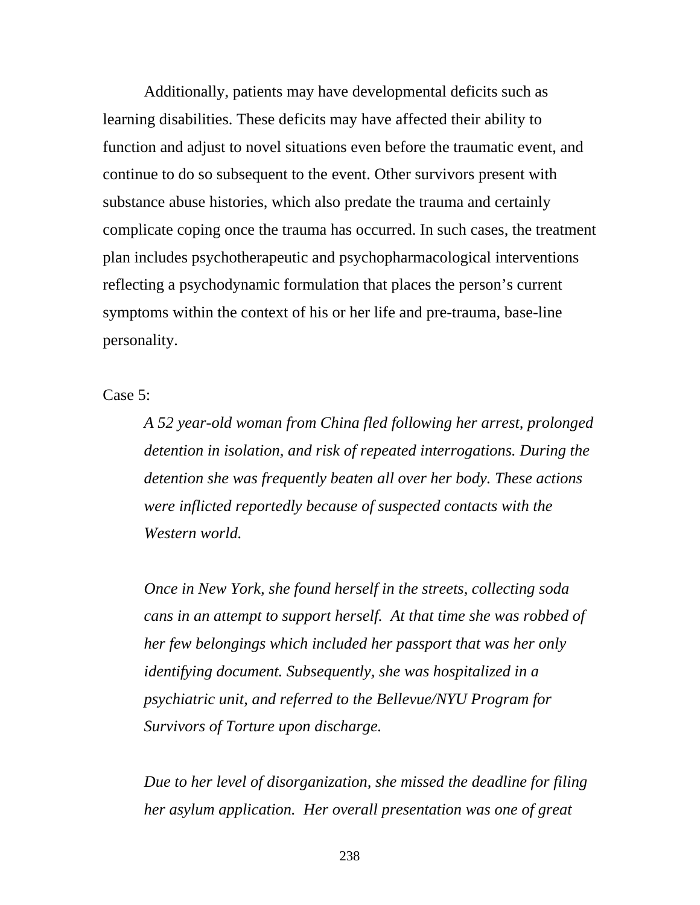Additionally, patients may have developmental deficits such as learning disabilities. These deficits may have affected their ability to function and adjust to novel situations even before the traumatic event, and continue to do so subsequent to the event. Other survivors present with substance abuse histories, which also predate the trauma and certainly complicate coping once the trauma has occurred. In such cases, the treatment plan includes psychotherapeutic and psychopharmacological interventions reflecting a psychodynamic formulation that places the person's current symptoms within the context of his or her life and pre-trauma, base-line personality.

Case 5:

> *A 52 year-old woman from China fled following her arrest, prolonged detention in isolation, and risk of repeated interrogations. During the detention she was frequently beaten all over her body. These actions were inflicted reportedly because of suspected contacts with the Western world.*
>
> *Once in New York, she found herself in the streets, collecting soda cans in an attempt to support herself. At that time she was robbed of her few belongings which included her passport that was her only identifying document. Subsequently, she was hospitalized in a psychiatric unit, and referred to the Bellevue/NYU Program for Survivors of Torture upon discharge.*
>
> *Due to her level of disorganization, she missed the deadline for filing her asylum application. Her overall presentation was one of great*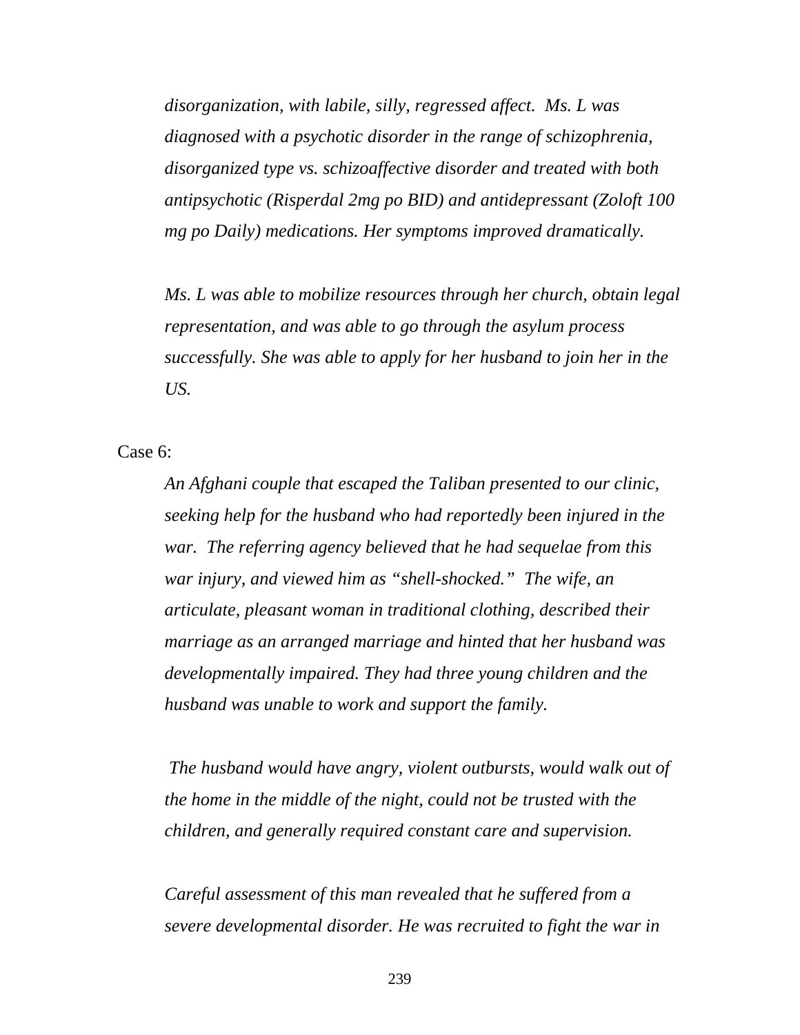*disorganization, with labile, silly, regressed affect. Ms. L was diagnosed with a psychotic disorder in the range of schizophrenia, disorganized type vs. schizoaffective disorder and treated with both antipsychotic (Risperdal 2mg po BID) and antidepressant (Zoloft 100 mg po Daily) medications. Her symptoms improved dramatically.*

*Ms. L was able to mobilize resources through her church, obtain legal representation, and was able to go through the asylum process successfully. She was able to apply for her husband to join her in the US.*

Case 6:

*An Afghani couple that escaped the Taliban presented to our clinic, seeking help for the husband who had reportedly been injured in the war. The referring agency believed that he had sequelae from this war injury, and viewed him as "shell-shocked." The wife, an articulate, pleasant woman in traditional clothing, described their marriage as an arranged marriage and hinted that her husband was developmentally impaired. They had three young children and the husband was unable to work and support the family.*

*The husband would have angry, violent outbursts, would walk out of the home in the middle of the night, could not be trusted with the children, and generally required constant care and supervision.*

*Careful assessment of this man revealed that he suffered from a severe developmental disorder. He was recruited to fight the war in*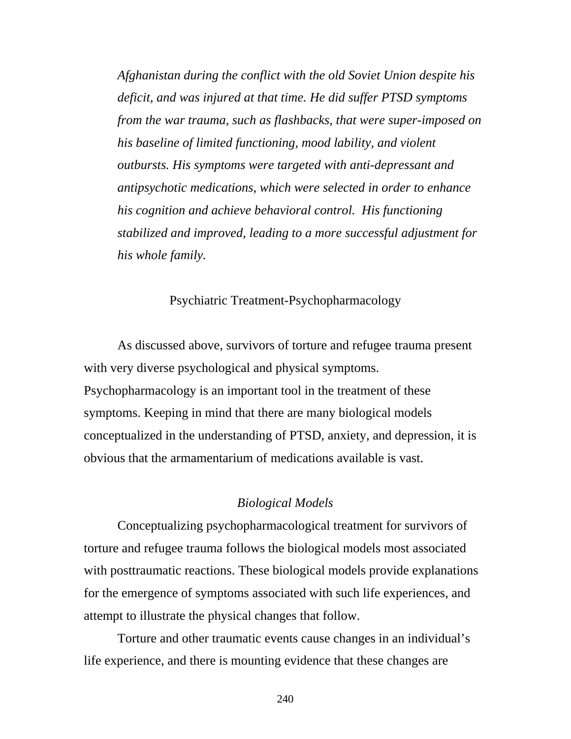*Afghanistan during the conflict with the old Soviet Union despite his deficit, and was injured at that time. He did suffer PTSD symptoms from the war trauma, such as flashbacks, that were super-imposed on his baseline of limited functioning, mood lability, and violent outbursts. His symptoms were targeted with anti-depressant and antipsychotic medications, which were selected in order to enhance his cognition and achieve behavioral control. His functioning stabilized and improved, leading to a more successful adjustment for his whole family.*

## Psychiatric Treatment-Psychopharmacology

As discussed above, survivors of torture and refugee trauma present with very diverse psychological and physical symptoms. Psychopharmacology is an important tool in the treatment of these symptoms. Keeping in mind that there are many biological models conceptualized in the understanding of PTSD, anxiety, and depression, it is obvious that the armamentarium of medications available is vast.

### *Biological Models*

Conceptualizing psychopharmacological treatment for survivors of torture and refugee trauma follows the biological models most associated with posttraumatic reactions. These biological models provide explanations for the emergence of symptoms associated with such life experiences, and attempt to illustrate the physical changes that follow.

Torture and other traumatic events cause changes in an individual's life experience, and there is mounting evidence that these changes are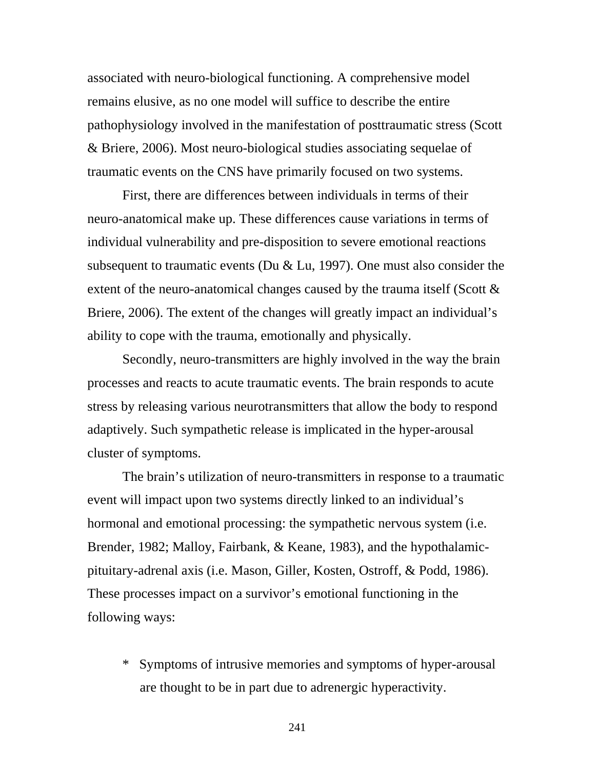associated with neuro-biological functioning. A comprehensive model remains elusive, as no one model will suffice to describe the entire pathophysiology involved in the manifestation of posttraumatic stress (Scott & Briere, 2006). Most neuro-biological studies associating sequelae of traumatic events on the CNS have primarily focused on two systems.

First, there are differences between individuals in terms of their neuro-anatomical make up. These differences cause variations in terms of individual vulnerability and pre-disposition to severe emotional reactions subsequent to traumatic events (Du & Lu, 1997). One must also consider the extent of the neuro-anatomical changes caused by the trauma itself (Scott & Briere, 2006). The extent of the changes will greatly impact an individual's ability to cope with the trauma, emotionally and physically.

Secondly, neuro-transmitters are highly involved in the way the brain processes and reacts to acute traumatic events. The brain responds to acute stress by releasing various neurotransmitters that allow the body to respond adaptively. Such sympathetic release is implicated in the hyper-arousal cluster of symptoms.

The brain's utilization of neuro-transmitters in response to a traumatic event will impact upon two systems directly linked to an individual's hormonal and emotional processing: the sympathetic nervous system (i.e. Brender, 1982; Malloy, Fairbank, & Keane, 1983), and the hypothalamic-pituitary-adrenal axis (i.e. Mason, Giller, Kosten, Ostroff, & Podd, 1986). These processes impact on a survivor's emotional functioning in the following ways:

* Symptoms of intrusive memories and symptoms of hyper-arousal are thought to be in part due to adrenergic hyperactivity.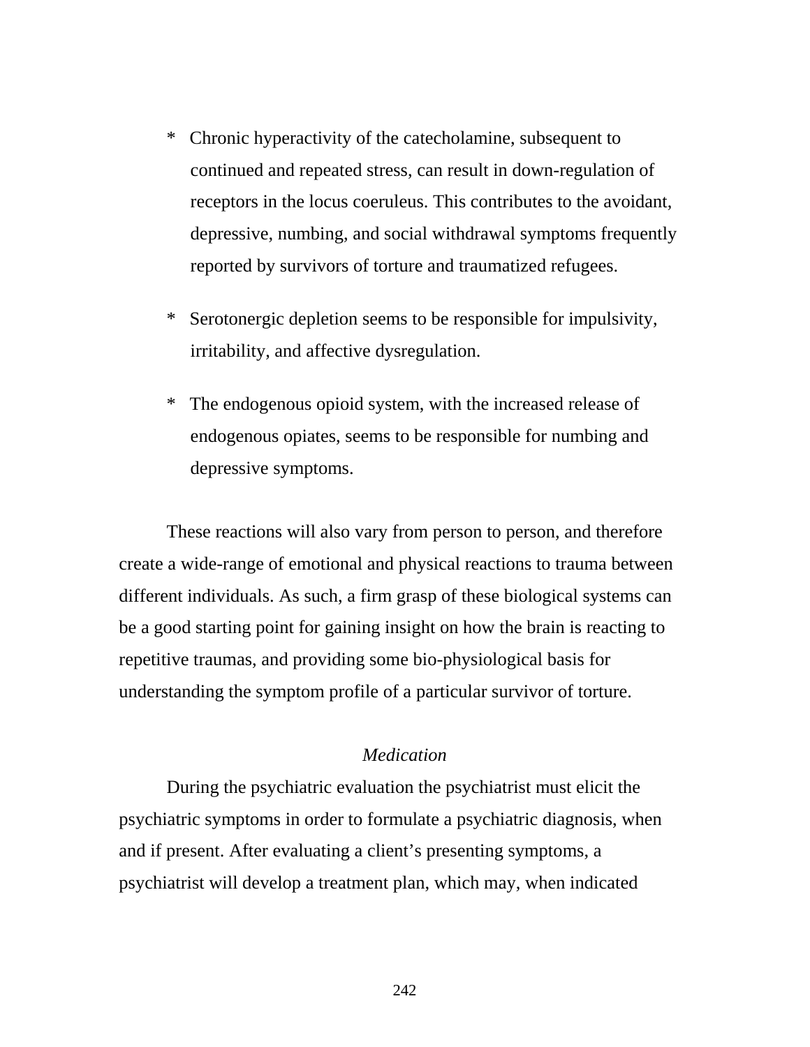* Chronic hyperactivity of the catecholamine, subsequent to continued and repeated stress, can result in down-regulation of receptors in the locus coeruleus. This contributes to the avoidant, depressive, numbing, and social withdrawal symptoms frequently reported by survivors of torture and traumatized refugees.

* Serotonergic depletion seems to be responsible for impulsivity, irritability, and affective dysregulation.

* The endogenous opioid system, with the increased release of endogenous opiates, seems to be responsible for numbing and depressive symptoms.

These reactions will also vary from person to person, and therefore create a wide-range of emotional and physical reactions to trauma between different individuals. As such, a firm grasp of these biological systems can be a good starting point for gaining insight on how the brain is reacting to repetitive traumas, and providing some bio-physiological basis for understanding the symptom profile of a particular survivor of torture.

*Medication*

During the psychiatric evaluation the psychiatrist must elicit the psychiatric symptoms in order to formulate a psychiatric diagnosis, when and if present. After evaluating a client's presenting symptoms, a psychiatrist will develop a treatment plan, which may, when indicated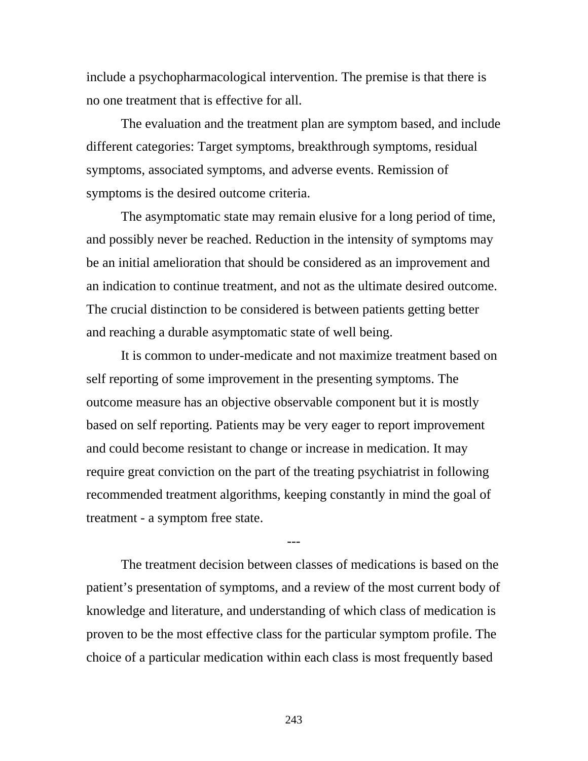include a psychopharmacological intervention. The premise is that there is no one treatment that is effective for all.

The evaluation and the treatment plan are symptom based, and include different categories: Target symptoms, breakthrough symptoms, residual symptoms, associated symptoms, and adverse events. Remission of symptoms is the desired outcome criteria.

The asymptomatic state may remain elusive for a long period of time, and possibly never be reached. Reduction in the intensity of symptoms may be an initial amelioration that should be considered as an improvement and an indication to continue treatment, and not as the ultimate desired outcome. The crucial distinction to be considered is between patients getting better and reaching a durable asymptomatic state of well being.

It is common to under-medicate and not maximize treatment based on self reporting of some improvement in the presenting symptoms. The outcome measure has an objective observable component but it is mostly based on self reporting. Patients may be very eager to report improvement and could become resistant to change or increase in medication. It may require great conviction on the part of the treating psychiatrist in following recommended treatment algorithms, keeping constantly in mind the goal of treatment - a symptom free state.

---

The treatment decision between classes of medications is based on the patient’s presentation of symptoms, and a review of the most current body of knowledge and literature, and understanding of which class of medication is proven to be the most effective class for the particular symptom profile. The choice of a particular medication within each class is most frequently based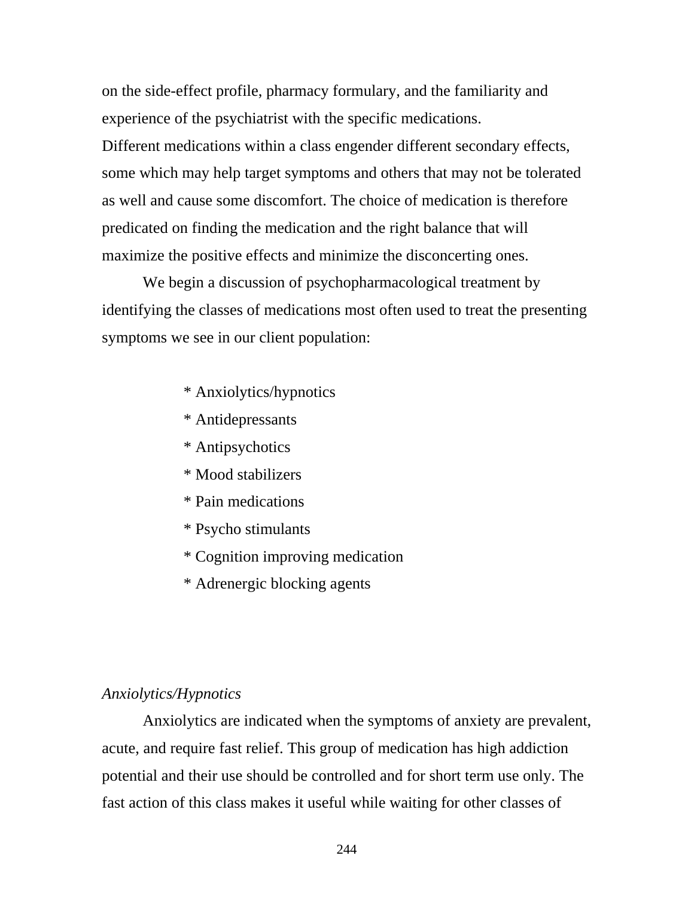on the side-effect profile, pharmacy formulary, and the familiarity and experience of the psychiatrist with the specific medications.
Different medications within a class engender different secondary effects, some which may help target symptoms and others that may not be tolerated as well and cause some discomfort. The choice of medication is therefore predicated on finding the medication and the right balance that will maximize the positive effects and minimize the disconcerting ones.

We begin a discussion of psychopharmacological treatment by identifying the classes of medications most often used to treat the presenting symptoms we see in our client population:

* Anxiolytics/hypnotics
* Antidepressants
* Antipsychotics
* Mood stabilizers
* Pain medications
* Psycho stimulants
* Cognition improving medication
* Adrenergic blocking agents

*Anxiolytics/Hypnotics*

Anxiolytics are indicated when the symptoms of anxiety are prevalent, acute, and require fast relief. This group of medication has high addiction potential and their use should be controlled and for short term use only. The fast action of this class makes it useful while waiting for other classes of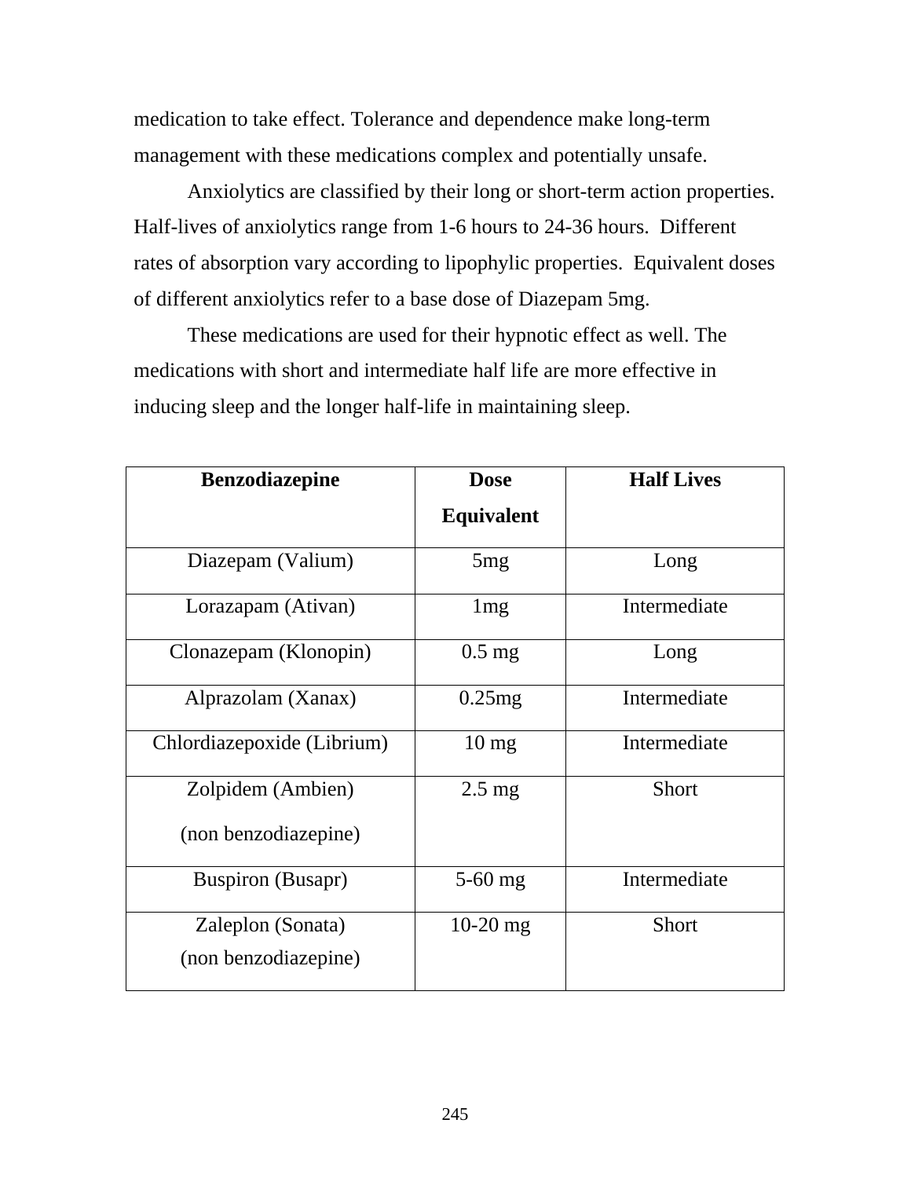medication to take effect. Tolerance and dependence make long-term management with these medications complex and potentially unsafe.

Anxiolytics are classified by their long or short-term action properties. Half-lives of anxiolytics range from 1-6 hours to 24-36 hours. Different rates of absorption vary according to lipophylic properties. Equivalent doses of different anxiolytics refer to a base dose of Diazepam 5mg.

These medications are used for their hypnotic effect as well. The medications with short and intermediate half life are more effective in inducing sleep and the longer half-life in maintaining sleep.

| Benzodiazepine | Dose Equivalent | Half Lives |
|---|---|---|
| Diazepam (Valium) | 5mg | Long |
| Lorazapam (Ativan) | 1mg | Intermediate |
| Clonazepam (Klonopin) | 0.5 mg | Long |
| Alprazolam (Xanax) | 0.25mg | Intermediate |
| Chlordiazepoxide (Librium) | 10 mg | Intermediate |
| Zolpidem (Ambien) (non benzodiazepine) | 2.5 mg | Short |
| Buspiron (Busapr) | 5-60 mg | Intermediate |
| Zaleplon (Sonata) (non benzodiazepine) | 10-20 mg | Short |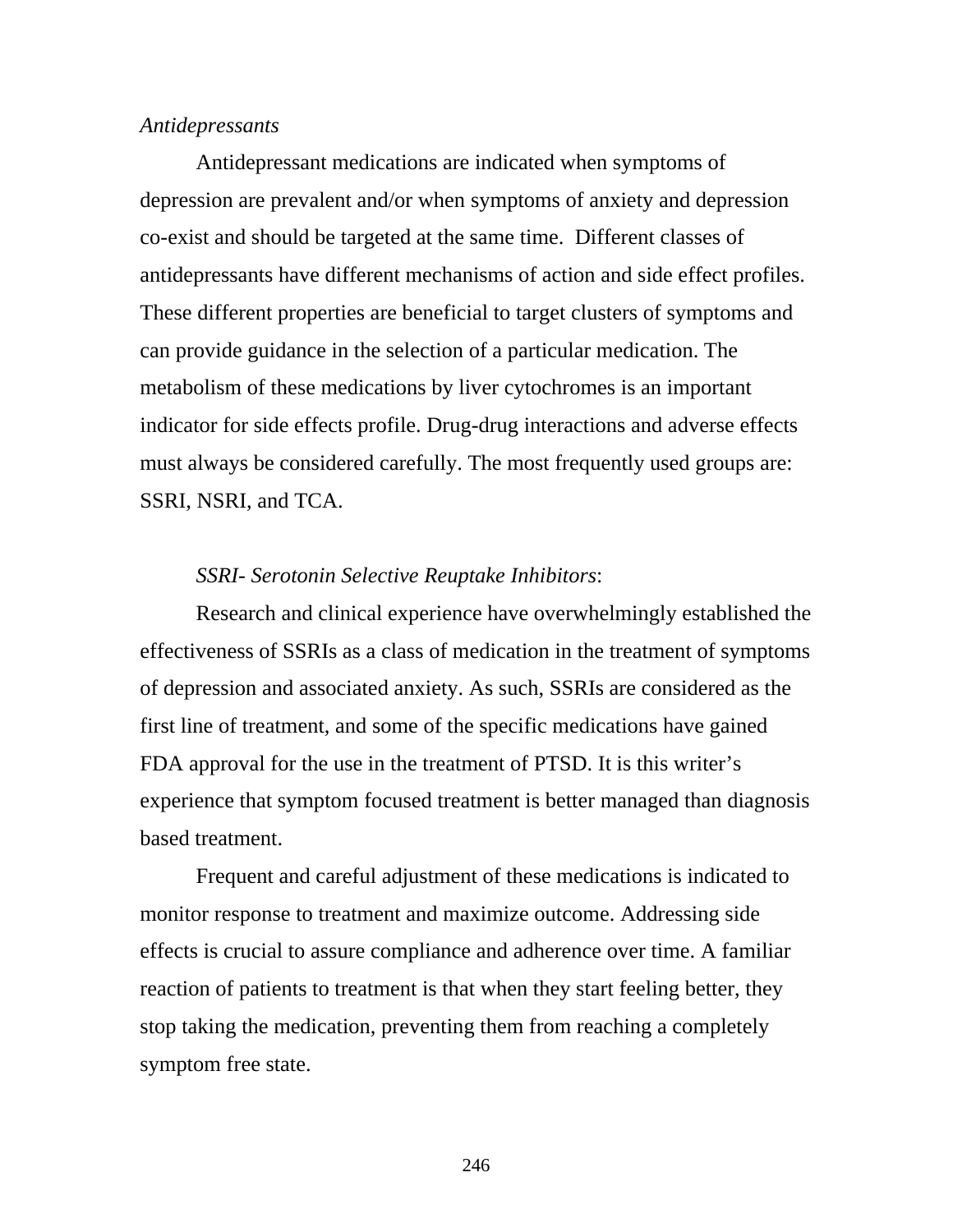*Antidepressants*

Antidepressant medications are indicated when symptoms of depression are prevalent and/or when symptoms of anxiety and depression co-exist and should be targeted at the same time. Different classes of antidepressants have different mechanisms of action and side effect profiles. These different properties are beneficial to target clusters of symptoms and can provide guidance in the selection of a particular medication. The metabolism of these medications by liver cytochromes is an important indicator for side effects profile. Drug-drug interactions and adverse effects must always be considered carefully. The most frequently used groups are: SSRI, NSRI, and TCA.

*SSRI- Serotonin Selective Reuptake Inhibitors*:

Research and clinical experience have overwhelmingly established the effectiveness of SSRIs as a class of medication in the treatment of symptoms of depression and associated anxiety. As such, SSRIs are considered as the first line of treatment, and some of the specific medications have gained FDA approval for the use in the treatment of PTSD. It is this writer's experience that symptom focused treatment is better managed than diagnosis based treatment.

Frequent and careful adjustment of these medications is indicated to monitor response to treatment and maximize outcome. Addressing side effects is crucial to assure compliance and adherence over time. A familiar reaction of patients to treatment is that when they start feeling better, they stop taking the medication, preventing them from reaching a completely symptom free state.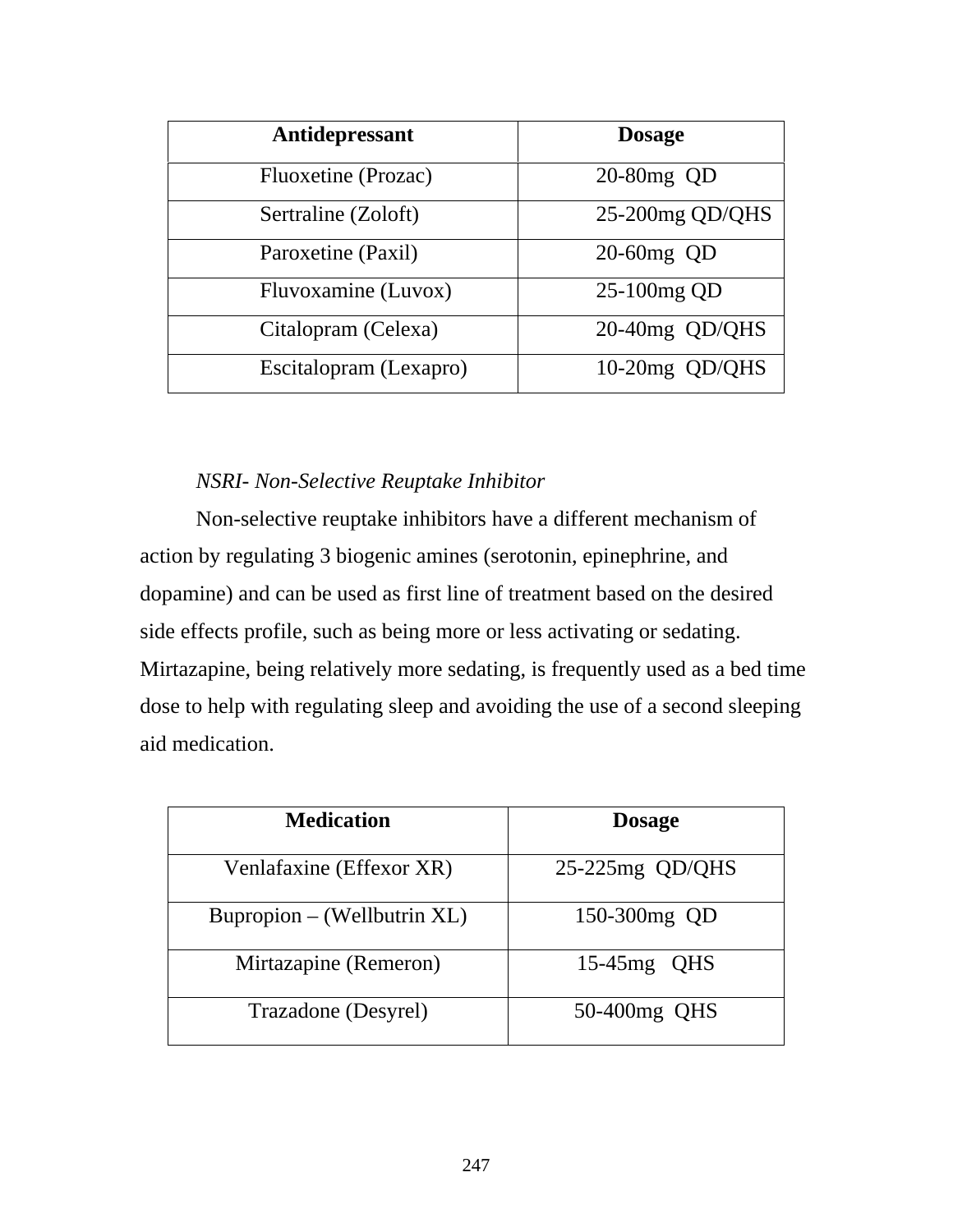| Antidepressant | Dosage |
|---|---|
| Fluoxetine (Prozac) | 20-80mg QD |
| Sertraline (Zoloft) | 25-200mg QD/QHS |
| Paroxetine (Paxil) | 20-60mg QD |
| Fluvoxamine (Luvox) | 25-100mg QD |
| Citalopram (Celexa) | 20-40mg QD/QHS |
| Escitalopram (Lexapro) | 10-20mg QD/QHS |

*NSRI- Non-Selective Reuptake Inhibitor*

Non-selective reuptake inhibitors have a different mechanism of action by regulating 3 biogenic amines (serotonin, epinephrine, and dopamine) and can be used as first line of treatment based on the desired side effects profile, such as being more or less activating or sedating. Mirtazapine, being relatively more sedating, is frequently used as a bed time dose to help with regulating sleep and avoiding the use of a second sleeping aid medication.

| Medication | Dosage |
|---|---|
| Venlafaxine (Effexor XR) | 25-225mg QD/QHS |
| Bupropion – (Wellbutrin XL) | 150-300mg QD |
| Mirtazapine (Remeron) | 15-45mg QHS |
| Trazadone (Desyrel) | 50-400mg QHS |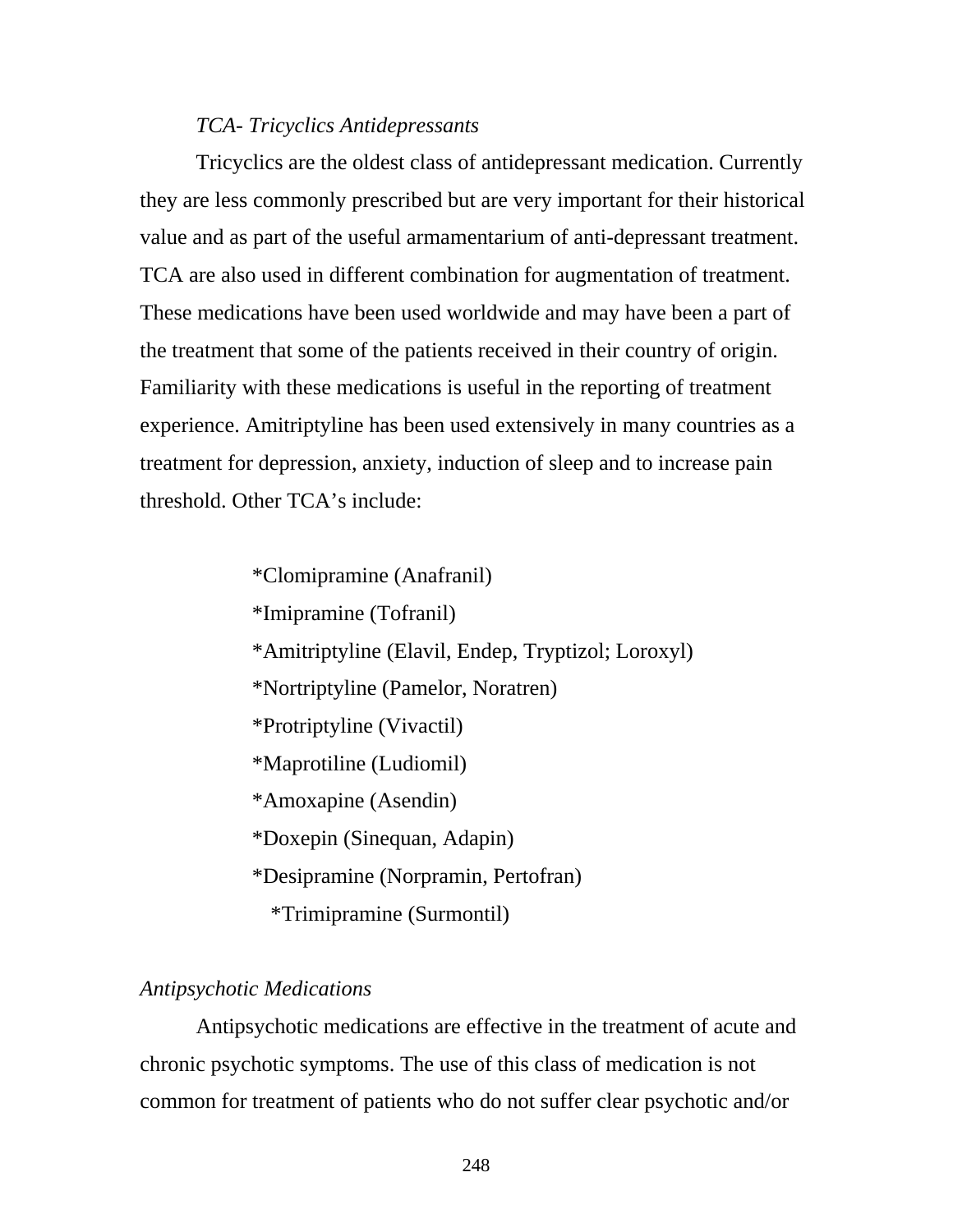*TCA- Tricyclics Antidepressants*

Tricyclics are the oldest class of antidepressant medication. Currently they are less commonly prescribed but are very important for their historical value and as part of the useful armamentarium of anti-depressant treatment. TCA are also used in different combination for augmentation of treatment. These medications have been used worldwide and may have been a part of the treatment that some of the patients received in their country of origin. Familiarity with these medications is useful in the reporting of treatment experience. Amitriptyline has been used extensively in many countries as a treatment for depression, anxiety, induction of sleep and to increase pain threshold. Other TCA's include:

*Clomipramine (Anafranil)
*Imipramine (Tofranil)
*Amitriptyline (Elavil, Endep, Tryptizol; Loroxyl)
*Nortriptyline (Pamelor, Noratren)
*Protriptyline (Vivactil)
*Maprotiline (Ludiomil)
*Amoxapine (Asendin)
*Doxepin (Sinequan, Adapin)
*Desipramine (Norpramin, Pertofran)
*Trimipramine (Surmontil)

*Antipsychotic Medications*

Antipsychotic medications are effective in the treatment of acute and chronic psychotic symptoms. The use of this class of medication is not common for treatment of patients who do not suffer clear psychotic and/or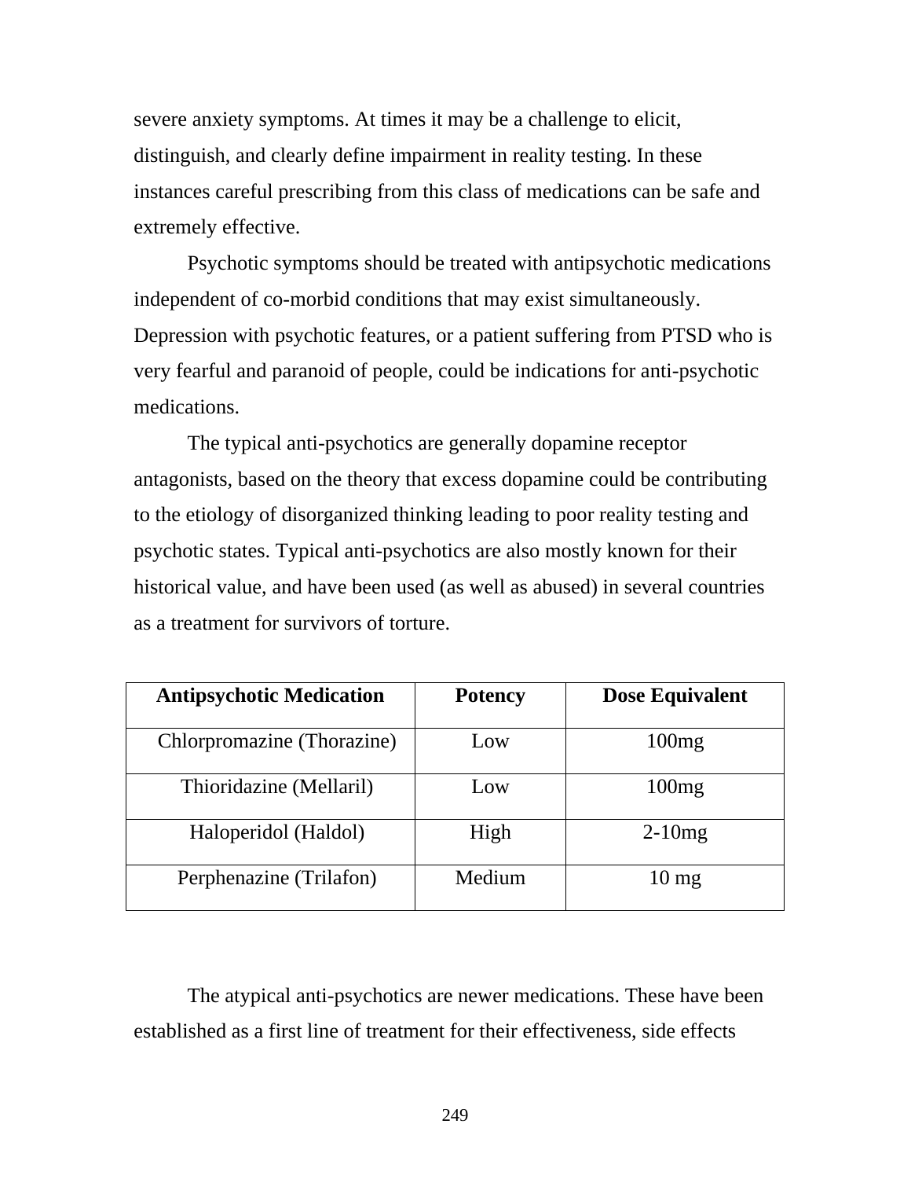severe anxiety symptoms. At times it may be a challenge to elicit, distinguish, and clearly define impairment in reality testing. In these instances careful prescribing from this class of medications can be safe and extremely effective.

Psychotic symptoms should be treated with antipsychotic medications independent of co-morbid conditions that may exist simultaneously. Depression with psychotic features, or a patient suffering from PTSD who is very fearful and paranoid of people, could be indications for anti-psychotic medications.

The typical anti-psychotics are generally dopamine receptor antagonists, based on the theory that excess dopamine could be contributing to the etiology of disorganized thinking leading to poor reality testing and psychotic states. Typical anti-psychotics are also mostly known for their historical value, and have been used (as well as abused) in several countries as a treatment for survivors of torture.

| Antipsychotic Medication | Potency | Dose Equivalent |
| --- | --- | --- |
| Chlorpromazine (Thorazine) | Low | 100mg |
| Thioridazine (Mellaril) | Low | 100mg |
| Haloperidol (Haldol) | High | 2-10mg |
| Perphenazine (Trilafon) | Medium | 10 mg |

The atypical anti-psychotics are newer medications. These have been established as a first line of treatment for their effectiveness, side effects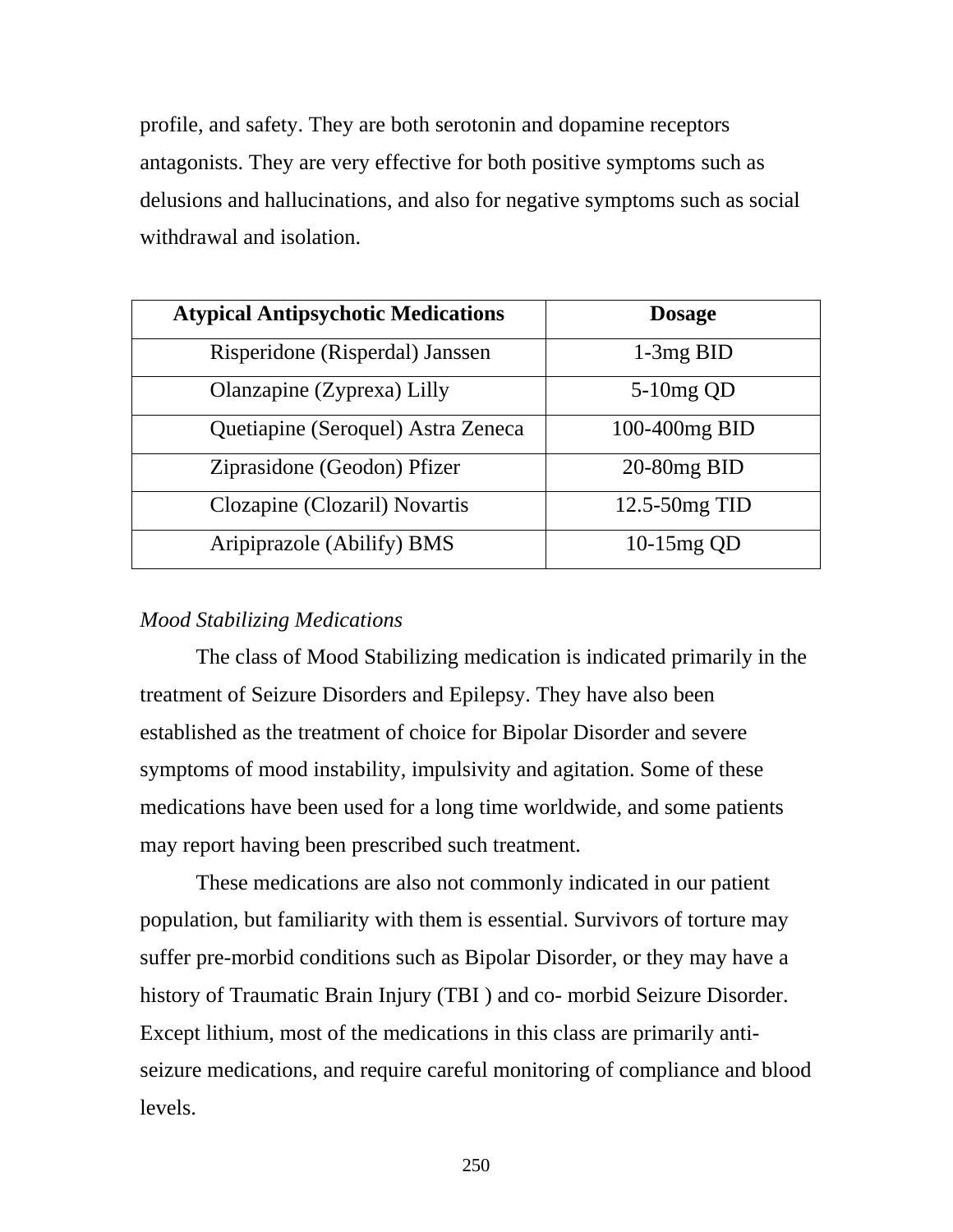profile, and safety. They are both serotonin and dopamine receptors antagonists. They are very effective for both positive symptoms such as delusions and hallucinations, and also for negative symptoms such as social withdrawal and isolation.

| Atypical Antipsychotic Medications | Dosage |
|---|---|
| Risperidone (Risperdal) Janssen | 1-3mg BID |
| Olanzapine (Zyprexa) Lilly | 5-10mg QD |
| Quetiapine (Seroquel) Astra Zeneca | 100-400mg BID |
| Ziprasidone (Geodon) Pfizer | 20-80mg BID |
| Clozapine (Clozaril) Novartis | 12.5-50mg TID |
| Aripiprazole (Abilify) BMS | 10-15mg QD |

*Mood Stabilizing Medications*

The class of Mood Stabilizing medication is indicated primarily in the treatment of Seizure Disorders and Epilepsy. They have also been established as the treatment of choice for Bipolar Disorder and severe symptoms of mood instability, impulsivity and agitation. Some of these medications have been used for a long time worldwide, and some patients may report having been prescribed such treatment.

These medications are also not commonly indicated in our patient population, but familiarity with them is essential. Survivors of torture may suffer pre-morbid conditions such as Bipolar Disorder, or they may have a history of Traumatic Brain Injury (TBI ) and co- morbid Seizure Disorder. Except lithium, most of the medications in this class are primarily anti-seizure medications, and require careful monitoring of compliance and blood levels.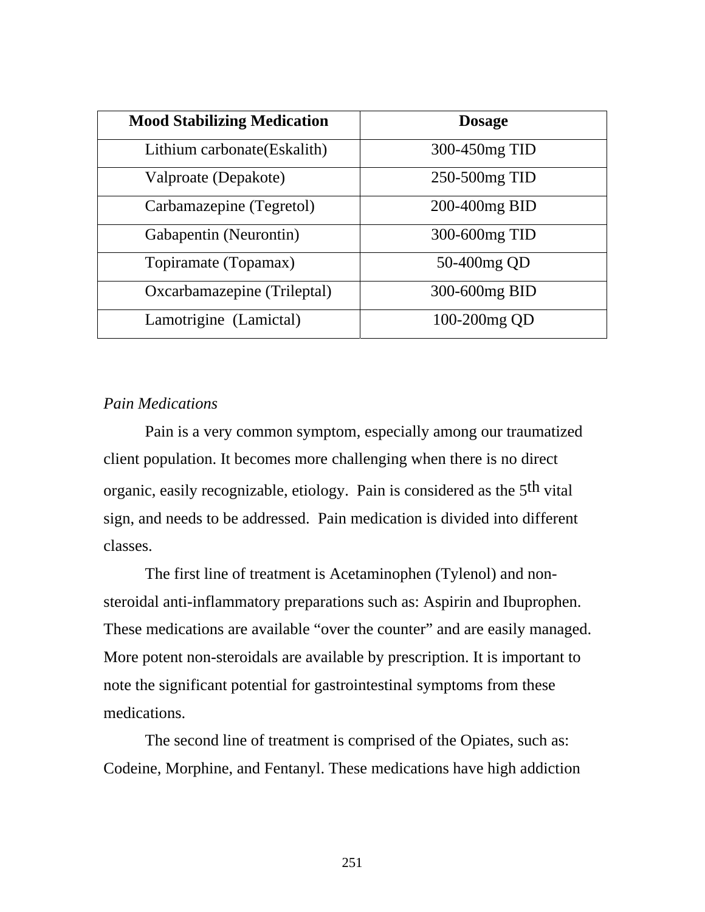| Mood Stabilizing Medication | Dosage |
|---|---|
| Lithium carbonate(Eskalith) | 300-450mg TID |
| Valproate (Depakote) | 250-500mg TID |
| Carbamazepine (Tegretol) | 200-400mg BID |
| Gabapentin (Neurontin) | 300-600mg TID |
| Topiramate (Topamax) | 50-400mg QD |
| Oxcarbamazepine (Trileptal) | 300-600mg BID |
| Lamotrigine (Lamictal) | 100-200mg QD |

*Pain Medications*

Pain is a very common symptom, especially among our traumatized client population. It becomes more challenging when there is no direct organic, easily recognizable, etiology. Pain is considered as the 5th vital sign, and needs to be addressed. Pain medication is divided into different classes.

The first line of treatment is Acetaminophen (Tylenol) and non-steroidal anti-inflammatory preparations such as: Aspirin and Ibuprophen. These medications are available "over the counter" and are easily managed. More potent non-steroidals are available by prescription. It is important to note the significant potential for gastrointestinal symptoms from these medications.

The second line of treatment is comprised of the Opiates, such as: Codeine, Morphine, and Fentanyl. These medications have high addiction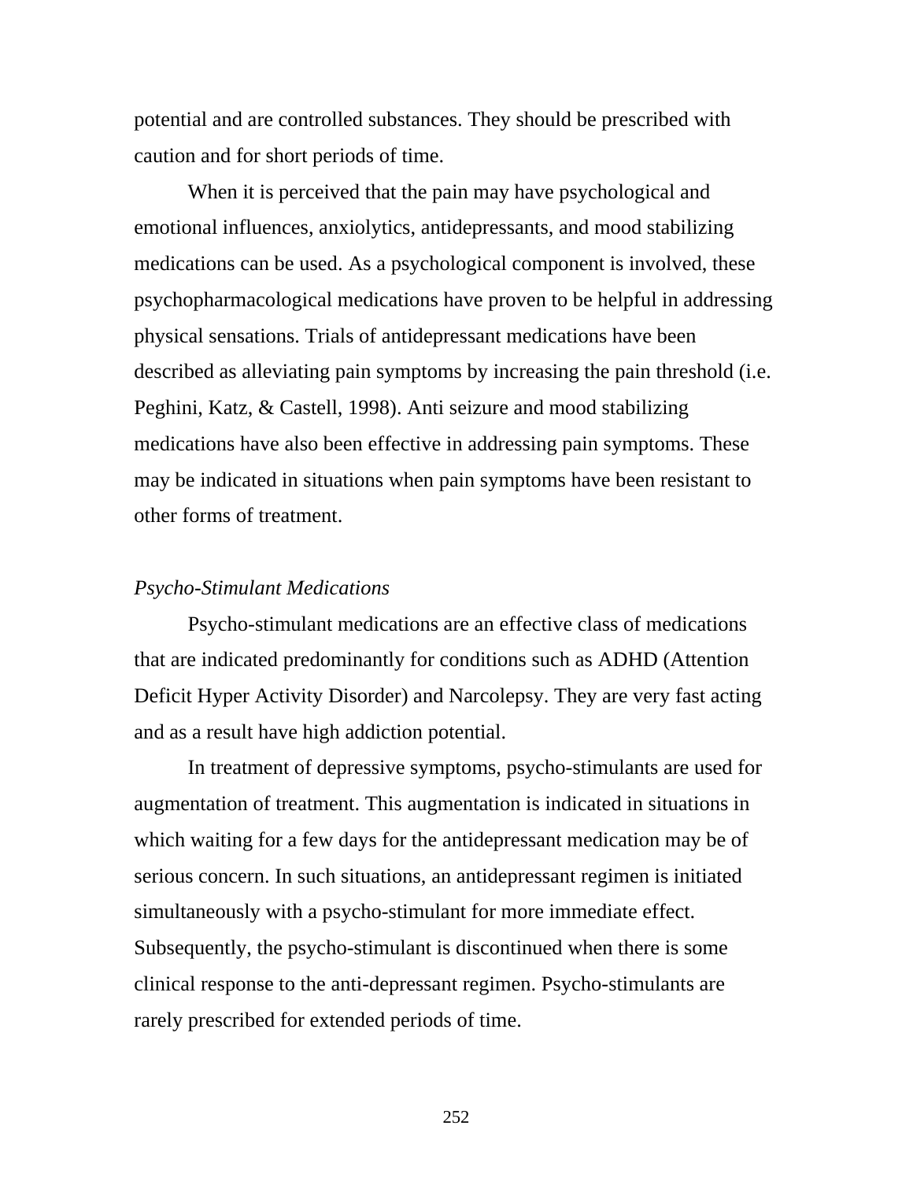potential and are controlled substances. They should be prescribed with caution and for short periods of time.

When it is perceived that the pain may have psychological and emotional influences, anxiolytics, antidepressants, and mood stabilizing medications can be used. As a psychological component is involved, these psychopharmacological medications have proven to be helpful in addressing physical sensations. Trials of antidepressant medications have been described as alleviating pain symptoms by increasing the pain threshold (i.e. Peghini, Katz, & Castell, 1998). Anti seizure and mood stabilizing medications have also been effective in addressing pain symptoms. These may be indicated in situations when pain symptoms have been resistant to other forms of treatment.

*Psycho-Stimulant Medications*

Psycho-stimulant medications are an effective class of medications that are indicated predominantly for conditions such as ADHD (Attention Deficit Hyper Activity Disorder) and Narcolepsy. They are very fast acting and as a result have high addiction potential.

In treatment of depressive symptoms, psycho-stimulants are used for augmentation of treatment. This augmentation is indicated in situations in which waiting for a few days for the antidepressant medication may be of serious concern. In such situations, an antidepressant regimen is initiated simultaneously with a psycho-stimulant for more immediate effect. Subsequently, the psycho-stimulant is discontinued when there is some clinical response to the anti-depressant regimen. Psycho-stimulants are rarely prescribed for extended periods of time.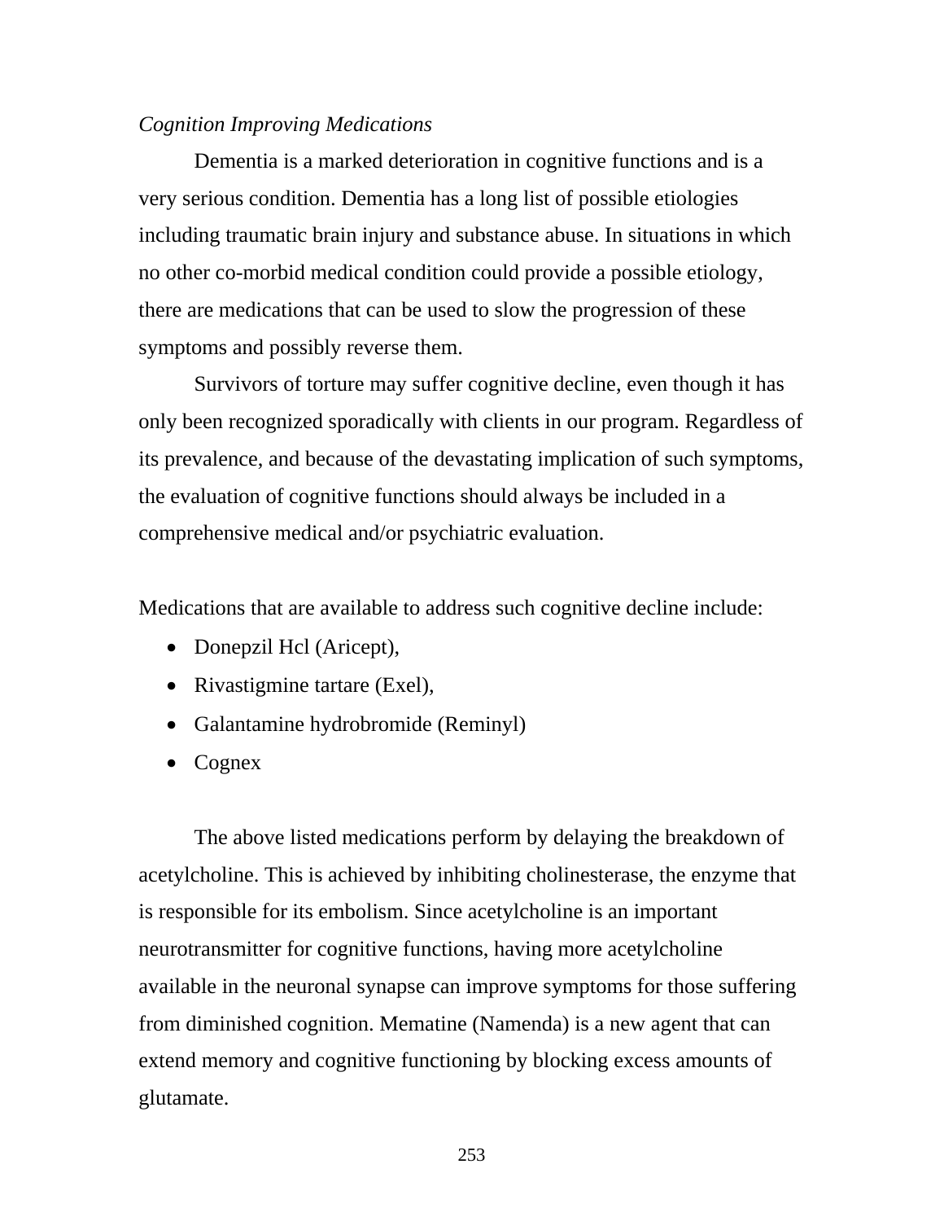*Cognition Improving Medications*

Dementia is a marked deterioration in cognitive functions and is a very serious condition. Dementia has a long list of possible etiologies including traumatic brain injury and substance abuse. In situations in which no other co-morbid medical condition could provide a possible etiology, there are medications that can be used to slow the progression of these symptoms and possibly reverse them.

Survivors of torture may suffer cognitive decline, even though it has only been recognized sporadically with clients in our program. Regardless of its prevalence, and because of the devastating implication of such symptoms, the evaluation of cognitive functions should always be included in a comprehensive medical and/or psychiatric evaluation.

Medications that are available to address such cognitive decline include:

- Donepzil Hcl (Aricept),
- Rivastigmine tartare (Exel),
- Galantamine hydrobromide (Reminyl)
- Cognex

The above listed medications perform by delaying the breakdown of acetylcholine. This is achieved by inhibiting cholinesterase, the enzyme that is responsible for its embolism. Since acetylcholine is an important neurotransmitter for cognitive functions, having more acetylcholine available in the neuronal synapse can improve symptoms for those suffering from diminished cognition. Mematine (Namenda) is a new agent that can extend memory and cognitive functioning by blocking excess amounts of glutamate.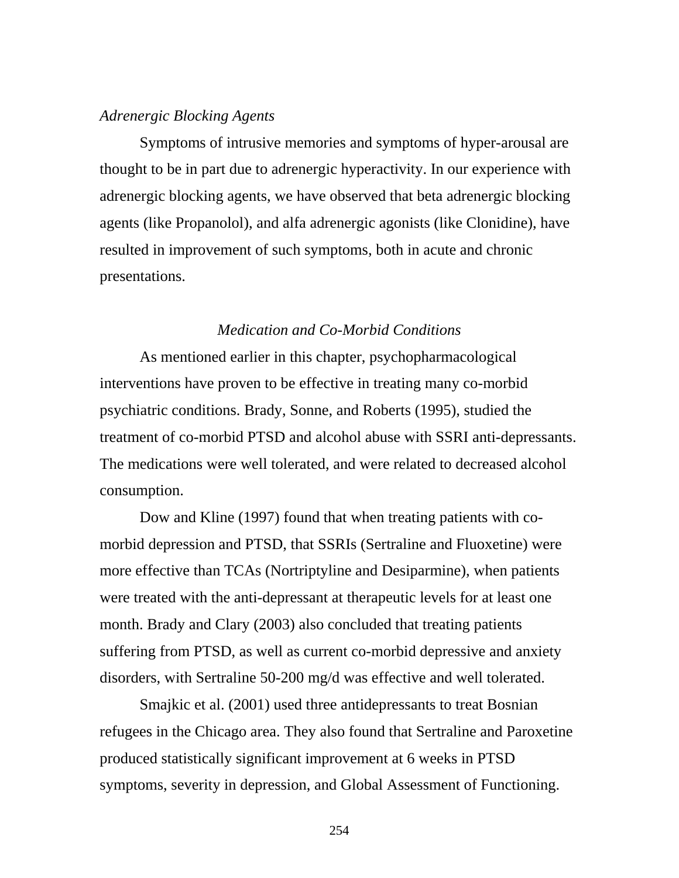*Adrenergic Blocking Agents*

Symptoms of intrusive memories and symptoms of hyper-arousal are thought to be in part due to adrenergic hyperactivity. In our experience with adrenergic blocking agents, we have observed that beta adrenergic blocking agents (like Propanolol), and alfa adrenergic agonists (like Clonidine), have resulted in improvement of such symptoms, both in acute and chronic presentations.

### *Medication and Co-Morbid Conditions*

As mentioned earlier in this chapter, psychopharmacological interventions have proven to be effective in treating many co-morbid psychiatric conditions. Brady, Sonne, and Roberts (1995), studied the treatment of co-morbid PTSD and alcohol abuse with SSRI anti-depressants. The medications were well tolerated, and were related to decreased alcohol consumption.

Dow and Kline (1997) found that when treating patients with co-morbid depression and PTSD, that SSRIs (Sertraline and Fluoxetine) were more effective than TCAs (Nortriptyline and Desiparmine), when patients were treated with the anti-depressant at therapeutic levels for at least one month. Brady and Clary (2003) also concluded that treating patients suffering from PTSD, as well as current co-morbid depressive and anxiety disorders, with Sertraline 50-200 mg/d was effective and well tolerated.

Smajkic et al. (2001) used three antidepressants to treat Bosnian refugees in the Chicago area. They also found that Sertraline and Paroxetine produced statistically significant improvement at 6 weeks in PTSD symptoms, severity in depression, and Global Assessment of Functioning.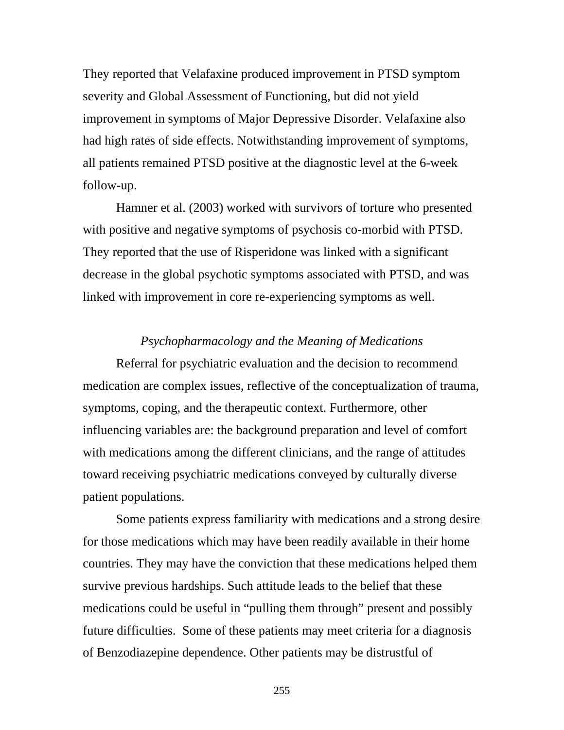They reported that Velafaxine produced improvement in PTSD symptom severity and Global Assessment of Functioning, but did not yield improvement in symptoms of Major Depressive Disorder. Velafaxine also had high rates of side effects. Notwithstanding improvement of symptoms, all patients remained PTSD positive at the diagnostic level at the 6-week follow-up.

Hamner et al. (2003) worked with survivors of torture who presented with positive and negative symptoms of psychosis co-morbid with PTSD. They reported that the use of Risperidone was linked with a significant decrease in the global psychotic symptoms associated with PTSD, and was linked with improvement in core re-experiencing symptoms as well.

### *Psychopharmacology and the Meaning of Medications*

Referral for psychiatric evaluation and the decision to recommend medication are complex issues, reflective of the conceptualization of trauma, symptoms, coping, and the therapeutic context. Furthermore, other influencing variables are: the background preparation and level of comfort with medications among the different clinicians, and the range of attitudes toward receiving psychiatric medications conveyed by culturally diverse patient populations.

Some patients express familiarity with medications and a strong desire for those medications which may have been readily available in their home countries. They may have the conviction that these medications helped them survive previous hardships. Such attitude leads to the belief that these medications could be useful in "pulling them through" present and possibly future difficulties. Some of these patients may meet criteria for a diagnosis of Benzodiazepine dependence. Other patients may be distrustful of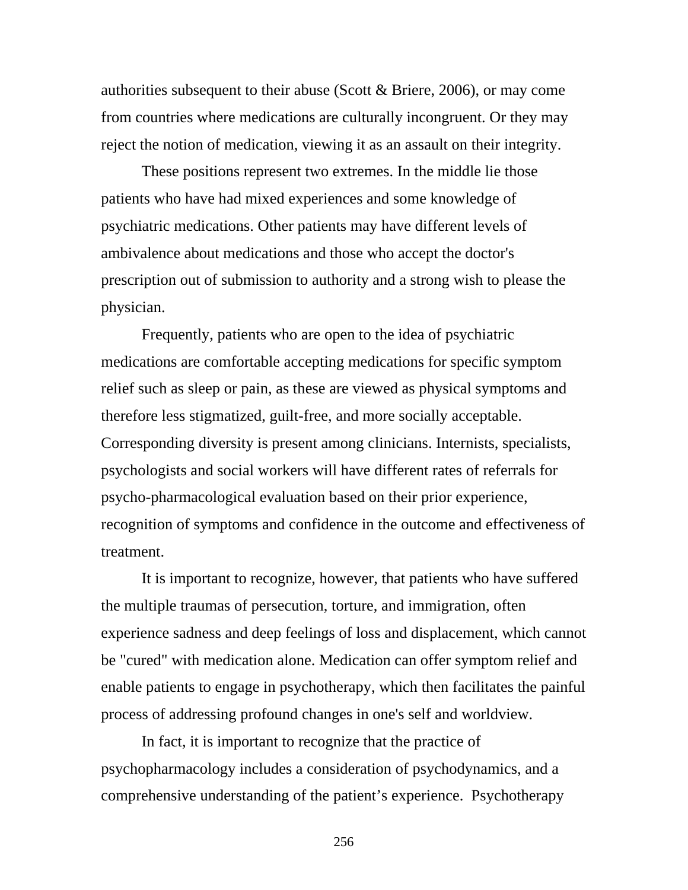authorities subsequent to their abuse (Scott & Briere, 2006), or may come from countries where medications are culturally incongruent. Or they may reject the notion of medication, viewing it as an assault on their integrity.

These positions represent two extremes. In the middle lie those patients who have had mixed experiences and some knowledge of psychiatric medications. Other patients may have different levels of ambivalence about medications and those who accept the doctor's prescription out of submission to authority and a strong wish to please the physician.

Frequently, patients who are open to the idea of psychiatric medications are comfortable accepting medications for specific symptom relief such as sleep or pain, as these are viewed as physical symptoms and therefore less stigmatized, guilt-free, and more socially acceptable. Corresponding diversity is present among clinicians. Internists, specialists, psychologists and social workers will have different rates of referrals for psycho-pharmacological evaluation based on their prior experience, recognition of symptoms and confidence in the outcome and effectiveness of treatment.

It is important to recognize, however, that patients who have suffered the multiple traumas of persecution, torture, and immigration, often experience sadness and deep feelings of loss and displacement, which cannot be "cured" with medication alone. Medication can offer symptom relief and enable patients to engage in psychotherapy, which then facilitates the painful process of addressing profound changes in one's self and worldview.

In fact, it is important to recognize that the practice of psychopharmacology includes a consideration of psychodynamics, and a comprehensive understanding of the patient's experience.  Psychotherapy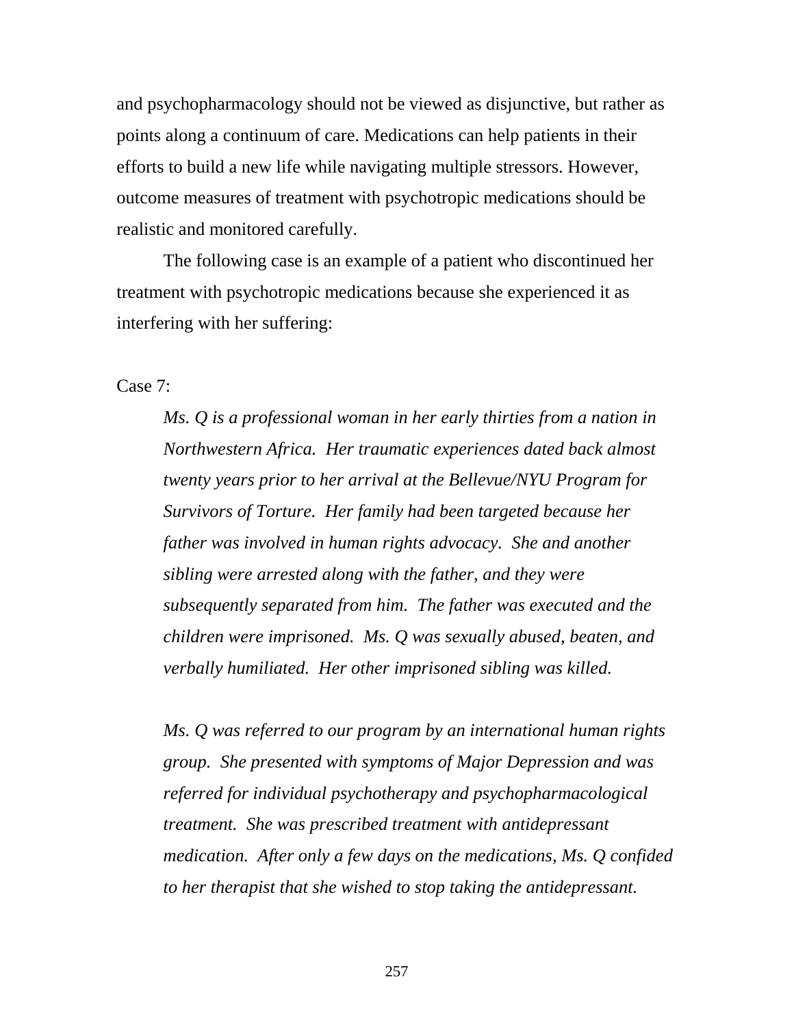and psychopharmacology should not be viewed as disjunctive, but rather as points along a continuum of care. Medications can help patients in their efforts to build a new life while navigating multiple stressors. However, outcome measures of treatment with psychotropic medications should be realistic and monitored carefully.

The following case is an example of a patient who discontinued her treatment with psychotropic medications because she experienced it as interfering with her suffering:

Case 7:

> *Ms. Q is a professional woman in her early thirties from a nation in Northwestern Africa. Her traumatic experiences dated back almost twenty years prior to her arrival at the Bellevue/NYU Program for Survivors of Torture. Her family had been targeted because her father was involved in human rights advocacy. She and another sibling were arrested along with the father, and they were subsequently separated from him. The father was executed and the children were imprisoned. Ms. Q was sexually abused, beaten, and verbally humiliated. Her other imprisoned sibling was killed.*
>
> *Ms. Q was referred to our program by an international human rights group. She presented with symptoms of Major Depression and was referred for individual psychotherapy and psychopharmacological treatment. She was prescribed treatment with antidepressant medication. After only a few days on the medications, Ms. Q confided to her therapist that she wished to stop taking the antidepressant.*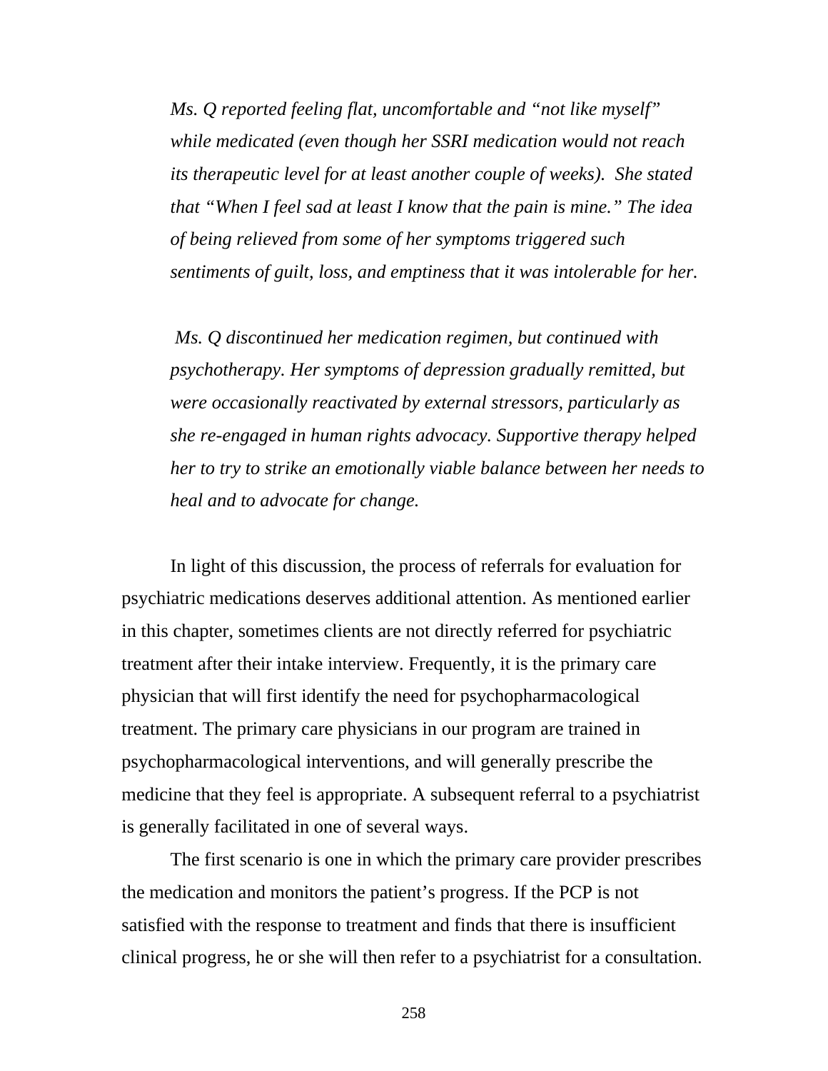*Ms. Q reported feeling flat, uncomfortable and "not like myself" while medicated (even though her SSRI medication would not reach its therapeutic level for at least another couple of weeks). She stated that "When I feel sad at least I know that the pain is mine." The idea of being relieved from some of her symptoms triggered such sentiments of guilt, loss, and emptiness that it was intolerable for her.*

*Ms. Q discontinued her medication regimen, but continued with psychotherapy. Her symptoms of depression gradually remitted, but were occasionally reactivated by external stressors, particularly as she re-engaged in human rights advocacy. Supportive therapy helped her to try to strike an emotionally viable balance between her needs to heal and to advocate for change.*

In light of this discussion, the process of referrals for evaluation for psychiatric medications deserves additional attention. As mentioned earlier in this chapter, sometimes clients are not directly referred for psychiatric treatment after their intake interview. Frequently, it is the primary care physician that will first identify the need for psychopharmacological treatment. The primary care physicians in our program are trained in psychopharmacological interventions, and will generally prescribe the medicine that they feel is appropriate. A subsequent referral to a psychiatrist is generally facilitated in one of several ways.

The first scenario is one in which the primary care provider prescribes the medication and monitors the patient's progress. If the PCP is not satisfied with the response to treatment and finds that there is insufficient clinical progress, he or she will then refer to a psychiatrist for a consultation.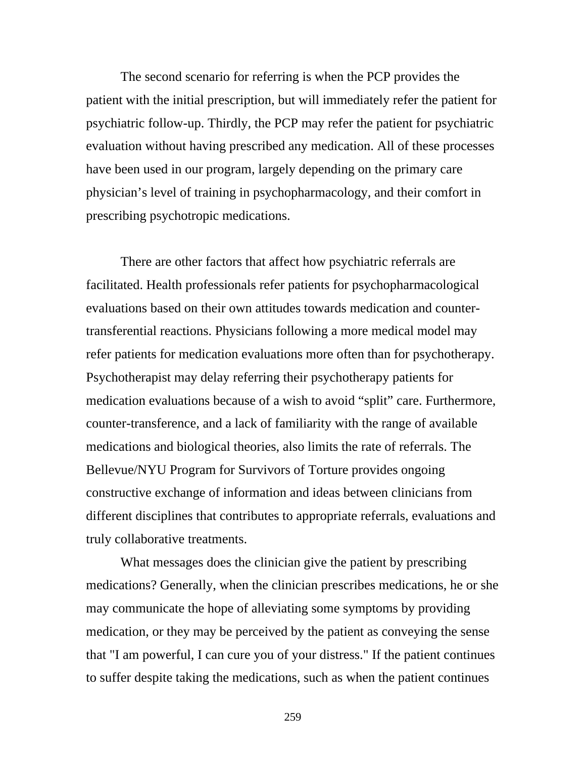The second scenario for referring is when the PCP provides the patient with the initial prescription, but will immediately refer the patient for psychiatric follow-up. Thirdly, the PCP may refer the patient for psychiatric evaluation without having prescribed any medication. All of these processes have been used in our program, largely depending on the primary care physician's level of training in psychopharmacology, and their comfort in prescribing psychotropic medications.

There are other factors that affect how psychiatric referrals are facilitated. Health professionals refer patients for psychopharmacological evaluations based on their own attitudes towards medication and counter-transferential reactions. Physicians following a more medical model may refer patients for medication evaluations more often than for psychotherapy. Psychotherapist may delay referring their psychotherapy patients for medication evaluations because of a wish to avoid "split" care. Furthermore, counter-transference, and a lack of familiarity with the range of available medications and biological theories, also limits the rate of referrals. The Bellevue/NYU Program for Survivors of Torture provides ongoing constructive exchange of information and ideas between clinicians from different disciplines that contributes to appropriate referrals, evaluations and truly collaborative treatments.

What messages does the clinician give the patient by prescribing medications? Generally, when the clinician prescribes medications, he or she may communicate the hope of alleviating some symptoms by providing medication, or they may be perceived by the patient as conveying the sense that "I am powerful, I can cure you of your distress." If the patient continues to suffer despite taking the medications, such as when the patient continues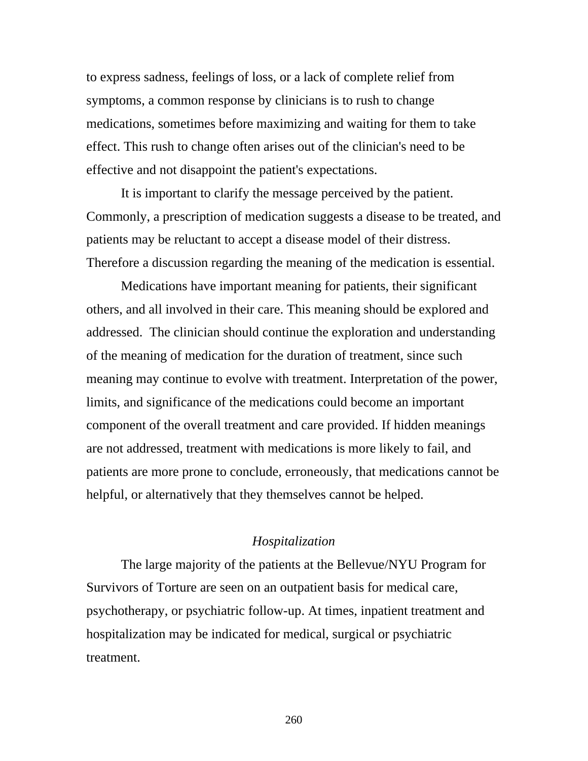to express sadness, feelings of loss, or a lack of complete relief from symptoms, a common response by clinicians is to rush to change medications, sometimes before maximizing and waiting for them to take effect. This rush to change often arises out of the clinician's need to be effective and not disappoint the patient's expectations.

It is important to clarify the message perceived by the patient. Commonly, a prescription of medication suggests a disease to be treated, and patients may be reluctant to accept a disease model of their distress. Therefore a discussion regarding the meaning of the medication is essential.

Medications have important meaning for patients, their significant others, and all involved in their care. This meaning should be explored and addressed. The clinician should continue the exploration and understanding of the meaning of medication for the duration of treatment, since such meaning may continue to evolve with treatment. Interpretation of the power, limits, and significance of the medications could become an important component of the overall treatment and care provided. If hidden meanings are not addressed, treatment with medications is more likely to fail, and patients are more prone to conclude, erroneously, that medications cannot be helpful, or alternatively that they themselves cannot be helped.

### *Hospitalization*

The large majority of the patients at the Bellevue/NYU Program for Survivors of Torture are seen on an outpatient basis for medical care, psychotherapy, or psychiatric follow-up. At times, inpatient treatment and hospitalization may be indicated for medical, surgical or psychiatric treatment.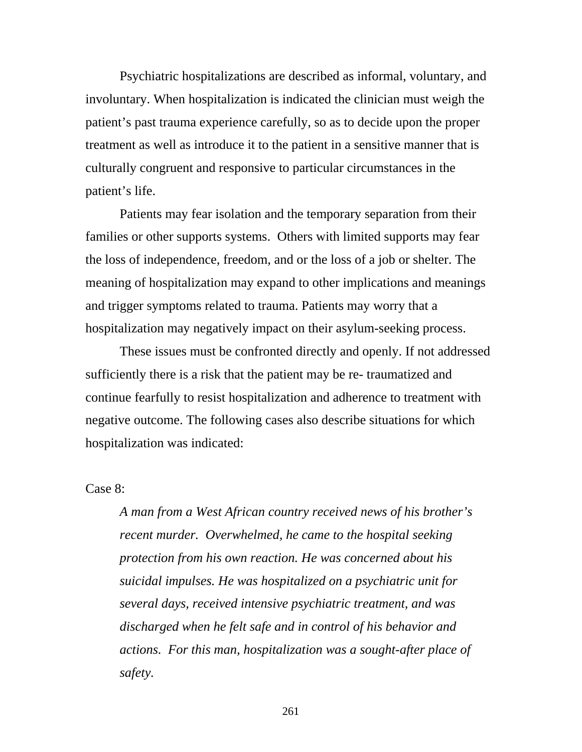Psychiatric hospitalizations are described as informal, voluntary, and involuntary. When hospitalization is indicated the clinician must weigh the patient's past trauma experience carefully, so as to decide upon the proper treatment as well as introduce it to the patient in a sensitive manner that is culturally congruent and responsive to particular circumstances in the patient's life.

Patients may fear isolation and the temporary separation from their families or other supports systems. Others with limited supports may fear the loss of independence, freedom, and or the loss of a job or shelter. The meaning of hospitalization may expand to other implications and meanings and trigger symptoms related to trauma. Patients may worry that a hospitalization may negatively impact on their asylum-seeking process.

These issues must be confronted directly and openly. If not addressed sufficiently there is a risk that the patient may be re- traumatized and continue fearfully to resist hospitalization and adherence to treatment with negative outcome. The following cases also describe situations for which hospitalization was indicated:

Case 8:

> *A man from a West African country received news of his brother's recent murder. Overwhelmed, he came to the hospital seeking protection from his own reaction. He was concerned about his suicidal impulses. He was hospitalized on a psychiatric unit for several days, received intensive psychiatric treatment, and was discharged when he felt safe and in control of his behavior and actions. For this man, hospitalization was a sought-after place of safety.*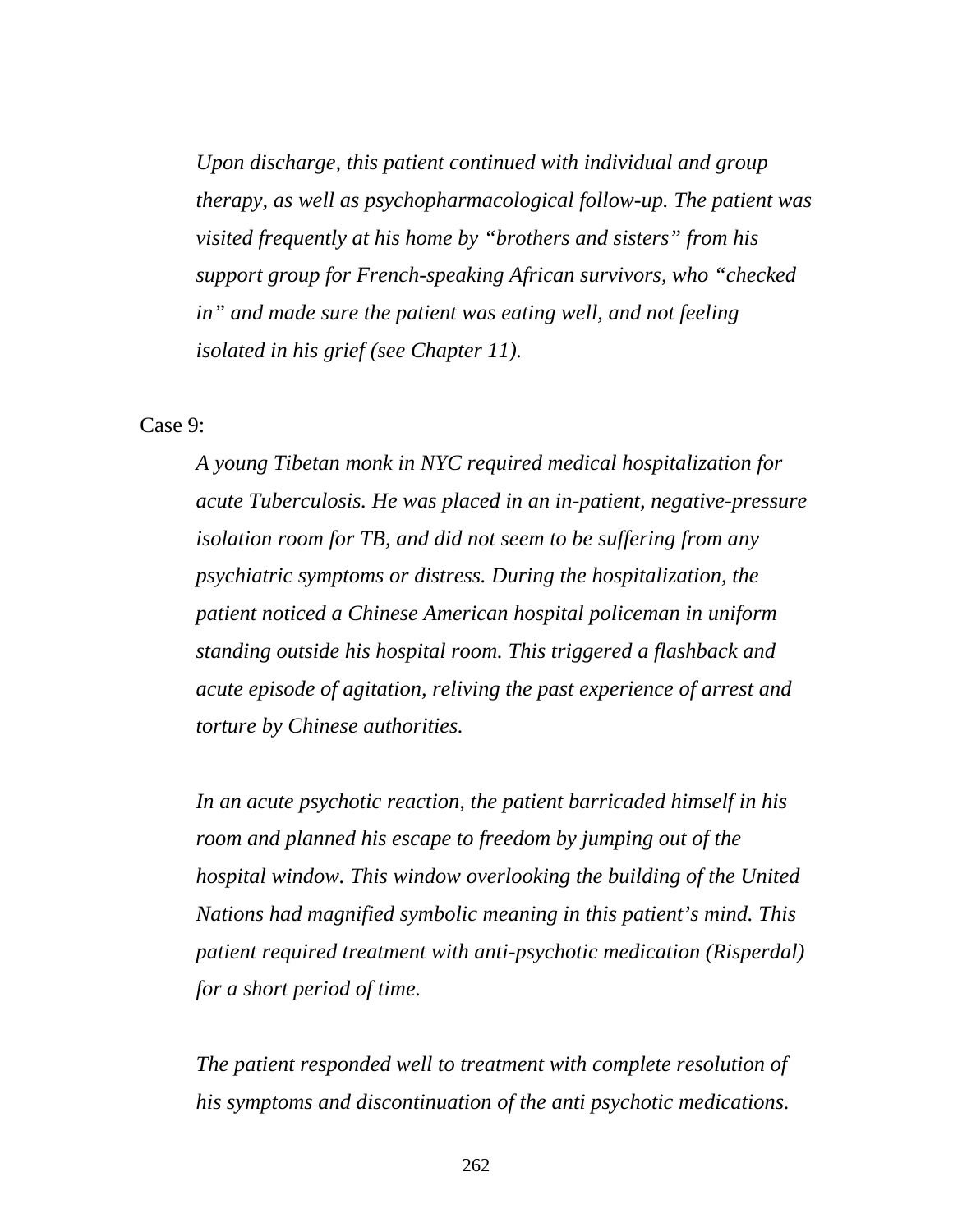*Upon discharge, this patient continued with individual and group therapy, as well as psychopharmacological follow-up. The patient was visited frequently at his home by "brothers and sisters" from his support group for French-speaking African survivors, who "checked in" and made sure the patient was eating well, and not feeling isolated in his grief (see Chapter 11).*

Case 9:

*A young Tibetan monk in NYC required medical hospitalization for acute Tuberculosis. He was placed in an in-patient, negative-pressure isolation room for TB, and did not seem to be suffering from any psychiatric symptoms or distress. During the hospitalization, the patient noticed a Chinese American hospital policeman in uniform standing outside his hospital room. This triggered a flashback and acute episode of agitation, reliving the past experience of arrest and torture by Chinese authorities.*

*In an acute psychotic reaction, the patient barricaded himself in his room and planned his escape to freedom by jumping out of the hospital window. This window overlooking the building of the United Nations had magnified symbolic meaning in this patient's mind. This patient required treatment with anti-psychotic medication (Risperdal) for a short period of time.*

*The patient responded well to treatment with complete resolution of his symptoms and discontinuation of the anti psychotic medications.*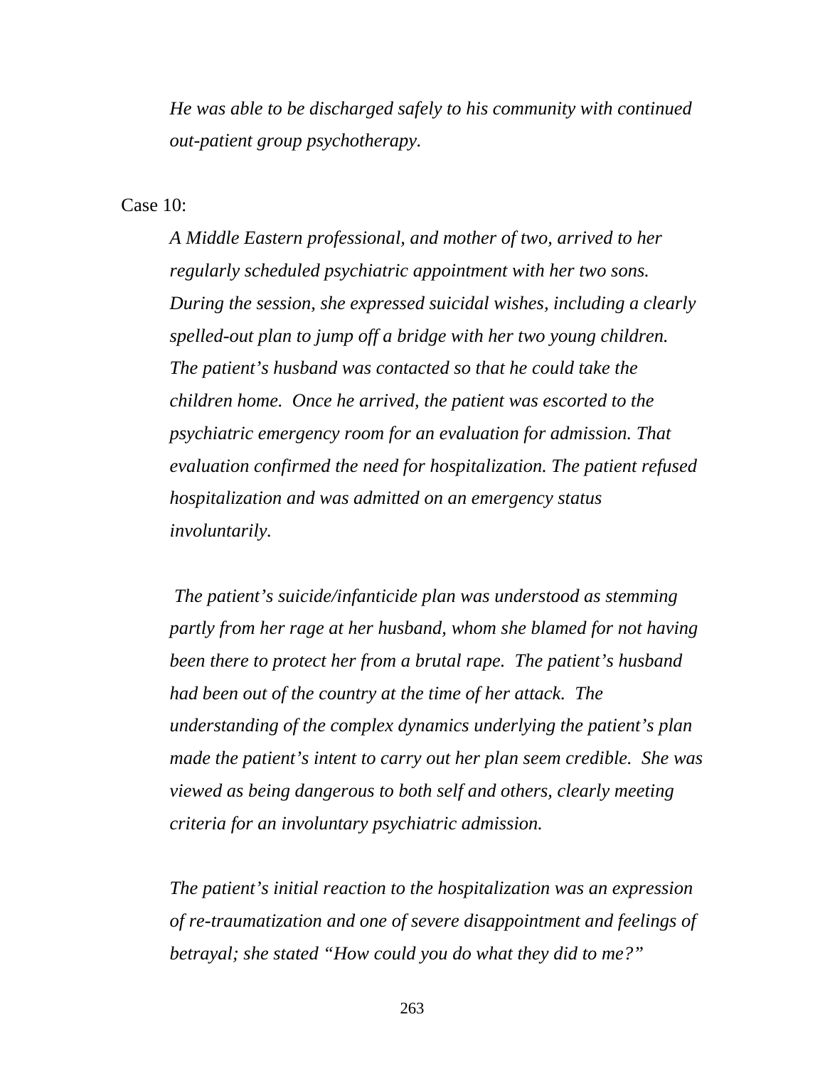*He was able to be discharged safely to his community with continued out-patient group psychotherapy.*

Case 10:

*A Middle Eastern professional, and mother of two, arrived to her regularly scheduled psychiatric appointment with her two sons. During the session, she expressed suicidal wishes, including a clearly spelled-out plan to jump off a bridge with her two young children. The patient's husband was contacted so that he could take the children home. Once he arrived, the patient was escorted to the psychiatric emergency room for an evaluation for admission. That evaluation confirmed the need for hospitalization. The patient refused hospitalization and was admitted on an emergency status involuntarily.*

*The patient's suicide/infanticide plan was understood as stemming partly from her rage at her husband, whom she blamed for not having been there to protect her from a brutal rape. The patient's husband had been out of the country at the time of her attack. The understanding of the complex dynamics underlying the patient's plan made the patient's intent to carry out her plan seem credible. She was viewed as being dangerous to both self and others, clearly meeting criteria for an involuntary psychiatric admission.*

*The patient's initial reaction to the hospitalization was an expression of re-traumatization and one of severe disappointment and feelings of betrayal; she stated "How could you do what they did to me?"*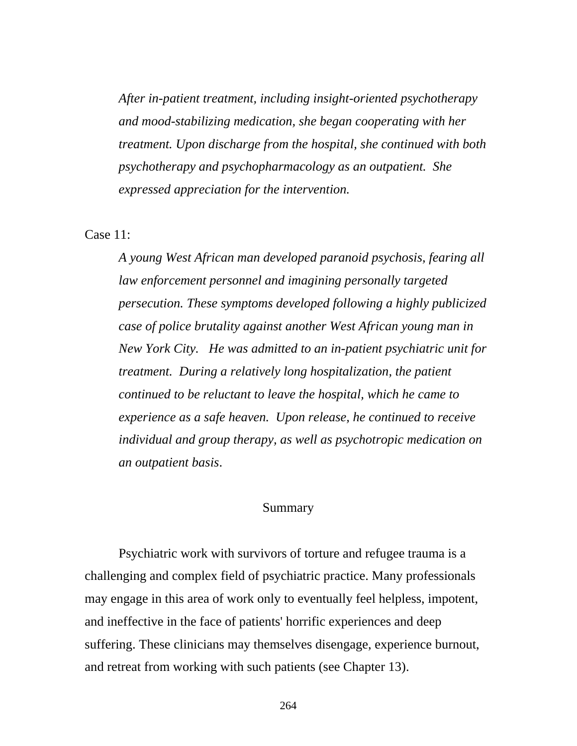*After in-patient treatment, including insight-oriented psychotherapy and mood-stabilizing medication, she began cooperating with her treatment. Upon discharge from the hospital, she continued with both psychotherapy and psychopharmacology as an outpatient. She expressed appreciation for the intervention.*

Case 11:

*A young West African man developed paranoid psychosis, fearing all law enforcement personnel and imagining personally targeted persecution. These symptoms developed following a highly publicized case of police brutality against another West African young man in New York City. He was admitted to an in-patient psychiatric unit for treatment. During a relatively long hospitalization, the patient continued to be reluctant to leave the hospital, which he came to experience as a safe heaven. Upon release, he continued to receive individual and group therapy, as well as psychotropic medication on an outpatient basis*.

## Summary

Psychiatric work with survivors of torture and refugee trauma is a challenging and complex field of psychiatric practice. Many professionals may engage in this area of work only to eventually feel helpless, impotent, and ineffective in the face of patients' horrific experiences and deep suffering. These clinicians may themselves disengage, experience burnout, and retreat from working with such patients (see Chapter 13).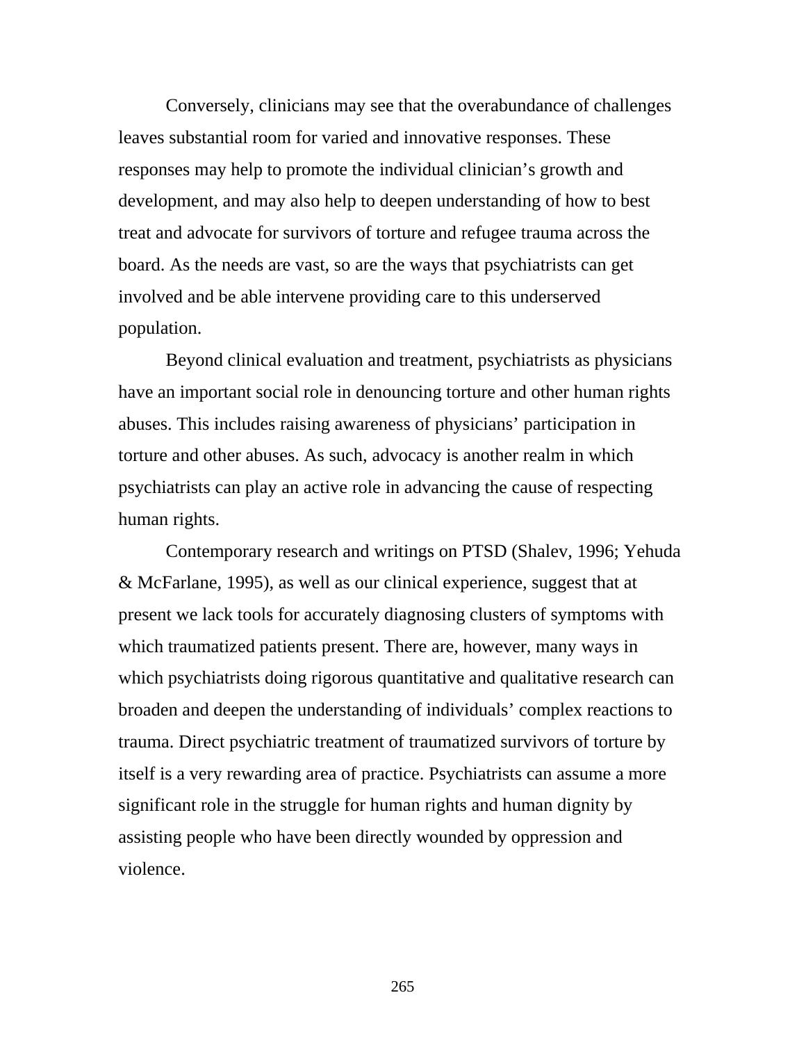Conversely, clinicians may see that the overabundance of challenges leaves substantial room for varied and innovative responses. These responses may help to promote the individual clinician's growth and development, and may also help to deepen understanding of how to best treat and advocate for survivors of torture and refugee trauma across the board. As the needs are vast, so are the ways that psychiatrists can get involved and be able intervene providing care to this underserved population.

Beyond clinical evaluation and treatment, psychiatrists as physicians have an important social role in denouncing torture and other human rights abuses. This includes raising awareness of physicians' participation in torture and other abuses. As such, advocacy is another realm in which psychiatrists can play an active role in advancing the cause of respecting human rights.

Contemporary research and writings on PTSD (Shalev, 1996; Yehuda & McFarlane, 1995), as well as our clinical experience, suggest that at present we lack tools for accurately diagnosing clusters of symptoms with which traumatized patients present. There are, however, many ways in which psychiatrists doing rigorous quantitative and qualitative research can broaden and deepen the understanding of individuals' complex reactions to trauma. Direct psychiatric treatment of traumatized survivors of torture by itself is a very rewarding area of practice. Psychiatrists can assume a more significant role in the struggle for human rights and human dignity by assisting people who have been directly wounded by oppression and violence.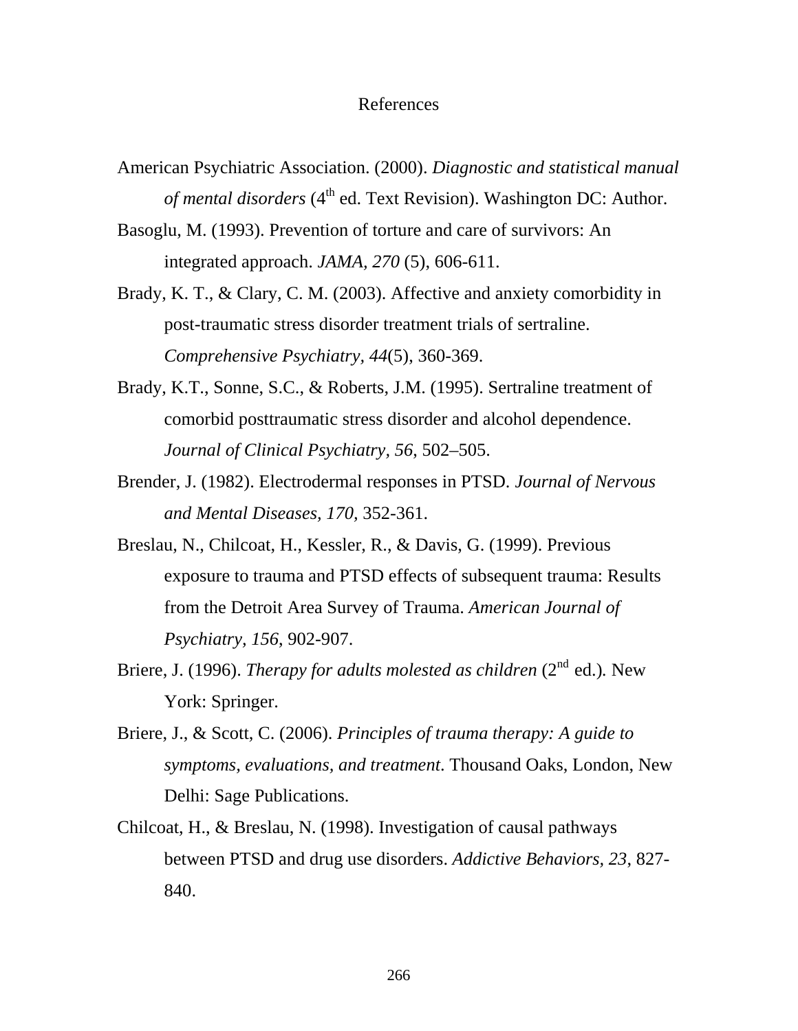# References

American Psychiatric Association. (2000). *Diagnostic and statistical manual of mental disorders* (4th ed. Text Revision). Washington DC: Author.

Basoglu, M. (1993). Prevention of torture and care of survivors: An integrated approach. *JAMA, 270* (5), 606-611.

Brady, K. T., & Clary, C. M. (2003). Affective and anxiety comorbidity in post-traumatic stress disorder treatment trials of sertraline. *Comprehensive Psychiatry, 44*(5), 360-369.

Brady, K.T., Sonne, S.C., & Roberts, J.M. (1995). Sertraline treatment of comorbid posttraumatic stress disorder and alcohol dependence. *Journal of Clinical Psychiatry, 56,* 502–505.

Brender, J. (1982). Electrodermal responses in PTSD. *Journal of Nervous and Mental Diseases, 170,* 352-361.

Breslau, N., Chilcoat, H., Kessler, R., & Davis, G. (1999). Previous exposure to trauma and PTSD effects of subsequent trauma: Results from the Detroit Area Survey of Trauma. *American Journal of Psychiatry, 156,* 902-907.

Briere, J. (1996). *Therapy for adults molested as children* (2nd ed.)*.* New York: Springer.

Briere, J., & Scott, C. (2006). *Principles of trauma therapy: A guide to symptoms, evaluations, and treatment*. Thousand Oaks, London, New Delhi: Sage Publications.

Chilcoat, H., & Breslau, N. (1998). Investigation of causal pathways between PTSD and drug use disorders. *Addictive Behaviors, 23,* 827-840.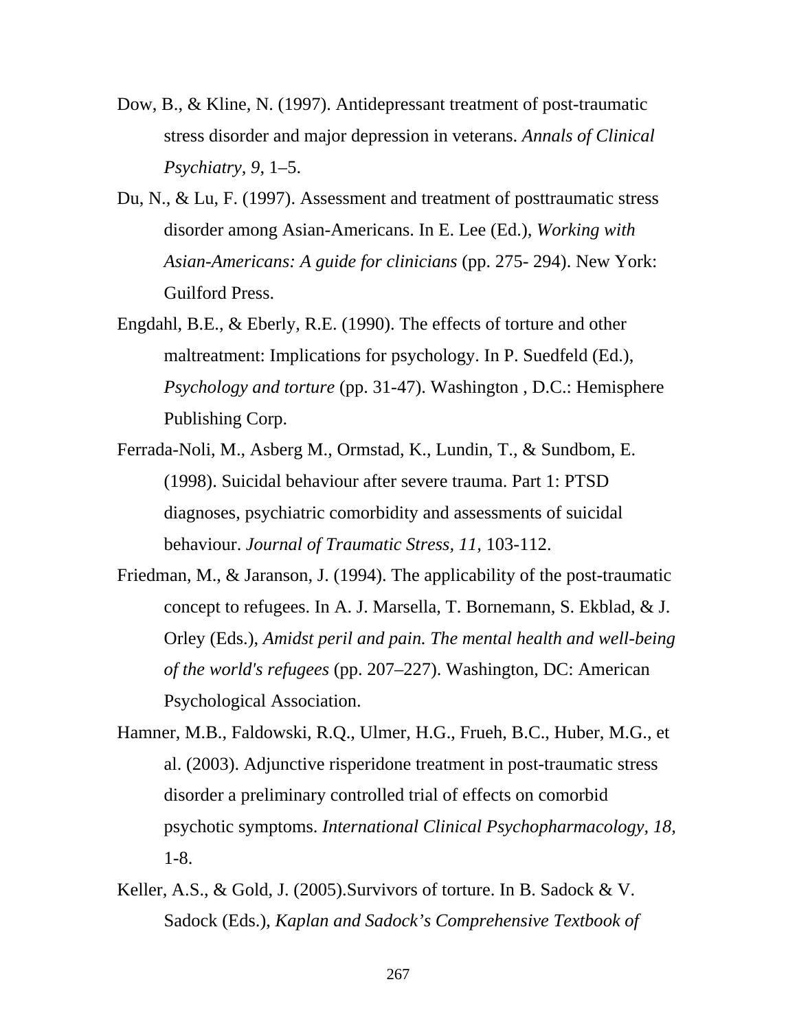Dow, B., & Kline, N. (1997). Antidepressant treatment of post-traumatic stress disorder and major depression in veterans. *Annals of Clinical Psychiatry, 9*, 1–5.

Du, N., & Lu, F. (1997). Assessment and treatment of posttraumatic stress disorder among Asian-Americans. In E. Lee (Ed.), *Working with Asian-Americans: A guide for clinicians* (pp. 275- 294). New York: Guilford Press.

Engdahl, B.E., & Eberly, R.E. (1990). The effects of torture and other maltreatment: Implications for psychology. In P. Suedfeld (Ed.), *Psychology and torture* (pp. 31-47). Washington , D.C.: Hemisphere Publishing Corp.

Ferrada-Noli, M., Asberg M., Ormstad, K., Lundin, T., & Sundbom, E. (1998). Suicidal behaviour after severe trauma. Part 1: PTSD diagnoses, psychiatric comorbidity and assessments of suicidal behaviour. *Journal of Traumatic Stress, 11,* 103-112.

Friedman, M., & Jaranson, J. (1994). The applicability of the post-traumatic concept to refugees. In A. J. Marsella, T. Bornemann, S. Ekblad, & J. Orley (Eds.), *Amidst peril and pain. The mental health and well-being of the world's refugees* (pp. 207–227). Washington, DC: American Psychological Association.

Hamner, M.B., Faldowski, R.Q., Ulmer, H.G., Frueh, B.C., Huber, M.G., et al. (2003). Adjunctive risperidone treatment in post-traumatic stress disorder a preliminary controlled trial of effects on comorbid psychotic symptoms. *International Clinical Psychopharmacology, 18,* 1-8.

Keller, A.S., & Gold, J. (2005).Survivors of torture. In B. Sadock & V. Sadock (Eds.), *Kaplan and Sadock's Comprehensive Textbook of*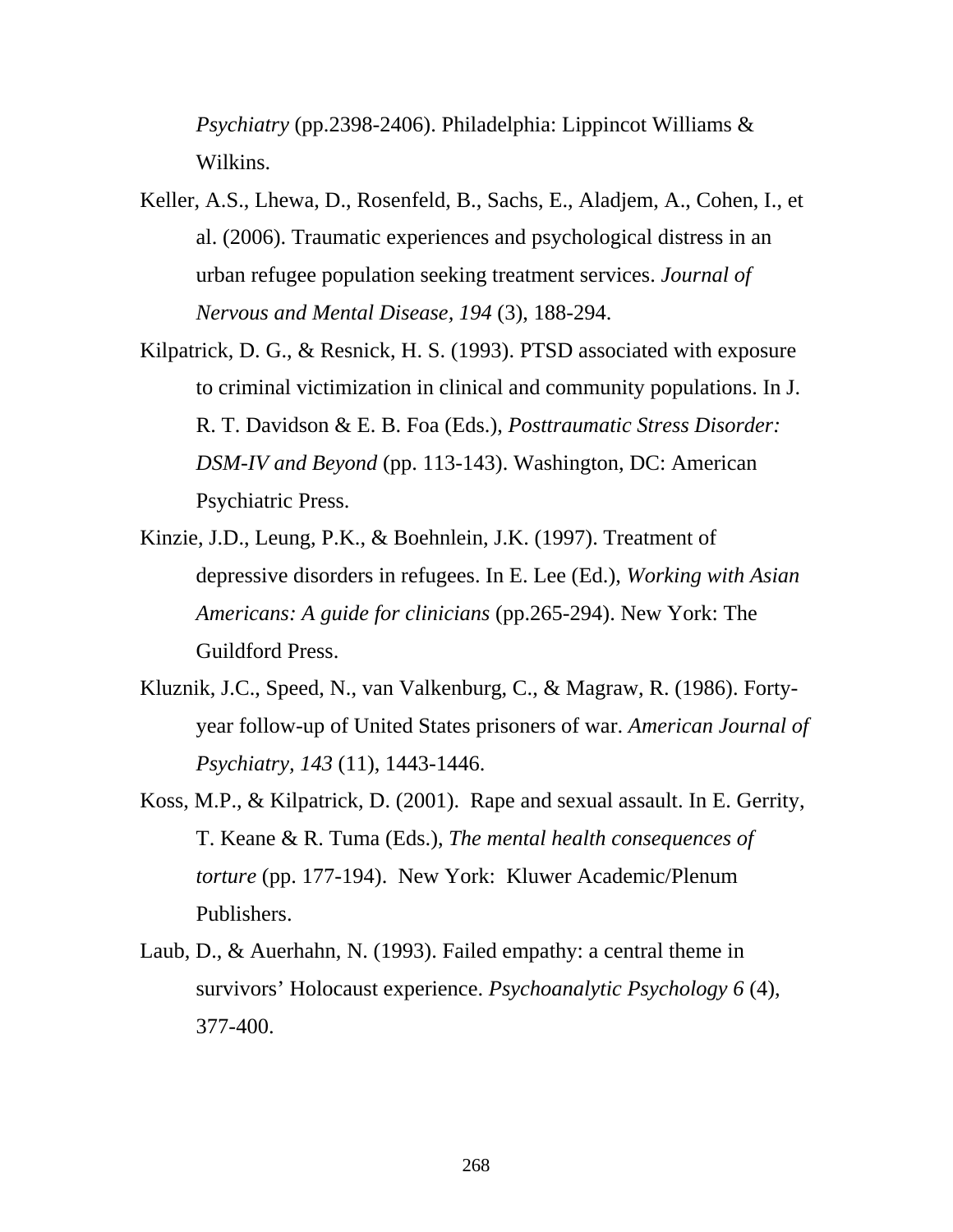*Psychiatry* (pp.2398-2406). Philadelphia: Lippincot Williams & Wilkins.

Keller, A.S., Lhewa, D., Rosenfeld, B., Sachs, E., Aladjem, A., Cohen, I., et al. (2006). Traumatic experiences and psychological distress in an urban refugee population seeking treatment services. *Journal of Nervous and Mental Disease, 194* (3), 188-294.

Kilpatrick, D. G., & Resnick, H. S. (1993). PTSD associated with exposure to criminal victimization in clinical and community populations. In J. R. T. Davidson & E. B. Foa (Eds.), *Posttraumatic Stress Disorder: DSM-IV and Beyond* (pp. 113-143). Washington, DC: American Psychiatric Press.

Kinzie, J.D., Leung, P.K., & Boehnlein, J.K. (1997). Treatment of depressive disorders in refugees. In E. Lee (Ed.), *Working with Asian Americans: A guide for clinicians* (pp.265-294). New York: The Guildford Press.

Kluznik, J.C., Speed, N., van Valkenburg, C., & Magraw, R. (1986). Forty-year follow-up of United States prisoners of war. *American Journal of Psychiatry, 143* (11), 1443-1446.

Koss, M.P., & Kilpatrick, D. (2001). Rape and sexual assault. In E. Gerrity, T. Keane & R. Tuma (Eds.), *The mental health consequences of torture* (pp. 177-194). New York: Kluwer Academic/Plenum Publishers.

Laub, D., & Auerhahn, N. (1993). Failed empathy: a central theme in survivors' Holocaust experience. *Psychoanalytic Psychology 6* (4), 377-400.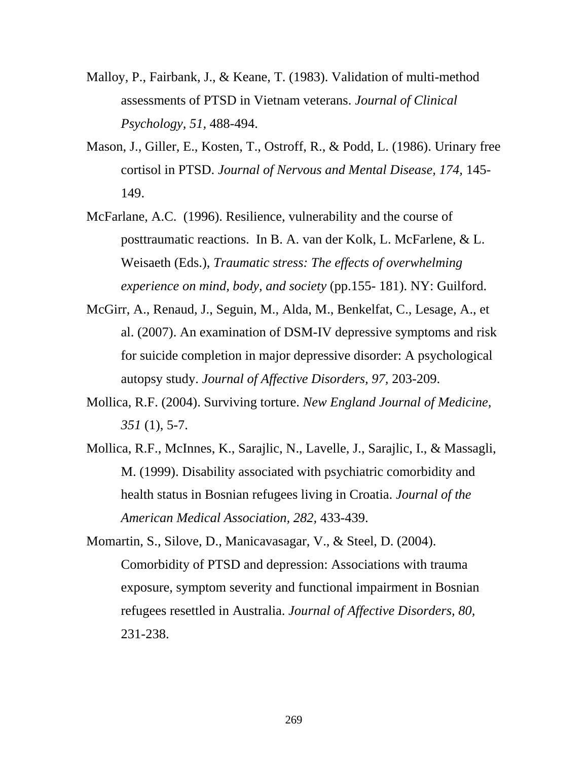Malloy, P., Fairbank, J., & Keane, T. (1983). Validation of multi-method assessments of PTSD in Vietnam veterans. *Journal of Clinical Psychology, 51,* 488-494.

Mason, J., Giller, E., Kosten, T., Ostroff, R., & Podd, L. (1986). Urinary free cortisol in PTSD. *Journal of Nervous and Mental Disease, 174,* 145-149.

McFarlane, A.C. (1996). Resilience, vulnerability and the course of posttraumatic reactions. In B. A. van der Kolk, L. McFarlene, & L. Weisaeth (Eds.), *Traumatic stress: The effects of overwhelming experience on mind, body, and society* (pp.155- 181). NY: Guilford.

McGirr, A., Renaud, J., Seguin, M., Alda, M., Benkelfat, C., Lesage, A., et al. (2007). An examination of DSM-IV depressive symptoms and risk for suicide completion in major depressive disorder: A psychological autopsy study. *Journal of Affective Disorders, 97,* 203-209.

Mollica, R.F. (2004). Surviving torture. *New England Journal of Medicine, 351* (1), 5-7.

Mollica, R.F., McInnes, K., Sarajlic, N., Lavelle, J., Sarajlic, I., & Massagli, M. (1999). Disability associated with psychiatric comorbidity and health status in Bosnian refugees living in Croatia. *Journal of the American Medical Association, 282,* 433-439.

Momartin, S., Silove, D., Manicavasagar, V., & Steel, D. (2004). Comorbidity of PTSD and depression: Associations with trauma exposure, symptom severity and functional impairment in Bosnian refugees resettled in Australia. *Journal of Affective Disorders, 80,* 231-238.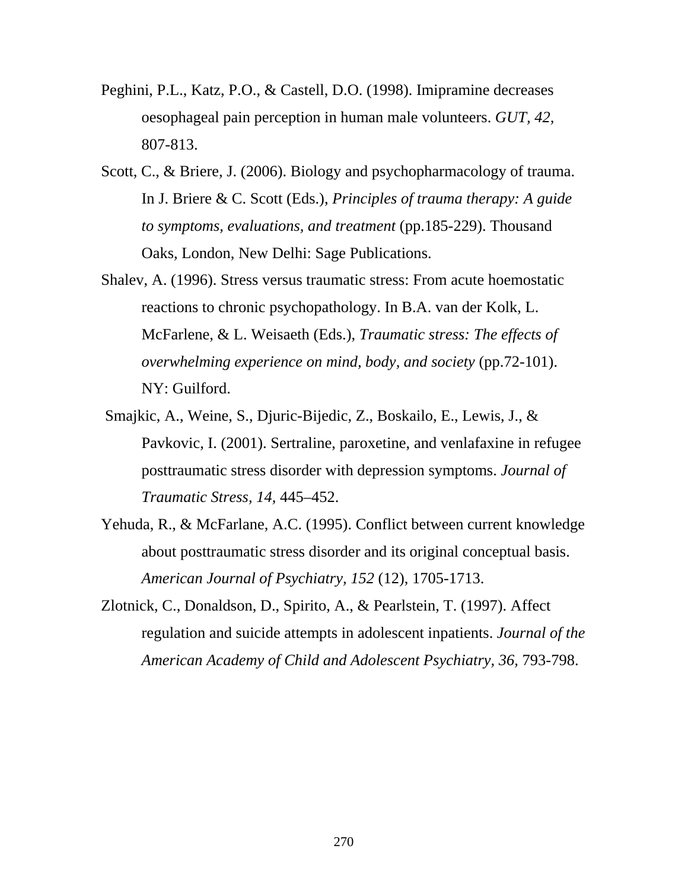Peghini, P.L., Katz, P.O., & Castell, D.O. (1998). Imipramine decreases oesophageal pain perception in human male volunteers. *GUT, 42,* 807-813.

Scott, C., & Briere, J. (2006). Biology and psychopharmacology of trauma. In J. Briere & C. Scott (Eds.), *Principles of trauma therapy: A guide to symptoms, evaluations, and treatment* (pp.185-229). Thousand Oaks, London, New Delhi: Sage Publications.

Shalev, A. (1996). Stress versus traumatic stress: From acute hoemostatic reactions to chronic psychopathology. In B.A. van der Kolk, L. McFarlene, & L. Weisaeth (Eds.), *Traumatic stress: The effects of overwhelming experience on mind, body, and society* (pp.72-101). NY: Guilford.

Smajkic, A., Weine, S., Djuric-Bijedic, Z., Boskailo, E., Lewis, J., & Pavkovic, I. (2001). Sertraline, paroxetine, and venlafaxine in refugee posttraumatic stress disorder with depression symptoms. *Journal of Traumatic Stress, 14,* 445–452.

Yehuda, R., & McFarlane, A.C. (1995). Conflict between current knowledge about posttraumatic stress disorder and its original conceptual basis. *American Journal of Psychiatry, 152* (12), 1705-1713.

Zlotnick, C., Donaldson, D., Spirito, A., & Pearlstein, T. (1997). Affect regulation and suicide attempts in adolescent inpatients. *Journal of the American Academy of Child and Adolescent Psychiatry, 36,* 793-798.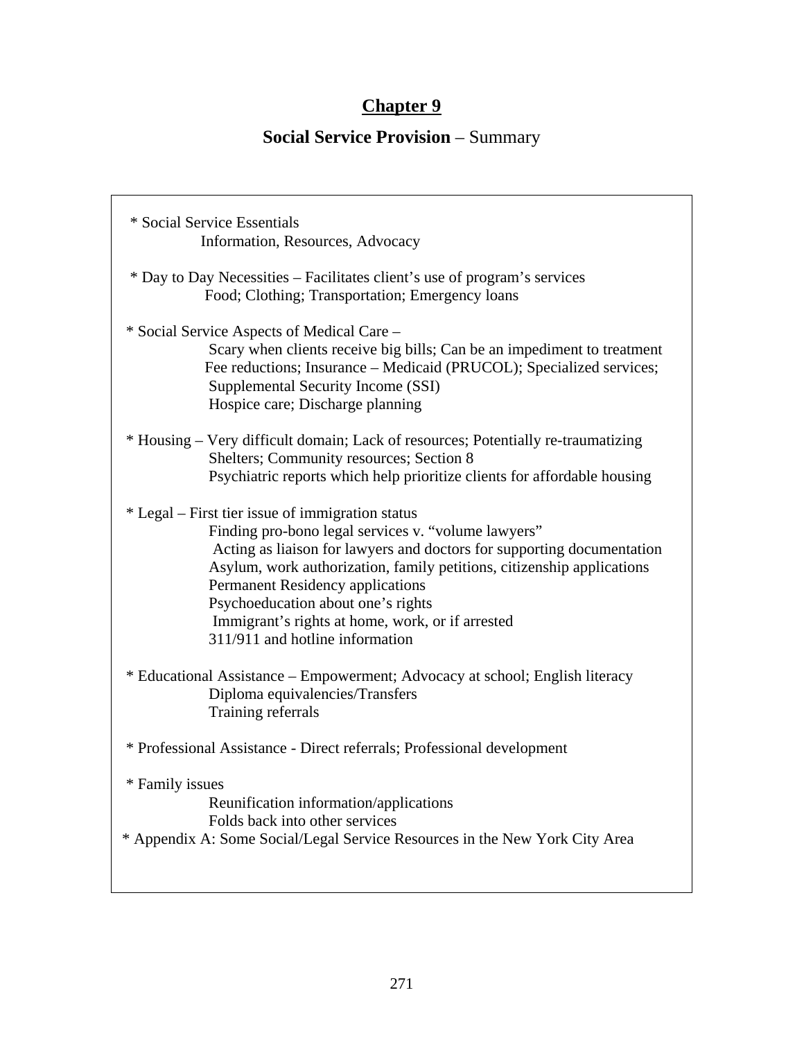# Chapter 9

## **Social Service Provision** – Summary

* Social Service Essentials
  Information, Resources, Advocacy

* Day to Day Necessities – Facilitates client's use of program's services
  Food; Clothing; Transportation; Emergency loans

* Social Service Aspects of Medical Care –
  Scary when clients receive big bills; Can be an impediment to treatment
  Fee reductions; Insurance – Medicaid (PRUCOL); Specialized services;
  Supplemental Security Income (SSI)
  Hospice care; Discharge planning

* Housing – Very difficult domain; Lack of resources; Potentially re-traumatizing
  Shelters; Community resources; Section 8
  Psychiatric reports which help prioritize clients for affordable housing

* Legal – First tier issue of immigration status
  Finding pro-bono legal services v. "volume lawyers"
  Acting as liaison for lawyers and doctors for supporting documentation
  Asylum, work authorization, family petitions, citizenship applications
  Permanent Residency applications
  Psychoeducation about one's rights
  Immigrant's rights at home, work, or if arrested
  311/911 and hotline information

* Educational Assistance – Empowerment; Advocacy at school; English literacy
  Diploma equivalencies/Transfers
  Training referrals

* Professional Assistance - Direct referrals; Professional development

* Family issues
  Reunification information/applications
  Folds back into other services

* Appendix A: Some Social/Legal Service Resources in the New York City Area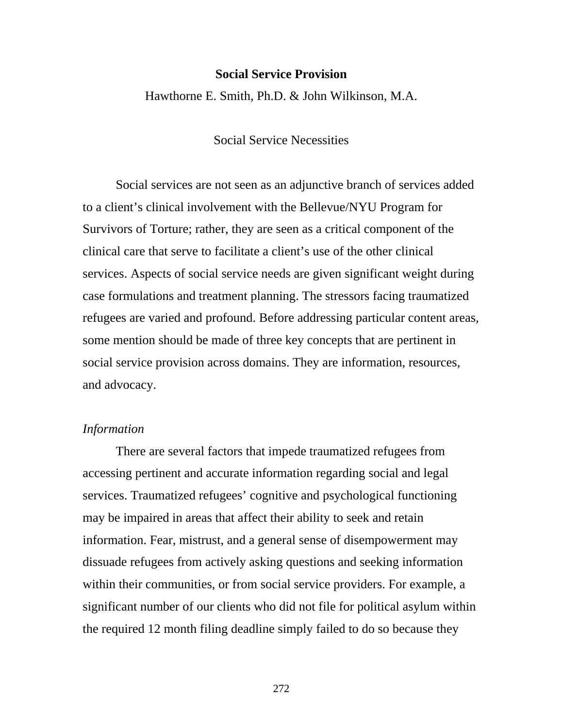## Social Service Provision

Hawthorne E. Smith, Ph.D. & John Wilkinson, M.A.

### Social Service Necessities

Social services are not seen as an adjunctive branch of services added to a client's clinical involvement with the Bellevue/NYU Program for Survivors of Torture; rather, they are seen as a critical component of the clinical care that serve to facilitate a client's use of the other clinical services. Aspects of social service needs are given significant weight during case formulations and treatment planning. The stressors facing traumatized refugees are varied and profound. Before addressing particular content areas, some mention should be made of three key concepts that are pertinent in social service provision across domains. They are information, resources, and advocacy.

*Information*

There are several factors that impede traumatized refugees from accessing pertinent and accurate information regarding social and legal services. Traumatized refugees' cognitive and psychological functioning may be impaired in areas that affect their ability to seek and retain information. Fear, mistrust, and a general sense of disempowerment may dissuade refugees from actively asking questions and seeking information within their communities, or from social service providers. For example, a significant number of our clients who did not file for political asylum within the required 12 month filing deadline simply failed to do so because they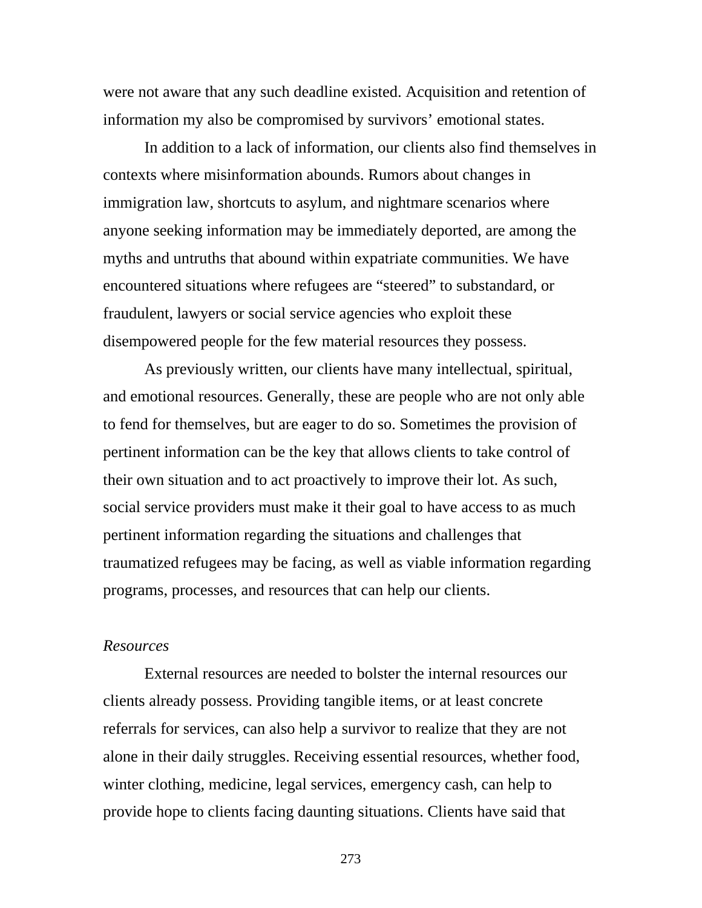were not aware that any such deadline existed. Acquisition and retention of information my also be compromised by survivors' emotional states.

In addition to a lack of information, our clients also find themselves in contexts where misinformation abounds. Rumors about changes in immigration law, shortcuts to asylum, and nightmare scenarios where anyone seeking information may be immediately deported, are among the myths and untruths that abound within expatriate communities. We have encountered situations where refugees are "steered" to substandard, or fraudulent, lawyers or social service agencies who exploit these disempowered people for the few material resources they possess.

As previously written, our clients have many intellectual, spiritual, and emotional resources. Generally, these are people who are not only able to fend for themselves, but are eager to do so. Sometimes the provision of pertinent information can be the key that allows clients to take control of their own situation and to act proactively to improve their lot. As such, social service providers must make it their goal to have access to as much pertinent information regarding the situations and challenges that traumatized refugees may be facing, as well as viable information regarding programs, processes, and resources that can help our clients.

*Resources*

External resources are needed to bolster the internal resources our clients already possess. Providing tangible items, or at least concrete referrals for services, can also help a survivor to realize that they are not alone in their daily struggles. Receiving essential resources, whether food, winter clothing, medicine, legal services, emergency cash, can help to provide hope to clients facing daunting situations. Clients have said that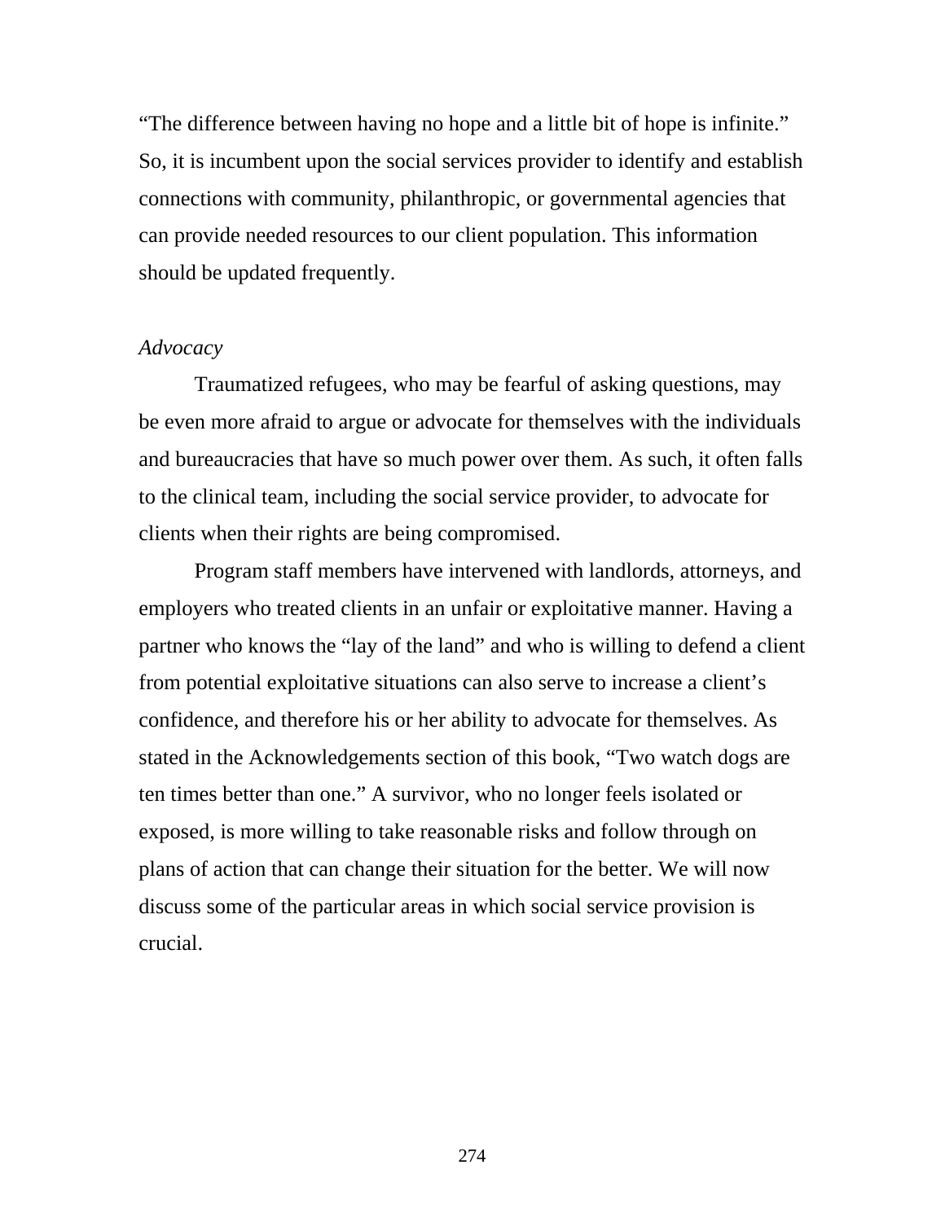"The difference between having no hope and a little bit of hope is infinite." So, it is incumbent upon the social services provider to identify and establish connections with community, philanthropic, or governmental agencies that can provide needed resources to our client population. This information should be updated frequently.

*Advocacy*

Traumatized refugees, who may be fearful of asking questions, may be even more afraid to argue or advocate for themselves with the individuals and bureaucracies that have so much power over them. As such, it often falls to the clinical team, including the social service provider, to advocate for clients when their rights are being compromised.

Program staff members have intervened with landlords, attorneys, and employers who treated clients in an unfair or exploitative manner. Having a partner who knows the "lay of the land" and who is willing to defend a client from potential exploitative situations can also serve to increase a client's confidence, and therefore his or her ability to advocate for themselves. As stated in the Acknowledgements section of this book, "Two watch dogs are ten times better than one." A survivor, who no longer feels isolated or exposed, is more willing to take reasonable risks and follow through on plans of action that can change their situation for the better. We will now discuss some of the particular areas in which social service provision is crucial.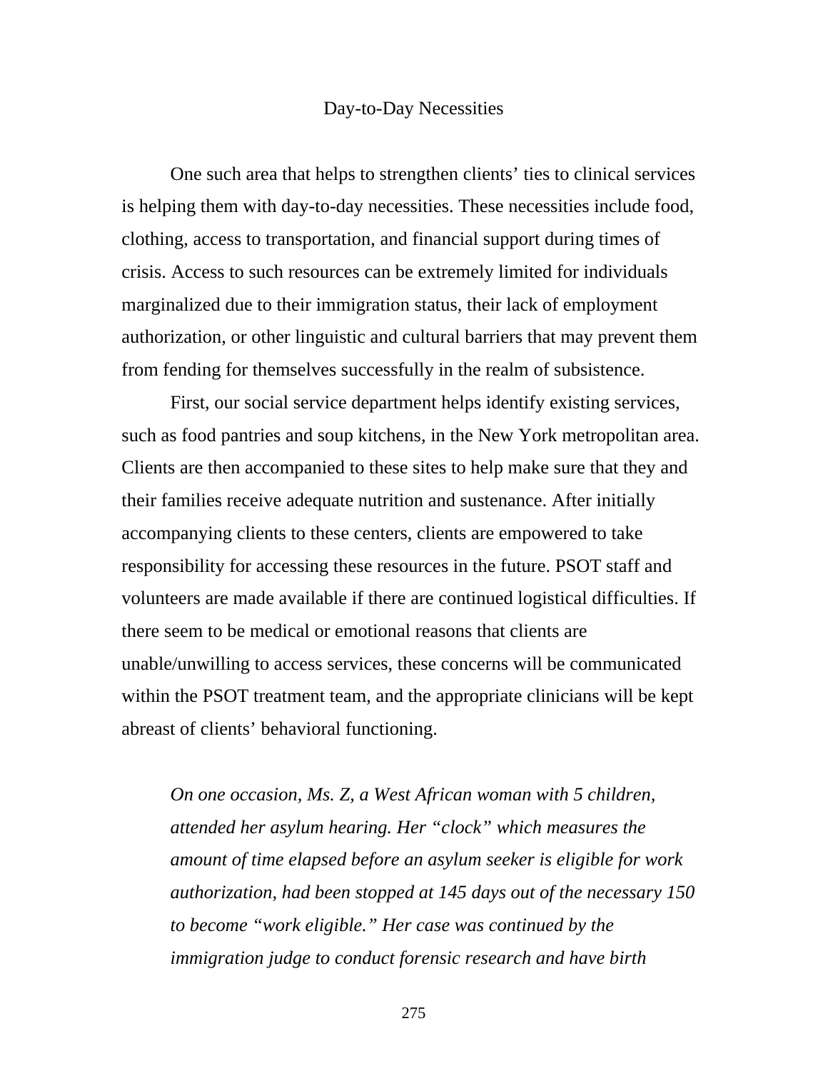## Day-to-Day Necessities

One such area that helps to strengthen clients' ties to clinical services is helping them with day-to-day necessities. These necessities include food, clothing, access to transportation, and financial support during times of crisis. Access to such resources can be extremely limited for individuals marginalized due to their immigration status, their lack of employment authorization, or other linguistic and cultural barriers that may prevent them from fending for themselves successfully in the realm of subsistence.

First, our social service department helps identify existing services, such as food pantries and soup kitchens, in the New York metropolitan area. Clients are then accompanied to these sites to help make sure that they and their families receive adequate nutrition and sustenance. After initially accompanying clients to these centers, clients are empowered to take responsibility for accessing these resources in the future. PSOT staff and volunteers are made available if there are continued logistical difficulties. If there seem to be medical or emotional reasons that clients are unable/unwilling to access services, these concerns will be communicated within the PSOT treatment team, and the appropriate clinicians will be kept abreast of clients' behavioral functioning.

> *On one occasion, Ms. Z, a West African woman with 5 children, attended her asylum hearing. Her "clock" which measures the amount of time elapsed before an asylum seeker is eligible for work authorization, had been stopped at 145 days out of the necessary 150 to become "work eligible." Her case was continued by the immigration judge to conduct forensic research and have birth*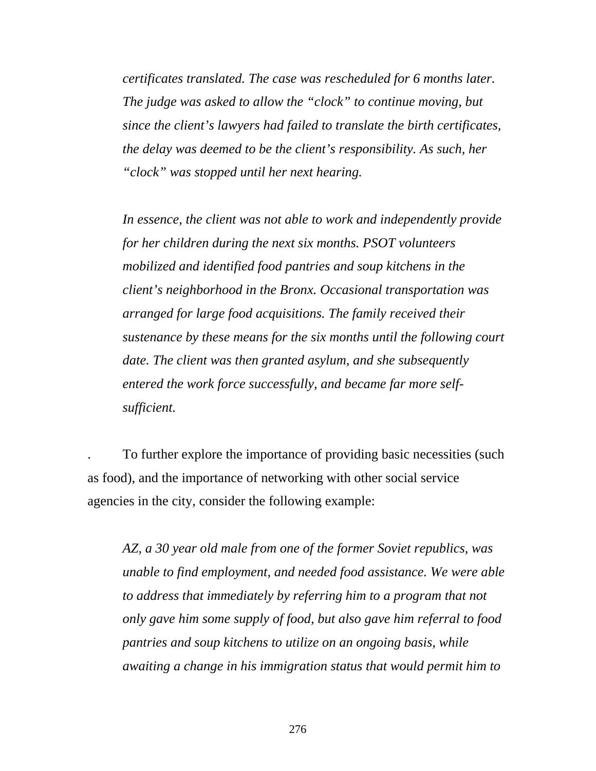*certificates translated. The case was rescheduled for 6 months later. The judge was asked to allow the "clock" to continue moving, but since the client's lawyers had failed to translate the birth certificates, the delay was deemed to be the client's responsibility. As such, her "clock" was stopped until her next hearing.*

*In essence, the client was not able to work and independently provide for her children during the next six months. PSOT volunteers mobilized and identified food pantries and soup kitchens in the client's neighborhood in the Bronx. Occasional transportation was arranged for large food acquisitions. The family received their sustenance by these means for the six months until the following court date. The client was then granted asylum, and she subsequently entered the work force successfully, and became far more self-sufficient.*

. To further explore the importance of providing basic necessities (such as food), and the importance of networking with other social service agencies in the city, consider the following example:

*AZ, a 30 year old male from one of the former Soviet republics, was unable to find employment, and needed food assistance. We were able to address that immediately by referring him to a program that not only gave him some supply of food, but also gave him referral to food pantries and soup kitchens to utilize on an ongoing basis, while awaiting a change in his immigration status that would permit him to*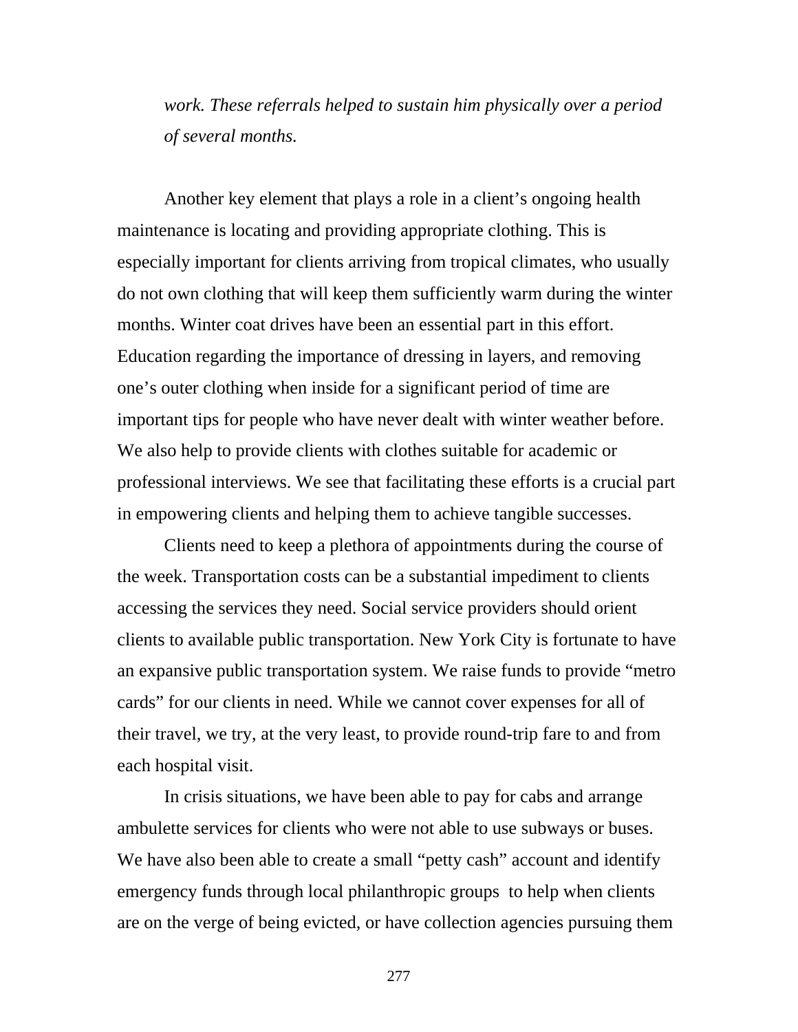*work. These referrals helped to sustain him physically over a period of several months.*

Another key element that plays a role in a client's ongoing health maintenance is locating and providing appropriate clothing. This is especially important for clients arriving from tropical climates, who usually do not own clothing that will keep them sufficiently warm during the winter months. Winter coat drives have been an essential part in this effort. Education regarding the importance of dressing in layers, and removing one's outer clothing when inside for a significant period of time are important tips for people who have never dealt with winter weather before. We also help to provide clients with clothes suitable for academic or professional interviews. We see that facilitating these efforts is a crucial part in empowering clients and helping them to achieve tangible successes.

Clients need to keep a plethora of appointments during the course of the week. Transportation costs can be a substantial impediment to clients accessing the services they need. Social service providers should orient clients to available public transportation. New York City is fortunate to have an expansive public transportation system. We raise funds to provide "metro cards" for our clients in need. While we cannot cover expenses for all of their travel, we try, at the very least, to provide round-trip fare to and from each hospital visit.

In crisis situations, we have been able to pay for cabs and arrange ambulette services for clients who were not able to use subways or buses. We have also been able to create a small "petty cash" account and identify emergency funds through local philanthropic groups to help when clients are on the verge of being evicted, or have collection agencies pursuing them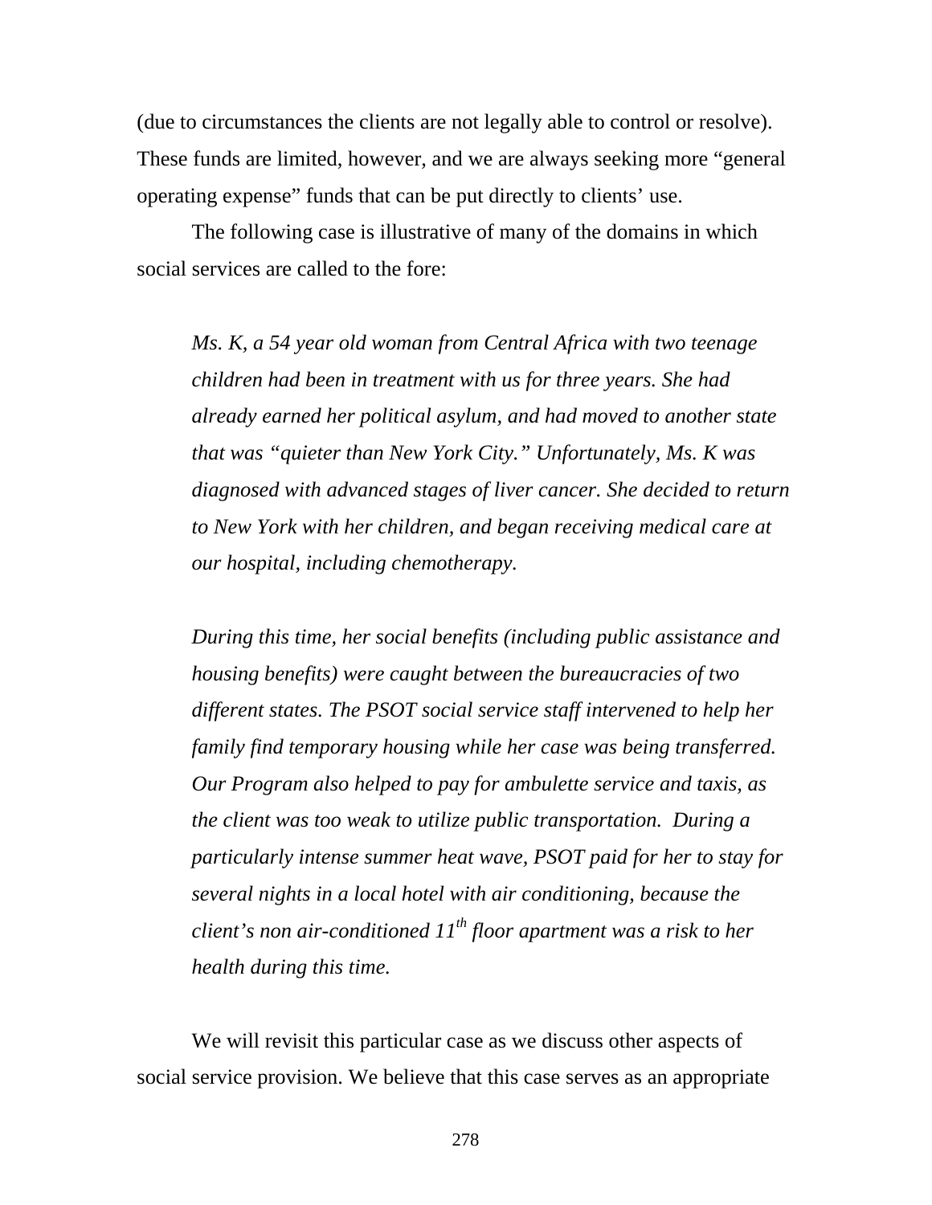(due to circumstances the clients are not legally able to control or resolve). These funds are limited, however, and we are always seeking more "general operating expense" funds that can be put directly to clients' use.

The following case is illustrative of many of the domains in which social services are called to the fore:

> *Ms. K, a 54 year old woman from Central Africa with two teenage children had been in treatment with us for three years. She had already earned her political asylum, and had moved to another state that was "quieter than New York City." Unfortunately, Ms. K was diagnosed with advanced stages of liver cancer. She decided to return to New York with her children, and began receiving medical care at our hospital, including chemotherapy.*
>
> *During this time, her social benefits (including public assistance and housing benefits) were caught between the bureaucracies of two different states. The PSOT social service staff intervened to help her family find temporary housing while her case was being transferred. Our Program also helped to pay for ambulette service and taxis, as the client was too weak to utilize public transportation. During a particularly intense summer heat wave, PSOT paid for her to stay for several nights in a local hotel with air conditioning, because the client's non air-conditioned 11th floor apartment was a risk to her health during this time.*

We will revisit this particular case as we discuss other aspects of social service provision. We believe that this case serves as an appropriate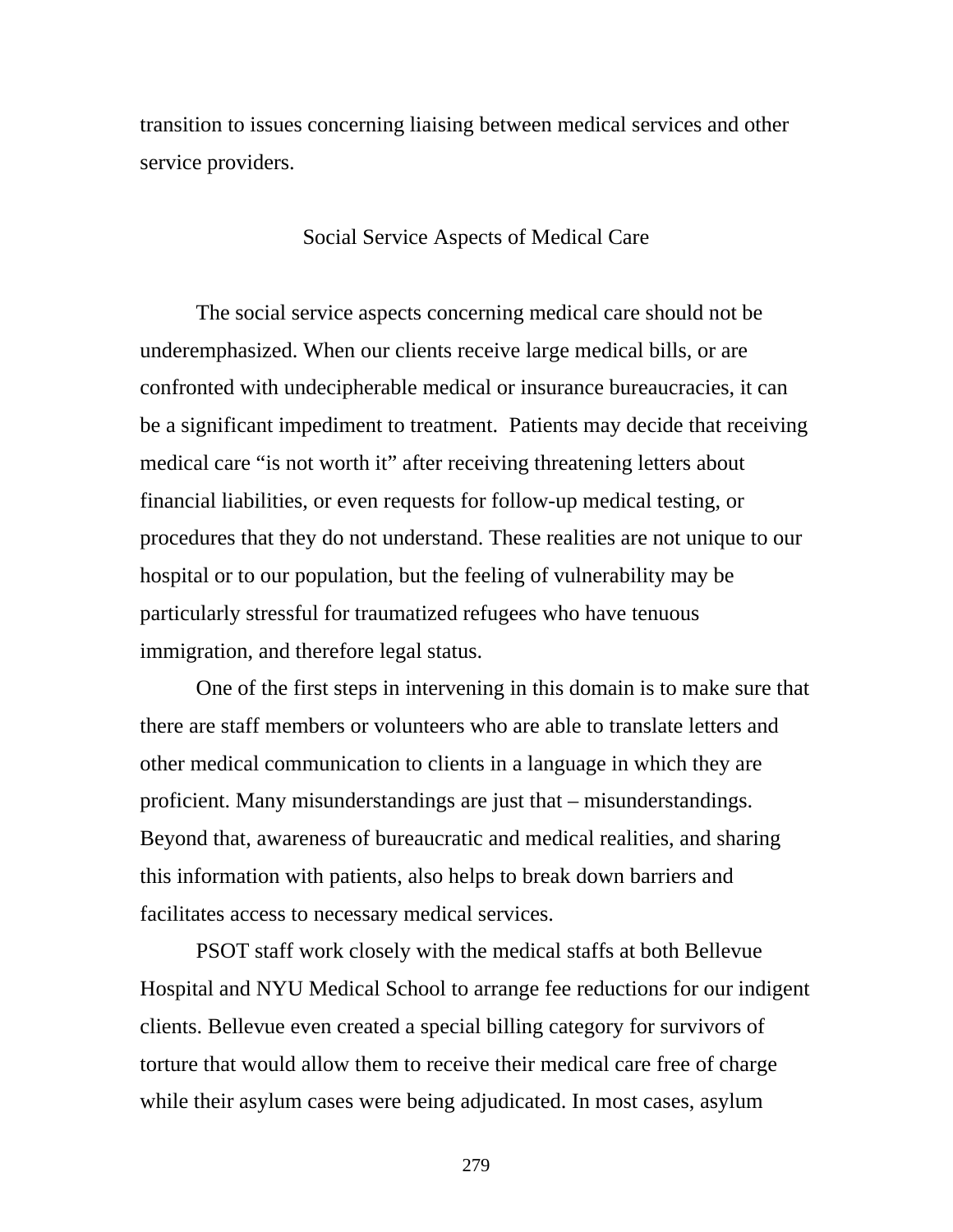transition to issues concerning liaising between medical services and other service providers.

## Social Service Aspects of Medical Care

The social service aspects concerning medical care should not be underemphasized. When our clients receive large medical bills, or are confronted with undecipherable medical or insurance bureaucracies, it can be a significant impediment to treatment. Patients may decide that receiving medical care "is not worth it" after receiving threatening letters about financial liabilities, or even requests for follow-up medical testing, or procedures that they do not understand. These realities are not unique to our hospital or to our population, but the feeling of vulnerability may be particularly stressful for traumatized refugees who have tenuous immigration, and therefore legal status.

One of the first steps in intervening in this domain is to make sure that there are staff members or volunteers who are able to translate letters and other medical communication to clients in a language in which they are proficient. Many misunderstandings are just that – misunderstandings. Beyond that, awareness of bureaucratic and medical realities, and sharing this information with patients, also helps to break down barriers and facilitates access to necessary medical services.

PSOT staff work closely with the medical staffs at both Bellevue Hospital and NYU Medical School to arrange fee reductions for our indigent clients. Bellevue even created a special billing category for survivors of torture that would allow them to receive their medical care free of charge while their asylum cases were being adjudicated. In most cases, asylum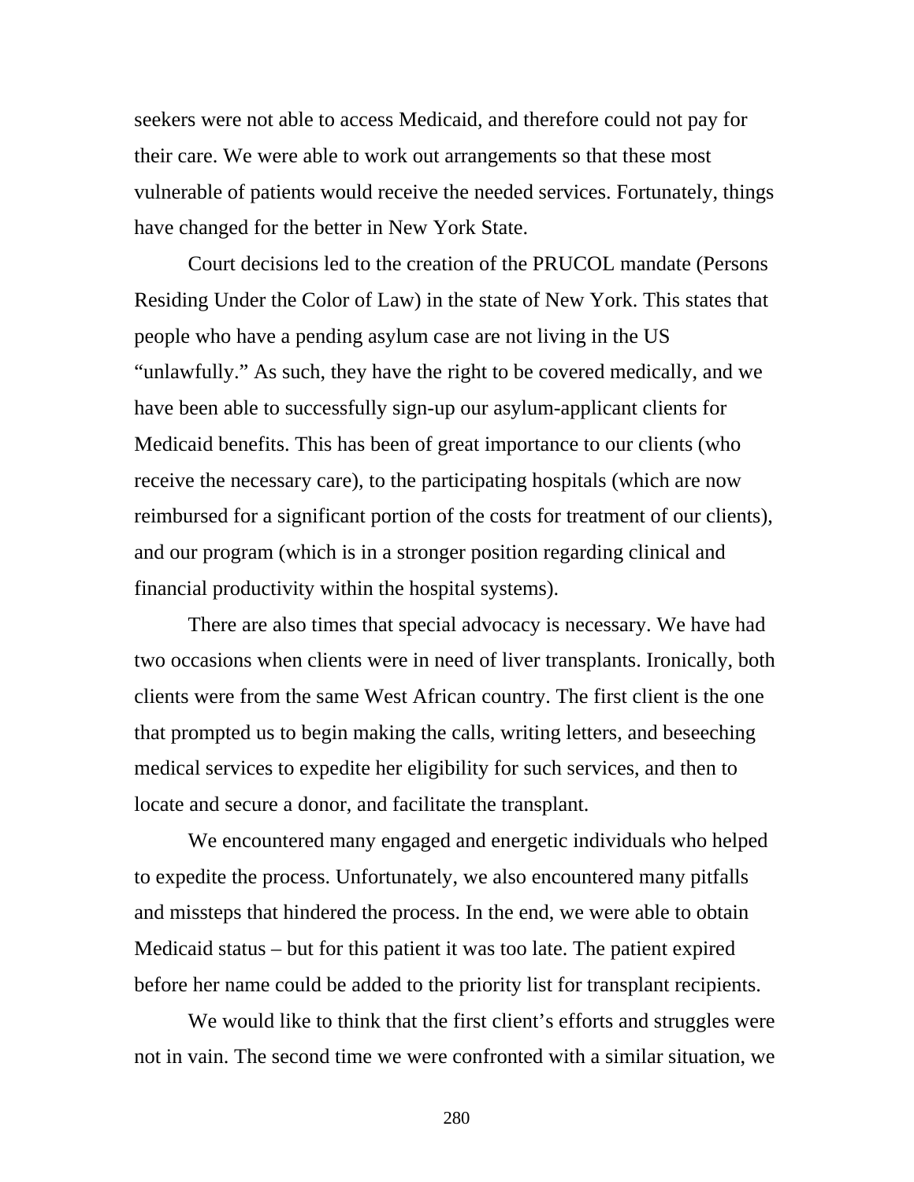seekers were not able to access Medicaid, and therefore could not pay for their care. We were able to work out arrangements so that these most vulnerable of patients would receive the needed services. Fortunately, things have changed for the better in New York State.

Court decisions led to the creation of the PRUCOL mandate (Persons Residing Under the Color of Law) in the state of New York. This states that people who have a pending asylum case are not living in the US "unlawfully." As such, they have the right to be covered medically, and we have been able to successfully sign-up our asylum-applicant clients for Medicaid benefits. This has been of great importance to our clients (who receive the necessary care), to the participating hospitals (which are now reimbursed for a significant portion of the costs for treatment of our clients), and our program (which is in a stronger position regarding clinical and financial productivity within the hospital systems).

There are also times that special advocacy is necessary. We have had two occasions when clients were in need of liver transplants. Ironically, both clients were from the same West African country. The first client is the one that prompted us to begin making the calls, writing letters, and beseeching medical services to expedite her eligibility for such services, and then to locate and secure a donor, and facilitate the transplant.

We encountered many engaged and energetic individuals who helped to expedite the process. Unfortunately, we also encountered many pitfalls and missteps that hindered the process. In the end, we were able to obtain Medicaid status – but for this patient it was too late. The patient expired before her name could be added to the priority list for transplant recipients.

We would like to think that the first client's efforts and struggles were not in vain. The second time we were confronted with a similar situation, we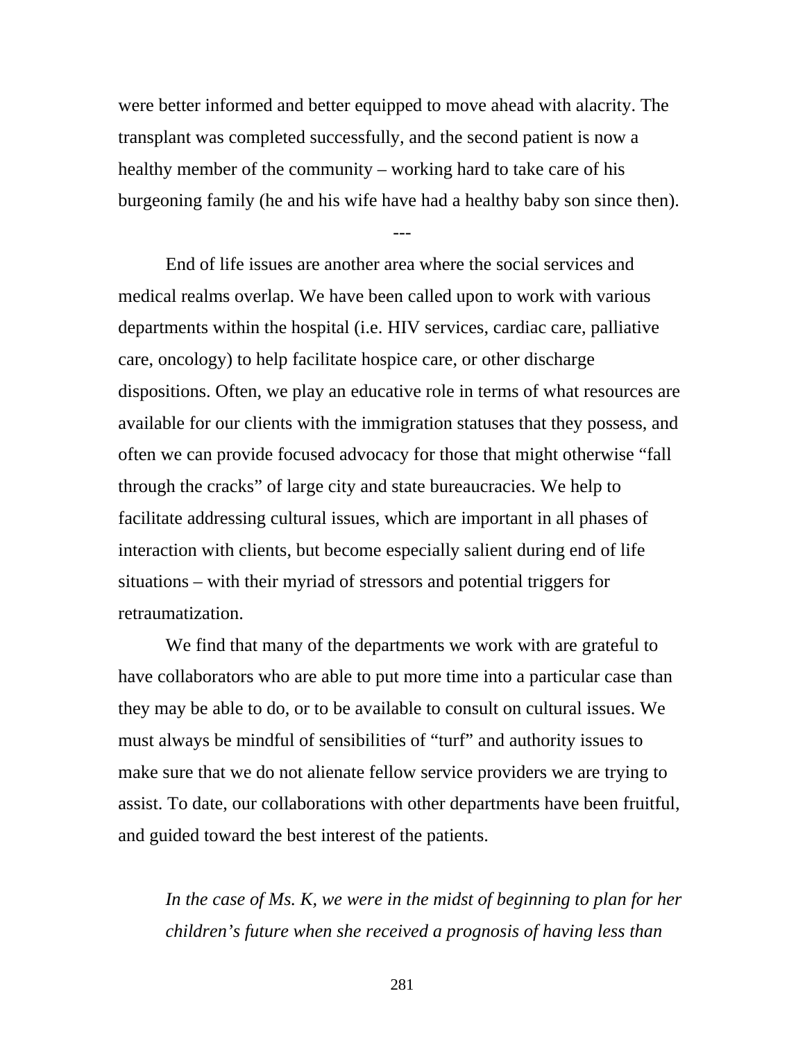were better informed and better equipped to move ahead with alacrity. The transplant was completed successfully, and the second patient is now a healthy member of the community – working hard to take care of his burgeoning family (he and his wife have had a healthy baby son since then).

---

End of life issues are another area where the social services and medical realms overlap. We have been called upon to work with various departments within the hospital (i.e. HIV services, cardiac care, palliative care, oncology) to help facilitate hospice care, or other discharge dispositions. Often, we play an educative role in terms of what resources are available for our clients with the immigration statuses that they possess, and often we can provide focused advocacy for those that might otherwise "fall through the cracks" of large city and state bureaucracies. We help to facilitate addressing cultural issues, which are important in all phases of interaction with clients, but become especially salient during end of life situations – with their myriad of stressors and potential triggers for retraumatization.

We find that many of the departments we work with are grateful to have collaborators who are able to put more time into a particular case than they may be able to do, or to be available to consult on cultural issues. We must always be mindful of sensibilities of "turf" and authority issues to make sure that we do not alienate fellow service providers we are trying to assist. To date, our collaborations with other departments have been fruitful, and guided toward the best interest of the patients.

*In the case of Ms. K, we were in the midst of beginning to plan for her children's future when she received a prognosis of having less than*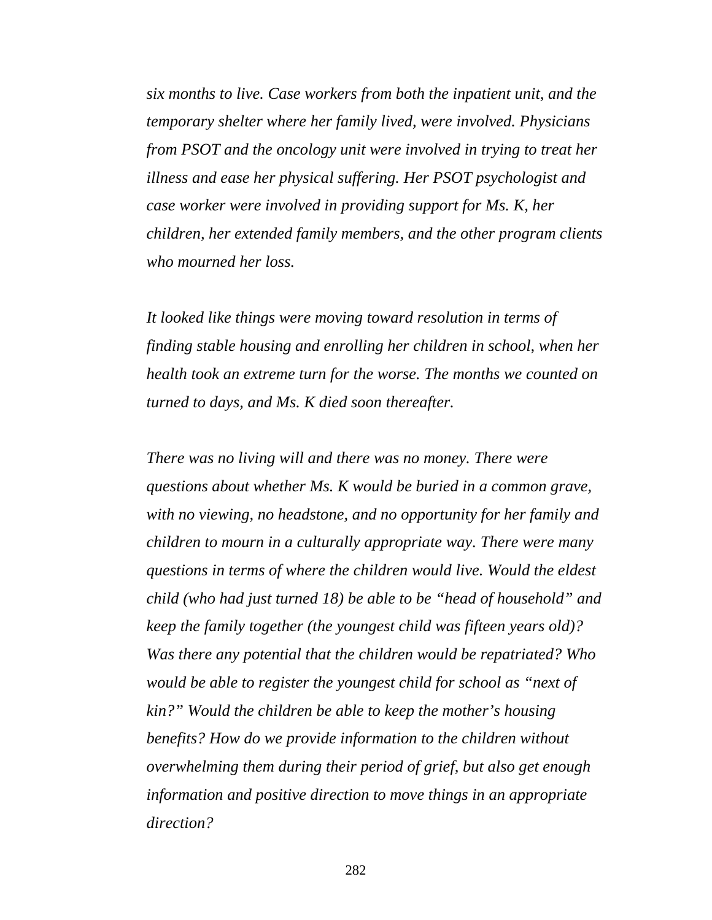*six months to live. Case workers from both the inpatient unit, and the temporary shelter where her family lived, were involved. Physicians from PSOT and the oncology unit were involved in trying to treat her illness and ease her physical suffering. Her PSOT psychologist and case worker were involved in providing support for Ms. K, her children, her extended family members, and the other program clients who mourned her loss.*

*It looked like things were moving toward resolution in terms of finding stable housing and enrolling her children in school, when her health took an extreme turn for the worse. The months we counted on turned to days, and Ms. K died soon thereafter.*

*There was no living will and there was no money. There were questions about whether Ms. K would be buried in a common grave, with no viewing, no headstone, and no opportunity for her family and children to mourn in a culturally appropriate way. There were many questions in terms of where the children would live. Would the eldest child (who had just turned 18) be able to be "head of household" and keep the family together (the youngest child was fifteen years old)? Was there any potential that the children would be repatriated? Who would be able to register the youngest child for school as "next of kin?" Would the children be able to keep the mother's housing benefits? How do we provide information to the children without overwhelming them during their period of grief, but also get enough information and positive direction to move things in an appropriate direction?*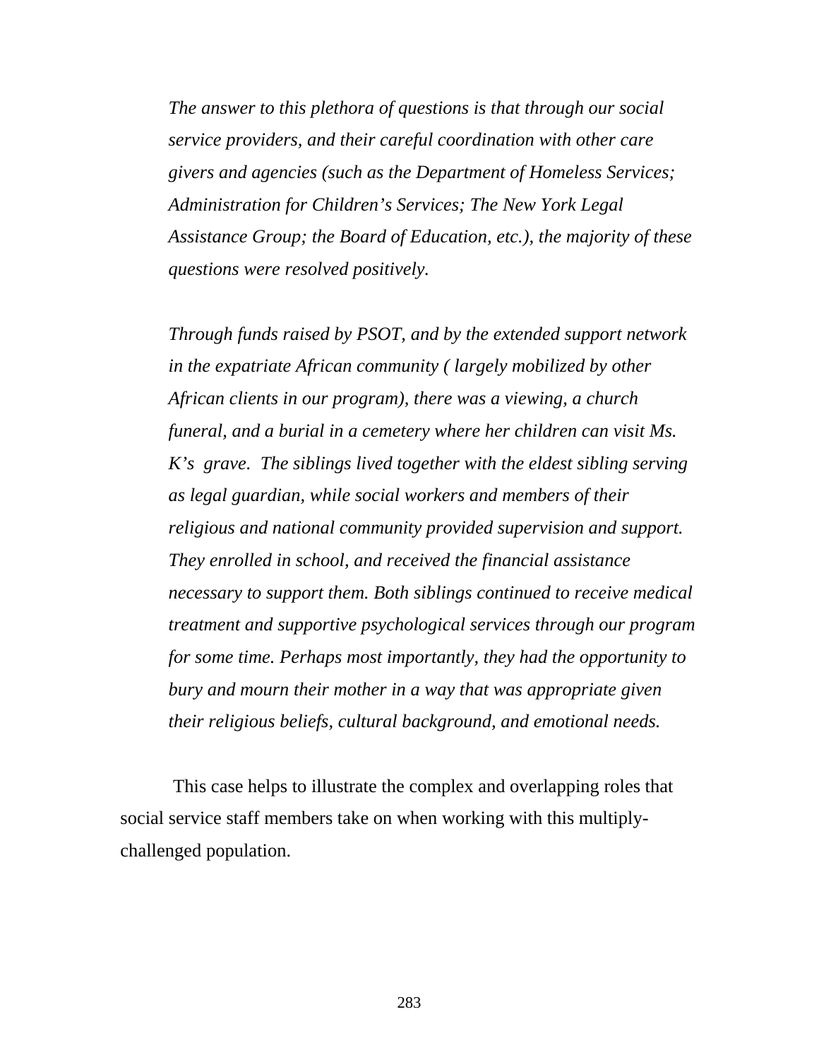*The answer to this plethora of questions is that through our social service providers, and their careful coordination with other care givers and agencies (such as the Department of Homeless Services; Administration for Children's Services; The New York Legal Assistance Group; the Board of Education, etc.), the majority of these questions were resolved positively.*

*Through funds raised by PSOT, and by the extended support network in the expatriate African community ( largely mobilized by other African clients in our program), there was a viewing, a church funeral, and a burial in a cemetery where her children can visit Ms. K's grave. The siblings lived together with the eldest sibling serving as legal guardian, while social workers and members of their religious and national community provided supervision and support. They enrolled in school, and received the financial assistance necessary to support them. Both siblings continued to receive medical treatment and supportive psychological services through our program for some time. Perhaps most importantly, they had the opportunity to bury and mourn their mother in a way that was appropriate given their religious beliefs, cultural background, and emotional needs.*

This case helps to illustrate the complex and overlapping roles that social service staff members take on when working with this multiply-challenged population.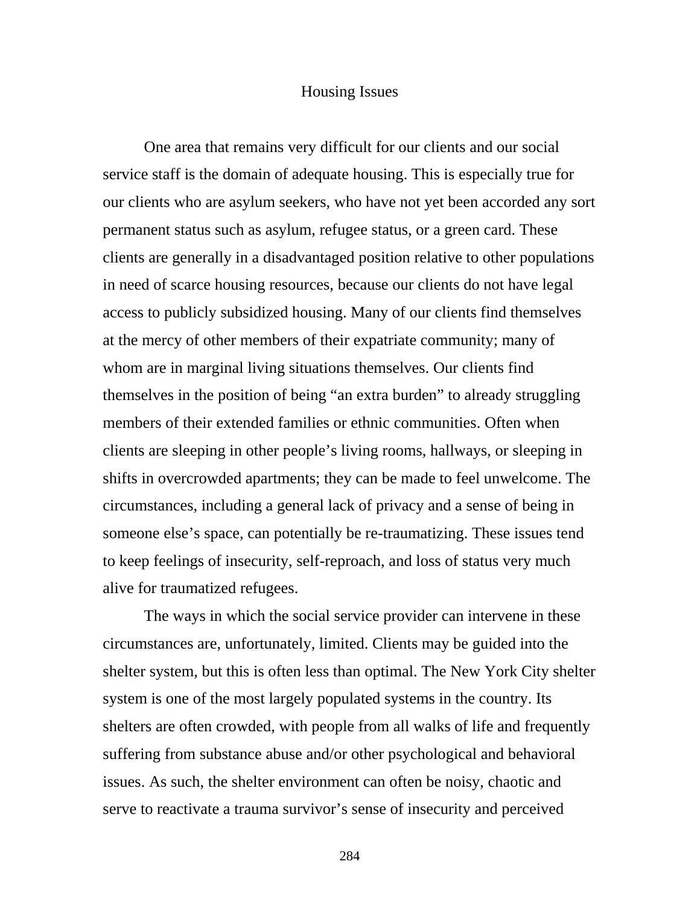## Housing Issues

One area that remains very difficult for our clients and our social service staff is the domain of adequate housing. This is especially true for our clients who are asylum seekers, who have not yet been accorded any sort permanent status such as asylum, refugee status, or a green card. These clients are generally in a disadvantaged position relative to other populations in need of scarce housing resources, because our clients do not have legal access to publicly subsidized housing. Many of our clients find themselves at the mercy of other members of their expatriate community; many of whom are in marginal living situations themselves. Our clients find themselves in the position of being "an extra burden" to already struggling members of their extended families or ethnic communities. Often when clients are sleeping in other people's living rooms, hallways, or sleeping in shifts in overcrowded apartments; they can be made to feel unwelcome. The circumstances, including a general lack of privacy and a sense of being in someone else's space, can potentially be re-traumatizing. These issues tend to keep feelings of insecurity, self-reproach, and loss of status very much alive for traumatized refugees.

The ways in which the social service provider can intervene in these circumstances are, unfortunately, limited. Clients may be guided into the shelter system, but this is often less than optimal. The New York City shelter system is one of the most largely populated systems in the country. Its shelters are often crowded, with people from all walks of life and frequently suffering from substance abuse and/or other psychological and behavioral issues. As such, the shelter environment can often be noisy, chaotic and serve to reactivate a trauma survivor's sense of insecurity and perceived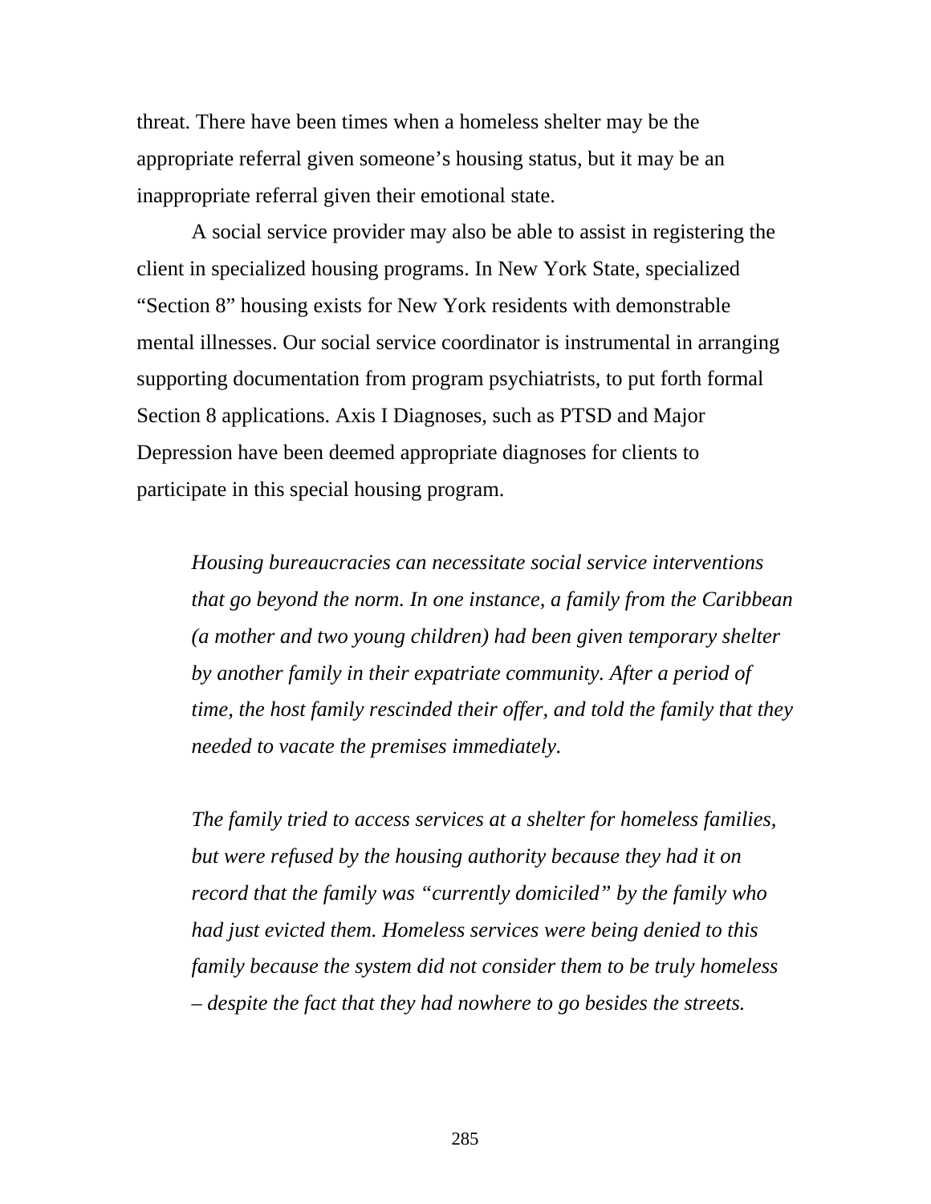threat. There have been times when a homeless shelter may be the appropriate referral given someone's housing status, but it may be an inappropriate referral given their emotional state.

A social service provider may also be able to assist in registering the client in specialized housing programs. In New York State, specialized "Section 8" housing exists for New York residents with demonstrable mental illnesses. Our social service coordinator is instrumental in arranging supporting documentation from program psychiatrists, to put forth formal Section 8 applications. Axis I Diagnoses, such as PTSD and Major Depression have been deemed appropriate diagnoses for clients to participate in this special housing program.

> *Housing bureaucracies can necessitate social service interventions that go beyond the norm. In one instance, a family from the Caribbean (a mother and two young children) had been given temporary shelter by another family in their expatriate community. After a period of time, the host family rescinded their offer, and told the family that they needed to vacate the premises immediately.*
>
> *The family tried to access services at a shelter for homeless families, but were refused by the housing authority because they had it on record that the family was "currently domiciled" by the family who had just evicted them. Homeless services were being denied to this family because the system did not consider them to be truly homeless – despite the fact that they had nowhere to go besides the streets.*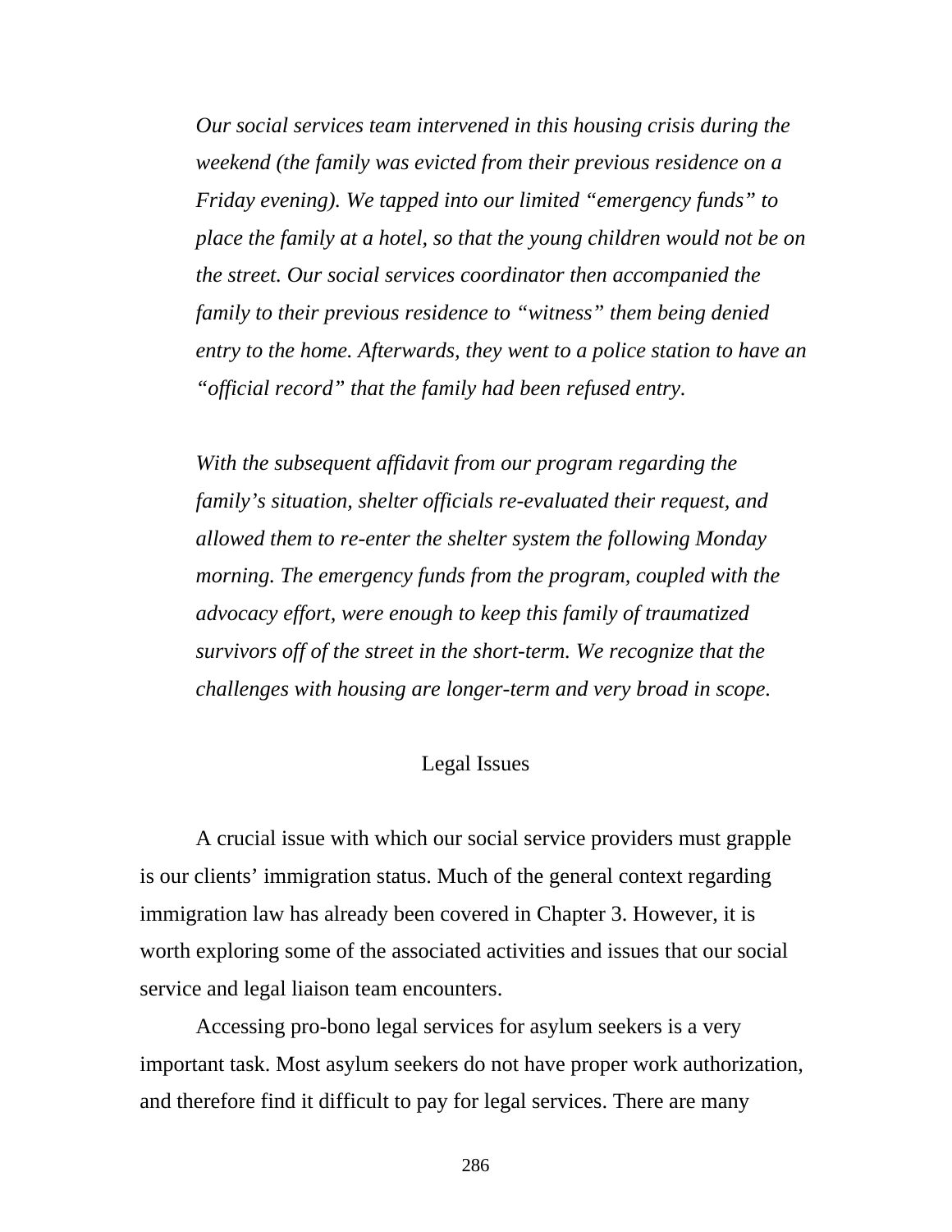*Our social services team intervened in this housing crisis during the weekend (the family was evicted from their previous residence on a Friday evening). We tapped into our limited "emergency funds" to place the family at a hotel, so that the young children would not be on the street. Our social services coordinator then accompanied the family to their previous residence to "witness" them being denied entry to the home. Afterwards, they went to a police station to have an "official record" that the family had been refused entry.*

*With the subsequent affidavit from our program regarding the family's situation, shelter officials re-evaluated their request, and allowed them to re-enter the shelter system the following Monday morning. The emergency funds from the program, coupled with the advocacy effort, were enough to keep this family of traumatized survivors off of the street in the short-term. We recognize that the challenges with housing are longer-term and very broad in scope.*

## Legal Issues

A crucial issue with which our social service providers must grapple is our clients' immigration status. Much of the general context regarding immigration law has already been covered in Chapter 3. However, it is worth exploring some of the associated activities and issues that our social service and legal liaison team encounters.

Accessing pro-bono legal services for asylum seekers is a very important task. Most asylum seekers do not have proper work authorization, and therefore find it difficult to pay for legal services. There are many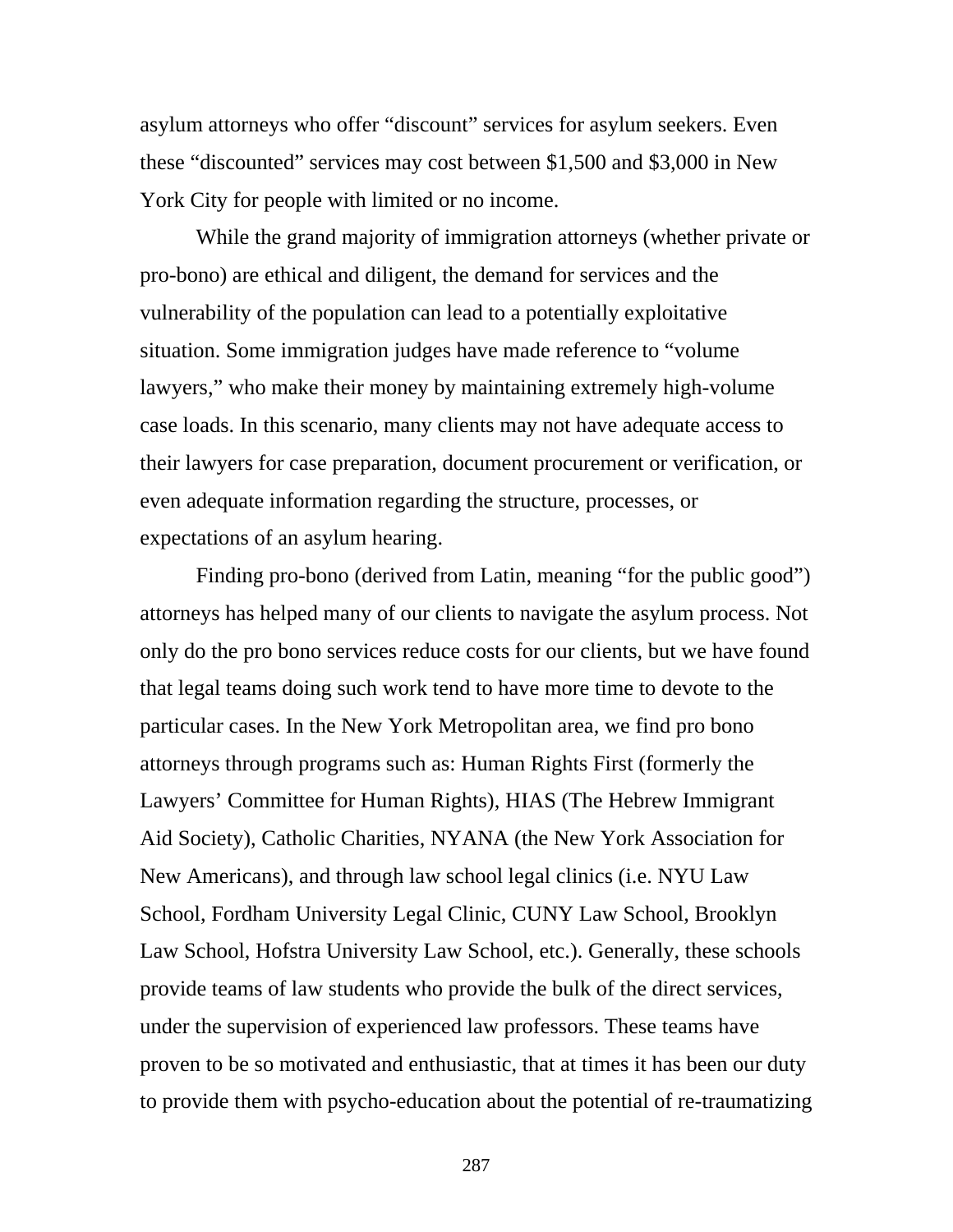asylum attorneys who offer "discount" services for asylum seekers. Even these "discounted" services may cost between $1,500 and $3,000 in New York City for people with limited or no income.

While the grand majority of immigration attorneys (whether private or pro-bono) are ethical and diligent, the demand for services and the vulnerability of the population can lead to a potentially exploitative situation. Some immigration judges have made reference to "volume lawyers," who make their money by maintaining extremely high-volume case loads. In this scenario, many clients may not have adequate access to their lawyers for case preparation, document procurement or verification, or even adequate information regarding the structure, processes, or expectations of an asylum hearing.

Finding pro-bono (derived from Latin, meaning "for the public good") attorneys has helped many of our clients to navigate the asylum process. Not only do the pro bono services reduce costs for our clients, but we have found that legal teams doing such work tend to have more time to devote to the particular cases. In the New York Metropolitan area, we find pro bono attorneys through programs such as: Human Rights First (formerly the Lawyers' Committee for Human Rights), HIAS (The Hebrew Immigrant Aid Society), Catholic Charities, NYANA (the New York Association for New Americans), and through law school legal clinics (i.e. NYU Law School, Fordham University Legal Clinic, CUNY Law School, Brooklyn Law School, Hofstra University Law School, etc.). Generally, these schools provide teams of law students who provide the bulk of the direct services, under the supervision of experienced law professors. These teams have proven to be so motivated and enthusiastic, that at times it has been our duty to provide them with psycho-education about the potential of re-traumatizing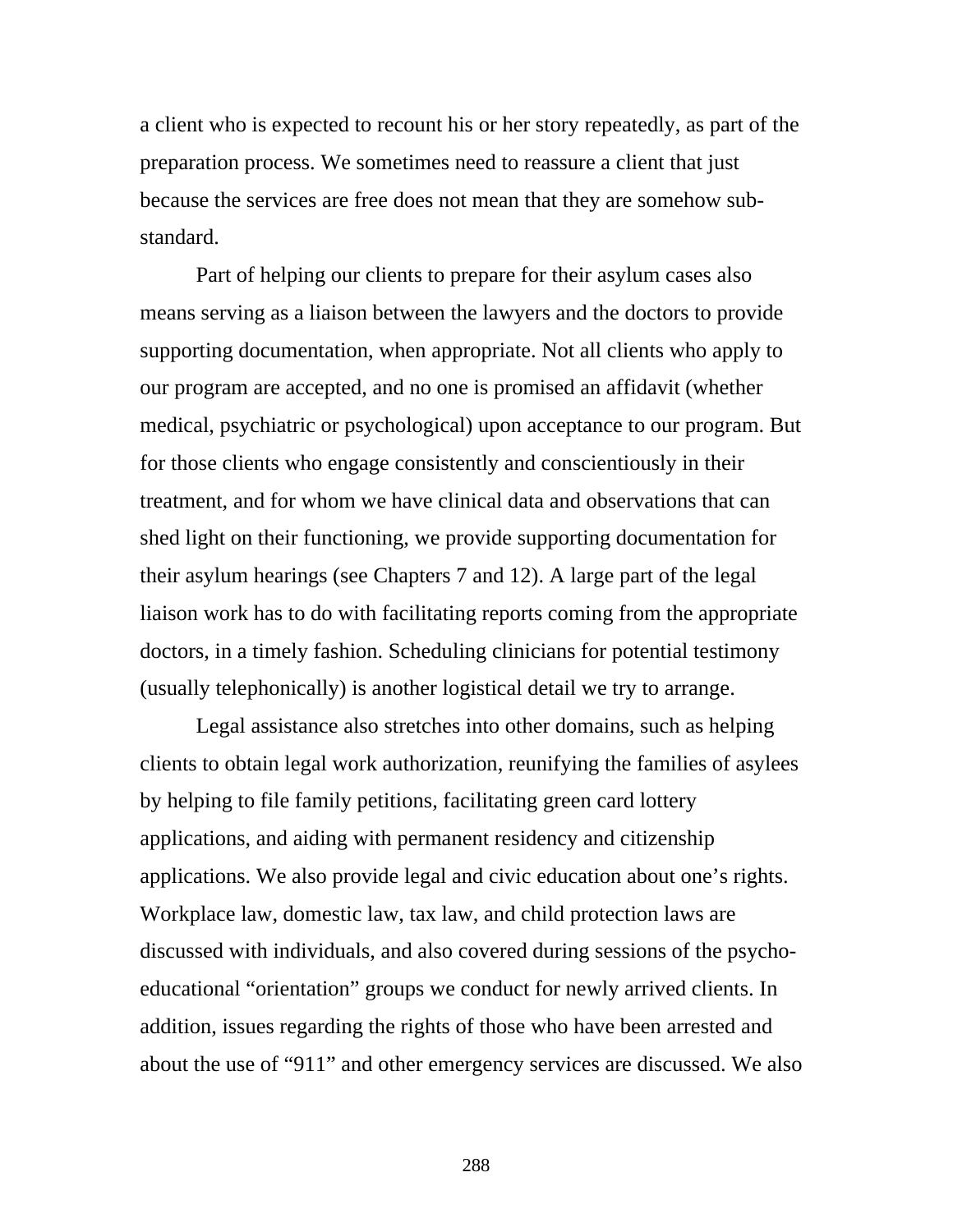a client who is expected to recount his or her story repeatedly, as part of the preparation process. We sometimes need to reassure a client that just because the services are free does not mean that they are somehow sub-standard.

Part of helping our clients to prepare for their asylum cases also means serving as a liaison between the lawyers and the doctors to provide supporting documentation, when appropriate. Not all clients who apply to our program are accepted, and no one is promised an affidavit (whether medical, psychiatric or psychological) upon acceptance to our program. But for those clients who engage consistently and conscientiously in their treatment, and for whom we have clinical data and observations that can shed light on their functioning, we provide supporting documentation for their asylum hearings (see Chapters 7 and 12). A large part of the legal liaison work has to do with facilitating reports coming from the appropriate doctors, in a timely fashion. Scheduling clinicians for potential testimony (usually telephonically) is another logistical detail we try to arrange.

Legal assistance also stretches into other domains, such as helping clients to obtain legal work authorization, reunifying the families of asylees by helping to file family petitions, facilitating green card lottery applications, and aiding with permanent residency and citizenship applications. We also provide legal and civic education about one's rights. Workplace law, domestic law, tax law, and child protection laws are discussed with individuals, and also covered during sessions of the psycho-educational "orientation" groups we conduct for newly arrived clients. In addition, issues regarding the rights of those who have been arrested and about the use of "911" and other emergency services are discussed. We also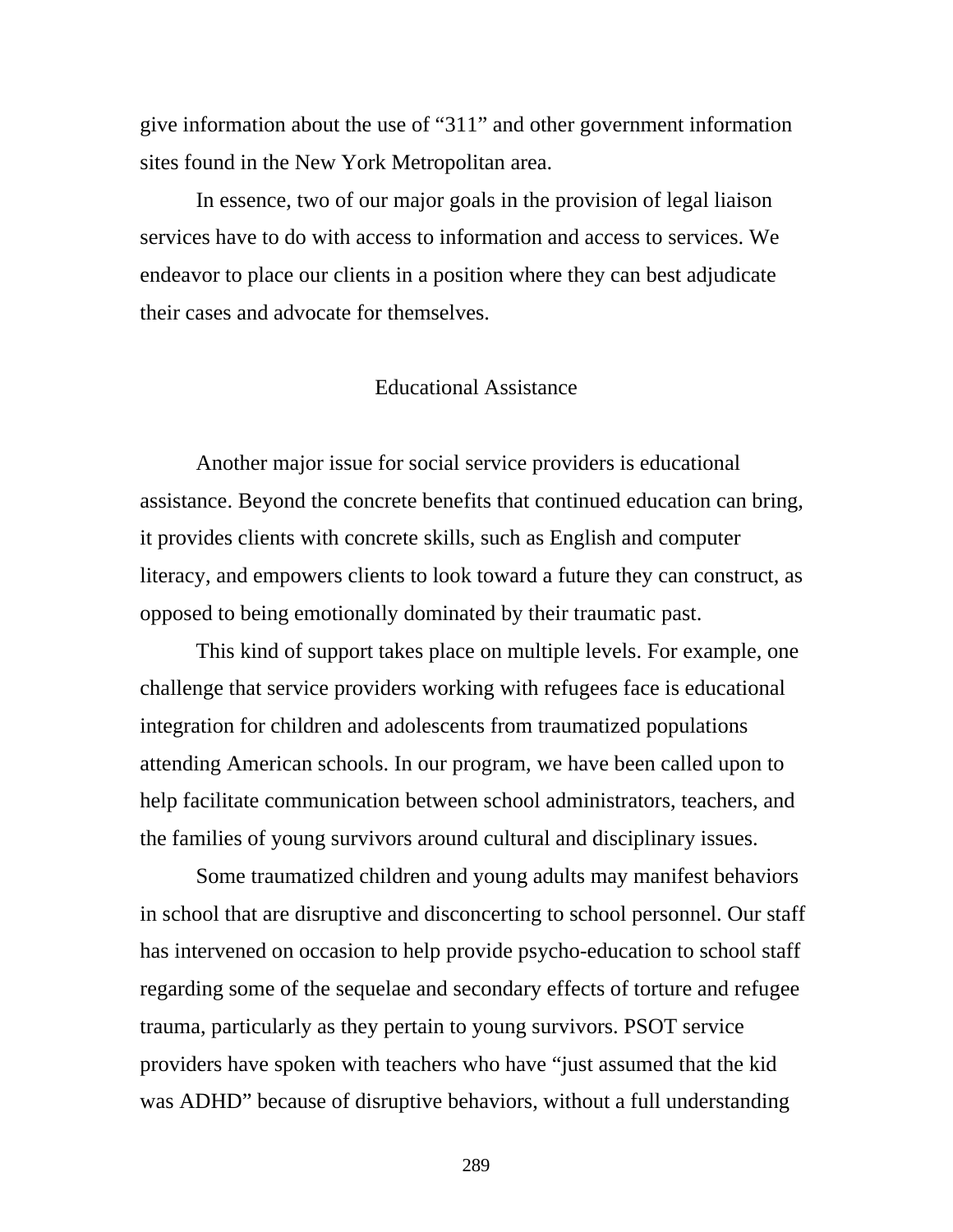give information about the use of “311” and other government information sites found in the New York Metropolitan area.

In essence, two of our major goals in the provision of legal liaison services have to do with access to information and access to services. We endeavor to place our clients in a position where they can best adjudicate their cases and advocate for themselves.

## Educational Assistance

Another major issue for social service providers is educational assistance. Beyond the concrete benefits that continued education can bring, it provides clients with concrete skills, such as English and computer literacy, and empowers clients to look toward a future they can construct, as opposed to being emotionally dominated by their traumatic past.

This kind of support takes place on multiple levels. For example, one challenge that service providers working with refugees face is educational integration for children and adolescents from traumatized populations attending American schools. In our program, we have been called upon to help facilitate communication between school administrators, teachers, and the families of young survivors around cultural and disciplinary issues.

Some traumatized children and young adults may manifest behaviors in school that are disruptive and disconcerting to school personnel. Our staff has intervened on occasion to help provide psycho-education to school staff regarding some of the sequelae and secondary effects of torture and refugee trauma, particularly as they pertain to young survivors. PSOT service providers have spoken with teachers who have “just assumed that the kid was ADHD” because of disruptive behaviors, without a full understanding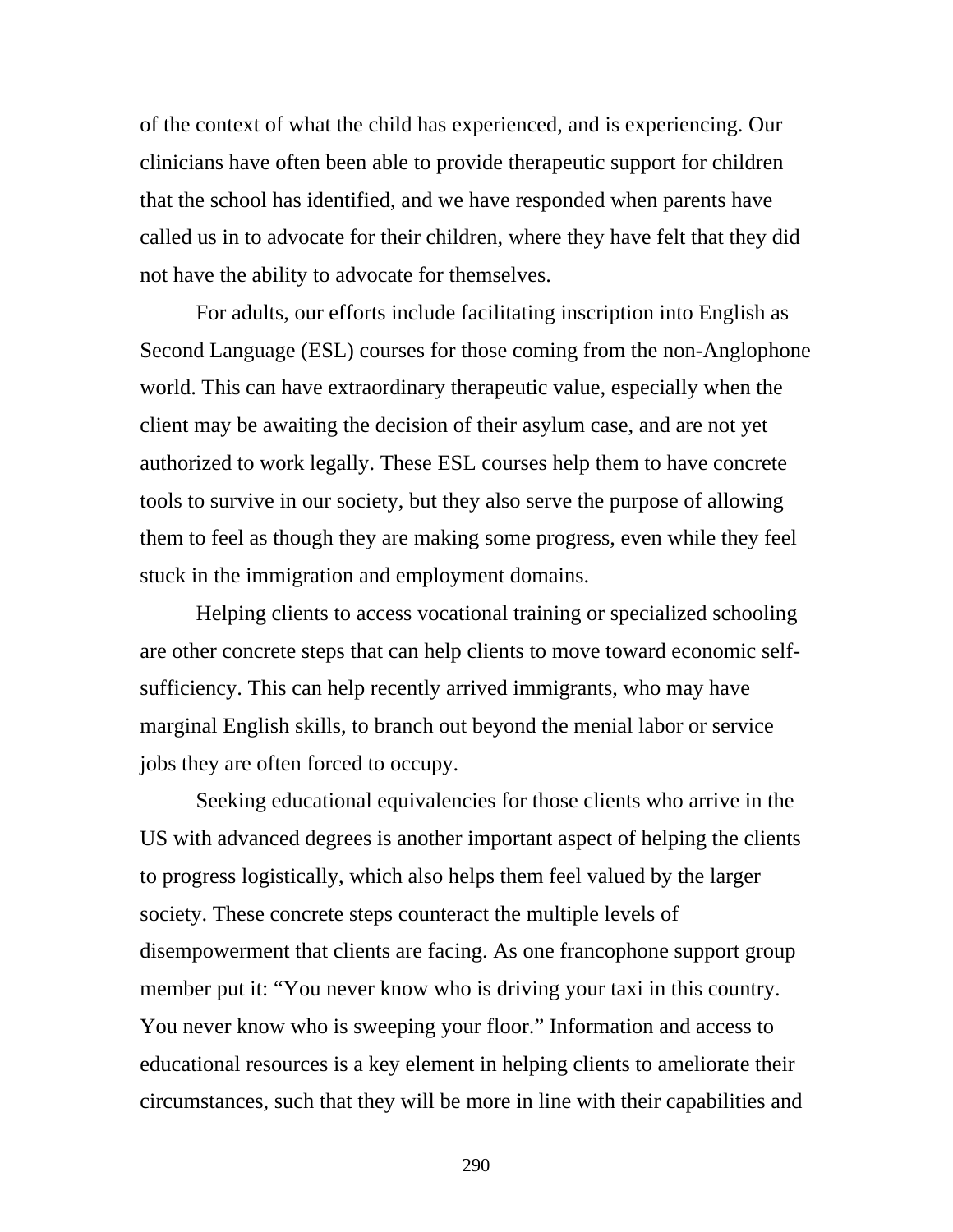of the context of what the child has experienced, and is experiencing. Our clinicians have often been able to provide therapeutic support for children that the school has identified, and we have responded when parents have called us in to advocate for their children, where they have felt that they did not have the ability to advocate for themselves.

For adults, our efforts include facilitating inscription into English as Second Language (ESL) courses for those coming from the non-Anglophone world. This can have extraordinary therapeutic value, especially when the client may be awaiting the decision of their asylum case, and are not yet authorized to work legally. These ESL courses help them to have concrete tools to survive in our society, but they also serve the purpose of allowing them to feel as though they are making some progress, even while they feel stuck in the immigration and employment domains.

Helping clients to access vocational training or specialized schooling are other concrete steps that can help clients to move toward economic self-sufficiency. This can help recently arrived immigrants, who may have marginal English skills, to branch out beyond the menial labor or service jobs they are often forced to occupy.

Seeking educational equivalencies for those clients who arrive in the US with advanced degrees is another important aspect of helping the clients to progress logistically, which also helps them feel valued by the larger society. These concrete steps counteract the multiple levels of disempowerment that clients are facing. As one francophone support group member put it: "You never know who is driving your taxi in this country. You never know who is sweeping your floor." Information and access to educational resources is a key element in helping clients to ameliorate their circumstances, such that they will be more in line with their capabilities and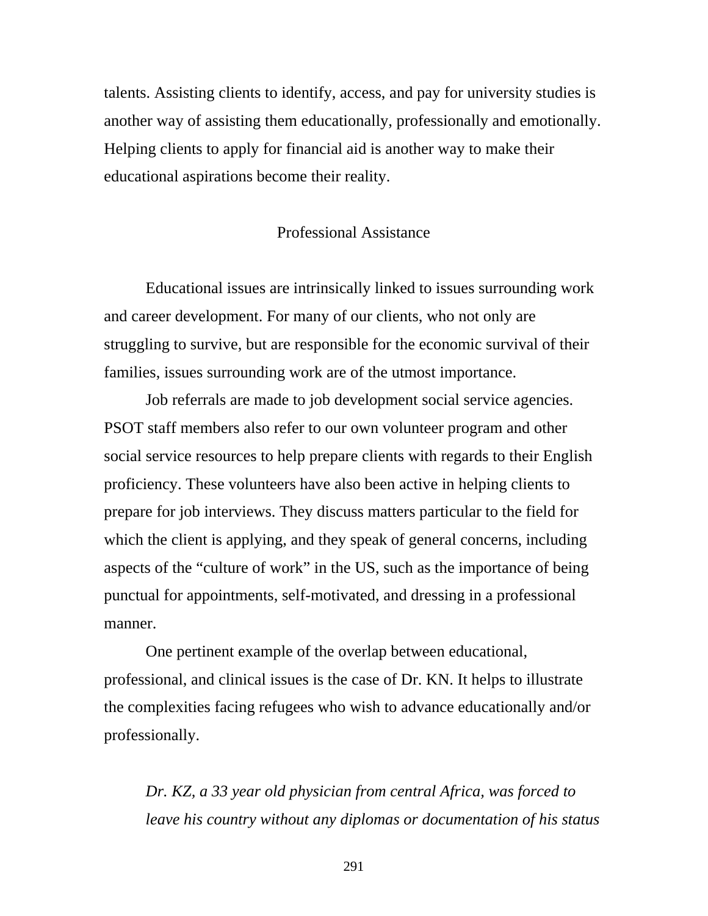talents. Assisting clients to identify, access, and pay for university studies is another way of assisting them educationally, professionally and emotionally. Helping clients to apply for financial aid is another way to make their educational aspirations become their reality.

## Professional Assistance

Educational issues are intrinsically linked to issues surrounding work and career development. For many of our clients, who not only are struggling to survive, but are responsible for the economic survival of their families, issues surrounding work are of the utmost importance.

Job referrals are made to job development social service agencies. PSOT staff members also refer to our own volunteer program and other social service resources to help prepare clients with regards to their English proficiency. These volunteers have also been active in helping clients to prepare for job interviews. They discuss matters particular to the field for which the client is applying, and they speak of general concerns, including aspects of the "culture of work" in the US, such as the importance of being punctual for appointments, self-motivated, and dressing in a professional manner.

One pertinent example of the overlap between educational, professional, and clinical issues is the case of Dr. KN. It helps to illustrate the complexities facing refugees who wish to advance educationally and/or professionally.

> *Dr. KZ, a 33 year old physician from central Africa, was forced to leave his country without any diplomas or documentation of his status*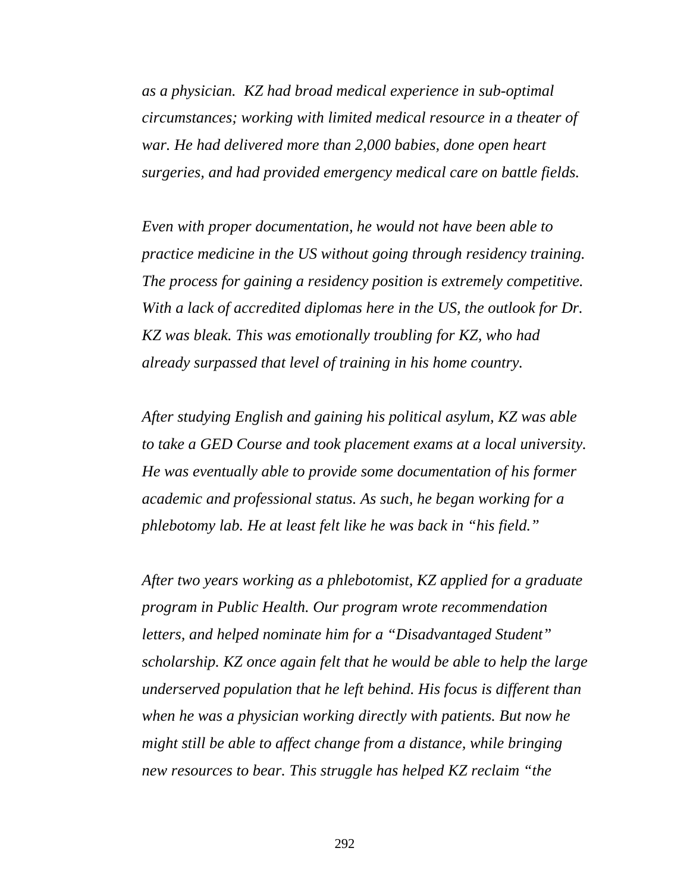*as a physician. KZ had broad medical experience in sub-optimal circumstances; working with limited medical resource in a theater of war. He had delivered more than 2,000 babies, done open heart surgeries, and had provided emergency medical care on battle fields.*

*Even with proper documentation, he would not have been able to practice medicine in the US without going through residency training. The process for gaining a residency position is extremely competitive. With a lack of accredited diplomas here in the US, the outlook for Dr. KZ was bleak. This was emotionally troubling for KZ, who had already surpassed that level of training in his home country.*

*After studying English and gaining his political asylum, KZ was able to take a GED Course and took placement exams at a local university. He was eventually able to provide some documentation of his former academic and professional status. As such, he began working for a phlebotomy lab. He at least felt like he was back in "his field."*

*After two years working as a phlebotomist, KZ applied for a graduate program in Public Health. Our program wrote recommendation letters, and helped nominate him for a "Disadvantaged Student" scholarship. KZ once again felt that he would be able to help the large underserved population that he left behind. His focus is different than when he was a physician working directly with patients. But now he might still be able to affect change from a distance, while bringing new resources to bear. This struggle has helped KZ reclaim "the*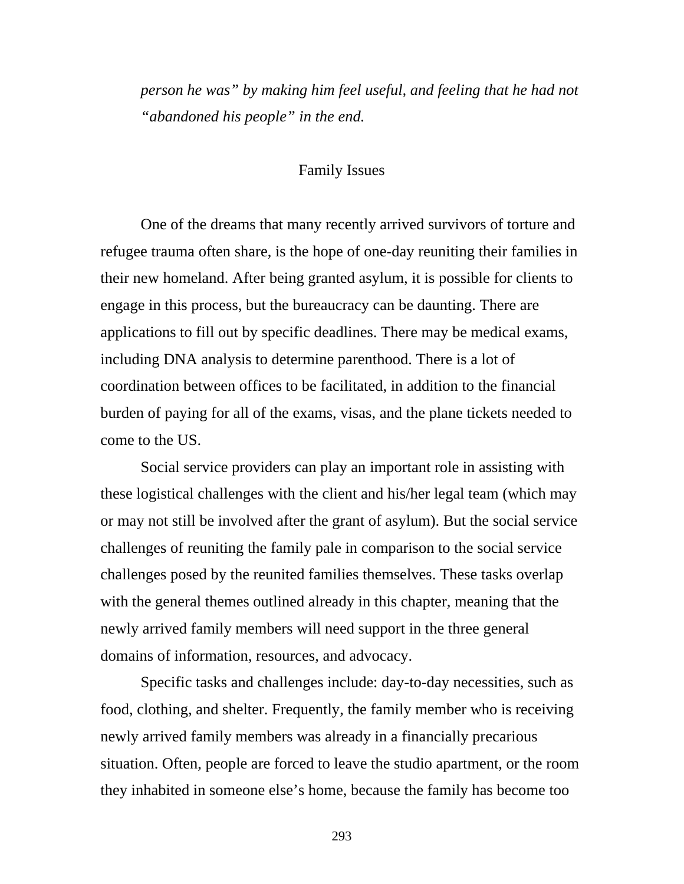*person he was" by making him feel useful, and feeling that he had not "abandoned his people" in the end.*

## Family Issues

One of the dreams that many recently arrived survivors of torture and refugee trauma often share, is the hope of one-day reuniting their families in their new homeland. After being granted asylum, it is possible for clients to engage in this process, but the bureaucracy can be daunting. There are applications to fill out by specific deadlines. There may be medical exams, including DNA analysis to determine parenthood. There is a lot of coordination between offices to be facilitated, in addition to the financial burden of paying for all of the exams, visas, and the plane tickets needed to come to the US.

Social service providers can play an important role in assisting with these logistical challenges with the client and his/her legal team (which may or may not still be involved after the grant of asylum). But the social service challenges of reuniting the family pale in comparison to the social service challenges posed by the reunited families themselves. These tasks overlap with the general themes outlined already in this chapter, meaning that the newly arrived family members will need support in the three general domains of information, resources, and advocacy.

Specific tasks and challenges include: day-to-day necessities, such as food, clothing, and shelter. Frequently, the family member who is receiving newly arrived family members was already in a financially precarious situation. Often, people are forced to leave the studio apartment, or the room they inhabited in someone else's home, because the family has become too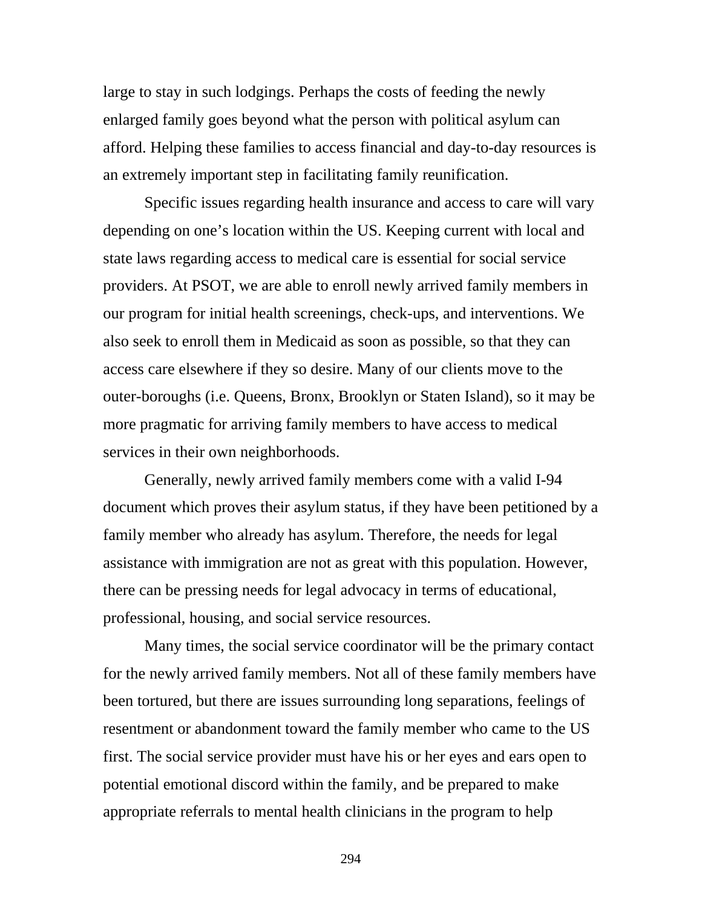large to stay in such lodgings. Perhaps the costs of feeding the newly enlarged family goes beyond what the person with political asylum can afford. Helping these families to access financial and day-to-day resources is an extremely important step in facilitating family reunification.

Specific issues regarding health insurance and access to care will vary depending on one's location within the US. Keeping current with local and state laws regarding access to medical care is essential for social service providers. At PSOT, we are able to enroll newly arrived family members in our program for initial health screenings, check-ups, and interventions. We also seek to enroll them in Medicaid as soon as possible, so that they can access care elsewhere if they so desire. Many of our clients move to the outer-boroughs (i.e. Queens, Bronx, Brooklyn or Staten Island), so it may be more pragmatic for arriving family members to have access to medical services in their own neighborhoods.

Generally, newly arrived family members come with a valid I-94 document which proves their asylum status, if they have been petitioned by a family member who already has asylum. Therefore, the needs for legal assistance with immigration are not as great with this population. However, there can be pressing needs for legal advocacy in terms of educational, professional, housing, and social service resources.

Many times, the social service coordinator will be the primary contact for the newly arrived family members. Not all of these family members have been tortured, but there are issues surrounding long separations, feelings of resentment or abandonment toward the family member who came to the US first. The social service provider must have his or her eyes and ears open to potential emotional discord within the family, and be prepared to make appropriate referrals to mental health clinicians in the program to help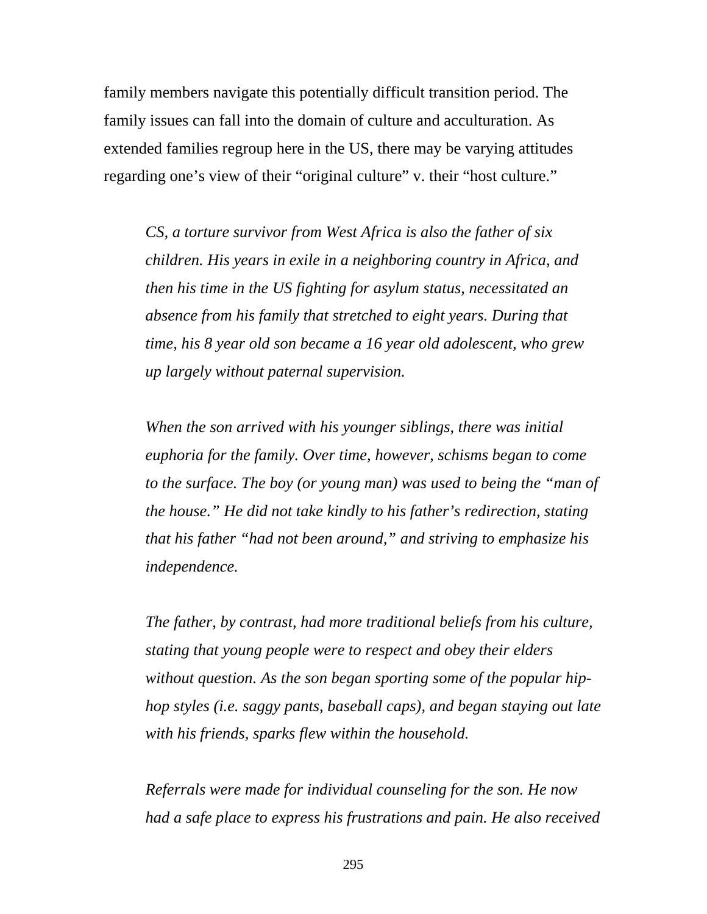family members navigate this potentially difficult transition period. The family issues can fall into the domain of culture and acculturation. As extended families regroup here in the US, there may be varying attitudes regarding one's view of their "original culture" v. their "host culture."

> *CS, a torture survivor from West Africa is also the father of six children. His years in exile in a neighboring country in Africa, and then his time in the US fighting for asylum status, necessitated an absence from his family that stretched to eight years. During that time, his 8 year old son became a 16 year old adolescent, who grew up largely without paternal supervision.*
>
> *When the son arrived with his younger siblings, there was initial euphoria for the family. Over time, however, schisms began to come to the surface. The boy (or young man) was used to being the "man of the house." He did not take kindly to his father's redirection, stating that his father "had not been around," and striving to emphasize his independence.*
>
> *The father, by contrast, had more traditional beliefs from his culture, stating that young people were to respect and obey their elders without question. As the son began sporting some of the popular hip-hop styles (i.e. saggy pants, baseball caps), and began staying out late with his friends, sparks flew within the household.*
>
> *Referrals were made for individual counseling for the son. He now had a safe place to express his frustrations and pain. He also received*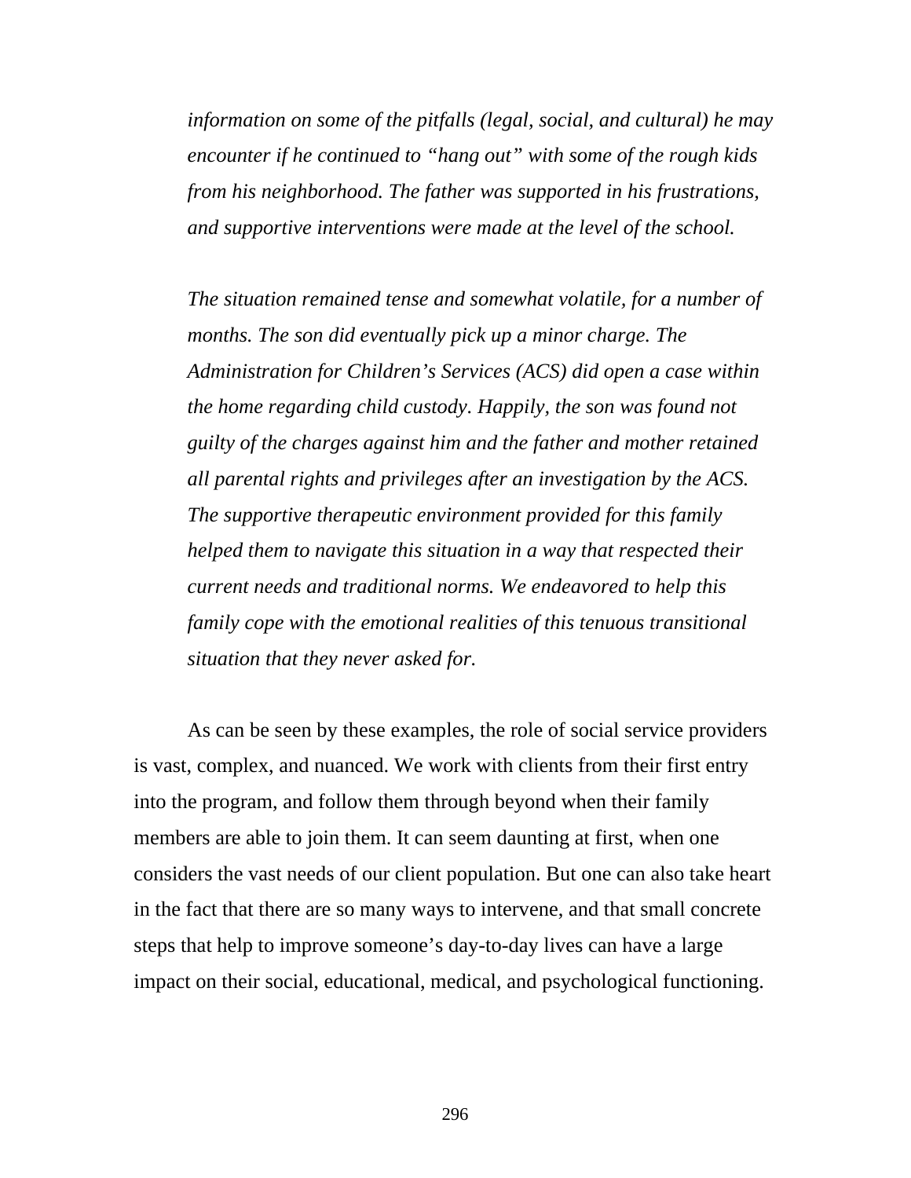*information on some of the pitfalls (legal, social, and cultural) he may encounter if he continued to "hang out" with some of the rough kids from his neighborhood. The father was supported in his frustrations, and supportive interventions were made at the level of the school.*

*The situation remained tense and somewhat volatile, for a number of months. The son did eventually pick up a minor charge. The Administration for Children's Services (ACS) did open a case within the home regarding child custody. Happily, the son was found not guilty of the charges against him and the father and mother retained all parental rights and privileges after an investigation by the ACS. The supportive therapeutic environment provided for this family helped them to navigate this situation in a way that respected their current needs and traditional norms. We endeavored to help this family cope with the emotional realities of this tenuous transitional situation that they never asked for.*

As can be seen by these examples, the role of social service providers is vast, complex, and nuanced. We work with clients from their first entry into the program, and follow them through beyond when their family members are able to join them. It can seem daunting at first, when one considers the vast needs of our client population. But one can also take heart in the fact that there are so many ways to intervene, and that small concrete steps that help to improve someone's day-to-day lives can have a large impact on their social, educational, medical, and psychological functioning.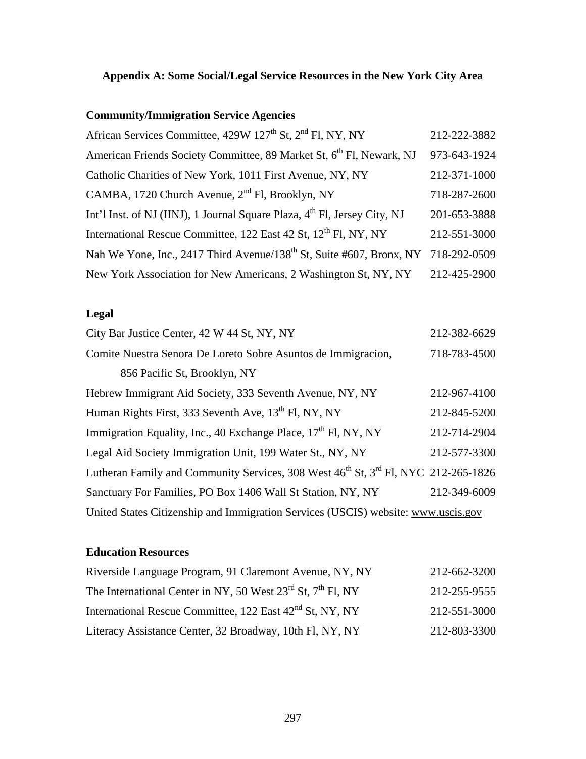## Appendix A: Some Social/Legal Service Resources in the New York City Area

### Community/Immigration Service Agencies

African Services Committee, 429W 127th St, 2nd Fl, NY, NY 212-222-3882

American Friends Society Committee, 89 Market St, 6th Fl, Newark, NJ 973-643-1924

Catholic Charities of New York, 1011 First Avenue, NY, NY 212-371-1000

CAMBA, 1720 Church Avenue, 2nd Fl, Brooklyn, NY 718-287-2600

Int'l Inst. of NJ (IINJ), 1 Journal Square Plaza, 4th Fl, Jersey City, NJ 201-653-3888

International Rescue Committee, 122 East 42 St, 12th Fl, NY, NY 212-551-3000

Nah We Yone, Inc., 2417 Third Avenue/138th St, Suite #607, Bronx, NY 718-292-0509

New York Association for New Americans, 2 Washington St, NY, NY 212-425-2900

### Legal

City Bar Justice Center, 42 W 44 St, NY, NY 212-382-6629

Comite Nuestra Senora De Loreto Sobre Asuntos de Immigracion, 856 Pacific St, Brooklyn, NY 718-783-4500

Hebrew Immigrant Aid Society, 333 Seventh Avenue, NY, NY 212-967-4100

Human Rights First, 333 Seventh Ave, 13th Fl, NY, NY 212-845-5200

Immigration Equality, Inc., 40 Exchange Place, 17th Fl, NY, NY 212-714-2904

Legal Aid Society Immigration Unit, 199 Water St., NY, NY 212-577-3300

Lutheran Family and Community Services, 308 West 46th St, 3rd Fl, NYC 212-265-1826

Sanctuary For Families, PO Box 1406 Wall St Station, NY, NY 212-349-6009

United States Citizenship and Immigration Services (USCIS) website: www.uscis.gov

### Education Resources

Riverside Language Program, 91 Claremont Avenue, NY, NY 212-662-3200

The International Center in NY, 50 West 23rd St, 7th Fl, NY 212-255-9555

International Rescue Committee, 122 East 42nd St, NY, NY 212-551-3000

Literacy Assistance Center, 32 Broadway, 10th Fl, NY, NY 212-803-3300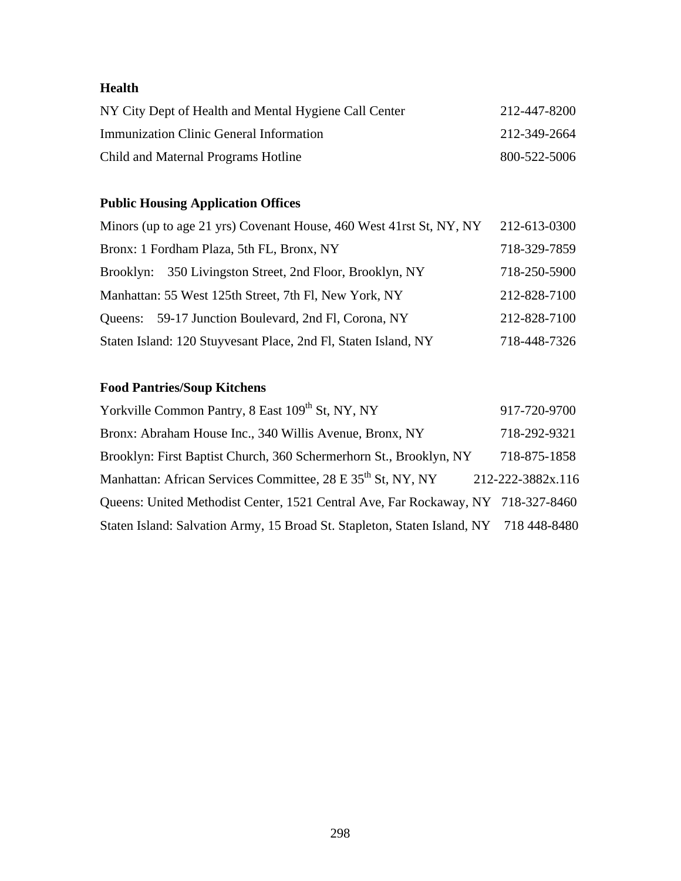**Health**

| | |
|---|---|
| NY City Dept of Health and Mental Hygiene Call Center | 212-447-8200 |
| Immunization Clinic General Information | 212-349-2664 |
| Child and Maternal Programs Hotline | 800-522-5006 |

**Public Housing Application Offices**

| | |
|---|---|
| Minors (up to age 21 yrs) Covenant House, 460 West 41rst St, NY, NY | 212-613-0300 |
| Bronx: 1 Fordham Plaza, 5th FL, Bronx, NY | 718-329-7859 |
| Brooklyn: 350 Livingston Street, 2nd Floor, Brooklyn, NY | 718-250-5900 |
| Manhattan: 55 West 125th Street, 7th Fl, New York, NY | 212-828-7100 |
| Queens: 59-17 Junction Boulevard, 2nd Fl, Corona, NY | 212-828-7100 |
| Staten Island: 120 Stuyvesant Place, 2nd Fl, Staten Island, NY | 718-448-7326 |

**Food Pantries/Soup Kitchens**

| | |
|---|---|
| Yorkville Common Pantry, 8 East 109th St, NY, NY | 917-720-9700 |
| Bronx: Abraham House Inc., 340 Willis Avenue, Bronx, NY | 718-292-9321 |
| Brooklyn: First Baptist Church, 360 Schermerhorn St., Brooklyn, NY | 718-875-1858 |
| Manhattan: African Services Committee, 28 E 35th St, NY, NY | 212-222-3882x.116 |
| Queens: United Methodist Center, 1521 Central Ave, Far Rockaway, NY | 718-327-8460 |
| Staten Island: Salvation Army, 15 Broad St. Stapleton, Staten Island, NY | 718 448-8480 |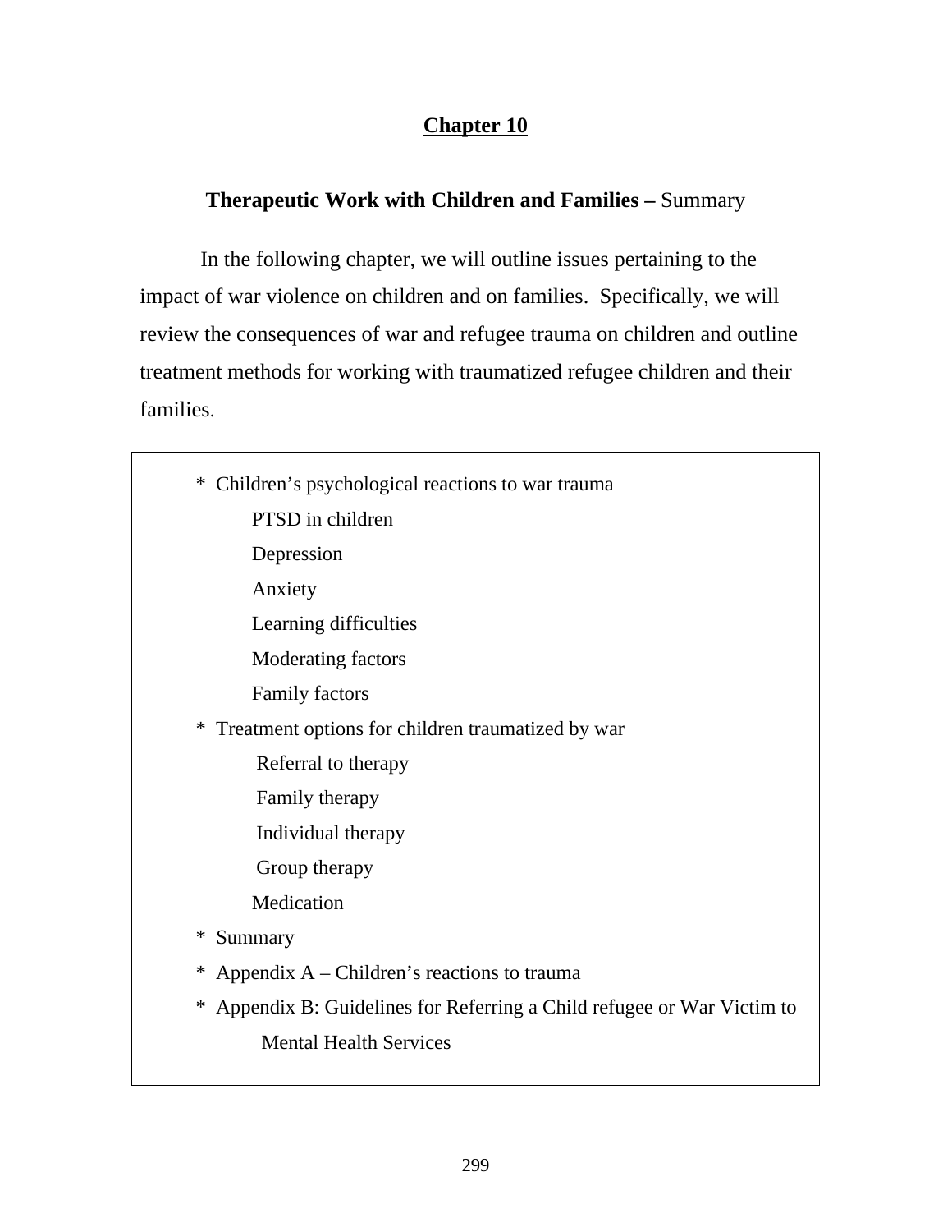# Chapter 10

## **Therapeutic Work with Children and Families –** Summary

In the following chapter, we will outline issues pertaining to the impact of war violence on children and on families. Specifically, we will review the consequences of war and refugee trauma on children and outline treatment methods for working with traumatized refugee children and their families.

* Children's psychological reactions to war trauma
  - PTSD in children
  - Depression
  - Anxiety
  - Learning difficulties
  - Moderating factors
  - Family factors
* Treatment options for children traumatized by war
  - Referral to therapy
  - Family therapy
  - Individual therapy
  - Group therapy
  - Medication
* Summary
* Appendix A – Children's reactions to trauma
* Appendix B: Guidelines for Referring a Child refugee or War Victim to Mental Health Services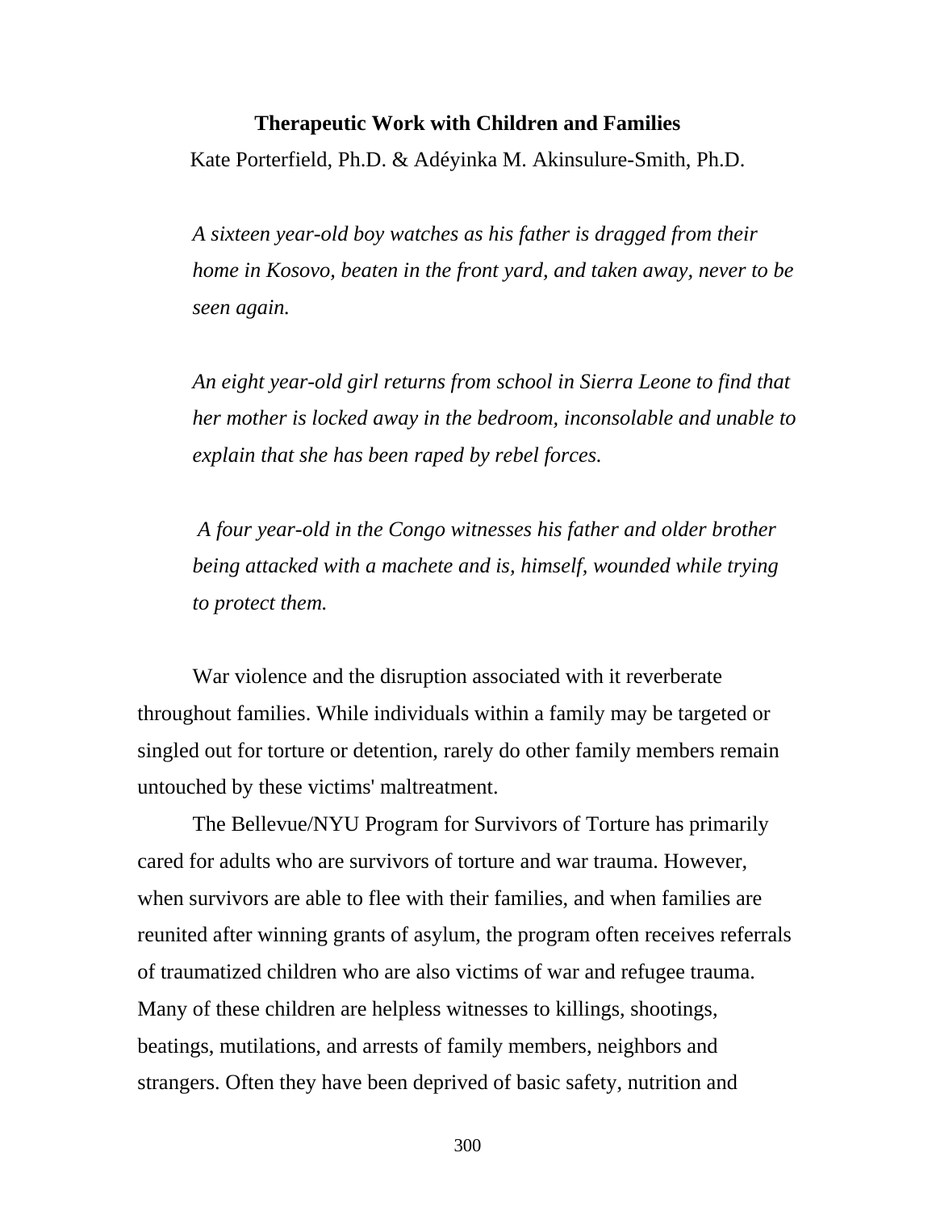# Therapeutic Work with Children and Families

Kate Porterfield, Ph.D. & Adéyinka M. Akinsulure-Smith, Ph.D.

*A sixteen year-old boy watches as his father is dragged from their home in Kosovo, beaten in the front yard, and taken away, never to be seen again.*

*An eight year-old girl returns from school in Sierra Leone to find that her mother is locked away in the bedroom, inconsolable and unable to explain that she has been raped by rebel forces.*

*A four year-old in the Congo witnesses his father and older brother being attacked with a machete and is, himself, wounded while trying to protect them.*

War violence and the disruption associated with it reverberate throughout families. While individuals within a family may be targeted or singled out for torture or detention, rarely do other family members remain untouched by these victims' maltreatment.

The Bellevue/NYU Program for Survivors of Torture has primarily cared for adults who are survivors of torture and war trauma. However, when survivors are able to flee with their families, and when families are reunited after winning grants of asylum, the program often receives referrals of traumatized children who are also victims of war and refugee trauma. Many of these children are helpless witnesses to killings, shootings, beatings, mutilations, and arrests of family members, neighbors and strangers. Often they have been deprived of basic safety, nutrition and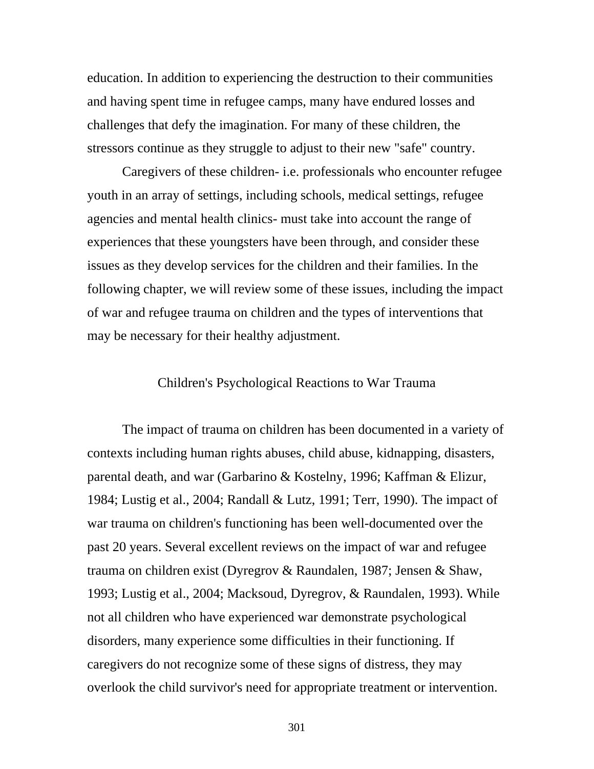education. In addition to experiencing the destruction to their communities and having spent time in refugee camps, many have endured losses and challenges that defy the imagination. For many of these children, the stressors continue as they struggle to adjust to their new "safe" country.

Caregivers of these children- i.e. professionals who encounter refugee youth in an array of settings, including schools, medical settings, refugee agencies and mental health clinics- must take into account the range of experiences that these youngsters have been through, and consider these issues as they develop services for the children and their families. In the following chapter, we will review some of these issues, including the impact of war and refugee trauma on children and the types of interventions that may be necessary for their healthy adjustment.

## Children's Psychological Reactions to War Trauma

The impact of trauma on children has been documented in a variety of contexts including human rights abuses, child abuse, kidnapping, disasters, parental death, and war (Garbarino & Kostelny, 1996; Kaffman & Elizur, 1984; Lustig et al., 2004; Randall & Lutz, 1991; Terr, 1990). The impact of war trauma on children's functioning has been well-documented over the past 20 years. Several excellent reviews on the impact of war and refugee trauma on children exist (Dyregrov & Raundalen, 1987; Jensen & Shaw, 1993; Lustig et al., 2004; Macksoud, Dyregrov, & Raundalen, 1993). While not all children who have experienced war demonstrate psychological disorders, many experience some difficulties in their functioning. If caregivers do not recognize some of these signs of distress, they may overlook the child survivor's need for appropriate treatment or intervention.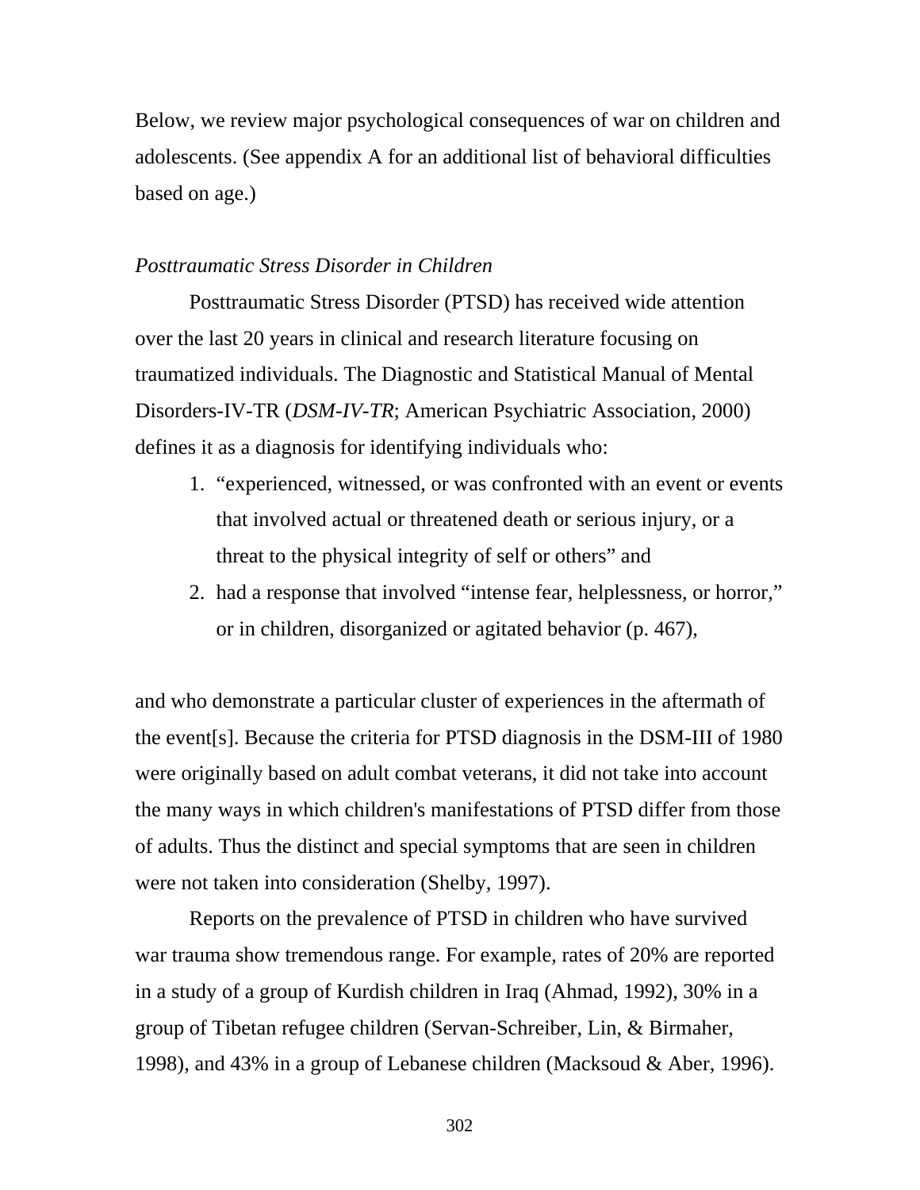Below, we review major psychological consequences of war on children and adolescents. (See appendix A for an additional list of behavioral difficulties based on age.)

*Posttraumatic Stress Disorder in Children*

Posttraumatic Stress Disorder (PTSD) has received wide attention over the last 20 years in clinical and research literature focusing on traumatized individuals. The Diagnostic and Statistical Manual of Mental Disorders-IV-TR (*DSM-IV-TR*; American Psychiatric Association, 2000) defines it as a diagnosis for identifying individuals who:

1. "experienced, witnessed, or was confronted with an event or events that involved actual or threatened death or serious injury, or a threat to the physical integrity of self or others" and
2. had a response that involved "intense fear, helplessness, or horror," or in children, disorganized or agitated behavior (p. 467),

and who demonstrate a particular cluster of experiences in the aftermath of the event[s]. Because the criteria for PTSD diagnosis in the DSM-III of 1980 were originally based on adult combat veterans, it did not take into account the many ways in which children's manifestations of PTSD differ from those of adults. Thus the distinct and special symptoms that are seen in children were not taken into consideration (Shelby, 1997).

Reports on the prevalence of PTSD in children who have survived war trauma show tremendous range. For example, rates of 20% are reported in a study of a group of Kurdish children in Iraq (Ahmad, 1992), 30% in a group of Tibetan refugee children (Servan-Schreiber, Lin, & Birmaher, 1998), and 43% in a group of Lebanese children (Macksoud & Aber, 1996).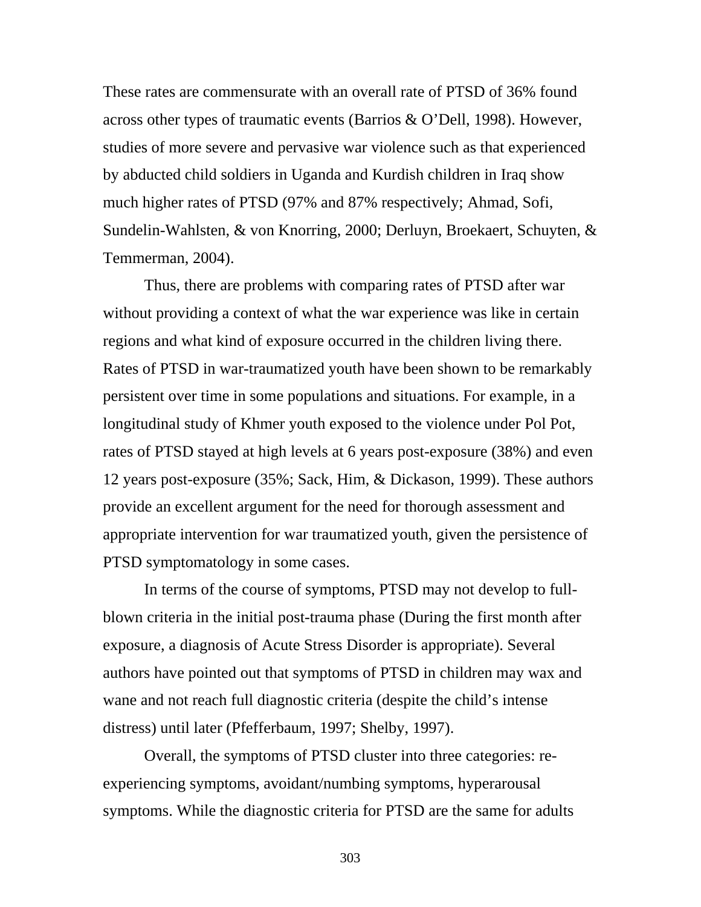These rates are commensurate with an overall rate of PTSD of 36% found across other types of traumatic events (Barrios & O'Dell, 1998). However, studies of more severe and pervasive war violence such as that experienced by abducted child soldiers in Uganda and Kurdish children in Iraq show much higher rates of PTSD (97% and 87% respectively; Ahmad, Sofi, Sundelin-Wahlsten, & von Knorring, 2000; Derluyn, Broekaert, Schuyten, & Temmerman, 2004).

Thus, there are problems with comparing rates of PTSD after war without providing a context of what the war experience was like in certain regions and what kind of exposure occurred in the children living there. Rates of PTSD in war-traumatized youth have been shown to be remarkably persistent over time in some populations and situations. For example, in a longitudinal study of Khmer youth exposed to the violence under Pol Pot, rates of PTSD stayed at high levels at 6 years post-exposure (38%) and even 12 years post-exposure (35%; Sack, Him, & Dickason, 1999). These authors provide an excellent argument for the need for thorough assessment and appropriate intervention for war traumatized youth, given the persistence of PTSD symptomatology in some cases.

In terms of the course of symptoms, PTSD may not develop to full-blown criteria in the initial post-trauma phase (During the first month after exposure, a diagnosis of Acute Stress Disorder is appropriate). Several authors have pointed out that symptoms of PTSD in children may wax and wane and not reach full diagnostic criteria (despite the child's intense distress) until later (Pfefferbaum, 1997; Shelby, 1997).

Overall, the symptoms of PTSD cluster into three categories: re-experiencing symptoms, avoidant/numbing symptoms, hyperarousal symptoms. While the diagnostic criteria for PTSD are the same for adults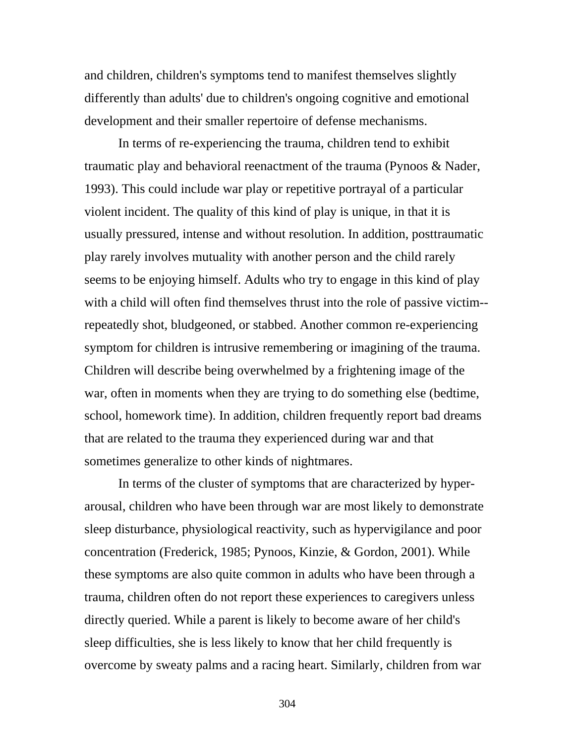and children, children's symptoms tend to manifest themselves slightly differently than adults' due to children's ongoing cognitive and emotional development and their smaller repertoire of defense mechanisms.

In terms of re-experiencing the trauma, children tend to exhibit traumatic play and behavioral reenactment of the trauma (Pynoos & Nader, 1993). This could include war play or repetitive portrayal of a particular violent incident. The quality of this kind of play is unique, in that it is usually pressured, intense and without resolution. In addition, posttraumatic play rarely involves mutuality with another person and the child rarely seems to be enjoying himself. Adults who try to engage in this kind of play with a child will often find themselves thrust into the role of passive victim--repeatedly shot, bludgeoned, or stabbed. Another common re-experiencing symptom for children is intrusive remembering or imagining of the trauma. Children will describe being overwhelmed by a frightening image of the war, often in moments when they are trying to do something else (bedtime, school, homework time). In addition, children frequently report bad dreams that are related to the trauma they experienced during war and that sometimes generalize to other kinds of nightmares.

In terms of the cluster of symptoms that are characterized by hyper-arousal, children who have been through war are most likely to demonstrate sleep disturbance, physiological reactivity, such as hypervigilance and poor concentration (Frederick, 1985; Pynoos, Kinzie, & Gordon, 2001). While these symptoms are also quite common in adults who have been through a trauma, children often do not report these experiences to caregivers unless directly queried. While a parent is likely to become aware of her child's sleep difficulties, she is less likely to know that her child frequently is overcome by sweaty palms and a racing heart. Similarly, children from war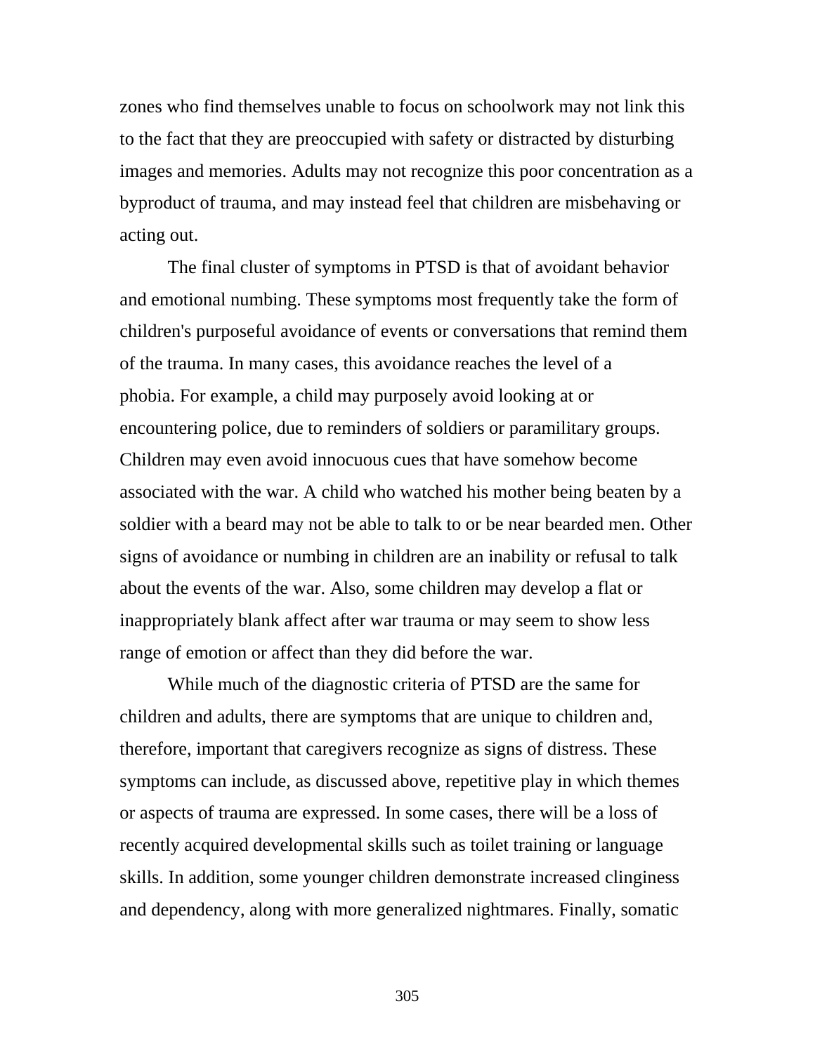zones who find themselves unable to focus on schoolwork may not link this to the fact that they are preoccupied with safety or distracted by disturbing images and memories. Adults may not recognize this poor concentration as a byproduct of trauma, and may instead feel that children are misbehaving or acting out.

The final cluster of symptoms in PTSD is that of avoidant behavior and emotional numbing. These symptoms most frequently take the form of children's purposeful avoidance of events or conversations that remind them of the trauma. In many cases, this avoidance reaches the level of a phobia. For example, a child may purposely avoid looking at or encountering police, due to reminders of soldiers or paramilitary groups. Children may even avoid innocuous cues that have somehow become associated with the war. A child who watched his mother being beaten by a soldier with a beard may not be able to talk to or be near bearded men. Other signs of avoidance or numbing in children are an inability or refusal to talk about the events of the war. Also, some children may develop a flat or inappropriately blank affect after war trauma or may seem to show less range of emotion or affect than they did before the war.

While much of the diagnostic criteria of PTSD are the same for children and adults, there are symptoms that are unique to children and, therefore, important that caregivers recognize as signs of distress. These symptoms can include, as discussed above, repetitive play in which themes or aspects of trauma are expressed. In some cases, there will be a loss of recently acquired developmental skills such as toilet training or language skills. In addition, some younger children demonstrate increased clinginess and dependency, along with more generalized nightmares. Finally, somatic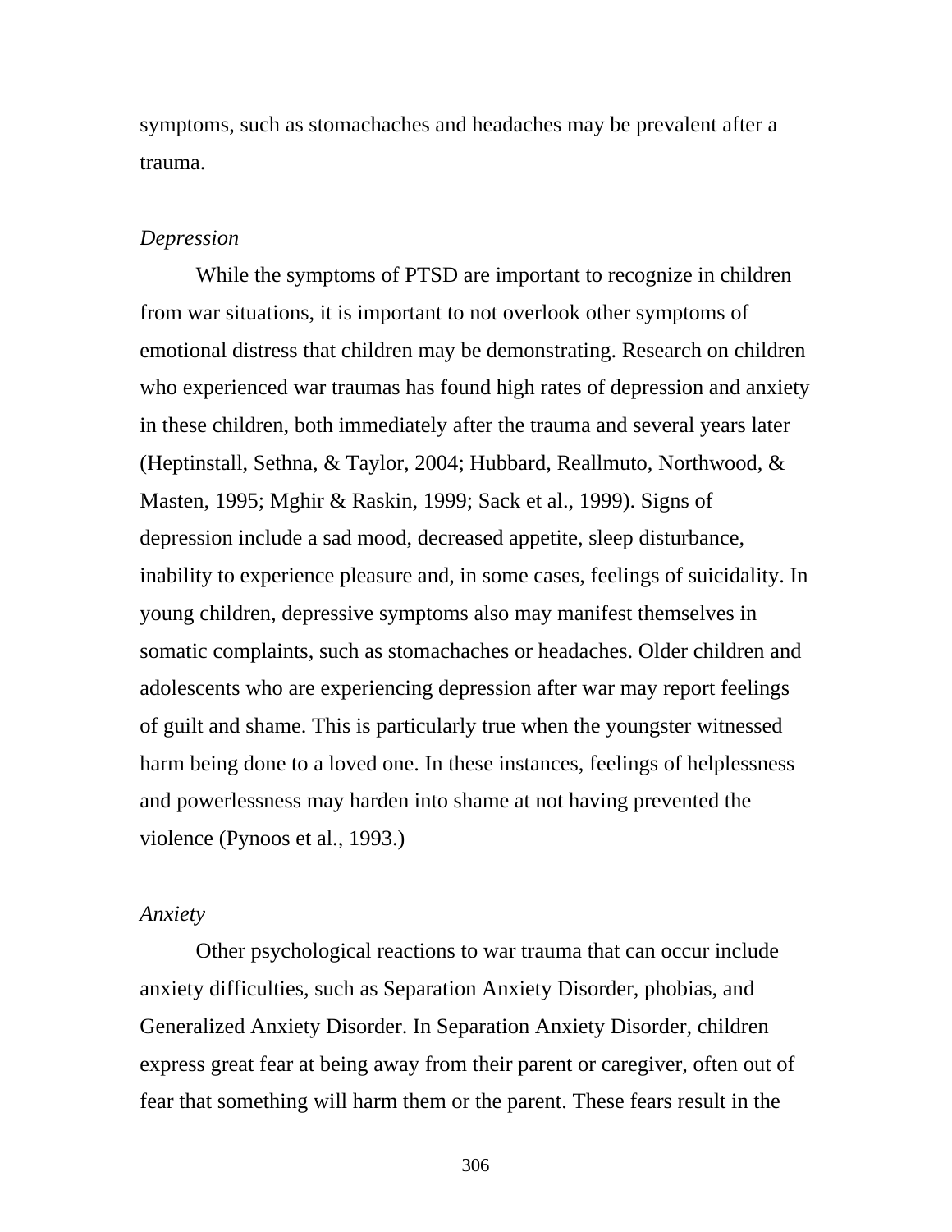symptoms, such as stomachaches and headaches may be prevalent after a trauma.

*Depression*

While the symptoms of PTSD are important to recognize in children from war situations, it is important to not overlook other symptoms of emotional distress that children may be demonstrating. Research on children who experienced war traumas has found high rates of depression and anxiety in these children, both immediately after the trauma and several years later (Heptinstall, Sethna, & Taylor, 2004; Hubbard, Reallmuto, Northwood, & Masten, 1995; Mghir & Raskin, 1999; Sack et al., 1999). Signs of depression include a sad mood, decreased appetite, sleep disturbance, inability to experience pleasure and, in some cases, feelings of suicidality. In young children, depressive symptoms also may manifest themselves in somatic complaints, such as stomachaches or headaches. Older children and adolescents who are experiencing depression after war may report feelings of guilt and shame. This is particularly true when the youngster witnessed harm being done to a loved one. In these instances, feelings of helplessness and powerlessness may harden into shame at not having prevented the violence (Pynoos et al., 1993.)

*Anxiety*

Other psychological reactions to war trauma that can occur include anxiety difficulties, such as Separation Anxiety Disorder, phobias, and Generalized Anxiety Disorder. In Separation Anxiety Disorder, children express great fear at being away from their parent or caregiver, often out of fear that something will harm them or the parent. These fears result in the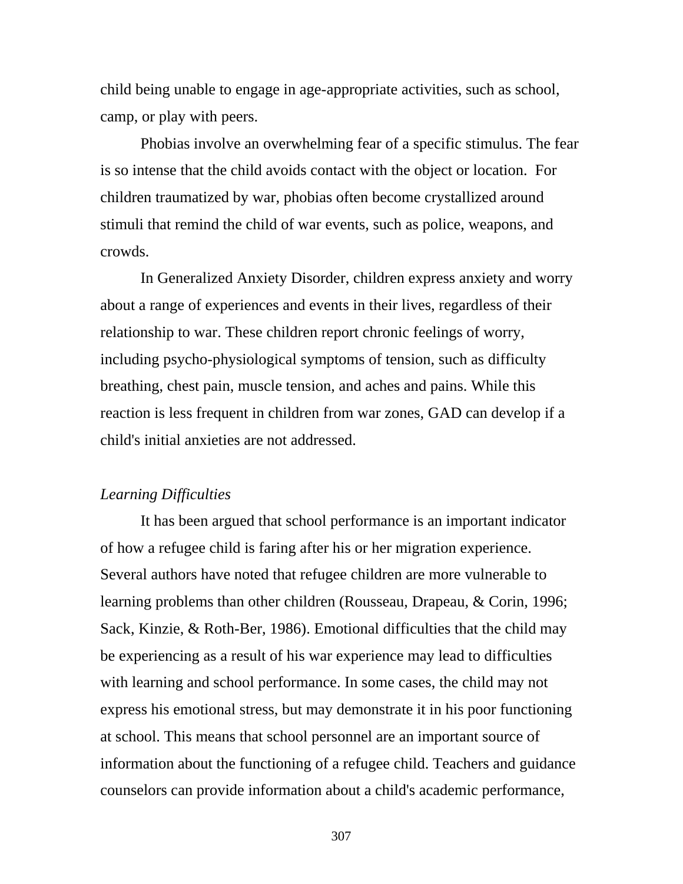child being unable to engage in age-appropriate activities, such as school, camp, or play with peers.

Phobias involve an overwhelming fear of a specific stimulus. The fear is so intense that the child avoids contact with the object or location. For children traumatized by war, phobias often become crystallized around stimuli that remind the child of war events, such as police, weapons, and crowds.

In Generalized Anxiety Disorder, children express anxiety and worry about a range of experiences and events in their lives, regardless of their relationship to war. These children report chronic feelings of worry, including psycho-physiological symptoms of tension, such as difficulty breathing, chest pain, muscle tension, and aches and pains. While this reaction is less frequent in children from war zones, GAD can develop if a child's initial anxieties are not addressed.

*Learning Difficulties*

It has been argued that school performance is an important indicator of how a refugee child is faring after his or her migration experience. Several authors have noted that refugee children are more vulnerable to learning problems than other children (Rousseau, Drapeau, & Corin, 1996; Sack, Kinzie, & Roth-Ber, 1986). Emotional difficulties that the child may be experiencing as a result of his war experience may lead to difficulties with learning and school performance. In some cases, the child may not express his emotional stress, but may demonstrate it in his poor functioning at school. This means that school personnel are an important source of information about the functioning of a refugee child. Teachers and guidance counselors can provide information about a child's academic performance,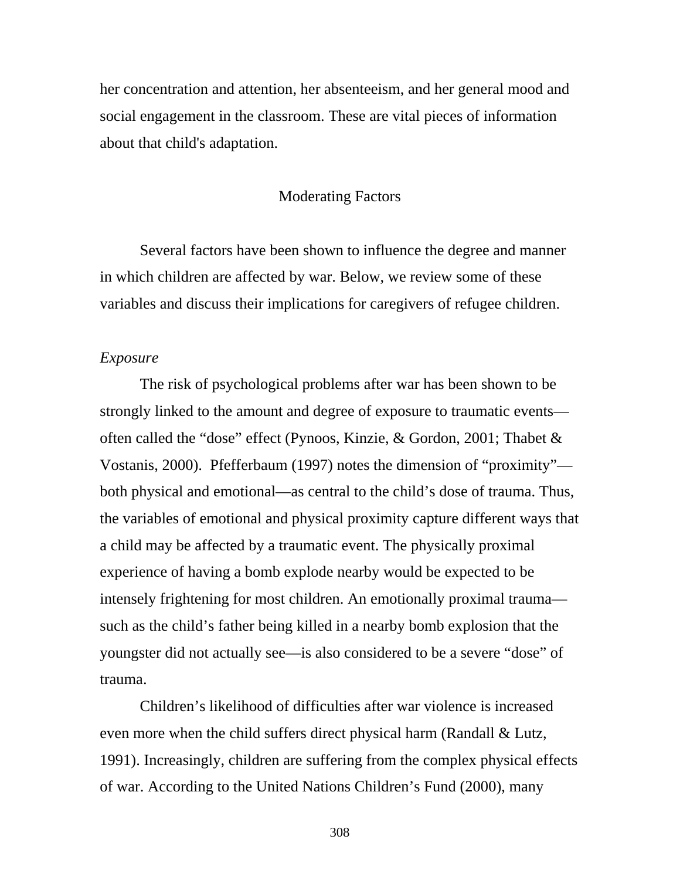her concentration and attention, her absenteeism, and her general mood and social engagement in the classroom. These are vital pieces of information about that child's adaptation.

## Moderating Factors

Several factors have been shown to influence the degree and manner in which children are affected by war. Below, we review some of these variables and discuss their implications for caregivers of refugee children.

### *Exposure*

The risk of psychological problems after war has been shown to be strongly linked to the amount and degree of exposure to traumatic events—often called the "dose" effect (Pynoos, Kinzie, & Gordon, 2001; Thabet & Vostanis, 2000). Pfefferbaum (1997) notes the dimension of "proximity"—both physical and emotional—as central to the child's dose of trauma. Thus, the variables of emotional and physical proximity capture different ways that a child may be affected by a traumatic event. The physically proximal experience of having a bomb explode nearby would be expected to be intensely frightening for most children. An emotionally proximal trauma—such as the child's father being killed in a nearby bomb explosion that the youngster did not actually see—is also considered to be a severe "dose" of trauma.

Children's likelihood of difficulties after war violence is increased even more when the child suffers direct physical harm (Randall & Lutz, 1991). Increasingly, children are suffering from the complex physical effects of war. According to the United Nations Children's Fund (2000), many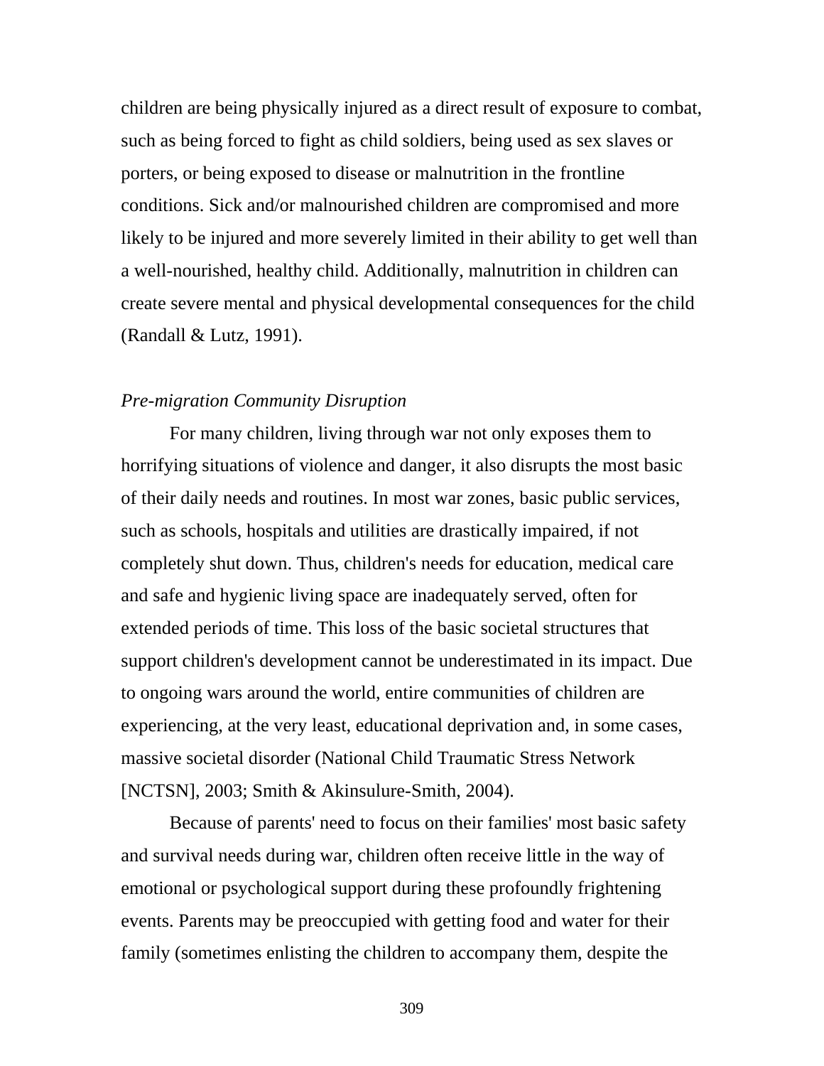children are being physically injured as a direct result of exposure to combat, such as being forced to fight as child soldiers, being used as sex slaves or porters, or being exposed to disease or malnutrition in the frontline conditions. Sick and/or malnourished children are compromised and more likely to be injured and more severely limited in their ability to get well than a well-nourished, healthy child. Additionally, malnutrition in children can create severe mental and physical developmental consequences for the child (Randall & Lutz, 1991).

*Pre-migration Community Disruption*

For many children, living through war not only exposes them to horrifying situations of violence and danger, it also disrupts the most basic of their daily needs and routines. In most war zones, basic public services, such as schools, hospitals and utilities are drastically impaired, if not completely shut down. Thus, children's needs for education, medical care and safe and hygienic living space are inadequately served, often for extended periods of time. This loss of the basic societal structures that support children's development cannot be underestimated in its impact. Due to ongoing wars around the world, entire communities of children are experiencing, at the very least, educational deprivation and, in some cases, massive societal disorder (National Child Traumatic Stress Network [NCTSN], 2003; Smith & Akinsulure-Smith, 2004).

Because of parents' need to focus on their families' most basic safety and survival needs during war, children often receive little in the way of emotional or psychological support during these profoundly frightening events. Parents may be preoccupied with getting food and water for their family (sometimes enlisting the children to accompany them, despite the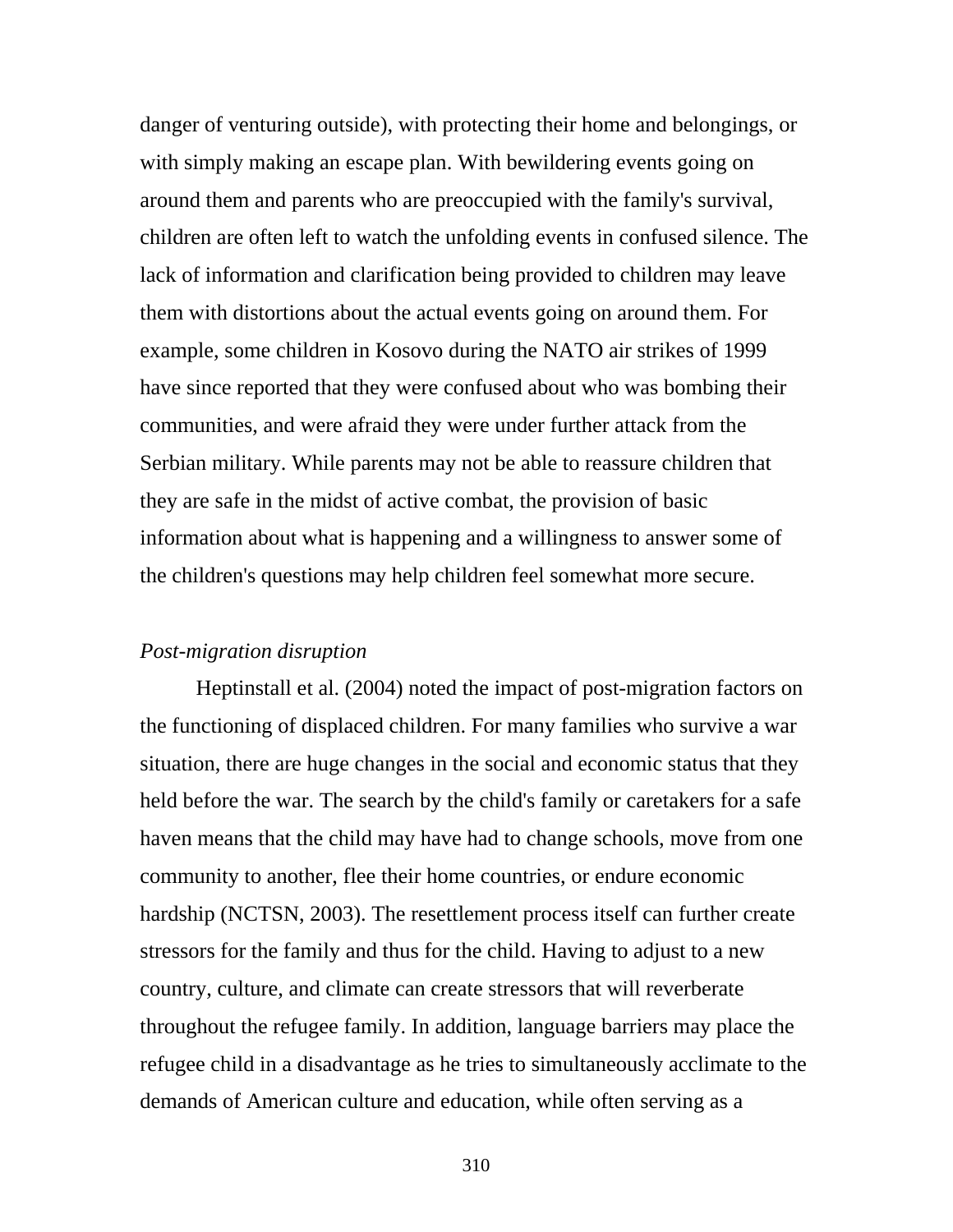danger of venturing outside), with protecting their home and belongings, or with simply making an escape plan. With bewildering events going on around them and parents who are preoccupied with the family's survival, children are often left to watch the unfolding events in confused silence. The lack of information and clarification being provided to children may leave them with distortions about the actual events going on around them. For example, some children in Kosovo during the NATO air strikes of 1999 have since reported that they were confused about who was bombing their communities, and were afraid they were under further attack from the Serbian military. While parents may not be able to reassure children that they are safe in the midst of active combat, the provision of basic information about what is happening and a willingness to answer some of the children's questions may help children feel somewhat more secure.

*Post-migration disruption*

Heptinstall et al. (2004) noted the impact of post-migration factors on the functioning of displaced children. For many families who survive a war situation, there are huge changes in the social and economic status that they held before the war. The search by the child's family or caretakers for a safe haven means that the child may have had to change schools, move from one community to another, flee their home countries, or endure economic hardship (NCTSN, 2003). The resettlement process itself can further create stressors for the family and thus for the child. Having to adjust to a new country, culture, and climate can create stressors that will reverberate throughout the refugee family. In addition, language barriers may place the refugee child in a disadvantage as he tries to simultaneously acclimate to the demands of American culture and education, while often serving as a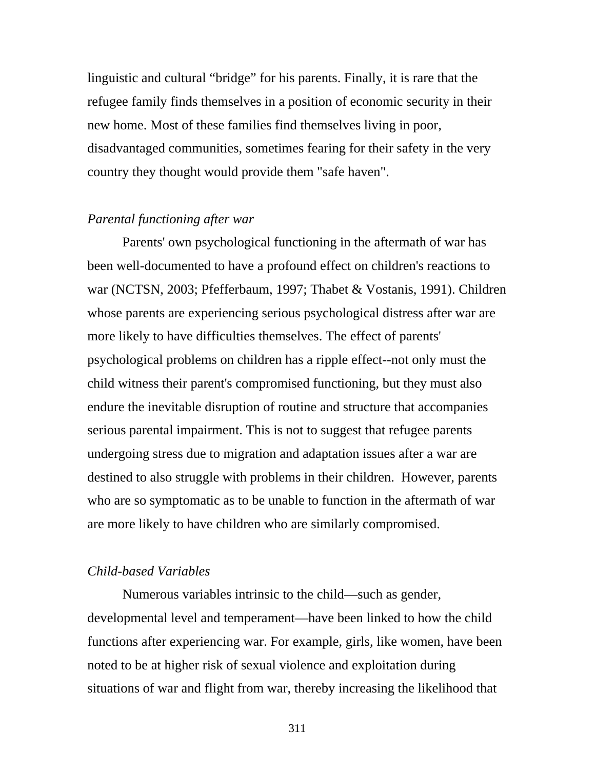linguistic and cultural “bridge” for his parents. Finally, it is rare that the refugee family finds themselves in a position of economic security in their new home. Most of these families find themselves living in poor, disadvantaged communities, sometimes fearing for their safety in the very country they thought would provide them "safe haven".

*Parental functioning after war*

Parents' own psychological functioning in the aftermath of war has been well-documented to have a profound effect on children's reactions to war (NCTSN, 2003; Pfefferbaum, 1997; Thabet & Vostanis, 1991). Children whose parents are experiencing serious psychological distress after war are more likely to have difficulties themselves. The effect of parents' psychological problems on children has a ripple effect--not only must the child witness their parent's compromised functioning, but they must also endure the inevitable disruption of routine and structure that accompanies serious parental impairment. This is not to suggest that refugee parents undergoing stress due to migration and adaptation issues after a war are destined to also struggle with problems in their children. However, parents who are so symptomatic as to be unable to function in the aftermath of war are more likely to have children who are similarly compromised.

*Child-based Variables*

Numerous variables intrinsic to the child—such as gender, developmental level and temperament—have been linked to how the child functions after experiencing war. For example, girls, like women, have been noted to be at higher risk of sexual violence and exploitation during situations of war and flight from war, thereby increasing the likelihood that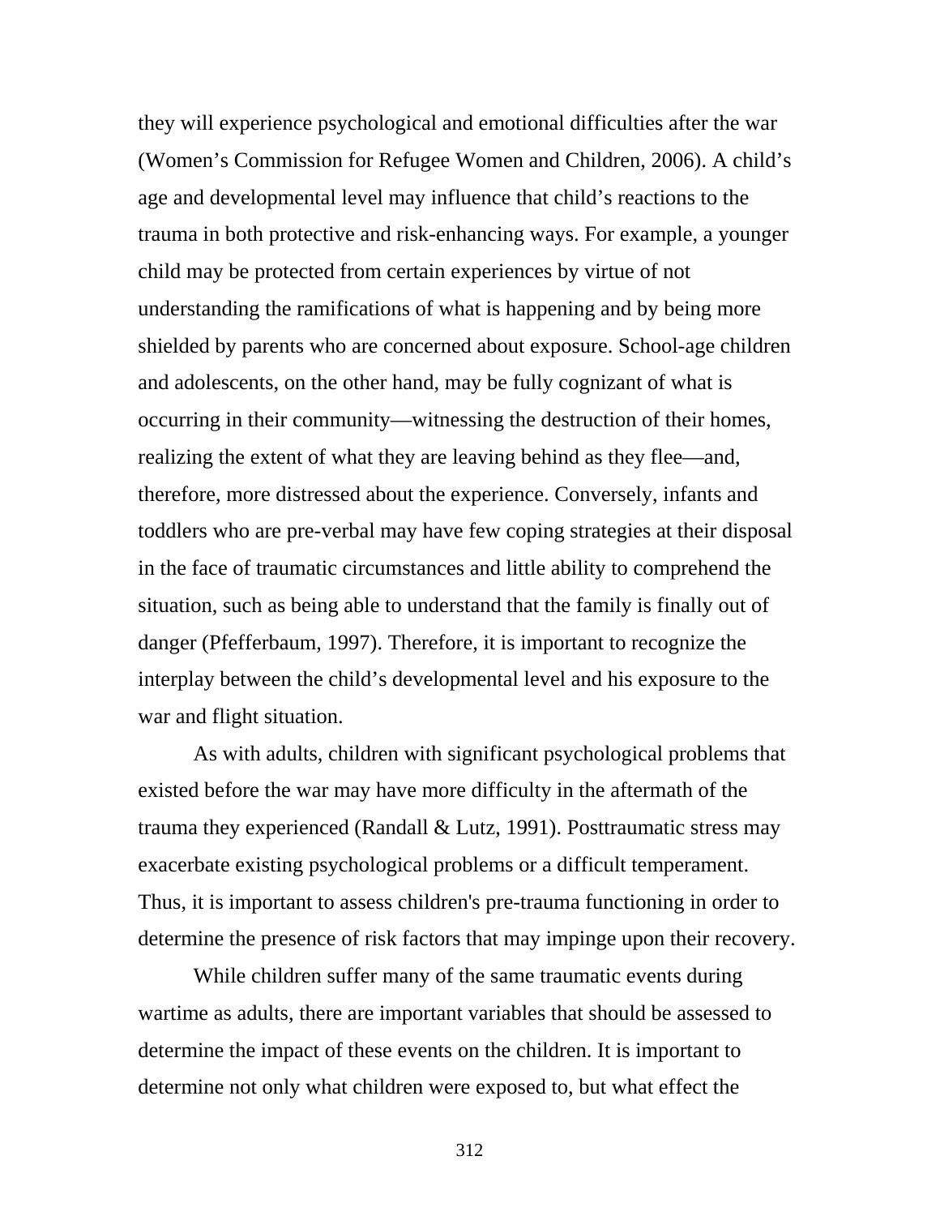they will experience psychological and emotional difficulties after the war (Women's Commission for Refugee Women and Children, 2006). A child's age and developmental level may influence that child's reactions to the trauma in both protective and risk-enhancing ways. For example, a younger child may be protected from certain experiences by virtue of not understanding the ramifications of what is happening and by being more shielded by parents who are concerned about exposure. School-age children and adolescents, on the other hand, may be fully cognizant of what is occurring in their community—witnessing the destruction of their homes, realizing the extent of what they are leaving behind as they flee—and, therefore, more distressed about the experience. Conversely, infants and toddlers who are pre-verbal may have few coping strategies at their disposal in the face of traumatic circumstances and little ability to comprehend the situation, such as being able to understand that the family is finally out of danger (Pfefferbaum, 1997). Therefore, it is important to recognize the interplay between the child's developmental level and his exposure to the war and flight situation.

As with adults, children with significant psychological problems that existed before the war may have more difficulty in the aftermath of the trauma they experienced (Randall & Lutz, 1991). Posttraumatic stress may exacerbate existing psychological problems or a difficult temperament. Thus, it is important to assess children's pre-trauma functioning in order to determine the presence of risk factors that may impinge upon their recovery.

While children suffer many of the same traumatic events during wartime as adults, there are important variables that should be assessed to determine the impact of these events on the children. It is important to determine not only what children were exposed to, but what effect the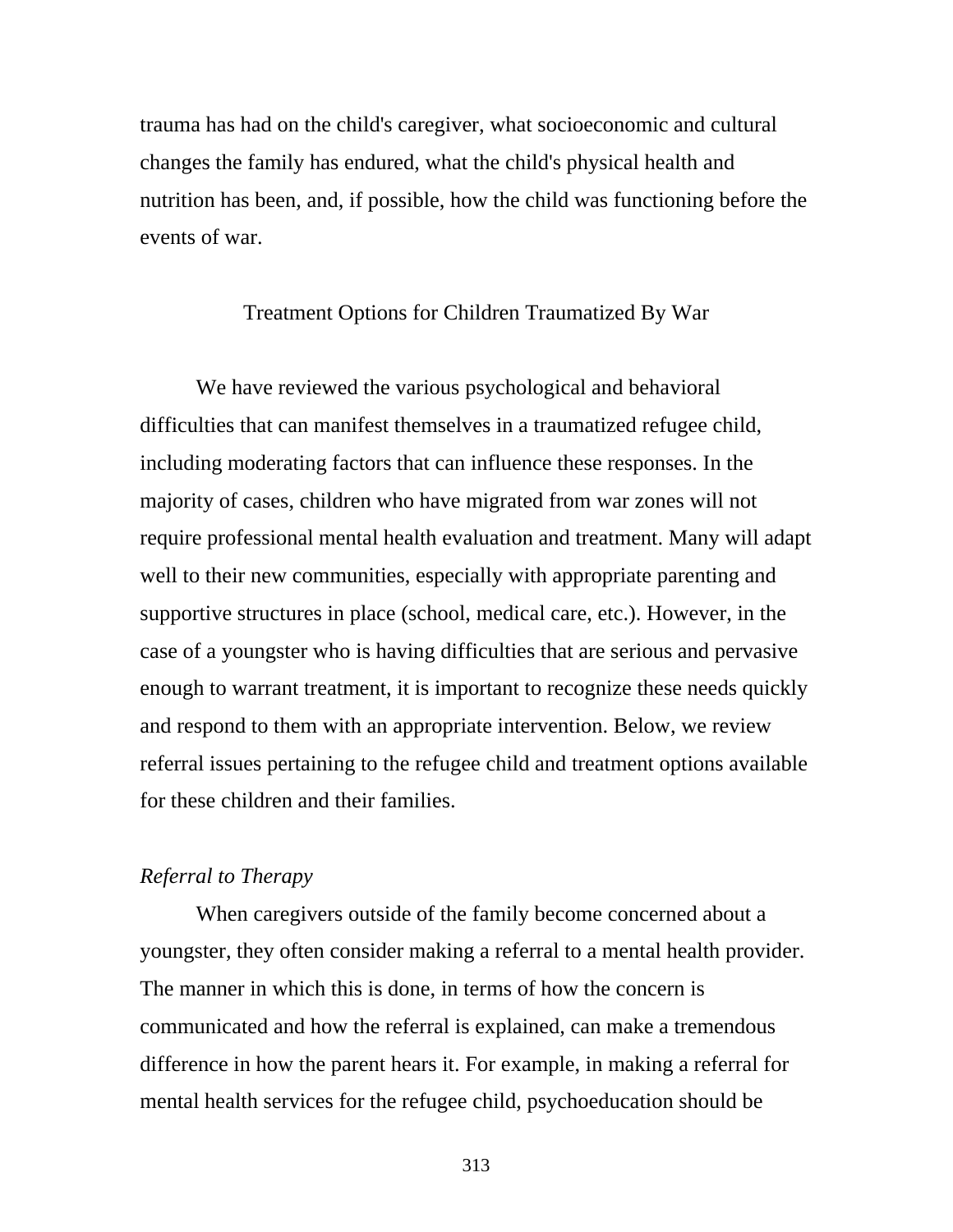trauma has had on the child's caregiver, what socioeconomic and cultural changes the family has endured, what the child's physical health and nutrition has been, and, if possible, how the child was functioning before the events of war.

## Treatment Options for Children Traumatized By War

We have reviewed the various psychological and behavioral difficulties that can manifest themselves in a traumatized refugee child, including moderating factors that can influence these responses. In the majority of cases, children who have migrated from war zones will not require professional mental health evaluation and treatment. Many will adapt well to their new communities, especially with appropriate parenting and supportive structures in place (school, medical care, etc.). However, in the case of a youngster who is having difficulties that are serious and pervasive enough to warrant treatment, it is important to recognize these needs quickly and respond to them with an appropriate intervention. Below, we review referral issues pertaining to the refugee child and treatment options available for these children and their families.

### *Referral to Therapy*

When caregivers outside of the family become concerned about a youngster, they often consider making a referral to a mental health provider. The manner in which this is done, in terms of how the concern is communicated and how the referral is explained, can make a tremendous difference in how the parent hears it. For example, in making a referral for mental health services for the refugee child, psychoeducation should be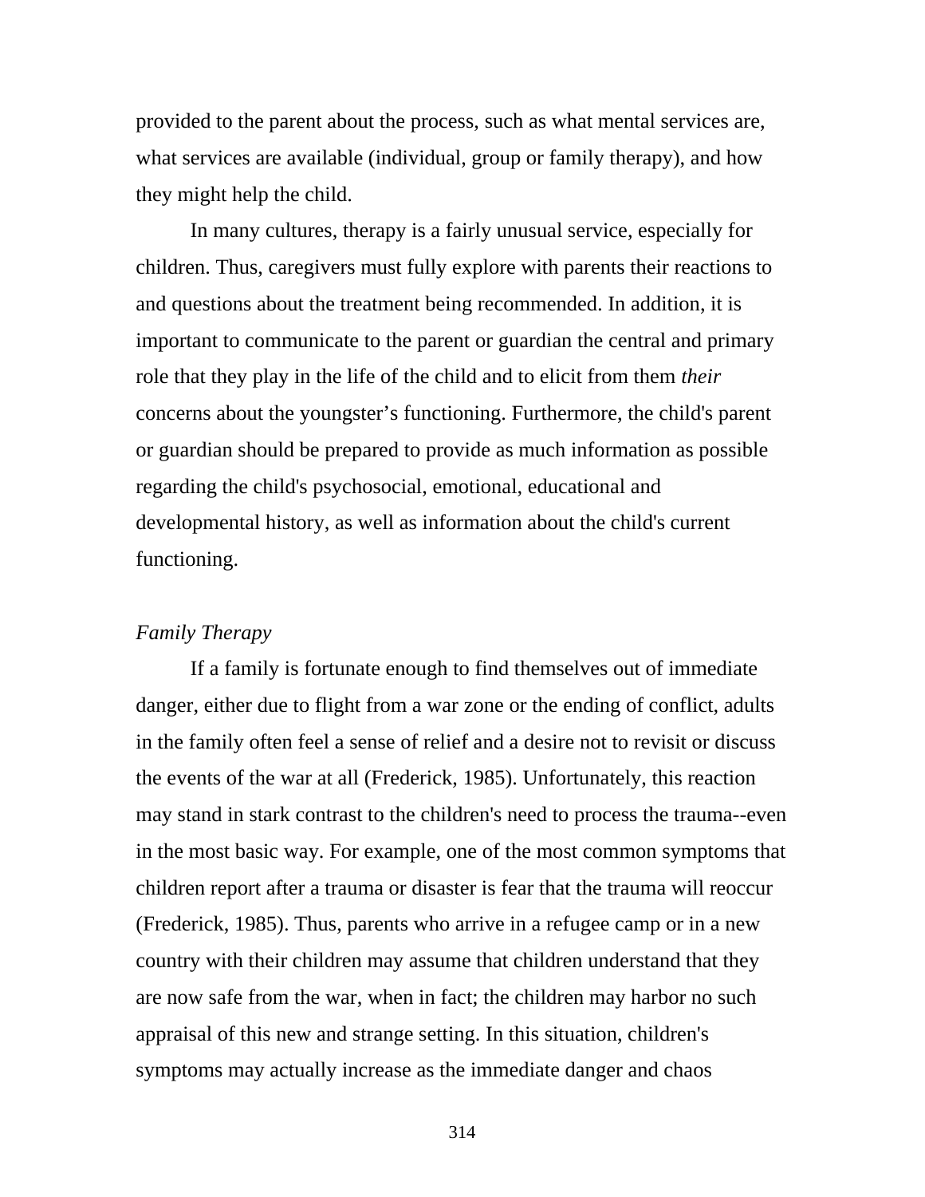provided to the parent about the process, such as what mental services are, what services are available (individual, group or family therapy), and how they might help the child.

In many cultures, therapy is a fairly unusual service, especially for children. Thus, caregivers must fully explore with parents their reactions to and questions about the treatment being recommended. In addition, it is important to communicate to the parent or guardian the central and primary role that they play in the life of the child and to elicit from them *their* concerns about the youngster’s functioning. Furthermore, the child's parent or guardian should be prepared to provide as much information as possible regarding the child's psychosocial, emotional, educational and developmental history, as well as information about the child's current functioning.

### *Family Therapy*

If a family is fortunate enough to find themselves out of immediate danger, either due to flight from a war zone or the ending of conflict, adults in the family often feel a sense of relief and a desire not to revisit or discuss the events of the war at all (Frederick, 1985). Unfortunately, this reaction may stand in stark contrast to the children's need to process the trauma--even in the most basic way. For example, one of the most common symptoms that children report after a trauma or disaster is fear that the trauma will reoccur (Frederick, 1985). Thus, parents who arrive in a refugee camp or in a new country with their children may assume that children understand that they are now safe from the war, when in fact; the children may harbor no such appraisal of this new and strange setting. In this situation, children's symptoms may actually increase as the immediate danger and chaos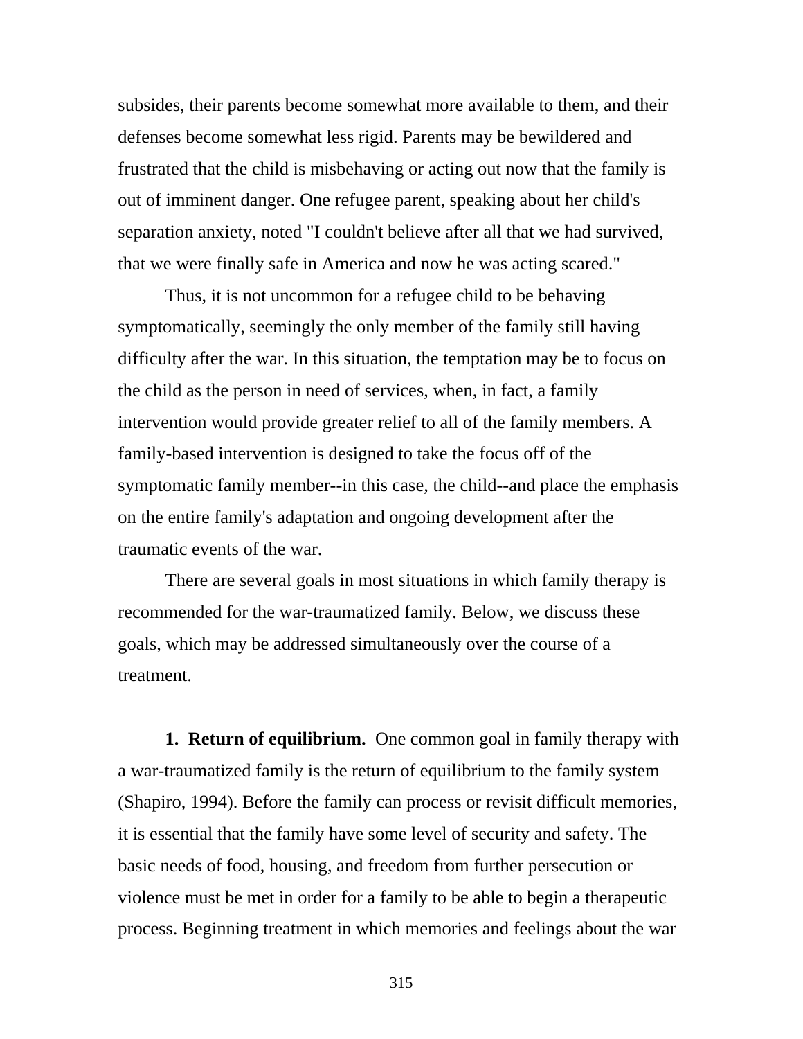subsides, their parents become somewhat more available to them, and their defenses become somewhat less rigid. Parents may be bewildered and frustrated that the child is misbehaving or acting out now that the family is out of imminent danger. One refugee parent, speaking about her child's separation anxiety, noted "I couldn't believe after all that we had survived, that we were finally safe in America and now he was acting scared."

Thus, it is not uncommon for a refugee child to be behaving symptomatically, seemingly the only member of the family still having difficulty after the war. In this situation, the temptation may be to focus on the child as the person in need of services, when, in fact, a family intervention would provide greater relief to all of the family members. A family-based intervention is designed to take the focus off of the symptomatic family member--in this case, the child--and place the emphasis on the entire family's adaptation and ongoing development after the traumatic events of the war.

There are several goals in most situations in which family therapy is recommended for the war-traumatized family. Below, we discuss these goals, which may be addressed simultaneously over the course of a treatment.

**1. Return of equilibrium.** One common goal in family therapy with a war-traumatized family is the return of equilibrium to the family system (Shapiro, 1994). Before the family can process or revisit difficult memories, it is essential that the family have some level of security and safety. The basic needs of food, housing, and freedom from further persecution or violence must be met in order for a family to be able to begin a therapeutic process. Beginning treatment in which memories and feelings about the war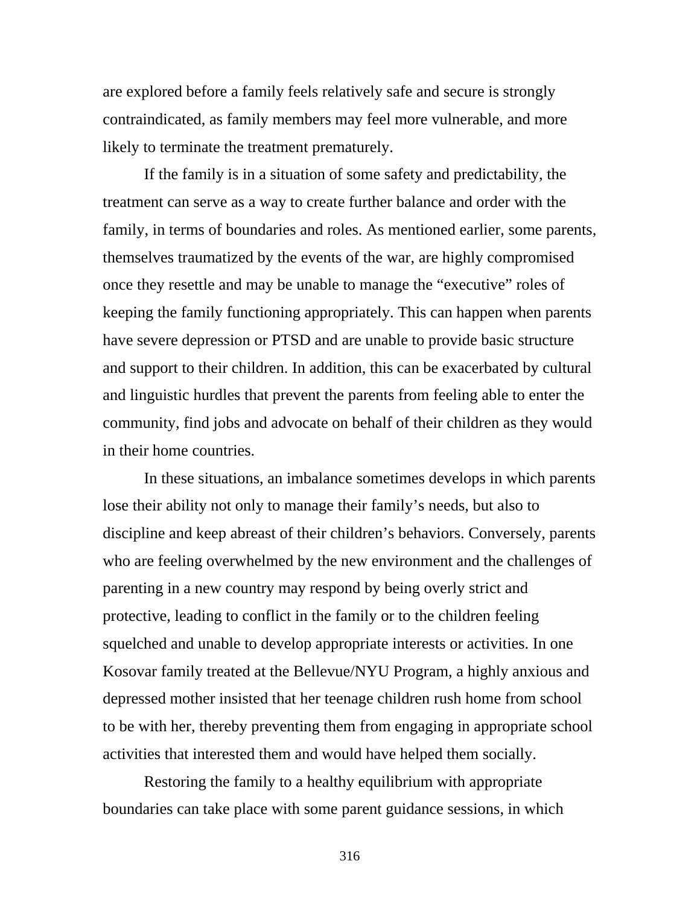are explored before a family feels relatively safe and secure is strongly contraindicated, as family members may feel more vulnerable, and more likely to terminate the treatment prematurely.

If the family is in a situation of some safety and predictability, the treatment can serve as a way to create further balance and order with the family, in terms of boundaries and roles. As mentioned earlier, some parents, themselves traumatized by the events of the war, are highly compromised once they resettle and may be unable to manage the "executive" roles of keeping the family functioning appropriately. This can happen when parents have severe depression or PTSD and are unable to provide basic structure and support to their children. In addition, this can be exacerbated by cultural and linguistic hurdles that prevent the parents from feeling able to enter the community, find jobs and advocate on behalf of their children as they would in their home countries.

In these situations, an imbalance sometimes develops in which parents lose their ability not only to manage their family's needs, but also to discipline and keep abreast of their children's behaviors. Conversely, parents who are feeling overwhelmed by the new environment and the challenges of parenting in a new country may respond by being overly strict and protective, leading to conflict in the family or to the children feeling squelched and unable to develop appropriate interests or activities. In one Kosovar family treated at the Bellevue/NYU Program, a highly anxious and depressed mother insisted that her teenage children rush home from school to be with her, thereby preventing them from engaging in appropriate school activities that interested them and would have helped them socially.

Restoring the family to a healthy equilibrium with appropriate boundaries can take place with some parent guidance sessions, in which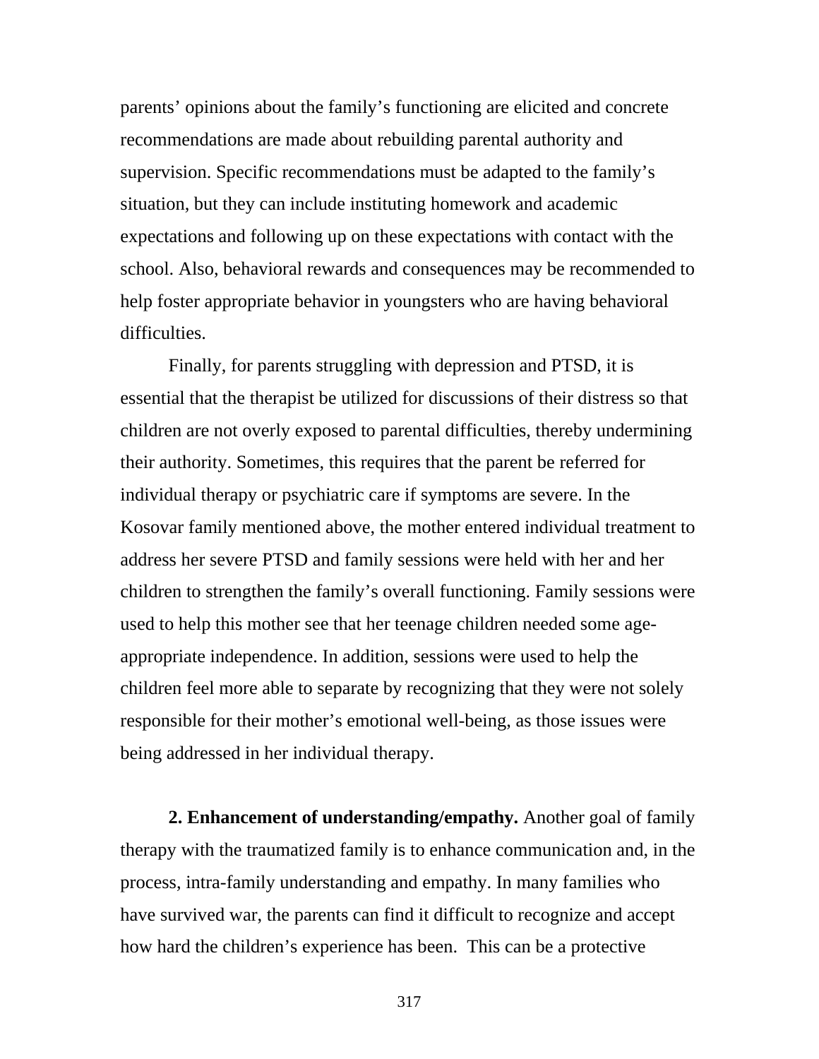parents' opinions about the family's functioning are elicited and concrete recommendations are made about rebuilding parental authority and supervision. Specific recommendations must be adapted to the family's situation, but they can include instituting homework and academic expectations and following up on these expectations with contact with the school. Also, behavioral rewards and consequences may be recommended to help foster appropriate behavior in youngsters who are having behavioral difficulties.

Finally, for parents struggling with depression and PTSD, it is essential that the therapist be utilized for discussions of their distress so that children are not overly exposed to parental difficulties, thereby undermining their authority. Sometimes, this requires that the parent be referred for individual therapy or psychiatric care if symptoms are severe. In the Kosovar family mentioned above, the mother entered individual treatment to address her severe PTSD and family sessions were held with her and her children to strengthen the family's overall functioning. Family sessions were used to help this mother see that her teenage children needed some age-appropriate independence. In addition, sessions were used to help the children feel more able to separate by recognizing that they were not solely responsible for their mother's emotional well-being, as those issues were being addressed in her individual therapy.

**2. Enhancement of understanding/empathy.** Another goal of family therapy with the traumatized family is to enhance communication and, in the process, intra-family understanding and empathy. In many families who have survived war, the parents can find it difficult to recognize and accept how hard the children's experience has been. This can be a protective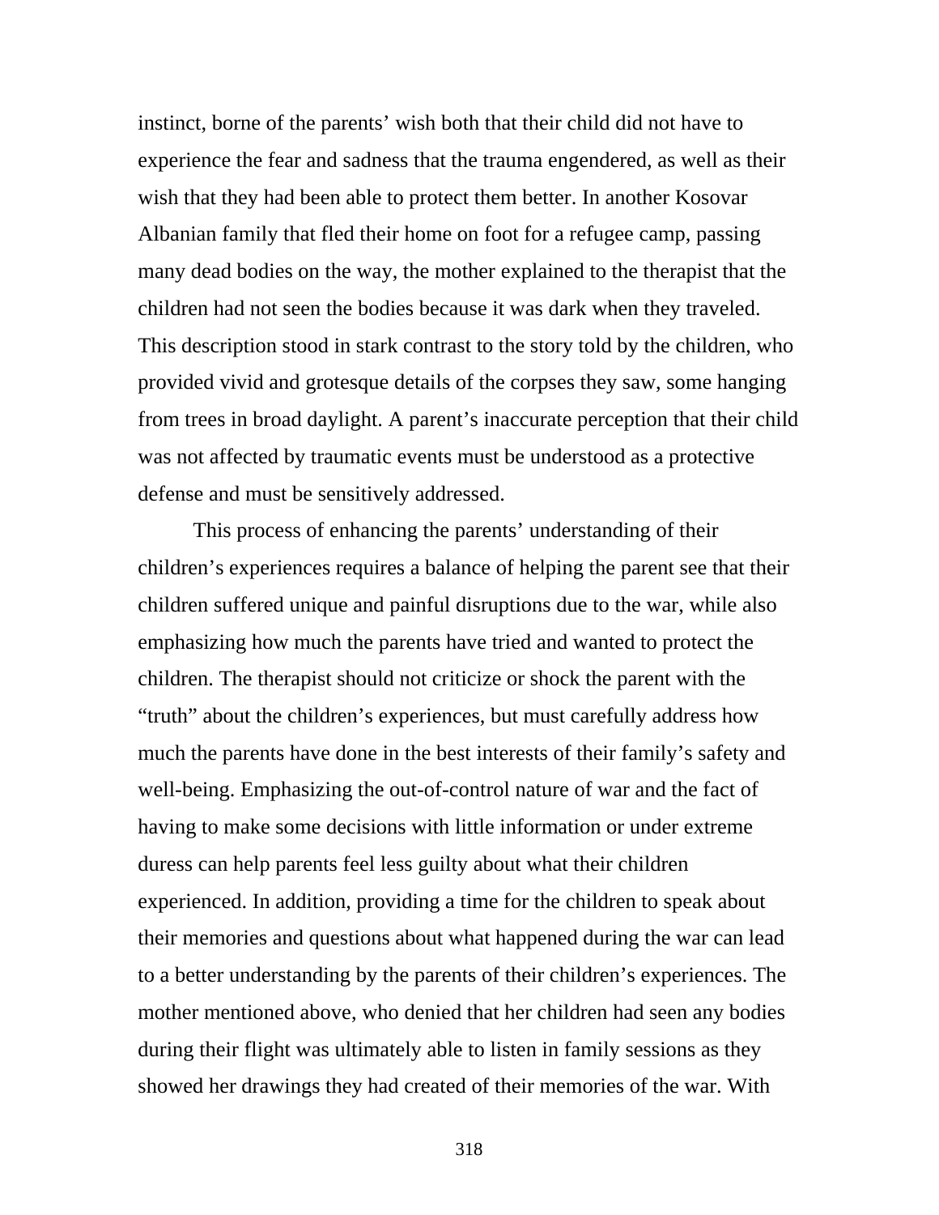instinct, borne of the parents' wish both that their child did not have to experience the fear and sadness that the trauma engendered, as well as their wish that they had been able to protect them better. In another Kosovar Albanian family that fled their home on foot for a refugee camp, passing many dead bodies on the way, the mother explained to the therapist that the children had not seen the bodies because it was dark when they traveled. This description stood in stark contrast to the story told by the children, who provided vivid and grotesque details of the corpses they saw, some hanging from trees in broad daylight. A parent's inaccurate perception that their child was not affected by traumatic events must be understood as a protective defense and must be sensitively addressed.

This process of enhancing the parents' understanding of their children's experiences requires a balance of helping the parent see that their children suffered unique and painful disruptions due to the war, while also emphasizing how much the parents have tried and wanted to protect the children. The therapist should not criticize or shock the parent with the "truth" about the children's experiences, but must carefully address how much the parents have done in the best interests of their family's safety and well-being. Emphasizing the out-of-control nature of war and the fact of having to make some decisions with little information or under extreme duress can help parents feel less guilty about what their children experienced. In addition, providing a time for the children to speak about their memories and questions about what happened during the war can lead to a better understanding by the parents of their children's experiences. The mother mentioned above, who denied that her children had seen any bodies during their flight was ultimately able to listen in family sessions as they showed her drawings they had created of their memories of the war. With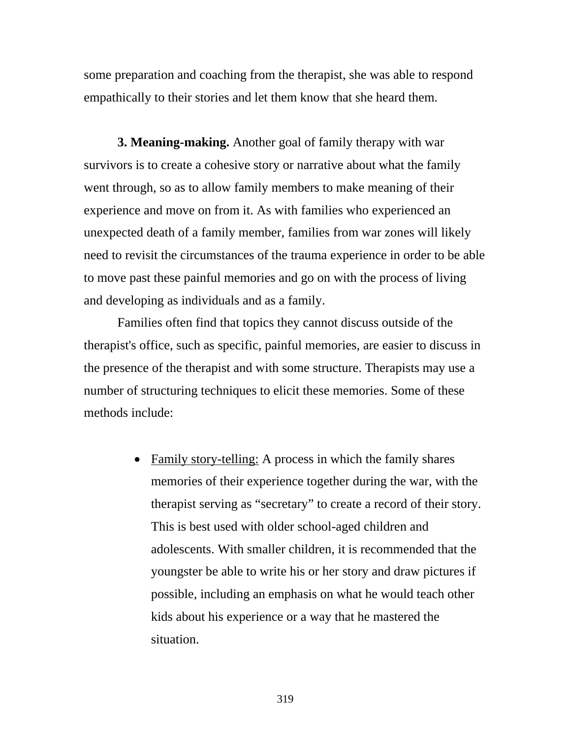some preparation and coaching from the therapist, she was able to respond empathically to their stories and let them know that she heard them.

**3. Meaning-making.** Another goal of family therapy with war survivors is to create a cohesive story or narrative about what the family went through, so as to allow family members to make meaning of their experience and move on from it. As with families who experienced an unexpected death of a family member, families from war zones will likely need to revisit the circumstances of the trauma experience in order to be able to move past these painful memories and go on with the process of living and developing as individuals and as a family.

Families often find that topics they cannot discuss outside of the therapist's office, such as specific, painful memories, are easier to discuss in the presence of the therapist and with some structure. Therapists may use a number of structuring techniques to elicit these memories. Some of these methods include:

- <u>Family story-telling:</u> A process in which the family shares memories of their experience together during the war, with the therapist serving as "secretary" to create a record of their story. This is best used with older school-aged children and adolescents. With smaller children, it is recommended that the youngster be able to write his or her story and draw pictures if possible, including an emphasis on what he would teach other kids about his experience or a way that he mastered the situation.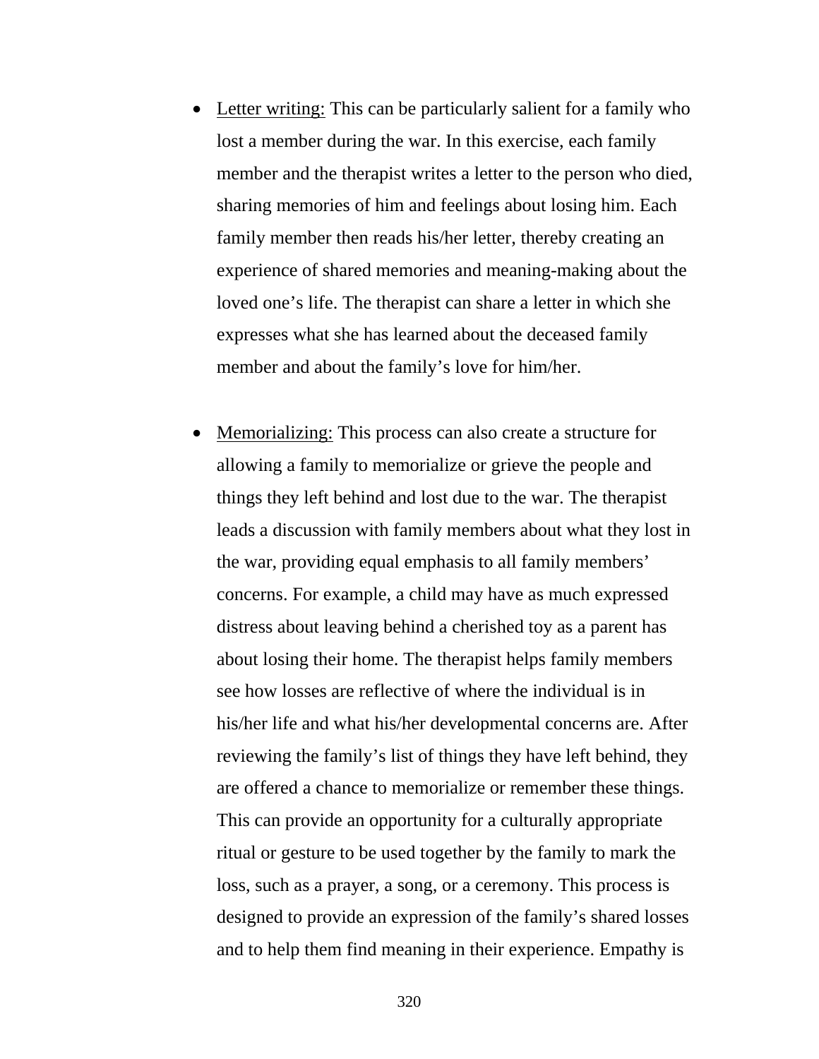- Letter writing: This can be particularly salient for a family who lost a member during the war. In this exercise, each family member and the therapist writes a letter to the person who died, sharing memories of him and feelings about losing him. Each family member then reads his/her letter, thereby creating an experience of shared memories and meaning-making about the loved one's life. The therapist can share a letter in which she expresses what she has learned about the deceased family member and about the family's love for him/her.

- Memorializing: This process can also create a structure for allowing a family to memorialize or grieve the people and things they left behind and lost due to the war. The therapist leads a discussion with family members about what they lost in the war, providing equal emphasis to all family members' concerns. For example, a child may have as much expressed distress about leaving behind a cherished toy as a parent has about losing their home. The therapist helps family members see how losses are reflective of where the individual is in his/her life and what his/her developmental concerns are. After reviewing the family's list of things they have left behind, they are offered a chance to memorialize or remember these things. This can provide an opportunity for a culturally appropriate ritual or gesture to be used together by the family to mark the loss, such as a prayer, a song, or a ceremony. This process is designed to provide an expression of the family's shared losses and to help them find meaning in their experience. Empathy is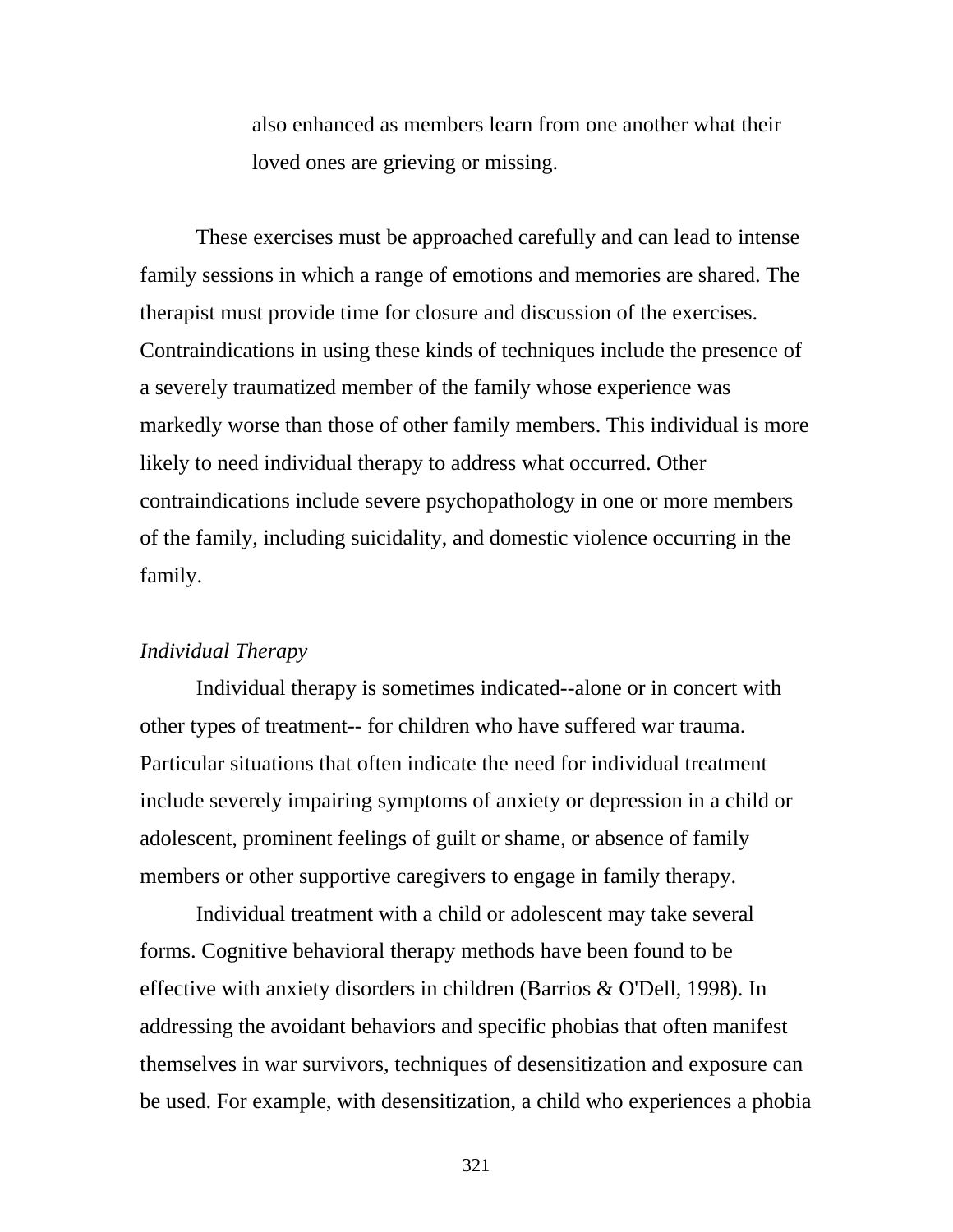also enhanced as members learn from one another what their loved ones are grieving or missing.

These exercises must be approached carefully and can lead to intense family sessions in which a range of emotions and memories are shared. The therapist must provide time for closure and discussion of the exercises. Contraindications in using these kinds of techniques include the presence of a severely traumatized member of the family whose experience was markedly worse than those of other family members. This individual is more likely to need individual therapy to address what occurred. Other contraindications include severe psychopathology in one or more members of the family, including suicidality, and domestic violence occurring in the family.

*Individual Therapy*

Individual therapy is sometimes indicated--alone or in concert with other types of treatment-- for children who have suffered war trauma. Particular situations that often indicate the need for individual treatment include severely impairing symptoms of anxiety or depression in a child or adolescent, prominent feelings of guilt or shame, or absence of family members or other supportive caregivers to engage in family therapy.

Individual treatment with a child or adolescent may take several forms. Cognitive behavioral therapy methods have been found to be effective with anxiety disorders in children (Barrios & O'Dell, 1998). In addressing the avoidant behaviors and specific phobias that often manifest themselves in war survivors, techniques of desensitization and exposure can be used. For example, with desensitization, a child who experiences a phobia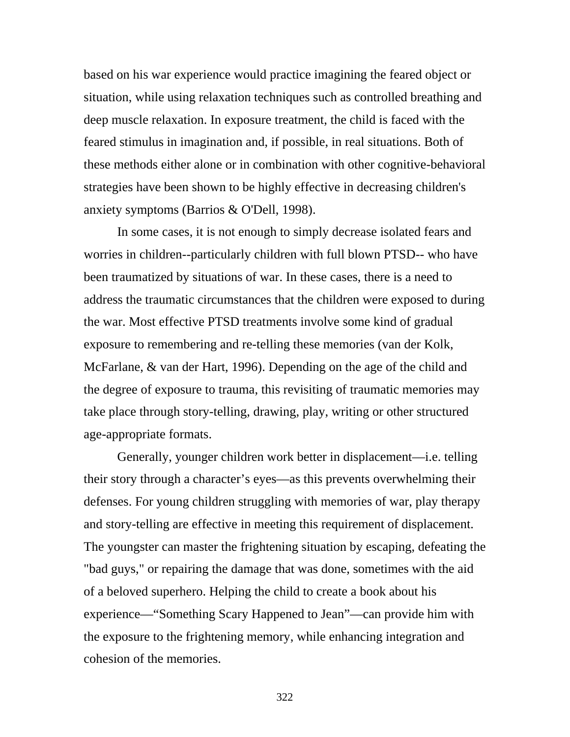based on his war experience would practice imagining the feared object or situation, while using relaxation techniques such as controlled breathing and deep muscle relaxation. In exposure treatment, the child is faced with the feared stimulus in imagination and, if possible, in real situations. Both of these methods either alone or in combination with other cognitive-behavioral strategies have been shown to be highly effective in decreasing children's anxiety symptoms (Barrios & O'Dell, 1998).

In some cases, it is not enough to simply decrease isolated fears and worries in children--particularly children with full blown PTSD-- who have been traumatized by situations of war. In these cases, there is a need to address the traumatic circumstances that the children were exposed to during the war. Most effective PTSD treatments involve some kind of gradual exposure to remembering and re-telling these memories (van der Kolk, McFarlane, & van der Hart, 1996). Depending on the age of the child and the degree of exposure to trauma, this revisiting of traumatic memories may take place through story-telling, drawing, play, writing or other structured age-appropriate formats.

Generally, younger children work better in displacement—i.e. telling their story through a character's eyes—as this prevents overwhelming their defenses. For young children struggling with memories of war, play therapy and story-telling are effective in meeting this requirement of displacement. The youngster can master the frightening situation by escaping, defeating the "bad guys," or repairing the damage that was done, sometimes with the aid of a beloved superhero. Helping the child to create a book about his experience—"Something Scary Happened to Jean"—can provide him with the exposure to the frightening memory, while enhancing integration and cohesion of the memories.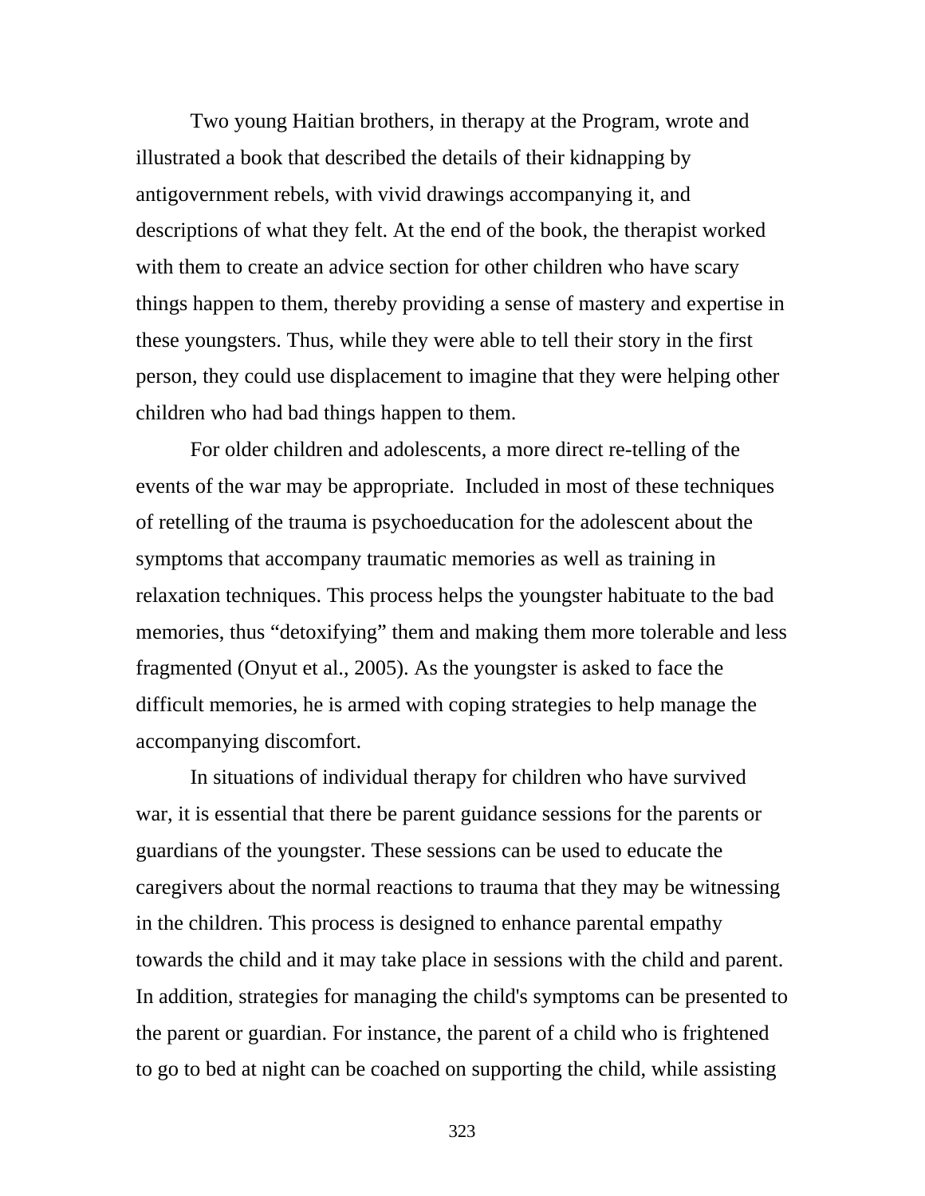Two young Haitian brothers, in therapy at the Program, wrote and illustrated a book that described the details of their kidnapping by antigovernment rebels, with vivid drawings accompanying it, and descriptions of what they felt. At the end of the book, the therapist worked with them to create an advice section for other children who have scary things happen to them, thereby providing a sense of mastery and expertise in these youngsters. Thus, while they were able to tell their story in the first person, they could use displacement to imagine that they were helping other children who had bad things happen to them.

For older children and adolescents, a more direct re-telling of the events of the war may be appropriate. Included in most of these techniques of retelling of the trauma is psychoeducation for the adolescent about the symptoms that accompany traumatic memories as well as training in relaxation techniques. This process helps the youngster habituate to the bad memories, thus "detoxifying" them and making them more tolerable and less fragmented (Onyut et al., 2005). As the youngster is asked to face the difficult memories, he is armed with coping strategies to help manage the accompanying discomfort.

In situations of individual therapy for children who have survived war, it is essential that there be parent guidance sessions for the parents or guardians of the youngster. These sessions can be used to educate the caregivers about the normal reactions to trauma that they may be witnessing in the children. This process is designed to enhance parental empathy towards the child and it may take place in sessions with the child and parent. In addition, strategies for managing the child's symptoms can be presented to the parent or guardian. For instance, the parent of a child who is frightened to go to bed at night can be coached on supporting the child, while assisting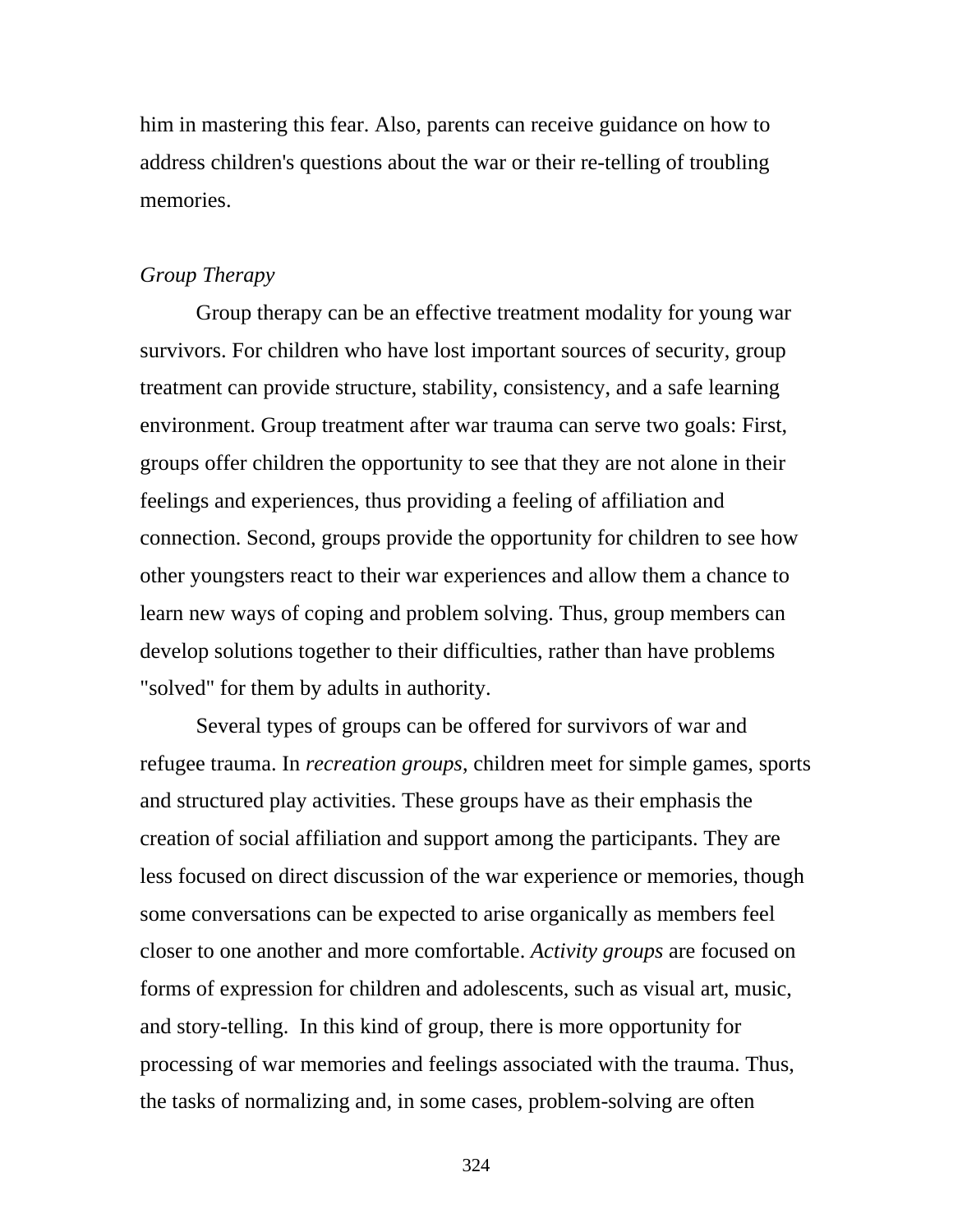him in mastering this fear. Also, parents can receive guidance on how to address children's questions about the war or their re-telling of troubling memories.

### *Group Therapy*

Group therapy can be an effective treatment modality for young war survivors. For children who have lost important sources of security, group treatment can provide structure, stability, consistency, and a safe learning environment. Group treatment after war trauma can serve two goals: First, groups offer children the opportunity to see that they are not alone in their feelings and experiences, thus providing a feeling of affiliation and connection. Second, groups provide the opportunity for children to see how other youngsters react to their war experiences and allow them a chance to learn new ways of coping and problem solving. Thus, group members can develop solutions together to their difficulties, rather than have problems "solved" for them by adults in authority.

Several types of groups can be offered for survivors of war and refugee trauma. In *recreation groups*, children meet for simple games, sports and structured play activities. These groups have as their emphasis the creation of social affiliation and support among the participants. They are less focused on direct discussion of the war experience or memories, though some conversations can be expected to arise organically as members feel closer to one another and more comfortable. *Activity groups* are focused on forms of expression for children and adolescents, such as visual art, music, and story-telling. In this kind of group, there is more opportunity for processing of war memories and feelings associated with the trauma. Thus, the tasks of normalizing and, in some cases, problem-solving are often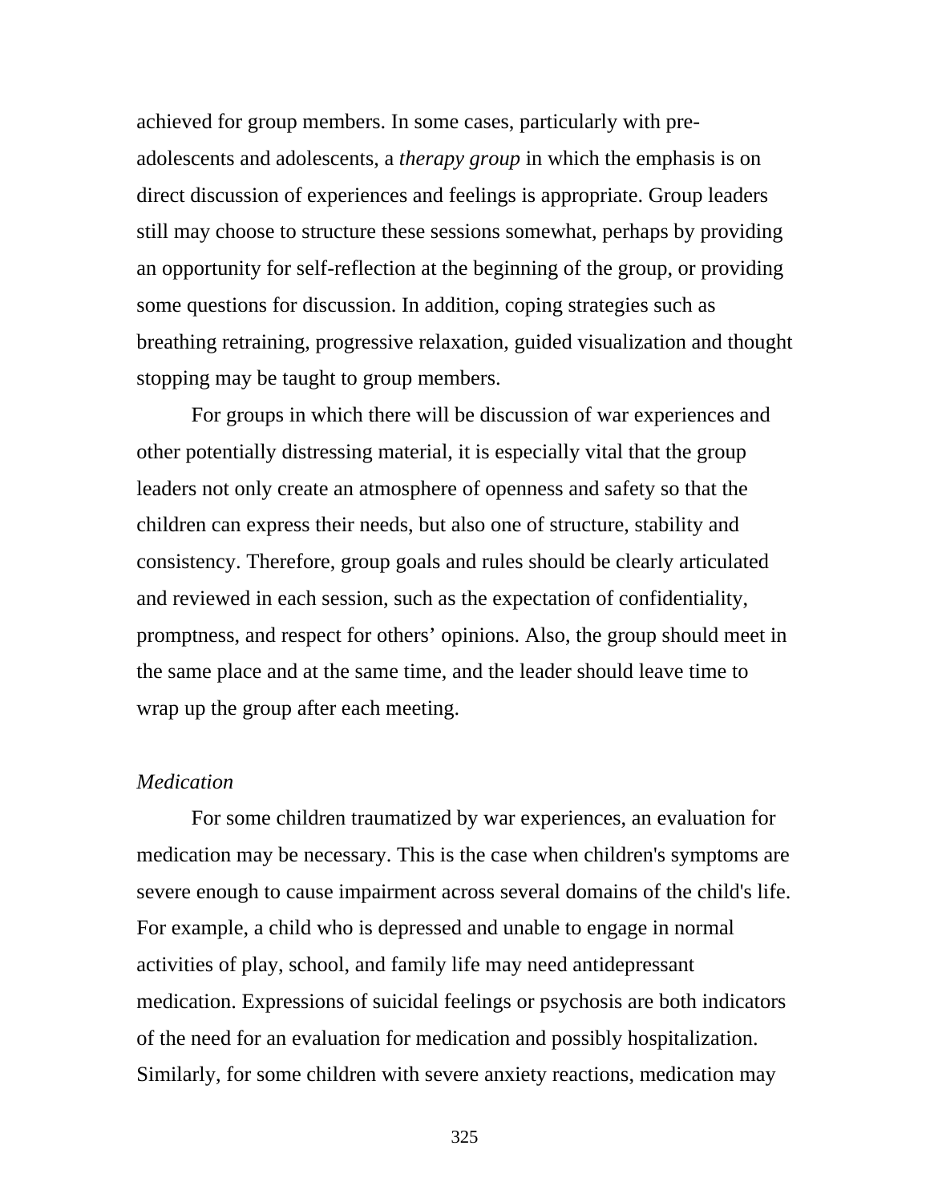achieved for group members. In some cases, particularly with pre-adolescents and adolescents, a *therapy group* in which the emphasis is on direct discussion of experiences and feelings is appropriate. Group leaders still may choose to structure these sessions somewhat, perhaps by providing an opportunity for self-reflection at the beginning of the group, or providing some questions for discussion. In addition, coping strategies such as breathing retraining, progressive relaxation, guided visualization and thought stopping may be taught to group members.

For groups in which there will be discussion of war experiences and other potentially distressing material, it is especially vital that the group leaders not only create an atmosphere of openness and safety so that the children can express their needs, but also one of structure, stability and consistency. Therefore, group goals and rules should be clearly articulated and reviewed in each session, such as the expectation of confidentiality, promptness, and respect for others' opinions. Also, the group should meet in the same place and at the same time, and the leader should leave time to wrap up the group after each meeting.

*Medication*

For some children traumatized by war experiences, an evaluation for medication may be necessary. This is the case when children's symptoms are severe enough to cause impairment across several domains of the child's life. For example, a child who is depressed and unable to engage in normal activities of play, school, and family life may need antidepressant medication. Expressions of suicidal feelings or psychosis are both indicators of the need for an evaluation for medication and possibly hospitalization. Similarly, for some children with severe anxiety reactions, medication may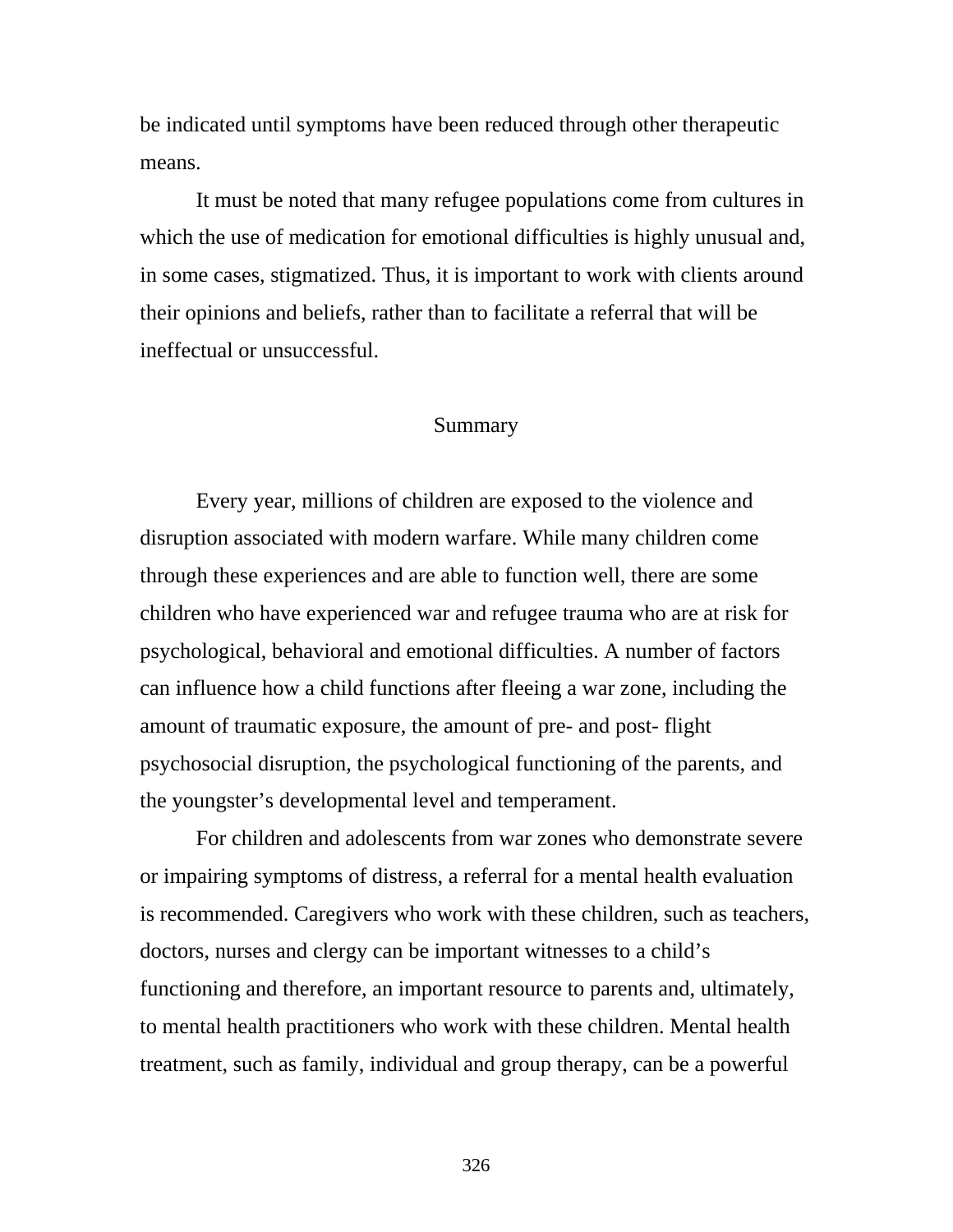be indicated until symptoms have been reduced through other therapeutic means.

It must be noted that many refugee populations come from cultures in which the use of medication for emotional difficulties is highly unusual and, in some cases, stigmatized. Thus, it is important to work with clients around their opinions and beliefs, rather than to facilitate a referral that will be ineffectual or unsuccessful.

## Summary

Every year, millions of children are exposed to the violence and disruption associated with modern warfare. While many children come through these experiences and are able to function well, there are some children who have experienced war and refugee trauma who are at risk for psychological, behavioral and emotional difficulties. A number of factors can influence how a child functions after fleeing a war zone, including the amount of traumatic exposure, the amount of pre- and post- flight psychosocial disruption, the psychological functioning of the parents, and the youngster's developmental level and temperament.

For children and adolescents from war zones who demonstrate severe or impairing symptoms of distress, a referral for a mental health evaluation is recommended. Caregivers who work with these children, such as teachers, doctors, nurses and clergy can be important witnesses to a child's functioning and therefore, an important resource to parents and, ultimately, to mental health practitioners who work with these children. Mental health treatment, such as family, individual and group therapy, can be a powerful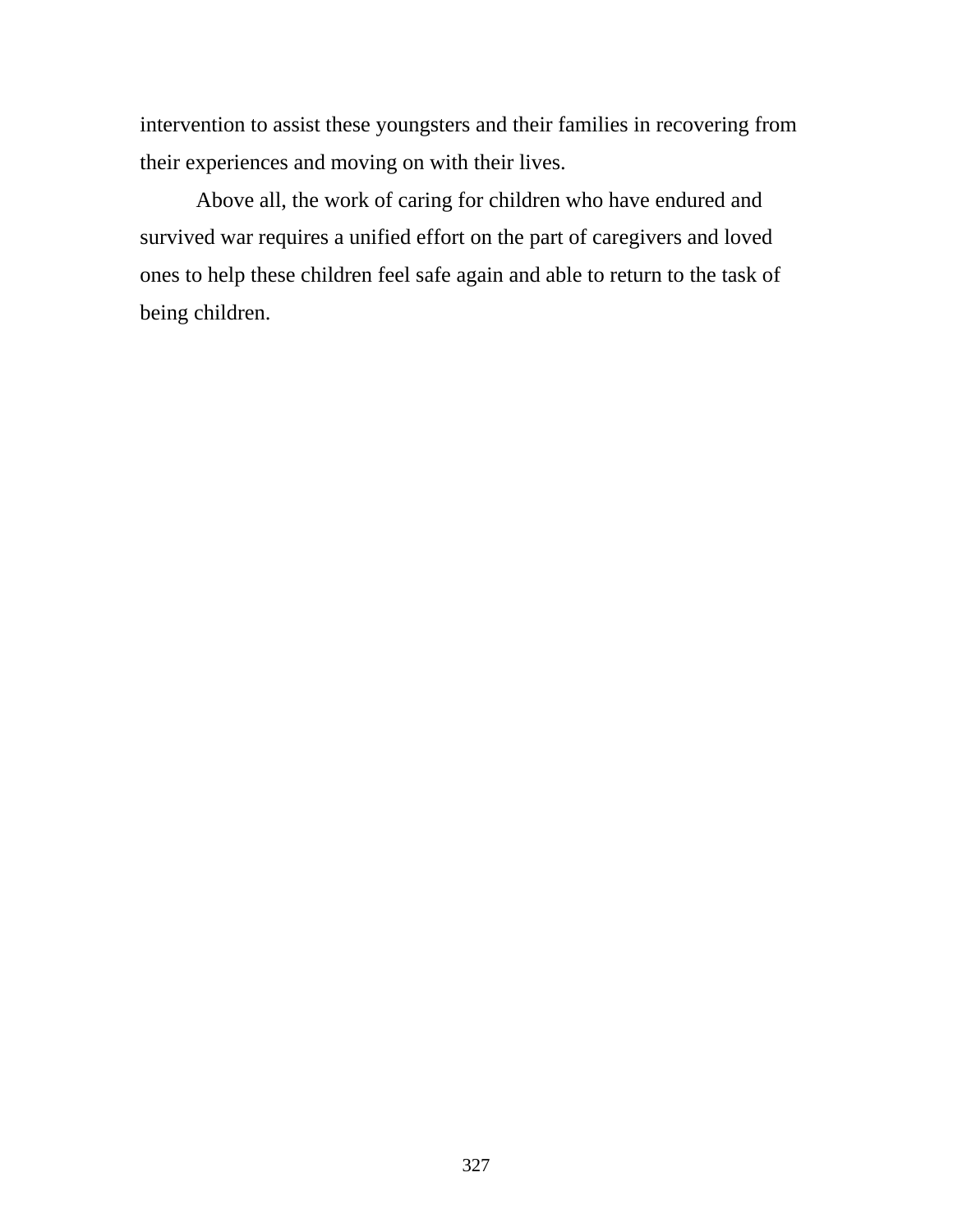intervention to assist these youngsters and their families in recovering from their experiences and moving on with their lives.

Above all, the work of caring for children who have endured and survived war requires a unified effort on the part of caregivers and loved ones to help these children feel safe again and able to return to the task of being children.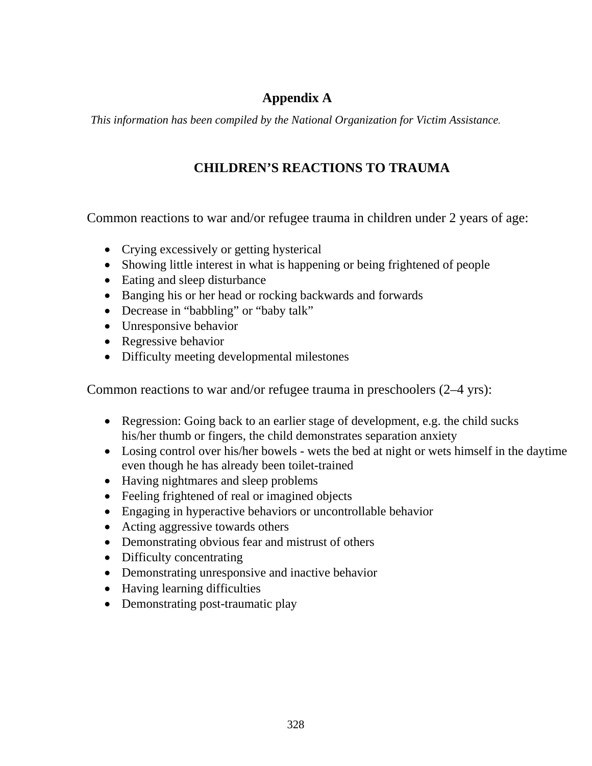# Appendix A

*This information has been compiled by the National Organization for Victim Assistance.*

## CHILDREN'S REACTIONS TO TRAUMA

Common reactions to war and/or refugee trauma in children under 2 years of age:

- Crying excessively or getting hysterical
- Showing little interest in what is happening or being frightened of people
- Eating and sleep disturbance
- Banging his or her head or rocking backwards and forwards
- Decrease in "babbling" or "baby talk"
- Unresponsive behavior
- Regressive behavior
- Difficulty meeting developmental milestones

Common reactions to war and/or refugee trauma in preschoolers (2–4 yrs):

- Regression: Going back to an earlier stage of development, e.g. the child sucks his/her thumb or fingers, the child demonstrates separation anxiety
- Losing control over his/her bowels - wets the bed at night or wets himself in the daytime even though he has already been toilet-trained
- Having nightmares and sleep problems
- Feeling frightened of real or imagined objects
- Engaging in hyperactive behaviors or uncontrollable behavior
- Acting aggressive towards others
- Demonstrating obvious fear and mistrust of others
- Difficulty concentrating
- Demonstrating unresponsive and inactive behavior
- Having learning difficulties
- Demonstrating post-traumatic play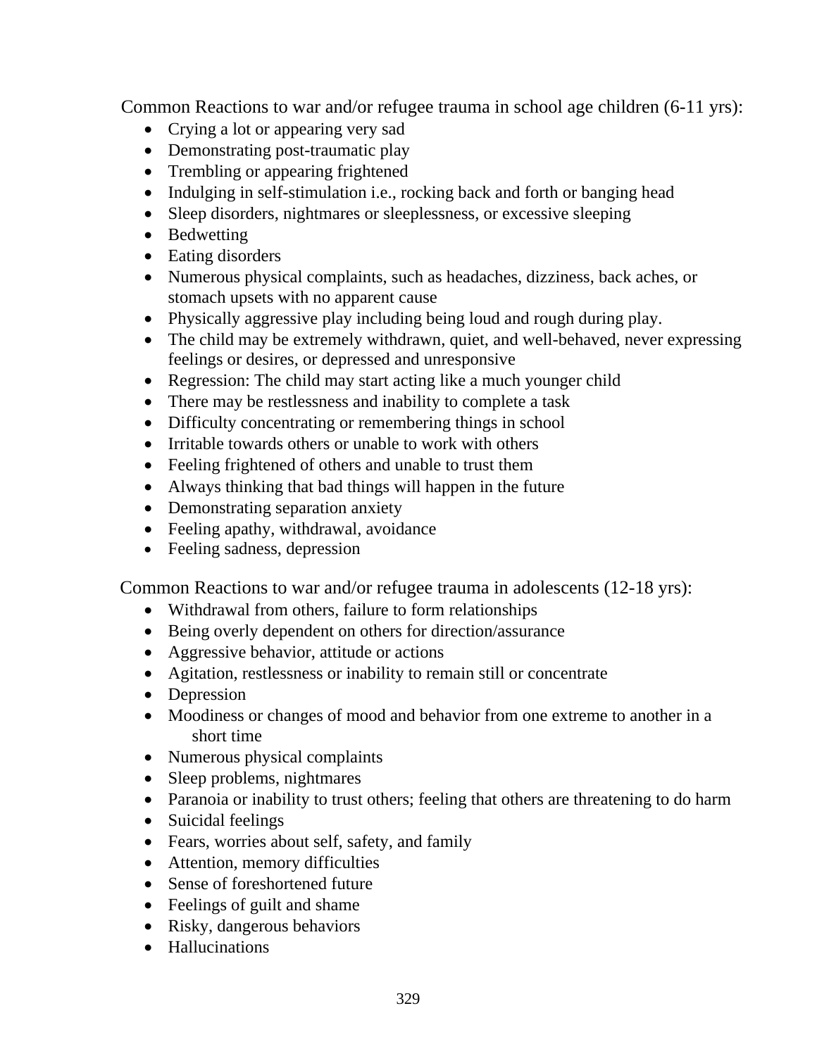Common Reactions to war and/or refugee trauma in school age children (6-11 yrs):

- Crying a lot or appearing very sad
- Demonstrating post-traumatic play
- Trembling or appearing frightened
- Indulging in self-stimulation i.e., rocking back and forth or banging head
- Sleep disorders, nightmares or sleeplessness, or excessive sleeping
- Bedwetting
- Eating disorders
- Numerous physical complaints, such as headaches, dizziness, back aches, or stomach upsets with no apparent cause
- Physically aggressive play including being loud and rough during play.
- The child may be extremely withdrawn, quiet, and well-behaved, never expressing feelings or desires, or depressed and unresponsive
- Regression: The child may start acting like a much younger child
- There may be restlessness and inability to complete a task
- Difficulty concentrating or remembering things in school
- Irritable towards others or unable to work with others
- Feeling frightened of others and unable to trust them
- Always thinking that bad things will happen in the future
- Demonstrating separation anxiety
- Feeling apathy, withdrawal, avoidance
- Feeling sadness, depression

Common Reactions to war and/or refugee trauma in adolescents (12-18 yrs):

- Withdrawal from others, failure to form relationships
- Being overly dependent on others for direction/assurance
- Aggressive behavior, attitude or actions
- Agitation, restlessness or inability to remain still or concentrate
- Depression
- Moodiness or changes of mood and behavior from one extreme to another in a short time
- Numerous physical complaints
- Sleep problems, nightmares
- Paranoia or inability to trust others; feeling that others are threatening to do harm
- Suicidal feelings
- Fears, worries about self, safety, and family
- Attention, memory difficulties
- Sense of foreshortened future
- Feelings of guilt and shame
- Risky, dangerous behaviors
- Hallucinations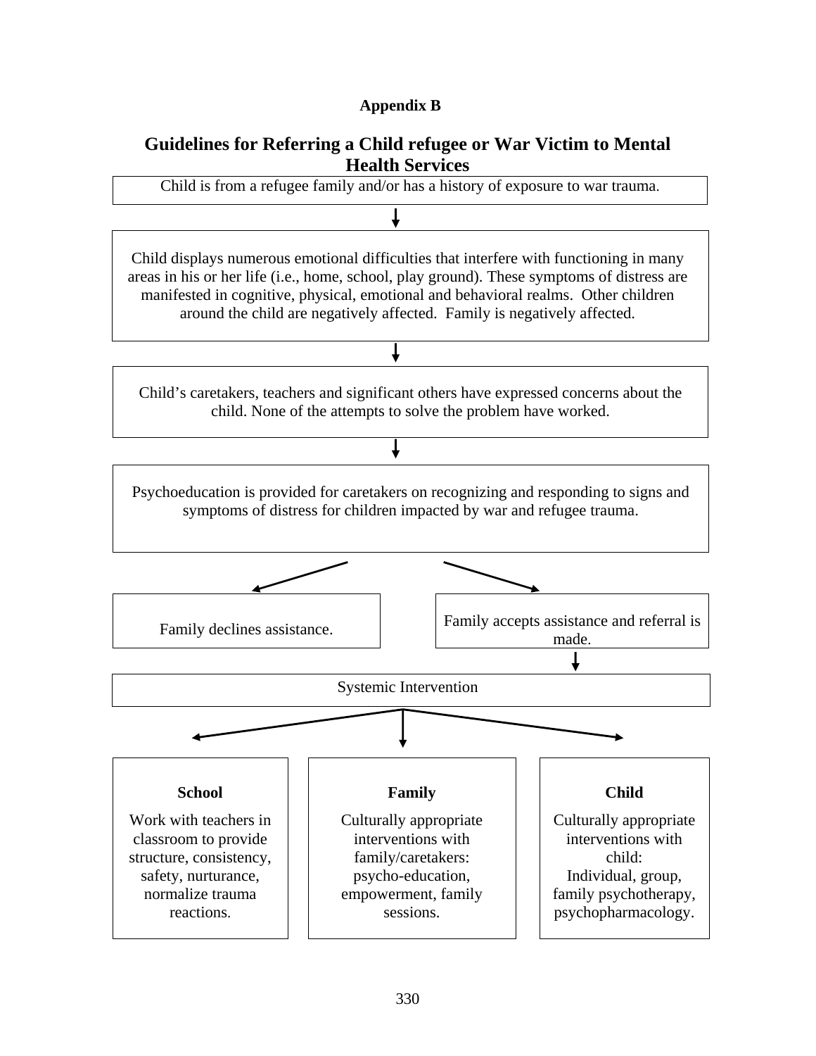**Appendix B**

## Guidelines for Referring a Child refugee or War Victim to Mental Health Services

Child is from a refugee family and/or has a history of exposure to war trauma.

↓

Child displays numerous emotional difficulties that interfere with functioning in many areas in his or her life (i.e., home, school, play ground). These symptoms of distress are manifested in cognitive, physical, emotional and behavioral realms. Other children around the child are negatively affected. Family is negatively affected.

↓

Child's caretakers, teachers and significant others have expressed concerns about the child. None of the attempts to solve the problem have worked.

↓

Psychoeducation is provided for caretakers on recognizing and responding to signs and symptoms of distress for children impacted by war and refugee trauma.

↙ ↘

Family declines assistance.

Family accepts assistance and referral is made.

↓

Systemic Intervention

↙ ↓ ↘

**School**

Work with teachers in classroom to provide structure, consistency, safety, nurturance, normalize trauma reactions.

**Family**

Culturally appropriate interventions with family/caretakers: psycho-education, empowerment, family sessions.

**Child**

Culturally appropriate interventions with child:
Individual, group, family psychotherapy, psychopharmacology.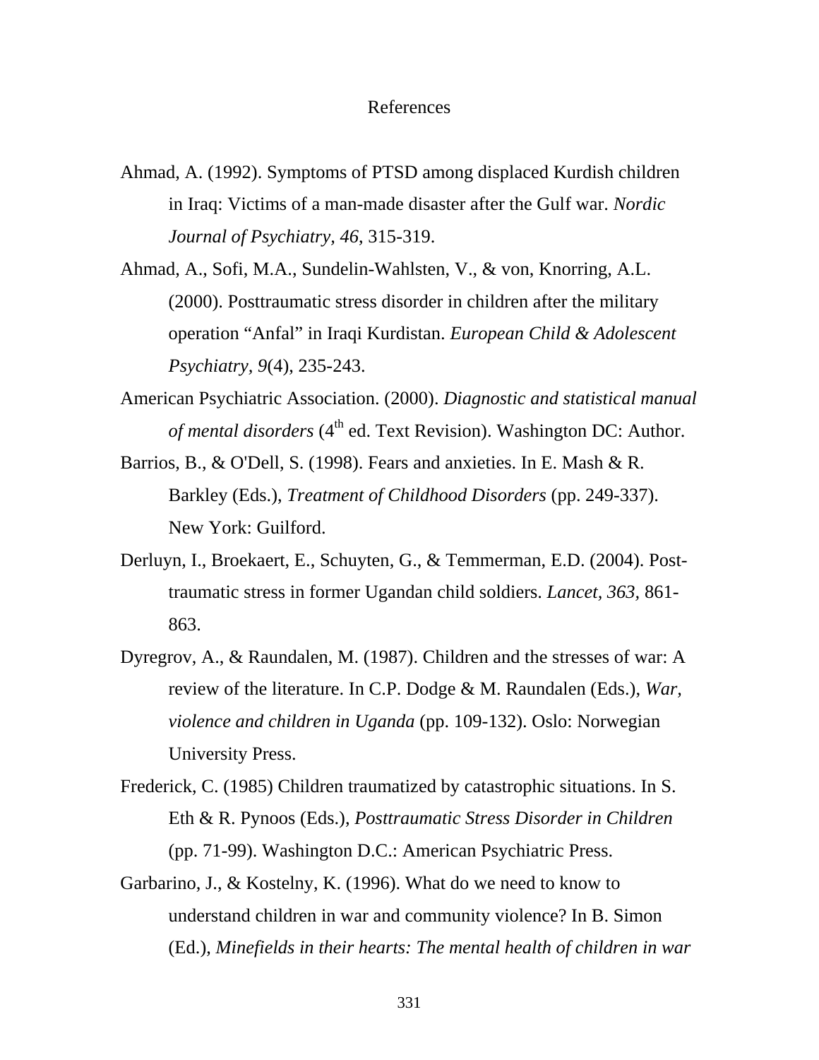# References

Ahmad, A. (1992). Symptoms of PTSD among displaced Kurdish children in Iraq: Victims of a man-made disaster after the Gulf war. *Nordic Journal of Psychiatry, 46*, 315-319.

Ahmad, A., Sofi, M.A., Sundelin-Wahlsten, V., & von, Knorring, A.L. (2000). Posttraumatic stress disorder in children after the military operation "Anfal" in Iraqi Kurdistan. *European Child & Adolescent Psychiatry, 9*(4), 235-243.

American Psychiatric Association. (2000). *Diagnostic and statistical manual of mental disorders* (4th ed. Text Revision). Washington DC: Author.

Barrios, B., & O'Dell, S. (1998). Fears and anxieties. In E. Mash & R. Barkley (Eds.), *Treatment of Childhood Disorders* (pp. 249-337). New York: Guilford.

Derluyn, I., Broekaert, E., Schuyten, G., & Temmerman, E.D. (2004). Post-traumatic stress in former Ugandan child soldiers. *Lancet, 363,* 861-863.

Dyregrov, A., & Raundalen, M. (1987). Children and the stresses of war: A review of the literature. In C.P. Dodge & M. Raundalen (Eds.), *War, violence and children in Uganda* (pp. 109-132). Oslo: Norwegian University Press.

Frederick, C. (1985) Children traumatized by catastrophic situations. In S. Eth & R. Pynoos (Eds.), *Posttraumatic Stress Disorder in Children* (pp. 71-99). Washington D.C.: American Psychiatric Press.

Garbarino, J., & Kostelny, K. (1996). What do we need to know to understand children in war and community violence? In B. Simon (Ed.), *Minefields in their hearts: The mental health of children in war*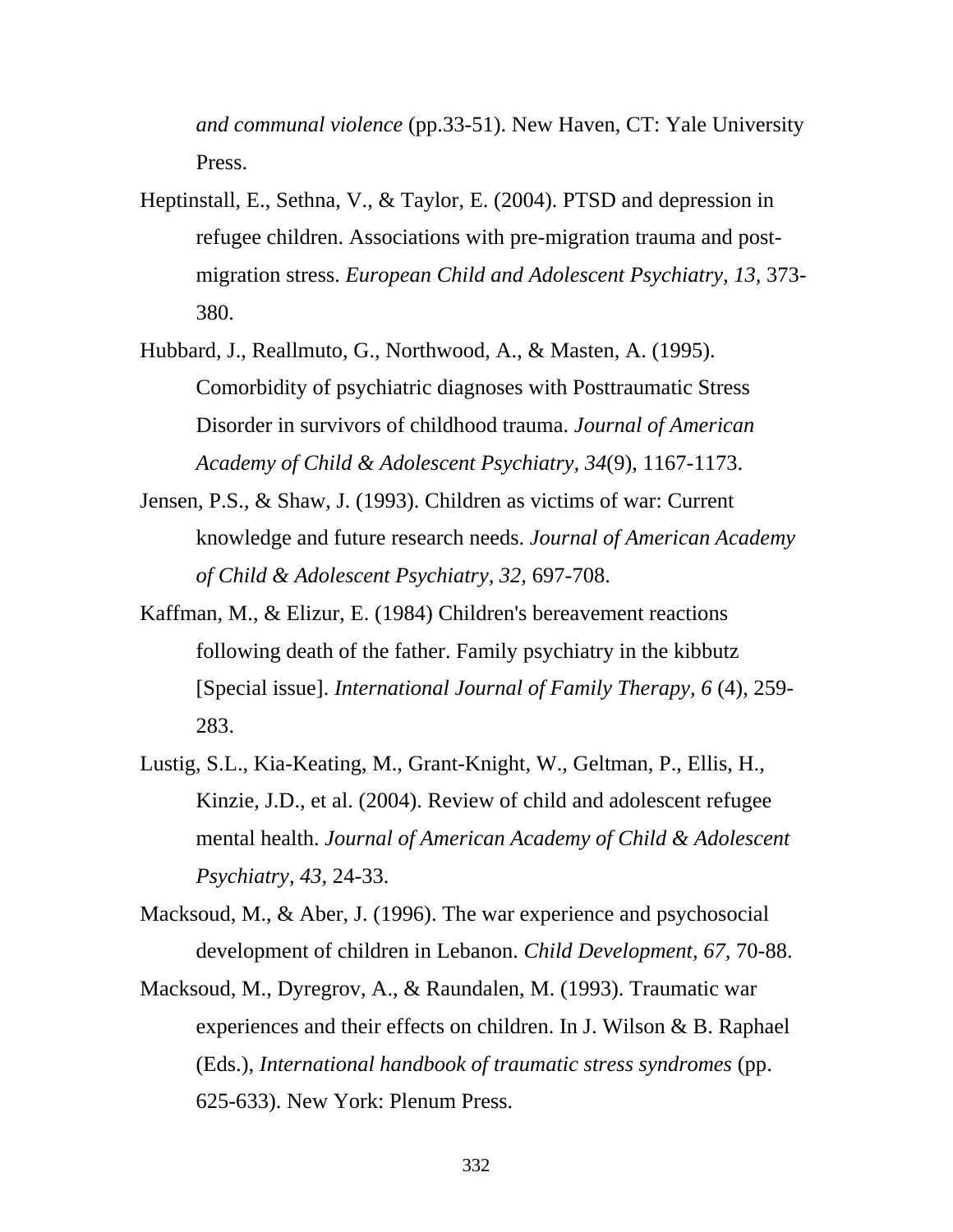*and communal violence* (pp.33-51). New Haven, CT: Yale University Press.

Heptinstall, E., Sethna, V., & Taylor, E. (2004). PTSD and depression in refugee children. Associations with pre-migration trauma and post-migration stress. *European Child and Adolescent Psychiatry, 13,* 373-380.

Hubbard, J., Reallmuto, G., Northwood, A., & Masten, A. (1995). Comorbidity of psychiatric diagnoses with Posttraumatic Stress Disorder in survivors of childhood trauma. *Journal of American Academy of Child & Adolescent Psychiatry, 34*(9), 1167-1173.

Jensen, P.S., & Shaw, J. (1993). Children as victims of war: Current knowledge and future research needs. *Journal of American Academy of Child & Adolescent Psychiatry, 32,* 697-708.

Kaffman, M., & Elizur, E. (1984) Children's bereavement reactions following death of the father. Family psychiatry in the kibbutz [Special issue]. *International Journal of Family Therapy, 6* (4), 259-283.

Lustig, S.L., Kia-Keating, M., Grant-Knight, W., Geltman, P., Ellis, H., Kinzie, J.D., et al. (2004). Review of child and adolescent refugee mental health. *Journal of American Academy of Child & Adolescent Psychiatry, 43,* 24-33.

Macksoud, M., & Aber, J. (1996). The war experience and psychosocial development of children in Lebanon. *Child Development, 67,* 70-88.

Macksoud, M., Dyregrov, A., & Raundalen, M. (1993). Traumatic war experiences and their effects on children. In J. Wilson & B. Raphael (Eds.), *International handbook of traumatic stress syndromes* (pp. 625-633). New York: Plenum Press.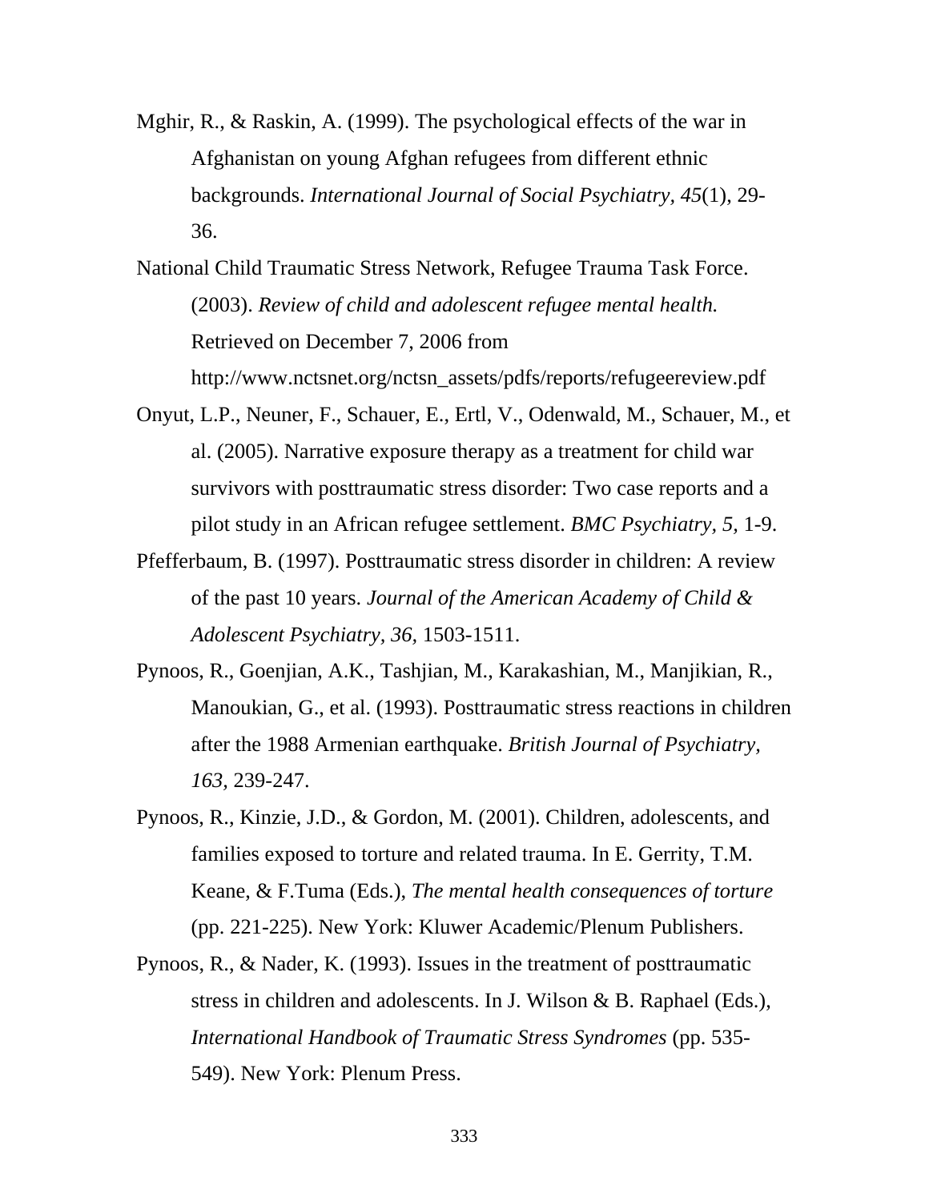Mghir, R., & Raskin, A. (1999). The psychological effects of the war in Afghanistan on young Afghan refugees from different ethnic backgrounds. *International Journal of Social Psychiatry, 45*(1), 29-36.

National Child Traumatic Stress Network, Refugee Trauma Task Force. (2003). *Review of child and adolescent refugee mental health.* Retrieved on December 7, 2006 from http://www.nctsnet.org/nctsn_assets/pdfs/reports/refugeereview.pdf

Onyut, L.P., Neuner, F., Schauer, E., Ertl, V., Odenwald, M., Schauer, M., et al. (2005). Narrative exposure therapy as a treatment for child war survivors with posttraumatic stress disorder: Two case reports and a pilot study in an African refugee settlement. *BMC Psychiatry, 5,* 1-9.

Pfefferbaum, B. (1997). Posttraumatic stress disorder in children: A review of the past 10 years. *Journal of the American Academy of Child & Adolescent Psychiatry, 36,* 1503-1511.

Pynoos, R., Goenjian, A.K., Tashjian, M., Karakashian, M., Manjikian, R., Manoukian, G., et al. (1993). Posttraumatic stress reactions in children after the 1988 Armenian earthquake. *British Journal of Psychiatry, 163,* 239-247.

Pynoos, R., Kinzie, J.D., & Gordon, M. (2001). Children, adolescents, and families exposed to torture and related trauma. In E. Gerrity, T.M. Keane, & F.Tuma (Eds.), *The mental health consequences of torture* (pp. 221-225). New York: Kluwer Academic/Plenum Publishers.

Pynoos, R., & Nader, K. (1993). Issues in the treatment of posttraumatic stress in children and adolescents. In J. Wilson & B. Raphael (Eds.), *International Handbook of Traumatic Stress Syndromes* (pp. 535-549). New York: Plenum Press.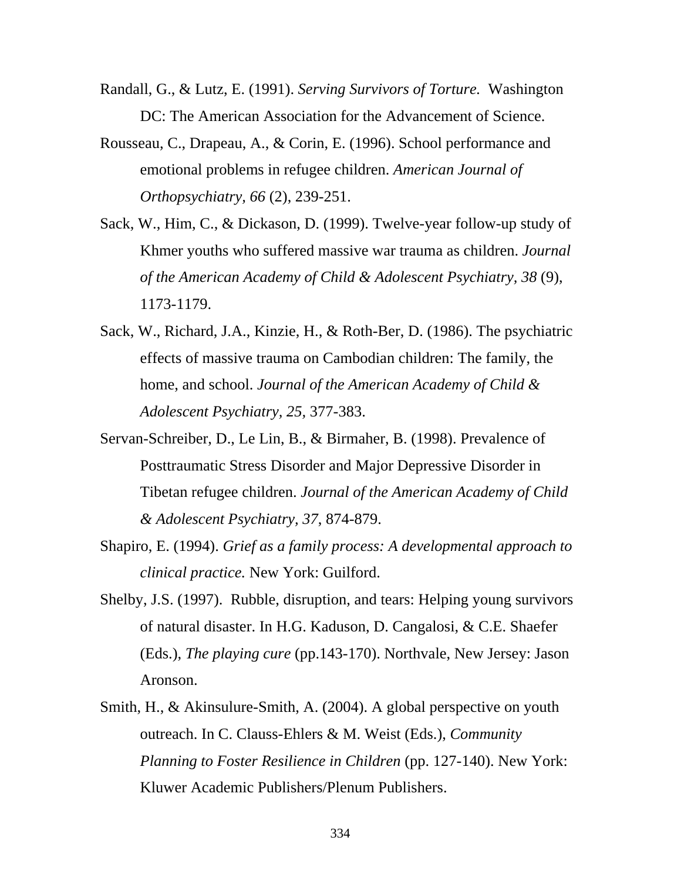Randall, G., & Lutz, E. (1991). *Serving Survivors of Torture.* Washington DC: The American Association for the Advancement of Science.

Rousseau, C., Drapeau, A., & Corin, E. (1996). School performance and emotional problems in refugee children. *American Journal of Orthopsychiatry, 66* (2), 239-251.

Sack, W., Him, C., & Dickason, D. (1999). Twelve-year follow-up study of Khmer youths who suffered massive war trauma as children. *Journal of the American Academy of Child & Adolescent Psychiatry, 38* (9), 1173-1179.

Sack, W., Richard, J.A., Kinzie, H., & Roth-Ber, D. (1986). The psychiatric effects of massive trauma on Cambodian children: The family, the home, and school. *Journal of the American Academy of Child & Adolescent Psychiatry, 25,* 377-383.

Servan-Schreiber, D., Le Lin, B., & Birmaher, B. (1998). Prevalence of Posttraumatic Stress Disorder and Major Depressive Disorder in Tibetan refugee children. *Journal of the American Academy of Child & Adolescent Psychiatry, 37*, 874-879.

Shapiro, E. (1994). *Grief as a family process: A developmental approach to clinical practice.* New York: Guilford.

Shelby, J.S. (1997). Rubble, disruption, and tears: Helping young survivors of natural disaster. In H.G. Kaduson, D. Cangalosi, & C.E. Shaefer (Eds.), *The playing cure* (pp.143-170). Northvale, New Jersey: Jason Aronson.

Smith, H., & Akinsulure-Smith, A. (2004). A global perspective on youth outreach. In C. Clauss-Ehlers & M. Weist (Eds.), *Community Planning to Foster Resilience in Children* (pp. 127-140). New York: Kluwer Academic Publishers/Plenum Publishers.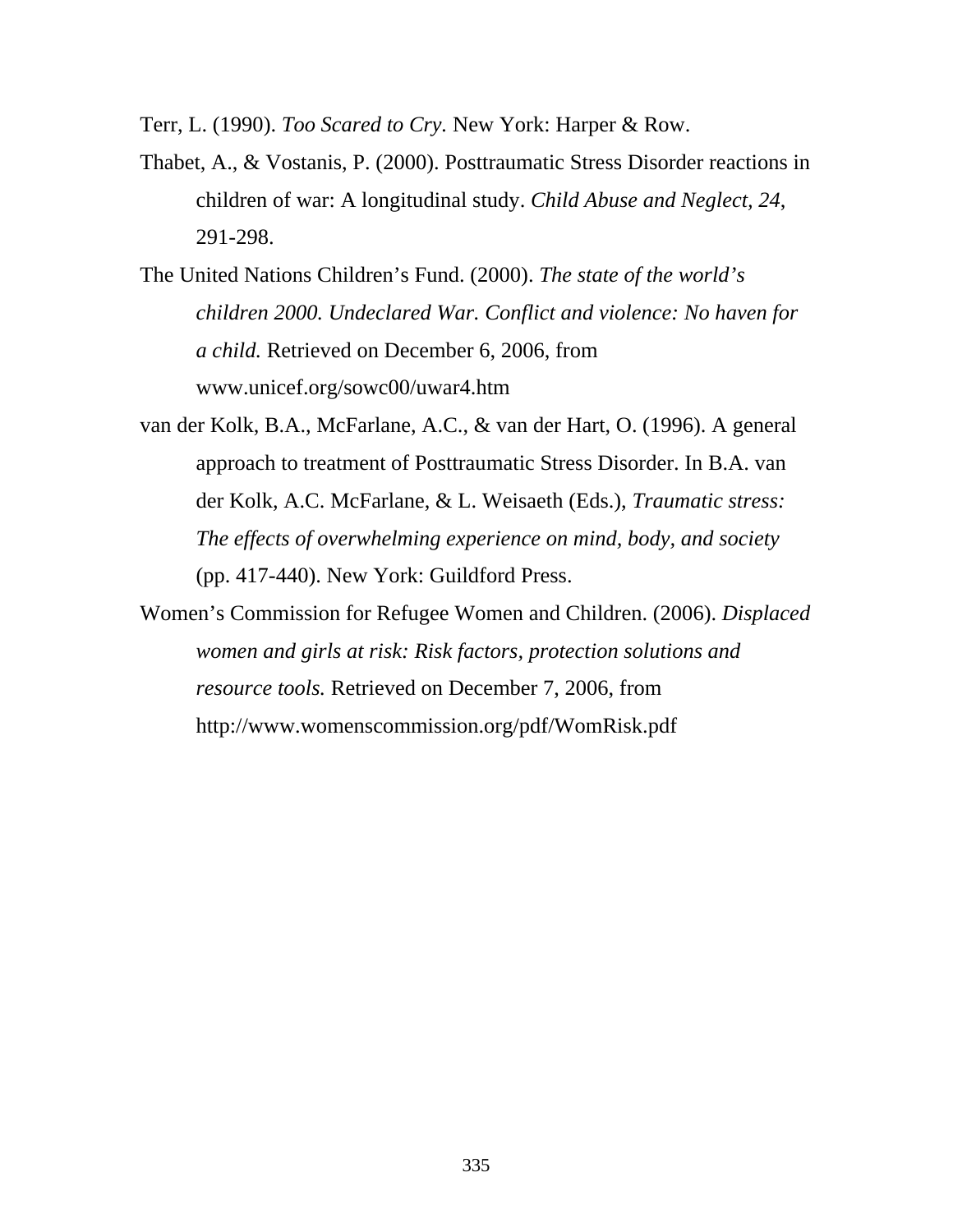Terr, L. (1990). *Too Scared to Cry*. New York: Harper & Row.

Thabet, A., & Vostanis, P. (2000). Posttraumatic Stress Disorder reactions in children of war: A longitudinal study. *Child Abuse and Neglect, 24*, 291-298.

The United Nations Children's Fund. (2000). *The state of the world's children 2000. Undeclared War. Conflict and violence: No haven for a child.* Retrieved on December 6, 2006, from www.unicef.org/sowc00/uwar4.htm

van der Kolk, B.A., McFarlane, A.C., & van der Hart, O. (1996). A general approach to treatment of Posttraumatic Stress Disorder. In B.A. van der Kolk, A.C. McFarlane, & L. Weisaeth (Eds.), *Traumatic stress: The effects of overwhelming experience on mind, body, and society* (pp. 417-440). New York: Guildford Press.

Women's Commission for Refugee Women and Children. (2006). *Displaced women and girls at risk: Risk factors, protection solutions and resource tools.* Retrieved on December 7, 2006, from http://www.womenscommission.org/pdf/WomRisk.pdf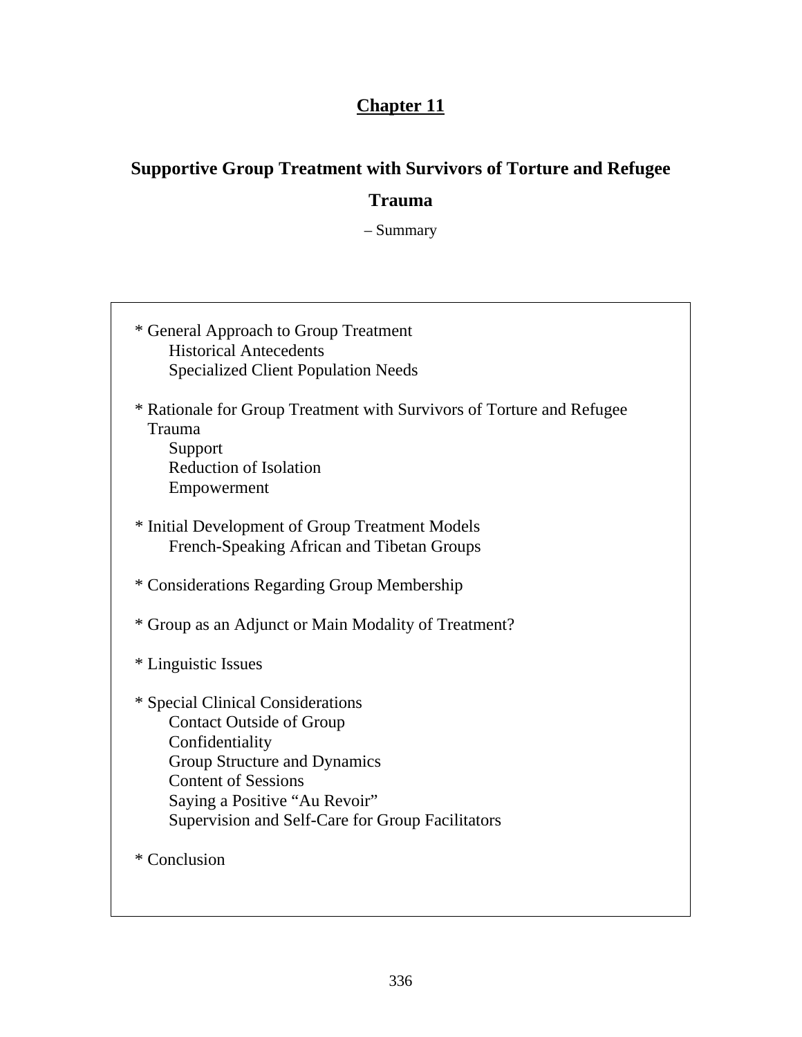# Chapter 11

## Supportive Group Treatment with Survivors of Torture and Refugee Trauma

– Summary

* General Approach to Group Treatment
    Historical Antecedents
    Specialized Client Population Needs

* Rationale for Group Treatment with Survivors of Torture and Refugee Trauma
    Support
    Reduction of Isolation
    Empowerment

* Initial Development of Group Treatment Models
    French-Speaking African and Tibetan Groups

* Considerations Regarding Group Membership

* Group as an Adjunct or Main Modality of Treatment?

* Linguistic Issues

* Special Clinical Considerations
    Contact Outside of Group
    Confidentiality
    Group Structure and Dynamics
    Content of Sessions
    Saying a Positive "Au Revoir"
    Supervision and Self-Care for Group Facilitators

* Conclusion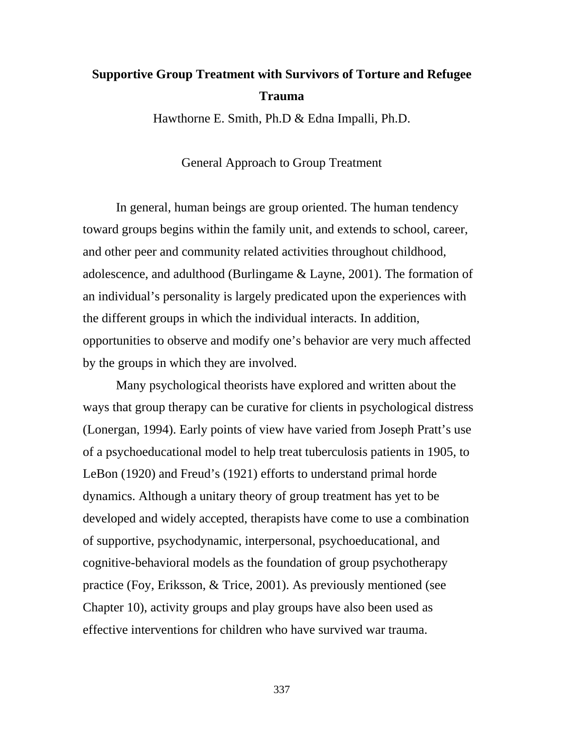# Supportive Group Treatment with Survivors of Torture and Refugee Trauma

Hawthorne E. Smith, Ph.D & Edna Impalli, Ph.D.

## General Approach to Group Treatment

In general, human beings are group oriented. The human tendency toward groups begins within the family unit, and extends to school, career, and other peer and community related activities throughout childhood, adolescence, and adulthood (Burlingame & Layne, 2001). The formation of an individual's personality is largely predicated upon the experiences with the different groups in which the individual interacts. In addition, opportunities to observe and modify one's behavior are very much affected by the groups in which they are involved.

Many psychological theorists have explored and written about the ways that group therapy can be curative for clients in psychological distress (Lonergan, 1994). Early points of view have varied from Joseph Pratt's use of a psychoeducational model to help treat tuberculosis patients in 1905, to LeBon (1920) and Freud's (1921) efforts to understand primal horde dynamics. Although a unitary theory of group treatment has yet to be developed and widely accepted, therapists have come to use a combination of supportive, psychodynamic, interpersonal, psychoeducational, and cognitive-behavioral models as the foundation of group psychotherapy practice (Foy, Eriksson, & Trice, 2001). As previously mentioned (see Chapter 10), activity groups and play groups have also been used as effective interventions for children who have survived war trauma.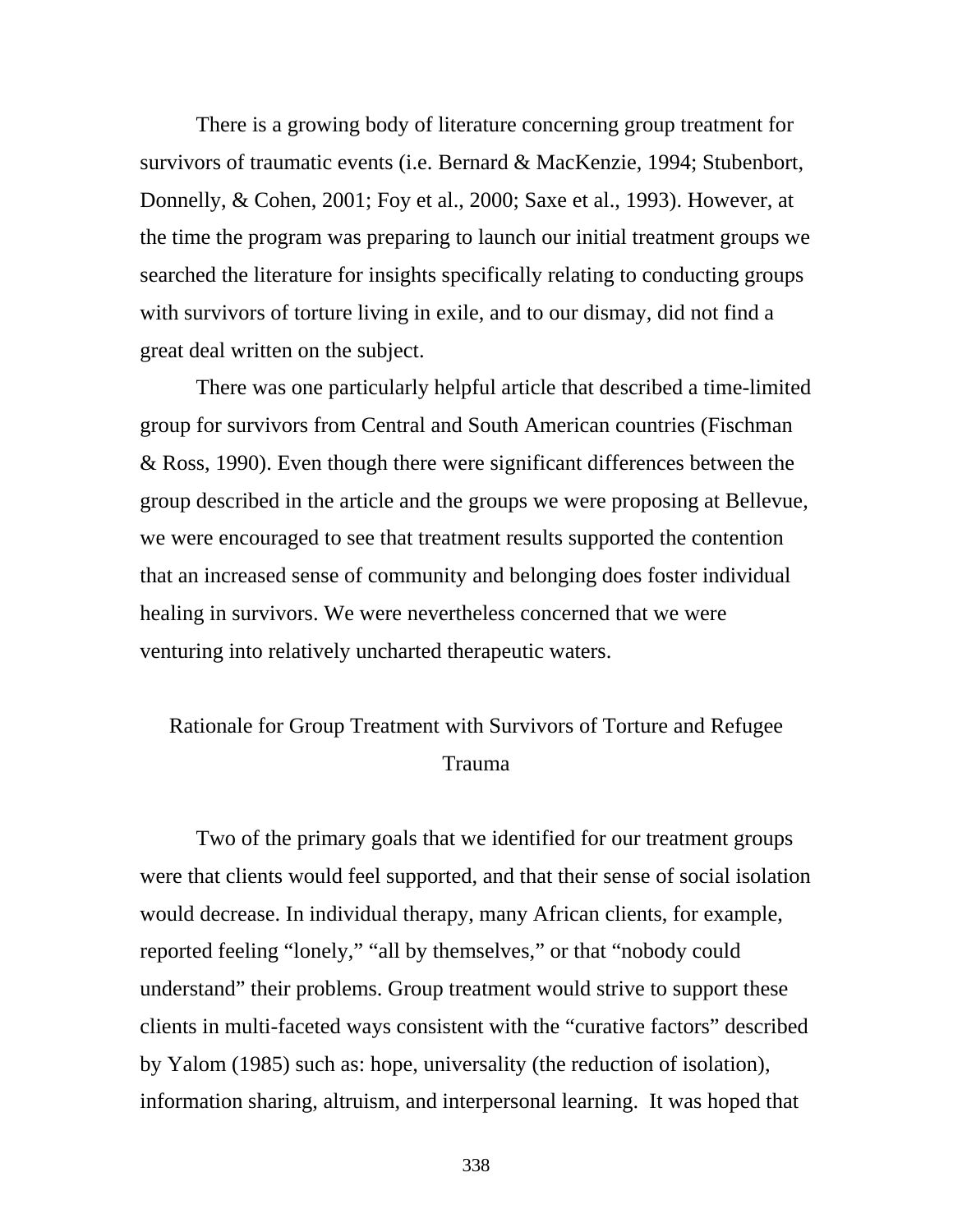There is a growing body of literature concerning group treatment for survivors of traumatic events (i.e. Bernard & MacKenzie, 1994; Stubenbort, Donnelly, & Cohen, 2001; Foy et al., 2000; Saxe et al., 1993). However, at the time the program was preparing to launch our initial treatment groups we searched the literature for insights specifically relating to conducting groups with survivors of torture living in exile, and to our dismay, did not find a great deal written on the subject.

There was one particularly helpful article that described a time-limited group for survivors from Central and South American countries (Fischman & Ross, 1990). Even though there were significant differences between the group described in the article and the groups we were proposing at Bellevue, we were encouraged to see that treatment results supported the contention that an increased sense of community and belonging does foster individual healing in survivors. We were nevertheless concerned that we were venturing into relatively uncharted therapeutic waters.

## Rationale for Group Treatment with Survivors of Torture and Refugee Trauma

Two of the primary goals that we identified for our treatment groups were that clients would feel supported, and that their sense of social isolation would decrease. In individual therapy, many African clients, for example, reported feeling "lonely," "all by themselves," or that "nobody could understand" their problems. Group treatment would strive to support these clients in multi-faceted ways consistent with the "curative factors" described by Yalom (1985) such as: hope, universality (the reduction of isolation), information sharing, altruism, and interpersonal learning. It was hoped that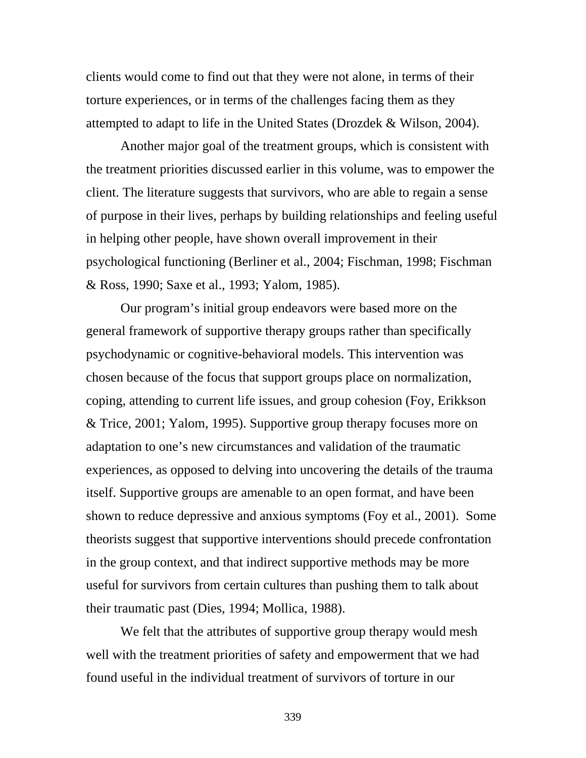clients would come to find out that they were not alone, in terms of their torture experiences, or in terms of the challenges facing them as they attempted to adapt to life in the United States (Drozdek & Wilson, 2004).

Another major goal of the treatment groups, which is consistent with the treatment priorities discussed earlier in this volume, was to empower the client. The literature suggests that survivors, who are able to regain a sense of purpose in their lives, perhaps by building relationships and feeling useful in helping other people, have shown overall improvement in their psychological functioning (Berliner et al., 2004; Fischman, 1998; Fischman & Ross, 1990; Saxe et al., 1993; Yalom, 1985).

Our program's initial group endeavors were based more on the general framework of supportive therapy groups rather than specifically psychodynamic or cognitive-behavioral models. This intervention was chosen because of the focus that support groups place on normalization, coping, attending to current life issues, and group cohesion (Foy, Erikkson & Trice, 2001; Yalom, 1995). Supportive group therapy focuses more on adaptation to one's new circumstances and validation of the traumatic experiences, as opposed to delving into uncovering the details of the trauma itself. Supportive groups are amenable to an open format, and have been shown to reduce depressive and anxious symptoms (Foy et al., 2001). Some theorists suggest that supportive interventions should precede confrontation in the group context, and that indirect supportive methods may be more useful for survivors from certain cultures than pushing them to talk about their traumatic past (Dies, 1994; Mollica, 1988).

We felt that the attributes of supportive group therapy would mesh well with the treatment priorities of safety and empowerment that we had found useful in the individual treatment of survivors of torture in our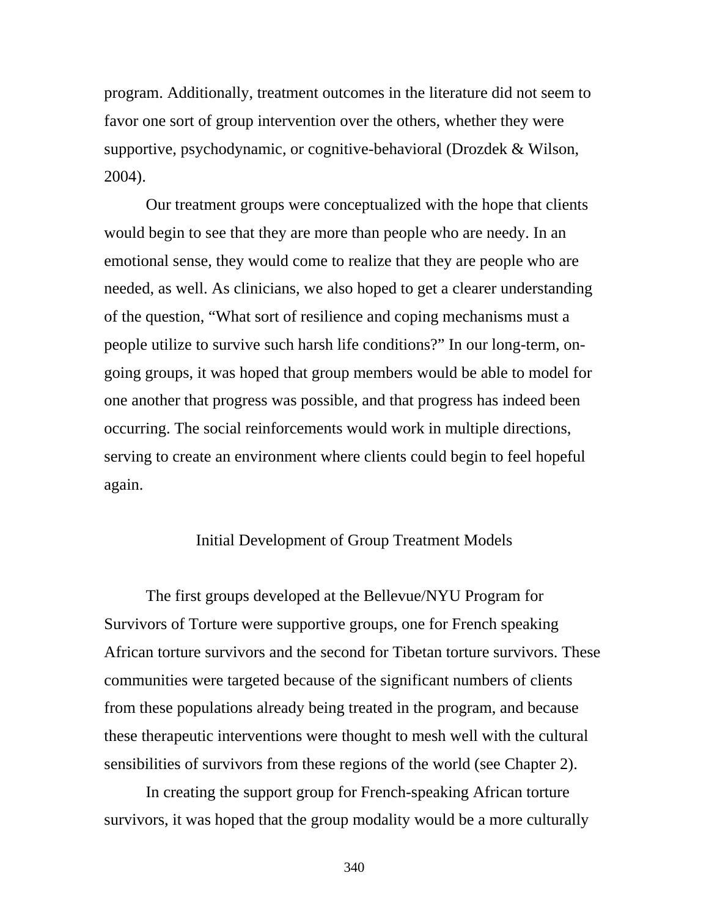program. Additionally, treatment outcomes in the literature did not seem to favor one sort of group intervention over the others, whether they were supportive, psychodynamic, or cognitive-behavioral (Drozdek & Wilson, 2004).

Our treatment groups were conceptualized with the hope that clients would begin to see that they are more than people who are needy. In an emotional sense, they would come to realize that they are people who are needed, as well. As clinicians, we also hoped to get a clearer understanding of the question, "What sort of resilience and coping mechanisms must a people utilize to survive such harsh life conditions?" In our long-term, on-going groups, it was hoped that group members would be able to model for one another that progress was possible, and that progress has indeed been occurring. The social reinforcements would work in multiple directions, serving to create an environment where clients could begin to feel hopeful again.

## Initial Development of Group Treatment Models

The first groups developed at the Bellevue/NYU Program for Survivors of Torture were supportive groups, one for French speaking African torture survivors and the second for Tibetan torture survivors. These communities were targeted because of the significant numbers of clients from these populations already being treated in the program, and because these therapeutic interventions were thought to mesh well with the cultural sensibilities of survivors from these regions of the world (see Chapter 2).

In creating the support group for French-speaking African torture survivors, it was hoped that the group modality would be a more culturally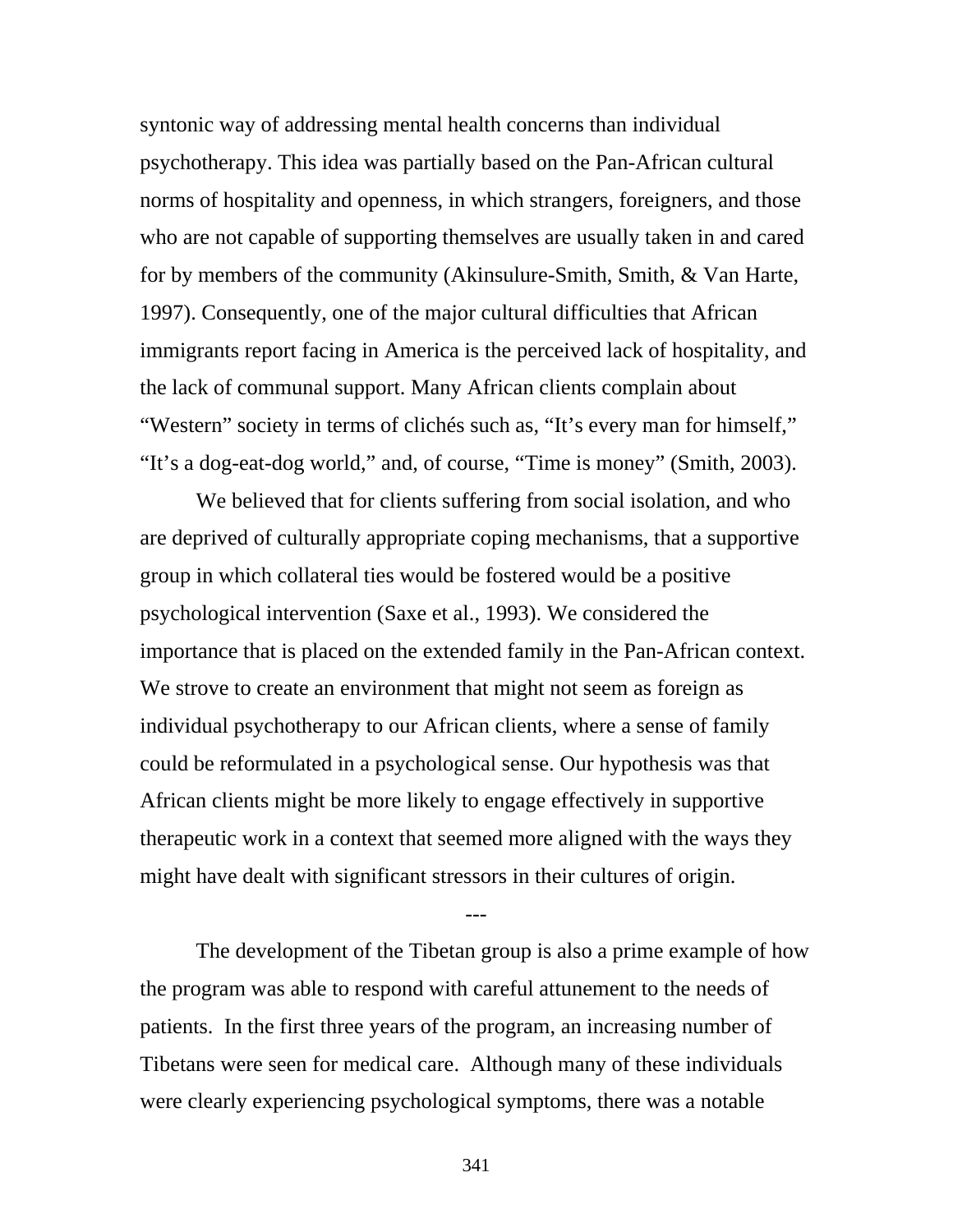syntonic way of addressing mental health concerns than individual psychotherapy. This idea was partially based on the Pan-African cultural norms of hospitality and openness, in which strangers, foreigners, and those who are not capable of supporting themselves are usually taken in and cared for by members of the community (Akinsulure-Smith, Smith, & Van Harte, 1997). Consequently, one of the major cultural difficulties that African immigrants report facing in America is the perceived lack of hospitality, and the lack of communal support. Many African clients complain about "Western" society in terms of clichés such as, "It's every man for himself," "It's a dog-eat-dog world," and, of course, "Time is money" (Smith, 2003).

We believed that for clients suffering from social isolation, and who are deprived of culturally appropriate coping mechanisms, that a supportive group in which collateral ties would be fostered would be a positive psychological intervention (Saxe et al., 1993). We considered the importance that is placed on the extended family in the Pan-African context. We strove to create an environment that might not seem as foreign as individual psychotherapy to our African clients, where a sense of family could be reformulated in a psychological sense. Our hypothesis was that African clients might be more likely to engage effectively in supportive therapeutic work in a context that seemed more aligned with the ways they might have dealt with significant stressors in their cultures of origin.

---

The development of the Tibetan group is also a prime example of how the program was able to respond with careful attunement to the needs of patients. In the first three years of the program, an increasing number of Tibetans were seen for medical care. Although many of these individuals were clearly experiencing psychological symptoms, there was a notable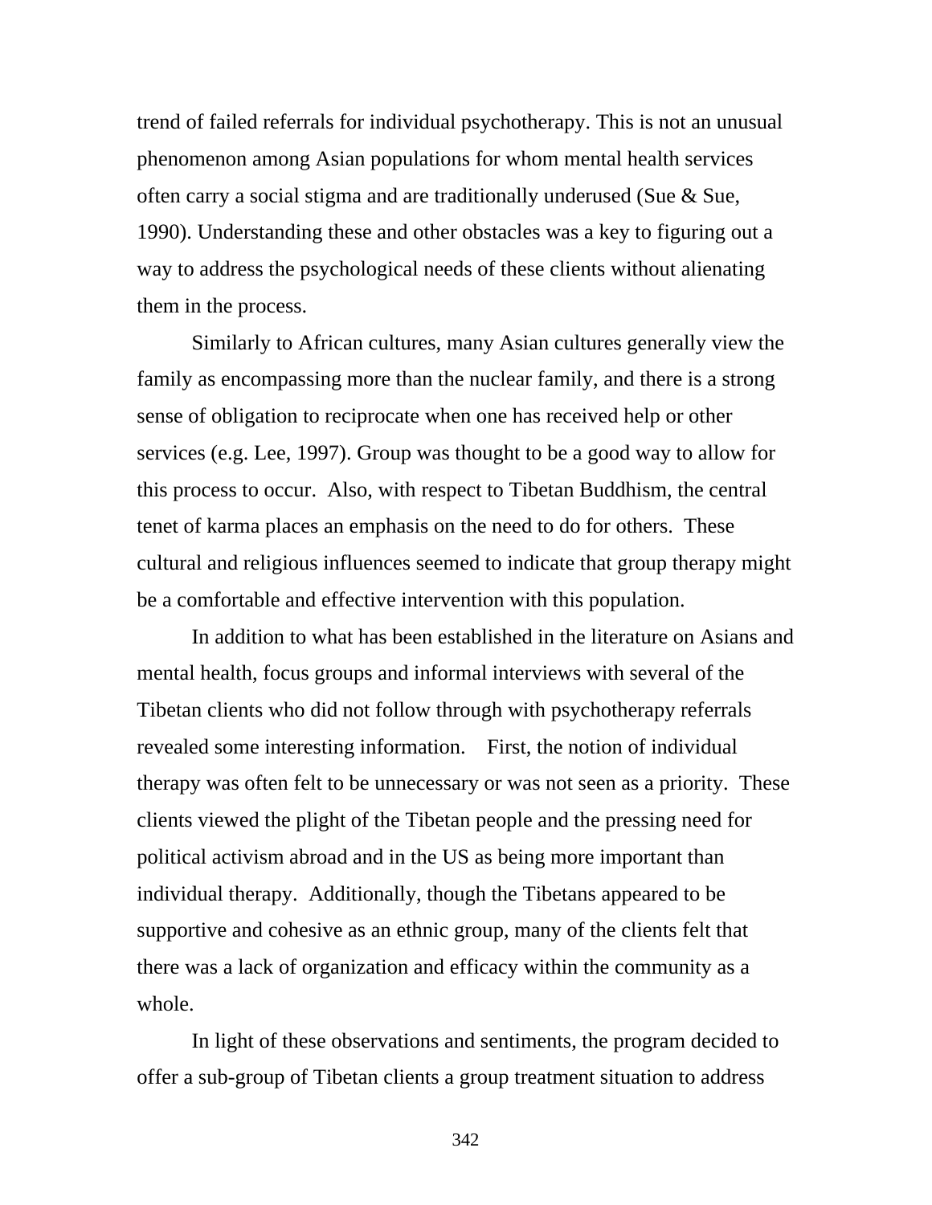trend of failed referrals for individual psychotherapy. This is not an unusual phenomenon among Asian populations for whom mental health services often carry a social stigma and are traditionally underused (Sue & Sue, 1990). Understanding these and other obstacles was a key to figuring out a way to address the psychological needs of these clients without alienating them in the process.

Similarly to African cultures, many Asian cultures generally view the family as encompassing more than the nuclear family, and there is a strong sense of obligation to reciprocate when one has received help or other services (e.g. Lee, 1997). Group was thought to be a good way to allow for this process to occur. Also, with respect to Tibetan Buddhism, the central tenet of karma places an emphasis on the need to do for others. These cultural and religious influences seemed to indicate that group therapy might be a comfortable and effective intervention with this population.

In addition to what has been established in the literature on Asians and mental health, focus groups and informal interviews with several of the Tibetan clients who did not follow through with psychotherapy referrals revealed some interesting information. First, the notion of individual therapy was often felt to be unnecessary or was not seen as a priority. These clients viewed the plight of the Tibetan people and the pressing need for political activism abroad and in the US as being more important than individual therapy. Additionally, though the Tibetans appeared to be supportive and cohesive as an ethnic group, many of the clients felt that there was a lack of organization and efficacy within the community as a whole.

In light of these observations and sentiments, the program decided to offer a sub-group of Tibetan clients a group treatment situation to address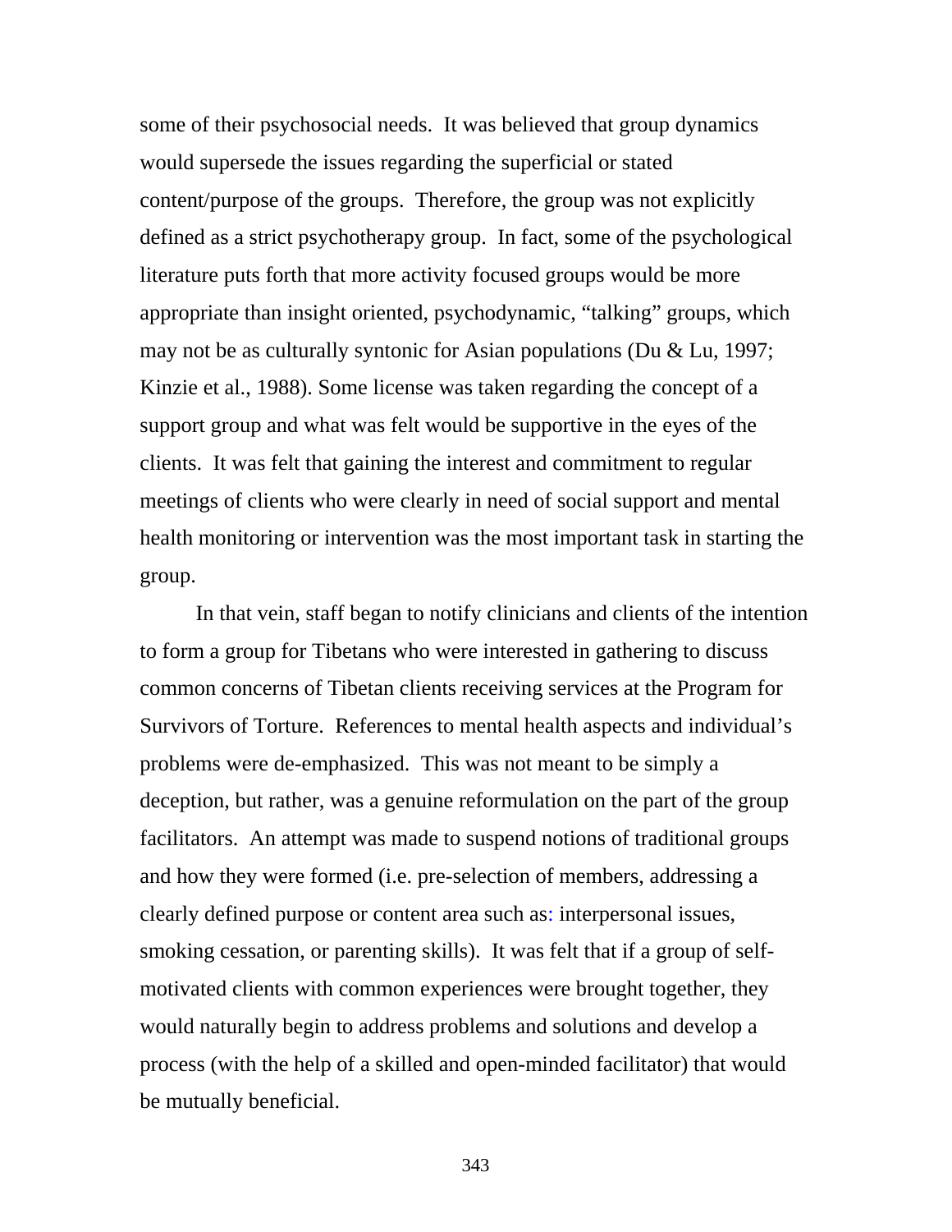some of their psychosocial needs. It was believed that group dynamics would supersede the issues regarding the superficial or stated content/purpose of the groups. Therefore, the group was not explicitly defined as a strict psychotherapy group. In fact, some of the psychological literature puts forth that more activity focused groups would be more appropriate than insight oriented, psychodynamic, "talking" groups, which may not be as culturally syntonic for Asian populations (Du & Lu, 1997; Kinzie et al., 1988). Some license was taken regarding the concept of a support group and what was felt would be supportive in the eyes of the clients. It was felt that gaining the interest and commitment to regular meetings of clients who were clearly in need of social support and mental health monitoring or intervention was the most important task in starting the group.

In that vein, staff began to notify clinicians and clients of the intention to form a group for Tibetans who were interested in gathering to discuss common concerns of Tibetan clients receiving services at the Program for Survivors of Torture. References to mental health aspects and individual's problems were de-emphasized. This was not meant to be simply a deception, but rather, was a genuine reformulation on the part of the group facilitators. An attempt was made to suspend notions of traditional groups and how they were formed (i.e. pre-selection of members, addressing a clearly defined purpose or content area such as: interpersonal issues, smoking cessation, or parenting skills). It was felt that if a group of self-motivated clients with common experiences were brought together, they would naturally begin to address problems and solutions and develop a process (with the help of a skilled and open-minded facilitator) that would be mutually beneficial.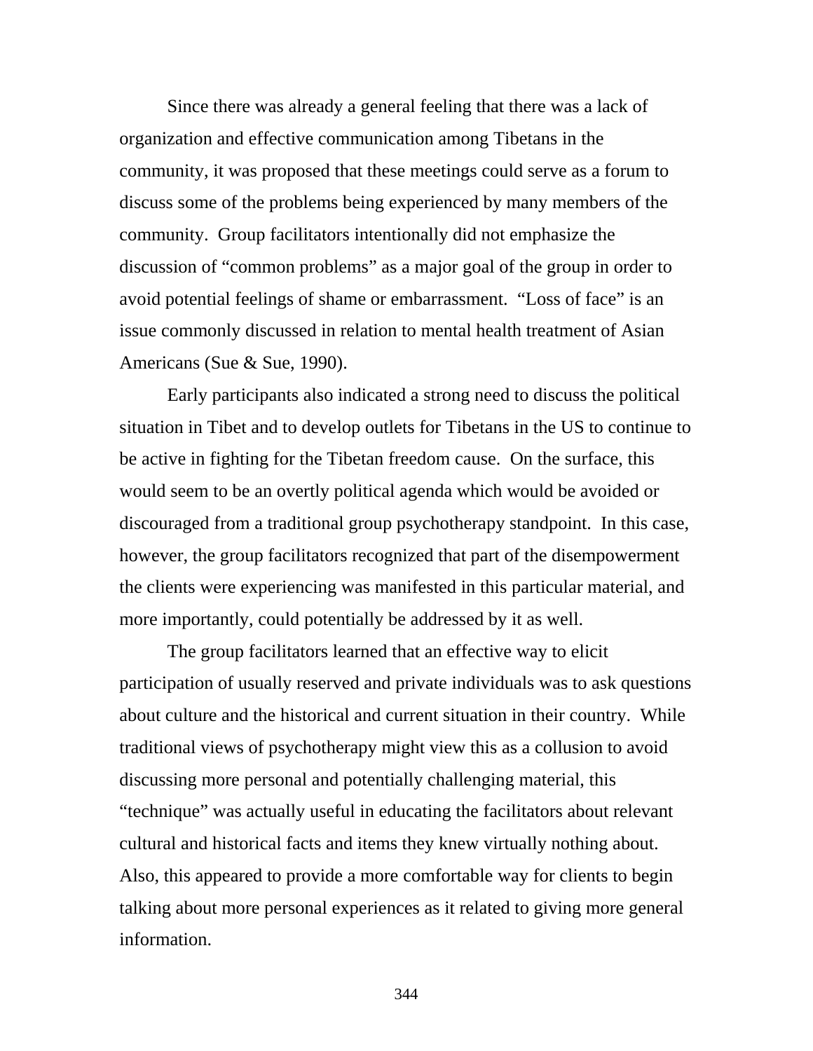Since there was already a general feeling that there was a lack of organization and effective communication among Tibetans in the community, it was proposed that these meetings could serve as a forum to discuss some of the problems being experienced by many members of the community. Group facilitators intentionally did not emphasize the discussion of "common problems" as a major goal of the group in order to avoid potential feelings of shame or embarrassment. "Loss of face" is an issue commonly discussed in relation to mental health treatment of Asian Americans (Sue & Sue, 1990).

Early participants also indicated a strong need to discuss the political situation in Tibet and to develop outlets for Tibetans in the US to continue to be active in fighting for the Tibetan freedom cause. On the surface, this would seem to be an overtly political agenda which would be avoided or discouraged from a traditional group psychotherapy standpoint. In this case, however, the group facilitators recognized that part of the disempowerment the clients were experiencing was manifested in this particular material, and more importantly, could potentially be addressed by it as well.

The group facilitators learned that an effective way to elicit participation of usually reserved and private individuals was to ask questions about culture and the historical and current situation in their country. While traditional views of psychotherapy might view this as a collusion to avoid discussing more personal and potentially challenging material, this "technique" was actually useful in educating the facilitators about relevant cultural and historical facts and items they knew virtually nothing about. Also, this appeared to provide a more comfortable way for clients to begin talking about more personal experiences as it related to giving more general information.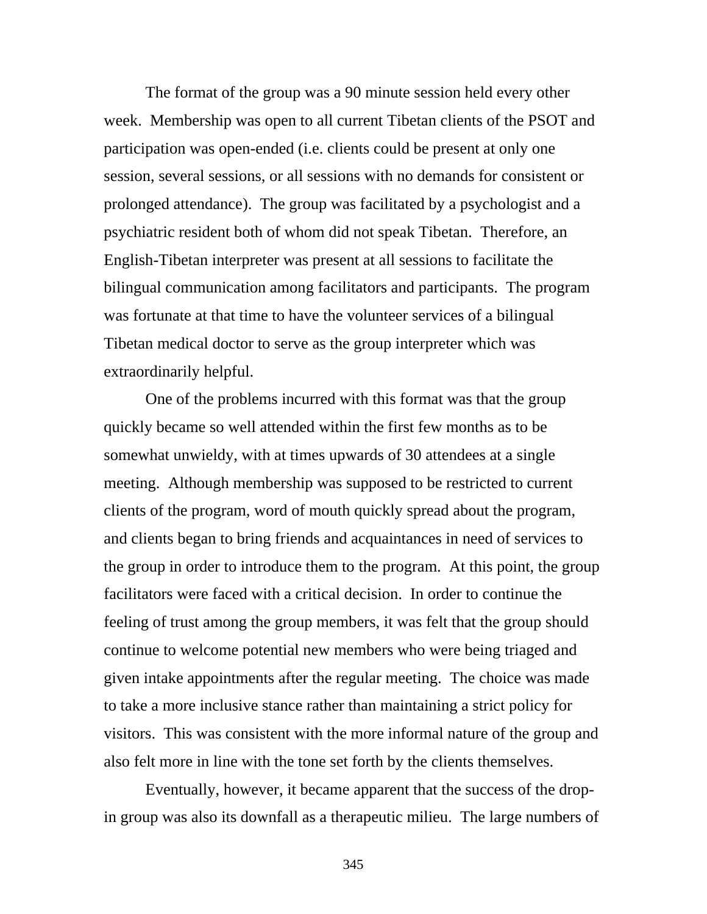The format of the group was a 90 minute session held every other week. Membership was open to all current Tibetan clients of the PSOT and participation was open-ended (i.e. clients could be present at only one session, several sessions, or all sessions with no demands for consistent or prolonged attendance). The group was facilitated by a psychologist and a psychiatric resident both of whom did not speak Tibetan. Therefore, an English-Tibetan interpreter was present at all sessions to facilitate the bilingual communication among facilitators and participants. The program was fortunate at that time to have the volunteer services of a bilingual Tibetan medical doctor to serve as the group interpreter which was extraordinarily helpful.

One of the problems incurred with this format was that the group quickly became so well attended within the first few months as to be somewhat unwieldy, with at times upwards of 30 attendees at a single meeting. Although membership was supposed to be restricted to current clients of the program, word of mouth quickly spread about the program, and clients began to bring friends and acquaintances in need of services to the group in order to introduce them to the program. At this point, the group facilitators were faced with a critical decision. In order to continue the feeling of trust among the group members, it was felt that the group should continue to welcome potential new members who were being triaged and given intake appointments after the regular meeting. The choice was made to take a more inclusive stance rather than maintaining a strict policy for visitors. This was consistent with the more informal nature of the group and also felt more in line with the tone set forth by the clients themselves.

Eventually, however, it became apparent that the success of the drop-in group was also its downfall as a therapeutic milieu. The large numbers of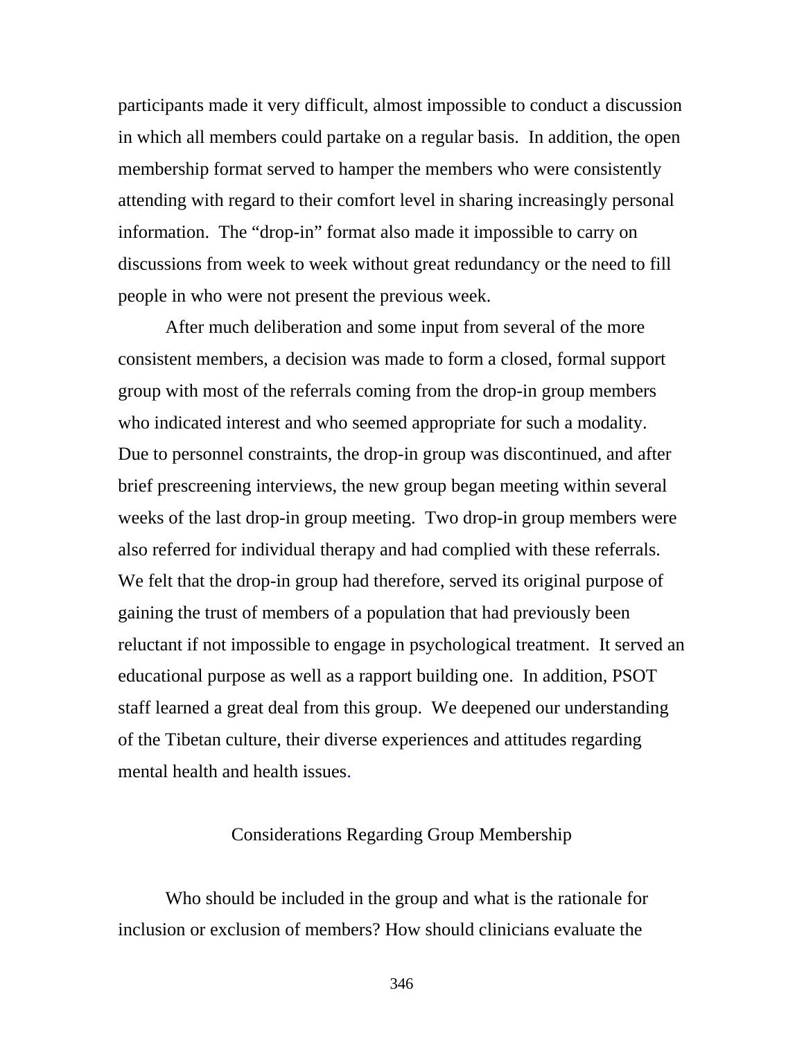participants made it very difficult, almost impossible to conduct a discussion in which all members could partake on a regular basis. In addition, the open membership format served to hamper the members who were consistently attending with regard to their comfort level in sharing increasingly personal information. The "drop-in" format also made it impossible to carry on discussions from week to week without great redundancy or the need to fill people in who were not present the previous week.

After much deliberation and some input from several of the more consistent members, a decision was made to form a closed, formal support group with most of the referrals coming from the drop-in group members who indicated interest and who seemed appropriate for such a modality. Due to personnel constraints, the drop-in group was discontinued, and after brief prescreening interviews, the new group began meeting within several weeks of the last drop-in group meeting. Two drop-in group members were also referred for individual therapy and had complied with these referrals. We felt that the drop-in group had therefore, served its original purpose of gaining the trust of members of a population that had previously been reluctant if not impossible to engage in psychological treatment. It served an educational purpose as well as a rapport building one. In addition, PSOT staff learned a great deal from this group. We deepened our understanding of the Tibetan culture, their diverse experiences and attitudes regarding mental health and health issues.

## Considerations Regarding Group Membership

Who should be included in the group and what is the rationale for inclusion or exclusion of members? How should clinicians evaluate the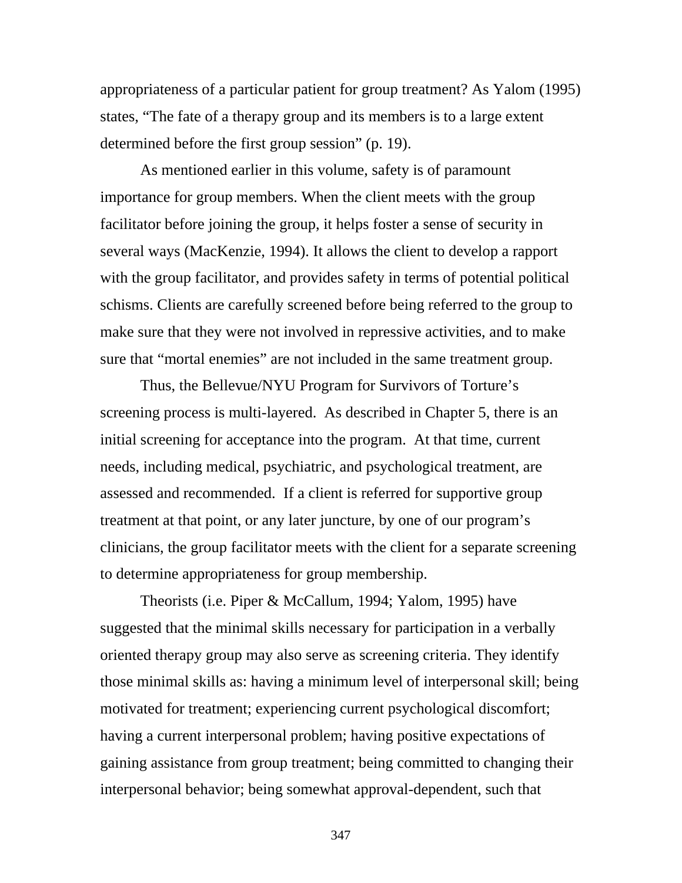appropriateness of a particular patient for group treatment? As Yalom (1995) states, “The fate of a therapy group and its members is to a large extent determined before the first group session” (p. 19).

As mentioned earlier in this volume, safety is of paramount importance for group members. When the client meets with the group facilitator before joining the group, it helps foster a sense of security in several ways (MacKenzie, 1994). It allows the client to develop a rapport with the group facilitator, and provides safety in terms of potential political schisms. Clients are carefully screened before being referred to the group to make sure that they were not involved in repressive activities, and to make sure that “mortal enemies” are not included in the same treatment group.

Thus, the Bellevue/NYU Program for Survivors of Torture’s screening process is multi-layered. As described in Chapter 5, there is an initial screening for acceptance into the program. At that time, current needs, including medical, psychiatric, and psychological treatment, are assessed and recommended. If a client is referred for supportive group treatment at that point, or any later juncture, by one of our program’s clinicians, the group facilitator meets with the client for a separate screening to determine appropriateness for group membership.

Theorists (i.e. Piper & McCallum, 1994; Yalom, 1995) have suggested that the minimal skills necessary for participation in a verbally oriented therapy group may also serve as screening criteria. They identify those minimal skills as: having a minimum level of interpersonal skill; being motivated for treatment; experiencing current psychological discomfort; having a current interpersonal problem; having positive expectations of gaining assistance from group treatment; being committed to changing their interpersonal behavior; being somewhat approval-dependent, such that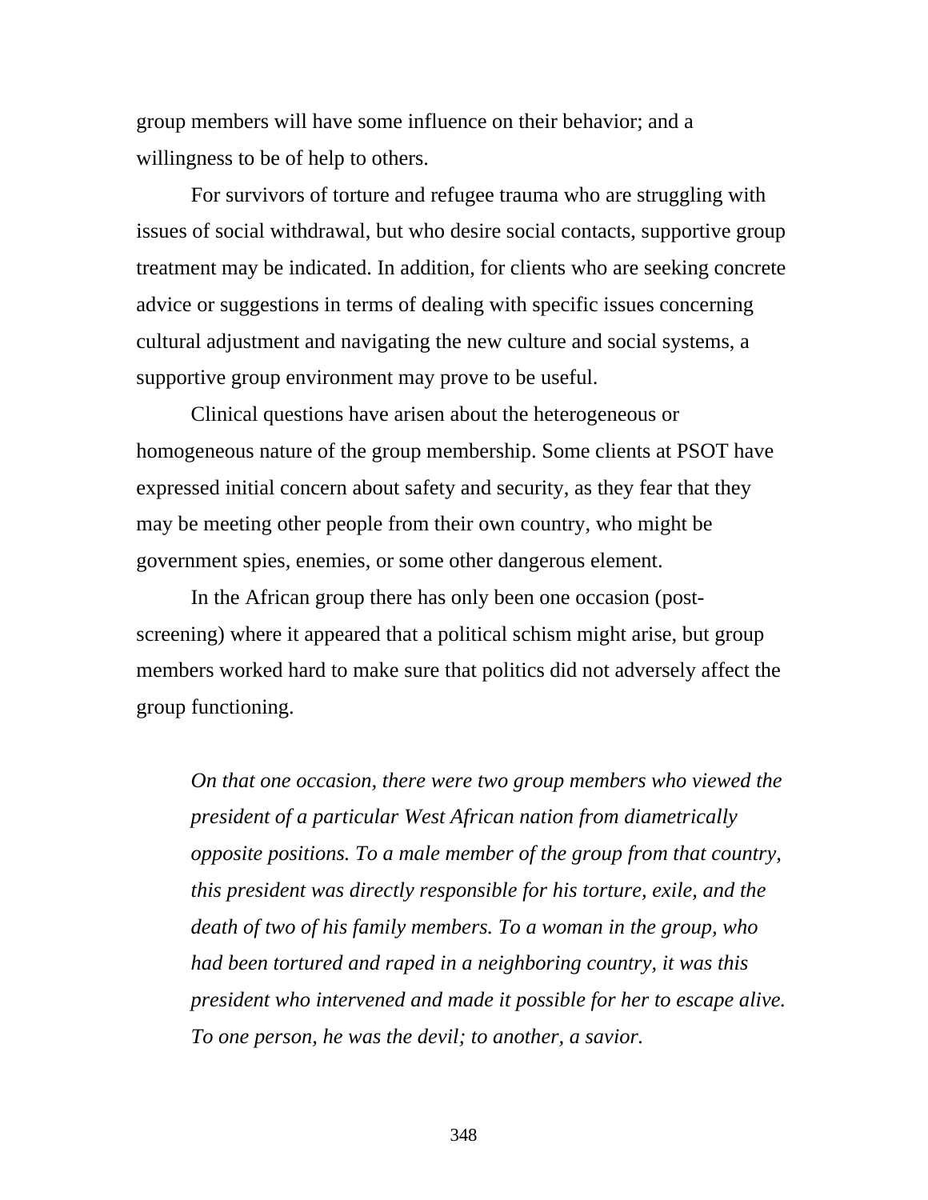group members will have some influence on their behavior; and a willingness to be of help to others.

For survivors of torture and refugee trauma who are struggling with issues of social withdrawal, but who desire social contacts, supportive group treatment may be indicated. In addition, for clients who are seeking concrete advice or suggestions in terms of dealing with specific issues concerning cultural adjustment and navigating the new culture and social systems, a supportive group environment may prove to be useful.

Clinical questions have arisen about the heterogeneous or homogeneous nature of the group membership. Some clients at PSOT have expressed initial concern about safety and security, as they fear that they may be meeting other people from their own country, who might be government spies, enemies, or some other dangerous element.

In the African group there has only been one occasion (post-screening) where it appeared that a political schism might arise, but group members worked hard to make sure that politics did not adversely affect the group functioning.

> *On that one occasion, there were two group members who viewed the president of a particular West African nation from diametrically opposite positions. To a male member of the group from that country, this president was directly responsible for his torture, exile, and the death of two of his family members. To a woman in the group, who had been tortured and raped in a neighboring country, it was this president who intervened and made it possible for her to escape alive. To one person, he was the devil; to another, a savior.*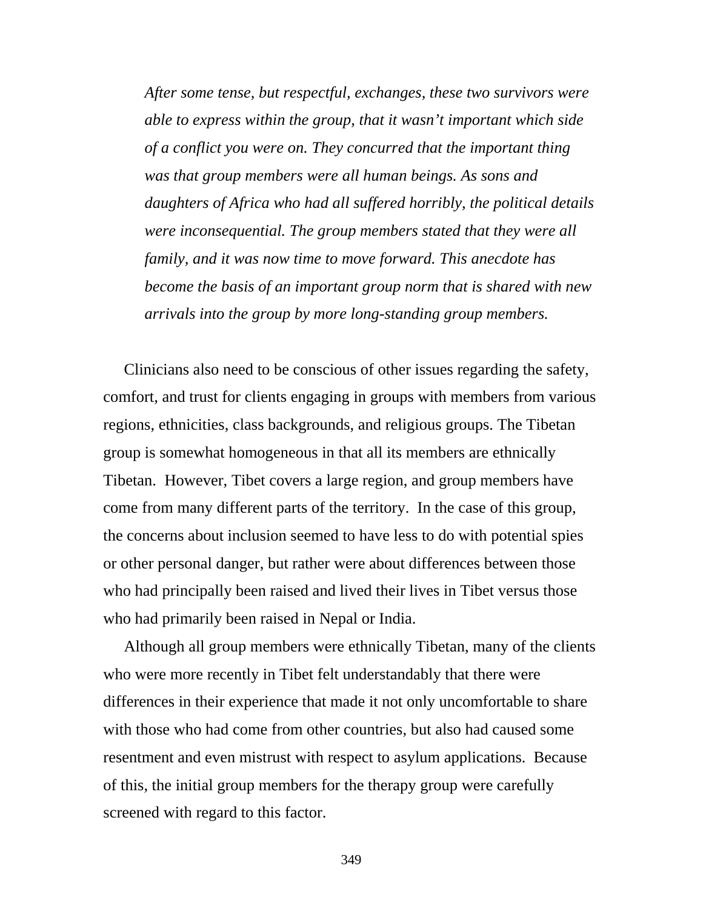> *After some tense, but respectful, exchanges, these two survivors were able to express within the group, that it wasn't important which side of a conflict you were on. They concurred that the important thing was that group members were all human beings. As sons and daughters of Africa who had all suffered horribly, the political details were inconsequential. The group members stated that they were all family, and it was now time to move forward. This anecdote has become the basis of an important group norm that is shared with new arrivals into the group by more long-standing group members.*

Clinicians also need to be conscious of other issues regarding the safety, comfort, and trust for clients engaging in groups with members from various regions, ethnicities, class backgrounds, and religious groups. The Tibetan group is somewhat homogeneous in that all its members are ethnically Tibetan. However, Tibet covers a large region, and group members have come from many different parts of the territory. In the case of this group, the concerns about inclusion seemed to have less to do with potential spies or other personal danger, but rather were about differences between those who had principally been raised and lived their lives in Tibet versus those who had primarily been raised in Nepal or India.

Although all group members were ethnically Tibetan, many of the clients who were more recently in Tibet felt understandably that there were differences in their experience that made it not only uncomfortable to share with those who had come from other countries, but also had caused some resentment and even mistrust with respect to asylum applications. Because of this, the initial group members for the therapy group were carefully screened with regard to this factor.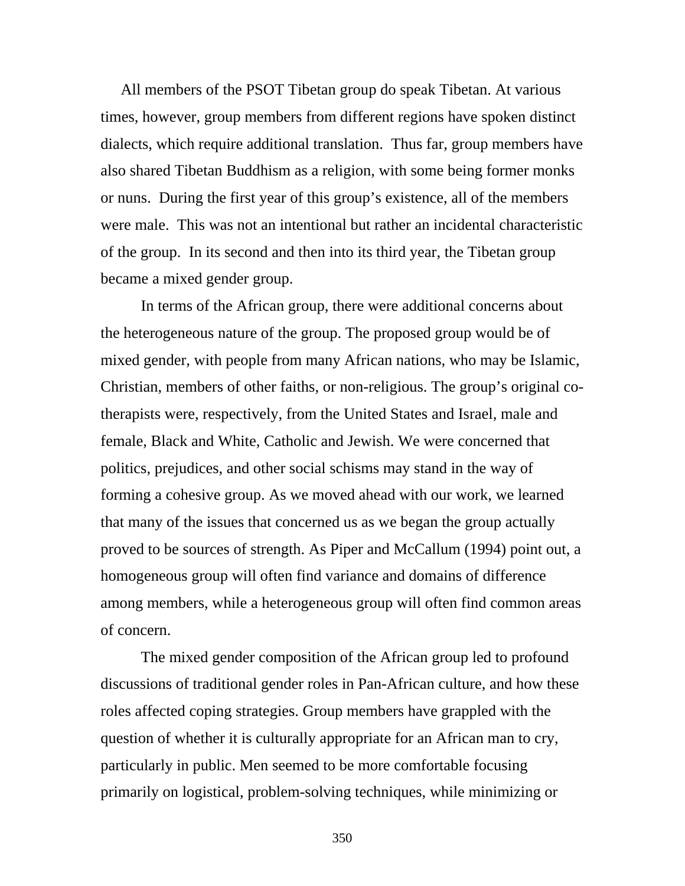All members of the PSOT Tibetan group do speak Tibetan. At various times, however, group members from different regions have spoken distinct dialects, which require additional translation. Thus far, group members have also shared Tibetan Buddhism as a religion, with some being former monks or nuns. During the first year of this group's existence, all of the members were male. This was not an intentional but rather an incidental characteristic of the group. In its second and then into its third year, the Tibetan group became a mixed gender group.

In terms of the African group, there were additional concerns about the heterogeneous nature of the group. The proposed group would be of mixed gender, with people from many African nations, who may be Islamic, Christian, members of other faiths, or non-religious. The group's original co-therapists were, respectively, from the United States and Israel, male and female, Black and White, Catholic and Jewish. We were concerned that politics, prejudices, and other social schisms may stand in the way of forming a cohesive group. As we moved ahead with our work, we learned that many of the issues that concerned us as we began the group actually proved to be sources of strength. As Piper and McCallum (1994) point out, a homogeneous group will often find variance and domains of difference among members, while a heterogeneous group will often find common areas of concern.

The mixed gender composition of the African group led to profound discussions of traditional gender roles in Pan-African culture, and how these roles affected coping strategies. Group members have grappled with the question of whether it is culturally appropriate for an African man to cry, particularly in public. Men seemed to be more comfortable focusing primarily on logistical, problem-solving techniques, while minimizing or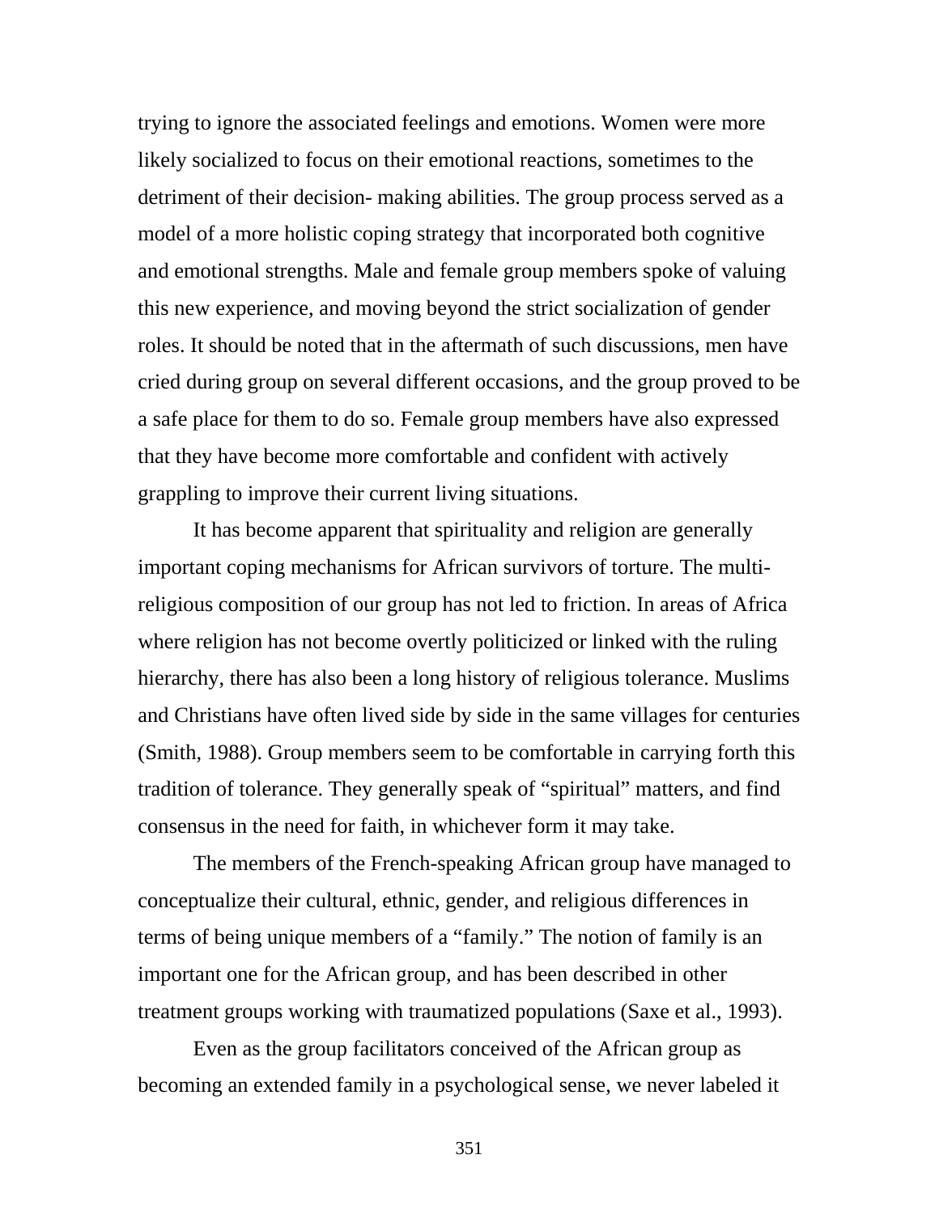trying to ignore the associated feelings and emotions. Women were more likely socialized to focus on their emotional reactions, sometimes to the detriment of their decision- making abilities. The group process served as a model of a more holistic coping strategy that incorporated both cognitive and emotional strengths. Male and female group members spoke of valuing this new experience, and moving beyond the strict socialization of gender roles. It should be noted that in the aftermath of such discussions, men have cried during group on several different occasions, and the group proved to be a safe place for them to do so. Female group members have also expressed that they have become more comfortable and confident with actively grappling to improve their current living situations.

It has become apparent that spirituality and religion are generally important coping mechanisms for African survivors of torture. The multi-religious composition of our group has not led to friction. In areas of Africa where religion has not become overtly politicized or linked with the ruling hierarchy, there has also been a long history of religious tolerance. Muslims and Christians have often lived side by side in the same villages for centuries (Smith, 1988). Group members seem to be comfortable in carrying forth this tradition of tolerance. They generally speak of "spiritual" matters, and find consensus in the need for faith, in whichever form it may take.

The members of the French-speaking African group have managed to conceptualize their cultural, ethnic, gender, and religious differences in terms of being unique members of a "family." The notion of family is an important one for the African group, and has been described in other treatment groups working with traumatized populations (Saxe et al., 1993).

Even as the group facilitators conceived of the African group as becoming an extended family in a psychological sense, we never labeled it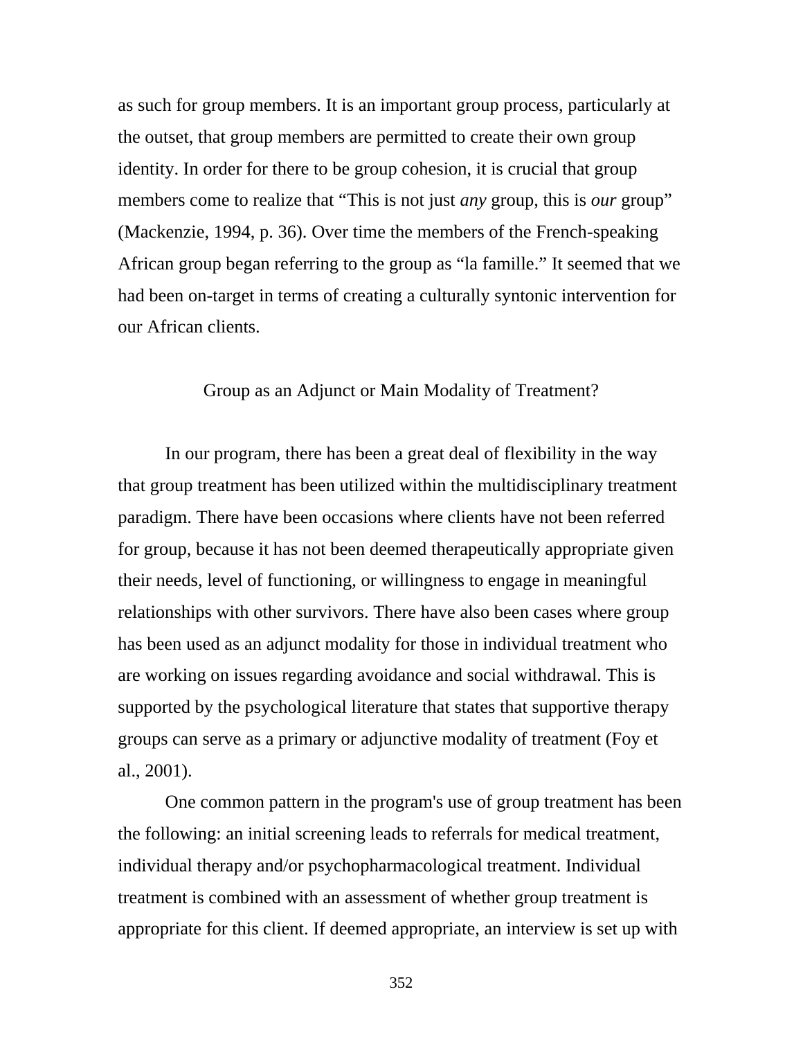as such for group members. It is an important group process, particularly at the outset, that group members are permitted to create their own group identity. In order for there to be group cohesion, it is crucial that group members come to realize that "This is not just *any* group, this is *our* group" (Mackenzie, 1994, p. 36). Over time the members of the French-speaking African group began referring to the group as "la famille." It seemed that we had been on-target in terms of creating a culturally syntonic intervention for our African clients.

## Group as an Adjunct or Main Modality of Treatment?

In our program, there has been a great deal of flexibility in the way that group treatment has been utilized within the multidisciplinary treatment paradigm. There have been occasions where clients have not been referred for group, because it has not been deemed therapeutically appropriate given their needs, level of functioning, or willingness to engage in meaningful relationships with other survivors. There have also been cases where group has been used as an adjunct modality for those in individual treatment who are working on issues regarding avoidance and social withdrawal. This is supported by the psychological literature that states that supportive therapy groups can serve as a primary or adjunctive modality of treatment (Foy et al., 2001).

One common pattern in the program's use of group treatment has been the following: an initial screening leads to referrals for medical treatment, individual therapy and/or psychopharmacological treatment. Individual treatment is combined with an assessment of whether group treatment is appropriate for this client. If deemed appropriate, an interview is set up with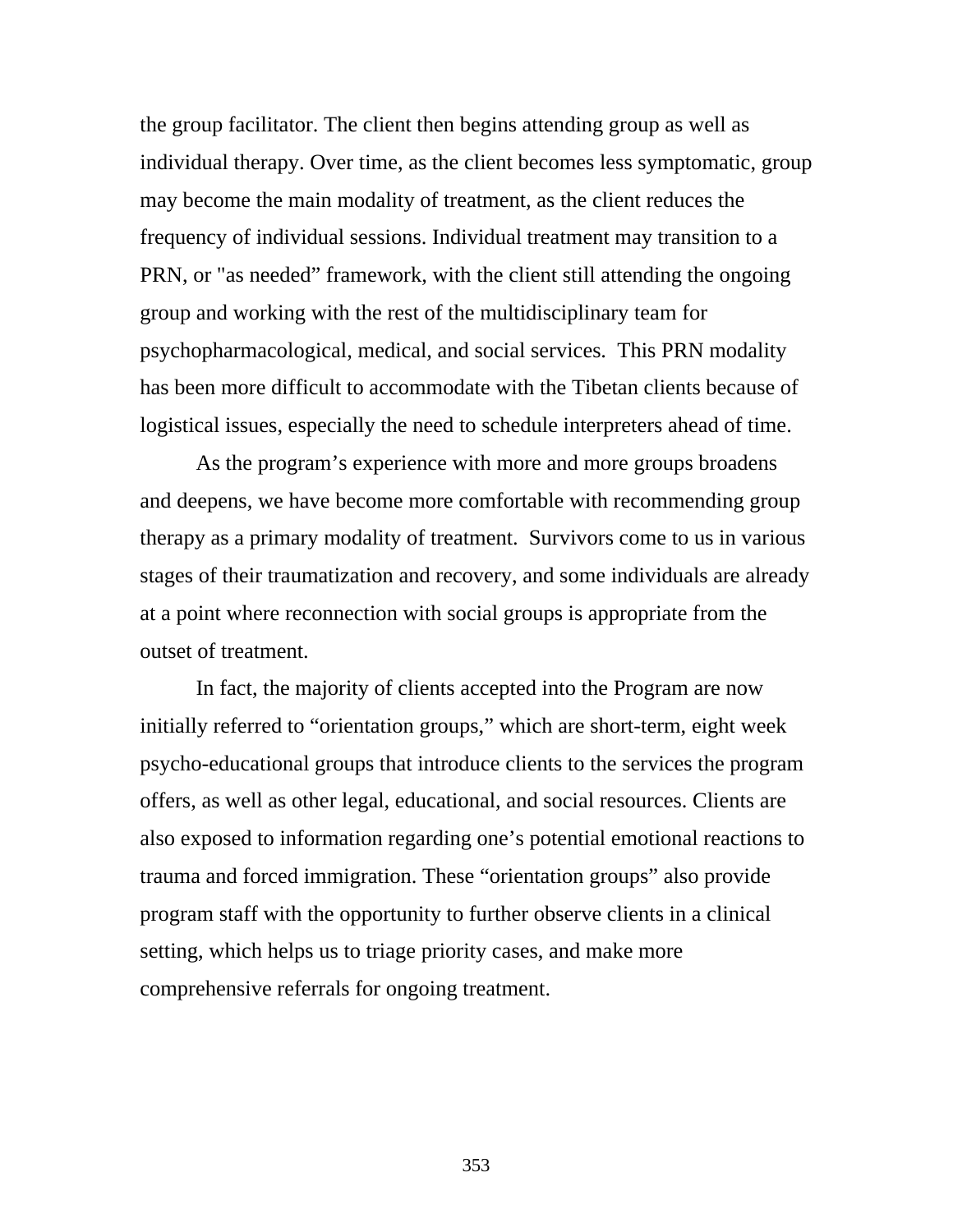the group facilitator. The client then begins attending group as well as individual therapy. Over time, as the client becomes less symptomatic, group may become the main modality of treatment, as the client reduces the frequency of individual sessions. Individual treatment may transition to a PRN, or "as needed" framework, with the client still attending the ongoing group and working with the rest of the multidisciplinary team for psychopharmacological, medical, and social services. This PRN modality has been more difficult to accommodate with the Tibetan clients because of logistical issues, especially the need to schedule interpreters ahead of time.

As the program's experience with more and more groups broadens and deepens, we have become more comfortable with recommending group therapy as a primary modality of treatment. Survivors come to us in various stages of their traumatization and recovery, and some individuals are already at a point where reconnection with social groups is appropriate from the outset of treatment.

In fact, the majority of clients accepted into the Program are now initially referred to "orientation groups," which are short-term, eight week psycho-educational groups that introduce clients to the services the program offers, as well as other legal, educational, and social resources. Clients are also exposed to information regarding one's potential emotional reactions to trauma and forced immigration. These "orientation groups" also provide program staff with the opportunity to further observe clients in a clinical setting, which helps us to triage priority cases, and make more comprehensive referrals for ongoing treatment.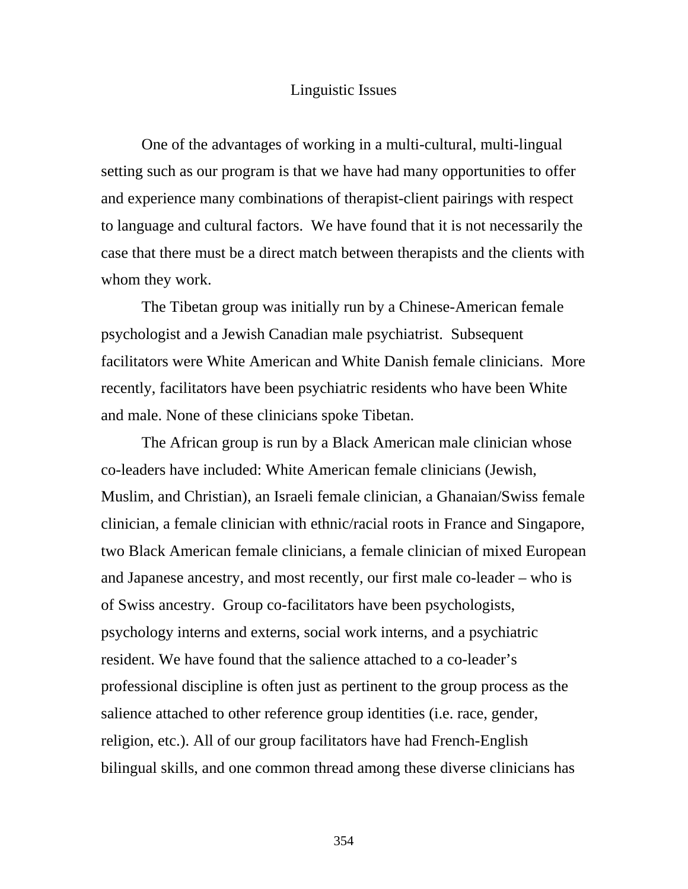## Linguistic Issues

One of the advantages of working in a multi-cultural, multi-lingual setting such as our program is that we have had many opportunities to offer and experience many combinations of therapist-client pairings with respect to language and cultural factors. We have found that it is not necessarily the case that there must be a direct match between therapists and the clients with whom they work.

The Tibetan group was initially run by a Chinese-American female psychologist and a Jewish Canadian male psychiatrist. Subsequent facilitators were White American and White Danish female clinicians. More recently, facilitators have been psychiatric residents who have been White and male. None of these clinicians spoke Tibetan.

The African group is run by a Black American male clinician whose co-leaders have included: White American female clinicians (Jewish, Muslim, and Christian), an Israeli female clinician, a Ghanaian/Swiss female clinician, a female clinician with ethnic/racial roots in France and Singapore, two Black American female clinicians, a female clinician of mixed European and Japanese ancestry, and most recently, our first male co-leader – who is of Swiss ancestry. Group co-facilitators have been psychologists, psychology interns and externs, social work interns, and a psychiatric resident. We have found that the salience attached to a co-leader's professional discipline is often just as pertinent to the group process as the salience attached to other reference group identities (i.e. race, gender, religion, etc.). All of our group facilitators have had French-English bilingual skills, and one common thread among these diverse clinicians has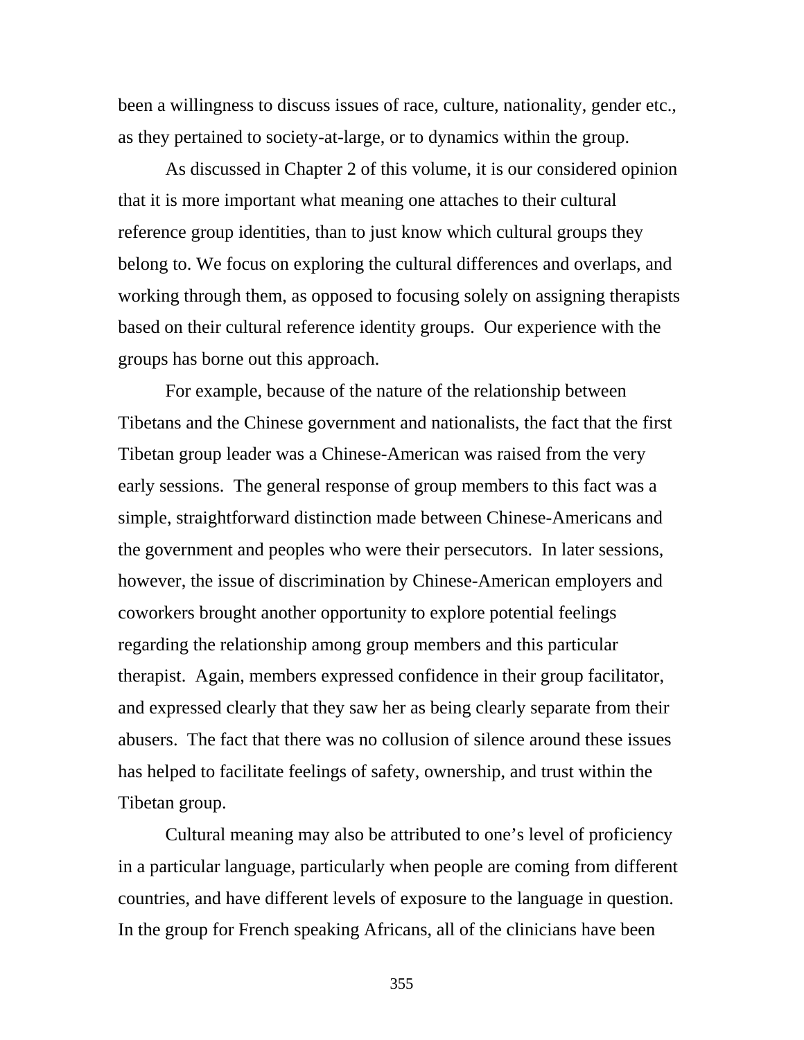been a willingness to discuss issues of race, culture, nationality, gender etc., as they pertained to society-at-large, or to dynamics within the group.

As discussed in Chapter 2 of this volume, it is our considered opinion that it is more important what meaning one attaches to their cultural reference group identities, than to just know which cultural groups they belong to. We focus on exploring the cultural differences and overlaps, and working through them, as opposed to focusing solely on assigning therapists based on their cultural reference identity groups. Our experience with the groups has borne out this approach.

For example, because of the nature of the relationship between Tibetans and the Chinese government and nationalists, the fact that the first Tibetan group leader was a Chinese-American was raised from the very early sessions. The general response of group members to this fact was a simple, straightforward distinction made between Chinese-Americans and the government and peoples who were their persecutors. In later sessions, however, the issue of discrimination by Chinese-American employers and coworkers brought another opportunity to explore potential feelings regarding the relationship among group members and this particular therapist. Again, members expressed confidence in their group facilitator, and expressed clearly that they saw her as being clearly separate from their abusers. The fact that there was no collusion of silence around these issues has helped to facilitate feelings of safety, ownership, and trust within the Tibetan group.

Cultural meaning may also be attributed to one's level of proficiency in a particular language, particularly when people are coming from different countries, and have different levels of exposure to the language in question. In the group for French speaking Africans, all of the clinicians have been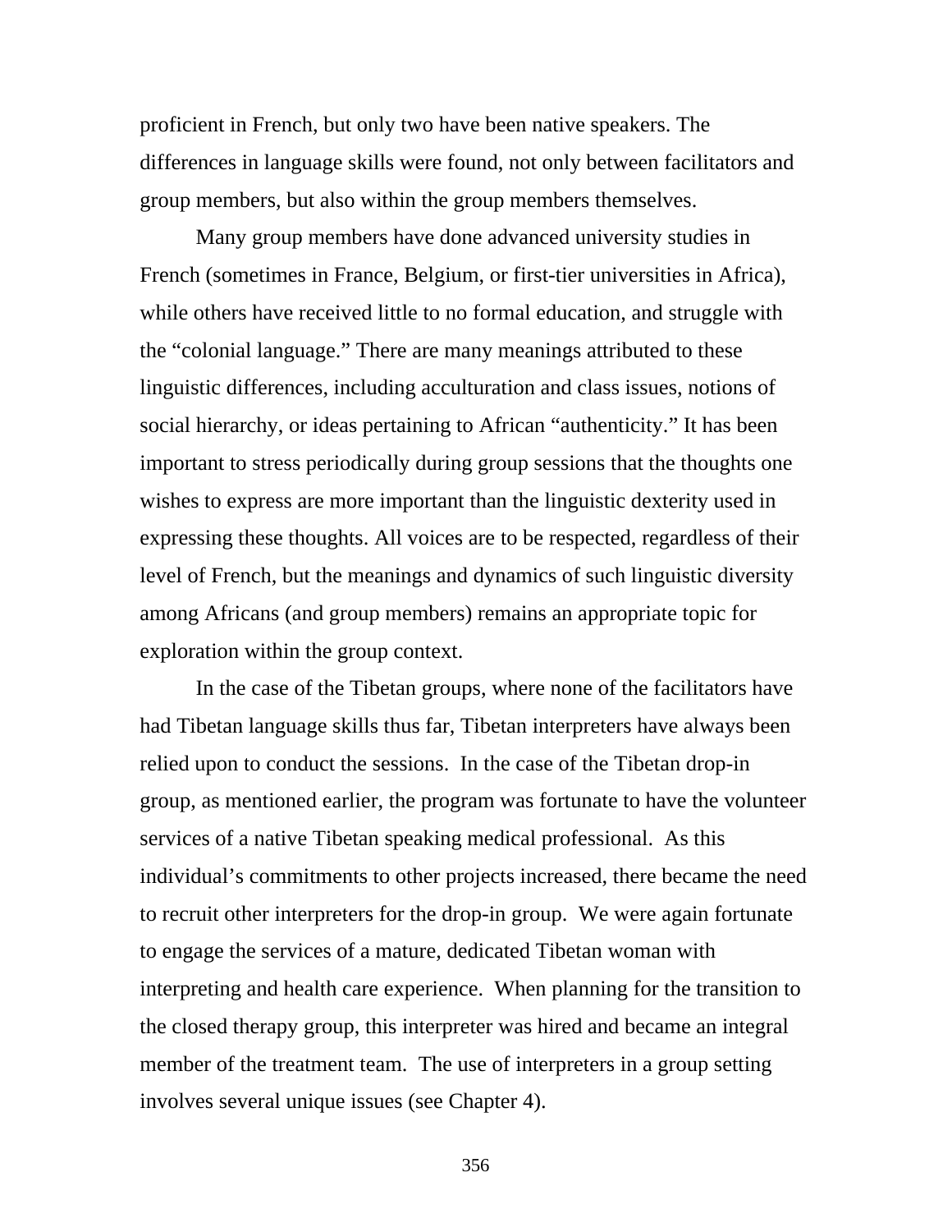proficient in French, but only two have been native speakers. The differences in language skills were found, not only between facilitators and group members, but also within the group members themselves.

Many group members have done advanced university studies in French (sometimes in France, Belgium, or first-tier universities in Africa), while others have received little to no formal education, and struggle with the “colonial language.” There are many meanings attributed to these linguistic differences, including acculturation and class issues, notions of social hierarchy, or ideas pertaining to African “authenticity.” It has been important to stress periodically during group sessions that the thoughts one wishes to express are more important than the linguistic dexterity used in expressing these thoughts. All voices are to be respected, regardless of their level of French, but the meanings and dynamics of such linguistic diversity among Africans (and group members) remains an appropriate topic for exploration within the group context.

In the case of the Tibetan groups, where none of the facilitators have had Tibetan language skills thus far, Tibetan interpreters have always been relied upon to conduct the sessions. In the case of the Tibetan drop-in group, as mentioned earlier, the program was fortunate to have the volunteer services of a native Tibetan speaking medical professional. As this individual’s commitments to other projects increased, there became the need to recruit other interpreters for the drop-in group. We were again fortunate to engage the services of a mature, dedicated Tibetan woman with interpreting and health care experience. When planning for the transition to the closed therapy group, this interpreter was hired and became an integral member of the treatment team. The use of interpreters in a group setting involves several unique issues (see Chapter 4).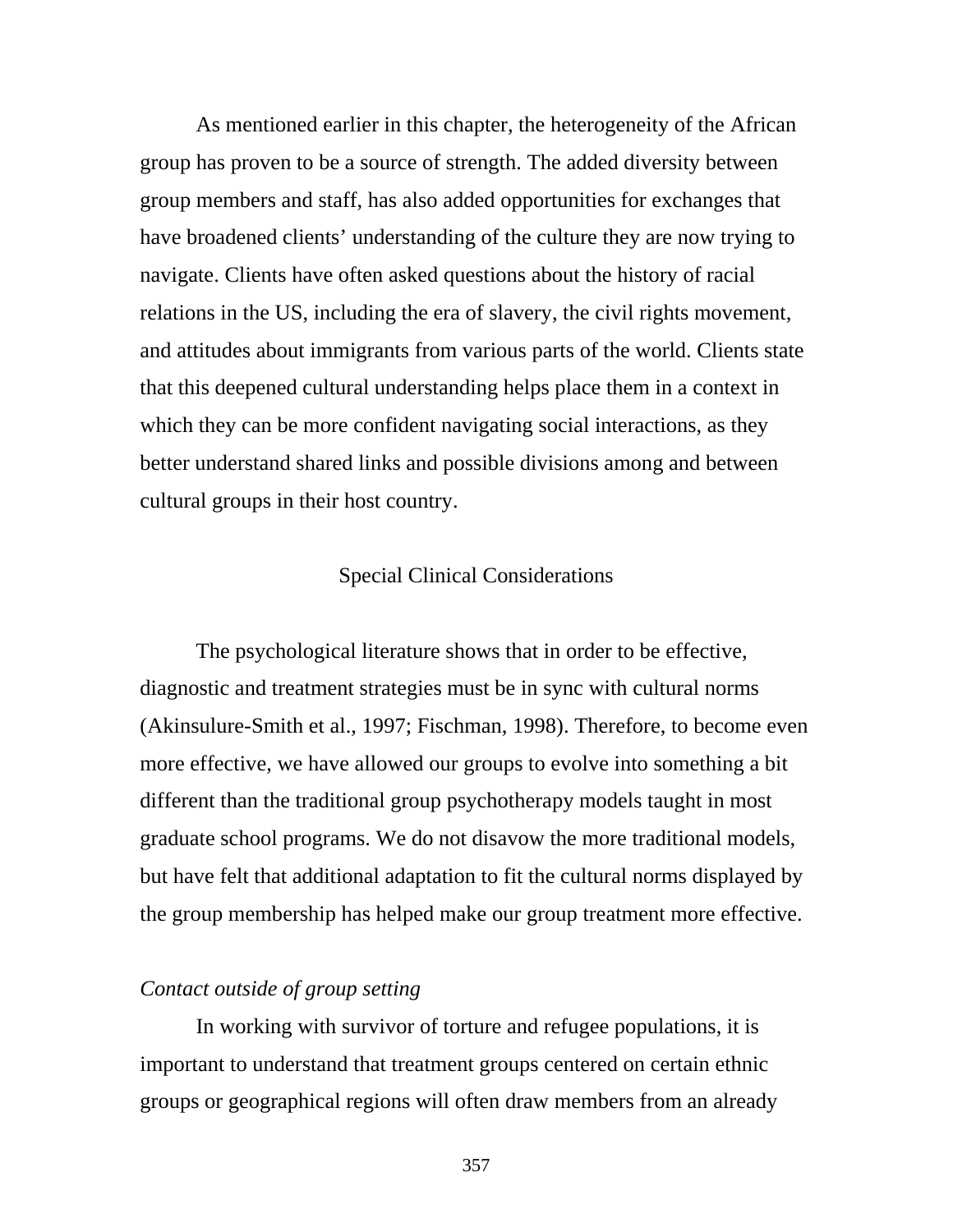As mentioned earlier in this chapter, the heterogeneity of the African group has proven to be a source of strength. The added diversity between group members and staff, has also added opportunities for exchanges that have broadened clients' understanding of the culture they are now trying to navigate. Clients have often asked questions about the history of racial relations in the US, including the era of slavery, the civil rights movement, and attitudes about immigrants from various parts of the world. Clients state that this deepened cultural understanding helps place them in a context in which they can be more confident navigating social interactions, as they better understand shared links and possible divisions among and between cultural groups in their host country.

## Special Clinical Considerations

The psychological literature shows that in order to be effective, diagnostic and treatment strategies must be in sync with cultural norms (Akinsulure-Smith et al., 1997; Fischman, 1998). Therefore, to become even more effective, we have allowed our groups to evolve into something a bit different than the traditional group psychotherapy models taught in most graduate school programs. We do not disavow the more traditional models, but have felt that additional adaptation to fit the cultural norms displayed by the group membership has helped make our group treatment more effective.

### *Contact outside of group setting*

In working with survivor of torture and refugee populations, it is important to understand that treatment groups centered on certain ethnic groups or geographical regions will often draw members from an already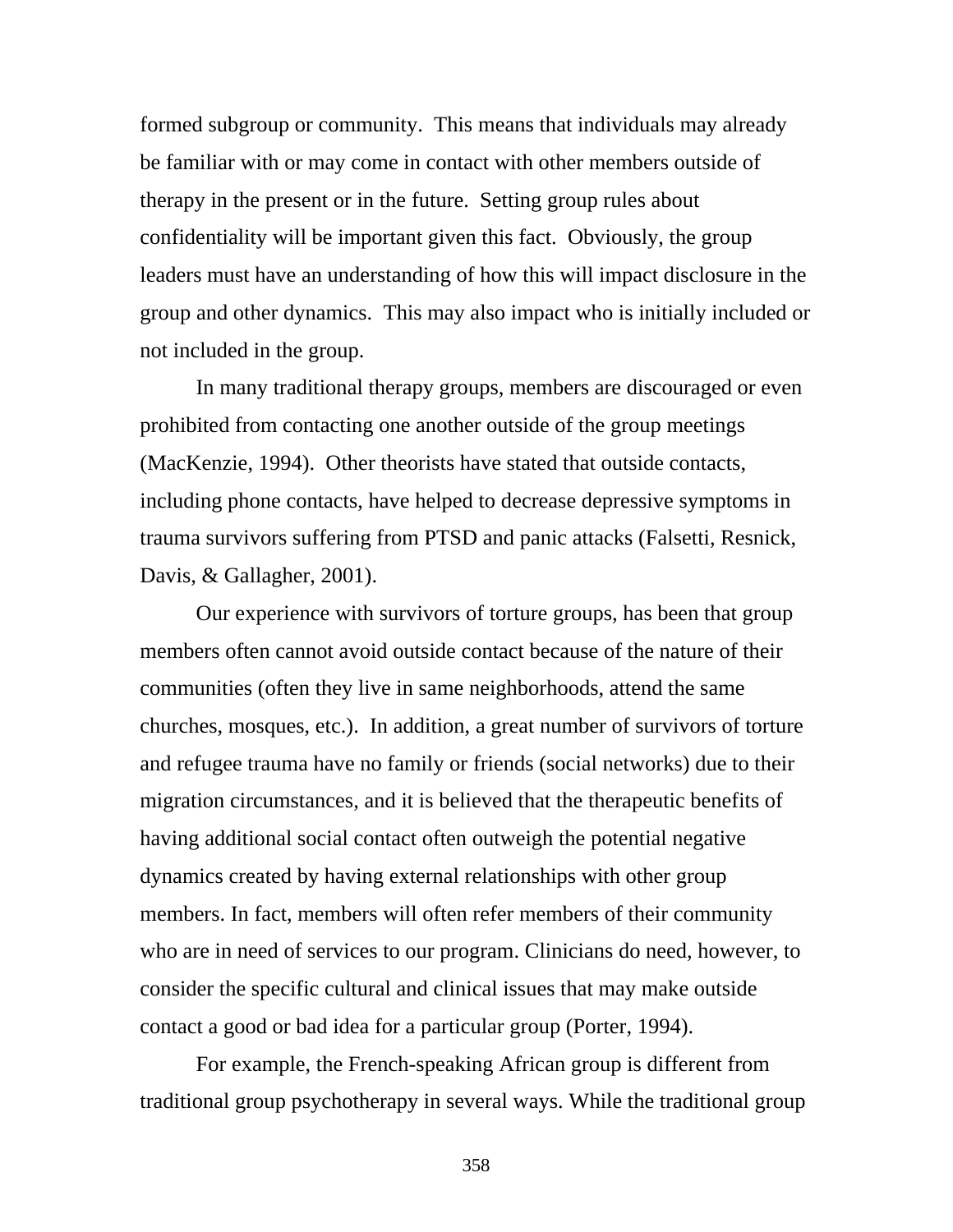formed subgroup or community. This means that individuals may already be familiar with or may come in contact with other members outside of therapy in the present or in the future. Setting group rules about confidentiality will be important given this fact. Obviously, the group leaders must have an understanding of how this will impact disclosure in the group and other dynamics. This may also impact who is initially included or not included in the group.

In many traditional therapy groups, members are discouraged or even prohibited from contacting one another outside of the group meetings (MacKenzie, 1994). Other theorists have stated that outside contacts, including phone contacts, have helped to decrease depressive symptoms in trauma survivors suffering from PTSD and panic attacks (Falsetti, Resnick, Davis, & Gallagher, 2001).

Our experience with survivors of torture groups, has been that group members often cannot avoid outside contact because of the nature of their communities (often they live in same neighborhoods, attend the same churches, mosques, etc.). In addition, a great number of survivors of torture and refugee trauma have no family or friends (social networks) due to their migration circumstances, and it is believed that the therapeutic benefits of having additional social contact often outweigh the potential negative dynamics created by having external relationships with other group members. In fact, members will often refer members of their community who are in need of services to our program. Clinicians do need, however, to consider the specific cultural and clinical issues that may make outside contact a good or bad idea for a particular group (Porter, 1994).

For example, the French-speaking African group is different from traditional group psychotherapy in several ways. While the traditional group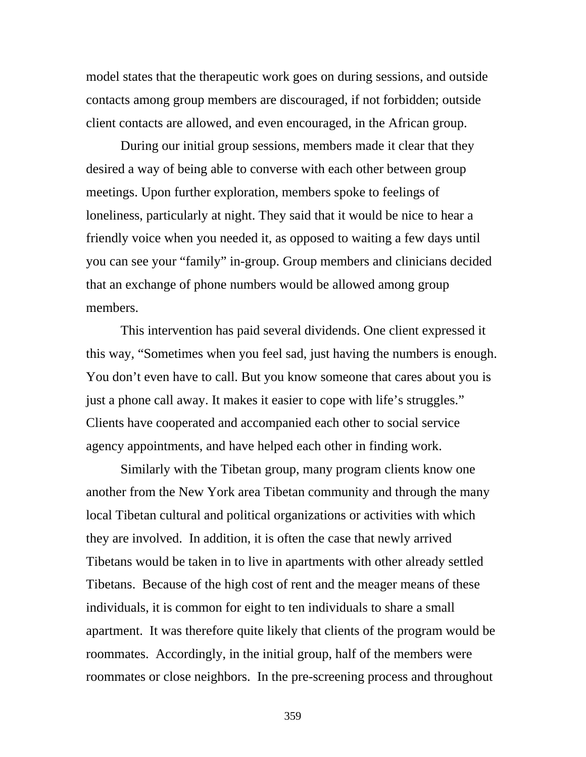model states that the therapeutic work goes on during sessions, and outside contacts among group members are discouraged, if not forbidden; outside client contacts are allowed, and even encouraged, in the African group.

During our initial group sessions, members made it clear that they desired a way of being able to converse with each other between group meetings. Upon further exploration, members spoke to feelings of loneliness, particularly at night. They said that it would be nice to hear a friendly voice when you needed it, as opposed to waiting a few days until you can see your "family" in-group. Group members and clinicians decided that an exchange of phone numbers would be allowed among group members.

This intervention has paid several dividends. One client expressed it this way, "Sometimes when you feel sad, just having the numbers is enough. You don't even have to call. But you know someone that cares about you is just a phone call away. It makes it easier to cope with life's struggles." Clients have cooperated and accompanied each other to social service agency appointments, and have helped each other in finding work.

Similarly with the Tibetan group, many program clients know one another from the New York area Tibetan community and through the many local Tibetan cultural and political organizations or activities with which they are involved. In addition, it is often the case that newly arrived Tibetans would be taken in to live in apartments with other already settled Tibetans. Because of the high cost of rent and the meager means of these individuals, it is common for eight to ten individuals to share a small apartment. It was therefore quite likely that clients of the program would be roommates. Accordingly, in the initial group, half of the members were roommates or close neighbors. In the pre-screening process and throughout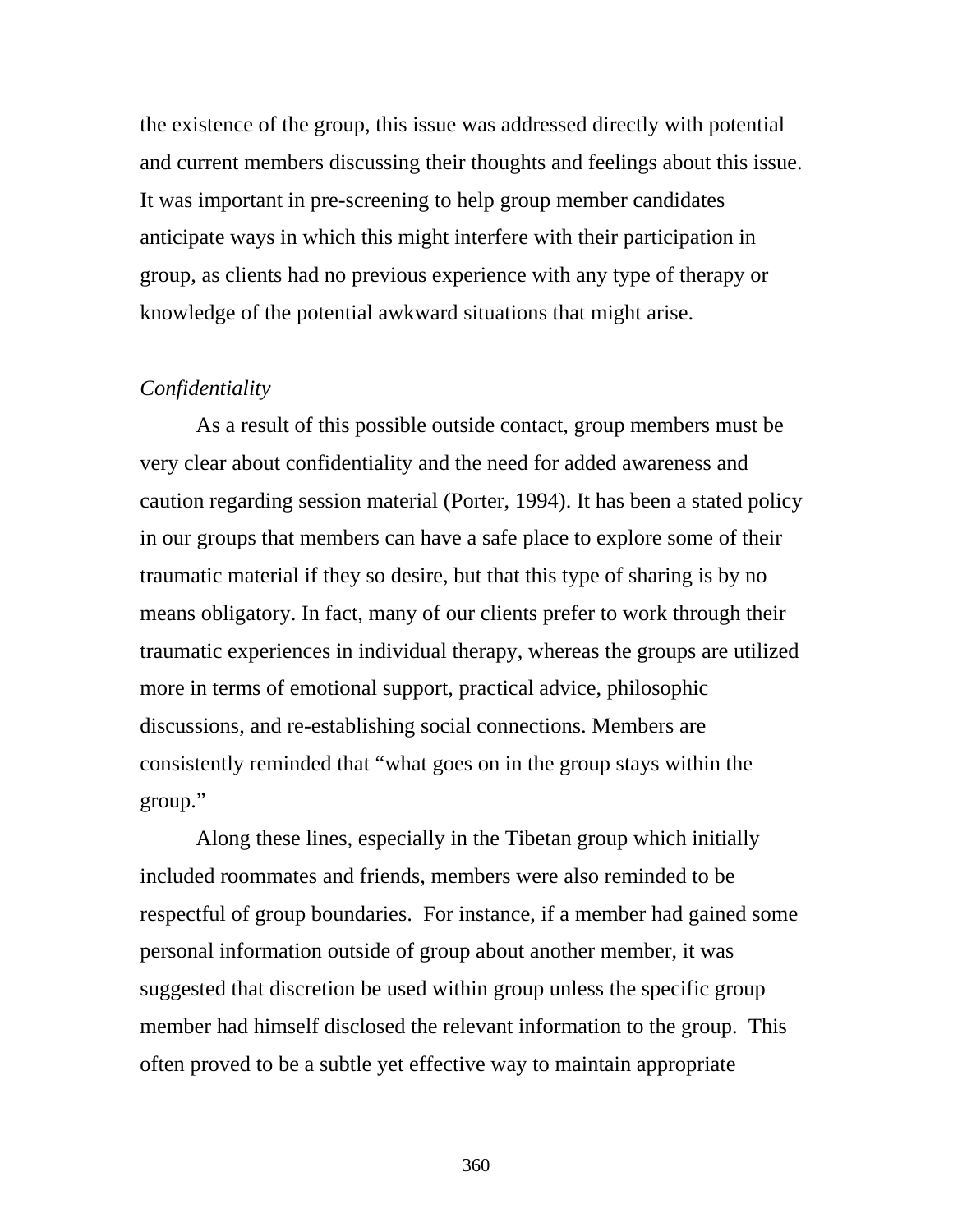the existence of the group, this issue was addressed directly with potential and current members discussing their thoughts and feelings about this issue. It was important in pre-screening to help group member candidates anticipate ways in which this might interfere with their participation in group, as clients had no previous experience with any type of therapy or knowledge of the potential awkward situations that might arise.

*Confidentiality*

As a result of this possible outside contact, group members must be very clear about confidentiality and the need for added awareness and caution regarding session material (Porter, 1994). It has been a stated policy in our groups that members can have a safe place to explore some of their traumatic material if they so desire, but that this type of sharing is by no means obligatory. In fact, many of our clients prefer to work through their traumatic experiences in individual therapy, whereas the groups are utilized more in terms of emotional support, practical advice, philosophic discussions, and re-establishing social connections. Members are consistently reminded that "what goes on in the group stays within the group."

Along these lines, especially in the Tibetan group which initially included roommates and friends, members were also reminded to be respectful of group boundaries. For instance, if a member had gained some personal information outside of group about another member, it was suggested that discretion be used within group unless the specific group member had himself disclosed the relevant information to the group. This often proved to be a subtle yet effective way to maintain appropriate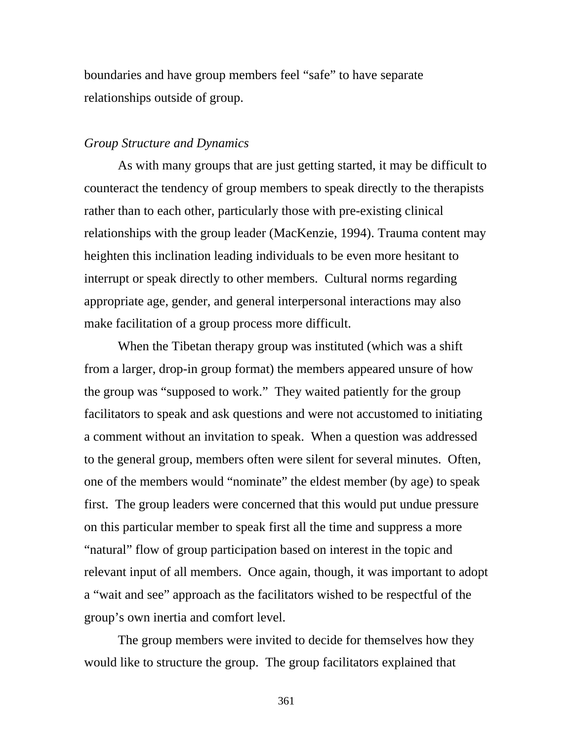boundaries and have group members feel "safe" to have separate relationships outside of group.

*Group Structure and Dynamics*

As with many groups that are just getting started, it may be difficult to counteract the tendency of group members to speak directly to the therapists rather than to each other, particularly those with pre-existing clinical relationships with the group leader (MacKenzie, 1994). Trauma content may heighten this inclination leading individuals to be even more hesitant to interrupt or speak directly to other members. Cultural norms regarding appropriate age, gender, and general interpersonal interactions may also make facilitation of a group process more difficult.

When the Tibetan therapy group was instituted (which was a shift from a larger, drop-in group format) the members appeared unsure of how the group was "supposed to work." They waited patiently for the group facilitators to speak and ask questions and were not accustomed to initiating a comment without an invitation to speak. When a question was addressed to the general group, members often were silent for several minutes. Often, one of the members would "nominate" the eldest member (by age) to speak first. The group leaders were concerned that this would put undue pressure on this particular member to speak first all the time and suppress a more "natural" flow of group participation based on interest in the topic and relevant input of all members. Once again, though, it was important to adopt a "wait and see" approach as the facilitators wished to be respectful of the group's own inertia and comfort level.

The group members were invited to decide for themselves how they would like to structure the group. The group facilitators explained that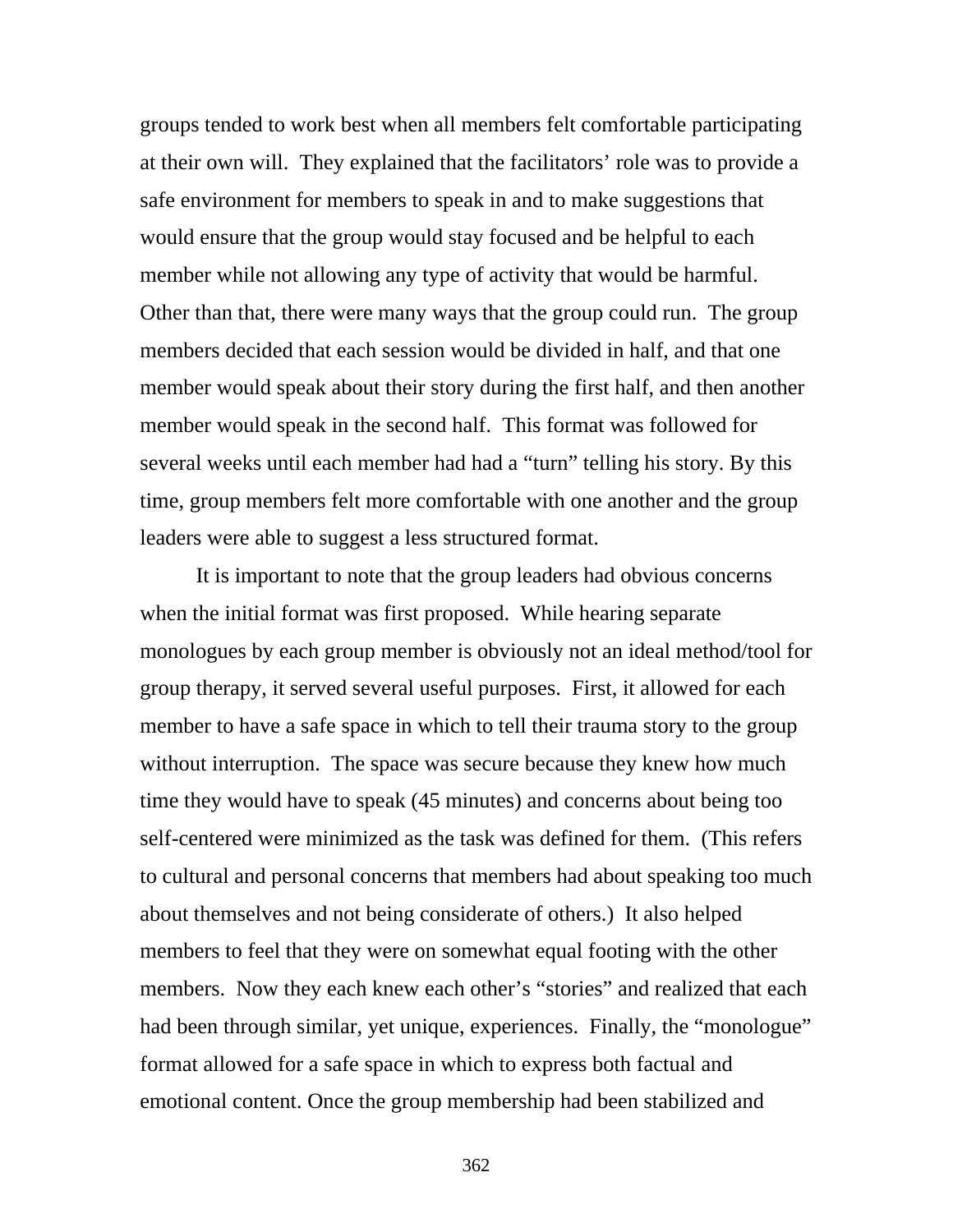groups tended to work best when all members felt comfortable participating at their own will.  They explained that the facilitators' role was to provide a safe environment for members to speak in and to make suggestions that would ensure that the group would stay focused and be helpful to each member while not allowing any type of activity that would be harmful. Other than that, there were many ways that the group could run.  The group members decided that each session would be divided in half, and that one member would speak about their story during the first half, and then another member would speak in the second half.  This format was followed for several weeks until each member had had a "turn" telling his story. By this time, group members felt more comfortable with one another and the group leaders were able to suggest a less structured format.

It is important to note that the group leaders had obvious concerns when the initial format was first proposed.  While hearing separate monologues by each group member is obviously not an ideal method/tool for group therapy, it served several useful purposes.  First, it allowed for each member to have a safe space in which to tell their trauma story to the group without interruption.  The space was secure because they knew how much time they would have to speak (45 minutes) and concerns about being too self-centered were minimized as the task was defined for them.  (This refers to cultural and personal concerns that members had about speaking too much about themselves and not being considerate of others.)  It also helped members to feel that they were on somewhat equal footing with the other members.  Now they each knew each other's "stories" and realized that each had been through similar, yet unique, experiences.  Finally, the "monologue" format allowed for a safe space in which to express both factual and emotional content. Once the group membership had been stabilized and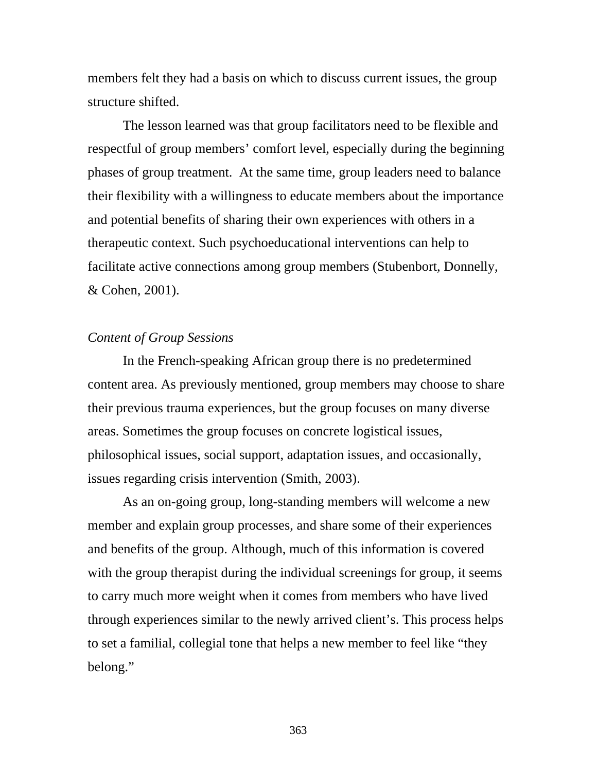members felt they had a basis on which to discuss current issues, the group structure shifted.

The lesson learned was that group facilitators need to be flexible and respectful of group members' comfort level, especially during the beginning phases of group treatment. At the same time, group leaders need to balance their flexibility with a willingness to educate members about the importance and potential benefits of sharing their own experiences with others in a therapeutic context. Such psychoeducational interventions can help to facilitate active connections among group members (Stubenbort, Donnelly, & Cohen, 2001).

*Content of Group Sessions*

In the French-speaking African group there is no predetermined content area. As previously mentioned, group members may choose to share their previous trauma experiences, but the group focuses on many diverse areas. Sometimes the group focuses on concrete logistical issues, philosophical issues, social support, adaptation issues, and occasionally, issues regarding crisis intervention (Smith, 2003).

As an on-going group, long-standing members will welcome a new member and explain group processes, and share some of their experiences and benefits of the group. Although, much of this information is covered with the group therapist during the individual screenings for group, it seems to carry much more weight when it comes from members who have lived through experiences similar to the newly arrived client's. This process helps to set a familial, collegial tone that helps a new member to feel like "they belong."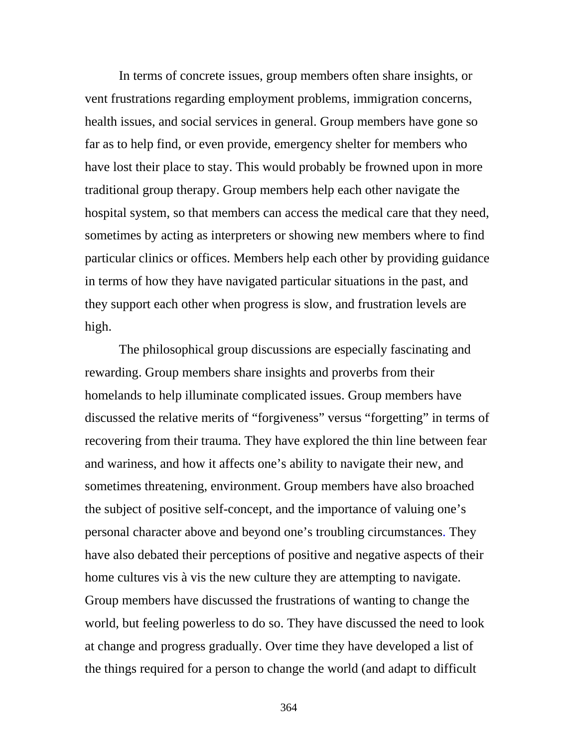In terms of concrete issues, group members often share insights, or vent frustrations regarding employment problems, immigration concerns, health issues, and social services in general. Group members have gone so far as to help find, or even provide, emergency shelter for members who have lost their place to stay. This would probably be frowned upon in more traditional group therapy. Group members help each other navigate the hospital system, so that members can access the medical care that they need, sometimes by acting as interpreters or showing new members where to find particular clinics or offices. Members help each other by providing guidance in terms of how they have navigated particular situations in the past, and they support each other when progress is slow, and frustration levels are high.

The philosophical group discussions are especially fascinating and rewarding. Group members share insights and proverbs from their homelands to help illuminate complicated issues. Group members have discussed the relative merits of "forgiveness" versus "forgetting" in terms of recovering from their trauma. They have explored the thin line between fear and wariness, and how it affects one's ability to navigate their new, and sometimes threatening, environment. Group members have also broached the subject of positive self-concept, and the importance of valuing one's personal character above and beyond one's troubling circumstances. They have also debated their perceptions of positive and negative aspects of their home cultures vis à vis the new culture they are attempting to navigate. Group members have discussed the frustrations of wanting to change the world, but feeling powerless to do so. They have discussed the need to look at change and progress gradually. Over time they have developed a list of the things required for a person to change the world (and adapt to difficult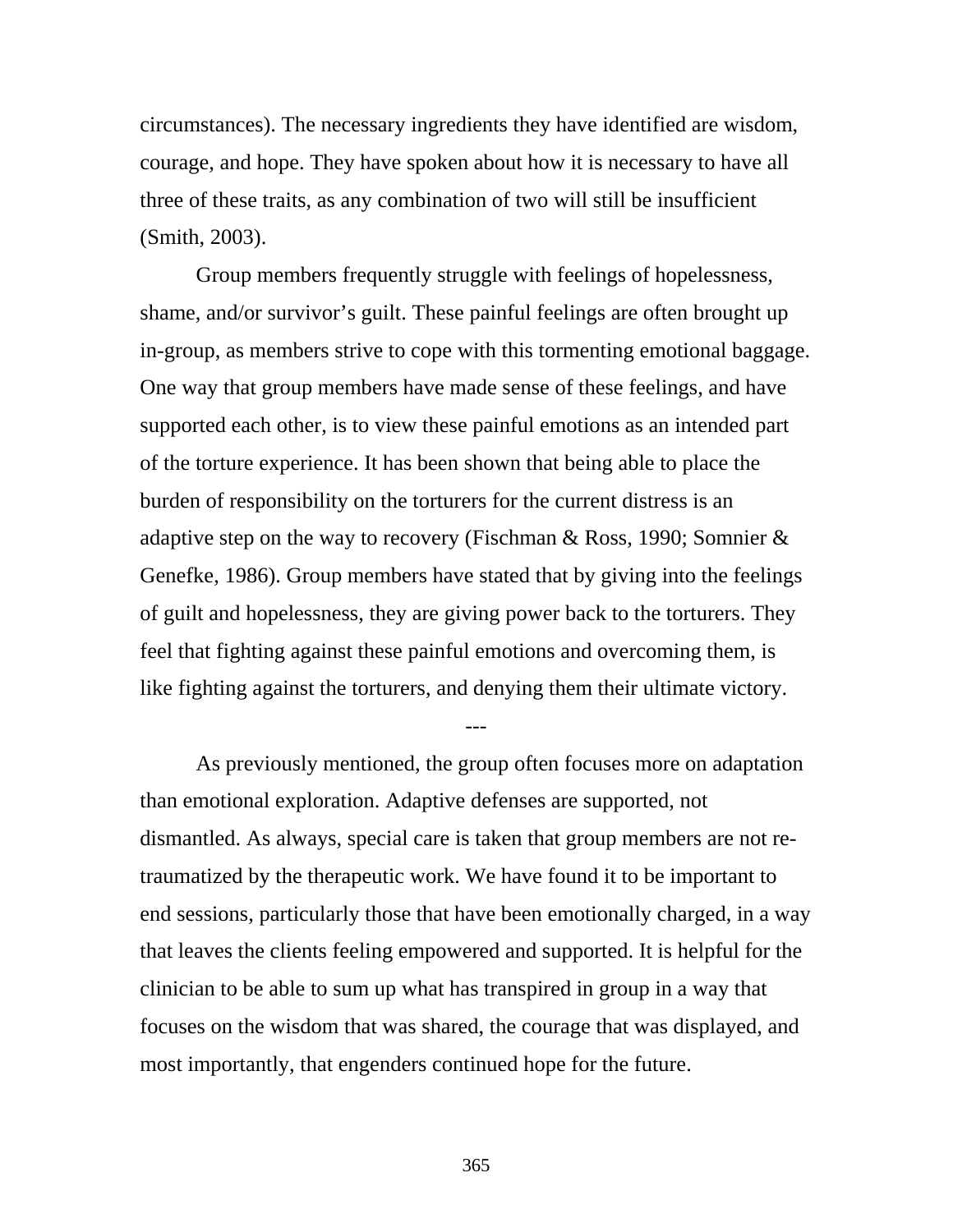circumstances). The necessary ingredients they have identified are wisdom, courage, and hope. They have spoken about how it is necessary to have all three of these traits, as any combination of two will still be insufficient (Smith, 2003).

Group members frequently struggle with feelings of hopelessness, shame, and/or survivor's guilt. These painful feelings are often brought up in-group, as members strive to cope with this tormenting emotional baggage. One way that group members have made sense of these feelings, and have supported each other, is to view these painful emotions as an intended part of the torture experience. It has been shown that being able to place the burden of responsibility on the torturers for the current distress is an adaptive step on the way to recovery (Fischman & Ross, 1990; Somnier & Genefke, 1986). Group members have stated that by giving into the feelings of guilt and hopelessness, they are giving power back to the torturers. They feel that fighting against these painful emotions and overcoming them, is like fighting against the torturers, and denying them their ultimate victory.

---

As previously mentioned, the group often focuses more on adaptation than emotional exploration. Adaptive defenses are supported, not dismantled. As always, special care is taken that group members are not re-traumatized by the therapeutic work. We have found it to be important to end sessions, particularly those that have been emotionally charged, in a way that leaves the clients feeling empowered and supported. It is helpful for the clinician to be able to sum up what has transpired in group in a way that focuses on the wisdom that was shared, the courage that was displayed, and most importantly, that engenders continued hope for the future.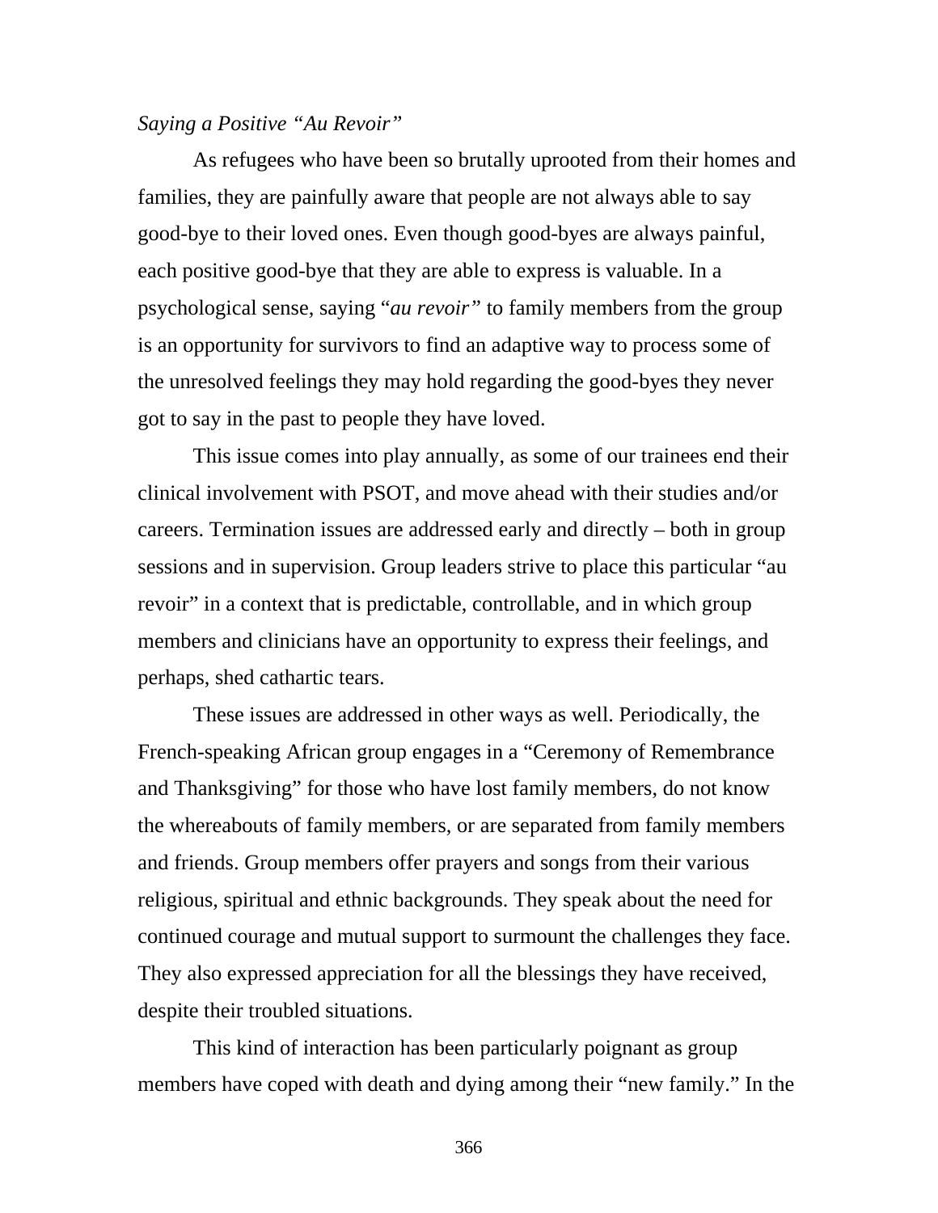*Saying a Positive "Au Revoir"*

As refugees who have been so brutally uprooted from their homes and families, they are painfully aware that people are not always able to say good-bye to their loved ones. Even though good-byes are always painful, each positive good-bye that they are able to express is valuable. In a psychological sense, saying "*au revoir*" to family members from the group is an opportunity for survivors to find an adaptive way to process some of the unresolved feelings they may hold regarding the good-byes they never got to say in the past to people they have loved.

This issue comes into play annually, as some of our trainees end their clinical involvement with PSOT, and move ahead with their studies and/or careers. Termination issues are addressed early and directly – both in group sessions and in supervision. Group leaders strive to place this particular "au revoir" in a context that is predictable, controllable, and in which group members and clinicians have an opportunity to express their feelings, and perhaps, shed cathartic tears.

These issues are addressed in other ways as well. Periodically, the French-speaking African group engages in a "Ceremony of Remembrance and Thanksgiving" for those who have lost family members, do not know the whereabouts of family members, or are separated from family members and friends. Group members offer prayers and songs from their various religious, spiritual and ethnic backgrounds. They speak about the need for continued courage and mutual support to surmount the challenges they face. They also expressed appreciation for all the blessings they have received, despite their troubled situations.

This kind of interaction has been particularly poignant as group members have coped with death and dying among their "new family." In the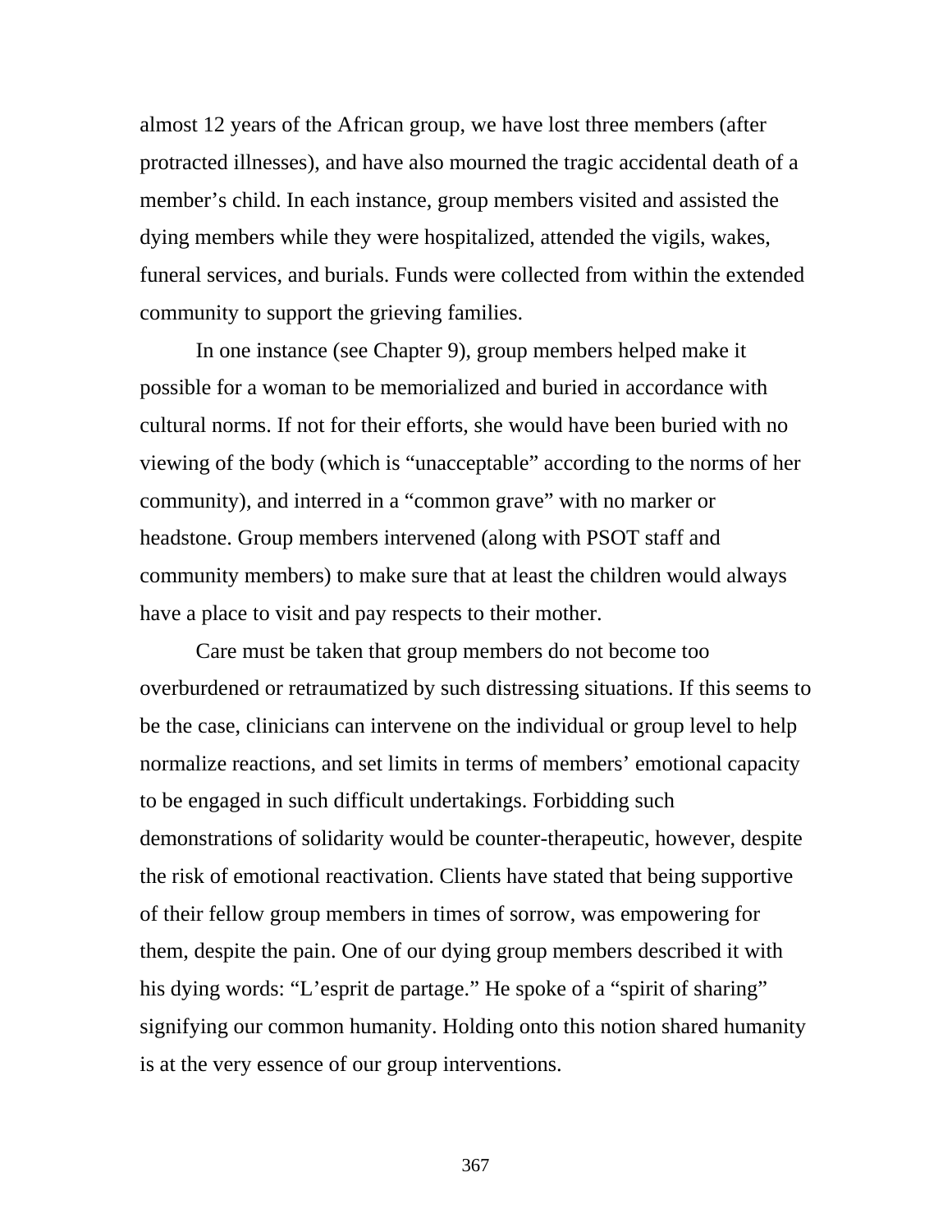almost 12 years of the African group, we have lost three members (after protracted illnesses), and have also mourned the tragic accidental death of a member's child. In each instance, group members visited and assisted the dying members while they were hospitalized, attended the vigils, wakes, funeral services, and burials. Funds were collected from within the extended community to support the grieving families.

In one instance (see Chapter 9), group members helped make it possible for a woman to be memorialized and buried in accordance with cultural norms. If not for their efforts, she would have been buried with no viewing of the body (which is "unacceptable" according to the norms of her community), and interred in a "common grave" with no marker or headstone. Group members intervened (along with PSOT staff and community members) to make sure that at least the children would always have a place to visit and pay respects to their mother.

Care must be taken that group members do not become too overburdened or retraumatized by such distressing situations. If this seems to be the case, clinicians can intervene on the individual or group level to help normalize reactions, and set limits in terms of members' emotional capacity to be engaged in such difficult undertakings. Forbidding such demonstrations of solidarity would be counter-therapeutic, however, despite the risk of emotional reactivation. Clients have stated that being supportive of their fellow group members in times of sorrow, was empowering for them, despite the pain. One of our dying group members described it with his dying words: "L'esprit de partage." He spoke of a "spirit of sharing" signifying our common humanity. Holding onto this notion shared humanity is at the very essence of our group interventions.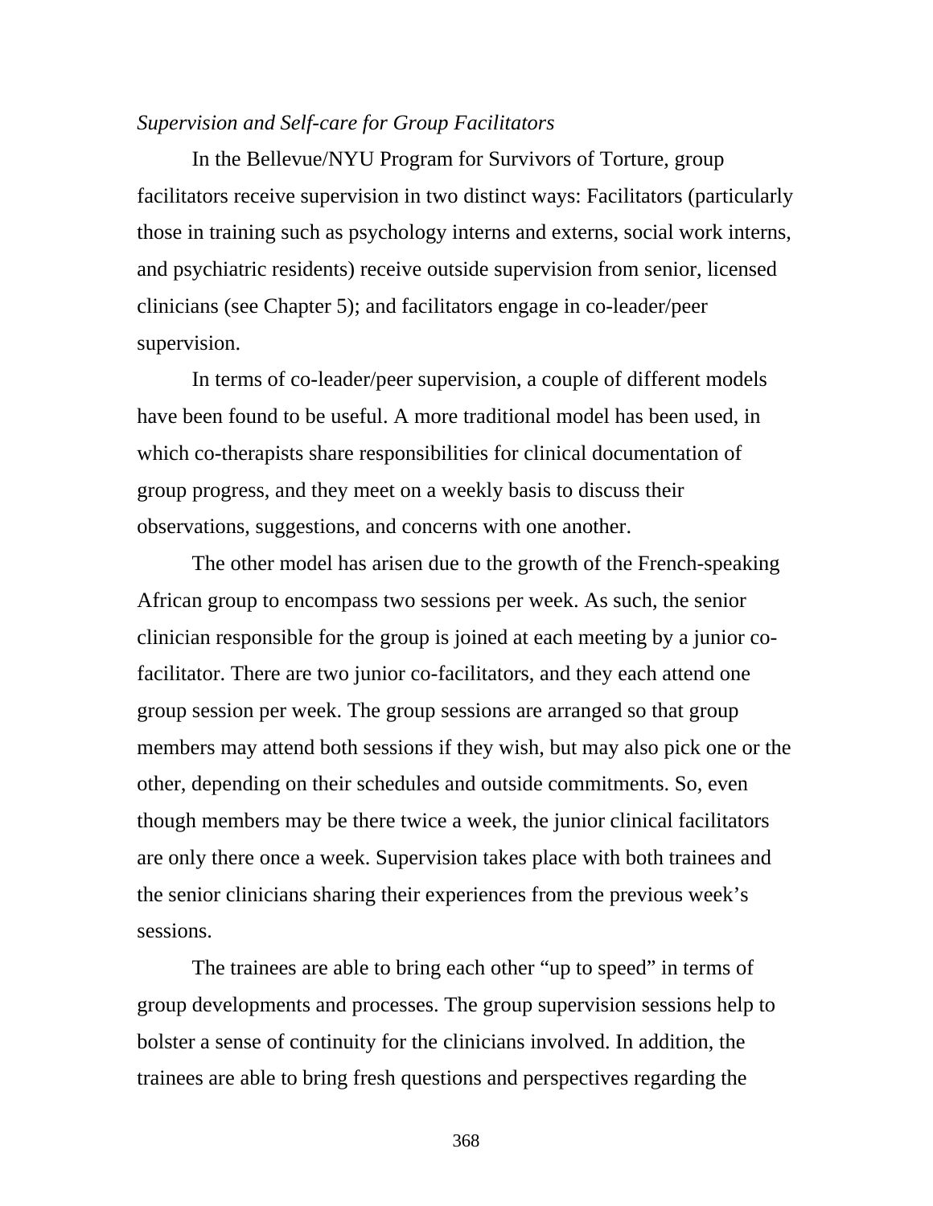*Supervision and Self-care for Group Facilitators*

In the Bellevue/NYU Program for Survivors of Torture, group facilitators receive supervision in two distinct ways: Facilitators (particularly those in training such as psychology interns and externs, social work interns, and psychiatric residents) receive outside supervision from senior, licensed clinicians (see Chapter 5); and facilitators engage in co-leader/peer supervision.

In terms of co-leader/peer supervision, a couple of different models have been found to be useful. A more traditional model has been used, in which co-therapists share responsibilities for clinical documentation of group progress, and they meet on a weekly basis to discuss their observations, suggestions, and concerns with one another.

The other model has arisen due to the growth of the French-speaking African group to encompass two sessions per week. As such, the senior clinician responsible for the group is joined at each meeting by a junior co-facilitator. There are two junior co-facilitators, and they each attend one group session per week. The group sessions are arranged so that group members may attend both sessions if they wish, but may also pick one or the other, depending on their schedules and outside commitments. So, even though members may be there twice a week, the junior clinical facilitators are only there once a week. Supervision takes place with both trainees and the senior clinicians sharing their experiences from the previous week's sessions.

The trainees are able to bring each other "up to speed" in terms of group developments and processes. The group supervision sessions help to bolster a sense of continuity for the clinicians involved. In addition, the trainees are able to bring fresh questions and perspectives regarding the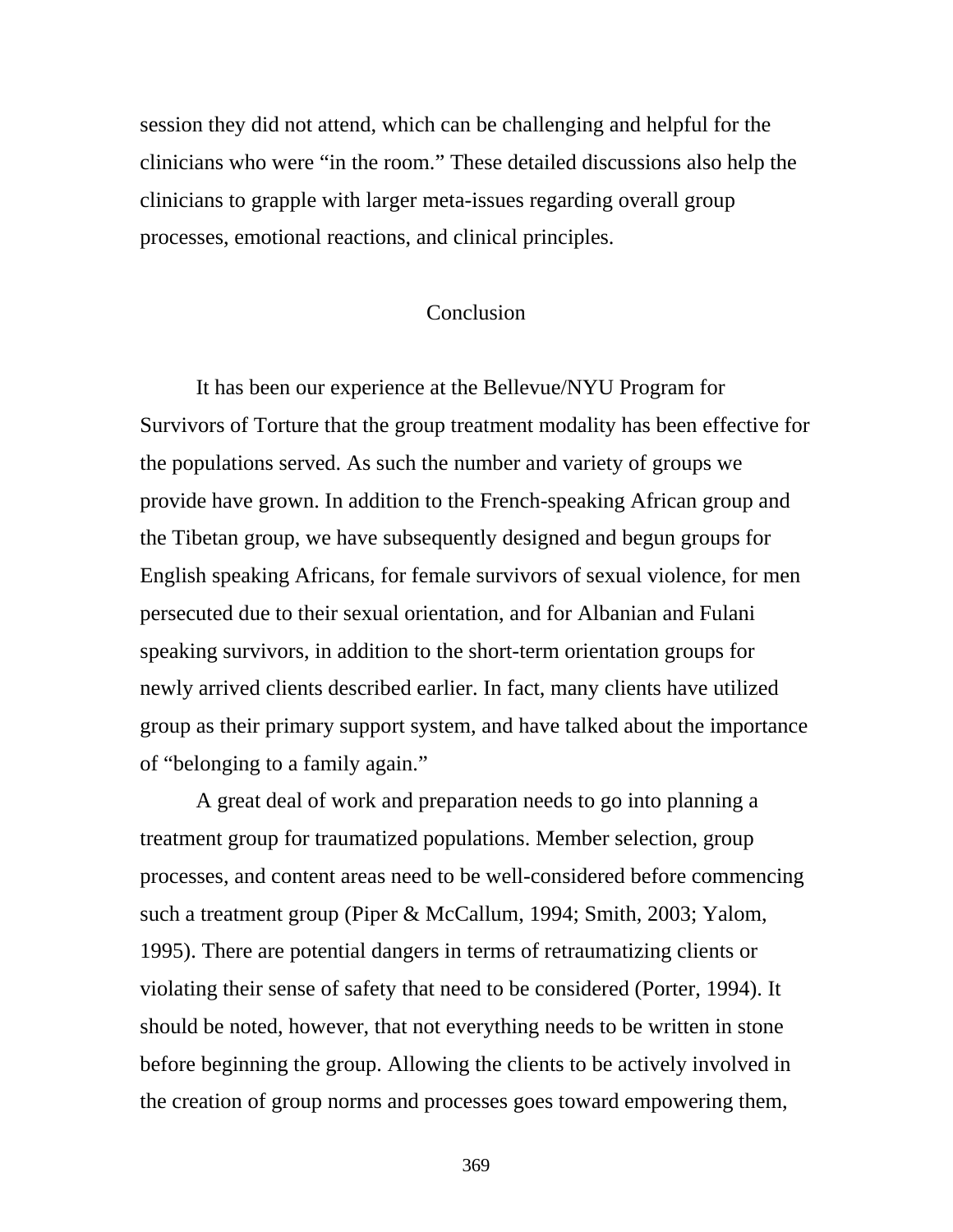session they did not attend, which can be challenging and helpful for the clinicians who were "in the room." These detailed discussions also help the clinicians to grapple with larger meta-issues regarding overall group processes, emotional reactions, and clinical principles.

## Conclusion

It has been our experience at the Bellevue/NYU Program for Survivors of Torture that the group treatment modality has been effective for the populations served. As such the number and variety of groups we provide have grown. In addition to the French-speaking African group and the Tibetan group, we have subsequently designed and begun groups for English speaking Africans, for female survivors of sexual violence, for men persecuted due to their sexual orientation, and for Albanian and Fulani speaking survivors, in addition to the short-term orientation groups for newly arrived clients described earlier. In fact, many clients have utilized group as their primary support system, and have talked about the importance of "belonging to a family again."

A great deal of work and preparation needs to go into planning a treatment group for traumatized populations. Member selection, group processes, and content areas need to be well-considered before commencing such a treatment group (Piper & McCallum, 1994; Smith, 2003; Yalom, 1995). There are potential dangers in terms of retraumatizing clients or violating their sense of safety that need to be considered (Porter, 1994). It should be noted, however, that not everything needs to be written in stone before beginning the group. Allowing the clients to be actively involved in the creation of group norms and processes goes toward empowering them,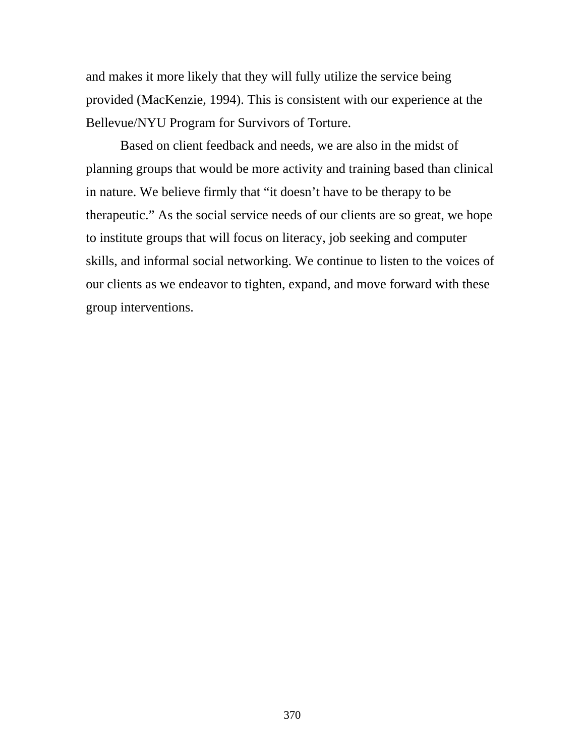and makes it more likely that they will fully utilize the service being provided (MacKenzie, 1994). This is consistent with our experience at the Bellevue/NYU Program for Survivors of Torture.

Based on client feedback and needs, we are also in the midst of planning groups that would be more activity and training based than clinical in nature. We believe firmly that "it doesn't have to be therapy to be therapeutic." As the social service needs of our clients are so great, we hope to institute groups that will focus on literacy, job seeking and computer skills, and informal social networking. We continue to listen to the voices of our clients as we endeavor to tighten, expand, and move forward with these group interventions.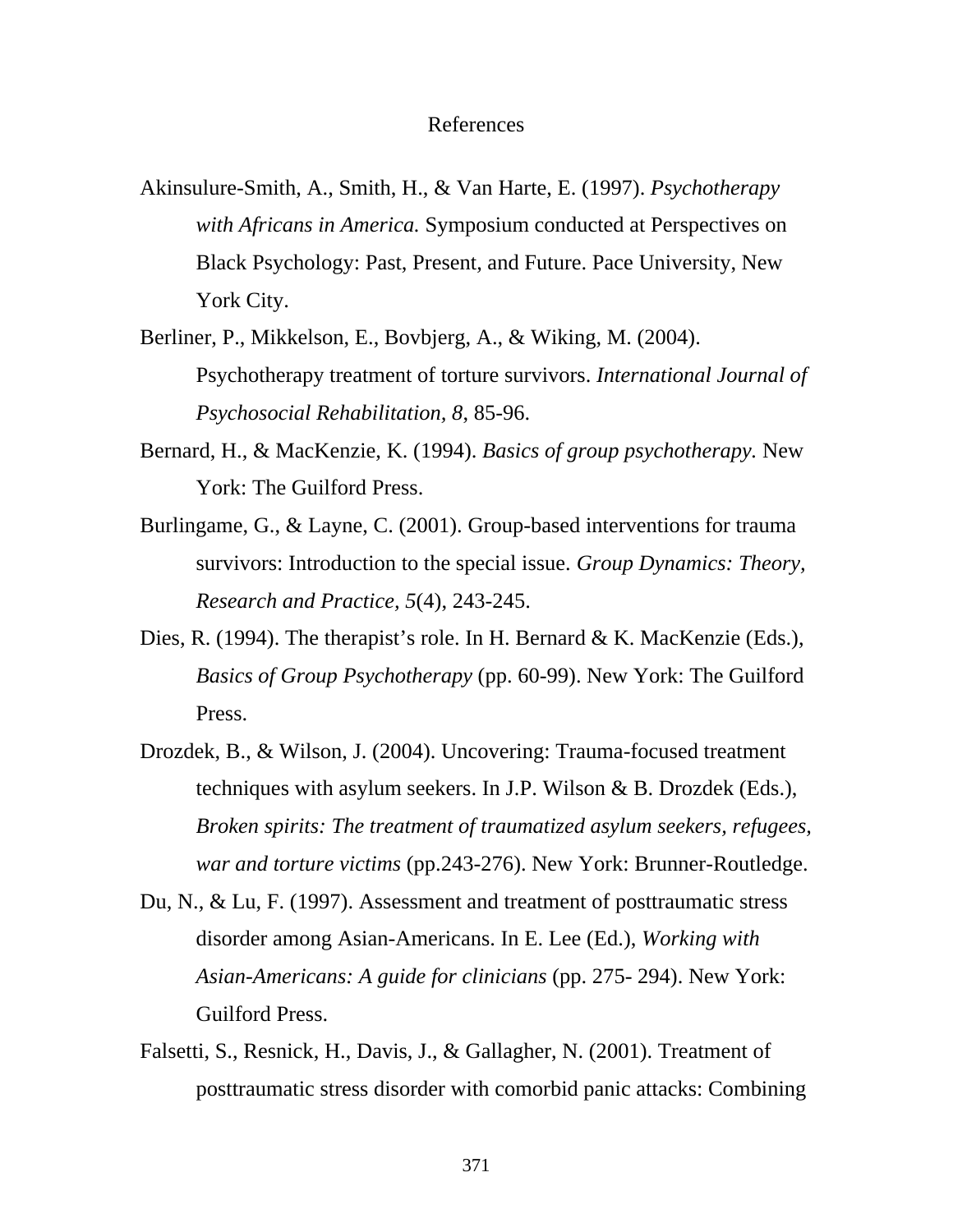# References

Akinsulure-Smith, A., Smith, H., & Van Harte, E. (1997). *Psychotherapy with Africans in America.* Symposium conducted at Perspectives on Black Psychology: Past, Present, and Future. Pace University, New York City.

Berliner, P., Mikkelson, E., Bovbjerg, A., & Wiking, M. (2004). Psychotherapy treatment of torture survivors. *International Journal of Psychosocial Rehabilitation, 8*, 85-96.

Bernard, H., & MacKenzie, K. (1994). *Basics of group psychotherapy.* New York: The Guilford Press.

Burlingame, G., & Layne, C. (2001). Group-based interventions for trauma survivors: Introduction to the special issue. *Group Dynamics: Theory, Research and Practice, 5*(4), 243-245.

Dies, R. (1994). The therapist's role. In H. Bernard & K. MacKenzie (Eds.), *Basics of Group Psychotherapy* (pp. 60-99). New York: The Guilford Press.

Drozdek, B., & Wilson, J. (2004). Uncovering: Trauma-focused treatment techniques with asylum seekers. In J.P. Wilson & B. Drozdek (Eds.), *Broken spirits: The treatment of traumatized asylum seekers, refugees, war and torture victims* (pp.243-276). New York: Brunner-Routledge.

Du, N., & Lu, F. (1997). Assessment and treatment of posttraumatic stress disorder among Asian-Americans. In E. Lee (Ed.), *Working with Asian-Americans: A guide for clinicians* (pp. 275- 294). New York: Guilford Press.

Falsetti, S., Resnick, H., Davis, J., & Gallagher, N. (2001). Treatment of posttraumatic stress disorder with comorbid panic attacks: Combining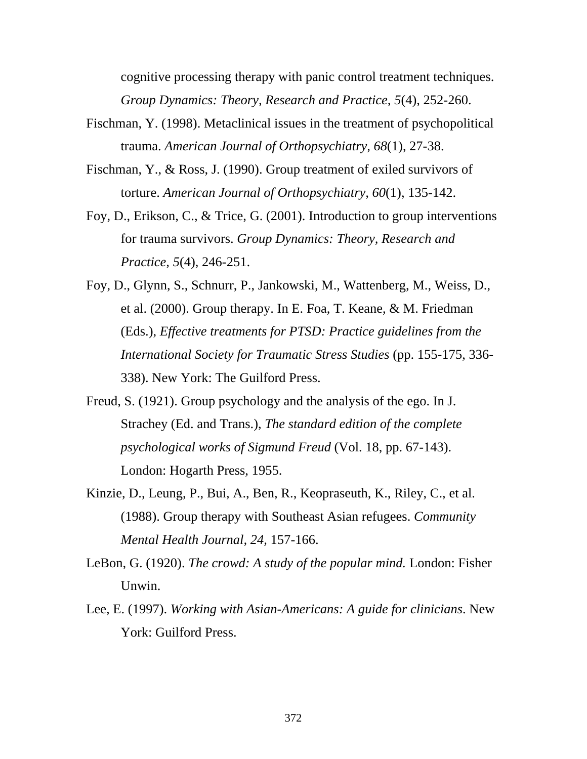cognitive processing therapy with panic control treatment techniques. *Group Dynamics: Theory, Research and Practice, 5*(4), 252-260.

Fischman, Y. (1998). Metaclinical issues in the treatment of psychopolitical trauma. *American Journal of Orthopsychiatry, 68*(1), 27-38.

Fischman, Y., & Ross, J. (1990). Group treatment of exiled survivors of torture. *American Journal of Orthopsychiatry, 60*(1), 135-142.

Foy, D., Erikson, C., & Trice, G. (2001). Introduction to group interventions for trauma survivors. *Group Dynamics: Theory, Research and Practice, 5*(4), 246-251.

Foy, D., Glynn, S., Schnurr, P., Jankowski, M., Wattenberg, M., Weiss, D., et al. (2000). Group therapy. In E. Foa, T. Keane, & M. Friedman (Eds.), *Effective treatments for PTSD: Practice guidelines from the International Society for Traumatic Stress Studies* (pp. 155-175, 336-338). New York: The Guilford Press.

Freud, S. (1921). Group psychology and the analysis of the ego. In J. Strachey (Ed. and Trans.), *The standard edition of the complete psychological works of Sigmund Freud* (Vol. 18, pp. 67-143). London: Hogarth Press, 1955.

Kinzie, D., Leung, P., Bui, A., Ben, R., Keopraseuth, K., Riley, C., et al. (1988). Group therapy with Southeast Asian refugees. *Community Mental Health Journal, 24*, 157-166.

LeBon, G. (1920). *The crowd: A study of the popular mind.* London: Fisher Unwin.

Lee, E. (1997). *Working with Asian-Americans: A guide for clinicians*. New York: Guilford Press.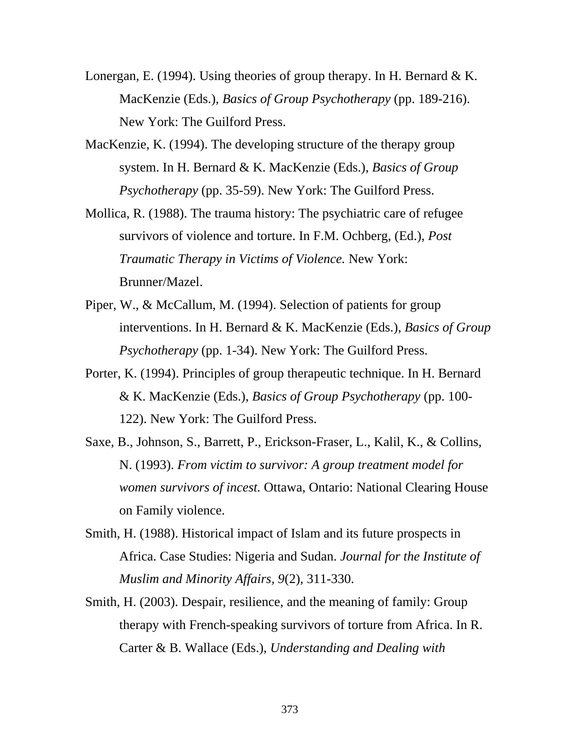Lonergan, E. (1994). Using theories of group therapy. In H. Bernard & K. MacKenzie (Eds.), *Basics of Group Psychotherapy* (pp. 189-216). New York: The Guilford Press.

MacKenzie, K. (1994). The developing structure of the therapy group system. In H. Bernard & K. MacKenzie (Eds.), *Basics of Group Psychotherapy* (pp. 35-59). New York: The Guilford Press.

Mollica, R. (1988). The trauma history: The psychiatric care of refugee survivors of violence and torture. In F.M. Ochberg, (Ed.), *Post Traumatic Therapy in Victims of Violence.* New York: Brunner/Mazel.

Piper, W., & McCallum, M. (1994). Selection of patients for group interventions. In H. Bernard & K. MacKenzie (Eds.), *Basics of Group Psychotherapy* (pp. 1-34). New York: The Guilford Press.

Porter, K. (1994). Principles of group therapeutic technique. In H. Bernard & K. MacKenzie (Eds.), *Basics of Group Psychotherapy* (pp. 100-122). New York: The Guilford Press.

Saxe, B., Johnson, S., Barrett, P., Erickson-Fraser, L., Kalil, K., & Collins, N. (1993). *From victim to survivor: A group treatment model for women survivors of incest.* Ottawa, Ontario: National Clearing House on Family violence.

Smith, H. (1988). Historical impact of Islam and its future prospects in Africa. Case Studies: Nigeria and Sudan. *Journal for the Institute of Muslim and Minority Affairs, 9*(2), 311-330.

Smith, H. (2003). Despair, resilience, and the meaning of family: Group therapy with French-speaking survivors of torture from Africa. In R. Carter & B. Wallace (Eds.), *Understanding and Dealing with*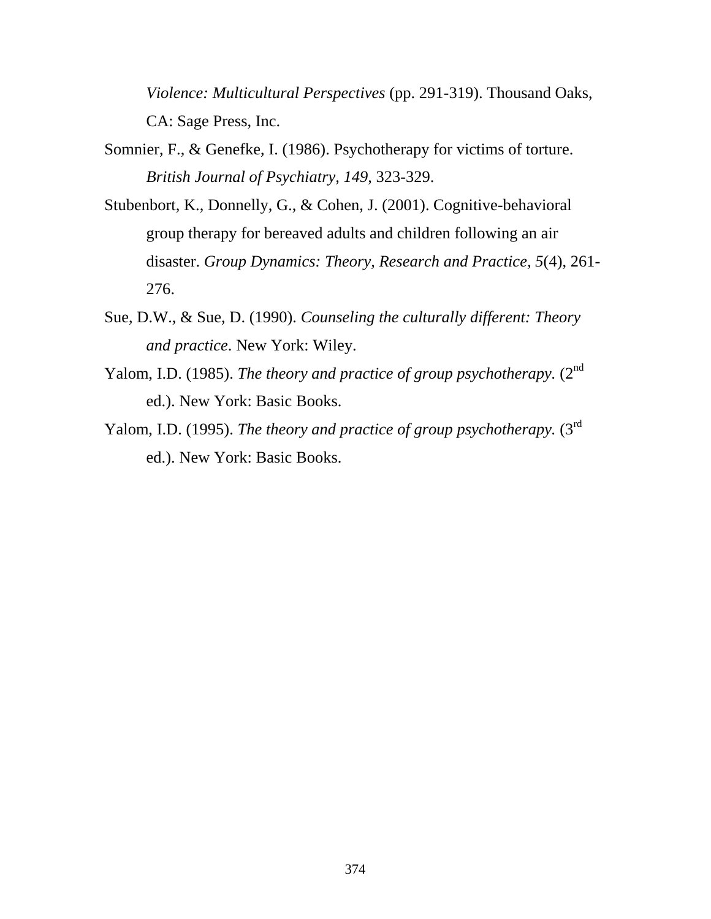*Violence: Multicultural Perspectives* (pp. 291-319). Thousand Oaks, CA: Sage Press, Inc.

Somnier, F., & Genefke, I. (1986). Psychotherapy for victims of torture. *British Journal of Psychiatry, 149*, 323-329.

Stubenbort, K., Donnelly, G., & Cohen, J. (2001). Cognitive-behavioral group therapy for bereaved adults and children following an air disaster. *Group Dynamics: Theory, Research and Practice, 5*(4), 261-276.

Sue, D.W., & Sue, D. (1990). *Counseling the culturally different: Theory and practice*. New York: Wiley.

Yalom, I.D. (1985). *The theory and practice of group psychotherapy.* (2nd ed.). New York: Basic Books.

Yalom, I.D. (1995). *The theory and practice of group psychotherapy.* (3rd ed.). New York: Basic Books.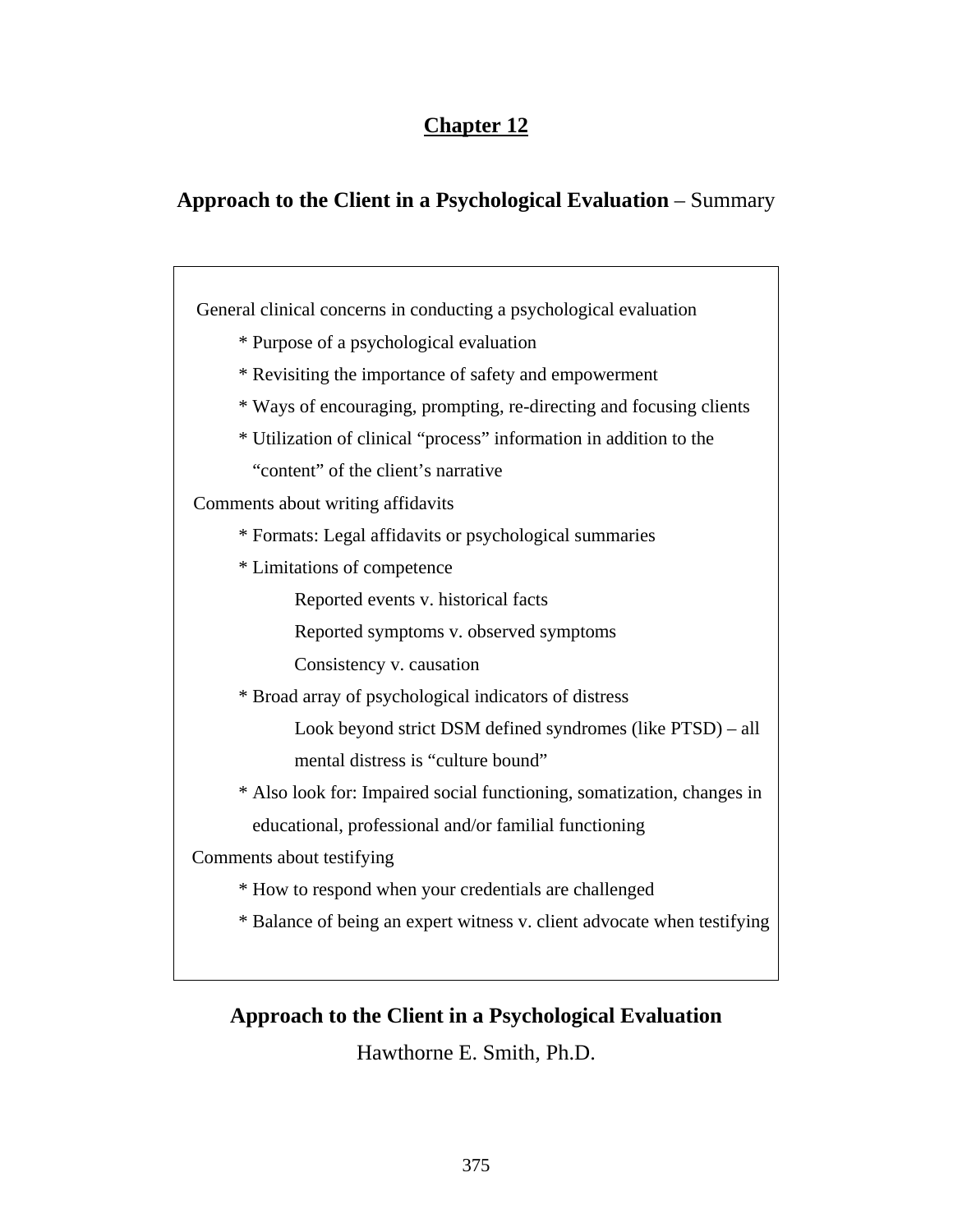# Chapter 12

## **Approach to the Client in a Psychological Evaluation** – Summary

General clinical concerns in conducting a psychological evaluation

- * Purpose of a psychological evaluation
- * Revisiting the importance of safety and empowerment
- * Ways of encouraging, prompting, re-directing and focusing clients
- * Utilization of clinical "process" information in addition to the "content" of the client's narrative

Comments about writing affidavits

- * Formats: Legal affidavits or psychological summaries
- * Limitations of competence
  - Reported events v. historical facts
  - Reported symptoms v. observed symptoms
  - Consistency v. causation
- * Broad array of psychological indicators of distress
  - Look beyond strict DSM defined syndromes (like PTSD) – all mental distress is "culture bound"
- * Also look for: Impaired social functioning, somatization, changes in educational, professional and/or familial functioning

Comments about testifying

- * How to respond when your credentials are challenged
- * Balance of being an expert witness v. client advocate when testifying

## Approach to the Client in a Psychological Evaluation

Hawthorne E. Smith, Ph.D.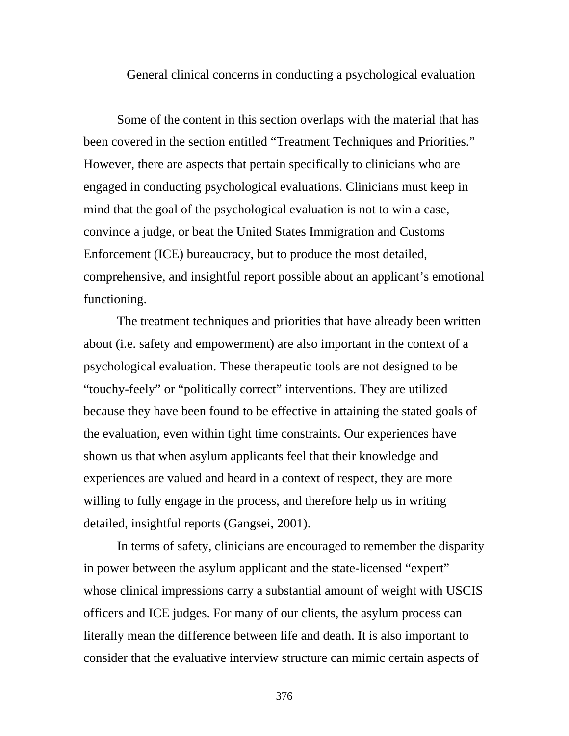## General clinical concerns in conducting a psychological evaluation

Some of the content in this section overlaps with the material that has been covered in the section entitled "Treatment Techniques and Priorities." However, there are aspects that pertain specifically to clinicians who are engaged in conducting psychological evaluations. Clinicians must keep in mind that the goal of the psychological evaluation is not to win a case, convince a judge, or beat the United States Immigration and Customs Enforcement (ICE) bureaucracy, but to produce the most detailed, comprehensive, and insightful report possible about an applicant's emotional functioning.

The treatment techniques and priorities that have already been written about (i.e. safety and empowerment) are also important in the context of a psychological evaluation. These therapeutic tools are not designed to be "touchy-feely" or "politically correct" interventions. They are utilized because they have been found to be effective in attaining the stated goals of the evaluation, even within tight time constraints. Our experiences have shown us that when asylum applicants feel that their knowledge and experiences are valued and heard in a context of respect, they are more willing to fully engage in the process, and therefore help us in writing detailed, insightful reports (Gangsei, 2001).

In terms of safety, clinicians are encouraged to remember the disparity in power between the asylum applicant and the state-licensed "expert" whose clinical impressions carry a substantial amount of weight with USCIS officers and ICE judges. For many of our clients, the asylum process can literally mean the difference between life and death. It is also important to consider that the evaluative interview structure can mimic certain aspects of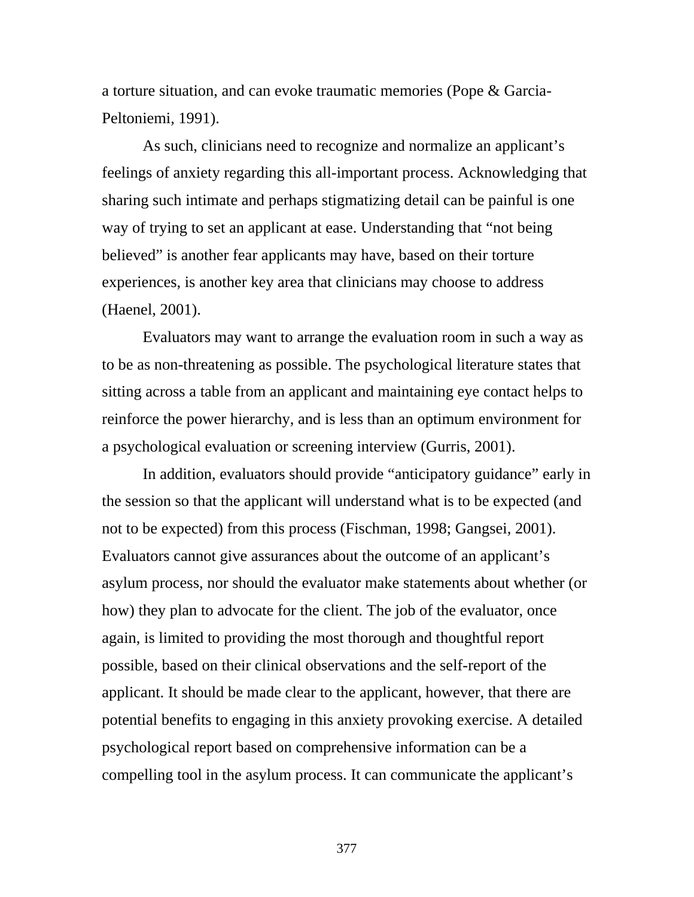a torture situation, and can evoke traumatic memories (Pope & Garcia-Peltoniemi, 1991).

As such, clinicians need to recognize and normalize an applicant's feelings of anxiety regarding this all-important process. Acknowledging that sharing such intimate and perhaps stigmatizing detail can be painful is one way of trying to set an applicant at ease. Understanding that "not being believed" is another fear applicants may have, based on their torture experiences, is another key area that clinicians may choose to address (Haenel, 2001).

Evaluators may want to arrange the evaluation room in such a way as to be as non-threatening as possible. The psychological literature states that sitting across a table from an applicant and maintaining eye contact helps to reinforce the power hierarchy, and is less than an optimum environment for a psychological evaluation or screening interview (Gurris, 2001).

In addition, evaluators should provide "anticipatory guidance" early in the session so that the applicant will understand what is to be expected (and not to be expected) from this process (Fischman, 1998; Gangsei, 2001). Evaluators cannot give assurances about the outcome of an applicant's asylum process, nor should the evaluator make statements about whether (or how) they plan to advocate for the client. The job of the evaluator, once again, is limited to providing the most thorough and thoughtful report possible, based on their clinical observations and the self-report of the applicant. It should be made clear to the applicant, however, that there are potential benefits to engaging in this anxiety provoking exercise. A detailed psychological report based on comprehensive information can be a compelling tool in the asylum process. It can communicate the applicant's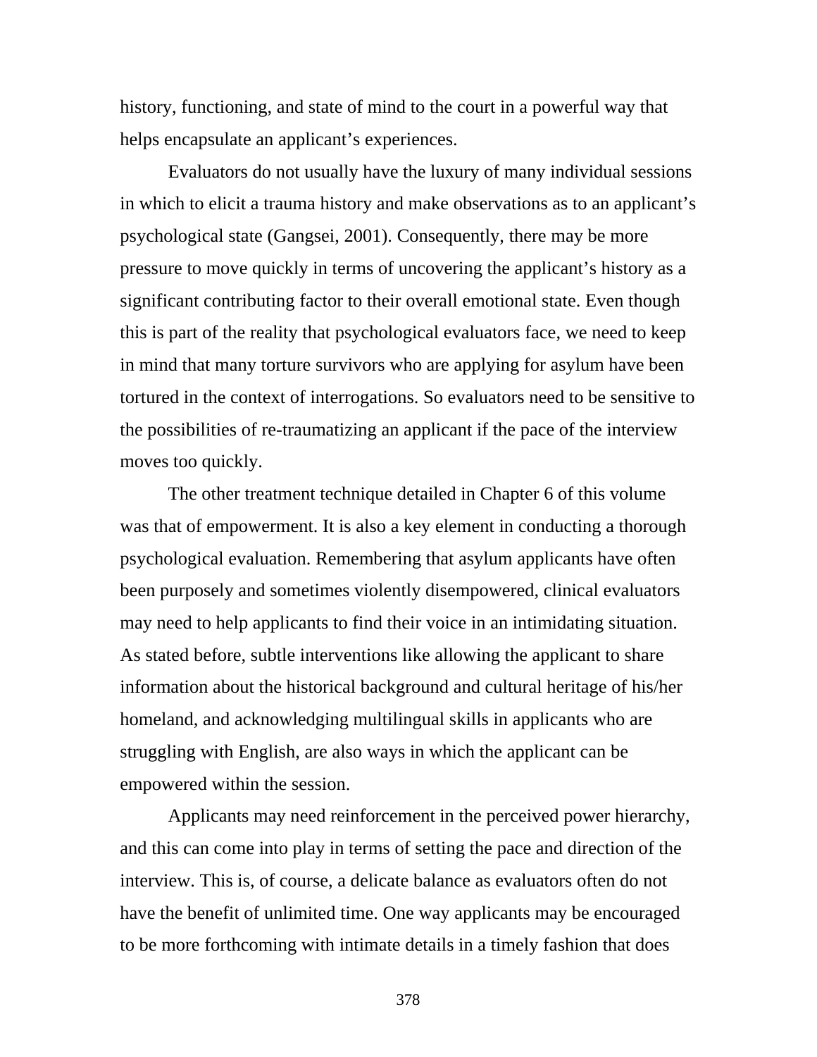history, functioning, and state of mind to the court in a powerful way that helps encapsulate an applicant's experiences.

Evaluators do not usually have the luxury of many individual sessions in which to elicit a trauma history and make observations as to an applicant's psychological state (Gangsei, 2001). Consequently, there may be more pressure to move quickly in terms of uncovering the applicant's history as a significant contributing factor to their overall emotional state. Even though this is part of the reality that psychological evaluators face, we need to keep in mind that many torture survivors who are applying for asylum have been tortured in the context of interrogations. So evaluators need to be sensitive to the possibilities of re-traumatizing an applicant if the pace of the interview moves too quickly.

The other treatment technique detailed in Chapter 6 of this volume was that of empowerment. It is also a key element in conducting a thorough psychological evaluation. Remembering that asylum applicants have often been purposely and sometimes violently disempowered, clinical evaluators may need to help applicants to find their voice in an intimidating situation. As stated before, subtle interventions like allowing the applicant to share information about the historical background and cultural heritage of his/her homeland, and acknowledging multilingual skills in applicants who are struggling with English, are also ways in which the applicant can be empowered within the session.

Applicants may need reinforcement in the perceived power hierarchy, and this can come into play in terms of setting the pace and direction of the interview. This is, of course, a delicate balance as evaluators often do not have the benefit of unlimited time. One way applicants may be encouraged to be more forthcoming with intimate details in a timely fashion that does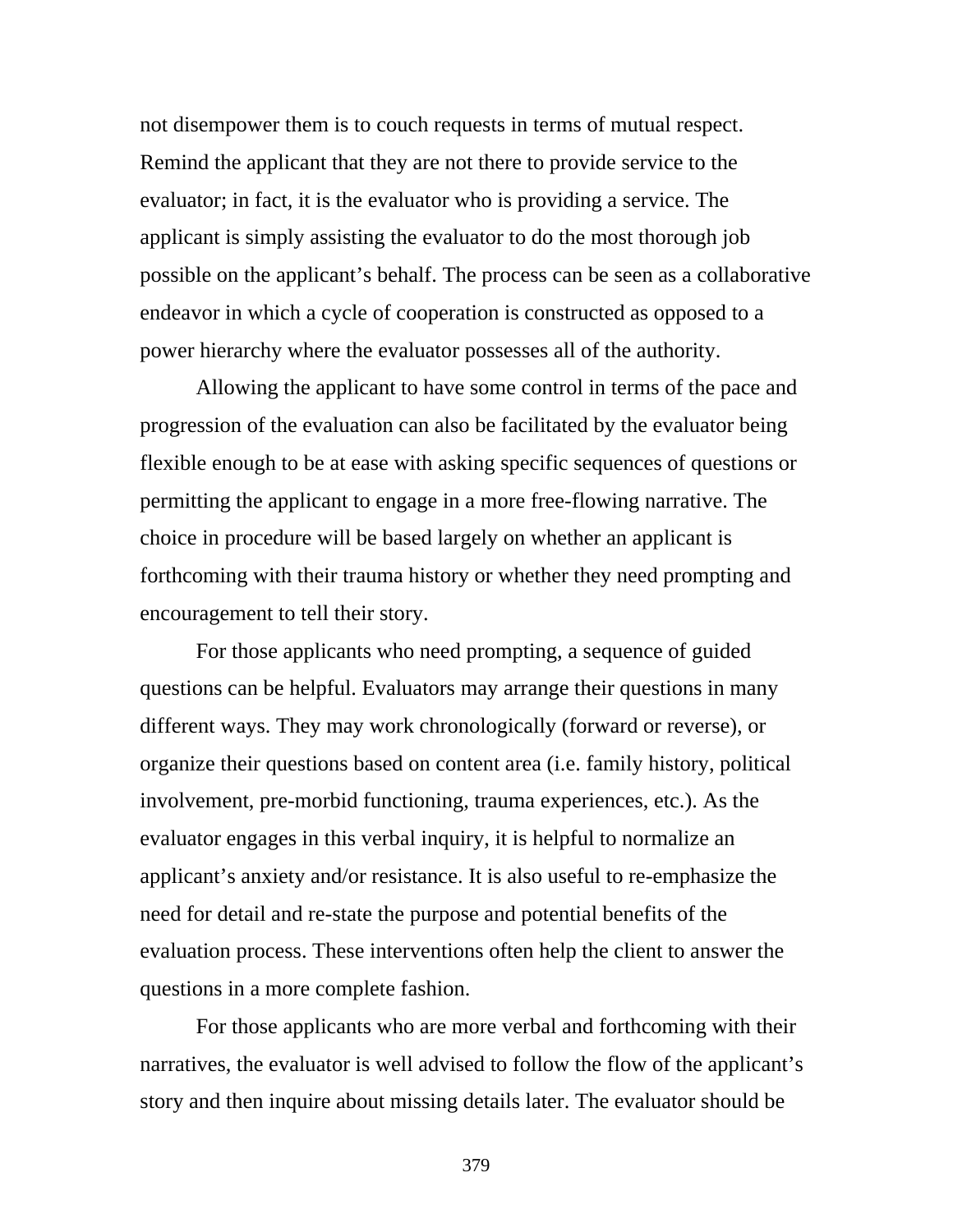not disempower them is to couch requests in terms of mutual respect. Remind the applicant that they are not there to provide service to the evaluator; in fact, it is the evaluator who is providing a service. The applicant is simply assisting the evaluator to do the most thorough job possible on the applicant's behalf. The process can be seen as a collaborative endeavor in which a cycle of cooperation is constructed as opposed to a power hierarchy where the evaluator possesses all of the authority.

Allowing the applicant to have some control in terms of the pace and progression of the evaluation can also be facilitated by the evaluator being flexible enough to be at ease with asking specific sequences of questions or permitting the applicant to engage in a more free-flowing narrative. The choice in procedure will be based largely on whether an applicant is forthcoming with their trauma history or whether they need prompting and encouragement to tell their story.

For those applicants who need prompting, a sequence of guided questions can be helpful. Evaluators may arrange their questions in many different ways. They may work chronologically (forward or reverse), or organize their questions based on content area (i.e. family history, political involvement, pre-morbid functioning, trauma experiences, etc.). As the evaluator engages in this verbal inquiry, it is helpful to normalize an applicant's anxiety and/or resistance. It is also useful to re-emphasize the need for detail and re-state the purpose and potential benefits of the evaluation process. These interventions often help the client to answer the questions in a more complete fashion.

For those applicants who are more verbal and forthcoming with their narratives, the evaluator is well advised to follow the flow of the applicant's story and then inquire about missing details later. The evaluator should be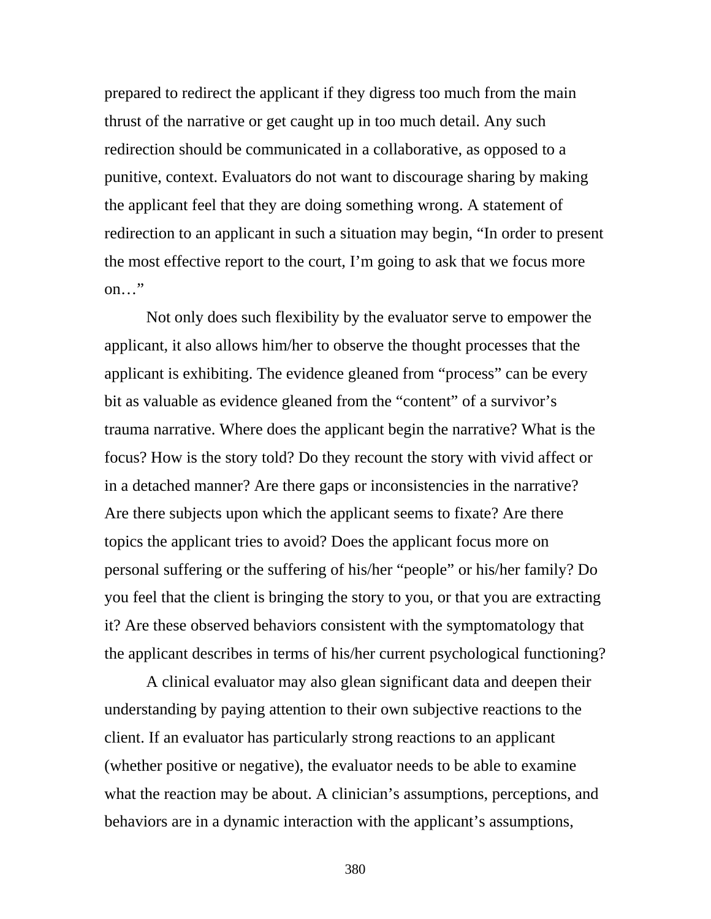prepared to redirect the applicant if they digress too much from the main thrust of the narrative or get caught up in too much detail. Any such redirection should be communicated in a collaborative, as opposed to a punitive, context. Evaluators do not want to discourage sharing by making the applicant feel that they are doing something wrong. A statement of redirection to an applicant in such a situation may begin, "In order to present the most effective report to the court, I'm going to ask that we focus more on…"

Not only does such flexibility by the evaluator serve to empower the applicant, it also allows him/her to observe the thought processes that the applicant is exhibiting. The evidence gleaned from "process" can be every bit as valuable as evidence gleaned from the "content" of a survivor's trauma narrative. Where does the applicant begin the narrative? What is the focus? How is the story told? Do they recount the story with vivid affect or in a detached manner? Are there gaps or inconsistencies in the narrative? Are there subjects upon which the applicant seems to fixate? Are there topics the applicant tries to avoid? Does the applicant focus more on personal suffering or the suffering of his/her "people" or his/her family? Do you feel that the client is bringing the story to you, or that you are extracting it? Are these observed behaviors consistent with the symptomatology that the applicant describes in terms of his/her current psychological functioning?

A clinical evaluator may also glean significant data and deepen their understanding by paying attention to their own subjective reactions to the client. If an evaluator has particularly strong reactions to an applicant (whether positive or negative), the evaluator needs to be able to examine what the reaction may be about. A clinician's assumptions, perceptions, and behaviors are in a dynamic interaction with the applicant's assumptions,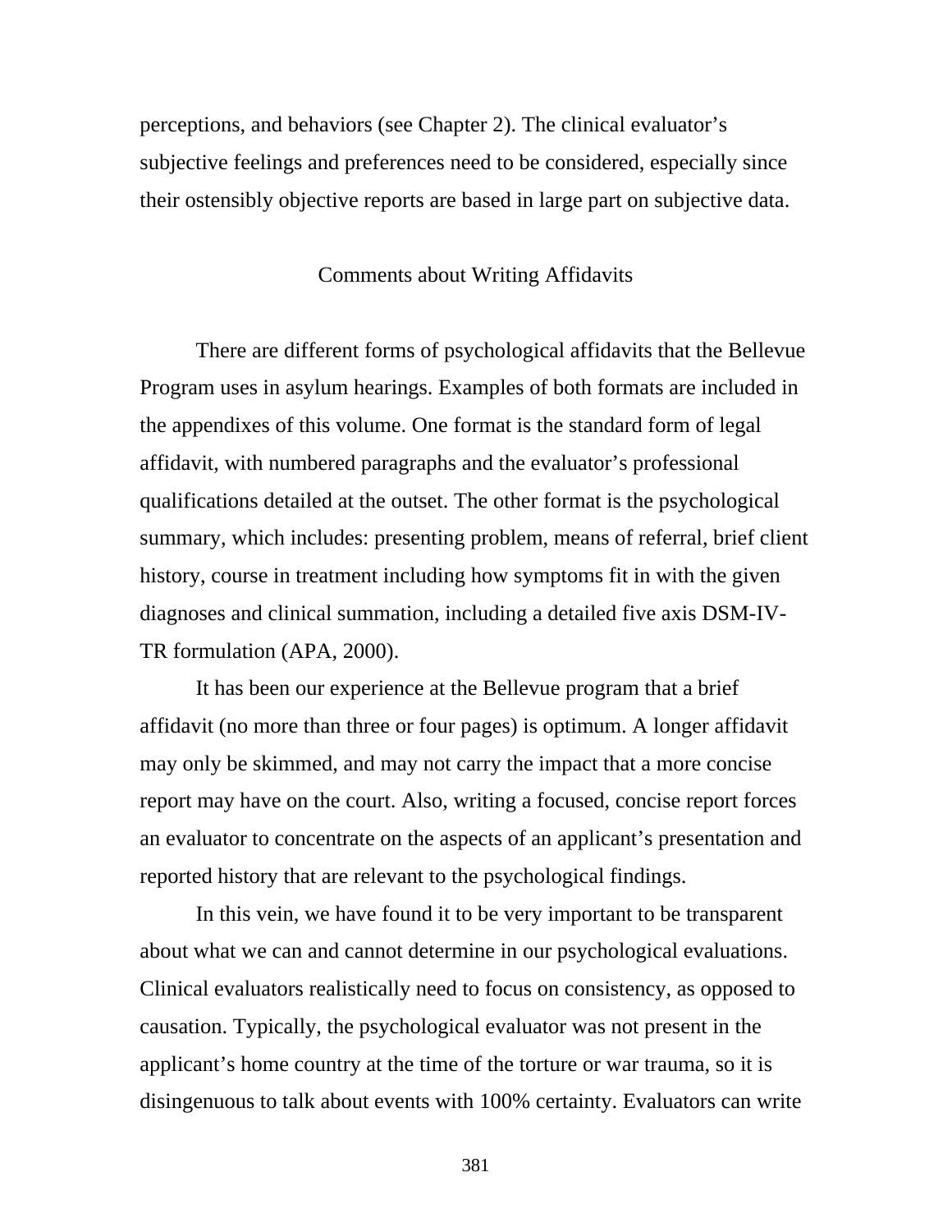perceptions, and behaviors (see Chapter 2). The clinical evaluator's subjective feelings and preferences need to be considered, especially since their ostensibly objective reports are based in large part on subjective data.

## Comments about Writing Affidavits

There are different forms of psychological affidavits that the Bellevue Program uses in asylum hearings. Examples of both formats are included in the appendixes of this volume. One format is the standard form of legal affidavit, with numbered paragraphs and the evaluator's professional qualifications detailed at the outset. The other format is the psychological summary, which includes: presenting problem, means of referral, brief client history, course in treatment including how symptoms fit in with the given diagnoses and clinical summation, including a detailed five axis DSM-IV-TR formulation (APA, 2000).

It has been our experience at the Bellevue program that a brief affidavit (no more than three or four pages) is optimum. A longer affidavit may only be skimmed, and may not carry the impact that a more concise report may have on the court. Also, writing a focused, concise report forces an evaluator to concentrate on the aspects of an applicant's presentation and reported history that are relevant to the psychological findings.

In this vein, we have found it to be very important to be transparent about what we can and cannot determine in our psychological evaluations. Clinical evaluators realistically need to focus on consistency, as opposed to causation. Typically, the psychological evaluator was not present in the applicant's home country at the time of the torture or war trauma, so it is disingenuous to talk about events with 100% certainty. Evaluators can write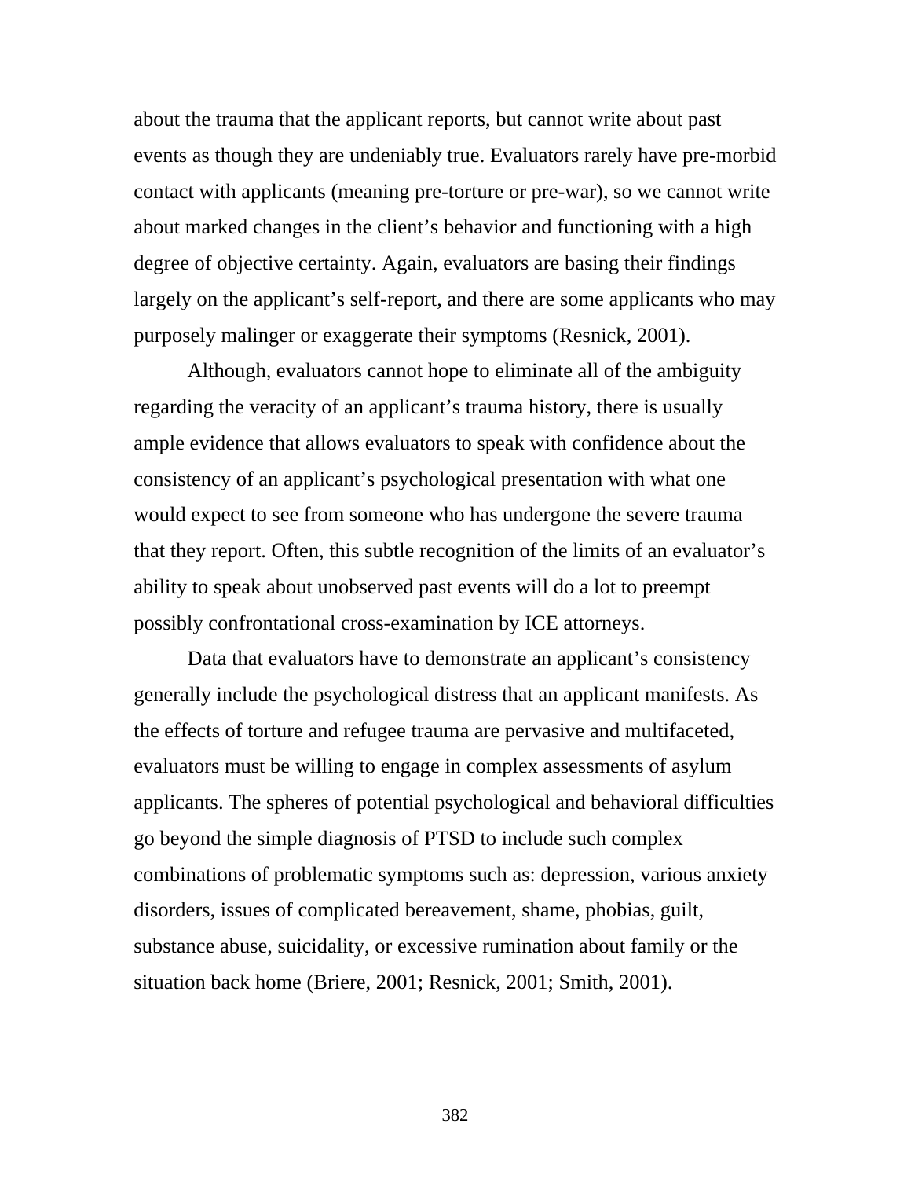about the trauma that the applicant reports, but cannot write about past events as though they are undeniably true. Evaluators rarely have pre-morbid contact with applicants (meaning pre-torture or pre-war), so we cannot write about marked changes in the client's behavior and functioning with a high degree of objective certainty. Again, evaluators are basing their findings largely on the applicant's self-report, and there are some applicants who may purposely malinger or exaggerate their symptoms (Resnick, 2001).

Although, evaluators cannot hope to eliminate all of the ambiguity regarding the veracity of an applicant's trauma history, there is usually ample evidence that allows evaluators to speak with confidence about the consistency of an applicant's psychological presentation with what one would expect to see from someone who has undergone the severe trauma that they report. Often, this subtle recognition of the limits of an evaluator's ability to speak about unobserved past events will do a lot to preempt possibly confrontational cross-examination by ICE attorneys.

Data that evaluators have to demonstrate an applicant's consistency generally include the psychological distress that an applicant manifests. As the effects of torture and refugee trauma are pervasive and multifaceted, evaluators must be willing to engage in complex assessments of asylum applicants. The spheres of potential psychological and behavioral difficulties go beyond the simple diagnosis of PTSD to include such complex combinations of problematic symptoms such as: depression, various anxiety disorders, issues of complicated bereavement, shame, phobias, guilt, substance abuse, suicidality, or excessive rumination about family or the situation back home (Briere, 2001; Resnick, 2001; Smith, 2001).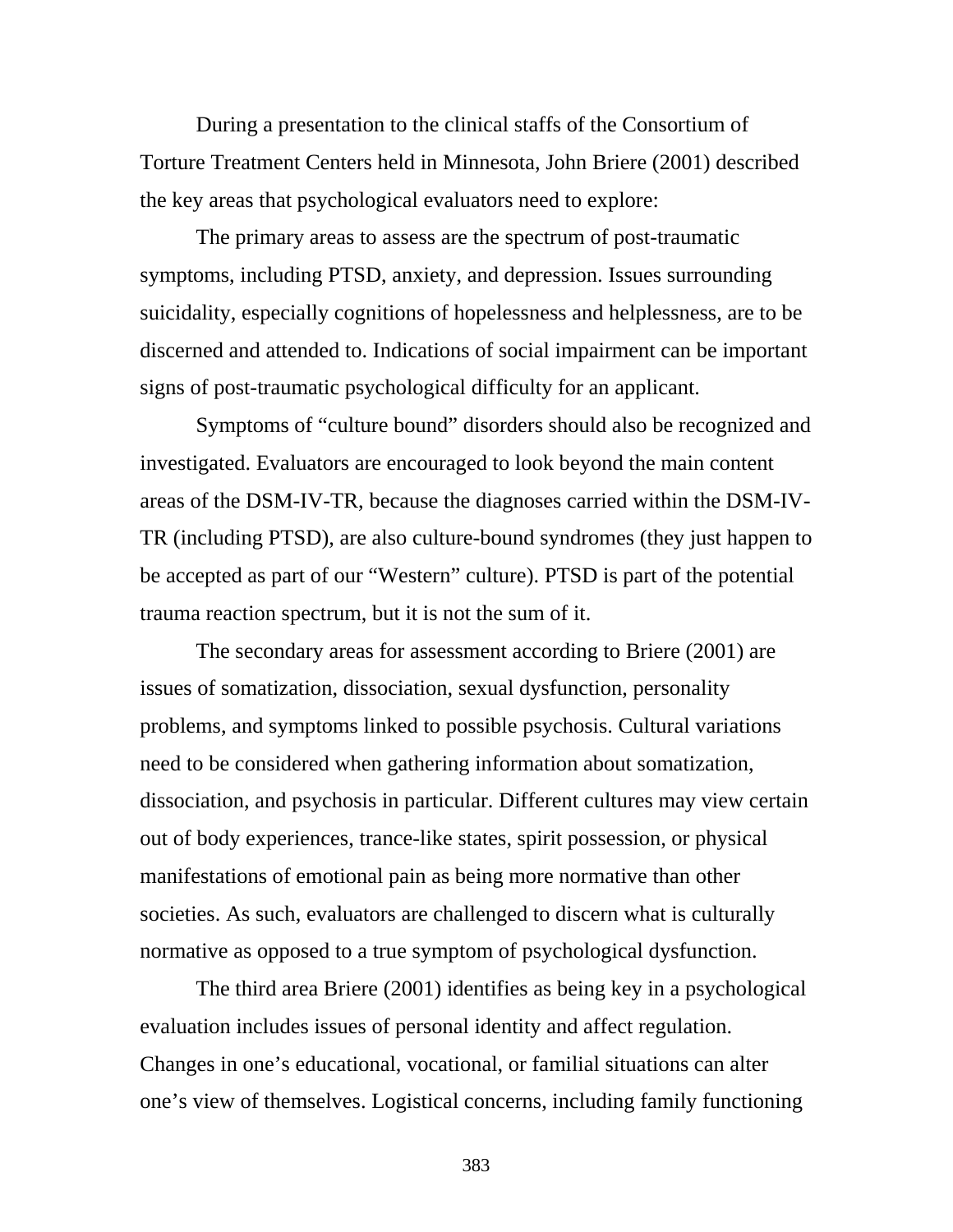During a presentation to the clinical staffs of the Consortium of Torture Treatment Centers held in Minnesota, John Briere (2001) described the key areas that psychological evaluators need to explore:

The primary areas to assess are the spectrum of post-traumatic symptoms, including PTSD, anxiety, and depression. Issues surrounding suicidality, especially cognitions of hopelessness and helplessness, are to be discerned and attended to. Indications of social impairment can be important signs of post-traumatic psychological difficulty for an applicant.

Symptoms of "culture bound" disorders should also be recognized and investigated. Evaluators are encouraged to look beyond the main content areas of the DSM-IV-TR, because the diagnoses carried within the DSM-IV-TR (including PTSD), are also culture-bound syndromes (they just happen to be accepted as part of our "Western" culture). PTSD is part of the potential trauma reaction spectrum, but it is not the sum of it.

The secondary areas for assessment according to Briere (2001) are issues of somatization, dissociation, sexual dysfunction, personality problems, and symptoms linked to possible psychosis. Cultural variations need to be considered when gathering information about somatization, dissociation, and psychosis in particular. Different cultures may view certain out of body experiences, trance-like states, spirit possession, or physical manifestations of emotional pain as being more normative than other societies. As such, evaluators are challenged to discern what is culturally normative as opposed to a true symptom of psychological dysfunction.

The third area Briere (2001) identifies as being key in a psychological evaluation includes issues of personal identity and affect regulation. Changes in one's educational, vocational, or familial situations can alter one's view of themselves. Logistical concerns, including family functioning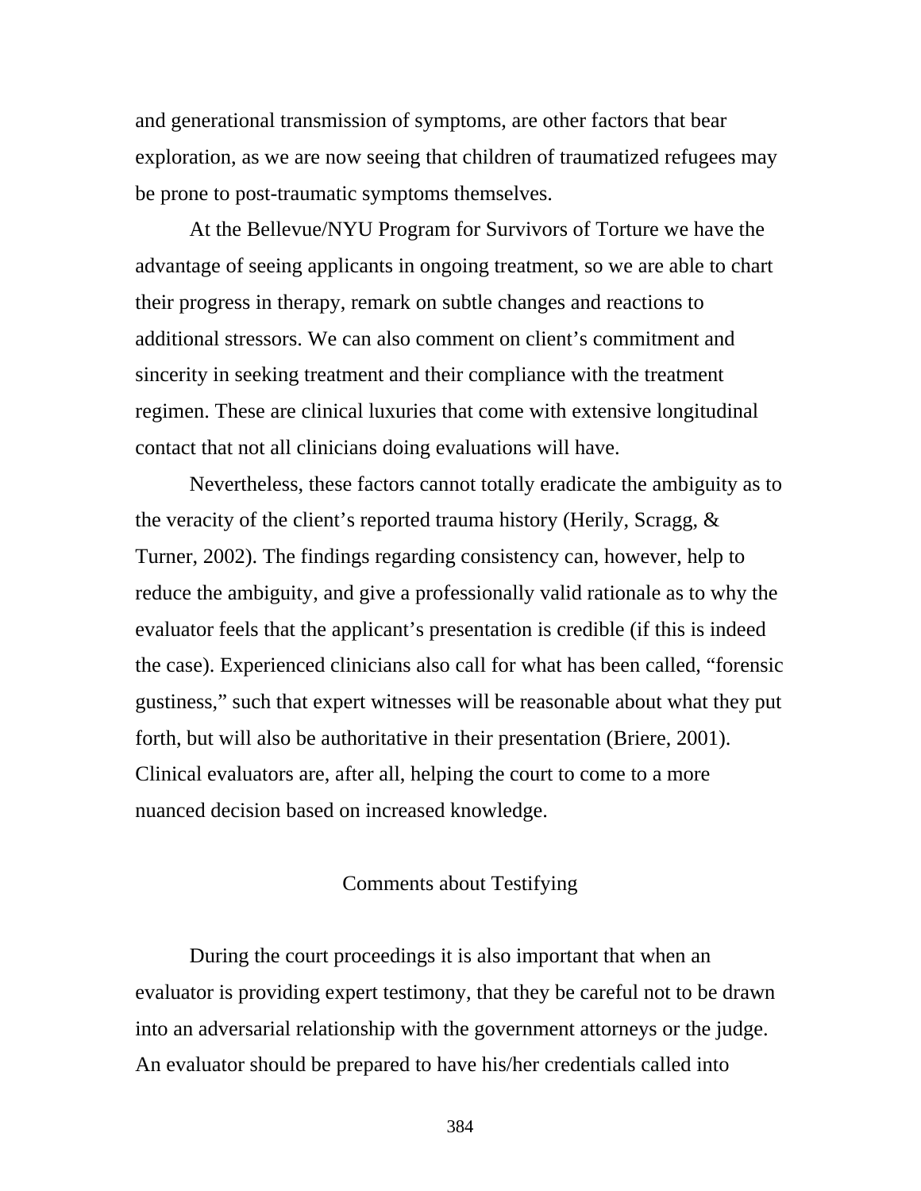and generational transmission of symptoms, are other factors that bear exploration, as we are now seeing that children of traumatized refugees may be prone to post-traumatic symptoms themselves.

At the Bellevue/NYU Program for Survivors of Torture we have the advantage of seeing applicants in ongoing treatment, so we are able to chart their progress in therapy, remark on subtle changes and reactions to additional stressors. We can also comment on client's commitment and sincerity in seeking treatment and their compliance with the treatment regimen. These are clinical luxuries that come with extensive longitudinal contact that not all clinicians doing evaluations will have.

Nevertheless, these factors cannot totally eradicate the ambiguity as to the veracity of the client's reported trauma history (Herily, Scragg, & Turner, 2002). The findings regarding consistency can, however, help to reduce the ambiguity, and give a professionally valid rationale as to why the evaluator feels that the applicant's presentation is credible (if this is indeed the case). Experienced clinicians also call for what has been called, "forensic gustiness," such that expert witnesses will be reasonable about what they put forth, but will also be authoritative in their presentation (Briere, 2001). Clinical evaluators are, after all, helping the court to come to a more nuanced decision based on increased knowledge.

## Comments about Testifying

During the court proceedings it is also important that when an evaluator is providing expert testimony, that they be careful not to be drawn into an adversarial relationship with the government attorneys or the judge. An evaluator should be prepared to have his/her credentials called into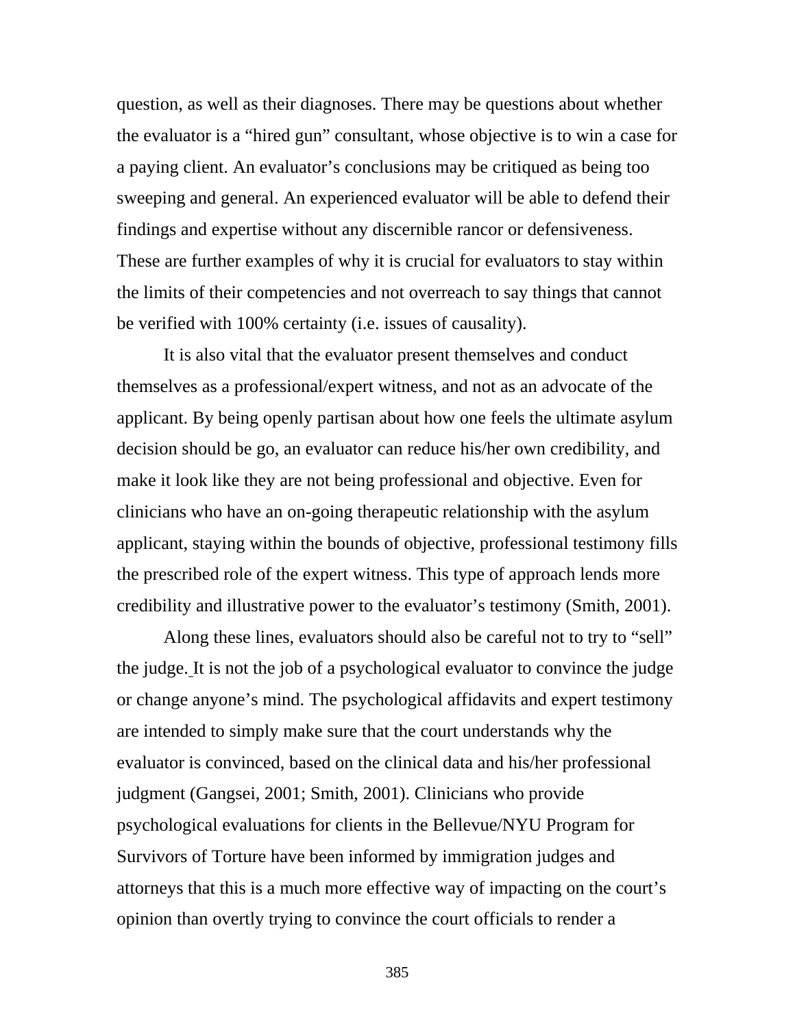question, as well as their diagnoses. There may be questions about whether the evaluator is a "hired gun" consultant, whose objective is to win a case for a paying client. An evaluator's conclusions may be critiqued as being too sweeping and general. An experienced evaluator will be able to defend their findings and expertise without any discernible rancor or defensiveness. These are further examples of why it is crucial for evaluators to stay within the limits of their competencies and not overreach to say things that cannot be verified with 100% certainty (i.e. issues of causality).

It is also vital that the evaluator present themselves and conduct themselves as a professional/expert witness, and not as an advocate of the applicant. By being openly partisan about how one feels the ultimate asylum decision should be go, an evaluator can reduce his/her own credibility, and make it look like they are not being professional and objective. Even for clinicians who have an on-going therapeutic relationship with the asylum applicant, staying within the bounds of objective, professional testimony fills the prescribed role of the expert witness. This type of approach lends more credibility and illustrative power to the evaluator's testimony (Smith, 2001).

Along these lines, evaluators should also be careful not to try to "sell" the judge. It is not the job of a psychological evaluator to convince the judge or change anyone's mind. The psychological affidavits and expert testimony are intended to simply make sure that the court understands why the evaluator is convinced, based on the clinical data and his/her professional judgment (Gangsei, 2001; Smith, 2001). Clinicians who provide psychological evaluations for clients in the Bellevue/NYU Program for Survivors of Torture have been informed by immigration judges and attorneys that this is a much more effective way of impacting on the court's opinion than overtly trying to convince the court officials to render a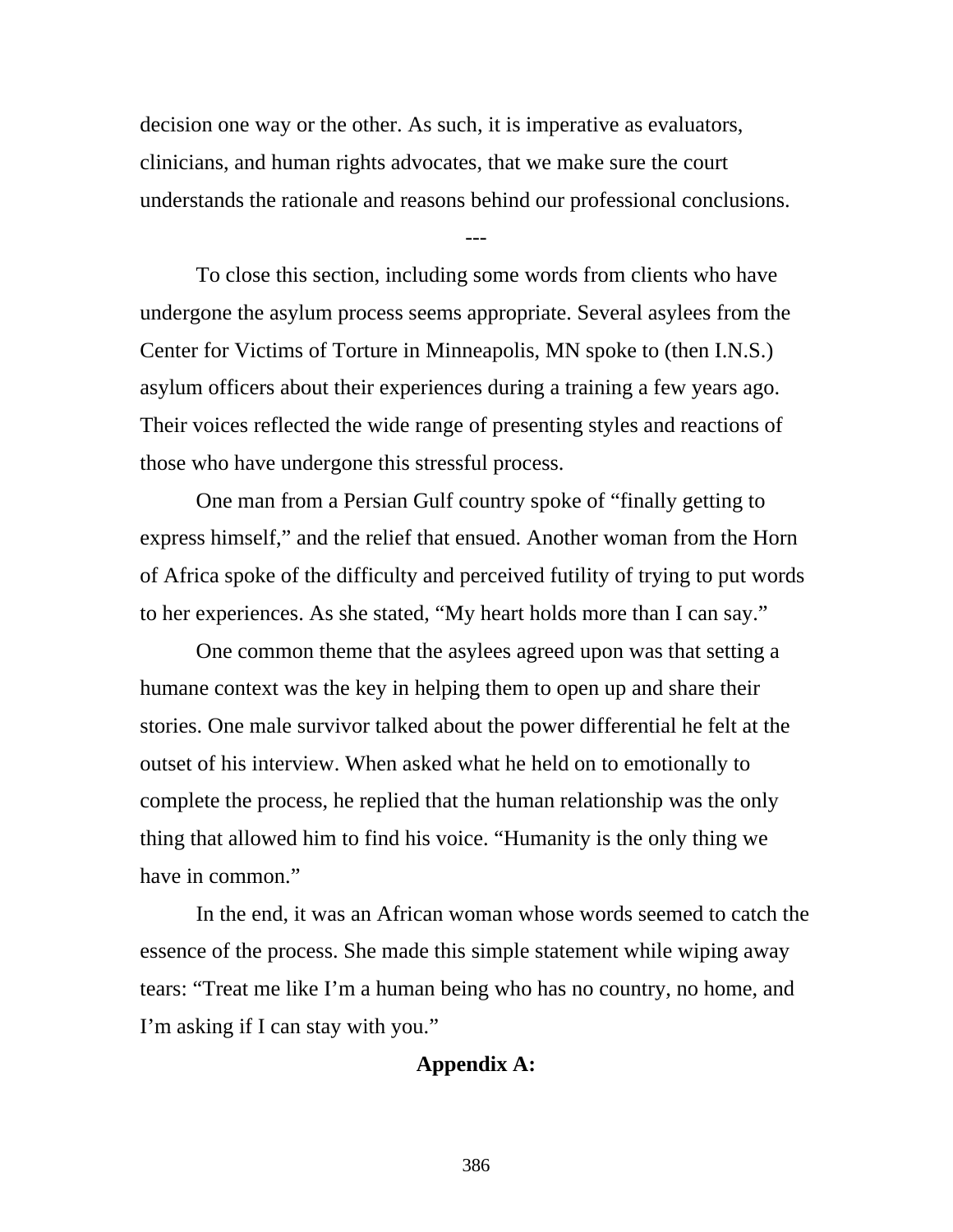decision one way or the other. As such, it is imperative as evaluators, clinicians, and human rights advocates, that we make sure the court understands the rationale and reasons behind our professional conclusions.

---

To close this section, including some words from clients who have undergone the asylum process seems appropriate. Several asylees from the Center for Victims of Torture in Minneapolis, MN spoke to (then I.N.S.) asylum officers about their experiences during a training a few years ago. Their voices reflected the wide range of presenting styles and reactions of those who have undergone this stressful process.

One man from a Persian Gulf country spoke of "finally getting to express himself," and the relief that ensued. Another woman from the Horn of Africa spoke of the difficulty and perceived futility of trying to put words to her experiences. As she stated, "My heart holds more than I can say."

One common theme that the asylees agreed upon was that setting a humane context was the key in helping them to open up and share their stories. One male survivor talked about the power differential he felt at the outset of his interview. When asked what he held on to emotionally to complete the process, he replied that the human relationship was the only thing that allowed him to find his voice. "Humanity is the only thing we have in common."

In the end, it was an African woman whose words seemed to catch the essence of the process. She made this simple statement while wiping away tears: "Treat me like I'm a human being who has no country, no home, and I'm asking if I can stay with you."

## Appendix A: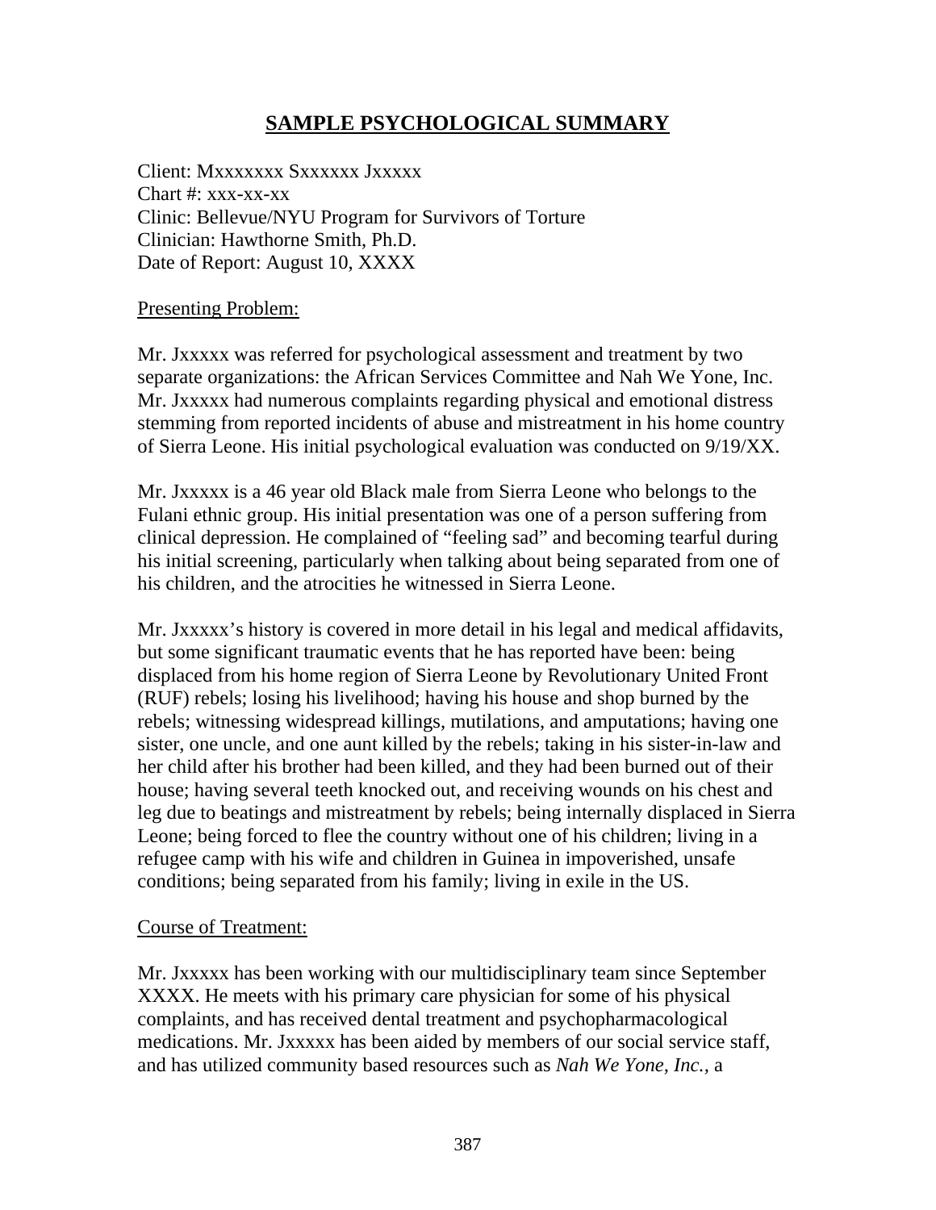# SAMPLE PSYCHOLOGICAL SUMMARY

Client: Mxxxxxxx Sxxxxxx Jxxxxx
Chart #: xxx-xx-xx
Clinic: Bellevue/NYU Program for Survivors of Torture
Clinician: Hawthorne Smith, Ph.D.
Date of Report: August 10, XXXX

Presenting Problem:

Mr. Jxxxxx was referred for psychological assessment and treatment by two separate organizations: the African Services Committee and Nah We Yone, Inc. Mr. Jxxxxx had numerous complaints regarding physical and emotional distress stemming from reported incidents of abuse and mistreatment in his home country of Sierra Leone. His initial psychological evaluation was conducted on 9/19/XX.

Mr. Jxxxxx is a 46 year old Black male from Sierra Leone who belongs to the Fulani ethnic group. His initial presentation was one of a person suffering from clinical depression. He complained of "feeling sad" and becoming tearful during his initial screening, particularly when talking about being separated from one of his children, and the atrocities he witnessed in Sierra Leone.

Mr. Jxxxxx's history is covered in more detail in his legal and medical affidavits, but some significant traumatic events that he has reported have been: being displaced from his home region of Sierra Leone by Revolutionary United Front (RUF) rebels; losing his livelihood; having his house and shop burned by the rebels; witnessing widespread killings, mutilations, and amputations; having one sister, one uncle, and one aunt killed by the rebels; taking in his sister-in-law and her child after his brother had been killed, and they had been burned out of their house; having several teeth knocked out, and receiving wounds on his chest and leg due to beatings and mistreatment by rebels; being internally displaced in Sierra Leone; being forced to flee the country without one of his children; living in a refugee camp with his wife and children in Guinea in impoverished, unsafe conditions; being separated from his family; living in exile in the US.

Course of Treatment:

Mr. Jxxxxx has been working with our multidisciplinary team since September XXXX. He meets with his primary care physician for some of his physical complaints, and has received dental treatment and psychopharmacological medications. Mr. Jxxxxx has been aided by members of our social service staff, and has utilized community based resources such as *Nah We Yone, Inc.*, a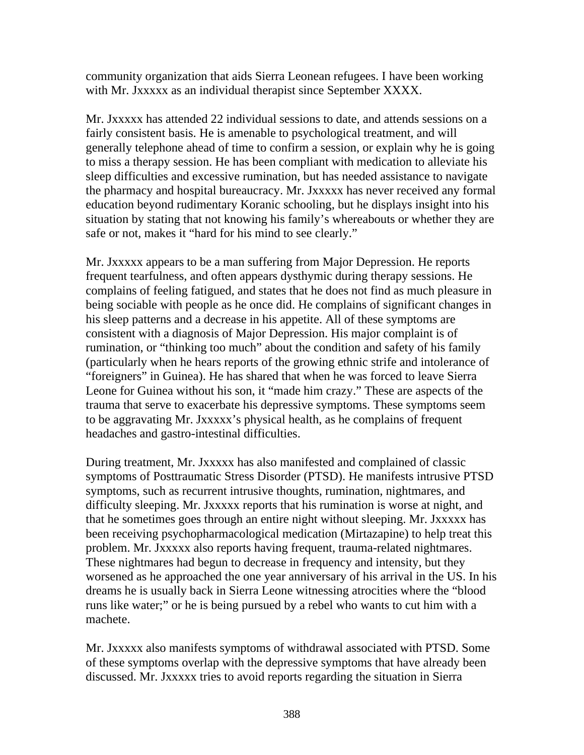community organization that aids Sierra Leonean refugees. I have been working with Mr. Jxxxxx as an individual therapist since September XXXX.

Mr. Jxxxxx has attended 22 individual sessions to date, and attends sessions on a fairly consistent basis. He is amenable to psychological treatment, and will generally telephone ahead of time to confirm a session, or explain why he is going to miss a therapy session. He has been compliant with medication to alleviate his sleep difficulties and excessive rumination, but has needed assistance to navigate the pharmacy and hospital bureaucracy. Mr. Jxxxxx has never received any formal education beyond rudimentary Koranic schooling, but he displays insight into his situation by stating that not knowing his family's whereabouts or whether they are safe or not, makes it "hard for his mind to see clearly."

Mr. Jxxxxx appears to be a man suffering from Major Depression. He reports frequent tearfulness, and often appears dysthymic during therapy sessions. He complains of feeling fatigued, and states that he does not find as much pleasure in being sociable with people as he once did. He complains of significant changes in his sleep patterns and a decrease in his appetite. All of these symptoms are consistent with a diagnosis of Major Depression. His major complaint is of rumination, or "thinking too much" about the condition and safety of his family (particularly when he hears reports of the growing ethnic strife and intolerance of "foreigners" in Guinea). He has shared that when he was forced to leave Sierra Leone for Guinea without his son, it "made him crazy." These are aspects of the trauma that serve to exacerbate his depressive symptoms. These symptoms seem to be aggravating Mr. Jxxxxx's physical health, as he complains of frequent headaches and gastro-intestinal difficulties.

During treatment, Mr. Jxxxxx has also manifested and complained of classic symptoms of Posttraumatic Stress Disorder (PTSD). He manifests intrusive PTSD symptoms, such as recurrent intrusive thoughts, rumination, nightmares, and difficulty sleeping. Mr. Jxxxxx reports that his rumination is worse at night, and that he sometimes goes through an entire night without sleeping. Mr. Jxxxxx has been receiving psychopharmacological medication (Mirtazapine) to help treat this problem. Mr. Jxxxxx also reports having frequent, trauma-related nightmares. These nightmares had begun to decrease in frequency and intensity, but they worsened as he approached the one year anniversary of his arrival in the US. In his dreams he is usually back in Sierra Leone witnessing atrocities where the "blood runs like water;" or he is being pursued by a rebel who wants to cut him with a machete.

Mr. Jxxxxx also manifests symptoms of withdrawal associated with PTSD. Some of these symptoms overlap with the depressive symptoms that have already been discussed. Mr. Jxxxxx tries to avoid reports regarding the situation in Sierra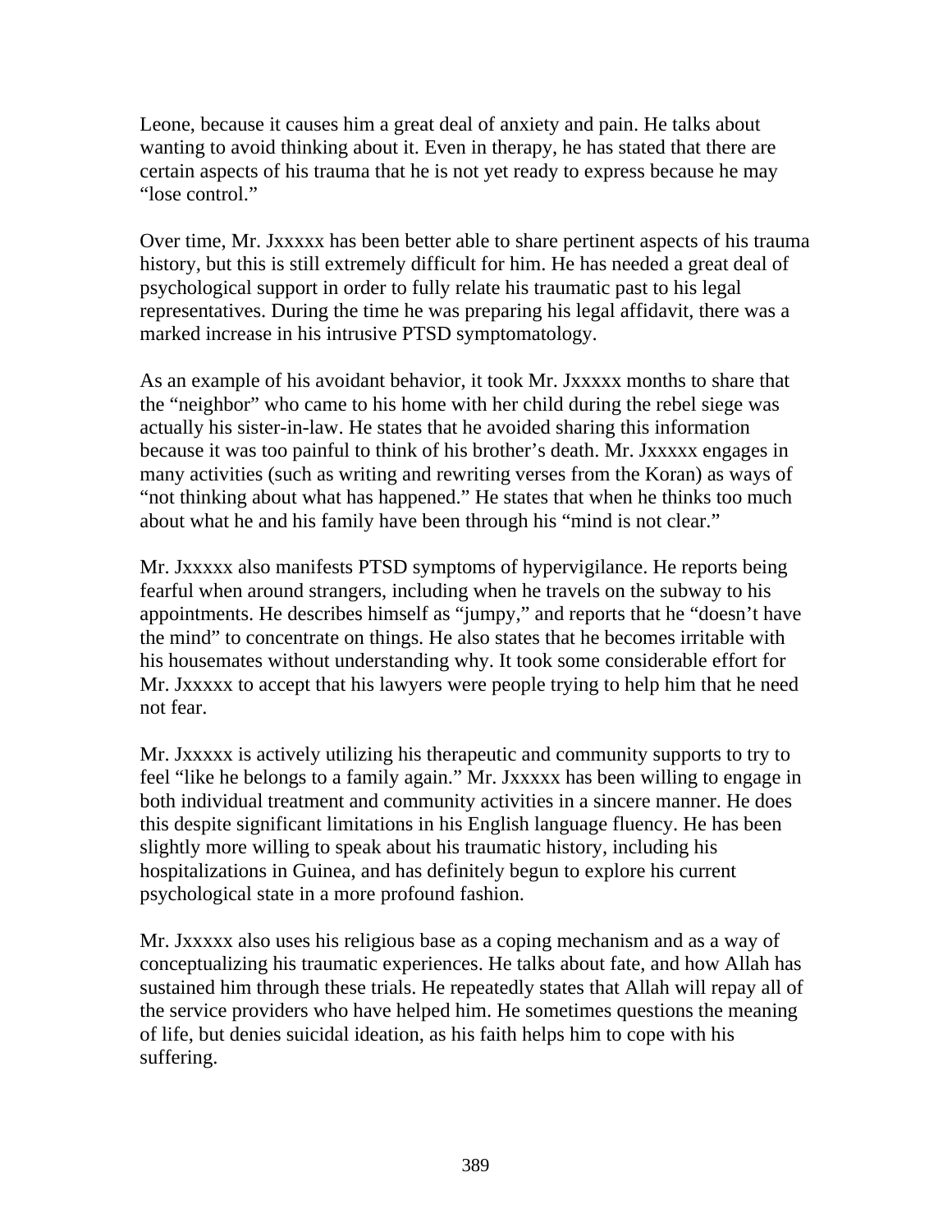Leone, because it causes him a great deal of anxiety and pain. He talks about wanting to avoid thinking about it. Even in therapy, he has stated that there are certain aspects of his trauma that he is not yet ready to express because he may "lose control."

Over time, Mr. Jxxxxx has been better able to share pertinent aspects of his trauma history, but this is still extremely difficult for him. He has needed a great deal of psychological support in order to fully relate his traumatic past to his legal representatives. During the time he was preparing his legal affidavit, there was a marked increase in his intrusive PTSD symptomatology.

As an example of his avoidant behavior, it took Mr. Jxxxxx months to share that the "neighbor" who came to his home with her child during the rebel siege was actually his sister-in-law. He states that he avoided sharing this information because it was too painful to think of his brother's death. Mr. Jxxxxx engages in many activities (such as writing and rewriting verses from the Koran) as ways of "not thinking about what has happened." He states that when he thinks too much about what he and his family have been through his "mind is not clear."

Mr. Jxxxxx also manifests PTSD symptoms of hypervigilance. He reports being fearful when around strangers, including when he travels on the subway to his appointments. He describes himself as "jumpy," and reports that he "doesn't have the mind" to concentrate on things. He also states that he becomes irritable with his housemates without understanding why. It took some considerable effort for Mr. Jxxxxx to accept that his lawyers were people trying to help him that he need not fear.

Mr. Jxxxxx is actively utilizing his therapeutic and community supports to try to feel "like he belongs to a family again." Mr. Jxxxxx has been willing to engage in both individual treatment and community activities in a sincere manner. He does this despite significant limitations in his English language fluency. He has been slightly more willing to speak about his traumatic history, including his hospitalizations in Guinea, and has definitely begun to explore his current psychological state in a more profound fashion.

Mr. Jxxxxx also uses his religious base as a coping mechanism and as a way of conceptualizing his traumatic experiences. He talks about fate, and how Allah has sustained him through these trials. He repeatedly states that Allah will repay all of the service providers who have helped him. He sometimes questions the meaning of life, but denies suicidal ideation, as his faith helps him to cope with his suffering.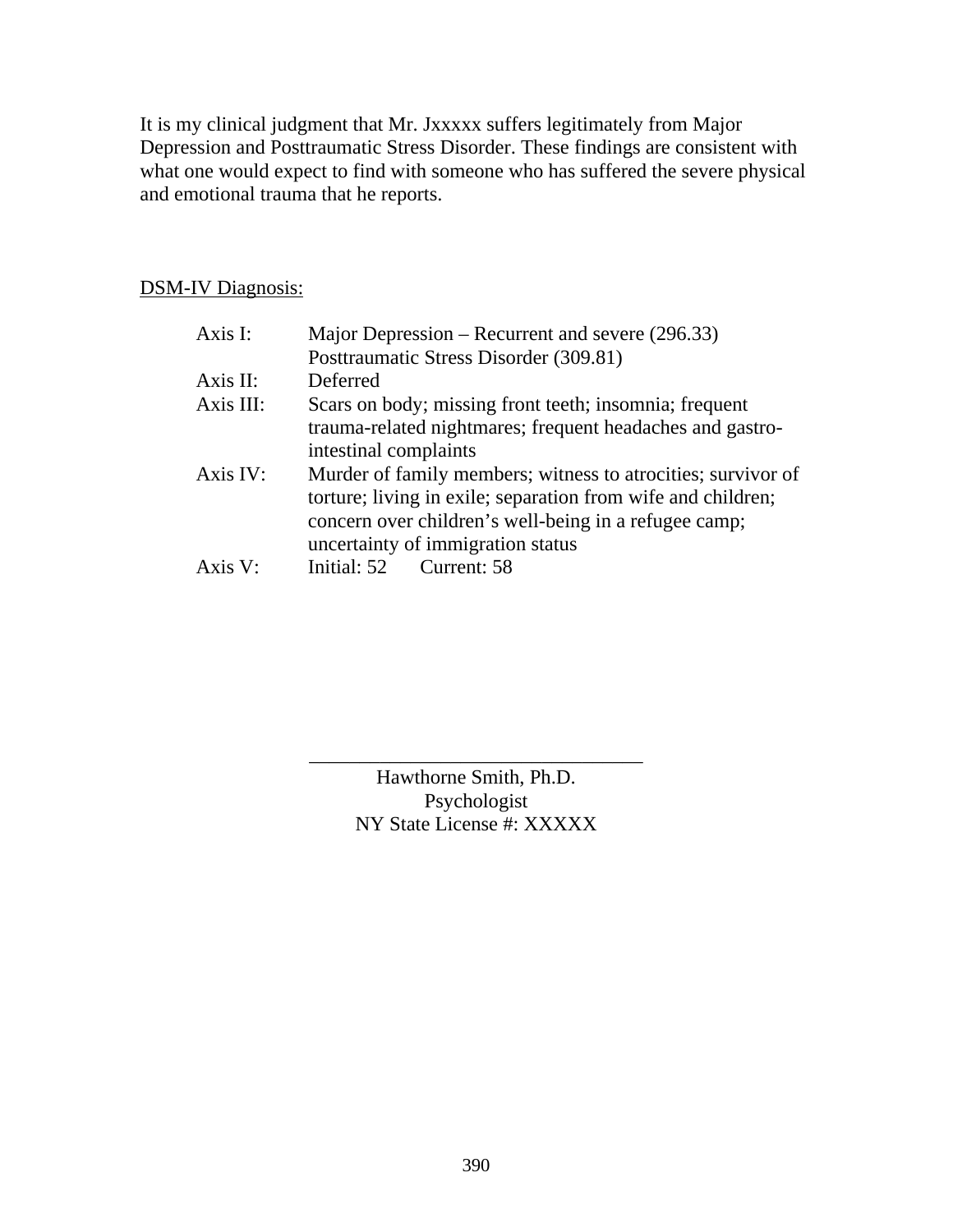It is my clinical judgment that Mr. Jxxxxx suffers legitimately from Major Depression and Posttraumatic Stress Disorder. These findings are consistent with what one would expect to find with someone who has suffered the severe physical and emotional trauma that he reports.

<u>DSM-IV Diagnosis:</u>

| | |
|---|---|
| Axis I: | Major Depression – Recurrent and severe (296.33)<br>Posttraumatic Stress Disorder (309.81) |
| Axis II: | Deferred |
| Axis III: | Scars on body; missing front teeth; insomnia; frequent trauma-related nightmares; frequent headaches and gastro-intestinal complaints |
| Axis IV: | Murder of family members; witness to atrocities; survivor of torture; living in exile; separation from wife and children; concern over children's well-being in a refugee camp; uncertainty of immigration status |
| Axis V: | Initial: 52 Current: 58 |

\_\_\_\_\_\_\_\_\_\_\_\_\_\_\_\_\_\_\_\_\_\_\_\_\_\_\_\_\_\_\_\_\_\_

Hawthorne Smith, Ph.D.
Psychologist
NY State License #: XXXXX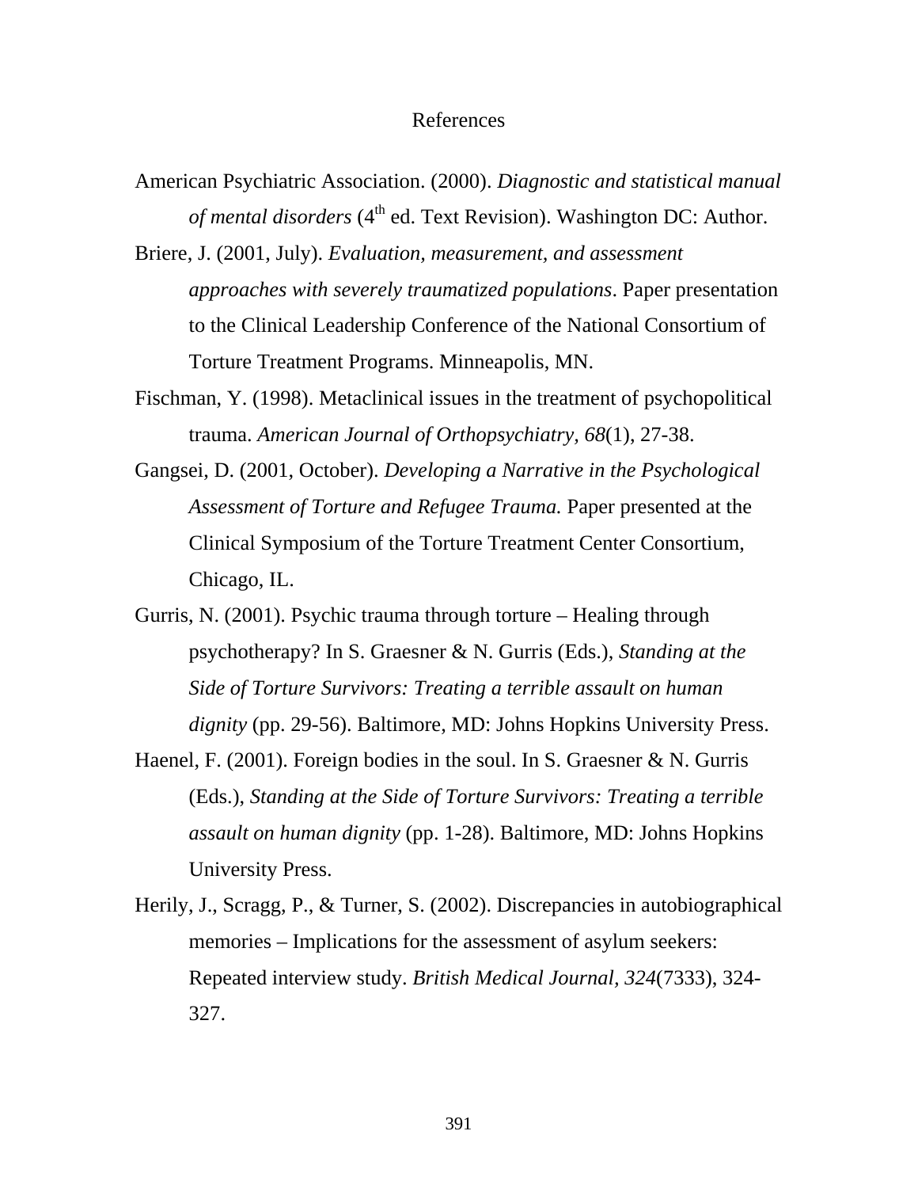# References

American Psychiatric Association. (2000). *Diagnostic and statistical manual of mental disorders* (4th ed. Text Revision). Washington DC: Author.

Briere, J. (2001, July). *Evaluation, measurement, and assessment approaches with severely traumatized populations*. Paper presentation to the Clinical Leadership Conference of the National Consortium of Torture Treatment Programs. Minneapolis, MN.

Fischman, Y. (1998). Metaclinical issues in the treatment of psychopolitical trauma. *American Journal of Orthopsychiatry, 68*(1), 27-38.

Gangsei, D. (2001, October). *Developing a Narrative in the Psychological Assessment of Torture and Refugee Trauma.* Paper presented at the Clinical Symposium of the Torture Treatment Center Consortium, Chicago, IL.

Gurris, N. (2001). Psychic trauma through torture – Healing through psychotherapy? In S. Graesner & N. Gurris (Eds.), *Standing at the Side of Torture Survivors: Treating a terrible assault on human dignity* (pp. 29-56). Baltimore, MD: Johns Hopkins University Press.

Haenel, F. (2001). Foreign bodies in the soul. In S. Graesner & N. Gurris (Eds.), *Standing at the Side of Torture Survivors: Treating a terrible assault on human dignity* (pp. 1-28). Baltimore, MD: Johns Hopkins University Press.

Herily, J., Scragg, P., & Turner, S. (2002). Discrepancies in autobiographical memories – Implications for the assessment of asylum seekers: Repeated interview study. *British Medical Journal, 324*(7333), 324-327.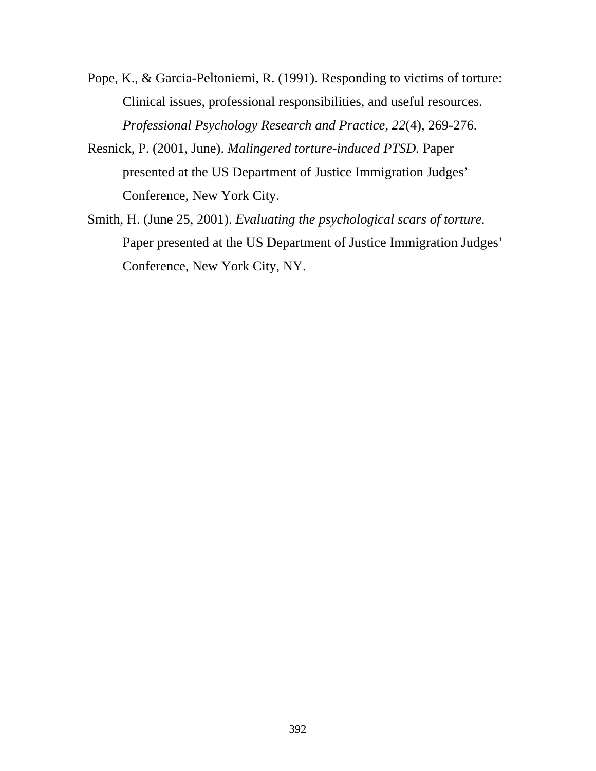Pope, K., & Garcia-Peltoniemi, R. (1991). Responding to victims of torture: Clinical issues, professional responsibilities, and useful resources. *Professional Psychology Research and Practice, 22*(4), 269-276.

Resnick, P. (2001, June). *Malingered torture-induced PTSD.* Paper presented at the US Department of Justice Immigration Judges' Conference, New York City.

Smith, H. (June 25, 2001). *Evaluating the psychological scars of torture.* Paper presented at the US Department of Justice Immigration Judges' Conference, New York City, NY.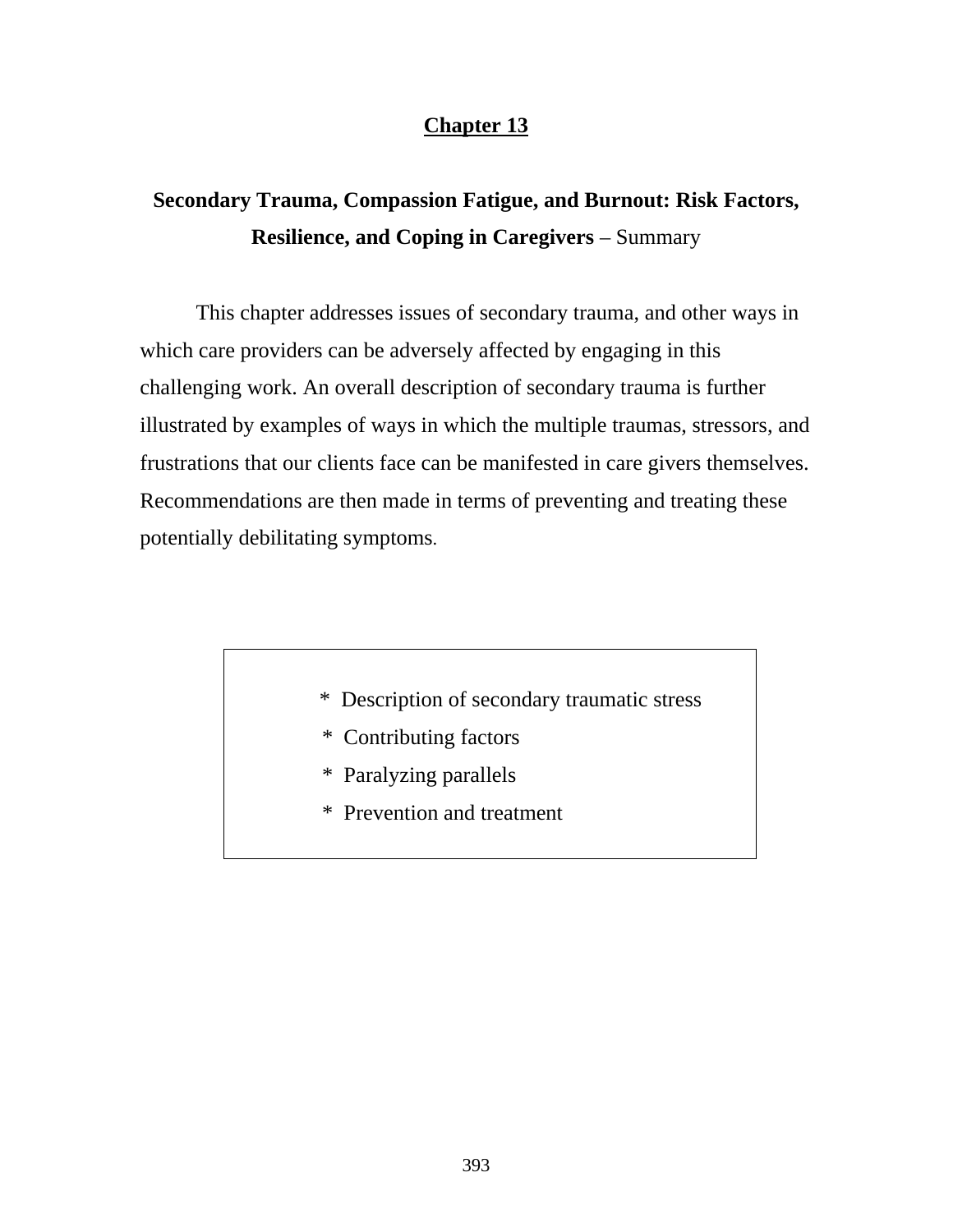# Chapter 13

## Secondary Trauma, Compassion Fatigue, and Burnout: Risk Factors, Resilience, and Coping in Caregivers – Summary

This chapter addresses issues of secondary trauma, and other ways in which care providers can be adversely affected by engaging in this challenging work. An overall description of secondary trauma is further illustrated by examples of ways in which the multiple traumas, stressors, and frustrations that our clients face can be manifested in care givers themselves. Recommendations are then made in terms of preventing and treating these potentially debilitating symptoms.

* Description of secondary traumatic stress
* Contributing factors
* Paralyzing parallels
* Prevention and treatment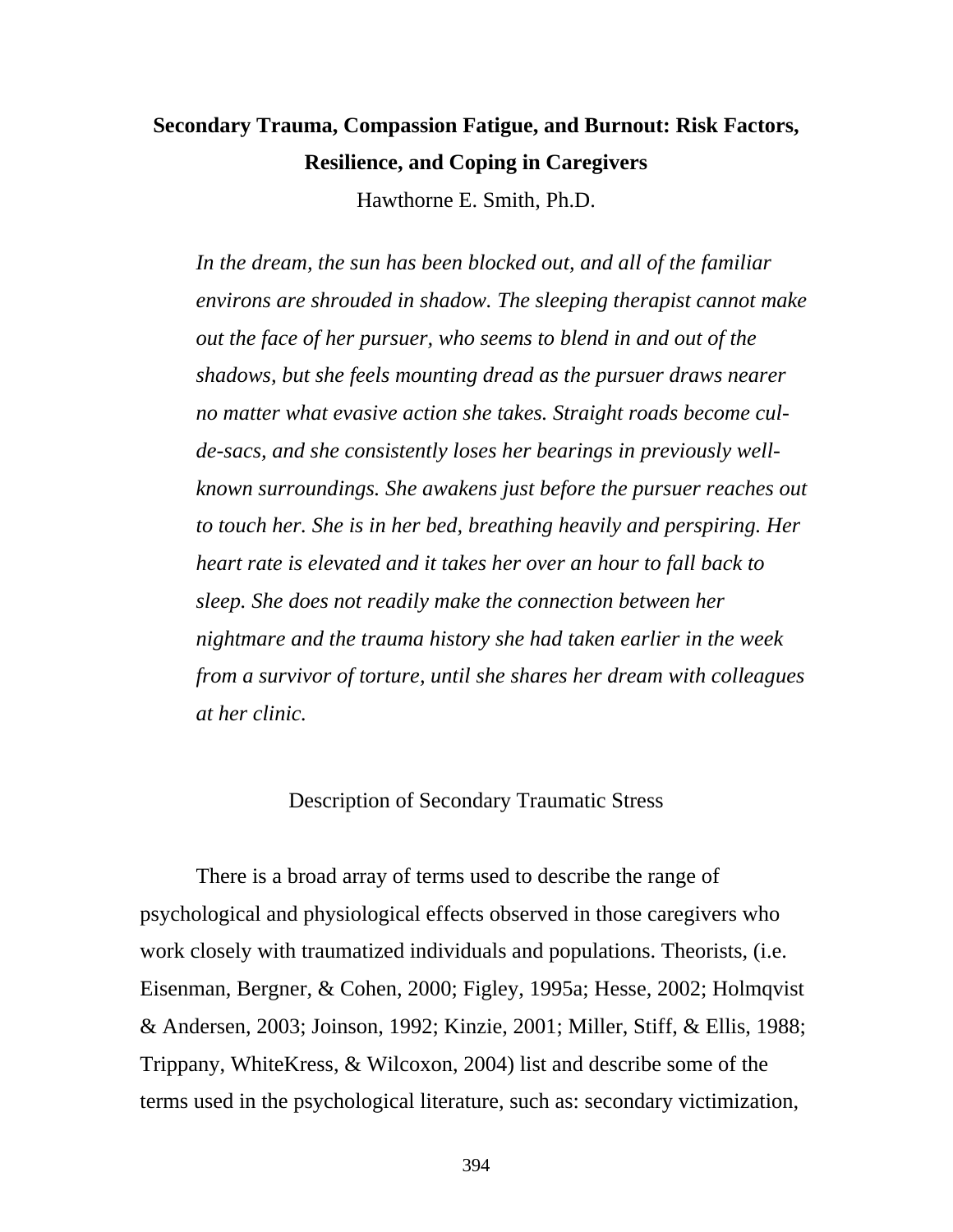# Secondary Trauma, Compassion Fatigue, and Burnout: Risk Factors, Resilience, and Coping in Caregivers

Hawthorne E. Smith, Ph.D.

> *In the dream, the sun has been blocked out, and all of the familiar environs are shrouded in shadow. The sleeping therapist cannot make out the face of her pursuer, who seems to blend in and out of the shadows, but she feels mounting dread as the pursuer draws nearer no matter what evasive action she takes. Straight roads become cul-de-sacs, and she consistently loses her bearings in previously well-known surroundings. She awakens just before the pursuer reaches out to touch her. She is in her bed, breathing heavily and perspiring. Her heart rate is elevated and it takes her over an hour to fall back to sleep. She does not readily make the connection between her nightmare and the trauma history she had taken earlier in the week from a survivor of torture, until she shares her dream with colleagues at her clinic.*

## Description of Secondary Traumatic Stress

There is a broad array of terms used to describe the range of psychological and physiological effects observed in those caregivers who work closely with traumatized individuals and populations. Theorists, (i.e. Eisenman, Bergner, & Cohen, 2000; Figley, 1995a; Hesse, 2002; Holmqvist & Andersen, 2003; Joinson, 1992; Kinzie, 2001; Miller, Stiff, & Ellis, 1988; Trippany, WhiteKress, & Wilcoxon, 2004) list and describe some of the terms used in the psychological literature, such as: secondary victimization,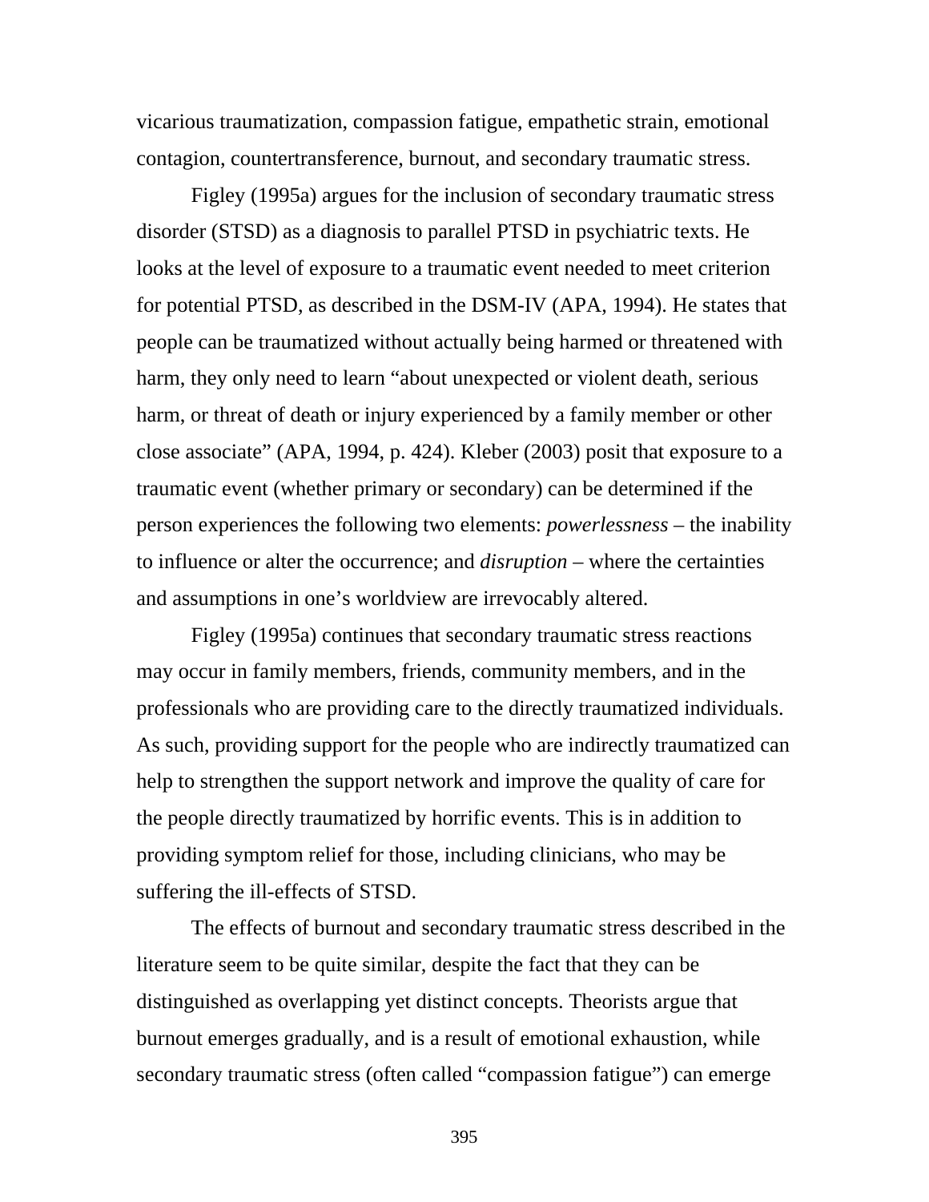vicarious traumatization, compassion fatigue, empathetic strain, emotional contagion, countertransference, burnout, and secondary traumatic stress.

Figley (1995a) argues for the inclusion of secondary traumatic stress disorder (STSD) as a diagnosis to parallel PTSD in psychiatric texts. He looks at the level of exposure to a traumatic event needed to meet criterion for potential PTSD, as described in the DSM-IV (APA, 1994). He states that people can be traumatized without actually being harmed or threatened with harm, they only need to learn "about unexpected or violent death, serious harm, or threat of death or injury experienced by a family member or other close associate" (APA, 1994, p. 424). Kleber (2003) posit that exposure to a traumatic event (whether primary or secondary) can be determined if the person experiences the following two elements: *powerlessness* – the inability to influence or alter the occurrence; and *disruption* – where the certainties and assumptions in one's worldview are irrevocably altered.

Figley (1995a) continues that secondary traumatic stress reactions may occur in family members, friends, community members, and in the professionals who are providing care to the directly traumatized individuals. As such, providing support for the people who are indirectly traumatized can help to strengthen the support network and improve the quality of care for the people directly traumatized by horrific events. This is in addition to providing symptom relief for those, including clinicians, who may be suffering the ill-effects of STSD.

The effects of burnout and secondary traumatic stress described in the literature seem to be quite similar, despite the fact that they can be distinguished as overlapping yet distinct concepts. Theorists argue that burnout emerges gradually, and is a result of emotional exhaustion, while secondary traumatic stress (often called "compassion fatigue") can emerge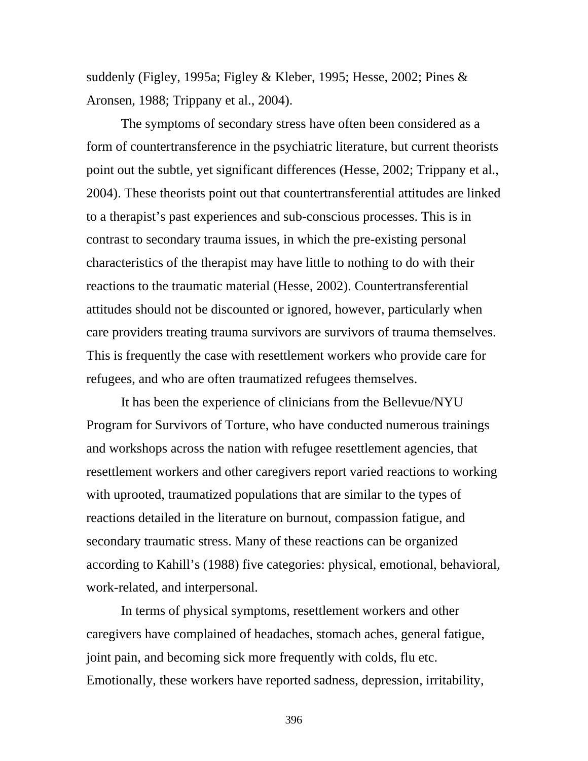suddenly (Figley, 1995a; Figley & Kleber, 1995; Hesse, 2002; Pines & Aronsen, 1988; Trippany et al., 2004).

The symptoms of secondary stress have often been considered as a form of countertransference in the psychiatric literature, but current theorists point out the subtle, yet significant differences (Hesse, 2002; Trippany et al., 2004). These theorists point out that countertransferential attitudes are linked to a therapist's past experiences and sub-conscious processes. This is in contrast to secondary trauma issues, in which the pre-existing personal characteristics of the therapist may have little to nothing to do with their reactions to the traumatic material (Hesse, 2002). Countertransferential attitudes should not be discounted or ignored, however, particularly when care providers treating trauma survivors are survivors of trauma themselves. This is frequently the case with resettlement workers who provide care for refugees, and who are often traumatized refugees themselves.

It has been the experience of clinicians from the Bellevue/NYU Program for Survivors of Torture, who have conducted numerous trainings and workshops across the nation with refugee resettlement agencies, that resettlement workers and other caregivers report varied reactions to working with uprooted, traumatized populations that are similar to the types of reactions detailed in the literature on burnout, compassion fatigue, and secondary traumatic stress. Many of these reactions can be organized according to Kahill's (1988) five categories: physical, emotional, behavioral, work-related, and interpersonal.

In terms of physical symptoms, resettlement workers and other caregivers have complained of headaches, stomach aches, general fatigue, joint pain, and becoming sick more frequently with colds, flu etc. Emotionally, these workers have reported sadness, depression, irritability,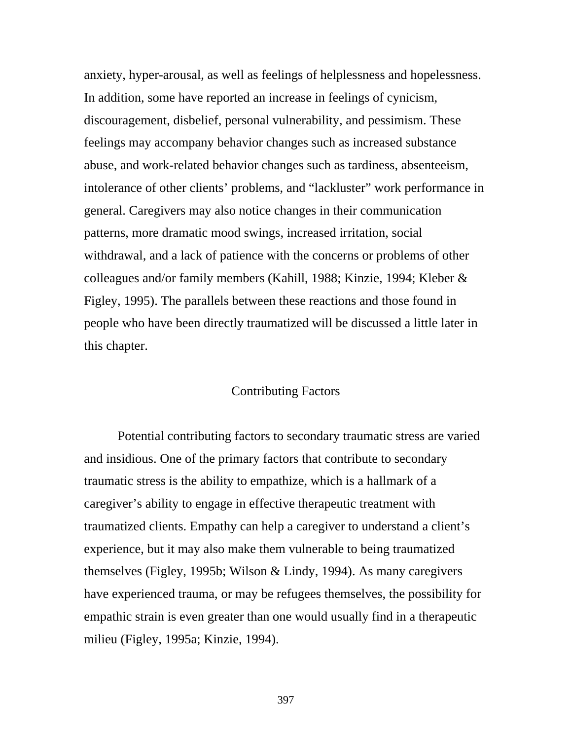anxiety, hyper-arousal, as well as feelings of helplessness and hopelessness. In addition, some have reported an increase in feelings of cynicism, discouragement, disbelief, personal vulnerability, and pessimism. These feelings may accompany behavior changes such as increased substance abuse, and work-related behavior changes such as tardiness, absenteeism, intolerance of other clients' problems, and "lackluster" work performance in general. Caregivers may also notice changes in their communication patterns, more dramatic mood swings, increased irritation, social withdrawal, and a lack of patience with the concerns or problems of other colleagues and/or family members (Kahill, 1988; Kinzie, 1994; Kleber & Figley, 1995). The parallels between these reactions and those found in people who have been directly traumatized will be discussed a little later in this chapter.

## Contributing Factors

Potential contributing factors to secondary traumatic stress are varied and insidious. One of the primary factors that contribute to secondary traumatic stress is the ability to empathize, which is a hallmark of a caregiver's ability to engage in effective therapeutic treatment with traumatized clients. Empathy can help a caregiver to understand a client's experience, but it may also make them vulnerable to being traumatized themselves (Figley, 1995b; Wilson & Lindy, 1994). As many caregivers have experienced trauma, or may be refugees themselves, the possibility for empathic strain is even greater than one would usually find in a therapeutic milieu (Figley, 1995a; Kinzie, 1994).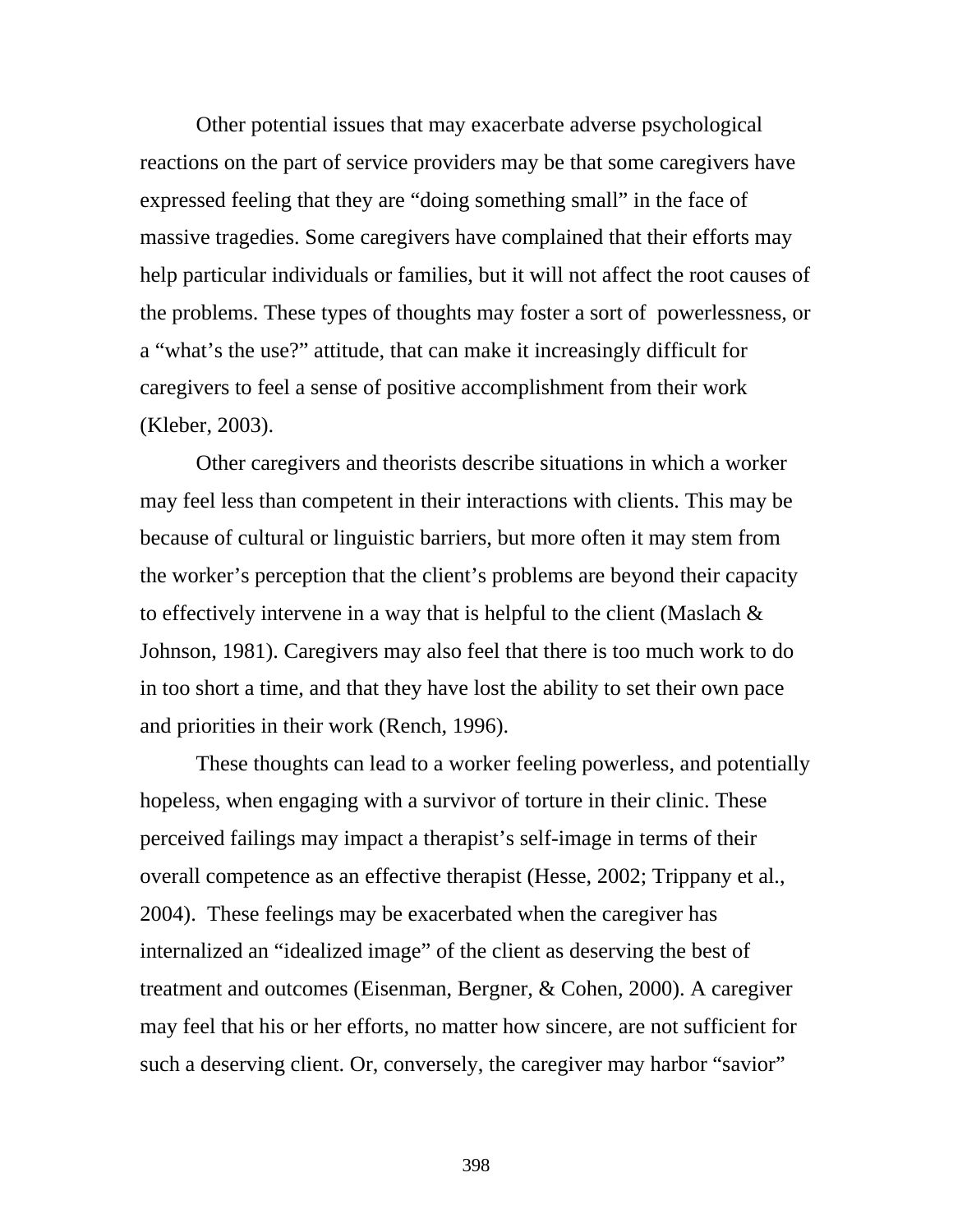Other potential issues that may exacerbate adverse psychological reactions on the part of service providers may be that some caregivers have expressed feeling that they are “doing something small” in the face of massive tragedies. Some caregivers have complained that their efforts may help particular individuals or families, but it will not affect the root causes of the problems. These types of thoughts may foster a sort of powerlessness, or a “what’s the use?” attitude, that can make it increasingly difficult for caregivers to feel a sense of positive accomplishment from their work (Kleber, 2003).

Other caregivers and theorists describe situations in which a worker may feel less than competent in their interactions with clients. This may be because of cultural or linguistic barriers, but more often it may stem from the worker’s perception that the client’s problems are beyond their capacity to effectively intervene in a way that is helpful to the client (Maslach & Johnson, 1981). Caregivers may also feel that there is too much work to do in too short a time, and that they have lost the ability to set their own pace and priorities in their work (Rench, 1996).

These thoughts can lead to a worker feeling powerless, and potentially hopeless, when engaging with a survivor of torture in their clinic. These perceived failings may impact a therapist’s self-image in terms of their overall competence as an effective therapist (Hesse, 2002; Trippany et al., 2004). These feelings may be exacerbated when the caregiver has internalized an “idealized image” of the client as deserving the best of treatment and outcomes (Eisenman, Bergner, & Cohen, 2000). A caregiver may feel that his or her efforts, no matter how sincere, are not sufficient for such a deserving client. Or, conversely, the caregiver may harbor “savior”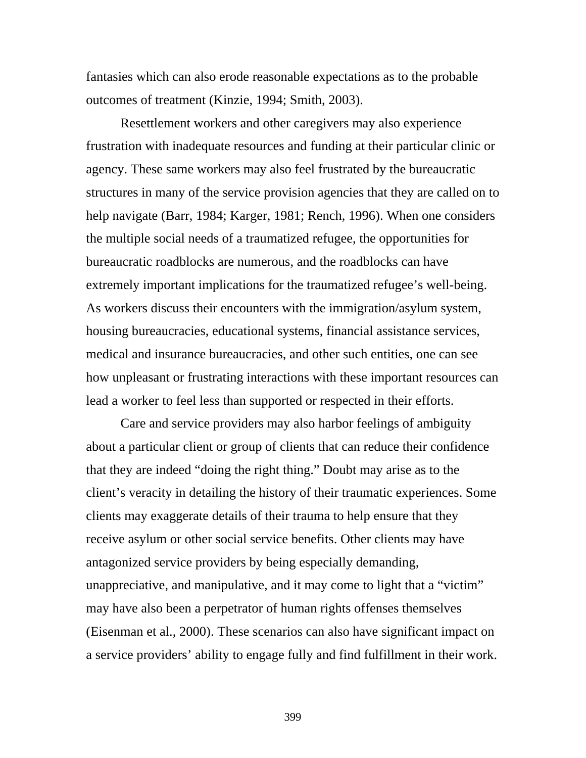fantasies which can also erode reasonable expectations as to the probable outcomes of treatment (Kinzie, 1994; Smith, 2003).

Resettlement workers and other caregivers may also experience frustration with inadequate resources and funding at their particular clinic or agency. These same workers may also feel frustrated by the bureaucratic structures in many of the service provision agencies that they are called on to help navigate (Barr, 1984; Karger, 1981; Rench, 1996). When one considers the multiple social needs of a traumatized refugee, the opportunities for bureaucratic roadblocks are numerous, and the roadblocks can have extremely important implications for the traumatized refugee's well-being. As workers discuss their encounters with the immigration/asylum system, housing bureaucracies, educational systems, financial assistance services, medical and insurance bureaucracies, and other such entities, one can see how unpleasant or frustrating interactions with these important resources can lead a worker to feel less than supported or respected in their efforts.

Care and service providers may also harbor feelings of ambiguity about a particular client or group of clients that can reduce their confidence that they are indeed "doing the right thing." Doubt may arise as to the client's veracity in detailing the history of their traumatic experiences. Some clients may exaggerate details of their trauma to help ensure that they receive asylum or other social service benefits. Other clients may have antagonized service providers by being especially demanding, unappreciative, and manipulative, and it may come to light that a "victim" may have also been a perpetrator of human rights offenses themselves (Eisenman et al., 2000). These scenarios can also have significant impact on a service providers' ability to engage fully and find fulfillment in their work.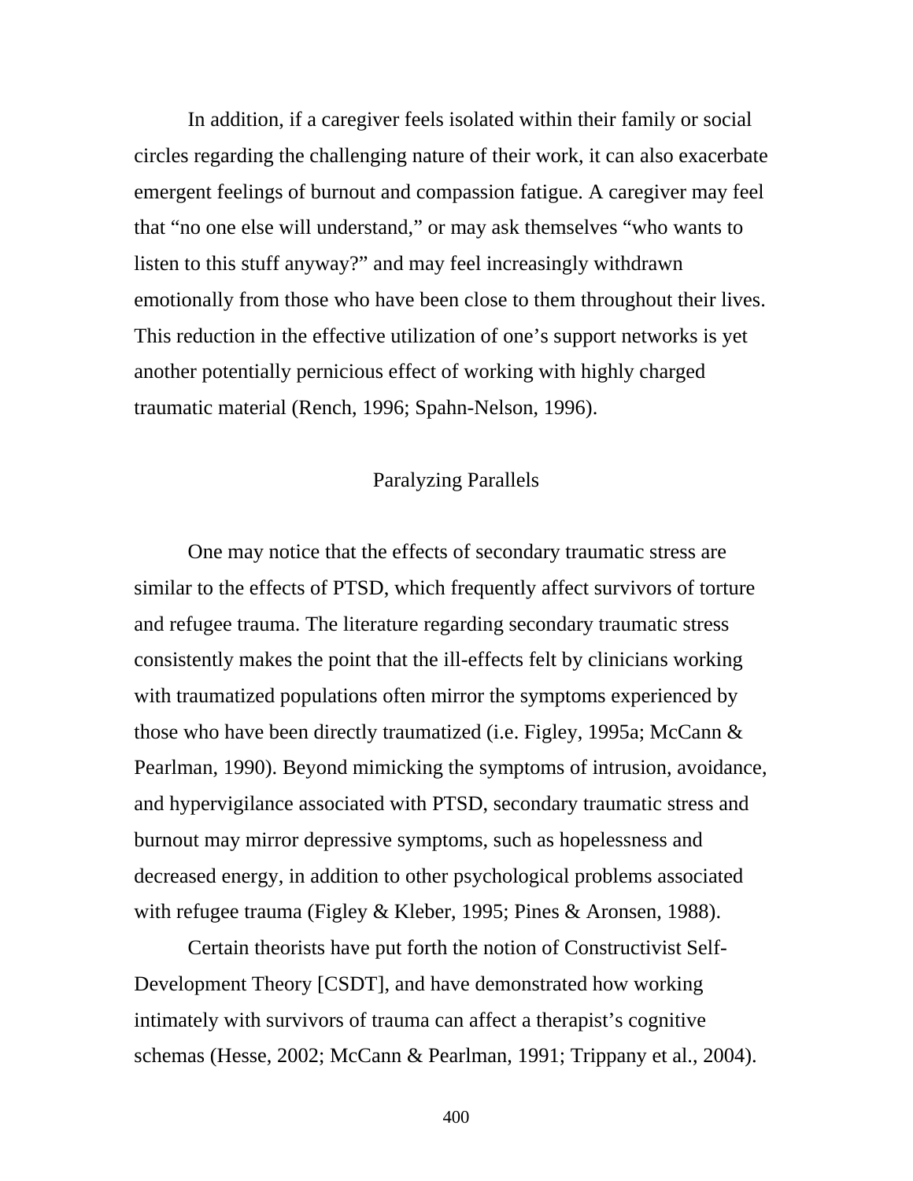In addition, if a caregiver feels isolated within their family or social circles regarding the challenging nature of their work, it can also exacerbate emergent feelings of burnout and compassion fatigue. A caregiver may feel that “no one else will understand,” or may ask themselves “who wants to listen to this stuff anyway?” and may feel increasingly withdrawn emotionally from those who have been close to them throughout their lives. This reduction in the effective utilization of one’s support networks is yet another potentially pernicious effect of working with highly charged traumatic material (Rench, 1996; Spahn-Nelson, 1996).

## Paralyzing Parallels

One may notice that the effects of secondary traumatic stress are similar to the effects of PTSD, which frequently affect survivors of torture and refugee trauma. The literature regarding secondary traumatic stress consistently makes the point that the ill-effects felt by clinicians working with traumatized populations often mirror the symptoms experienced by those who have been directly traumatized (i.e. Figley, 1995a; McCann & Pearlman, 1990). Beyond mimicking the symptoms of intrusion, avoidance, and hypervigilance associated with PTSD, secondary traumatic stress and burnout may mirror depressive symptoms, such as hopelessness and decreased energy, in addition to other psychological problems associated with refugee trauma (Figley & Kleber, 1995; Pines & Aronsen, 1988).

Certain theorists have put forth the notion of Constructivist Self-Development Theory [CSDT], and have demonstrated how working intimately with survivors of trauma can affect a therapist’s cognitive schemas (Hesse, 2002; McCann & Pearlman, 1991; Trippany et al., 2004).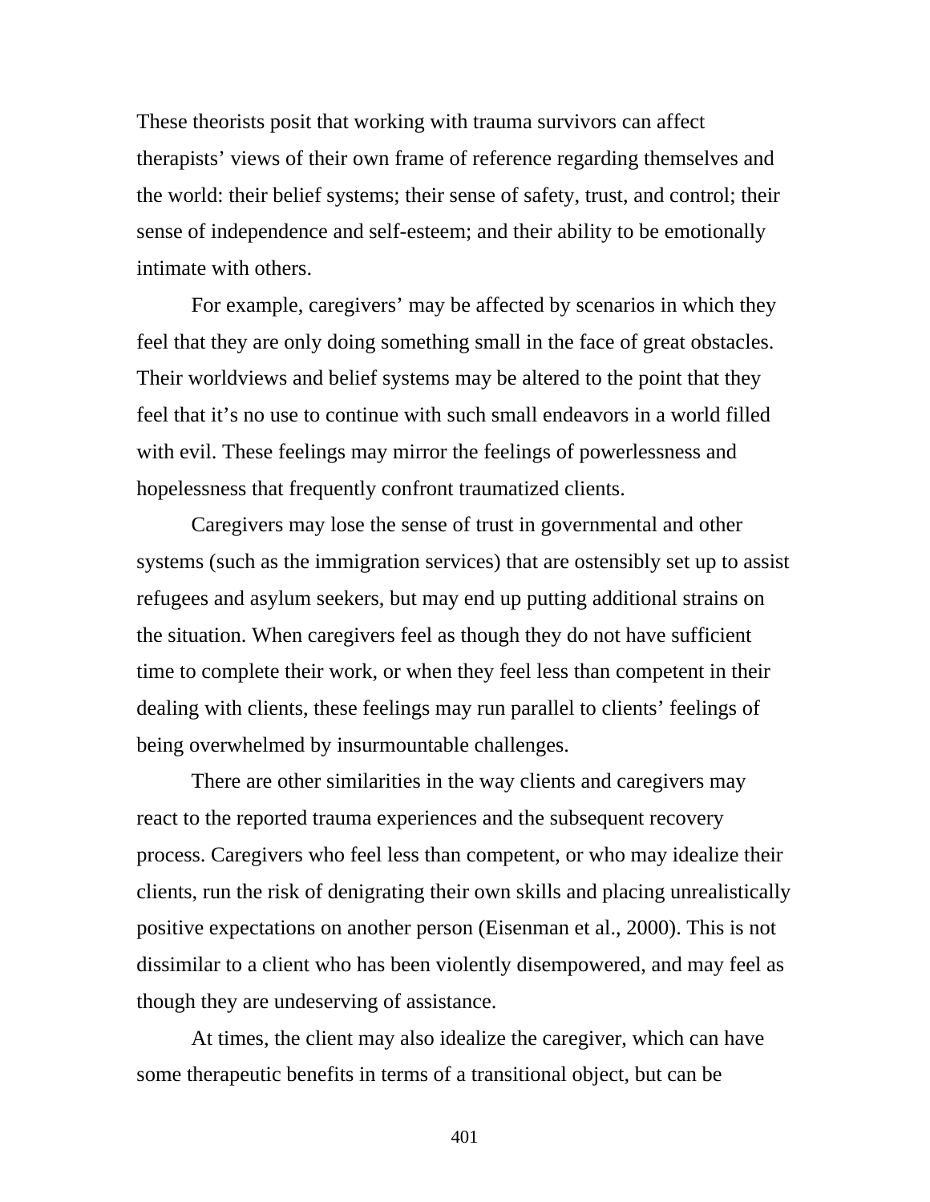These theorists posit that working with trauma survivors can affect therapists' views of their own frame of reference regarding themselves and the world: their belief systems; their sense of safety, trust, and control; their sense of independence and self-esteem; and their ability to be emotionally intimate with others.

For example, caregivers' may be affected by scenarios in which they feel that they are only doing something small in the face of great obstacles. Their worldviews and belief systems may be altered to the point that they feel that it's no use to continue with such small endeavors in a world filled with evil. These feelings may mirror the feelings of powerlessness and hopelessness that frequently confront traumatized clients.

Caregivers may lose the sense of trust in governmental and other systems (such as the immigration services) that are ostensibly set up to assist refugees and asylum seekers, but may end up putting additional strains on the situation. When caregivers feel as though they do not have sufficient time to complete their work, or when they feel less than competent in their dealing with clients, these feelings may run parallel to clients' feelings of being overwhelmed by insurmountable challenges.

There are other similarities in the way clients and caregivers may react to the reported trauma experiences and the subsequent recovery process. Caregivers who feel less than competent, or who may idealize their clients, run the risk of denigrating their own skills and placing unrealistically positive expectations on another person (Eisenman et al., 2000). This is not dissimilar to a client who has been violently disempowered, and may feel as though they are undeserving of assistance.

At times, the client may also idealize the caregiver, which can have some therapeutic benefits in terms of a transitional object, but can be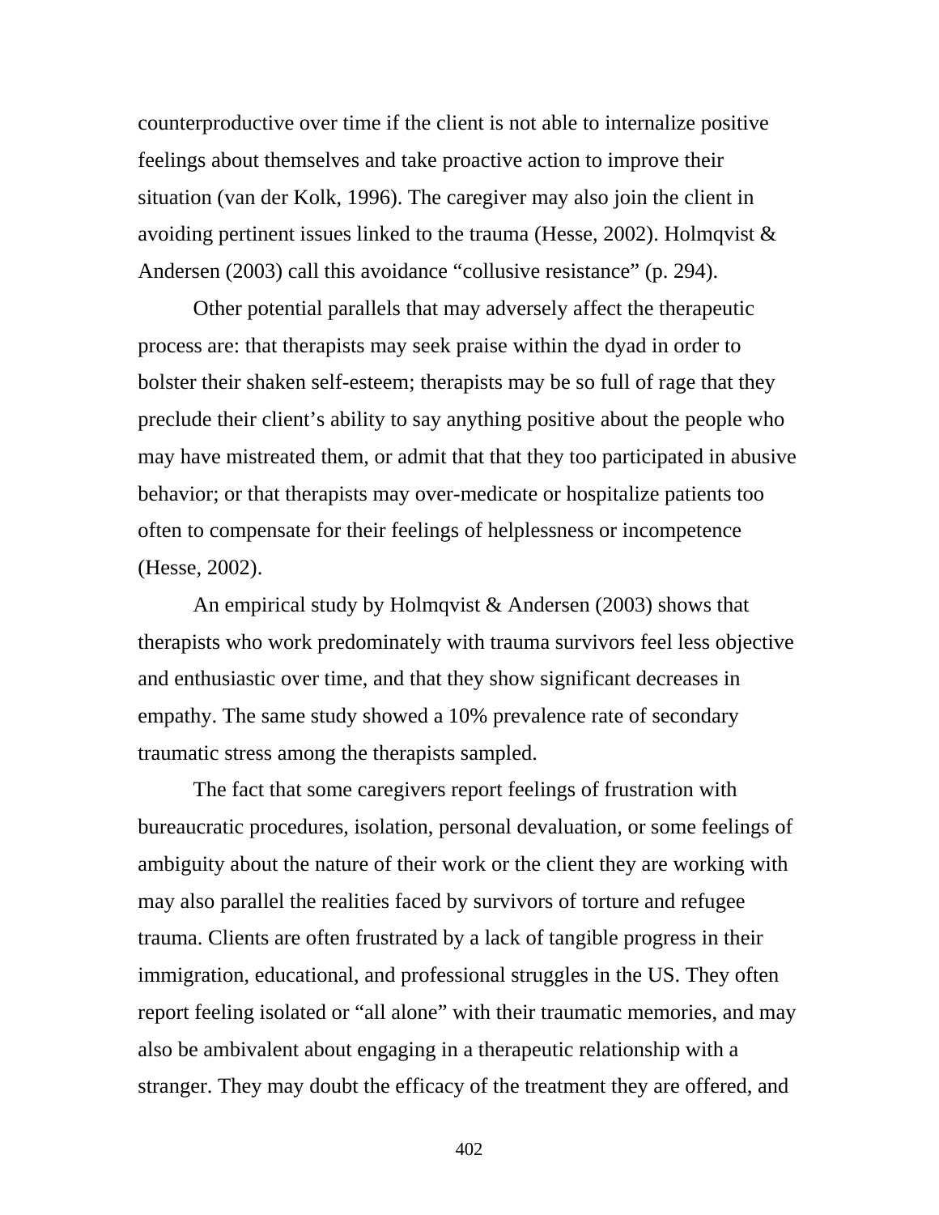counterproductive over time if the client is not able to internalize positive feelings about themselves and take proactive action to improve their situation (van der Kolk, 1996). The caregiver may also join the client in avoiding pertinent issues linked to the trauma (Hesse, 2002). Holmqvist & Andersen (2003) call this avoidance "collusive resistance" (p. 294).

Other potential parallels that may adversely affect the therapeutic process are: that therapists may seek praise within the dyad in order to bolster their shaken self-esteem; therapists may be so full of rage that they preclude their client's ability to say anything positive about the people who may have mistreated them, or admit that that they too participated in abusive behavior; or that therapists may over-medicate or hospitalize patients too often to compensate for their feelings of helplessness or incompetence (Hesse, 2002).

An empirical study by Holmqvist & Andersen (2003) shows that therapists who work predominately with trauma survivors feel less objective and enthusiastic over time, and that they show significant decreases in empathy. The same study showed a 10% prevalence rate of secondary traumatic stress among the therapists sampled.

The fact that some caregivers report feelings of frustration with bureaucratic procedures, isolation, personal devaluation, or some feelings of ambiguity about the nature of their work or the client they are working with may also parallel the realities faced by survivors of torture and refugee trauma. Clients are often frustrated by a lack of tangible progress in their immigration, educational, and professional struggles in the US. They often report feeling isolated or "all alone" with their traumatic memories, and may also be ambivalent about engaging in a therapeutic relationship with a stranger. They may doubt the efficacy of the treatment they are offered, and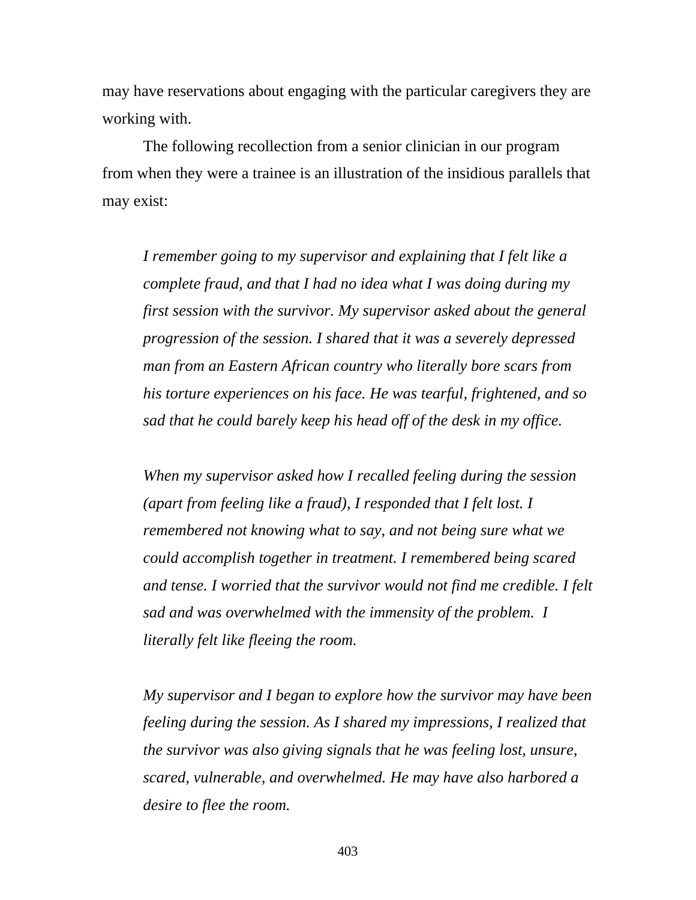may have reservations about engaging with the particular caregivers they are working with.

The following recollection from a senior clinician in our program from when they were a trainee is an illustration of the insidious parallels that may exist:

> *I remember going to my supervisor and explaining that I felt like a complete fraud, and that I had no idea what I was doing during my first session with the survivor. My supervisor asked about the general progression of the session. I shared that it was a severely depressed man from an Eastern African country who literally bore scars from his torture experiences on his face. He was tearful, frightened, and so sad that he could barely keep his head off of the desk in my office.*
>
> *When my supervisor asked how I recalled feeling during the session (apart from feeling like a fraud), I responded that I felt lost. I remembered not knowing what to say, and not being sure what we could accomplish together in treatment. I remembered being scared and tense. I worried that the survivor would not find me credible. I felt sad and was overwhelmed with the immensity of the problem. I literally felt like fleeing the room.*
>
> *My supervisor and I began to explore how the survivor may have been feeling during the session. As I shared my impressions, I realized that the survivor was also giving signals that he was feeling lost, unsure, scared, vulnerable, and overwhelmed. He may have also harbored a desire to flee the room.*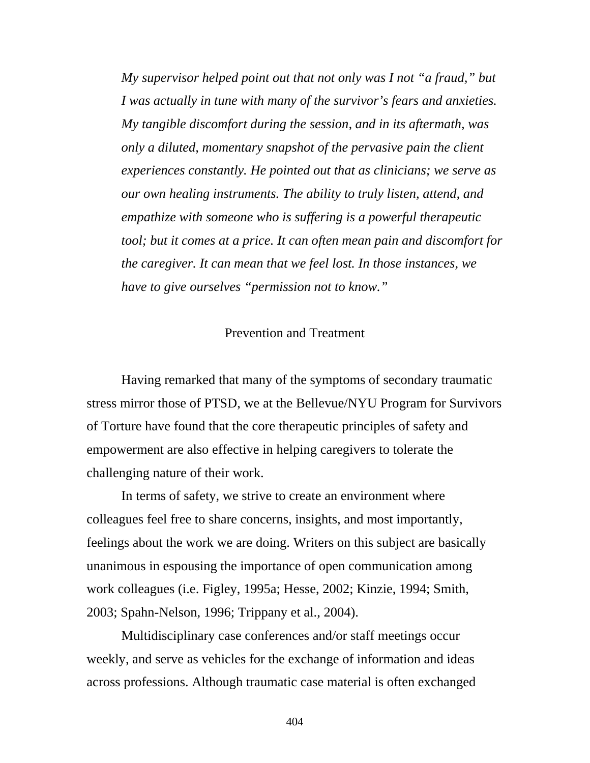> *My supervisor helped point out that not only was I not "a fraud," but I was actually in tune with many of the survivor's fears and anxieties. My tangible discomfort during the session, and in its aftermath, was only a diluted, momentary snapshot of the pervasive pain the client experiences constantly. He pointed out that as clinicians; we serve as our own healing instruments. The ability to truly listen, attend, and empathize with someone who is suffering is a powerful therapeutic tool; but it comes at a price. It can often mean pain and discomfort for the caregiver. It can mean that we feel lost. In those instances, we have to give ourselves "permission not to know."*

## Prevention and Treatment

Having remarked that many of the symptoms of secondary traumatic stress mirror those of PTSD, we at the Bellevue/NYU Program for Survivors of Torture have found that the core therapeutic principles of safety and empowerment are also effective in helping caregivers to tolerate the challenging nature of their work.

In terms of safety, we strive to create an environment where colleagues feel free to share concerns, insights, and most importantly, feelings about the work we are doing. Writers on this subject are basically unanimous in espousing the importance of open communication among work colleagues (i.e. Figley, 1995a; Hesse, 2002; Kinzie, 1994; Smith, 2003; Spahn-Nelson, 1996; Trippany et al., 2004).

Multidisciplinary case conferences and/or staff meetings occur weekly, and serve as vehicles for the exchange of information and ideas across professions. Although traumatic case material is often exchanged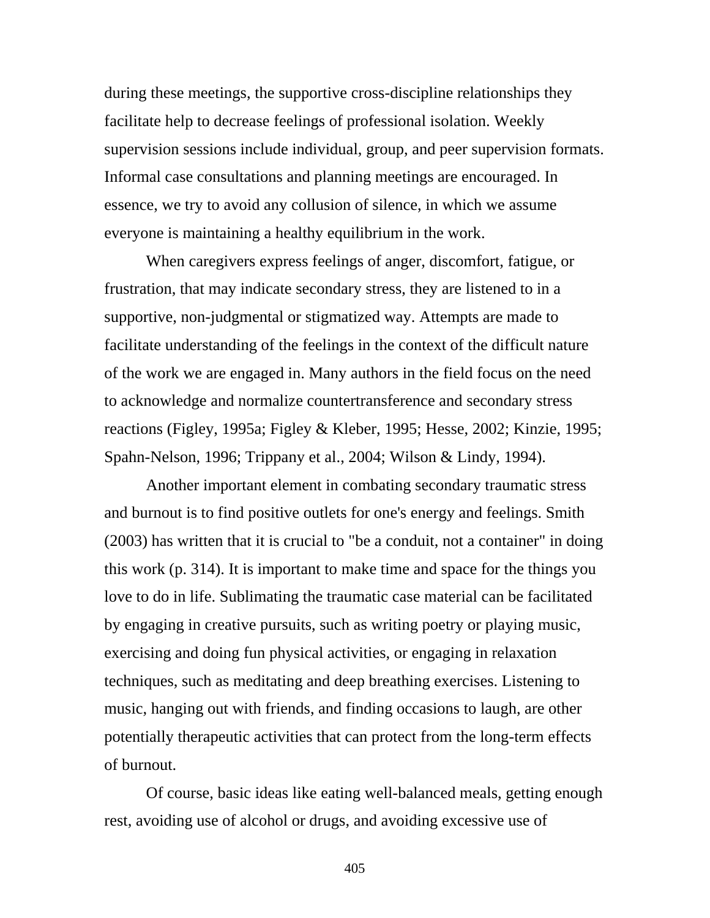during these meetings, the supportive cross-discipline relationships they facilitate help to decrease feelings of professional isolation. Weekly supervision sessions include individual, group, and peer supervision formats. Informal case consultations and planning meetings are encouraged. In essence, we try to avoid any collusion of silence, in which we assume everyone is maintaining a healthy equilibrium in the work.

When caregivers express feelings of anger, discomfort, fatigue, or frustration, that may indicate secondary stress, they are listened to in a supportive, non-judgmental or stigmatized way. Attempts are made to facilitate understanding of the feelings in the context of the difficult nature of the work we are engaged in. Many authors in the field focus on the need to acknowledge and normalize countertransference and secondary stress reactions (Figley, 1995a; Figley & Kleber, 1995; Hesse, 2002; Kinzie, 1995; Spahn-Nelson, 1996; Trippany et al., 2004; Wilson & Lindy, 1994).

Another important element in combating secondary traumatic stress and burnout is to find positive outlets for one's energy and feelings. Smith (2003) has written that it is crucial to "be a conduit, not a container" in doing this work (p. 314). It is important to make time and space for the things you love to do in life. Sublimating the traumatic case material can be facilitated by engaging in creative pursuits, such as writing poetry or playing music, exercising and doing fun physical activities, or engaging in relaxation techniques, such as meditating and deep breathing exercises. Listening to music, hanging out with friends, and finding occasions to laugh, are other potentially therapeutic activities that can protect from the long-term effects of burnout.

Of course, basic ideas like eating well-balanced meals, getting enough rest, avoiding use of alcohol or drugs, and avoiding excessive use of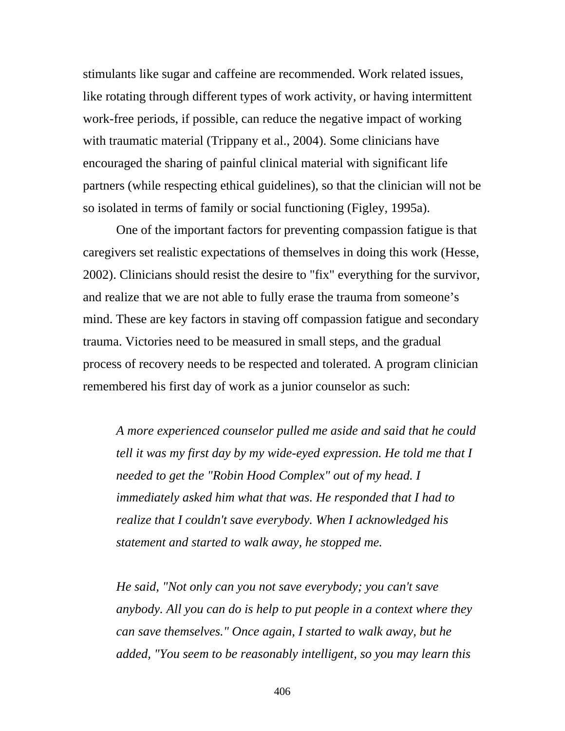stimulants like sugar and caffeine are recommended. Work related issues, like rotating through different types of work activity, or having intermittent work-free periods, if possible, can reduce the negative impact of working with traumatic material (Trippany et al., 2004). Some clinicians have encouraged the sharing of painful clinical material with significant life partners (while respecting ethical guidelines), so that the clinician will not be so isolated in terms of family or social functioning (Figley, 1995a).

One of the important factors for preventing compassion fatigue is that caregivers set realistic expectations of themselves in doing this work (Hesse, 2002). Clinicians should resist the desire to "fix" everything for the survivor, and realize that we are not able to fully erase the trauma from someone's mind. These are key factors in staving off compassion fatigue and secondary trauma. Victories need to be measured in small steps, and the gradual process of recovery needs to be respected and tolerated. A program clinician remembered his first day of work as a junior counselor as such:

> *A more experienced counselor pulled me aside and said that he could tell it was my first day by my wide-eyed expression. He told me that I needed to get the "Robin Hood Complex" out of my head. I immediately asked him what that was. He responded that I had to realize that I couldn't save everybody. When I acknowledged his statement and started to walk away, he stopped me.*
>
> *He said, "Not only can you not save everybody; you can't save anybody. All you can do is help to put people in a context where they can save themselves." Once again, I started to walk away, but he added, "You seem to be reasonably intelligent, so you may learn this*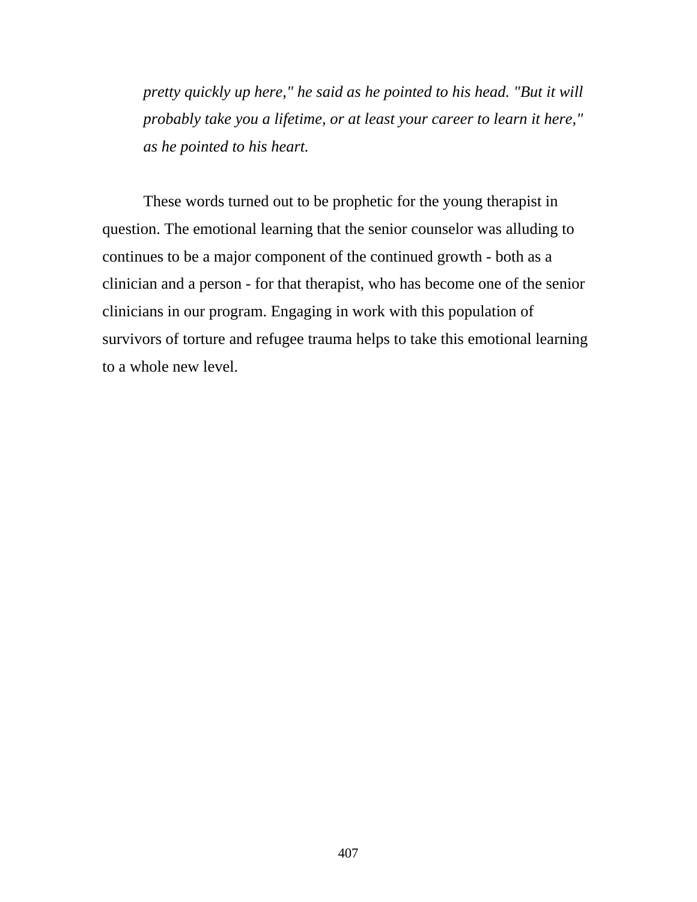*pretty quickly up here," he said as he pointed to his head. "But it will probably take you a lifetime, or at least your career to learn it here," as he pointed to his heart.*

These words turned out to be prophetic for the young therapist in question. The emotional learning that the senior counselor was alluding to continues to be a major component of the continued growth - both as a clinician and a person - for that therapist, who has become one of the senior clinicians in our program. Engaging in work with this population of survivors of torture and refugee trauma helps to take this emotional learning to a whole new level.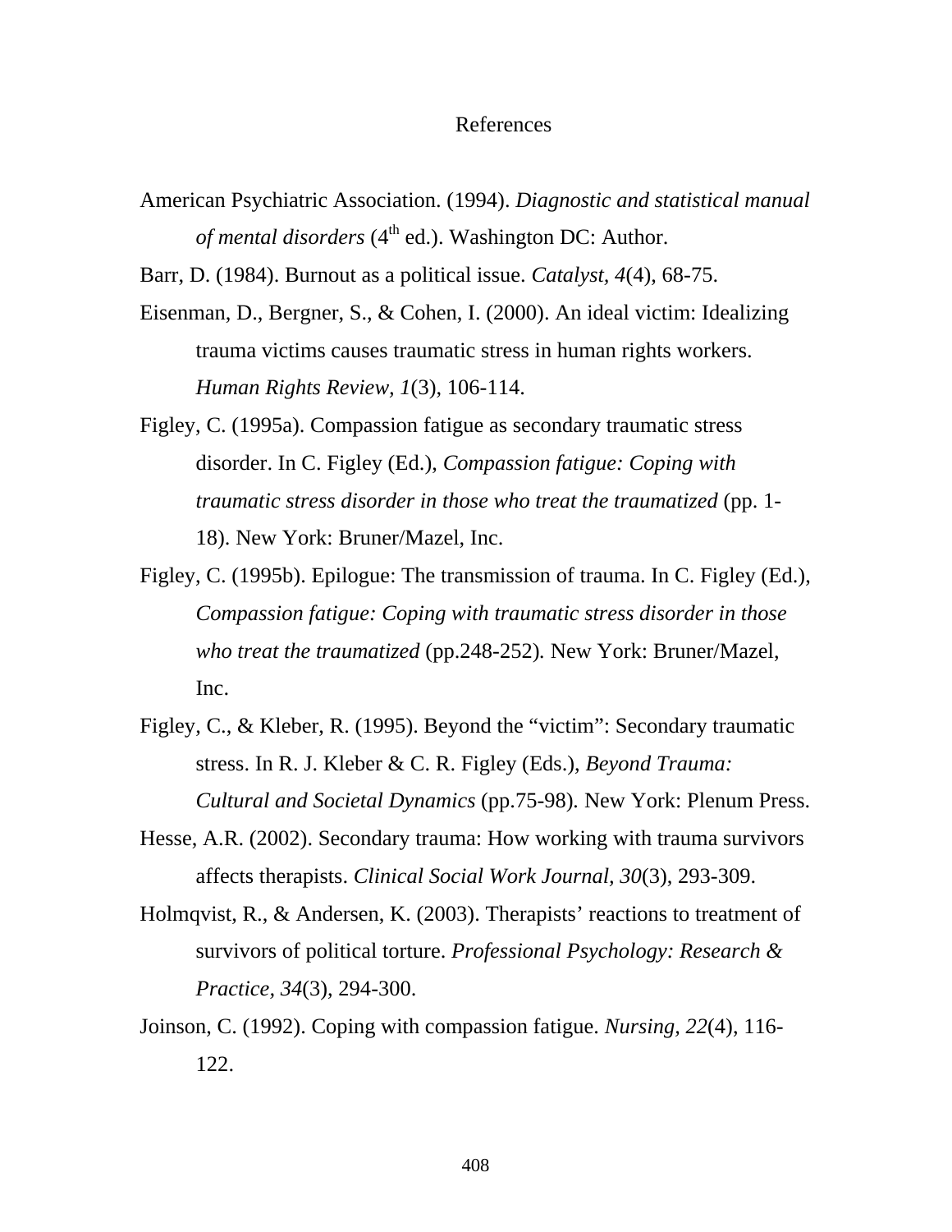# References

American Psychiatric Association. (1994). *Diagnostic and statistical manual of mental disorders* ($4^{th}$ ed.). Washington DC: Author.

Barr, D. (1984). Burnout as a political issue. *Catalyst, 4*(4), 68-75.

Eisenman, D., Bergner, S., & Cohen, I. (2000). An ideal victim: Idealizing trauma victims causes traumatic stress in human rights workers. *Human Rights Review, 1*(3), 106-114.

Figley, C. (1995a). Compassion fatigue as secondary traumatic stress disorder. In C. Figley (Ed.), *Compassion fatigue: Coping with traumatic stress disorder in those who treat the traumatized* (pp. 1-18). New York: Bruner/Mazel, Inc.

Figley, C. (1995b). Epilogue: The transmission of trauma. In C. Figley (Ed.), *Compassion fatigue: Coping with traumatic stress disorder in those who treat the traumatized* (pp.248-252). New York: Bruner/Mazel, Inc.

Figley, C., & Kleber, R. (1995). Beyond the "victim": Secondary traumatic stress. In R. J. Kleber & C. R. Figley (Eds.), *Beyond Trauma: Cultural and Societal Dynamics* (pp.75-98). New York: Plenum Press.

Hesse, A.R. (2002). Secondary trauma: How working with trauma survivors affects therapists. *Clinical Social Work Journal*, *30*(3), 293-309.

Holmqvist, R., & Andersen, K. (2003). Therapists' reactions to treatment of survivors of political torture. *Professional Psychology: Research & Practice, 34*(3), 294-300.

Joinson, C. (1992). Coping with compassion fatigue. *Nursing, 22*(4), 116-122.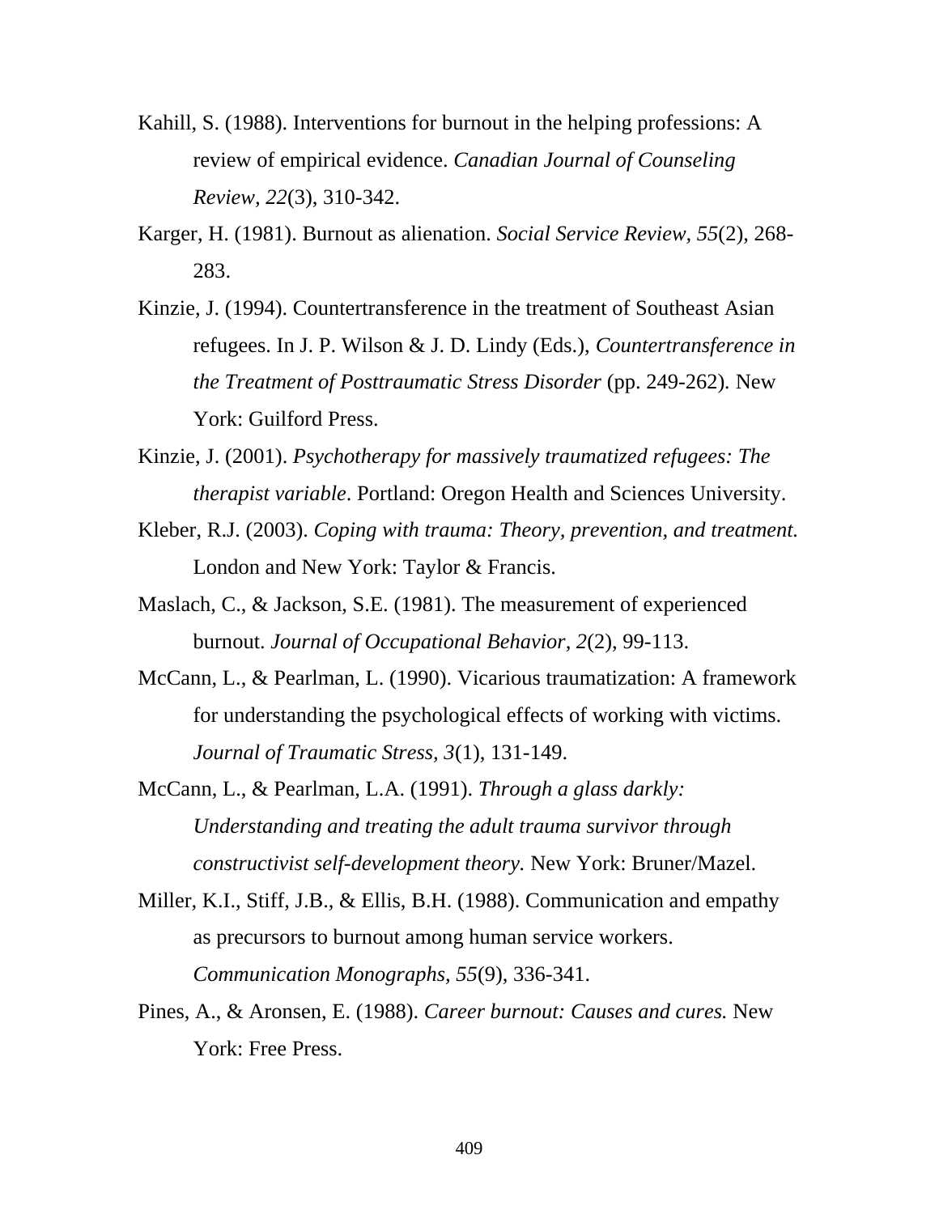Kahill, S. (1988). Interventions for burnout in the helping professions: A review of empirical evidence. *Canadian Journal of Counseling Review, 22*(3), 310-342.

Karger, H. (1981). Burnout as alienation. *Social Service Review, 55*(2), 268-283.

Kinzie, J. (1994). Countertransference in the treatment of Southeast Asian refugees. In J. P. Wilson & J. D. Lindy (Eds.), *Countertransference in the Treatment of Posttraumatic Stress Disorder* (pp. 249-262). New York: Guilford Press.

Kinzie, J. (2001). *Psychotherapy for massively traumatized refugees: The therapist variable*. Portland: Oregon Health and Sciences University.

Kleber, R.J. (2003). *Coping with trauma: Theory, prevention, and treatment.* London and New York: Taylor & Francis.

Maslach, C., & Jackson, S.E. (1981). The measurement of experienced burnout. *Journal of Occupational Behavior, 2*(2), 99-113.

McCann, L., & Pearlman, L. (1990). Vicarious traumatization: A framework for understanding the psychological effects of working with victims. *Journal of Traumatic Stress, 3*(1), 131-149.

McCann, L., & Pearlman, L.A. (1991). *Through a glass darkly: Understanding and treating the adult trauma survivor through constructivist self-development theory.* New York: Bruner/Mazel.

Miller, K.I., Stiff, J.B., & Ellis, B.H. (1988). Communication and empathy as precursors to burnout among human service workers. *Communication Monographs, 55*(9), 336-341.

Pines, A., & Aronsen, E. (1988). *Career burnout: Causes and cures.* New York: Free Press.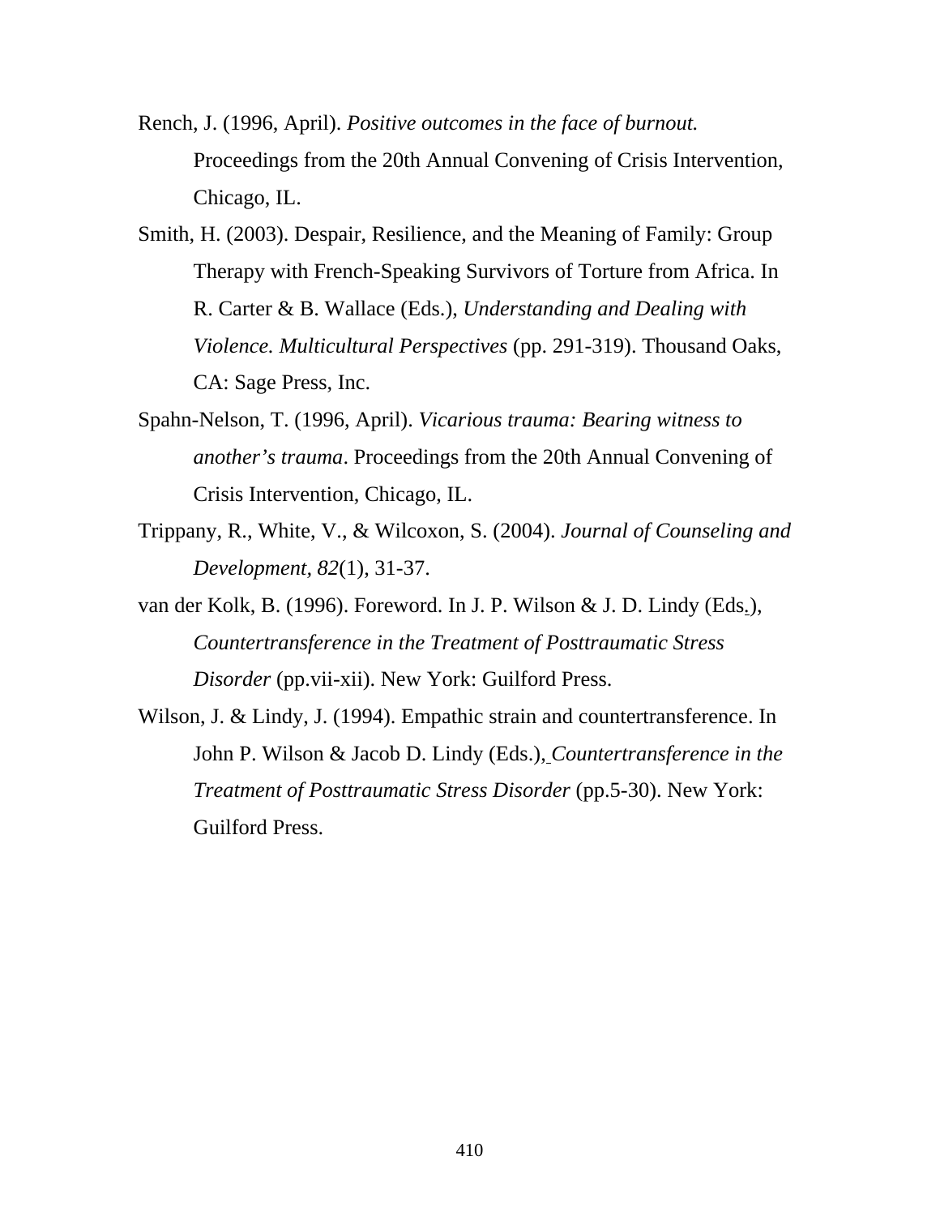Rench, J. (1996, April). *Positive outcomes in the face of burnout.* Proceedings from the 20th Annual Convening of Crisis Intervention, Chicago, IL.

Smith, H. (2003). Despair, Resilience, and the Meaning of Family: Group Therapy with French-Speaking Survivors of Torture from Africa. In R. Carter & B. Wallace (Eds.), *Understanding and Dealing with Violence. Multicultural Perspectives* (pp. 291-319). Thousand Oaks, CA: Sage Press, Inc.

Spahn-Nelson, T. (1996, April). *Vicarious trauma: Bearing witness to another's trauma*. Proceedings from the 20th Annual Convening of Crisis Intervention, Chicago, IL.

Trippany, R., White, V., & Wilcoxon, S. (2004). *Journal of Counseling and Development*, *82*(1), 31-37.

van der Kolk, B. (1996). Foreword. In J. P. Wilson & J. D. Lindy (Eds.), *Countertransference in the Treatment of Posttraumatic Stress Disorder* (pp.vii-xii). New York: Guilford Press.

Wilson, J. & Lindy, J. (1994). Empathic strain and countertransference. In John P. Wilson & Jacob D. Lindy (Eds.), *Countertransference in the Treatment of Posttraumatic Stress Disorder* (pp.5-30). New York: Guilford Press.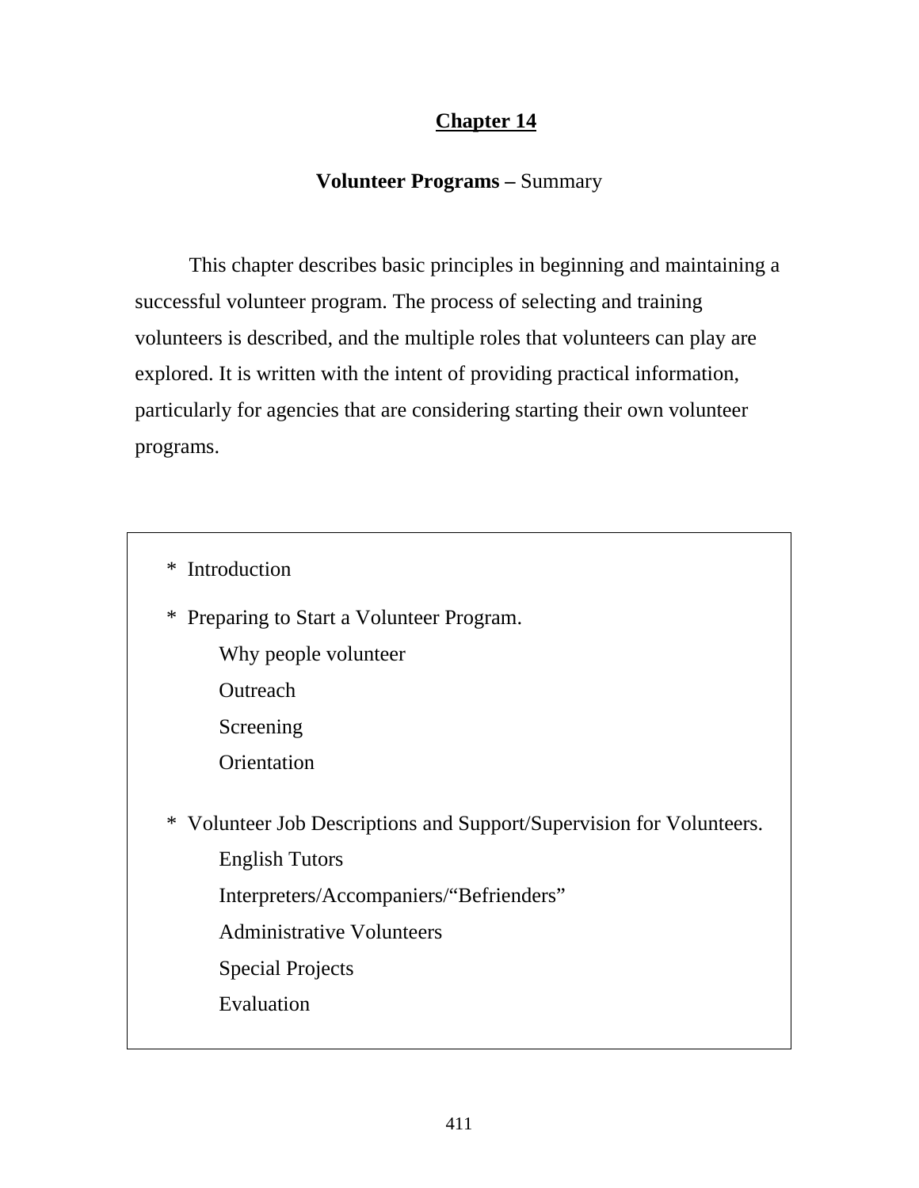# Chapter 14

## **Volunteer Programs –** Summary

This chapter describes basic principles in beginning and maintaining a successful volunteer program. The process of selecting and training volunteers is described, and the multiple roles that volunteers can play are explored. It is written with the intent of providing practical information, particularly for agencies that are considering starting their own volunteer programs.

- Introduction
- Preparing to Start a Volunteer Program.
  - Why people volunteer
  - Outreach
  - Screening
  - Orientation
- Volunteer Job Descriptions and Support/Supervision for Volunteers.
  - English Tutors
  - Interpreters/Accompaniers/“Befrienders”
  - Administrative Volunteers
  - Special Projects
  - Evaluation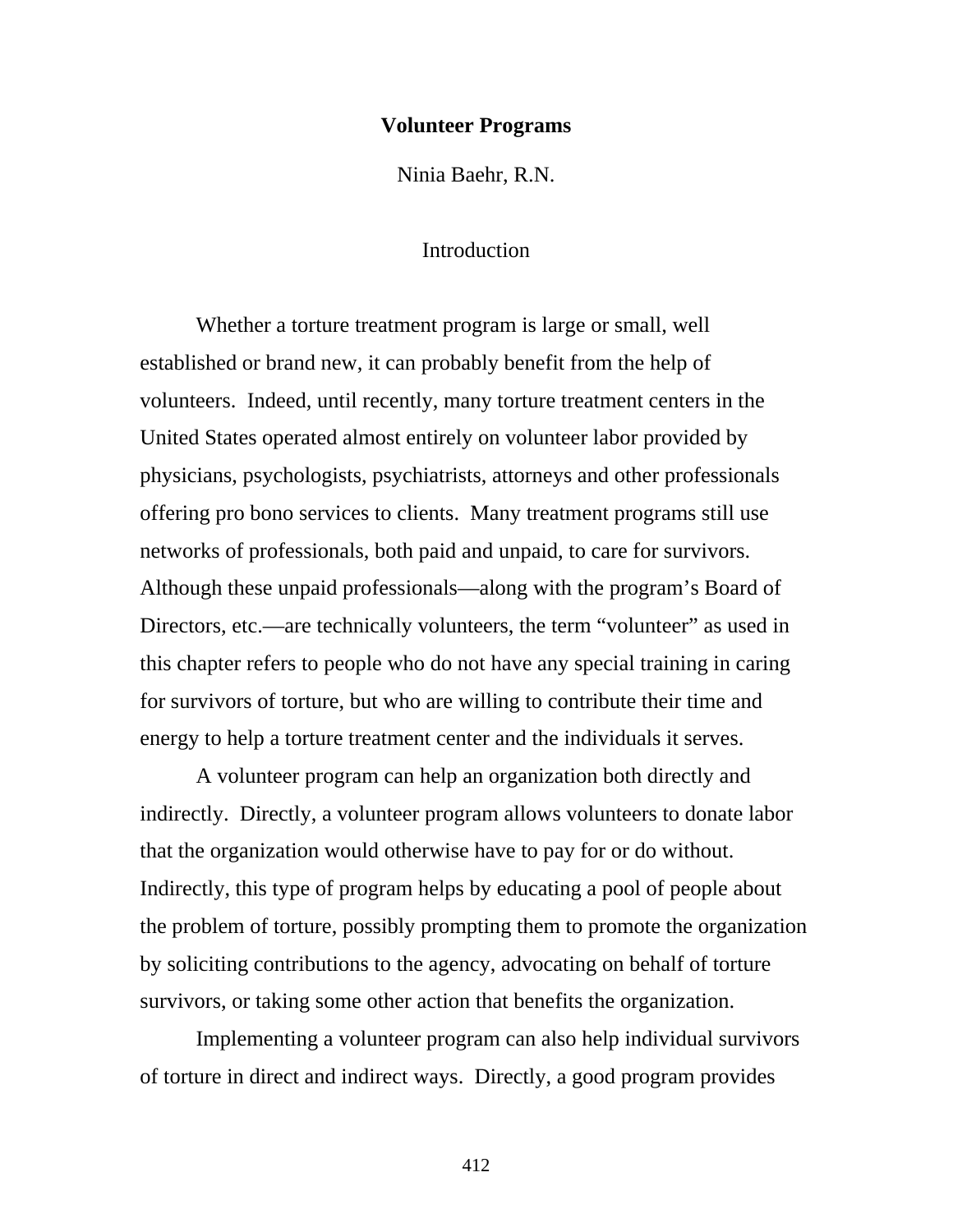# Volunteer Programs

Ninia Baehr, R.N.

## Introduction

Whether a torture treatment program is large or small, well established or brand new, it can probably benefit from the help of volunteers. Indeed, until recently, many torture treatment centers in the United States operated almost entirely on volunteer labor provided by physicians, psychologists, psychiatrists, attorneys and other professionals offering pro bono services to clients. Many treatment programs still use networks of professionals, both paid and unpaid, to care for survivors. Although these unpaid professionals—along with the program's Board of Directors, etc.—are technically volunteers, the term "volunteer" as used in this chapter refers to people who do not have any special training in caring for survivors of torture, but who are willing to contribute their time and energy to help a torture treatment center and the individuals it serves.

A volunteer program can help an organization both directly and indirectly. Directly, a volunteer program allows volunteers to donate labor that the organization would otherwise have to pay for or do without. Indirectly, this type of program helps by educating a pool of people about the problem of torture, possibly prompting them to promote the organization by soliciting contributions to the agency, advocating on behalf of torture survivors, or taking some other action that benefits the organization.

Implementing a volunteer program can also help individual survivors of torture in direct and indirect ways. Directly, a good program provides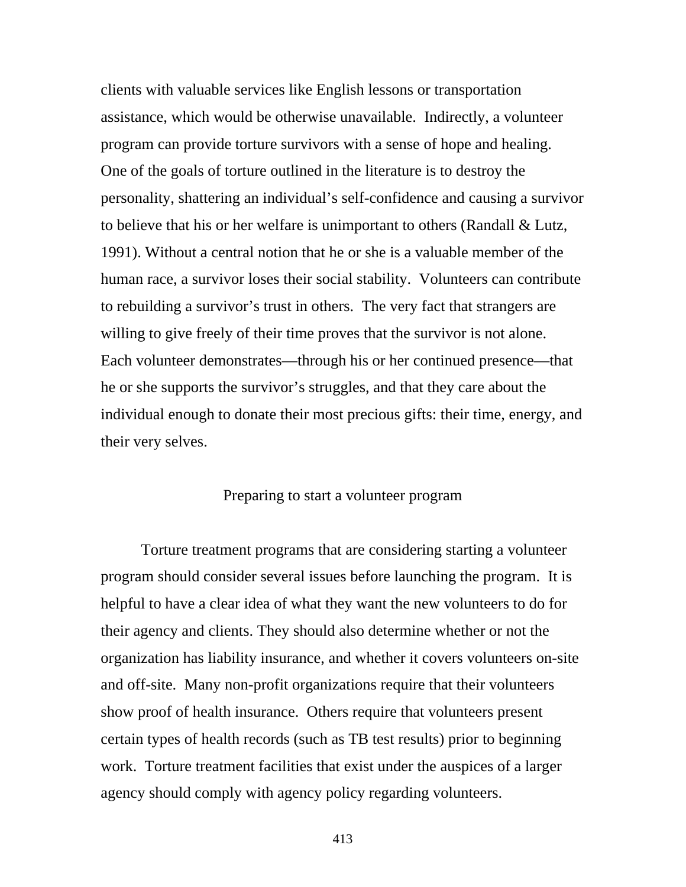clients with valuable services like English lessons or transportation assistance, which would be otherwise unavailable. Indirectly, a volunteer program can provide torture survivors with a sense of hope and healing. One of the goals of torture outlined in the literature is to destroy the personality, shattering an individual's self-confidence and causing a survivor to believe that his or her welfare is unimportant to others (Randall & Lutz, 1991). Without a central notion that he or she is a valuable member of the human race, a survivor loses their social stability. Volunteers can contribute to rebuilding a survivor's trust in others. The very fact that strangers are willing to give freely of their time proves that the survivor is not alone. Each volunteer demonstrates—through his or her continued presence—that he or she supports the survivor's struggles, and that they care about the individual enough to donate their most precious gifts: their time, energy, and their very selves.

## Preparing to start a volunteer program

Torture treatment programs that are considering starting a volunteer program should consider several issues before launching the program. It is helpful to have a clear idea of what they want the new volunteers to do for their agency and clients. They should also determine whether or not the organization has liability insurance, and whether it covers volunteers on-site and off-site. Many non-profit organizations require that their volunteers show proof of health insurance. Others require that volunteers present certain types of health records (such as TB test results) prior to beginning work. Torture treatment facilities that exist under the auspices of a larger agency should comply with agency policy regarding volunteers.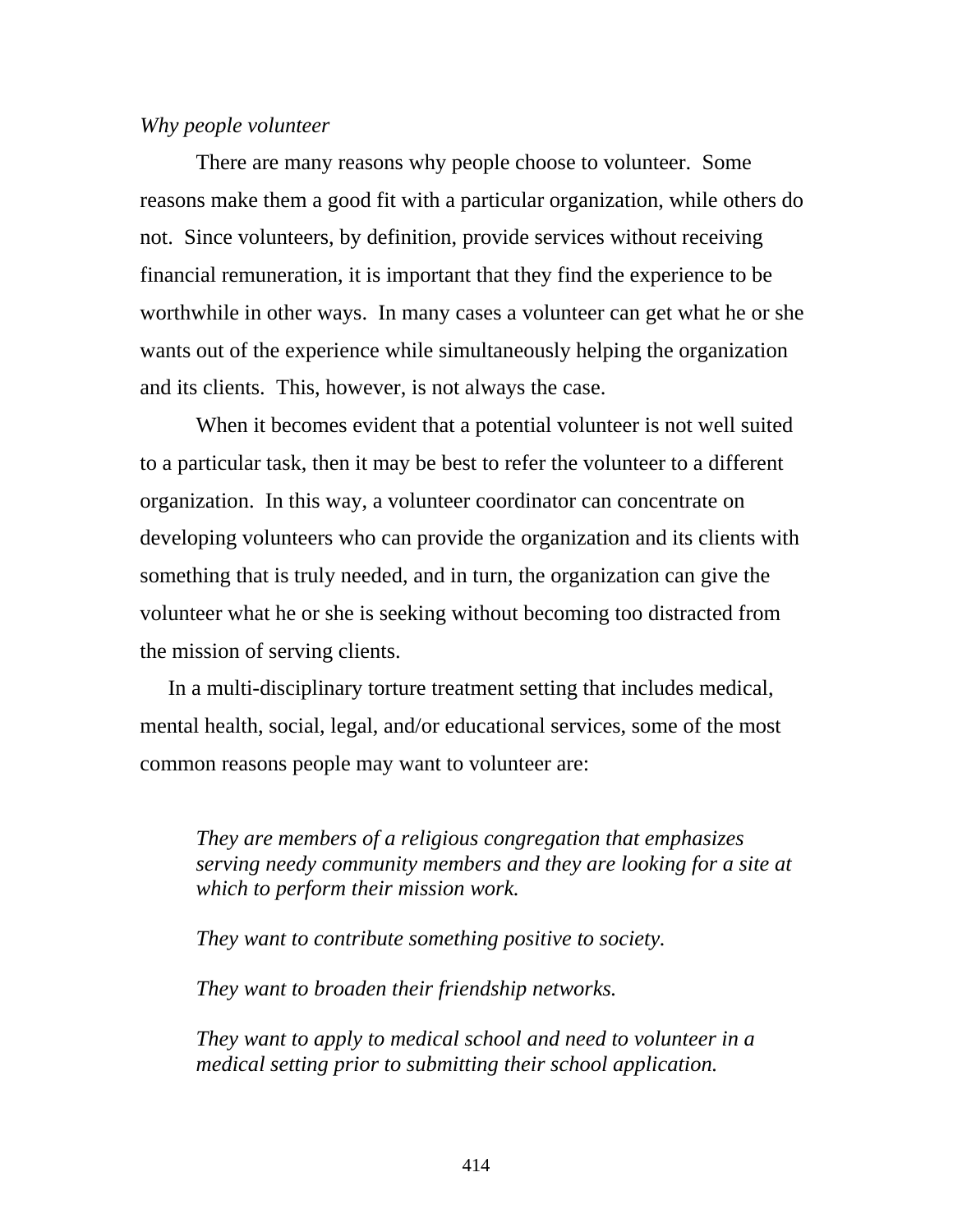*Why people volunteer*

There are many reasons why people choose to volunteer. Some reasons make them a good fit with a particular organization, while others do not. Since volunteers, by definition, provide services without receiving financial remuneration, it is important that they find the experience to be worthwhile in other ways. In many cases a volunteer can get what he or she wants out of the experience while simultaneously helping the organization and its clients. This, however, is not always the case.

When it becomes evident that a potential volunteer is not well suited to a particular task, then it may be best to refer the volunteer to a different organization. In this way, a volunteer coordinator can concentrate on developing volunteers who can provide the organization and its clients with something that is truly needed, and in turn, the organization can give the volunteer what he or she is seeking without becoming too distracted from the mission of serving clients.

In a multi-disciplinary torture treatment setting that includes medical, mental health, social, legal, and/or educational services, some of the most common reasons people may want to volunteer are:

*They are members of a religious congregation that emphasizes serving needy community members and they are looking for a site at which to perform their mission work.*

*They want to contribute something positive to society.*

*They want to broaden their friendship networks.*

*They want to apply to medical school and need to volunteer in a medical setting prior to submitting their school application.*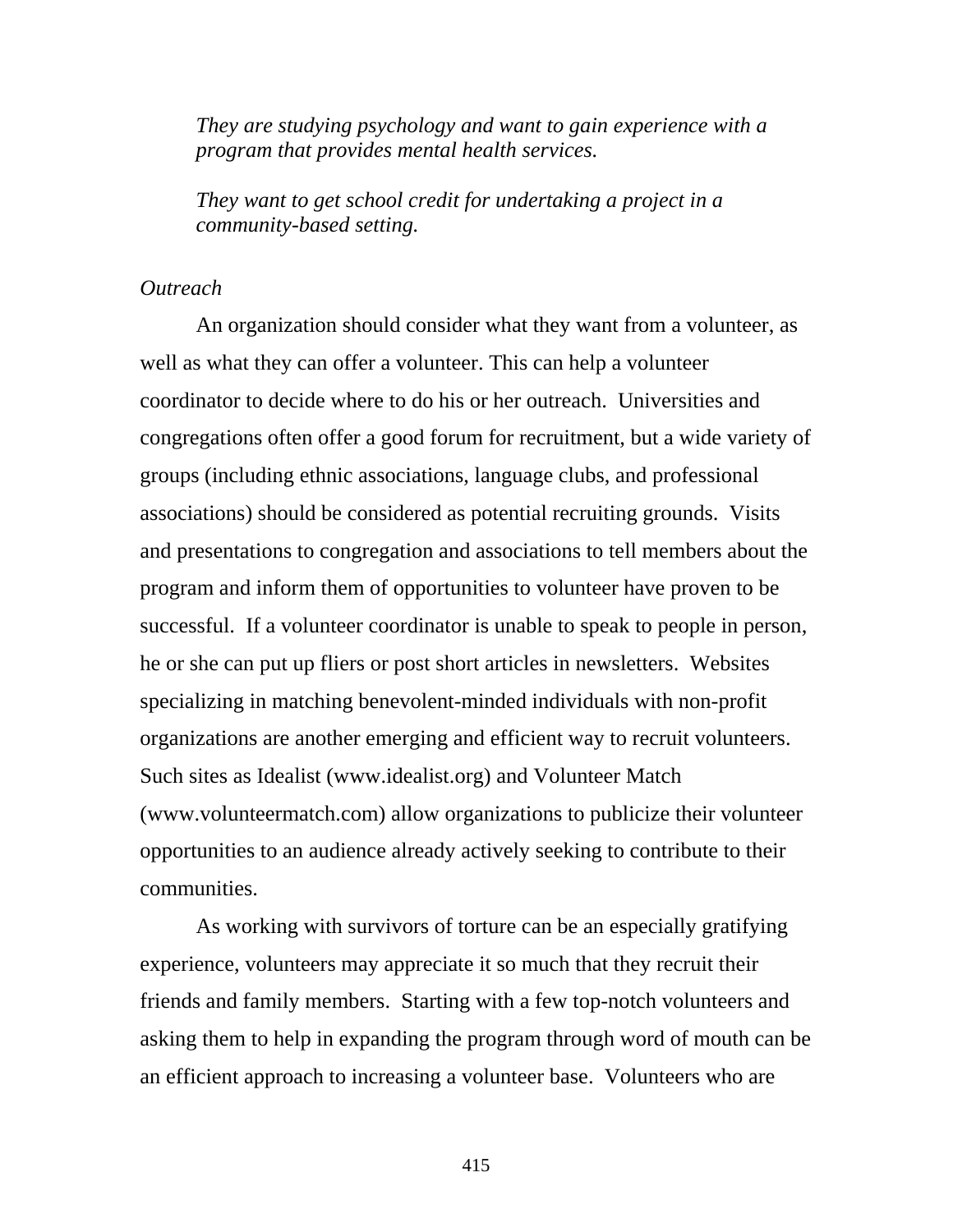*They are studying psychology and want to gain experience with a program that provides mental health services.*

*They want to get school credit for undertaking a project in a community-based setting.*

*Outreach*

An organization should consider what they want from a volunteer, as well as what they can offer a volunteer. This can help a volunteer coordinator to decide where to do his or her outreach. Universities and congregations often offer a good forum for recruitment, but a wide variety of groups (including ethnic associations, language clubs, and professional associations) should be considered as potential recruiting grounds. Visits and presentations to congregation and associations to tell members about the program and inform them of opportunities to volunteer have proven to be successful. If a volunteer coordinator is unable to speak to people in person, he or she can put up fliers or post short articles in newsletters. Websites specializing in matching benevolent-minded individuals with non-profit organizations are another emerging and efficient way to recruit volunteers. Such sites as Idealist (www.idealist.org) and Volunteer Match (www.volunteermatch.com) allow organizations to publicize their volunteer opportunities to an audience already actively seeking to contribute to their communities.

As working with survivors of torture can be an especially gratifying experience, volunteers may appreciate it so much that they recruit their friends and family members. Starting with a few top-notch volunteers and asking them to help in expanding the program through word of mouth can be an efficient approach to increasing a volunteer base. Volunteers who are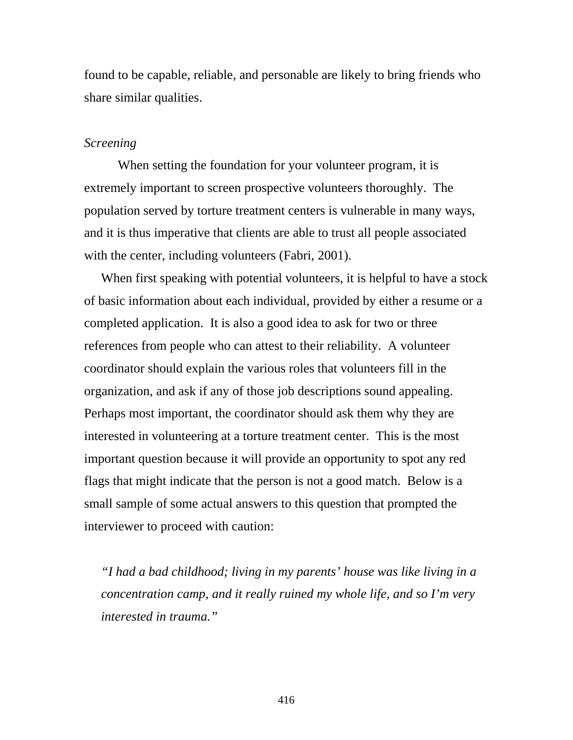found to be capable, reliable, and personable are likely to bring friends who share similar qualities.

*Screening*

When setting the foundation for your volunteer program, it is extremely important to screen prospective volunteers thoroughly. The population served by torture treatment centers is vulnerable in many ways, and it is thus imperative that clients are able to trust all people associated with the center, including volunteers (Fabri, 2001).

When first speaking with potential volunteers, it is helpful to have a stock of basic information about each individual, provided by either a resume or a completed application. It is also a good idea to ask for two or three references from people who can attest to their reliability. A volunteer coordinator should explain the various roles that volunteers fill in the organization, and ask if any of those job descriptions sound appealing. Perhaps most important, the coordinator should ask them why they are interested in volunteering at a torture treatment center. This is the most important question because it will provide an opportunity to spot any red flags that might indicate that the person is not a good match. Below is a small sample of some actual answers to this question that prompted the interviewer to proceed with caution:

> *"I had a bad childhood; living in my parents' house was like living in a concentration camp, and it really ruined my whole life, and so I'm very interested in trauma."*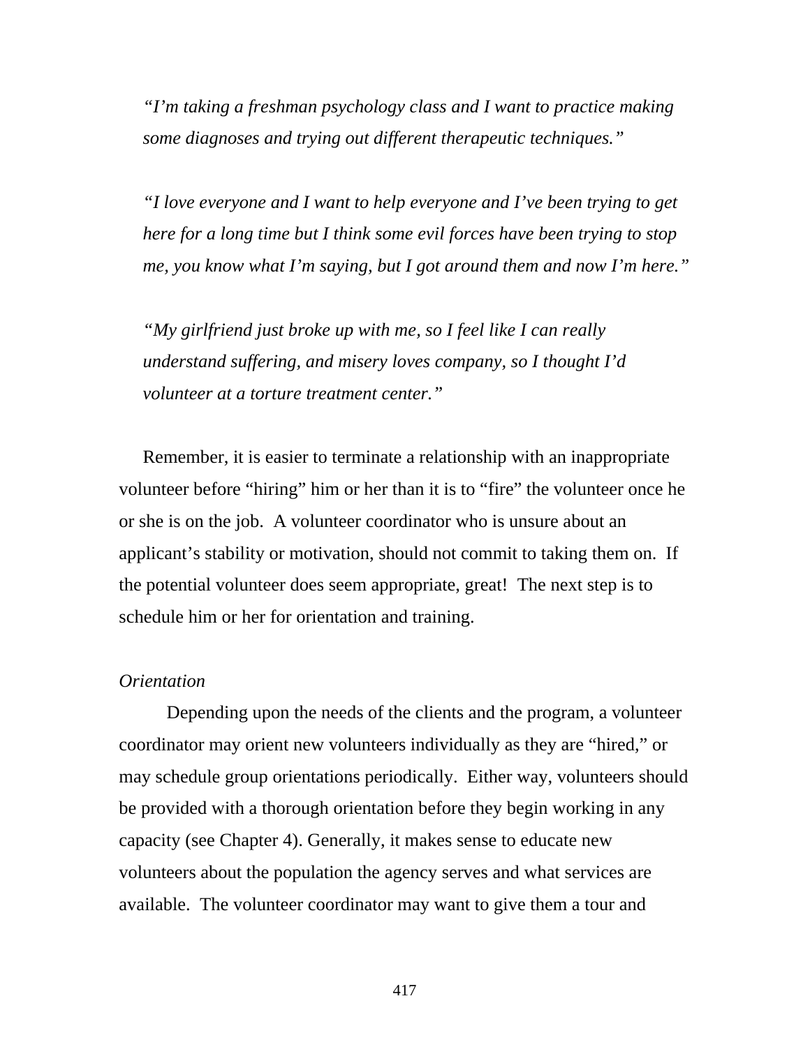*"I'm taking a freshman psychology class and I want to practice making some diagnoses and trying out different therapeutic techniques."*

*"I love everyone and I want to help everyone and I've been trying to get here for a long time but I think some evil forces have been trying to stop me, you know what I'm saying, but I got around them and now I'm here."*

*"My girlfriend just broke up with me, so I feel like I can really understand suffering, and misery loves company, so I thought I'd volunteer at a torture treatment center."*

Remember, it is easier to terminate a relationship with an inappropriate volunteer before "hiring" him or her than it is to "fire" the volunteer once he or she is on the job. A volunteer coordinator who is unsure about an applicant's stability or motivation, should not commit to taking them on. If the potential volunteer does seem appropriate, great! The next step is to schedule him or her for orientation and training.

*Orientation*

Depending upon the needs of the clients and the program, a volunteer coordinator may orient new volunteers individually as they are "hired," or may schedule group orientations periodically. Either way, volunteers should be provided with a thorough orientation before they begin working in any capacity (see Chapter 4). Generally, it makes sense to educate new volunteers about the population the agency serves and what services are available. The volunteer coordinator may want to give them a tour and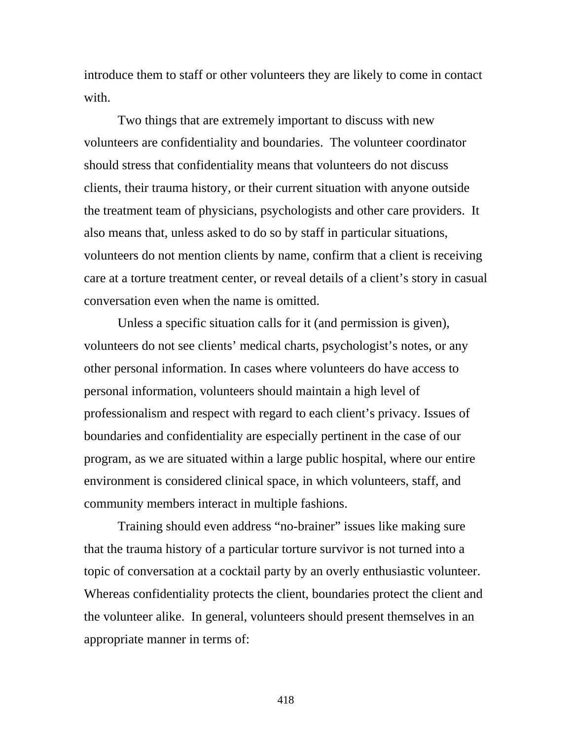introduce them to staff or other volunteers they are likely to come in contact with.

Two things that are extremely important to discuss with new volunteers are confidentiality and boundaries. The volunteer coordinator should stress that confidentiality means that volunteers do not discuss clients, their trauma history, or their current situation with anyone outside the treatment team of physicians, psychologists and other care providers. It also means that, unless asked to do so by staff in particular situations, volunteers do not mention clients by name, confirm that a client is receiving care at a torture treatment center, or reveal details of a client's story in casual conversation even when the name is omitted.

Unless a specific situation calls for it (and permission is given), volunteers do not see clients' medical charts, psychologist's notes, or any other personal information. In cases where volunteers do have access to personal information, volunteers should maintain a high level of professionalism and respect with regard to each client's privacy. Issues of boundaries and confidentiality are especially pertinent in the case of our program, as we are situated within a large public hospital, where our entire environment is considered clinical space, in which volunteers, staff, and community members interact in multiple fashions.

Training should even address "no-brainer" issues like making sure that the trauma history of a particular torture survivor is not turned into a topic of conversation at a cocktail party by an overly enthusiastic volunteer. Whereas confidentiality protects the client, boundaries protect the client and the volunteer alike. In general, volunteers should present themselves in an appropriate manner in terms of: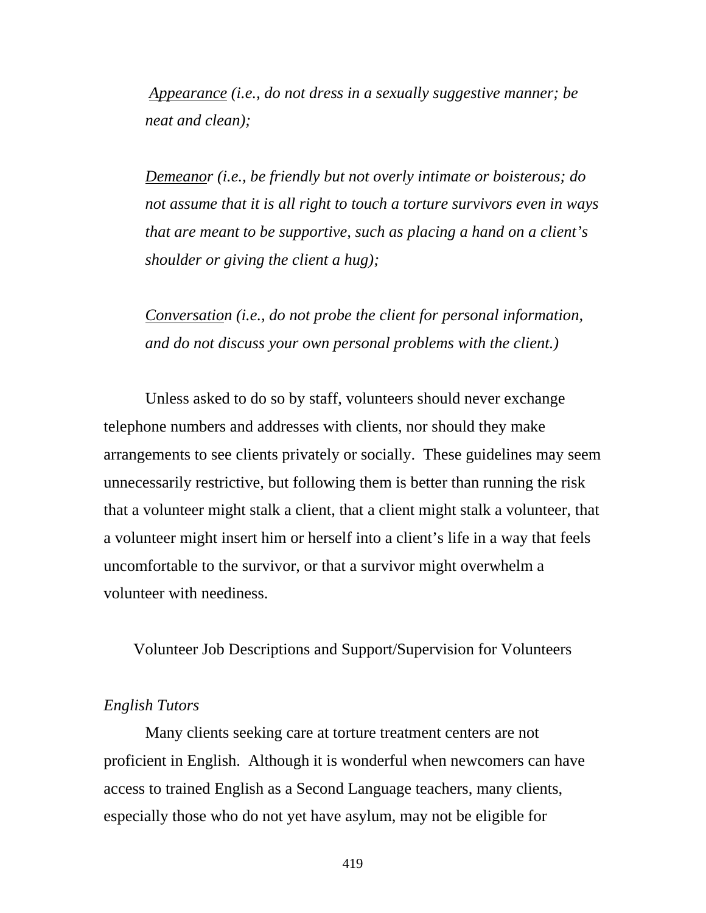*Appearance (i.e., do not dress in a sexually suggestive manner; be neat and clean);*

*Demeanor (i.e., be friendly but not overly intimate or boisterous; do not assume that it is all right to touch a torture survivors even in ways that are meant to be supportive, such as placing a hand on a client's shoulder or giving the client a hug);*

*Conversation (i.e., do not probe the client for personal information, and do not discuss your own personal problems with the client.)*

Unless asked to do so by staff, volunteers should never exchange telephone numbers and addresses with clients, nor should they make arrangements to see clients privately or socially. These guidelines may seem unnecessarily restrictive, but following them is better than running the risk that a volunteer might stalk a client, that a client might stalk a volunteer, that a volunteer might insert him or herself into a client's life in a way that feels uncomfortable to the survivor, or that a survivor might overwhelm a volunteer with neediness.

## Volunteer Job Descriptions and Support/Supervision for Volunteers

### *English Tutors*

Many clients seeking care at torture treatment centers are not proficient in English. Although it is wonderful when newcomers can have access to trained English as a Second Language teachers, many clients, especially those who do not yet have asylum, may not be eligible for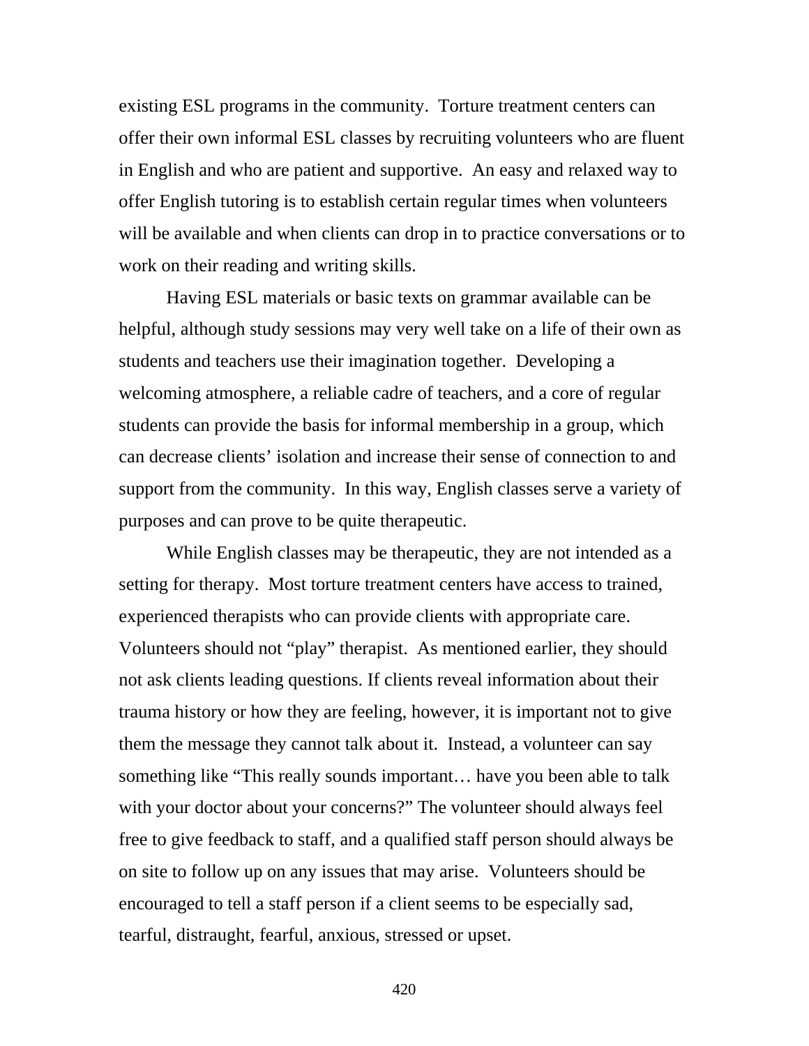existing ESL programs in the community. Torture treatment centers can offer their own informal ESL classes by recruiting volunteers who are fluent in English and who are patient and supportive. An easy and relaxed way to offer English tutoring is to establish certain regular times when volunteers will be available and when clients can drop in to practice conversations or to work on their reading and writing skills.

Having ESL materials or basic texts on grammar available can be helpful, although study sessions may very well take on a life of their own as students and teachers use their imagination together. Developing a welcoming atmosphere, a reliable cadre of teachers, and a core of regular students can provide the basis for informal membership in a group, which can decrease clients' isolation and increase their sense of connection to and support from the community. In this way, English classes serve a variety of purposes and can prove to be quite therapeutic.

While English classes may be therapeutic, they are not intended as a setting for therapy. Most torture treatment centers have access to trained, experienced therapists who can provide clients with appropriate care. Volunteers should not "play" therapist. As mentioned earlier, they should not ask clients leading questions. If clients reveal information about their trauma history or how they are feeling, however, it is important not to give them the message they cannot talk about it. Instead, a volunteer can say something like "This really sounds important… have you been able to talk with your doctor about your concerns?" The volunteer should always feel free to give feedback to staff, and a qualified staff person should always be on site to follow up on any issues that may arise. Volunteers should be encouraged to tell a staff person if a client seems to be especially sad, tearful, distraught, fearful, anxious, stressed or upset.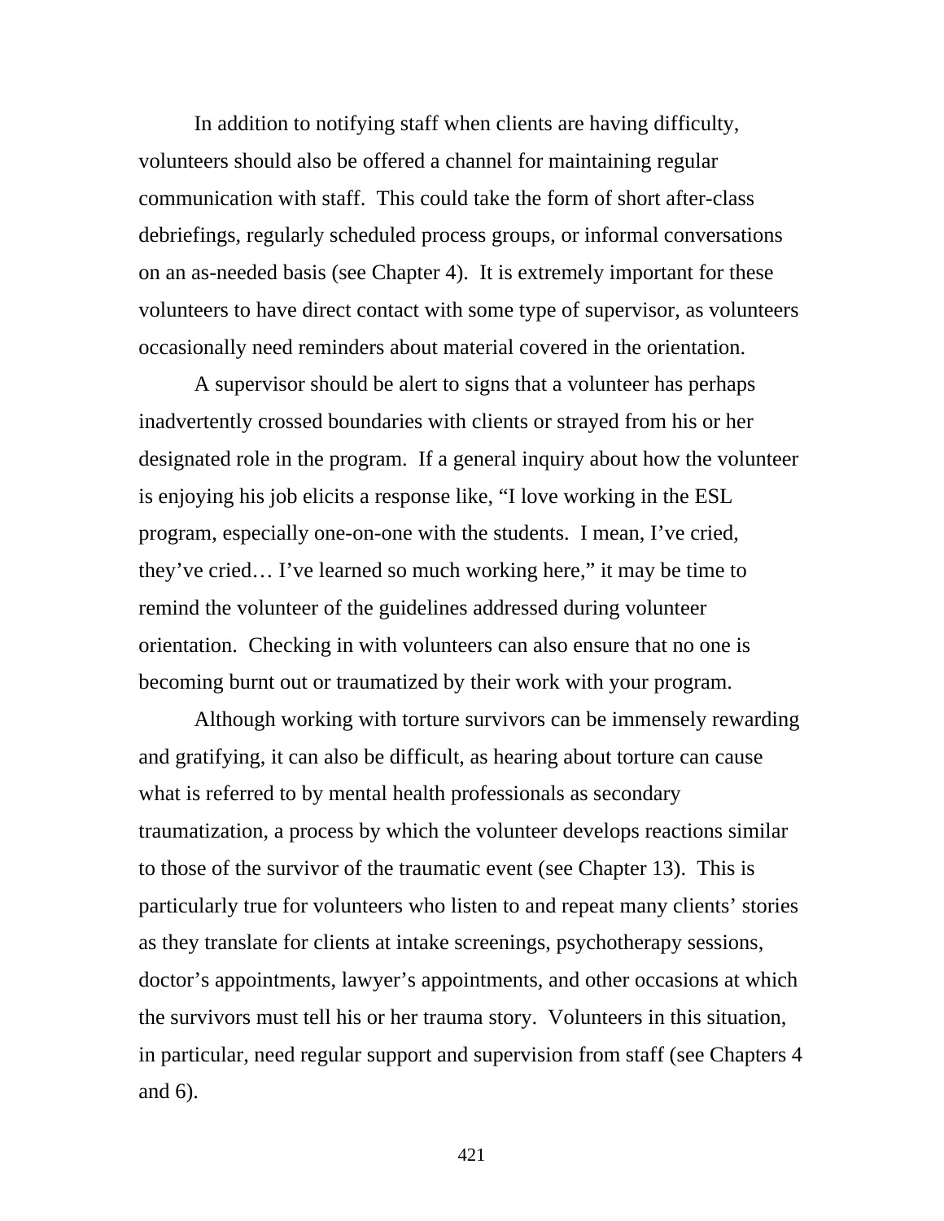In addition to notifying staff when clients are having difficulty, volunteers should also be offered a channel for maintaining regular communication with staff. This could take the form of short after-class debriefings, regularly scheduled process groups, or informal conversations on an as-needed basis (see Chapter 4). It is extremely important for these volunteers to have direct contact with some type of supervisor, as volunteers occasionally need reminders about material covered in the orientation.

A supervisor should be alert to signs that a volunteer has perhaps inadvertently crossed boundaries with clients or strayed from his or her designated role in the program. If a general inquiry about how the volunteer is enjoying his job elicits a response like, "I love working in the ESL program, especially one-on-one with the students. I mean, I've cried, they've cried… I've learned so much working here," it may be time to remind the volunteer of the guidelines addressed during volunteer orientation. Checking in with volunteers can also ensure that no one is becoming burnt out or traumatized by their work with your program.

Although working with torture survivors can be immensely rewarding and gratifying, it can also be difficult, as hearing about torture can cause what is referred to by mental health professionals as secondary traumatization, a process by which the volunteer develops reactions similar to those of the survivor of the traumatic event (see Chapter 13). This is particularly true for volunteers who listen to and repeat many clients' stories as they translate for clients at intake screenings, psychotherapy sessions, doctor's appointments, lawyer's appointments, and other occasions at which the survivors must tell his or her trauma story. Volunteers in this situation, in particular, need regular support and supervision from staff (see Chapters 4 and 6).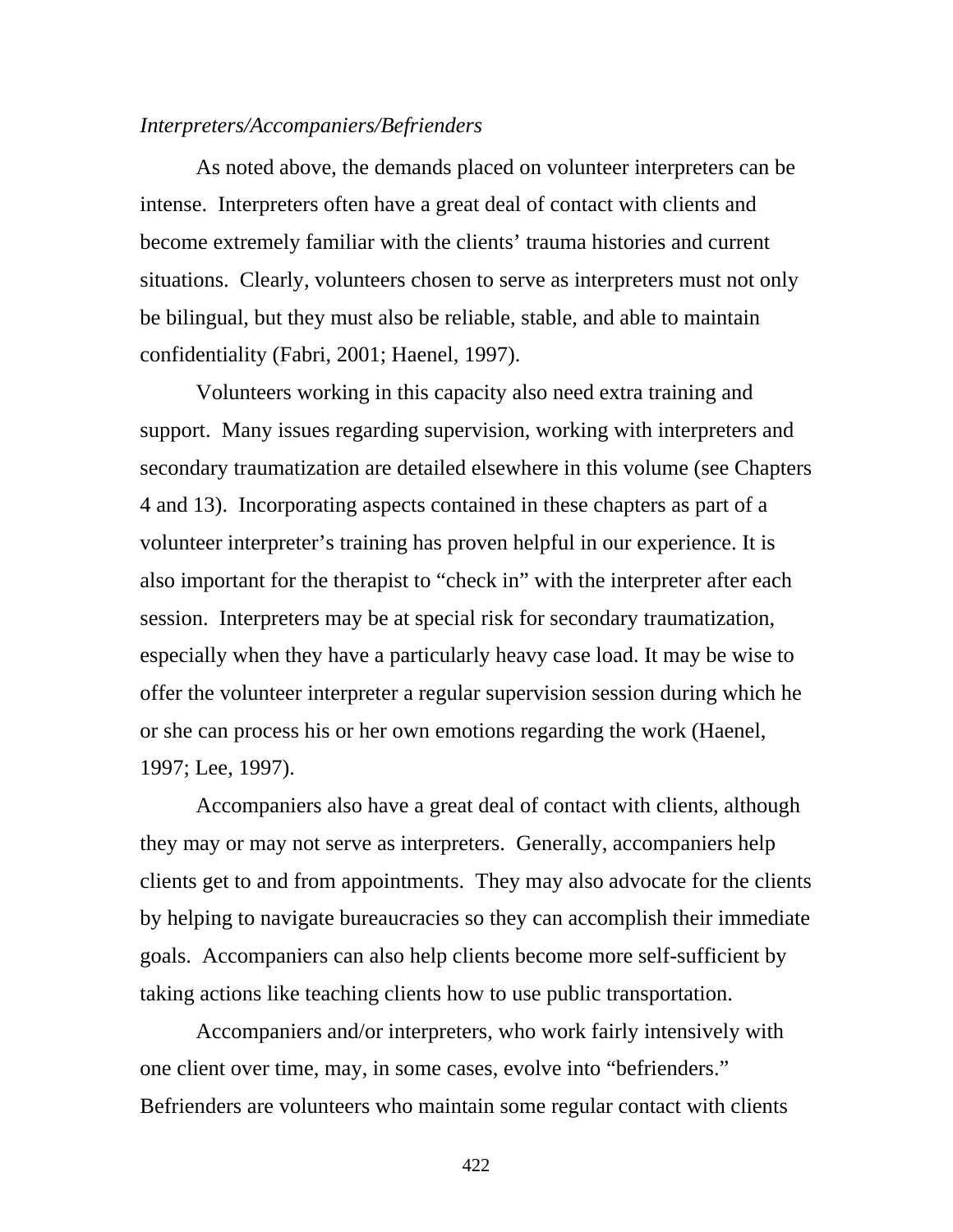*Interpreters/Accompaniers/Befrienders*

As noted above, the demands placed on volunteer interpreters can be intense. Interpreters often have a great deal of contact with clients and become extremely familiar with the clients' trauma histories and current situations. Clearly, volunteers chosen to serve as interpreters must not only be bilingual, but they must also be reliable, stable, and able to maintain confidentiality (Fabri, 2001; Haenel, 1997).

Volunteers working in this capacity also need extra training and support. Many issues regarding supervision, working with interpreters and secondary traumatization are detailed elsewhere in this volume (see Chapters 4 and 13). Incorporating aspects contained in these chapters as part of a volunteer interpreter's training has proven helpful in our experience. It is also important for the therapist to "check in" with the interpreter after each session. Interpreters may be at special risk for secondary traumatization, especially when they have a particularly heavy case load. It may be wise to offer the volunteer interpreter a regular supervision session during which he or she can process his or her own emotions regarding the work (Haenel, 1997; Lee, 1997).

Accompaniers also have a great deal of contact with clients, although they may or may not serve as interpreters. Generally, accompaniers help clients get to and from appointments. They may also advocate for the clients by helping to navigate bureaucracies so they can accomplish their immediate goals. Accompaniers can also help clients become more self-sufficient by taking actions like teaching clients how to use public transportation.

Accompaniers and/or interpreters, who work fairly intensively with one client over time, may, in some cases, evolve into "befrienders." Befrienders are volunteers who maintain some regular contact with clients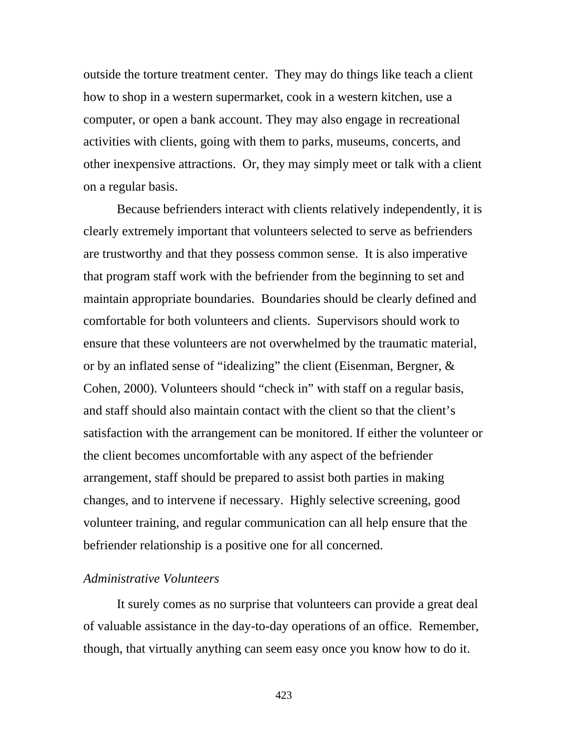outside the torture treatment center. They may do things like teach a client how to shop in a western supermarket, cook in a western kitchen, use a computer, or open a bank account. They may also engage in recreational activities with clients, going with them to parks, museums, concerts, and other inexpensive attractions. Or, they may simply meet or talk with a client on a regular basis.

Because befrienders interact with clients relatively independently, it is clearly extremely important that volunteers selected to serve as befrienders are trustworthy and that they possess common sense. It is also imperative that program staff work with the befriender from the beginning to set and maintain appropriate boundaries. Boundaries should be clearly defined and comfortable for both volunteers and clients. Supervisors should work to ensure that these volunteers are not overwhelmed by the traumatic material, or by an inflated sense of "idealizing" the client (Eisenman, Bergner, & Cohen, 2000). Volunteers should "check in" with staff on a regular basis, and staff should also maintain contact with the client so that the client's satisfaction with the arrangement can be monitored. If either the volunteer or the client becomes uncomfortable with any aspect of the befriender arrangement, staff should be prepared to assist both parties in making changes, and to intervene if necessary. Highly selective screening, good volunteer training, and regular communication can all help ensure that the befriender relationship is a positive one for all concerned.

*Administrative Volunteers*

It surely comes as no surprise that volunteers can provide a great deal of valuable assistance in the day-to-day operations of an office. Remember, though, that virtually anything can seem easy once you know how to do it.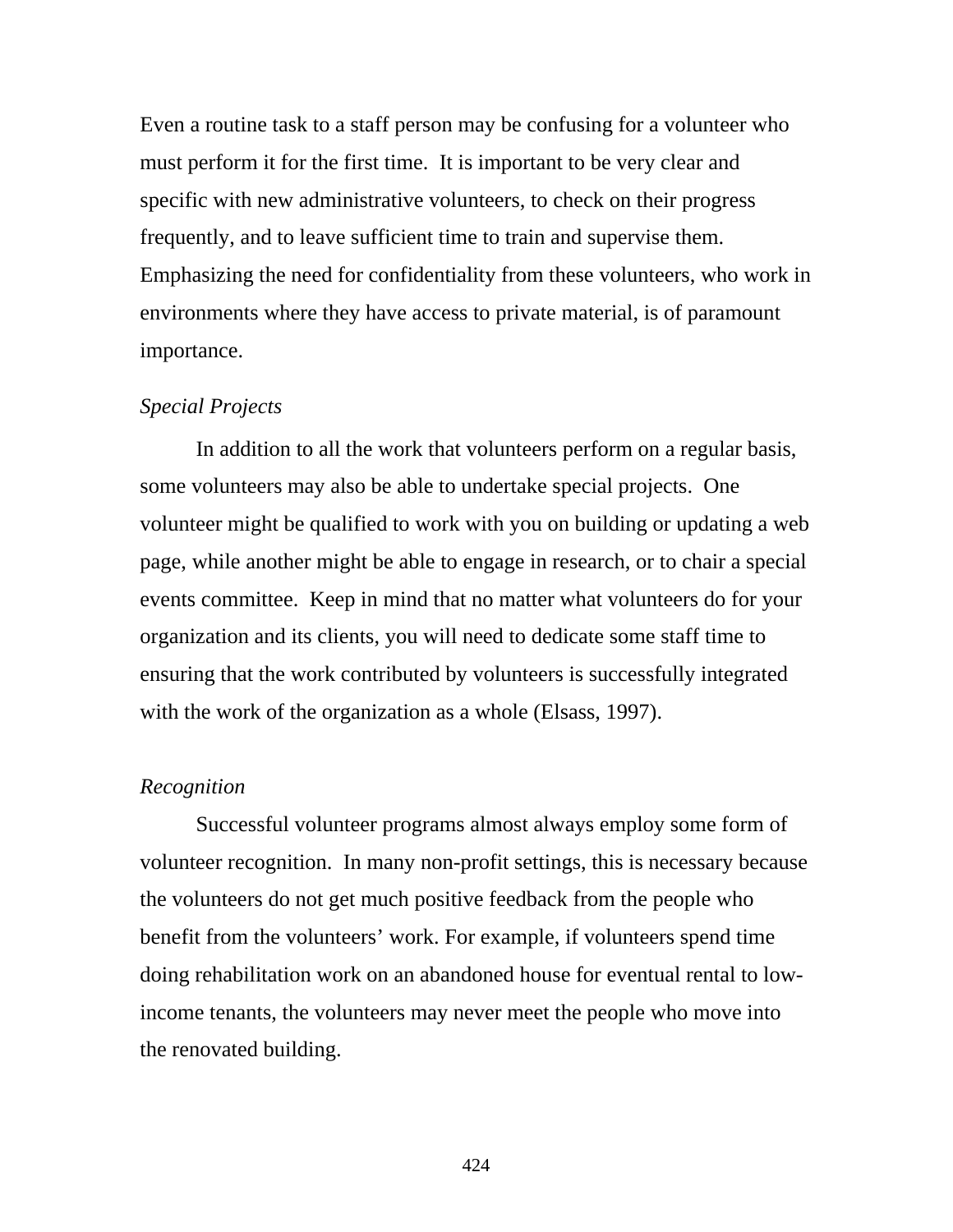Even a routine task to a staff person may be confusing for a volunteer who must perform it for the first time. It is important to be very clear and specific with new administrative volunteers, to check on their progress frequently, and to leave sufficient time to train and supervise them. Emphasizing the need for confidentiality from these volunteers, who work in environments where they have access to private material, is of paramount importance.

*Special Projects*

In addition to all the work that volunteers perform on a regular basis, some volunteers may also be able to undertake special projects. One volunteer might be qualified to work with you on building or updating a web page, while another might be able to engage in research, or to chair a special events committee. Keep in mind that no matter what volunteers do for your organization and its clients, you will need to dedicate some staff time to ensuring that the work contributed by volunteers is successfully integrated with the work of the organization as a whole (Elsass, 1997).

*Recognition*

Successful volunteer programs almost always employ some form of volunteer recognition. In many non-profit settings, this is necessary because the volunteers do not get much positive feedback from the people who benefit from the volunteers' work. For example, if volunteers spend time doing rehabilitation work on an abandoned house for eventual rental to low-income tenants, the volunteers may never meet the people who move into the renovated building.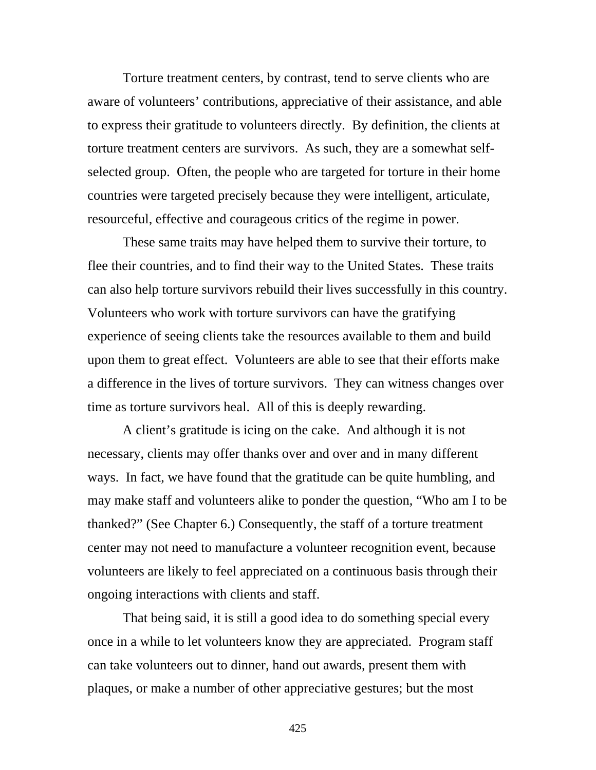Torture treatment centers, by contrast, tend to serve clients who are aware of volunteers' contributions, appreciative of their assistance, and able to express their gratitude to volunteers directly. By definition, the clients at torture treatment centers are survivors. As such, they are a somewhat self-selected group. Often, the people who are targeted for torture in their home countries were targeted precisely because they were intelligent, articulate, resourceful, effective and courageous critics of the regime in power.

These same traits may have helped them to survive their torture, to flee their countries, and to find their way to the United States. These traits can also help torture survivors rebuild their lives successfully in this country. Volunteers who work with torture survivors can have the gratifying experience of seeing clients take the resources available to them and build upon them to great effect. Volunteers are able to see that their efforts make a difference in the lives of torture survivors. They can witness changes over time as torture survivors heal. All of this is deeply rewarding.

A client's gratitude is icing on the cake. And although it is not necessary, clients may offer thanks over and over and in many different ways. In fact, we have found that the gratitude can be quite humbling, and may make staff and volunteers alike to ponder the question, "Who am I to be thanked?" (See Chapter 6.) Consequently, the staff of a torture treatment center may not need to manufacture a volunteer recognition event, because volunteers are likely to feel appreciated on a continuous basis through their ongoing interactions with clients and staff.

That being said, it is still a good idea to do something special every once in a while to let volunteers know they are appreciated. Program staff can take volunteers out to dinner, hand out awards, present them with plaques, or make a number of other appreciative gestures; but the most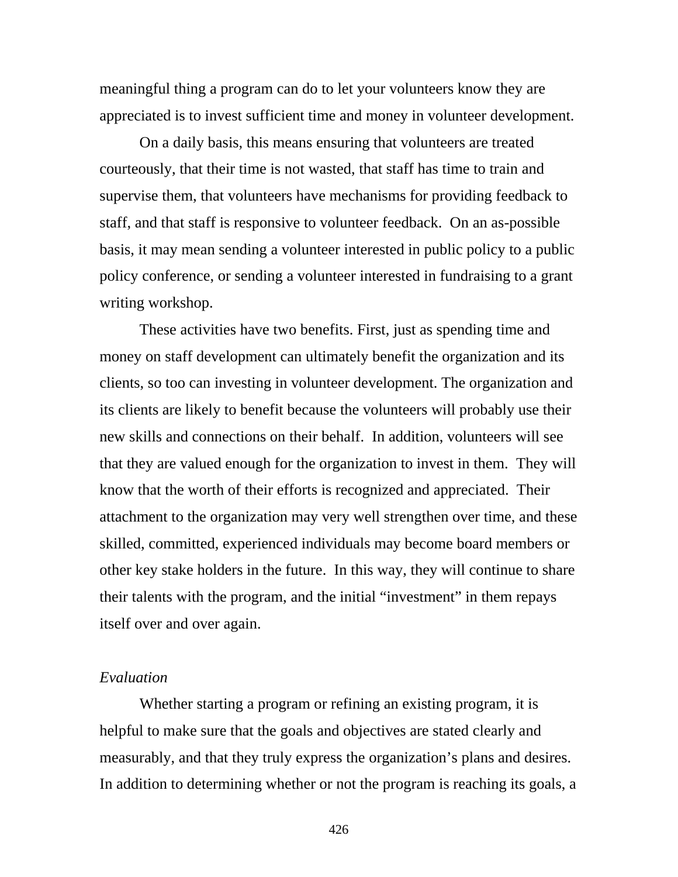meaningful thing a program can do to let your volunteers know they are appreciated is to invest sufficient time and money in volunteer development.

On a daily basis, this means ensuring that volunteers are treated courteously, that their time is not wasted, that staff has time to train and supervise them, that volunteers have mechanisms for providing feedback to staff, and that staff is responsive to volunteer feedback. On an as-possible basis, it may mean sending a volunteer interested in public policy to a public policy conference, or sending a volunteer interested in fundraising to a grant writing workshop.

These activities have two benefits. First, just as spending time and money on staff development can ultimately benefit the organization and its clients, so too can investing in volunteer development. The organization and its clients are likely to benefit because the volunteers will probably use their new skills and connections on their behalf. In addition, volunteers will see that they are valued enough for the organization to invest in them. They will know that the worth of their efforts is recognized and appreciated. Their attachment to the organization may very well strengthen over time, and these skilled, committed, experienced individuals may become board members or other key stake holders in the future. In this way, they will continue to share their talents with the program, and the initial "investment" in them repays itself over and over again.

*Evaluation*

Whether starting a program or refining an existing program, it is helpful to make sure that the goals and objectives are stated clearly and measurably, and that they truly express the organization's plans and desires. In addition to determining whether or not the program is reaching its goals, a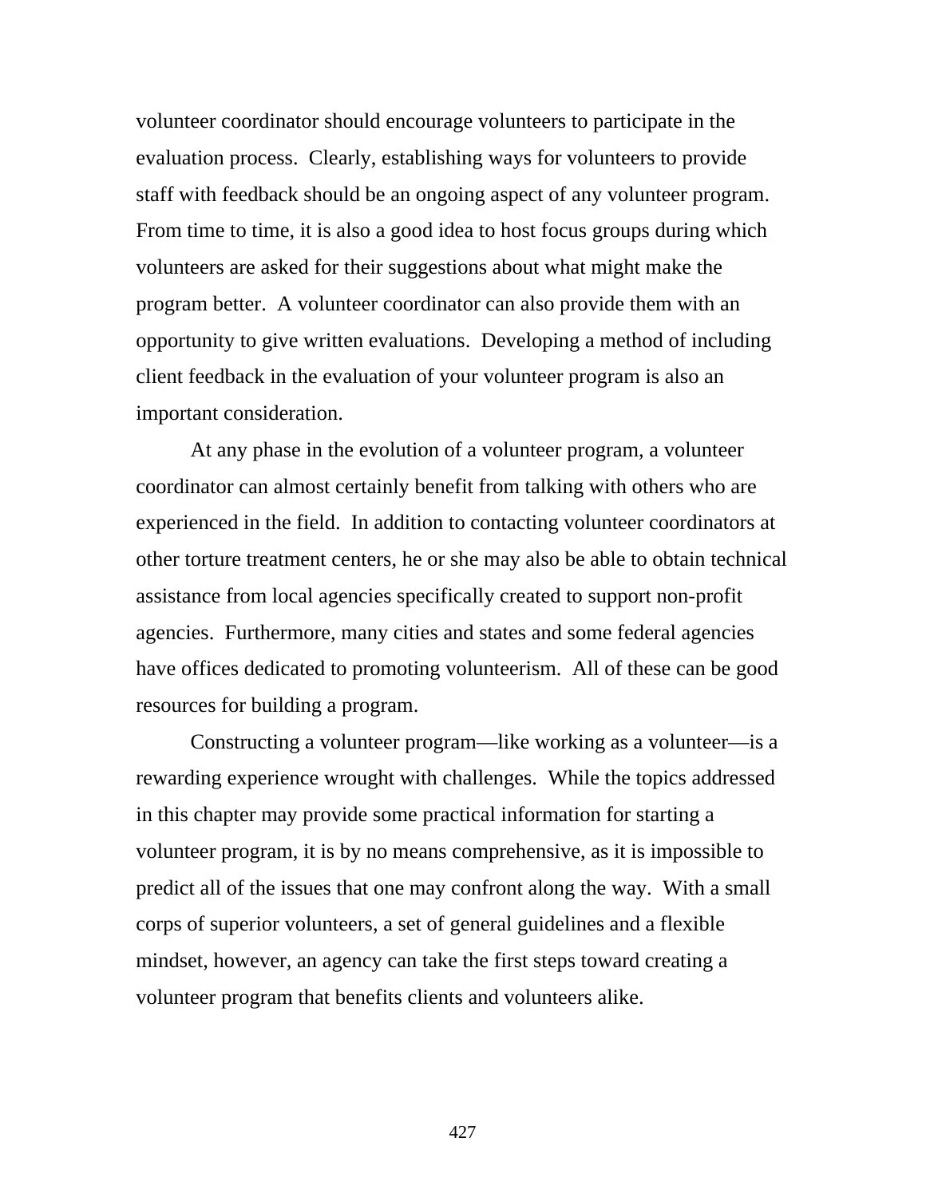volunteer coordinator should encourage volunteers to participate in the evaluation process. Clearly, establishing ways for volunteers to provide staff with feedback should be an ongoing aspect of any volunteer program. From time to time, it is also a good idea to host focus groups during which volunteers are asked for their suggestions about what might make the program better. A volunteer coordinator can also provide them with an opportunity to give written evaluations. Developing a method of including client feedback in the evaluation of your volunteer program is also an important consideration.

At any phase in the evolution of a volunteer program, a volunteer coordinator can almost certainly benefit from talking with others who are experienced in the field. In addition to contacting volunteer coordinators at other torture treatment centers, he or she may also be able to obtain technical assistance from local agencies specifically created to support non-profit agencies. Furthermore, many cities and states and some federal agencies have offices dedicated to promoting volunteerism. All of these can be good resources for building a program.

Constructing a volunteer program—like working as a volunteer—is a rewarding experience wrought with challenges. While the topics addressed in this chapter may provide some practical information for starting a volunteer program, it is by no means comprehensive, as it is impossible to predict all of the issues that one may confront along the way. With a small corps of superior volunteers, a set of general guidelines and a flexible mindset, however, an agency can take the first steps toward creating a volunteer program that benefits clients and volunteers alike.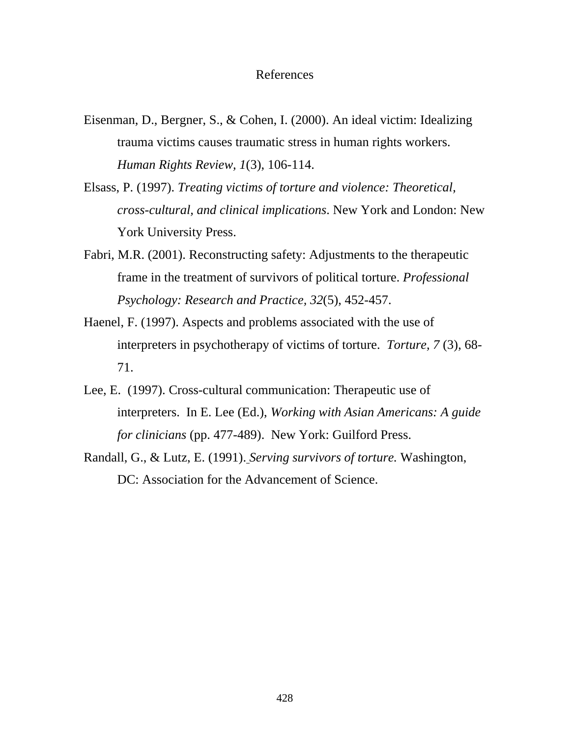# References

Eisenman, D., Bergner, S., & Cohen, I. (2000). An ideal victim: Idealizing trauma victims causes traumatic stress in human rights workers. *Human Rights Review, 1*(3), 106-114.

Elsass, P. (1997). *Treating victims of torture and violence: Theoretical, cross-cultural, and clinical implications*. New York and London: New York University Press.

Fabri, M.R. (2001). Reconstructing safety: Adjustments to the therapeutic frame in the treatment of survivors of political torture. *Professional Psychology: Research and Practice, 32*(5), 452-457.

Haenel, F. (1997). Aspects and problems associated with the use of interpreters in psychotherapy of victims of torture. *Torture, 7* (3), 68-71.

Lee, E. (1997). Cross-cultural communication: Therapeutic use of interpreters. In E. Lee (Ed.), *Working with Asian Americans: A guide for clinicians* (pp. 477-489). New York: Guilford Press.

Randall, G., & Lutz, E. (1991). *Serving survivors of torture.* Washington, DC: Association for the Advancement of Science.